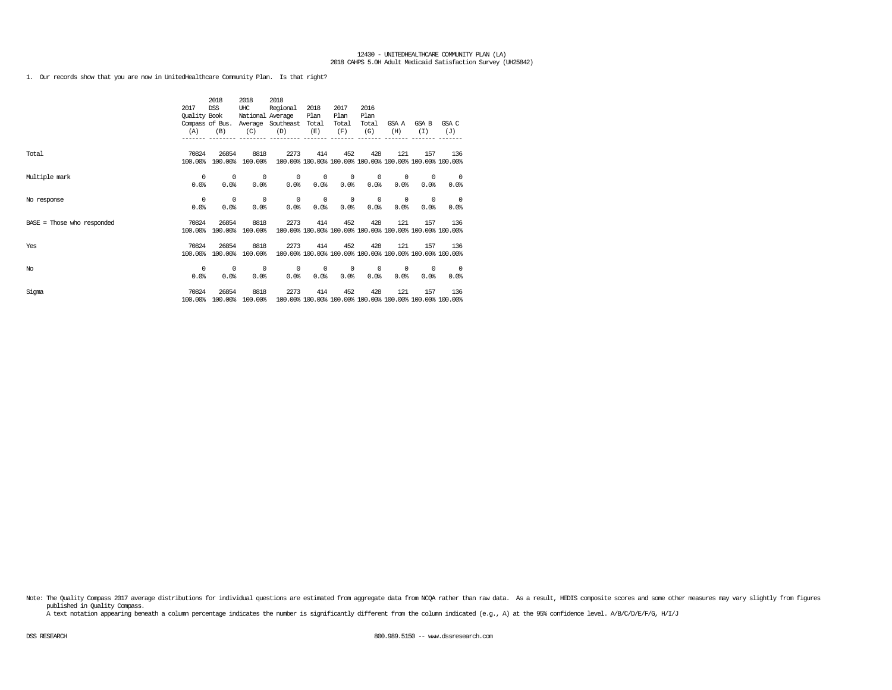12430 - UNITEDHEALTHCARE COMMUNITY PLAN (LA)
2018 CAHPS 5.0H Adult Medicaid Satisfaction Survey (UH25842)

1. Our records show that you are now in UnitedHealthcare Community Plan. Is that right?

| | 2017 Quality Compass (A) | 2018 DSS Book of Bus. (B) | 2018 UHC National Average (C) | 2018 Regional Average Southeast (D) | 2018 Plan Total (E) | 2017 Plan Total (F) | 2016 Plan Total (G) | GSA A (H) | GSA B (I) | GSA C (J) |
|---|---|---|---|---|---|---|---|---|---|---|
| Total | 70824 | 26854 | 8818 | 2273 | 414 | 452 | 428 | 121 | 157 | 136 |
| | 100.00% | 100.00% | 100.00% | 100.00% | 100.00% | 100.00% | 100.00% | 100.00% | 100.00% | 100.00% |
| Multiple mark | 0 | 0 | 0 | 0 | 0 | 0 | 0 | 0 | 0 | 0 |
| | 0.0% | 0.0% | 0.0% | 0.0% | 0.0% | 0.0% | 0.0% | 0.0% | 0.0% | 0.0% |
| No response | 0 | 0 | 0 | 0 | 0 | 0 | 0 | 0 | 0 | 0 |
| | 0.0% | 0.0% | 0.0% | 0.0% | 0.0% | 0.0% | 0.0% | 0.0% | 0.0% | 0.0% |
| BASE = Those who responded | 70824 | 26854 | 8818 | 2273 | 414 | 452 | 428 | 121 | 157 | 136 |
| | 100.00% | 100.00% | 100.00% | 100.00% | 100.00% | 100.00% | 100.00% | 100.00% | 100.00% | 100.00% |
| Yes | 70824 | 26854 | 8818 | 2273 | 414 | 452 | 428 | 121 | 157 | 136 |
| | 100.00% | 100.00% | 100.00% | 100.00% | 100.00% | 100.00% | 100.00% | 100.00% | 100.00% | 100.00% |
| No | 0 | 0 | 0 | 0 | 0 | 0 | 0 | 0 | 0 | 0 |
| | 0.0% | 0.0% | 0.0% | 0.0% | 0.0% | 0.0% | 0.0% | 0.0% | 0.0% | 0.0% |
| Sigma | 70824 | 26854 | 8818 | 2273 | 414 | 452 | 428 | 121 | 157 | 136 |
| | 100.00% | 100.00% | 100.00% | 100.00% | 100.00% | 100.00% | 100.00% | 100.00% | 100.00% | 100.00% |

Note: The Quality Compass 2017 average distributions for individual questions are estimated from aggregate data from NCQA rather than raw data. As a result, HEDIS composite scores and some other measures may vary slightly from figures published in Quality Compass.
A text notation appearing beneath a column percentage indicates the number is significantly different from the column indicated (e.g., A) at the 95% confidence level. A/B/C/D/E/F/G, H/I/J

DSS RESEARCH 800.989.5150 -- www.dssresearch.com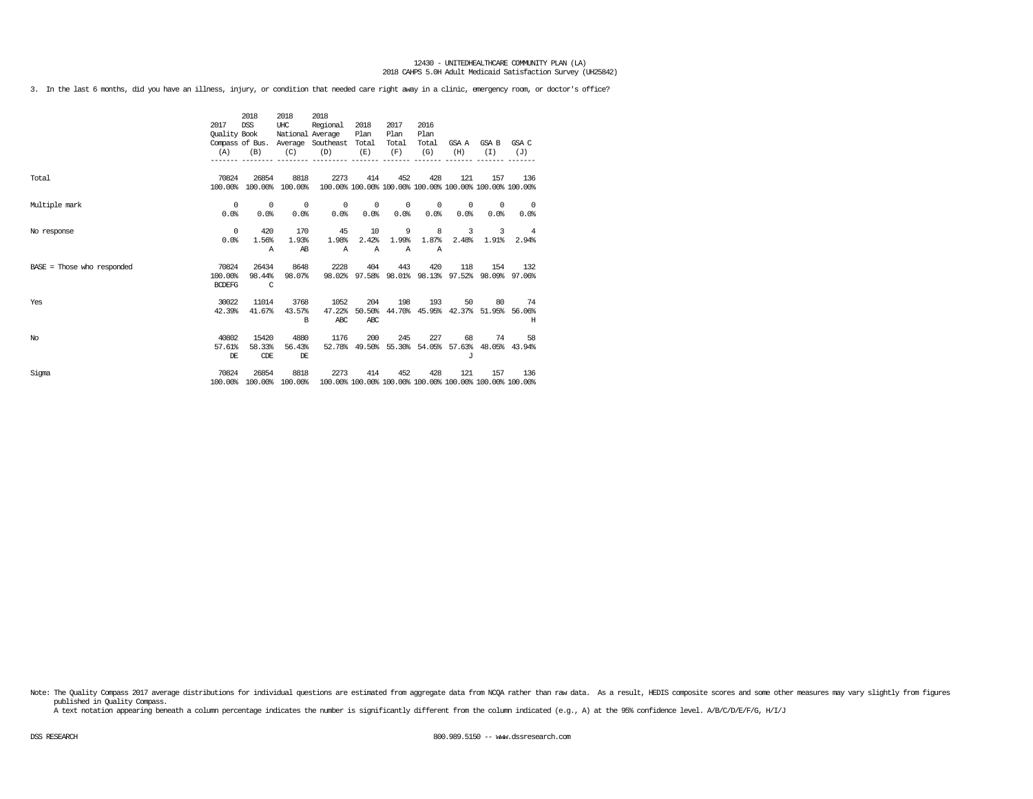12430 - UNITEDHEALTHCARE COMMUNITY PLAN (LA)
2018 CAHPS 5.0H Adult Medicaid Satisfaction Survey (UH25842)

3. In the last 6 months, did you have an illness, injury, or condition that needed care right away in a clinic, emergency room, or doctor's office?

| | 2017 Quality Compass (A) | 2018 DSS Book of Bus. (B) | 2018 UHC National Average (C) | 2018 Regional Average Southeast (D) | 2018 Plan Total (E) | 2017 Plan Total (F) | 2016 Plan Total (G) | GSA A (H) | GSA B (I) | GSA C (J) |
|---|---|---|---|---|---|---|---|---|---|---|
| Total | 70824<br>100.00% | 26854<br>100.00% | 8818<br>100.00% | 2273<br>100.00% | 414<br>100.00% | 452<br>100.00% | 428<br>100.00% | 121<br>100.00% | 157<br>100.00% | 136<br>100.00% |
| Multiple mark | 0<br>0.0% | 0<br>0.0% | 0<br>0.0% | 0<br>0.0% | 0<br>0.0% | 0<br>0.0% | 0<br>0.0% | 0<br>0.0% | 0<br>0.0% | 0<br>0.0% |
| No response | 0<br>0.0% | 420<br>1.56%<br>A | 170<br>1.93%<br>AB | 45<br>1.98%<br>A | 10<br>2.42%<br>A | 9<br>1.99%<br>A | 8<br>1.87%<br>A | 3<br>2.48% | 3<br>1.91% | 4<br>2.94% |
| BASE = Those who responded | 70824<br>100.00%<br>BCDEFG | 26434<br>98.44%<br>C | 8648<br>98.07% | 2228<br>98.02% | 404<br>97.58% | 443<br>98.01% | 420<br>98.13% | 118<br>97.52% | 154<br>98.09% | 132<br>97.06% |
| Yes | 30022<br>42.39% | 11014<br>41.67% | 3768<br>43.57%<br>B | 1052<br>47.22%<br>ABC | 204<br>50.50%<br>ABC | 198<br>44.70% | 193<br>45.95% | 50<br>42.37% | 80<br>51.95% | 74<br>56.06%<br>H |
| No | 40802<br>57.61%<br>DE | 15420<br>58.33%<br>CDE | 4880<br>56.43%<br>DE | 1176<br>52.78% | 200<br>49.50% | 245<br>55.30% | 227<br>54.05% | 68<br>57.63%<br>J | 74<br>48.05% | 58<br>43.94% |
| Sigma | 70824<br>100.00% | 26854<br>100.00% | 8818<br>100.00% | 2273<br>100.00% | 414<br>100.00% | 452<br>100.00% | 428<br>100.00% | 121<br>100.00% | 157<br>100.00% | 136<br>100.00% |

Note: The Quality Compass 2017 average distributions for individual questions are estimated from aggregate data from NCQA rather than raw data. As a result, HEDIS composite scores and some other measures may vary slightly from figures published in Quality Compass.
A text notation appearing beneath a column percentage indicates the number is significantly different from the column indicated (e.g., A) at the 95% confidence level. A/B/C/D/E/F/G, H/I/J

DSS RESEARCH 800.989.5150 -- www.dssresearch.com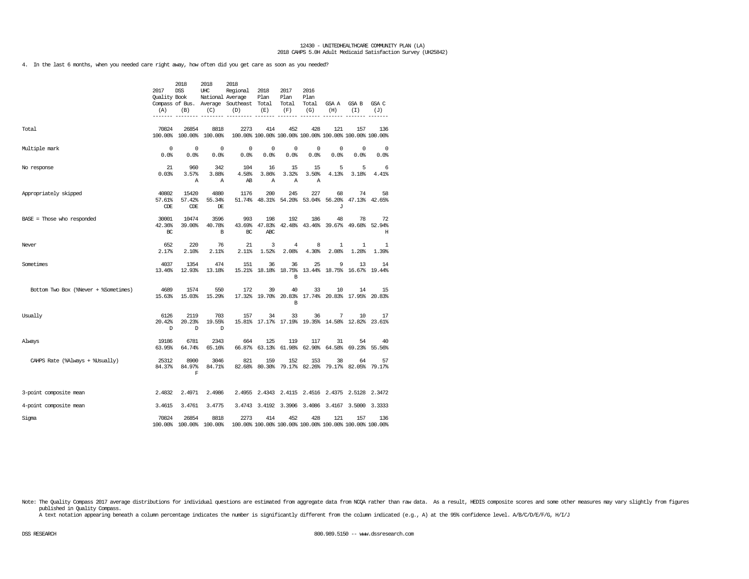12430 - UNITEDHEALTHCARE COMMUNITY PLAN (LA)
2018 CAHPS 5.0H Adult Medicaid Satisfaction Survey (UH25842)

4. In the last 6 months, when you needed care right away, how often did you get care as soon as you needed?

| | 2017 Quality Compass (A) | 2018 DSS Book of Bus. (B) | 2018 UHC National Average (C) | 2018 Regional Average Southeast (D) | 2018 Plan Total (E) | 2017 Plan Total (F) | 2016 Plan Total (G) | GSA A (H) | GSA B (I) | GSA C (J) |
|---|---|---|---|---|---|---|---|---|---|---|
| Total | 70824<br>100.00% | 26854<br>100.00% | 8818<br>100.00% | 2273<br>100.00% | 414<br>100.00% | 452<br>100.00% | 428<br>100.00% | 121<br>100.00% | 157<br>100.00% | 136<br>100.00% |
| Multiple mark | 0<br>0.0% | 0<br>0.0% | 0<br>0.0% | 0<br>0.0% | 0<br>0.0% | 0<br>0.0% | 0<br>0.0% | 0<br>0.0% | 0<br>0.0% | 0<br>0.0% |
| No response | 21<br>0.03% | 960<br>3.57%<br>A | 342<br>3.88%<br>A | 104<br>4.58%<br>AB | 16<br>3.86%<br>A | 15<br>3.32%<br>A | 15<br>3.50%<br>A | 5<br>4.13% | 5<br>3.18% | 6<br>4.41% |
| Appropriately skipped | 40802<br>57.61%<br>CDE | 15420<br>57.42%<br>CDE | 4880<br>55.34%<br>DE | 1176<br>51.74% | 200<br>48.31% | 245<br>54.20% | 227<br>53.04% | 68<br>56.20%<br>J | 74<br>47.13% | 58<br>42.65% |
| BASE = Those who responded | 30001<br>42.36%<br>BC | 10474<br>39.00% | 3596<br>40.78%<br>B | 993<br>43.69%<br>BC | 198<br>47.83%<br>ABC | 192<br>42.48% | 186<br>43.46% | 48<br>39.67% | 78<br>49.68% | 72<br>52.94%<br>H |
| Never | 652<br>2.17% | 220<br>2.10% | 76<br>2.11% | 21<br>2.11% | 3<br>1.52% | 4<br>2.08% | 8<br>4.30% | 1<br>2.08% | 1<br>1.28% | 1<br>1.39% |
| Sometimes | 4037<br>13.46% | 1354<br>12.93% | 474<br>13.18% | 151<br>15.21% | 36<br>18.18% | 36<br>18.75%<br>B | 25<br>13.44% | 9<br>18.75% | 13<br>16.67% | 14<br>19.44% |
| Bottom Two Box (%Never + %Sometimes) | 4689<br>15.63% | 1574<br>15.03% | 550<br>15.29% | 172<br>17.32% | 39<br>19.70% | 40<br>20.83%<br>B | 33<br>17.74% | 10<br>20.83% | 14<br>17.95% | 15<br>20.83% |
| Usually | 6126<br>20.42%<br>D | 2119<br>20.23%<br>D | 703<br>19.55%<br>D | 157<br>15.81% | 34<br>17.17% | 33<br>17.19% | 36<br>19.35% | 7<br>14.58% | 10<br>12.82% | 17<br>23.61% |
| Always | 19186<br>63.95% | 6781<br>64.74% | 2343<br>65.16% | 664<br>66.87% | 125<br>63.13% | 119<br>61.98% | 117<br>62.90% | 31<br>64.58% | 54<br>69.23% | 40<br>55.56% |
| CAHPS Rate (%Always + %Usually) | 25312<br>84.37% | 8900<br>84.97%<br>F | 3046<br>84.71% | 821<br>82.68% | 159<br>80.30% | 152<br>79.17% | 153<br>82.26% | 38<br>79.17% | 64<br>82.05% | 57<br>79.17% |
| 3-point composite mean | 2.4832 | 2.4971 | 2.4986 | 2.4955 | 2.4343 | 2.4115 | 2.4516 | 2.4375 | 2.5128 | 2.3472 |
| 4-point composite mean | 3.4615 | 3.4761 | 3.4775 | 3.4743 | 3.4192 | 3.3906 | 3.4086 | 3.4167 | 3.5000 | 3.3333 |
| Sigma | 70824<br>100.00% | 26854<br>100.00% | 8818<br>100.00% | 2273<br>100.00% | 414<br>100.00% | 452<br>100.00% | 428<br>100.00% | 121<br>100.00% | 157<br>100.00% | 136<br>100.00% |

Note: The Quality Compass 2017 average distributions for individual questions are estimated from aggregate data from NCQA rather than raw data. As a result, HEDIS composite scores and some other measures may vary slightly from figures published in Quality Compass.
A text notation appearing beneath a column percentage indicates the number is significantly different from the column indicated (e.g., A) at the 95% confidence level. A/B/C/D/E/F/G, H/I/J

DSS RESEARCH 800.989.5150 -- www.dssresearch.com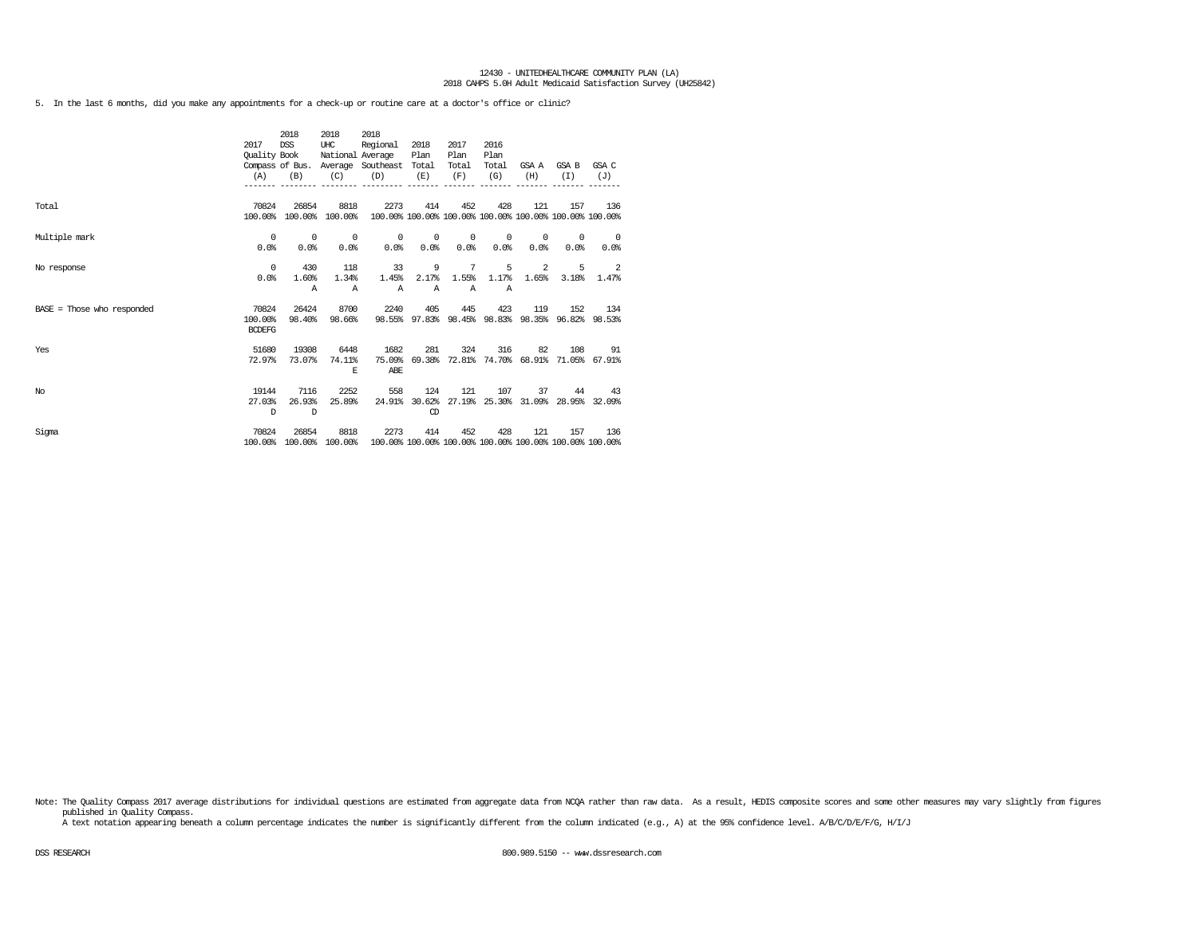5. In the last 6 months, did you make any appointments for a check-up or routine care at a doctor's office or clinic?

| | 2017 Quality Compass (A) | 2018 DSS Book of Bus. (B) | 2018 UHC National Average (C) | 2018 Regional Average Southeast (D) | 2018 Plan Total (E) | 2017 Plan Total (F) | 2016 Plan Total (G) | GSA A (H) | GSA B (I) | GSA C (J) |
|---|---|---|---|---|---|---|---|---|---|---|
| Total | 70824<br>100.00% | 26854<br>100.00% | 8818<br>100.00% | 2273<br>100.00% | 414<br>100.00% | 452<br>100.00% | 428<br>100.00% | 121<br>100.00% | 157<br>100.00% | 136<br>100.00% |
| Multiple mark | 0<br>0.0% | 0<br>0.0% | 0<br>0.0% | 0<br>0.0% | 0<br>0.0% | 0<br>0.0% | 0<br>0.0% | 0<br>0.0% | 0<br>0.0% | 0<br>0.0% |
| No response | 0<br>0.0% | 430<br>1.60%<br>A | 118<br>1.34%<br>A | 33<br>1.45%<br>A | 9<br>2.17%<br>A | 7<br>1.55%<br>A | 5<br>1.17%<br>A | 2<br>1.65% | 5<br>3.18% | 2<br>1.47% |
| BASE = Those who responded | 70824<br>100.00%<br>BCDEFG | 26424<br>98.40% | 8700<br>98.66% | 2240<br>98.55% | 405<br>97.83% | 445<br>98.45% | 423<br>98.83% | 119<br>98.35% | 152<br>96.82% | 134<br>98.53% |
| Yes | 51680<br>72.97% | 19308<br>73.07% | 6448<br>74.11%<br>E | 1682<br>75.09%<br>ABE | 281<br>69.38% | 324<br>72.81% | 316<br>74.70% | 82<br>68.91% | 108<br>71.05% | 91<br>67.91% |
| No | 19144<br>27.03%<br>D | 7116<br>26.93%<br>D | 2252<br>25.89% | 558<br>24.91% | 124<br>30.62%<br>CD | 121<br>27.19% | 107<br>25.30% | 37<br>31.09% | 44<br>28.95% | 43<br>32.09% |
| Sigma | 70824<br>100.00% | 26854<br>100.00% | 8818<br>100.00% | 2273<br>100.00% | 414<br>100.00% | 452<br>100.00% | 428<br>100.00% | 121<br>100.00% | 157<br>100.00% | 136<br>100.00% |

Note: The Quality Compass 2017 average distributions for individual questions are estimated from aggregate data from NCQA rather than raw data. As a result, HEDIS composite scores and some other measures may vary slightly from figures published in Quality Compass.
A text notation appearing beneath a column percentage indicates the number is significantly different from the column indicated (e.g., A) at the 95% confidence level. A/B/C/D/E/F/G, H/I/J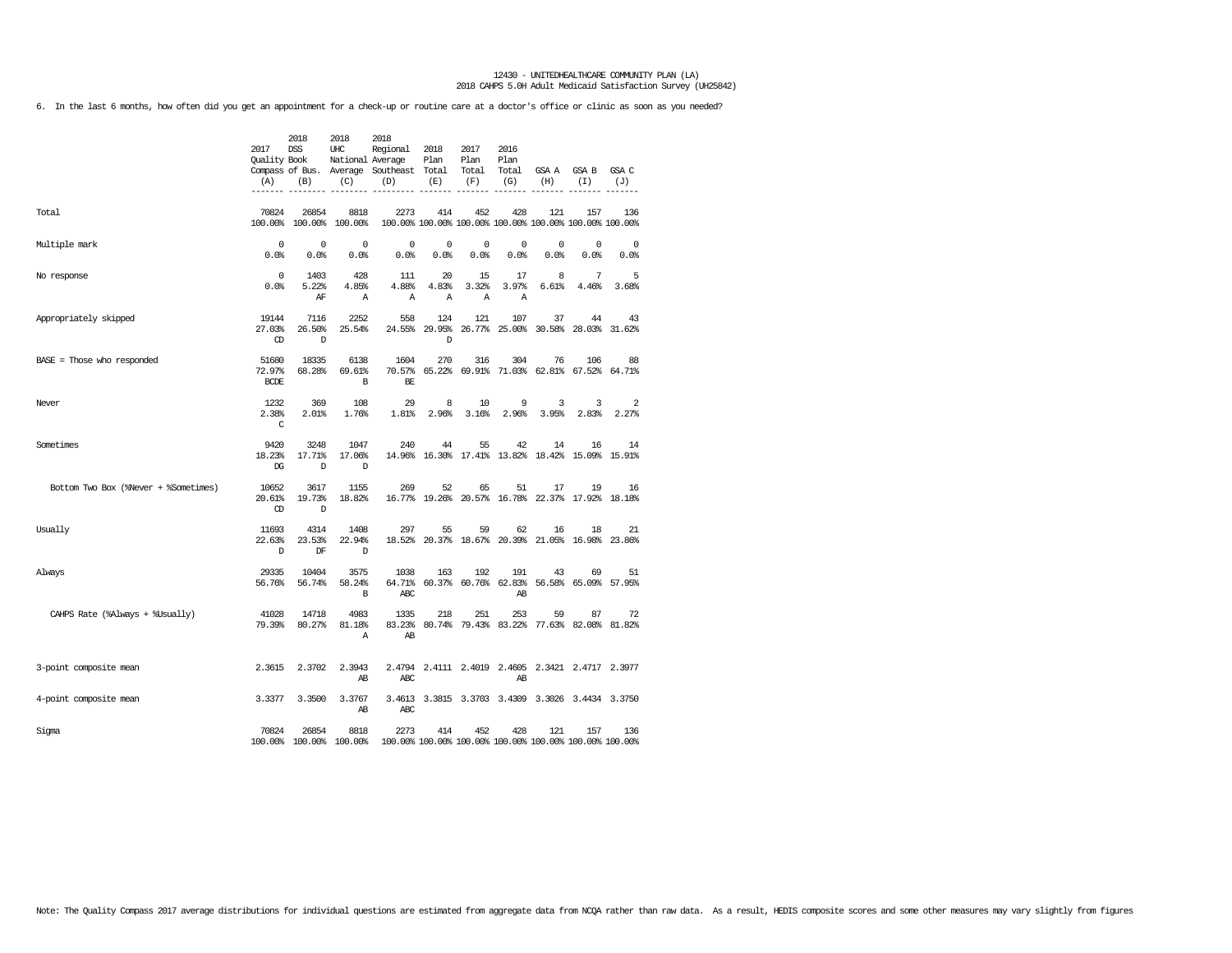6. In the last 6 months, how often did you get an appointment for a check-up or routine care at a doctor's office or clinic as soon as you needed?

| | 2017 Quality Compass (A) | 2018 DSS Book of Bus. (B) | 2018 UHC National Average (C) | 2018 Regional Average Southeast (D) | 2018 Plan Total (E) | 2017 Plan Total (F) | 2016 Plan Total (G) | GSA A (H) | GSA B (I) | GSA C (J) |
|---|---|---|---|---|---|---|---|---|---|---|
| Total | 70824<br>100.00% | 26854<br>100.00% | 8818<br>100.00% | 2273<br>100.00% | 414<br>100.00% | 452<br>100.00% | 428<br>100.00% | 121<br>100.00% | 157<br>100.00% | 136<br>100.00% |
| Multiple mark | 0<br>0.0% | 0<br>0.0% | 0<br>0.0% | 0<br>0.0% | 0<br>0.0% | 0<br>0.0% | 0<br>0.0% | 0<br>0.0% | 0<br>0.0% | 0<br>0.0% |
| No response | 0<br>0.0% | 1403<br>5.22%<br>AF | 428<br>4.85%<br>A | 111<br>4.88%<br>A | 20<br>4.83%<br>A | 15<br>3.32%<br>A | 17<br>3.97%<br>A | 8<br>6.61% | 7<br>4.46% | 5<br>3.68% |
| Appropriately skipped | 19144<br>27.03%<br>CD | 7116<br>26.50%<br>D | 2252<br>25.54% | 558<br>24.55% | 124<br>29.95%<br>D | 121<br>26.77% | 107<br>25.00% | 37<br>30.58% | 44<br>28.03% | 43<br>31.62% |
| BASE = Those who responded | 51680<br>72.97%<br>BCDE | 18335<br>68.28% | 6138<br>69.61%<br>B | 1604<br>70.57%<br>BE | 270<br>65.22% | 316<br>69.91% | 304<br>71.03% | 76<br>62.81% | 106<br>67.52% | 88<br>64.71% |
| Never | 1232<br>2.38%<br>C | 369<br>2.01% | 108<br>1.76% | 29<br>1.81% | 8<br>2.96% | 10<br>3.16% | 9<br>2.96% | 3<br>3.95% | 3<br>2.83% | 2<br>2.27% |
| Sometimes | 9420<br>18.23%<br>DG | 3248<br>17.71%<br>D | 1047<br>17.06%<br>D | 240<br>14.96% | 44<br>16.30% | 55<br>17.41% | 42<br>13.82% | 14<br>18.42% | 16<br>15.09% | 14<br>15.91% |
| Bottom Two Box (%Never + %Sometimes) | 10652<br>20.61%<br>CD | 3617<br>19.73%<br>D | 1155<br>18.82% | 269<br>16.77% | 52<br>19.26% | 65<br>20.57% | 51<br>16.78% | 17<br>22.37% | 19<br>17.92% | 16<br>18.18% |
| Usually | 11693<br>22.63%<br>D | 4314<br>23.53%<br>DF | 1408<br>22.94%<br>D | 297<br>18.52% | 55<br>20.37% | 59<br>18.67% | 62<br>20.39% | 16<br>21.05% | 18<br>16.98% | 21<br>23.86% |
| Always | 29335<br>56.76% | 10404<br>56.74% | 3575<br>58.24%<br>B | 1038<br>64.71%<br>ABC | 163<br>60.37% | 192<br>60.76% | 191<br>62.83%<br>AB | 43<br>56.58% | 69<br>65.09% | 51<br>57.95% |
| CAHPS Rate (%Always + %Usually) | 41028<br>79.39% | 14718<br>80.27% | 4983<br>81.18%<br>A | 1335<br>83.23%<br>AB | 218<br>80.74% | 251<br>79.43% | 253<br>83.22% | 59<br>77.63% | 87<br>82.08% | 72<br>81.82% |
| 3-point composite mean | 2.3615 | 2.3702 | 2.3943<br>AB | 2.4794<br>ABC | 2.4111 | 2.4019 | 2.4605<br>AB | 2.3421 | 2.4717 | 2.3977 |
| 4-point composite mean | 3.3377 | 3.3500 | 3.3767<br>AB | 3.4613<br>ABC | 3.3815 | 3.3703 | 3.4309 | 3.3026 | 3.4434 | 3.3750 |
| Sigma | 70824<br>100.00% | 26854<br>100.00% | 8818<br>100.00% | 2273<br>100.00% | 414<br>100.00% | 452<br>100.00% | 428<br>100.00% | 121<br>100.00% | 157<br>100.00% | 136<br>100.00% |

Note: The Quality Compass 2017 average distributions for individual questions are estimated from aggregate data from NCQA rather than raw data. As a result, HEDIS composite scores and some other measures may vary slightly from figures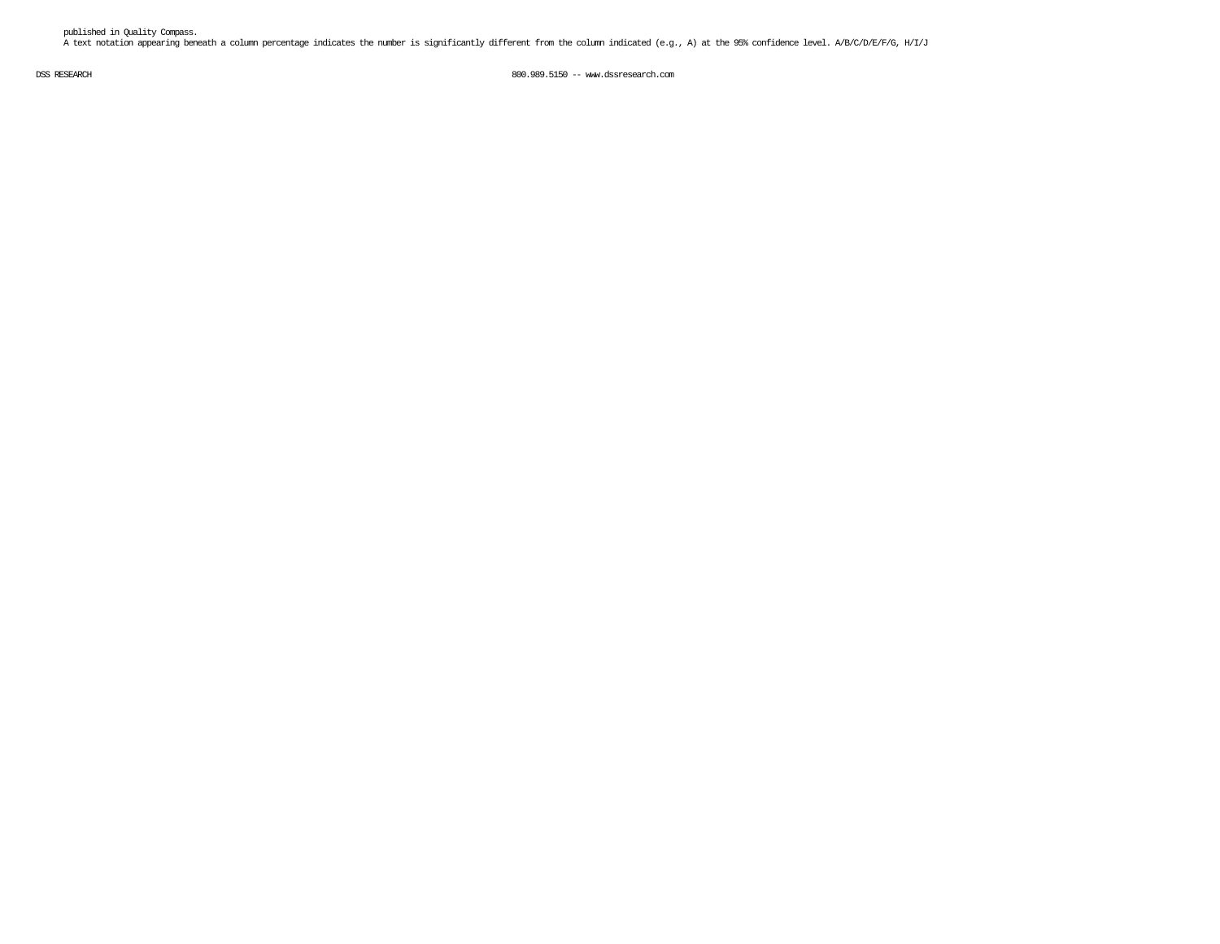published in Quality Compass.

A text notation appearing beneath a column percentage indicates the number is significantly different from the column indicated (e.g., A) at the 95% confidence level. A/B/C/D/E/F/G, H/I/J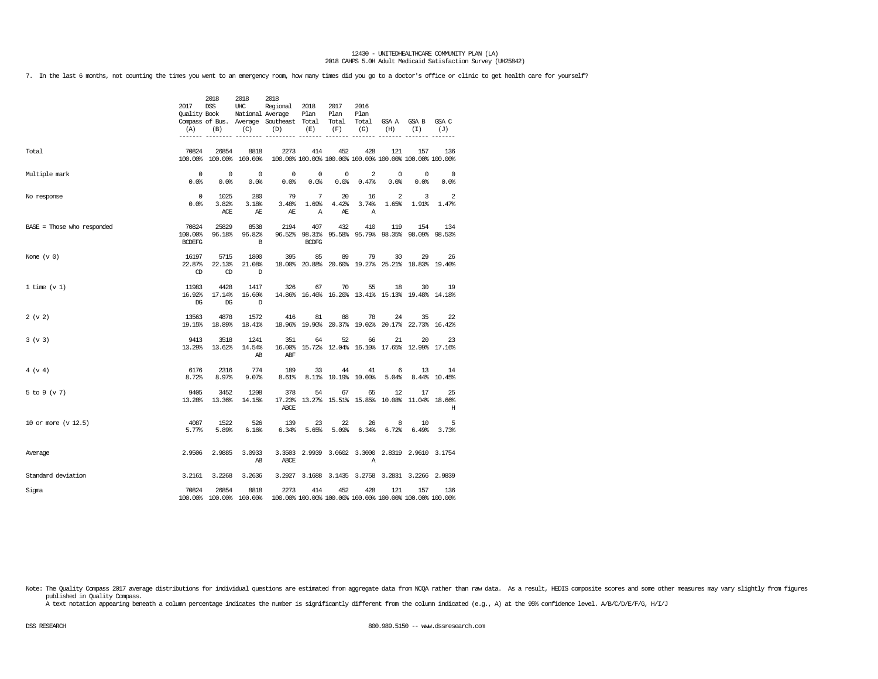12430 - UNITEDHEALTHCARE COMMUNITY PLAN (LA)
2018 CAHPS 5.0H Adult Medicaid Satisfaction Survey (UH25842)

7. In the last 6 months, not counting the times you went to an emergency room, how many times did you go to a doctor's office or clinic to get health care for yourself?

| | 2017 Quality Compass (A) | 2018 DSS Book of Bus. (B) | 2018 UHC National Average (C) | 2018 Regional Average Southeast (D) | 2018 Plan Total (E) | 2017 Plan Total (F) | 2016 Plan Total (G) | GSA A (H) | GSA B (I) | GSA C (J) |
|---|---|---|---|---|---|---|---|---|---|---|
| Total | 70824<br>100.00% | 26854<br>100.00% | 8818<br>100.00% | 2273<br>100.00% | 414<br>100.00% | 452<br>100.00% | 428<br>100.00% | 121<br>100.00% | 157<br>100.00% | 136<br>100.00% |
| Multiple mark | 0<br>0.0% | 0<br>0.0% | 0<br>0.0% | 0<br>0.0% | 0<br>0.0% | 0<br>0.0% | 2<br>0.47% | 0<br>0.0% | 0<br>0.0% | 0<br>0.0% |
| No response | 0<br>0.0% | 1025<br>3.82%<br>ACE | 280<br>3.18%<br>AE | 79<br>3.48%<br>AE | 7<br>1.69%<br>A | 20<br>4.42%<br>AE | 16<br>3.74%<br>A | 2<br>1.65% | 3<br>1.91% | 2<br>1.47% |
| BASE = Those who responded | 70824<br>100.00%<br>BCDEFG | 25829<br>96.18% | 8538<br>96.82%<br>B | 2194<br>96.52% | 407<br>98.31%<br>BCDFG | 432<br>95.58% | 410<br>95.79% | 119<br>98.35% | 154<br>98.09% | 134<br>98.53% |
| None (v 0) | 16197<br>22.87%<br>CD | 5715<br>22.13%<br>CD | 1800<br>21.08%<br>D | 395<br>18.00% | 85<br>20.88% | 89<br>20.60% | 79<br>19.27% | 30<br>25.21% | 29<br>18.83% | 26<br>19.40% |
| 1 time (v 1) | 11983<br>16.92%<br>DG | 4428<br>17.14%<br>DG | 1417<br>16.60%<br>D | 326<br>14.86% | 67<br>16.46% | 70<br>16.20% | 55<br>13.41% | 18<br>15.13% | 30<br>19.48% | 19<br>14.18% |
| 2 (v 2) | 13563<br>19.15% | 4878<br>18.89% | 1572<br>18.41% | 416<br>18.96% | 81<br>19.90% | 88<br>20.37% | 78<br>19.02% | 24<br>20.17% | 35<br>22.73% | 22<br>16.42% |
| 3 (v 3) | 9413<br>13.29% | 3518<br>13.62% | 1241<br>14.54%<br>AB | 351<br>16.00%<br>ABF | 64<br>15.72% | 52<br>12.04% | 66<br>16.10% | 21<br>17.65% | 20<br>12.99% | 23<br>17.16% |
| 4 (v 4) | 6176<br>8.72% | 2316<br>8.97% | 774<br>9.07% | 189<br>8.61% | 33<br>8.11% | 44<br>10.19% | 41<br>10.00% | 6<br>5.04% | 13<br>8.44% | 14<br>10.45% |
| 5 to 9 (v 7) | 9405<br>13.28% | 3452<br>13.36% | 1208<br>14.15% | 378<br>17.23%<br>ABCE | 54<br>13.27% | 67<br>15.51% | 65<br>15.85% | 12<br>10.08% | 17<br>11.04% | 25<br>18.66%<br>H |
| 10 or more (v 12.5) | 4087<br>5.77% | 1522<br>5.89% | 526<br>6.16% | 139<br>6.34% | 23<br>5.65% | 22<br>5.09% | 26<br>6.34% | 8<br>6.72% | 10<br>6.49% | 5<br>3.73% |
| Average | 2.9506 | 2.9885 | 3.0933<br>AB | 3.3503<br>ABCE | 2.9939 | 3.0602 | 3.3000<br>A | 2.8319 | 2.9610 | 3.1754 |
| Standard deviation | 3.2161 | 3.2268 | 3.2636 | 3.2927 | 3.1688 | 3.1435 | 3.2758 | 3.2831 | 3.2266 | 2.9839 |
| Sigma | 70824<br>100.00% | 26854<br>100.00% | 8818<br>100.00% | 2273<br>100.00% | 414<br>100.00% | 452<br>100.00% | 428<br>100.00% | 121<br>100.00% | 157<br>100.00% | 136<br>100.00% |

Note: The Quality Compass 2017 average distributions for individual questions are estimated from aggregate data from NCQA rather than raw data. As a result, HEDIS composite scores and some other measures may vary slightly from figures published in Quality Compass.
A text notation appearing beneath a column percentage indicates the number is significantly different from the column indicated (e.g., A) at the 95% confidence level. A/B/C/D/E/F/G, H/I/J

DSS RESEARCH 800.989.5150 -- www.dssresearch.com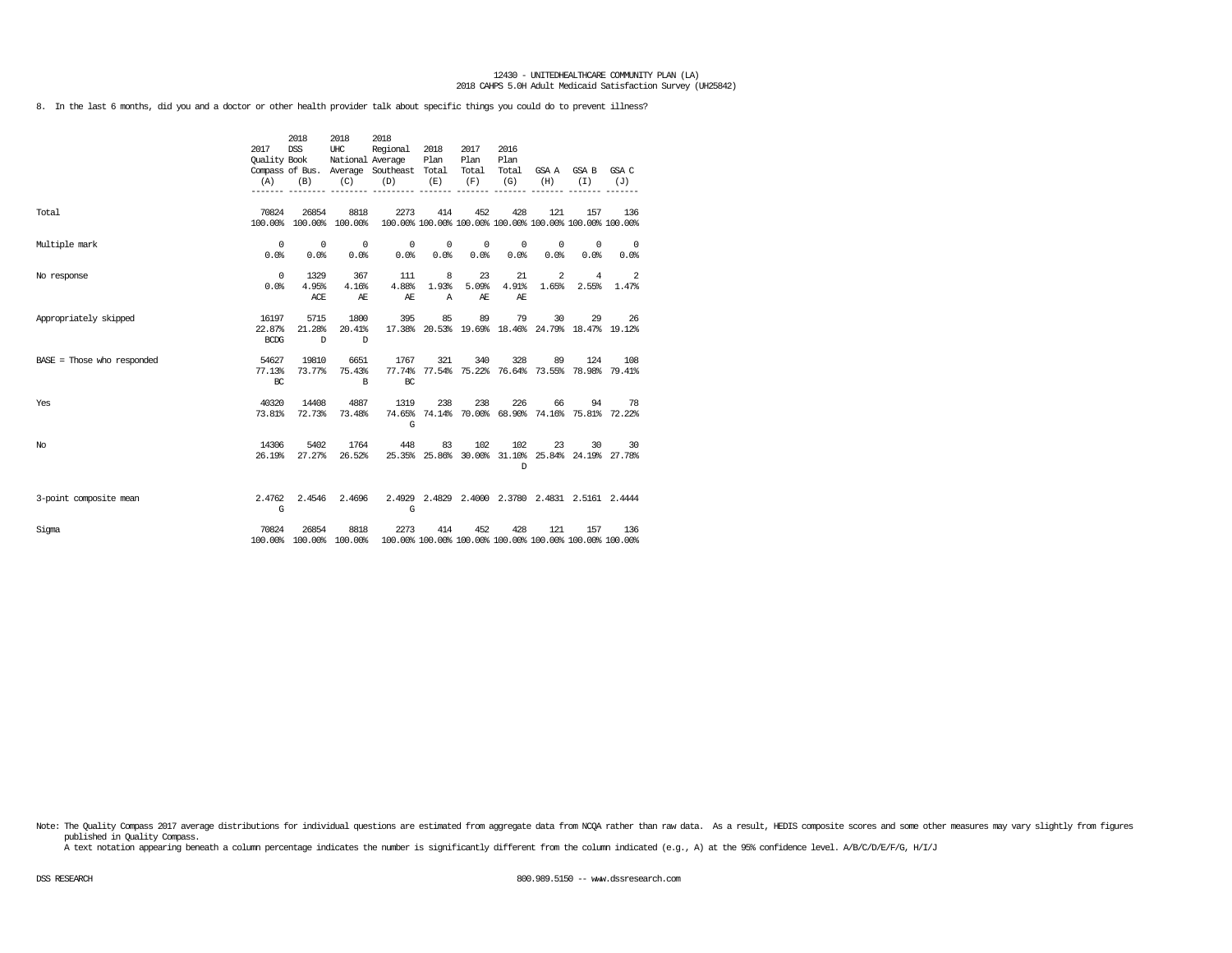12430 - UNITEDHEALTHCARE COMMUNITY PLAN (LA)
2018 CAHPS 5.0H Adult Medicaid Satisfaction Survey (UH25842)

8. In the last 6 months, did you and a doctor or other health provider talk about specific things you could do to prevent illness?

| | 2017 Quality Compass (A) | 2018 DSS Book of Bus. (B) | 2018 UHC National Average (C) | 2018 Regional Average Southeast (D) | 2018 Plan Total (E) | 2017 Plan Total (F) | 2016 Plan Total (G) | GSA A (H) | GSA B (I) | GSA C (J) |
|---|---|---|---|---|---|---|---|---|---|---|
| Total | 70824<br>100.00% | 26854<br>100.00% | 8818<br>100.00% | 2273<br>100.00% | 414<br>100.00% | 452<br>100.00% | 428<br>100.00% | 121<br>100.00% | 157<br>100.00% | 136<br>100.00% |
| Multiple mark | 0<br>0.0% | 0<br>0.0% | 0<br>0.0% | 0<br>0.0% | 0<br>0.0% | 0<br>0.0% | 0<br>0.0% | 0<br>0.0% | 0<br>0.0% | 0<br>0.0% |
| No response | 0<br>0.0% | 1329<br>4.95%<br>ACE | 367<br>4.16%<br>AE | 111<br>4.88%<br>AE | 8<br>1.93%<br>A | 23<br>5.09%<br>AE | 21<br>4.91%<br>AE | 2<br>1.65% | 4<br>2.55% | 2<br>1.47% |
| Appropriately skipped | 16197<br>22.87%<br>BCDG | 5715<br>21.28%<br>D | 1800<br>20.41%<br>D | 395<br>17.38% | 85<br>20.53% | 89<br>19.69% | 79<br>18.46% | 30<br>24.79% | 29<br>18.47% | 26<br>19.12% |
| BASE = Those who responded | 54627<br>77.13%<br>BC | 19810<br>73.77% | 6651<br>75.43%<br>B | 1767<br>77.74%<br>BC | 321<br>77.54% | 340<br>75.22% | 328<br>76.64% | 89<br>73.55% | 124<br>78.98% | 108<br>79.41% |
| Yes | 40320<br>73.81% | 14408<br>72.73% | 4887<br>73.48% | 1319<br>74.65%<br>G | 238<br>74.14% | 238<br>70.00% | 226<br>68.90% | 66<br>74.16% | 94<br>75.81% | 78<br>72.22% |
| No | 14306<br>26.19% | 5402<br>27.27% | 1764<br>26.52% | 448<br>25.35% | 83<br>25.86% | 102<br>30.00% | 102<br>31.10%<br>D | 23<br>25.84% | 30<br>24.19% | 30<br>27.78% |
| 3-point composite mean | 2.4762<br>G | 2.4546 | 2.4696 | 2.4929<br>G | 2.4829 | 2.4000 | 2.3780 | 2.4831 | 2.5161 | 2.4444 |
| Sigma | 70824<br>100.00% | 26854<br>100.00% | 8818<br>100.00% | 2273<br>100.00% | 414<br>100.00% | 452<br>100.00% | 428<br>100.00% | 121<br>100.00% | 157<br>100.00% | 136<br>100.00% |

Note: The Quality Compass 2017 average distributions for individual questions are estimated from aggregate data from NCQA rather than raw data. As a result, HEDIS composite scores and some other measures may vary slightly from figures published in Quality Compass.
A text notation appearing beneath a column percentage indicates the number is significantly different from the column indicated (e.g., A) at the 95% confidence level. A/B/C/D/E/F/G, H/I/J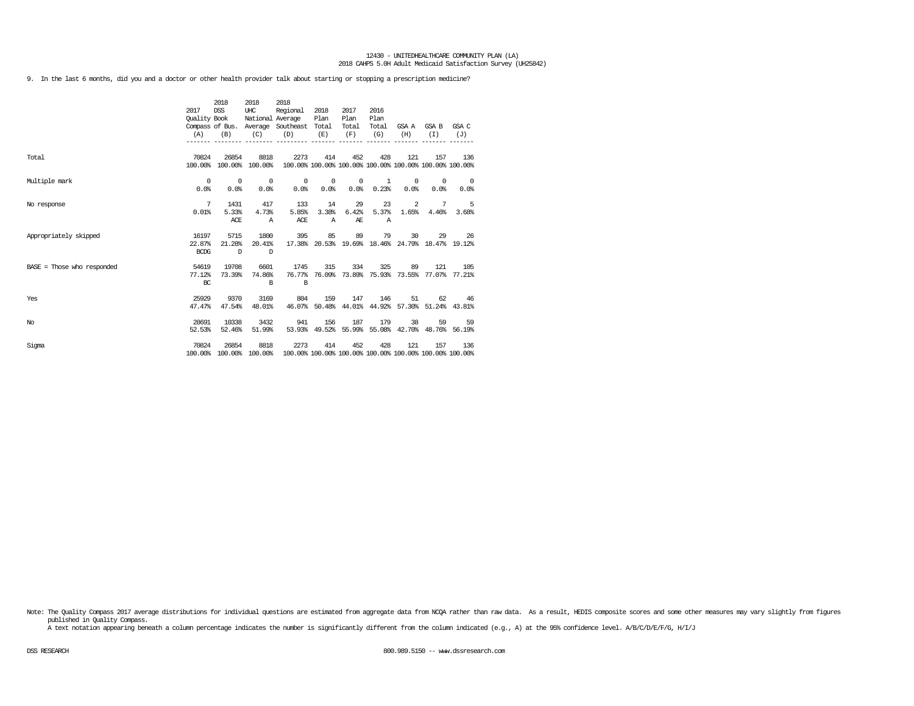12430 - UNITEDHEALTHCARE COMMUNITY PLAN (LA)
2018 CAHPS 5.0H Adult Medicaid Satisfaction Survey (UH25842)

9. In the last 6 months, did you and a doctor or other health provider talk about starting or stopping a prescription medicine?

| | 2017 Quality Compass (A) | 2018 DSS Book of Bus. (B) | 2018 UHC National Average (C) | 2018 Regional Average Southeast (D) | 2018 Plan Total (E) | 2017 Plan Total (F) | 2016 Plan Total (G) | GSA A (H) | GSA B (I) | GSA C (J) |
|---|---|---|---|---|---|---|---|---|---|---|
| Total | 70824<br>100.00% | 26854<br>100.00% | 8818<br>100.00% | 2273<br>100.00% | 414<br>100.00% | 452<br>100.00% | 428<br>100.00% | 121<br>100.00% | 157<br>100.00% | 136<br>100.00% |
| Multiple mark | 0<br>0.0% | 0<br>0.0% | 0<br>0.0% | 0<br>0.0% | 0<br>0.0% | 0<br>0.0% | 1<br>0.23% | 0<br>0.0% | 0<br>0.0% | 0<br>0.0% |
| No response | 7<br>0.01% | 1431<br>5.33%<br>ACE | 417<br>4.73%<br>A | 133<br>5.85%<br>ACE | 14<br>3.38%<br>A | 29<br>6.42%<br>AE | 23<br>5.37%<br>A | 2<br>1.65% | 7<br>4.46% | 5<br>3.68% |
| Appropriately skipped | 16197<br>22.87%<br>BCDG | 5715<br>21.28%<br>D | 1800<br>20.41%<br>D | 395<br>17.38% | 85<br>20.53% | 89<br>19.69% | 79<br>18.46% | 30<br>24.79% | 29<br>18.47% | 26<br>19.12% |
| BASE = Those who responded | 54619<br>77.12%<br>BC | 19708<br>73.39% | 6601<br>74.86%<br>B | 1745<br>76.77%<br>B | 315<br>76.09% | 334<br>73.89% | 325<br>75.93% | 89<br>73.55% | 121<br>77.07% | 105<br>77.21% |
| Yes | 25929<br>47.47% | 9370<br>47.54% | 3169<br>48.01% | 804<br>46.07% | 159<br>50.48% | 147<br>44.01% | 146<br>44.92% | 51<br>57.30% | 62<br>51.24% | 46<br>43.81% |
| No | 28691<br>52.53% | 10338<br>52.46% | 3432<br>51.99% | 941<br>53.93% | 156<br>49.52% | 187<br>55.99% | 179<br>55.08% | 38<br>42.70% | 59<br>48.76% | 59<br>56.19% |
| Sigma | 70824<br>100.00% | 26854<br>100.00% | 8818<br>100.00% | 2273<br>100.00% | 414<br>100.00% | 452<br>100.00% | 428<br>100.00% | 121<br>100.00% | 157<br>100.00% | 136<br>100.00% |

Note: The Quality Compass 2017 average distributions for individual questions are estimated from aggregate data from NCQA rather than raw data. As a result, HEDIS composite scores and some other measures may vary slightly from figures published in Quality Compass.
A text notation appearing beneath a column percentage indicates the number is significantly different from the column indicated (e.g., A) at the 95% confidence level. A/B/C/D/E/F/G, H/I/J

DSS RESEARCH 800.989.5150 -- www.dssresearch.com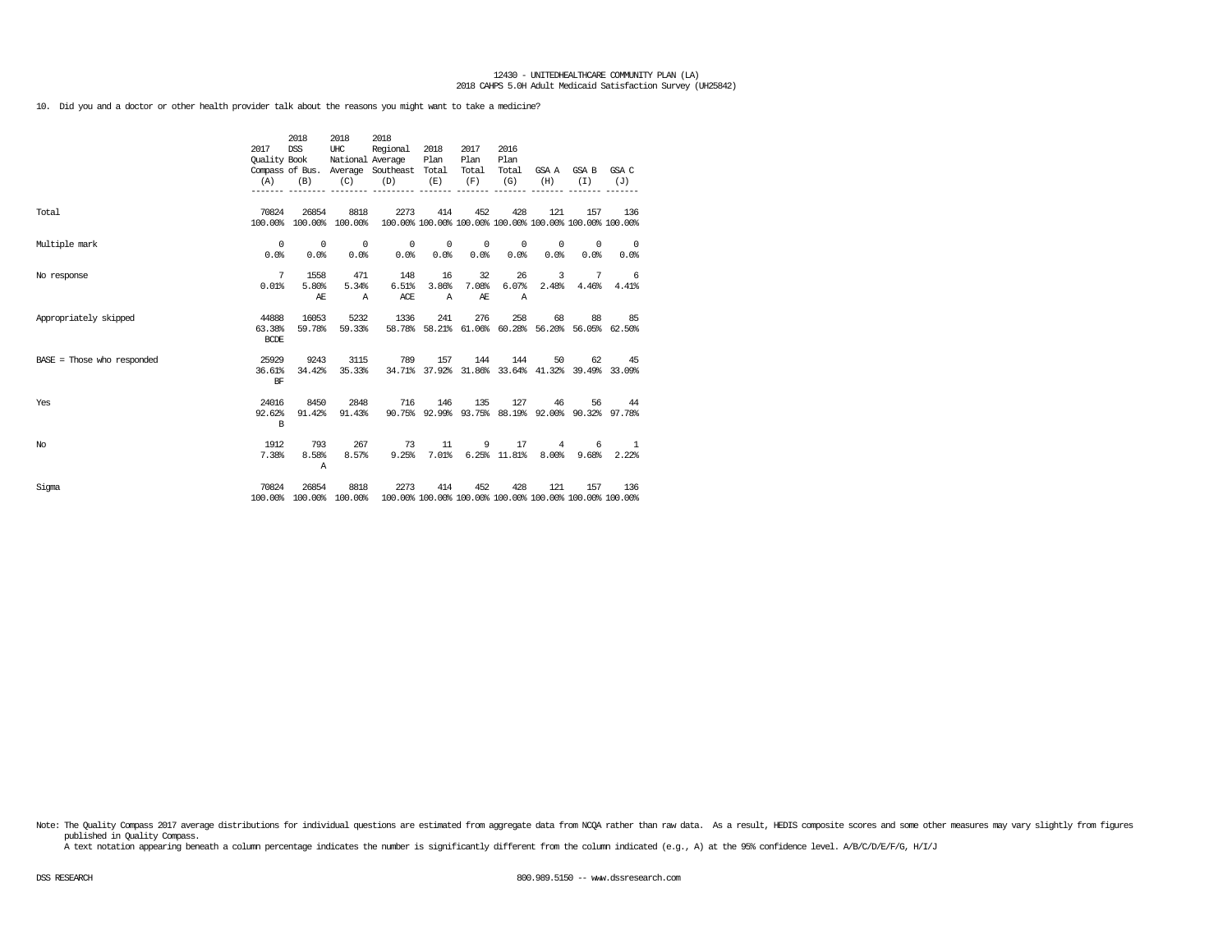10. Did you and a doctor or other health provider talk about the reasons you might want to take a medicine?

| | 2017 Quality Compass (A) | 2018 DSS Book of Bus. (B) | 2018 UHC National Average (C) | 2018 Regional Average Southeast (D) | 2018 Plan Total (E) | 2017 Plan Total (F) | 2016 Plan Total (G) | GSA A (H) | GSA B (I) | GSA C (J) |
|---|---|---|---|---|---|---|---|---|---|---|
| Total | 70824 | 26854 | 8818 | 2273 | 414 | 452 | 428 | 121 | 157 | 136 |
| | 100.00% | 100.00% | 100.00% | 100.00% | 100.00% | 100.00% | 100.00% | 100.00% | 100.00% | 100.00% |
| Multiple mark | 0 | 0 | 0 | 0 | 0 | 0 | 0 | 0 | 0 | 0 |
| | 0.0% | 0.0% | 0.0% | 0.0% | 0.0% | 0.0% | 0.0% | 0.0% | 0.0% | 0.0% |
| No response | 7 | 1558 | 471 | 148 | 16 | 32 | 26 | 3 | 7 | 6 |
| | 0.01% | 5.80% | 5.34% | 6.51% | 3.86% | 7.08% | 6.07% | 2.48% | 4.46% | 4.41% |
| | | AE | A | ACE | A | AE | A | | | |
| Appropriately skipped | 44888 | 16053 | 5232 | 1336 | 241 | 276 | 258 | 68 | 88 | 85 |
| | 63.38% | 59.78% | 59.33% | 58.78% | 58.21% | 61.06% | 60.28% | 56.20% | 56.05% | 62.50% |
| | BCDE | | | | | | | | | |
| BASE = Those who responded | 25929 | 9243 | 3115 | 789 | 157 | 144 | 144 | 50 | 62 | 45 |
| | 36.61% | 34.42% | 35.33% | 34.71% | 37.92% | 31.86% | 33.64% | 41.32% | 39.49% | 33.09% |
| | BF | | | | | | | | | |
| Yes | 24016 | 8450 | 2848 | 716 | 146 | 135 | 127 | 46 | 56 | 44 |
| | 92.62% | 91.42% | 91.43% | 90.75% | 92.99% | 93.75% | 88.19% | 92.00% | 90.32% | 97.78% |
| | B | | | | | | | | | |
| No | 1912 | 793 | 267 | 73 | 11 | 9 | 17 | 4 | 6 | 1 |
| | 7.38% | 8.58% | 8.57% | 9.25% | 7.01% | 6.25% | 11.81% | 8.00% | 9.68% | 2.22% |
| | | A | | | | | | | | |
| Sigma | 70824 | 26854 | 8818 | 2273 | 414 | 452 | 428 | 121 | 157 | 136 |
| | 100.00% | 100.00% | 100.00% | 100.00% | 100.00% | 100.00% | 100.00% | 100.00% | 100.00% | 100.00% |

Note: The Quality Compass 2017 average distributions for individual questions are estimated from aggregate data from NCQA rather than raw data. As a result, HEDIS composite scores and some other measures may vary slightly from figures published in Quality Compass.
A text notation appearing beneath a column percentage indicates the number is significantly different from the column indicated (e.g., A) at the 95% confidence level. A/B/C/D/E/F/G, H/I/J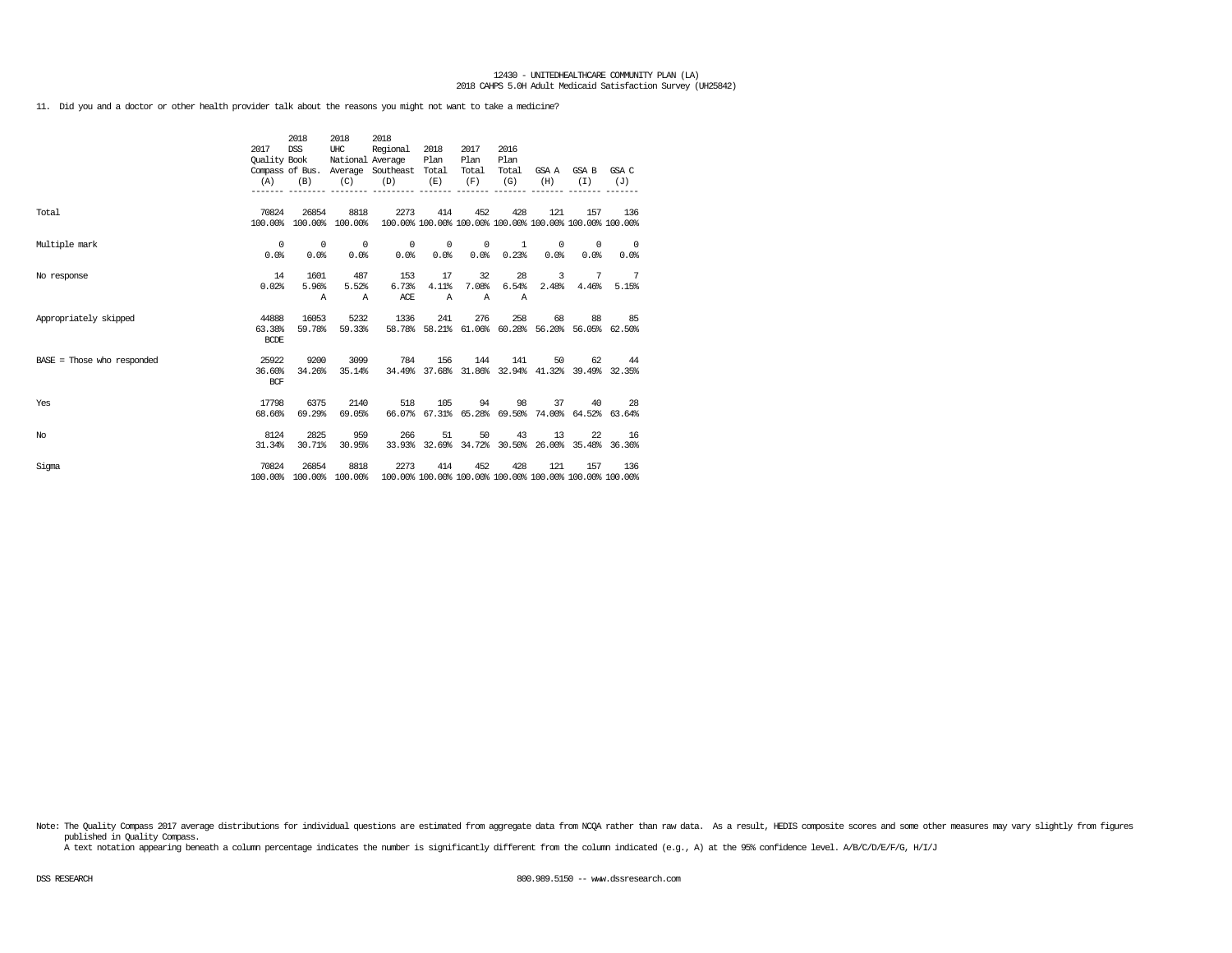11. Did you and a doctor or other health provider talk about the reasons you might not want to take a medicine?

| | 2017 Quality Compass (A) | 2018 DSS Book of Bus. (B) | 2018 UHC National Average (C) | 2018 Regional Average Southeast (D) | 2018 Plan Total (E) | 2017 Plan Total (F) | 2016 Plan Total (G) | GSA A (H) | GSA B (I) | GSA C (J) |
|---|---|---|---|---|---|---|---|---|---|---|
| Total | 70824<br>100.00% | 26854<br>100.00% | 8818<br>100.00% | 2273<br>100.00% | 414<br>100.00% | 452<br>100.00% | 428<br>100.00% | 121<br>100.00% | 157<br>100.00% | 136<br>100.00% |
| Multiple mark | 0<br>0.0% | 0<br>0.0% | 0<br>0.0% | 0<br>0.0% | 0<br>0.0% | 0<br>0.0% | 1<br>0.23% | 0<br>0.0% | 0<br>0.0% | 0<br>0.0% |
| No response | 14<br>0.02% | 1601<br>5.96%<br>A | 487<br>5.52%<br>A | 153<br>6.73%<br>ACE | 17<br>4.11%<br>A | 32<br>7.08%<br>A | 28<br>6.54%<br>A | 3<br>2.48% | 7<br>4.46% | 7<br>5.15% |
| Appropriately skipped | 44888<br>63.38%<br>BCDE | 16053<br>59.78% | 5232<br>59.33% | 1336<br>58.78% | 241<br>58.21% | 276<br>61.06% | 258<br>60.28% | 68<br>56.20% | 88<br>56.05% | 85<br>62.50% |
| BASE = Those who responded | 25922<br>36.60%<br>BCF | 9200<br>34.26% | 3099<br>35.14% | 784<br>34.49% | 156<br>37.68% | 144<br>31.86% | 141<br>32.94% | 50<br>41.32% | 62<br>39.49% | 44<br>32.35% |
| Yes | 17798<br>68.66% | 6375<br>69.29% | 2140<br>69.05% | 518<br>66.07% | 105<br>67.31% | 94<br>65.28% | 98<br>69.50% | 37<br>74.00% | 40<br>64.52% | 28<br>63.64% |
| No | 8124<br>31.34% | 2825<br>30.71% | 959<br>30.95% | 266<br>33.93% | 51<br>32.69% | 50<br>34.72% | 43<br>30.50% | 13<br>26.00% | 22<br>35.48% | 16<br>36.36% |
| Sigma | 70824<br>100.00% | 26854<br>100.00% | 8818<br>100.00% | 2273<br>100.00% | 414<br>100.00% | 452<br>100.00% | 428<br>100.00% | 121<br>100.00% | 157<br>100.00% | 136<br>100.00% |

Note: The Quality Compass 2017 average distributions for individual questions are estimated from aggregate data from NCQA rather than raw data. As a result, HEDIS composite scores and some other measures may vary slightly from figures published in Quality Compass.
A text notation appearing beneath a column percentage indicates the number is significantly different from the column indicated (e.g., A) at the 95% confidence level. A/B/C/D/E/F/G, H/I/J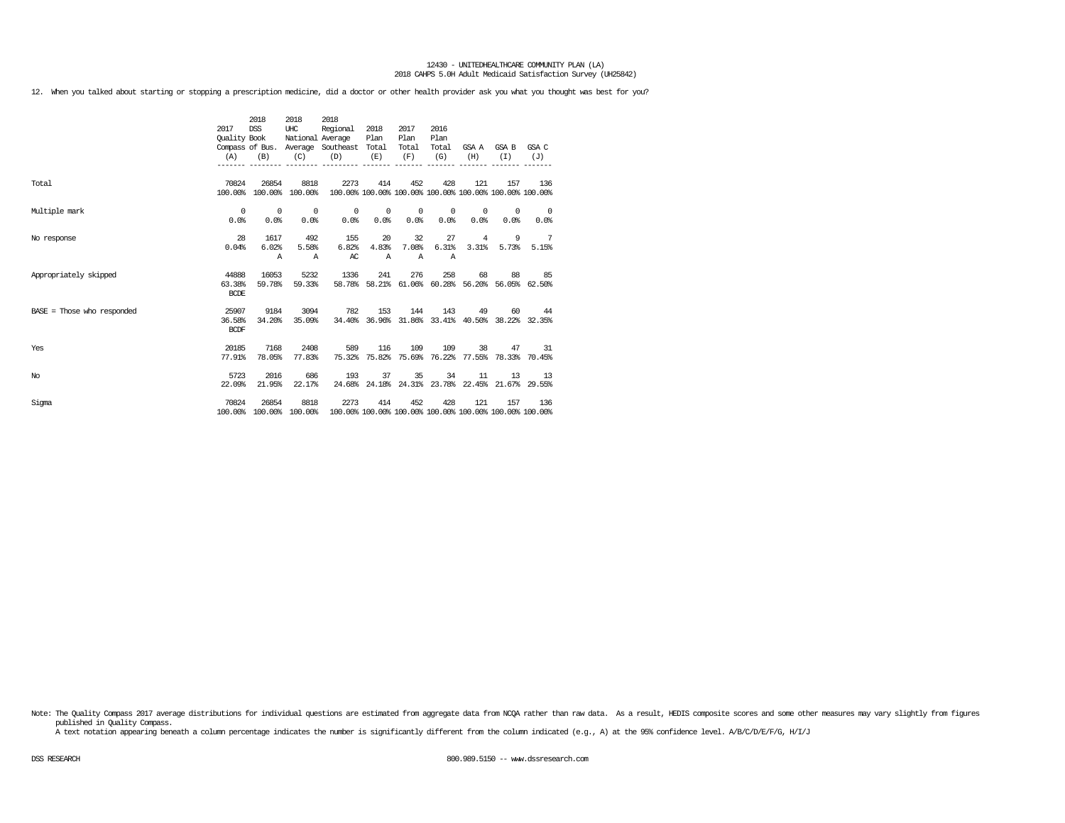12430 - UNITEDHEALTHCARE COMMUNITY PLAN (LA)
2018 CAHPS 5.0H Adult Medicaid Satisfaction Survey (UH25842)

12. When you talked about starting or stopping a prescription medicine, did a doctor or other health provider ask you what you thought was best for you?

| | 2017 Quality Compass (A) | 2018 DSS Book of Bus. (B) | 2018 UHC National Average (C) | 2018 Regional Average Southeast (D) | 2018 Plan Total (E) | 2017 Plan Total (F) | 2016 Plan Total (G) | GSA A (H) | GSA B (I) | GSA C (J) |
|---|---|---|---|---|---|---|---|---|---|---|
| Total | 70824<br>100.00% | 26854<br>100.00% | 8818<br>100.00% | 2273<br>100.00% | 414<br>100.00% | 452<br>100.00% | 428<br>100.00% | 121<br>100.00% | 157<br>100.00% | 136<br>100.00% |
| Multiple mark | 0<br>0.0% | 0<br>0.0% | 0<br>0.0% | 0<br>0.0% | 0<br>0.0% | 0<br>0.0% | 0<br>0.0% | 0<br>0.0% | 0<br>0.0% | 0<br>0.0% |
| No response | 28<br>0.04% | 1617<br>6.02%<br>A | 492<br>5.58%<br>A | 155<br>6.82%<br>AC | 20<br>4.83%<br>A | 32<br>7.08%<br>A | 27<br>6.31%<br>A | 4<br>3.31% | 9<br>5.73% | 7<br>5.15% |
| Appropriately skipped | 44888<br>63.38%<br>BCDE | 16053<br>59.78% | 5232<br>59.33% | 1336<br>58.78% | 241<br>58.21% | 276<br>61.06% | 258<br>60.28% | 68<br>56.20% | 88<br>56.05% | 85<br>62.50% |
| BASE = Those who responded | 25907<br>36.58%<br>BCDF | 9184<br>34.20% | 3094<br>35.09% | 782<br>34.40% | 153<br>36.96% | 144<br>31.86% | 143<br>33.41% | 49<br>40.50% | 60<br>38.22% | 44<br>32.35% |
| Yes | 20185<br>77.91% | 7168<br>78.05% | 2408<br>77.83% | 589<br>75.32% | 116<br>75.82% | 109<br>75.69% | 109<br>76.22% | 38<br>77.55% | 47<br>78.33% | 31<br>70.45% |
| No | 5723<br>22.09% | 2016<br>21.95% | 686<br>22.17% | 193<br>24.68% | 37<br>24.18% | 35<br>24.31% | 34<br>23.78% | 11<br>22.45% | 13<br>21.67% | 13<br>29.55% |
| Sigma | 70824<br>100.00% | 26854<br>100.00% | 8818<br>100.00% | 2273<br>100.00% | 414<br>100.00% | 452<br>100.00% | 428<br>100.00% | 121<br>100.00% | 157<br>100.00% | 136<br>100.00% |

Note: The Quality Compass 2017 average distributions for individual questions are estimated from aggregate data from NCQA rather than raw data. As a result, HEDIS composite scores and some other measures may vary slightly from figures published in Quality Compass.
A text notation appearing beneath a column percentage indicates the number is significantly different from the column indicated (e.g., A) at the 95% confidence level. A/B/C/D/E/F/G, H/I/J

DSS RESEARCH 800.989.5150 -- www.dssresearch.com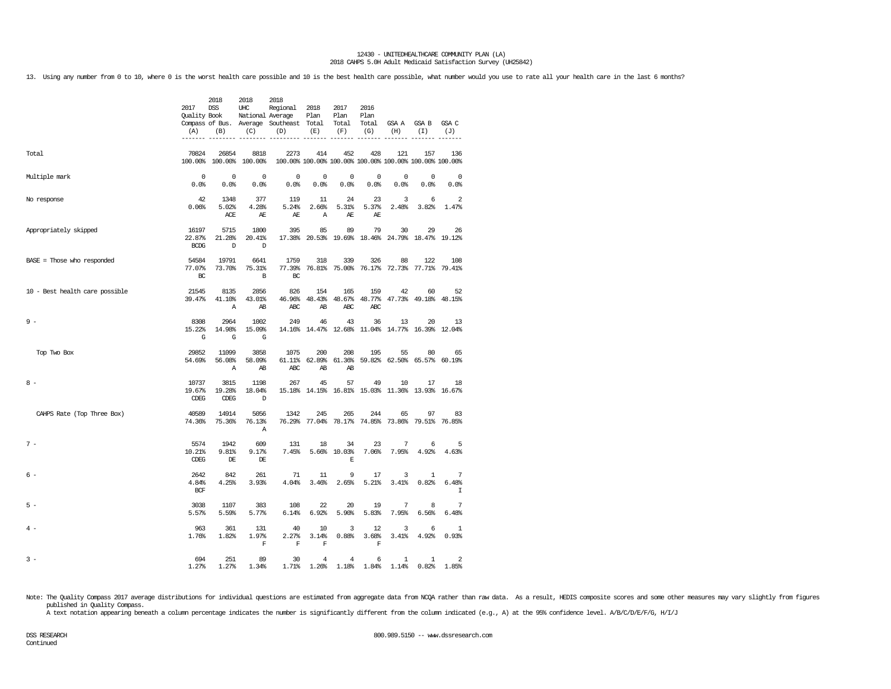13. Using any number from 0 to 10, where 0 is the worst health care possible and 10 is the best health care possible, what number would you use to rate all your health care in the last 6 months?

| | 2017 Quality Compass (A) | 2018 DSS Book of Bus. (B) | 2018 UHC National Average (C) | 2018 Regional Average Southeast (D) | 2018 Plan Total (E) | 2017 Plan Total (F) | 2016 Plan Total (G) | GSA A (H) | GSA B (I) | GSA C (J) |
|---|---|---|---|---|---|---|---|---|---|---|
| Total | 70824 | 26854 | 8818 | 2273 | 414 | 452 | 428 | 121 | 157 | 136 |
| | 100.00% | 100.00% | 100.00% | 100.00% | 100.00% | 100.00% | 100.00% | 100.00% | 100.00% | 100.00% |
| Multiple mark | 0 | 0 | 0 | 0 | 0 | 0 | 0 | 0 | 0 | 0 |
| | 0.0% | 0.0% | 0.0% | 0.0% | 0.0% | 0.0% | 0.0% | 0.0% | 0.0% | 0.0% |
| No response | 42 | 1348 | 377 | 119 | 11 | 24 | 23 | 3 | 6 | 2 |
| | 0.06% | 5.02% | 4.28% | 5.24% | 2.66% | 5.31% | 5.37% | 2.48% | 3.82% | 1.47% |
| | | ACE | AE | AE | A | AE | AE | | | |
| Appropriately skipped | 16197 | 5715 | 1800 | 395 | 85 | 89 | 79 | 30 | 29 | 26 |
| | 22.87% | 21.28% | 20.41% | 17.38% | 20.53% | 19.69% | 18.46% | 24.79% | 18.47% | 19.12% |
| | BCDG | D | D | | | | | | | |
| BASE = Those who responded | 54584 | 19791 | 6641 | 1759 | 318 | 339 | 326 | 88 | 122 | 108 |
| | 77.07% | 73.70% | 75.31% | 77.39% | 76.81% | 75.00% | 76.17% | 72.73% | 77.71% | 79.41% |
| | BC | | B | BC | | | | | | |
| 10 - Best health care possible | 21545 | 8135 | 2856 | 826 | 154 | 165 | 159 | 42 | 60 | 52 |
| | 39.47% | 41.10% | 43.01% | 46.96% | 48.43% | 48.67% | 48.77% | 47.73% | 49.18% | 48.15% |
| | | A | AB | ABC | AB | ABC | ABC | | | |
| 9 - | 8308 | 2964 | 1002 | 249 | 46 | 43 | 36 | 13 | 20 | 13 |
| | 15.22% | 14.98% | 15.09% | 14.16% | 14.47% | 12.68% | 11.04% | 14.77% | 16.39% | 12.04% |
| | G | G | G | | | | | | | |
| Top Two Box | 29852 | 11099 | 3858 | 1075 | 200 | 208 | 195 | 55 | 80 | 65 |
| | 54.69% | 56.08% | 58.09% | 61.11% | 62.89% | 61.36% | 59.82% | 62.50% | 65.57% | 60.19% |
| | | A | AB | ABC | AB | AB | | | | |
| 8 - | 10737 | 3815 | 1198 | 267 | 45 | 57 | 49 | 10 | 17 | 18 |
| | 19.67% | 19.28% | 18.04% | 15.18% | 14.15% | 16.81% | 15.03% | 11.36% | 13.93% | 16.67% |
| | CDEG | CDEG | D | | | | | | | |
| CAHPS Rate (Top Three Box) | 40589 | 14914 | 5056 | 1342 | 245 | 265 | 244 | 65 | 97 | 83 |
| | 74.36% | 75.36% | 76.13% | 76.29% | 77.04% | 78.17% | 74.85% | 73.86% | 79.51% | 76.85% |
| | | | A | | | | | | | |
| 7 - | 5574 | 1942 | 609 | 131 | 18 | 34 | 23 | 7 | 6 | 5 |
| | 10.21% | 9.81% | 9.17% | 7.45% | 5.66% | 10.03% | 7.06% | 7.95% | 4.92% | 4.63% |
| | CDEG | DE | DE | | | E | | | | |
| 6 - | 2642 | 842 | 261 | 71 | 11 | 9 | 17 | 3 | 1 | 7 |
| | 4.84% | 4.25% | 3.93% | 4.04% | 3.46% | 2.65% | 5.21% | 3.41% | 0.82% | 6.48% |
| | BCF | | | | | | | | | I |
| 5 - | 3038 | 1107 | 383 | 108 | 22 | 20 | 19 | 7 | 8 | 7 |
| | 5.57% | 5.59% | 5.77% | 6.14% | 6.92% | 5.90% | 5.83% | 7.95% | 6.56% | 6.48% |
| 4 - | 963 | 361 | 131 | 40 | 10 | 3 | 12 | 3 | 6 | 1 |
| | 1.76% | 1.82% | 1.97% | 2.27% | 3.14% | 0.88% | 3.68% | 3.41% | 4.92% | 0.93% |
| | | | F | F | F | | F | | | |
| 3 - | 694 | 251 | 89 | 30 | 4 | 4 | 6 | 1 | 1 | 2 |
| | 1.27% | 1.27% | 1.34% | 1.71% | 1.26% | 1.18% | 1.84% | 1.14% | 0.82% | 1.85% |

Note: The Quality Compass 2017 average distributions for individual questions are estimated from aggregate data from NCQA rather than raw data. As a result, HEDIS composite scores and some other measures may vary slightly from figures published in Quality Compass.
A text notation appearing beneath a column percentage indicates the number is significantly different from the column indicated (e.g., A) at the 95% confidence level. A/B/C/D/E/F/G, H/I/J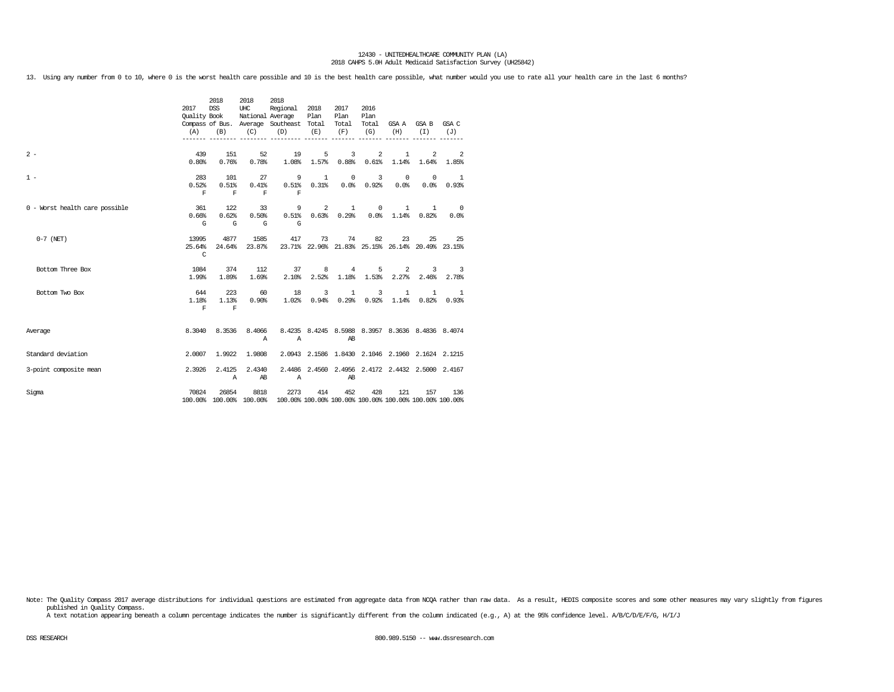12430 - UNITEDHEALTHCARE COMMUNITY PLAN (LA)
2018 CAHPS 5.0H Adult Medicaid Satisfaction Survey (UH25842)

13. Using any number from 0 to 10, where 0 is the worst health care possible and 10 is the best health care possible, what number would you use to rate all your health care in the last 6 months?

| | 2017 Quality Compass (A) | 2018 DSS Book of Bus. (B) | 2018 UHC National Average (C) | 2018 Regional Average Southeast (D) | 2018 Plan Total (E) | 2017 Plan Total (F) | 2016 Plan Total (G) | GSA A (H) | GSA B (I) | GSA C (J) |
|---|---|---|---|---|---|---|---|---|---|---|
| 2 - | 439<br>0.80% | 151<br>0.76% | 52<br>0.78% | 19<br>1.08% | 5<br>1.57% | 3<br>0.88% | 2<br>0.61% | 1<br>1.14% | 2<br>1.64% | 2<br>1.85% |
| 1 - | 283<br>0.52%<br>F | 101<br>0.51%<br>F | 27<br>0.41%<br>F | 9<br>0.51%<br>F | 1<br>0.31% | 0<br>0.0% | 3<br>0.92% | 0<br>0.0% | 0<br>0.0% | 1<br>0.93% |
| 0 - Worst health care possible | 361<br>0.66%<br>G | 122<br>0.62%<br>G | 33<br>0.50%<br>G | 9<br>0.51%<br>G | 2<br>0.63% | 1<br>0.29% | 0<br>0.0% | 1<br>1.14% | 1<br>0.82% | 0<br>0.0% |
| 0-7 (NET) | 13995<br>25.64%<br>C | 4877<br>24.64% | 1585<br>23.87% | 417<br>23.71% | 73<br>22.96% | 74<br>21.83% | 82<br>25.15% | 23<br>26.14% | 25<br>20.49% | 25<br>23.15% |
| Bottom Three Box | 1084<br>1.99% | 374<br>1.89% | 112<br>1.69% | 37<br>2.10% | 8<br>2.52% | 4<br>1.18% | 5<br>1.53% | 2<br>2.27% | 3<br>2.46% | 3<br>2.78% |
| Bottom Two Box | 644<br>1.18%<br>F | 223<br>1.13%<br>F | 60<br>0.90% | 18<br>1.02% | 3<br>0.94% | 1<br>0.29% | 3<br>0.92% | 1<br>1.14% | 1<br>0.82% | 1<br>0.93% |
| Average | 8.3040 | 8.3536 | 8.4066<br>A | 8.4235<br>A | 8.4245 | 8.5988<br>AB | 8.3957 | 8.3636 | 8.4836 | 8.4074 |
| Standard deviation | 2.0007 | 1.9922 | 1.9808 | 2.0943 | 2.1586 | 1.8430 | 2.1046 | 2.1960 | 2.1624 | 2.1215 |
| 3-point composite mean | 2.3926 | 2.4125<br>A | 2.4340<br>AB | 2.4486<br>A | 2.4560 | 2.4956<br>AB | 2.4172 | 2.4432 | 2.5000 | 2.4167 |
| Sigma | 70824<br>100.00% | 26854<br>100.00% | 8818<br>100.00% | 2273<br>100.00% | 414<br>100.00% | 452<br>100.00% | 428<br>100.00% | 121<br>100.00% | 157<br>100.00% | 136<br>100.00% |

Note: The Quality Compass 2017 average distributions for individual questions are estimated from aggregate data from NCQA rather than raw data. As a result, HEDIS composite scores and some other measures may vary slightly from figures published in Quality Compass.
A text notation appearing beneath a column percentage indicates the number is significantly different from the column indicated (e.g., A) at the 95% confidence level. A/B/C/D/E/F/G, H/I/J

DSS RESEARCH 800.989.5150 -- www.dssresearch.com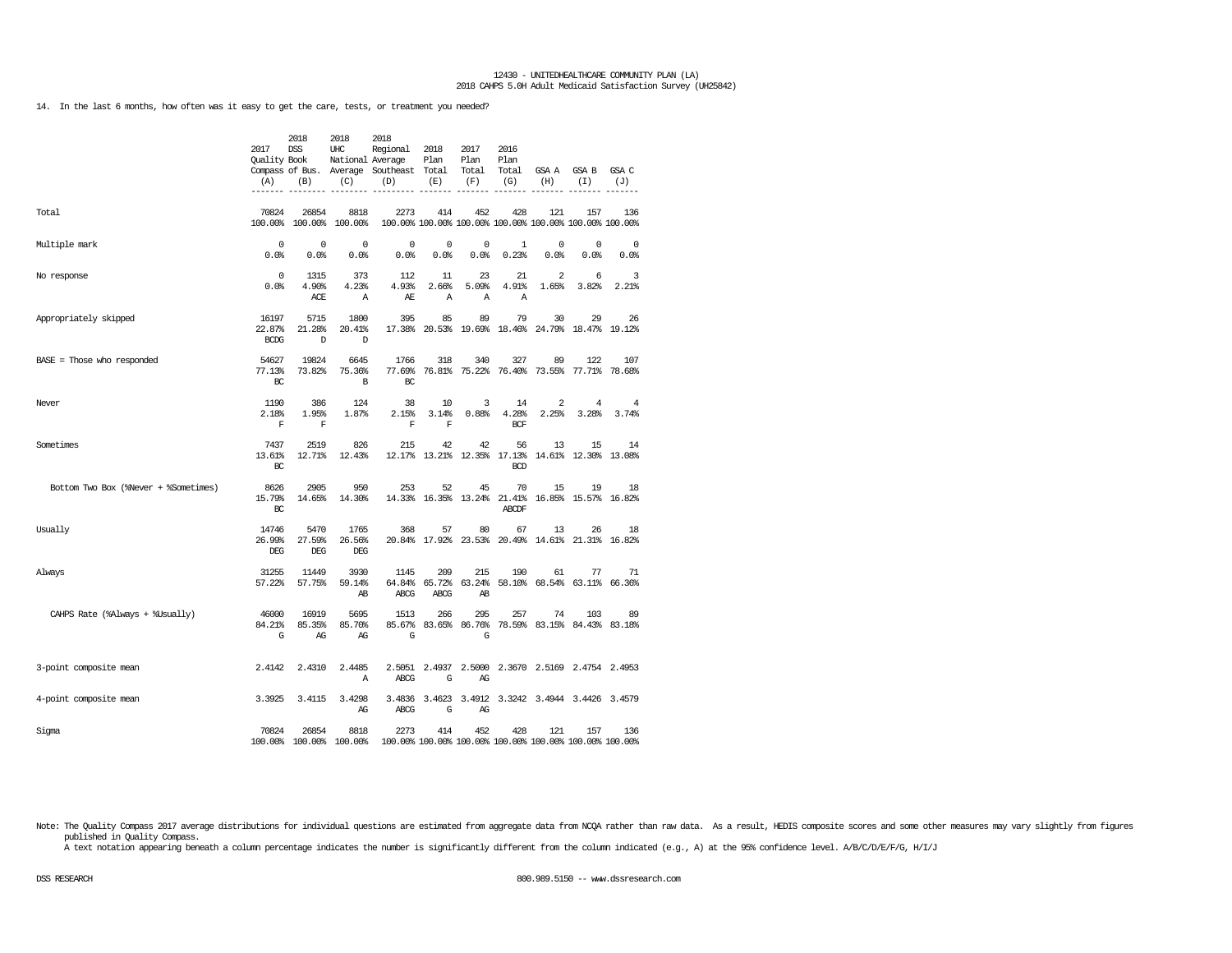12430 - UNITEDHEALTHCARE COMMUNITY PLAN (LA)
2018 CAHPS 5.0H Adult Medicaid Satisfaction Survey (UH25842)

14. In the last 6 months, how often was it easy to get the care, tests, or treatment you needed?

| | 2017 Quality Compass (A) | 2018 DSS Book of Bus. (B) | 2018 UHC National Average (C) | 2018 Regional Average Southeast (D) | 2018 Plan Total (E) | 2017 Plan Total (F) | 2016 Plan Total (G) | GSA A (H) | GSA B (I) | GSA C (J) |
|---|---|---|---|---|---|---|---|---|---|---|
| Total | 70824<br>100.00% | 26854<br>100.00% | 8818<br>100.00% | 2273<br>100.00% | 414<br>100.00% | 452<br>100.00% | 428<br>100.00% | 121<br>100.00% | 157<br>100.00% | 136<br>100.00% |
| Multiple mark | 0<br>0.0% | 0<br>0.0% | 0<br>0.0% | 0<br>0.0% | 0<br>0.0% | 0<br>0.0% | 1<br>0.23% | 0<br>0.0% | 0<br>0.0% | 0<br>0.0% |
| No response | 0<br>0.0% | 1315<br>4.90%<br>ACE | 373<br>4.23%<br>A | 112<br>4.93%<br>AE | 11<br>2.66%<br>A | 23<br>5.09%<br>A | 21<br>4.91%<br>A | 2<br>1.65% | 6<br>3.82% | 3<br>2.21% |
| Appropriately skipped | 16197<br>22.87%<br>BCDG | 5715<br>21.28%<br>D | 1800<br>20.41%<br>D | 395<br>17.38% | 85<br>20.53% | 89<br>19.69% | 79<br>18.46% | 30<br>24.79% | 29<br>18.47% | 26<br>19.12% |
| BASE = Those who responded | 54627<br>77.13%<br>BC | 19824<br>73.82% | 6645<br>75.36%<br>B | 1766<br>77.69%<br>BC | 318<br>76.81% | 340<br>75.22% | 327<br>76.40% | 89<br>73.55% | 122<br>77.71% | 107<br>78.68% |
| Never | 1190<br>2.18%<br>F | 386<br>1.95%<br>F | 124<br>1.87% | 38<br>2.15%<br>F | 10<br>3.14%<br>F | 3<br>0.88% | 14<br>4.28%<br>BCF | 2<br>2.25% | 4<br>3.28% | 4<br>3.74% |
| Sometimes | 7437<br>13.61%<br>BC | 2519<br>12.71% | 826<br>12.43% | 215<br>12.17% | 42<br>13.21% | 42<br>12.35% | 56<br>17.13%<br>BCD | 13<br>14.61% | 15<br>12.30% | 14<br>13.08% |
| Bottom Two Box (%Never + %Sometimes) | 8626<br>15.79%<br>BC | 2905<br>14.65% | 950<br>14.30% | 253<br>14.33% | 52<br>16.35% | 45<br>13.24% | 70<br>21.41%<br>ABCDF | 15<br>16.85% | 19<br>15.57% | 18<br>16.82% |
| Usually | 14746<br>26.99%<br>DEG | 5470<br>27.59%<br>DEG | 1765<br>26.56%<br>DEG | 368<br>20.84% | 57<br>17.92% | 80<br>23.53% | 67<br>20.49% | 13<br>14.61% | 26<br>21.31% | 18<br>16.82% |
| Always | 31255<br>57.22% | 11449<br>57.75% | 3930<br>59.14%<br>AB | 1145<br>64.84%<br>ABCG | 209<br>65.72%<br>ABCG | 215<br>63.24%<br>AB | 190<br>58.10% | 61<br>68.54% | 77<br>63.11% | 71<br>66.36% |
| CAHPS Rate (%Always + %Usually) | 46000<br>84.21%<br>G | 16919<br>85.35%<br>AG | 5695<br>85.70%<br>AG | 1513<br>85.67%<br>G | 266<br>83.65% | 295<br>86.76%<br>G | 257<br>78.59% | 74<br>83.15% | 103<br>84.43% | 89<br>83.18% |
| 3-point composite mean | 2.4142 | 2.4310 | 2.4485<br>A | 2.5051<br>ABCG | 2.4937<br>G | 2.5000<br>AG | 2.3670 | 2.5169 | 2.4754 | 2.4953 |
| 4-point composite mean | 3.3925 | 3.4115 | 3.4298<br>AG | 3.4836<br>ABCG | 3.4623<br>G | 3.4912<br>AG | 3.3242 | 3.4944 | 3.4426 | 3.4579 |
| Sigma | 70824<br>100.00% | 26854<br>100.00% | 8818<br>100.00% | 2273<br>100.00% | 414<br>100.00% | 452<br>100.00% | 428<br>100.00% | 121<br>100.00% | 157<br>100.00% | 136<br>100.00% |

Note: The Quality Compass 2017 average distributions for individual questions are estimated from aggregate data from NCQA rather than raw data. As a result, HEDIS composite scores and some other measures may vary slightly from figures published in Quality Compass.
A text notation appearing beneath a column percentage indicates the number is significantly different from the column indicated (e.g., A) at the 95% confidence level. A/B/C/D/E/F/G, H/I/J

DSS RESEARCH 800.989.5150 -- www.dssresearch.com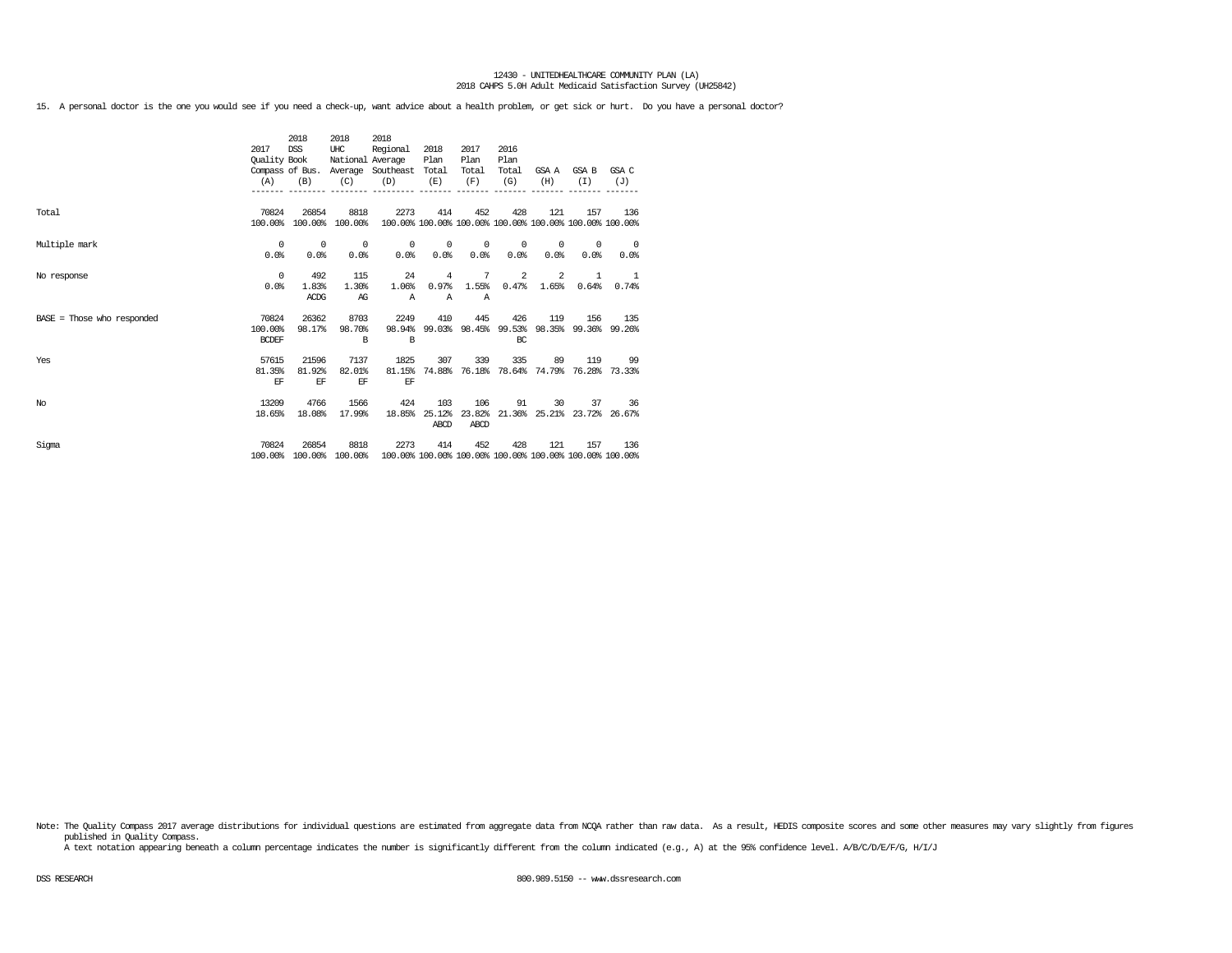15. A personal doctor is the one you would see if you need a check-up, want advice about a health problem, or get sick or hurt. Do you have a personal doctor?

| | 2017 Quality Compass (A) | 2018 DSS Book of Bus. (B) | 2018 UHC National Average (C) | 2018 Regional Average Southeast (D) | 2018 Plan Total (E) | 2017 Plan Total (F) | 2016 Plan Total (G) | GSA A (H) | GSA B (I) | GSA C (J) |
|---|---|---|---|---|---|---|---|---|---|---|
| Total | 70824<br>100.00% | 26854<br>100.00% | 8818<br>100.00% | 2273<br>100.00% | 414<br>100.00% | 452<br>100.00% | 428<br>100.00% | 121<br>100.00% | 157<br>100.00% | 136<br>100.00% |
| Multiple mark | 0<br>0.0% | 0<br>0.0% | 0<br>0.0% | 0<br>0.0% | 0<br>0.0% | 0<br>0.0% | 0<br>0.0% | 0<br>0.0% | 0<br>0.0% | 0<br>0.0% |
| No response | 0<br>0.0% | 492<br>1.83%<br>ACDG | 115<br>1.30%<br>AG | 24<br>1.06%<br>A | 4<br>0.97%<br>A | 7<br>1.55%<br>A | 2<br>0.47% | 2<br>1.65% | 1<br>0.64% | 1<br>0.74% |
| BASE = Those who responded | 70824<br>100.00%<br>BCDEF | 26362<br>98.17% | 8703<br>98.70%<br>B | 2249<br>98.94%<br>B | 410<br>99.03% | 445<br>98.45% | 426<br>99.53%<br>BC | 119<br>98.35% | 156<br>99.36% | 135<br>99.26% |
| Yes | 57615<br>81.35%<br>EF | 21596<br>81.92%<br>EF | 7137<br>82.01%<br>EF | 1825<br>81.15%<br>EF | 307<br>74.88% | 339<br>76.18% | 335<br>78.64% | 89<br>74.79% | 119<br>76.28% | 99<br>73.33% |
| No | 13209<br>18.65% | 4766<br>18.08% | 1566<br>17.99% | 424<br>18.85% | 103<br>25.12%<br>ABCD | 106<br>23.82%<br>ABCD | 91<br>21.36% | 30<br>25.21% | 37<br>23.72% | 36<br>26.67% |
| Sigma | 70824<br>100.00% | 26854<br>100.00% | 8818<br>100.00% | 2273<br>100.00% | 414<br>100.00% | 452<br>100.00% | 428<br>100.00% | 121<br>100.00% | 157<br>100.00% | 136<br>100.00% |

Note: The Quality Compass 2017 average distributions for individual questions are estimated from aggregate data from NCQA rather than raw data. As a result, HEDIS composite scores and some other measures may vary slightly from figures published in Quality Compass.
A text notation appearing beneath a column percentage indicates the number is significantly different from the column indicated (e.g., A) at the 95% confidence level. A/B/C/D/E/F/G, H/I/J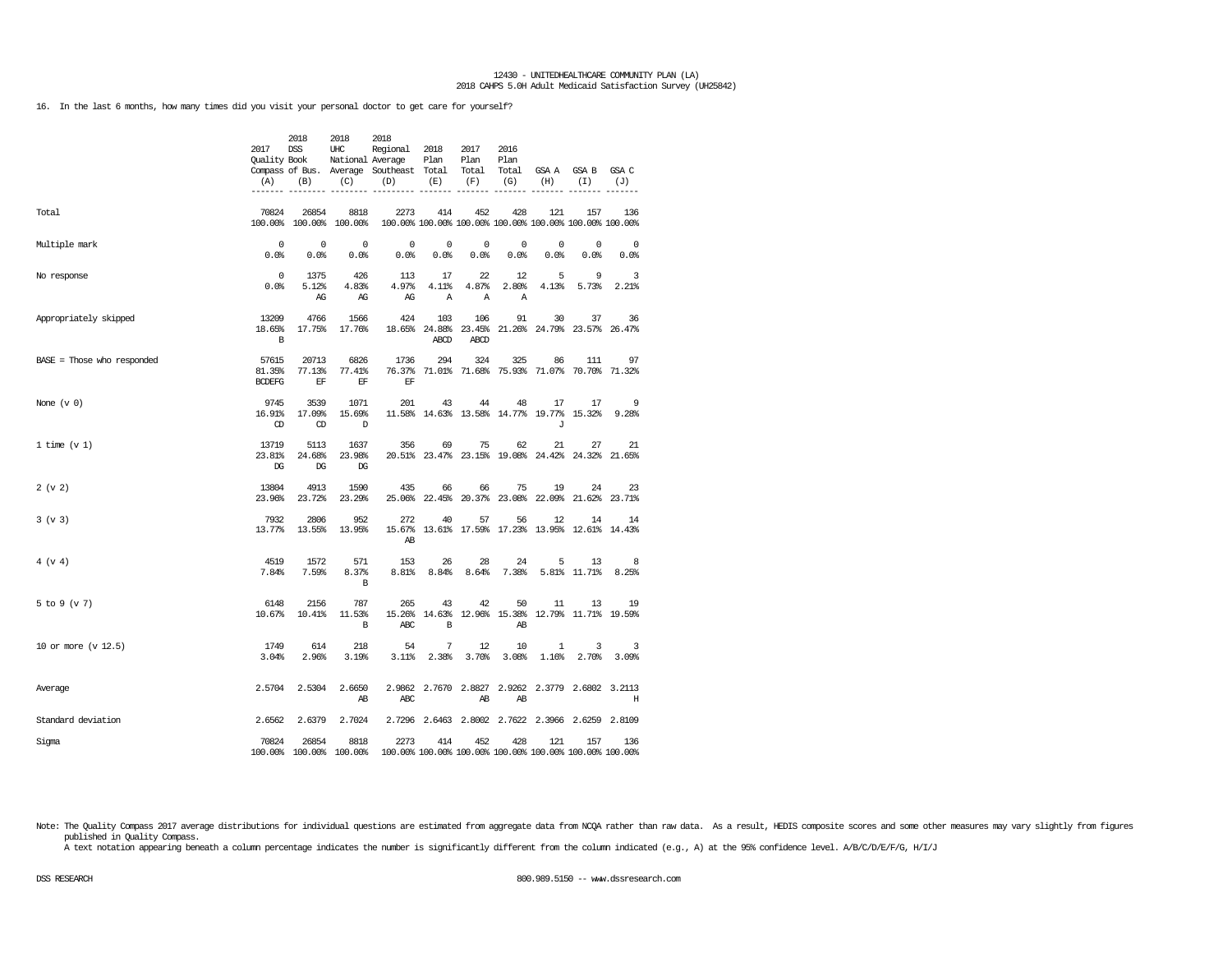12430 - UNITEDHEALTHCARE COMMUNITY PLAN (LA)
2018 CAHPS 5.0H Adult Medicaid Satisfaction Survey (UH25842)

16. In the last 6 months, how many times did you visit your personal doctor to get care for yourself?

| | 2017 Quality Compass (A) | 2018 DSS Book of Bus. (B) | 2018 UHC National Average (C) | 2018 Regional Average Southeast (D) | 2018 Plan Total (E) | 2017 Plan Total (F) | 2016 Plan Total (G) | GSA A (H) | GSA B (I) | GSA C (J) |
|---|---|---|---|---|---|---|---|---|---|---|
| Total | 70824<br>100.00% | 26854<br>100.00% | 8818<br>100.00% | 2273<br>100.00% | 414<br>100.00% | 452<br>100.00% | 428<br>100.00% | 121<br>100.00% | 157<br>100.00% | 136<br>100.00% |
| Multiple mark | 0<br>0.0% | 0<br>0.0% | 0<br>0.0% | 0<br>0.0% | 0<br>0.0% | 0<br>0.0% | 0<br>0.0% | 0<br>0.0% | 0<br>0.0% | 0<br>0.0% |
| No response | 0<br>0.0% | 1375<br>5.12%<br>AG | 426<br>4.83%<br>AG | 113<br>4.97%<br>AG | 17<br>4.11%<br>A | 22<br>4.87%<br>A | 12<br>2.80%<br>A | 5<br>4.13% | 9<br>5.73% | 3<br>2.21% |
| Appropriately skipped | 13209<br>18.65%<br>B | 4766<br>17.75% | 1566<br>17.76% | 424<br>18.65% | 103<br>24.88%<br>ABCD | 106<br>23.45%<br>ABCD | 91<br>21.26% | 30<br>24.79% | 37<br>23.57% | 36<br>26.47% |
| BASE = Those who responded | 57615<br>81.35%<br>BCDEFG | 20713<br>77.13%<br>EF | 6826<br>77.41%<br>EF | 1736<br>76.37%<br>EF | 294<br>71.01% | 324<br>71.68% | 325<br>75.93% | 86<br>71.07% | 111<br>70.70% | 97<br>71.32% |
| None (v 0) | 9745<br>16.91%<br>CD | 3539<br>17.09%<br>CD | 1071<br>15.69%<br>D | 201<br>11.58% | 43<br>14.63% | 44<br>13.58% | 48<br>14.77% | 17<br>19.77%<br>J | 17<br>15.32% | 9<br>9.28% |
| 1 time (v 1) | 13719<br>23.81%<br>DG | 5113<br>24.68%<br>DG | 1637<br>23.98%<br>DG | 356<br>20.51% | 69<br>23.47% | 75<br>23.15% | 62<br>19.08% | 21<br>24.42% | 27<br>24.32% | 21<br>21.65% |
| 2 (v 2) | 13804<br>23.96% | 4913<br>23.72% | 1590<br>23.29% | 435<br>25.06% | 66<br>22.45% | 66<br>20.37% | 75<br>23.08% | 19<br>22.09% | 24<br>21.62% | 23<br>23.71% |
| 3 (v 3) | 7932<br>13.77% | 2806<br>13.55% | 952<br>13.95% | 272<br>15.67%<br>AB | 40<br>13.61% | 57<br>17.59% | 56<br>17.23% | 12<br>13.95% | 14<br>12.61% | 14<br>14.43% |
| 4 (v 4) | 4519<br>7.84% | 1572<br>7.59% | 571<br>8.37%<br>B | 153<br>8.81% | 26<br>8.84% | 28<br>8.64% | 24<br>7.38% | 5<br>5.81% | 13<br>11.71% | 8<br>8.25% |
| 5 to 9 (v 7) | 6148<br>10.67% | 2156<br>10.41% | 787<br>11.53%<br>B | 265<br>15.26%<br>ABC | 43<br>14.63%<br>B | 42<br>12.96% | 50<br>15.38%<br>AB | 11<br>12.79% | 13<br>11.71% | 19<br>19.59% |
| 10 or more (v 12.5) | 1749<br>3.04% | 614<br>2.96% | 218<br>3.19% | 54<br>3.11% | 7<br>2.38% | 12<br>3.70% | 10<br>3.08% | 1<br>1.16% | 3<br>2.70% | 3<br>3.09% |
| Average | 2.5704 | 2.5304 | 2.6650<br>AB | 2.9862<br>ABC | 2.7670 | 2.8827<br>AB | 2.9262<br>AB | 2.3779 | 2.6802 | 3.2113<br>H |
| Standard deviation | 2.6562 | 2.6379 | 2.7024 | 2.7296 | 2.6463 | 2.8002 | 2.7622 | 2.3966 | 2.6259 | 2.8109 |
| Sigma | 70824<br>100.00% | 26854<br>100.00% | 8818<br>100.00% | 2273<br>100.00% | 414<br>100.00% | 452<br>100.00% | 428<br>100.00% | 121<br>100.00% | 157<br>100.00% | 136<br>100.00% |

Note: The Quality Compass 2017 average distributions for individual questions are estimated from aggregate data from NCQA rather than raw data. As a result, HEDIS composite scores and some other measures may vary slightly from figures published in Quality Compass.
A text notation appearing beneath a column percentage indicates the number is significantly different from the column indicated (e.g., A) at the 95% confidence level. A/B/C/D/E/F/G, H/I/J

DSS RESEARCH 800.989.5150 -- www.dssresearch.com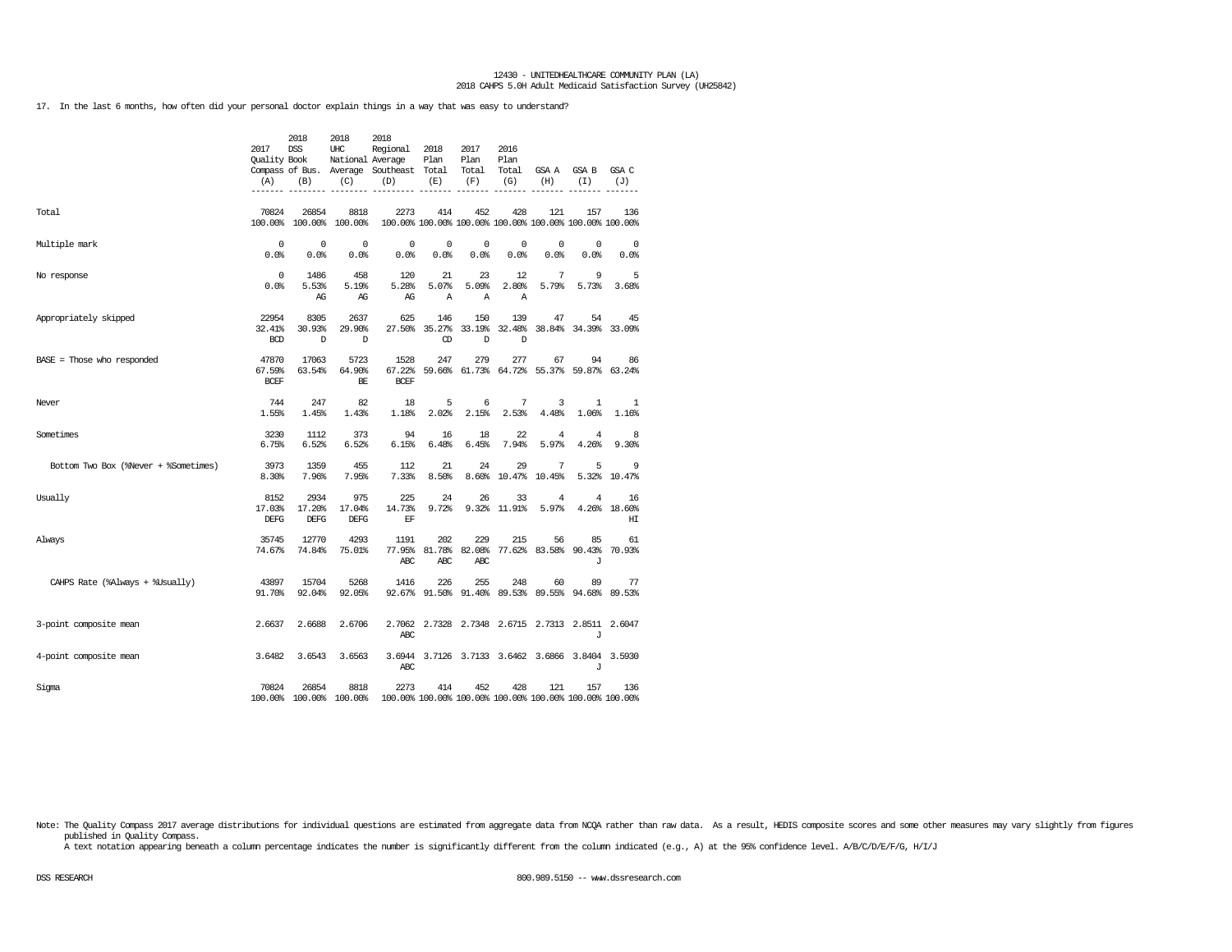12430 - UNITEDHEALTHCARE COMMUNITY PLAN (LA)
2018 CAHPS 5.0H Adult Medicaid Satisfaction Survey (UH25842)

17. In the last 6 months, how often did your personal doctor explain things in a way that was easy to understand?

| | 2017 Quality Compass (A) | 2018 DSS Book of Bus. (B) | 2018 UHC National Average (C) | 2018 Regional Average Southeast (D) | 2018 Plan Total (E) | 2017 Plan Total (F) | 2016 Plan Total (G) | GSA A (H) | GSA B (I) | GSA C (J) |
|---|---|---|---|---|---|---|---|---|---|---|
| Total | 70824 | 26854 | 8818 | 2273 | 414 | 452 | 428 | 121 | 157 | 136 |
| | 100.00% | 100.00% | 100.00% | 100.00% | 100.00% | 100.00% | 100.00% | 100.00% | 100.00% | 100.00% |
| Multiple mark | 0 | 0 | 0 | 0 | 0 | 0 | 0 | 0 | 0 | 0 |
| | 0.0% | 0.0% | 0.0% | 0.0% | 0.0% | 0.0% | 0.0% | 0.0% | 0.0% | 0.0% |
| No response | 0 | 1486 | 458 | 120 | 21 | 23 | 12 | 7 | 9 | 5 |
| | 0.0% | 5.53% | 5.19% | 5.28% | 5.07% | 5.09% | 2.80% | 5.79% | 5.73% | 3.68% |
| | | AG | AG | AG | A | A | A | | | |
| Appropriately skipped | 22954 | 8305 | 2637 | 625 | 146 | 150 | 139 | 47 | 54 | 45 |
| | 32.41% | 30.93% | 29.90% | 27.50% | 35.27% | 33.19% | 32.48% | 38.84% | 34.39% | 33.09% |
| | BCD | D | D | | CD | D | D | | | |
| BASE = Those who responded | 47870 | 17063 | 5723 | 1528 | 247 | 279 | 277 | 67 | 94 | 86 |
| | 67.59% | 63.54% | 64.90% | 67.22% | 59.66% | 61.73% | 64.72% | 55.37% | 59.87% | 63.24% |
| | BCEF | | BE | BCEF | | | | | | |
| Never | 744 | 247 | 82 | 18 | 5 | 6 | 7 | 3 | 1 | 1 |
| | 1.55% | 1.45% | 1.43% | 1.18% | 2.02% | 2.15% | 2.53% | 4.48% | 1.06% | 1.16% |
| Sometimes | 3230 | 1112 | 373 | 94 | 16 | 18 | 22 | 4 | 4 | 8 |
| | 6.75% | 6.52% | 6.52% | 6.15% | 6.48% | 6.45% | 7.94% | 5.97% | 4.26% | 9.30% |
| Bottom Two Box (%Never + %Sometimes) | 3973 | 1359 | 455 | 112 | 21 | 24 | 29 | 7 | 5 | 9 |
| | 8.30% | 7.96% | 7.95% | 7.33% | 8.50% | 8.60% | 10.47% | 10.45% | 5.32% | 10.47% |
| Usually | 8152 | 2934 | 975 | 225 | 24 | 26 | 33 | 4 | 4 | 16 |
| | 17.03% | 17.20% | 17.04% | 14.73% | 9.72% | 9.32% | 11.91% | 5.97% | 4.26% | 18.60% |
| | DEFG | DEFG | DEFG | EF | | | | | | HI |
| Always | 35745 | 12770 | 4293 | 1191 | 202 | 229 | 215 | 56 | 85 | 61 |
| | 74.67% | 74.84% | 75.01% | 77.95% | 81.78% | 82.08% | 77.62% | 83.58% | 90.43% | 70.93% |
| | | | | ABC | ABC | ABC | | | J | |
| CAHPS Rate (%Always + %Usually) | 43897 | 15704 | 5268 | 1416 | 226 | 255 | 248 | 60 | 89 | 77 |
| | 91.70% | 92.04% | 92.05% | 92.67% | 91.50% | 91.40% | 89.53% | 89.55% | 94.68% | 89.53% |
| 3-point composite mean | 2.6637 | 2.6688 | 2.6706 | 2.7062 | 2.7328 | 2.7348 | 2.6715 | 2.7313 | 2.8511 | 2.6047 |
| | | | | ABC | | | | | J | |
| 4-point composite mean | 3.6482 | 3.6543 | 3.6563 | 3.6944 | 3.7126 | 3.7133 | 3.6462 | 3.6866 | 3.8404 | 3.5930 |
| | | | | ABC | | | | | J | |
| Sigma | 70824 | 26854 | 8818 | 2273 | 414 | 452 | 428 | 121 | 157 | 136 |
| | 100.00% | 100.00% | 100.00% | 100.00% | 100.00% | 100.00% | 100.00% | 100.00% | 100.00% | 100.00% |

Note: The Quality Compass 2017 average distributions for individual questions are estimated from aggregate data from NCQA rather than raw data. As a result, HEDIS composite scores and some other measures may vary slightly from figures published in Quality Compass.
A text notation appearing beneath a column percentage indicates the number is significantly different from the column indicated (e.g., A) at the 95% confidence level. A/B/C/D/E/F/G, H/I/J

DSS RESEARCH 800.989.5150 -- www.dssresearch.com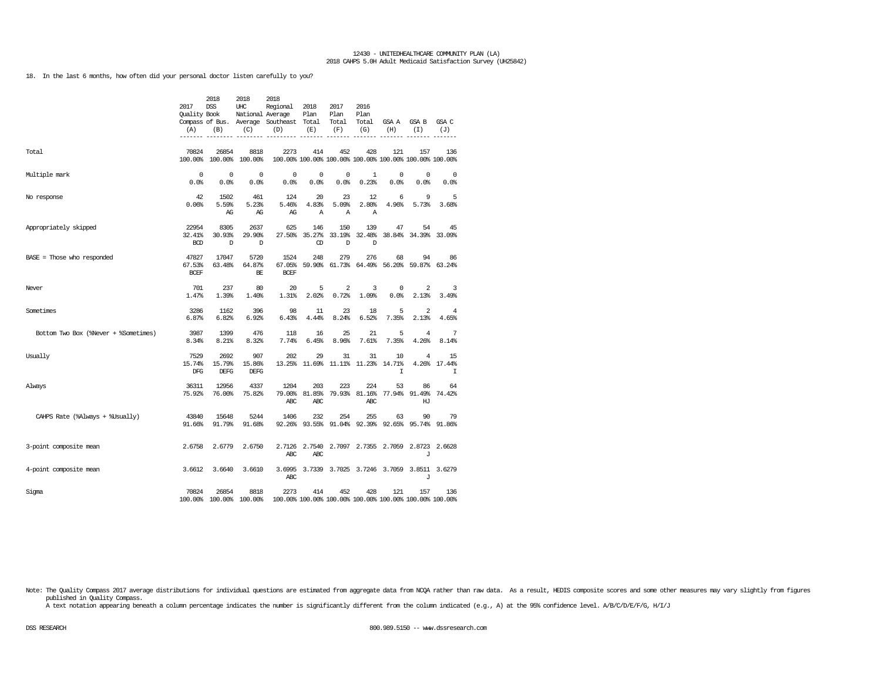12430 - UNITEDHEALTHCARE COMMUNITY PLAN (LA)
2018 CAHPS 5.0H Adult Medicaid Satisfaction Survey (UH25842)

18. In the last 6 months, how often did your personal doctor listen carefully to you?

| | 2017 Quality Compass (A) | 2018 DSS Book of Bus. (B) | 2018 UHC National Average (C) | 2018 Regional Average Southeast (D) | 2018 Plan Total (E) | 2017 Plan Total (F) | 2016 Plan Total (G) | GSA A (H) | GSA B (I) | GSA C (J) |
|---|---|---|---|---|---|---|---|---|---|---|
| Total | 70824<br>100.00% | 26854<br>100.00% | 8818<br>100.00% | 2273<br>100.00% | 414<br>100.00% | 452<br>100.00% | 428<br>100.00% | 121<br>100.00% | 157<br>100.00% | 136<br>100.00% |
| Multiple mark | 0<br>0.0% | 0<br>0.0% | 0<br>0.0% | 0<br>0.0% | 0<br>0.0% | 0<br>0.0% | 1<br>0.23% | 0<br>0.0% | 0<br>0.0% | 0<br>0.0% |
| No response | 42<br>0.06% | 1502<br>5.59%<br>AG | 461<br>5.23%<br>AG | 124<br>5.46%<br>AG | 20<br>4.83%<br>A | 23<br>5.09%<br>A | 12<br>2.80%<br>A | 6<br>4.96% | 9<br>5.73% | 5<br>3.68% |
| Appropriately skipped | 22954<br>32.41%<br>BCD | 8305<br>30.93%<br>D | 2637<br>29.90%<br>D | 625<br>27.50% | 146<br>35.27%<br>CD | 150<br>33.19%<br>D | 139<br>32.48%<br>D | 47<br>38.84% | 54<br>34.39% | 45<br>33.09% |
| BASE = Those who responded | 47827<br>67.53%<br>BCEF | 17047<br>63.48% | 5720<br>64.87%<br>BE | 1524<br>67.05%<br>BCEF | 248<br>59.90% | 279<br>61.73% | 276<br>64.49% | 68<br>56.20% | 94<br>59.87% | 86<br>63.24% |
| Never | 701<br>1.47% | 237<br>1.39% | 80<br>1.40% | 20<br>1.31% | 5<br>2.02% | 2<br>0.72% | 3<br>1.09% | 0<br>0.0% | 2<br>2.13% | 3<br>3.49% |
| Sometimes | 3286<br>6.87% | 1162<br>6.82% | 396<br>6.92% | 98<br>6.43% | 11<br>4.44% | 23<br>8.24% | 18<br>6.52% | 5<br>7.35% | 2<br>2.13% | 4<br>4.65% |
| Bottom Two Box (%Never + %Sometimes) | 3987<br>8.34% | 1399<br>8.21% | 476<br>8.32% | 118<br>7.74% | 16<br>6.45% | 25<br>8.96% | 21<br>7.61% | 5<br>7.35% | 4<br>4.26% | 7<br>8.14% |
| Usually | 7529<br>15.74%<br>DFG | 2692<br>15.79%<br>DEFG | 907<br>15.86%<br>DEFG | 202<br>13.25% | 29<br>11.69% | 31<br>11.11% | 31<br>11.23% | 10<br>14.71%<br>I | 4<br>4.26% | 15<br>17.44%<br>I |
| Always | 36311<br>75.92% | 12956<br>76.00% | 4337<br>75.82% | 1204<br>79.00%<br>ABC | 203<br>81.85%<br>ABC | 223<br>79.93% | 224<br>81.16%<br>ABC | 53<br>77.94% | 86<br>91.49%<br>HJ | 64<br>74.42% |
| CAHPS Rate (%Always + %Usually) | 43840<br>91.66% | 15648<br>91.79% | 5244<br>91.68% | 1406<br>92.26% | 232<br>93.55% | 254<br>91.04% | 255<br>92.39% | 63<br>92.65% | 90<br>95.74% | 79<br>91.86% |
| 3-point composite mean | 2.6758 | 2.6779 | 2.6750 | 2.7126<br>ABC | 2.7540<br>ABC | 2.7097 | 2.7355 | 2.7059 | 2.8723<br>J | 2.6628 |
| 4-point composite mean | 3.6612 | 3.6640 | 3.6610 | 3.6995<br>ABC | 3.7339 | 3.7025 | 3.7246 | 3.7059 | 3.8511<br>J | 3.6279 |
| Sigma | 70824<br>100.00% | 26854<br>100.00% | 8818<br>100.00% | 2273<br>100.00% | 414<br>100.00% | 452<br>100.00% | 428<br>100.00% | 121<br>100.00% | 157<br>100.00% | 136<br>100.00% |

Note: The Quality Compass 2017 average distributions for individual questions are estimated from aggregate data from NCQA rather than raw data. As a result, HEDIS composite scores and some other measures may vary slightly from figures published in Quality Compass.
A text notation appearing beneath a column percentage indicates the number is significantly different from the column indicated (e.g., A) at the 95% confidence level. A/B/C/D/E/F/G, H/I/J

DSS RESEARCH 800.989.5150 -- www.dssresearch.com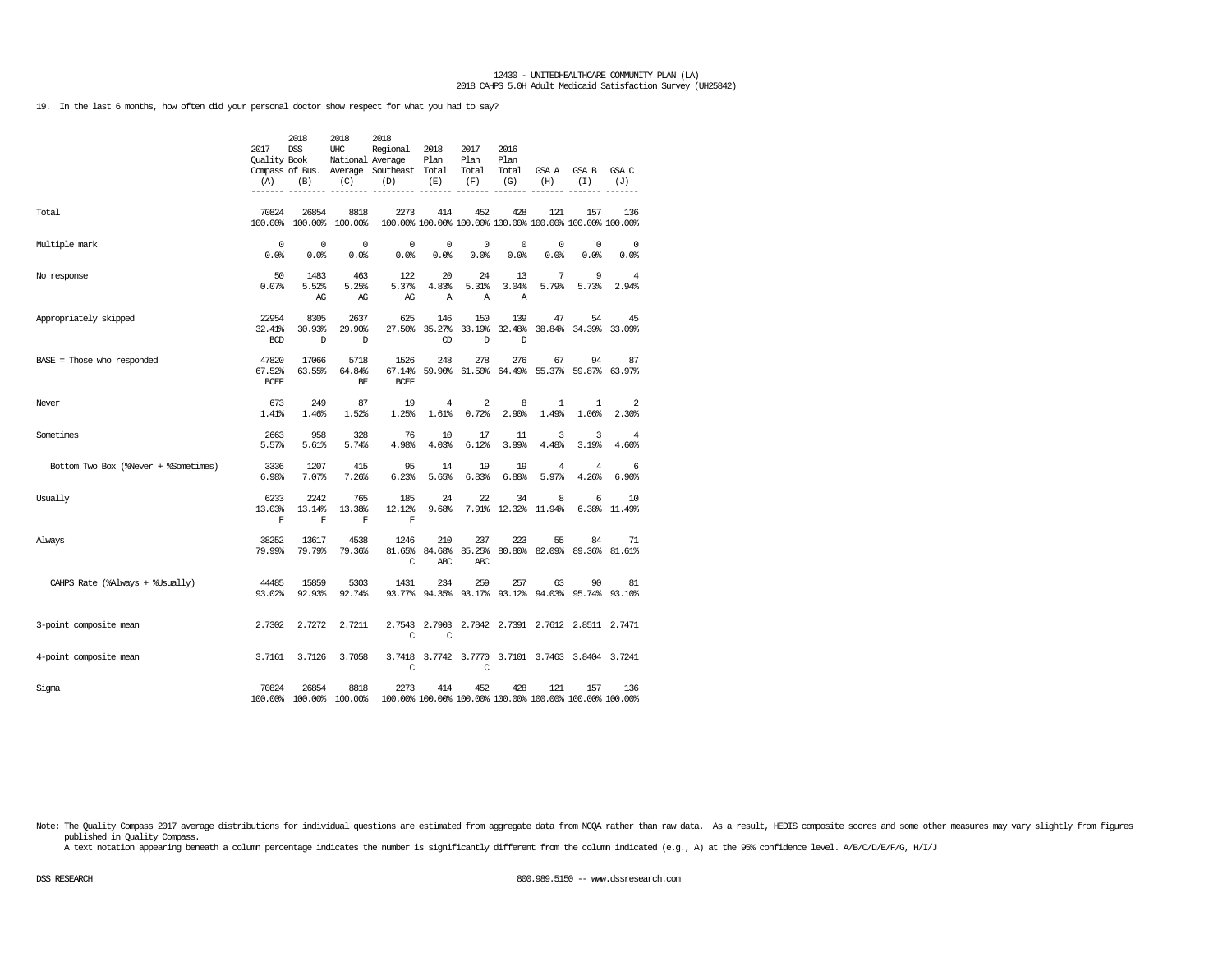19. In the last 6 months, how often did your personal doctor show respect for what you had to say?

| | 2017 Quality Compass (A) | 2018 DSS Book of Bus. (B) | 2018 UHC National Average (C) | 2018 Regional Average Southeast (D) | 2018 Plan Total (E) | 2017 Plan Total (F) | 2016 Plan Total (G) | GSA A (H) | GSA B (I) | GSA C (J) |
|---|---|---|---|---|---|---|---|---|---|---|
| Total | 70824<br>100.00% | 26854<br>100.00% | 8818<br>100.00% | 2273<br>100.00% | 414<br>100.00% | 452<br>100.00% | 428<br>100.00% | 121<br>100.00% | 157<br>100.00% | 136<br>100.00% |
| Multiple mark | 0<br>0.0% | 0<br>0.0% | 0<br>0.0% | 0<br>0.0% | 0<br>0.0% | 0<br>0.0% | 0<br>0.0% | 0<br>0.0% | 0<br>0.0% | 0<br>0.0% |
| No response | 50<br>0.07% | 1483<br>5.52%<br>AG | 463<br>5.25%<br>AG | 122<br>5.37%<br>AG | 20<br>4.83%<br>A | 24<br>5.31%<br>A | 13<br>3.04%<br>A | 7<br>5.79% | 9<br>5.73% | 4<br>2.94% |
| Appropriately skipped | 22954<br>32.41%<br>BCD | 8305<br>30.93%<br>D | 2637<br>29.90%<br>D | 625<br>27.50% | 146<br>35.27%<br>CD | 150<br>33.19%<br>D | 139<br>32.48%<br>D | 47<br>38.84% | 54<br>34.39% | 45<br>33.09% |
| BASE = Those who responded | 47820<br>67.52%<br>BCEF | 17066<br>63.55% | 5718<br>64.84%<br>BE | 1526<br>67.14%<br>BCEF | 248<br>59.90% | 278<br>61.50% | 276<br>64.49% | 67<br>55.37% | 94<br>59.87% | 87<br>63.97% |
| Never | 673<br>1.41% | 249<br>1.46% | 87<br>1.52% | 19<br>1.25% | 4<br>1.61% | 2<br>0.72% | 8<br>2.90% | 1<br>1.49% | 1<br>1.06% | 2<br>2.30% |
| Sometimes | 2663<br>5.57% | 958<br>5.61% | 328<br>5.74% | 76<br>4.98% | 10<br>4.03% | 17<br>6.12% | 11<br>3.99% | 3<br>4.48% | 3<br>3.19% | 4<br>4.60% |
| Bottom Two Box (%Never + %Sometimes) | 3336<br>6.98% | 1207<br>7.07% | 415<br>7.26% | 95<br>6.23% | 14<br>5.65% | 19<br>6.83% | 19<br>6.88% | 4<br>5.97% | 4<br>4.26% | 6<br>6.90% |
| Usually | 6233<br>13.03%<br>F | 2242<br>13.14%<br>F | 765<br>13.38%<br>F | 185<br>12.12%<br>F | 24<br>9.68% | 22<br>7.91% | 34<br>12.32% | 8<br>11.94% | 6<br>6.38% | 10<br>11.49% |
| Always | 38252<br>79.99% | 13617<br>79.79% | 4538<br>79.36% | 1246<br>81.65%<br>C | 210<br>84.68%<br>ABC | 237<br>85.25%<br>ABC | 223<br>80.80% | 55<br>82.09% | 84<br>89.36% | 71<br>81.61% |
| CAHPS Rate (%Always + %Usually) | 44485<br>93.02% | 15859<br>92.93% | 5303<br>92.74% | 1431<br>93.77% | 234<br>94.35% | 259<br>93.17% | 257<br>93.12% | 63<br>94.03% | 90<br>95.74% | 81<br>93.10% |
| 3-point composite mean | 2.7302 | 2.7272 | 2.7211 | 2.7543<br>C | 2.7903<br>C | 2.7842 | 2.7391 | 2.7612 | 2.8511 | 2.7471 |
| 4-point composite mean | 3.7161 | 3.7126 | 3.7058 | 3.7418<br>C | 3.7742 | 3.7770<br>C | 3.7101 | 3.7463 | 3.8404 | 3.7241 |
| Sigma | 70824<br>100.00% | 26854<br>100.00% | 8818<br>100.00% | 2273<br>100.00% | 414<br>100.00% | 452<br>100.00% | 428<br>100.00% | 121<br>100.00% | 157<br>100.00% | 136<br>100.00% |

Note: The Quality Compass 2017 average distributions for individual questions are estimated from aggregate data from NCQA rather than raw data. As a result, HEDIS composite scores and some other measures may vary slightly from figures published in Quality Compass.
A text notation appearing beneath a column percentage indicates the number is significantly different from the column indicated (e.g., A) at the 95% confidence level. A/B/C/D/E/F/G, H/I/J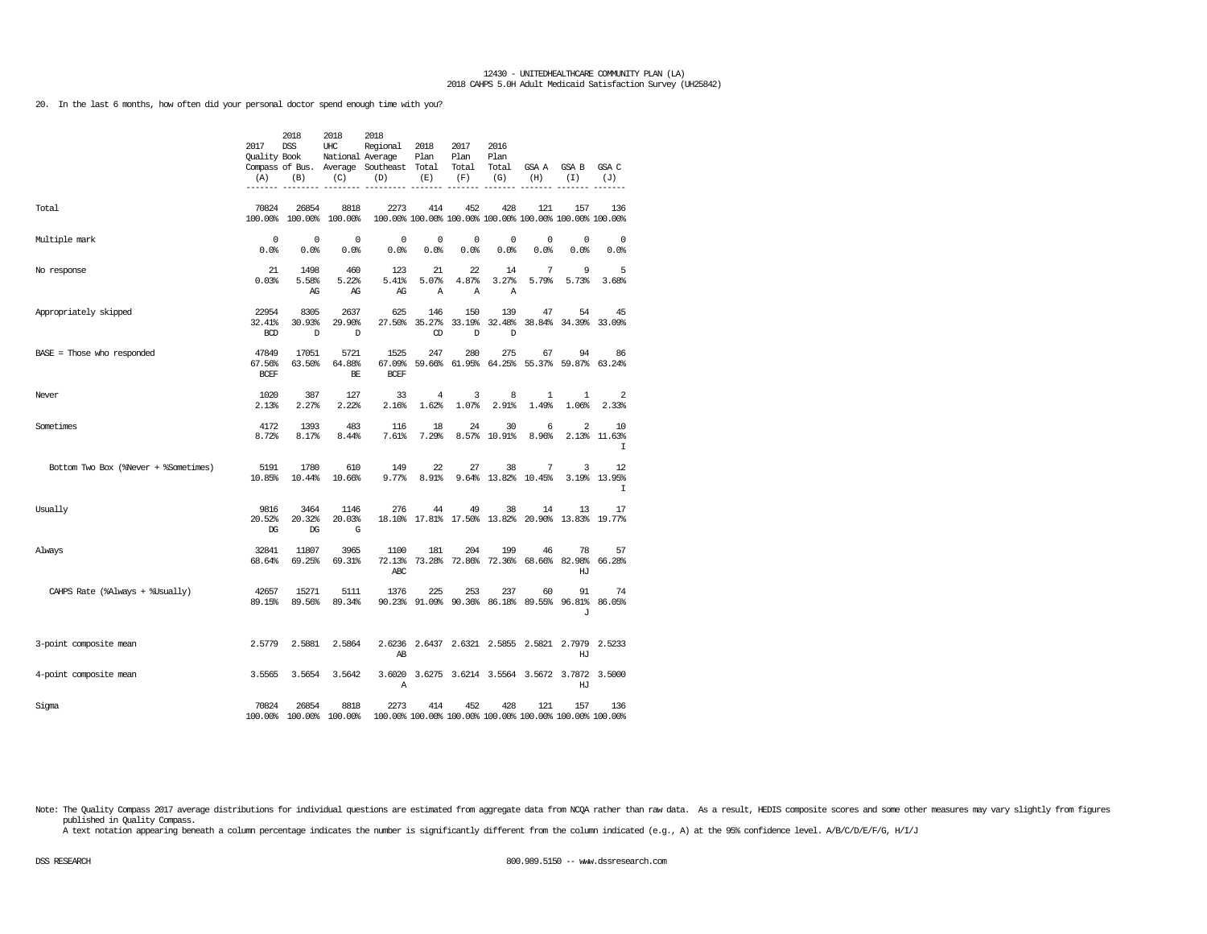12430 - UNITEDHEALTHCARE COMMUNITY PLAN (LA)
2018 CAHPS 5.0H Adult Medicaid Satisfaction Survey (UH25842)

20. In the last 6 months, how often did your personal doctor spend enough time with you?

| | 2017 Quality Compass (A) | 2018 DSS Book of Bus. (B) | 2018 UHC National Average (C) | 2018 Regional Average Southeast (D) | 2018 Plan Total (E) | 2017 Plan Total (F) | 2016 Plan Total (G) | GSA A (H) | GSA B (I) | GSA C (J) |
|---|---|---|---|---|---|---|---|---|---|---|
| Total | 70824<br>100.00% | 26854<br>100.00% | 8818<br>100.00% | 2273<br>100.00% | 414<br>100.00% | 452<br>100.00% | 428<br>100.00% | 121<br>100.00% | 157<br>100.00% | 136<br>100.00% |
| Multiple mark | 0<br>0.0% | 0<br>0.0% | 0<br>0.0% | 0<br>0.0% | 0<br>0.0% | 0<br>0.0% | 0<br>0.0% | 0<br>0.0% | 0<br>0.0% | 0<br>0.0% |
| No response | 21<br>0.03% | 1498<br>5.58%<br>AG | 460<br>5.22%<br>AG | 123<br>5.41%<br>AG | 21<br>5.07%<br>A | 22<br>4.87%<br>A | 14<br>3.27%<br>A | 7<br>5.79% | 9<br>5.73% | 5<br>3.68% |
| Appropriately skipped | 22954<br>32.41%<br>BCD | 8305<br>30.93%<br>D | 2637<br>29.90%<br>D | 625<br>27.50% | 146<br>35.27%<br>CD | 150<br>33.19%<br>D | 139<br>32.48%<br>D | 47<br>38.84% | 54<br>34.39% | 45<br>33.09% |
| BASE = Those who responded | 47849<br>67.56%<br>BCEF | 17051<br>63.50% | 5721<br>64.88%<br>BE | 1525<br>67.09%<br>BCEF | 247<br>59.66% | 280<br>61.95% | 275<br>64.25% | 67<br>55.37% | 94<br>59.87% | 86<br>63.24% |
| Never | 1020<br>2.13% | 387<br>2.27% | 127<br>2.22% | 33<br>2.16% | 4<br>1.62% | 3<br>1.07% | 8<br>2.91% | 1<br>1.49% | 1<br>1.06% | 2<br>2.33% |
| Sometimes | 4172<br>8.72% | 1393<br>8.17% | 483<br>8.44% | 116<br>7.61% | 18<br>7.29% | 24<br>8.57% | 30<br>10.91% | 6<br>8.96% | 2<br>2.13% | 10<br>11.63%<br>I |
| Bottom Two Box (%Never + %Sometimes) | 5191<br>10.85% | 1780<br>10.44% | 610<br>10.66% | 149<br>9.77% | 22<br>8.91% | 27<br>9.64% | 38<br>13.82% | 7<br>10.45% | 3<br>3.19% | 12<br>13.95%<br>I |
| Usually | 9816<br>20.52%<br>DG | 3464<br>20.32%<br>DG | 1146<br>20.03%<br>G | 276<br>18.10% | 44<br>17.81% | 49<br>17.50% | 38<br>13.82% | 14<br>20.90% | 13<br>13.83% | 17<br>19.77% |
| Always | 32841<br>68.64% | 11807<br>69.25% | 3965<br>69.31% | 1100<br>72.13%<br>ABC | 181<br>73.28% | 204<br>72.86% | 199<br>72.36% | 46<br>68.66% | 78<br>82.98%<br>HJ | 57<br>66.28% |
| CAHPS Rate (%Always + %Usually) | 42657<br>89.15% | 15271<br>89.56% | 5111<br>89.34% | 1376<br>90.23% | 225<br>91.09% | 253<br>90.36% | 237<br>86.18% | 60<br>89.55% | 91<br>96.81%<br>J | 74<br>86.05% |
| 3-point composite mean | 2.5779 | 2.5881 | 2.5864 | 2.6236<br>AB | 2.6437 | 2.6321 | 2.5855 | 2.5821 | 2.7979<br>HJ | 2.5233 |
| 4-point composite mean | 3.5565 | 3.5654 | 3.5642 | 3.6020<br>A | 3.6275 | 3.6214 | 3.5564 | 3.5672 | 3.7872<br>HJ | 3.5000 |
| Sigma | 70824<br>100.00% | 26854<br>100.00% | 8818<br>100.00% | 2273<br>100.00% | 414<br>100.00% | 452<br>100.00% | 428<br>100.00% | 121<br>100.00% | 157<br>100.00% | 136<br>100.00% |

Note: The Quality Compass 2017 average distributions for individual questions are estimated from aggregate data from NCQA rather than raw data. As a result, HEDIS composite scores and some other measures may vary slightly from figures published in Quality Compass.
A text notation appearing beneath a column percentage indicates the number is significantly different from the column indicated (e.g., A) at the 95% confidence level. A/B/C/D/E/F/G, H/I/J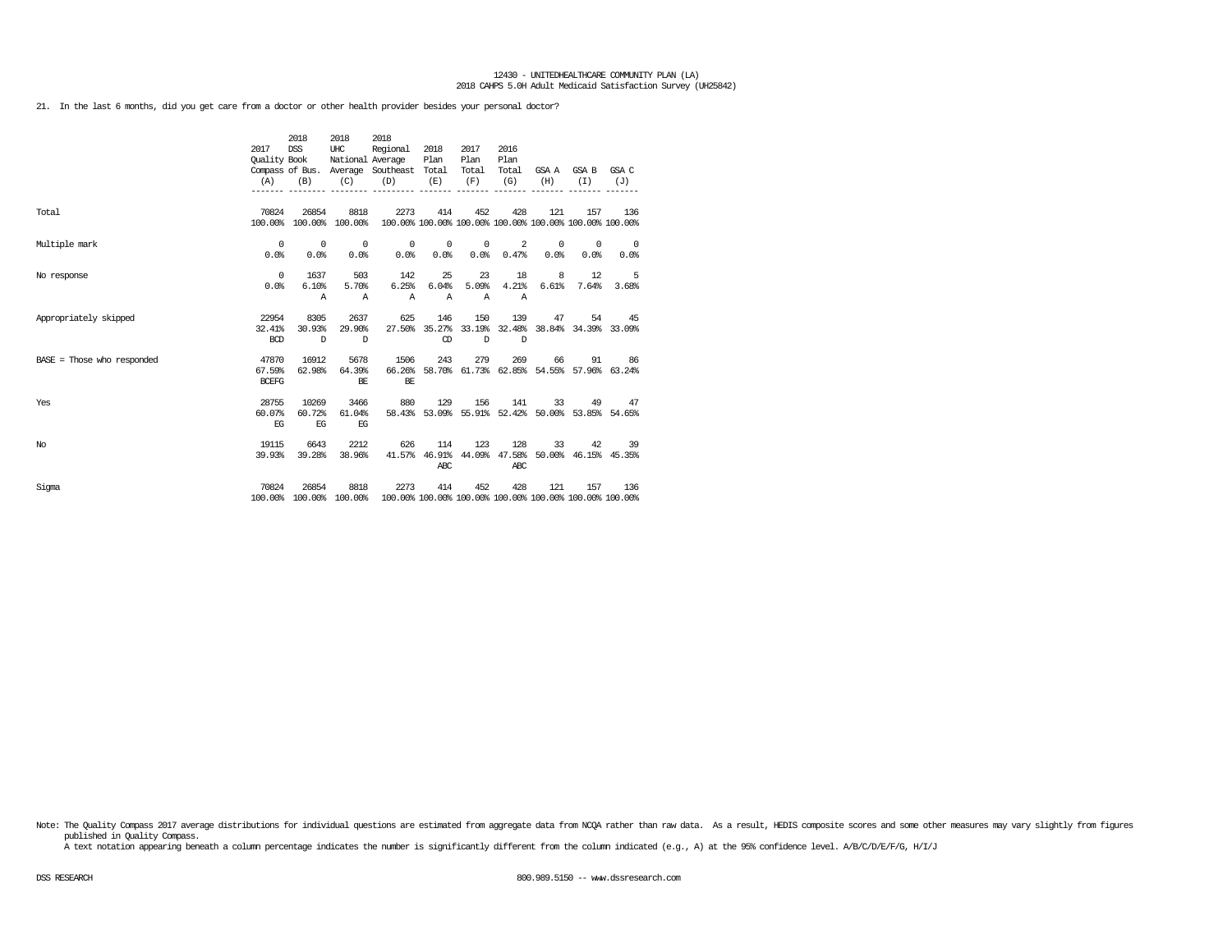21. In the last 6 months, did you get care from a doctor or other health provider besides your personal doctor?

| | 2017 Quality Compass (A) | 2018 DSS Book of Bus. (B) | 2018 UHC National Average (C) | 2018 Regional Average Southeast (D) | 2018 Plan Total (E) | 2017 Plan Total (F) | 2016 Plan Total (G) | GSA A (H) | GSA B (I) | GSA C (J) |
|---|---|---|---|---|---|---|---|---|---|---|
| Total | 70824<br>100.00% | 26854<br>100.00% | 8818<br>100.00% | 2273<br>100.00% | 414<br>100.00% | 452<br>100.00% | 428<br>100.00% | 121<br>100.00% | 157<br>100.00% | 136<br>100.00% |
| Multiple mark | 0<br>0.0% | 0<br>0.0% | 0<br>0.0% | 0<br>0.0% | 0<br>0.0% | 0<br>0.0% | 2<br>0.47% | 0<br>0.0% | 0<br>0.0% | 0<br>0.0% |
| No response | 0<br>0.0% | 1637<br>6.10%<br>A | 503<br>5.70%<br>A | 142<br>6.25%<br>A | 25<br>6.04%<br>A | 23<br>5.09%<br>A | 18<br>4.21%<br>A | 8<br>6.61% | 12<br>7.64% | 5<br>3.68% |
| Appropriately skipped | 22954<br>32.41%<br>BCD | 8305<br>30.93%<br>D | 2637<br>29.90%<br>D | 625<br>27.50% | 146<br>35.27%<br>CD | 150<br>33.19%<br>D | 139<br>32.48%<br>D | 47<br>38.84% | 54<br>34.39% | 45<br>33.09% |
| BASE = Those who responded | 47870<br>67.59%<br>BCEFG | 16912<br>62.98% | 5678<br>64.39%<br>BE | 1506<br>66.26%<br>BE | 243<br>58.70% | 279<br>61.73% | 269<br>62.85% | 66<br>54.55% | 91<br>57.96% | 86<br>63.24% |
| Yes | 28755<br>60.07%<br>EG | 10269<br>60.72%<br>EG | 3466<br>61.04%<br>EG | 880<br>58.43% | 129<br>53.09% | 156<br>55.91% | 141<br>52.42% | 33<br>50.00% | 49<br>53.85% | 47<br>54.65% |
| No | 19115<br>39.93% | 6643<br>39.28% | 2212<br>38.96% | 626<br>41.57% | 114<br>46.91%<br>ABC | 123<br>44.09% | 128<br>47.58%<br>ABC | 33<br>50.00% | 42<br>46.15% | 39<br>45.35% |
| Sigma | 70824<br>100.00% | 26854<br>100.00% | 8818<br>100.00% | 2273<br>100.00% | 414<br>100.00% | 452<br>100.00% | 428<br>100.00% | 121<br>100.00% | 157<br>100.00% | 136<br>100.00% |

Note: The Quality Compass 2017 average distributions for individual questions are estimated from aggregate data from NCQA rather than raw data. As a result, HEDIS composite scores and some other measures may vary slightly from figures published in Quality Compass.
A text notation appearing beneath a column percentage indicates the number is significantly different from the column indicated (e.g., A) at the 95% confidence level. A/B/C/D/E/F/G, H/I/J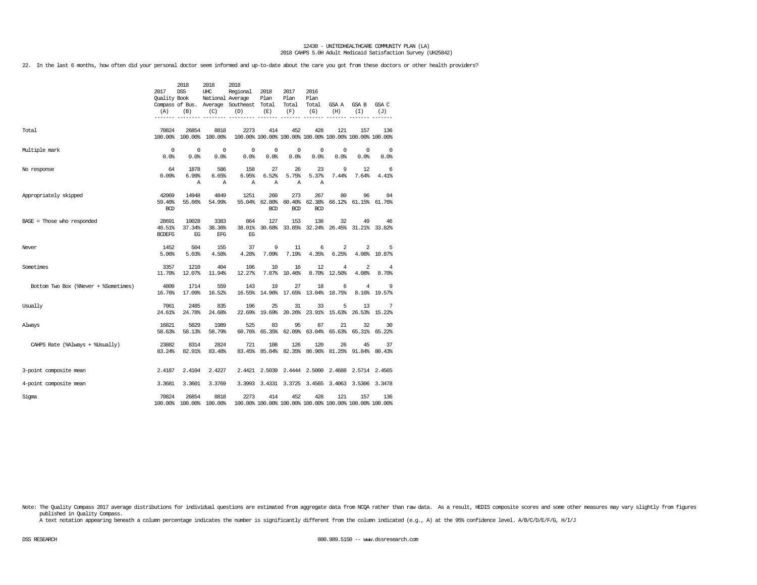12430 - UNITEDHEALTHCARE COMMUNITY PLAN (LA)
2018 CAHPS 5.0H Adult Medicaid Satisfaction Survey (UH25842)

22. In the last 6 months, how often did your personal doctor seem informed and up-to-date about the care you got from these doctors or other health providers?

| | 2017 Quality Compass (A) | 2018 DSS Book of Bus. (B) | 2018 UHC National Average (C) | 2018 Regional Average Southeast (D) | 2018 Plan Total (E) | 2017 Plan Total (F) | 2016 Plan Total (G) | GSA A (H) | GSA B (I) | GSA C (J) |
|---|---|---|---|---|---|---|---|---|---|---|
| Total | 70824<br>100.00% | 26854<br>100.00% | 8818<br>100.00% | 2273<br>100.00% | 414<br>100.00% | 452<br>100.00% | 428<br>100.00% | 121<br>100.00% | 157<br>100.00% | 136<br>100.00% |
| Multiple mark | 0<br>0.0% | 0<br>0.0% | 0<br>0.0% | 0<br>0.0% | 0<br>0.0% | 0<br>0.0% | 0<br>0.0% | 0<br>0.0% | 0<br>0.0% | 0<br>0.0% |
| No response | 64<br>0.09% | 1878<br>6.99%<br>A | 586<br>6.65%<br>A | 158<br>6.95%<br>A | 27<br>6.52%<br>A | 26<br>5.75%<br>A | 23<br>5.37%<br>A | 9<br>7.44% | 12<br>7.64% | 6<br>4.41% |
| Appropriately skipped | 42069<br>59.40%<br>BCD | 14948<br>55.66% | 4849<br>54.99% | 1251<br>55.04% | 260<br>62.80%<br>BCD | 273<br>60.40%<br>BCD | 267<br>62.38%<br>BCD | 80<br>66.12% | 96<br>61.15% | 84<br>61.76% |
| BASE = Those who responded | 28691<br>40.51%<br>BCDEFG | 10028<br>37.34%<br>EG | 3383<br>38.36%<br>EFG | 864<br>38.01%<br>EG | 127<br>30.68% | 153<br>33.85% | 138<br>32.24% | 32<br>26.45% | 49<br>31.21% | 46<br>33.82% |
| Never | 1452<br>5.06% | 504<br>5.03% | 155<br>4.58% | 37<br>4.28% | 9<br>7.09% | 11<br>7.19% | 6<br>4.35% | 2<br>6.25% | 2<br>4.08% | 5<br>10.87% |
| Sometimes | 3357<br>11.70% | 1210<br>12.07% | 404<br>11.94% | 106<br>12.27% | 10<br>7.87% | 16<br>10.46% | 12<br>8.70% | 4<br>12.50% | 2<br>4.08% | 4<br>8.70% |
| Bottom Two Box (%Never + %Sometimes) | 4809<br>16.76% | 1714<br>17.09% | 559<br>16.52% | 143<br>16.55% | 19<br>14.96% | 27<br>17.65% | 18<br>13.04% | 6<br>18.75% | 4<br>8.16% | 9<br>19.57% |
| Usually | 7061<br>24.61% | 2485<br>24.78% | 835<br>24.68% | 196<br>22.69% | 25<br>19.69% | 31<br>20.26% | 33<br>23.91% | 5<br>15.63% | 13<br>26.53% | 7<br>15.22% |
| Always | 16821<br>58.63% | 5829<br>58.13% | 1989<br>58.79% | 525<br>60.76% | 83<br>65.35% | 95<br>62.09% | 87<br>63.04% | 21<br>65.63% | 32<br>65.31% | 30<br>65.22% |
| CAHPS Rate (%Always + %Usually) | 23882<br>83.24% | 8314<br>82.91% | 2824<br>83.48% | 721<br>83.45% | 108<br>85.04% | 126<br>82.35% | 120<br>86.96% | 26<br>81.25% | 45<br>91.84% | 37<br>80.43% |
| 3-point composite mean | 2.4187 | 2.4104 | 2.4227 | 2.4421 | 2.5039 | 2.4444 | 2.5000 | 2.4688 | 2.5714 | 2.4565 |
| 4-point composite mean | 3.3681 | 3.3601 | 3.3769 | 3.3993 | 3.4331 | 3.3725 | 3.4565 | 3.4063 | 3.5306 | 3.3478 |
| Sigma | 70824<br>100.00% | 26854<br>100.00% | 8818<br>100.00% | 2273<br>100.00% | 414<br>100.00% | 452<br>100.00% | 428<br>100.00% | 121<br>100.00% | 157<br>100.00% | 136<br>100.00% |

Note: The Quality Compass 2017 average distributions for individual questions are estimated from aggregate data from NCQA rather than raw data. As a result, HEDIS composite scores and some other measures may vary slightly from figures published in Quality Compass.
A text notation appearing beneath a column percentage indicates the number is significantly different from the column indicated (e.g., A) at the 95% confidence level. A/B/C/D/E/F/G, H/I/J

DSS RESEARCH 800.989.5150 -- www.dssresearch.com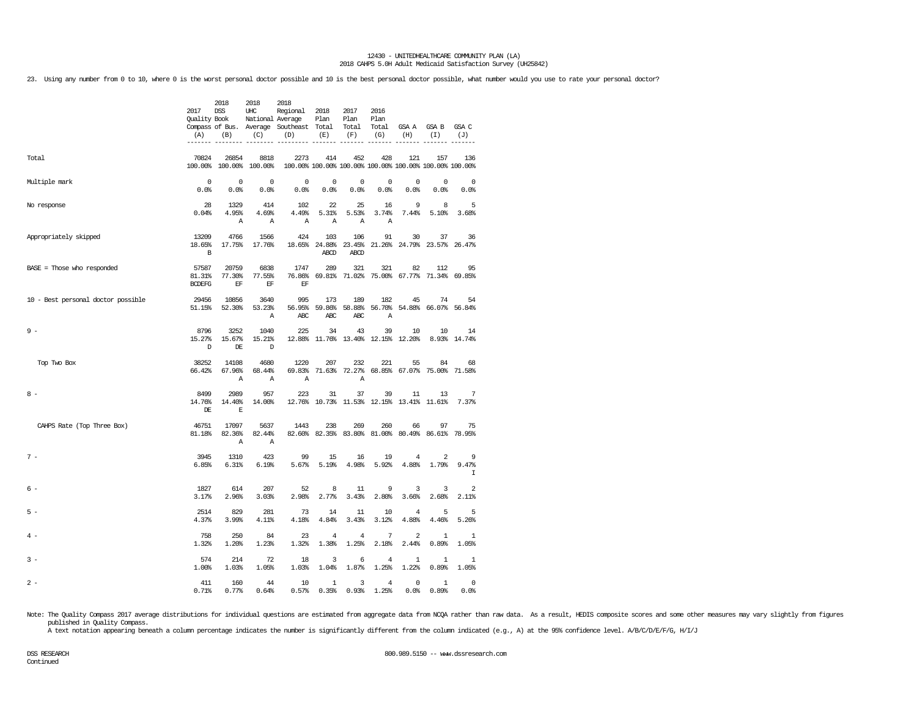12430 - UNITEDHEALTHCARE COMMUNITY PLAN (LA)
2018 CAHPS 5.0H Adult Medicaid Satisfaction Survey (UH25842)

23. Using any number from 0 to 10, where 0 is the worst personal doctor possible and 10 is the best personal doctor possible, what number would you use to rate your personal doctor?

| | 2017 Quality Compass (A) | 2018 DSS Book of Bus. (B) | 2018 UHC National Average (C) | 2018 Regional Average Southeast (D) | 2018 Plan Total (E) | 2017 Plan Total (F) | 2016 Plan Total (G) | GSA A (H) | GSA B (I) | GSA C (J) |
|---|---|---|---|---|---|---|---|---|---|---|
| Total | 70824<br>100.00% | 26854<br>100.00% | 8818<br>100.00% | 2273<br>100.00% | 414<br>100.00% | 452<br>100.00% | 428<br>100.00% | 121<br>100.00% | 157<br>100.00% | 136<br>100.00% |
| Multiple mark | 0<br>0.0% | 0<br>0.0% | 0<br>0.0% | 0<br>0.0% | 0<br>0.0% | 0<br>0.0% | 0<br>0.0% | 0<br>0.0% | 0<br>0.0% | 0<br>0.0% |
| No response | 28<br>0.04% | 1329<br>4.95%<br>A | 414<br>4.69%<br>A | 102<br>4.49%<br>A | 22<br>5.31%<br>A | 25<br>5.53%<br>A | 16<br>3.74%<br>A | 9<br>7.44% | 8<br>5.10% | 5<br>3.68% |
| Appropriately skipped | 13209<br>18.65%<br>B | 4766<br>17.75% | 1566<br>17.76% | 424<br>18.65% | 103<br>24.88%<br>ABCD | 106<br>23.45%<br>ABCD | 91<br>21.26% | 30<br>24.79% | 37<br>23.57% | 36<br>26.47% |
| BASE = Those who responded | 57587<br>81.31%<br>BCDEFG | 20759<br>77.30%<br>EF | 6838<br>77.55%<br>EF | 1747<br>76.86%<br>EF | 289<br>69.81% | 321<br>71.02% | 321<br>75.00% | 82<br>67.77% | 112<br>71.34% | 95<br>69.85% |
| 10 - Best personal doctor possible | 29456<br>51.15% | 10856<br>52.30% | 3640<br>53.23%<br>A | 995<br>56.95%<br>ABC | 173<br>59.86%<br>ABC | 189<br>58.88%<br>ABC | 182<br>56.70%<br>A | 45<br>54.88% | 74<br>66.07% | 54<br>56.84% |
| 9 - | 8796<br>15.27%<br>D | 3252<br>15.67%<br>DE | 1040<br>15.21%<br>D | 225<br>12.88% | 34<br>11.76% | 43<br>13.40% | 39<br>12.15% | 10<br>12.20% | 10<br>8.93% | 14<br>14.74% |
| Top Two Box | 38252<br>66.42% | 14108<br>67.96%<br>A | 4680<br>68.44%<br>A | 1220<br>69.83%<br>A | 207<br>71.63% | 232<br>72.27%<br>A | 221<br>68.85% | 55<br>67.07% | 84<br>75.00% | 68<br>71.58% |
| 8 - | 8499<br>14.76%<br>DE | 2989<br>14.40%<br>E | 957<br>14.00% | 223<br>12.76% | 31<br>10.73% | 37<br>11.53% | 39<br>12.15% | 11<br>13.41% | 13<br>11.61% | 7<br>7.37% |
| CAHPS Rate (Top Three Box) | 46751<br>81.18% | 17097<br>82.36%<br>A | 5637<br>82.44%<br>A | 1443<br>82.60% | 238<br>82.35% | 269<br>83.80% | 260<br>81.00% | 66<br>80.49% | 97<br>86.61% | 75<br>78.95% |
| 7 - | 3945<br>6.85% | 1310<br>6.31% | 423<br>6.19% | 99<br>5.67% | 15<br>5.19% | 16<br>4.98% | 19<br>5.92% | 4<br>4.88% | 2<br>1.79% | 9<br>9.47%<br>I |
| 6 - | 1827<br>3.17% | 614<br>2.96% | 207<br>3.03% | 52<br>2.98% | 8<br>2.77% | 11<br>3.43% | 9<br>2.80% | 3<br>3.66% | 3<br>2.68% | 2<br>2.11% |
| 5 - | 2514<br>4.37% | 829<br>3.99% | 281<br>4.11% | 73<br>4.18% | 14<br>4.84% | 11<br>3.43% | 10<br>3.12% | 4<br>4.88% | 5<br>4.46% | 5<br>5.26% |
| 4 - | 758<br>1.32% | 250<br>1.20% | 84<br>1.23% | 23<br>1.32% | 4<br>1.38% | 4<br>1.25% | 7<br>2.18% | 2<br>2.44% | 1<br>0.89% | 1<br>1.05% |
| 3 - | 574<br>1.00% | 214<br>1.03% | 72<br>1.05% | 18<br>1.03% | 3<br>1.04% | 6<br>1.87% | 4<br>1.25% | 1<br>1.22% | 1<br>0.89% | 1<br>1.05% |
| 2 - | 411<br>0.71% | 160<br>0.77% | 44<br>0.64% | 10<br>0.57% | 1<br>0.35% | 3<br>0.93% | 4<br>1.25% | 0<br>0.0% | 1<br>0.89% | 0<br>0.0% |

Note: The Quality Compass 2017 average distributions for individual questions are estimated from aggregate data from NCQA rather than raw data. As a result, HEDIS composite scores and some other measures may vary slightly from figures published in Quality Compass.
A text notation appearing beneath a column percentage indicates the number is significantly different from the column indicated (e.g., A) at the 95% confidence level. A/B/C/D/E/F/G, H/I/J

DSS RESEARCH
Continued

800.989.5150 -- www.dssresearch.com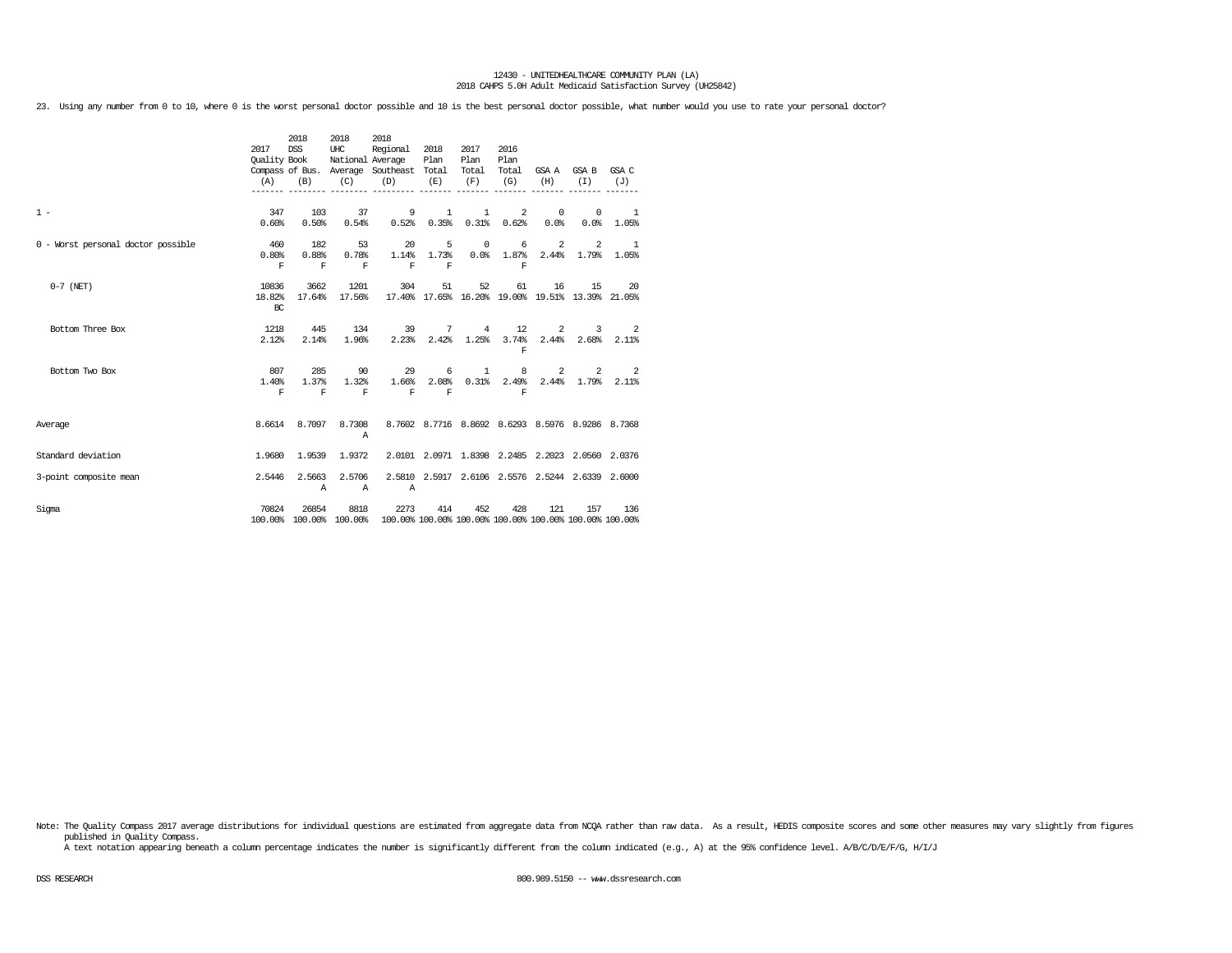23. Using any number from 0 to 10, where 0 is the worst personal doctor possible and 10 is the best personal doctor possible, what number would you use to rate your personal doctor?

| | 2017 Quality Compass (A) | 2018 DSS Book of Bus. (B) | 2018 UHC National Average (C) | 2018 Regional Average Southeast (D) | 2018 Plan Total (E) | 2017 Plan Total (F) | 2016 Plan Total (G) | GSA A (H) | GSA B (I) | GSA C (J) |
|---|---|---|---|---|---|---|---|---|---|---|
| 1 - | 347 | 103 | 37 | 9 | 1 | 1 | 2 | 0 | 0 | 1 |
| | 0.60% | 0.50% | 0.54% | 0.52% | 0.35% | 0.31% | 0.62% | 0.0% | 0.0% | 1.05% |
| 0 - Worst personal doctor possible | 460 | 182 | 53 | 20 | 5 | 0 | 6 | 2 | 2 | 1 |
| | 0.80% | 0.88% | 0.78% | 1.14% | 1.73% | 0.0% | 1.87% | 2.44% | 1.79% | 1.05% |
| | F | F | F | F | F | | F | | | |
| 0-7 (NET) | 10836 | 3662 | 1201 | 304 | 51 | 52 | 61 | 16 | 15 | 20 |
| | 18.82% | 17.64% | 17.56% | 17.40% | 17.65% | 16.20% | 19.00% | 19.51% | 13.39% | 21.05% |
| | BC | | | | | | | | | |
| Bottom Three Box | 1218 | 445 | 134 | 39 | 7 | 4 | 12 | 2 | 3 | 2 |
| | 2.12% | 2.14% | 1.96% | 2.23% | 2.42% | 1.25% | 3.74% | 2.44% | 2.68% | 2.11% |
| | | | | | | | F | | | |
| Bottom Two Box | 807 | 285 | 90 | 29 | 6 | 1 | 8 | 2 | 2 | 2 |
| | 1.40% | 1.37% | 1.32% | 1.66% | 2.08% | 0.31% | 2.49% | 2.44% | 1.79% | 2.11% |
| | F | F | F | F | F | | F | | | |
| Average | 8.6614 | 8.7097 | 8.7308 | 8.7602 | 8.7716 | 8.8692 | 8.6293 | 8.5976 | 8.9286 | 8.7368 |
| | | | A | | | | | | | |
| Standard deviation | 1.9680 | 1.9539 | 1.9372 | 2.0101 | 2.0971 | 1.8398 | 2.2485 | 2.2023 | 2.0560 | 2.0376 |
| 3-point composite mean | 2.5446 | 2.5663 | 2.5706 | 2.5810 | 2.5917 | 2.6106 | 2.5576 | 2.5244 | 2.6339 | 2.6000 |
| | | A | A | A | | | | | | |
| Sigma | 70824 | 26854 | 8818 | 2273 | 414 | 452 | 428 | 121 | 157 | 136 |
| | 100.00% | 100.00% | 100.00% | 100.00% | 100.00% | 100.00% | 100.00% | 100.00% | 100.00% | 100.00% |

Note: The Quality Compass 2017 average distributions for individual questions are estimated from aggregate data from NCQA rather than raw data. As a result, HEDIS composite scores and some other measures may vary slightly from figures published in Quality Compass.
A text notation appearing beneath a column percentage indicates the number is significantly different from the column indicated (e.g., A) at the 95% confidence level. A/B/C/D/E/F/G, H/I/J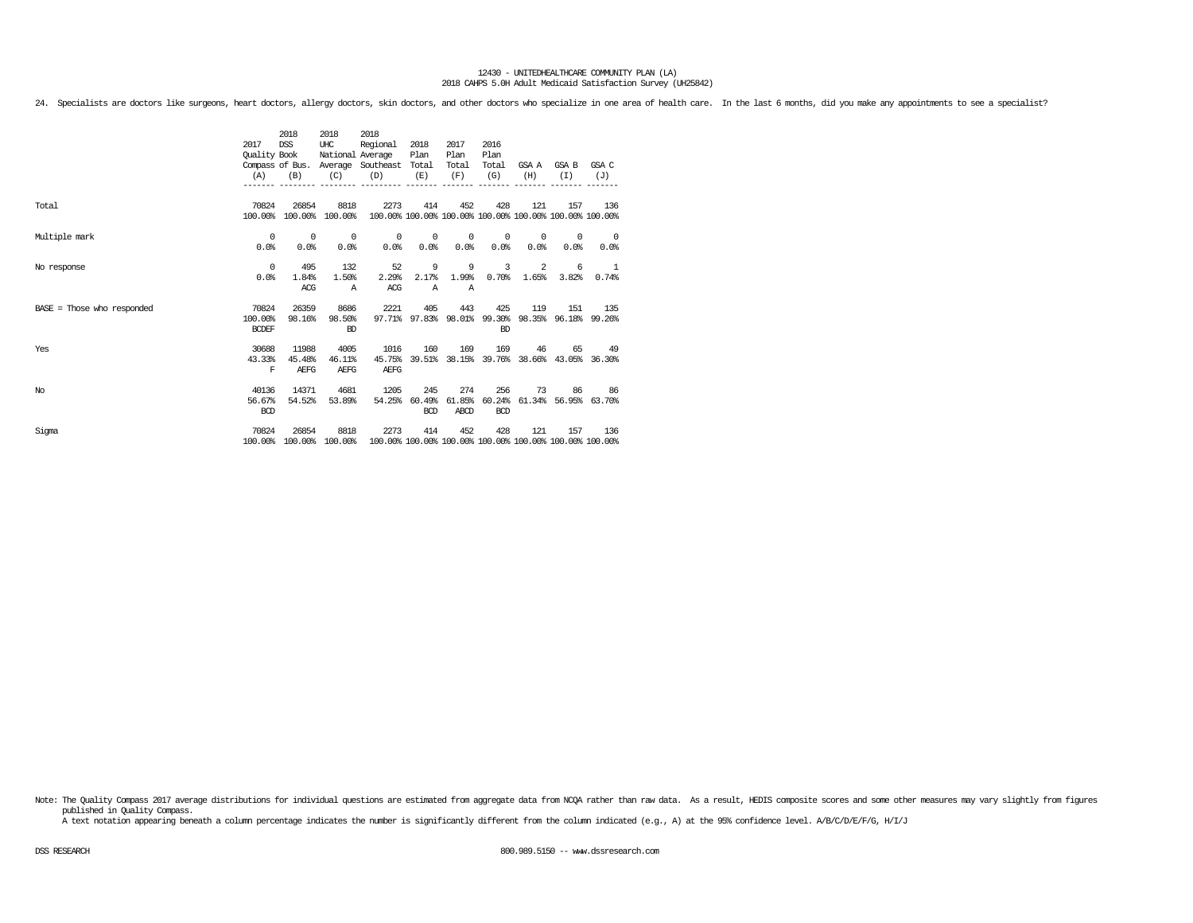12430 - UNITEDHEALTHCARE COMMUNITY PLAN (LA)
2018 CAHPS 5.0H Adult Medicaid Satisfaction Survey (UH25842)

24. Specialists are doctors like surgeons, heart doctors, allergy doctors, skin doctors, and other doctors who specialize in one area of health care. In the last 6 months, did you make any appointments to see a specialist?

| | 2017 Quality Compass (A) | 2018 DSS Book of Bus. (B) | 2018 UHC National Average (C) | 2018 Regional Average Southeast (D) | 2018 Plan Total (E) | 2017 Plan Total (F) | 2016 Plan Total (G) | GSA A (H) | GSA B (I) | GSA C (J) |
|---|---|---|---|---|---|---|---|---|---|---|
| Total | 70824<br>100.00% | 26854<br>100.00% | 8818<br>100.00% | 2273<br>100.00% | 414<br>100.00% | 452<br>100.00% | 428<br>100.00% | 121<br>100.00% | 157<br>100.00% | 136<br>100.00% |
| Multiple mark | 0<br>0.0% | 0<br>0.0% | 0<br>0.0% | 0<br>0.0% | 0<br>0.0% | 0<br>0.0% | 0<br>0.0% | 0<br>0.0% | 0<br>0.0% | 0<br>0.0% |
| No response | 0<br>0.0% | 495<br>1.84%<br>ACG | 132<br>1.50%<br>A | 52<br>2.29%<br>ACG | 9<br>2.17%<br>A | 9<br>1.99%<br>A | 3<br>0.70% | 2<br>1.65% | 6<br>3.82% | 1<br>0.74% |
| BASE = Those who responded | 70824<br>100.00%<br>BCDEF | 26359<br>98.16% | 8686<br>98.50%<br>BD | 2221<br>97.71% | 405<br>97.83% | 443<br>98.01% | 425<br>99.30%<br>BD | 119<br>98.35% | 151<br>96.18% | 135<br>99.26% |
| Yes | 30688<br>43.33%<br>F | 11988<br>45.48%<br>AEFG | 4005<br>46.11%<br>AEFG | 1016<br>45.75%<br>AEFG | 160<br>39.51% | 169<br>38.15% | 169<br>39.76% | 46<br>38.66% | 65<br>43.05% | 49<br>36.30% |
| No | 40136<br>56.67%<br>BCD | 14371<br>54.52% | 4681<br>53.89% | 1205<br>54.25% | 245<br>60.49%<br>BCD | 274<br>61.85%<br>ABCD | 256<br>60.24%<br>BCD | 73<br>61.34% | 86<br>56.95% | 86<br>63.70% |
| Sigma | 70824<br>100.00% | 26854<br>100.00% | 8818<br>100.00% | 2273<br>100.00% | 414<br>100.00% | 452<br>100.00% | 428<br>100.00% | 121<br>100.00% | 157<br>100.00% | 136<br>100.00% |

Note: The Quality Compass 2017 average distributions for individual questions are estimated from aggregate data from NCQA rather than raw data. As a result, HEDIS composite scores and some other measures may vary slightly from figures published in Quality Compass.
A text notation appearing beneath a column percentage indicates the number is significantly different from the column indicated (e.g., A) at the 95% confidence level. A/B/C/D/E/F/G, H/I/J

DSS RESEARCH 800.989.5150 -- www.dssresearch.com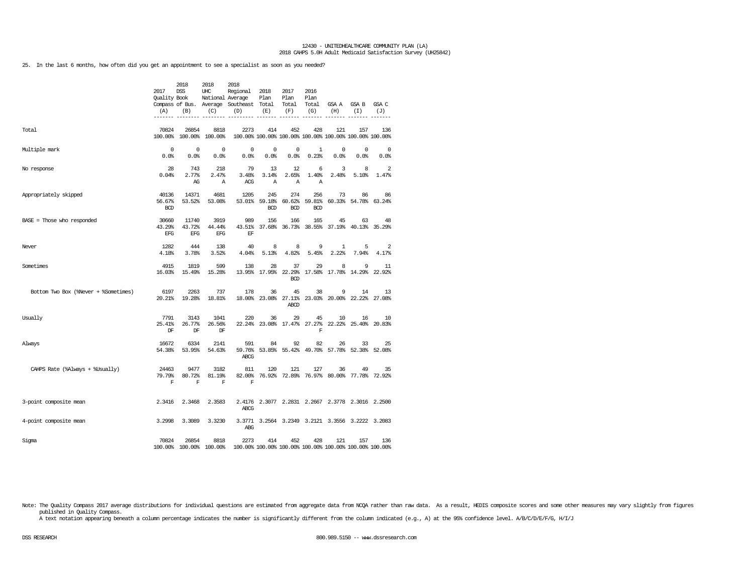12430 - UNITEDHEALTHCARE COMMUNITY PLAN (LA)
2018 CAHPS 5.0H Adult Medicaid Satisfaction Survey (UH25842)

25. In the last 6 months, how often did you get an appointment to see a specialist as soon as you needed?

| | 2017 Quality Compass (A) | 2018 DSS Book of Bus. (B) | 2018 UHC National Average (C) | 2018 Regional Average Southeast (D) | 2018 Plan Total (E) | 2017 Plan Total (F) | 2016 Plan Total (G) | GSA A (H) | GSA B (I) | GSA C (J) |
|---|---|---|---|---|---|---|---|---|---|---|
| Total | 70824<br>100.00% | 26854<br>100.00% | 8818<br>100.00% | 2273<br>100.00% | 414<br>100.00% | 452<br>100.00% | 428<br>100.00% | 121<br>100.00% | 157<br>100.00% | 136<br>100.00% |
| Multiple mark | 0<br>0.0% | 0<br>0.0% | 0<br>0.0% | 0<br>0.0% | 0<br>0.0% | 0<br>0.0% | 1<br>0.23% | 0<br>0.0% | 0<br>0.0% | 0<br>0.0% |
| No response | 28<br>0.04% | 743<br>2.77%<br>AG | 218<br>2.47%<br>A | 79<br>3.48%<br>ACG | 13<br>3.14%<br>A | 12<br>2.65%<br>A | 6<br>1.40%<br>A | 3<br>2.48% | 8<br>5.10% | 2<br>1.47% |
| Appropriately skipped | 40136<br>56.67%<br>BCD | 14371<br>53.52% | 4681<br>53.08% | 1205<br>53.01% | 245<br>59.18%<br>BCD | 274<br>60.62%<br>BCD | 256<br>59.81%<br>BCD | 73<br>60.33% | 86<br>54.78% | 86<br>63.24% |
| BASE = Those who responded | 30660<br>43.29%<br>EFG | 11740<br>43.72%<br>EFG | 3919<br>44.44%<br>EFG | 989<br>43.51%<br>EF | 156<br>37.68% | 166<br>36.73% | 165<br>38.55% | 45<br>37.19% | 63<br>40.13% | 48<br>35.29% |
| Never | 1282<br>4.18% | 444<br>3.78% | 138<br>3.52% | 40<br>4.04% | 8<br>5.13% | 8<br>4.82% | 9<br>5.45% | 1<br>2.22% | 5<br>7.94% | 2<br>4.17% |
| Sometimes | 4915<br>16.03% | 1819<br>15.49% | 599<br>15.28% | 138<br>13.95% | 28<br>17.95% | 37<br>22.29%<br>BCD | 29<br>17.58% | 8<br>17.78% | 9<br>14.29% | 11<br>22.92% |
| Bottom Two Box (%Never + %Sometimes) | 6197<br>20.21% | 2263<br>19.28% | 737<br>18.81% | 178<br>18.00% | 36<br>23.08% | 45<br>27.11%<br>ABCD | 38<br>23.03% | 9<br>20.00% | 14<br>22.22% | 13<br>27.08% |
| Usually | 7791<br>25.41%<br>DF | 3143<br>26.77%<br>DF | 1041<br>26.56%<br>DF | 220<br>22.24% | 36<br>23.08% | 29<br>17.47% | 45<br>27.27%<br>F | 10<br>22.22% | 16<br>25.40% | 10<br>20.83% |
| Always | 16672<br>54.38% | 6334<br>53.95% | 2141<br>54.63% | 591<br>59.76%<br>ABCG | 84<br>53.85% | 92<br>55.42% | 82<br>49.70% | 26<br>57.78% | 33<br>52.38% | 25<br>52.08% |
| CAHPS Rate (%Always + %Usually) | 24463<br>79.79%<br>F | 9477<br>80.72%<br>F | 3182<br>81.19%<br>F | 811<br>82.00%<br>F | 120<br>76.92% | 121<br>72.89% | 127<br>76.97% | 36<br>80.00% | 49<br>77.78% | 35<br>72.92% |
| 3-point composite mean | 2.3416 | 2.3468 | 2.3583 | 2.4176<br>ABCG | 2.3077 | 2.2831 | 2.2667 | 2.3778 | 2.3016 | 2.2500 |
| 4-point composite mean | 3.2998 | 3.3089 | 3.3230 | 3.3771<br>ABG | 3.2564 | 3.2349 | 3.2121 | 3.3556 | 3.2222 | 3.2083 |
| Sigma | 70824<br>100.00% | 26854<br>100.00% | 8818<br>100.00% | 2273<br>100.00% | 414<br>100.00% | 452<br>100.00% | 428<br>100.00% | 121<br>100.00% | 157<br>100.00% | 136<br>100.00% |

Note: The Quality Compass 2017 average distributions for individual questions are estimated from aggregate data from NCQA rather than raw data. As a result, HEDIS composite scores and some other measures may vary slightly from figures published in Quality Compass.
A text notation appearing beneath a column percentage indicates the number is significantly different from the column indicated (e.g., A) at the 95% confidence level. A/B/C/D/E/F/G, H/I/J

DSS RESEARCH 800.989.5150 -- www.dssresearch.com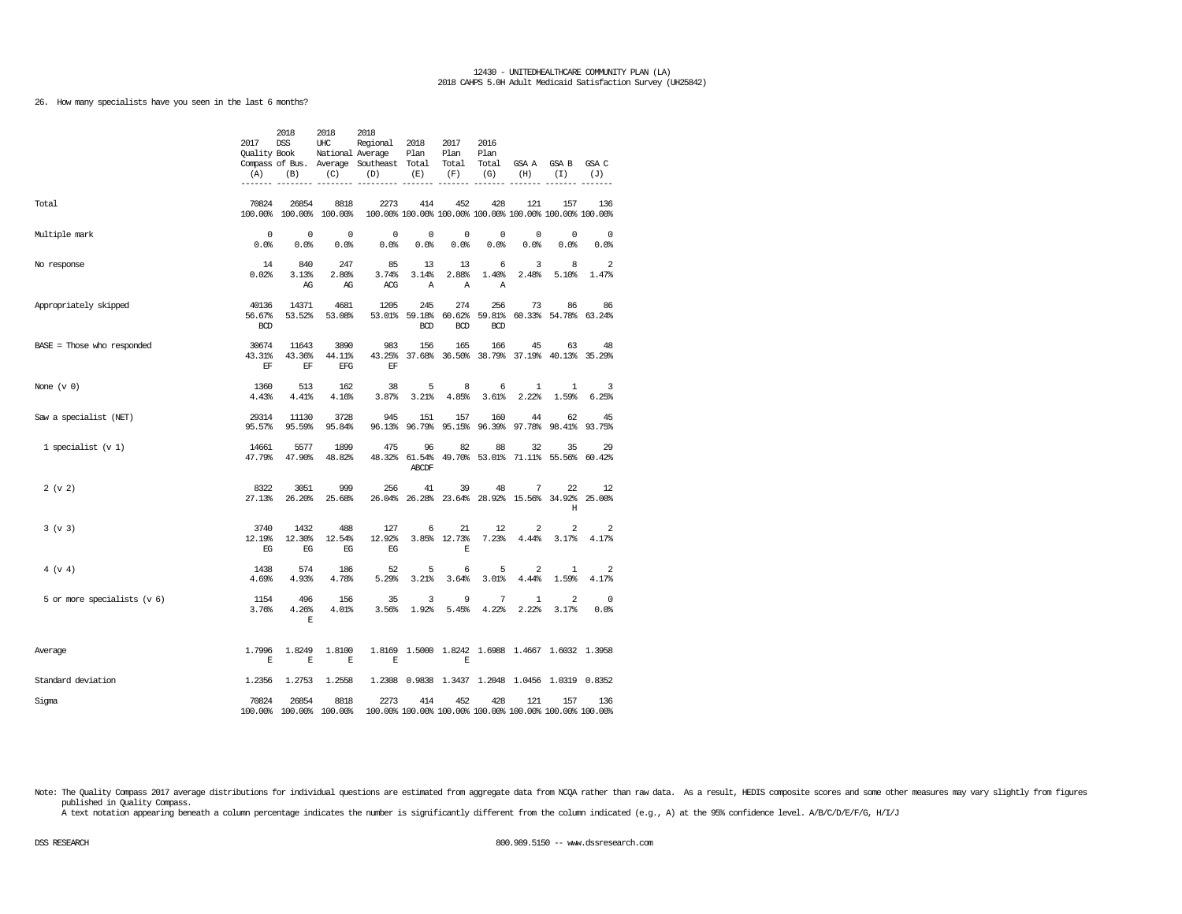12430 - UNITEDHEALTHCARE COMMUNITY PLAN (LA)
2018 CAHPS 5.0H Adult Medicaid Satisfaction Survey (UH25842)

26. How many specialists have you seen in the last 6 months?

| | 2017 Quality Compass (A) | 2018 DSS Book of Bus. (B) | 2018 UHC National Average (C) | 2018 Regional Average Southeast (D) | 2018 Plan Total (E) | 2017 Plan Total (F) | 2016 Plan Total (G) | GSA A (H) | GSA B (I) | GSA C (J) |
|---|---|---|---|---|---|---|---|---|---|---|
| Total | 70824<br>100.00% | 26854<br>100.00% | 8818<br>100.00% | 2273<br>100.00% | 414<br>100.00% | 452<br>100.00% | 428<br>100.00% | 121<br>100.00% | 157<br>100.00% | 136<br>100.00% |
| Multiple mark | 0<br>0.0% | 0<br>0.0% | 0<br>0.0% | 0<br>0.0% | 0<br>0.0% | 0<br>0.0% | 0<br>0.0% | 0<br>0.0% | 0<br>0.0% | 0<br>0.0% |
| No response | 14<br>0.02% | 840<br>3.13%<br>AG | 247<br>2.80%<br>AG | 85<br>3.74%<br>ACG | 13<br>3.14%<br>A | 13<br>2.88%<br>A | 6<br>1.40%<br>A | 3<br>2.48% | 8<br>5.10% | 2<br>1.47% |
| Appropriately skipped | 40136<br>56.67%<br>BCD | 14371<br>53.52% | 4681<br>53.08% | 1205<br>53.01% | 245<br>59.18%<br>BCD | 274<br>60.62%<br>BCD | 256<br>59.81%<br>BCD | 73<br>60.33% | 86<br>54.78% | 86<br>63.24% |
| BASE = Those who responded | 30674<br>43.31%<br>EF | 11643<br>43.36%<br>EF | 3890<br>44.11%<br>EFG | 983<br>43.25%<br>EF | 156<br>37.68% | 165<br>36.50% | 166<br>38.79% | 45<br>37.19% | 63<br>40.13% | 48<br>35.29% |
| None (v 0) | 1360<br>4.43% | 513<br>4.41% | 162<br>4.16% | 38<br>3.87% | 5<br>3.21% | 8<br>4.85% | 6<br>3.61% | 1<br>2.22% | 1<br>1.59% | 3<br>6.25% |
| Saw a specialist (NET) | 29314<br>95.57% | 11130<br>95.59% | 3728<br>95.84% | 945<br>96.13% | 151<br>96.79% | 157<br>95.15% | 160<br>96.39% | 44<br>97.78% | 62<br>98.41% | 45<br>93.75% |
| 1 specialist (v 1) | 14661<br>47.79% | 5577<br>47.90% | 1899<br>48.82% | 475<br>48.32% | 96<br>61.54%<br>ABCDF | 82<br>49.70% | 88<br>53.01% | 32<br>71.11% | 35<br>55.56% | 29<br>60.42% |
| 2 (v 2) | 8322<br>27.13% | 3051<br>26.20% | 999<br>25.68% | 256<br>26.04% | 41<br>26.28% | 39<br>23.64% | 48<br>28.92% | 7<br>15.56% | 22<br>34.92%<br>H | 12<br>25.00% |
| 3 (v 3) | 3740<br>12.19%<br>EG | 1432<br>12.30%<br>EG | 488<br>12.54%<br>EG | 127<br>12.92%<br>EG | 6<br>3.85% | 21<br>12.73%<br>E | 12<br>7.23% | 2<br>4.44% | 2<br>3.17% | 2<br>4.17% |
| 4 (v 4) | 1438<br>4.69% | 574<br>4.93% | 186<br>4.78% | 52<br>5.29% | 5<br>3.21% | 6<br>3.64% | 5<br>3.01% | 2<br>4.44% | 1<br>1.59% | 2<br>4.17% |
| 5 or more specialists (v 6) | 1154<br>3.76% | 496<br>4.26%<br>E | 156<br>4.01% | 35<br>3.56% | 3<br>1.92% | 9<br>5.45% | 7<br>4.22% | 1<br>2.22% | 2<br>3.17% | 0<br>0.0% |
| Average | 1.7996<br>E | 1.8249<br>E | 1.8100<br>E | 1.8169<br>E | 1.5000 | 1.8242<br>E | 1.6988 | 1.4667 | 1.6032 | 1.3958 |
| Standard deviation | 1.2356 | 1.2753 | 1.2558 | 1.2308 | 0.9838 | 1.3437 | 1.2048 | 1.0456 | 1.0319 | 0.8352 |
| Sigma | 70824<br>100.00% | 26854<br>100.00% | 8818<br>100.00% | 2273<br>100.00% | 414<br>100.00% | 452<br>100.00% | 428<br>100.00% | 121<br>100.00% | 157<br>100.00% | 136<br>100.00% |

Note: The Quality Compass 2017 average distributions for individual questions are estimated from aggregate data from NCQA rather than raw data. As a result, HEDIS composite scores and some other measures may vary slightly from figures published in Quality Compass.
A text notation appearing beneath a column percentage indicates the number is significantly different from the column indicated (e.g., A) at the 95% confidence level. A/B/C/D/E/F/G, H/I/J

DSS RESEARCH 800.989.5150 -- www.dssresearch.com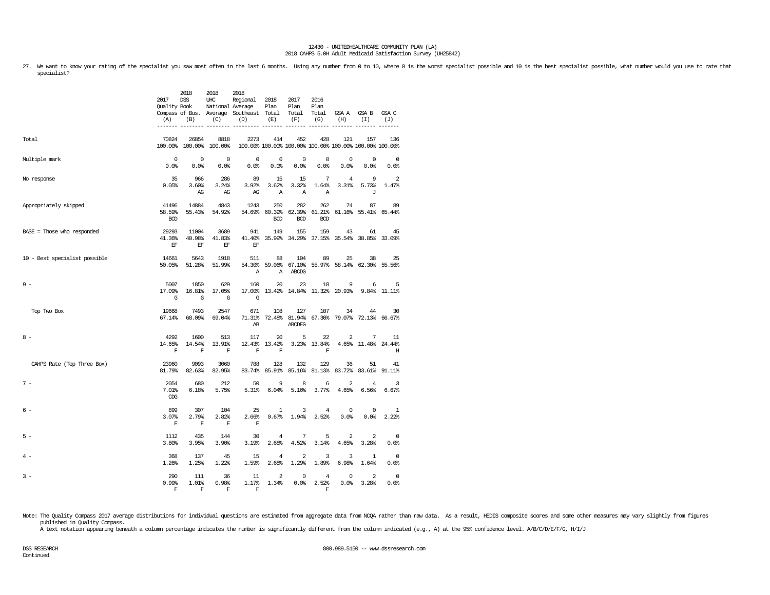12430 - UNITEDHEALTHCARE COMMUNITY PLAN (LA)
2018 CAHPS 5.0H Adult Medicaid Satisfaction Survey (UH25842)

27. We want to know your rating of the specialist you saw most often in the last 6 months. Using any number from 0 to 10, where 0 is the worst specialist possible and 10 is the best specialist possible, what number would you use to rate that specialist?

| | 2017 Quality Compass (A) | 2018 DSS Book of Bus. (B) | 2018 UHC National Average (C) | 2018 Regional Average Southeast (D) | 2018 Plan Total (E) | 2017 Plan Total (F) | 2016 Plan Total (G) | GSA A (H) | GSA B (I) | GSA C (J) |
|---|---|---|---|---|---|---|---|---|---|---|
| Total | 70824<br>100.00% | 26854<br>100.00% | 8818<br>100.00% | 2273<br>100.00% | 414<br>100.00% | 452<br>100.00% | 428<br>100.00% | 121<br>100.00% | 157<br>100.00% | 136<br>100.00% |
| Multiple mark | 0<br>0.0% | 0<br>0.0% | 0<br>0.0% | 0<br>0.0% | 0<br>0.0% | 0<br>0.0% | 0<br>0.0% | 0<br>0.0% | 0<br>0.0% | 0<br>0.0% |
| No response | 35<br>0.05% | 966<br>3.60%<br>AG | 286<br>3.24%<br>AG | 89<br>3.92%<br>AG | 15<br>3.62%<br>A | 15<br>3.32%<br>A | 7<br>1.64%<br>A | 4<br>3.31% | 9<br>5.73%<br>J | 2<br>1.47% |
| Appropriately skipped | 41496<br>58.59%<br>BCD | 14884<br>55.43% | 4843<br>54.92% | 1243<br>54.69% | 250<br>60.39%<br>BCD | 282<br>62.39%<br>BCD | 262<br>61.21%<br>BCD | 74<br>61.16% | 87<br>55.41% | 89<br>65.44% |
| BASE = Those who responded | 29293<br>41.36%<br>EF | 11004<br>40.98%<br>EF | 3689<br>41.83%<br>EF | 941<br>41.40%<br>EF | 149<br>35.99% | 155<br>34.29% | 159<br>37.15% | 43<br>35.54% | 61<br>38.85% | 45<br>33.09% |
| 10 - Best specialist possible | 14661<br>50.05% | 5643<br>51.28% | 1918<br>51.99% | 511<br>54.30%<br>A | 88<br>59.06%<br>A | 104<br>67.10%<br>ABCDG | 89<br>55.97% | 25<br>58.14% | 38<br>62.30% | 25<br>55.56% |
| 9 - | 5007<br>17.09%<br>G | 1850<br>16.81%<br>G | 629<br>17.05%<br>G | 160<br>17.00%<br>G | 20<br>13.42% | 23<br>14.84% | 18<br>11.32% | 9<br>20.93% | 6<br>9.84% | 5<br>11.11% |
| Top Two Box | 19668<br>67.14% | 7493<br>68.09% | 2547<br>69.04% | 671<br>71.31%<br>AB | 108<br>72.48% | 127<br>81.94%<br>ABCDEG | 107<br>67.30% | 34<br>79.07% | 44<br>72.13% | 30<br>66.67% |
| 8 - | 4292<br>14.65%<br>F | 1600<br>14.54%<br>F | 513<br>13.91%<br>F | 117<br>12.43%<br>F | 20<br>13.42%<br>F | 5<br>3.23% | 22<br>13.84%<br>F | 2<br>4.65% | 7<br>11.48% | 11<br>24.44%<br>H |
| CAHPS Rate (Top Three Box) | 23960<br>81.79% | 9093<br>82.63% | 3060<br>82.95% | 788<br>83.74% | 128<br>85.91% | 132<br>85.16% | 129<br>81.13% | 36<br>83.72% | 51<br>83.61% | 41<br>91.11% |
| 7 - | 2054<br>7.01%<br>CDG | 680<br>6.18% | 212<br>5.75% | 50<br>5.31% | 9<br>6.04% | 8<br>5.16% | 6<br>3.77% | 2<br>4.65% | 4<br>6.56% | 3<br>6.67% |
| 6 - | 899<br>3.07%<br>E | 307<br>2.79%<br>E | 104<br>2.82%<br>E | 25<br>2.66%<br>E | 1<br>0.67% | 3<br>1.94% | 4<br>2.52% | 0<br>0.0% | 0<br>0.0% | 1<br>2.22% |
| 5 - | 1112<br>3.80% | 435<br>3.95% | 144<br>3.90% | 30<br>3.19% | 4<br>2.68% | 7<br>4.52% | 5<br>3.14% | 2<br>4.65% | 2<br>3.28% | 0<br>0.0% |
| 4 - | 368<br>1.26% | 137<br>1.25% | 45<br>1.22% | 15<br>1.59% | 4<br>2.68% | 2<br>1.29% | 3<br>1.89% | 3<br>6.98% | 1<br>1.64% | 0<br>0.0% |
| 3 - | 290<br>0.99%<br>F | 111<br>1.01%<br>F | 36<br>0.98%<br>F | 11<br>1.17%<br>F | 2<br>1.34% | 0<br>0.0% | 4<br>2.52%<br>F | 0<br>0.0% | 2<br>3.28% | 0<br>0.0% |

Note: The Quality Compass 2017 average distributions for individual questions are estimated from aggregate data from NCQA rather than raw data. As a result, HEDIS composite scores and some other measures may vary slightly from figures published in Quality Compass.
A text notation appearing beneath a column percentage indicates the number is significantly different from the column indicated (e.g., A) at the 95% confidence level. A/B/C/D/E/F/G, H/I/J

Continued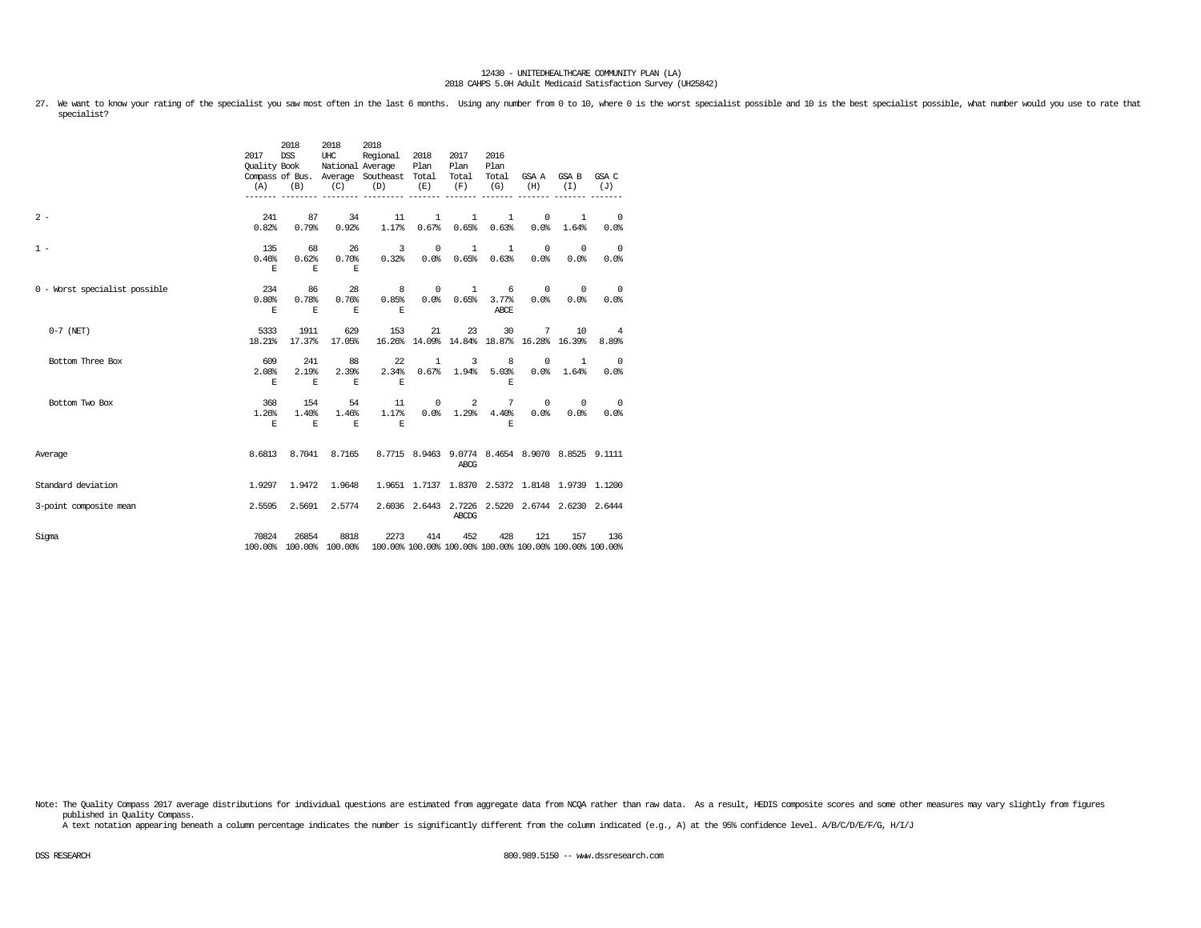12430 - UNITEDHEALTHCARE COMMUNITY PLAN (LA)
2018 CAHPS 5.0H Adult Medicaid Satisfaction Survey (UH25842)

27. We want to know your rating of the specialist you saw most often in the last 6 months. Using any number from 0 to 10, where 0 is the worst specialist possible and 10 is the best specialist possible, what number would you use to rate that specialist?

| | 2017 Quality Compass (A) | 2018 DSS Book of Bus. (B) | 2018 UHC National Average (C) | 2018 Regional Average Southeast (D) | 2018 Plan Total (E) | 2017 Plan Total (F) | 2016 Plan Total (G) | GSA A (H) | GSA B (I) | GSA C (J) |
|---|---|---|---|---|---|---|---|---|---|---|
| 2 - | 241<br>0.82% | 87<br>0.79% | 34<br>0.92% | 11<br>1.17% | 1<br>0.67% | 1<br>0.65% | 1<br>0.63% | 0<br>0.0% | 1<br>1.64% | 0<br>0.0% |
| 1 - | 135<br>0.46%<br>E | 68<br>0.62%<br>E | 26<br>0.70%<br>E | 3<br>0.32% | 0<br>0.0% | 1<br>0.65% | 1<br>0.63% | 0<br>0.0% | 0<br>0.0% | 0<br>0.0% |
| 0 - Worst specialist possible | 234<br>0.80%<br>E | 86<br>0.78%<br>E | 28<br>0.76%<br>E | 8<br>0.85%<br>E | 0<br>0.0% | 1<br>0.65% | 6<br>3.77%<br>ABCE | 0<br>0.0% | 0<br>0.0% | 0<br>0.0% |
| 0-7 (NET) | 5333<br>18.21% | 1911<br>17.37% | 629<br>17.05% | 153<br>16.26% | 21<br>14.09% | 23<br>14.84% | 30<br>18.87% | 7<br>16.28% | 10<br>16.39% | 4<br>8.89% |
| Bottom Three Box | 609<br>2.08%<br>E | 241<br>2.19%<br>E | 88<br>2.39%<br>E | 22<br>2.34%<br>E | 1<br>0.67% | 3<br>1.94% | 8<br>5.03%<br>E | 0<br>0.0% | 1<br>1.64% | 0<br>0.0% |
| Bottom Two Box | 368<br>1.26%<br>E | 154<br>1.40%<br>E | 54<br>1.46%<br>E | 11<br>1.17%<br>E | 0<br>0.0% | 2<br>1.29% | 7<br>4.40%<br>E | 0<br>0.0% | 0<br>0.0% | 0<br>0.0% |
| Average | 8.6813 | 8.7041 | 8.7165 | 8.7715 | 8.9463 | 9.0774<br>ABCG | 8.4654 | 8.9070 | 8.8525 | 9.1111 |
| Standard deviation | 1.9297 | 1.9472 | 1.9648 | 1.9651 | 1.7137 | 1.8370 | 2.5372 | 1.8148 | 1.9739 | 1.1200 |
| 3-point composite mean | 2.5595 | 2.5691 | 2.5774 | 2.6036 | 2.6443 | 2.7226<br>ABCDG | 2.5220 | 2.6744 | 2.6230 | 2.6444 |
| Sigma | 70824<br>100.00% | 26854<br>100.00% | 8818<br>100.00% | 2273<br>100.00% | 414<br>100.00% | 452<br>100.00% | 428<br>100.00% | 121<br>100.00% | 157<br>100.00% | 136<br>100.00% |

Note: The Quality Compass 2017 average distributions for individual questions are estimated from aggregate data from NCQA rather than raw data. As a result, HEDIS composite scores and some other measures may vary slightly from figures published in Quality Compass.
A text notation appearing beneath a column percentage indicates the number is significantly different from the column indicated (e.g., A) at the 95% confidence level. A/B/C/D/E/F/G, H/I/J

DSS RESEARCH 800.989.5150 -- www.dssresearch.com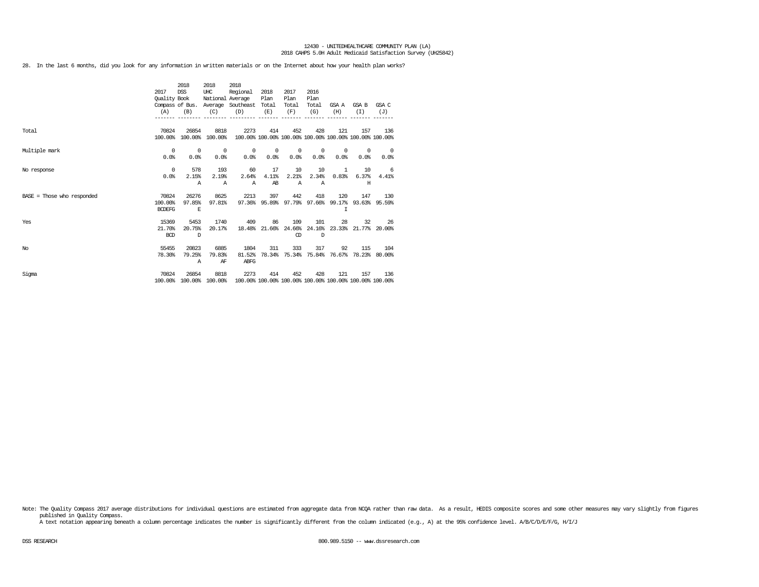12430 - UNITEDHEALTHCARE COMMUNITY PLAN (LA)
2018 CAHPS 5.0H Adult Medicaid Satisfaction Survey (UH25842)

28. In the last 6 months, did you look for any information in written materials or on the Internet about how your health plan works?

| | 2017 Quality Compass (A) | 2018 DSS Book of Bus. (B) | 2018 UHC National Average (C) | 2018 Regional Average Southeast (D) | 2018 Plan Total (E) | 2017 Plan Total (F) | 2016 Plan Total (G) | GSA A (H) | GSA B (I) | GSA C (J) |
|---|---|---|---|---|---|---|---|---|---|---|
| Total | 70824 | 26854 | 8818 | 2273 | 414 | 452 | 428 | 121 | 157 | 136 |
| | 100.00% | 100.00% | 100.00% | 100.00% | 100.00% | 100.00% | 100.00% | 100.00% | 100.00% | 100.00% |
| Multiple mark | 0 | 0 | 0 | 0 | 0 | 0 | 0 | 0 | 0 | 0 |
| | 0.0% | 0.0% | 0.0% | 0.0% | 0.0% | 0.0% | 0.0% | 0.0% | 0.0% | 0.0% |
| No response | 0 | 578 | 193 | 60 | 17 | 10 | 10 | 1 | 10 | 6 |
| | 0.0% | 2.15% | 2.19% | 2.64% | 4.11% | 2.21% | 2.34% | 0.83% | 6.37% | 4.41% |
| | | A | A | A | AB | A | A | | H | |
| BASE = Those who responded | 70824 | 26276 | 8625 | 2213 | 397 | 442 | 418 | 120 | 147 | 130 |
| | 100.00% | 97.85% | 97.81% | 97.36% | 95.89% | 97.79% | 97.66% | 99.17% | 93.63% | 95.59% |
| | BCDEFG | E | | | | | | I | | |
| Yes | 15369 | 5453 | 1740 | 409 | 86 | 109 | 101 | 28 | 32 | 26 |
| | 21.70% | 20.75% | 20.17% | 18.48% | 21.66% | 24.66% | 24.16% | 23.33% | 21.77% | 20.00% |
| | BCD | D | | | | CD | D | | | |
| No | 55455 | 20823 | 6885 | 1804 | 311 | 333 | 317 | 92 | 115 | 104 |
| | 78.30% | 79.25% | 79.83% | 81.52% | 78.34% | 75.34% | 75.84% | 76.67% | 78.23% | 80.00% |
| | | A | AF | ABFG | | | | | | |
| Sigma | 70824 | 26854 | 8818 | 2273 | 414 | 452 | 428 | 121 | 157 | 136 |
| | 100.00% | 100.00% | 100.00% | 100.00% | 100.00% | 100.00% | 100.00% | 100.00% | 100.00% | 100.00% |

Note: The Quality Compass 2017 average distributions for individual questions are estimated from aggregate data from NCQA rather than raw data. As a result, HEDIS composite scores and some other measures may vary slightly from figures published in Quality Compass.
A text notation appearing beneath a column percentage indicates the number is significantly different from the column indicated (e.g., A) at the 95% confidence level. A/B/C/D/E/F/G, H/I/J

DSS RESEARCH 800.989.5150 -- www.dssresearch.com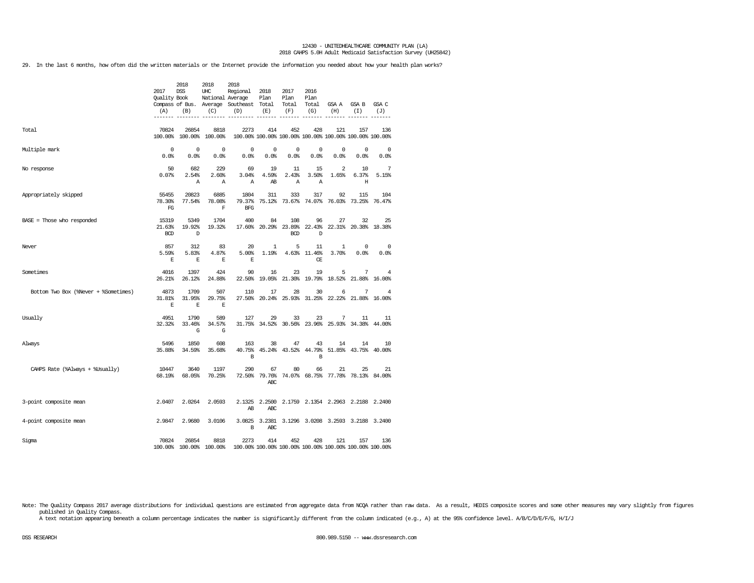29. In the last 6 months, how often did the written materials or the Internet provide the information you needed about how your health plan works?

| | 2017 Quality Compass (A) | 2018 DSS Book of Bus. (B) | 2018 UHC National Average (C) | 2018 Regional Average Southeast (D) | 2018 Plan Total (E) | 2017 Plan Total (F) | 2016 Plan Total (G) | GSA A (H) | GSA B (I) | GSA C (J) |
|---|---|---|---|---|---|---|---|---|---|---|
| Total | 70824<br>100.00% | 26854<br>100.00% | 8818<br>100.00% | 2273<br>100.00% | 414<br>100.00% | 452<br>100.00% | 428<br>100.00% | 121<br>100.00% | 157<br>100.00% | 136<br>100.00% |
| Multiple mark | 0<br>0.0% | 0<br>0.0% | 0<br>0.0% | 0<br>0.0% | 0<br>0.0% | 0<br>0.0% | 0<br>0.0% | 0<br>0.0% | 0<br>0.0% | 0<br>0.0% |
| No response | 50<br>0.07% | 682<br>2.54%<br>A | 229<br>2.60%<br>A | 69<br>3.04%<br>A | 19<br>4.59%<br>AB | 11<br>2.43%<br>A | 15<br>3.50%<br>A | 2<br>1.65% | 10<br>6.37%<br>H | 7<br>5.15% |
| Appropriately skipped | 55455<br>78.30%<br>FG | 20823<br>77.54% | 6885<br>78.08%<br>F | 1804<br>79.37%<br>BFG | 311<br>75.12% | 333<br>73.67% | 317<br>74.07% | 92<br>76.03% | 115<br>73.25% | 104<br>76.47% |
| BASE = Those who responded | 15319<br>21.63%<br>BCD | 5349<br>19.92%<br>D | 1704<br>19.32% | 400<br>17.60% | 84<br>20.29% | 108<br>23.89%<br>BCD | 96<br>22.43%<br>D | 27<br>22.31% | 32<br>20.38% | 25<br>18.38% |
| Never | 857<br>5.59%<br>E | 312<br>5.83%<br>E | 83<br>4.87%<br>E | 20<br>5.00%<br>E | 1<br>1.19% | 5<br>4.63% | 11<br>11.46%<br>CE | 1<br>3.70% | 0<br>0.0% | 0<br>0.0% |
| Sometimes | 4016<br>26.21% | 1397<br>26.12% | 424<br>24.88% | 90<br>22.50% | 16<br>19.05% | 23<br>21.30% | 19<br>19.79% | 5<br>18.52% | 7<br>21.88% | 4<br>16.00% |
| Bottom Two Box (%Never + %Sometimes) | 4873<br>31.81%<br>E | 1709<br>31.95%<br>E | 507<br>29.75%<br>E | 110<br>27.50% | 17<br>20.24% | 28<br>25.93% | 30<br>31.25% | 6<br>22.22% | 7<br>21.88% | 4<br>16.00% |
| Usually | 4951<br>32.32% | 1790<br>33.46%<br>G | 589<br>34.57%<br>G | 127<br>31.75% | 29<br>34.52% | 33<br>30.56% | 23<br>23.96% | 7<br>25.93% | 11<br>34.38% | 11<br>44.00% |
| Always | 5496<br>35.88% | 1850<br>34.59% | 608<br>35.68% | 163<br>40.75%<br>B | 38<br>45.24% | 47<br>43.52% | 43<br>44.79%<br>B | 14<br>51.85% | 14<br>43.75% | 10<br>40.00% |
| CAHPS Rate (%Always + %Usually) | 10447<br>68.19% | 3640<br>68.05% | 1197<br>70.25% | 290<br>72.50% | 67<br>79.76%<br>ABC | 80<br>74.07% | 66<br>68.75% | 21<br>77.78% | 25<br>78.13% | 21<br>84.00% |
| 3-point composite mean | 2.0407 | 2.0264 | 2.0593 | 2.1325<br>AB | 2.2500<br>ABC | 2.1759 | 2.1354 | 2.2963 | 2.2188 | 2.2400 |
| 4-point composite mean | 2.9847 | 2.9680 | 3.0106 | 3.0825<br>B | 3.2381<br>ABC | 3.1296 | 3.0208 | 3.2593 | 3.2188 | 3.2400 |
| Sigma | 70824<br>100.00% | 26854<br>100.00% | 8818<br>100.00% | 2273<br>100.00% | 414<br>100.00% | 452<br>100.00% | 428<br>100.00% | 121<br>100.00% | 157<br>100.00% | 136<br>100.00% |

Note: The Quality Compass 2017 average distributions for individual questions are estimated from aggregate data from NCQA rather than raw data. As a result, HEDIS composite scores and some other measures may vary slightly from figures published in Quality Compass.
A text notation appearing beneath a column percentage indicates the number is significantly different from the column indicated (e.g., A) at the 95% confidence level. A/B/C/D/E/F/G, H/I/J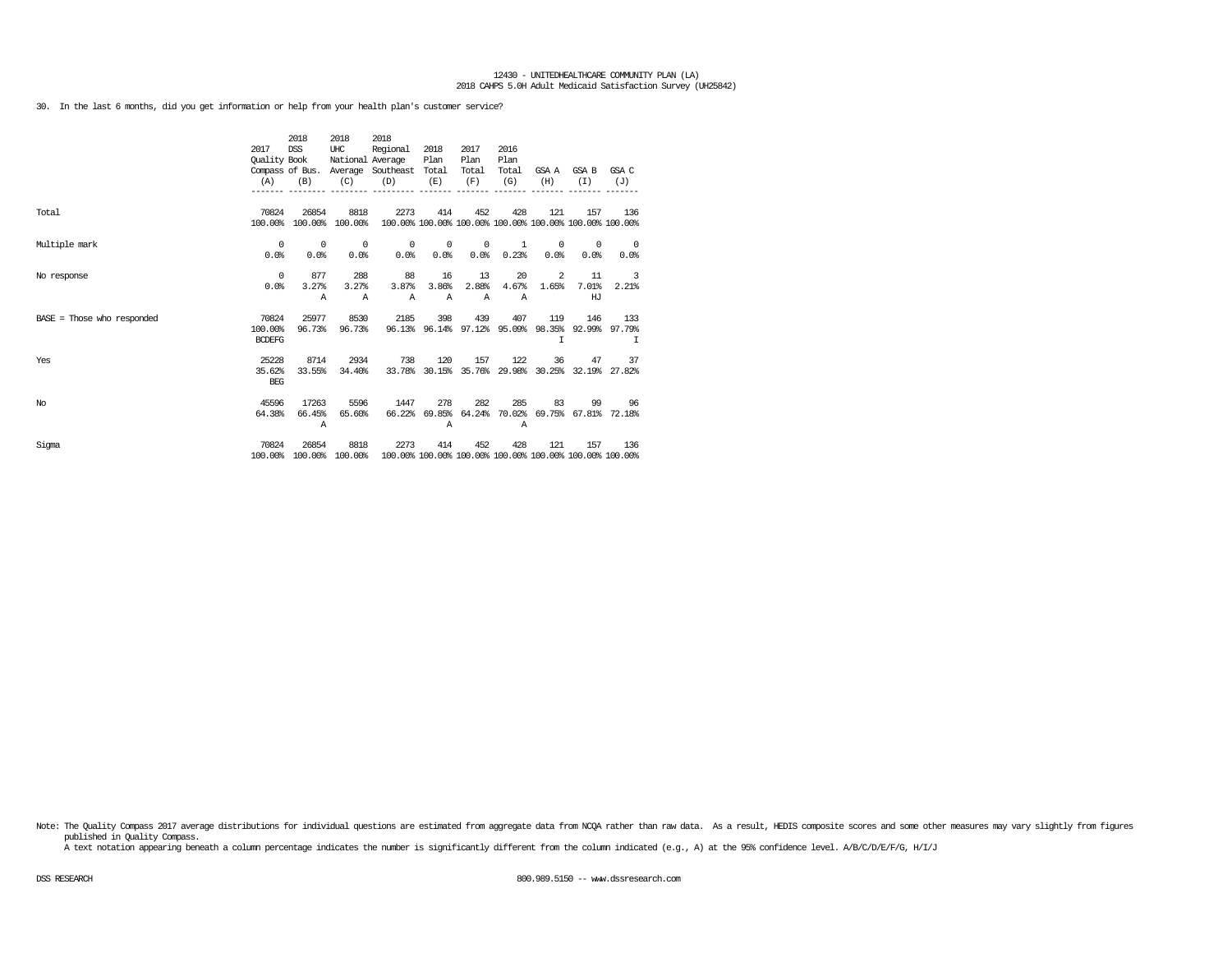12430 - UNITEDHEALTHCARE COMMUNITY PLAN (LA)
2018 CAHPS 5.0H Adult Medicaid Satisfaction Survey (UH25842)

30. In the last 6 months, did you get information or help from your health plan's customer service?

| | 2017 Quality Compass (A) | 2018 DSS Book of Bus. (B) | 2018 UHC National Average (C) | 2018 Regional Average Southeast (D) | 2018 Plan Total (E) | 2017 Plan Total (F) | 2016 Plan Total (G) | GSA A (H) | GSA B (I) | GSA C (J) |
|---|---|---|---|---|---|---|---|---|---|---|
| Total | 70824<br>100.00% | 26854<br>100.00% | 8818<br>100.00% | 2273<br>100.00% | 414<br>100.00% | 452<br>100.00% | 428<br>100.00% | 121<br>100.00% | 157<br>100.00% | 136<br>100.00% |
| Multiple mark | 0<br>0.0% | 0<br>0.0% | 0<br>0.0% | 0<br>0.0% | 0<br>0.0% | 0<br>0.0% | 1<br>0.23% | 0<br>0.0% | 0<br>0.0% | 0<br>0.0% |
| No response | 0<br>0.0% | 877<br>3.27%<br>A | 288<br>3.27%<br>A | 88<br>3.87%<br>A | 16<br>3.86%<br>A | 13<br>2.88%<br>A | 20<br>4.67%<br>A | 2<br>1.65% | 11<br>7.01%<br>HJ | 3<br>2.21% |
| BASE = Those who responded | 70824<br>100.00%<br>BCDEFG | 25977<br>96.73% | 8530<br>96.73% | 2185<br>96.13% | 398<br>96.14% | 439<br>97.12% | 407<br>95.09% | 119<br>98.35%<br>I | 146<br>92.99% | 133<br>97.79%<br>I |
| Yes | 25228<br>35.62%<br>BEG | 8714<br>33.55% | 2934<br>34.40% | 738<br>33.78% | 120<br>30.15% | 157<br>35.76% | 122<br>29.98% | 36<br>30.25% | 47<br>32.19% | 37<br>27.82% |
| No | 45596<br>64.38% | 17263<br>66.45%<br>A | 5596<br>65.60% | 1447<br>66.22% | 278<br>69.85%<br>A | 282<br>64.24% | 285<br>70.02%<br>A | 83<br>69.75% | 99<br>67.81% | 96<br>72.18% |
| Sigma | 70824<br>100.00% | 26854<br>100.00% | 8818<br>100.00% | 2273<br>100.00% | 414<br>100.00% | 452<br>100.00% | 428<br>100.00% | 121<br>100.00% | 157<br>100.00% | 136<br>100.00% |

Note: The Quality Compass 2017 average distributions for individual questions are estimated from aggregate data from NCQA rather than raw data. As a result, HEDIS composite scores and some other measures may vary slightly from figures published in Quality Compass.
A text notation appearing beneath a column percentage indicates the number is significantly different from the column indicated (e.g., A) at the 95% confidence level. A/B/C/D/E/F/G, H/I/J

DSS RESEARCH 800.989.5150 -- www.dssresearch.com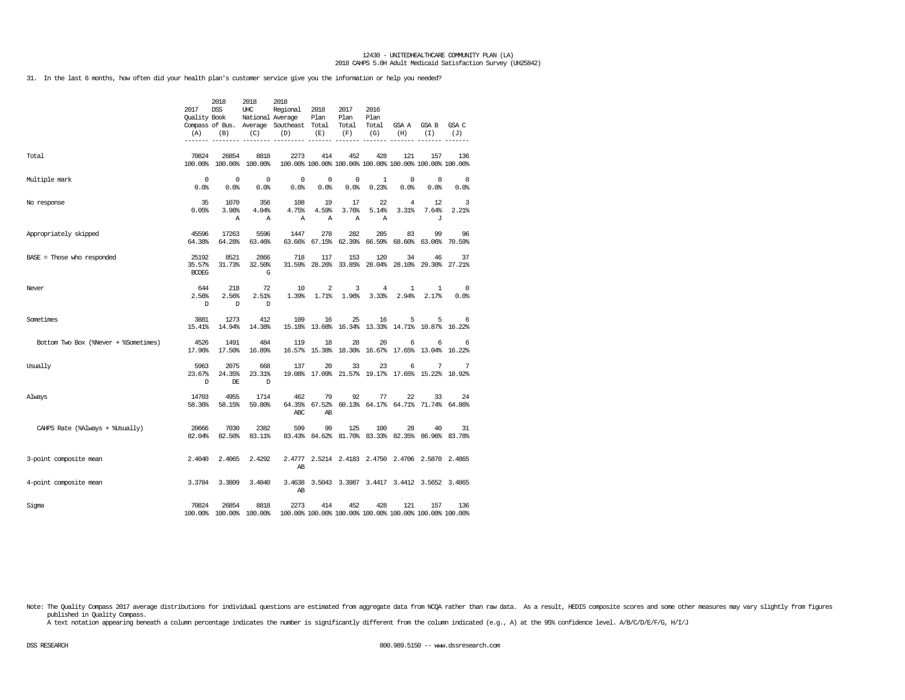12430 - UNITEDHEALTHCARE COMMUNITY PLAN (LA)
2018 CAHPS 5.0H Adult Medicaid Satisfaction Survey (UH25842)

31. In the last 6 months, how often did your health plan's customer service give you the information or help you needed?

| | 2017 Quality Compass (A) | 2018 DSS Book of Bus. (B) | 2018 UHC National Average (C) | 2018 Regional Average Southeast (D) | 2018 Plan Total (E) | 2017 Plan Total (F) | 2016 Plan Total (G) | GSA A (H) | GSA B (I) | GSA C (J) |
|---|---|---|---|---|---|---|---|---|---|---|
| Total | 70824<br>100.00% | 26854<br>100.00% | 8818<br>100.00% | 2273<br>100.00% | 414<br>100.00% | 452<br>100.00% | 428<br>100.00% | 121<br>100.00% | 157<br>100.00% | 136<br>100.00% |
| Multiple mark | 0<br>0.0% | 0<br>0.0% | 0<br>0.0% | 0<br>0.0% | 0<br>0.0% | 0<br>0.0% | 1<br>0.23% | 0<br>0.0% | 0<br>0.0% | 0<br>0.0% |
| No response | 35<br>0.05% | 1070<br>3.98%<br>A | 356<br>4.04%<br>A | 108<br>4.75%<br>A | 19<br>4.59%<br>A | 17<br>3.76%<br>A | 22<br>5.14%<br>A | 4<br>3.31% | 12<br>7.64%<br>J | 3<br>2.21% |
| Appropriately skipped | 45596<br>64.38% | 17263<br>64.28% | 5596<br>63.46% | 1447<br>63.66% | 278<br>67.15% | 282<br>62.39% | 285<br>66.59% | 83<br>68.60% | 99<br>63.06% | 96<br>70.59% |
| BASE = Those who responded | 25192<br>35.57%<br>BCDEG | 8521<br>31.73% | 2866<br>32.50%<br>G | 718<br>31.59% | 117<br>28.26% | 153<br>33.85% | 120<br>28.04% | 34<br>28.10% | 46<br>29.30% | 37<br>27.21% |
| Never | 644<br>2.56%<br>D | 218<br>2.56%<br>D | 72<br>2.51%<br>D | 10<br>1.39% | 2<br>1.71% | 3<br>1.96% | 4<br>3.33% | 1<br>2.94% | 1<br>2.17% | 0<br>0.0% |
| Sometimes | 3881<br>15.41% | 1273<br>14.94% | 412<br>14.38% | 109<br>15.18% | 16<br>13.68% | 25<br>16.34% | 16<br>13.33% | 5<br>14.71% | 5<br>10.87% | 6<br>16.22% |
| Bottom Two Box (%Never + %Sometimes) | 4526<br>17.96% | 1491<br>17.50% | 484<br>16.89% | 119<br>16.57% | 18<br>15.38% | 28<br>18.30% | 20<br>16.67% | 6<br>17.65% | 6<br>13.04% | 6<br>16.22% |
| Usually | 5963<br>23.67%<br>D | 2075<br>24.35%<br>DE | 668<br>23.31%<br>D | 137<br>19.08% | 20<br>17.09% | 33<br>21.57% | 23<br>19.17% | 6<br>17.65% | 7<br>15.22% | 7<br>18.92% |
| Always | 14703<br>58.36% | 4955<br>58.15% | 1714<br>59.80% | 462<br>64.35%<br>ABC | 79<br>67.52%<br>AB | 92<br>60.13% | 77<br>64.17% | 22<br>64.71% | 33<br>71.74% | 24<br>64.86% |
| CAHPS Rate (%Always + %Usually) | 20666<br>82.04% | 7030<br>82.50% | 2382<br>83.11% | 599<br>83.43% | 99<br>84.62% | 125<br>81.70% | 100<br>83.33% | 28<br>82.35% | 40<br>86.96% | 31<br>83.78% |
| 3-point composite mean | 2.4040 | 2.4065 | 2.4292 | 2.4777<br>AB | 2.5214 | 2.4183 | 2.4750 | 2.4706 | 2.5870 | 2.4865 |
| 4-point composite mean | 3.3784 | 3.3809 | 3.4040 | 3.4638<br>AB | 3.5043 | 3.3987 | 3.4417 | 3.4412 | 3.5652 | 3.4865 |
| Sigma | 70824<br>100.00% | 26854<br>100.00% | 8818<br>100.00% | 2273<br>100.00% | 414<br>100.00% | 452<br>100.00% | 428<br>100.00% | 121<br>100.00% | 157<br>100.00% | 136<br>100.00% |

Note: The Quality Compass 2017 average distributions for individual questions are estimated from aggregate data from NCQA rather than raw data. As a result, HEDIS composite scores and some other measures may vary slightly from figures published in Quality Compass.
A text notation appearing beneath a column percentage indicates the number is significantly different from the column indicated (e.g., A) at the 95% confidence level. A/B/C/D/E/F/G, H/I/J

DSS RESEARCH 800.989.5150 -- www.dssresearch.com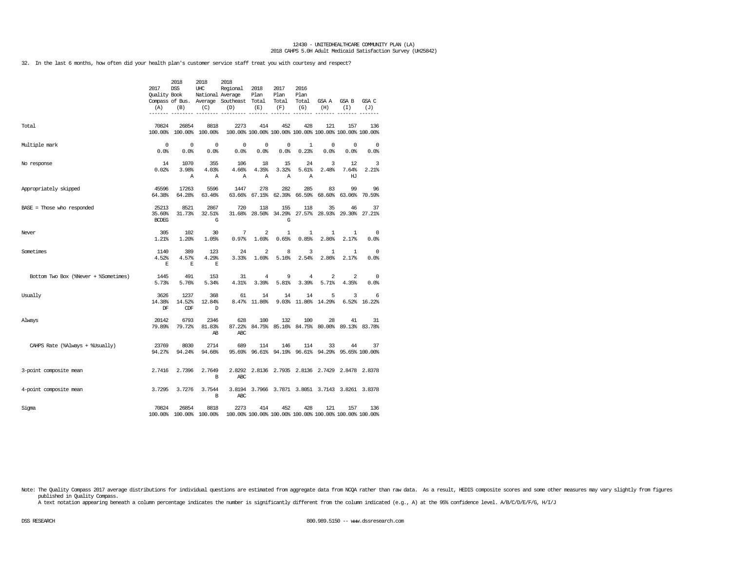32. In the last 6 months, how often did your health plan's customer service staff treat you with courtesy and respect?

| | 2017 Quality Compass (A) | 2018 DSS Book of Bus. (B) | 2018 UHC National Average (C) | 2018 Regional Average Southeast (D) | 2018 Plan Total (E) | 2017 Plan Total (F) | 2016 Plan Total (G) | GSA A (H) | GSA B (I) | GSA C (J) |
|---|---|---|---|---|---|---|---|---|---|---|
| Total | 70824<br>100.00% | 26854<br>100.00% | 8818<br>100.00% | 2273<br>100.00% | 414<br>100.00% | 452<br>100.00% | 428<br>100.00% | 121<br>100.00% | 157<br>100.00% | 136<br>100.00% |
| Multiple mark | 0<br>0.0% | 0<br>0.0% | 0<br>0.0% | 0<br>0.0% | 0<br>0.0% | 0<br>0.0% | 1<br>0.23% | 0<br>0.0% | 0<br>0.0% | 0<br>0.0% |
| No response | 14<br>0.02% | 1070<br>3.98%<br>A | 355<br>4.03%<br>A | 106<br>4.66%<br>A | 18<br>4.35%<br>A | 15<br>3.32%<br>A | 24<br>5.61%<br>A | 3<br>2.48% | 12<br>7.64%<br>HJ | 3<br>2.21% |
| Appropriately skipped | 45596<br>64.38% | 17263<br>64.28% | 5596<br>63.46% | 1447<br>63.66% | 278<br>67.15% | 282<br>62.39% | 285<br>66.59% | 83<br>68.60% | 99<br>63.06% | 96<br>70.59% |
| BASE = Those who responded | 25213<br>35.60%<br>BCDEG | 8521<br>31.73% | 2867<br>32.51%<br>G | 720<br>31.68% | 118<br>28.50% | 155<br>34.29%<br>G | 118<br>27.57% | 35<br>28.93% | 46<br>29.30% | 37<br>27.21% |
| Never | 305<br>1.21% | 102<br>1.20% | 30<br>1.05% | 7<br>0.97% | 2<br>1.69% | 1<br>0.65% | 1<br>0.85% | 1<br>2.86% | 1<br>2.17% | 0<br>0.0% |
| Sometimes | 1140<br>4.52%<br>E | 389<br>4.57%<br>E | 123<br>4.29%<br>E | 24<br>3.33% | 2<br>1.69% | 8<br>5.16% | 3<br>2.54% | 1<br>2.86% | 1<br>2.17% | 0<br>0.0% |
| Bottom Two Box (%Never + %Sometimes) | 1445<br>5.73% | 491<br>5.76% | 153<br>5.34% | 31<br>4.31% | 4<br>3.39% | 9<br>5.81% | 4<br>3.39% | 2<br>5.71% | 2<br>4.35% | 0<br>0.0% |
| Usually | 3626<br>14.38%<br>DF | 1237<br>14.52%<br>CDF | 368<br>12.84%<br>D | 61<br>8.47% | 14<br>11.86% | 14<br>9.03% | 14<br>11.86% | 5<br>14.29% | 3<br>6.52% | 6<br>16.22% |
| Always | 20142<br>79.89% | 6793<br>79.72% | 2346<br>81.83%<br>AB | 628<br>87.22%<br>ABC | 100<br>84.75% | 132<br>85.16% | 100<br>84.75% | 28<br>80.00% | 41<br>89.13% | 31<br>83.78% |
| CAHPS Rate (%Always + %Usually) | 23769<br>94.27% | 8030<br>94.24% | 2714<br>94.66% | 689<br>95.69% | 114<br>96.61% | 146<br>94.19% | 114<br>96.61% | 33<br>94.29% | 44<br>95.65% | 37<br>100.00% |
| 3-point composite mean | 2.7416 | 2.7396 | 2.7649<br>B | 2.8292<br>ABC | 2.8136 | 2.7935 | 2.8136 | 2.7429 | 2.8478 | 2.8378 |
| 4-point composite mean | 3.7295 | 3.7276 | 3.7544<br>B | 3.8194<br>ABC | 3.7966 | 3.7871 | 3.8051 | 3.7143 | 3.8261 | 3.8378 |
| Sigma | 70824<br>100.00% | 26854<br>100.00% | 8818<br>100.00% | 2273<br>100.00% | 414<br>100.00% | 452<br>100.00% | 428<br>100.00% | 121<br>100.00% | 157<br>100.00% | 136<br>100.00% |

Note: The Quality Compass 2017 average distributions for individual questions are estimated from aggregate data from NCQA rather than raw data. As a result, HEDIS composite scores and some other measures may vary slightly from figures published in Quality Compass.
A text notation appearing beneath a column percentage indicates the number is significantly different from the column indicated (e.g., A) at the 95% confidence level. A/B/C/D/E/F/G, H/I/J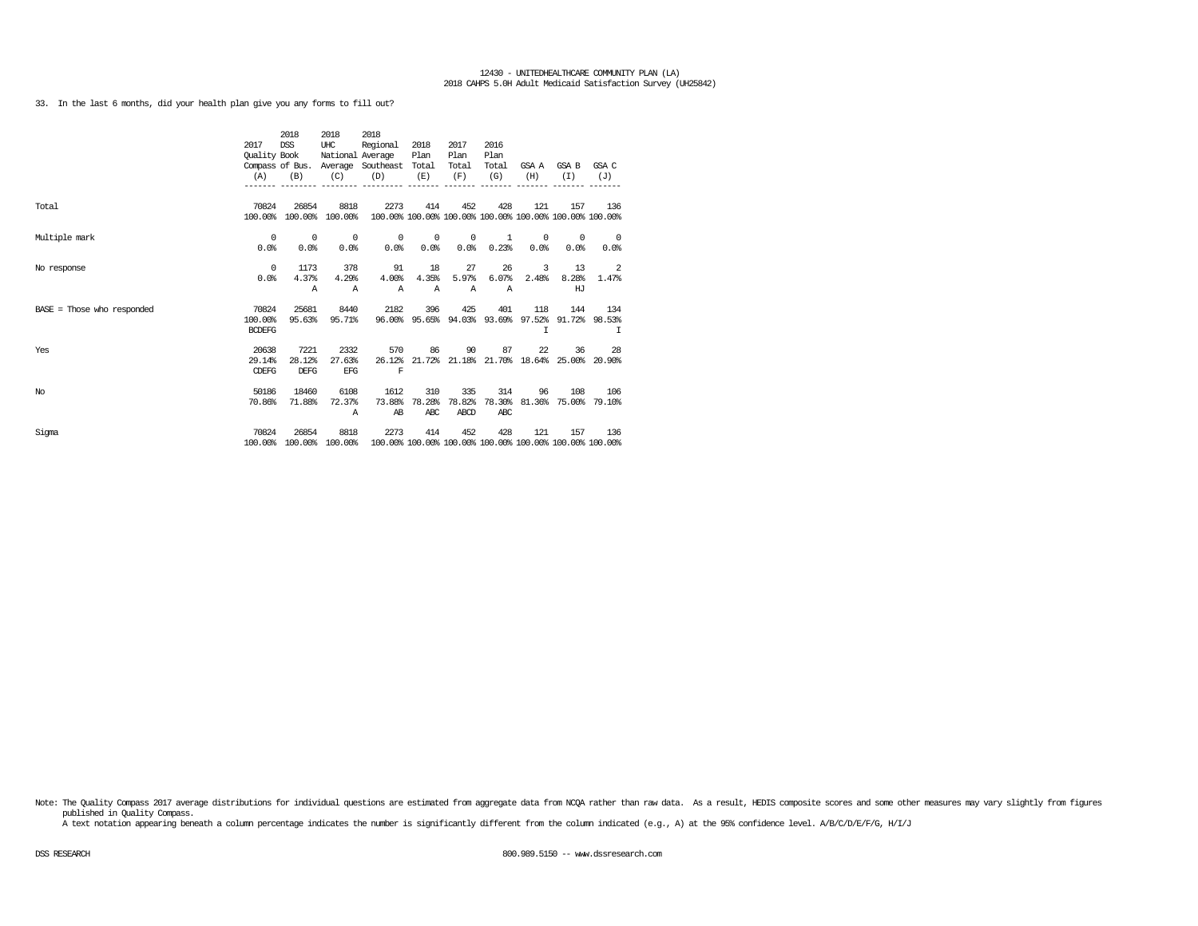12430 - UNITEDHEALTHCARE COMMUNITY PLAN (LA)
2018 CAHPS 5.0H Adult Medicaid Satisfaction Survey (UH25842)

33. In the last 6 months, did your health plan give you any forms to fill out?

| | 2017 Quality Compass (A) | 2018 DSS Book of Bus. (B) | 2018 UHC National Average (C) | 2018 Regional Average Southeast (D) | 2018 Plan Total (E) | 2017 Plan Total (F) | 2016 Plan Total (G) | GSA A (H) | GSA B (I) | GSA C (J) |
|---|---|---|---|---|---|---|---|---|---|---|
| Total | 70824<br>100.00% | 26854<br>100.00% | 8818<br>100.00% | 2273<br>100.00% | 414<br>100.00% | 452<br>100.00% | 428<br>100.00% | 121<br>100.00% | 157<br>100.00% | 136<br>100.00% |
| Multiple mark | 0<br>0.0% | 0<br>0.0% | 0<br>0.0% | 0<br>0.0% | 0<br>0.0% | 0<br>0.0% | 1<br>0.23% | 0<br>0.0% | 0<br>0.0% | 0<br>0.0% |
| No response | 0<br>0.0% | 1173<br>4.37%<br>A | 378<br>4.29%<br>A | 91<br>4.00%<br>A | 18<br>4.35%<br>A | 27<br>5.97%<br>A | 26<br>6.07%<br>A | 3<br>2.48% | 13<br>8.28%<br>HJ | 2<br>1.47% |
| BASE = Those who responded | 70824<br>100.00%<br>BCDEFG | 25681<br>95.63% | 8440<br>95.71% | 2182<br>96.00% | 396<br>95.65% | 425<br>94.03% | 401<br>93.69% | 118<br>97.52%<br>I | 144<br>91.72% | 134<br>98.53%<br>I |
| Yes | 20638<br>29.14%<br>CDEFG | 7221<br>28.12%<br>DEFG | 2332<br>27.63%<br>EFG | 570<br>26.12%<br>F | 86<br>21.72% | 90<br>21.18% | 87<br>21.70% | 22<br>18.64% | 36<br>25.00% | 28<br>20.90% |
| No | 50186<br>70.86% | 18460<br>71.88% | 6108<br>72.37%<br>A | 1612<br>73.88%<br>AB | 310<br>78.28%<br>ABC | 335<br>78.82%<br>ABCD | 314<br>78.30%<br>ABC | 96<br>81.36% | 108<br>75.00% | 106<br>79.10% |
| Sigma | 70824<br>100.00% | 26854<br>100.00% | 8818<br>100.00% | 2273<br>100.00% | 414<br>100.00% | 452<br>100.00% | 428<br>100.00% | 121<br>100.00% | 157<br>100.00% | 136<br>100.00% |

Note: The Quality Compass 2017 average distributions for individual questions are estimated from aggregate data from NCQA rather than raw data. As a result, HEDIS composite scores and some other measures may vary slightly from figures published in Quality Compass.
A text notation appearing beneath a column percentage indicates the number is significantly different from the column indicated (e.g., A) at the 95% confidence level. A/B/C/D/E/F/G, H/I/J

DSS RESEARCH 800.989.5150 -- www.dssresearch.com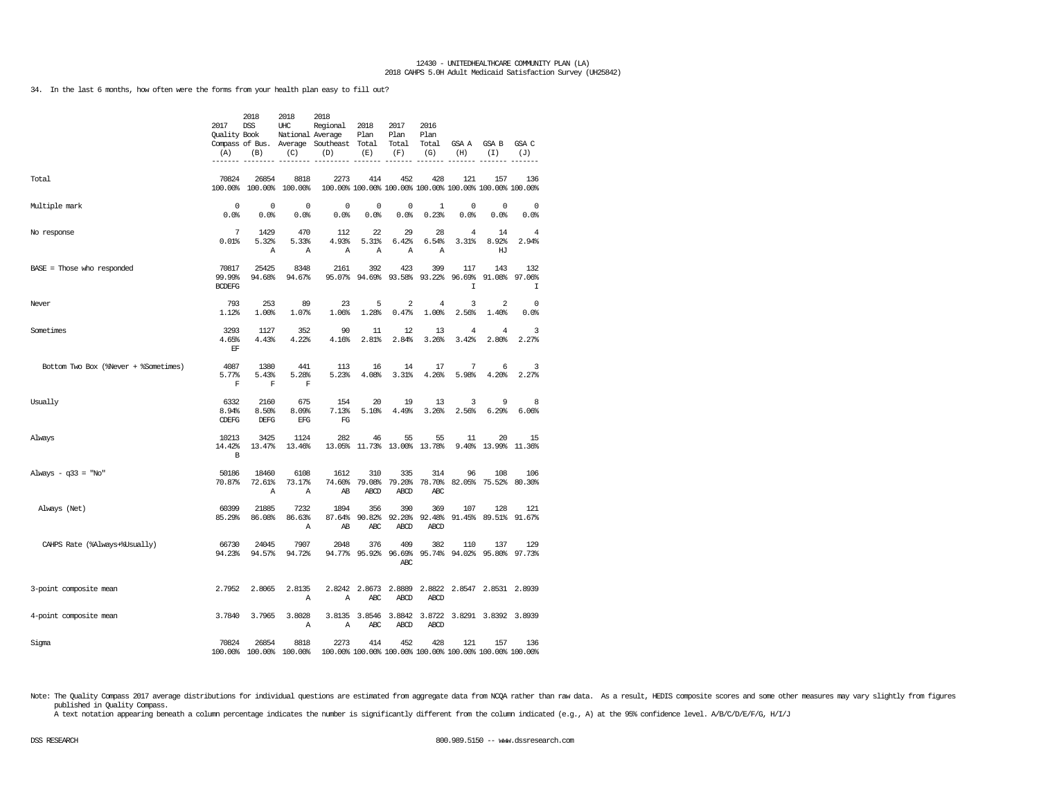34. In the last 6 months, how often were the forms from your health plan easy to fill out?

| | 2017 Quality Compass (A) | 2018 DSS Book of Bus. (B) | 2018 UHC National Average (C) | 2018 Regional Average Southeast (D) | 2018 Plan Total (E) | 2017 Plan Total (F) | 2016 Plan Total (G) | GSA A (H) | GSA B (I) | GSA C (J) |
|---|---|---|---|---|---|---|---|---|---|---|
| Total | 70824<br>100.00% | 26854<br>100.00% | 8818<br>100.00% | 2273<br>100.00% | 414<br>100.00% | 452<br>100.00% | 428<br>100.00% | 121<br>100.00% | 157<br>100.00% | 136<br>100.00% |
| Multiple mark | 0<br>0.0% | 0<br>0.0% | 0<br>0.0% | 0<br>0.0% | 0<br>0.0% | 0<br>0.0% | 1<br>0.23% | 0<br>0.0% | 0<br>0.0% | 0<br>0.0% |
| No response | 7<br>0.01% | 1429<br>5.32%<br>A | 470<br>5.33%<br>A | 112<br>4.93%<br>A | 22<br>5.31%<br>A | 29<br>6.42%<br>A | 28<br>6.54%<br>A | 4<br>3.31% | 14<br>8.92%<br>HJ | 4<br>2.94% |
| BASE = Those who responded | 70817<br>99.99%<br>BCDEFG | 25425<br>94.68% | 8348<br>94.67% | 2161<br>95.07% | 392<br>94.69% | 423<br>93.58% | 399<br>93.22% | 117<br>96.69%<br>I | 143<br>91.08% | 132<br>97.06%<br>I |
| Never | 793<br>1.12% | 253<br>1.00% | 89<br>1.07% | 23<br>1.06% | 5<br>1.28% | 2<br>0.47% | 4<br>1.00% | 3<br>2.56% | 2<br>1.40% | 0<br>0.0% |
| Sometimes | 3293<br>4.65%<br>EF | 1127<br>4.43% | 352<br>4.22% | 90<br>4.16% | 11<br>2.81% | 12<br>2.84% | 13<br>3.26% | 4<br>3.42% | 4<br>2.80% | 3<br>2.27% |
| Bottom Two Box (%Never + %Sometimes) | 4087<br>5.77%<br>F | 1380<br>5.43%<br>F | 441<br>5.28%<br>F | 113<br>5.23% | 16<br>4.08% | 14<br>3.31% | 17<br>4.26% | 7<br>5.98% | 6<br>4.20% | 3<br>2.27% |
| Usually | 6332<br>8.94%<br>CDEFG | 2160<br>8.50%<br>DEFG | 675<br>8.09%<br>EFG | 154<br>7.13%<br>FG | 20<br>5.10% | 19<br>4.49% | 13<br>3.26% | 3<br>2.56% | 9<br>6.29% | 8<br>6.06% |
| Always | 10213<br>14.42%<br>B | 3425<br>13.47% | 1124<br>13.46% | 282<br>13.05% | 46<br>11.73% | 55<br>13.00% | 55<br>13.78% | 11<br>9.40% | 20<br>13.99% | 15<br>11.36% |
| Always - q33 = "No" | 50186<br>70.87% | 18460<br>72.61%<br>A | 6108<br>73.17%<br>A | 1612<br>74.60%<br>AB | 310<br>79.08%<br>ABCD | 335<br>79.20%<br>ABCD | 314<br>78.70%<br>ABC | 96<br>82.05% | 108<br>75.52% | 106<br>80.30% |
| Always (Net) | 60399<br>85.29% | 21885<br>86.08% | 7232<br>86.63%<br>A | 1894<br>87.64%<br>AB | 356<br>90.82%<br>ABC | 390<br>92.20%<br>ABCD | 369<br>92.48%<br>ABCD | 107<br>91.45% | 128<br>89.51% | 121<br>91.67% |
| CAHPS Rate (%Always+%Usually) | 66730<br>94.23% | 24045<br>94.57% | 7907<br>94.72% | 2048<br>94.77% | 376<br>95.92% | 409<br>96.69%<br>ABC | 382<br>95.74% | 110<br>94.02% | 137<br>95.80% | 129<br>97.73% |
| 3-point composite mean | 2.7952 | 2.8065 | 2.8135<br>A | 2.8242<br>A | 2.8673<br>ABC | 2.8889<br>ABCD | 2.8822<br>ABCD | 2.8547 | 2.8531 | 2.8939 |
| 4-point composite mean | 3.7840 | 3.7965 | 3.8028<br>A | 3.8135<br>A | 3.8546<br>ABC | 3.8842<br>ABCD | 3.8722<br>ABCD | 3.8291 | 3.8392 | 3.8939 |
| Sigma | 70824<br>100.00% | 26854<br>100.00% | 8818<br>100.00% | 2273<br>100.00% | 414<br>100.00% | 452<br>100.00% | 428<br>100.00% | 121<br>100.00% | 157<br>100.00% | 136<br>100.00% |

Note: The Quality Compass 2017 average distributions for individual questions are estimated from aggregate data from NCQA rather than raw data. As a result, HEDIS composite scores and some other measures may vary slightly from figures published in Quality Compass.
A text notation appearing beneath a column percentage indicates the number is significantly different from the column indicated (e.g., A) at the 95% confidence level. A/B/C/D/E/F/G, H/I/J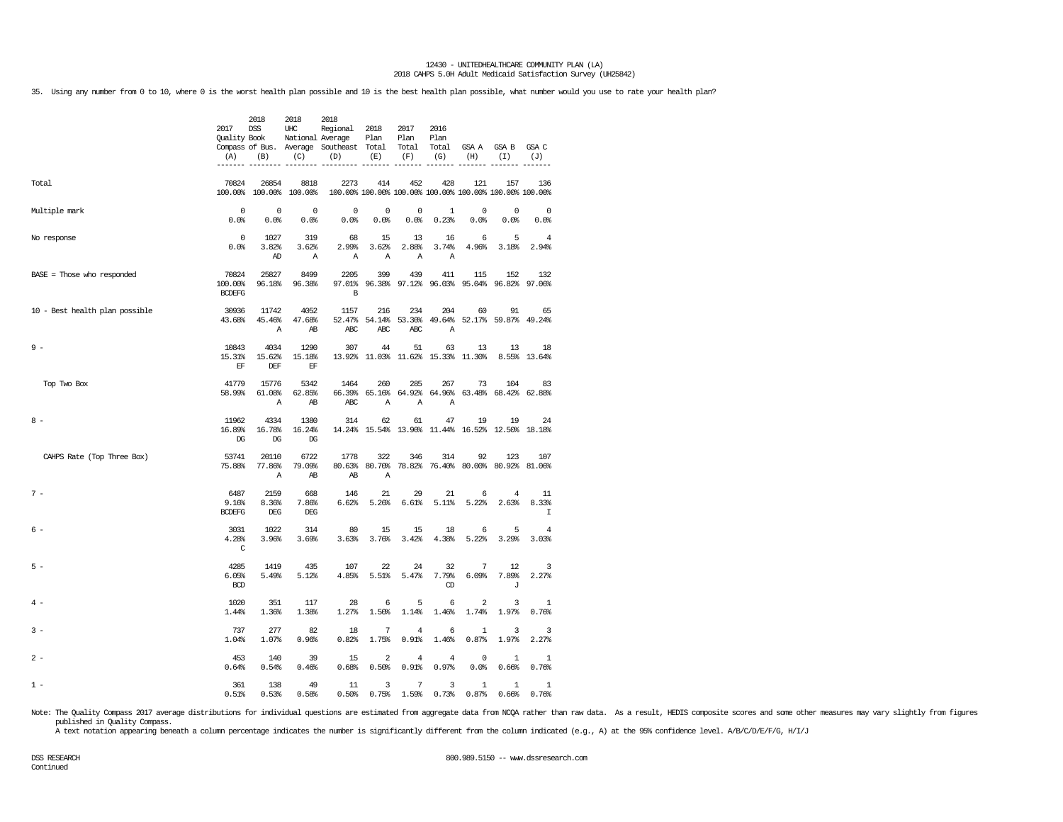12430 - UNITEDHEALTHCARE COMMUNITY PLAN (LA)
2018 CAHPS 5.0H Adult Medicaid Satisfaction Survey (UH25842)

35. Using any number from 0 to 10, where 0 is the worst health plan possible and 10 is the best health plan possible, what number would you use to rate your health plan?

| | 2017 Quality Compass (A) | 2018 DSS Book of Bus. (B) | 2018 UHC National Average (C) | 2018 Regional Average Southeast (D) | 2018 Plan Total (E) | 2017 Plan Total (F) | 2016 Plan Total (G) | GSA A (H) | GSA B (I) | GSA C (J) |
|---|---|---|---|---|---|---|---|---|---|---|
| Total | 70824<br>100.00% | 26854<br>100.00% | 8818<br>100.00% | 2273<br>100.00% | 414<br>100.00% | 452<br>100.00% | 428<br>100.00% | 121<br>100.00% | 157<br>100.00% | 136<br>100.00% |
| Multiple mark | 0<br>0.0% | 0<br>0.0% | 0<br>0.0% | 0<br>0.0% | 0<br>0.0% | 0<br>0.0% | 1<br>0.23% | 0<br>0.0% | 0<br>0.0% | 0<br>0.0% |
| No response | 0<br>0.0% | 1027<br>3.82%<br>AD | 319<br>3.62%<br>A | 68<br>2.99%<br>A | 15<br>3.62%<br>A | 13<br>2.88%<br>A | 16<br>3.74%<br>A | 6<br>4.96% | 5<br>3.18% | 4<br>2.94% |
| BASE = Those who responded | 70824<br>100.00%<br>BCDEFG | 25827<br>96.18% | 8499<br>96.38% | 2205<br>97.01%<br>B | 399<br>96.38% | 439<br>97.12% | 411<br>96.03% | 115<br>95.04% | 152<br>96.82% | 132<br>97.06% |
| 10 - Best health plan possible | 30936<br>43.68% | 11742<br>45.46%<br>A | 4052<br>47.68%<br>AB | 1157<br>52.47%<br>ABC | 216<br>54.14%<br>ABC | 234<br>53.30%<br>ABC | 204<br>49.64%<br>A | 60<br>52.17% | 91<br>59.87% | 65<br>49.24% |
| 9 - | 10843<br>15.31%<br>EF | 4034<br>15.62%<br>DEF | 1290<br>15.18%<br>EF | 307<br>13.92% | 44<br>11.03% | 51<br>11.62% | 63<br>15.33% | 13<br>11.30% | 13<br>8.55% | 18<br>13.64% |
| Top Two Box | 41779<br>58.99% | 15776<br>61.08%<br>A | 5342<br>62.85%<br>AB | 1464<br>66.39%<br>ABC | 260<br>65.16%<br>A | 285<br>64.92%<br>A | 267<br>64.96%<br>A | 73<br>63.48% | 104<br>68.42% | 83<br>62.88% |
| 8 - | 11962<br>16.89%<br>DG | 4334<br>16.78%<br>DG | 1380<br>16.24%<br>DG | 314<br>14.24% | 62<br>15.54% | 61<br>13.90% | 47<br>11.44% | 19<br>16.52% | 19<br>12.50% | 24<br>18.18% |
| CAHPS Rate (Top Three Box) | 53741<br>75.88% | 20110<br>77.86%<br>A | 6722<br>79.09%<br>AB | 1778<br>80.63%<br>AB | 322<br>80.70%<br>A | 346<br>78.82% | 314<br>76.40% | 92<br>80.00% | 123<br>80.92% | 107<br>81.06% |
| 7 - | 6487<br>9.16%<br>BCDEFG | 2159<br>8.36%<br>DEG | 668<br>7.86%<br>DEG | 146<br>6.62% | 21<br>5.26% | 29<br>6.61% | 21<br>5.11% | 6<br>5.22% | 4<br>2.63% | 11<br>8.33%<br>I |
| 6 - | 3031<br>4.28%<br>C | 1022<br>3.96% | 314<br>3.69% | 80<br>3.63% | 15<br>3.76% | 15<br>3.42% | 18<br>4.38% | 6<br>5.22% | 5<br>3.29% | 4<br>3.03% |
| 5 - | 4285<br>6.05%<br>BCD | 1419<br>5.49% | 435<br>5.12% | 107<br>4.85% | 22<br>5.51% | 24<br>5.47% | 32<br>7.79%<br>CD | 7<br>6.09% | 12<br>7.89%<br>J | 3<br>2.27% |
| 4 - | 1020<br>1.44% | 351<br>1.36% | 117<br>1.38% | 28<br>1.27% | 6<br>1.50% | 5<br>1.14% | 6<br>1.46% | 2<br>1.74% | 3<br>1.97% | 1<br>0.76% |
| 3 - | 737<br>1.04% | 277<br>1.07% | 82<br>0.96% | 18<br>0.82% | 7<br>1.75% | 4<br>0.91% | 6<br>1.46% | 1<br>0.87% | 3<br>1.97% | 3<br>2.27% |
| 2 - | 453<br>0.64% | 140<br>0.54% | 39<br>0.46% | 15<br>0.68% | 2<br>0.50% | 4<br>0.91% | 4<br>0.97% | 0<br>0.0% | 1<br>0.66% | 1<br>0.76% |
| 1 - | 361<br>0.51% | 138<br>0.53% | 49<br>0.58% | 11<br>0.50% | 3<br>0.75% | 7<br>1.59% | 3<br>0.73% | 1<br>0.87% | 1<br>0.66% | 1<br>0.76% |

Note: The Quality Compass 2017 average distributions for individual questions are estimated from aggregate data from NCQA rather than raw data. As a result, HEDIS composite scores and some other measures may vary slightly from figures published in Quality Compass.
A text notation appearing beneath a column percentage indicates the number is significantly different from the column indicated (e.g., A) at the 95% confidence level. A/B/C/D/E/F/G, H/I/J

DSS RESEARCH
Continued

800.989.5150 -- www.dssresearch.com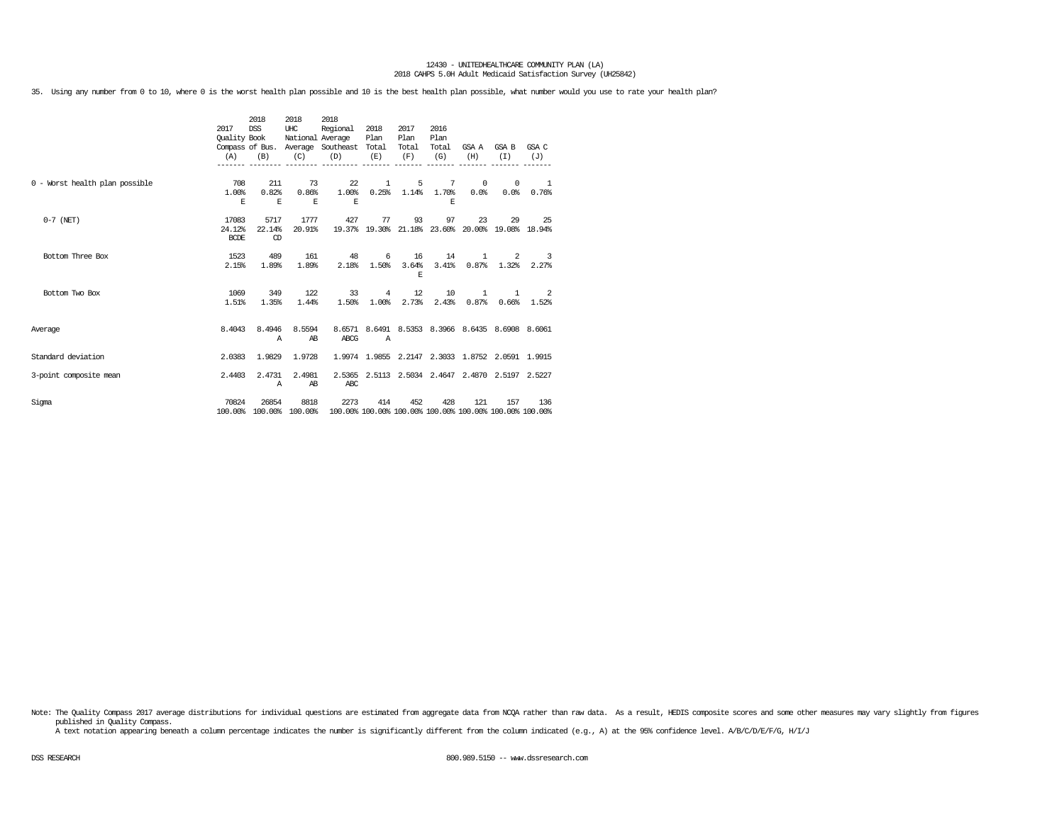12430 - UNITEDHEALTHCARE COMMUNITY PLAN (LA)
2018 CAHPS 5.0H Adult Medicaid Satisfaction Survey (UH25842)

35. Using any number from 0 to 10, where 0 is the worst health plan possible and 10 is the best health plan possible, what number would you use to rate your health plan?

| | 2017 Quality Compass (A) | 2018 DSS Book of Bus. (B) | 2018 UHC National Average (C) | 2018 Regional Average Southeast (D) | 2018 Plan Total (E) | 2017 Plan Total (F) | 2016 Plan Total (G) | GSA A (H) | GSA B (I) | GSA C (J) |
|---|---|---|---|---|---|---|---|---|---|---|
| 0 - Worst health plan possible | 708 | 211 | 73 | 22 | 1 | 5 | 7 | 0 | 0 | 1 |
| | 1.00% | 0.82% | 0.86% | 1.00% | 0.25% | 1.14% | 1.70% | 0.0% | 0.0% | 0.76% |
| | E | E | E | E | | | E | | | |
| 0-7 (NET) | 17083 | 5717 | 1777 | 427 | 77 | 93 | 97 | 23 | 29 | 25 |
| | 24.12% | 22.14% | 20.91% | 19.37% | 19.30% | 21.18% | 23.60% | 20.00% | 19.08% | 18.94% |
| | BCDE | CD | | | | | | | | |
| Bottom Three Box | 1523 | 489 | 161 | 48 | 6 | 16 | 14 | 1 | 2 | 3 |
| | 2.15% | 1.89% | 1.89% | 2.18% | 1.50% | 3.64% | 3.41% | 0.87% | 1.32% | 2.27% |
| | | | | | | E | | | | |
| Bottom Two Box | 1069 | 349 | 122 | 33 | 4 | 12 | 10 | 1 | 1 | 2 |
| | 1.51% | 1.35% | 1.44% | 1.50% | 1.00% | 2.73% | 2.43% | 0.87% | 0.66% | 1.52% |
| Average | 8.4043 | 8.4946 | 8.5594 | 8.6571 | 8.6491 | 8.5353 | 8.3966 | 8.6435 | 8.6908 | 8.6061 |
| | | A | AB | ABCG | A | | | | | |
| Standard deviation | 2.0383 | 1.9829 | 1.9728 | 1.9974 | 1.9855 | 2.2147 | 2.3033 | 1.8752 | 2.0591 | 1.9915 |
| 3-point composite mean | 2.4403 | 2.4731 | 2.4981 | 2.5365 | 2.5113 | 2.5034 | 2.4647 | 2.4870 | 2.5197 | 2.5227 |
| | | A | AB | ABC | | | | | | |
| Sigma | 70824 | 26854 | 8818 | 2273 | 414 | 452 | 428 | 121 | 157 | 136 |
| | 100.00% | 100.00% | 100.00% | 100.00% | 100.00% | 100.00% | 100.00% | 100.00% | 100.00% | 100.00% |

Note: The Quality Compass 2017 average distributions for individual questions are estimated from aggregate data from NCQA rather than raw data. As a result, HEDIS composite scores and some other measures may vary slightly from figures published in Quality Compass.
A text notation appearing beneath a column percentage indicates the number is significantly different from the column indicated (e.g., A) at the 95% confidence level. A/B/C/D/E/F/G, H/I/J

DSS RESEARCH 800.989.5150 -- www.dssresearch.com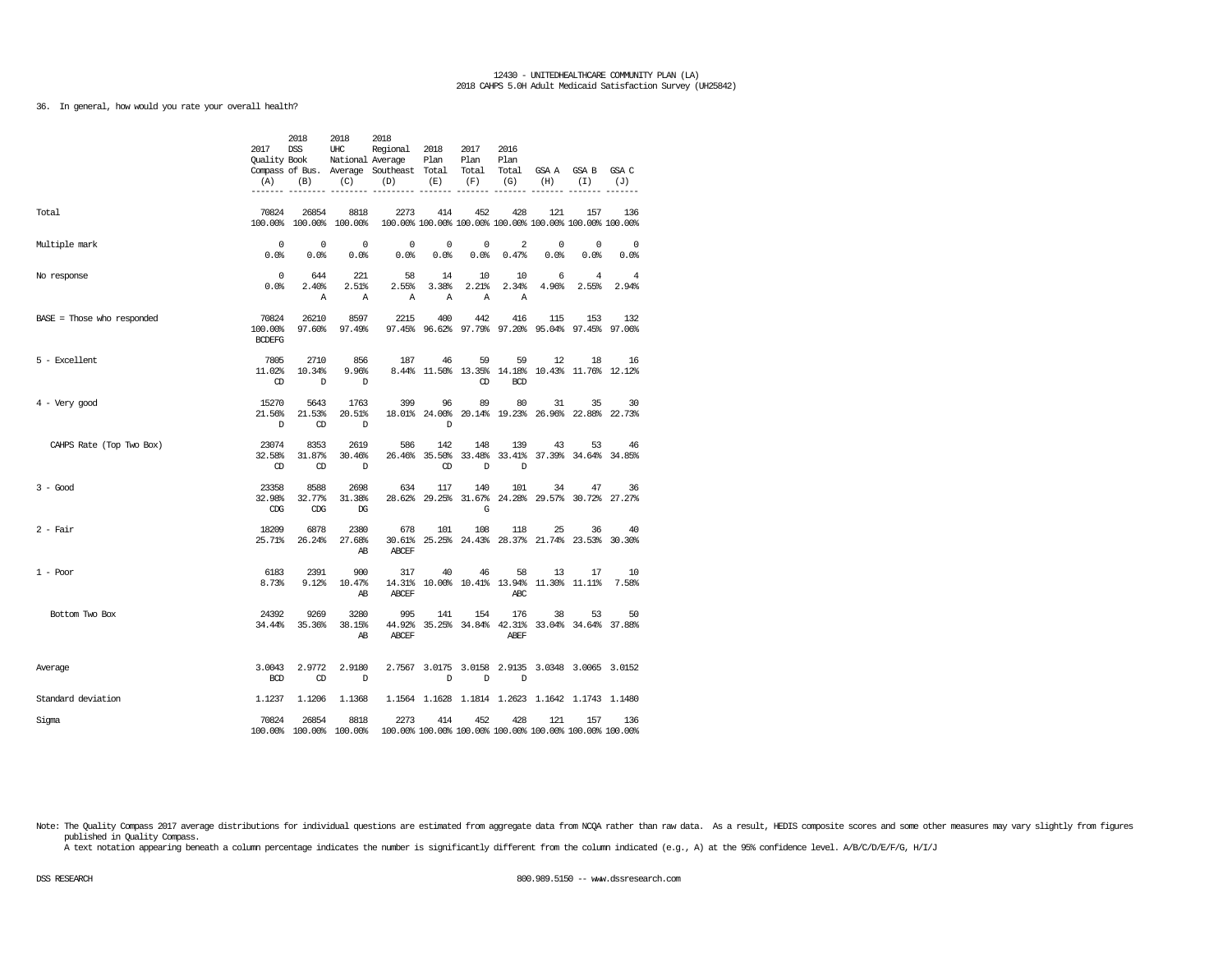12430 - UNITEDHEALTHCARE COMMUNITY PLAN (LA)
2018 CAHPS 5.0H Adult Medicaid Satisfaction Survey (UH25842)

36. In general, how would you rate your overall health?

| | 2017 Quality Compass (A) | 2018 DSS Book of Bus. (B) | 2018 UHC National Average (C) | 2018 Regional Average Southeast (D) | 2018 Plan Total (E) | 2017 Plan Total (F) | 2016 Plan Total (G) | GSA A (H) | GSA B (I) | GSA C (J) |
|---|---|---|---|---|---|---|---|---|---|---|
| Total | 70824<br>100.00% | 26854<br>100.00% | 8818<br>100.00% | 2273<br>100.00% | 414<br>100.00% | 452<br>100.00% | 428<br>100.00% | 121<br>100.00% | 157<br>100.00% | 136<br>100.00% |
| Multiple mark | 0<br>0.0% | 0<br>0.0% | 0<br>0.0% | 0<br>0.0% | 0<br>0.0% | 0<br>0.0% | 2<br>0.47% | 0<br>0.0% | 0<br>0.0% | 0<br>0.0% |
| No response | 0<br>0.0% | 644<br>2.40%<br>A | 221<br>2.51%<br>A | 58<br>2.55%<br>A | 14<br>3.38%<br>A | 10<br>2.21%<br>A | 10<br>2.34%<br>A | 6<br>4.96% | 4<br>2.55% | 4<br>2.94% |
| BASE = Those who responded | 70824<br>100.00%<br>BCDEFG | 26210<br>97.60% | 8597<br>97.49% | 2215<br>97.45% | 400<br>96.62% | 442<br>97.79% | 416<br>97.20% | 115<br>95.04% | 153<br>97.45% | 132<br>97.06% |
| 5 - Excellent | 7805<br>11.02%<br>CD | 2710<br>10.34%<br>D | 856<br>9.96%<br>D | 187<br>8.44% | 46<br>11.50% | 59<br>13.35%<br>CD | 59<br>14.18%<br>BCD | 12<br>10.43% | 18<br>11.76% | 16<br>12.12% |
| 4 - Very good | 15270<br>21.56%<br>D | 5643<br>21.53%<br>CD | 1763<br>20.51%<br>D | 399<br>18.01% | 96<br>24.00%<br>D | 89<br>20.14% | 80<br>19.23% | 31<br>26.96% | 35<br>22.88% | 30<br>22.73% |
| CAHPS Rate (Top Two Box) | 23074<br>32.58%<br>CD | 8353<br>31.87%<br>CD | 2619<br>30.46%<br>D | 586<br>26.46% | 142<br>35.50%<br>CD | 148<br>33.48%<br>D | 139<br>33.41%<br>D | 43<br>37.39% | 53<br>34.64% | 46<br>34.85% |
| 3 - Good | 23358<br>32.98%<br>CDG | 8588<br>32.77%<br>CDG | 2698<br>31.38%<br>DG | 634<br>28.62% | 117<br>29.25% | 140<br>31.67%<br>G | 101<br>24.28% | 34<br>29.57% | 47<br>30.72% | 36<br>27.27% |
| 2 - Fair | 18209<br>25.71% | 6878<br>26.24% | 2380<br>27.68%<br>AB | 678<br>30.61%<br>ABCEF | 101<br>25.25% | 108<br>24.43% | 118<br>28.37% | 25<br>21.74% | 36<br>23.53% | 40<br>30.30% |
| 1 - Poor | 6183<br>8.73% | 2391<br>9.12% | 900<br>10.47%<br>AB | 317<br>14.31%<br>ABCEF | 40<br>10.00% | 46<br>10.41% | 58<br>13.94%<br>ABC | 13<br>11.30% | 17<br>11.11% | 10<br>7.58% |
| Bottom Two Box | 24392<br>34.44% | 9269<br>35.36% | 3280<br>38.15%<br>AB | 995<br>44.92%<br>ABCEF | 141<br>35.25% | 154<br>34.84% | 176<br>42.31%<br>ABEF | 38<br>33.04% | 53<br>34.64% | 50<br>37.88% |
| Average | 3.0043<br>BCD | 2.9772<br>CD | 2.9180<br>D | 2.7567 | 3.0175<br>D | 3.0158<br>D | 2.9135<br>D | 3.0348 | 3.0065 | 3.0152 |
| Standard deviation | 1.1237 | 1.1206 | 1.1368 | 1.1564 | 1.1628 | 1.1814 | 1.2623 | 1.1642 | 1.1743 | 1.1480 |
| Sigma | 70824<br>100.00% | 26854<br>100.00% | 8818<br>100.00% | 2273<br>100.00% | 414<br>100.00% | 452<br>100.00% | 428<br>100.00% | 121<br>100.00% | 157<br>100.00% | 136<br>100.00% |

Note: The Quality Compass 2017 average distributions for individual questions are estimated from aggregate data from NCQA rather than raw data. As a result, HEDIS composite scores and some other measures may vary slightly from figures published in Quality Compass.
A text notation appearing beneath a column percentage indicates the number is significantly different from the column indicated (e.g., A) at the 95% confidence level. A/B/C/D/E/F/G, H/I/J

DSS RESEARCH 800.989.5150 -- www.dssresearch.com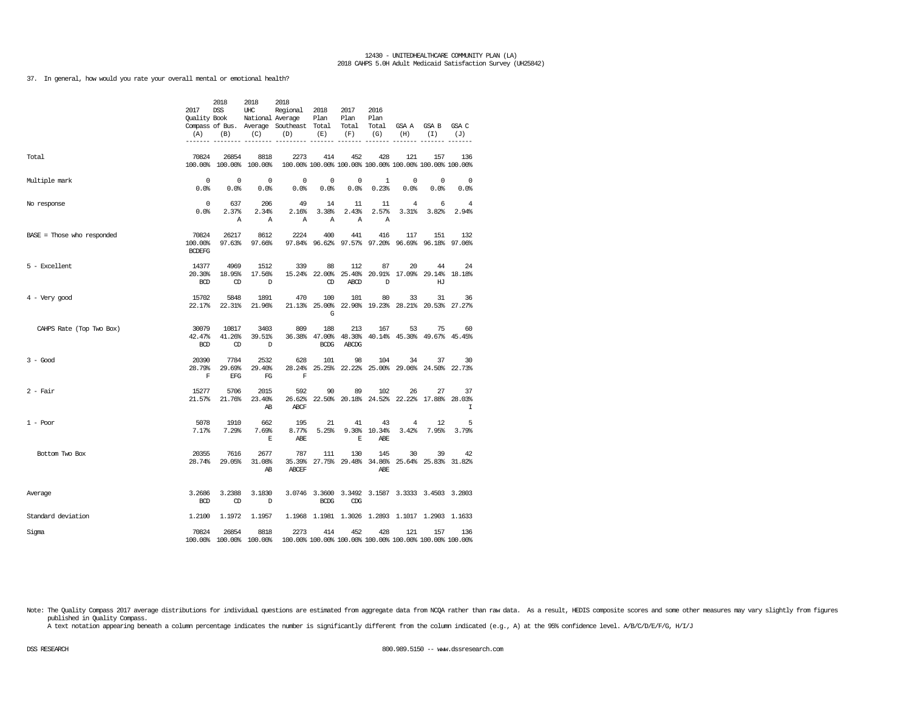12430 - UNITEDHEALTHCARE COMMUNITY PLAN (LA)
2018 CAHPS 5.0H Adult Medicaid Satisfaction Survey (UH25842)

37. In general, how would you rate your overall mental or emotional health?

| | 2017 Quality Compass (A) | 2018 DSS Book of Bus. (B) | 2018 UHC National Average (C) | 2018 Regional Average Southeast (D) | 2018 Plan Total (E) | 2017 Plan Total (F) | 2016 Plan Total (G) | GSA A (H) | GSA B (I) | GSA C (J) |
|---|---|---|---|---|---|---|---|---|---|---|
| Total | 70824<br>100.00% | 26854<br>100.00% | 8818<br>100.00% | 2273<br>100.00% | 414<br>100.00% | 452<br>100.00% | 428<br>100.00% | 121<br>100.00% | 157<br>100.00% | 136<br>100.00% |
| Multiple mark | 0<br>0.0% | 0<br>0.0% | 0<br>0.0% | 0<br>0.0% | 0<br>0.0% | 0<br>0.0% | 1<br>0.23% | 0<br>0.0% | 0<br>0.0% | 0<br>0.0% |
| No response | 0<br>0.0% | 637<br>2.37%<br>A | 206<br>2.34%<br>A | 49<br>2.16%<br>A | 14<br>3.38%<br>A | 11<br>2.43%<br>A | 11<br>2.57%<br>A | 4<br>3.31% | 6<br>3.82% | 4<br>2.94% |
| BASE = Those who responded | 70824<br>100.00%<br>BCDEFG | 26217<br>97.63% | 8612<br>97.66% | 2224<br>97.84% | 400<br>96.62% | 441<br>97.57% | 416<br>97.20% | 117<br>96.69% | 151<br>96.18% | 132<br>97.06% |
| 5 - Excellent | 14377<br>20.30%<br>BCD | 4969<br>18.95%<br>CD | 1512<br>17.56%<br>D | 339<br>15.24% | 88<br>22.00%<br>CD | 112<br>25.40%<br>ABCD | 87<br>20.91%<br>D | 20<br>17.09% | 44<br>29.14%<br>HJ | 24<br>18.18% |
| 4 - Very good | 15702<br>22.17% | 5848<br>22.31% | 1891<br>21.96% | 470<br>21.13% | 100<br>25.00%<br>G | 101<br>22.90% | 80<br>19.23% | 33<br>28.21% | 31<br>20.53% | 36<br>27.27% |
| CAHPS Rate (Top Two Box) | 30079<br>42.47%<br>BCD | 10817<br>41.26%<br>CD | 3403<br>39.51%<br>D | 809<br>36.38% | 188<br>47.00%<br>BCDG | 213<br>48.30%<br>ABCDG | 167<br>40.14% | 53<br>45.30% | 75<br>49.67% | 60<br>45.45% |
| 3 - Good | 20390<br>28.79%<br>F | 7784<br>29.69%<br>EFG | 2532<br>29.40%<br>FG | 628<br>28.24%<br>F | 101<br>25.25% | 98<br>22.22% | 104<br>25.00% | 34<br>29.06% | 37<br>24.50% | 30<br>22.73% |
| 2 - Fair | 15277<br>21.57% | 5706<br>21.76% | 2015<br>23.40%<br>AB | 592<br>26.62%<br>ABCF | 90<br>22.50% | 89<br>20.18% | 102<br>24.52% | 26<br>22.22% | 27<br>17.88% | 37<br>28.03%<br>I |
| 1 - Poor | 5078<br>7.17% | 1910<br>7.29% | 662<br>7.69%<br>E | 195<br>8.77%<br>ABE | 21<br>5.25% | 41<br>9.30%<br>E | 43<br>10.34%<br>ABE | 4<br>3.42% | 12<br>7.95% | 5<br>3.79% |
| Bottom Two Box | 20355<br>28.74% | 7616<br>29.05% | 2677<br>31.08%<br>AB | 787<br>35.39%<br>ABCEF | 111<br>27.75% | 130<br>29.48% | 145<br>34.86%<br>ABE | 30<br>25.64% | 39<br>25.83% | 42<br>31.82% |
| Average | 3.2686<br>BCD | 3.2388<br>CD | 3.1830<br>D | 3.0746 | 3.3600<br>BCDG | 3.3492<br>CDG | 3.1587 | 3.3333 | 3.4503 | 3.2803 |
| Standard deviation | 1.2100 | 1.1972 | 1.1957 | 1.1968 | 1.1981 | 1.3026 | 1.2893 | 1.1017 | 1.2903 | 1.1633 |
| Sigma | 70824<br>100.00% | 26854<br>100.00% | 8818<br>100.00% | 2273<br>100.00% | 414<br>100.00% | 452<br>100.00% | 428<br>100.00% | 121<br>100.00% | 157<br>100.00% | 136<br>100.00% |

Note: The Quality Compass 2017 average distributions for individual questions are estimated from aggregate data from NCQA rather than raw data. As a result, HEDIS composite scores and some other measures may vary slightly from figures published in Quality Compass.
A text notation appearing beneath a column percentage indicates the number is significantly different from the column indicated (e.g., A) at the 95% confidence level. A/B/C/D/E/F/G, H/I/J

DSS RESEARCH 800.989.5150 -- www.dssresearch.com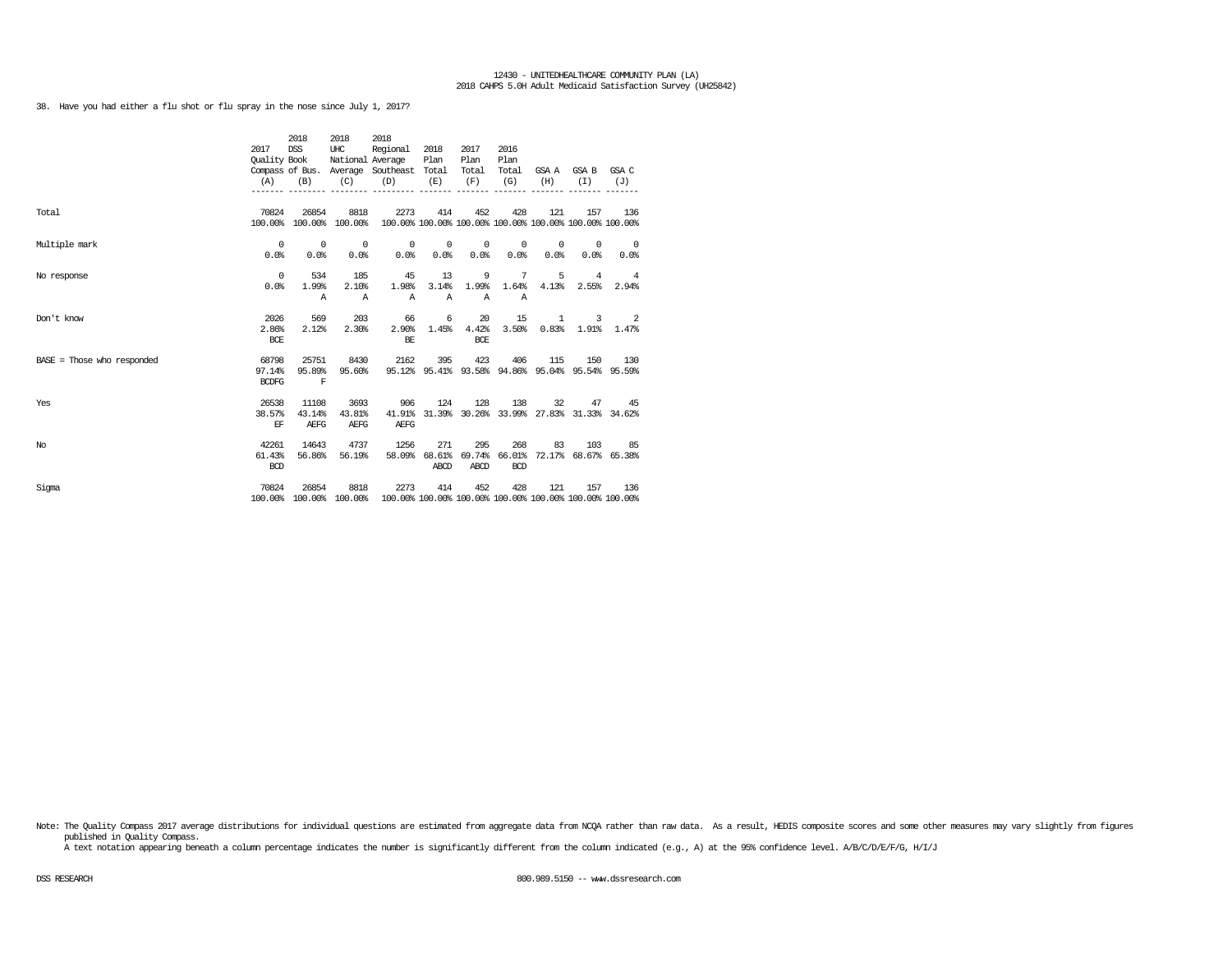38. Have you had either a flu shot or flu spray in the nose since July 1, 2017?

| | 2017 Quality Compass (A) | 2018 DSS Book of Bus. (B) | 2018 UHC National Average (C) | 2018 Regional Average Southeast (D) | 2018 Plan Total (E) | 2017 Plan Total (F) | 2016 Plan Total (G) | GSA A (H) | GSA B (I) | GSA C (J) |
|---|---|---|---|---|---|---|---|---|---|---|
| Total | 70824<br>100.00% | 26854<br>100.00% | 8818<br>100.00% | 2273<br>100.00% | 414<br>100.00% | 452<br>100.00% | 428<br>100.00% | 121<br>100.00% | 157<br>100.00% | 136<br>100.00% |
| Multiple mark | 0<br>0.0% | 0<br>0.0% | 0<br>0.0% | 0<br>0.0% | 0<br>0.0% | 0<br>0.0% | 0<br>0.0% | 0<br>0.0% | 0<br>0.0% | 0<br>0.0% |
| No response | 0<br>0.0% | 534<br>1.99%<br>A | 185<br>2.10%<br>A | 45<br>1.98%<br>A | 13<br>3.14%<br>A | 9<br>1.99%<br>A | 7<br>1.64%<br>A | 5<br>4.13% | 4<br>2.55% | 4<br>2.94% |
| Don't know | 2026<br>2.86%<br>BCE | 569<br>2.12% | 203<br>2.30% | 66<br>2.90%<br>BE | 6<br>1.45% | 20<br>4.42%<br>BCE | 15<br>3.50% | 1<br>0.83% | 3<br>1.91% | 2<br>1.47% |
| BASE = Those who responded | 68798<br>97.14%<br>BCDFG | 25751<br>95.89%<br>F | 8430<br>95.60% | 2162<br>95.12% | 395<br>95.41% | 423<br>93.58% | 406<br>94.86% | 115<br>95.04% | 150<br>95.54% | 130<br>95.59% |
| Yes | 26538<br>38.57%<br>EF | 11108<br>43.14%<br>AEFG | 3693<br>43.81%<br>AEFG | 906<br>41.91%<br>AEFG | 124<br>31.39% | 128<br>30.26% | 138<br>33.99% | 32<br>27.83% | 47<br>31.33% | 45<br>34.62% |
| No | 42261<br>61.43%<br>BCD | 14643<br>56.86% | 4737<br>56.19% | 1256<br>58.09% | 271<br>68.61%<br>ABCD | 295<br>69.74%<br>ABCD | 268<br>66.01%<br>BCD | 83<br>72.17% | 103<br>68.67% | 85<br>65.38% |
| Sigma | 70824<br>100.00% | 26854<br>100.00% | 8818<br>100.00% | 2273<br>100.00% | 414<br>100.00% | 452<br>100.00% | 428<br>100.00% | 121<br>100.00% | 157<br>100.00% | 136<br>100.00% |

Note: The Quality Compass 2017 average distributions for individual questions are estimated from aggregate data from NCQA rather than raw data. As a result, HEDIS composite scores and some other measures may vary slightly from figures published in Quality Compass.
A text notation appearing beneath a column percentage indicates the number is significantly different from the column indicated (e.g., A) at the 95% confidence level. A/B/C/D/E/F/G, H/I/J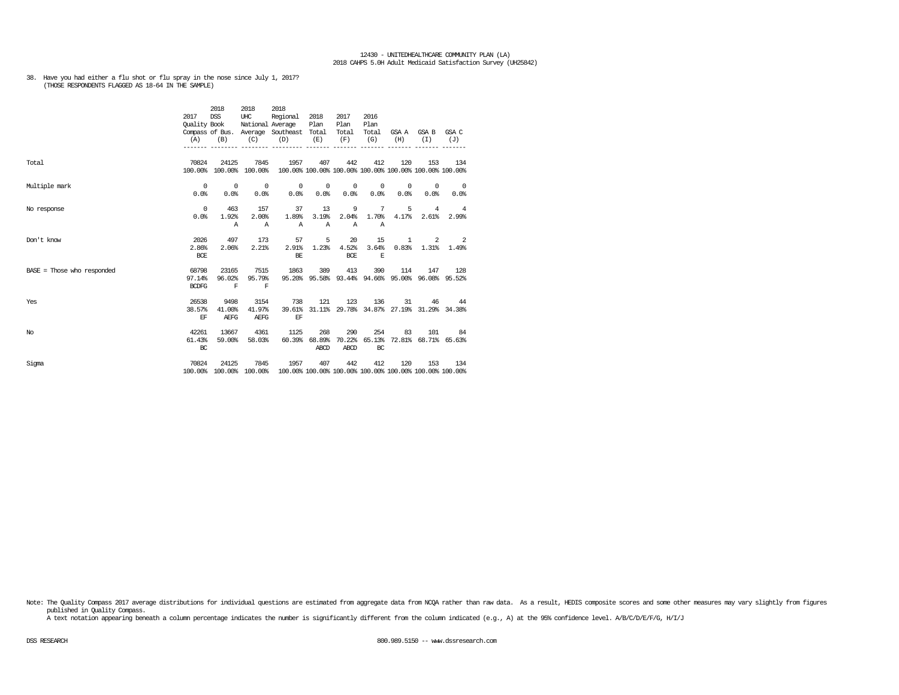38. Have you had either a flu shot or flu spray in the nose since July 1, 2017?
(THOSE RESPONDENTS FLAGGED AS 18-64 IN THE SAMPLE)

| | 2017 Quality Compass (A) | 2018 DSS Book of Bus. (B) | 2018 UHC National Average (C) | 2018 Regional Average Southeast (D) | 2018 Plan Total (E) | 2017 Plan Total (F) | 2016 Plan Total (G) | GSA A (H) | GSA B (I) | GSA C (J) |
|---|---|---|---|---|---|---|---|---|---|---|
| Total | 70824 | 24125 | 7845 | 1957 | 407 | 442 | 412 | 120 | 153 | 134 |
| | 100.00% | 100.00% | 100.00% | 100.00% | 100.00% | 100.00% | 100.00% | 100.00% | 100.00% | 100.00% |
| Multiple mark | 0 | 0 | 0 | 0 | 0 | 0 | 0 | 0 | 0 | 0 |
| | 0.0% | 0.0% | 0.0% | 0.0% | 0.0% | 0.0% | 0.0% | 0.0% | 0.0% | 0.0% |
| No response | 0 | 463 | 157 | 37 | 13 | 9 | 7 | 5 | 4 | 4 |
| | 0.0% | 1.92% | 2.00% | 1.89% | 3.19% | 2.04% | 1.70% | 4.17% | 2.61% | 2.99% |
| | | A | A | A | A | A | A | | | |
| Don't know | 2026 | 497 | 173 | 57 | 5 | 20 | 15 | 1 | 2 | 2 |
| | 2.86% | 2.06% | 2.21% | 2.91% | 1.23% | 4.52% | 3.64% | 0.83% | 1.31% | 1.49% |
| | BCE | | | BE | | BCE | E | | | |
| BASE = Those who responded | 68798 | 23165 | 7515 | 1863 | 389 | 413 | 390 | 114 | 147 | 128 |
| | 97.14% | 96.02% | 95.79% | 95.20% | 95.58% | 93.44% | 94.66% | 95.00% | 96.08% | 95.52% |
| | BCDFG | F | F | | | | | | | |
| Yes | 26538 | 9498 | 3154 | 738 | 121 | 123 | 136 | 31 | 46 | 44 |
| | 38.57% | 41.00% | 41.97% | 39.61% | 31.11% | 29.78% | 34.87% | 27.19% | 31.29% | 34.38% |
| | EF | AEFG | AEFG | EF | | | | | | |
| No | 42261 | 13667 | 4361 | 1125 | 268 | 290 | 254 | 83 | 101 | 84 |
| | 61.43% | 59.00% | 58.03% | 60.39% | 68.89% | 70.22% | 65.13% | 72.81% | 68.71% | 65.63% |
| | BC | | | | ABCD | ABCD | BC | | | |
| Sigma | 70824 | 24125 | 7845 | 1957 | 407 | 442 | 412 | 120 | 153 | 134 |
| | 100.00% | 100.00% | 100.00% | 100.00% | 100.00% | 100.00% | 100.00% | 100.00% | 100.00% | 100.00% |

Note: The Quality Compass 2017 average distributions for individual questions are estimated from aggregate data from NCQA rather than raw data. As a result, HEDIS composite scores and some other measures may vary slightly from figures published in Quality Compass.
A text notation appearing beneath a column percentage indicates the number is significantly different from the column indicated (e.g., A) at the 95% confidence level. A/B/C/D/E/F/G, H/I/J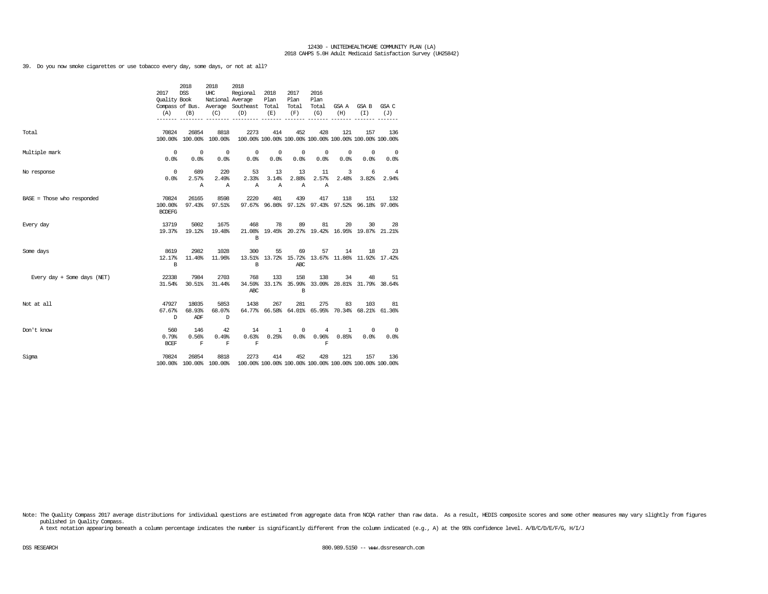39. Do you now smoke cigarettes or use tobacco every day, some days, or not at all?

| | 2017 Quality Compass (A) | 2018 DSS Book of Bus. (B) | 2018 UHC National Average (C) | 2018 Regional Average Southeast (D) | 2018 Plan Total (E) | 2017 Plan Total (F) | 2016 Plan Total (G) | GSA A (H) | GSA B (I) | GSA C (J) |
|---|---|---|---|---|---|---|---|---|---|---|
| Total | 70824<br>100.00% | 26854<br>100.00% | 8818<br>100.00% | 2273<br>100.00% | 414<br>100.00% | 452<br>100.00% | 428<br>100.00% | 121<br>100.00% | 157<br>100.00% | 136<br>100.00% |
| Multiple mark | 0<br>0.0% | 0<br>0.0% | 0<br>0.0% | 0<br>0.0% | 0<br>0.0% | 0<br>0.0% | 0<br>0.0% | 0<br>0.0% | 0<br>0.0% | 0<br>0.0% |
| No response | 0<br>0.0% | 689<br>2.57%<br>A | 220<br>2.49%<br>A | 53<br>2.33%<br>A | 13<br>3.14%<br>A | 13<br>2.88%<br>A | 11<br>2.57%<br>A | 3<br>2.48% | 6<br>3.82% | 4<br>2.94% |
| BASE = Those who responded | 70824<br>100.00%<br>BCDEFG | 26165<br>97.43% | 8598<br>97.51% | 2220<br>97.67% | 401<br>96.86% | 439<br>97.12% | 417<br>97.43% | 118<br>97.52% | 151<br>96.18% | 132<br>97.06% |
| Every day | 13719<br>19.37% | 5002<br>19.12% | 1675<br>19.48% | 468<br>21.08%<br>B | 78<br>19.45% | 89<br>20.27% | 81<br>19.42% | 20<br>16.95% | 30<br>19.87% | 28<br>21.21% |
| Some days | 8619<br>12.17%<br>B | 2982<br>11.40% | 1028<br>11.96% | 300<br>13.51%<br>B | 55<br>13.72% | 69<br>15.72%<br>ABC | 57<br>13.67% | 14<br>11.86% | 18<br>11.92% | 23<br>17.42% |
| Every day + Some days (NET) | 22338<br>31.54% | 7984<br>30.51% | 2703<br>31.44% | 768<br>34.59%<br>ABC | 133<br>33.17% | 158<br>35.99%<br>B | 138<br>33.09% | 34<br>28.81% | 48<br>31.79% | 51<br>38.64% |
| Not at all | 47927<br>67.67%<br>D | 18035<br>68.93%<br>ADF | 5853<br>68.07%<br>D | 1438<br>64.77% | 267<br>66.58% | 281<br>64.01% | 275<br>65.95% | 83<br>70.34% | 103<br>68.21% | 81<br>61.36% |
| Don't know | 560<br>0.79%<br>BCEF | 146<br>0.56%<br>F | 42<br>0.49%<br>F | 14<br>0.63%<br>F | 1<br>0.25% | 0<br>0.0% | 4<br>0.96%<br>F | 1<br>0.85% | 0<br>0.0% | 0<br>0.0% |
| Sigma | 70824<br>100.00% | 26854<br>100.00% | 8818<br>100.00% | 2273<br>100.00% | 414<br>100.00% | 452<br>100.00% | 428<br>100.00% | 121<br>100.00% | 157<br>100.00% | 136<br>100.00% |

Note: The Quality Compass 2017 average distributions for individual questions are estimated from aggregate data from NCQA rather than raw data. As a result, HEDIS composite scores and some other measures may vary slightly from figures published in Quality Compass.
A text notation appearing beneath a column percentage indicates the number is significantly different from the column indicated (e.g., A) at the 95% confidence level. A/B/C/D/E/F/G, H/I/J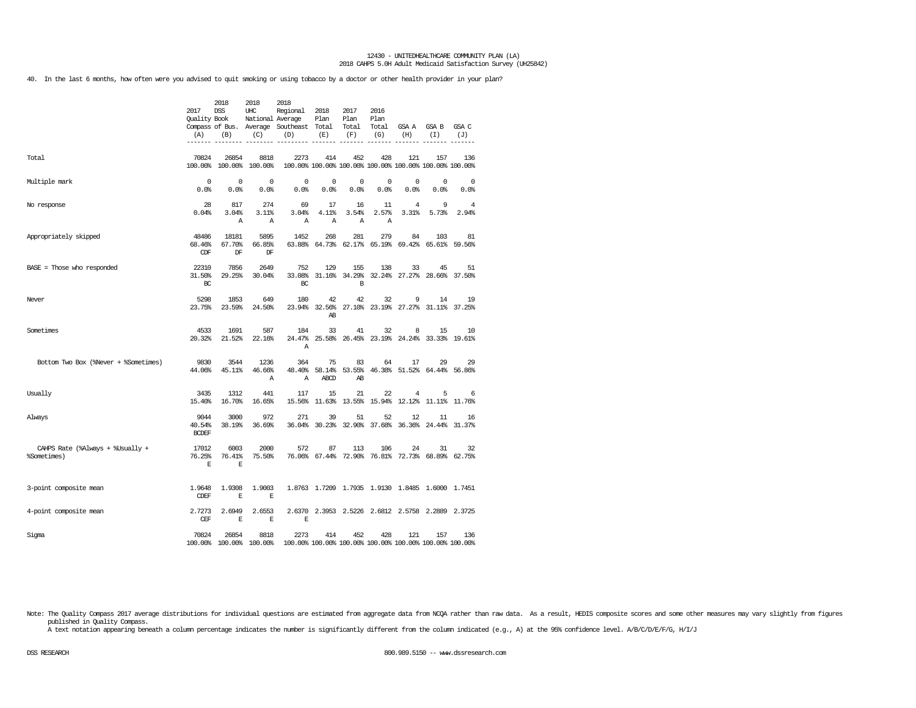12430 - UNITEDHEALTHCARE COMMUNITY PLAN (LA)
2018 CAHPS 5.0H Adult Medicaid Satisfaction Survey (UH25842)

40. In the last 6 months, how often were you advised to quit smoking or using tobacco by a doctor or other health provider in your plan?

| | 2017 Quality Compass (A) | 2018 DSS Book of Bus. (B) | 2018 UHC National Average (C) | 2018 Regional Average Southeast (D) | 2018 Plan Total (E) | 2017 Plan Total (F) | 2016 Plan Total (G) | GSA A (H) | GSA B (I) | GSA C (J) |
|---|---|---|---|---|---|---|---|---|---|---|
| Total | 70824<br>100.00% | 26854<br>100.00% | 8818<br>100.00% | 2273<br>100.00% | 414<br>100.00% | 452<br>100.00% | 428<br>100.00% | 121<br>100.00% | 157<br>100.00% | 136<br>100.00% |
| Multiple mark | 0<br>0.0% | 0<br>0.0% | 0<br>0.0% | 0<br>0.0% | 0<br>0.0% | 0<br>0.0% | 0<br>0.0% | 0<br>0.0% | 0<br>0.0% | 0<br>0.0% |
| No response | 28<br>0.04% | 817<br>3.04%<br>A | 274<br>3.11%<br>A | 69<br>3.04%<br>A | 17<br>4.11%<br>A | 16<br>3.54%<br>A | 11<br>2.57%<br>A | 4<br>3.31% | 9<br>5.73% | 4<br>2.94% |
| Appropriately skipped | 48486<br>68.46%<br>CDF | 18181<br>67.70%<br>DF | 5895<br>66.85%<br>DF | 1452<br>63.88% | 268<br>64.73% | 281<br>62.17% | 279<br>65.19% | 84<br>69.42% | 103<br>65.61% | 81<br>59.56% |
| BASE = Those who responded | 22310<br>31.50%<br>BC | 7856<br>29.25% | 2649<br>30.04% | 752<br>33.08%<br>BC | 129<br>31.16% | 155<br>34.29%<br>B | 138<br>32.24% | 33<br>27.27% | 45<br>28.66% | 51<br>37.50% |
| Never | 5298<br>23.75% | 1853<br>23.59% | 649<br>24.50% | 180<br>23.94% | 42<br>32.56%<br>AB | 42<br>27.10% | 32<br>23.19% | 9<br>27.27% | 14<br>31.11% | 19<br>37.25% |
| Sometimes | 4533<br>20.32% | 1691<br>21.52% | 587<br>22.16% | 184<br>24.47%<br>A | 33<br>25.58% | 41<br>26.45% | 32<br>23.19% | 8<br>24.24% | 15<br>33.33% | 10<br>19.61% |
| Bottom Two Box (%Never + %Sometimes) | 9830<br>44.06% | 3544<br>45.11% | 1236<br>46.66%<br>A | 364<br>48.40%<br>A | 75<br>58.14%<br>ABCD | 83<br>53.55%<br>AB | 64<br>46.38% | 17<br>51.52% | 29<br>64.44% | 29<br>56.86% |
| Usually | 3435<br>15.40% | 1312<br>16.70% | 441<br>16.65% | 117<br>15.56% | 15<br>11.63% | 21<br>13.55% | 22<br>15.94% | 4<br>12.12% | 5<br>11.11% | 6<br>11.76% |
| Always | 9044<br>40.54%<br>BCDEF | 3000<br>38.19% | 972<br>36.69% | 271<br>36.04% | 39<br>30.23% | 51<br>32.90% | 52<br>37.68% | 12<br>36.36% | 11<br>24.44% | 16<br>31.37% |
| CAHPS Rate (%Always + %Usually + %Sometimes) | 17012<br>76.25%<br>E | 6003<br>76.41%<br>E | 2000<br>75.50% | 572<br>76.06% | 87<br>67.44% | 113<br>72.90% | 106<br>76.81% | 24<br>72.73% | 31<br>68.89% | 32<br>62.75% |
| 3-point composite mean | 1.9648<br>CDEF | 1.9308<br>E | 1.9003<br>E | 1.8763 | 1.7209 | 1.7935 | 1.9130 | 1.8485 | 1.6000 | 1.7451 |
| 4-point composite mean | 2.7273<br>CEF | 2.6949<br>E | 2.6553<br>E | 2.6370<br>E | 2.3953 | 2.5226 | 2.6812 | 2.5758 | 2.2889 | 2.3725 |
| Sigma | 70824<br>100.00% | 26854<br>100.00% | 8818<br>100.00% | 2273<br>100.00% | 414<br>100.00% | 452<br>100.00% | 428<br>100.00% | 121<br>100.00% | 157<br>100.00% | 136<br>100.00% |

Note: The Quality Compass 2017 average distributions for individual questions are estimated from aggregate data from NCQA rather than raw data. As a result, HEDIS composite scores and some other measures may vary slightly from figures published in Quality Compass.
A text notation appearing beneath a column percentage indicates the number is significantly different from the column indicated (e.g., A) at the 95% confidence level. A/B/C/D/E/F/G, H/I/J

DSS RESEARCH 800.989.5150 -- www.dssresearch.com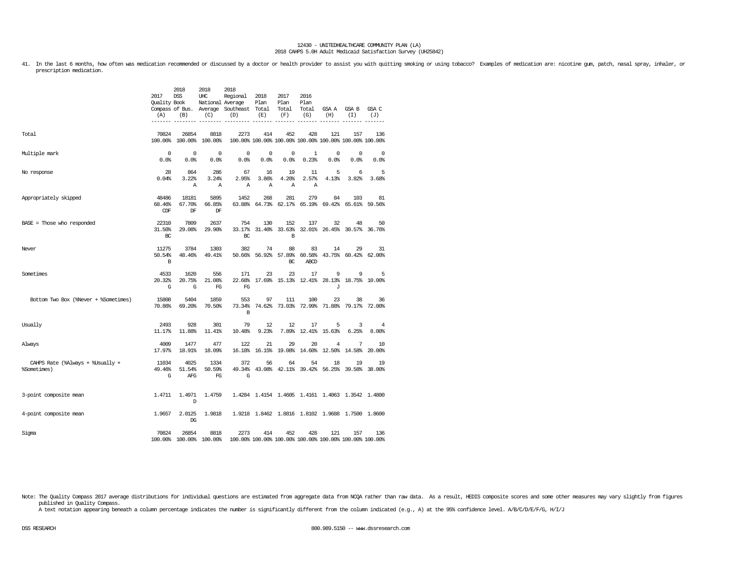41. In the last 6 months, how often was medication recommended or discussed by a doctor or health provider to assist you with quitting smoking or using tobacco? Examples of medication are: nicotine gum, patch, nasal spray, inhaler, or prescription medication.

| | 2017 Quality Compass (A) | 2018 DSS Book of Bus. (B) | 2018 UHC National Average (C) | 2018 Regional Average Southeast (D) | 2018 Plan Total (E) | 2017 Plan Total (F) | 2016 Plan Total (G) | GSA A (H) | GSA B (I) | GSA C (J) |
|---|---|---|---|---|---|---|---|---|---|---|
| Total | 70824<br>100.00% | 26854<br>100.00% | 8818<br>100.00% | 2273<br>100.00% | 414<br>100.00% | 452<br>100.00% | 428<br>100.00% | 121<br>100.00% | 157<br>100.00% | 136<br>100.00% |
| Multiple mark | 0<br>0.0% | 0<br>0.0% | 0<br>0.0% | 0<br>0.0% | 0<br>0.0% | 0<br>0.0% | 1<br>0.23% | 0<br>0.0% | 0<br>0.0% | 0<br>0.0% |
| No response | 28<br>0.04% | 864<br>3.22%<br>A | 286<br>3.24%<br>A | 67<br>2.95%<br>A | 16<br>3.86%<br>A | 19<br>4.20%<br>A | 11<br>2.57%<br>A | 5<br>4.13% | 6<br>3.82% | 5<br>3.68% |
| Appropriately skipped | 48486<br>68.46%<br>CDF | 18181<br>67.70%<br>DF | 5895<br>66.85%<br>DF | 1452<br>63.88% | 268<br>64.73% | 281<br>62.17% | 279<br>65.19% | 84<br>69.42% | 103<br>65.61% | 81<br>59.56% |
| BASE = Those who responded | 22310<br>31.50%<br>BC | 7809<br>29.08% | 2637<br>29.90% | 754<br>33.17%<br>BC | 130<br>31.40% | 152<br>33.63%<br>B | 137<br>32.01% | 32<br>26.45% | 48<br>30.57% | 50<br>36.76% |
| Never | 11275<br>50.54%<br>B | 3784<br>48.46% | 1303<br>49.41% | 382<br>50.66% | 74<br>56.92% | 88<br>57.89%<br>BC | 83<br>60.58%<br>ABCD | 14<br>43.75% | 29<br>60.42% | 31<br>62.00% |
| Sometimes | 4533<br>20.32%<br>G | 1620<br>20.75%<br>G | 556<br>21.08%<br>FG | 171<br>22.68%<br>FG | 23<br>17.69% | 23<br>15.13% | 17<br>12.41% | 9<br>28.13%<br>J | 9<br>18.75% | 5<br>10.00% |
| Bottom Two Box (%Never + %Sometimes) | 15808<br>70.86% | 5404<br>69.20% | 1859<br>70.50% | 553<br>73.34%<br>B | 97<br>74.62% | 111<br>73.03% | 100<br>72.99% | 23<br>71.88% | 38<br>79.17% | 36<br>72.00% |
| Usually | 2493<br>11.17% | 928<br>11.88% | 301<br>11.41% | 79<br>10.48% | 12<br>9.23% | 12<br>7.89% | 17<br>12.41% | 5<br>15.63% | 3<br>6.25% | 4<br>8.00% |
| Always | 4009<br>17.97% | 1477<br>18.91% | 477<br>18.09% | 122<br>16.18% | 21<br>16.15% | 29<br>19.08% | 20<br>14.60% | 4<br>12.50% | 7<br>14.58% | 10<br>20.00% |
| CAHPS Rate (%Always + %Usually + %Sometimes) | 11034<br>49.46%<br>G | 4025<br>51.54%<br>AFG | 1334<br>50.59%<br>FG | 372<br>49.34%<br>G | 56<br>43.08% | 64<br>42.11% | 54<br>39.42% | 18<br>56.25% | 19<br>39.58% | 19<br>38.00% |
| 3-point composite mean | 1.4711 | 1.4971<br>D | 1.4759 | 1.4284 | 1.4154 | 1.4605 | 1.4161 | 1.4063 | 1.3542 | 1.4800 |
| 4-point composite mean | 1.9657 | 2.0125<br>DG | 1.9818 | 1.9218 | 1.8462 | 1.8816 | 1.8102 | 1.9688 | 1.7500 | 1.8600 |
| Sigma | 70824<br>100.00% | 26854<br>100.00% | 8818<br>100.00% | 2273<br>100.00% | 414<br>100.00% | 452<br>100.00% | 428<br>100.00% | 121<br>100.00% | 157<br>100.00% | 136<br>100.00% |

Note: The Quality Compass 2017 average distributions for individual questions are estimated from aggregate data from NCQA rather than raw data. As a result, HEDIS composite scores and some other measures may vary slightly from figures published in Quality Compass.
A text notation appearing beneath a column percentage indicates the number is significantly different from the column indicated (e.g., A) at the 95% confidence level. A/B/C/D/E/F/G, H/I/J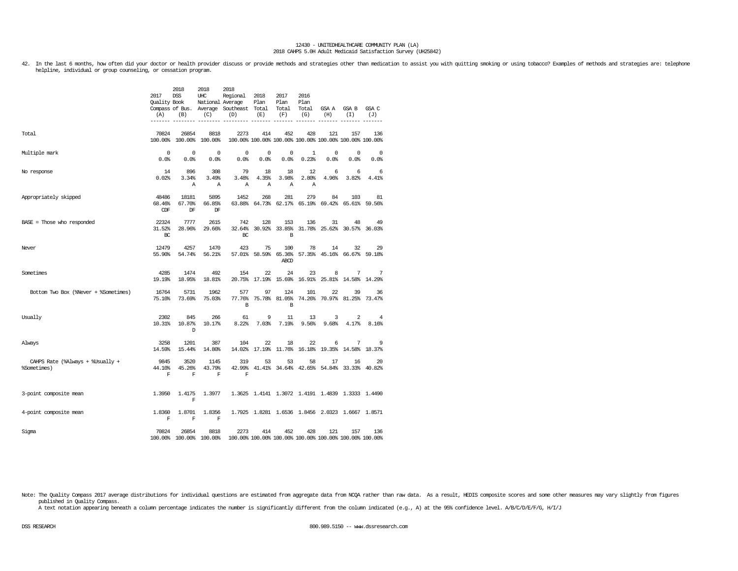12430 - UNITEDHEALTHCARE COMMUNITY PLAN (LA)
2018 CAHPS 5.0H Adult Medicaid Satisfaction Survey (UH25842)

42. In the last 6 months, how often did your doctor or health provider discuss or provide methods and strategies other than medication to assist you with quitting smoking or using tobacco? Examples of methods and strategies are: telephone helpline, individual or group counseling, or cessation program.

| | 2017 Quality Compass (A) | 2018 DSS Book of Bus. (B) | 2018 UHC National Average (C) | 2018 Regional Average Southeast (D) | 2018 Plan Total (E) | 2017 Plan Total (F) | 2016 Plan Total (G) | GSA A (H) | GSA B (I) | GSA C (J) |
|---|---|---|---|---|---|---|---|---|---|---|
| Total | 70824<br>100.00% | 26854<br>100.00% | 8818<br>100.00% | 2273<br>100.00% | 414<br>100.00% | 452<br>100.00% | 428<br>100.00% | 121<br>100.00% | 157<br>100.00% | 136<br>100.00% |
| Multiple mark | 0<br>0.0% | 0<br>0.0% | 0<br>0.0% | 0<br>0.0% | 0<br>0.0% | 0<br>0.0% | 1<br>0.23% | 0<br>0.0% | 0<br>0.0% | 0<br>0.0% |
| No response | 14<br>0.02% | 896<br>3.34%<br>A | 308<br>3.49%<br>A | 79<br>3.48%<br>A | 18<br>4.35%<br>A | 18<br>3.98%<br>A | 12<br>2.80%<br>A | 6<br>4.96% | 6<br>3.82% | 6<br>4.41% |
| Appropriately skipped | 48486<br>68.46%<br>CDF | 18181<br>67.70%<br>DF | 5895<br>66.85%<br>DF | 1452<br>63.88% | 268<br>64.73% | 281<br>62.17% | 279<br>65.19% | 84<br>69.42% | 103<br>65.61% | 81<br>59.56% |
| BASE = Those who responded | 22324<br>31.52%<br>BC | 7777<br>28.96% | 2615<br>29.66% | 742<br>32.64%<br>BC | 128<br>30.92% | 153<br>33.85%<br>B | 136<br>31.78% | 31<br>25.62% | 48<br>30.57% | 49<br>36.03% |
| Never | 12479<br>55.90% | 4257<br>54.74% | 1470<br>56.21% | 423<br>57.01% | 75<br>58.59% | 100<br>65.36%<br>ABCD | 78<br>57.35% | 14<br>45.16% | 32<br>66.67% | 29<br>59.18% |
| Sometimes | 4285<br>19.19% | 1474<br>18.95% | 492<br>18.81% | 154<br>20.75% | 22<br>17.19% | 24<br>15.69% | 23<br>16.91% | 8<br>25.81% | 7<br>14.58% | 7<br>14.29% |
| Bottom Two Box (%Never + %Sometimes) | 16764<br>75.10% | 5731<br>73.69% | 1962<br>75.03% | 577<br>77.76%<br>B | 97<br>75.78% | 124<br>81.05%<br>B | 101<br>74.26% | 22<br>70.97% | 39<br>81.25% | 36<br>73.47% |
| Usually | 2302<br>10.31% | 845<br>10.87%<br>D | 266<br>10.17% | 61<br>8.22% | 9<br>7.03% | 11<br>7.19% | 13<br>9.56% | 3<br>9.68% | 2<br>4.17% | 4<br>8.16% |
| Always | 3258<br>14.59% | 1201<br>15.44% | 387<br>14.80% | 104<br>14.02% | 22<br>17.19% | 18<br>11.76% | 22<br>16.18% | 6<br>19.35% | 7<br>14.58% | 9<br>18.37% |
| CAHPS Rate (%Always + %Usually + %Sometimes) | 9845<br>44.10%<br>F | 3520<br>45.26%<br>F | 1145<br>43.79%<br>F | 319<br>42.99%<br>F | 53<br>41.41% | 53<br>34.64% | 58<br>42.65% | 17<br>54.84% | 16<br>33.33% | 20<br>40.82% |
| 3-point composite mean | 1.3950 | 1.4175<br>F | 1.3977 | 1.3625 | 1.4141 | 1.3072 | 1.4191 | 1.4839 | 1.3333 | 1.4490 |
| 4-point composite mean | 1.8360<br>F | 1.8701<br>F | 1.8356<br>F | 1.7925 | 1.8281 | 1.6536 | 1.8456 | 2.0323 | 1.6667 | 1.8571 |
| Sigma | 70824<br>100.00% | 26854<br>100.00% | 8818<br>100.00% | 2273<br>100.00% | 414<br>100.00% | 452<br>100.00% | 428<br>100.00% | 121<br>100.00% | 157<br>100.00% | 136<br>100.00% |

Note: The Quality Compass 2017 average distributions for individual questions are estimated from aggregate data from NCQA rather than raw data. As a result, HEDIS composite scores and some other measures may vary slightly from figures published in Quality Compass.
A text notation appearing beneath a column percentage indicates the number is significantly different from the column indicated (e.g., A) at the 95% confidence level. A/B/C/D/E/F/G, H/I/J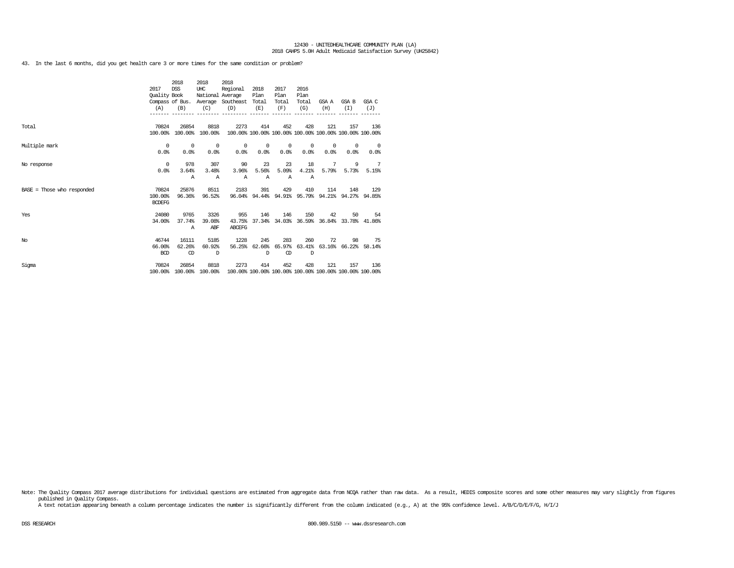12430 - UNITEDHEALTHCARE COMMUNITY PLAN (LA)
2018 CAHPS 5.0H Adult Medicaid Satisfaction Survey (UH25842)

43. In the last 6 months, did you get health care 3 or more times for the same condition or problem?

| | 2017 Quality Compass (A) | 2018 DSS Book of Bus. (B) | 2018 UHC National Average (C) | 2018 Regional Average Southeast (D) | 2018 Plan Total (E) | 2017 Plan Total (F) | 2016 Plan Total (G) | GSA A (H) | GSA B (I) | GSA C (J) |
|---|---|---|---|---|---|---|---|---|---|---|
| Total | 70824<br>100.00% | 26854<br>100.00% | 8818<br>100.00% | 2273<br>100.00% | 414<br>100.00% | 452<br>100.00% | 428<br>100.00% | 121<br>100.00% | 157<br>100.00% | 136<br>100.00% |
| Multiple mark | 0<br>0.0% | 0<br>0.0% | 0<br>0.0% | 0<br>0.0% | 0<br>0.0% | 0<br>0.0% | 0<br>0.0% | 0<br>0.0% | 0<br>0.0% | 0<br>0.0% |
| No response | 0<br>0.0% | 978<br>3.64%<br>A | 307<br>3.48%<br>A | 90<br>3.96%<br>A | 23<br>5.56%<br>A | 23<br>5.09%<br>A | 18<br>4.21%<br>A | 7<br>5.79% | 9<br>5.73% | 7<br>5.15% |
| BASE = Those who responded | 70824<br>100.00%<br>BCDEFG | 25876<br>96.36% | 8511<br>96.52% | 2183<br>96.04% | 391<br>94.44% | 429<br>94.91% | 410<br>95.79% | 114<br>94.21% | 148<br>94.27% | 129<br>94.85% |
| Yes | 24080<br>34.00% | 9765<br>37.74%<br>A | 3326<br>39.08%<br>ABF | 955<br>43.75%<br>ABCEFG | 146<br>37.34% | 146<br>34.03% | 150<br>36.59% | 42<br>36.84% | 50<br>33.78% | 54<br>41.86% |
| No | 46744<br>66.00%<br>BCD | 16111<br>62.26%<br>CD | 5185<br>60.92%<br>D | 1228<br>56.25% | 245<br>62.66%<br>D | 283<br>65.97%<br>CD | 260<br>63.41%<br>D | 72<br>63.16% | 98<br>66.22% | 75<br>58.14% |
| Sigma | 70824<br>100.00% | 26854<br>100.00% | 8818<br>100.00% | 2273<br>100.00% | 414<br>100.00% | 452<br>100.00% | 428<br>100.00% | 121<br>100.00% | 157<br>100.00% | 136<br>100.00% |

Note: The Quality Compass 2017 average distributions for individual questions are estimated from aggregate data from NCQA rather than raw data. As a result, HEDIS composite scores and some other measures may vary slightly from figures published in Quality Compass.
A text notation appearing beneath a column percentage indicates the number is significantly different from the column indicated (e.g., A) at the 95% confidence level. A/B/C/D/E/F/G, H/I/J

DSS RESEARCH 800.989.5150 -- www.dssresearch.com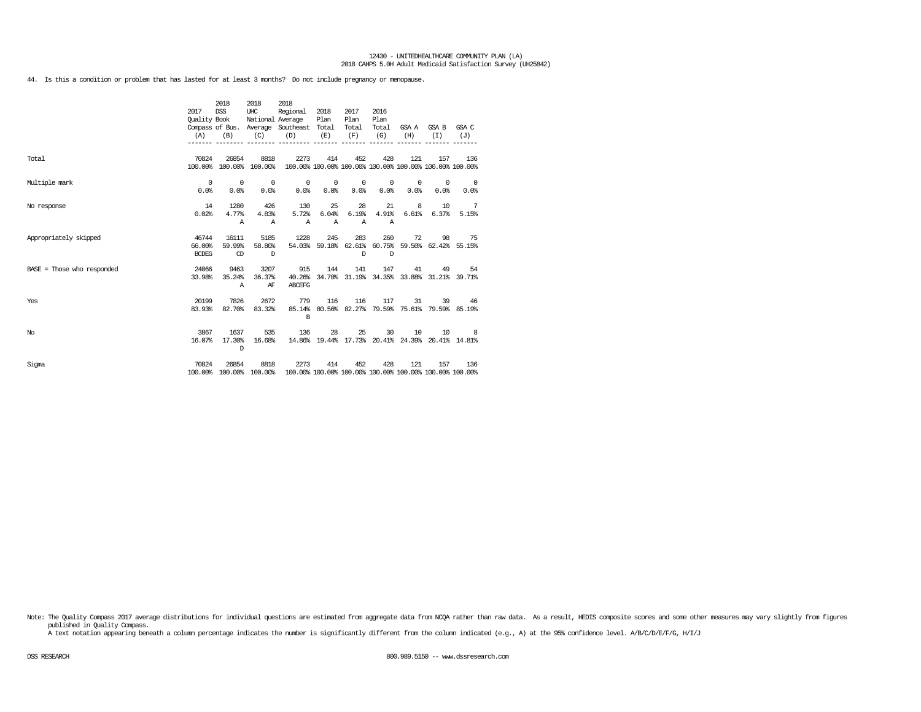12430 - UNITEDHEALTHCARE COMMUNITY PLAN (LA)
2018 CAHPS 5.0H Adult Medicaid Satisfaction Survey (UH25842)

44. Is this a condition or problem that has lasted for at least 3 months? Do not include pregnancy or menopause.

| | 2017 Quality Compass (A) | 2018 DSS Book of Bus. (B) | 2018 UHC National Average (C) | 2018 Regional Average Southeast (D) | 2018 Plan Total (E) | 2017 Plan Total (F) | 2016 Plan Total (G) | GSA A (H) | GSA B (I) | GSA C (J) |
|---|---|---|---|---|---|---|---|---|---|---|
| Total | 70824<br>100.00% | 26854<br>100.00% | 8818<br>100.00% | 2273<br>100.00% | 414<br>100.00% | 452<br>100.00% | 428<br>100.00% | 121<br>100.00% | 157<br>100.00% | 136<br>100.00% |
| Multiple mark | 0<br>0.0% | 0<br>0.0% | 0<br>0.0% | 0<br>0.0% | 0<br>0.0% | 0<br>0.0% | 0<br>0.0% | 0<br>0.0% | 0<br>0.0% | 0<br>0.0% |
| No response | 14<br>0.02% | 1280<br>4.77%<br>A | 426<br>4.83%<br>A | 130<br>5.72%<br>A | 25<br>6.04%<br>A | 28<br>6.19%<br>A | 21<br>4.91%<br>A | 8<br>6.61% | 10<br>6.37% | 7<br>5.15% |
| Appropriately skipped | 46744<br>66.00%<br>BCDEG | 16111<br>59.99%<br>CD | 5185<br>58.80%<br>D | 1228<br>54.03% | 245<br>59.18% | 283<br>62.61%<br>D | 260<br>60.75%<br>D | 72<br>59.50% | 98<br>62.42% | 75<br>55.15% |
| BASE = Those who responded | 24066<br>33.98% | 9463<br>35.24%<br>A | 3207<br>36.37%<br>AF | 915<br>40.26%<br>ABCEFG | 144<br>34.78% | 141<br>31.19% | 147<br>34.35% | 41<br>33.88% | 49<br>31.21% | 54<br>39.71% |
| Yes | 20199<br>83.93% | 7826<br>82.70% | 2672<br>83.32% | 779<br>85.14%<br>B | 116<br>80.56% | 116<br>82.27% | 117<br>79.59% | 31<br>75.61% | 39<br>79.59% | 46<br>85.19% |
| No | 3867<br>16.07% | 1637<br>17.30%<br>D | 535<br>16.68% | 136<br>14.86% | 28<br>19.44% | 25<br>17.73% | 30<br>20.41% | 10<br>24.39% | 10<br>20.41% | 8<br>14.81% |
| Sigma | 70824<br>100.00% | 26854<br>100.00% | 8818<br>100.00% | 2273<br>100.00% | 414<br>100.00% | 452<br>100.00% | 428<br>100.00% | 121<br>100.00% | 157<br>100.00% | 136<br>100.00% |

Note: The Quality Compass 2017 average distributions for individual questions are estimated from aggregate data from NCQA rather than raw data. As a result, HEDIS composite scores and some other measures may vary slightly from figures published in Quality Compass.
A text notation appearing beneath a column percentage indicates the number is significantly different from the column indicated (e.g., A) at the 95% confidence level. A/B/C/D/E/F/G, H/I/J

DSS RESEARCH 800.989.5150 -- www.dssresearch.com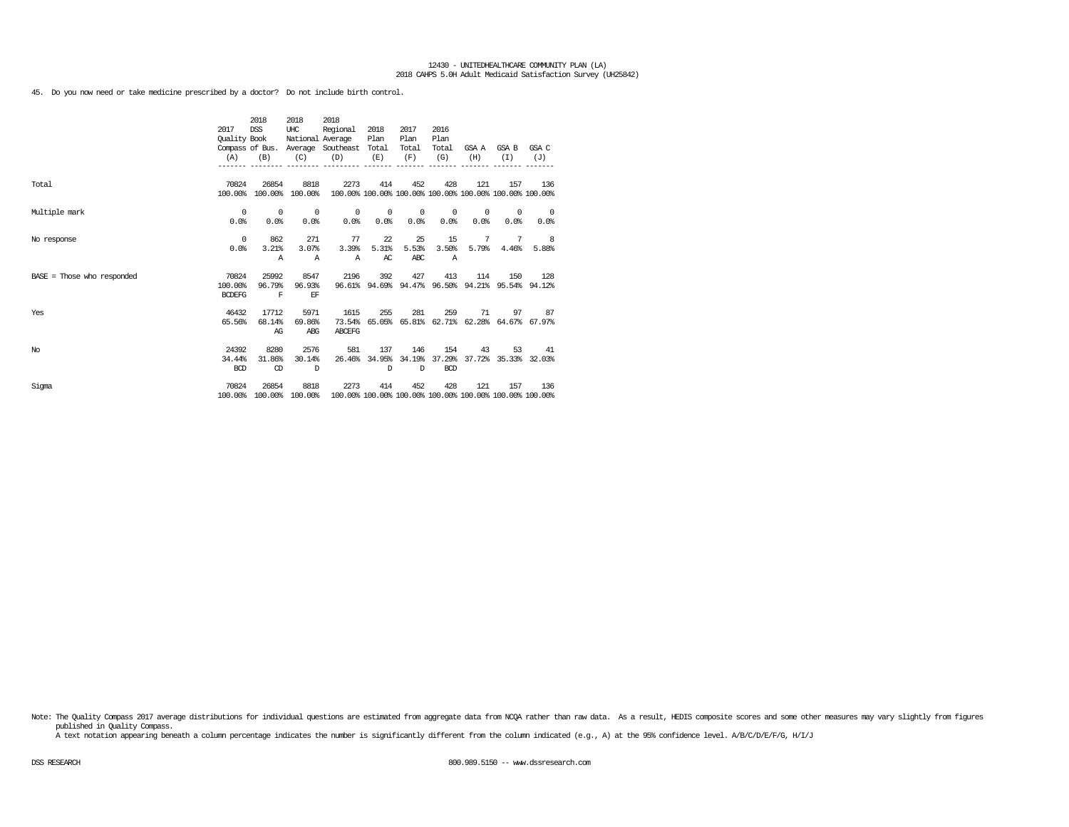45. Do you now need or take medicine prescribed by a doctor? Do not include birth control.

| | 2017 Quality Compass (A) | 2018 DSS Book of Bus. (B) | 2018 UHC National Average (C) | 2018 Regional Average Southeast (D) | 2018 Plan Total (E) | 2017 Plan Total (F) | 2016 Plan Total (G) | GSA A (H) | GSA B (I) | GSA C (J) |
|---|---|---|---|---|---|---|---|---|---|---|
| Total | 70824<br>100.00% | 26854<br>100.00% | 8818<br>100.00% | 2273<br>100.00% | 414<br>100.00% | 452<br>100.00% | 428<br>100.00% | 121<br>100.00% | 157<br>100.00% | 136<br>100.00% |
| Multiple mark | 0<br>0.0% | 0<br>0.0% | 0<br>0.0% | 0<br>0.0% | 0<br>0.0% | 0<br>0.0% | 0<br>0.0% | 0<br>0.0% | 0<br>0.0% | 0<br>0.0% |
| No response | 0<br>0.0% | 862<br>3.21%<br>A | 271<br>3.07%<br>A | 77<br>3.39%<br>A | 22<br>5.31%<br>AC | 25<br>5.53%<br>ABC | 15<br>3.50%<br>A | 7<br>5.79% | 7<br>4.46% | 8<br>5.88% |
| BASE = Those who responded | 70824<br>100.00%<br>BCDEFG | 25992<br>96.79%<br>F | 8547<br>96.93%<br>EF | 2196<br>96.61% | 392<br>94.69% | 427<br>94.47% | 413<br>96.50% | 114<br>94.21% | 150<br>95.54% | 128<br>94.12% |
| Yes | 46432<br>65.56% | 17712<br>68.14%<br>AG | 5971<br>69.86%<br>ABG | 1615<br>73.54%<br>ABCEFG | 255<br>65.05% | 281<br>65.81% | 259<br>62.71% | 71<br>62.28% | 97<br>64.67% | 87<br>67.97% |
| No | 24392<br>34.44%<br>BCD | 8280<br>31.86%<br>CD | 2576<br>30.14%<br>D | 581<br>26.46% | 137<br>34.95%<br>D | 146<br>34.19%<br>D | 154<br>37.29%<br>BCD | 43<br>37.72% | 53<br>35.33% | 41<br>32.03% |
| Sigma | 70824<br>100.00% | 26854<br>100.00% | 8818<br>100.00% | 2273<br>100.00% | 414<br>100.00% | 452<br>100.00% | 428<br>100.00% | 121<br>100.00% | 157<br>100.00% | 136<br>100.00% |

Note: The Quality Compass 2017 average distributions for individual questions are estimated from aggregate data from NCQA rather than raw data. As a result, HEDIS composite scores and some other measures may vary slightly from figures published in Quality Compass.
A text notation appearing beneath a column percentage indicates the number is significantly different from the column indicated (e.g., A) at the 95% confidence level. A/B/C/D/E/F/G, H/I/J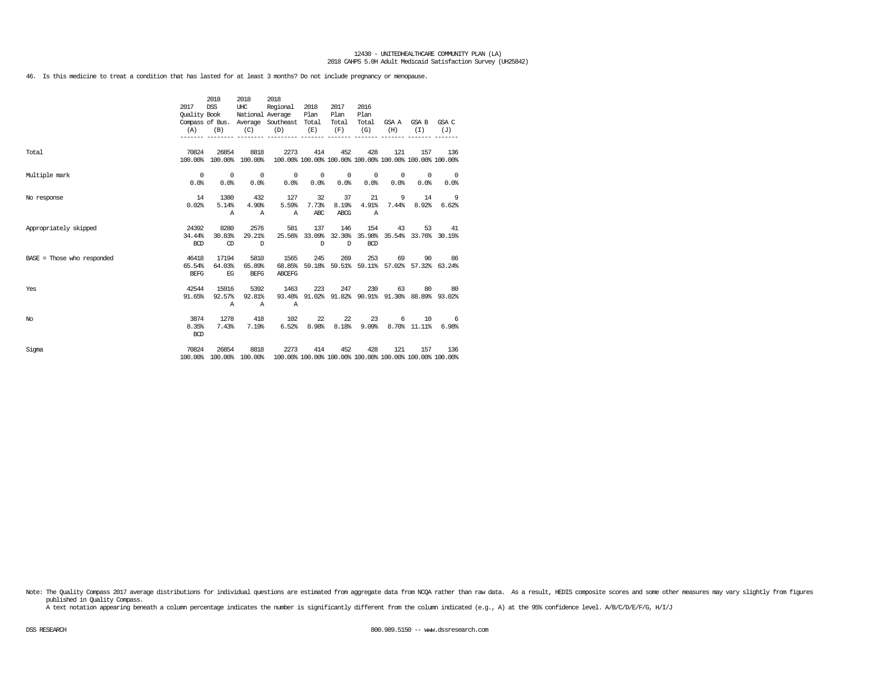12430 - UNITEDHEALTHCARE COMMUNITY PLAN (LA)
2018 CAHPS 5.0H Adult Medicaid Satisfaction Survey (UH25842)

46. Is this medicine to treat a condition that has lasted for at least 3 months? Do not include pregnancy or menopause.

| | 2017 Quality Compass (A) | 2018 DSS Book of Bus. (B) | 2018 UHC National Average (C) | 2018 Regional Average Southeast (D) | 2018 Plan Total (E) | 2017 Plan Total (F) | 2016 Plan Total (G) | GSA A (H) | GSA B (I) | GSA C (J) |
|---|---|---|---|---|---|---|---|---|---|---|
| Total | 70824<br>100.00% | 26854<br>100.00% | 8818<br>100.00% | 2273<br>100.00% | 414<br>100.00% | 452<br>100.00% | 428<br>100.00% | 121<br>100.00% | 157<br>100.00% | 136<br>100.00% |
| Multiple mark | 0<br>0.0% | 0<br>0.0% | 0<br>0.0% | 0<br>0.0% | 0<br>0.0% | 0<br>0.0% | 0<br>0.0% | 0<br>0.0% | 0<br>0.0% | 0<br>0.0% |
| No response | 14<br>0.02% | 1380<br>5.14%<br>A | 432<br>4.90%<br>A | 127<br>5.59%<br>A | 32<br>7.73%<br>ABC | 37<br>8.19%<br>ABCG | 21<br>4.91%<br>A | 9<br>7.44% | 14<br>8.92% | 9<br>6.62% |
| Appropriately skipped | 24392<br>34.44%<br>BCD | 8280<br>30.83%<br>CD | 2576<br>29.21%<br>D | 581<br>25.56% | 137<br>33.09%<br>D | 146<br>32.30%<br>D | 154<br>35.98%<br>BCD | 43<br>35.54% | 53<br>33.76% | 41<br>30.15% |
| BASE = Those who responded | 46418<br>65.54%<br>BEFG | 17194<br>64.03%<br>EG | 5810<br>65.89%<br>BEFG | 1565<br>68.85%<br>ABCEFG | 245<br>59.18% | 269<br>59.51% | 253<br>59.11% | 69<br>57.02% | 90<br>57.32% | 86<br>63.24% |
| Yes | 42544<br>91.65% | 15916<br>92.57%<br>A | 5392<br>92.81%<br>A | 1463<br>93.48%<br>A | 223<br>91.02% | 247<br>91.82% | 230<br>90.91% | 63<br>91.30% | 80<br>88.89% | 80<br>93.02% |
| No | 3874<br>8.35%<br>BCD | 1278<br>7.43% | 418<br>7.19% | 102<br>6.52% | 22<br>8.98% | 22<br>8.18% | 23<br>9.09% | 6<br>8.70% | 10<br>11.11% | 6<br>6.98% |
| Sigma | 70824<br>100.00% | 26854<br>100.00% | 8818<br>100.00% | 2273<br>100.00% | 414<br>100.00% | 452<br>100.00% | 428<br>100.00% | 121<br>100.00% | 157<br>100.00% | 136<br>100.00% |

Note: The Quality Compass 2017 average distributions for individual questions are estimated from aggregate data from NCQA rather than raw data. As a result, HEDIS composite scores and some other measures may vary slightly from figures published in Quality Compass.
A text notation appearing beneath a column percentage indicates the number is significantly different from the column indicated (e.g., A) at the 95% confidence level. A/B/C/D/E/F/G, H/I/J

DSS RESEARCH 800.989.5150 -- www.dssresearch.com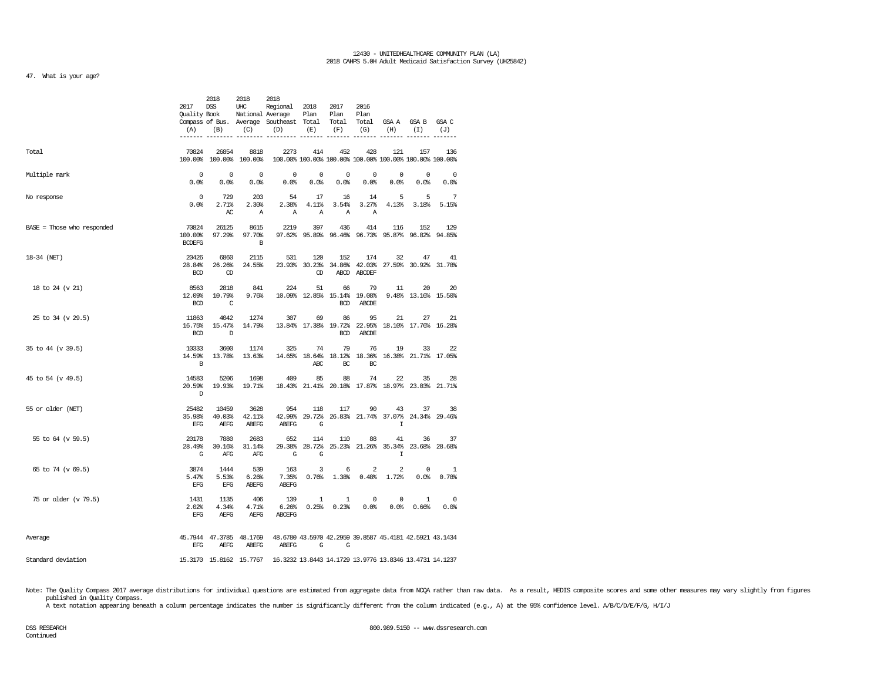47. What is your age?

| | 2017 Quality Compass (A) | 2018 DSS Book of Bus. (B) | 2018 UHC National Average (C) | 2018 Regional Average Southeast (D) | 2018 Plan Total (E) | 2017 Plan Total (F) | 2016 Plan Total (G) | GSA A (H) | GSA B (I) | GSA C (J) |
|---|---|---|---|---|---|---|---|---|---|---|
| Total | 70824<br>100.00% | 26854<br>100.00% | 8818<br>100.00% | 2273<br>100.00% | 414<br>100.00% | 452<br>100.00% | 428<br>100.00% | 121<br>100.00% | 157<br>100.00% | 136<br>100.00% |
| Multiple mark | 0<br>0.0% | 0<br>0.0% | 0<br>0.0% | 0<br>0.0% | 0<br>0.0% | 0<br>0.0% | 0<br>0.0% | 0<br>0.0% | 0<br>0.0% | 0<br>0.0% |
| No response | 0<br>0.0% | 729<br>2.71%<br>AC | 203<br>2.30%<br>A | 54<br>2.38%<br>A | 17<br>4.11%<br>A | 16<br>3.54%<br>A | 14<br>3.27%<br>A | 5<br>4.13% | 5<br>3.18% | 7<br>5.15% |
| BASE = Those who responded | 70824<br>100.00%<br>BCDEFG | 26125<br>97.29% | 8615<br>97.70%<br>B | 2219<br>97.62% | 397<br>95.89% | 436<br>96.46% | 414<br>96.73% | 116<br>95.87% | 152<br>96.82% | 129<br>94.85% |
| 18-34 (NET) | 20426<br>28.84%<br>BCD | 6860<br>26.26%<br>CD | 2115<br>24.55% | 531<br>23.93% | 120<br>30.23%<br>CD | 152<br>34.86%<br>ABCD | 174<br>42.03%<br>ABCDEF | 32<br>27.59% | 47<br>30.92% | 41<br>31.78% |
| 18 to 24 (v 21) | 8563<br>12.09%<br>BCD | 2818<br>10.79%<br>C | 841<br>9.76% | 224<br>10.09% | 51<br>12.85% | 66<br>15.14%<br>BCD | 79<br>19.08%<br>ABCDE | 11<br>9.48% | 20<br>13.16% | 20<br>15.50% |
| 25 to 34 (v 29.5) | 11863<br>16.75%<br>BCD | 4042<br>15.47%<br>D | 1274<br>14.79% | 307<br>13.84% | 69<br>17.38% | 86<br>19.72%<br>BCD | 95<br>22.95%<br>ABCDE | 21<br>18.10% | 27<br>17.76% | 21<br>16.28% |
| 35 to 44 (v 39.5) | 10333<br>14.59%<br>B | 3600<br>13.78% | 1174<br>13.63% | 325<br>14.65% | 74<br>18.64%<br>ABC | 79<br>18.12%<br>BC | 76<br>18.36%<br>BC | 19<br>16.38% | 33<br>21.71% | 22<br>17.05% |
| 45 to 54 (v 49.5) | 14583<br>20.59%<br>D | 5206<br>19.93% | 1698<br>19.71% | 409<br>18.43% | 85<br>21.41% | 88<br>20.18% | 74<br>17.87% | 22<br>18.97% | 35<br>23.03% | 28<br>21.71% |
| 55 or older (NET) | 25482<br>35.98%<br>EFG | 10459<br>40.03%<br>AEFG | 3628<br>42.11%<br>ABEFG | 954<br>42.99%<br>ABEFG | 118<br>29.72%<br>G | 117<br>26.83% | 90<br>21.74% | 43<br>37.07%<br>I | 37<br>24.34% | 38<br>29.46% |
| 55 to 64 (v 59.5) | 20178<br>28.49%<br>G | 7880<br>30.16%<br>AFG | 2683<br>31.14%<br>AFG | 652<br>29.38%<br>G | 114<br>28.72%<br>G | 110<br>25.23% | 88<br>21.26% | 41<br>35.34%<br>I | 36<br>23.68% | 37<br>28.68% |
| 65 to 74 (v 69.5) | 3874<br>5.47%<br>EFG | 1444<br>5.53%<br>EFG | 539<br>6.26%<br>ABEFG | 163<br>7.35%<br>ABEFG | 3<br>0.76% | 6<br>1.38% | 2<br>0.48% | 2<br>1.72% | 0<br>0.0% | 1<br>0.78% |
| 75 or older (v 79.5) | 1431<br>2.02%<br>EFG | 1135<br>4.34%<br>AEFG | 406<br>4.71%<br>AEFG | 139<br>6.26%<br>ABCEFG | 1<br>0.25% | 1<br>0.23% | 0<br>0.0% | 0<br>0.0% | 1<br>0.66% | 0<br>0.0% |
| Average | 45.7944<br>EFG | 47.3785<br>AEFG | 48.1769<br>ABEFG | 48.6780<br>ABEFG | 43.5970<br>G | 42.2959<br>G | 39.8587 | 45.4181 | 42.5921 | 43.1434 |
| Standard deviation | 15.3170 | 15.8162 | 15.7767 | 16.3232 | 13.8443 | 14.1729 | 13.9776 | 13.8346 | 13.4731 | 14.1237 |

Note: The Quality Compass 2017 average distributions for individual questions are estimated from aggregate data from NCQA rather than raw data. As a result, HEDIS composite scores and some other measures may vary slightly from figures published in Quality Compass.
A text notation appearing beneath a column percentage indicates the number is significantly different from the column indicated (e.g., A) at the 95% confidence level. A/B/C/D/E/F/G, H/I/J

Continued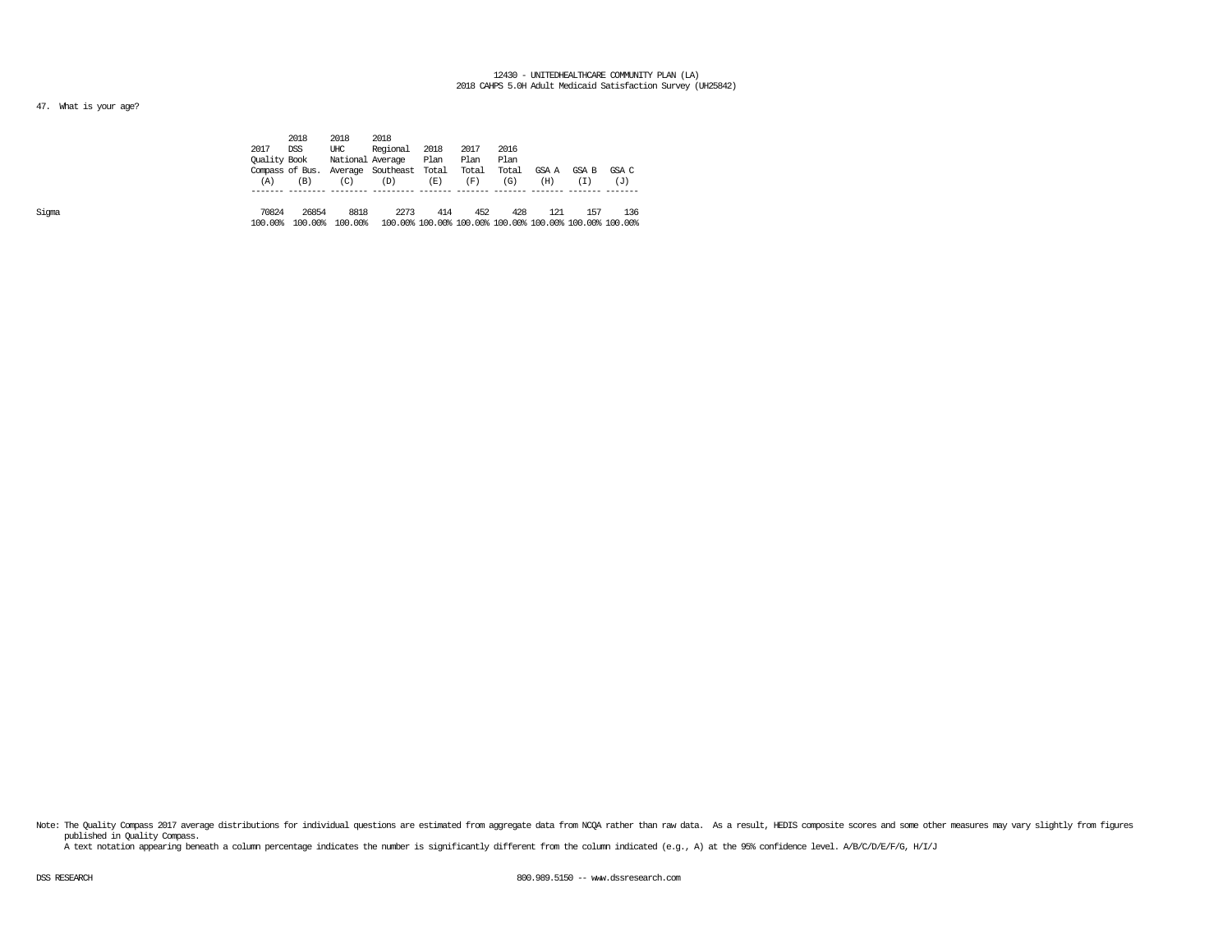12430 - UNITEDHEALTHCARE COMMUNITY PLAN (LA)
2018 CAHPS 5.0H Adult Medicaid Satisfaction Survey (UH25842)

47. What is your age?

| | 2017 Quality Compass (A) | 2018 DSS Book of Bus. (B) | 2018 UHC National Average (C) | 2018 Regional Average Southeast (D) | 2018 Plan Total (E) | 2017 Plan Total (F) | 2016 Plan Total (G) | GSA A (H) | GSA B (I) | GSA C (J) |
|---|---|---|---|---|---|---|---|---|---|---|
| Sigma | 70824 | 26854 | 8818 | 2273 | 414 | 452 | 428 | 121 | 157 | 136 |
| | 100.00% | 100.00% | 100.00% | 100.00% | 100.00% | 100.00% | 100.00% | 100.00% | 100.00% | 100.00% |

Note: The Quality Compass 2017 average distributions for individual questions are estimated from aggregate data from NCQA rather than raw data. As a result, HEDIS composite scores and some other measures may vary slightly from figures published in Quality Compass.
A text notation appearing beneath a column percentage indicates the number is significantly different from the column indicated (e.g., A) at the 95% confidence level. A/B/C/D/E/F/G, H/I/J

DSS RESEARCH 800.989.5150 -- www.dssresearch.com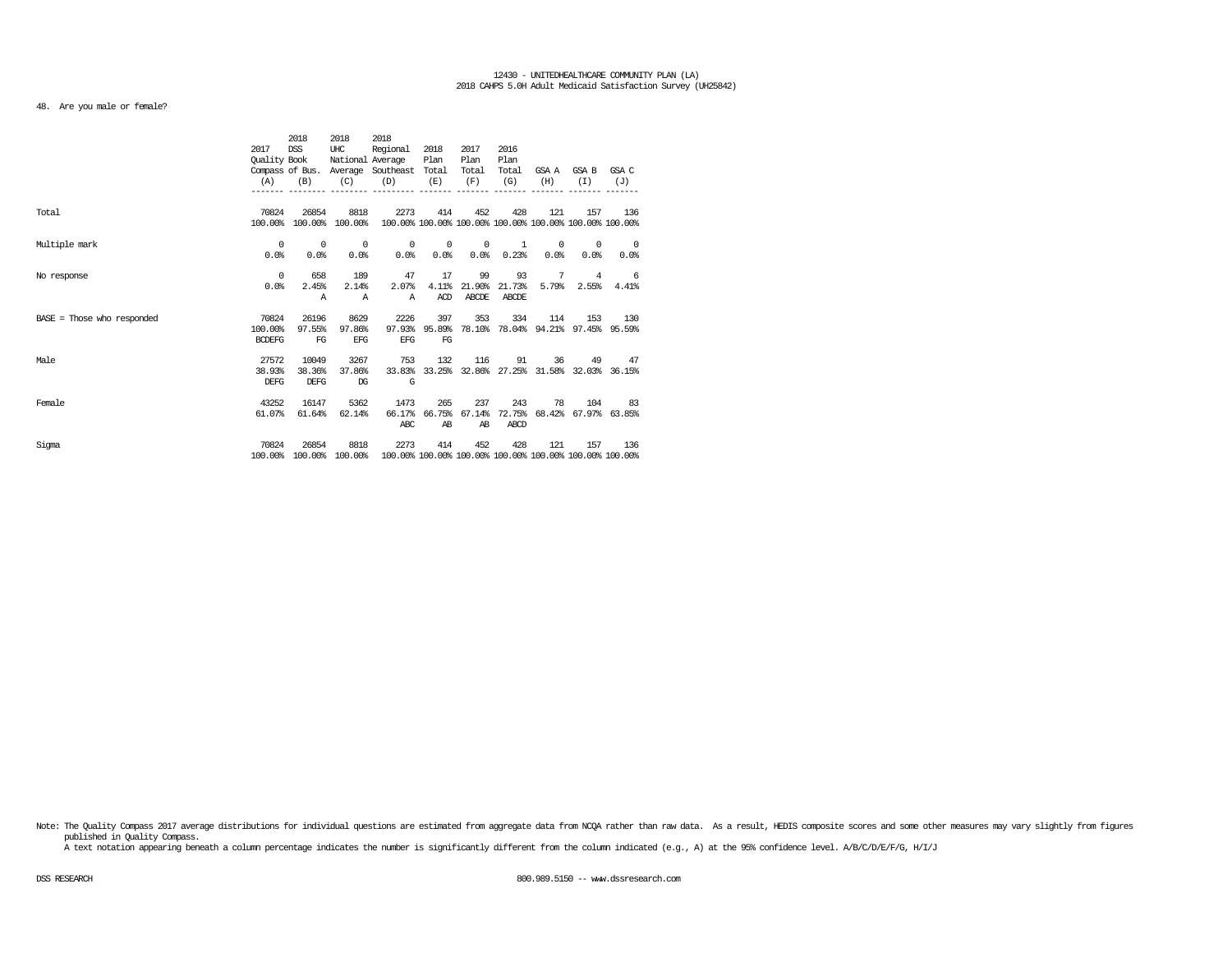12430 - UNITEDHEALTHCARE COMMUNITY PLAN (LA)
2018 CAHPS 5.0H Adult Medicaid Satisfaction Survey (UH25842)

48. Are you male or female?

| | 2017 Quality Compass (A) | 2018 DSS Book of Bus. (B) | 2018 UHC National Average (C) | 2018 Regional Average Southeast (D) | 2018 Plan Total (E) | 2017 Plan Total (F) | 2016 Plan Total (G) | GSA A (H) | GSA B (I) | GSA C (J) |
|---|---|---|---|---|---|---|---|---|---|---|
| Total | 70824 | 26854 | 8818 | 2273 | 414 | 452 | 428 | 121 | 157 | 136 |
| | 100.00% | 100.00% | 100.00% | 100.00% | 100.00% | 100.00% | 100.00% | 100.00% | 100.00% | 100.00% |
| Multiple mark | 0 | 0 | 0 | 0 | 0 | 0 | 1 | 0 | 0 | 0 |
| | 0.0% | 0.0% | 0.0% | 0.0% | 0.0% | 0.0% | 0.23% | 0.0% | 0.0% | 0.0% |
| No response | 0 | 658 | 189 | 47 | 17 | 99 | 93 | 7 | 4 | 6 |
| | 0.0% | 2.45% | 2.14% | 2.07% | 4.11% | 21.90% | 21.73% | 5.79% | 2.55% | 4.41% |
| | | A | A | A | ACD | ABCDE | ABCDE | | | |
| BASE = Those who responded | 70824 | 26196 | 8629 | 2226 | 397 | 353 | 334 | 114 | 153 | 130 |
| | 100.00% | 97.55% | 97.86% | 97.93% | 95.89% | 78.10% | 78.04% | 94.21% | 97.45% | 95.59% |
| | BCDEFG | FG | EFG | EFG | FG | | | | | |
| Male | 27572 | 10049 | 3267 | 753 | 132 | 116 | 91 | 36 | 49 | 47 |
| | 38.93% | 38.36% | 37.86% | 33.83% | 33.25% | 32.86% | 27.25% | 31.58% | 32.03% | 36.15% |
| | DEFG | DEFG | DG | G | | | | | | |
| Female | 43252 | 16147 | 5362 | 1473 | 265 | 237 | 243 | 78 | 104 | 83 |
| | 61.07% | 61.64% | 62.14% | 66.17% | 66.75% | 67.14% | 72.75% | 68.42% | 67.97% | 63.85% |
| | | | | ABC | AB | AB | ABCD | | | |
| Sigma | 70824 | 26854 | 8818 | 2273 | 414 | 452 | 428 | 121 | 157 | 136 |
| | 100.00% | 100.00% | 100.00% | 100.00% | 100.00% | 100.00% | 100.00% | 100.00% | 100.00% | 100.00% |

Note: The Quality Compass 2017 average distributions for individual questions are estimated from aggregate data from NCQA rather than raw data. As a result, HEDIS composite scores and some other measures may vary slightly from figures published in Quality Compass.
A text notation appearing beneath a column percentage indicates the number is significantly different from the column indicated (e.g., A) at the 95% confidence level. A/B/C/D/E/F/G, H/I/J

DSS RESEARCH 800.989.5150 -- www.dssresearch.com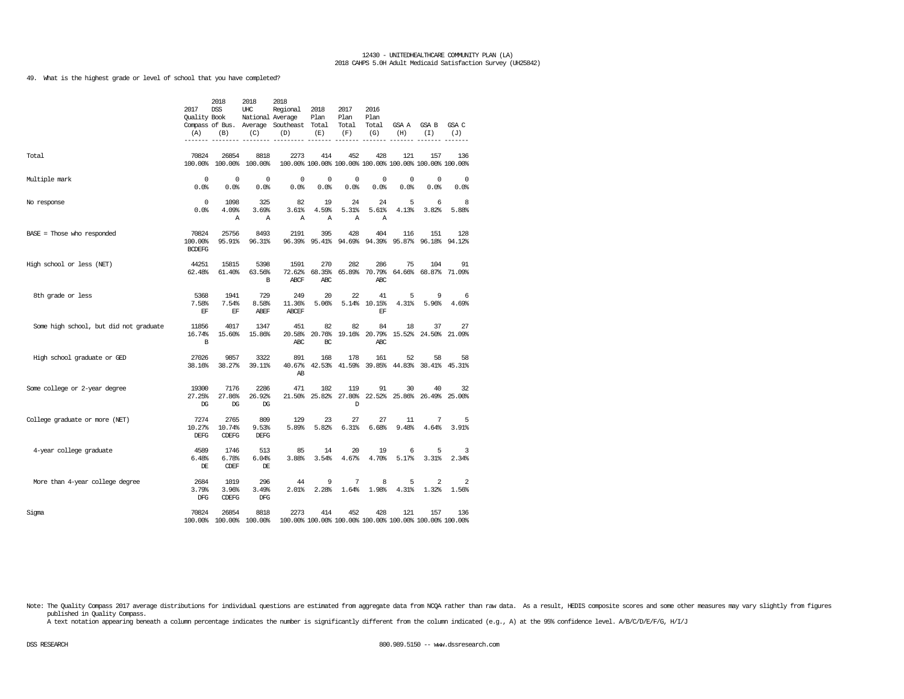12430 - UNITEDHEALTHCARE COMMUNITY PLAN (LA)
2018 CAHPS 5.0H Adult Medicaid Satisfaction Survey (UH25842)

49. What is the highest grade or level of school that you have completed?

| | 2017 Quality Compass (A) | 2018 DSS Book of Bus. (B) | 2018 UHC National Average (C) | 2018 Regional Average Southeast (D) | 2018 Plan Total (E) | 2017 Plan Total (F) | 2016 Plan Total (G) | GSA A (H) | GSA B (I) | GSA C (J) |
|---|---|---|---|---|---|---|---|---|---|---|
| Total | 70824<br>100.00% | 26854<br>100.00% | 8818<br>100.00% | 2273<br>100.00% | 414<br>100.00% | 452<br>100.00% | 428<br>100.00% | 121<br>100.00% | 157<br>100.00% | 136<br>100.00% |
| Multiple mark | 0<br>0.0% | 0<br>0.0% | 0<br>0.0% | 0<br>0.0% | 0<br>0.0% | 0<br>0.0% | 0<br>0.0% | 0<br>0.0% | 0<br>0.0% | 0<br>0.0% |
| No response | 0<br>0.0% | 1098<br>4.09%<br>A | 325<br>3.69%<br>A | 82<br>3.61%<br>A | 19<br>4.59%<br>A | 24<br>5.31%<br>A | 24<br>5.61%<br>A | 5<br>4.13% | 6<br>3.82% | 8<br>5.88% |
| BASE = Those who responded | 70824<br>100.00%<br>BCDEFG | 25756<br>95.91% | 8493<br>96.31% | 2191<br>96.39% | 395<br>95.41% | 428<br>94.69% | 404<br>94.39% | 116<br>95.87% | 151<br>96.18% | 128<br>94.12% |
| High school or less (NET) | 44251<br>62.48% | 15815<br>61.40% | 5398<br>63.56%<br>B | 1591<br>72.62%<br>ABCF | 270<br>68.35%<br>ABC | 282<br>65.89% | 286<br>70.79%<br>ABC | 75<br>64.66% | 104<br>68.87% | 91<br>71.09% |
| 8th grade or less | 5368<br>7.58%<br>EF | 1941<br>7.54%<br>EF | 729<br>8.58%<br>ABEF | 249<br>11.36%<br>ABCEF | 20<br>5.06% | 22<br>5.14% | 41<br>10.15%<br>EF | 5<br>4.31% | 9<br>5.96% | 6<br>4.69% |
| Some high school, but did not graduate | 11856<br>16.74%<br>B | 4017<br>15.60% | 1347<br>15.86% | 451<br>20.58%<br>ABC | 82<br>20.76%<br>BC | 82<br>19.16% | 84<br>20.79%<br>ABC | 18<br>15.52% | 37<br>24.50% | 27<br>21.09% |
| High school graduate or GED | 27026<br>38.16% | 9857<br>38.27% | 3322<br>39.11% | 891<br>40.67%<br>AB | 168<br>42.53% | 178<br>41.59% | 161<br>39.85% | 52<br>44.83% | 58<br>38.41% | 58<br>45.31% |
| Some college or 2-year degree | 19300<br>27.25%<br>DG | 7176<br>27.86%<br>DG | 2286<br>26.92%<br>DG | 471<br>21.50% | 102<br>25.82% | 119<br>27.80%<br>D | 91<br>22.52% | 30<br>25.86% | 40<br>26.49% | 32<br>25.00% |
| College graduate or more (NET) | 7274<br>10.27%<br>DEFG | 2765<br>10.74%<br>CDEFG | 809<br>9.53%<br>DEFG | 129<br>5.89% | 23<br>5.82% | 27<br>6.31% | 27<br>6.68% | 11<br>9.48% | 7<br>4.64% | 5<br>3.91% |
| 4-year college graduate | 4589<br>6.48%<br>DE | 1746<br>6.78%<br>CDEF | 513<br>6.04%<br>DE | 85<br>3.88% | 14<br>3.54% | 20<br>4.67% | 19<br>4.70% | 6<br>5.17% | 5<br>3.31% | 3<br>2.34% |
| More than 4-year college degree | 2684<br>3.79%<br>DFG | 1019<br>3.96%<br>CDEFG | 296<br>3.49%<br>DFG | 44<br>2.01% | 9<br>2.28% | 7<br>1.64% | 8<br>1.98% | 5<br>4.31% | 2<br>1.32% | 2<br>1.56% |
| Sigma | 70824<br>100.00% | 26854<br>100.00% | 8818<br>100.00% | 2273<br>100.00% | 414<br>100.00% | 452<br>100.00% | 428<br>100.00% | 121<br>100.00% | 157<br>100.00% | 136<br>100.00% |

Note: The Quality Compass 2017 average distributions for individual questions are estimated from aggregate data from NCQA rather than raw data. As a result, HEDIS composite scores and some other measures may vary slightly from figures published in Quality Compass.
A text notation appearing beneath a column percentage indicates the number is significantly different from the column indicated (e.g., A) at the 95% confidence level. A/B/C/D/E/F/G, H/I/J

DSS RESEARCH 800.989.5150 -- www.dssresearch.com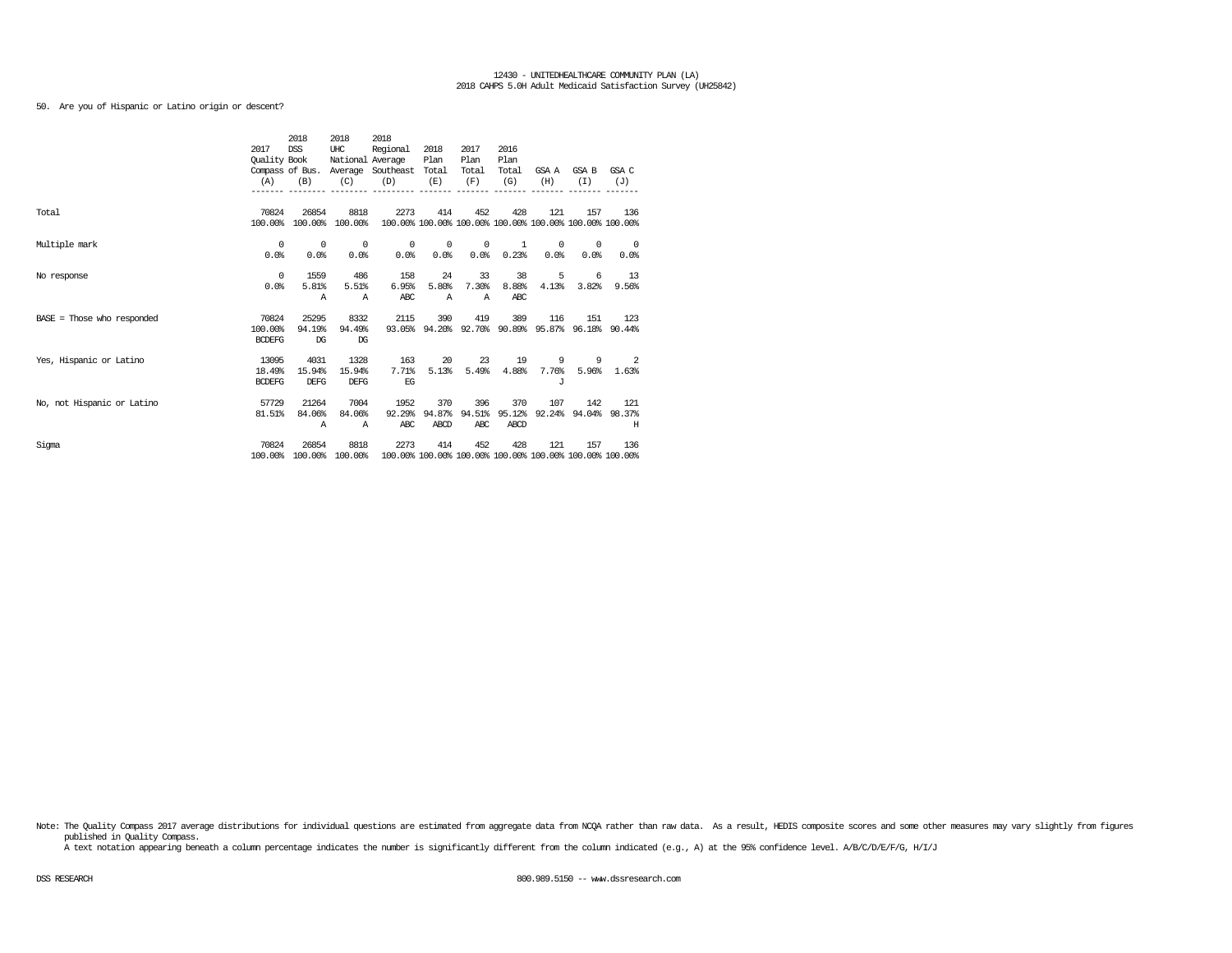12430 - UNITEDHEALTHCARE COMMUNITY PLAN (LA)
2018 CAHPS 5.0H Adult Medicaid Satisfaction Survey (UH25842)

50. Are you of Hispanic or Latino origin or descent?

| | 2017 Quality Compass (A) | 2018 DSS Book of Bus. (B) | 2018 UHC National Average (C) | 2018 Regional Average Southeast (D) | 2018 Plan Total (E) | 2017 Plan Total (F) | 2016 Plan Total (G) | GSA A (H) | GSA B (I) | GSA C (J) |
|---|---|---|---|---|---|---|---|---|---|---|
| Total | 70824<br>100.00% | 26854<br>100.00% | 8818<br>100.00% | 2273<br>100.00% | 414<br>100.00% | 452<br>100.00% | 428<br>100.00% | 121<br>100.00% | 157<br>100.00% | 136<br>100.00% |
| Multiple mark | 0<br>0.0% | 0<br>0.0% | 0<br>0.0% | 0<br>0.0% | 0<br>0.0% | 0<br>0.0% | 1<br>0.23% | 0<br>0.0% | 0<br>0.0% | 0<br>0.0% |
| No response | 0<br>0.0% | 1559<br>5.81%<br>A | 486<br>5.51%<br>A | 158<br>6.95%<br>ABC | 24<br>5.80%<br>A | 33<br>7.30%<br>A | 38<br>8.88%<br>ABC | 5<br>4.13% | 6<br>3.82% | 13<br>9.56% |
| BASE = Those who responded | 70824<br>100.00%<br>BCDEFG | 25295<br>94.19%<br>DG | 8332<br>94.49%<br>DG | 2115<br>93.05% | 390<br>94.20% | 419<br>92.70% | 389<br>90.89% | 116<br>95.87% | 151<br>96.18% | 123<br>90.44% |
| Yes, Hispanic or Latino | 13095<br>18.49%<br>BCDEFG | 4031<br>15.94%<br>DEFG | 1328<br>15.94%<br>DEFG | 163<br>7.71%<br>EG | 20<br>5.13% | 23<br>5.49% | 19<br>4.88% | 9<br>7.76%<br>J | 9<br>5.96% | 2<br>1.63% |
| No, not Hispanic or Latino | 57729<br>81.51% | 21264<br>84.06%<br>A | 7004<br>84.06%<br>A | 1952<br>92.29%<br>ABC | 370<br>94.87%<br>ABCD | 396<br>94.51%<br>ABC | 370<br>95.12%<br>ABCD | 107<br>92.24% | 142<br>94.04% | 121<br>98.37%<br>H |
| Sigma | 70824<br>100.00% | 26854<br>100.00% | 8818<br>100.00% | 2273<br>100.00% | 414<br>100.00% | 452<br>100.00% | 428<br>100.00% | 121<br>100.00% | 157<br>100.00% | 136<br>100.00% |

Note: The Quality Compass 2017 average distributions for individual questions are estimated from aggregate data from NCQA rather than raw data. As a result, HEDIS composite scores and some other measures may vary slightly from figures published in Quality Compass.
A text notation appearing beneath a column percentage indicates the number is significantly different from the column indicated (e.g., A) at the 95% confidence level. A/B/C/D/E/F/G, H/I/J

DSS RESEARCH 800.989.5150 -- www.dssresearch.com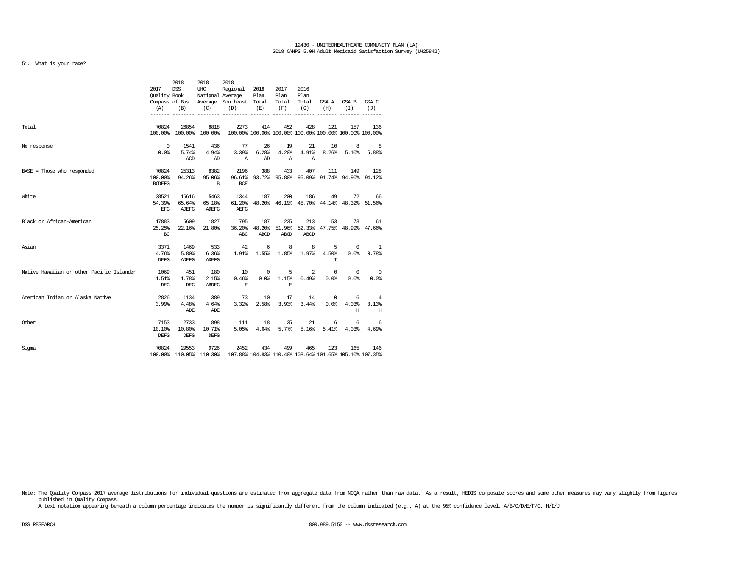12430 - UNITEDHEALTHCARE COMMUNITY PLAN (LA)
2018 CAHPS 5.0H Adult Medicaid Satisfaction Survey (UH25842)

51. What is your race?

| | 2017 Quality Compass (A) | 2018 DSS Book of Bus. (B) | 2018 UHC National Average (C) | 2018 Regional Average Southeast (D) | 2018 Plan Total (E) | 2017 Plan Total (F) | 2016 Plan Total (G) | GSA A (H) | GSA B (I) | GSA C (J) |
|---|---|---|---|---|---|---|---|---|---|---|
| Total | 70824<br>100.00% | 26854<br>100.00% | 8818<br>100.00% | 2273<br>100.00% | 414<br>100.00% | 452<br>100.00% | 428<br>100.00% | 121<br>100.00% | 157<br>100.00% | 136<br>100.00% |
| No response | 0<br>0.0% | 1541<br>5.74%<br>ACD | 436<br>4.94%<br>AD | 77<br>3.39%<br>A | 26<br>6.28%<br>AD | 19<br>4.20%<br>A | 21<br>4.91%<br>A | 10<br>8.26% | 8<br>5.10% | 8<br>5.88% |
| BASE = Those who responded | 70824<br>100.00%<br>BCDEFG | 25313<br>94.26% | 8382<br>95.06%<br>B | 2196<br>96.61%<br>BCE | 388<br>93.72% | 433<br>95.80% | 407<br>95.09% | 111<br>91.74% | 149<br>94.90% | 128<br>94.12% |
| White | 38521<br>54.39%<br>EFG | 16616<br>65.64%<br>ADEFG | 5463<br>65.18%<br>ADEFG | 1344<br>61.20%<br>AEFG | 187<br>48.20% | 200<br>46.19% | 186<br>45.70% | 49<br>44.14% | 72<br>48.32% | 66<br>51.56% |
| Black or African-American | 17883<br>25.25%<br>BC | 5609<br>22.16% | 1827<br>21.80% | 795<br>36.20%<br>ABC | 187<br>48.20%<br>ABCD | 225<br>51.96%<br>ABCD | 213<br>52.33%<br>ABCD | 53<br>47.75% | 73<br>48.99% | 61<br>47.66% |
| Asian | 3371<br>4.76%<br>DEFG | 1469<br>5.80%<br>ADEFG | 533<br>6.36%<br>ADEFG | 42<br>1.91% | 6<br>1.55% | 8<br>1.85% | 8<br>1.97% | 5<br>4.50%<br>I | 0<br>0.0% | 1<br>0.78% |
| Native Hawaiian or other Pacific Islander | 1069<br>1.51%<br>DEG | 451<br>1.78%<br>DEG | 180<br>2.15%<br>ABDEG | 10<br>0.46%<br>E | 0<br>0.0% | 5<br>1.15%<br>E | 2<br>0.49% | 0<br>0.0% | 0<br>0.0% | 0<br>0.0% |
| American Indian or Alaska Native | 2826<br>3.99% | 1134<br>4.48%<br>ADE | 389<br>4.64%<br>ADE | 73<br>3.32% | 10<br>2.58% | 17<br>3.93% | 14<br>3.44% | 0<br>0.0% | 6<br>4.03%<br>H | 4<br>3.13%<br>H |
| Other | 7153<br>10.10%<br>DEFG | 2733<br>10.80%<br>DEFG | 898<br>10.71%<br>DEFG | 111<br>5.05% | 18<br>4.64% | 25<br>5.77% | 21<br>5.16% | 6<br>5.41% | 6<br>4.03% | 6<br>4.69% |
| Sigma | 70824<br>100.00% | 29553<br>110.05% | 9726<br>110.30% | 2452<br>107.88% | 434<br>104.83% | 499<br>110.40% | 465<br>108.64% | 123<br>101.65% | 165<br>105.10% | 146<br>107.35% |

Note: The Quality Compass 2017 average distributions for individual questions are estimated from aggregate data from NCQA rather than raw data. As a result, HEDIS composite scores and some other measures may vary slightly from figures published in Quality Compass.
A text notation appearing beneath a column percentage indicates the number is significantly different from the column indicated (e.g., A) at the 95% confidence level. A/B/C/D/E/F/G, H/I/J

DSS RESEARCH 800.989.5150 -- www.dssresearch.com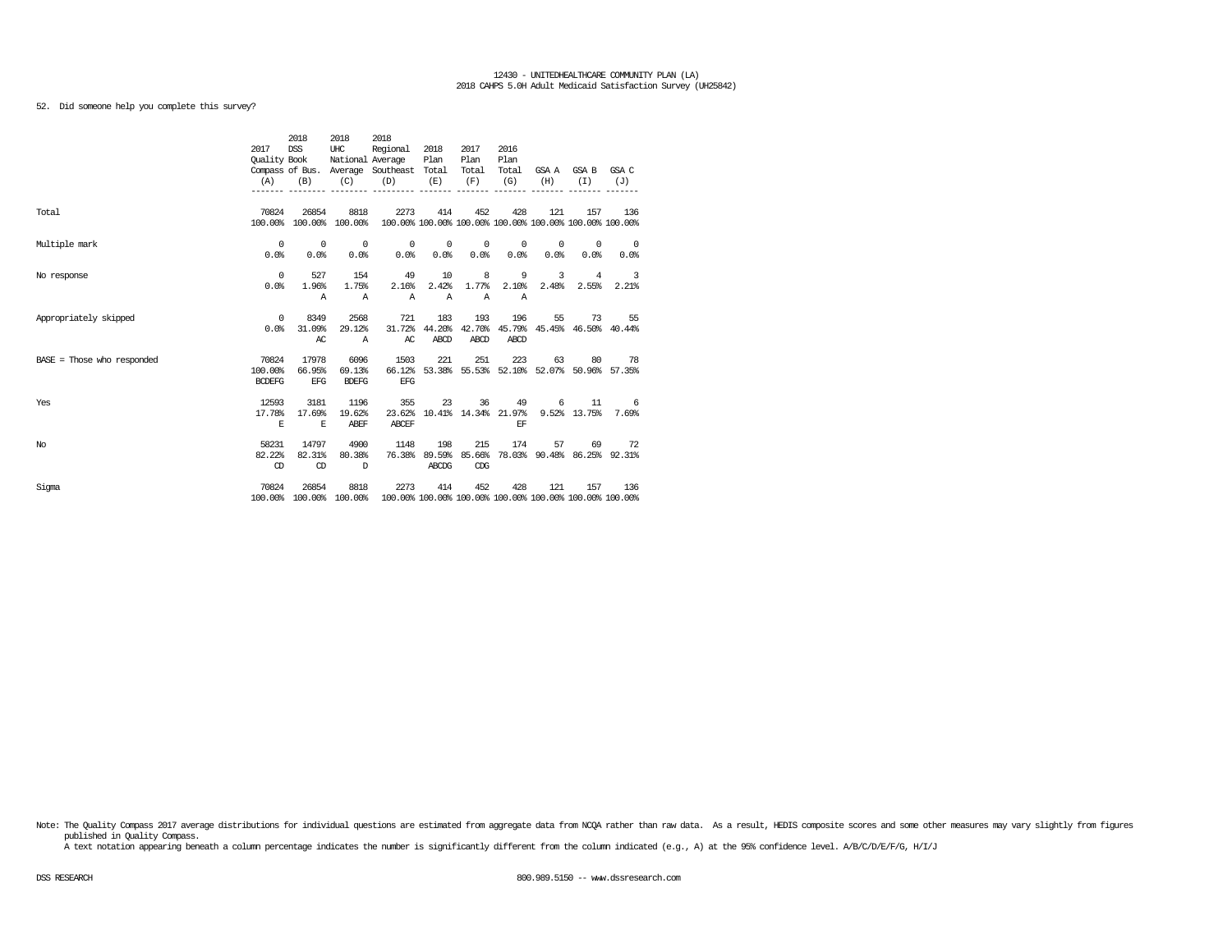12430 - UNITEDHEALTHCARE COMMUNITY PLAN (LA)
2018 CAHPS 5.0H Adult Medicaid Satisfaction Survey (UH25842)

52. Did someone help you complete this survey?

| | 2017 Quality Compass (A) | 2018 DSS Book of Bus. (B) | 2018 UHC National Average (C) | 2018 Regional Average Southeast (D) | 2018 Plan Total (E) | 2017 Plan Total (F) | 2016 Plan Total (G) | GSA A (H) | GSA B (I) | GSA C (J) |
|---|---|---|---|---|---|---|---|---|---|---|
| Total | 70824<br>100.00% | 26854<br>100.00% | 8818<br>100.00% | 2273<br>100.00% | 414<br>100.00% | 452<br>100.00% | 428<br>100.00% | 121<br>100.00% | 157<br>100.00% | 136<br>100.00% |
| Multiple mark | 0<br>0.0% | 0<br>0.0% | 0<br>0.0% | 0<br>0.0% | 0<br>0.0% | 0<br>0.0% | 0<br>0.0% | 0<br>0.0% | 0<br>0.0% | 0<br>0.0% |
| No response | 0<br>0.0% | 527<br>1.96%<br>A | 154<br>1.75%<br>A | 49<br>2.16%<br>A | 10<br>2.42%<br>A | 8<br>1.77%<br>A | 9<br>2.10%<br>A | 3<br>2.48% | 4<br>2.55% | 3<br>2.21% |
| Appropriately skipped | 0<br>0.0% | 8349<br>31.09%<br>AC | 2568<br>29.12%<br>A | 721<br>31.72%<br>AC | 183<br>44.20%<br>ABCD | 193<br>42.70%<br>ABCD | 196<br>45.79%<br>ABCD | 55<br>45.45% | 73<br>46.50% | 55<br>40.44% |
| BASE = Those who responded | 70824<br>100.00%<br>BCDEFG | 17978<br>66.95%<br>EFG | 6096<br>69.13%<br>BDEFG | 1503<br>66.12%<br>EFG | 221<br>53.38% | 251<br>55.53% | 223<br>52.10% | 63<br>52.07% | 80<br>50.96% | 78<br>57.35% |
| Yes | 12593<br>17.78%<br>E | 3181<br>17.69%<br>E | 1196<br>19.62%<br>ABEF | 355<br>23.62%<br>ABCEF | 23<br>10.41% | 36<br>14.34% | 49<br>21.97%<br>EF | 6<br>9.52% | 11<br>13.75% | 6<br>7.69% |
| No | 58231<br>82.22%<br>CD | 14797<br>82.31%<br>CD | 4900<br>80.38%<br>D | 1148<br>76.38% | 198<br>89.59%<br>ABCDG | 215<br>85.66%<br>CDG | 174<br>78.03% | 57<br>90.48% | 69<br>86.25% | 72<br>92.31% |
| Sigma | 70824<br>100.00% | 26854<br>100.00% | 8818<br>100.00% | 2273<br>100.00% | 414<br>100.00% | 452<br>100.00% | 428<br>100.00% | 121<br>100.00% | 157<br>100.00% | 136<br>100.00% |

Note: The Quality Compass 2017 average distributions for individual questions are estimated from aggregate data from NCQA rather than raw data. As a result, HEDIS composite scores and some other measures may vary slightly from figures published in Quality Compass.
A text notation appearing beneath a column percentage indicates the number is significantly different from the column indicated (e.g., A) at the 95% confidence level. A/B/C/D/E/F/G, H/I/J

DSS RESEARCH 800.989.5150 -- www.dssresearch.com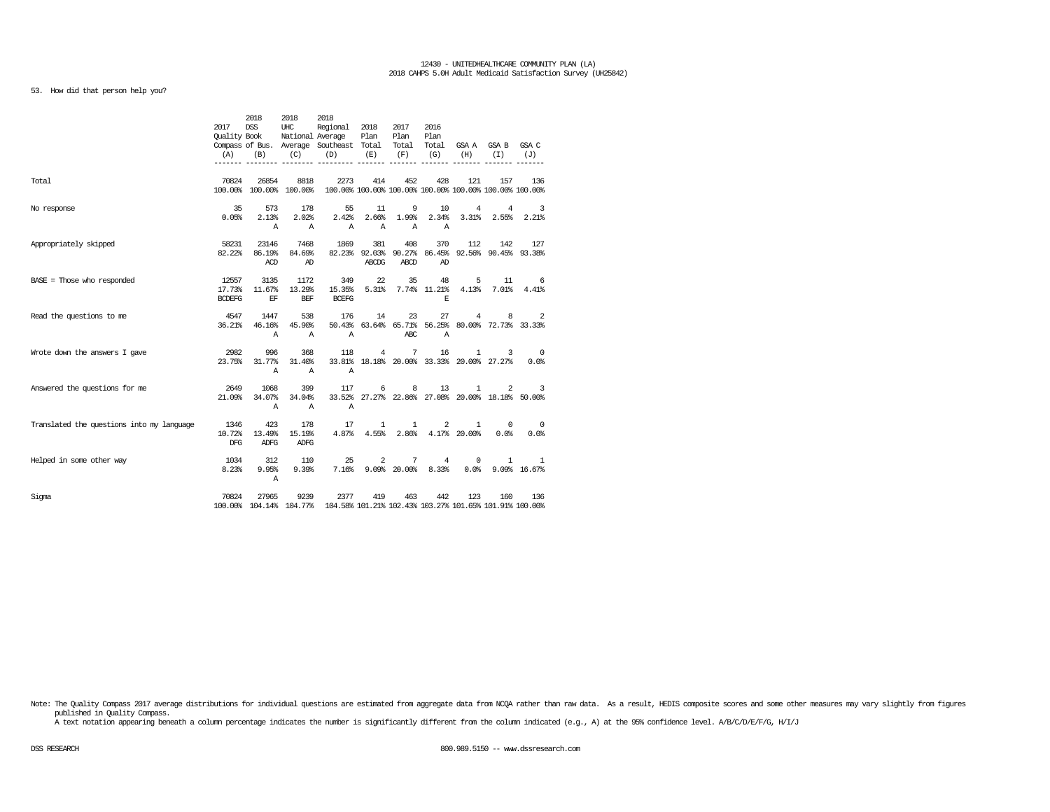12430 - UNITEDHEALTHCARE COMMUNITY PLAN (LA)
2018 CAHPS 5.0H Adult Medicaid Satisfaction Survey (UH25842)

53. How did that person help you?

| | 2017 Quality Compass (A) | 2018 DSS Book of Bus. (B) | 2018 UHC National Average (C) | 2018 Regional Average Southeast (D) | 2018 Plan Total (E) | 2017 Plan Total (F) | 2016 Plan Total (G) | GSA A (H) | GSA B (I) | GSA C (J) |
|---|---|---|---|---|---|---|---|---|---|---|
| Total | 70824<br>100.00% | 26854<br>100.00% | 8818<br>100.00% | 2273<br>100.00% | 414<br>100.00% | 452<br>100.00% | 428<br>100.00% | 121<br>100.00% | 157<br>100.00% | 136<br>100.00% |
| No response | 35<br>0.05% | 573<br>2.13%<br>A | 178<br>2.02%<br>A | 55<br>2.42%<br>A | 11<br>2.66%<br>A | 9<br>1.99%<br>A | 10<br>2.34%<br>A | 4<br>3.31% | 4<br>2.55% | 3<br>2.21% |
| Appropriately skipped | 58231<br>82.22% | 23146<br>86.19%<br>ACD | 7468<br>84.69%<br>AD | 1869<br>82.23% | 381<br>92.03%<br>ABCDG | 408<br>90.27%<br>ABCD | 370<br>86.45%<br>AD | 112<br>92.56% | 142<br>90.45% | 127<br>93.38% |
| BASE = Those who responded | 12557<br>17.73%<br>BCDEFG | 3135<br>11.67%<br>EF | 1172<br>13.29%<br>BEF | 349<br>15.35%<br>BCEFG | 22<br>5.31% | 35<br>7.74% | 48<br>11.21%<br>E | 5<br>4.13% | 11<br>7.01% | 6<br>4.41% |
| Read the questions to me | 4547<br>36.21% | 1447<br>46.16%<br>A | 538<br>45.90%<br>A | 176<br>50.43%<br>A | 14<br>63.64% | 23<br>65.71%<br>ABC | 27<br>56.25%<br>A | 4<br>80.00% | 8<br>72.73% | 2<br>33.33% |
| Wrote down the answers I gave | 2982<br>23.75% | 996<br>31.77%<br>A | 368<br>31.40%<br>A | 118<br>33.81%<br>A | 4<br>18.18% | 7<br>20.00% | 16<br>33.33% | 1<br>20.00% | 3<br>27.27% | 0<br>0.0% |
| Answered the questions for me | 2649<br>21.09% | 1068<br>34.07%<br>A | 399<br>34.04%<br>A | 117<br>33.52%<br>A | 6<br>27.27% | 8<br>22.86% | 13<br>27.08% | 1<br>20.00% | 2<br>18.18% | 3<br>50.00% |
| Translated the questions into my language | 1346<br>10.72%<br>DFG | 423<br>13.49%<br>ADFG | 178<br>15.19%<br>ADFG | 17<br>4.87% | 1<br>4.55% | 1<br>2.86% | 2<br>4.17% | 1<br>20.00% | 0<br>0.0% | 0<br>0.0% |
| Helped in some other way | 1034<br>8.23% | 312<br>9.95%<br>A | 110<br>9.39% | 25<br>7.16% | 2<br>9.09% | 7<br>20.00% | 4<br>8.33% | 0<br>0.0% | 1<br>9.09% | 1<br>16.67% |
| Sigma | 70824<br>100.00% | 27965<br>104.14% | 9239<br>104.77% | 2377<br>104.58% | 419<br>101.21% | 463<br>102.43% | 442<br>103.27% | 123<br>101.65% | 160<br>101.91% | 136<br>100.00% |

Note: The Quality Compass 2017 average distributions for individual questions are estimated from aggregate data from NCQA rather than raw data. As a result, HEDIS composite scores and some other measures may vary slightly from figures published in Quality Compass.
A text notation appearing beneath a column percentage indicates the number is significantly different from the column indicated (e.g., A) at the 95% confidence level. A/B/C/D/E/F/G, H/I/J

DSS RESEARCH 800.989.5150 -- www.dssresearch.com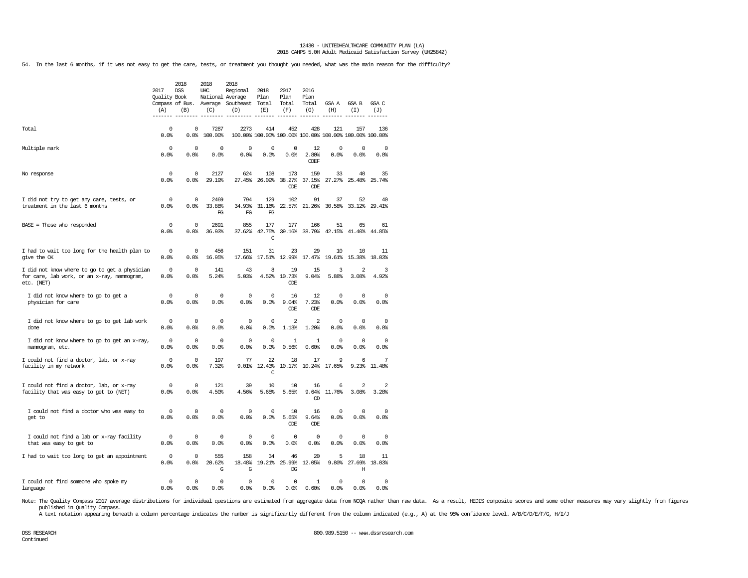12430 - UNITEDHEALTHCARE COMMUNITY PLAN (LA)
2018 CAHPS 5.0H Adult Medicaid Satisfaction Survey (UH25842)

54. In the last 6 months, if it was not easy to get the care, tests, or treatment you thought you needed, what was the main reason for the difficulty?

| | 2017 Quality Compass (A) | 2018 DSS Book of Bus. (B) | 2018 UHC National Average (C) | 2018 Regional Average Southeast (D) | 2018 Plan Total (E) | 2017 Plan Total (F) | 2016 Plan Total (G) | GSA A (H) | GSA B (I) | GSA C (J) |
|---|---|---|---|---|---|---|---|---|---|---|
| Total | 0<br>0.0% | 0<br>0.0% | 7287<br>100.00% | 2273<br>100.00% | 414<br>100.00% | 452<br>100.00% | 428<br>100.00% | 121<br>100.00% | 157<br>100.00% | 136<br>100.00% |
| Multiple mark | 0<br>0.0% | 0<br>0.0% | 0<br>0.0% | 0<br>0.0% | 0<br>0.0% | 0<br>0.0% | 12<br>2.80%<br>CDEF | 0<br>0.0% | 0<br>0.0% | 0<br>0.0% |
| No response | 0<br>0.0% | 0<br>0.0% | 2127<br>29.19% | 624<br>27.45% | 108<br>26.09% | 173<br>38.27%<br>CDE | 159<br>37.15%<br>CDE | 33<br>27.27% | 40<br>25.48% | 35<br>25.74% |
| I did not try to get any care, tests, or treatment in the last 6 months | 0<br>0.0% | 0<br>0.0% | 2469<br>33.88%<br>FG | 794<br>34.93%<br>FG | 129<br>31.16%<br>FG | 102<br>22.57% | 91<br>21.26% | 37<br>30.58% | 52<br>33.12% | 40<br>29.41% |
| BASE = Those who responded | 0<br>0.0% | 0<br>0.0% | 2691<br>36.93% | 855<br>37.62% | 177<br>42.75%<br>C | 177<br>39.16% | 166<br>38.79% | 51<br>42.15% | 65<br>41.40% | 61<br>44.85% |
| I had to wait too long for the health plan to give the OK | 0<br>0.0% | 0<br>0.0% | 456<br>16.95% | 151<br>17.66% | 31<br>17.51% | 23<br>12.99% | 29<br>17.47% | 10<br>19.61% | 10<br>15.38% | 11<br>18.03% |
| I did not know where to go to get a physician for care, lab work, or an x-ray, mammogram, etc. (NET) | 0<br>0.0% | 0<br>0.0% | 141<br>5.24% | 43<br>5.03% | 8<br>4.52% | 19<br>10.73%<br>CDE | 15<br>9.04% | 3<br>5.88% | 2<br>3.08% | 3<br>4.92% |
| I did not know where to go to get a physician for care | 0<br>0.0% | 0<br>0.0% | 0<br>0.0% | 0<br>0.0% | 0<br>0.0% | 16<br>9.04%<br>CDE | 12<br>7.23%<br>CDE | 0<br>0.0% | 0<br>0.0% | 0<br>0.0% |
| I did not know where to go to get lab work done | 0<br>0.0% | 0<br>0.0% | 0<br>0.0% | 0<br>0.0% | 0<br>0.0% | 2<br>1.13% | 2<br>1.20% | 0<br>0.0% | 0<br>0.0% | 0<br>0.0% |
| I did not know where to go to get an x-ray, mammogram, etc. | 0<br>0.0% | 0<br>0.0% | 0<br>0.0% | 0<br>0.0% | 0<br>0.0% | 1<br>0.56% | 1<br>0.60% | 0<br>0.0% | 0<br>0.0% | 0<br>0.0% |
| I could not find a doctor, lab, or x-ray facility in my network | 0<br>0.0% | 0<br>0.0% | 197<br>7.32% | 77<br>9.01% | 22<br>12.43%<br>C | 18<br>10.17% | 17<br>10.24% | 9<br>17.65% | 6<br>9.23% | 7<br>11.48% |
| I could not find a doctor, lab, or x-ray facility that was easy to get to (NET) | 0<br>0.0% | 0<br>0.0% | 121<br>4.50% | 39<br>4.56% | 10<br>5.65% | 10<br>5.65% | 16<br>9.64%<br>CD | 6<br>11.76% | 2<br>3.08% | 2<br>3.28% |
| I could not find a doctor who was easy to get to | 0<br>0.0% | 0<br>0.0% | 0<br>0.0% | 0<br>0.0% | 0<br>0.0% | 10<br>5.65%<br>CDE | 16<br>9.64%<br>CDE | 0<br>0.0% | 0<br>0.0% | 0<br>0.0% |
| I could not find a lab or x-ray facility that was easy to get to | 0<br>0.0% | 0<br>0.0% | 0<br>0.0% | 0<br>0.0% | 0<br>0.0% | 0<br>0.0% | 0<br>0.0% | 0<br>0.0% | 0<br>0.0% | 0<br>0.0% |
| I had to wait too long to get an appointment | 0<br>0.0% | 0<br>0.0% | 555<br>20.62%<br>G | 158<br>18.48%<br>G | 34<br>19.21% | 46<br>25.99%<br>DG | 20<br>12.05% | 5<br>9.80% | 18<br>27.69%<br>H | 11<br>18.03% |
| I could not find someone who spoke my language | 0<br>0.0% | 0<br>0.0% | 0<br>0.0% | 0<br>0.0% | 0<br>0.0% | 0<br>0.0% | 1<br>0.60% | 0<br>0.0% | 0<br>0.0% | 0<br>0.0% |

Note: The Quality Compass 2017 average distributions for individual questions are estimated from aggregate data from NCQA rather than raw data. As a result, HEDIS composite scores and some other measures may vary slightly from figures published in Quality Compass.
A text notation appearing beneath a column percentage indicates the number is significantly different from the column indicated (e.g., A) at the 95% confidence level. A/B/C/D/E/F/G, H/I/J

DSS RESEARCH 800.989.5150 -- www.dssresearch.com
Continued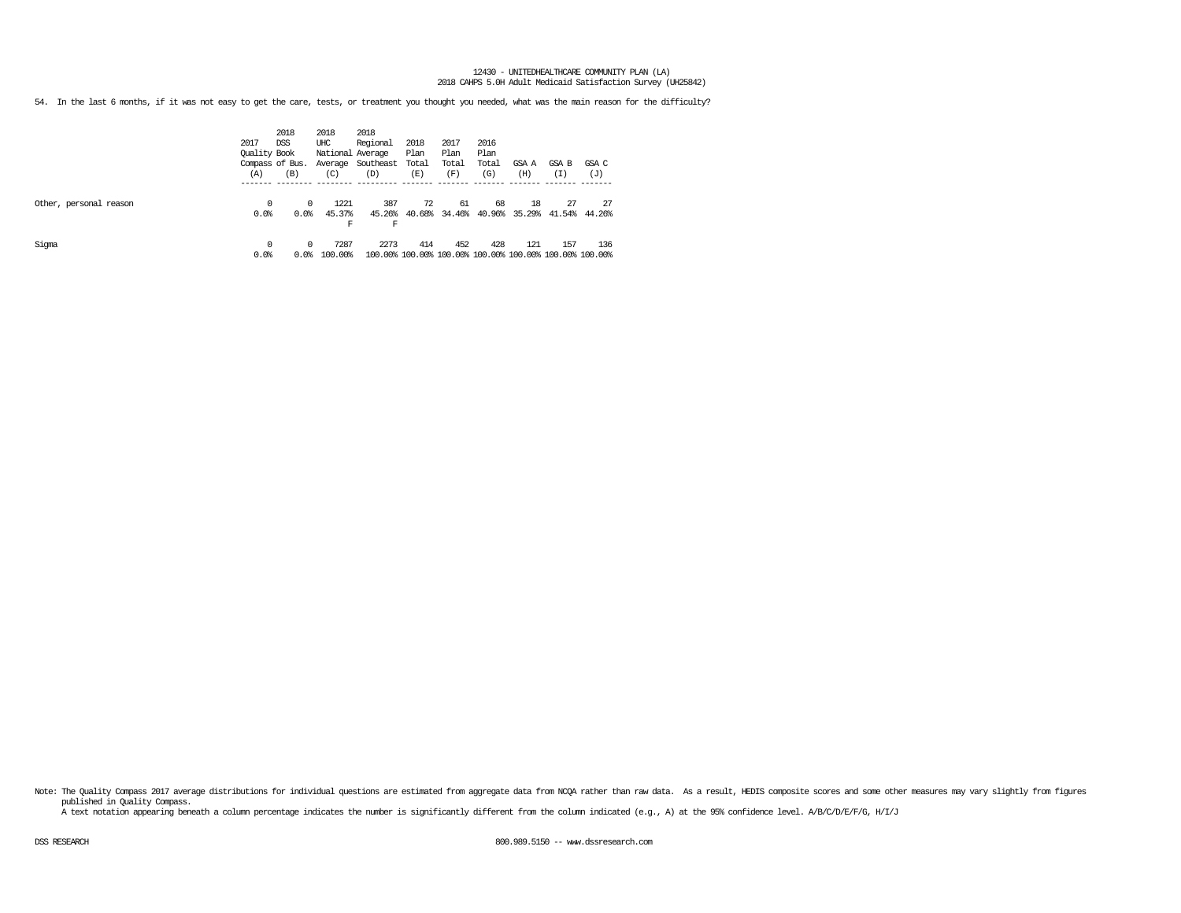12430 - UNITEDHEALTHCARE COMMUNITY PLAN (LA)
2018 CAHPS 5.0H Adult Medicaid Satisfaction Survey (UH25842)

54. In the last 6 months, if it was not easy to get the care, tests, or treatment you thought you needed, what was the main reason for the difficulty?

| | 2017 Quality Compass (A) | 2018 DSS Book of Bus. (B) | 2018 UHC National Average (C) | 2018 Regional Average Southeast (D) | 2018 Plan Total (E) | 2017 Plan Total (F) | 2016 Plan Total (G) | GSA A (H) | GSA B (I) | GSA C (J) |
|---|---|---|---|---|---|---|---|---|---|---|
| Other, personal reason | 0<br>0.0% | 0<br>0.0% | 1221<br>45.37%<br>F | 387<br>45.26%<br>F | 72<br>40.68% | 61<br>34.46% | 68<br>40.96% | 18<br>35.29% | 27<br>41.54% | 27<br>44.26% |
| Sigma | 0<br>0.0% | 0<br>0.0% | 7287<br>100.00% | 2273<br>100.00% | 414<br>100.00% | 452<br>100.00% | 428<br>100.00% | 121<br>100.00% | 157<br>100.00% | 136<br>100.00% |

Note: The Quality Compass 2017 average distributions for individual questions are estimated from aggregate data from NCQA rather than raw data. As a result, HEDIS composite scores and some other measures may vary slightly from figures published in Quality Compass.
A text notation appearing beneath a column percentage indicates the number is significantly different from the column indicated (e.g., A) at the 95% confidence level. A/B/C/D/E/F/G, H/I/J

DSS RESEARCH 800.989.5150 -- www.dssresearch.com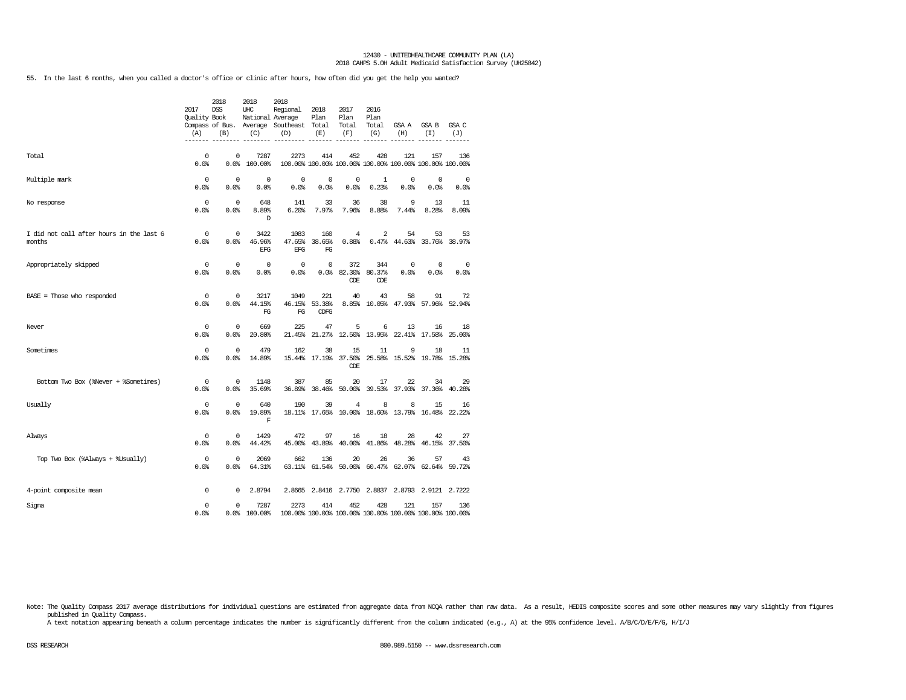55. In the last 6 months, when you called a doctor's office or clinic after hours, how often did you get the help you wanted?

| | 2017 Quality Compass (A) | 2018 DSS Book of Bus. (B) | 2018 UHC National Average (C) | 2018 Regional Average Southeast (D) | 2018 Plan Total (E) | 2017 Plan Total (F) | 2016 Plan Total (G) | GSA A (H) | GSA B (I) | GSA C (J) |
|---|---|---|---|---|---|---|---|---|---|---|
| Total | 0<br>0.0% | 0<br>0.0% | 7287<br>100.00% | 2273<br>100.00% | 414<br>100.00% | 452<br>100.00% | 428<br>100.00% | 121<br>100.00% | 157<br>100.00% | 136<br>100.00% |
| Multiple mark | 0<br>0.0% | 0<br>0.0% | 0<br>0.0% | 0<br>0.0% | 0<br>0.0% | 0<br>0.0% | 1<br>0.23% | 0<br>0.0% | 0<br>0.0% | 0<br>0.0% |
| No response | 0<br>0.0% | 0<br>0.0% | 648<br>8.89%<br>D | 141<br>6.20% | 33<br>7.97% | 36<br>7.96% | 38<br>8.88% | 9<br>7.44% | 13<br>8.28% | 11<br>8.09% |
| I did not call after hours in the last 6 months | 0<br>0.0% | 0<br>0.0% | 3422<br>46.96%<br>EFG | 1083<br>47.65%<br>EFG | 160<br>38.65%<br>FG | 4<br>0.88% | 2<br>0.47% | 54<br>44.63% | 53<br>33.76% | 53<br>38.97% |
| Appropriately skipped | 0<br>0.0% | 0<br>0.0% | 0<br>0.0% | 0<br>0.0% | 0<br>0.0% | 372<br>82.30%<br>CDE | 344<br>80.37%<br>CDE | 0<br>0.0% | 0<br>0.0% | 0<br>0.0% |
| BASE = Those who responded | 0<br>0.0% | 0<br>0.0% | 3217<br>44.15%<br>FG | 1049<br>46.15%<br>FG | 221<br>53.38%<br>CDFG | 40<br>8.85% | 43<br>10.05% | 58<br>47.93% | 91<br>57.96% | 72<br>52.94% |
| Never | 0<br>0.0% | 0<br>0.0% | 669<br>20.80% | 225<br>21.45% | 47<br>21.27% | 5<br>12.50% | 6<br>13.95% | 13<br>22.41% | 16<br>17.58% | 18<br>25.00% |
| Sometimes | 0<br>0.0% | 0<br>0.0% | 479<br>14.89% | 162<br>15.44% | 38<br>17.19% | 15<br>37.50%<br>CDE | 11<br>25.58% | 9<br>15.52% | 18<br>19.78% | 11<br>15.28% |
| Bottom Two Box (%Never + %Sometimes) | 0<br>0.0% | 0<br>0.0% | 1148<br>35.69% | 387<br>36.89% | 85<br>38.46% | 20<br>50.00% | 17<br>39.53% | 22<br>37.93% | 34<br>37.36% | 29<br>40.28% |
| Usually | 0<br>0.0% | 0<br>0.0% | 640<br>19.89%<br>F | 190<br>18.11% | 39<br>17.65% | 4<br>10.00% | 8<br>18.60% | 8<br>13.79% | 15<br>16.48% | 16<br>22.22% |
| Always | 0<br>0.0% | 0<br>0.0% | 1429<br>44.42% | 472<br>45.00% | 97<br>43.89% | 16<br>40.00% | 18<br>41.86% | 28<br>48.28% | 42<br>46.15% | 27<br>37.50% |
| Top Two Box (%Always + %Usually) | 0<br>0.0% | 0<br>0.0% | 2069<br>64.31% | 662<br>63.11% | 136<br>61.54% | 20<br>50.00% | 26<br>60.47% | 36<br>62.07% | 57<br>62.64% | 43<br>59.72% |
| 4-point composite mean | 0 | 0 | 2.8794 | 2.8665 | 2.8416 | 2.7750 | 2.8837 | 2.8793 | 2.9121 | 2.7222 |
| Sigma | 0<br>0.0% | 0<br>0.0% | 7287<br>100.00% | 2273<br>100.00% | 414<br>100.00% | 452<br>100.00% | 428<br>100.00% | 121<br>100.00% | 157<br>100.00% | 136<br>100.00% |

Note: The Quality Compass 2017 average distributions for individual questions are estimated from aggregate data from NCQA rather than raw data. As a result, HEDIS composite scores and some other measures may vary slightly from figures published in Quality Compass.
A text notation appearing beneath a column percentage indicates the number is significantly different from the column indicated (e.g., A) at the 95% confidence level. A/B/C/D/E/F/G, H/I/J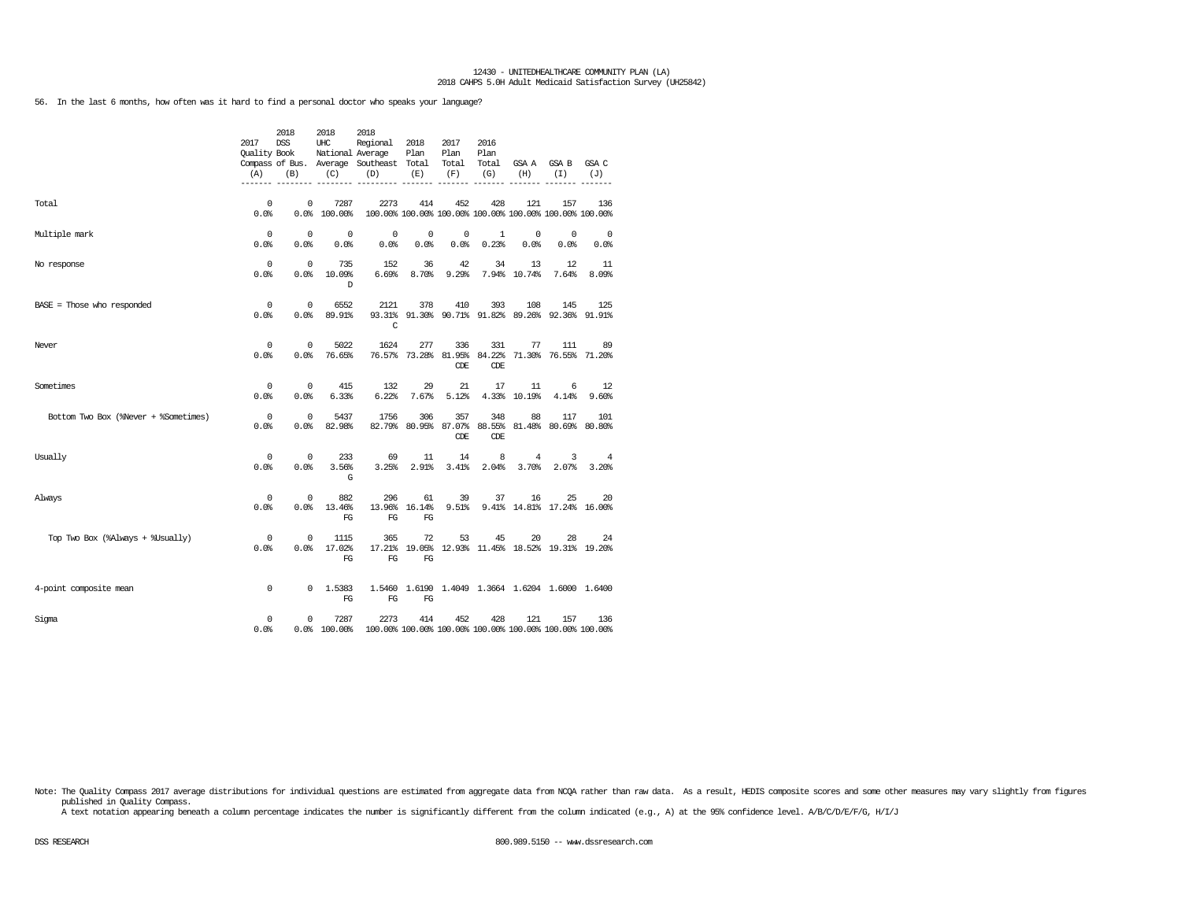12430 - UNITEDHEALTHCARE COMMUNITY PLAN (LA)
2018 CAHPS 5.0H Adult Medicaid Satisfaction Survey (UH25842)

56. In the last 6 months, how often was it hard to find a personal doctor who speaks your language?

| | 2017 Quality Compass (A) | 2018 DSS Book of Bus. (B) | 2018 UHC National Average (C) | 2018 Regional Average Southeast (D) | 2018 Plan Total (E) | 2017 Plan Total (F) | 2016 Plan Total (G) | GSA A (H) | GSA B (I) | GSA C (J) |
|---|---|---|---|---|---|---|---|---|---|---|
| Total | 0<br>0.0% | 0<br>0.0% | 7287<br>100.00% | 2273<br>100.00% | 414<br>100.00% | 452<br>100.00% | 428<br>100.00% | 121<br>100.00% | 157<br>100.00% | 136<br>100.00% |
| Multiple mark | 0<br>0.0% | 0<br>0.0% | 0<br>0.0% | 0<br>0.0% | 0<br>0.0% | 0<br>0.0% | 1<br>0.23% | 0<br>0.0% | 0<br>0.0% | 0<br>0.0% |
| No response | 0<br>0.0% | 0<br>0.0% | 735<br>10.09%<br>D | 152<br>6.69% | 36<br>8.70% | 42<br>9.29% | 34<br>7.94% | 13<br>10.74% | 12<br>7.64% | 11<br>8.09% |
| BASE = Those who responded | 0<br>0.0% | 0<br>0.0% | 6552<br>89.91% | 2121<br>93.31%<br>C | 378<br>91.30% | 410<br>90.71% | 393<br>91.82% | 108<br>89.26% | 145<br>92.36% | 125<br>91.91% |
| Never | 0<br>0.0% | 0<br>0.0% | 5022<br>76.65% | 1624<br>76.57% | 277<br>73.28% | 336<br>81.95%<br>CDE | 331<br>84.22%<br>CDE | 77<br>71.30% | 111<br>76.55% | 89<br>71.20% |
| Sometimes | 0<br>0.0% | 0<br>0.0% | 415<br>6.33% | 132<br>6.22% | 29<br>7.67% | 21<br>5.12% | 17<br>4.33% | 11<br>10.19% | 6<br>4.14% | 12<br>9.60% |
| Bottom Two Box (%Never + %Sometimes) | 0<br>0.0% | 0<br>0.0% | 5437<br>82.98% | 1756<br>82.79% | 306<br>80.95% | 357<br>87.07%<br>CDE | 348<br>88.55%<br>CDE | 88<br>81.48% | 117<br>80.69% | 101<br>80.80% |
| Usually | 0<br>0.0% | 0<br>0.0% | 233<br>3.56%<br>G | 69<br>3.25% | 11<br>2.91% | 14<br>3.41% | 8<br>2.04% | 4<br>3.70% | 3<br>2.07% | 4<br>3.20% |
| Always | 0<br>0.0% | 0<br>0.0% | 882<br>13.46%<br>FG | 296<br>13.96%<br>FG | 61<br>16.14%<br>FG | 39<br>9.51% | 37<br>9.41% | 16<br>14.81% | 25<br>17.24% | 20<br>16.00% |
| Top Two Box (%Always + %Usually) | 0<br>0.0% | 0<br>0.0% | 1115<br>17.02%<br>FG | 365<br>17.21%<br>FG | 72<br>19.05%<br>FG | 53<br>12.93% | 45<br>11.45% | 20<br>18.52% | 28<br>19.31% | 24<br>19.20% |
| 4-point composite mean | 0 | 0 | 1.5383<br>FG | 1.5460<br>FG | 1.6190<br>FG | 1.4049 | 1.3664 | 1.6204 | 1.6000 | 1.6400 |
| Sigma | 0<br>0.0% | 0<br>0.0% | 7287<br>100.00% | 2273<br>100.00% | 414<br>100.00% | 452<br>100.00% | 428<br>100.00% | 121<br>100.00% | 157<br>100.00% | 136<br>100.00% |

Note: The Quality Compass 2017 average distributions for individual questions are estimated from aggregate data from NCQA rather than raw data. As a result, HEDIS composite scores and some other measures may vary slightly from figures published in Quality Compass.
A text notation appearing beneath a column percentage indicates the number is significantly different from the column indicated (e.g., A) at the 95% confidence level. A/B/C/D/E/F/G, H/I/J

DSS RESEARCH 800.989.5150 -- www.dssresearch.com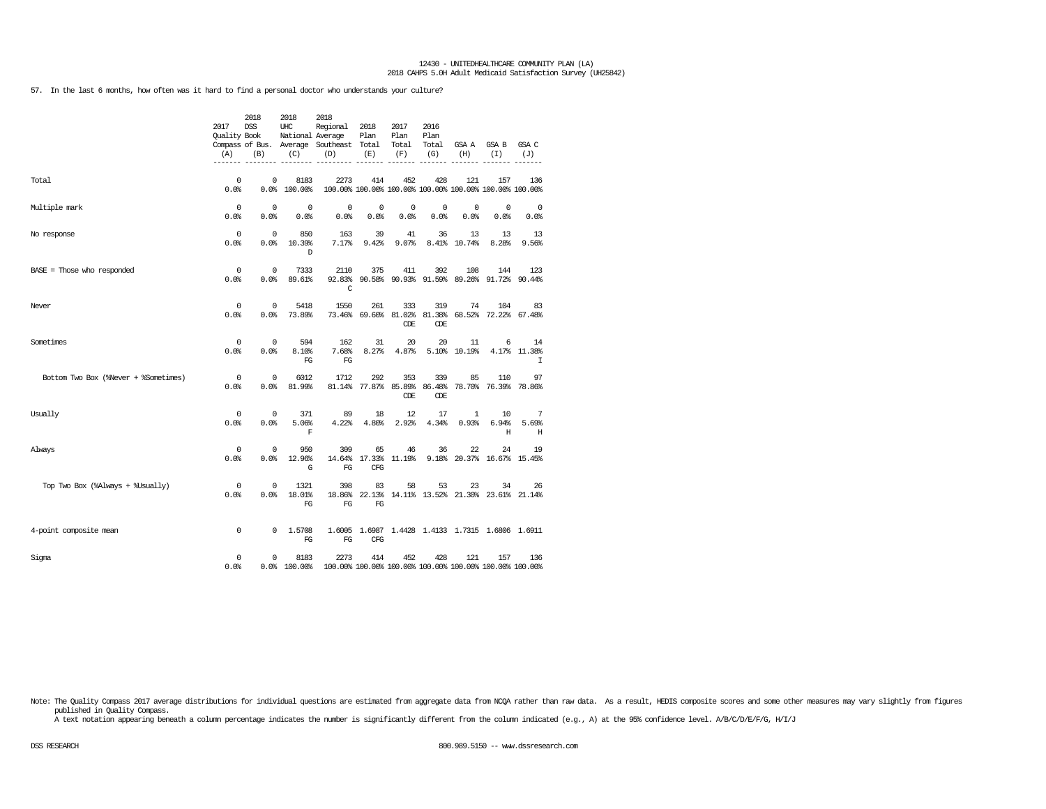12430 - UNITEDHEALTHCARE COMMUNITY PLAN (LA)
2018 CAHPS 5.0H Adult Medicaid Satisfaction Survey (UH25842)

57. In the last 6 months, how often was it hard to find a personal doctor who understands your culture?

| | 2017 Quality Compass (A) | 2018 DSS Book of Bus. (B) | 2018 UHC National Average (C) | 2018 Regional Average Southeast (D) | 2018 Plan Total (E) | 2017 Plan Total (F) | 2016 Plan Total (G) | GSA A (H) | GSA B (I) | GSA C (J) |
|---|---|---|---|---|---|---|---|---|---|---|
| Total | 0<br>0.0% | 0<br>0.0% | 8183<br>100.00% | 2273<br>100.00% | 414<br>100.00% | 452<br>100.00% | 428<br>100.00% | 121<br>100.00% | 157<br>100.00% | 136<br>100.00% |
| Multiple mark | 0<br>0.0% | 0<br>0.0% | 0<br>0.0% | 0<br>0.0% | 0<br>0.0% | 0<br>0.0% | 0<br>0.0% | 0<br>0.0% | 0<br>0.0% | 0<br>0.0% |
| No response | 0<br>0.0% | 0<br>0.0% | 850<br>10.39%<br>D | 163<br>7.17% | 39<br>9.42% | 41<br>9.07% | 36<br>8.41% | 13<br>10.74% | 13<br>8.28% | 13<br>9.56% |
| BASE = Those who responded | 0<br>0.0% | 0<br>0.0% | 7333<br>89.61% | 2110<br>92.83%<br>C | 375<br>90.58% | 411<br>90.93% | 392<br>91.59% | 108<br>89.26% | 144<br>91.72% | 123<br>90.44% |
| Never | 0<br>0.0% | 0<br>0.0% | 5418<br>73.89% | 1550<br>73.46% | 261<br>69.60% | 333<br>81.02%<br>CDE | 319<br>81.38%<br>CDE | 74<br>68.52% | 104<br>72.22% | 83<br>67.48% |
| Sometimes | 0<br>0.0% | 0<br>0.0% | 594<br>8.10%<br>FG | 162<br>7.68%<br>FG | 31<br>8.27% | 20<br>4.87% | 20<br>5.10% | 11<br>10.19% | 6<br>4.17% | 14<br>11.38%<br>I |
| Bottom Two Box (%Never + %Sometimes) | 0<br>0.0% | 0<br>0.0% | 6012<br>81.99% | 1712<br>81.14% | 292<br>77.87% | 353<br>85.89%<br>CDE | 339<br>86.48%<br>CDE | 85<br>78.70% | 110<br>76.39% | 97<br>78.86% |
| Usually | 0<br>0.0% | 0<br>0.0% | 371<br>5.06%<br>F | 89<br>4.22% | 18<br>4.80% | 12<br>2.92% | 17<br>4.34% | 1<br>0.93% | 10<br>6.94%<br>H | 7<br>5.69%<br>H |
| Always | 0<br>0.0% | 0<br>0.0% | 950<br>12.96%<br>G | 309<br>14.64%<br>FG | 65<br>17.33%<br>CFG | 46<br>11.19% | 36<br>9.18% | 22<br>20.37% | 24<br>16.67% | 19<br>15.45% |
| Top Two Box (%Always + %Usually) | 0<br>0.0% | 0<br>0.0% | 1321<br>18.01%<br>FG | 398<br>18.86%<br>FG | 83<br>22.13%<br>FG | 58<br>14.11% | 53<br>13.52% | 23<br>21.30% | 34<br>23.61% | 26<br>21.14% |
| 4-point composite mean | 0 | 0 | 1.5708<br>FG | 1.6005<br>FG | 1.6987<br>CFG | 1.4428 | 1.4133 | 1.7315 | 1.6806 | 1.6911 |
| Sigma | 0<br>0.0% | 0<br>0.0% | 8183<br>100.00% | 2273<br>100.00% | 414<br>100.00% | 452<br>100.00% | 428<br>100.00% | 121<br>100.00% | 157<br>100.00% | 136<br>100.00% |

Note: The Quality Compass 2017 average distributions for individual questions are estimated from aggregate data from NCQA rather than raw data. As a result, HEDIS composite scores and some other measures may vary slightly from figures published in Quality Compass.
A text notation appearing beneath a column percentage indicates the number is significantly different from the column indicated (e.g., A) at the 95% confidence level. A/B/C/D/E/F/G, H/I/J

DSS RESEARCH 800.989.5150 -- www.dssresearch.com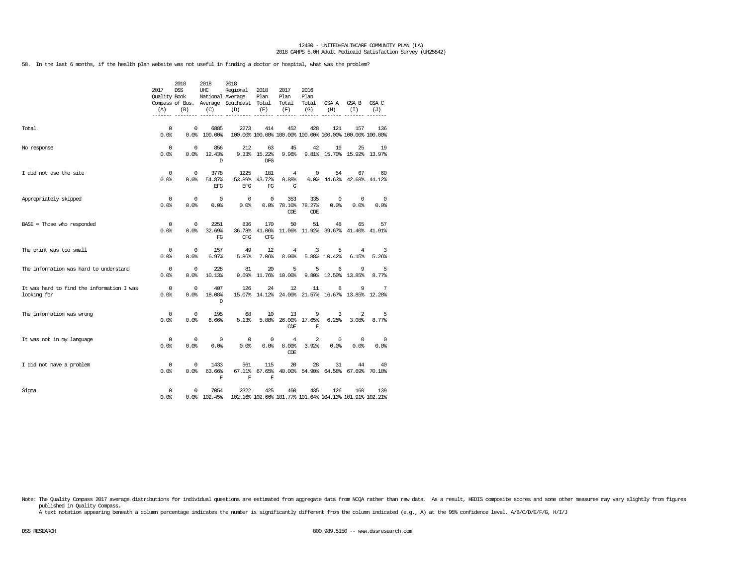58. In the last 6 months, if the health plan website was not useful in finding a doctor or hospital, what was the problem?

| | 2017 Quality Compass (A) | 2018 DSS Book of Bus. (B) | 2018 UHC National Average (C) | 2018 Regional Average Southeast (D) | 2018 Plan Total (E) | 2017 Plan Total (F) | 2016 Plan Total (G) | GSA A (H) | GSA B (I) | GSA C (J) |
|---|---|---|---|---|---|---|---|---|---|---|
| Total | 0<br>0.0% | 0<br>0.0% | 6885<br>100.00% | 2273<br>100.00% | 414<br>100.00% | 452<br>100.00% | 428<br>100.00% | 121<br>100.00% | 157<br>100.00% | 136<br>100.00% |
| No response | 0<br>0.0% | 0<br>0.0% | 856<br>12.43%<br>D | 212<br>9.33% | 63<br>15.22%<br>DFG | 45<br>9.96% | 42<br>9.81% | 19<br>15.70% | 25<br>15.92% | 19<br>13.97% |
| I did not use the site | 0<br>0.0% | 0<br>0.0% | 3778<br>54.87%<br>EFG | 1225<br>53.89%<br>EFG | 181<br>43.72%<br>FG | 4<br>0.88%<br>G | 0<br>0.0% | 54<br>44.63% | 67<br>42.68% | 60<br>44.12% |
| Appropriately skipped | 0<br>0.0% | 0<br>0.0% | 0<br>0.0% | 0<br>0.0% | 0<br>0.0% | 353<br>78.10%<br>CDE | 335<br>78.27%<br>CDE | 0<br>0.0% | 0<br>0.0% | 0<br>0.0% |
| BASE = Those who responded | 0<br>0.0% | 0<br>0.0% | 2251<br>32.69%<br>FG | 836<br>36.78%<br>CFG | 170<br>41.06%<br>CFG | 50<br>11.06% | 51<br>11.92% | 48<br>39.67% | 65<br>41.40% | 57<br>41.91% |
| The print was too small | 0<br>0.0% | 0<br>0.0% | 157<br>6.97% | 49<br>5.86% | 12<br>7.06% | 4<br>8.00% | 3<br>5.88% | 5<br>10.42% | 4<br>6.15% | 3<br>5.26% |
| The information was hard to understand | 0<br>0.0% | 0<br>0.0% | 228<br>10.13% | 81<br>9.69% | 20<br>11.76% | 5<br>10.00% | 5<br>9.80% | 6<br>12.50% | 9<br>13.85% | 5<br>8.77% |
| It was hard to find the information I was looking for | 0<br>0.0% | 0<br>0.0% | 407<br>18.08%<br>D | 126<br>15.07% | 24<br>14.12% | 12<br>24.00% | 11<br>21.57% | 8<br>16.67% | 9<br>13.85% | 7<br>12.28% |
| The information was wrong | 0<br>0.0% | 0<br>0.0% | 195<br>8.66% | 68<br>8.13% | 10<br>5.88% | 13<br>26.00%<br>CDE | 9<br>17.65%<br>E | 3<br>6.25% | 2<br>3.08% | 5<br>8.77% |
| It was not in my language | 0<br>0.0% | 0<br>0.0% | 0<br>0.0% | 0<br>0.0% | 0<br>0.0% | 4<br>8.00%<br>CDE | 2<br>3.92% | 0<br>0.0% | 0<br>0.0% | 0<br>0.0% |
| I did not have a problem | 0<br>0.0% | 0<br>0.0% | 1433<br>63.66%<br>F | 561<br>67.11%<br>F | 115<br>67.65%<br>F | 20<br>40.00% | 28<br>54.90% | 31<br>64.58% | 44<br>67.69% | 40<br>70.18% |
| Sigma | 0<br>0.0% | 0<br>0.0% | 7054<br>102.45% | 2322<br>102.16% | 425<br>102.66% | 460<br>101.77% | 435<br>101.64% | 126<br>104.13% | 160<br>101.91% | 139<br>102.21% |

Note: The Quality Compass 2017 average distributions for individual questions are estimated from aggregate data from NCQA rather than raw data. As a result, HEDIS composite scores and some other measures may vary slightly from figures published in Quality Compass.
A text notation appearing beneath a column percentage indicates the number is significantly different from the column indicated (e.g., A) at the 95% confidence level. A/B/C/D/E/F/G, H/I/J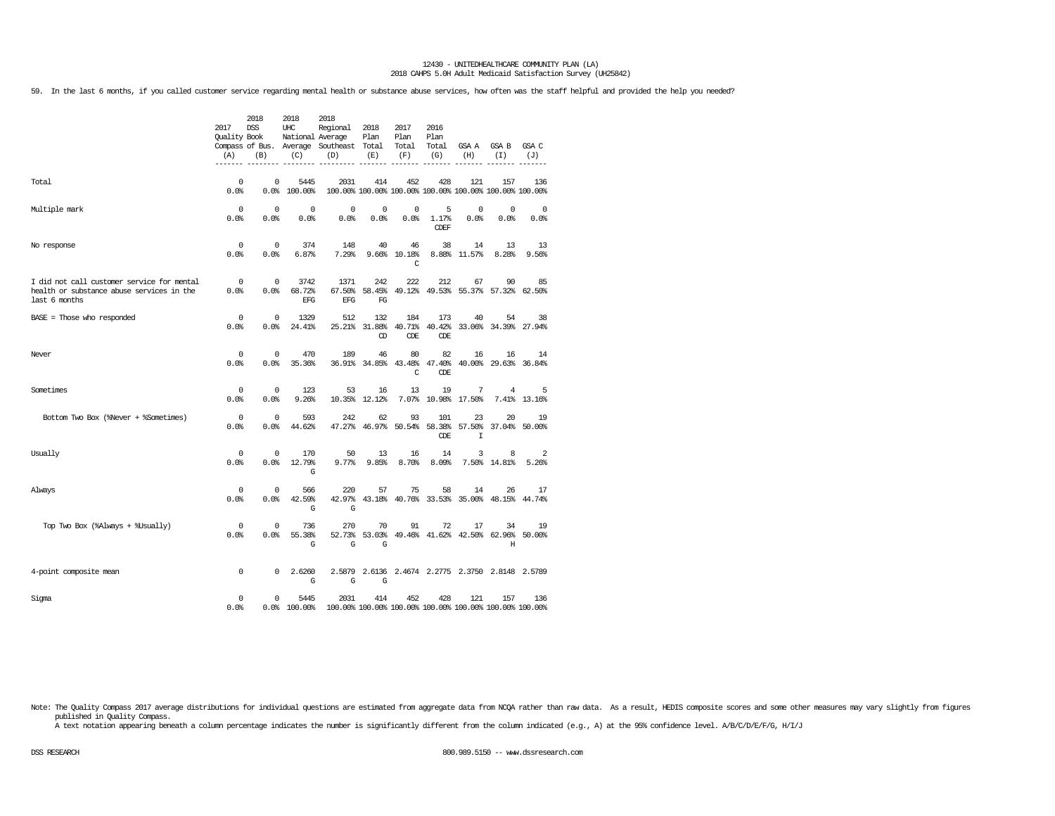12430 - UNITEDHEALTHCARE COMMUNITY PLAN (LA)
2018 CAHPS 5.0H Adult Medicaid Satisfaction Survey (UH25842)

59. In the last 6 months, if you called customer service regarding mental health or substance abuse services, how often was the staff helpful and provided the help you needed?

| | 2017 Quality Compass (A) | 2018 DSS Book of Bus. (B) | 2018 UHC National Average (C) | 2018 Regional Average Southeast (D) | 2018 Plan Total (E) | 2017 Plan Total (F) | 2016 Plan Total (G) | GSA A (H) | GSA B (I) | GSA C (J) |
|---|---|---|---|---|---|---|---|---|---|---|
| Total | 0<br>0.0% | 0<br>0.0% | 5445<br>100.00% | 2031<br>100.00% | 414<br>100.00% | 452<br>100.00% | 428<br>100.00% | 121<br>100.00% | 157<br>100.00% | 136<br>100.00% |
| Multiple mark | 0<br>0.0% | 0<br>0.0% | 0<br>0.0% | 0<br>0.0% | 0<br>0.0% | 0<br>0.0% | 5<br>1.17%<br>CDEF | 0<br>0.0% | 0<br>0.0% | 0<br>0.0% |
| No response | 0<br>0.0% | 0<br>0.0% | 374<br>6.87% | 148<br>7.29% | 40<br>9.66% | 46<br>10.18%<br>C | 38<br>8.88% | 14<br>11.57% | 13<br>8.28% | 13<br>9.56% |
| I did not call customer service for mental health or substance abuse services in the last 6 months | 0<br>0.0% | 0<br>0.0% | 3742<br>68.72%<br>EFG | 1371<br>67.50%<br>EFG | 242<br>58.45%<br>FG | 222<br>49.12% | 212<br>49.53% | 67<br>55.37% | 90<br>57.32% | 85<br>62.50% |
| BASE = Those who responded | 0<br>0.0% | 0<br>0.0% | 1329<br>24.41% | 512<br>25.21% | 132<br>31.88%<br>CD | 184<br>40.71%<br>CDE | 173<br>40.42%<br>CDE | 40<br>33.06% | 54<br>34.39% | 38<br>27.94% |
| Never | 0<br>0.0% | 0<br>0.0% | 470<br>35.36% | 189<br>36.91% | 46<br>34.85% | 80<br>43.48%<br>C | 82<br>47.40%<br>CDE | 16<br>40.00% | 16<br>29.63% | 14<br>36.84% |
| Sometimes | 0<br>0.0% | 0<br>0.0% | 123<br>9.26% | 53<br>10.35% | 16<br>12.12% | 13<br>7.07% | 19<br>10.98% | 7<br>17.50% | 4<br>7.41% | 5<br>13.16% |
| Bottom Two Box (%Never + %Sometimes) | 0<br>0.0% | 0<br>0.0% | 593<br>44.62% | 242<br>47.27% | 62<br>46.97% | 93<br>50.54% | 101<br>58.38%<br>CDE | 23<br>57.50%<br>I | 20<br>37.04% | 19<br>50.00% |
| Usually | 0<br>0.0% | 0<br>0.0% | 170<br>12.79%<br>G | 50<br>9.77% | 13<br>9.85% | 16<br>8.70% | 14<br>8.09% | 3<br>7.50% | 8<br>14.81% | 2<br>5.26% |
| Always | 0<br>0.0% | 0<br>0.0% | 566<br>42.59%<br>G | 220<br>42.97%<br>G | 57<br>43.18% | 75<br>40.76% | 58<br>33.53% | 14<br>35.00% | 26<br>48.15% | 17<br>44.74% |
| Top Two Box (%Always + %Usually) | 0<br>0.0% | 0<br>0.0% | 736<br>55.38%<br>G | 270<br>52.73%<br>G | 70<br>53.03%<br>G | 91<br>49.46% | 72<br>41.62% | 17<br>42.50% | 34<br>62.96%<br>H | 19<br>50.00% |
| 4-point composite mean | 0 | 0 | 2.6260<br>G | 2.5879<br>G | 2.6136<br>G | 2.4674 | 2.2775 | 2.3750 | 2.8148 | 2.5789 |
| Sigma | 0<br>0.0% | 0<br>0.0% | 5445<br>100.00% | 2031<br>100.00% | 414<br>100.00% | 452<br>100.00% | 428<br>100.00% | 121<br>100.00% | 157<br>100.00% | 136<br>100.00% |

Note: The Quality Compass 2017 average distributions for individual questions are estimated from aggregate data from NCQA rather than raw data. As a result, HEDIS composite scores and some other measures may vary slightly from figures published in Quality Compass.
A text notation appearing beneath a column percentage indicates the number is significantly different from the column indicated (e.g., A) at the 95% confidence level. A/B/C/D/E/F/G, H/I/J

DSS RESEARCH 800.989.5150 -- www.dssresearch.com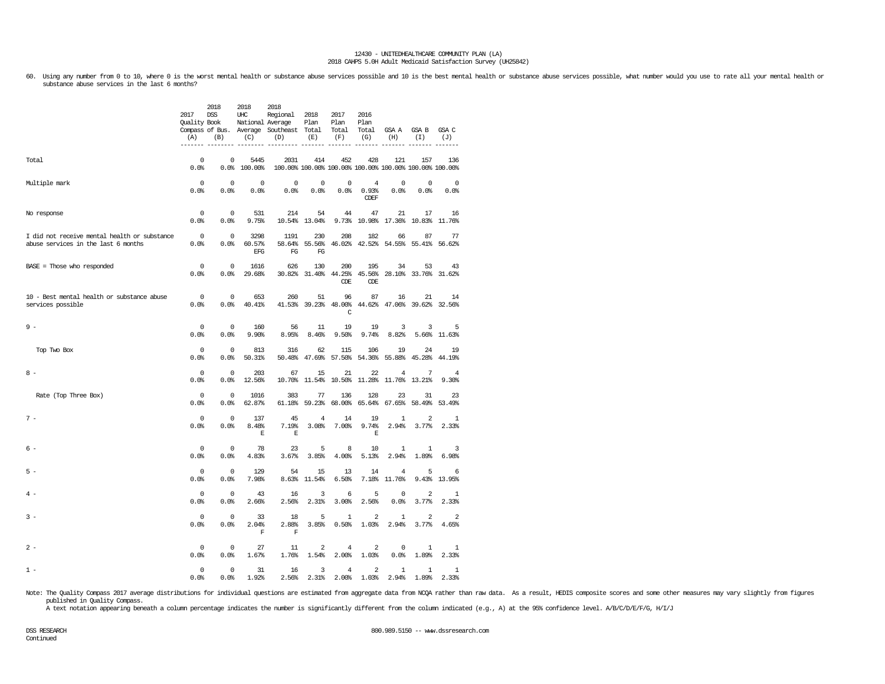60. Using any number from 0 to 10, where 0 is the worst mental health or substance abuse services possible and 10 is the best mental health or substance abuse services possible, what number would you use to rate all your mental health or substance abuse services in the last 6 months?

| | 2017 Quality Compass (A) | 2018 DSS Book of Bus. (B) | 2018 UHC National Average (C) | 2018 Regional Average Southeast (D) | 2018 Plan Total (E) | 2017 Plan Total (F) | 2016 Plan Total (G) | GSA A (H) | GSA B (I) | GSA C (J) |
|---|---|---|---|---|---|---|---|---|---|---|
| Total | 0<br>0.0% | 0<br>0.0% | 5445<br>100.00% | 2031<br>100.00% | 414<br>100.00% | 452<br>100.00% | 428<br>100.00% | 121<br>100.00% | 157<br>100.00% | 136<br>100.00% |
| Multiple mark | 0<br>0.0% | 0<br>0.0% | 0<br>0.0% | 0<br>0.0% | 0<br>0.0% | 0<br>0.0% | 4<br>0.93%<br>CDEF | 0<br>0.0% | 0<br>0.0% | 0<br>0.0% |
| No response | 0<br>0.0% | 0<br>0.0% | 531<br>9.75% | 214<br>10.54% | 54<br>13.04% | 44<br>9.73% | 47<br>10.98% | 21<br>17.36% | 17<br>10.83% | 16<br>11.76% |
| I did not receive mental health or substance abuse services in the last 6 months | 0<br>0.0% | 0<br>0.0% | 3298<br>60.57%<br>EFG | 1191<br>58.64%<br>FG | 230<br>55.56%<br>FG | 208<br>46.02% | 182<br>42.52% | 66<br>54.55% | 87<br>55.41% | 77<br>56.62% |
| BASE = Those who responded | 0<br>0.0% | 0<br>0.0% | 1616<br>29.68% | 626<br>30.82% | 130<br>31.40% | 200<br>44.25%<br>CDE | 195<br>45.56%<br>CDE | 34<br>28.10% | 53<br>33.76% | 43<br>31.62% |
| 10 - Best mental health or substance abuse services possible | 0<br>0.0% | 0<br>0.0% | 653<br>40.41% | 260<br>41.53% | 51<br>39.23% | 96<br>48.00%<br>C | 87<br>44.62% | 16<br>47.06% | 21<br>39.62% | 14<br>32.56% |
| 9 - | 0<br>0.0% | 0<br>0.0% | 160<br>9.90% | 56<br>8.95% | 11<br>8.46% | 19<br>9.50% | 19<br>9.74% | 3<br>8.82% | 3<br>5.66% | 5<br>11.63% |
| Top Two Box | 0<br>0.0% | 0<br>0.0% | 813<br>50.31% | 316<br>50.48% | 62<br>47.69% | 115<br>57.50% | 106<br>54.36% | 19<br>55.88% | 24<br>45.28% | 19<br>44.19% |
| 8 - | 0<br>0.0% | 0<br>0.0% | 203<br>12.56% | 67<br>10.70% | 15<br>11.54% | 21<br>10.50% | 22<br>11.28% | 4<br>11.76% | 7<br>13.21% | 4<br>9.30% |
| Rate (Top Three Box) | 0<br>0.0% | 0<br>0.0% | 1016<br>62.87% | 383<br>61.18% | 77<br>59.23% | 136<br>68.00% | 128<br>65.64% | 23<br>67.65% | 31<br>58.49% | 23<br>53.49% |
| 7 - | 0<br>0.0% | 0<br>0.0% | 137<br>8.48%<br>E | 45<br>7.19%<br>E | 4<br>3.08% | 14<br>7.00% | 19<br>9.74%<br>E | 1<br>2.94% | 2<br>3.77% | 1<br>2.33% |
| 6 - | 0<br>0.0% | 0<br>0.0% | 78<br>4.83% | 23<br>3.67% | 5<br>3.85% | 8<br>4.00% | 10<br>5.13% | 1<br>2.94% | 1<br>1.89% | 3<br>6.98% |
| 5 - | 0<br>0.0% | 0<br>0.0% | 129<br>7.98% | 54<br>8.63% | 15<br>11.54% | 13<br>6.50% | 14<br>7.18% | 4<br>11.76% | 5<br>9.43% | 6<br>13.95% |
| 4 - | 0<br>0.0% | 0<br>0.0% | 43<br>2.66% | 16<br>2.56% | 3<br>2.31% | 6<br>3.00% | 5<br>2.56% | 0<br>0.0% | 2<br>3.77% | 1<br>2.33% |
| 3 - | 0<br>0.0% | 0<br>0.0% | 33<br>2.04%<br>F | 18<br>2.88%<br>F | 5<br>3.85% | 1<br>0.50% | 2<br>1.03% | 1<br>2.94% | 2<br>3.77% | 2<br>4.65% |
| 2 - | 0<br>0.0% | 0<br>0.0% | 27<br>1.67% | 11<br>1.76% | 2<br>1.54% | 4<br>2.00% | 2<br>1.03% | 0<br>0.0% | 1<br>1.89% | 1<br>2.33% |
| 1 - | 0<br>0.0% | 0<br>0.0% | 31<br>1.92% | 16<br>2.56% | 3<br>2.31% | 4<br>2.00% | 2<br>1.03% | 1<br>2.94% | 1<br>1.89% | 1<br>2.33% |

Note: The Quality Compass 2017 average distributions for individual questions are estimated from aggregate data from NCQA rather than raw data. As a result, HEDIS composite scores and some other measures may vary slightly from figures published in Quality Compass.
A text notation appearing beneath a column percentage indicates the number is significantly different from the column indicated (e.g., A) at the 95% confidence level. A/B/C/D/E/F/G, H/I/J

Continued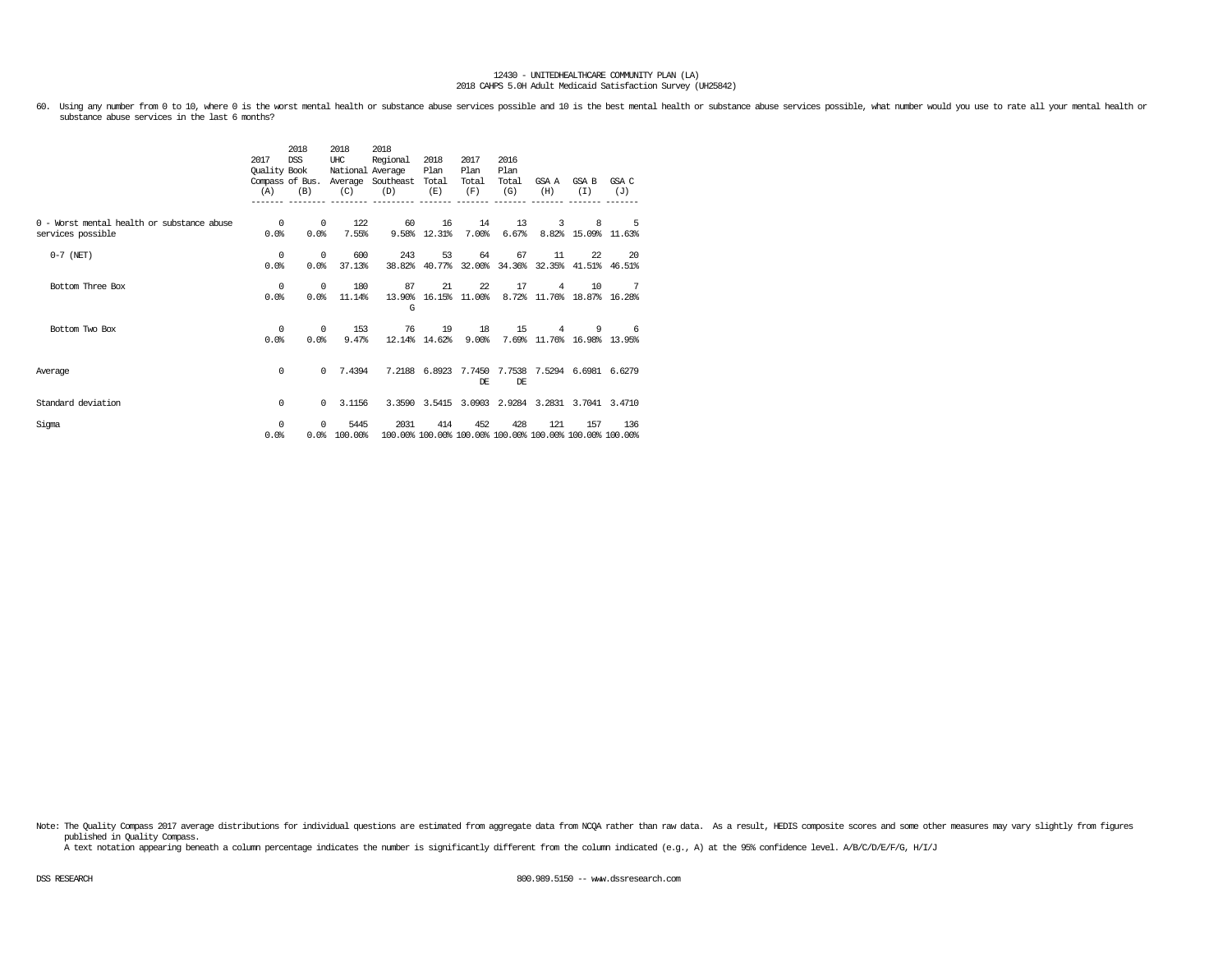12430 - UNITEDHEALTHCARE COMMUNITY PLAN (LA)
2018 CAHPS 5.0H Adult Medicaid Satisfaction Survey (UH25842)

60. Using any number from 0 to 10, where 0 is the worst mental health or substance abuse services possible and 10 is the best mental health or substance abuse services possible, what number would you use to rate all your mental health or substance abuse services in the last 6 months?

| | 2017 Quality Compass (A) | 2018 DSS Book of Bus. (B) | 2018 UHC National Average (C) | 2018 Regional Average Southeast (D) | 2018 Plan Total (E) | 2017 Plan Total (F) | 2016 Plan Total (G) | GSA A (H) | GSA B (I) | GSA C (J) |
|---|---|---|---|---|---|---|---|---|---|---|
| 0 - Worst mental health or substance abuse services possible | 0<br>0.0% | 0<br>0.0% | 122<br>7.55% | 60<br>9.58% | 16<br>12.31% | 14<br>7.00% | 13<br>6.67% | 3<br>8.82% | 8<br>15.09% | 5<br>11.63% |
| 0-7 (NET) | 0<br>0.0% | 0<br>0.0% | 600<br>37.13% | 243<br>38.82% | 53<br>40.77% | 64<br>32.00% | 67<br>34.36% | 11<br>32.35% | 22<br>41.51% | 20<br>46.51% |
| Bottom Three Box | 0<br>0.0% | 0<br>0.0% | 180<br>11.14% | 87<br>13.90%<br>G | 21<br>16.15% | 22<br>11.00% | 17<br>8.72% | 4<br>11.76% | 10<br>18.87% | 7<br>16.28% |
| Bottom Two Box | 0<br>0.0% | 0<br>0.0% | 153<br>9.47% | 76<br>12.14% | 19<br>14.62% | 18<br>9.00% | 15<br>7.69% | 4<br>11.76% | 9<br>16.98% | 6<br>13.95% |
| Average | 0 | 0 | 7.4394 | 7.2188 | 6.8923 | 7.7450<br>DE | 7.7538<br>DE | 7.5294 | 6.6981 | 6.6279 |
| Standard deviation | 0 | 0 | 3.1156 | 3.3590 | 3.5415 | 3.0903 | 2.9284 | 3.2831 | 3.7041 | 3.4710 |
| Sigma | 0<br>0.0% | 0<br>0.0% | 5445<br>100.00% | 2031<br>100.00% | 414<br>100.00% | 452<br>100.00% | 428<br>100.00% | 121<br>100.00% | 157<br>100.00% | 136<br>100.00% |

Note: The Quality Compass 2017 average distributions for individual questions are estimated from aggregate data from NCQA rather than raw data. As a result, HEDIS composite scores and some other measures may vary slightly from figures published in Quality Compass.
A text notation appearing beneath a column percentage indicates the number is significantly different from the column indicated (e.g., A) at the 95% confidence level. A/B/C/D/E/F/G, H/I/J

DSS RESEARCH 800.989.5150 -- www.dssresearch.com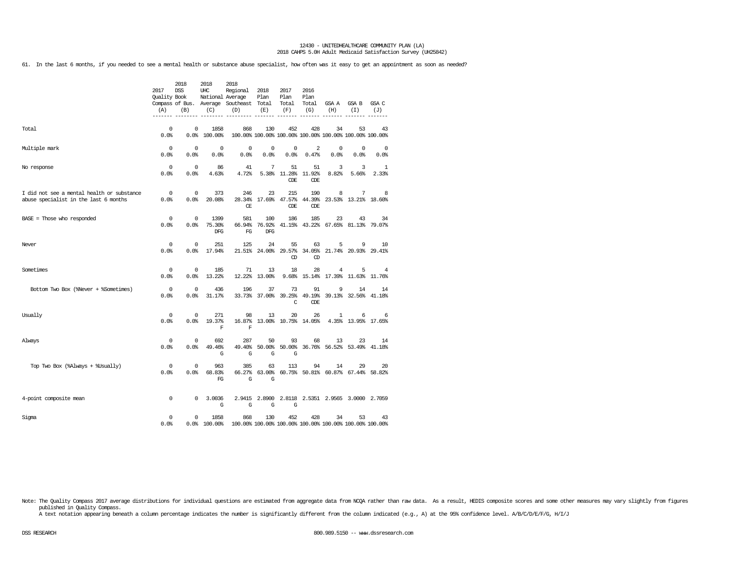61. In the last 6 months, if you needed to see a mental health or substance abuse specialist, how often was it easy to get an appointment as soon as needed?

| | 2017 Quality Compass (A) | 2018 DSS Book of Bus. (B) | 2018 UHC National Average (C) | 2018 Regional Average Southeast (D) | 2018 Plan Total (E) | 2017 Plan Total (F) | 2016 Plan Total (G) | GSA A (H) | GSA B (I) | GSA C (J) |
|---|---|---|---|---|---|---|---|---|---|---|
| Total | 0<br>0.0% | 0<br>0.0% | 1858<br>100.00% | 868<br>100.00% | 130<br>100.00% | 452<br>100.00% | 428<br>100.00% | 34<br>100.00% | 53<br>100.00% | 43<br>100.00% |
| Multiple mark | 0<br>0.0% | 0<br>0.0% | 0<br>0.0% | 0<br>0.0% | 0<br>0.0% | 0<br>0.0% | 2<br>0.47% | 0<br>0.0% | 0<br>0.0% | 0<br>0.0% |
| No response | 0<br>0.0% | 0<br>0.0% | 86<br>4.63% | 41<br>4.72% | 7<br>5.38% | 51<br>11.28%<br>CDE | 51<br>11.92%<br>CDE | 3<br>8.82% | 3<br>5.66% | 1<br>2.33% |
| I did not see a mental health or substance abuse specialist in the last 6 months | 0<br>0.0% | 0<br>0.0% | 373<br>20.08% | 246<br>28.34%<br>CE | 23<br>17.69% | 215<br>47.57%<br>CDE | 190<br>44.39%<br>CDE | 8<br>23.53% | 7<br>13.21% | 8<br>18.60% |
| BASE = Those who responded | 0<br>0.0% | 0<br>0.0% | 1399<br>75.30%<br>DFG | 581<br>66.94%<br>FG | 100<br>76.92%<br>DFG | 186<br>41.15% | 185<br>43.22% | 23<br>67.65% | 43<br>81.13% | 34<br>79.07% |
| Never | 0<br>0.0% | 0<br>0.0% | 251<br>17.94% | 125<br>21.51% | 24<br>24.00% | 55<br>29.57%<br>CD | 63<br>34.05%<br>CD | 5<br>21.74% | 9<br>20.93% | 10<br>29.41% |
| Sometimes | 0<br>0.0% | 0<br>0.0% | 185<br>13.22% | 71<br>12.22% | 13<br>13.00% | 18<br>9.68% | 28<br>15.14% | 4<br>17.39% | 5<br>11.63% | 4<br>11.76% |
| Bottom Two Box (%Never + %Sometimes) | 0<br>0.0% | 0<br>0.0% | 436<br>31.17% | 196<br>33.73% | 37<br>37.00% | 73<br>39.25%<br>C | 91<br>49.19%<br>CDE | 9<br>39.13% | 14<br>32.56% | 14<br>41.18% |
| Usually | 0<br>0.0% | 0<br>0.0% | 271<br>19.37%<br>F | 98<br>16.87%<br>F | 13<br>13.00% | 20<br>10.75% | 26<br>14.05% | 1<br>4.35% | 6<br>13.95% | 6<br>17.65% |
| Always | 0<br>0.0% | 0<br>0.0% | 692<br>49.46%<br>G | 287<br>49.40%<br>G | 50<br>50.00%<br>G | 93<br>50.00%<br>G | 68<br>36.76% | 13<br>56.52% | 23<br>53.49% | 14<br>41.18% |
| Top Two Box (%Always + %Usually) | 0<br>0.0% | 0<br>0.0% | 963<br>68.83%<br>FG | 385<br>66.27%<br>G | 63<br>63.00%<br>G | 113<br>60.75% | 94<br>50.81% | 14<br>60.87% | 29<br>67.44% | 20<br>58.82% |
| 4-point composite mean | 0 | 0 | 3.0036<br>G | 2.9415<br>G | 2.8900<br>G | 2.8118<br>G | 2.5351 | 2.9565 | 3.0000 | 2.7059 |
| Sigma | 0<br>0.0% | 0<br>0.0% | 1858<br>100.00% | 868<br>100.00% | 130<br>100.00% | 452<br>100.00% | 428<br>100.00% | 34<br>100.00% | 53<br>100.00% | 43<br>100.00% |

Note: The Quality Compass 2017 average distributions for individual questions are estimated from aggregate data from NCQA rather than raw data. As a result, HEDIS composite scores and some other measures may vary slightly from figures published in Quality Compass.
A text notation appearing beneath a column percentage indicates the number is significantly different from the column indicated (e.g., A) at the 95% confidence level. A/B/C/D/E/F/G, H/I/J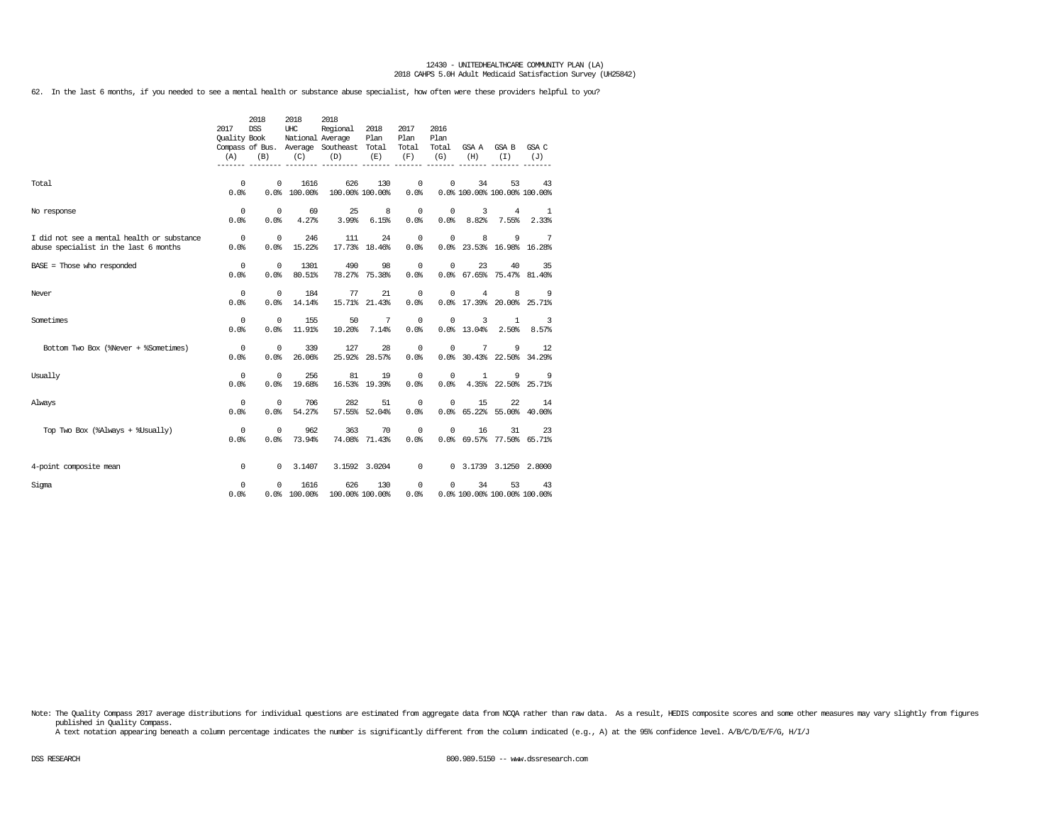62. In the last 6 months, if you needed to see a mental health or substance abuse specialist, how often were these providers helpful to you?

| | 2017 Quality Compass (A) | 2018 DSS Book of Bus. (B) | 2018 UHC National Average (C) | 2018 Regional Average Southeast (D) | 2018 Plan Total (E) | 2017 Plan Total (F) | 2016 Plan Total (G) | GSA A (H) | GSA B (I) | GSA C (J) |
|---|---|---|---|---|---|---|---|---|---|---|
| Total | 0 | 0 | 1616 | 626 | 130 | 0 | 0 | 34 | 53 | 43 |
| | 0.0% | 0.0% | 100.00% | 100.00% | 100.00% | 0.0% | 0.0% | 100.00% | 100.00% | 100.00% |
| No response | 0 | 0 | 69 | 25 | 8 | 0 | 0 | 3 | 4 | 1 |
| | 0.0% | 0.0% | 4.27% | 3.99% | 6.15% | 0.0% | 0.0% | 8.82% | 7.55% | 2.33% |
| I did not see a mental health or substance abuse specialist in the last 6 months | 0 | 0 | 246 | 111 | 24 | 0 | 0 | 8 | 9 | 7 |
| | 0.0% | 0.0% | 15.22% | 17.73% | 18.46% | 0.0% | 0.0% | 23.53% | 16.98% | 16.28% |
| BASE = Those who responded | 0 | 0 | 1301 | 490 | 98 | 0 | 0 | 23 | 40 | 35 |
| | 0.0% | 0.0% | 80.51% | 78.27% | 75.38% | 0.0% | 0.0% | 67.65% | 75.47% | 81.40% |
| Never | 0 | 0 | 184 | 77 | 21 | 0 | 0 | 4 | 8 | 9 |
| | 0.0% | 0.0% | 14.14% | 15.71% | 21.43% | 0.0% | 0.0% | 17.39% | 20.00% | 25.71% |
| Sometimes | 0 | 0 | 155 | 50 | 7 | 0 | 0 | 3 | 1 | 3 |
| | 0.0% | 0.0% | 11.91% | 10.20% | 7.14% | 0.0% | 0.0% | 13.04% | 2.50% | 8.57% |
| Bottom Two Box (%Never + %Sometimes) | 0 | 0 | 339 | 127 | 28 | 0 | 0 | 7 | 9 | 12 |
| | 0.0% | 0.0% | 26.06% | 25.92% | 28.57% | 0.0% | 0.0% | 30.43% | 22.50% | 34.29% |
| Usually | 0 | 0 | 256 | 81 | 19 | 0 | 0 | 1 | 9 | 9 |
| | 0.0% | 0.0% | 19.68% | 16.53% | 19.39% | 0.0% | 0.0% | 4.35% | 22.50% | 25.71% |
| Always | 0 | 0 | 706 | 282 | 51 | 0 | 0 | 15 | 22 | 14 |
| | 0.0% | 0.0% | 54.27% | 57.55% | 52.04% | 0.0% | 0.0% | 65.22% | 55.00% | 40.00% |
| Top Two Box (%Always + %Usually) | 0 | 0 | 962 | 363 | 70 | 0 | 0 | 16 | 31 | 23 |
| | 0.0% | 0.0% | 73.94% | 74.08% | 71.43% | 0.0% | 0.0% | 69.57% | 77.50% | 65.71% |
| 4-point composite mean | 0 | 0 | 3.1407 | 3.1592 | 3.0204 | 0 | 0 | 3.1739 | 3.1250 | 2.8000 |
| Sigma | 0 | 0 | 1616 | 626 | 130 | 0 | 0 | 34 | 53 | 43 |
| | 0.0% | 0.0% | 100.00% | 100.00% | 100.00% | 0.0% | 0.0% | 100.00% | 100.00% | 100.00% |

Note: The Quality Compass 2017 average distributions for individual questions are estimated from aggregate data from NCQA rather than raw data. As a result, HEDIS composite scores and some other measures may vary slightly from figures published in Quality Compass.
A text notation appearing beneath a column percentage indicates the number is significantly different from the column indicated (e.g., A) at the 95% confidence level. A/B/C/D/E/F/G, H/I/J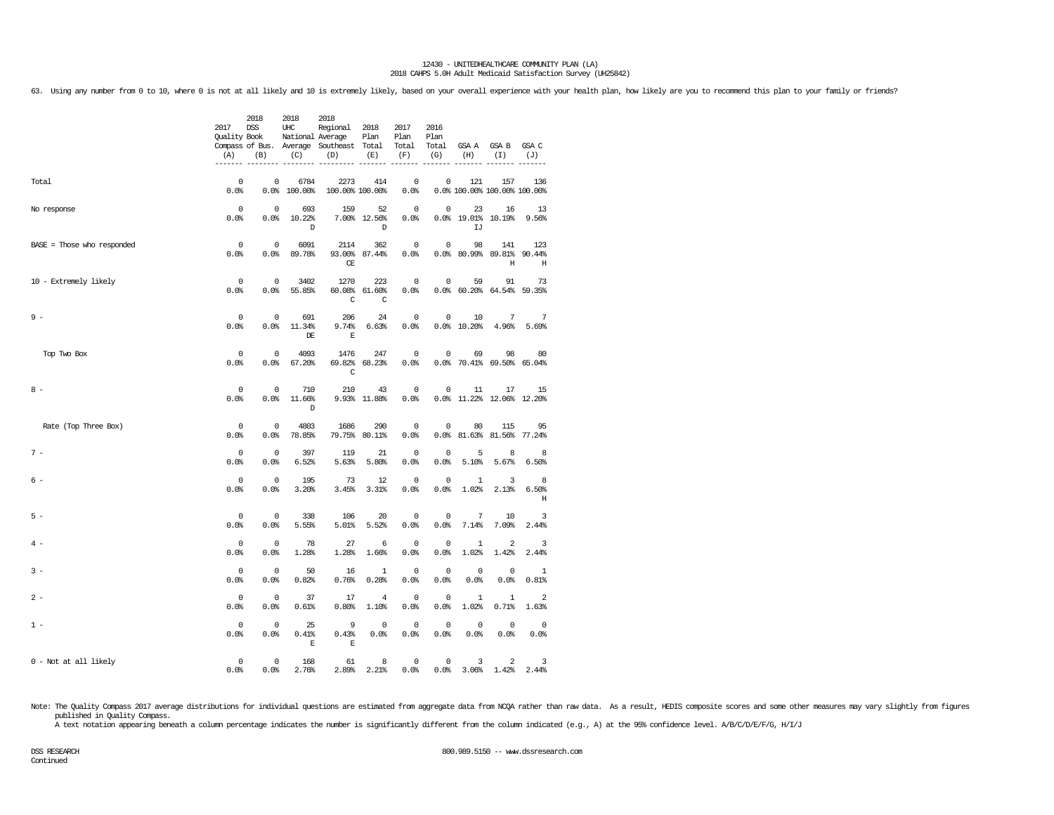63. Using any number from 0 to 10, where 0 is not at all likely and 10 is extremely likely, based on your overall experience with your health plan, how likely are you to recommend this plan to your family or friends?

| | 2017 Quality Compass (A) | 2018 DSS Book of Bus. (B) | 2018 UHC National Average (C) | 2018 Regional Average Southeast (D) | 2018 Plan Total (E) | 2017 Plan Total (F) | 2016 Plan Total (G) | GSA A (H) | GSA B (I) | GSA C (J) |
|---|---|---|---|---|---|---|---|---|---|---|
| Total | 0<br>0.0% | 0<br>0.0% | 6784<br>100.00% | 2273<br>100.00% | 414<br>100.00% | 0<br>0.0% | 0<br>0.0% | 121<br>100.00% | 157<br>100.00% | 136<br>100.00% |
| No response | 0<br>0.0% | 0<br>0.0% | 693<br>10.22%<br>D | 159<br>7.00% | 52<br>12.56%<br>D | 0<br>0.0% | 0<br>0.0% | 23<br>19.01%<br>IJ | 16<br>10.19% | 13<br>9.56% |
| BASE = Those who responded | 0<br>0.0% | 0<br>0.0% | 6091<br>89.78% | 2114<br>93.00%<br>CE | 362<br>87.44% | 0<br>0.0% | 0<br>0.0% | 98<br>80.99% | 141<br>89.81%<br>H | 123<br>90.44%<br>H |
| 10 - Extremely likely | 0<br>0.0% | 0<br>0.0% | 3402<br>55.85% | 1270<br>60.08%<br>C | 223<br>61.60%<br>C | 0<br>0.0% | 0<br>0.0% | 59<br>60.20% | 91<br>64.54% | 73<br>59.35% |
| 9 - | 0<br>0.0% | 0<br>0.0% | 691<br>11.34%<br>DE | 206<br>9.74%<br>E | 24<br>6.63% | 0<br>0.0% | 0<br>0.0% | 10<br>10.20% | 7<br>4.96% | 7<br>5.69% |
| Top Two Box | 0<br>0.0% | 0<br>0.0% | 4093<br>67.20% | 1476<br>69.82%<br>C | 247<br>68.23% | 0<br>0.0% | 0<br>0.0% | 69<br>70.41% | 98<br>69.50% | 80<br>65.04% |
| 8 - | 0<br>0.0% | 0<br>0.0% | 710<br>11.66%<br>D | 210<br>9.93% | 43<br>11.88% | 0<br>0.0% | 0<br>0.0% | 11<br>11.22% | 17<br>12.06% | 15<br>12.20% |
| Rate (Top Three Box) | 0<br>0.0% | 0<br>0.0% | 4803<br>78.85% | 1686<br>79.75% | 290<br>80.11% | 0<br>0.0% | 0<br>0.0% | 80<br>81.63% | 115<br>81.56% | 95<br>77.24% |
| 7 - | 0<br>0.0% | 0<br>0.0% | 397<br>6.52% | 119<br>5.63% | 21<br>5.80% | 0<br>0.0% | 0<br>0.0% | 5<br>5.10% | 8<br>5.67% | 8<br>6.50% |
| 6 - | 0<br>0.0% | 0<br>0.0% | 195<br>3.20% | 73<br>3.45% | 12<br>3.31% | 0<br>0.0% | 0<br>0.0% | 1<br>1.02% | 3<br>2.13% | 8<br>6.50%<br>H |
| 5 - | 0<br>0.0% | 0<br>0.0% | 338<br>5.55% | 106<br>5.01% | 20<br>5.52% | 0<br>0.0% | 0<br>0.0% | 7<br>7.14% | 10<br>7.09% | 3<br>2.44% |
| 4 - | 0<br>0.0% | 0<br>0.0% | 78<br>1.28% | 27<br>1.28% | 6<br>1.66% | 0<br>0.0% | 0<br>0.0% | 1<br>1.02% | 2<br>1.42% | 3<br>2.44% |
| 3 - | 0<br>0.0% | 0<br>0.0% | 50<br>0.82% | 16<br>0.76% | 1<br>0.28% | 0<br>0.0% | 0<br>0.0% | 0<br>0.0% | 0<br>0.0% | 1<br>0.81% |
| 2 - | 0<br>0.0% | 0<br>0.0% | 37<br>0.61% | 17<br>0.80% | 4<br>1.10% | 0<br>0.0% | 0<br>0.0% | 1<br>1.02% | 1<br>0.71% | 2<br>1.63% |
| 1 - | 0<br>0.0% | 0<br>0.0% | 25<br>0.41%<br>E | 9<br>0.43%<br>E | 0<br>0.0% | 0<br>0.0% | 0<br>0.0% | 0<br>0.0% | 0<br>0.0% | 0<br>0.0% |
| 0 - Not at all likely | 0<br>0.0% | 0<br>0.0% | 168<br>2.76% | 61<br>2.89% | 8<br>2.21% | 0<br>0.0% | 0<br>0.0% | 3<br>3.06% | 2<br>1.42% | 3<br>2.44% |

Note: The Quality Compass 2017 average distributions for individual questions are estimated from aggregate data from NCQA rather than raw data. As a result, HEDIS composite scores and some other measures may vary slightly from figures published in Quality Compass.
A text notation appearing beneath a column percentage indicates the number is significantly different from the column indicated (e.g., A) at the 95% confidence level. A/B/C/D/E/F/G, H/I/J

Continued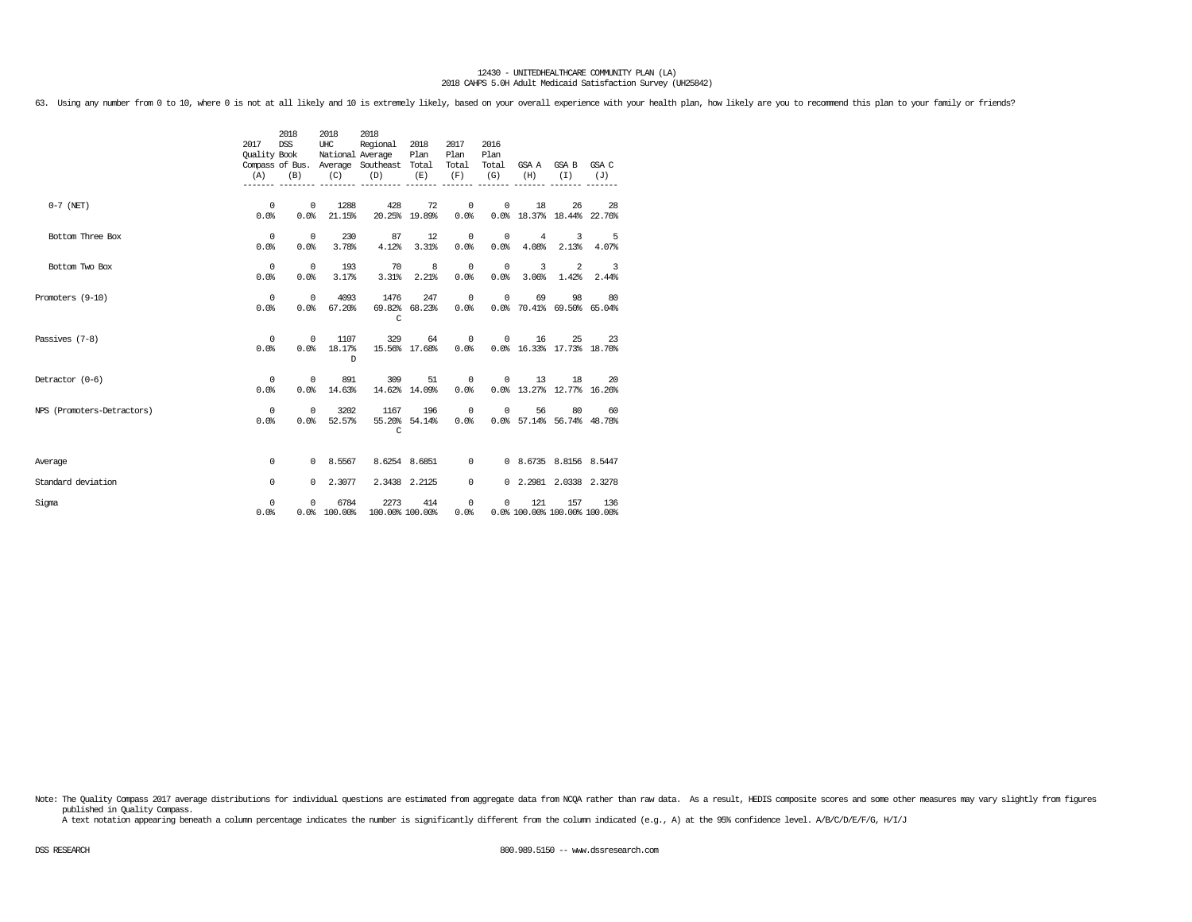12430 - UNITEDHEALTHCARE COMMUNITY PLAN (LA)
2018 CAHPS 5.0H Adult Medicaid Satisfaction Survey (UH25842)

63. Using any number from 0 to 10, where 0 is not at all likely and 10 is extremely likely, based on your overall experience with your health plan, how likely are you to recommend this plan to your family or friends?

| | 2017 Quality Compass (A) | 2018 DSS Book of Bus. (B) | 2018 UHC National Average (C) | 2018 Regional Average Southeast (D) | 2018 Plan Total (E) | 2017 Plan Total (F) | 2016 Plan Total (G) | GSA A (H) | GSA B (I) | GSA C (J) |
|---|---|---|---|---|---|---|---|---|---|---|
| 0-7 (NET) | 0 | 0 | 1288 | 428 | 72 | 0 | 0 | 18 | 26 | 28 |
| | 0.0% | 0.0% | 21.15% | 20.25% | 19.89% | 0.0% | 0.0% | 18.37% | 18.44% | 22.76% |
| Bottom Three Box | 0 | 0 | 230 | 87 | 12 | 0 | 0 | 4 | 3 | 5 |
| | 0.0% | 0.0% | 3.78% | 4.12% | 3.31% | 0.0% | 0.0% | 4.08% | 2.13% | 4.07% |
| Bottom Two Box | 0 | 0 | 193 | 70 | 8 | 0 | 0 | 3 | 2 | 3 |
| | 0.0% | 0.0% | 3.17% | 3.31% | 2.21% | 0.0% | 0.0% | 3.06% | 1.42% | 2.44% |
| Promoters (9-10) | 0 | 0 | 4093 | 1476 | 247 | 0 | 0 | 69 | 98 | 80 |
| | 0.0% | 0.0% | 67.20% | 69.82% | 68.23% | 0.0% | 0.0% | 70.41% | 69.50% | 65.04% |
| | | | | C | | | | | | |
| Passives (7-8) | 0 | 0 | 1107 | 329 | 64 | 0 | 0 | 16 | 25 | 23 |
| | 0.0% | 0.0% | 18.17% | 15.56% | 17.68% | 0.0% | 0.0% | 16.33% | 17.73% | 18.70% |
| | | | D | | | | | | | |
| Detractor (0-6) | 0 | 0 | 891 | 309 | 51 | 0 | 0 | 13 | 18 | 20 |
| | 0.0% | 0.0% | 14.63% | 14.62% | 14.09% | 0.0% | 0.0% | 13.27% | 12.77% | 16.26% |
| NPS (Promoters-Detractors) | 0 | 0 | 3202 | 1167 | 196 | 0 | 0 | 56 | 80 | 60 |
| | 0.0% | 0.0% | 52.57% | 55.20% | 54.14% | 0.0% | 0.0% | 57.14% | 56.74% | 48.78% |
| | | | | C | | | | | | |
| Average | 0 | 0 | 8.5567 | 8.6254 | 8.6851 | 0 | 0 | 8.6735 | 8.8156 | 8.5447 |
| Standard deviation | 0 | 0 | 2.3077 | 2.3438 | 2.2125 | 0 | 0 | 2.2981 | 2.0338 | 2.3278 |
| Sigma | 0 | 0 | 6784 | 2273 | 414 | 0 | 0 | 121 | 157 | 136 |
| | 0.0% | 0.0% | 100.00% | 100.00% | 100.00% | 0.0% | 0.0% | 100.00% | 100.00% | 100.00% |

Note: The Quality Compass 2017 average distributions for individual questions are estimated from aggregate data from NCQA rather than raw data. As a result, HEDIS composite scores and some other measures may vary slightly from figures published in Quality Compass.
A text notation appearing beneath a column percentage indicates the number is significantly different from the column indicated (e.g., A) at the 95% confidence level. A/B/C/D/E/F/G, H/I/J

DSS RESEARCH 800.989.5150 -- www.dssresearch.com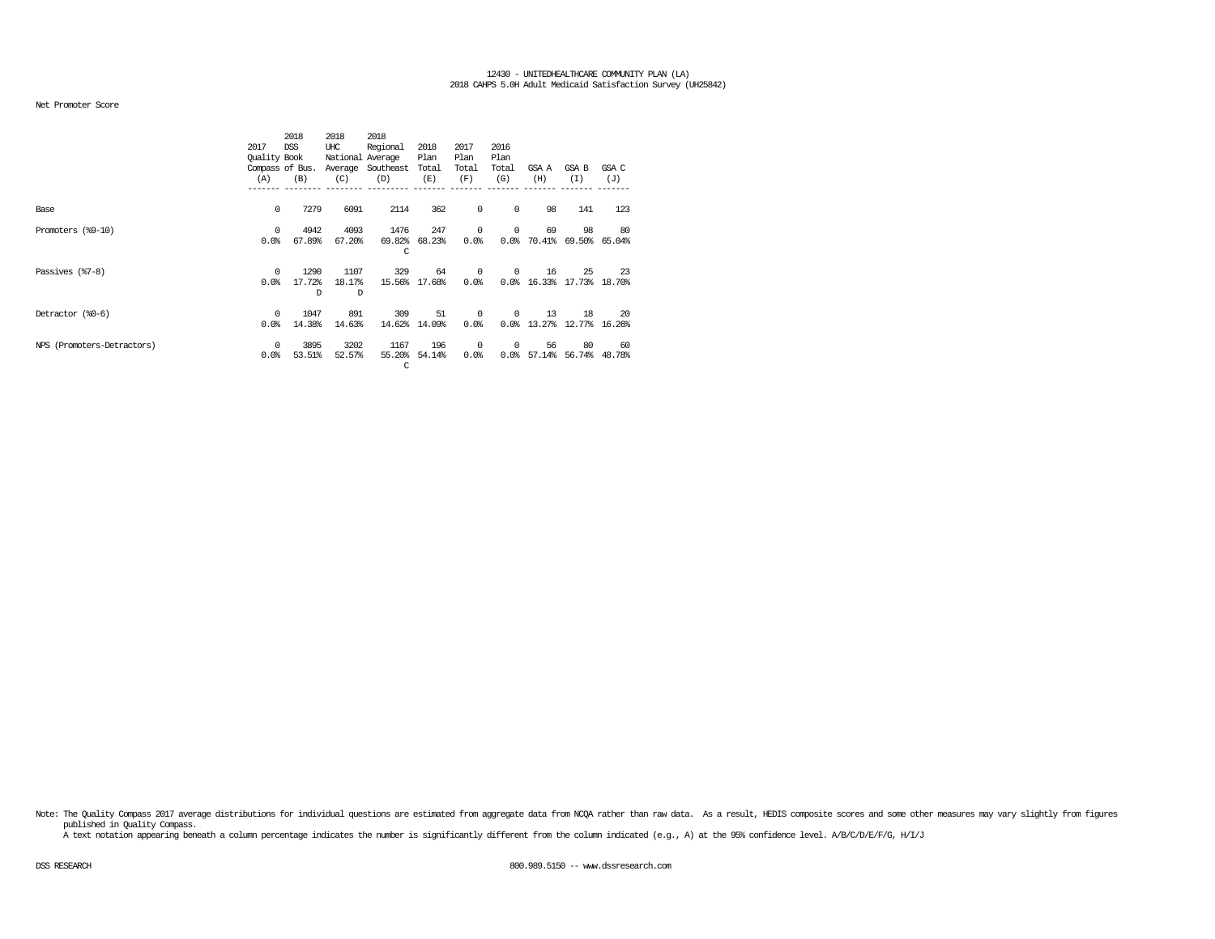Net Promoter Score

| | 2017 Quality Compass (A) | 2018 DSS Book of Bus. (B) | 2018 UHC National Average (C) | 2018 Regional Average Southeast (D) | 2018 Plan Total (E) | 2017 Plan Total (F) | 2016 Plan Total (G) | GSA A (H) | GSA B (I) | GSA C (J) |
|---|---|---|---|---|---|---|---|---|---|---|
| Base | 0 | 7279 | 6091 | 2114 | 362 | 0 | 0 | 98 | 141 | 123 |
| Promoters (%9-10) | 0 | 4942 | 4093 | 1476 | 247 | 0 | 0 | 69 | 98 | 80 |
| | 0.0% | 67.89% | 67.20% | 69.82% C | 68.23% | 0.0% | 0.0% | 70.41% | 69.50% | 65.04% |
| Passives (%7-8) | 0 | 1290 | 1107 | 329 | 64 | 0 | 0 | 16 | 25 | 23 |
| | 0.0% | 17.72% D | 18.17% D | 15.56% | 17.68% | 0.0% | 0.0% | 16.33% | 17.73% | 18.70% |
| Detractor (%0-6) | 0 | 1047 | 891 | 309 | 51 | 0 | 0 | 13 | 18 | 20 |
| | 0.0% | 14.38% | 14.63% | 14.62% | 14.09% | 0.0% | 0.0% | 13.27% | 12.77% | 16.26% |
| NPS (Promoters-Detractors) | 0 | 3895 | 3202 | 1167 | 196 | 0 | 0 | 56 | 80 | 60 |
| | 0.0% | 53.51% | 52.57% | 55.20% C | 54.14% | 0.0% | 0.0% | 57.14% | 56.74% | 48.78% |

Note: The Quality Compass 2017 average distributions for individual questions are estimated from aggregate data from NCQA rather than raw data. As a result, HEDIS composite scores and some other measures may vary slightly from figures published in Quality Compass.
A text notation appearing beneath a column percentage indicates the number is significantly different from the column indicated (e.g., A) at the 95% confidence level. A/B/C/D/E/F/G, H/I/J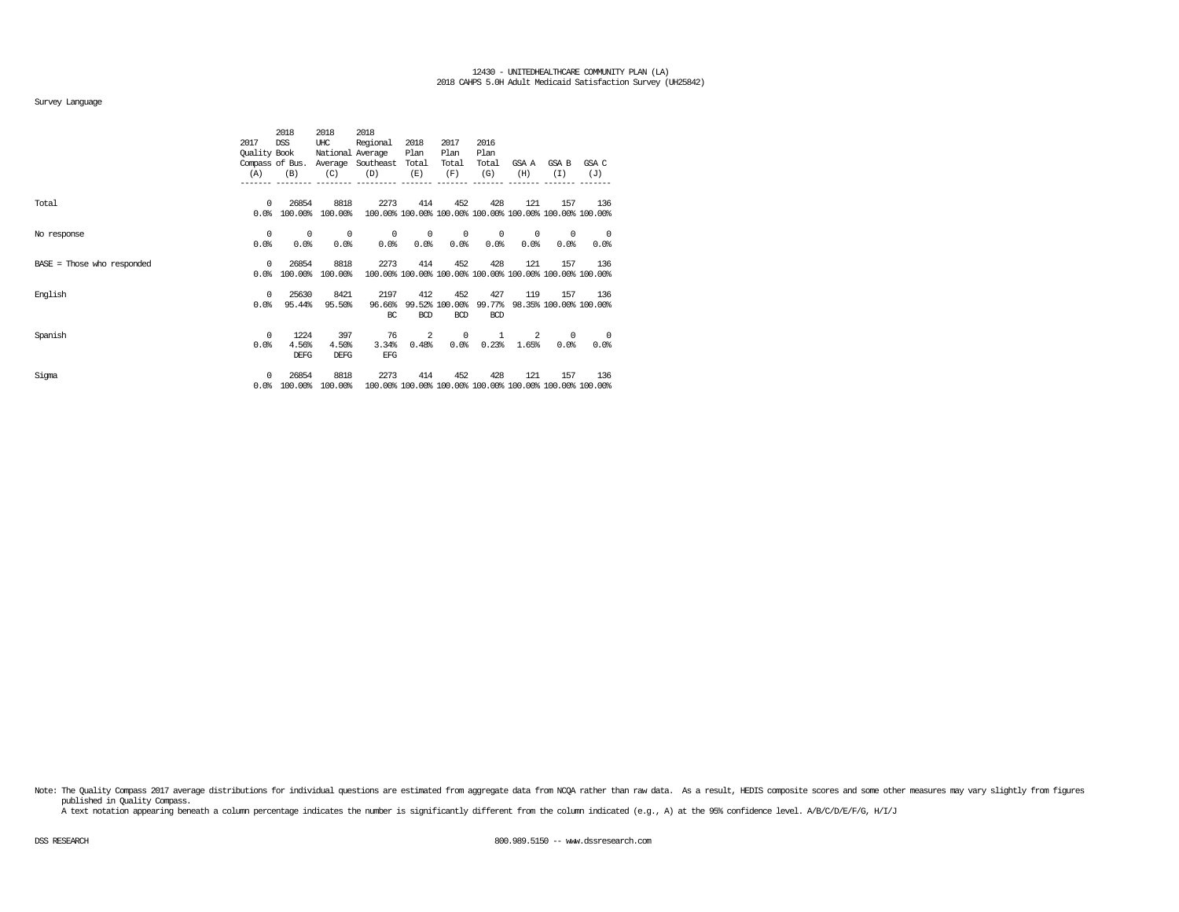12430 - UNITEDHEALTHCARE COMMUNITY PLAN (LA)
2018 CAHPS 5.0H Adult Medicaid Satisfaction Survey (UH25842)

Survey Language

| | 2017 Quality Compass (A) | 2018 DSS Book of Bus. (B) | 2018 UHC National Average (C) | 2018 Regional Average Southeast (D) | 2018 Plan Total (E) | 2017 Plan Total (F) | 2016 Plan Total (G) | GSA A (H) | GSA B (I) | GSA C (J) |
|---|---|---|---|---|---|---|---|---|---|---|
| Total | 0<br>0.0% | 26854<br>100.00% | 8818<br>100.00% | 2273<br>100.00% | 414<br>100.00% | 452<br>100.00% | 428<br>100.00% | 121<br>100.00% | 157<br>100.00% | 136<br>100.00% |
| No response | 0<br>0.0% | 0<br>0.0% | 0<br>0.0% | 0<br>0.0% | 0<br>0.0% | 0<br>0.0% | 0<br>0.0% | 0<br>0.0% | 0<br>0.0% | 0<br>0.0% |
| BASE = Those who responded | 0<br>0.0% | 26854<br>100.00% | 8818<br>100.00% | 2273<br>100.00% | 414<br>100.00% | 452<br>100.00% | 428<br>100.00% | 121<br>100.00% | 157<br>100.00% | 136<br>100.00% |
| English | 0<br>0.0% | 25630<br>95.44% | 8421<br>95.50% | 2197<br>96.66%<br>BC | 412<br>99.52%<br>BCD | 452<br>100.00%<br>BCD | 427<br>99.77%<br>BCD | 119<br>98.35% | 157<br>100.00% | 136<br>100.00% |
| Spanish | 0<br>0.0% | 1224<br>4.56%<br>DEFG | 397<br>4.50%<br>DEFG | 76<br>3.34%<br>EFG | 2<br>0.48% | 0<br>0.0% | 1<br>0.23% | 2<br>1.65% | 0<br>0.0% | 0<br>0.0% |
| Sigma | 0<br>0.0% | 26854<br>100.00% | 8818<br>100.00% | 2273<br>100.00% | 414<br>100.00% | 452<br>100.00% | 428<br>100.00% | 121<br>100.00% | 157<br>100.00% | 136<br>100.00% |

Note: The Quality Compass 2017 average distributions for individual questions are estimated from aggregate data from NCQA rather than raw data. As a result, HEDIS composite scores and some other measures may vary slightly from figures published in Quality Compass.
A text notation appearing beneath a column percentage indicates the number is significantly different from the column indicated (e.g., A) at the 95% confidence level. A/B/C/D/E/F/G, H/I/J

DSS RESEARCH 800.989.5150 -- www.dssresearch.com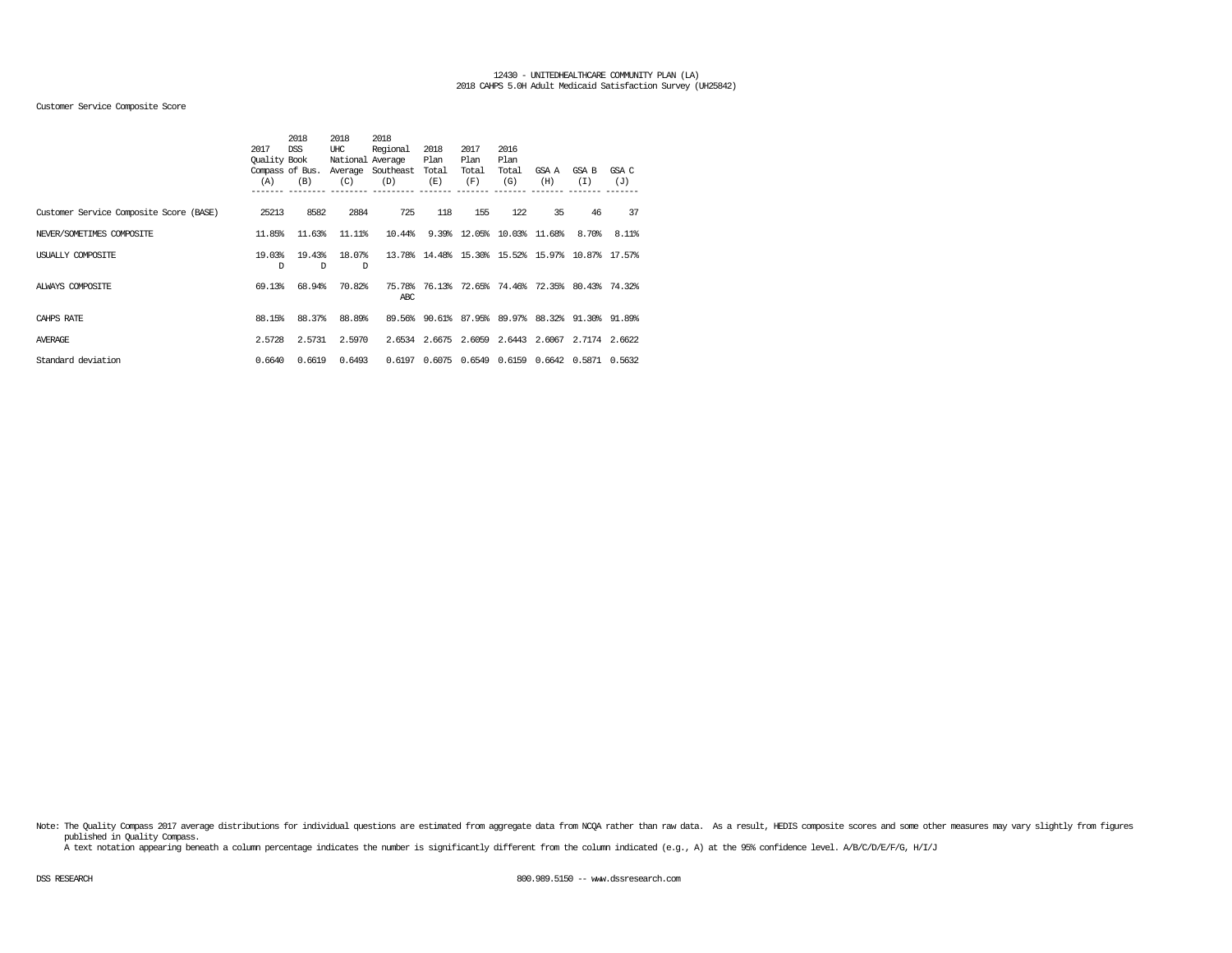12430 - UNITEDHEALTHCARE COMMUNITY PLAN (LA)
2018 CAHPS 5.0H Adult Medicaid Satisfaction Survey (UH25842)

Customer Service Composite Score

| | 2017 Quality Compass (A) | 2018 DSS Book of Bus. (B) | 2018 UHC National Average (C) | 2018 Regional Average Southeast (D) | 2018 Plan Total (E) | 2017 Plan Total (F) | 2016 Plan Total (G) | GSA A (H) | GSA B (I) | GSA C (J) |
|---|---|---|---|---|---|---|---|---|---|---|
| Customer Service Composite Score (BASE) | 25213 | 8582 | 2884 | 725 | 118 | 155 | 122 | 35 | 46 | 37 |
| NEVER/SOMETIMES COMPOSITE | 11.85% | 11.63% | 11.11% | 10.44% | 9.39% | 12.05% | 10.03% | 11.68% | 8.70% | 8.11% |
| USUALLY COMPOSITE | 19.03% D | 19.43% D | 18.07% D | 13.78% | 14.48% | 15.30% | 15.52% | 15.97% | 10.87% | 17.57% |
| ALWAYS COMPOSITE | 69.13% | 68.94% | 70.82% | 75.78% ABC | 76.13% | 72.65% | 74.46% | 72.35% | 80.43% | 74.32% |
| CAHPS RATE | 88.15% | 88.37% | 88.89% | 89.56% | 90.61% | 87.95% | 89.97% | 88.32% | 91.30% | 91.89% |
| AVERAGE | 2.5728 | 2.5731 | 2.5970 | 2.6534 | 2.6675 | 2.6059 | 2.6443 | 2.6067 | 2.7174 | 2.6622 |
| Standard deviation | 0.6640 | 0.6619 | 0.6493 | 0.6197 | 0.6075 | 0.6549 | 0.6159 | 0.6642 | 0.5871 | 0.5632 |

Note: The Quality Compass 2017 average distributions for individual questions are estimated from aggregate data from NCQA rather than raw data. As a result, HEDIS composite scores and some other measures may vary slightly from figures published in Quality Compass.
A text notation appearing beneath a column percentage indicates the number is significantly different from the column indicated (e.g., A) at the 95% confidence level. A/B/C/D/E/F/G, H/I/J

DSS RESEARCH 800.989.5150 -- www.dssresearch.com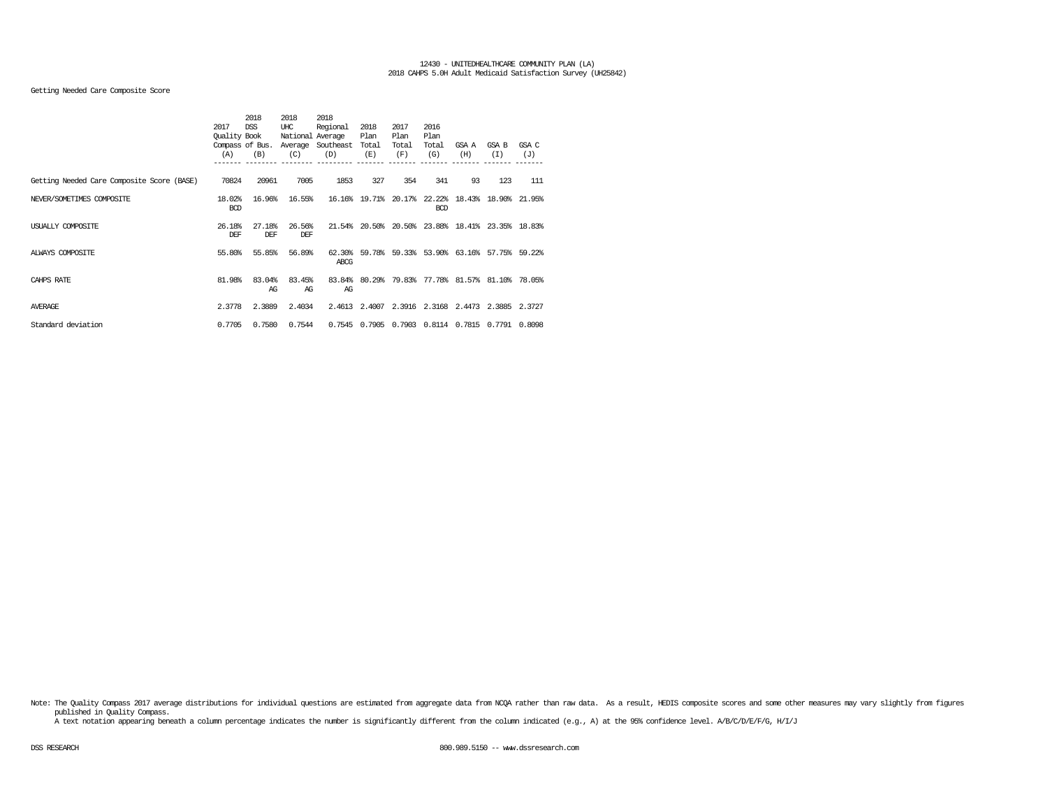Getting Needed Care Composite Score

| | 2017 Quality Compass (A) | 2018 DSS Book of Bus. (B) | 2018 UHC National Average (C) | 2018 Regional Average Southeast (D) | 2018 Plan Total (E) | 2017 Plan Total (F) | 2016 Plan Total (G) | GSA A (H) | GSA B (I) | GSA C (J) |
|---|---|---|---|---|---|---|---|---|---|---|
| Getting Needed Care Composite Score (BASE) | 70824 | 20961 | 7005 | 1853 | 327 | 354 | 341 | 93 | 123 | 111 |
| NEVER/SOMETIMES COMPOSITE | 18.02% BCD | 16.96% | 16.55% | 16.16% | 19.71% | 20.17% | 22.22% BCD | 18.43% | 18.90% | 21.95% |
| USUALLY COMPOSITE | 26.18% DEF | 27.18% DEF | 26.56% DEF | 21.54% | 20.50% | 20.50% | 23.88% | 18.41% | 23.35% | 18.83% |
| ALWAYS COMPOSITE | 55.80% | 55.85% | 56.89% | 62.30% ABCG | 59.78% | 59.33% | 53.90% | 63.16% | 57.75% | 59.22% |
| CAHPS RATE | 81.98% | 83.04% AG | 83.45% AG | 83.84% AG | 80.29% | 79.83% | 77.78% | 81.57% | 81.10% | 78.05% |
| AVERAGE | 2.3778 | 2.3889 | 2.4034 | 2.4613 | 2.4007 | 2.3916 | 2.3168 | 2.4473 | 2.3885 | 2.3727 |
| Standard deviation | 0.7705 | 0.7580 | 0.7544 | 0.7545 | 0.7905 | 0.7903 | 0.8114 | 0.7815 | 0.7791 | 0.8098 |

Note: The Quality Compass 2017 average distributions for individual questions are estimated from aggregate data from NCQA rather than raw data. As a result, HEDIS composite scores and some other measures may vary slightly from figures published in Quality Compass.
A text notation appearing beneath a column percentage indicates the number is significantly different from the column indicated (e.g., A) at the 95% confidence level. A/B/C/D/E/F/G, H/I/J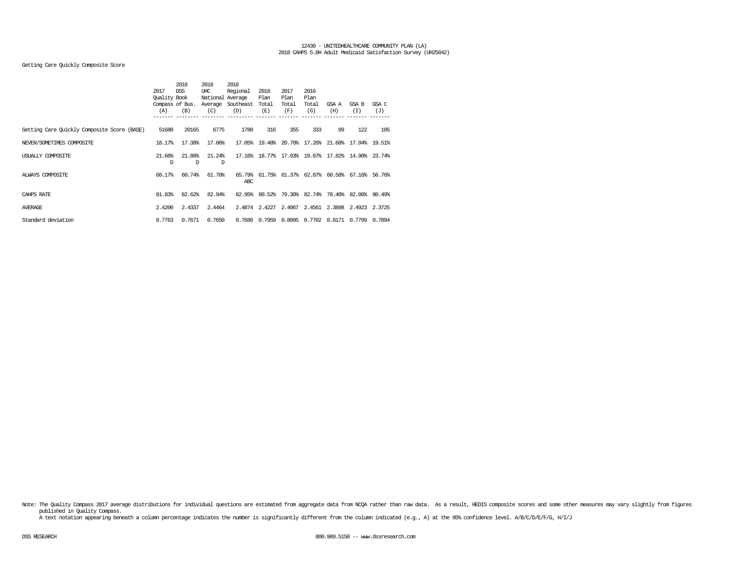12430 - UNITEDHEALTHCARE COMMUNITY PLAN (LA)
2018 CAHPS 5.0H Adult Medicaid Satisfaction Survey (UH25842)

Getting Care Quickly Composite Score

| | 2017 Quality Compass (A) | 2018 DSS Book of Bus. (B) | 2018 UHC National Average (C) | 2018 Regional Average Southeast (D) | 2018 Plan Total (E) | 2017 Plan Total (F) | 2016 Plan Total (G) | GSA A (H) | GSA B (I) | GSA C (J) |
|---|---|---|---|---|---|---|---|---|---|---|
| Getting Care Quickly Composite Score (BASE) | 51680 | 20165 | 6775 | 1780 | 316 | 355 | 333 | 89 | 122 | 105 |
| NEVER/SOMETIMES COMPOSITE | 18.17% | 17.38% | 17.06% | 17.05% | 19.48% | 20.70% | 17.26% | 21.60% | 17.94% | 19.51% |
| USUALLY COMPOSITE | 21.66% D | 21.88% D | 21.24% D | 17.16% | 18.77% | 17.93% | 19.87% | 17.82% | 14.90% | 23.74% |
| ALWAYS COMPOSITE | 60.17% | 60.74% | 61.70% | 65.79% ABC | 61.75% | 61.37% | 62.87% | 60.58% | 67.16% | 56.76% |
| CAHPS RATE | 81.83% | 82.62% | 82.94% | 82.95% | 80.52% | 79.30% | 82.74% | 78.40% | 82.06% | 80.49% |
| AVERAGE | 2.4200 | 2.4337 | 2.4464 | 2.4874 | 2.4227 | 2.4067 | 2.4561 | 2.3898 | 2.4923 | 2.3725 |
| Standard deviation | 0.7763 | 0.7671 | 0.7650 | 0.7686 | 0.7959 | 0.8095 | 0.7702 | 0.8171 | 0.7799 | 0.7894 |

Note: The Quality Compass 2017 average distributions for individual questions are estimated from aggregate data from NCQA rather than raw data. As a result, HEDIS composite scores and some other measures may vary slightly from figures published in Quality Compass.
A text notation appearing beneath a column percentage indicates the number is significantly different from the column indicated (e.g., A) at the 95% confidence level. A/B/C/D/E/F/G, H/I/J

DSS RESEARCH 800.989.5150 -- www.dssresearch.com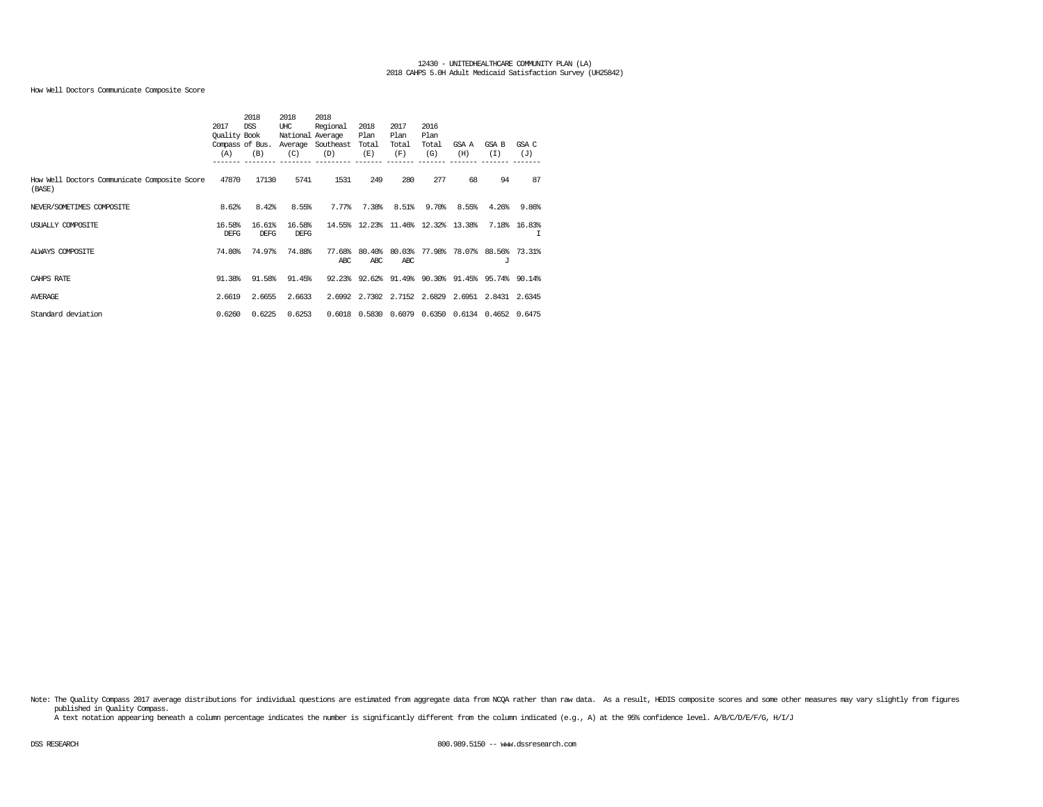How Well Doctors Communicate Composite Score

| | 2017 Quality Compass (A) | 2018 DSS Book of Bus. (B) | 2018 UHC National Average (C) | 2018 Regional Average Southeast (D) | 2018 Plan Total (E) | 2017 Plan Total (F) | 2016 Plan Total (G) | GSA A (H) | GSA B (I) | GSA C (J) |
|---|---|---|---|---|---|---|---|---|---|---|
| How Well Doctors Communicate Composite Score (BASE) | 47870 | 17130 | 5741 | 1531 | 249 | 280 | 277 | 68 | 94 | 87 |
| NEVER/SOMETIMES COMPOSITE | 8.62% | 8.42% | 8.55% | 7.77% | 7.38% | 8.51% | 9.70% | 8.55% | 4.26% | 9.86% |
| USUALLY COMPOSITE | 16.58% DEFG | 16.61% DEFG | 16.58% DEFG | 14.55% | 12.23% | 11.46% | 12.32% | 13.38% | 7.18% | 16.83% I |
| ALWAYS COMPOSITE | 74.80% | 74.97% | 74.88% | 77.68% ABC | 80.40% ABC | 80.03% ABC | 77.98% | 78.07% | 88.56% J | 73.31% |
| CAHPS RATE | 91.38% | 91.58% | 91.45% | 92.23% | 92.62% | 91.49% | 90.30% | 91.45% | 95.74% | 90.14% |
| AVERAGE | 2.6619 | 2.6655 | 2.6633 | 2.6992 | 2.7302 | 2.7152 | 2.6829 | 2.6951 | 2.8431 | 2.6345 |
| Standard deviation | 0.6260 | 0.6225 | 0.6253 | 0.6018 | 0.5830 | 0.6079 | 0.6350 | 0.6134 | 0.4652 | 0.6475 |

Note: The Quality Compass 2017 average distributions for individual questions are estimated from aggregate data from NCQA rather than raw data. As a result, HEDIS composite scores and some other measures may vary slightly from figures published in Quality Compass.
A text notation appearing beneath a column percentage indicates the number is significantly different from the column indicated (e.g., A) at the 95% confidence level. A/B/C/D/E/F/G, H/I/J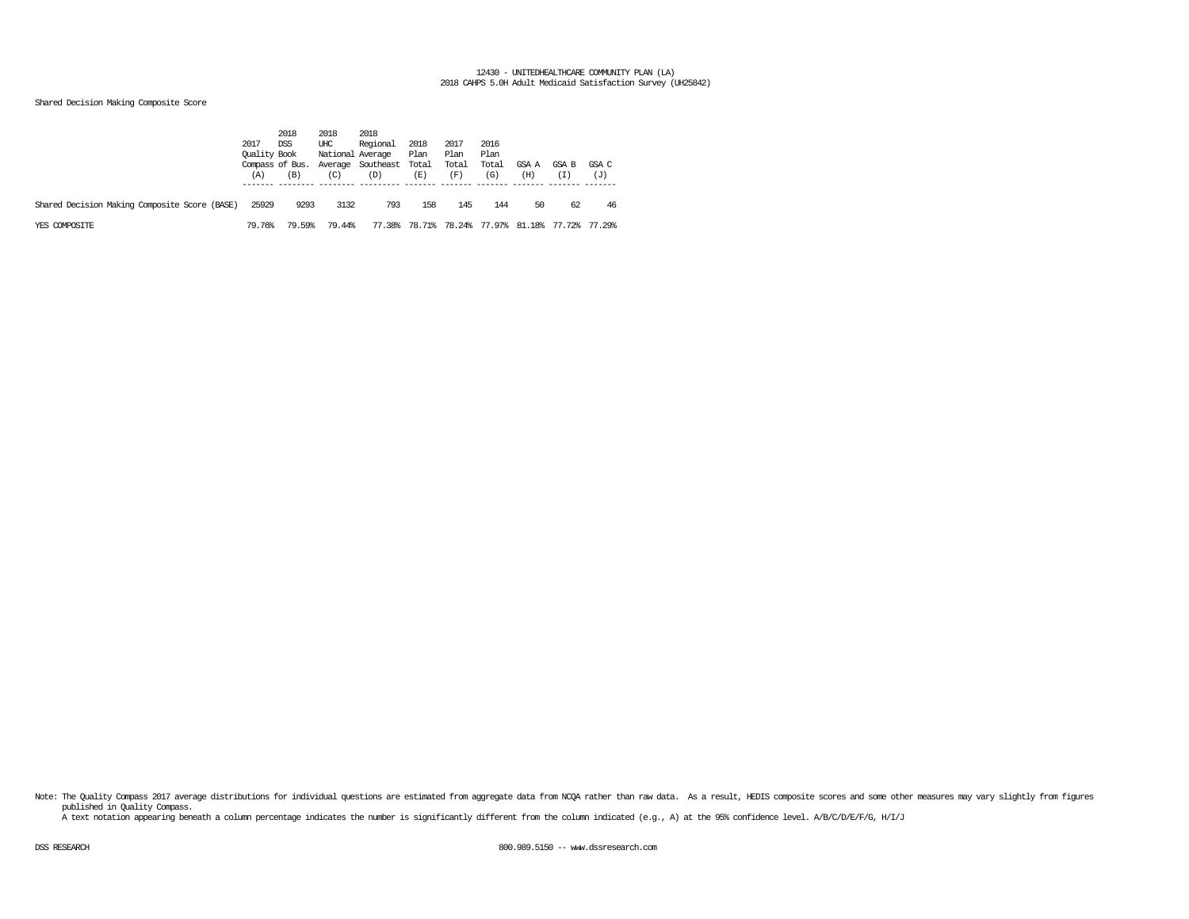12430 - UNITEDHEALTHCARE COMMUNITY PLAN (LA)
2018 CAHPS 5.0H Adult Medicaid Satisfaction Survey (UH25842)

Shared Decision Making Composite Score

| | 2017 Quality Compass (A) | 2018 DSS Book of Bus. (B) | 2018 UHC National Average (C) | 2018 Regional Average Southeast (D) | 2018 Plan Total (E) | 2017 Plan Total (F) | 2016 Plan Total (G) | GSA A (H) | GSA B (I) | GSA C (J) |
|---|---|---|---|---|---|---|---|---|---|---|
| Shared Decision Making Composite Score (BASE) | 25929 | 9293 | 3132 | 793 | 158 | 145 | 144 | 50 | 62 | 46 |
| YES COMPOSITE | 79.76% | 79.59% | 79.44% | 77.38% | 78.71% | 78.24% | 77.97% | 81.18% | 77.72% | 77.29% |

Note: The Quality Compass 2017 average distributions for individual questions are estimated from aggregate data from NCQA rather than raw data. As a result, HEDIS composite scores and some other measures may vary slightly from figures published in Quality Compass.
A text notation appearing beneath a column percentage indicates the number is significantly different from the column indicated (e.g., A) at the 95% confidence level. A/B/C/D/E/F/G, H/I/J

DSS RESEARCH 800.989.5150 -- www.dssresearch.com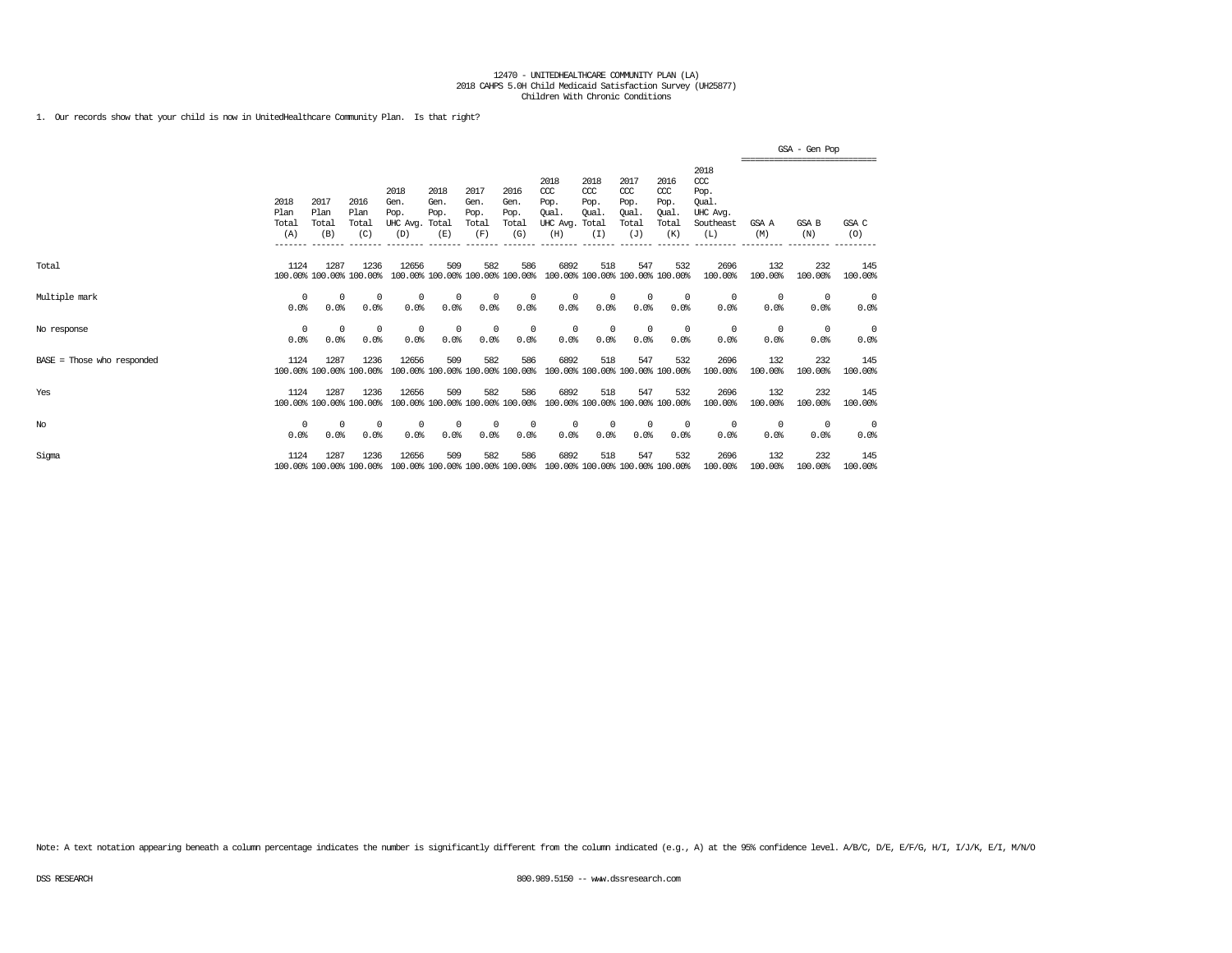12470 - UNITEDHEALTHCARE COMMUNITY PLAN (LA)
2018 CAHPS 5.0H Child Medicaid Satisfaction Survey (UH25877)
Children With Chronic Conditions

1. Our records show that your child is now in UnitedHealthcare Community Plan. Is that right?

| | 2018 Plan Total (A) | 2017 Plan Total (B) | 2016 Plan Total (C) | 2018 Gen. Pop. UHC Avg. (D) | 2018 Gen. Pop. Total (E) | 2017 Gen. Pop. Total (F) | 2016 Gen. Pop. Total (G) | 2018 CCC Pop. Qual. UHC Avg. (H) | 2018 CCC Pop. Qual. Total (I) | 2017 CCC Pop. Qual. Total (J) | 2016 CCC Pop. Qual. Total (K) | 2018 CCC Pop. Qual. UHC Avg. Southeast (L) | GSA - Gen Pop: GSA A (M) | GSA - Gen Pop: GSA B (N) | GSA - Gen Pop: GSA C (O) |
|---|---|---|---|---|---|---|---|---|---|---|---|---|---|---|---|
| Total | 1124 | 1287 | 1236 | 12656 | 509 | 582 | 586 | 6892 | 518 | 547 | 532 | 2696 | 132 | 232 | 145 |
| | 100.00% | 100.00% | 100.00% | 100.00% | 100.00% | 100.00% | 100.00% | 100.00% | 100.00% | 100.00% | 100.00% | 100.00% | 100.00% | 100.00% | 100.00% |
| Multiple mark | 0 | 0 | 0 | 0 | 0 | 0 | 0 | 0 | 0 | 0 | 0 | 0 | 0 | 0 | 0 |
| | 0.0% | 0.0% | 0.0% | 0.0% | 0.0% | 0.0% | 0.0% | 0.0% | 0.0% | 0.0% | 0.0% | 0.0% | 0.0% | 0.0% | 0.0% |
| No response | 0 | 0 | 0 | 0 | 0 | 0 | 0 | 0 | 0 | 0 | 0 | 0 | 0 | 0 | 0 |
| | 0.0% | 0.0% | 0.0% | 0.0% | 0.0% | 0.0% | 0.0% | 0.0% | 0.0% | 0.0% | 0.0% | 0.0% | 0.0% | 0.0% | 0.0% |
| BASE = Those who responded | 1124 | 1287 | 1236 | 12656 | 509 | 582 | 586 | 6892 | 518 | 547 | 532 | 2696 | 132 | 232 | 145 |
| | 100.00% | 100.00% | 100.00% | 100.00% | 100.00% | 100.00% | 100.00% | 100.00% | 100.00% | 100.00% | 100.00% | 100.00% | 100.00% | 100.00% | 100.00% |
| Yes | 1124 | 1287 | 1236 | 12656 | 509 | 582 | 586 | 6892 | 518 | 547 | 532 | 2696 | 132 | 232 | 145 |
| | 100.00% | 100.00% | 100.00% | 100.00% | 100.00% | 100.00% | 100.00% | 100.00% | 100.00% | 100.00% | 100.00% | 100.00% | 100.00% | 100.00% | 100.00% |
| No | 0 | 0 | 0 | 0 | 0 | 0 | 0 | 0 | 0 | 0 | 0 | 0 | 0 | 0 | 0 |
| | 0.0% | 0.0% | 0.0% | 0.0% | 0.0% | 0.0% | 0.0% | 0.0% | 0.0% | 0.0% | 0.0% | 0.0% | 0.0% | 0.0% | 0.0% |
| Sigma | 1124 | 1287 | 1236 | 12656 | 509 | 582 | 586 | 6892 | 518 | 547 | 532 | 2696 | 132 | 232 | 145 |
| | 100.00% | 100.00% | 100.00% | 100.00% | 100.00% | 100.00% | 100.00% | 100.00% | 100.00% | 100.00% | 100.00% | 100.00% | 100.00% | 100.00% | 100.00% |

Note: A text notation appearing beneath a column percentage indicates the number is significantly different from the column indicated (e.g., A) at the 95% confidence level. A/B/C, D/E, E/F/G, H/I, I/J/K, E/I, M/N/O

DSS RESEARCH    800.989.5150 -- www.dssresearch.com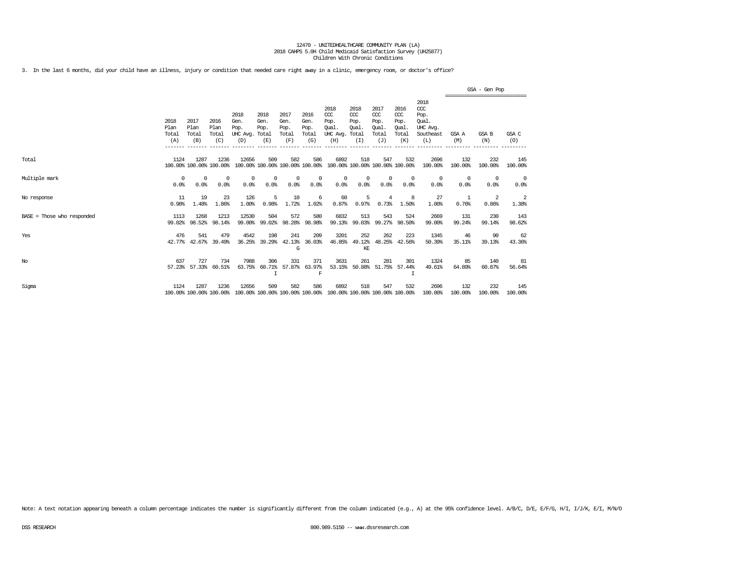12470 - UNITEDHEALTHCARE COMMUNITY PLAN (LA)
2018 CAHPS 5.0H Child Medicaid Satisfaction Survey (UH25877)
Children With Chronic Conditions

3. In the last 6 months, did your child have an illness, injury or condition that needed care right away in a clinic, emergency room, or doctor's office?

| | 2018 Plan Total (A) | 2017 Plan Total (B) | 2016 Plan Total (C) | 2018 Gen. Pop. UHC Avg. (D) | 2018 Gen. Pop. Total (E) | 2017 Gen. Pop. Total (F) | 2016 Gen. Pop. Total (G) | 2018 CCC Pop. Qual. UHC Avg. (H) | 2018 CCC Pop. Qual. Total (I) | 2017 CCC Pop. Qual. Total (J) | 2016 CCC Pop. Qual. Total (K) | 2018 CCC Pop. Qual. UHC Avg. Southeast (L) | GSA - Gen Pop GSA A (M) | GSA - Gen Pop GSA B (N) | GSA - Gen Pop GSA C (O) |
|---|---|---|---|---|---|---|---|---|---|---|---|---|---|---|---|
| Total | 1124 | 1287 | 1236 | 12656 | 509 | 582 | 586 | 6892 | 518 | 547 | 532 | 2696 | 132 | 232 | 145 |
| | 100.00% | 100.00% | 100.00% | 100.00% | 100.00% | 100.00% | 100.00% | 100.00% | 100.00% | 100.00% | 100.00% | 100.00% | 100.00% | 100.00% | 100.00% |
| Multiple mark | 0 | 0 | 0 | 0 | 0 | 0 | 0 | 0 | 0 | 0 | 0 | 0 | 0 | 0 | 0 |
| | 0.0% | 0.0% | 0.0% | 0.0% | 0.0% | 0.0% | 0.0% | 0.0% | 0.0% | 0.0% | 0.0% | 0.0% | 0.0% | 0.0% | 0.0% |
| No response | 11 | 19 | 23 | 126 | 5 | 10 | 6 | 60 | 5 | 4 | 8 | 27 | 1 | 2 | 2 |
| | 0.98% | 1.48% | 1.86% | 1.00% | 0.98% | 1.72% | 1.02% | 0.87% | 0.97% | 0.73% | 1.50% | 1.00% | 0.76% | 0.86% | 1.38% |
| BASE = Those who responded | 1113 | 1268 | 1213 | 12530 | 504 | 572 | 580 | 6832 | 513 | 543 | 524 | 2669 | 131 | 230 | 143 |
| | 99.02% | 98.52% | 98.14% | 99.00% | 99.02% | 98.28% | 98.98% | 99.13% | 99.03% | 99.27% | 98.50% | 99.00% | 99.24% | 99.14% | 98.62% |
| Yes | 476 | 541 | 479 | 4542 | 198 | 241 | 209 | 3201 | 252 | 262 | 223 | 1345 | 46 | 90 | 62 |
| | 42.77% | 42.67% | 39.49% | 36.25% | 39.29% | 42.13% | 36.03% | 46.85% | 49.12% | 48.25% | 42.56% | 50.39% | 35.11% | 39.13% | 43.36% |
| | | | | | | G | | | KE | | | | | | |
| No | 637 | 727 | 734 | 7988 | 306 | 331 | 371 | 3631 | 261 | 281 | 301 | 1324 | 85 | 140 | 81 |
| | 57.23% | 57.33% | 60.51% | 63.75% | 60.71% | 57.87% | 63.97% | 53.15% | 50.88% | 51.75% | 57.44% | 49.61% | 64.89% | 60.87% | 56.64% |
| | | | | | I | | F | | | | I | | | | |
| Sigma | 1124 | 1287 | 1236 | 12656 | 509 | 582 | 586 | 6892 | 518 | 547 | 532 | 2696 | 132 | 232 | 145 |
| | 100.00% | 100.00% | 100.00% | 100.00% | 100.00% | 100.00% | 100.00% | 100.00% | 100.00% | 100.00% | 100.00% | 100.00% | 100.00% | 100.00% | 100.00% |

Note: A text notation appearing beneath a column percentage indicates the number is significantly different from the column indicated (e.g., A) at the 95% confidence level. A/B/C, D/E, E/F/G, H/I, I/J/K, E/I, M/N/O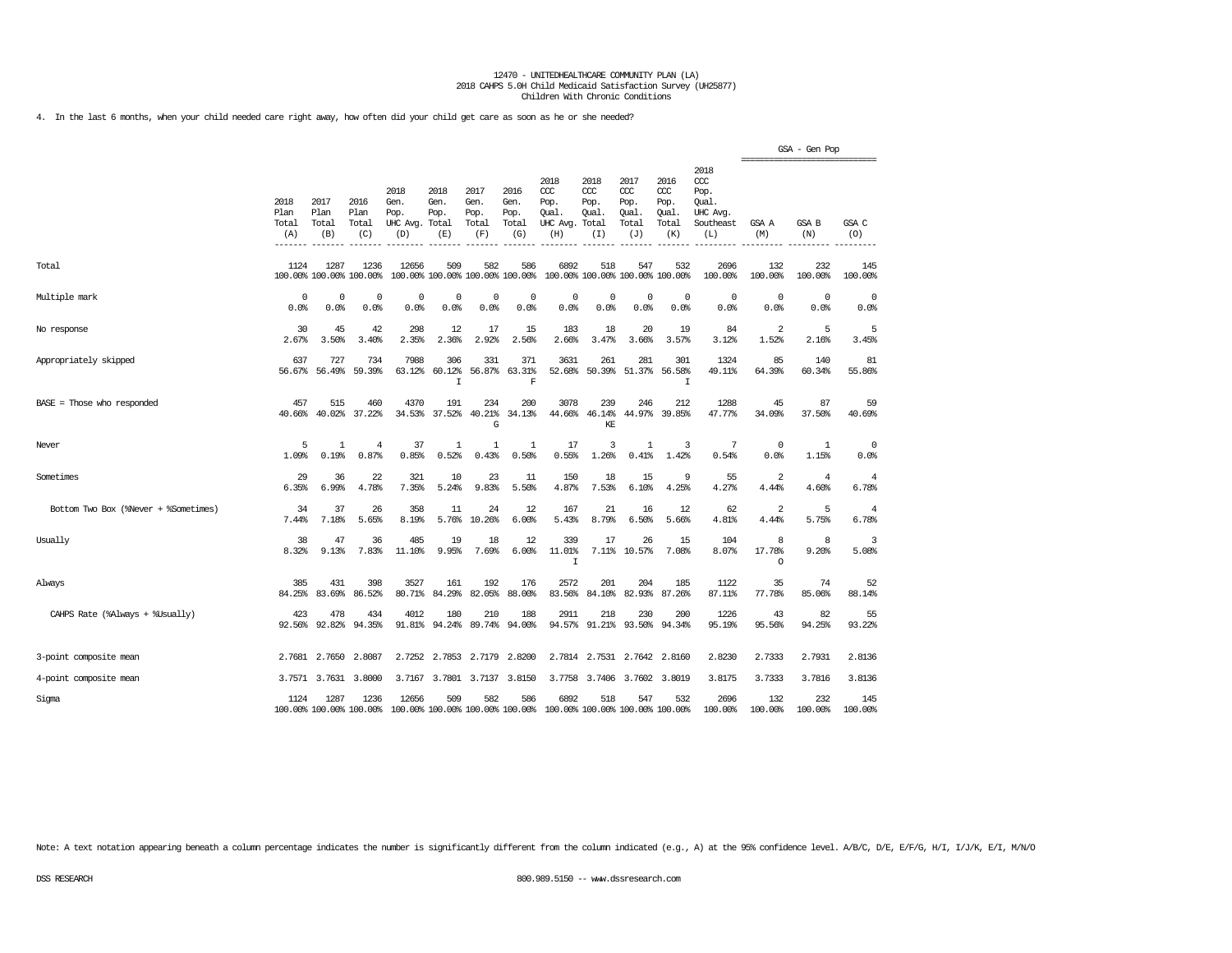12470 - UNITEDHEALTHCARE COMMUNITY PLAN (LA)
2018 CAHPS 5.0H Child Medicaid Satisfaction Survey (UH25877)
Children With Chronic Conditions

4. In the last 6 months, when your child needed care right away, how often did your child get care as soon as he or she needed?

| | 2018 Plan Total (A) | 2017 Plan Total (B) | 2016 Plan Total (C) | 2018 Gen. Pop. UHC Avg. (D) | 2018 Gen. Pop. Total (E) | 2017 Gen. Pop. Total (F) | 2016 Gen. Pop. Total (G) | 2018 CCC Pop. Qual. UHC Avg. (H) | 2018 CCC Pop. Qual. Total (I) | 2017 CCC Pop. Qual. Total (J) | 2016 CCC Pop. Qual. Total (K) | 2018 CCC Pop. Qual. UHC Avg. Southeast (L) | GSA - Gen Pop GSA A (M) | GSA B (N) | GSA C (O) |
|---|---|---|---|---|---|---|---|---|---|---|---|---|---|---|---|
| Total | 1124<br>100.00% | 1287<br>100.00% | 1236<br>100.00% | 12656<br>100.00% | 509<br>100.00% | 582<br>100.00% | 586<br>100.00% | 6892<br>100.00% | 518<br>100.00% | 547<br>100.00% | 532<br>100.00% | 2696<br>100.00% | 132<br>100.00% | 232<br>100.00% | 145<br>100.00% |
| Multiple mark | 0<br>0.0% | 0<br>0.0% | 0<br>0.0% | 0<br>0.0% | 0<br>0.0% | 0<br>0.0% | 0<br>0.0% | 0<br>0.0% | 0<br>0.0% | 0<br>0.0% | 0<br>0.0% | 0<br>0.0% | 0<br>0.0% | 0<br>0.0% | 0<br>0.0% |
| No response | 30<br>2.67% | 45<br>3.50% | 42<br>3.40% | 298<br>2.35% | 12<br>2.36% | 17<br>2.92% | 15<br>2.56% | 183<br>2.66% | 18<br>3.47% | 20<br>3.66% | 19<br>3.57% | 84<br>3.12% | 2<br>1.52% | 5<br>2.16% | 5<br>3.45% |
| Appropriately skipped | 637<br>56.67% | 727<br>56.49% | 734<br>59.39% | 7988<br>63.12% | 306<br>60.12%<br>I | 331<br>56.87% | 371<br>63.31%<br>F | 3631<br>52.68% | 261<br>50.39% | 281<br>51.37% | 301<br>56.58%<br>I | 1324<br>49.11% | 85<br>64.39% | 140<br>60.34% | 81<br>55.86% |
| BASE = Those who responded | 457<br>40.66% | 515<br>40.02% | 460<br>37.22% | 4370<br>34.53% | 191<br>37.52% | 234<br>40.21%<br>G | 200<br>34.13% | 3078<br>44.66% | 239<br>46.14%<br>KE | 246<br>44.97% | 212<br>39.85% | 1288<br>47.77% | 45<br>34.09% | 87<br>37.50% | 59<br>40.69% |
| Never | 5<br>1.09% | 1<br>0.19% | 4<br>0.87% | 37<br>0.85% | 1<br>0.52% | 1<br>0.43% | 1<br>0.50% | 17<br>0.55% | 3<br>1.26% | 1<br>0.41% | 3<br>1.42% | 7<br>0.54% | 0<br>0.0% | 1<br>1.15% | 0<br>0.0% |
| Sometimes | 29<br>6.35% | 36<br>6.99% | 22<br>4.78% | 321<br>7.35% | 10<br>5.24% | 23<br>9.83% | 11<br>5.50% | 150<br>4.87% | 18<br>7.53% | 15<br>6.10% | 9<br>4.25% | 55<br>4.27% | 2<br>4.44% | 4<br>4.60% | 4<br>6.78% |
| Bottom Two Box (%Never + %Sometimes) | 34<br>7.44% | 37<br>7.18% | 26<br>5.65% | 358<br>8.19% | 11<br>5.76% | 24<br>10.26% | 12<br>6.00% | 167<br>5.43% | 21<br>8.79% | 16<br>6.50% | 12<br>5.66% | 62<br>4.81% | 2<br>4.44% | 5<br>5.75% | 4<br>6.78% |
| Usually | 38<br>8.32% | 47<br>9.13% | 36<br>7.83% | 485<br>11.10% | 19<br>9.95% | 18<br>7.69% | 12<br>6.00% | 339<br>11.01%<br>I | 17<br>7.11% | 26<br>10.57% | 15<br>7.08% | 104<br>8.07% | 8<br>17.78%<br>O | 8<br>9.20% | 3<br>5.08% |
| Always | 385<br>84.25% | 431<br>83.69% | 398<br>86.52% | 3527<br>80.71% | 161<br>84.29% | 192<br>82.05% | 176<br>88.00% | 2572<br>83.56% | 201<br>84.10% | 204<br>82.93% | 185<br>87.26% | 1122<br>87.11% | 35<br>77.78% | 74<br>85.06% | 52<br>88.14% |
| CAHPS Rate (%Always + %Usually) | 423<br>92.56% | 478<br>92.82% | 434<br>94.35% | 4012<br>91.81% | 180<br>94.24% | 210<br>89.74% | 188<br>94.00% | 2911<br>94.57% | 218<br>91.21% | 230<br>93.50% | 200<br>94.34% | 1226<br>95.19% | 43<br>95.56% | 82<br>94.25% | 55<br>93.22% |
| 3-point composite mean | 2.7681 | 2.7650 | 2.8087 | 2.7252 | 2.7853 | 2.7179 | 2.8200 | 2.7814 | 2.7531 | 2.7642 | 2.8160 | 2.8230 | 2.7333 | 2.7931 | 2.8136 |
| 4-point composite mean | 3.7571 | 3.7631 | 3.8000 | 3.7167 | 3.7801 | 3.7137 | 3.8150 | 3.7758 | 3.7406 | 3.7602 | 3.8019 | 3.8175 | 3.7333 | 3.7816 | 3.8136 |
| Sigma | 1124<br>100.00% | 1287<br>100.00% | 1236<br>100.00% | 12656<br>100.00% | 509<br>100.00% | 582<br>100.00% | 586<br>100.00% | 6892<br>100.00% | 518<br>100.00% | 547<br>100.00% | 532<br>100.00% | 2696<br>100.00% | 132<br>100.00% | 232<br>100.00% | 145<br>100.00% |

Note: A text notation appearing beneath a column percentage indicates the number is significantly different from the column indicated (e.g., A) at the 95% confidence level. A/B/C, D/E, E/F/G, H/I, I/J/K, E/I, M/N/O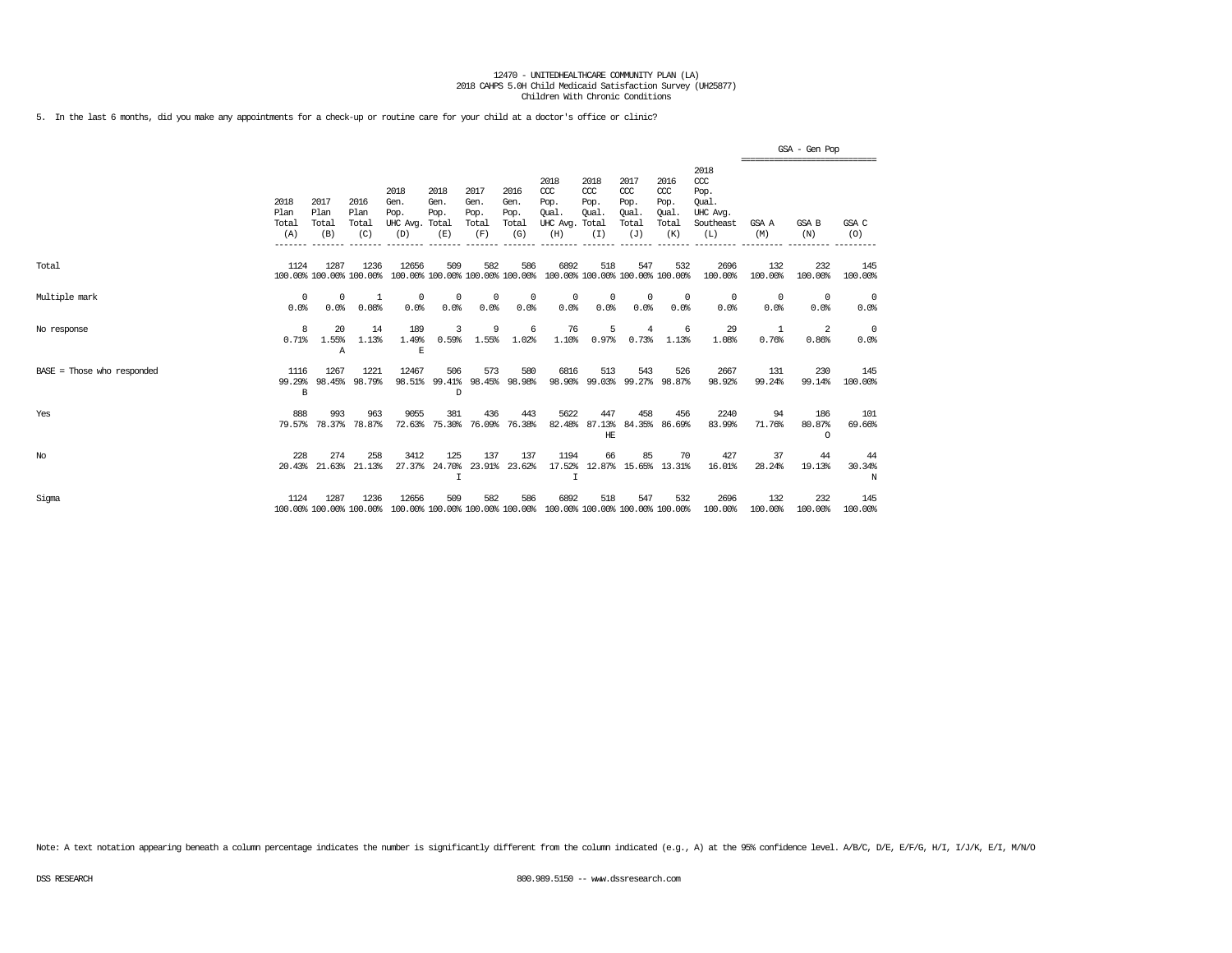12470 - UNITEDHEALTHCARE COMMUNITY PLAN (LA)
2018 CAHPS 5.0H Child Medicaid Satisfaction Survey (UH25877)
Children With Chronic Conditions

5. In the last 6 months, did you make any appointments for a check-up or routine care for your child at a doctor's office or clinic?

| | 2018 Plan Total (A) | 2017 Plan Total (B) | 2016 Plan Total (C) | 2018 Gen. Pop. UHC Avg. (D) | 2018 Gen. Pop. Total (E) | 2017 Gen. Pop. Total (F) | 2016 Gen. Pop. Total (G) | 2018 CCC Pop. Qual. UHC Avg. (H) | 2018 CCC Pop. Qual. Total (I) | 2017 CCC Pop. Qual. Total (J) | 2016 CCC Pop. Qual. Total (K) | 2018 CCC Pop. Qual. UHC Avg. Southeast (L) | GSA - Gen Pop GSA A (M) | GSA - Gen Pop GSA B (N) | GSA - Gen Pop GSA C (O) |
|---|---|---|---|---|---|---|---|---|---|---|---|---|---|---|---|
| Total | 1124<br>100.00% | 1287<br>100.00% | 1236<br>100.00% | 12656<br>100.00% | 509<br>100.00% | 582<br>100.00% | 586<br>100.00% | 6892<br>100.00% | 518<br>100.00% | 547<br>100.00% | 532<br>100.00% | 2696<br>100.00% | 132<br>100.00% | 232<br>100.00% | 145<br>100.00% |
| Multiple mark | 0<br>0.0% | 0<br>0.0% | 1<br>0.08% | 0<br>0.0% | 0<br>0.0% | 0<br>0.0% | 0<br>0.0% | 0<br>0.0% | 0<br>0.0% | 0<br>0.0% | 0<br>0.0% | 0<br>0.0% | 0<br>0.0% | 0<br>0.0% | 0<br>0.0% |
| No response | 8<br>0.71% | 20<br>1.55%<br>A | 14<br>1.13% | 189<br>1.49%<br>E | 3<br>0.59% | 9<br>1.55% | 6<br>1.02% | 76<br>1.10% | 5<br>0.97% | 4<br>0.73% | 6<br>1.13% | 29<br>1.08% | 1<br>0.76% | 2<br>0.86% | 0<br>0.0% |
| BASE = Those who responded | 1116<br>99.29%<br>B | 1267<br>98.45% | 1221<br>98.79% | 12467<br>98.51% | 506<br>99.41%<br>D | 573<br>98.45% | 580<br>98.98% | 6816<br>98.90% | 513<br>99.03% | 543<br>99.27% | 526<br>98.87% | 2667<br>98.92% | 131<br>99.24% | 230<br>99.14% | 145<br>100.00% |
| Yes | 888<br>79.57% | 993<br>78.37% | 963<br>78.87% | 9055<br>72.63% | 381<br>75.30% | 436<br>76.09% | 443<br>76.38% | 5622<br>82.48% | 447<br>87.13%<br>HE | 458<br>84.35% | 456<br>86.69% | 2240<br>83.99% | 94<br>71.76% | 186<br>80.87%<br>O | 101<br>69.66% |
| No | 228<br>20.43% | 274<br>21.63% | 258<br>21.13% | 3412<br>27.37% | 125<br>24.70%<br>I | 137<br>23.91% | 137<br>23.62% | 1194<br>17.52%<br>I | 66<br>12.87% | 85<br>15.65% | 70<br>13.31% | 427<br>16.01% | 37<br>28.24% | 44<br>19.13% | 44<br>30.34%<br>N |
| Sigma | 1124<br>100.00% | 1287<br>100.00% | 1236<br>100.00% | 12656<br>100.00% | 509<br>100.00% | 582<br>100.00% | 586<br>100.00% | 6892<br>100.00% | 518<br>100.00% | 547<br>100.00% | 532<br>100.00% | 2696<br>100.00% | 132<br>100.00% | 232<br>100.00% | 145<br>100.00% |

Note: A text notation appearing beneath a column percentage indicates the number is significantly different from the column indicated (e.g., A) at the 95% confidence level. A/B/C, D/E, E/F/G, H/I, I/J/K, E/I, M/N/O

DSS RESEARCH 800.989.5150 -- www.dssresearch.com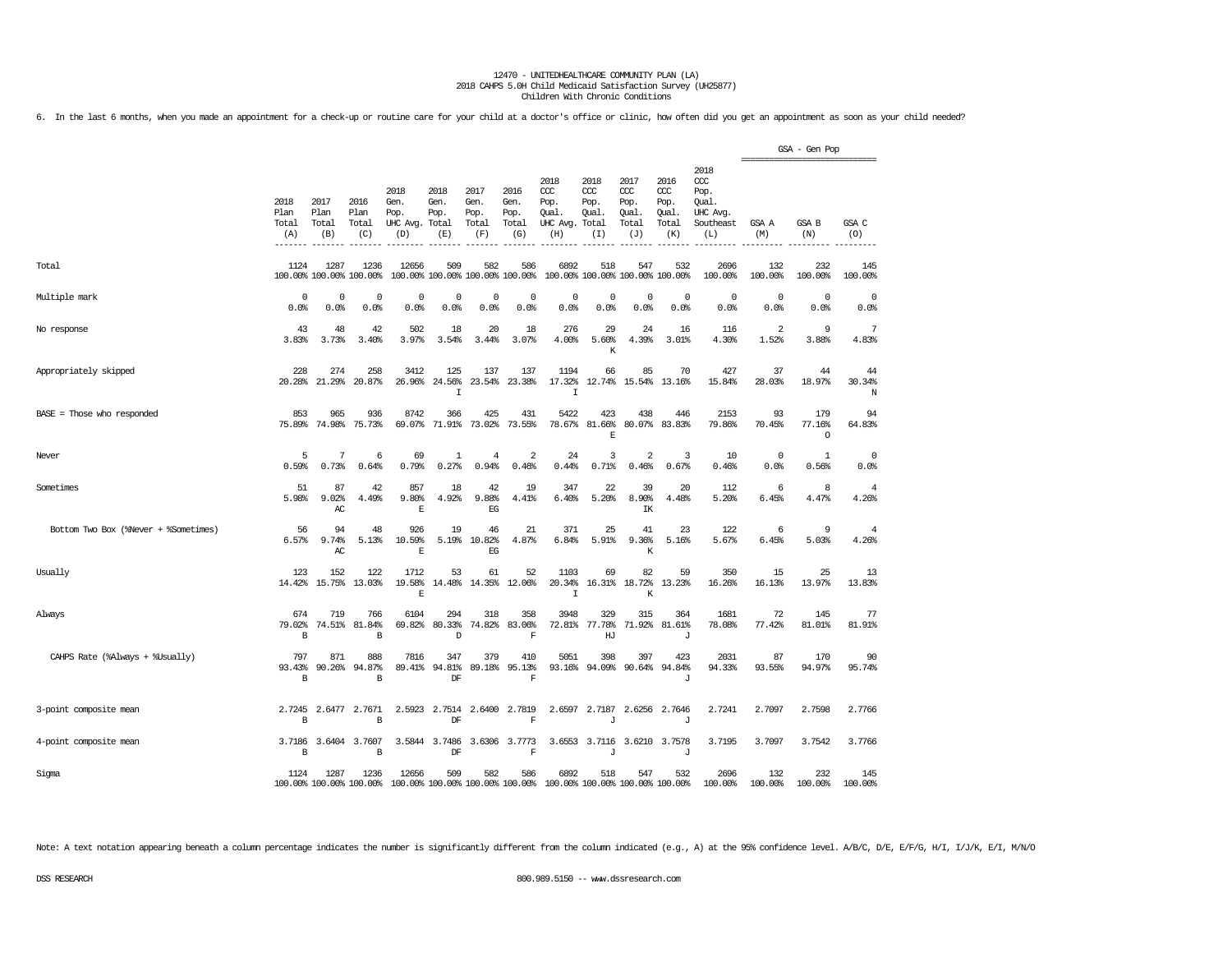12470 - UNITEDHEALTHCARE COMMUNITY PLAN (LA)
2018 CAHPS 5.0H Child Medicaid Satisfaction Survey (UH25877)
Children With Chronic Conditions

6. In the last 6 months, when you made an appointment for a check-up or routine care for your child at a doctor's office or clinic, how often did you get an appointment as soon as your child needed?

| | 2018 Plan Total (A) | 2017 Plan Total (B) | 2016 Plan Total (C) | 2018 Gen. Pop. UHC Avg. (D) | 2018 Gen. Pop. Total (E) | 2017 Gen. Pop. Total (F) | 2016 Gen. Pop. Total (G) | 2018 CCC Pop. Qual. UHC Avg. (H) | 2018 CCC Pop. Qual. Total (I) | 2017 CCC Pop. Qual. Total (J) | 2016 CCC Pop. Qual. Total (K) | 2018 CCC Pop. Qual. UHC Avg. Southeast (L) | GSA - Gen Pop GSA A (M) | GSA B (N) | GSA C (O) |
|---|---|---|---|---|---|---|---|---|---|---|---|---|---|---|---|
| Total | 1124<br>100.00% | 1287<br>100.00% | 1236<br>100.00% | 12656<br>100.00% | 509<br>100.00% | 582<br>100.00% | 586<br>100.00% | 6892<br>100.00% | 518<br>100.00% | 547<br>100.00% | 532<br>100.00% | 2696<br>100.00% | 132<br>100.00% | 232<br>100.00% | 145<br>100.00% |
| Multiple mark | 0<br>0.0% | 0<br>0.0% | 0<br>0.0% | 0<br>0.0% | 0<br>0.0% | 0<br>0.0% | 0<br>0.0% | 0<br>0.0% | 0<br>0.0% | 0<br>0.0% | 0<br>0.0% | 0<br>0.0% | 0<br>0.0% | 0<br>0.0% | 0<br>0.0% |
| No response | 43<br>3.83% | 48<br>3.73% | 42<br>3.40% | 502<br>3.97% | 18<br>3.54% | 20<br>3.44% | 18<br>3.07% | 276<br>4.00% | 29<br>5.60%<br>K | 24<br>4.39% | 16<br>3.01% | 116<br>4.30% | 2<br>1.52% | 9<br>3.88% | 7<br>4.83% |
| Appropriately skipped | 228<br>20.28% | 274<br>21.29% | 258<br>20.87% | 3412<br>26.96% | 125<br>24.56%<br>I | 137<br>23.54% | 137<br>23.38% | 1194<br>17.32%<br>I | 66<br>12.74% | 85<br>15.54% | 70<br>13.16% | 427<br>15.84% | 37<br>28.03% | 44<br>18.97% | 44<br>30.34%<br>N |
| BASE = Those who responded | 853<br>75.89% | 965<br>74.98% | 936<br>75.73% | 8742<br>69.07% | 366<br>71.91% | 425<br>73.02% | 431<br>73.55% | 5422<br>78.67% | 423<br>81.66%<br>E | 438<br>80.07% | 446<br>83.83% | 2153<br>79.86% | 93<br>70.45% | 179<br>77.16%<br>O | 94<br>64.83% |
| Never | 5<br>0.59% | 7<br>0.73% | 6<br>0.64% | 69<br>0.79% | 1<br>0.27% | 4<br>0.94% | 2<br>0.46% | 24<br>0.44% | 3<br>0.71% | 2<br>0.46% | 3<br>0.67% | 10<br>0.46% | 0<br>0.0% | 1<br>0.56% | 0<br>0.0% |
| Sometimes | 51<br>5.98% | 87<br>9.02%<br>AC | 42<br>4.49% | 857<br>9.80%<br>E | 18<br>4.92% | 42<br>9.88%<br>EG | 19<br>4.41% | 347<br>6.40% | 22<br>5.20% | 39<br>8.90%<br>IK | 20<br>4.48% | 112<br>5.20% | 6<br>6.45% | 8<br>4.47% | 4<br>4.26% |
| Bottom Two Box (%Never + %Sometimes) | 56<br>6.57% | 94<br>9.74%<br>AC | 48<br>5.13% | 926<br>10.59%<br>E | 19<br>5.19% | 46<br>10.82%<br>EG | 21<br>4.87% | 371<br>6.84% | 25<br>5.91% | 41<br>9.36%<br>K | 23<br>5.16% | 122<br>5.67% | 6<br>6.45% | 9<br>5.03% | 4<br>4.26% |
| Usually | 123<br>14.42% | 152<br>15.75% | 122<br>13.03% | 1712<br>19.58%<br>E | 53<br>14.48% | 61<br>14.35% | 52<br>12.06% | 1103<br>20.34%<br>I | 69<br>16.31% | 82<br>18.72%<br>K | 59<br>13.23% | 350<br>16.26% | 15<br>16.13% | 25<br>13.97% | 13<br>13.83% |
| Always | 674<br>79.02%<br>B | 719<br>74.51% | 766<br>81.84%<br>B | 6104<br>69.82% | 294<br>80.33%<br>D | 318<br>74.82% | 358<br>83.06%<br>F | 3948<br>72.81% | 329<br>77.78%<br>HJ | 315<br>71.92% | 364<br>81.61%<br>J | 1681<br>78.08% | 72<br>77.42% | 145<br>81.01% | 77<br>81.91% |
| CAHPS Rate (%Always + %Usually) | 797<br>93.43%<br>B | 871<br>90.26% | 888<br>94.87%<br>B | 7816<br>89.41% | 347<br>94.81%<br>DF | 379<br>89.18% | 410<br>95.13%<br>F | 5051<br>93.16% | 398<br>94.09% | 397<br>90.64% | 423<br>94.84%<br>J | 2031<br>94.33% | 87<br>93.55% | 170<br>94.97% | 90<br>95.74% |
| 3-point composite mean | 2.7245<br>B | 2.6477 | 2.7671<br>B | 2.5923 | 2.7514<br>DF | 2.6400 | 2.7819<br>F | 2.6597 | 2.7187<br>J | 2.6256 | 2.7646<br>J | 2.7241 | 2.7097 | 2.7598 | 2.7766 |
| 4-point composite mean | 3.7186<br>B | 3.6404 | 3.7607<br>B | 3.5844 | 3.7486<br>DF | 3.6306 | 3.7773<br>F | 3.6553 | 3.7116<br>J | 3.6210 | 3.7578<br>J | 3.7195 | 3.7097 | 3.7542 | 3.7766 |
| Sigma | 1124<br>100.00% | 1287<br>100.00% | 1236<br>100.00% | 12656<br>100.00% | 509<br>100.00% | 582<br>100.00% | 586<br>100.00% | 6892<br>100.00% | 518<br>100.00% | 547<br>100.00% | 532<br>100.00% | 2696<br>100.00% | 132<br>100.00% | 232<br>100.00% | 145<br>100.00% |

Note: A text notation appearing beneath a column percentage indicates the number is significantly different from the column indicated (e.g., A) at the 95% confidence level. A/B/C, D/E, E/F/G, H/I, I/J/K, E/I, M/N/O

DSS RESEARCH 800.989.5150 -- www.dssresearch.com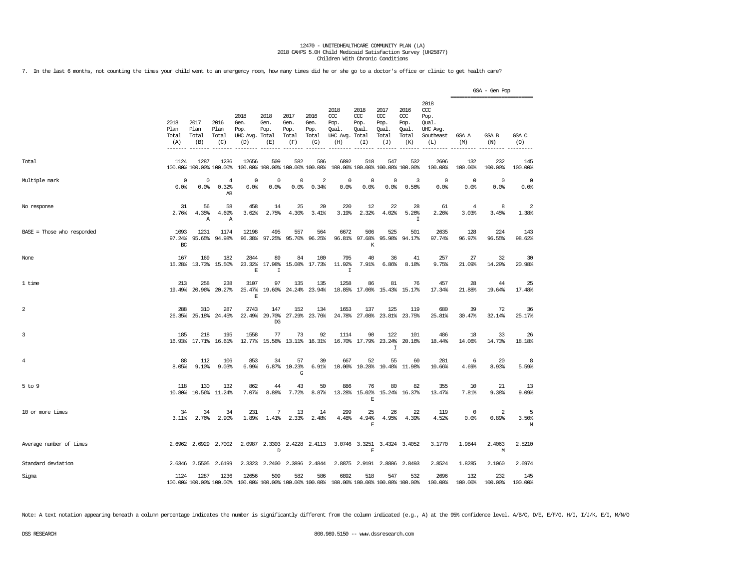12470 - UNITEDHEALTHCARE COMMUNITY PLAN (LA)
2018 CAHPS 5.0H Child Medicaid Satisfaction Survey (UH25877)
Children With Chronic Conditions

7. In the last 6 months, not counting the times your child went to an emergency room, how many times did he or she go to a doctor's office or clinic to get health care?

| | 2018 Plan Total (A) | 2017 Plan Total (B) | 2016 Plan Total (C) | 2018 Gen. Pop. UHC Avg. (D) | 2018 Gen. Pop. Total (E) | 2017 Gen. Pop. Total (F) | 2016 Gen. Pop. Total (G) | 2018 CCC Pop. Qual. UHC Avg. (H) | 2018 CCC Pop. Qual. Total (I) | 2017 CCC Pop. Qual. Total (J) | 2016 CCC Pop. Qual. Total (K) | 2018 CCC Pop. Qual. UHC Avg. Southeast (L) | GSA - Gen Pop GSA A (M) | GSA B (N) | GSA C (O) |
|---|---|---|---|---|---|---|---|---|---|---|---|---|---|---|---|
| Total | 1124<br>100.00% | 1287<br>100.00% | 1236<br>100.00% | 12656<br>100.00% | 509<br>100.00% | 582<br>100.00% | 586<br>100.00% | 6892<br>100.00% | 518<br>100.00% | 547<br>100.00% | 532<br>100.00% | 2696<br>100.00% | 132<br>100.00% | 232<br>100.00% | 145<br>100.00% |
| Multiple mark | 0<br>0.0% | 0<br>0.0% | 4<br>0.32%<br>AB | 0<br>0.0% | 0<br>0.0% | 0<br>0.0% | 2<br>0.34% | 0<br>0.0% | 0<br>0.0% | 0<br>0.0% | 3<br>0.56% | 0<br>0.0% | 0<br>0.0% | 0<br>0.0% | 0<br>0.0% |
| No response | 31<br>2.76% | 56<br>4.35%<br>A | 58<br>4.69%<br>A | 458<br>3.62% | 14<br>2.75% | 25<br>4.30% | 20<br>3.41% | 220<br>3.19% | 12<br>2.32% | 22<br>4.02% | 28<br>5.26%<br>I | 61<br>2.26% | 4<br>3.03% | 8<br>3.45% | 2<br>1.38% |
| BASE = Those who responded | 1093<br>97.24%<br>BC | 1231<br>95.65% | 1174<br>94.98% | 12198<br>96.38% | 495<br>97.25% | 557<br>95.70% | 564<br>96.25% | 6672<br>96.81% | 506<br>97.68%<br>K | 525<br>95.98% | 501<br>94.17% | 2635<br>97.74% | 128<br>96.97% | 224<br>96.55% | 143<br>98.62% |
| None | 167<br>15.28% | 169<br>13.73% | 182<br>15.50% | 2844<br>23.32%<br>E | 89<br>17.98%<br>I | 84<br>15.08% | 100<br>17.73% | 795<br>11.92%<br>I | 40<br>7.91% | 36<br>6.86% | 41<br>8.18% | 257<br>9.75% | 27<br>21.09% | 32<br>14.29% | 30<br>20.98% |
| 1 time | 213<br>19.49% | 258<br>20.96% | 238<br>20.27% | 3107<br>25.47%<br>E | 97<br>19.60% | 135<br>24.24% | 135<br>23.94% | 1258<br>18.85% | 86<br>17.00% | 81<br>15.43% | 76<br>15.17% | 457<br>17.34% | 28<br>21.88% | 44<br>19.64% | 25<br>17.48% |
| 2 | 288<br>26.35% | 310<br>25.18% | 287<br>24.45% | 2743<br>22.49% | 147<br>29.70%<br>DG | 152<br>27.29% | 134<br>23.76% | 1653<br>24.78% | 137<br>27.08% | 125<br>23.81% | 119<br>23.75% | 680<br>25.81% | 39<br>30.47% | 72<br>32.14% | 36<br>25.17% |
| 3 | 185<br>16.93% | 218<br>17.71% | 195<br>16.61% | 1558<br>12.77% | 77<br>15.56% | 73<br>13.11% | 92<br>16.31% | 1114<br>16.70% | 90<br>17.79% | 122<br>23.24%<br>I | 101<br>20.16% | 486<br>18.44% | 18<br>14.06% | 33<br>14.73% | 26<br>18.18% |
| 4 | 88<br>8.05% | 112<br>9.10% | 106<br>9.03% | 853<br>6.99% | 34<br>6.87% | 57<br>10.23%<br>G | 39<br>6.91% | 667<br>10.00% | 52<br>10.28% | 55<br>10.48% | 60<br>11.98% | 281<br>10.66% | 6<br>4.69% | 20<br>8.93% | 8<br>5.59% |
| 5 to 9 | 118<br>10.80% | 130<br>10.56% | 132<br>11.24% | 862<br>7.07% | 44<br>8.89% | 43<br>7.72% | 50<br>8.87% | 886<br>13.28% | 76<br>15.02%<br>E | 80<br>15.24% | 82<br>16.37% | 355<br>13.47% | 10<br>7.81% | 21<br>9.38% | 13<br>9.09% |
| 10 or more times | 34<br>3.11% | 34<br>2.76% | 34<br>2.90% | 231<br>1.89% | 7<br>1.41% | 13<br>2.33% | 14<br>2.48% | 299<br>4.48% | 25<br>4.94%<br>E | 26<br>4.95% | 22<br>4.39% | 119<br>4.52% | 0<br>0.0% | 2<br>0.89% | 5<br>3.50%<br>M |
| Average number of times | 2.6962 | 2.6929 | 2.7002 | 2.0987 | 2.3303<br>D | 2.4228 | 2.4113 | 3.0746 | 3.3251<br>E | 3.4324 | 3.4052 | 3.1770 | 1.9844 | 2.4063<br>M | 2.5210 |
| Standard deviation | 2.6346 | 2.5505 | 2.6199 | 2.3323 | 2.2400 | 2.3896 | 2.4844 | 2.8875 | 2.9191 | 2.8806 | 2.8493 | 2.8524 | 1.8285 | 2.1060 | 2.6974 |
| Sigma | 1124<br>100.00% | 1287<br>100.00% | 1236<br>100.00% | 12656<br>100.00% | 509<br>100.00% | 582<br>100.00% | 586<br>100.00% | 6892<br>100.00% | 518<br>100.00% | 547<br>100.00% | 532<br>100.00% | 2696<br>100.00% | 132<br>100.00% | 232<br>100.00% | 145<br>100.00% |

Note: A text notation appearing beneath a column percentage indicates the number is significantly different from the column indicated (e.g., A) at the 95% confidence level. A/B/C, D/E, E/F/G, H/I, I/J/K, E/I, M/N/O

DSS RESEARCH 800.989.5150 -- www.dssresearch.com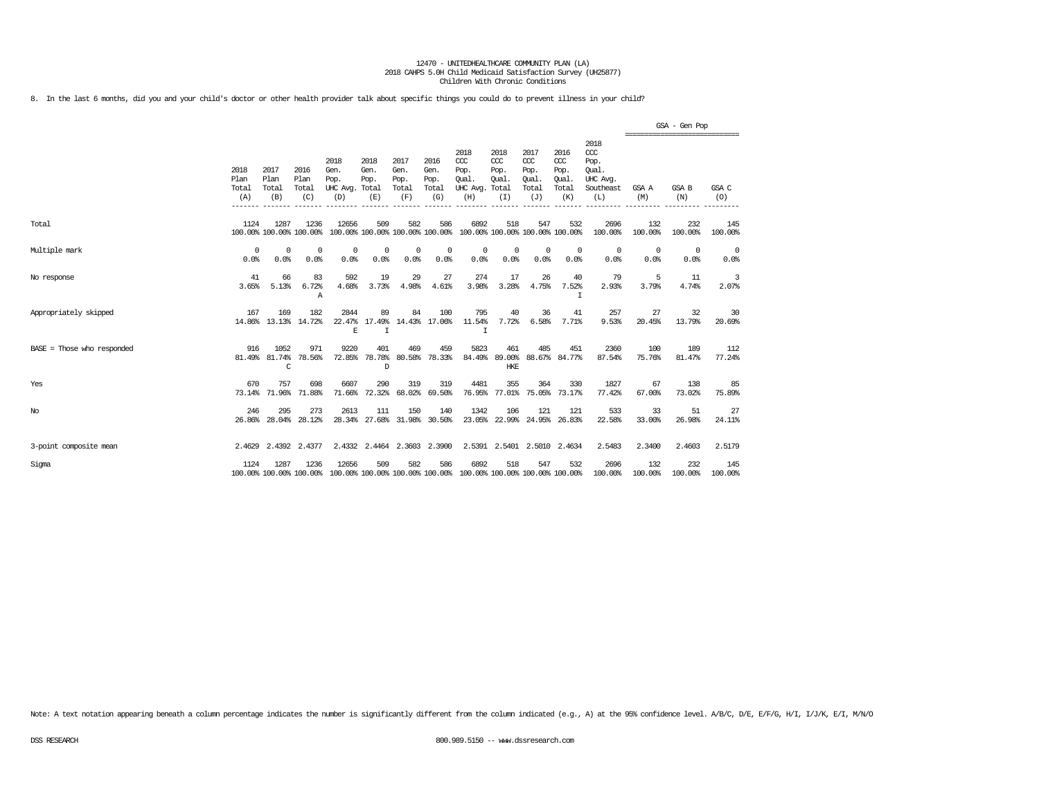12470 - UNITEDHEALTHCARE COMMUNITY PLAN (LA)
2018 CAHPS 5.0H Child Medicaid Satisfaction Survey (UH25877)
Children With Chronic Conditions

8. In the last 6 months, did you and your child's doctor or other health provider talk about specific things you could do to prevent illness in your child?

| | 2018 Plan Total (A) | 2017 Plan Total (B) | 2016 Plan Total (C) | 2018 Gen. Pop. UHC Avg. (D) | 2018 Gen. Pop. Total (E) | 2017 Gen. Pop. Total (F) | 2016 Gen. Pop. Total (G) | 2018 CCC Pop. Qual. UHC Avg. (H) | 2018 CCC Pop. Qual. Total (I) | 2017 CCC Pop. Qual. Total (J) | 2016 CCC Pop. Qual. Total (K) | 2018 CCC Pop. Qual. UHC Avg. Southeast (L) | GSA - Gen Pop GSA A (M) | GSA B (N) | GSA C (O) |
|---|---|---|---|---|---|---|---|---|---|---|---|---|---|---|---|
| Total | 1124 | 1287 | 1236 | 12656 | 509 | 582 | 586 | 6892 | 518 | 547 | 532 | 2696 | 132 | 232 | 145 |
| | 100.00% | 100.00% | 100.00% | 100.00% | 100.00% | 100.00% | 100.00% | 100.00% | 100.00% | 100.00% | 100.00% | 100.00% | 100.00% | 100.00% | 100.00% |
| Multiple mark | 0 | 0 | 0 | 0 | 0 | 0 | 0 | 0 | 0 | 0 | 0 | 0 | 0 | 0 | 0 |
| | 0.0% | 0.0% | 0.0% | 0.0% | 0.0% | 0.0% | 0.0% | 0.0% | 0.0% | 0.0% | 0.0% | 0.0% | 0.0% | 0.0% | 0.0% |
| No response | 41 | 66 | 83 | 592 | 19 | 29 | 27 | 274 | 17 | 26 | 40 | 79 | 5 | 11 | 3 |
| | 3.65% | 5.13% | 6.72% | 4.68% | 3.73% | 4.98% | 4.61% | 3.98% | 3.28% | 4.75% | 7.52% | 2.93% | 3.79% | 4.74% | 2.07% |
| | | | A | | | | | | | | I | | | | |
| Appropriately skipped | 167 | 169 | 182 | 2844 | 89 | 84 | 100 | 795 | 40 | 36 | 41 | 257 | 27 | 32 | 30 |
| | 14.86% | 13.13% | 14.72% | 22.47% | 17.49% | 14.43% | 17.06% | 11.54% | 7.72% | 6.58% | 7.71% | 9.53% | 20.45% | 13.79% | 20.69% |
| | | | | E | I | | | I | | | | | | | |
| BASE = Those who responded | 916 | 1052 | 971 | 9220 | 401 | 469 | 459 | 5823 | 461 | 485 | 451 | 2360 | 100 | 189 | 112 |
| | 81.49% | 81.74% | 78.56% | 72.85% | 78.78% | 80.58% | 78.33% | 84.49% | 89.00% | 88.67% | 84.77% | 87.54% | 75.76% | 81.47% | 77.24% |
| | | C | | | D | | | | HKE | | | | | | |
| Yes | 670 | 757 | 698 | 6607 | 290 | 319 | 319 | 4481 | 355 | 364 | 330 | 1827 | 67 | 138 | 85 |
| | 73.14% | 71.96% | 71.88% | 71.66% | 72.32% | 68.02% | 69.50% | 76.95% | 77.01% | 75.05% | 73.17% | 77.42% | 67.00% | 73.02% | 75.89% |
| No | 246 | 295 | 273 | 2613 | 111 | 150 | 140 | 1342 | 106 | 121 | 121 | 533 | 33 | 51 | 27 |
| | 26.86% | 28.04% | 28.12% | 28.34% | 27.68% | 31.98% | 30.50% | 23.05% | 22.99% | 24.95% | 26.83% | 22.58% | 33.00% | 26.98% | 24.11% |
| 3-point composite mean | 2.4629 | 2.4392 | 2.4377 | 2.4332 | 2.4464 | 2.3603 | 2.3900 | 2.5391 | 2.5401 | 2.5010 | 2.4634 | 2.5483 | 2.3400 | 2.4603 | 2.5179 |
| Sigma | 1124 | 1287 | 1236 | 12656 | 509 | 582 | 586 | 6892 | 518 | 547 | 532 | 2696 | 132 | 232 | 145 |
| | 100.00% | 100.00% | 100.00% | 100.00% | 100.00% | 100.00% | 100.00% | 100.00% | 100.00% | 100.00% | 100.00% | 100.00% | 100.00% | 100.00% | 100.00% |

Note: A text notation appearing beneath a column percentage indicates the number is significantly different from the column indicated (e.g., A) at the 95% confidence level. A/B/C, D/E, E/F/G, H/I, I/J/K, E/I, M/N/O

DSS RESEARCH 800.989.5150 -- www.dssresearch.com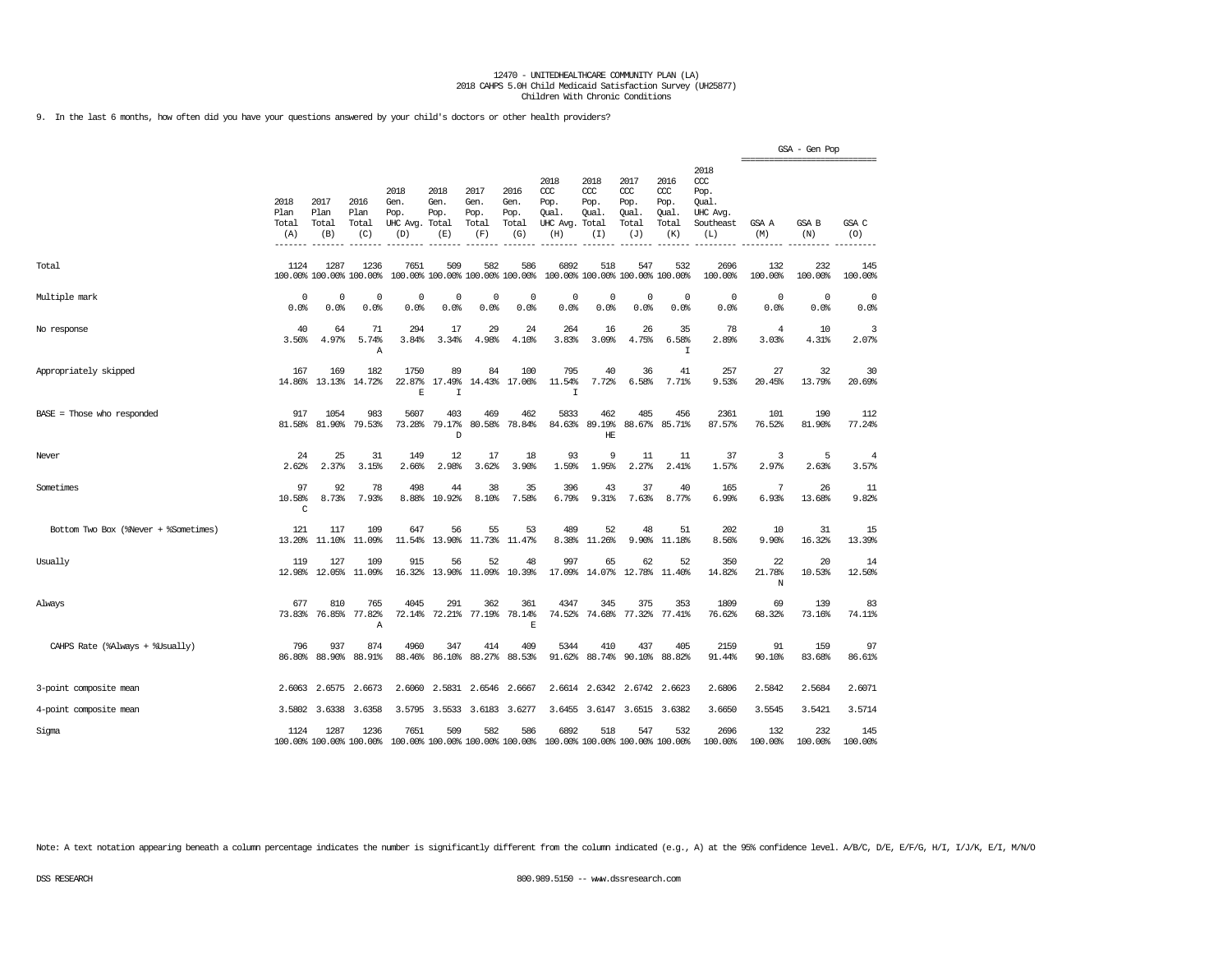12470 - UNITEDHEALTHCARE COMMUNITY PLAN (LA)
2018 CAHPS 5.0H Child Medicaid Satisfaction Survey (UH25877)
Children With Chronic Conditions

9. In the last 6 months, how often did you have your questions answered by your child's doctors or other health providers?

| | 2018 Plan Total (A) | 2017 Plan Total (B) | 2016 Plan Total (C) | 2018 Gen. Pop. UHC Avg. (D) | 2018 Gen. Pop. Total (E) | 2017 Gen. Pop. Total (F) | 2016 Gen. Pop. Total (G) | 2018 CCC Pop. Qual. UHC Avg. (H) | 2018 CCC Pop. Qual. Total (I) | 2017 CCC Pop. Qual. Total (J) | 2016 CCC Pop. Qual. Total (K) | 2018 CCC Pop. Qual. UHC Avg. Southeast (L) | GSA - Gen Pop GSA A (M) | GSA - Gen Pop GSA B (N) | GSA - Gen Pop GSA C (O) |
|---|---|---|---|---|---|---|---|---|---|---|---|---|---|---|---|
| Total | 1124<br>100.00% | 1287<br>100.00% | 1236<br>100.00% | 7651<br>100.00% | 509<br>100.00% | 582<br>100.00% | 586<br>100.00% | 6892<br>100.00% | 518<br>100.00% | 547<br>100.00% | 532<br>100.00% | 2696<br>100.00% | 132<br>100.00% | 232<br>100.00% | 145<br>100.00% |
| Multiple mark | 0<br>0.0% | 0<br>0.0% | 0<br>0.0% | 0<br>0.0% | 0<br>0.0% | 0<br>0.0% | 0<br>0.0% | 0<br>0.0% | 0<br>0.0% | 0<br>0.0% | 0<br>0.0% | 0<br>0.0% | 0<br>0.0% | 0<br>0.0% | 0<br>0.0% |
| No response | 40<br>3.56% | 64<br>4.97% | 71<br>5.74%<br>A | 294<br>3.84% | 17<br>3.34% | 29<br>4.98% | 24<br>4.10% | 264<br>3.83% | 16<br>3.09% | 26<br>4.75% | 35<br>6.58%<br>I | 78<br>2.89% | 4<br>3.03% | 10<br>4.31% | 3<br>2.07% |
| Appropriately skipped | 167<br>14.86% | 169<br>13.13% | 182<br>14.72% | 1750<br>22.87%<br>E | 89<br>17.49%<br>I | 84<br>14.43% | 100<br>17.06% | 795<br>11.54%<br>I | 40<br>7.72% | 36<br>6.58% | 41<br>7.71% | 257<br>9.53% | 27<br>20.45% | 32<br>13.79% | 30<br>20.69% |
| BASE = Those who responded | 917<br>81.58% | 1054<br>81.90% | 983<br>79.53% | 5607<br>73.28% | 403<br>79.17%<br>D | 469<br>80.58% | 462<br>78.84% | 5833<br>84.63% | 462<br>89.19%<br>HE | 485<br>88.67% | 456<br>85.71% | 2361<br>87.57% | 101<br>76.52% | 190<br>81.90% | 112<br>77.24% |
| Never | 24<br>2.62% | 25<br>2.37% | 31<br>3.15% | 149<br>2.66% | 12<br>2.98% | 17<br>3.62% | 18<br>3.90% | 93<br>1.59% | 9<br>1.95% | 11<br>2.27% | 11<br>2.41% | 37<br>1.57% | 3<br>2.97% | 5<br>2.63% | 4<br>3.57% |
| Sometimes | 97<br>10.58%<br>C | 92<br>8.73% | 78<br>7.93% | 498<br>8.88% | 44<br>10.92% | 38<br>8.10% | 35<br>7.58% | 396<br>6.79% | 43<br>9.31% | 37<br>7.63% | 40<br>8.77% | 165<br>6.99% | 7<br>6.93% | 26<br>13.68% | 11<br>9.82% |
| Bottom Two Box (%Never + %Sometimes) | 121<br>13.20% | 117<br>11.10% | 109<br>11.09% | 647<br>11.54% | 56<br>13.90% | 55<br>11.73% | 53<br>11.47% | 489<br>8.38% | 52<br>11.26% | 48<br>9.90% | 51<br>11.18% | 202<br>8.56% | 10<br>9.90% | 31<br>16.32% | 15<br>13.39% |
| Usually | 119<br>12.98% | 127<br>12.05% | 109<br>11.09% | 915<br>16.32% | 56<br>13.90% | 52<br>11.09% | 48<br>10.39% | 997<br>17.09% | 65<br>14.07% | 62<br>12.78% | 52<br>11.40% | 350<br>14.82% | 22<br>21.78%<br>N | 20<br>10.53% | 14<br>12.50% |
| Always | 677<br>73.83% | 810<br>76.85% | 765<br>77.82%<br>A | 4045<br>72.14% | 291<br>72.21% | 362<br>77.19% | 361<br>78.14%<br>E | 4347<br>74.52% | 345<br>74.68% | 375<br>77.32% | 353<br>77.41% | 1809<br>76.62% | 69<br>68.32% | 139<br>73.16% | 83<br>74.11% |
| CAHPS Rate (%Always + %Usually) | 796<br>86.80% | 937<br>88.90% | 874<br>88.91% | 4960<br>88.46% | 347<br>86.10% | 414<br>88.27% | 409<br>88.53% | 5344<br>91.62% | 410<br>88.74% | 437<br>90.10% | 405<br>88.82% | 2159<br>91.44% | 91<br>90.10% | 159<br>83.68% | 97<br>86.61% |
| 3-point composite mean | 2.6063 | 2.6575 | 2.6673 | 2.6060 | 2.5831 | 2.6546 | 2.6667 | 2.6614 | 2.6342 | 2.6742 | 2.6623 | 2.6806 | 2.5842 | 2.5684 | 2.6071 |
| 4-point composite mean | 3.5802 | 3.6338 | 3.6358 | 3.5795 | 3.5533 | 3.6183 | 3.6277 | 3.6455 | 3.6147 | 3.6515 | 3.6382 | 3.6650 | 3.5545 | 3.5421 | 3.5714 |
| Sigma | 1124<br>100.00% | 1287<br>100.00% | 1236<br>100.00% | 7651<br>100.00% | 509<br>100.00% | 582<br>100.00% | 586<br>100.00% | 6892<br>100.00% | 518<br>100.00% | 547<br>100.00% | 532<br>100.00% | 2696<br>100.00% | 132<br>100.00% | 232<br>100.00% | 145<br>100.00% |

Note: A text notation appearing beneath a column percentage indicates the number is significantly different from the column indicated (e.g., A) at the 95% confidence level. A/B/C, D/E, E/F/G, H/I, I/J/K, E/I, M/N/O

DSS RESEARCH 800.989.5150 -- www.dssresearch.com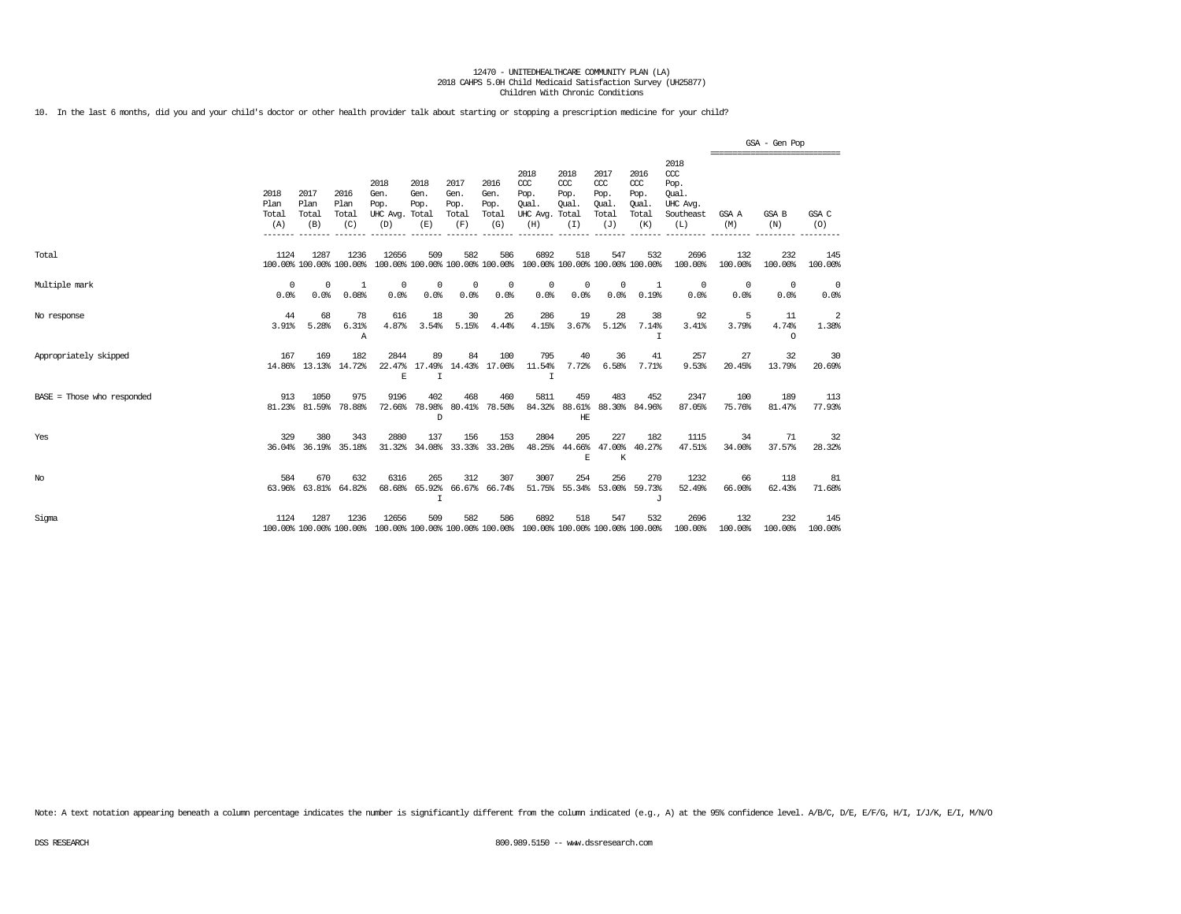12470 - UNITEDHEALTHCARE COMMUNITY PLAN (LA)
2018 CAHPS 5.0H Child Medicaid Satisfaction Survey (UH25877)
Children With Chronic Conditions

10. In the last 6 months, did you and your child's doctor or other health provider talk about starting or stopping a prescription medicine for your child?

| | 2018 Plan Total (A) | 2017 Plan Total (B) | 2016 Plan Total (C) | 2018 Gen. Pop. UHC Avg. (D) | 2018 Gen. Pop. Total (E) | 2017 Gen. Pop. Total (F) | 2016 Gen. Pop. Total (G) | 2018 CCC Pop. Qual. UHC Avg. (H) | 2018 CCC Pop. Qual. Total (I) | 2017 CCC Pop. Qual. Total (J) | 2016 CCC Pop. Qual. Total (K) | 2018 CCC Pop. Qual. UHC Avg. Southeast (L) | GSA - Gen Pop GSA A (M) | GSA B (N) | GSA C (O) |
|---|---|---|---|---|---|---|---|---|---|---|---|---|---|---|---|
| Total | 1124<br>100.00% | 1287<br>100.00% | 1236<br>100.00% | 12656<br>100.00% | 509<br>100.00% | 582<br>100.00% | 586<br>100.00% | 6892<br>100.00% | 518<br>100.00% | 547<br>100.00% | 532<br>100.00% | 2696<br>100.00% | 132<br>100.00% | 232<br>100.00% | 145<br>100.00% |
| Multiple mark | 0<br>0.0% | 0<br>0.0% | 1<br>0.08% | 0<br>0.0% | 0<br>0.0% | 0<br>0.0% | 0<br>0.0% | 0<br>0.0% | 0<br>0.0% | 0<br>0.0% | 1<br>0.19% | 0<br>0.0% | 0<br>0.0% | 0<br>0.0% | 0<br>0.0% |
| No response | 44<br>3.91% | 68<br>5.28% | 78<br>6.31%<br>A | 616<br>4.87% | 18<br>3.54% | 30<br>5.15% | 26<br>4.44% | 286<br>4.15% | 19<br>3.67% | 28<br>5.12% | 38<br>7.14%<br>I | 92<br>3.41% | 5<br>3.79% | 11<br>4.74%<br>O | 2<br>1.38% |
| Appropriately skipped | 167<br>14.86% | 169<br>13.13% | 182<br>14.72% | 2844<br>22.47%<br>E | 89<br>17.49%<br>I | 84<br>14.43% | 100<br>17.06% | 795<br>11.54%<br>I | 40<br>7.72% | 36<br>6.58% | 41<br>7.71% | 257<br>9.53% | 27<br>20.45% | 32<br>13.79% | 30<br>20.69% |
| BASE = Those who responded | 913<br>81.23% | 1050<br>81.59% | 975<br>78.88% | 9196<br>72.66% | 402<br>78.98%<br>D | 468<br>80.41% | 460<br>78.50% | 5811<br>84.32% | 459<br>88.61%<br>HE | 483<br>88.30% | 452<br>84.96% | 2347<br>87.05% | 100<br>75.76% | 189<br>81.47% | 113<br>77.93% |
| Yes | 329<br>36.04% | 380<br>36.19% | 343<br>35.18% | 2880<br>31.32% | 137<br>34.08% | 156<br>33.33% | 153<br>33.26% | 2804<br>48.25% | 205<br>44.66%<br>E | 227<br>47.00%<br>K | 182<br>40.27% | 1115<br>47.51% | 34<br>34.00% | 71<br>37.57% | 32<br>28.32% |
| No | 584<br>63.96% | 670<br>63.81% | 632<br>64.82% | 6316<br>68.68% | 265<br>65.92%<br>I | 312<br>66.67% | 307<br>66.74% | 3007<br>51.75% | 254<br>55.34% | 256<br>53.00% | 270<br>59.73%<br>J | 1232<br>52.49% | 66<br>66.00% | 118<br>62.43% | 81<br>71.68% |
| Sigma | 1124<br>100.00% | 1287<br>100.00% | 1236<br>100.00% | 12656<br>100.00% | 509<br>100.00% | 582<br>100.00% | 586<br>100.00% | 6892<br>100.00% | 518<br>100.00% | 547<br>100.00% | 532<br>100.00% | 2696<br>100.00% | 132<br>100.00% | 232<br>100.00% | 145<br>100.00% |

Note: A text notation appearing beneath a column percentage indicates the number is significantly different from the column indicated (e.g., A) at the 95% confidence level. A/B/C, D/E, E/F/G, H/I, I/J/K, E/I, M/N/O

DSS RESEARCH 800.989.5150 -- www.dssresearch.com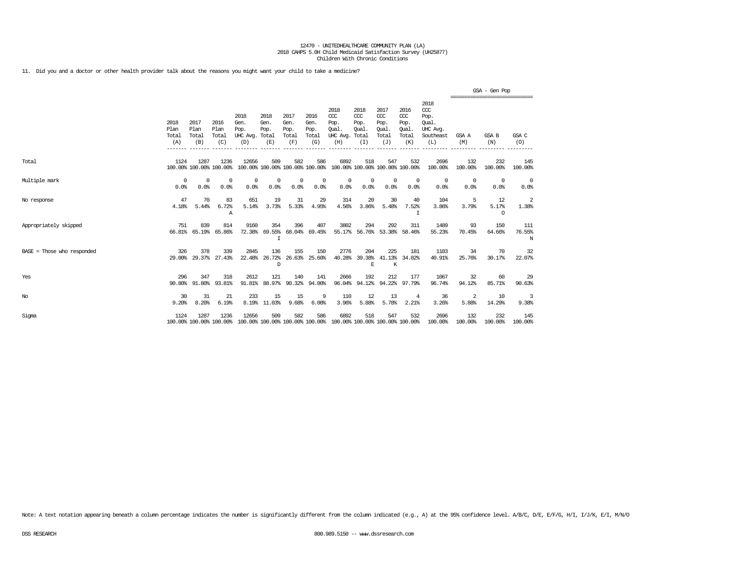12470 - UNITEDHEALTHCARE COMMUNITY PLAN (LA)
2018 CAHPS 5.0H Child Medicaid Satisfaction Survey (UH25877)
Children With Chronic Conditions

11. Did you and a doctor or other health provider talk about the reasons you might want your child to take a medicine?

| | 2018 Plan Total (A) | 2017 Plan Total (B) | 2016 Plan Total (C) | 2018 Gen. Pop. UHC Avg. (D) | 2018 Gen. Pop. Total (E) | 2017 Gen. Pop. Total (F) | 2016 Gen. Pop. Total (G) | 2018 CCC Pop. Qual. UHC Avg. (H) | 2018 CCC Pop. Qual. Total (I) | 2017 CCC Pop. Qual. Total (J) | 2016 CCC Pop. Qual. Total (K) | 2018 CCC Pop. Qual. UHC Avg. Southeast (L) | GSA - Gen Pop GSA A (M) | GSA B (N) | GSA C (O) |
|---|---|---|---|---|---|---|---|---|---|---|---|---|---|---|---|
| Total | 1124 100.00% | 1287 100.00% | 1236 100.00% | 12656 100.00% | 509 100.00% | 582 100.00% | 586 100.00% | 6892 100.00% | 518 100.00% | 547 100.00% | 532 100.00% | 2696 100.00% | 132 100.00% | 232 100.00% | 145 100.00% |
| Multiple mark | 0 0.0% | 0 0.0% | 0 0.0% | 0 0.0% | 0 0.0% | 0 0.0% | 0 0.0% | 0 0.0% | 0 0.0% | 0 0.0% | 0 0.0% | 0 0.0% | 0 0.0% | 0 0.0% | 0 0.0% |
| No response | 47 4.18% | 70 5.44% | 83 6.72% A | 651 5.14% | 19 3.73% | 31 5.33% | 29 4.95% | 314 4.56% | 20 3.86% | 30 5.48% | 40 7.52% I | 104 3.86% | 5 3.79% | 12 5.17% O | 2 1.38% |
| Appropriately skipped | 751 66.81% | 839 65.19% | 814 65.86% | 9160 72.38% | 354 69.55% I | 396 68.04% | 407 69.45% | 3802 55.17% | 294 56.76% | 292 53.38% | 311 58.46% | 1489 55.23% | 93 70.45% | 150 64.66% | 111 76.55% N |
| BASE = Those who responded | 326 29.00% | 378 29.37% | 339 27.43% | 2845 22.48% | 136 26.72% D | 155 26.63% | 150 25.60% | 2776 40.28% | 204 39.38% E | 225 41.13% K | 181 34.02% | 1103 40.91% | 34 25.76% | 70 30.17% | 32 22.07% |
| Yes | 296 90.80% | 347 91.80% | 318 93.81% | 2612 91.81% | 121 88.97% | 140 90.32% | 141 94.00% | 2666 96.04% | 192 94.12% | 212 94.22% | 177 97.79% | 1067 96.74% | 32 94.12% | 60 85.71% | 29 90.63% |
| No | 30 9.20% | 31 8.20% | 21 6.19% | 233 8.19% | 15 11.03% | 15 9.68% | 9 6.00% | 110 3.96% | 12 5.88% | 13 5.78% | 4 2.21% | 36 3.26% | 2 5.88% | 10 14.29% | 3 9.38% |
| Sigma | 1124 100.00% | 1287 100.00% | 1236 100.00% | 12656 100.00% | 509 100.00% | 582 100.00% | 586 100.00% | 6892 100.00% | 518 100.00% | 547 100.00% | 532 100.00% | 2696 100.00% | 132 100.00% | 232 100.00% | 145 100.00% |

Note: A text notation appearing beneath a column percentage indicates the number is significantly different from the column indicated (e.g., A) at the 95% confidence level. A/B/C, D/E, E/F/G, H/I, I/J/K, E/I, M/N/O

DSS RESEARCH

800.989.5150 -- www.dssresearch.com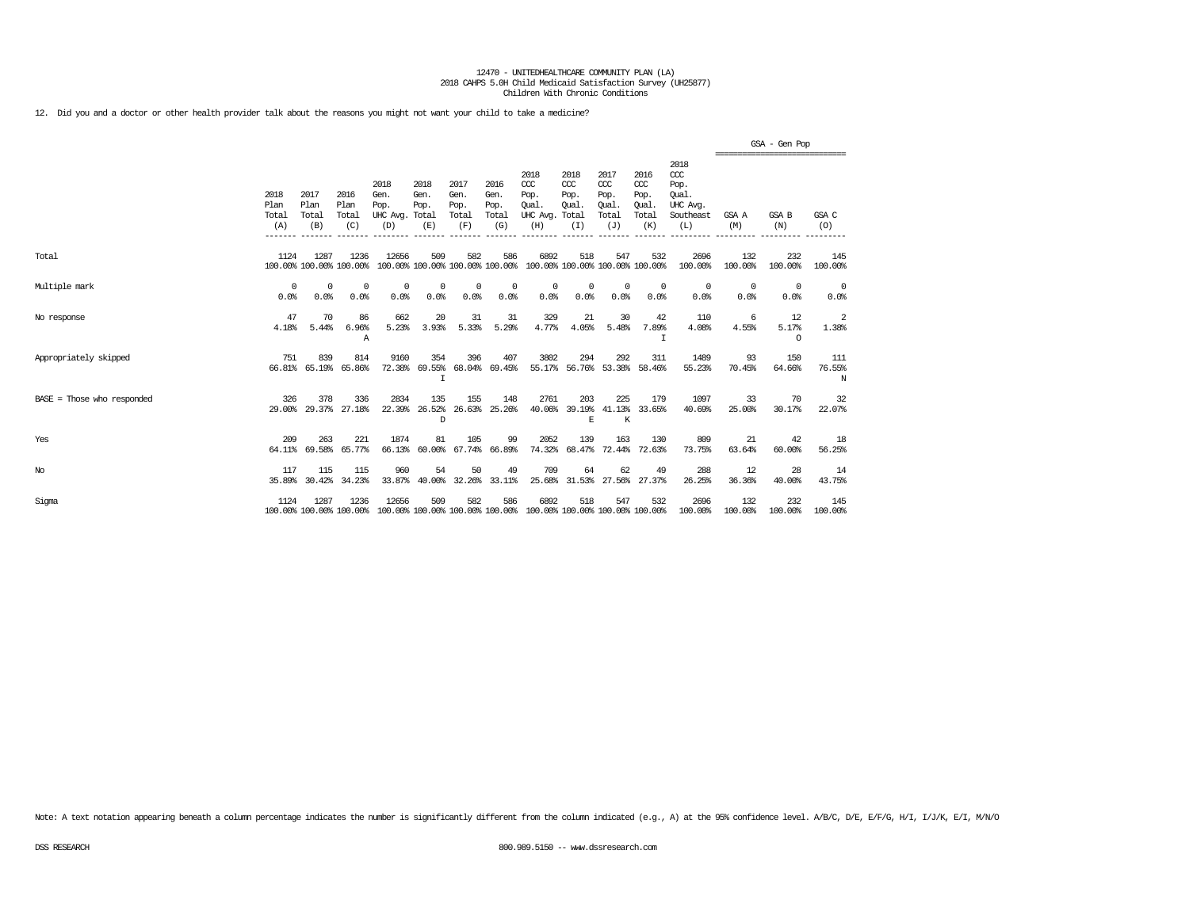12470 - UNITEDHEALTHCARE COMMUNITY PLAN (LA)
2018 CAHPS 5.0H Child Medicaid Satisfaction Survey (UH25877)
Children With Chronic Conditions

12. Did you and a doctor or other health provider talk about the reasons you might not want your child to take a medicine?

| | 2018 Plan Total (A) | 2017 Plan Total (B) | 2016 Plan Total (C) | 2018 Gen. Pop. UHC Avg. (D) | 2018 Gen. Pop. Total (E) | 2017 Gen. Pop. Total (F) | 2016 Gen. Pop. Total (G) | 2018 CCC Pop. Qual. UHC Avg. (H) | 2018 CCC Pop. Qual. Total (I) | 2017 CCC Pop. Qual. Total (J) | 2016 CCC Pop. Qual. Total (K) | 2018 CCC Pop. Qual. UHC Avg. Southeast (L) | GSA - Gen Pop GSA A (M) | GSA B (N) | GSA C (O) |
|---|---|---|---|---|---|---|---|---|---|---|---|---|---|---|---|
| Total | 1124<br>100.00% | 1287<br>100.00% | 1236<br>100.00% | 12656<br>100.00% | 509<br>100.00% | 582<br>100.00% | 586<br>100.00% | 6892<br>100.00% | 518<br>100.00% | 547<br>100.00% | 532<br>100.00% | 2696<br>100.00% | 132<br>100.00% | 232<br>100.00% | 145<br>100.00% |
| Multiple mark | 0<br>0.0% | 0<br>0.0% | 0<br>0.0% | 0<br>0.0% | 0<br>0.0% | 0<br>0.0% | 0<br>0.0% | 0<br>0.0% | 0<br>0.0% | 0<br>0.0% | 0<br>0.0% | 0<br>0.0% | 0<br>0.0% | 0<br>0.0% | 0<br>0.0% |
| No response | 47<br>4.18% | 70<br>5.44% | 86<br>6.96%<br>A | 662<br>5.23% | 20<br>3.93% | 31<br>5.33% | 31<br>5.29% | 329<br>4.77% | 21<br>4.05% | 30<br>5.48% | 42<br>7.89%<br>I | 110<br>4.08% | 6<br>4.55% | 12<br>5.17%<br>O | 2<br>1.38% |
| Appropriately skipped | 751<br>66.81% | 839<br>65.19% | 814<br>65.86% | 9160<br>72.38% | 354<br>69.55%<br>I | 396<br>68.04% | 407<br>69.45% | 3802<br>55.17% | 294<br>56.76% | 292<br>53.38% | 311<br>58.46% | 1489<br>55.23% | 93<br>70.45% | 150<br>64.66% | 111<br>76.55%<br>N |
| BASE = Those who responded | 326<br>29.00% | 378<br>29.37% | 336<br>27.18% | 2834<br>22.39% | 135<br>26.52%<br>D | 155<br>26.63% | 148<br>25.26% | 2761<br>40.06% | 203<br>39.19%<br>E | 225<br>41.13%<br>K | 179<br>33.65% | 1097<br>40.69% | 33<br>25.00% | 70<br>30.17% | 32<br>22.07% |
| Yes | 209<br>64.11% | 263<br>69.58% | 221<br>65.77% | 1874<br>66.13% | 81<br>60.00% | 105<br>67.74% | 99<br>66.89% | 2052<br>74.32% | 139<br>68.47% | 163<br>72.44% | 130<br>72.63% | 809<br>73.75% | 21<br>63.64% | 42<br>60.00% | 18<br>56.25% |
| No | 117<br>35.89% | 115<br>30.42% | 115<br>34.23% | 960<br>33.87% | 54<br>40.00% | 50<br>32.26% | 49<br>33.11% | 709<br>25.68% | 64<br>31.53% | 62<br>27.56% | 49<br>27.37% | 288<br>26.25% | 12<br>36.36% | 28<br>40.00% | 14<br>43.75% |
| Sigma | 1124<br>100.00% | 1287<br>100.00% | 1236<br>100.00% | 12656<br>100.00% | 509<br>100.00% | 582<br>100.00% | 586<br>100.00% | 6892<br>100.00% | 518<br>100.00% | 547<br>100.00% | 532<br>100.00% | 2696<br>100.00% | 132<br>100.00% | 232<br>100.00% | 145<br>100.00% |

Note: A text notation appearing beneath a column percentage indicates the number is significantly different from the column indicated (e.g., A) at the 95% confidence level. A/B/C, D/E, E/F/G, H/I, I/J/K, E/I, M/N/O

DSS RESEARCH 800.989.5150 -- www.dssresearch.com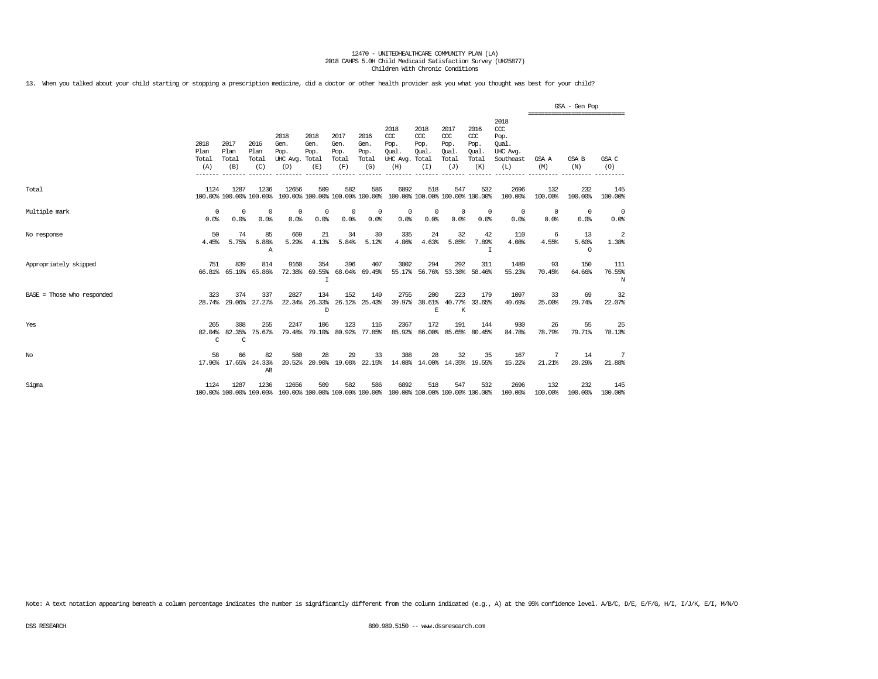12470 - UNITEDHEALTHCARE COMMUNITY PLAN (LA)
2018 CAHPS 5.0H Child Medicaid Satisfaction Survey (UH25877)
Children With Chronic Conditions

13. When you talked about your child starting or stopping a prescription medicine, did a doctor or other health provider ask you what you thought was best for your child?

| | 2018 Plan Total (A) | 2017 Plan Total (B) | 2016 Plan Total (C) | 2018 Gen. Pop. UHC Avg. (D) | 2018 Gen. Pop. Total (E) | 2017 Gen. Pop. Total (F) | 2016 Gen. Pop. Total (G) | 2018 CCC Pop. Qual. UHC Avg. (H) | 2018 CCC Pop. Qual. Total (I) | 2017 CCC Pop. Qual. Total (J) | 2016 CCC Pop. Qual. Total (K) | 2018 CCC Pop. Qual. UHC Avg. Southeast (L) | GSA - Gen Pop GSA A (M) | GSA - Gen Pop GSA B (N) | GSA - Gen Pop GSA C (O) |
|---|---|---|---|---|---|---|---|---|---|---|---|---|---|---|---|
| Total | 1124<br>100.00% | 1287<br>100.00% | 1236<br>100.00% | 12656<br>100.00% | 509<br>100.00% | 582<br>100.00% | 586<br>100.00% | 6892<br>100.00% | 518<br>100.00% | 547<br>100.00% | 532<br>100.00% | 2696<br>100.00% | 132<br>100.00% | 232<br>100.00% | 145<br>100.00% |
| Multiple mark | 0<br>0.0% | 0<br>0.0% | 0<br>0.0% | 0<br>0.0% | 0<br>0.0% | 0<br>0.0% | 0<br>0.0% | 0<br>0.0% | 0<br>0.0% | 0<br>0.0% | 0<br>0.0% | 0<br>0.0% | 0<br>0.0% | 0<br>0.0% | 0<br>0.0% |
| No response | 50<br>4.45% | 74<br>5.75% | 85<br>6.88%<br>A | 669<br>5.29% | 21<br>4.13% | 34<br>5.84% | 30<br>5.12% | 335<br>4.86% | 24<br>4.63% | 32<br>5.85% | 42<br>7.89%<br>I | 110<br>4.08% | 6<br>4.55% | 13<br>5.60%<br>O | 2<br>1.38% |
| Appropriately skipped | 751<br>66.81% | 839<br>65.19% | 814<br>65.86% | 9160<br>72.38% | 354<br>69.55%<br>I | 396<br>68.04% | 407<br>69.45% | 3802<br>55.17% | 294<br>56.76% | 292<br>53.38% | 311<br>58.46% | 1489<br>55.23% | 93<br>70.45% | 150<br>64.66% | 111<br>76.55%<br>N |
| BASE = Those who responded | 323<br>28.74% | 374<br>29.06% | 337<br>27.27% | 2827<br>22.34% | 134<br>26.33%<br>D | 152<br>26.12% | 149<br>25.43% | 2755<br>39.97% | 200<br>38.61%<br>E | 223<br>40.77%<br>K | 179<br>33.65% | 1097<br>40.69% | 33<br>25.00% | 69<br>29.74% | 32<br>22.07% |
| Yes | 265<br>82.04%<br>C | 308<br>82.35%<br>C | 255<br>75.67% | 2247<br>79.48% | 106<br>79.10% | 123<br>80.92% | 116<br>77.85% | 2367<br>85.92% | 172<br>86.00% | 191<br>85.65% | 144<br>80.45% | 930<br>84.78% | 26<br>78.79% | 55<br>79.71% | 25<br>78.13% |
| No | 58<br>17.96% | 66<br>17.65% | 82<br>24.33%<br>AB | 580<br>20.52% | 28<br>20.90% | 29<br>19.08% | 33<br>22.15% | 388<br>14.08% | 28<br>14.00% | 32<br>14.35% | 35<br>19.55% | 167<br>15.22% | 7<br>21.21% | 14<br>20.29% | 7<br>21.88% |
| Sigma | 1124<br>100.00% | 1287<br>100.00% | 1236<br>100.00% | 12656<br>100.00% | 509<br>100.00% | 582<br>100.00% | 586<br>100.00% | 6892<br>100.00% | 518<br>100.00% | 547<br>100.00% | 532<br>100.00% | 2696<br>100.00% | 132<br>100.00% | 232<br>100.00% | 145<br>100.00% |

Note: A text notation appearing beneath a column percentage indicates the number is significantly different from the column indicated (e.g., A) at the 95% confidence level. A/B/C, D/E, E/F/G, H/I, I/J/K, E/I, M/N/O

DSS RESEARCH 800.989.5150 -- www.dssresearch.com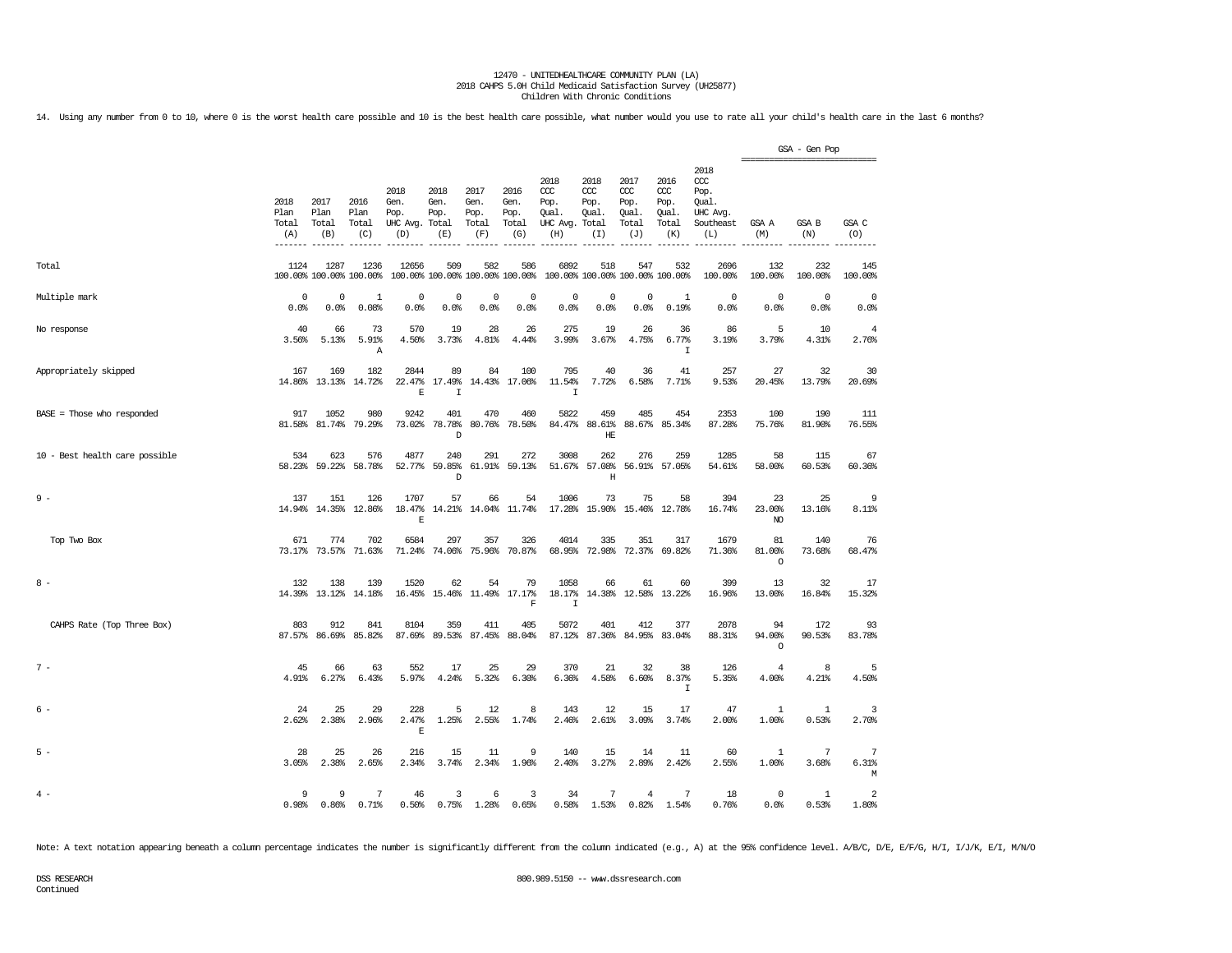12470 - UNITEDHEALTHCARE COMMUNITY PLAN (LA)
2018 CAHPS 5.0H Child Medicaid Satisfaction Survey (UH25877)
Children With Chronic Conditions

14. Using any number from 0 to 10, where 0 is the worst health care possible and 10 is the best health care possible, what number would you use to rate all your child's health care in the last 6 months?

| | 2018 Plan Total (A) | 2017 Plan Total (B) | 2016 Plan Total (C) | 2018 Gen. Pop. UHC Avg. (D) | 2018 Gen. Pop. Total (E) | 2017 Gen. Pop. Total (F) | 2016 Gen. Pop. Total (G) | 2018 CCC Pop. Qual. UHC Avg. (H) | 2018 CCC Pop. Qual. Total (I) | 2017 CCC Pop. Qual. Total (J) | 2016 CCC Pop. Qual. Total (K) | 2018 CCC Pop. Qual. UHC Avg. Southeast (L) | GSA - Gen Pop GSA A (M) | GSA - Gen Pop GSA B (N) | GSA - Gen Pop GSA C (O) |
|---|---|---|---|---|---|---|---|---|---|---|---|---|---|---|---|
| Total | 1124<br>100.00% | 1287<br>100.00% | 1236<br>100.00% | 12656<br>100.00% | 509<br>100.00% | 582<br>100.00% | 586<br>100.00% | 6892<br>100.00% | 518<br>100.00% | 547<br>100.00% | 532<br>100.00% | 2696<br>100.00% | 132<br>100.00% | 232<br>100.00% | 145<br>100.00% |
| Multiple mark | 0<br>0.0% | 0<br>0.0% | 1<br>0.08% | 0<br>0.0% | 0<br>0.0% | 0<br>0.0% | 0<br>0.0% | 0<br>0.0% | 0<br>0.0% | 0<br>0.0% | 1<br>0.19% | 0<br>0.0% | 0<br>0.0% | 0<br>0.0% | 0<br>0.0% |
| No response | 40<br>3.56% | 66<br>5.13% | 73<br>5.91%<br>A | 570<br>4.50% | 19<br>3.73% | 28<br>4.81% | 26<br>4.44% | 275<br>3.99% | 19<br>3.67% | 26<br>4.75% | 36<br>6.77%<br>I | 86<br>3.19% | 5<br>3.79% | 10<br>4.31% | 4<br>2.76% |
| Appropriately skipped | 167<br>14.86% | 169<br>13.13% | 182<br>14.72% | 2844<br>22.47%<br>E | 89<br>17.49%<br>I | 84<br>14.43% | 100<br>17.06% | 795<br>11.54%<br>I | 40<br>7.72% | 36<br>6.58% | 41<br>7.71% | 257<br>9.53% | 27<br>20.45% | 32<br>13.79% | 30<br>20.69% |
| BASE = Those who responded | 917<br>81.58% | 1052<br>81.74% | 980<br>79.29% | 9242<br>73.02% | 401<br>78.78%<br>D | 470<br>80.76% | 460<br>78.50% | 5822<br>84.47% | 459<br>88.61%<br>HE | 485<br>88.67% | 454<br>85.34% | 2353<br>87.28% | 100<br>75.76% | 190<br>81.90% | 111<br>76.55% |
| 10 - Best health care possible | 534<br>58.23% | 623<br>59.22% | 576<br>58.78% | 4877<br>52.77% | 240<br>59.85%<br>D | 291<br>61.91% | 272<br>59.13% | 3008<br>51.67% | 262<br>57.08%<br>H | 276<br>56.91% | 259<br>57.05% | 1285<br>54.61% | 58<br>58.00% | 115<br>60.53% | 67<br>60.36% |
| 9 - | 137<br>14.94% | 151<br>14.35% | 126<br>12.86% | 1707<br>18.47%<br>E | 57<br>14.21% | 66<br>14.04% | 54<br>11.74% | 1006<br>17.28% | 73<br>15.90% | 75<br>15.46% | 58<br>12.78% | 394<br>16.74% | 23<br>23.00%<br>NO | 25<br>13.16% | 9<br>8.11% |
| Top Two Box | 671<br>73.17% | 774<br>73.57% | 702<br>71.63% | 6584<br>71.24% | 297<br>74.06% | 357<br>75.96% | 326<br>70.87% | 4014<br>68.95% | 335<br>72.98% | 351<br>72.37% | 317<br>69.82% | 1679<br>71.36% | 81<br>81.00%<br>O | 140<br>73.68% | 76<br>68.47% |
| 8 - | 132<br>14.39% | 138<br>13.12% | 139<br>14.18% | 1520<br>16.45% | 62<br>15.46% | 54<br>11.49% | 79<br>17.17%<br>F | 1058<br>18.17%<br>I | 66<br>14.38% | 61<br>12.58% | 60<br>13.22% | 399<br>16.96% | 13<br>13.00% | 32<br>16.84% | 17<br>15.32% |
| CAHPS Rate (Top Three Box) | 803<br>87.57% | 912<br>86.69% | 841<br>85.82% | 8104<br>87.69% | 359<br>89.53% | 411<br>87.45% | 405<br>88.04% | 5072<br>87.12% | 401<br>87.36% | 412<br>84.95% | 377<br>83.04% | 2078<br>88.31% | 94<br>94.00%<br>O | 172<br>90.53% | 93<br>83.78% |
| 7 - | 45<br>4.91% | 66<br>6.27% | 63<br>6.43% | 552<br>5.97% | 17<br>4.24% | 25<br>5.32% | 29<br>6.30% | 370<br>6.36% | 21<br>4.58% | 32<br>6.60% | 38<br>8.37%<br>I | 126<br>5.35% | 4<br>4.00% | 8<br>4.21% | 5<br>4.50% |
| 6 - | 24<br>2.62% | 25<br>2.38% | 29<br>2.96% | 228<br>2.47%<br>E | 5<br>1.25% | 12<br>2.55% | 8<br>1.74% | 143<br>2.46% | 12<br>2.61% | 15<br>3.09% | 17<br>3.74% | 47<br>2.00% | 1<br>1.00% | 1<br>0.53% | 3<br>2.70% |
| 5 - | 28<br>3.05% | 25<br>2.38% | 26<br>2.65% | 216<br>2.34% | 15<br>3.74% | 11<br>2.34% | 9<br>1.96% | 140<br>2.40% | 15<br>3.27% | 14<br>2.89% | 11<br>2.42% | 60<br>2.55% | 1<br>1.00% | 7<br>3.68% | 7<br>6.31%<br>M |
| 4 - | 9<br>0.98% | 9<br>0.86% | 7<br>0.71% | 46<br>0.50% | 3<br>0.75% | 6<br>1.28% | 3<br>0.65% | 34<br>0.58% | 7<br>1.53% | 4<br>0.82% | 7<br>1.54% | 18<br>0.76% | 0<br>0.0% | 1<br>0.53% | 2<br>1.80% |

Note: A text notation appearing beneath a column percentage indicates the number is significantly different from the column indicated (e.g., A) at the 95% confidence level. A/B/C, D/E, E/F/G, H/I, I/J/K, E/I, M/N/O

DSS RESEARCH
Continued
800.989.5150 -- www.dssresearch.com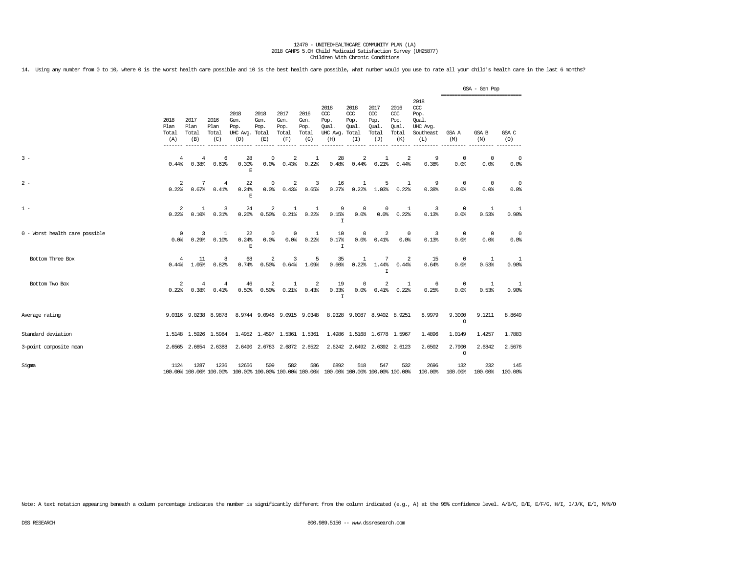12470 - UNITEDHEALTHCARE COMMUNITY PLAN (LA)
2018 CAHPS 5.0H Child Medicaid Satisfaction Survey (UH25877)
Children With Chronic Conditions

14. Using any number from 0 to 10, where 0 is the worst health care possible and 10 is the best health care possible, what number would you use to rate all your child's health care in the last 6 months?

| | 2018 Plan Total (A) | 2017 Plan Total (B) | 2016 Plan Total (C) | 2018 Gen. Pop. UHC Avg. (D) | 2018 Gen. Pop. Total (E) | 2017 Gen. Pop. Total (F) | 2016 Gen. Pop. Total (G) | 2018 CCC Pop. Qual. UHC Avg. (H) | 2018 CCC Pop. Qual. Total (I) | 2017 CCC Pop. Qual. Total (J) | 2016 CCC Pop. Qual. Total (K) | 2018 CCC Pop. Qual. UHC Avg. Southeast (L) | GSA - Gen Pop GSA A (M) | GSA - Gen Pop GSA B (N) | GSA - Gen Pop GSA C (O) |
|---|---|---|---|---|---|---|---|---|---|---|---|---|---|---|---|
| 3 - | 4<br>0.44% | 4<br>0.38% | 6<br>0.61% | 28<br>0.30%<br>E | 0<br>0.0% | 2<br>0.43% | 1<br>0.22% | 28<br>0.48% | 2<br>0.44% | 1<br>0.21% | 2<br>0.44% | 9<br>0.38% | 0<br>0.0% | 0<br>0.0% | 0<br>0.0% |
| 2 - | 2<br>0.22% | 7<br>0.67% | 4<br>0.41% | 22<br>0.24%<br>E | 0<br>0.0% | 2<br>0.43% | 3<br>0.65% | 16<br>0.27% | 1<br>0.22% | 5<br>1.03% | 1<br>0.22% | 9<br>0.38% | 0<br>0.0% | 0<br>0.0% | 0<br>0.0% |
| 1 - | 2<br>0.22% | 1<br>0.10% | 3<br>0.31% | 24<br>0.26% | 2<br>0.50% | 1<br>0.21% | 1<br>0.22% | 9<br>0.15%<br>I | 0<br>0.0% | 0<br>0.0% | 1<br>0.22% | 3<br>0.13% | 0<br>0.0% | 1<br>0.53% | 1<br>0.90% |
| 0 - Worst health care possible | 0<br>0.0% | 3<br>0.29% | 1<br>0.10% | 22<br>0.24%<br>E | 0<br>0.0% | 0<br>0.0% | 1<br>0.22% | 10<br>0.17%<br>I | 0<br>0.0% | 2<br>0.41% | 0<br>0.0% | 3<br>0.13% | 0<br>0.0% | 0<br>0.0% | 0<br>0.0% |
| Bottom Three Box | 4<br>0.44% | 11<br>1.05% | 8<br>0.82% | 68<br>0.74% | 2<br>0.50% | 3<br>0.64% | 5<br>1.09% | 35<br>0.60% | 1<br>0.22% | 7<br>1.44%<br>I | 2<br>0.44% | 15<br>0.64% | 0<br>0.0% | 1<br>0.53% | 1<br>0.90% |
| Bottom Two Box | 2<br>0.22% | 4<br>0.38% | 4<br>0.41% | 46<br>0.50% | 2<br>0.50% | 1<br>0.21% | 2<br>0.43% | 19<br>0.33%<br>I | 0<br>0.0% | 2<br>0.41% | 1<br>0.22% | 6<br>0.25% | 0<br>0.0% | 1<br>0.53% | 1<br>0.90% |
| Average rating | 9.0316 | 9.0238 | 8.9878 | 8.9744 | 9.0948 | 9.0915 | 9.0348 | 8.9328 | 9.0087 | 8.9402 | 8.9251 | 8.9979 | 9.3000<br>O | 9.1211 | 8.8649 |
| Standard deviation | 1.5148 | 1.5926 | 1.5984 | 1.4952 | 1.4597 | 1.5361 | 1.5361 | 1.4986 | 1.5168 | 1.6778 | 1.5967 | 1.4896 | 1.0149 | 1.4257 | 1.7883 |
| 3-point composite mean | 2.6565 | 2.6654 | 2.6388 | 2.6490 | 2.6783 | 2.6872 | 2.6522 | 2.6242 | 2.6492 | 2.6392 | 2.6123 | 2.6502 | 2.7900<br>O | 2.6842 | 2.5676 |
| Sigma | 1124<br>100.00% | 1287<br>100.00% | 1236<br>100.00% | 12656<br>100.00% | 509<br>100.00% | 582<br>100.00% | 586<br>100.00% | 6892<br>100.00% | 518<br>100.00% | 547<br>100.00% | 532<br>100.00% | 2696<br>100.00% | 132<br>100.00% | 232<br>100.00% | 145<br>100.00% |

Note: A text notation appearing beneath a column percentage indicates the number is significantly different from the column indicated (e.g., A) at the 95% confidence level. A/B/C, D/E, E/F/G, H/I, I/J/K, E/I, M/N/O

DSS RESEARCH 800.989.5150 -- www.dssresearch.com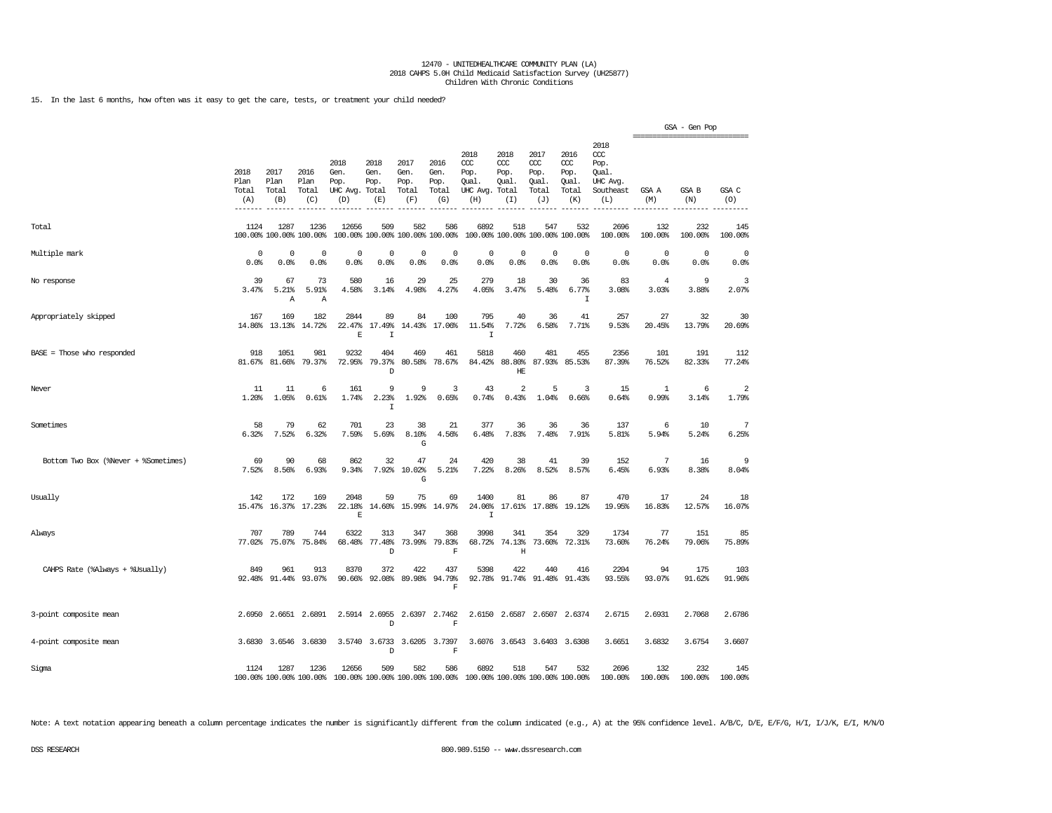12470 - UNITEDHEALTHCARE COMMUNITY PLAN (LA)
2018 CAHPS 5.0H Child Medicaid Satisfaction Survey (UH25877)
Children With Chronic Conditions

15. In the last 6 months, how often was it easy to get the care, tests, or treatment your child needed?

| | 2018 Plan Total (A) | 2017 Plan Total (B) | 2016 Plan Total (C) | 2018 Gen. Pop. UHC Avg. (D) | 2018 Gen. Pop. Total (E) | 2017 Gen. Pop. Total (F) | 2016 Gen. Pop. Total (G) | 2018 CCC Pop. Qual. UHC Avg. (H) | 2018 CCC Pop. Qual. Total (I) | 2017 CCC Pop. Qual. Total (J) | 2016 CCC Pop. Qual. Total (K) | 2018 CCC Pop. Qual. UHC Avg. Southeast (L) | GSA - Gen Pop GSA A (M) | GSA - Gen Pop GSA B (N) | GSA - Gen Pop GSA C (O) |
|---|---|---|---|---|---|---|---|---|---|---|---|---|---|---|---|
| Total | 1124<br>100.00% | 1287<br>100.00% | 1236<br>100.00% | 12656<br>100.00% | 509<br>100.00% | 582<br>100.00% | 586<br>100.00% | 6892<br>100.00% | 518<br>100.00% | 547<br>100.00% | 532<br>100.00% | 2696<br>100.00% | 132<br>100.00% | 232<br>100.00% | 145<br>100.00% |
| Multiple mark | 0<br>0.0% | 0<br>0.0% | 0<br>0.0% | 0<br>0.0% | 0<br>0.0% | 0<br>0.0% | 0<br>0.0% | 0<br>0.0% | 0<br>0.0% | 0<br>0.0% | 0<br>0.0% | 0<br>0.0% | 0<br>0.0% | 0<br>0.0% | 0<br>0.0% |
| No response | 39<br>3.47% | 67<br>5.21%<br>A | 73<br>5.91%<br>A | 580<br>4.58% | 16<br>3.14% | 29<br>4.98% | 25<br>4.27% | 279<br>4.05% | 18<br>3.47% | 30<br>5.48% | 36<br>6.77%<br>I | 83<br>3.08% | 4<br>3.03% | 9<br>3.88% | 3<br>2.07% |
| Appropriately skipped | 167<br>14.86% | 169<br>13.13% | 182<br>14.72% | 2844<br>22.47%<br>E | 89<br>17.49%<br>I | 84<br>14.43% | 100<br>17.06% | 795<br>11.54%<br>I | 40<br>7.72% | 36<br>6.58% | 41<br>7.71% | 257<br>9.53% | 27<br>20.45% | 32<br>13.79% | 30<br>20.69% |
| BASE = Those who responded | 918<br>81.67% | 1051<br>81.66% | 981<br>79.37% | 9232<br>72.95% | 404<br>79.37%<br>D | 469<br>80.58% | 461<br>78.67% | 5818<br>84.42% | 460<br>88.80%<br>HE | 481<br>87.93% | 455<br>85.53% | 2356<br>87.39% | 101<br>76.52% | 191<br>82.33% | 112<br>77.24% |
| Never | 11<br>1.20% | 11<br>1.05% | 6<br>0.61% | 161<br>1.74% | 9<br>2.23%<br>I | 9<br>1.92% | 3<br>0.65% | 43<br>0.74% | 2<br>0.43% | 5<br>1.04% | 3<br>0.66% | 15<br>0.64% | 1<br>0.99% | 6<br>3.14% | 2<br>1.79% |
| Sometimes | 58<br>6.32% | 79<br>7.52% | 62<br>6.32% | 701<br>7.59% | 23<br>5.69% | 38<br>8.10%<br>G | 21<br>4.56% | 377<br>6.48% | 36<br>7.83% | 36<br>7.48% | 36<br>7.91% | 137<br>5.81% | 6<br>5.94% | 10<br>5.24% | 7<br>6.25% |
| Bottom Two Box (%Never + %Sometimes) | 69<br>7.52% | 90<br>8.56% | 68<br>6.93% | 862<br>9.34% | 32<br>7.92% | 47<br>10.02%<br>G | 24<br>5.21% | 420<br>7.22% | 38<br>8.26% | 41<br>8.52% | 39<br>8.57% | 152<br>6.45% | 7<br>6.93% | 16<br>8.38% | 9<br>8.04% |
| Usually | 142<br>15.47% | 172<br>16.37% | 169<br>17.23% | 2048<br>22.18%<br>E | 59<br>14.60% | 75<br>15.99% | 69<br>14.97% | 1400<br>24.06%<br>I | 81<br>17.61% | 86<br>17.88% | 87<br>19.12% | 470<br>19.95% | 17<br>16.83% | 24<br>12.57% | 18<br>16.07% |
| Always | 707<br>77.02% | 789<br>75.07% | 744<br>75.84% | 6322<br>68.48% | 313<br>77.48%<br>D | 347<br>73.99% | 368<br>79.83%<br>F | 3998<br>68.72% | 341<br>74.13%<br>H | 354<br>73.60% | 329<br>72.31% | 1734<br>73.60% | 77<br>76.24% | 151<br>79.06% | 85<br>75.89% |
| CAHPS Rate (%Always + %Usually) | 849<br>92.48% | 961<br>91.44% | 913<br>93.07% | 8370<br>90.66% | 372<br>92.08% | 422<br>89.98% | 437<br>94.79%<br>F | 5398<br>92.78% | 422<br>91.74% | 440<br>91.48% | 416<br>91.43% | 2204<br>93.55% | 94<br>93.07% | 175<br>91.62% | 103<br>91.96% |
| 3-point composite mean | 2.6950 | 2.6651 | 2.6891 | 2.5914 | 2.6955<br>D | 2.6397 | 2.7462<br>F | 2.6150 | 2.6587 | 2.6507 | 2.6374 | 2.6715 | 2.6931 | 2.7068 | 2.6786 |
| 4-point composite mean | 3.6830 | 3.6546 | 3.6830 | 3.5740 | 3.6733<br>D | 3.6205 | 3.7397<br>F | 3.6076 | 3.6543 | 3.6403 | 3.6308 | 3.6651 | 3.6832 | 3.6754 | 3.6607 |
| Sigma | 1124<br>100.00% | 1287<br>100.00% | 1236<br>100.00% | 12656<br>100.00% | 509<br>100.00% | 582<br>100.00% | 586<br>100.00% | 6892<br>100.00% | 518<br>100.00% | 547<br>100.00% | 532<br>100.00% | 2696<br>100.00% | 132<br>100.00% | 232<br>100.00% | 145<br>100.00% |

Note: A text notation appearing beneath a column percentage indicates the number is significantly different from the column indicated (e.g., A) at the 95% confidence level. A/B/C, D/E, E/F/G, H/I, I/J/K, E/I, M/N/O

DSS RESEARCH 800.989.5150 -- www.dssresearch.com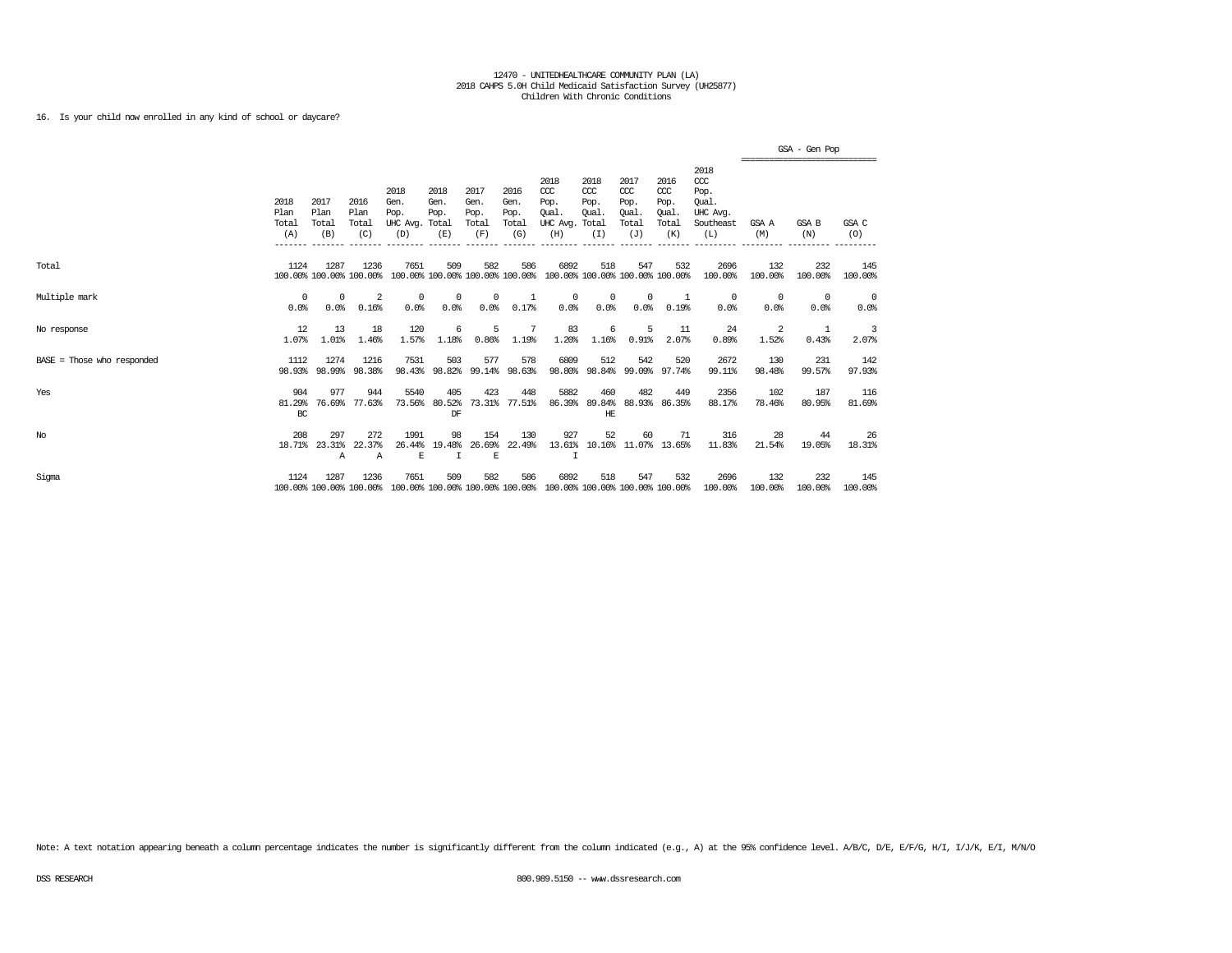12470 - UNITEDHEALTHCARE COMMUNITY PLAN (LA)
2018 CAHPS 5.0H Child Medicaid Satisfaction Survey (UH25877)
Children With Chronic Conditions

16. Is your child now enrolled in any kind of school or daycare?

| | 2018 Plan Total (A) | 2017 Plan Total (B) | 2016 Plan Total (C) | 2018 Gen. Pop. UHC Avg. (D) | 2018 Gen. Pop. Total (E) | 2017 Gen. Pop. Total (F) | 2016 Gen. Pop. Total (G) | 2018 CCC Pop. Qual. UHC Avg. (H) | 2018 CCC Pop. Qual. Total (I) | 2017 CCC Pop. Qual. Total (J) | 2016 CCC Pop. Qual. Total (K) | 2018 CCC Pop. Qual. UHC Avg. Southeast (L) | GSA - Gen Pop GSA A (M) | GSA - Gen Pop GSA B (N) | GSA - Gen Pop GSA C (O) |
|---|---|---|---|---|---|---|---|---|---|---|---|---|---|---|---|
| Total | 1124<br>100.00% | 1287<br>100.00% | 1236<br>100.00% | 7651<br>100.00% | 509<br>100.00% | 582<br>100.00% | 586<br>100.00% | 6892<br>100.00% | 518<br>100.00% | 547<br>100.00% | 532<br>100.00% | 2696<br>100.00% | 132<br>100.00% | 232<br>100.00% | 145<br>100.00% |
| Multiple mark | 0<br>0.0% | 0<br>0.0% | 2<br>0.16% | 0<br>0.0% | 0<br>0.0% | 0<br>0.0% | 1<br>0.17% | 0<br>0.0% | 0<br>0.0% | 0<br>0.0% | 1<br>0.19% | 0<br>0.0% | 0<br>0.0% | 0<br>0.0% | 0<br>0.0% |
| No response | 12<br>1.07% | 13<br>1.01% | 18<br>1.46% | 120<br>1.57% | 6<br>1.18% | 5<br>0.86% | 7<br>1.19% | 83<br>1.20% | 6<br>1.16% | 5<br>0.91% | 11<br>2.07% | 24<br>0.89% | 2<br>1.52% | 1<br>0.43% | 3<br>2.07% |
| BASE = Those who responded | 1112<br>98.93% | 1274<br>98.99% | 1216<br>98.38% | 7531<br>98.43% | 503<br>98.82% | 577<br>99.14% | 578<br>98.63% | 6809<br>98.80% | 512<br>98.84% | 542<br>99.09% | 520<br>97.74% | 2672<br>99.11% | 130<br>98.48% | 231<br>99.57% | 142<br>97.93% |
| Yes | 904<br>81.29%<br>BC | 977<br>76.69% | 944<br>77.63% | 5540<br>73.56% | 405<br>80.52%<br>DF | 423<br>73.31% | 448<br>77.51% | 5882<br>86.39% | 460<br>89.84%<br>HE | 482<br>88.93% | 449<br>86.35% | 2356<br>88.17% | 102<br>78.46% | 187<br>80.95% | 116<br>81.69% |
| No | 208<br>18.71% | 297<br>23.31%<br>A | 272<br>22.37%<br>A | 1991<br>26.44%<br>E | 98<br>19.48%<br>I | 154<br>26.69%<br>E | 130<br>22.49% | 927<br>13.61%<br>I | 52<br>10.16% | 60<br>11.07% | 71<br>13.65% | 316<br>11.83% | 28<br>21.54% | 44<br>19.05% | 26<br>18.31% |
| Sigma | 1124<br>100.00% | 1287<br>100.00% | 1236<br>100.00% | 7651<br>100.00% | 509<br>100.00% | 582<br>100.00% | 586<br>100.00% | 6892<br>100.00% | 518<br>100.00% | 547<br>100.00% | 532<br>100.00% | 2696<br>100.00% | 132<br>100.00% | 232<br>100.00% | 145<br>100.00% |

Note: A text notation appearing beneath a column percentage indicates the number is significantly different from the column indicated (e.g., A) at the 95% confidence level. A/B/C, D/E, E/F/G, H/I, I/J/K, E/I, M/N/O

DSS RESEARCH 800.989.5150 -- www.dssresearch.com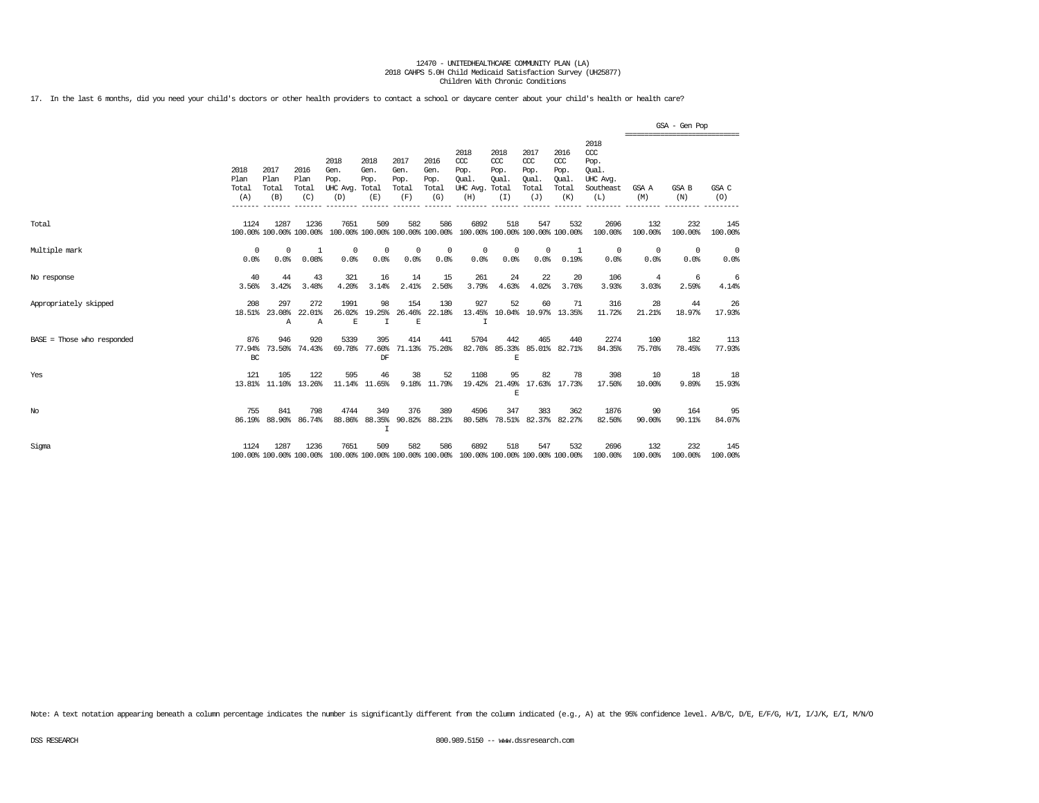12470 - UNITEDHEALTHCARE COMMUNITY PLAN (LA)
2018 CAHPS 5.0H Child Medicaid Satisfaction Survey (UH25877)
Children With Chronic Conditions

17. In the last 6 months, did you need your child's doctors or other health providers to contact a school or daycare center about your child's health or health care?

| | 2018 Plan Total (A) | 2017 Plan Total (B) | 2016 Plan Total (C) | 2018 Gen. Pop. UHC Avg. (D) | 2018 Gen. Pop. Total (E) | 2017 Gen. Pop. Total (F) | 2016 Gen. Pop. Total (G) | 2018 CCC Pop. Qual. UHC Avg. (H) | 2018 CCC Pop. Qual. Total (I) | 2017 CCC Pop. Qual. Total (J) | 2016 CCC Pop. Qual. Total (K) | 2018 CCC Pop. Qual. UHC Avg. Southeast (L) | GSA - Gen Pop GSA A (M) | GSA - Gen Pop GSA B (N) | GSA - Gen Pop GSA C (O) |
|---|---|---|---|---|---|---|---|---|---|---|---|---|---|---|---|
| Total | 1124<br>100.00% | 1287<br>100.00% | 1236<br>100.00% | 7651<br>100.00% | 509<br>100.00% | 582<br>100.00% | 586<br>100.00% | 6892<br>100.00% | 518<br>100.00% | 547<br>100.00% | 532<br>100.00% | 2696<br>100.00% | 132<br>100.00% | 232<br>100.00% | 145<br>100.00% |
| Multiple mark | 0<br>0.0% | 0<br>0.0% | 1<br>0.08% | 0<br>0.0% | 0<br>0.0% | 0<br>0.0% | 0<br>0.0% | 0<br>0.0% | 0<br>0.0% | 0<br>0.0% | 1<br>0.19% | 0<br>0.0% | 0<br>0.0% | 0<br>0.0% | 0<br>0.0% |
| No response | 40<br>3.56% | 44<br>3.42% | 43<br>3.48% | 321<br>4.20% | 16<br>3.14% | 14<br>2.41% | 15<br>2.56% | 261<br>3.79% | 24<br>4.63% | 22<br>4.02% | 20<br>3.76% | 106<br>3.93% | 4<br>3.03% | 6<br>2.59% | 6<br>4.14% |
| Appropriately skipped | 208<br>18.51% | 297<br>23.08%<br>A | 272<br>22.01%<br>A | 1991<br>26.02%<br>E | 98<br>19.25%<br>I | 154<br>26.46%<br>E | 130<br>22.18% | 927<br>13.45%<br>I | 52<br>10.04% | 60<br>10.97% | 71<br>13.35% | 316<br>11.72% | 28<br>21.21% | 44<br>18.97% | 26<br>17.93% |
| BASE = Those who responded | 876<br>77.94%<br>BC | 946<br>73.50% | 920<br>74.43% | 5339<br>69.78% | 395<br>77.60%<br>DF | 414<br>71.13% | 441<br>75.26% | 5704<br>82.76% | 442<br>85.33%<br>E | 465<br>85.01% | 440<br>82.71% | 2274<br>84.35% | 100<br>75.76% | 182<br>78.45% | 113<br>77.93% |
| Yes | 121<br>13.81% | 105<br>11.10% | 122<br>13.26% | 595<br>11.14% | 46<br>11.65% | 38<br>9.18% | 52<br>11.79% | 1108<br>19.42% | 95<br>21.49%<br>E | 82<br>17.63% | 78<br>17.73% | 398<br>17.50% | 10<br>10.00% | 18<br>9.89% | 18<br>15.93% |
| No | 755<br>86.19% | 841<br>88.90% | 798<br>86.74% | 4744<br>88.86% | 349<br>88.35%<br>I | 376<br>90.82% | 389<br>88.21% | 4596<br>80.58% | 347<br>78.51% | 383<br>82.37% | 362<br>82.27% | 1876<br>82.50% | 90<br>90.00% | 164<br>90.11% | 95<br>84.07% |
| Sigma | 1124<br>100.00% | 1287<br>100.00% | 1236<br>100.00% | 7651<br>100.00% | 509<br>100.00% | 582<br>100.00% | 586<br>100.00% | 6892<br>100.00% | 518<br>100.00% | 547<br>100.00% | 532<br>100.00% | 2696<br>100.00% | 132<br>100.00% | 232<br>100.00% | 145<br>100.00% |

Note: A text notation appearing beneath a column percentage indicates the number is significantly different from the column indicated (e.g., A) at the 95% confidence level. A/B/C, D/E, E/F/G, H/I, I/J/K, E/I, M/N/O

DSS RESEARCH    800.989.5150 -- www.dssresearch.com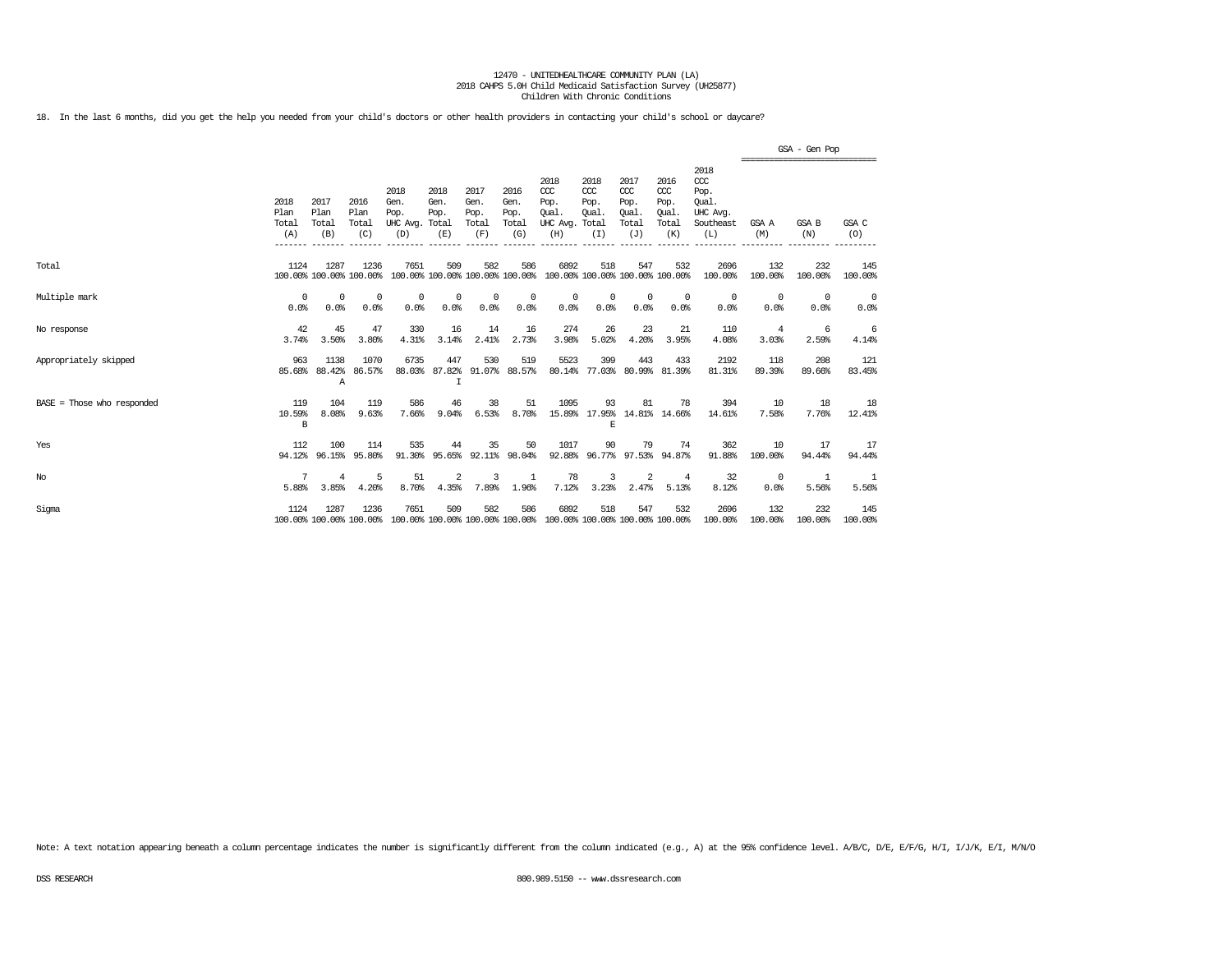12470 - UNITEDHEALTHCARE COMMUNITY PLAN (LA)
2018 CAHPS 5.0H Child Medicaid Satisfaction Survey (UH25877)
Children With Chronic Conditions

18. In the last 6 months, did you get the help you needed from your child's doctors or other health providers in contacting your child's school or daycare?

| | 2018 Plan Total (A) | 2017 Plan Total (B) | 2016 Plan Total (C) | 2018 Gen. Pop. UHC Avg. (D) | 2018 Gen. Pop. Total (E) | 2017 Gen. Pop. Total (F) | 2016 Gen. Pop. Total (G) | 2018 CCC Pop. Qual. UHC Avg. (H) | 2018 CCC Pop. Qual. Total (I) | 2017 CCC Pop. Qual. Total (J) | 2016 CCC Pop. Qual. Total (K) | 2018 CCC Pop. Qual. UHC Avg. Southeast (L) | GSA - Gen Pop GSA A (M) | GSA B (N) | GSA C (O) |
|---|---|---|---|---|---|---|---|---|---|---|---|---|---|---|---|
| Total | 1124<br>100.00% | 1287<br>100.00% | 1236<br>100.00% | 7651<br>100.00% | 509<br>100.00% | 582<br>100.00% | 586<br>100.00% | 6892<br>100.00% | 518<br>100.00% | 547<br>100.00% | 532<br>100.00% | 2696<br>100.00% | 132<br>100.00% | 232<br>100.00% | 145<br>100.00% |
| Multiple mark | 0<br>0.0% | 0<br>0.0% | 0<br>0.0% | 0<br>0.0% | 0<br>0.0% | 0<br>0.0% | 0<br>0.0% | 0<br>0.0% | 0<br>0.0% | 0<br>0.0% | 0<br>0.0% | 0<br>0.0% | 0<br>0.0% | 0<br>0.0% | 0<br>0.0% |
| No response | 42<br>3.74% | 45<br>3.50% | 47<br>3.80% | 330<br>4.31% | 16<br>3.14% | 14<br>2.41% | 16<br>2.73% | 274<br>3.98% | 26<br>5.02% | 23<br>4.20% | 21<br>3.95% | 110<br>4.08% | 4<br>3.03% | 6<br>2.59% | 6<br>4.14% |
| Appropriately skipped | 963<br>85.68% | 1138<br>88.42%<br>A | 1070<br>86.57% | 6735<br>88.03% | 447<br>87.82%<br>I | 530<br>91.07% | 519<br>88.57% | 5523<br>80.14% | 399<br>77.03% | 443<br>80.99% | 433<br>81.39% | 2192<br>81.31% | 118<br>89.39% | 208<br>89.66% | 121<br>83.45% |
| BASE = Those who responded | 119<br>10.59%<br>B | 104<br>8.08% | 119<br>9.63% | 586<br>7.66% | 46<br>9.04% | 38<br>6.53% | 51<br>8.70% | 1095<br>15.89% | 93<br>17.95%<br>E | 81<br>14.81% | 78<br>14.66% | 394<br>14.61% | 10<br>7.58% | 18<br>7.76% | 18<br>12.41% |
| Yes | 112<br>94.12% | 100<br>96.15% | 114<br>95.80% | 535<br>91.30% | 44<br>95.65% | 35<br>92.11% | 50<br>98.04% | 1017<br>92.88% | 90<br>96.77% | 79<br>97.53% | 74<br>94.87% | 362<br>91.88% | 10<br>100.00% | 17<br>94.44% | 17<br>94.44% |
| No | 7<br>5.88% | 4<br>3.85% | 5<br>4.20% | 51<br>8.70% | 2<br>4.35% | 3<br>7.89% | 1<br>1.96% | 78<br>7.12% | 3<br>3.23% | 2<br>2.47% | 4<br>5.13% | 32<br>8.12% | 0<br>0.0% | 1<br>5.56% | 1<br>5.56% |
| Sigma | 1124<br>100.00% | 1287<br>100.00% | 1236<br>100.00% | 7651<br>100.00% | 509<br>100.00% | 582<br>100.00% | 586<br>100.00% | 6892<br>100.00% | 518<br>100.00% | 547<br>100.00% | 532<br>100.00% | 2696<br>100.00% | 132<br>100.00% | 232<br>100.00% | 145<br>100.00% |

Note: A text notation appearing beneath a column percentage indicates the number is significantly different from the column indicated (e.g., A) at the 95% confidence level. A/B/C, D/E, E/F/G, H/I, I/J/K, E/I, M/N/O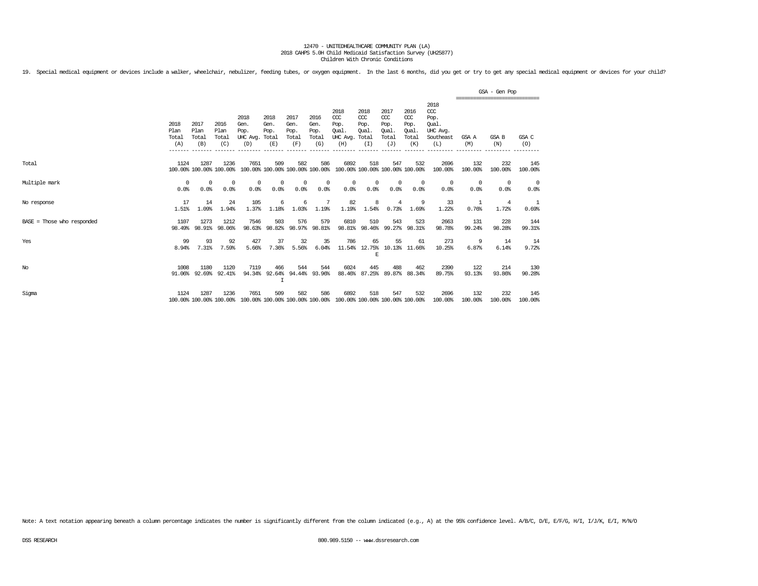12470 - UNITEDHEALTHCARE COMMUNITY PLAN (LA)
2018 CAHPS 5.0H Child Medicaid Satisfaction Survey (UH25877)
Children With Chronic Conditions

19. Special medical equipment or devices include a walker, wheelchair, nebulizer, feeding tubes, or oxygen equipment. In the last 6 months, did you get or try to get any special medical equipment or devices for your child?

| | 2018 Plan Total (A) | 2017 Plan Total (B) | 2016 Plan Total (C) | 2018 Gen. Pop. UHC Avg. (D) | 2018 Gen. Pop. Total (E) | 2017 Gen. Pop. Total (F) | 2016 Gen. Pop. Total (G) | 2018 CCC Pop. Qual. UHC Avg. (H) | 2018 CCC Pop. Qual. Total (I) | 2017 CCC Pop. Qual. Total (J) | 2016 CCC Pop. Qual. Total (K) | 2018 CCC Pop. Qual. UHC Avg. Southeast (L) | GSA - Gen Pop GSA A (M) | GSA - Gen Pop GSA B (N) | GSA - Gen Pop GSA C (O) |
|---|---|---|---|---|---|---|---|---|---|---|---|---|---|---|---|
| Total | 1124<br>100.00% | 1287<br>100.00% | 1236<br>100.00% | 7651<br>100.00% | 509<br>100.00% | 582<br>100.00% | 586<br>100.00% | 6892<br>100.00% | 518<br>100.00% | 547<br>100.00% | 532<br>100.00% | 2696<br>100.00% | 132<br>100.00% | 232<br>100.00% | 145<br>100.00% |
| Multiple mark | 0<br>0.0% | 0<br>0.0% | 0<br>0.0% | 0<br>0.0% | 0<br>0.0% | 0<br>0.0% | 0<br>0.0% | 0<br>0.0% | 0<br>0.0% | 0<br>0.0% | 0<br>0.0% | 0<br>0.0% | 0<br>0.0% | 0<br>0.0% | 0<br>0.0% |
| No response | 17<br>1.51% | 14<br>1.09% | 24<br>1.94% | 105<br>1.37% | 6<br>1.18% | 6<br>1.03% | 7<br>1.19% | 82<br>1.19% | 8<br>1.54% | 4<br>0.73% | 9<br>1.69% | 33<br>1.22% | 1<br>0.76% | 4<br>1.72% | 1<br>0.69% |
| BASE = Those who responded | 1107<br>98.49% | 1273<br>98.91% | 1212<br>98.06% | 7546<br>98.63% | 503<br>98.82% | 576<br>98.97% | 579<br>98.81% | 6810<br>98.81% | 510<br>98.46% | 543<br>99.27% | 523<br>98.31% | 2663<br>98.78% | 131<br>99.24% | 228<br>98.28% | 144<br>99.31% |
| Yes | 99<br>8.94% | 93<br>7.31% | 92<br>7.59% | 427<br>5.66% | 37<br>7.36% | 32<br>5.56% | 35<br>6.04% | 786<br>11.54% | 65<br>12.75%<br>E | 55<br>10.13% | 61<br>11.66% | 273<br>10.25% | 9<br>6.87% | 14<br>6.14% | 14<br>9.72% |
| No | 1008<br>91.06% | 1180<br>92.69% | 1120<br>92.41% | 7119<br>94.34% | 466<br>92.64%<br>I | 544<br>94.44% | 544<br>93.96% | 6024<br>88.46% | 445<br>87.25% | 488<br>89.87% | 462<br>88.34% | 2390<br>89.75% | 122<br>93.13% | 214<br>93.86% | 130<br>90.28% |
| Sigma | 1124<br>100.00% | 1287<br>100.00% | 1236<br>100.00% | 7651<br>100.00% | 509<br>100.00% | 582<br>100.00% | 586<br>100.00% | 6892<br>100.00% | 518<br>100.00% | 547<br>100.00% | 532<br>100.00% | 2696<br>100.00% | 132<br>100.00% | 232<br>100.00% | 145<br>100.00% |

Note: A text notation appearing beneath a column percentage indicates the number is significantly different from the column indicated (e.g., A) at the 95% confidence level. A/B/C, D/E, E/F/G, H/I, I/J/K, E/I, M/N/O

DSS RESEARCH 800.989.5150 -- www.dssresearch.com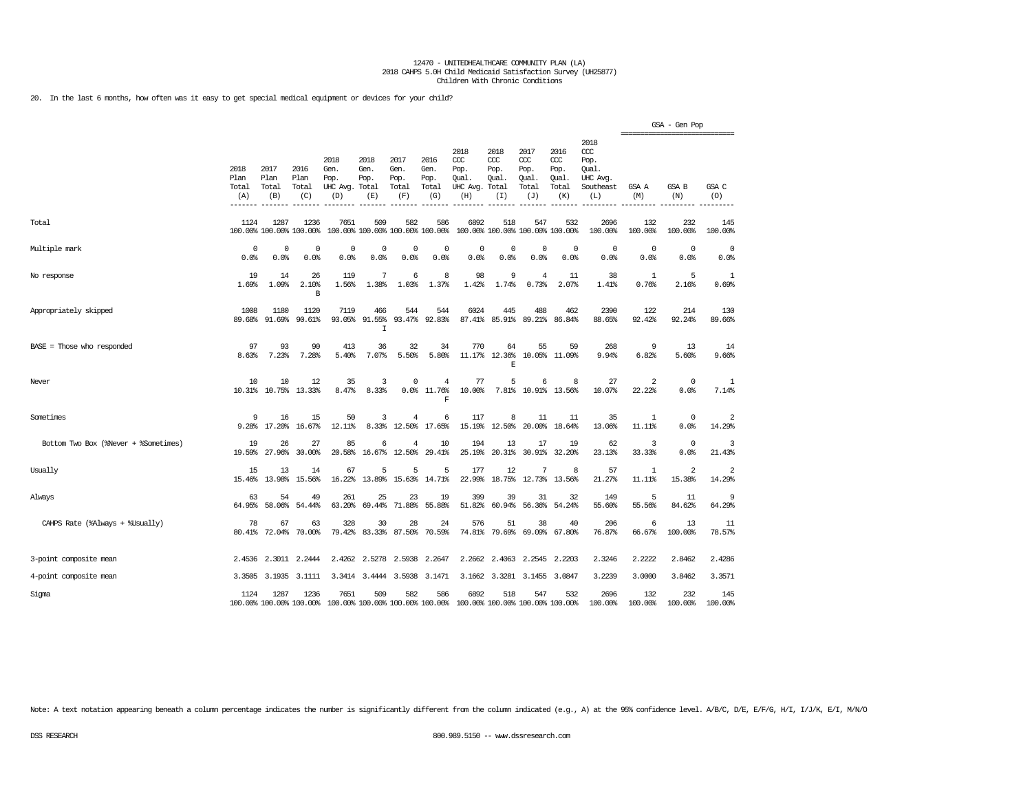12470 - UNITEDHEALTHCARE COMMUNITY PLAN (LA)
2018 CAHPS 5.0H Child Medicaid Satisfaction Survey (UH25877)
Children With Chronic Conditions

20. In the last 6 months, how often was it easy to get special medical equipment or devices for your child?

| | 2018 Plan Total (A) | 2017 Plan Total (B) | 2016 Plan Total (C) | 2018 Gen. Pop. UHC Avg. (D) | 2018 Gen. Pop. Total (E) | 2017 Gen. Pop. Total (F) | 2016 Gen. Pop. Total (G) | 2018 CCC Pop. Qual. UHC Avg. (H) | 2018 CCC Pop. Qual. Total (I) | 2017 CCC Pop. Qual. Total (J) | 2016 CCC Pop. Qual. Total (K) | 2018 CCC Pop. Qual. UHC Avg. Southeast (L) | GSA - Gen Pop GSA A (M) | GSA B (N) | GSA C (O) |
|---|---|---|---|---|---|---|---|---|---|---|---|---|---|---|---|
| Total | 1124<br>100.00% | 1287<br>100.00% | 1236<br>100.00% | 7651<br>100.00% | 509<br>100.00% | 582<br>100.00% | 586<br>100.00% | 6892<br>100.00% | 518<br>100.00% | 547<br>100.00% | 532<br>100.00% | 2696<br>100.00% | 132<br>100.00% | 232<br>100.00% | 145<br>100.00% |
| Multiple mark | 0<br>0.0% | 0<br>0.0% | 0<br>0.0% | 0<br>0.0% | 0<br>0.0% | 0<br>0.0% | 0<br>0.0% | 0<br>0.0% | 0<br>0.0% | 0<br>0.0% | 0<br>0.0% | 0<br>0.0% | 0<br>0.0% | 0<br>0.0% | 0<br>0.0% |
| No response | 19<br>1.69% | 14<br>1.09% | 26<br>2.10%<br>B | 119<br>1.56% | 7<br>1.38% | 6<br>1.03% | 8<br>1.37% | 98<br>1.42% | 9<br>1.74% | 4<br>0.73% | 11<br>2.07% | 38<br>1.41% | 1<br>0.76% | 5<br>2.16% | 1<br>0.69% |
| Appropriately skipped | 1008<br>89.68% | 1180<br>91.69% | 1120<br>90.61% | 7119<br>93.05% | 466<br>91.55%<br>I | 544<br>93.47% | 544<br>92.83% | 6024<br>87.41% | 445<br>85.91% | 488<br>89.21% | 462<br>86.84% | 2390<br>88.65% | 122<br>92.42% | 214<br>92.24% | 130<br>89.66% |
| BASE = Those who responded | 97<br>8.63% | 93<br>7.23% | 90<br>7.28% | 413<br>5.40% | 36<br>7.07% | 32<br>5.50% | 34<br>5.80% | 770<br>11.17% | 64<br>12.36%<br>E | 55<br>10.05% | 59<br>11.09% | 268<br>9.94% | 9<br>6.82% | 13<br>5.60% | 14<br>9.66% |
| Never | 10<br>10.31% | 10<br>10.75% | 12<br>13.33% | 35<br>8.47% | 3<br>8.33% | 0<br>0.0% | 4<br>11.76%<br>F | 77<br>10.00% | 5<br>7.81% | 6<br>10.91% | 8<br>13.56% | 27<br>10.07% | 2<br>22.22% | 0<br>0.0% | 1<br>7.14% |
| Sometimes | 9<br>9.28% | 16<br>17.20% | 15<br>16.67% | 50<br>12.11% | 3<br>8.33% | 4<br>12.50% | 6<br>17.65% | 117<br>15.19% | 8<br>12.50% | 11<br>20.00% | 11<br>18.64% | 35<br>13.06% | 1<br>11.11% | 0<br>0.0% | 2<br>14.29% |
| Bottom Two Box (%Never + %Sometimes) | 19<br>19.59% | 26<br>27.96% | 27<br>30.00% | 85<br>20.58% | 6<br>16.67% | 4<br>12.50% | 10<br>29.41% | 194<br>25.19% | 13<br>20.31% | 17<br>30.91% | 19<br>32.20% | 62<br>23.13% | 3<br>33.33% | 0<br>0.0% | 3<br>21.43% |
| Usually | 15<br>15.46% | 13<br>13.98% | 14<br>15.56% | 67<br>16.22% | 5<br>13.89% | 5<br>15.63% | 5<br>14.71% | 177<br>22.99% | 12<br>18.75% | 7<br>12.73% | 8<br>13.56% | 57<br>21.27% | 1<br>11.11% | 2<br>15.38% | 2<br>14.29% |
| Always | 63<br>64.95% | 54<br>58.06% | 49<br>54.44% | 261<br>63.20% | 25<br>69.44% | 23<br>71.88% | 19<br>55.88% | 399<br>51.82% | 39<br>60.94% | 31<br>56.36% | 32<br>54.24% | 149<br>55.60% | 5<br>55.56% | 11<br>84.62% | 9<br>64.29% |
| CAHPS Rate (%Always + %Usually) | 78<br>80.41% | 67<br>72.04% | 63<br>70.00% | 328<br>79.42% | 30<br>83.33% | 28<br>87.50% | 24<br>70.59% | 576<br>74.81% | 51<br>79.69% | 38<br>69.09% | 40<br>67.80% | 206<br>76.87% | 6<br>66.67% | 13<br>100.00% | 11<br>78.57% |
| 3-point composite mean | 2.4536 | 2.3011 | 2.2444 | 2.4262 | 2.5278 | 2.5938 | 2.2647 | 2.2662 | 2.4063 | 2.2545 | 2.2203 | 2.3246 | 2.2222 | 2.8462 | 2.4286 |
| 4-point composite mean | 3.3505 | 3.1935 | 3.1111 | 3.3414 | 3.4444 | 3.5938 | 3.1471 | 3.1662 | 3.3281 | 3.1455 | 3.0847 | 3.2239 | 3.0000 | 3.8462 | 3.3571 |
| Sigma | 1124<br>100.00% | 1287<br>100.00% | 1236<br>100.00% | 7651<br>100.00% | 509<br>100.00% | 582<br>100.00% | 586<br>100.00% | 6892<br>100.00% | 518<br>100.00% | 547<br>100.00% | 532<br>100.00% | 2696<br>100.00% | 132<br>100.00% | 232<br>100.00% | 145<br>100.00% |

Note: A text notation appearing beneath a column percentage indicates the number is significantly different from the column indicated (e.g., A) at the 95% confidence level. A/B/C, D/E, E/F/G, H/I, I/J/K, E/I, M/N/O

DSS RESEARCH 800.989.5150 -- www.dssresearch.com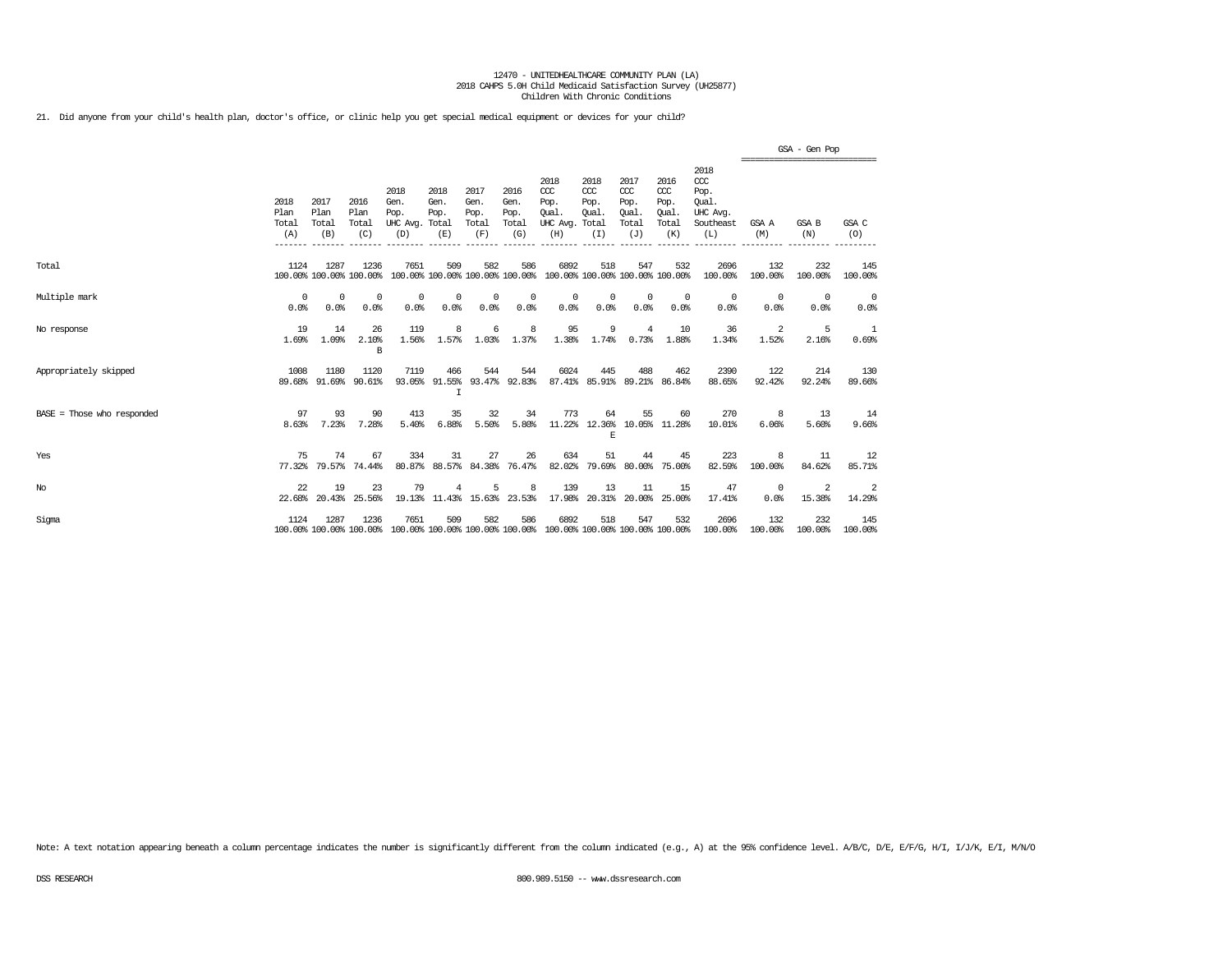12470 - UNITEDHEALTHCARE COMMUNITY PLAN (LA)
2018 CAHPS 5.0H Child Medicaid Satisfaction Survey (UH25877)
Children With Chronic Conditions

21. Did anyone from your child's health plan, doctor's office, or clinic help you get special medical equipment or devices for your child?

| | 2018 Plan Total (A) | 2017 Plan Total (B) | 2016 Plan Total (C) | 2018 Gen. Pop. UHC Avg. (D) | 2018 Gen. Pop. Total (E) | 2017 Gen. Pop. Total (F) | 2016 Gen. Pop. Total (G) | 2018 CCC Pop. Qual. UHC Avg. (H) | 2018 CCC Pop. Qual. Total (I) | 2017 CCC Pop. Qual. Total (J) | 2016 CCC Pop. Qual. Total (K) | 2018 CCC Pop. Qual. UHC Avg. Southeast (L) | GSA - Gen Pop GSA A (M) | GSA - Gen Pop GSA B (N) | GSA - Gen Pop GSA C (O) |
|---|---|---|---|---|---|---|---|---|---|---|---|---|---|---|---|
| Total | 1124<br>100.00% | 1287<br>100.00% | 1236<br>100.00% | 7651<br>100.00% | 509<br>100.00% | 582<br>100.00% | 586<br>100.00% | 6892<br>100.00% | 518<br>100.00% | 547<br>100.00% | 532<br>100.00% | 2696<br>100.00% | 132<br>100.00% | 232<br>100.00% | 145<br>100.00% |
| Multiple mark | 0<br>0.0% | 0<br>0.0% | 0<br>0.0% | 0<br>0.0% | 0<br>0.0% | 0<br>0.0% | 0<br>0.0% | 0<br>0.0% | 0<br>0.0% | 0<br>0.0% | 0<br>0.0% | 0<br>0.0% | 0<br>0.0% | 0<br>0.0% | 0<br>0.0% |
| No response | 19<br>1.69% | 14<br>1.09% | 26<br>2.10%<br>B | 119<br>1.56% | 8<br>1.57% | 6<br>1.03% | 8<br>1.37% | 95<br>1.38% | 9<br>1.74% | 4<br>0.73% | 10<br>1.88% | 36<br>1.34% | 2<br>1.52% | 5<br>2.16% | 1<br>0.69% |
| Appropriately skipped | 1008<br>89.68% | 1180<br>91.69% | 1120<br>90.61% | 7119<br>93.05% | 466<br>91.55%<br>I | 544<br>93.47% | 544<br>92.83% | 6024<br>87.41% | 445<br>85.91% | 488<br>89.21% | 462<br>86.84% | 2390<br>88.65% | 122<br>92.42% | 214<br>92.24% | 130<br>89.66% |
| BASE = Those who responded | 97<br>8.63% | 93<br>7.23% | 90<br>7.28% | 413<br>5.40% | 35<br>6.88% | 32<br>5.50% | 34<br>5.80% | 773<br>11.22% | 64<br>12.36%<br>E | 55<br>10.05% | 60<br>11.28% | 270<br>10.01% | 8<br>6.06% | 13<br>5.60% | 14<br>9.66% |
| Yes | 75<br>77.32% | 74<br>79.57% | 67<br>74.44% | 334<br>80.87% | 31<br>88.57% | 27<br>84.38% | 26<br>76.47% | 634<br>82.02% | 51<br>79.69% | 44<br>80.00% | 45<br>75.00% | 223<br>82.59% | 8<br>100.00% | 11<br>84.62% | 12<br>85.71% |
| No | 22<br>22.68% | 19<br>20.43% | 23<br>25.56% | 79<br>19.13% | 4<br>11.43% | 5<br>15.63% | 8<br>23.53% | 139<br>17.98% | 13<br>20.31% | 11<br>20.00% | 15<br>25.00% | 47<br>17.41% | 0<br>0.0% | 2<br>15.38% | 2<br>14.29% |
| Sigma | 1124<br>100.00% | 1287<br>100.00% | 1236<br>100.00% | 7651<br>100.00% | 509<br>100.00% | 582<br>100.00% | 586<br>100.00% | 6892<br>100.00% | 518<br>100.00% | 547<br>100.00% | 532<br>100.00% | 2696<br>100.00% | 132<br>100.00% | 232<br>100.00% | 145<br>100.00% |

Note: A text notation appearing beneath a column percentage indicates the number is significantly different from the column indicated (e.g., A) at the 95% confidence level. A/B/C, D/E, E/F/G, H/I, I/J/K, E/I, M/N/O

DSS RESEARCH 800.989.5150 -- www.dssresearch.com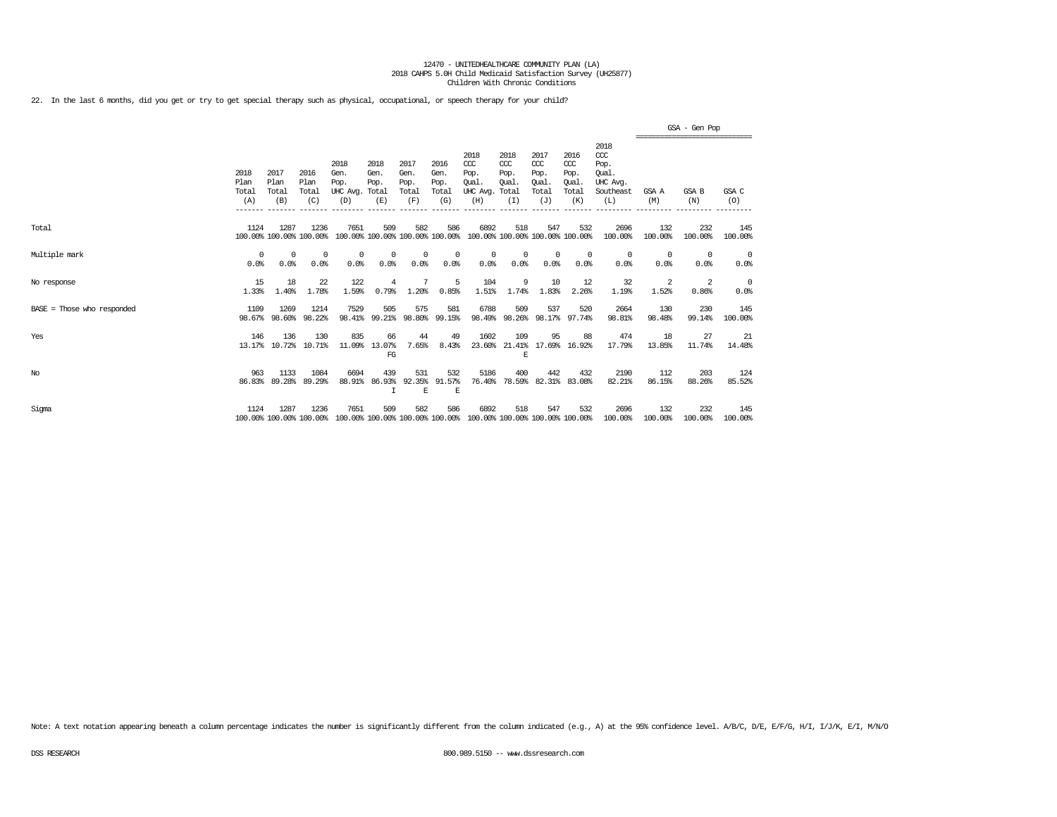12470 - UNITEDHEALTHCARE COMMUNITY PLAN (LA)
2018 CAHPS 5.0H Child Medicaid Satisfaction Survey (UH25877)
Children With Chronic Conditions

22. In the last 6 months, did you get or try to get special therapy such as physical, occupational, or speech therapy for your child?

| | 2018 Plan Total (A) | 2017 Plan Total (B) | 2016 Plan Total (C) | 2018 Gen. Pop. UHC Avg. (D) | 2018 Gen. Pop. Total (E) | 2017 Gen. Pop. Total (F) | 2016 Gen. Pop. Total (G) | 2018 CCC Pop. Qual. UHC Avg. (H) | 2018 CCC Pop. Qual. Total (I) | 2017 CCC Pop. Qual. Total (J) | 2016 CCC Pop. Qual. Total (K) | 2018 CCC Pop. Qual. UHC Avg. Southeast (L) | GSA - Gen Pop GSA A (M) | GSA - Gen Pop GSA B (N) | GSA - Gen Pop GSA C (O) |
|---|---|---|---|---|---|---|---|---|---|---|---|---|---|---|---|
| Total | 1124<br>100.00% | 1287<br>100.00% | 1236<br>100.00% | 7651<br>100.00% | 509<br>100.00% | 582<br>100.00% | 586<br>100.00% | 6892<br>100.00% | 518<br>100.00% | 547<br>100.00% | 532<br>100.00% | 2696<br>100.00% | 132<br>100.00% | 232<br>100.00% | 145<br>100.00% |
| Multiple mark | 0<br>0.0% | 0<br>0.0% | 0<br>0.0% | 0<br>0.0% | 0<br>0.0% | 0<br>0.0% | 0<br>0.0% | 0<br>0.0% | 0<br>0.0% | 0<br>0.0% | 0<br>0.0% | 0<br>0.0% | 0<br>0.0% | 0<br>0.0% | 0<br>0.0% |
| No response | 15<br>1.33% | 18<br>1.40% | 22<br>1.78% | 122<br>1.59% | 4<br>0.79% | 7<br>1.20% | 5<br>0.85% | 104<br>1.51% | 9<br>1.74% | 10<br>1.83% | 12<br>2.26% | 32<br>1.19% | 2<br>1.52% | 2<br>0.86% | 0<br>0.0% |
| BASE = Those who responded | 1109<br>98.67% | 1269<br>98.60% | 1214<br>98.22% | 7529<br>98.41% | 505<br>99.21% | 575<br>98.80% | 581<br>99.15% | 6788<br>98.49% | 509<br>98.26% | 537<br>98.17% | 520<br>97.74% | 2664<br>98.81% | 130<br>98.48% | 230<br>99.14% | 145<br>100.00% |
| Yes | 146<br>13.17% | 136<br>10.72% | 130<br>10.71% | 835<br>11.09% | 66<br>13.07%<br>FG | 44<br>7.65% | 49<br>8.43% | 1602<br>23.60% | 109<br>21.41%<br>E | 95<br>17.69% | 88<br>16.92% | 474<br>17.79% | 18<br>13.85% | 27<br>11.74% | 21<br>14.48% |
| No | 963<br>86.83% | 1133<br>89.28% | 1084<br>89.29% | 6694<br>88.91% | 439<br>86.93%<br>I | 531<br>92.35%<br>E | 532<br>91.57%<br>E | 5186<br>76.40% | 400<br>78.59% | 442<br>82.31% | 432<br>83.08% | 2190<br>82.21% | 112<br>86.15% | 203<br>88.26% | 124<br>85.52% |
| Sigma | 1124<br>100.00% | 1287<br>100.00% | 1236<br>100.00% | 7651<br>100.00% | 509<br>100.00% | 582<br>100.00% | 586<br>100.00% | 6892<br>100.00% | 518<br>100.00% | 547<br>100.00% | 532<br>100.00% | 2696<br>100.00% | 132<br>100.00% | 232<br>100.00% | 145<br>100.00% |

Note: A text notation appearing beneath a column percentage indicates the number is significantly different from the column indicated (e.g., A) at the 95% confidence level. A/B/C, D/E, E/F/G, H/I, I/J/K, E/I, M/N/O

DSS RESEARCH 800.989.5150 -- www.dssresearch.com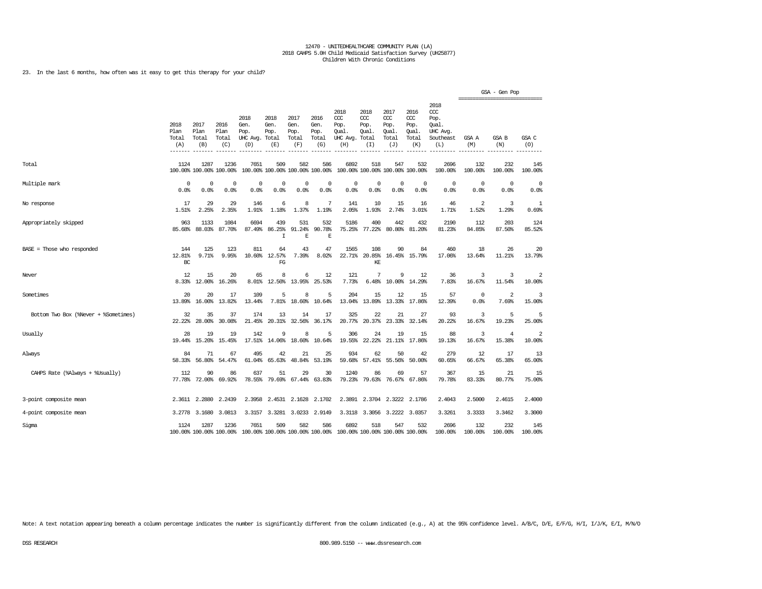12470 - UNITEDHEALTHCARE COMMUNITY PLAN (LA)
2018 CAHPS 5.0H Child Medicaid Satisfaction Survey (UH25877)
Children With Chronic Conditions

23. In the last 6 months, how often was it easy to get this therapy for your child?

| | 2018 Plan Total (A) | 2017 Plan Total (B) | 2016 Plan Total (C) | 2018 Gen. Pop. UHC Avg. (D) | 2018 Gen. Pop. Total (E) | 2017 Gen. Pop. Total (F) | 2016 Gen. Pop. Total (G) | 2018 CCC Pop. Qual. UHC Avg. (H) | 2018 CCC Pop. Qual. Total (I) | 2017 CCC Pop. Qual. Total (J) | 2016 CCC Pop. Qual. Total (K) | 2018 CCC Pop. Qual. UHC Avg. Southeast (L) | GSA - Gen Pop GSA A (M) | GSA B (N) | GSA C (O) |
|---|---|---|---|---|---|---|---|---|---|---|---|---|---|---|---|
| Total | 1124 100.00% | 1287 100.00% | 1236 100.00% | 7651 100.00% | 509 100.00% | 582 100.00% | 586 100.00% | 6892 100.00% | 518 100.00% | 547 100.00% | 532 100.00% | 2696 100.00% | 132 100.00% | 232 100.00% | 145 100.00% |
| Multiple mark | 0 0.0% | 0 0.0% | 0 0.0% | 0 0.0% | 0 0.0% | 0 0.0% | 0 0.0% | 0 0.0% | 0 0.0% | 0 0.0% | 0 0.0% | 0 0.0% | 0 0.0% | 0 0.0% | 0 0.0% |
| No response | 17 1.51% | 29 2.25% | 29 2.35% | 146 1.91% | 6 1.18% | 8 1.37% | 7 1.19% | 141 2.05% | 10 1.93% | 15 2.74% | 16 3.01% | 46 1.71% | 2 1.52% | 3 1.29% | 1 0.69% |
| Appropriately skipped | 963 85.68% | 1133 88.03% | 1084 87.70% | 6694 87.49% | 439 86.25% I | 531 91.24% E | 532 90.78% E | 5186 75.25% | 400 77.22% | 442 80.80% | 432 81.20% | 2190 81.23% | 112 84.85% | 203 87.50% | 124 85.52% |
| BASE = Those who responded | 144 12.81% BC | 125 9.71% | 123 9.95% | 811 10.60% | 64 12.57% FG | 43 7.39% | 47 8.02% | 1565 22.71% | 108 20.85% KE | 90 16.45% | 84 15.79% | 460 17.06% | 18 13.64% | 26 11.21% | 20 13.79% |
| Never | 12 8.33% | 15 12.00% | 20 16.26% | 65 8.01% | 8 12.50% | 6 13.95% | 12 25.53% | 121 7.73% | 7 6.48% | 9 10.00% | 12 14.29% | 36 7.83% | 3 16.67% | 3 11.54% | 2 10.00% |
| Sometimes | 20 13.89% | 20 16.00% | 17 13.82% | 109 13.44% | 5 7.81% | 8 18.60% | 5 10.64% | 204 13.04% | 15 13.89% | 12 13.33% | 15 17.86% | 57 12.39% | 0 0.0% | 2 7.69% | 3 15.00% |
| Bottom Two Box (%Never + %Sometimes) | 32 22.22% | 35 28.00% | 37 30.08% | 174 21.45% | 13 20.31% | 14 32.56% | 17 36.17% | 325 20.77% | 22 20.37% | 21 23.33% | 27 32.14% | 93 20.22% | 3 16.67% | 5 19.23% | 5 25.00% |
| Usually | 28 19.44% | 19 15.20% | 19 15.45% | 142 17.51% | 9 14.06% | 8 18.60% | 5 10.64% | 306 19.55% | 24 22.22% | 19 21.11% | 15 17.86% | 88 19.13% | 3 16.67% | 4 15.38% | 2 10.00% |
| Always | 84 58.33% | 71 56.80% | 67 54.47% | 495 61.04% | 42 65.63% | 21 48.84% | 25 53.19% | 934 59.68% | 62 57.41% | 50 55.56% | 42 50.00% | 279 60.65% | 12 66.67% | 17 65.38% | 13 65.00% |
| CAHPS Rate (%Always + %Usually) | 112 77.78% | 90 72.00% | 86 69.92% | 637 78.55% | 51 79.69% | 29 67.44% | 30 63.83% | 1240 79.23% | 86 79.63% | 69 76.67% | 57 67.86% | 367 79.78% | 15 83.33% | 21 80.77% | 15 75.00% |
| 3-point composite mean | 2.3611 | 2.2880 | 2.2439 | 2.3958 | 2.4531 | 2.1628 | 2.1702 | 2.3891 | 2.3704 | 2.3222 | 2.1786 | 2.4043 | 2.5000 | 2.4615 | 2.4000 |
| 4-point composite mean | 3.2778 | 3.1680 | 3.0813 | 3.3157 | 3.3281 | 3.0233 | 2.9149 | 3.3118 | 3.3056 | 3.2222 | 3.0357 | 3.3261 | 3.3333 | 3.3462 | 3.3000 |
| Sigma | 1124 100.00% | 1287 100.00% | 1236 100.00% | 7651 100.00% | 509 100.00% | 582 100.00% | 586 100.00% | 6892 100.00% | 518 100.00% | 547 100.00% | 532 100.00% | 2696 100.00% | 132 100.00% | 232 100.00% | 145 100.00% |

Note: A text notation appearing beneath a column percentage indicates the number is significantly different from the column indicated (e.g., A) at the 95% confidence level. A/B/C, D/E, E/F/G, H/I, I/J/K, E/I, M/N/O

DSS RESEARCH 800.989.5150 -- www.dssresearch.com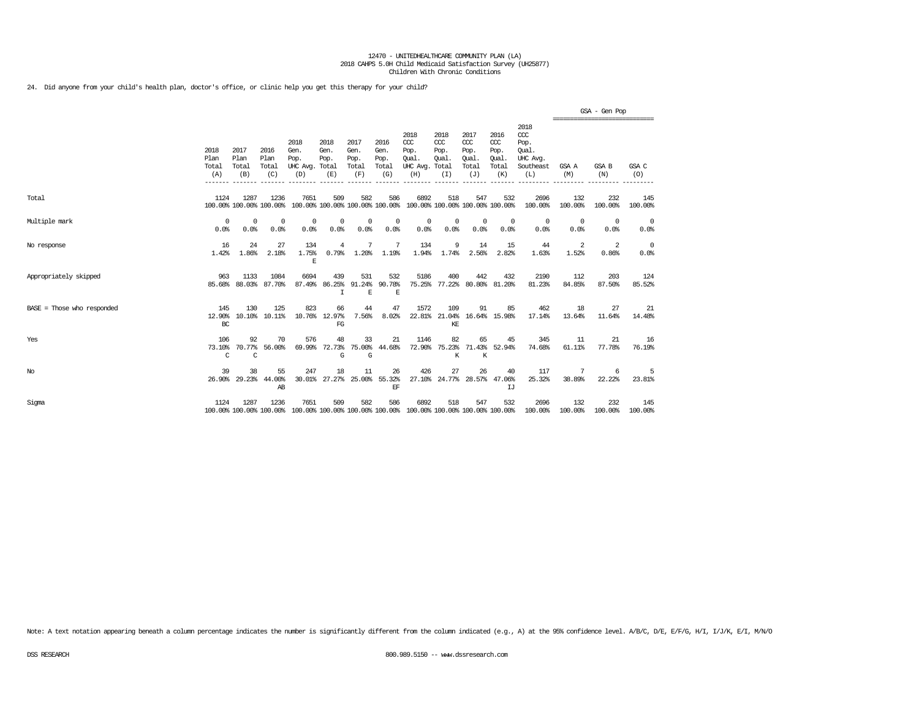12470 - UNITEDHEALTHCARE COMMUNITY PLAN (LA)
2018 CAHPS 5.0H Child Medicaid Satisfaction Survey (UH25877)
Children With Chronic Conditions

24. Did anyone from your child's health plan, doctor's office, or clinic help you get this therapy for your child?

| | 2018 Plan Total (A) | 2017 Plan Total (B) | 2016 Plan Total (C) | 2018 Gen. Pop. UHC Avg. (D) | 2018 Gen. Pop. Total (E) | 2017 Gen. Pop. Total (F) | 2016 Gen. Pop. Total (G) | 2018 CCC Pop. Qual. UHC Avg. (H) | 2018 CCC Pop. Qual. Total (I) | 2017 CCC Pop. Qual. Total (J) | 2016 CCC Pop. Qual. Total (K) | 2018 CCC Pop. Qual. UHC Avg. Southeast (L) | GSA - Gen Pop GSA A (M) | GSA - Gen Pop GSA B (N) | GSA - Gen Pop GSA C (O) |
|---|---|---|---|---|---|---|---|---|---|---|---|---|---|---|---|
| Total | 1124<br>100.00% | 1287<br>100.00% | 1236<br>100.00% | 7651<br>100.00% | 509<br>100.00% | 582<br>100.00% | 586<br>100.00% | 6892<br>100.00% | 518<br>100.00% | 547<br>100.00% | 532<br>100.00% | 2696<br>100.00% | 132<br>100.00% | 232<br>100.00% | 145<br>100.00% |
| Multiple mark | 0<br>0.0% | 0<br>0.0% | 0<br>0.0% | 0<br>0.0% | 0<br>0.0% | 0<br>0.0% | 0<br>0.0% | 0<br>0.0% | 0<br>0.0% | 0<br>0.0% | 0<br>0.0% | 0<br>0.0% | 0<br>0.0% | 0<br>0.0% | 0<br>0.0% |
| No response | 16<br>1.42% | 24<br>1.86% | 27<br>2.18% | 134<br>1.75%<br>E | 4<br>0.79% | 7<br>1.20% | 7<br>1.19% | 134<br>1.94% | 9<br>1.74% | 14<br>2.56% | 15<br>2.82% | 44<br>1.63% | 2<br>1.52% | 2<br>0.86% | 0<br>0.0% |
| Appropriately skipped | 963<br>85.68% | 1133<br>88.03% | 1084<br>87.70% | 6694<br>87.49% | 439<br>86.25%<br>I | 531<br>91.24%<br>E | 532<br>90.78%<br>E | 5186<br>75.25% | 400<br>77.22% | 442<br>80.80% | 432<br>81.20% | 2190<br>81.23% | 112<br>84.85% | 203<br>87.50% | 124<br>85.52% |
| BASE = Those who responded | 145<br>12.90%<br>BC | 130<br>10.10% | 125<br>10.11% | 823<br>10.76% | 66<br>12.97%<br>FG | 44<br>7.56% | 47<br>8.02% | 1572<br>22.81% | 109<br>21.04%<br>KE | 91<br>16.64% | 85<br>15.98% | 462<br>17.14% | 18<br>13.64% | 27<br>11.64% | 21<br>14.48% |
| Yes | 106<br>73.10%<br>C | 92<br>70.77%<br>C | 70<br>56.00% | 576<br>69.99% | 48<br>72.73%<br>G | 33<br>75.00%<br>G | 21<br>44.68% | 1146<br>72.90% | 82<br>75.23%<br>K | 65<br>71.43%<br>K | 45<br>52.94% | 345<br>74.68% | 11<br>61.11% | 21<br>77.78% | 16<br>76.19% |
| No | 39<br>26.90% | 38<br>29.23% | 55<br>44.00%<br>AB | 247<br>30.01% | 18<br>27.27% | 11<br>25.00% | 26<br>55.32%<br>EF | 426<br>27.10% | 27<br>24.77% | 26<br>28.57% | 40<br>47.06%<br>IJ | 117<br>25.32% | 7<br>38.89% | 6<br>22.22% | 5<br>23.81% |
| Sigma | 1124<br>100.00% | 1287<br>100.00% | 1236<br>100.00% | 7651<br>100.00% | 509<br>100.00% | 582<br>100.00% | 586<br>100.00% | 6892<br>100.00% | 518<br>100.00% | 547<br>100.00% | 532<br>100.00% | 2696<br>100.00% | 132<br>100.00% | 232<br>100.00% | 145<br>100.00% |

Note: A text notation appearing beneath a column percentage indicates the number is significantly different from the column indicated (e.g., A) at the 95% confidence level. A/B/C, D/E, E/F/G, H/I, I/J/K, E/I, M/N/O

DSS RESEARCH 800.989.5150 -- www.dssresearch.com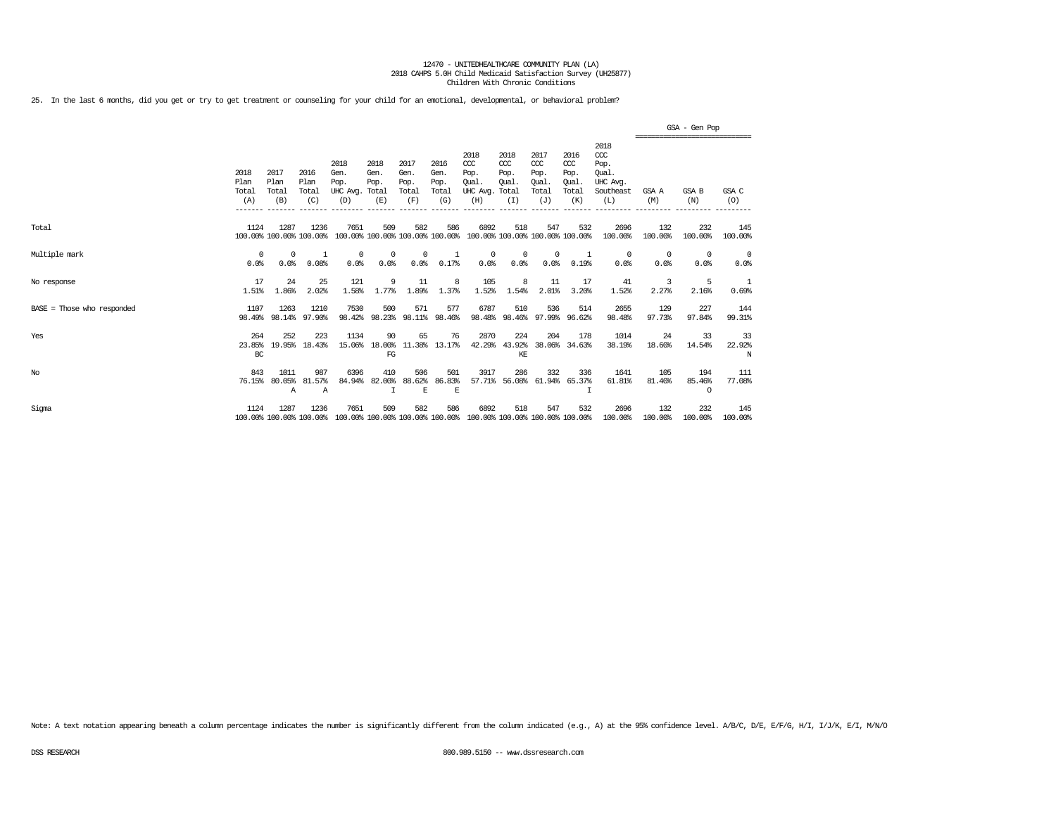12470 - UNITEDHEALTHCARE COMMUNITY PLAN (LA)
2018 CAHPS 5.0H Child Medicaid Satisfaction Survey (UH25877)
Children With Chronic Conditions

25. In the last 6 months, did you get or try to get treatment or counseling for your child for an emotional, developmental, or behavioral problem?

| | 2018 Plan Total (A) | 2017 Plan Total (B) | 2016 Plan Total (C) | 2018 Gen. Pop. UHC Avg. (D) | 2018 Gen. Pop. Total (E) | 2017 Gen. Pop. Total (F) | 2016 Gen. Pop. Total (G) | 2018 CCC Pop. Qual. UHC Avg. (H) | 2018 CCC Pop. Qual. Total (I) | 2017 CCC Pop. Qual. Total (J) | 2016 CCC Pop. Qual. Total (K) | 2018 CCC Pop. Qual. UHC Avg. Southeast (L) | GSA - Gen Pop: GSA A (M) | GSA - Gen Pop: GSA B (N) | GSA - Gen Pop: GSA C (O) |
|---|---|---|---|---|---|---|---|---|---|---|---|---|---|---|---|
| Total | 1124<br>100.00% | 1287<br>100.00% | 1236<br>100.00% | 7651<br>100.00% | 509<br>100.00% | 582<br>100.00% | 586<br>100.00% | 6892<br>100.00% | 518<br>100.00% | 547<br>100.00% | 532<br>100.00% | 2696<br>100.00% | 132<br>100.00% | 232<br>100.00% | 145<br>100.00% |
| Multiple mark | 0<br>0.0% | 0<br>0.0% | 1<br>0.08% | 0<br>0.0% | 0<br>0.0% | 0<br>0.0% | 1<br>0.17% | 0<br>0.0% | 0<br>0.0% | 0<br>0.0% | 1<br>0.19% | 0<br>0.0% | 0<br>0.0% | 0<br>0.0% | 0<br>0.0% |
| No response | 17<br>1.51% | 24<br>1.86% | 25<br>2.02% | 121<br>1.58% | 9<br>1.77% | 11<br>1.89% | 8<br>1.37% | 105<br>1.52% | 8<br>1.54% | 11<br>2.01% | 17<br>3.20% | 41<br>1.52% | 3<br>2.27% | 5<br>2.16% | 1<br>0.69% |
| BASE = Those who responded | 1107<br>98.49% | 1263<br>98.14% | 1210<br>97.90% | 7530<br>98.42% | 500<br>98.23% | 571<br>98.11% | 577<br>98.46% | 6787<br>98.48% | 510<br>98.46% | 536<br>97.99% | 514<br>96.62% | 2655<br>98.48% | 129<br>97.73% | 227<br>97.84% | 144<br>99.31% |
| Yes | 264<br>23.85%<br>BC | 252<br>19.95% | 223<br>18.43% | 1134<br>15.06% | 90<br>18.00%<br>FG | 65<br>11.38% | 76<br>13.17% | 2870<br>42.29% | 224<br>43.92%<br>KE | 204<br>38.06% | 178<br>34.63% | 1014<br>38.19% | 24<br>18.60% | 33<br>14.54% | 33<br>22.92%<br>N |
| No | 843<br>76.15% | 1011<br>80.05%<br>A | 987<br>81.57%<br>A | 6396<br>84.94% | 410<br>82.00%<br>I | 506<br>88.62%<br>E | 501<br>86.83%<br>E | 3917<br>57.71% | 286<br>56.08% | 332<br>61.94% | 336<br>65.37%<br>I | 1641<br>61.81% | 105<br>81.40% | 194<br>85.46%<br>O | 111<br>77.08% |
| Sigma | 1124<br>100.00% | 1287<br>100.00% | 1236<br>100.00% | 7651<br>100.00% | 509<br>100.00% | 582<br>100.00% | 586<br>100.00% | 6892<br>100.00% | 518<br>100.00% | 547<br>100.00% | 532<br>100.00% | 2696<br>100.00% | 132<br>100.00% | 232<br>100.00% | 145<br>100.00% |

Note: A text notation appearing beneath a column percentage indicates the number is significantly different from the column indicated (e.g., A) at the 95% confidence level. A/B/C, D/E, E/F/G, H/I, I/J/K, E/I, M/N/O

DSS RESEARCH 800.989.5150 -- www.dssresearch.com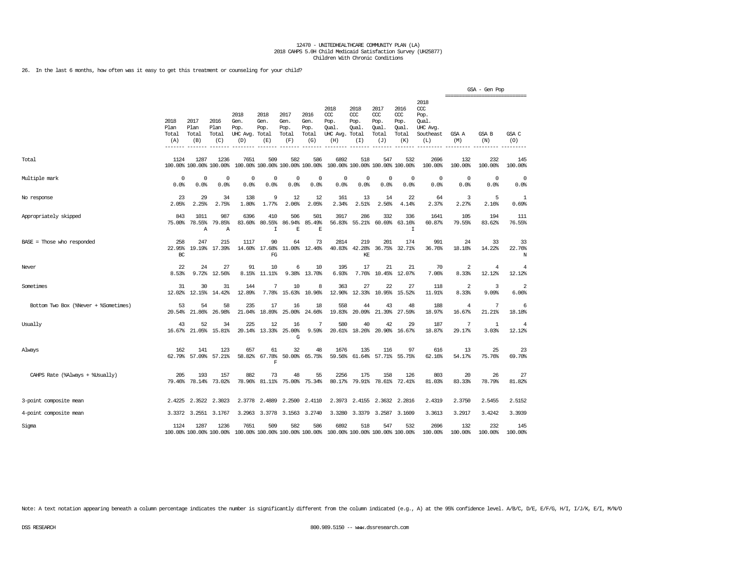12470 - UNITEDHEALTHCARE COMMUNITY PLAN (LA)
2018 CAHPS 5.0H Child Medicaid Satisfaction Survey (UH25877)
Children With Chronic Conditions

26. In the last 6 months, how often was it easy to get this treatment or counseling for your child?

| | 2018 Plan Total (A) | 2017 Plan Total (B) | 2016 Plan Total (C) | 2018 Gen. Pop. UHC Avg. (D) | 2018 Gen. Pop. Total (E) | 2017 Gen. Pop. Total (F) | 2016 Gen. Pop. Total (G) | 2018 CCC Pop. Qual. UHC Avg. (H) | 2018 CCC Pop. Qual. Total (I) | 2017 CCC Pop. Qual. Total (J) | 2016 CCC Pop. Qual. Total (K) | 2018 CCC Pop. Qual. UHC Avg. Southeast (L) | GSA - Gen Pop GSA A (M) | GSA B (N) | GSA C (O) |
|---|---|---|---|---|---|---|---|---|---|---|---|---|---|---|---|
| Total | 1124<br>100.00% | 1287<br>100.00% | 1236<br>100.00% | 7651<br>100.00% | 509<br>100.00% | 582<br>100.00% | 586<br>100.00% | 6892<br>100.00% | 518<br>100.00% | 547<br>100.00% | 532<br>100.00% | 2696<br>100.00% | 132<br>100.00% | 232<br>100.00% | 145<br>100.00% |
| Multiple mark | 0<br>0.0% | 0<br>0.0% | 0<br>0.0% | 0<br>0.0% | 0<br>0.0% | 0<br>0.0% | 0<br>0.0% | 0<br>0.0% | 0<br>0.0% | 0<br>0.0% | 0<br>0.0% | 0<br>0.0% | 0<br>0.0% | 0<br>0.0% | 0<br>0.0% |
| No response | 23<br>2.05% | 29<br>2.25% | 34<br>2.75% | 138<br>1.80% | 9<br>1.77% | 12<br>2.06% | 12<br>2.05% | 161<br>2.34% | 13<br>2.51% | 14<br>2.56% | 22<br>4.14% | 64<br>2.37% | 3<br>2.27% | 5<br>2.16% | 1<br>0.69% |
| Appropriately skipped | 843<br>75.00% | 1011<br>78.55%<br>A | 987<br>79.85%<br>A | 6396<br>83.60% | 410<br>80.55%<br>I | 506<br>86.94%<br>E | 501<br>85.49%<br>E | 3917<br>56.83% | 286<br>55.21% | 332<br>60.69% | 336<br>63.16%<br>I | 1641<br>60.87% | 105<br>79.55% | 194<br>83.62% | 111<br>76.55% |
| BASE = Those who responded | 258<br>22.95%<br>BC | 247<br>19.19% | 215<br>17.39% | 1117<br>14.60% | 90<br>17.68%<br>FG | 64<br>11.00% | 73<br>12.46% | 2814<br>40.83% | 219<br>42.28%<br>KE | 201<br>36.75% | 174<br>32.71% | 991<br>36.76% | 24<br>18.18% | 33<br>14.22% | 33<br>22.76%<br>N |
| Never | 22<br>8.53% | 24<br>9.72% | 27<br>12.56% | 91<br>8.15% | 10<br>11.11% | 6<br>9.38% | 10<br>13.70% | 195<br>6.93% | 17<br>7.76% | 21<br>10.45% | 21<br>12.07% | 70<br>7.06% | 2<br>8.33% | 4<br>12.12% | 4<br>12.12% |
| Sometimes | 31<br>12.02% | 30<br>12.15% | 31<br>14.42% | 144<br>12.89% | 7<br>7.78% | 10<br>15.63% | 8<br>10.96% | 363<br>12.90% | 27<br>12.33% | 22<br>10.95% | 27<br>15.52% | 118<br>11.91% | 2<br>8.33% | 3<br>9.09% | 2<br>6.06% |
| Bottom Two Box (%Never + %Sometimes) | 53<br>20.54% | 54<br>21.86% | 58<br>26.98% | 235<br>21.04% | 17<br>18.89% | 16<br>25.00% | 18<br>24.66% | 558<br>19.83% | 44<br>20.09% | 43<br>21.39% | 48<br>27.59% | 188<br>18.97% | 4<br>16.67% | 7<br>21.21% | 6<br>18.18% |
| Usually | 43<br>16.67% | 52<br>21.05% | 34<br>15.81% | 225<br>20.14% | 12<br>13.33% | 16<br>25.00%<br>G | 7<br>9.59% | 580<br>20.61% | 40<br>18.26% | 42<br>20.90% | 29<br>16.67% | 187<br>18.87% | 7<br>29.17% | 1<br>3.03% | 4<br>12.12% |
| Always | 162<br>62.79% | 141<br>57.09% | 123<br>57.21% | 657<br>58.82% | 61<br>67.78%<br>F | 32<br>50.00% | 48<br>65.75% | 1676<br>59.56% | 135<br>61.64% | 116<br>57.71% | 97<br>55.75% | 616<br>62.16% | 13<br>54.17% | 25<br>75.76% | 23<br>69.70% |
| CAHPS Rate (%Always + %Usually) | 205<br>79.46% | 193<br>78.14% | 157<br>73.02% | 882<br>78.96% | 73<br>81.11% | 48<br>75.00% | 55<br>75.34% | 2256<br>80.17% | 175<br>79.91% | 158<br>78.61% | 126<br>72.41% | 803<br>81.03% | 20<br>83.33% | 26<br>78.79% | 27<br>81.82% |
| 3-point composite mean | 2.4225 | 2.3522 | 2.3023 | 2.3778 | 2.4889 | 2.2500 | 2.4110 | 2.3973 | 2.4155 | 2.3632 | 2.2816 | 2.4319 | 2.3750 | 2.5455 | 2.5152 |
| 4-point composite mean | 3.3372 | 3.2551 | 3.1767 | 3.2963 | 3.3778 | 3.1563 | 3.2740 | 3.3280 | 3.3379 | 3.2587 | 3.1609 | 3.3613 | 3.2917 | 3.4242 | 3.3939 |
| Sigma | 1124<br>100.00% | 1287<br>100.00% | 1236<br>100.00% | 7651<br>100.00% | 509<br>100.00% | 582<br>100.00% | 586<br>100.00% | 6892<br>100.00% | 518<br>100.00% | 547<br>100.00% | 532<br>100.00% | 2696<br>100.00% | 132<br>100.00% | 232<br>100.00% | 145<br>100.00% |

Note: A text notation appearing beneath a column percentage indicates the number is significantly different from the column indicated (e.g., A) at the 95% confidence level. A/B/C, D/E, E/F/G, H/I, I/J/K, E/I, M/N/O

DSS RESEARCH 800.989.5150 -- www.dssresearch.com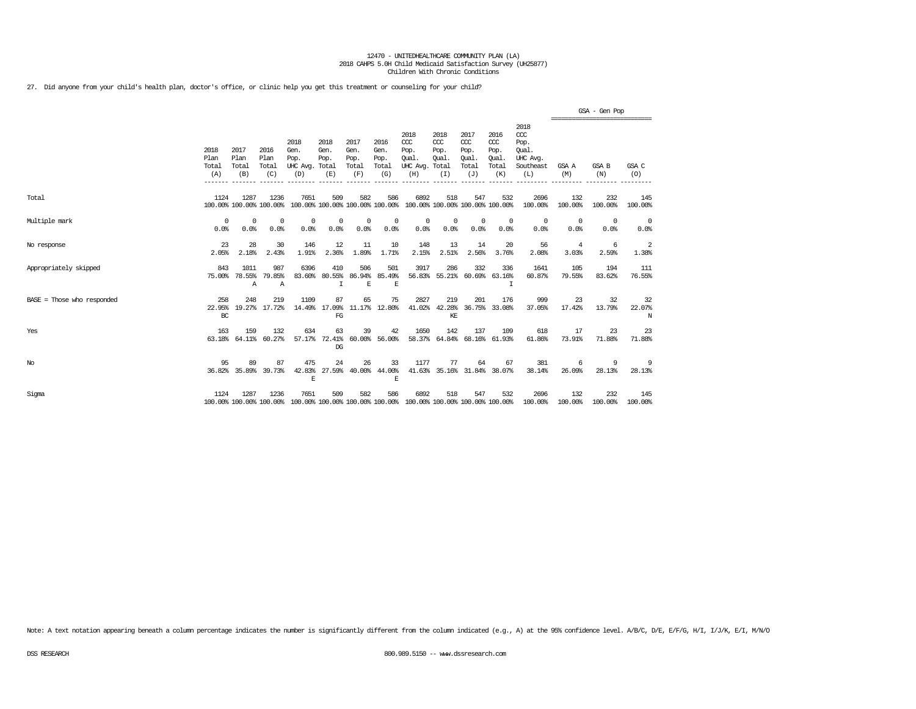12470 - UNITEDHEALTHCARE COMMUNITY PLAN (LA)
2018 CAHPS 5.0H Child Medicaid Satisfaction Survey (UH25877)
Children With Chronic Conditions

27. Did anyone from your child's health plan, doctor's office, or clinic help you get this treatment or counseling for your child?

| | 2018 Plan Total (A) | 2017 Plan Total (B) | 2016 Plan Total (C) | 2018 Gen. Pop. UHC Avg. (D) | 2018 Gen. Pop. Total (E) | 2017 Gen. Pop. Total (F) | 2016 Gen. Pop. Total (G) | 2018 CCC Pop. Qual. UHC Avg. (H) | 2018 CCC Pop. Qual. Total (I) | 2017 CCC Pop. Qual. Total (J) | 2016 CCC Pop. Qual. Total (K) | 2018 CCC Pop. Qual. UHC Avg. Southeast (L) | GSA - Gen Pop GSA A (M) | GSA - Gen Pop GSA B (N) | GSA - Gen Pop GSA C (O) |
|---|---|---|---|---|---|---|---|---|---|---|---|---|---|---|---|
| Total | 1124 100.00% | 1287 100.00% | 1236 100.00% | 7651 100.00% | 509 100.00% | 582 100.00% | 586 100.00% | 6892 100.00% | 518 100.00% | 547 100.00% | 532 100.00% | 2696 100.00% | 132 100.00% | 232 100.00% | 145 100.00% |
| Multiple mark | 0 0.0% | 0 0.0% | 0 0.0% | 0 0.0% | 0 0.0% | 0 0.0% | 0 0.0% | 0 0.0% | 0 0.0% | 0 0.0% | 0 0.0% | 0 0.0% | 0 0.0% | 0 0.0% | 0 0.0% |
| No response | 23 2.05% | 28 2.18% | 30 2.43% | 146 1.91% | 12 2.36% | 11 1.89% | 10 1.71% | 148 2.15% | 13 2.51% | 14 2.56% | 20 3.76% | 56 2.08% | 4 3.03% | 6 2.59% | 2 1.38% |
| Appropriately skipped | 843 75.00% | 1011 78.55% A | 987 79.85% A | 6396 83.60% | 410 80.55% I | 506 86.94% E | 501 85.49% E | 3917 56.83% | 286 55.21% | 332 60.69% | 336 63.16% I | 1641 60.87% | 105 79.55% | 194 83.62% | 111 76.55% |
| BASE = Those who responded | 258 22.95% BC | 248 19.27% | 219 17.72% | 1109 14.49% | 87 17.09% FG | 65 11.17% | 75 12.80% | 2827 41.02% | 219 42.28% KE | 201 36.75% | 176 33.08% | 999 37.05% | 23 17.42% | 32 13.79% | 32 22.07% N |
| Yes | 163 63.18% | 159 64.11% | 132 60.27% | 634 57.17% | 63 72.41% DG | 39 60.00% | 42 56.00% | 1650 58.37% | 142 64.84% | 137 68.16% | 109 61.93% | 618 61.86% | 17 73.91% | 23 71.88% | 23 71.88% |
| No | 95 36.82% | 89 35.89% | 87 39.73% | 475 42.83% E | 24 27.59% | 26 40.00% | 33 44.00% E | 1177 41.63% | 77 35.16% | 64 31.84% | 67 38.07% | 381 38.14% | 6 26.09% | 9 28.13% | 9 28.13% |
| Sigma | 1124 100.00% | 1287 100.00% | 1236 100.00% | 7651 100.00% | 509 100.00% | 582 100.00% | 586 100.00% | 6892 100.00% | 518 100.00% | 547 100.00% | 532 100.00% | 2696 100.00% | 132 100.00% | 232 100.00% | 145 100.00% |

Note: A text notation appearing beneath a column percentage indicates the number is significantly different from the column indicated (e.g., A) at the 95% confidence level. A/B/C, D/E, E/F/G, H/I, I/J/K, E/I, M/N/O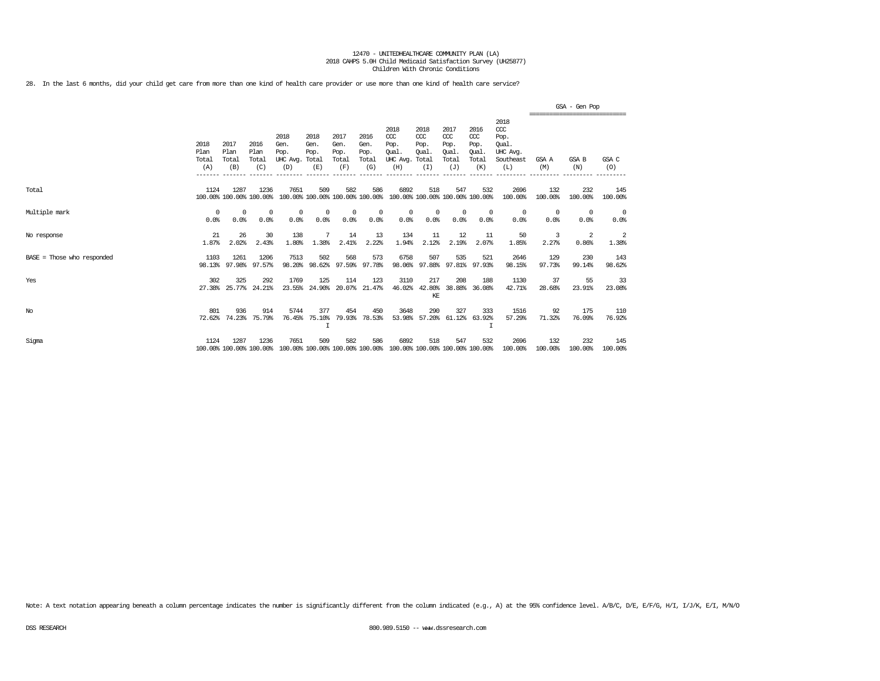12470 - UNITEDHEALTHCARE COMMUNITY PLAN (LA)
2018 CAHPS 5.0H Child Medicaid Satisfaction Survey (UH25877)
Children With Chronic Conditions

28. In the last 6 months, did your child get care from more than one kind of health care provider or use more than one kind of health care service?

| | 2018 Plan Total (A) | 2017 Plan Total (B) | 2016 Plan Total (C) | 2018 Gen. Pop. UHC Avg. (D) | 2018 Gen. Pop. Total (E) | 2017 Gen. Pop. Total (F) | 2016 Gen. Pop. Total (G) | 2018 CCC Pop. Qual. UHC Avg. (H) | 2018 CCC Pop. Qual. Total (I) | 2017 CCC Pop. Qual. Total (J) | 2016 CCC Pop. Qual. Total (K) | 2018 CCC Pop. Qual. UHC Avg. Southeast (L) | GSA - Gen Pop GSA A (M) | GSA - Gen Pop GSA B (N) | GSA - Gen Pop GSA C (O) |
|---|---|---|---|---|---|---|---|---|---|---|---|---|---|---|---|
| Total | 1124<br>100.00% | 1287<br>100.00% | 1236<br>100.00% | 7651<br>100.00% | 509<br>100.00% | 582<br>100.00% | 586<br>100.00% | 6892<br>100.00% | 518<br>100.00% | 547<br>100.00% | 532<br>100.00% | 2696<br>100.00% | 132<br>100.00% | 232<br>100.00% | 145<br>100.00% |
| Multiple mark | 0<br>0.0% | 0<br>0.0% | 0<br>0.0% | 0<br>0.0% | 0<br>0.0% | 0<br>0.0% | 0<br>0.0% | 0<br>0.0% | 0<br>0.0% | 0<br>0.0% | 0<br>0.0% | 0<br>0.0% | 0<br>0.0% | 0<br>0.0% | 0<br>0.0% |
| No response | 21<br>1.87% | 26<br>2.02% | 30<br>2.43% | 138<br>1.80% | 7<br>1.38% | 14<br>2.41% | 13<br>2.22% | 134<br>1.94% | 11<br>2.12% | 12<br>2.19% | 11<br>2.07% | 50<br>1.85% | 3<br>2.27% | 2<br>0.86% | 2<br>1.38% |
| BASE = Those who responded | 1103<br>98.13% | 1261<br>97.98% | 1206<br>97.57% | 7513<br>98.20% | 502<br>98.62% | 568<br>97.59% | 573<br>97.78% | 6758<br>98.06% | 507<br>97.88% | 535<br>97.81% | 521<br>97.93% | 2646<br>98.15% | 129<br>97.73% | 230<br>99.14% | 143<br>98.62% |
| Yes | 302<br>27.38% | 325<br>25.77% | 292<br>24.21% | 1769<br>23.55% | 125<br>24.90% | 114<br>20.07% | 123<br>21.47% | 3110<br>46.02% | 217<br>42.80%<br>KE | 208<br>38.88% | 188<br>36.08% | 1130<br>42.71% | 37<br>28.68% | 55<br>23.91% | 33<br>23.08% |
| No | 801<br>72.62% | 936<br>74.23% | 914<br>75.79% | 5744<br>76.45% | 377<br>75.10%<br>I | 454<br>79.93% | 450<br>78.53% | 3648<br>53.98% | 290<br>57.20% | 327<br>61.12% | 333<br>63.92%<br>I | 1516<br>57.29% | 92<br>71.32% | 175<br>76.09% | 110<br>76.92% |
| Sigma | 1124<br>100.00% | 1287<br>100.00% | 1236<br>100.00% | 7651<br>100.00% | 509<br>100.00% | 582<br>100.00% | 586<br>100.00% | 6892<br>100.00% | 518<br>100.00% | 547<br>100.00% | 532<br>100.00% | 2696<br>100.00% | 132<br>100.00% | 232<br>100.00% | 145<br>100.00% |

Note: A text notation appearing beneath a column percentage indicates the number is significantly different from the column indicated (e.g., A) at the 95% confidence level. A/B/C, D/E, E/F/G, H/I, I/J/K, E/I, M/N/O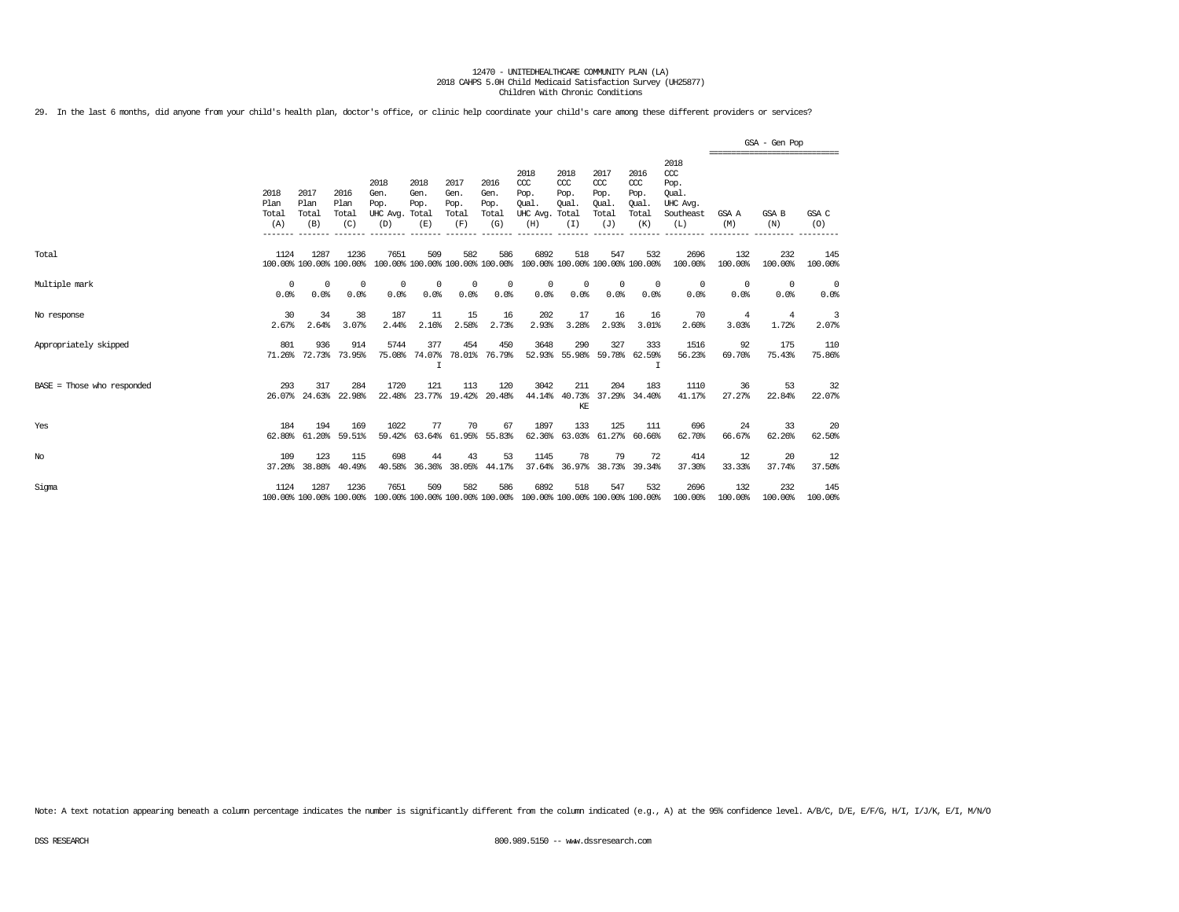12470 - UNITEDHEALTHCARE COMMUNITY PLAN (LA)
2018 CAHPS 5.0H Child Medicaid Satisfaction Survey (UH25877)
Children With Chronic Conditions

29. In the last 6 months, did anyone from your child's health plan, doctor's office, or clinic help coordinate your child's care among these different providers or services?

| | 2018 Plan Total (A) | 2017 Plan Total (B) | 2016 Plan Total (C) | 2018 Gen. Pop. UHC Avg. (D) | 2018 Gen. Pop. Total (E) | 2017 Gen. Pop. Total (F) | 2016 Gen. Pop. Total (G) | 2018 CCC Pop. Qual. UHC Avg. (H) | 2018 CCC Pop. Qual. Total (I) | 2017 CCC Pop. Qual. Total (J) | 2016 CCC Pop. Qual. Total (K) | 2018 CCC Pop. Qual. UHC Avg. Southeast (L) | GSA - Gen Pop GSA A (M) | GSA B (N) | GSA C (O) |
|---|---|---|---|---|---|---|---|---|---|---|---|---|---|---|---|
| Total | 1124<br>100.00% | 1287<br>100.00% | 1236<br>100.00% | 7651<br>100.00% | 509<br>100.00% | 582<br>100.00% | 586<br>100.00% | 6892<br>100.00% | 518<br>100.00% | 547<br>100.00% | 532<br>100.00% | 2696<br>100.00% | 132<br>100.00% | 232<br>100.00% | 145<br>100.00% |
| Multiple mark | 0<br>0.0% | 0<br>0.0% | 0<br>0.0% | 0<br>0.0% | 0<br>0.0% | 0<br>0.0% | 0<br>0.0% | 0<br>0.0% | 0<br>0.0% | 0<br>0.0% | 0<br>0.0% | 0<br>0.0% | 0<br>0.0% | 0<br>0.0% | 0<br>0.0% |
| No response | 30<br>2.67% | 34<br>2.64% | 38<br>3.07% | 187<br>2.44% | 11<br>2.16% | 15<br>2.58% | 16<br>2.73% | 202<br>2.93% | 17<br>3.28% | 16<br>2.93% | 16<br>3.01% | 70<br>2.60% | 4<br>3.03% | 4<br>1.72% | 3<br>2.07% |
| Appropriately skipped | 801<br>71.26% | 936<br>72.73% | 914<br>73.95% | 5744<br>75.08% | 377<br>74.07%<br>I | 454<br>78.01% | 450<br>76.79% | 3648<br>52.93% | 290<br>55.98% | 327<br>59.78% | 333<br>62.59%<br>I | 1516<br>56.23% | 92<br>69.70% | 175<br>75.43% | 110<br>75.86% |
| BASE = Those who responded | 293<br>26.07% | 317<br>24.63% | 284<br>22.98% | 1720<br>22.48% | 121<br>23.77% | 113<br>19.42% | 120<br>20.48% | 3042<br>44.14% | 211<br>40.73%<br>KE | 204<br>37.29% | 183<br>34.40% | 1110<br>41.17% | 36<br>27.27% | 53<br>22.84% | 32<br>22.07% |
| Yes | 184<br>62.80% | 194<br>61.20% | 169<br>59.51% | 1022<br>59.42% | 77<br>63.64% | 70<br>61.95% | 67<br>55.83% | 1897<br>62.36% | 133<br>63.03% | 125<br>61.27% | 111<br>60.66% | 696<br>62.70% | 24<br>66.67% | 33<br>62.26% | 20<br>62.50% |
| No | 109<br>37.20% | 123<br>38.80% | 115<br>40.49% | 698<br>40.58% | 44<br>36.36% | 43<br>38.05% | 53<br>44.17% | 1145<br>37.64% | 78<br>36.97% | 79<br>38.73% | 72<br>39.34% | 414<br>37.30% | 12<br>33.33% | 20<br>37.74% | 12<br>37.50% |
| Sigma | 1124<br>100.00% | 1287<br>100.00% | 1236<br>100.00% | 7651<br>100.00% | 509<br>100.00% | 582<br>100.00% | 586<br>100.00% | 6892<br>100.00% | 518<br>100.00% | 547<br>100.00% | 532<br>100.00% | 2696<br>100.00% | 132<br>100.00% | 232<br>100.00% | 145<br>100.00% |

Note: A text notation appearing beneath a column percentage indicates the number is significantly different from the column indicated (e.g., A) at the 95% confidence level. A/B/C, D/E, E/F/G, H/I, I/J/K, E/I, M/N/O

DSS RESEARCH 800.989.5150 -- www.dssresearch.com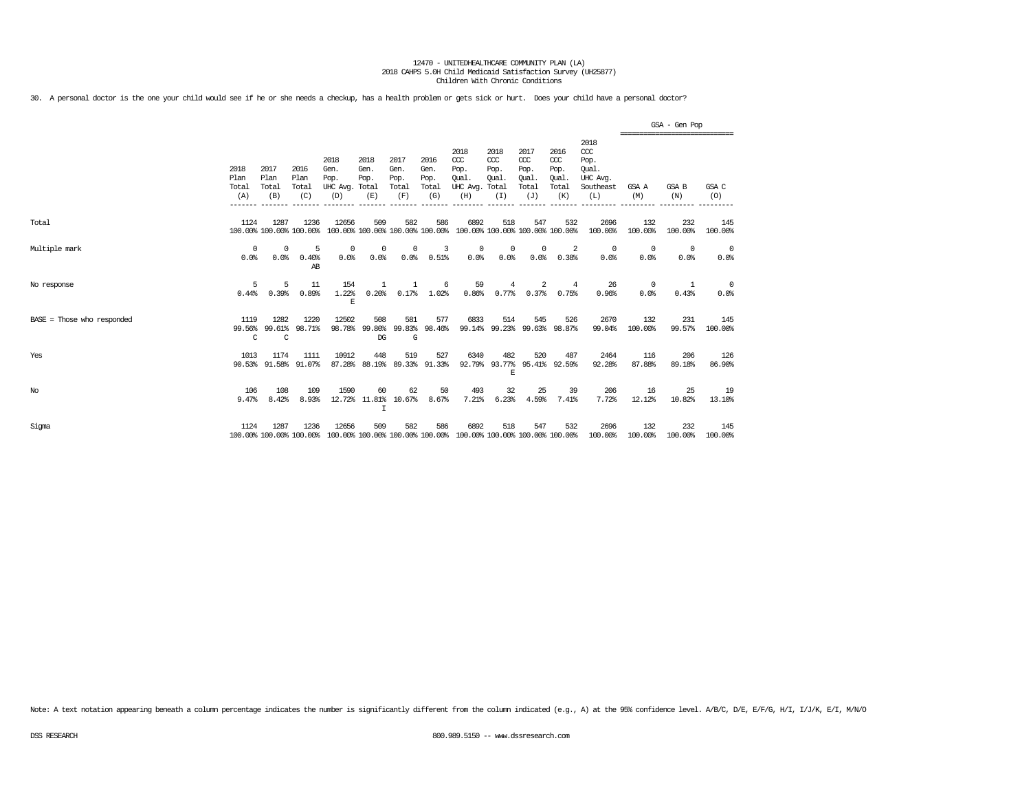12470 - UNITEDHEALTHCARE COMMUNITY PLAN (LA)
2018 CAHPS 5.0H Child Medicaid Satisfaction Survey (UH25877)
Children With Chronic Conditions

30. A personal doctor is the one your child would see if he or she needs a checkup, has a health problem or gets sick or hurt. Does your child have a personal doctor?

| | 2018 Plan Total (A) | 2017 Plan Total (B) | 2016 Plan Total (C) | 2018 Gen. Pop. UHC Avg. (D) | 2018 Gen. Pop. Total (E) | 2017 Gen. Pop. Total (F) | 2016 Gen. Pop. Total (G) | 2018 CCC Pop. Qual. UHC Avg. (H) | 2018 CCC Pop. Qual. Total (I) | 2017 CCC Pop. Qual. Total (J) | 2016 CCC Pop. Qual. Total (K) | 2018 CCC Pop. Qual. UHC Avg. Southeast (L) | GSA - Gen Pop GSA A (M) | GSA B (N) | GSA C (O) |
|---|---|---|---|---|---|---|---|---|---|---|---|---|---|---|---|
| Total | 1124<br>100.00% | 1287<br>100.00% | 1236<br>100.00% | 12656<br>100.00% | 509<br>100.00% | 582<br>100.00% | 586<br>100.00% | 6892<br>100.00% | 518<br>100.00% | 547<br>100.00% | 532<br>100.00% | 2696<br>100.00% | 132<br>100.00% | 232<br>100.00% | 145<br>100.00% |
| Multiple mark | 0<br>0.0% | 0<br>0.0% | 5<br>0.40%<br>AB | 0<br>0.0% | 0<br>0.0% | 0<br>0.0% | 3<br>0.51% | 0<br>0.0% | 0<br>0.0% | 0<br>0.0% | 2<br>0.38% | 0<br>0.0% | 0<br>0.0% | 0<br>0.0% | 0<br>0.0% |
| No response | 5<br>0.44% | 5<br>0.39% | 11<br>0.89% | 154<br>1.22%<br>E | 1<br>0.20% | 1<br>0.17% | 6<br>1.02% | 59<br>0.86% | 4<br>0.77% | 2<br>0.37% | 4<br>0.75% | 26<br>0.96% | 0<br>0.0% | 1<br>0.43% | 0<br>0.0% |
| BASE = Those who responded | 1119<br>99.56%<br>C | 1282<br>99.61%<br>C | 1220<br>98.71% | 12502<br>98.78% | 508<br>99.80%<br>DG | 581<br>99.83%<br>G | 577<br>98.46% | 6833<br>99.14% | 514<br>99.23% | 545<br>99.63% | 526<br>98.87% | 2670<br>99.04% | 132<br>100.00% | 231<br>99.57% | 145<br>100.00% |
| Yes | 1013<br>90.53% | 1174<br>91.58% | 1111<br>91.07% | 10912<br>87.28% | 448<br>88.19% | 519<br>89.33% | 527<br>91.33% | 6340<br>92.79% | 482<br>93.77%<br>E | 520<br>95.41% | 487<br>92.59% | 2464<br>92.28% | 116<br>87.88% | 206<br>89.18% | 126<br>86.90% |
| No | 106<br>9.47% | 108<br>8.42% | 109<br>8.93% | 1590<br>12.72% | 60<br>11.81%<br>I | 62<br>10.67% | 50<br>8.67% | 493<br>7.21% | 32<br>6.23% | 25<br>4.59% | 39<br>7.41% | 206<br>7.72% | 16<br>12.12% | 25<br>10.82% | 19<br>13.10% |
| Sigma | 1124<br>100.00% | 1287<br>100.00% | 1236<br>100.00% | 12656<br>100.00% | 509<br>100.00% | 582<br>100.00% | 586<br>100.00% | 6892<br>100.00% | 518<br>100.00% | 547<br>100.00% | 532<br>100.00% | 2696<br>100.00% | 132<br>100.00% | 232<br>100.00% | 145<br>100.00% |

Note: A text notation appearing beneath a column percentage indicates the number is significantly different from the column indicated (e.g., A) at the 95% confidence level. A/B/C, D/E, E/F/G, H/I, I/J/K, E/I, M/N/O

DSS RESEARCH 800.989.5150 -- www.dssresearch.com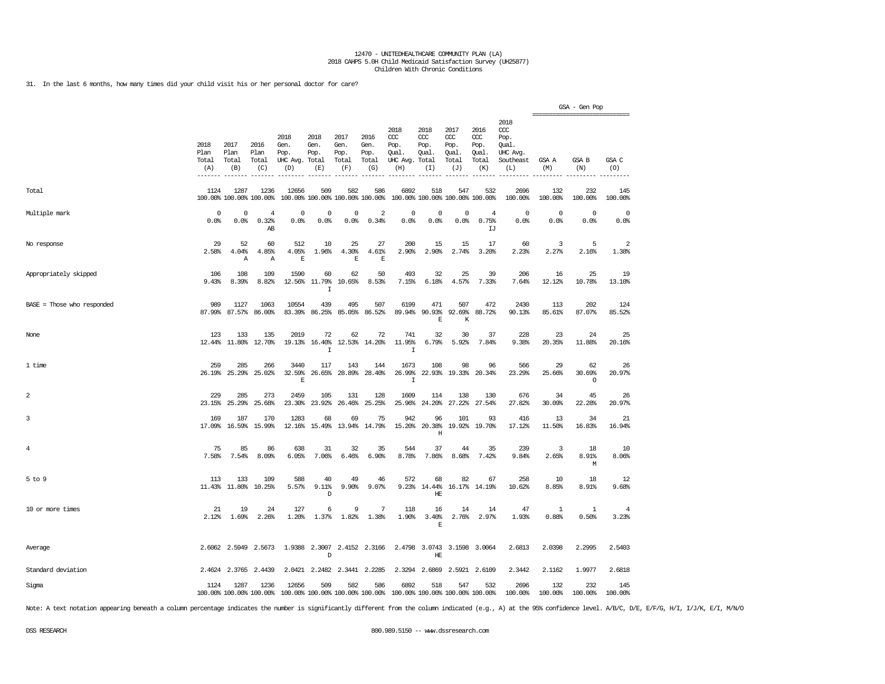12470 - UNITEDHEALTHCARE COMMUNITY PLAN (LA)
2018 CAHPS 5.0H Child Medicaid Satisfaction Survey (UH25877)
Children With Chronic Conditions

31. In the last 6 months, how many times did your child visit his or her personal doctor for care?

| | 2018 Plan Total (A) | 2017 Plan Total (B) | 2016 Plan Total (C) | 2018 Gen. Pop. UHC Avg. (D) | 2018 Gen. Pop. Total (E) | 2017 Gen. Pop. Total (F) | 2016 Gen. Pop. Total (G) | 2018 CCC Pop. Qual. UHC Avg. (H) | 2018 CCC Pop. Qual. Total (I) | 2017 CCC Pop. Qual. Total (J) | 2016 CCC Pop. Qual. Total (K) | 2018 CCC Pop. Qual. UHC Avg. Southeast (L) | GSA - Gen Pop GSA A (M) | GSA B (N) | GSA C (O) |
|---|---|---|---|---|---|---|---|---|---|---|---|---|---|---|---|
| Total | 1124 100.00% | 1287 100.00% | 1236 100.00% | 12656 100.00% | 509 100.00% | 582 100.00% | 586 100.00% | 6892 100.00% | 518 100.00% | 547 100.00% | 532 100.00% | 2696 100.00% | 132 100.00% | 232 100.00% | 145 100.00% |
| Multiple mark | 0 0.0% | 0 0.0% | 4 0.32% AB | 0 0.0% | 0 0.0% | 0 0.0% | 2 0.34% | 0 0.0% | 0 0.0% | 0 0.0% | 4 0.75% IJ | 0 0.0% | 0 0.0% | 0 0.0% | 0 0.0% |
| No response | 29 2.58% | 52 4.04% A | 60 4.85% A | 512 4.05% E | 10 1.96% | 25 4.30% E | 27 4.61% E | 200 2.90% | 15 2.90% | 15 2.74% | 17 3.20% | 60 2.23% | 3 2.27% | 5 2.16% | 2 1.38% |
| Appropriately skipped | 106 9.43% | 108 8.39% | 109 8.82% | 1590 12.56% | 60 11.79% I | 62 10.65% | 50 8.53% | 493 7.15% | 32 6.18% | 25 4.57% | 39 7.33% | 206 7.64% | 16 12.12% | 25 10.78% | 19 13.10% |
| BASE = Those who responded | 989 87.99% | 1127 87.57% | 1063 86.00% | 10554 83.39% | 439 86.25% | 495 85.05% | 507 86.52% | 6199 89.94% | 471 90.93% E | 507 92.69% K | 472 88.72% | 2430 90.13% | 113 85.61% | 202 87.07% | 124 85.52% |
| None | 123 12.44% | 133 11.80% | 135 12.70% | 2019 19.13% | 72 16.40% I | 62 12.53% | 72 14.20% | 741 11.95% I | 32 6.79% | 30 5.92% | 37 7.84% | 228 9.38% | 23 20.35% | 24 11.88% | 25 20.16% |
| 1 time | 259 26.19% | 285 25.29% | 266 25.02% | 3440 32.59% E | 117 26.65% | 143 28.89% | 144 28.40% | 1673 26.99% I | 108 22.93% | 98 19.33% | 96 20.34% | 566 23.29% | 29 25.66% | 62 30.69% O | 26 20.97% |
| 2 | 229 23.15% | 285 25.29% | 273 25.68% | 2459 23.30% | 105 23.92% | 131 26.46% | 128 25.25% | 1609 25.96% | 114 24.20% | 138 27.22% | 130 27.54% | 676 27.82% | 34 30.09% | 45 22.28% | 26 20.97% |
| 3 | 169 17.09% | 187 16.59% | 170 15.99% | 1283 12.16% | 68 15.49% | 69 13.94% | 75 14.79% | 942 15.20% | 96 20.38% H | 101 19.92% | 93 19.70% | 416 17.12% | 13 11.50% | 34 16.83% | 21 16.94% |
| 4 | 75 7.58% | 85 7.54% | 86 8.09% | 638 6.05% | 31 7.06% | 32 6.46% | 35 6.90% | 544 8.78% | 37 7.86% | 44 8.68% | 35 7.42% | 239 9.84% | 3 2.65% | 18 8.91% M | 10 8.06% |
| 5 to 9 | 113 11.43% | 133 11.80% | 109 10.25% | 588 5.57% | 40 9.11% D | 49 9.90% | 46 9.07% | 572 9.23% | 68 14.44% HE | 82 16.17% | 67 14.19% | 258 10.62% | 10 8.85% | 18 8.91% | 12 9.68% |
| 10 or more times | 21 2.12% | 19 1.69% | 24 2.26% | 127 1.20% | 6 1.37% | 9 1.82% | 7 1.38% | 118 1.90% | 16 3.40% E | 14 2.76% | 14 2.97% | 47 1.93% | 1 0.88% | 1 0.50% | 4 3.23% |
| Average | 2.6062 | 2.5949 | 2.5673 | 1.9388 | 2.3007 D | 2.4152 | 2.3166 | 2.4798 | 3.0743 HE | 3.1598 | 3.0064 | 2.6813 | 2.0398 | 2.2995 | 2.5403 |
| Standard deviation | 2.4624 | 2.3765 | 2.4439 | 2.0421 | 2.2482 | 2.3441 | 2.2285 | 2.3294 | 2.6869 | 2.5921 | 2.6109 | 2.3442 | 2.1162 | 1.9977 | 2.6818 |
| Sigma | 1124 100.00% | 1287 100.00% | 1236 100.00% | 12656 100.00% | 509 100.00% | 582 100.00% | 586 100.00% | 6892 100.00% | 518 100.00% | 547 100.00% | 532 100.00% | 2696 100.00% | 132 100.00% | 232 100.00% | 145 100.00% |

Note: A text notation appearing beneath a column percentage indicates the number is significantly different from the column indicated (e.g., A) at the 95% confidence level. A/B/C, D/E, E/F/G, H/I, I/J/K, E/I, M/N/O

DSS RESEARCH 800.989.5150 -- www.dssresearch.com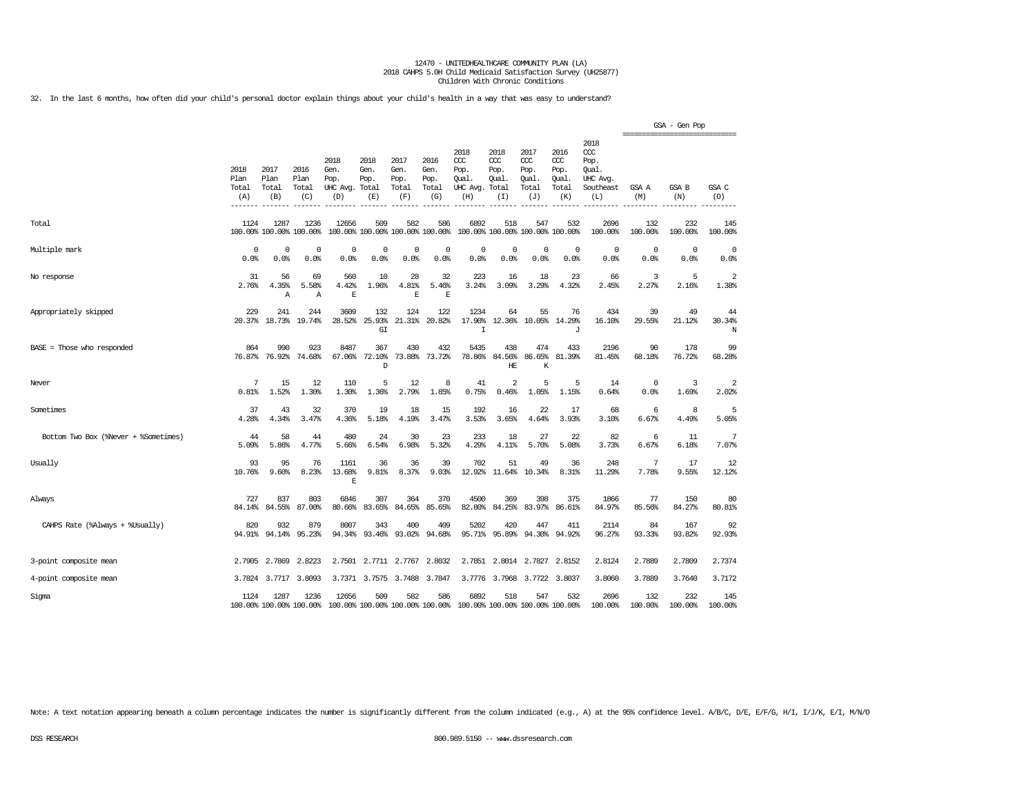12470 - UNITEDHEALTHCARE COMMUNITY PLAN (LA)
2018 CAHPS 5.0H Child Medicaid Satisfaction Survey (UH25877)
Children With Chronic Conditions

32. In the last 6 months, how often did your child's personal doctor explain things about your child's health in a way that was easy to understand?

| | 2018 Plan Total (A) | 2017 Plan Total (B) | 2016 Plan Total (C) | 2018 Gen. Pop. UHC Avg. (D) | 2018 Gen. Pop. Total (E) | 2017 Gen. Pop. Total (F) | 2016 Gen. Pop. Total (G) | 2018 CCC Pop. Qual. UHC Avg. (H) | 2018 CCC Pop. Qual. Total (I) | 2017 CCC Pop. Qual. Total (J) | 2016 CCC Pop. Qual. Total (K) | 2018 CCC Pop. Qual. UHC Avg. Southeast (L) | GSA - Gen Pop GSA A (M) | GSA B (N) | GSA C (O) |
|---|---|---|---|---|---|---|---|---|---|---|---|---|---|---|---|
| Total | 1124<br>100.00% | 1287<br>100.00% | 1236<br>100.00% | 12656<br>100.00% | 509<br>100.00% | 582<br>100.00% | 586<br>100.00% | 6892<br>100.00% | 518<br>100.00% | 547<br>100.00% | 532<br>100.00% | 2696<br>100.00% | 132<br>100.00% | 232<br>100.00% | 145<br>100.00% |
| Multiple mark | 0<br>0.0% | 0<br>0.0% | 0<br>0.0% | 0<br>0.0% | 0<br>0.0% | 0<br>0.0% | 0<br>0.0% | 0<br>0.0% | 0<br>0.0% | 0<br>0.0% | 0<br>0.0% | 0<br>0.0% | 0<br>0.0% | 0<br>0.0% | 0<br>0.0% |
| No response | 31<br>2.76% | 56<br>4.35%<br>A | 69<br>5.58%<br>A | 560<br>4.42%<br>E | 10<br>1.96% | 28<br>4.81%<br>E | 32<br>5.46%<br>E | 223<br>3.24% | 16<br>3.09% | 18<br>3.29% | 23<br>4.32% | 66<br>2.45% | 3<br>2.27% | 5<br>2.16% | 2<br>1.38% |
| Appropriately skipped | 229<br>20.37% | 241<br>18.73% | 244<br>19.74% | 3609<br>28.52% | 132<br>25.93%<br>GI | 124<br>21.31% | 122<br>20.82% | 1234<br>17.90%<br>I | 64<br>12.36% | 55<br>10.05% | 76<br>14.29%<br>J | 434<br>16.10% | 39<br>29.55% | 49<br>21.12% | 44<br>30.34%<br>N |
| BASE = Those who responded | 864<br>76.87% | 990<br>76.92% | 923<br>74.68% | 8487<br>67.06% | 367<br>72.10%<br>D | 430<br>73.88% | 432<br>73.72% | 5435<br>78.86% | 438<br>84.56%<br>HE | 474<br>86.65%<br>K | 433<br>81.39% | 2196<br>81.45% | 90<br>68.18% | 178<br>76.72% | 99<br>68.28% |
| Never | 7<br>0.81% | 15<br>1.52% | 12<br>1.30% | 110<br>1.30% | 5<br>1.36% | 12<br>2.79% | 8<br>1.85% | 41<br>0.75% | 2<br>0.46% | 5<br>1.05% | 5<br>1.15% | 14<br>0.64% | 0<br>0.0% | 3<br>1.69% | 2<br>2.02% |
| Sometimes | 37<br>4.28% | 43<br>4.34% | 32<br>3.47% | 370<br>4.36% | 19<br>5.18% | 18<br>4.19% | 15<br>3.47% | 192<br>3.53% | 16<br>3.65% | 22<br>4.64% | 17<br>3.93% | 68<br>3.10% | 6<br>6.67% | 8<br>4.49% | 5<br>5.05% |
| Bottom Two Box (%Never + %Sometimes) | 44<br>5.09% | 58<br>5.86% | 44<br>4.77% | 480<br>5.66% | 24<br>6.54% | 30<br>6.98% | 23<br>5.32% | 233<br>4.29% | 18<br>4.11% | 27<br>5.70% | 22<br>5.08% | 82<br>3.73% | 6<br>6.67% | 11<br>6.18% | 7<br>7.07% |
| Usually | 93<br>10.76% | 95<br>9.60% | 76<br>8.23% | 1161<br>13.68%<br>E | 36<br>9.81% | 36<br>8.37% | 39<br>9.03% | 702<br>12.92% | 51<br>11.64% | 49<br>10.34% | 36<br>8.31% | 248<br>11.29% | 7<br>7.78% | 17<br>9.55% | 12<br>12.12% |
| Always | 727<br>84.14% | 837<br>84.55% | 803<br>87.00% | 6846<br>80.66% | 307<br>83.65% | 364<br>84.65% | 370<br>85.65% | 4500<br>82.80% | 369<br>84.25% | 398<br>83.97% | 375<br>86.61% | 1866<br>84.97% | 77<br>85.56% | 150<br>84.27% | 80<br>80.81% |
| CAHPS Rate (%Always + %Usually) | 820<br>94.91% | 932<br>94.14% | 879<br>95.23% | 8007<br>94.34% | 343<br>93.46% | 400<br>93.02% | 409<br>94.68% | 5202<br>95.71% | 420<br>95.89% | 447<br>94.30% | 411<br>94.92% | 2114<br>96.27% | 84<br>93.33% | 167<br>93.82% | 92<br>92.93% |
| 3-point composite mean | 2.7905 | 2.7869 | 2.8223 | 2.7501 | 2.7711 | 2.7767 | 2.8032 | 2.7851 | 2.8014 | 2.7827 | 2.8152 | 2.8124 | 2.7889 | 2.7809 | 2.7374 |
| 4-point composite mean | 3.7824 | 3.7717 | 3.8093 | 3.7371 | 3.7575 | 3.7488 | 3.7847 | 3.7776 | 3.7968 | 3.7722 | 3.8037 | 3.8060 | 3.7889 | 3.7640 | 3.7172 |
| Sigma | 1124<br>100.00% | 1287<br>100.00% | 1236<br>100.00% | 12656<br>100.00% | 509<br>100.00% | 582<br>100.00% | 586<br>100.00% | 6892<br>100.00% | 518<br>100.00% | 547<br>100.00% | 532<br>100.00% | 2696<br>100.00% | 132<br>100.00% | 232<br>100.00% | 145<br>100.00% |

Note: A text notation appearing beneath a column percentage indicates the number is significantly different from the column indicated (e.g., A) at the 95% confidence level. A/B/C, D/E, E/F/G, H/I, I/J/K, E/I, M/N/O

DSS RESEARCH 800.989.5150 -- www.dssresearch.com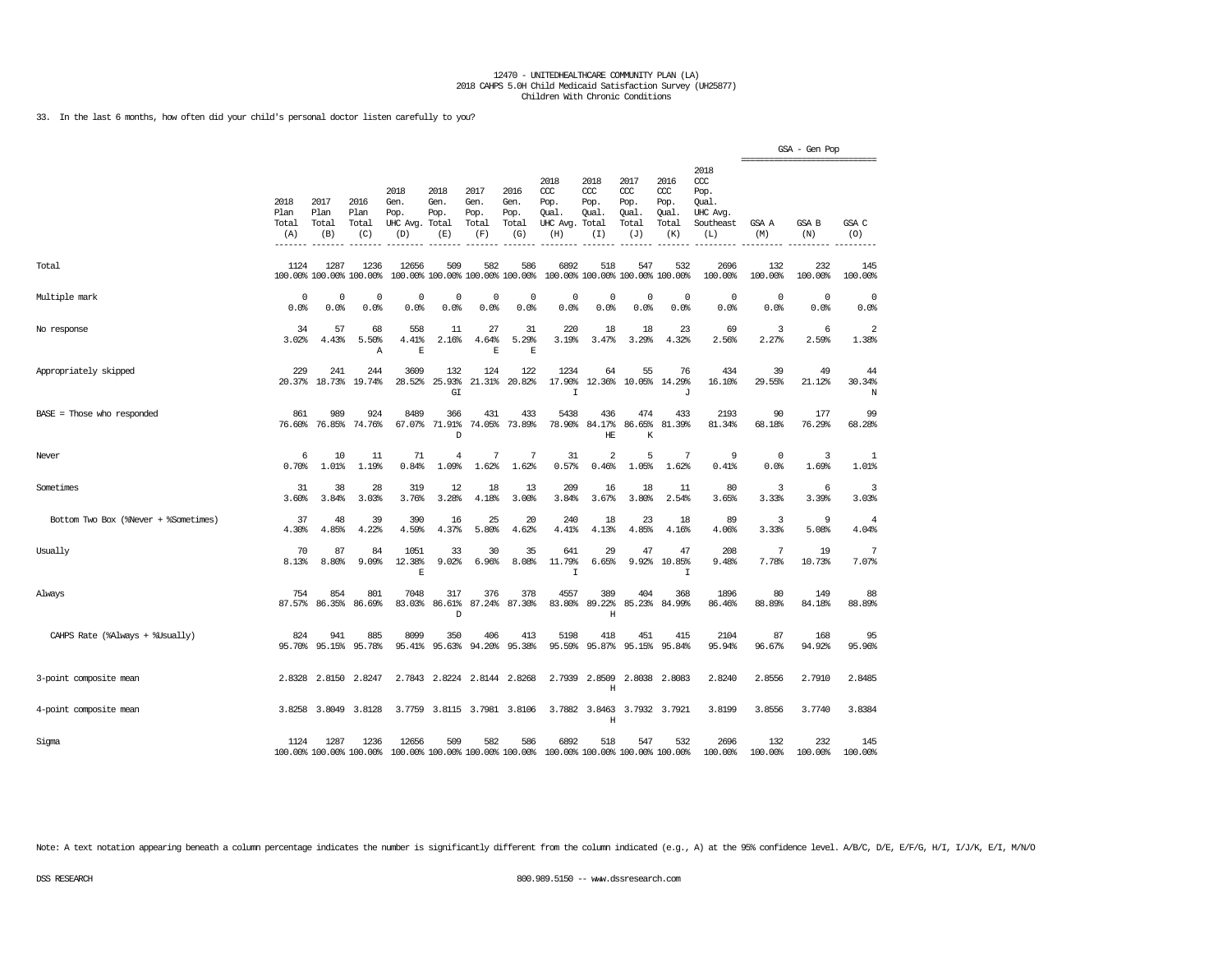12470 - UNITEDHEALTHCARE COMMUNITY PLAN (LA)
2018 CAHPS 5.0H Child Medicaid Satisfaction Survey (UH25877)
Children With Chronic Conditions

33. In the last 6 months, how often did your child's personal doctor listen carefully to you?

| | 2018 Plan Total (A) | 2017 Plan Total (B) | 2016 Plan Total (C) | 2018 Gen. Pop. UHC Avg. (D) | 2018 Gen. Pop. Total (E) | 2017 Gen. Pop. Total (F) | 2016 Gen. Pop. Total (G) | 2018 CCC Pop. Qual. UHC Avg. (H) | 2018 CCC Pop. Qual. Total (I) | 2017 CCC Pop. Qual. Total (J) | 2016 CCC Pop. Qual. Total (K) | 2018 CCC Pop. Qual. UHC Avg. Southeast (L) | GSA - Gen Pop: GSA A (M) | GSA B (N) | GSA C (O) |
|---|---|---|---|---|---|---|---|---|---|---|---|---|---|---|---|
| Total | 1124<br>100.00% | 1287<br>100.00% | 1236<br>100.00% | 12656<br>100.00% | 509<br>100.00% | 582<br>100.00% | 586<br>100.00% | 6892<br>100.00% | 518<br>100.00% | 547<br>100.00% | 532<br>100.00% | 2696<br>100.00% | 132<br>100.00% | 232<br>100.00% | 145<br>100.00% |
| Multiple mark | 0<br>0.0% | 0<br>0.0% | 0<br>0.0% | 0<br>0.0% | 0<br>0.0% | 0<br>0.0% | 0<br>0.0% | 0<br>0.0% | 0<br>0.0% | 0<br>0.0% | 0<br>0.0% | 0<br>0.0% | 0<br>0.0% | 0<br>0.0% | 0<br>0.0% |
| No response | 34<br>3.02% | 57<br>4.43% | 68<br>5.50%<br>A | 558<br>4.41%<br>E | 11<br>2.16% | 27<br>4.64%<br>E | 31<br>5.29%<br>E | 220<br>3.19% | 18<br>3.47% | 18<br>3.29% | 23<br>4.32% | 69<br>2.56% | 3<br>2.27% | 6<br>2.59% | 2<br>1.38% |
| Appropriately skipped | 229<br>20.37% | 241<br>18.73% | 244<br>19.74% | 3609<br>28.52% | 132<br>25.93%<br>GI | 124<br>21.31% | 122<br>20.82% | 1234<br>17.90%<br>I | 64<br>12.36% | 55<br>10.05% | 76<br>14.29%<br>J | 434<br>16.10% | 39<br>29.55% | 49<br>21.12% | 44<br>30.34%<br>N |
| BASE = Those who responded | 861<br>76.60% | 989<br>76.85% | 924<br>74.76% | 8489<br>67.07% | 366<br>71.91%<br>D | 431<br>74.05% | 433<br>73.89% | 5438<br>78.90% | 436<br>84.17%<br>HE | 474<br>86.65%<br>K | 433<br>81.39% | 2193<br>81.34% | 90<br>68.18% | 177<br>76.29% | 99<br>68.28% |
| Never | 6<br>0.70% | 10<br>1.01% | 11<br>1.19% | 71<br>0.84% | 4<br>1.09% | 7<br>1.62% | 7<br>1.62% | 31<br>0.57% | 2<br>0.46% | 5<br>1.05% | 7<br>1.62% | 9<br>0.41% | 0<br>0.0% | 3<br>1.69% | 1<br>1.01% |
| Sometimes | 31<br>3.60% | 38<br>3.84% | 28<br>3.03% | 319<br>3.76% | 12<br>3.28% | 18<br>4.18% | 13<br>3.00% | 209<br>3.84% | 16<br>3.67% | 18<br>3.80% | 11<br>2.54% | 80<br>3.65% | 3<br>3.33% | 6<br>3.39% | 3<br>3.03% |
| Bottom Two Box (%Never + %Sometimes) | 37<br>4.30% | 48<br>4.85% | 39<br>4.22% | 390<br>4.59% | 16<br>4.37% | 25<br>5.80% | 20<br>4.62% | 240<br>4.41% | 18<br>4.13% | 23<br>4.85% | 18<br>4.16% | 89<br>4.06% | 3<br>3.33% | 9<br>5.08% | 4<br>4.04% |
| Usually | 70<br>8.13% | 87<br>8.80% | 84<br>9.09% | 1051<br>12.38%<br>E | 33<br>9.02% | 30<br>6.96% | 35<br>8.08% | 641<br>11.79%<br>I | 29<br>6.65% | 47<br>9.92% | 47<br>10.85%<br>I | 208<br>9.48% | 7<br>7.78% | 19<br>10.73% | 7<br>7.07% |
| Always | 754<br>87.57% | 854<br>86.35% | 801<br>86.69% | 7048<br>83.03% | 317<br>86.61%<br>D | 376<br>87.24% | 378<br>87.30% | 4557<br>83.80% | 389<br>89.22%<br>H | 404<br>85.23% | 368<br>84.99% | 1896<br>86.46% | 80<br>88.89% | 149<br>84.18% | 88<br>88.89% |
| CAHPS Rate (%Always + %Usually) | 824<br>95.70% | 941<br>95.15% | 885<br>95.78% | 8099<br>95.41% | 350<br>95.63% | 406<br>94.20% | 413<br>95.38% | 5198<br>95.59% | 418<br>95.87% | 451<br>95.15% | 415<br>95.84% | 2104<br>95.94% | 87<br>96.67% | 168<br>94.92% | 95<br>95.96% |
| 3-point composite mean | 2.8328 | 2.8150 | 2.8247 | 2.7843 | 2.8224 | 2.8144 | 2.8268 | 2.7939 | 2.8509<br>H | 2.8038 | 2.8083 | 2.8240 | 2.8556 | 2.7910 | 2.8485 |
| 4-point composite mean | 3.8258 | 3.8049 | 3.8128 | 3.7759 | 3.8115 | 3.7981 | 3.8106 | 3.7882 | 3.8463<br>H | 3.7932 | 3.7921 | 3.8199 | 3.8556 | 3.7740 | 3.8384 |
| Sigma | 1124<br>100.00% | 1287<br>100.00% | 1236<br>100.00% | 12656<br>100.00% | 509<br>100.00% | 582<br>100.00% | 586<br>100.00% | 6892<br>100.00% | 518<br>100.00% | 547<br>100.00% | 532<br>100.00% | 2696<br>100.00% | 132<br>100.00% | 232<br>100.00% | 145<br>100.00% |

Note: A text notation appearing beneath a column percentage indicates the number is significantly different from the column indicated (e.g., A) at the 95% confidence level. A/B/C, D/E, E/F/G, H/I, I/J/K, E/I, M/N/O

DSS RESEARCH 800.989.5150 -- www.dssresearch.com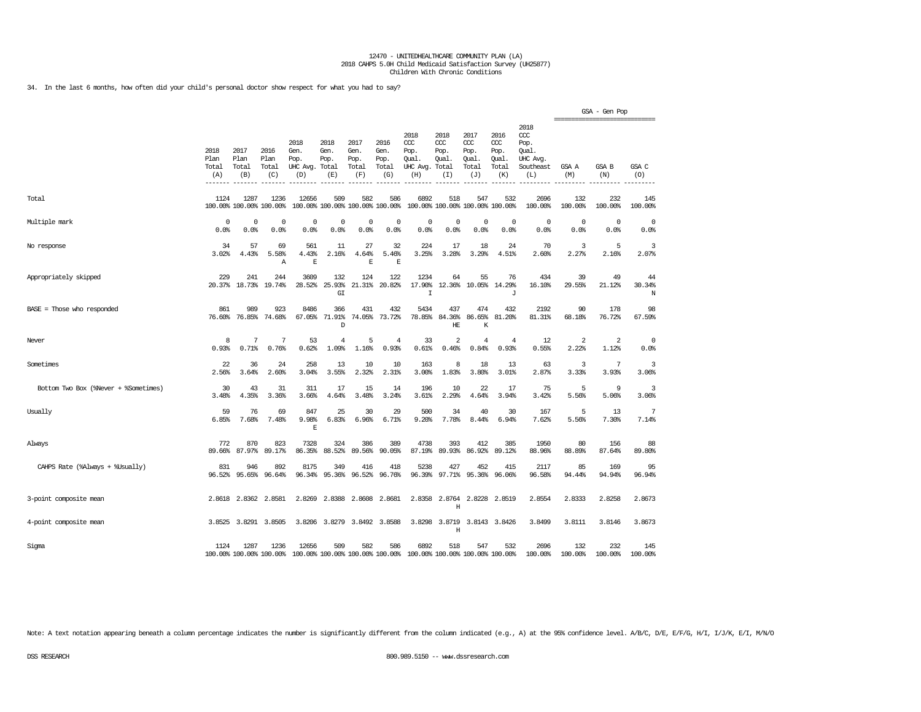12470 - UNITEDHEALTHCARE COMMUNITY PLAN (LA)
2018 CAHPS 5.0H Child Medicaid Satisfaction Survey (UH25877)
Children With Chronic Conditions

34. In the last 6 months, how often did your child's personal doctor show respect for what you had to say?

| | 2018 Plan Total (A) | 2017 Plan Total (B) | 2016 Plan Total (C) | 2018 Gen. Pop. UHC Avg. (D) | 2018 Gen. Pop. Total (E) | 2017 Gen. Pop. Total (F) | 2016 Gen. Pop. Total (G) | 2018 CCC Pop. Qual. UHC Avg. (H) | 2018 CCC Pop. Qual. Total (I) | 2017 CCC Pop. Qual. Total (J) | 2016 CCC Pop. Qual. Total (K) | 2018 CCC Pop. Qual. UHC Avg. Southeast (L) | GSA - Gen Pop GSA A (M) | GSA - Gen Pop GSA B (N) | GSA - Gen Pop GSA C (O) |
|---|---|---|---|---|---|---|---|---|---|---|---|---|---|---|---|
| Total | 1124<br>100.00% | 1287<br>100.00% | 1236<br>100.00% | 12656<br>100.00% | 509<br>100.00% | 582<br>100.00% | 586<br>100.00% | 6892<br>100.00% | 518<br>100.00% | 547<br>100.00% | 532<br>100.00% | 2696<br>100.00% | 132<br>100.00% | 232<br>100.00% | 145<br>100.00% |
| Multiple mark | 0<br>0.0% | 0<br>0.0% | 0<br>0.0% | 0<br>0.0% | 0<br>0.0% | 0<br>0.0% | 0<br>0.0% | 0<br>0.0% | 0<br>0.0% | 0<br>0.0% | 0<br>0.0% | 0<br>0.0% | 0<br>0.0% | 0<br>0.0% | 0<br>0.0% |
| No response | 34<br>3.02% | 57<br>4.43% | 69<br>5.58%<br>A | 561<br>4.43%<br>E | 11<br>2.16% | 27<br>4.64%<br>E | 32<br>5.46%<br>E | 224<br>3.25% | 17<br>3.28% | 18<br>3.29% | 24<br>4.51% | 70<br>2.60% | 3<br>2.27% | 5<br>2.16% | 3<br>2.07% |
| Appropriately skipped | 229<br>20.37% | 241<br>18.73% | 244<br>19.74% | 3609<br>28.52% | 132<br>25.93%<br>GI | 124<br>21.31% | 122<br>20.82% | 1234<br>17.90%<br>I | 64<br>12.36% | 55<br>10.05% | 76<br>14.29%<br>J | 434<br>16.10% | 39<br>29.55% | 49<br>21.12% | 44<br>30.34%<br>N |
| BASE = Those who responded | 861<br>76.60% | 989<br>76.85% | 923<br>74.68% | 8486<br>67.05% | 366<br>71.91%<br>D | 431<br>74.05% | 432<br>73.72% | 5434<br>78.85% | 437<br>84.36%<br>HE | 474<br>86.65%<br>K | 432<br>81.20% | 2192<br>81.31% | 90<br>68.18% | 178<br>76.72% | 98<br>67.59% |
| Never | 8<br>0.93% | 7<br>0.71% | 7<br>0.76% | 53<br>0.62% | 4<br>1.09% | 5<br>1.16% | 4<br>0.93% | 33<br>0.61% | 2<br>0.46% | 4<br>0.84% | 4<br>0.93% | 12<br>0.55% | 2<br>2.22% | 2<br>1.12% | 0<br>0.0% |
| Sometimes | 22<br>2.56% | 36<br>3.64% | 24<br>2.60% | 258<br>3.04% | 13<br>3.55% | 10<br>2.32% | 10<br>2.31% | 163<br>3.00% | 8<br>1.83% | 18<br>3.80% | 13<br>3.01% | 63<br>2.87% | 3<br>3.33% | 7<br>3.93% | 3<br>3.06% |
| Bottom Two Box (%Never + %Sometimes) | 30<br>3.48% | 43<br>4.35% | 31<br>3.36% | 311<br>3.66% | 17<br>4.64% | 15<br>3.48% | 14<br>3.24% | 196<br>3.61% | 10<br>2.29% | 22<br>4.64% | 17<br>3.94% | 75<br>3.42% | 5<br>5.56% | 9<br>5.06% | 3<br>3.06% |
| Usually | 59<br>6.85% | 76<br>7.68% | 69<br>7.48% | 847<br>9.98%<br>E | 25<br>6.83% | 30<br>6.96% | 29<br>6.71% | 500<br>9.20% | 34<br>7.78% | 40<br>8.44% | 30<br>6.94% | 167<br>7.62% | 5<br>5.56% | 13<br>7.30% | 7<br>7.14% |
| Always | 772<br>89.66% | 870<br>87.97% | 823<br>89.17% | 7328<br>86.35% | 324<br>88.52% | 386<br>89.56% | 389<br>90.05% | 4738<br>87.19% | 393<br>89.93% | 412<br>86.92% | 385<br>89.12% | 1950<br>88.96% | 80<br>88.89% | 156<br>87.64% | 88<br>89.80% |
| CAHPS Rate (%Always + %Usually) | 831<br>96.52% | 946<br>95.65% | 892<br>96.64% | 8175<br>96.34% | 349<br>95.36% | 416<br>96.52% | 418<br>96.76% | 5238<br>96.39% | 427<br>97.71% | 452<br>95.36% | 415<br>96.06% | 2117<br>96.58% | 85<br>94.44% | 169<br>94.94% | 95<br>96.94% |
| 3-point composite mean | 2.8618 | 2.8362 | 2.8581 | 2.8269 | 2.8388 | 2.8608 | 2.8681 | 2.8358 | 2.8764<br>H | 2.8228 | 2.8519 | 2.8554 | 2.8333 | 2.8258 | 2.8673 |
| 4-point composite mean | 3.8525 | 3.8291 | 3.8505 | 3.8206 | 3.8279 | 3.8492 | 3.8588 | 3.8298 | 3.8719<br>H | 3.8143 | 3.8426 | 3.8499 | 3.8111 | 3.8146 | 3.8673 |
| Sigma | 1124<br>100.00% | 1287<br>100.00% | 1236<br>100.00% | 12656<br>100.00% | 509<br>100.00% | 582<br>100.00% | 586<br>100.00% | 6892<br>100.00% | 518<br>100.00% | 547<br>100.00% | 532<br>100.00% | 2696<br>100.00% | 132<br>100.00% | 232<br>100.00% | 145<br>100.00% |

Note: A text notation appearing beneath a column percentage indicates the number is significantly different from the column indicated (e.g., A) at the 95% confidence level. A/B/C, D/E, E/F/G, H/I, I/J/K, E/I, M/N/O

DSS RESEARCH 800.989.5150 -- www.dssresearch.com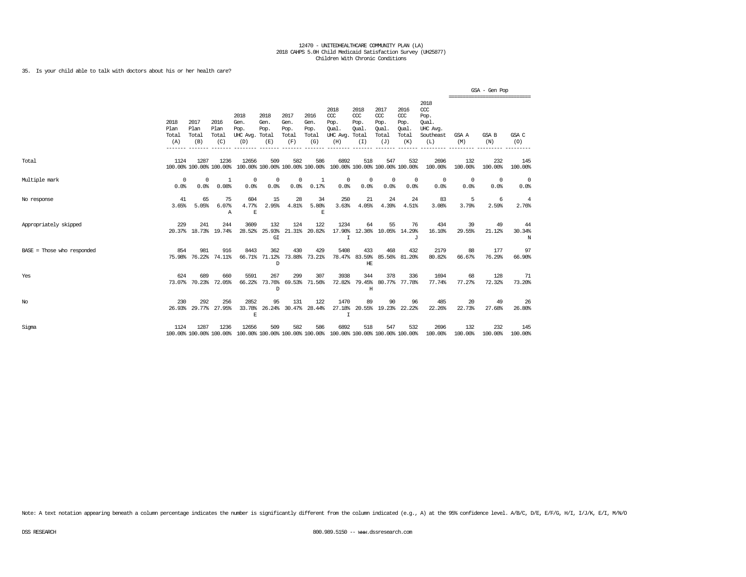12470 - UNITEDHEALTHCARE COMMUNITY PLAN (LA)
2018 CAHPS 5.0H Child Medicaid Satisfaction Survey (UH25877)
Children With Chronic Conditions

35. Is your child able to talk with doctors about his or her health care?

| | 2018 Plan Total (A) | 2017 Plan Total (B) | 2016 Plan Total (C) | 2018 Gen. Pop. UHC Avg. (D) | 2018 Gen. Pop. Total (E) | 2017 Gen. Pop. Total (F) | 2016 Gen. Pop. Total (G) | 2018 CCC Pop. Qual. UHC Avg. (H) | 2018 CCC Pop. Qual. Total (I) | 2017 CCC Pop. Qual. Total (J) | 2016 CCC Pop. Qual. Total (K) | 2018 CCC Pop. Qual. UHC Avg. Southeast (L) | GSA - Gen Pop GSA A (M) | GSA - Gen Pop GSA B (N) | GSA - Gen Pop GSA C (O) |
|---|---|---|---|---|---|---|---|---|---|---|---|---|---|---|---|
| Total | 1124<br>100.00% | 1287<br>100.00% | 1236<br>100.00% | 12656<br>100.00% | 509<br>100.00% | 582<br>100.00% | 586<br>100.00% | 6892<br>100.00% | 518<br>100.00% | 547<br>100.00% | 532<br>100.00% | 2696<br>100.00% | 132<br>100.00% | 232<br>100.00% | 145<br>100.00% |
| Multiple mark | 0<br>0.0% | 0<br>0.0% | 1<br>0.08% | 0<br>0.0% | 0<br>0.0% | 0<br>0.0% | 1<br>0.17% | 0<br>0.0% | 0<br>0.0% | 0<br>0.0% | 0<br>0.0% | 0<br>0.0% | 0<br>0.0% | 0<br>0.0% | 0<br>0.0% |
| No response | 41<br>3.65% | 65<br>5.05% | 75<br>6.07%<br>A | 604<br>4.77%<br>E | 15<br>2.95% | 28<br>4.81% | 34<br>5.80%<br>E | 250<br>3.63% | 21<br>4.05% | 24<br>4.39% | 24<br>4.51% | 83<br>3.08% | 5<br>3.79% | 6<br>2.59% | 4<br>2.76% |
| Appropriately skipped | 229<br>20.37% | 241<br>18.73% | 244<br>19.74% | 3609<br>28.52% | 132<br>25.93%<br>GI | 124<br>21.31% | 122<br>20.82% | 1234<br>17.90%<br>I | 64<br>12.36% | 55<br>10.05% | 76<br>14.29%<br>J | 434<br>16.10% | 39<br>29.55% | 49<br>21.12% | 44<br>30.34%<br>N |
| BASE = Those who responded | 854<br>75.98% | 981<br>76.22% | 916<br>74.11% | 8443<br>66.71% | 362<br>71.12%<br>D | 430<br>73.88% | 429<br>73.21% | 5408<br>78.47% | 433<br>83.59%<br>HE | 468<br>85.56% | 432<br>81.20% | 2179<br>80.82% | 88<br>66.67% | 177<br>76.29% | 97<br>66.90% |
| Yes | 624<br>73.07% | 689<br>70.23% | 660<br>72.05% | 5591<br>66.22% | 267<br>73.76%<br>D | 299<br>69.53% | 307<br>71.56% | 3938<br>72.82% | 344<br>79.45%<br>H | 378<br>80.77% | 336<br>77.78% | 1694<br>77.74% | 68<br>77.27% | 128<br>72.32% | 71<br>73.20% |
| No | 230<br>26.93% | 292<br>29.77% | 256<br>27.95% | 2852<br>33.78%<br>E | 95<br>26.24% | 131<br>30.47% | 122<br>28.44% | 1470<br>27.18%<br>I | 89<br>20.55% | 90<br>19.23% | 96<br>22.22% | 485<br>22.26% | 20<br>22.73% | 49<br>27.68% | 26<br>26.80% |
| Sigma | 1124<br>100.00% | 1287<br>100.00% | 1236<br>100.00% | 12656<br>100.00% | 509<br>100.00% | 582<br>100.00% | 586<br>100.00% | 6892<br>100.00% | 518<br>100.00% | 547<br>100.00% | 532<br>100.00% | 2696<br>100.00% | 132<br>100.00% | 232<br>100.00% | 145<br>100.00% |

Note: A text notation appearing beneath a column percentage indicates the number is significantly different from the column indicated (e.g., A) at the 95% confidence level. A/B/C, D/E, E/F/G, H/I, I/J/K, E/I, M/N/O

DSS RESEARCH 800.989.5150 -- www.dssresearch.com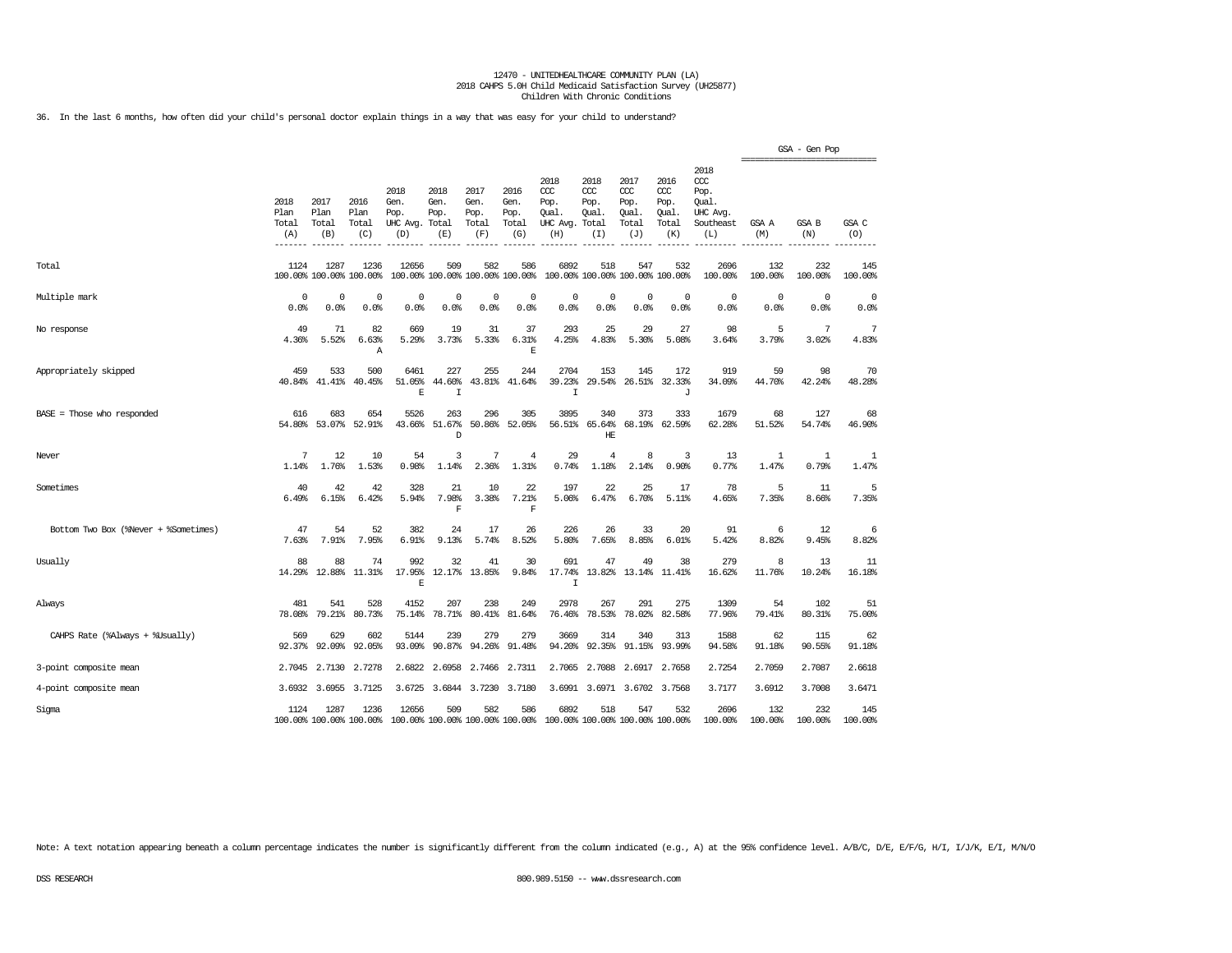12470 - UNITEDHEALTHCARE COMMUNITY PLAN (LA)
2018 CAHPS 5.0H Child Medicaid Satisfaction Survey (UH25877)
Children With Chronic Conditions

36. In the last 6 months, how often did your child's personal doctor explain things in a way that was easy for your child to understand?

| | 2018 Plan Total (A) | 2017 Plan Total (B) | 2016 Plan Total (C) | 2018 Gen. Pop. UHC Avg. (D) | 2018 Gen. Pop. Total (E) | 2017 Gen. Pop. Total (F) | 2016 Gen. Pop. Total (G) | 2018 CCC Pop. Qual. UHC Avg. (H) | 2018 CCC Pop. Qual. Total (I) | 2017 CCC Pop. Qual. Total (J) | 2016 CCC Pop. Qual. Total (K) | 2018 CCC Pop. Qual. UHC Avg. Southeast (L) | GSA - Gen Pop GSA A (M) | GSA - Gen Pop GSA B (N) | GSA - Gen Pop GSA C (O) |
|---|---|---|---|---|---|---|---|---|---|---|---|---|---|---|---|
| Total | 1124<br>100.00% | 1287<br>100.00% | 1236<br>100.00% | 12656<br>100.00% | 509<br>100.00% | 582<br>100.00% | 586<br>100.00% | 6892<br>100.00% | 518<br>100.00% | 547<br>100.00% | 532<br>100.00% | 2696<br>100.00% | 132<br>100.00% | 232<br>100.00% | 145<br>100.00% |
| Multiple mark | 0<br>0.0% | 0<br>0.0% | 0<br>0.0% | 0<br>0.0% | 0<br>0.0% | 0<br>0.0% | 0<br>0.0% | 0<br>0.0% | 0<br>0.0% | 0<br>0.0% | 0<br>0.0% | 0<br>0.0% | 0<br>0.0% | 0<br>0.0% | 0<br>0.0% |
| No response | 49<br>4.36% | 71<br>5.52% | 82<br>6.63%<br>A | 669<br>5.29% | 19<br>3.73% | 31<br>5.33% | 37<br>6.31%<br>E | 293<br>4.25% | 25<br>4.83% | 29<br>5.30% | 27<br>5.08% | 98<br>3.64% | 5<br>3.79% | 7<br>3.02% | 7<br>4.83% |
| Appropriately skipped | 459<br>40.84% | 533<br>41.41% | 500<br>40.45% | 6461<br>51.05%<br>E | 227<br>44.60%<br>I | 255<br>43.81% | 244<br>41.64% | 2704<br>39.23%<br>I | 153<br>29.54% | 145<br>26.51% | 172<br>32.33%<br>J | 919<br>34.09% | 59<br>44.70% | 98<br>42.24% | 70<br>48.28% |
| BASE = Those who responded | 616<br>54.80% | 683<br>53.07% | 654<br>52.91% | 5526<br>43.66% | 263<br>51.67%<br>D | 296<br>50.86% | 305<br>52.05% | 3895<br>56.51% | 340<br>65.64%<br>HE | 373<br>68.19% | 333<br>62.59% | 1679<br>62.28% | 68<br>51.52% | 127<br>54.74% | 68<br>46.90% |
| Never | 7<br>1.14% | 12<br>1.76% | 10<br>1.53% | 54<br>0.98% | 3<br>1.14% | 7<br>2.36% | 4<br>1.31% | 29<br>0.74% | 4<br>1.18% | 8<br>2.14% | 3<br>0.90% | 13<br>0.77% | 1<br>1.47% | 1<br>0.79% | 1<br>1.47% |
| Sometimes | 40<br>6.49% | 42<br>6.15% | 42<br>6.42% | 328<br>5.94% | 21<br>7.98%<br>F | 10<br>3.38% | 22<br>7.21%<br>F | 197<br>5.06% | 22<br>6.47% | 25<br>6.70% | 17<br>5.11% | 78<br>4.65% | 5<br>7.35% | 11<br>8.66% | 5<br>7.35% |
| Bottom Two Box (%Never + %Sometimes) | 47<br>7.63% | 54<br>7.91% | 52<br>7.95% | 382<br>6.91% | 24<br>9.13% | 17<br>5.74% | 26<br>8.52% | 226<br>5.80% | 26<br>7.65% | 33<br>8.85% | 20<br>6.01% | 91<br>5.42% | 6<br>8.82% | 12<br>9.45% | 6<br>8.82% |
| Usually | 88<br>14.29% | 88<br>12.88% | 74<br>11.31% | 992<br>17.95%<br>E | 32<br>12.17% | 41<br>13.85% | 30<br>9.84% | 691<br>17.74%<br>I | 47<br>13.82% | 49<br>13.14% | 38<br>11.41% | 279<br>16.62% | 8<br>11.76% | 13<br>10.24% | 11<br>16.18% |
| Always | 481<br>78.08% | 541<br>79.21% | 528<br>80.73% | 4152<br>75.14% | 207<br>78.71% | 238<br>80.41% | 249<br>81.64% | 2978<br>76.46% | 267<br>78.53% | 291<br>78.02% | 275<br>82.58% | 1309<br>77.96% | 54<br>79.41% | 102<br>80.31% | 51<br>75.00% |
| CAHPS Rate (%Always + %Usually) | 569<br>92.37% | 629<br>92.09% | 602<br>92.05% | 5144<br>93.09% | 239<br>90.87% | 279<br>94.26% | 279<br>91.48% | 3669<br>94.20% | 314<br>92.35% | 340<br>91.15% | 313<br>93.99% | 1588<br>94.58% | 62<br>91.18% | 115<br>90.55% | 62<br>91.18% |
| 3-point composite mean | 2.7045 | 2.7130 | 2.7278 | 2.6822 | 2.6958 | 2.7466 | 2.7311 | 2.7065 | 2.7088 | 2.6917 | 2.7658 | 2.7254 | 2.7059 | 2.7087 | 2.6618 |
| 4-point composite mean | 3.6932 | 3.6955 | 3.7125 | 3.6725 | 3.6844 | 3.7230 | 3.7180 | 3.6991 | 3.6971 | 3.6702 | 3.7568 | 3.7177 | 3.6912 | 3.7008 | 3.6471 |
| Sigma | 1124<br>100.00% | 1287<br>100.00% | 1236<br>100.00% | 12656<br>100.00% | 509<br>100.00% | 582<br>100.00% | 586<br>100.00% | 6892<br>100.00% | 518<br>100.00% | 547<br>100.00% | 532<br>100.00% | 2696<br>100.00% | 132<br>100.00% | 232<br>100.00% | 145<br>100.00% |

Note: A text notation appearing beneath a column percentage indicates the number is significantly different from the column indicated (e.g., A) at the 95% confidence level. A/B/C, D/E, E/F/G, H/I, I/J/K, E/I, M/N/O

DSS RESEARCH 800.989.5150 -- www.dssresearch.com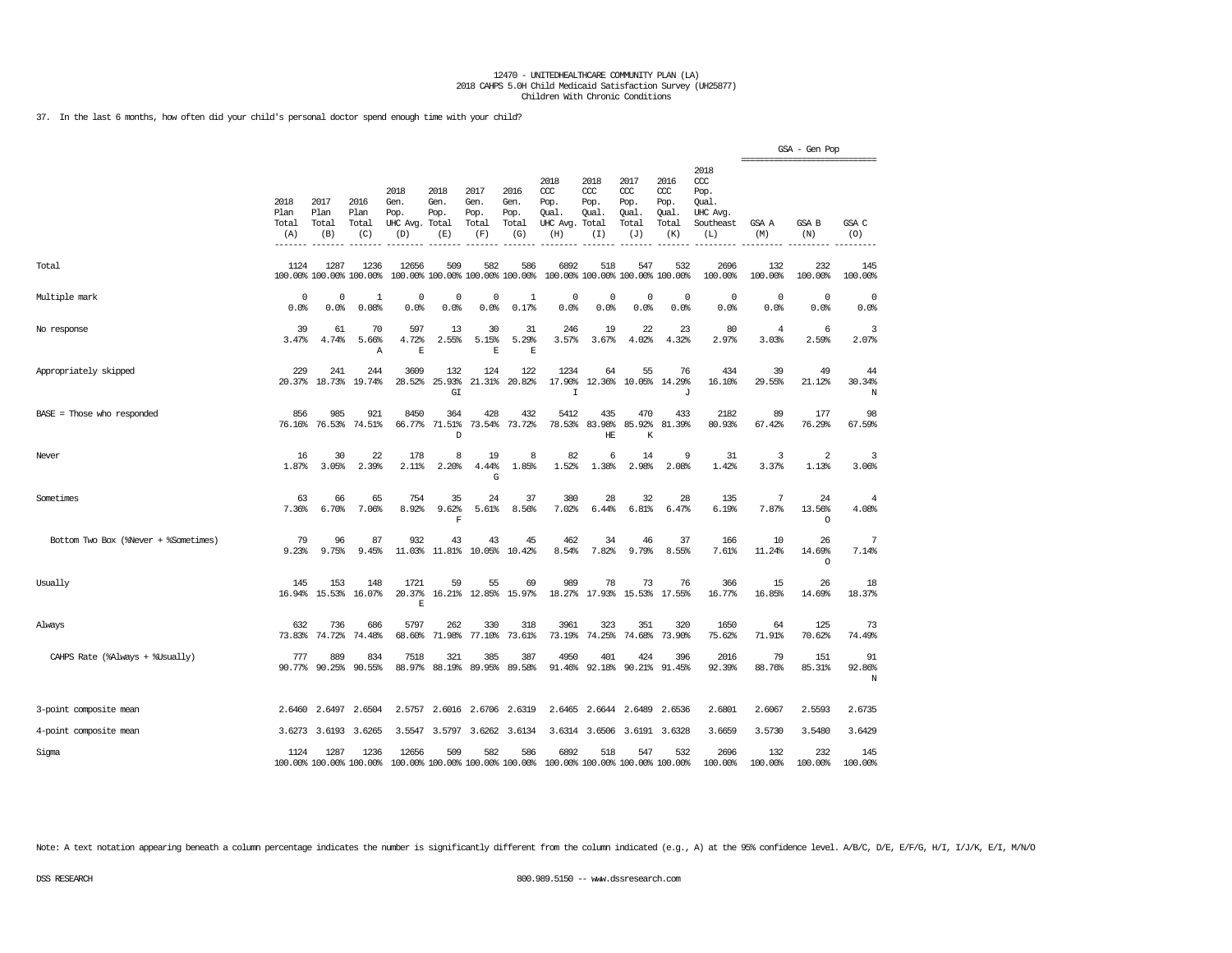12470 - UNITEDHEALTHCARE COMMUNITY PLAN (LA)
2018 CAHPS 5.0H Child Medicaid Satisfaction Survey (UH25877)
Children With Chronic Conditions

37. In the last 6 months, how often did your child's personal doctor spend enough time with your child?

| | 2018 Plan Total (A) | 2017 Plan Total (B) | 2016 Plan Total (C) | 2018 Gen. Pop. UHC Avg. (D) | 2018 Gen. Pop. Total (E) | 2017 Gen. Pop. Total (F) | 2016 Gen. Pop. Total (G) | 2018 CCC Pop. Qual. UHC Avg. (H) | 2018 CCC Pop. Qual. Total (I) | 2017 CCC Pop. Qual. Total (J) | 2016 CCC Pop. Qual. Total (K) | 2018 CCC Pop. Qual. UHC Avg. Southeast (L) | GSA - Gen Pop GSA A (M) | GSA - Gen Pop GSA B (N) | GSA - Gen Pop GSA C (O) |
|---|---|---|---|---|---|---|---|---|---|---|---|---|---|---|---|
| Total | 1124<br>100.00% | 1287<br>100.00% | 1236<br>100.00% | 12656<br>100.00% | 509<br>100.00% | 582<br>100.00% | 586<br>100.00% | 6892<br>100.00% | 518<br>100.00% | 547<br>100.00% | 532<br>100.00% | 2696<br>100.00% | 132<br>100.00% | 232<br>100.00% | 145<br>100.00% |
| Multiple mark | 0<br>0.0% | 0<br>0.0% | 1<br>0.08% | 0<br>0.0% | 0<br>0.0% | 0<br>0.0% | 1<br>0.17% | 0<br>0.0% | 0<br>0.0% | 0<br>0.0% | 0<br>0.0% | 0<br>0.0% | 0<br>0.0% | 0<br>0.0% | 0<br>0.0% |
| No response | 39<br>3.47% | 61<br>4.74% | 70<br>5.66%<br>A | 597<br>4.72%<br>E | 13<br>2.55% | 30<br>5.15%<br>E | 31<br>5.29%<br>E | 246<br>3.57% | 19<br>3.67% | 22<br>4.02% | 23<br>4.32% | 80<br>2.97% | 4<br>3.03% | 6<br>2.59% | 3<br>2.07% |
| Appropriately skipped | 229<br>20.37% | 241<br>18.73% | 244<br>19.74% | 3609<br>28.52% | 132<br>25.93%<br>GI | 124<br>21.31% | 122<br>20.82% | 1234<br>17.90%<br>I | 64<br>12.36% | 55<br>10.05% | 76<br>14.29%<br>J | 434<br>16.10% | 39<br>29.55% | 49<br>21.12% | 44<br>30.34%<br>N |
| BASE = Those who responded | 856<br>76.16% | 985<br>76.53% | 921<br>74.51% | 8450<br>66.77% | 364<br>71.51%<br>D | 428<br>73.54% | 432<br>73.72% | 5412<br>78.53% | 435<br>83.98%<br>HE | 470<br>85.92%<br>K | 433<br>81.39% | 2182<br>80.93% | 89<br>67.42% | 177<br>76.29% | 98<br>67.59% |
| Never | 16<br>1.87% | 30<br>3.05% | 22<br>2.39% | 178<br>2.11% | 8<br>2.20% | 19<br>4.44%<br>G | 8<br>1.85% | 82<br>1.52% | 6<br>1.38% | 14<br>2.98% | 9<br>2.08% | 31<br>1.42% | 3<br>3.37% | 2<br>1.13% | 3<br>3.06% |
| Sometimes | 63<br>7.36% | 66<br>6.70% | 65<br>7.06% | 754<br>8.92% | 35<br>9.62%<br>F | 24<br>5.61% | 37<br>8.56% | 380<br>7.02% | 28<br>6.44% | 32<br>6.81% | 28<br>6.47% | 135<br>6.19% | 7<br>7.87% | 24<br>13.56%<br>O | 4<br>4.08% |
| Bottom Two Box (%Never + %Sometimes) | 79<br>9.23% | 96<br>9.75% | 87<br>9.45% | 932<br>11.03% | 43<br>11.81% | 43<br>10.05% | 45<br>10.42% | 462<br>8.54% | 34<br>7.82% | 46<br>9.79% | 37<br>8.55% | 166<br>7.61% | 10<br>11.24% | 26<br>14.69%<br>O | 7<br>7.14% |
| Usually | 145<br>16.94% | 153<br>15.53% | 148<br>16.07% | 1721<br>20.37%<br>E | 59<br>16.21% | 55<br>12.85% | 69<br>15.97% | 989<br>18.27% | 78<br>17.93% | 73<br>15.53% | 76<br>17.55% | 366<br>16.77% | 15<br>16.85% | 26<br>14.69% | 18<br>18.37% |
| Always | 632<br>73.83% | 736<br>74.72% | 686<br>74.48% | 5797<br>68.60% | 262<br>71.98% | 330<br>77.10% | 318<br>73.61% | 3961<br>73.19% | 323<br>74.25% | 351<br>74.68% | 320<br>73.90% | 1650<br>75.62% | 64<br>71.91% | 125<br>70.62% | 73<br>74.49% |
| CAHPS Rate (%Always + %Usually) | 777<br>90.77% | 889<br>90.25% | 834<br>90.55% | 7518<br>88.97% | 321<br>88.19% | 385<br>89.95% | 387<br>89.58% | 4950<br>91.46% | 401<br>92.18% | 424<br>90.21% | 396<br>91.45% | 2016<br>92.39% | 79<br>88.76% | 151<br>85.31% | 91<br>92.86%<br>N |
| 3-point composite mean | 2.6460 | 2.6497 | 2.6504 | 2.5757 | 2.6016 | 2.6706 | 2.6319 | 2.6465 | 2.6644 | 2.6489 | 2.6536 | 2.6801 | 2.6067 | 2.5593 | 2.6735 |
| 4-point composite mean | 3.6273 | 3.6193 | 3.6265 | 3.5547 | 3.5797 | 3.6262 | 3.6134 | 3.6314 | 3.6506 | 3.6191 | 3.6328 | 3.6659 | 3.5730 | 3.5480 | 3.6429 |
| Sigma | 1124<br>100.00% | 1287<br>100.00% | 1236<br>100.00% | 12656<br>100.00% | 509<br>100.00% | 582<br>100.00% | 586<br>100.00% | 6892<br>100.00% | 518<br>100.00% | 547<br>100.00% | 532<br>100.00% | 2696<br>100.00% | 132<br>100.00% | 232<br>100.00% | 145<br>100.00% |

Note: A text notation appearing beneath a column percentage indicates the number is significantly different from the column indicated (e.g., A) at the 95% confidence level. A/B/C, D/E, E/F/G, H/I, I/J/K, E/I, M/N/O

DSS RESEARCH    800.989.5150 -- www.dssresearch.com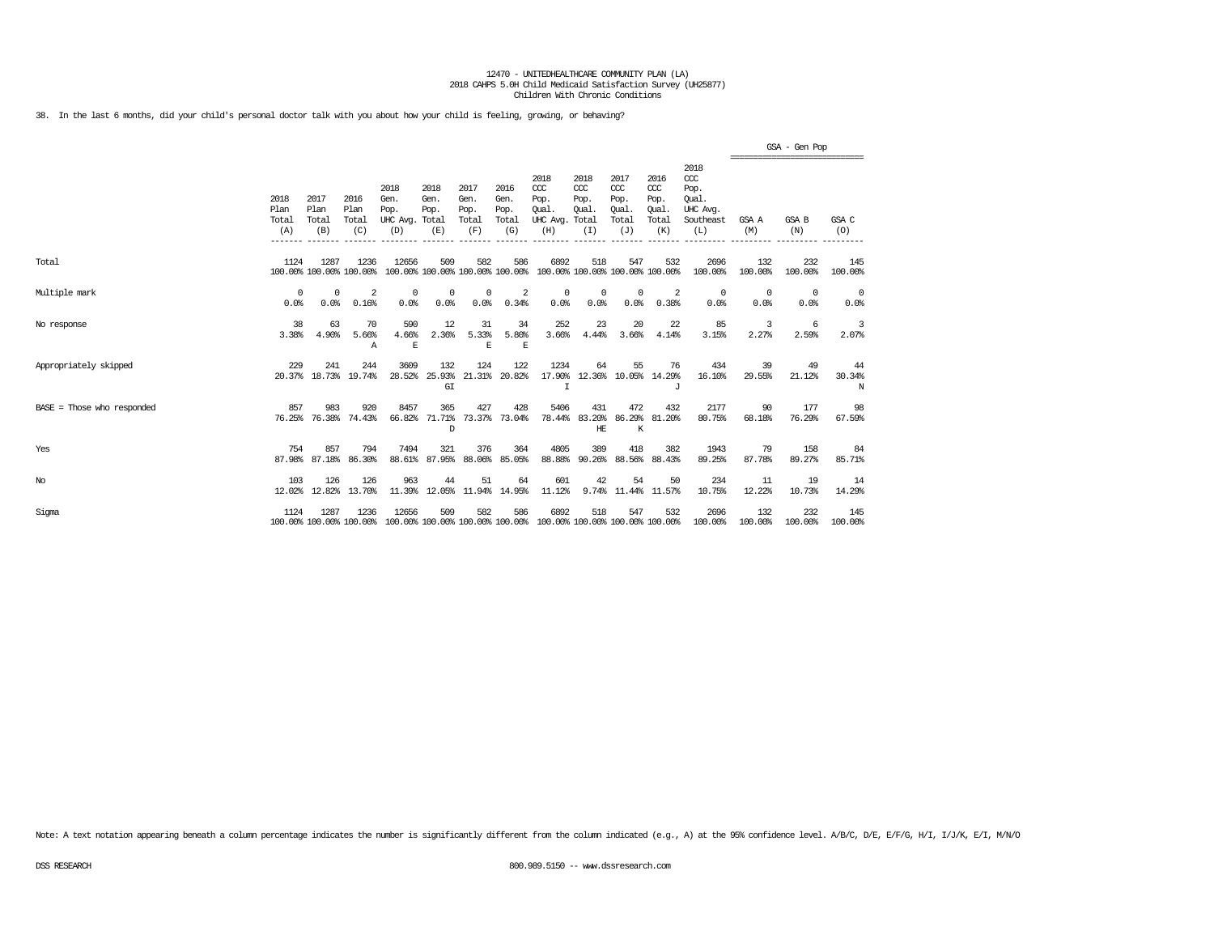12470 - UNITEDHEALTHCARE COMMUNITY PLAN (LA)
2018 CAHPS 5.0H Child Medicaid Satisfaction Survey (UH25877)
Children With Chronic Conditions

38. In the last 6 months, did your child's personal doctor talk with you about how your child is feeling, growing, or behaving?

| | 2018 Plan Total (A) | 2017 Plan Total (B) | 2016 Plan Total (C) | 2018 Gen. Pop. UHC Avg. (D) | 2018 Gen. Pop. Total (E) | 2017 Gen. Pop. Total (F) | 2016 Gen. Pop. Total (G) | 2018 CCC Pop. Qual. UHC Avg. (H) | 2018 CCC Pop. Qual. Total (I) | 2017 CCC Pop. Qual. Total (J) | 2016 CCC Pop. Qual. Total (K) | 2018 CCC Pop. Qual. UHC Avg. Southeast (L) | GSA - Gen Pop GSA A (M) | GSA B (N) | GSA C (O) |
|---|---|---|---|---|---|---|---|---|---|---|---|---|---|---|---|
| Total | 1124 | 1287 | 1236 | 12656 | 509 | 582 | 586 | 6892 | 518 | 547 | 532 | 2696 | 132 | 232 | 145 |
| | 100.00% | 100.00% | 100.00% | 100.00% | 100.00% | 100.00% | 100.00% | 100.00% | 100.00% | 100.00% | 100.00% | 100.00% | 100.00% | 100.00% | 100.00% |
| Multiple mark | 0 | 0 | 2 | 0 | 0 | 0 | 2 | 0 | 0 | 0 | 2 | 0 | 0 | 0 | 0 |
| | 0.0% | 0.0% | 0.16% | 0.0% | 0.0% | 0.0% | 0.34% | 0.0% | 0.0% | 0.0% | 0.38% | 0.0% | 0.0% | 0.0% | 0.0% |
| No response | 38 | 63 | 70 | 590 | 12 | 31 | 34 | 252 | 23 | 20 | 22 | 85 | 3 | 6 | 3 |
| | 3.38% | 4.90% | 5.66% | 4.66% | 2.36% | 5.33% | 5.80% | 3.66% | 4.44% | 3.66% | 4.14% | 3.15% | 2.27% | 2.59% | 2.07% |
| | | | A | E | | E | E | | | | | | | | |
| Appropriately skipped | 229 | 241 | 244 | 3609 | 132 | 124 | 122 | 1234 | 64 | 55 | 76 | 434 | 39 | 49 | 44 |
| | 20.37% | 18.73% | 19.74% | 28.52% | 25.93% | 21.31% | 20.82% | 17.90% | 12.36% | 10.05% | 14.29% | 16.10% | 29.55% | 21.12% | 30.34% |
| | | | | | GI | | | I | | | J | | | | N |
| BASE = Those who responded | 857 | 983 | 920 | 8457 | 365 | 427 | 428 | 5406 | 431 | 472 | 432 | 2177 | 90 | 177 | 98 |
| | 76.25% | 76.38% | 74.43% | 66.82% | 71.71% | 73.37% | 73.04% | 78.44% | 83.20% | 86.29% | 81.20% | 80.75% | 68.18% | 76.29% | 67.59% |
| | | | | | D | | | | HE | K | | | | | |
| Yes | 754 | 857 | 794 | 7494 | 321 | 376 | 364 | 4805 | 389 | 418 | 382 | 1943 | 79 | 158 | 84 |
| | 87.98% | 87.18% | 86.30% | 88.61% | 87.95% | 88.06% | 85.05% | 88.88% | 90.26% | 88.56% | 88.43% | 89.25% | 87.78% | 89.27% | 85.71% |
| No | 103 | 126 | 126 | 963 | 44 | 51 | 64 | 601 | 42 | 54 | 50 | 234 | 11 | 19 | 14 |
| | 12.02% | 12.82% | 13.70% | 11.39% | 12.05% | 11.94% | 14.95% | 11.12% | 9.74% | 11.44% | 11.57% | 10.75% | 12.22% | 10.73% | 14.29% |
| Sigma | 1124 | 1287 | 1236 | 12656 | 509 | 582 | 586 | 6892 | 518 | 547 | 532 | 2696 | 132 | 232 | 145 |
| | 100.00% | 100.00% | 100.00% | 100.00% | 100.00% | 100.00% | 100.00% | 100.00% | 100.00% | 100.00% | 100.00% | 100.00% | 100.00% | 100.00% | 100.00% |

Note: A text notation appearing beneath a column percentage indicates the number is significantly different from the column indicated (e.g., A) at the 95% confidence level. A/B/C, D/E, E/F/G, H/I, I/J/K, E/I, M/N/O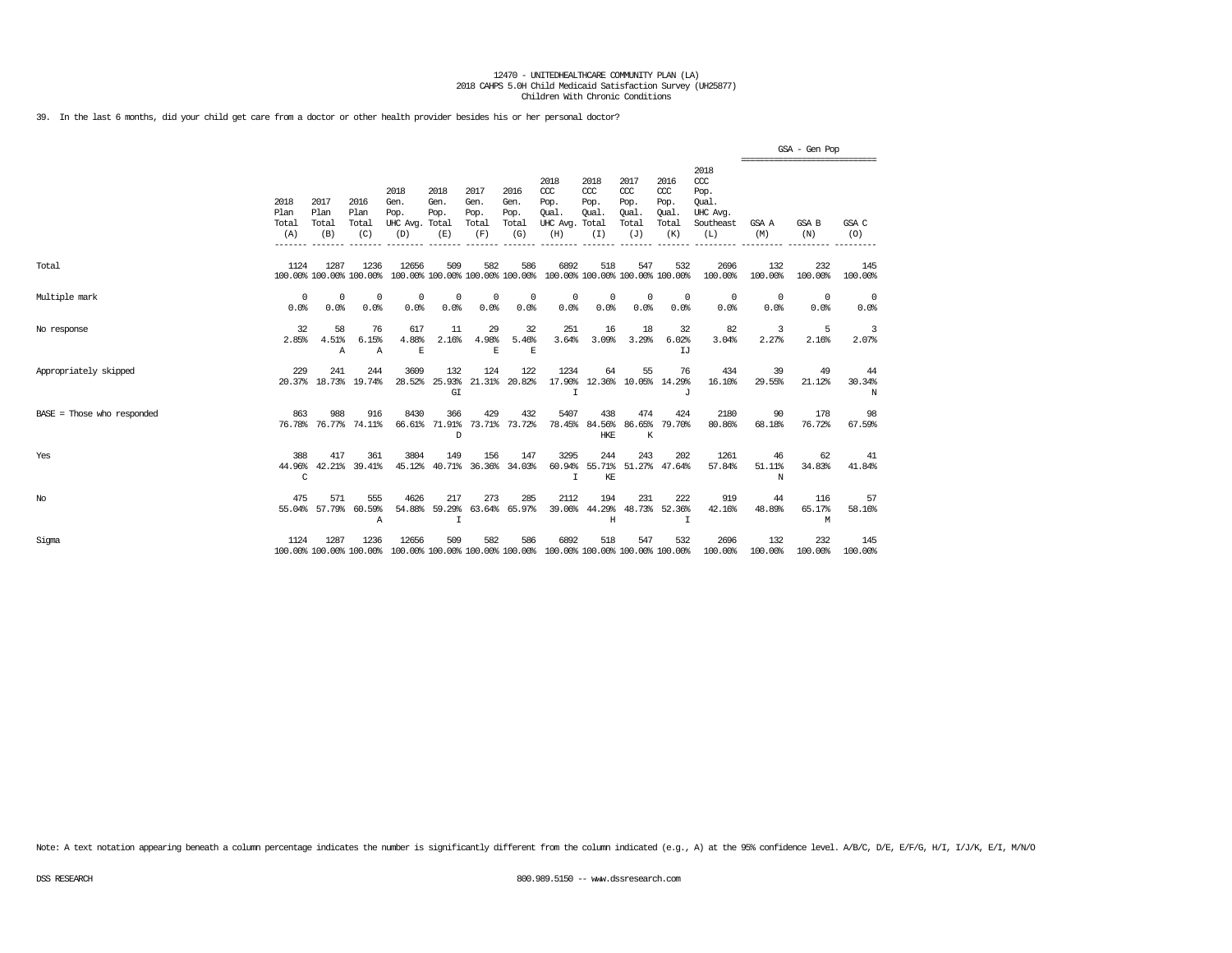12470 - UNITEDHEALTHCARE COMMUNITY PLAN (LA)
2018 CAHPS 5.0H Child Medicaid Satisfaction Survey (UH25877)
Children With Chronic Conditions

39. In the last 6 months, did your child get care from a doctor or other health provider besides his or her personal doctor?

| | 2018 Plan Total (A) | 2017 Plan Total (B) | 2016 Plan Total (C) | 2018 Gen. Pop. UHC Avg. (D) | 2018 Gen. Pop. Total (E) | 2017 Gen. Pop. Total (F) | 2016 Gen. Pop. Total (G) | 2018 CCC Pop. Qual. UHC Avg. (H) | 2018 CCC Pop. Qual. Total (I) | 2017 CCC Pop. Qual. Total (J) | 2016 CCC Pop. Qual. Total (K) | 2018 CCC Pop. Qual. UHC Avg. Southeast (L) | GSA - Gen Pop GSA A (M) | GSA - Gen Pop GSA B (N) | GSA - Gen Pop GSA C (O) |
|---|---|---|---|---|---|---|---|---|---|---|---|---|---|---|---|
| Total | 1124<br>100.00% | 1287<br>100.00% | 1236<br>100.00% | 12656<br>100.00% | 509<br>100.00% | 582<br>100.00% | 586<br>100.00% | 6892<br>100.00% | 518<br>100.00% | 547<br>100.00% | 532<br>100.00% | 2696<br>100.00% | 132<br>100.00% | 232<br>100.00% | 145<br>100.00% |
| Multiple mark | 0<br>0.0% | 0<br>0.0% | 0<br>0.0% | 0<br>0.0% | 0<br>0.0% | 0<br>0.0% | 0<br>0.0% | 0<br>0.0% | 0<br>0.0% | 0<br>0.0% | 0<br>0.0% | 0<br>0.0% | 0<br>0.0% | 0<br>0.0% | 0<br>0.0% |
| No response | 32<br>2.85% | 58<br>4.51%<br>A | 76<br>6.15%<br>A | 617<br>4.88%<br>E | 11<br>2.16% | 29<br>4.98%<br>E | 32<br>5.46%<br>E | 251<br>3.64% | 16<br>3.09% | 18<br>3.29% | 32<br>6.02%<br>IJ | 82<br>3.04% | 3<br>2.27% | 5<br>2.16% | 3<br>2.07% |
| Appropriately skipped | 229<br>20.37% | 241<br>18.73% | 244<br>19.74% | 3609<br>28.52% | 132<br>25.93%<br>GI | 124<br>21.31% | 122<br>20.82% | 1234<br>17.90%<br>I | 64<br>12.36% | 55<br>10.05% | 76<br>14.29%<br>J | 434<br>16.10% | 39<br>29.55% | 49<br>21.12% | 44<br>30.34%<br>N |
| BASE = Those who responded | 863<br>76.78% | 988<br>76.77% | 916<br>74.11% | 8430<br>66.61% | 366<br>71.91%<br>D | 429<br>73.71% | 432<br>73.72% | 5407<br>78.45% | 438<br>84.56%<br>HKE | 474<br>86.65%<br>K | 424<br>79.70% | 2180<br>80.86% | 90<br>68.18% | 178<br>76.72% | 98<br>67.59% |
| Yes | 388<br>44.96%<br>C | 417<br>42.21% | 361<br>39.41% | 3804<br>45.12% | 149<br>40.71% | 156<br>36.36% | 147<br>34.03% | 3295<br>60.94%<br>I | 244<br>55.71%<br>KE | 243<br>51.27% | 202<br>47.64% | 1261<br>57.84% | 46<br>51.11%<br>N | 62<br>34.83% | 41<br>41.84% |
| No | 475<br>55.04% | 571<br>57.79% | 555<br>60.59%<br>A | 4626<br>54.88% | 217<br>59.29%<br>I | 273<br>63.64% | 285<br>65.97% | 2112<br>39.06% | 194<br>44.29%<br>H | 231<br>48.73% | 222<br>52.36%<br>I | 919<br>42.16% | 44<br>48.89% | 116<br>65.17%<br>M | 57<br>58.16% |
| Sigma | 1124<br>100.00% | 1287<br>100.00% | 1236<br>100.00% | 12656<br>100.00% | 509<br>100.00% | 582<br>100.00% | 586<br>100.00% | 6892<br>100.00% | 518<br>100.00% | 547<br>100.00% | 532<br>100.00% | 2696<br>100.00% | 132<br>100.00% | 232<br>100.00% | 145<br>100.00% |

Note: A text notation appearing beneath a column percentage indicates the number is significantly different from the column indicated (e.g., A) at the 95% confidence level. A/B/C, D/E, E/F/G, H/I, I/J/K, E/I, M/N/O

DSS RESEARCH 800.989.5150 -- www.dssresearch.com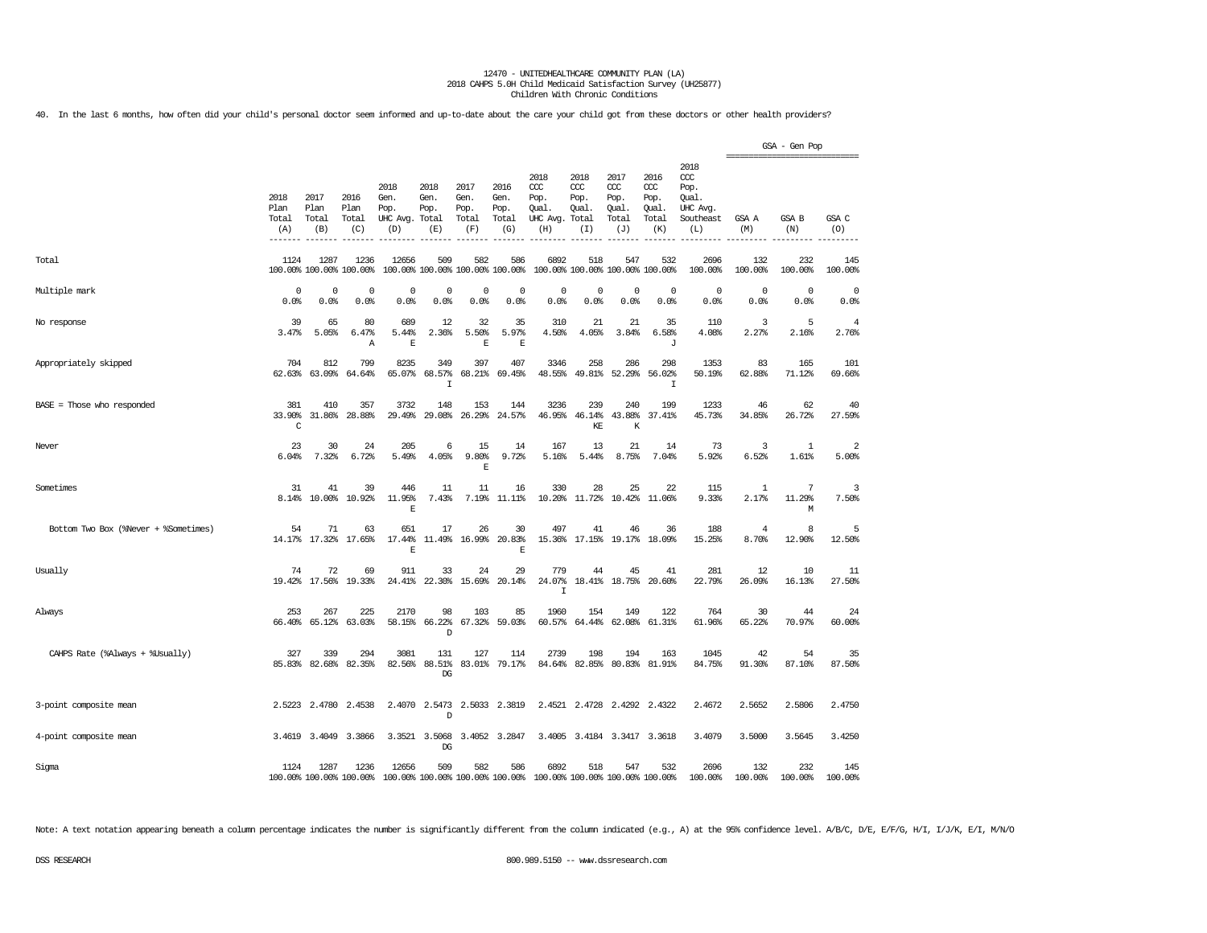12470 - UNITEDHEALTHCARE COMMUNITY PLAN (LA)
2018 CAHPS 5.0H Child Medicaid Satisfaction Survey (UH25877)
Children With Chronic Conditions

40. In the last 6 months, how often did your child's personal doctor seem informed and up-to-date about the care your child got from these doctors or other health providers?

| | 2018 Plan Total (A) | 2017 Plan Total (B) | 2016 Plan Total (C) | 2018 Gen. Pop. UHC Avg. (D) | 2018 Gen. Pop. Total (E) | 2017 Gen. Pop. Total (F) | 2016 Gen. Pop. Total (G) | 2018 CCC Pop. Qual. UHC Avg. (H) | 2018 CCC Pop. Qual. Total (I) | 2017 CCC Pop. Qual. Total (J) | 2016 CCC Pop. Qual. Total (K) | 2018 CCC Pop. Qual. UHC Avg. Southeast (L) | GSA - Gen Pop GSA A (M) | GSA - Gen Pop GSA B (N) | GSA - Gen Pop GSA C (O) |
|---|---|---|---|---|---|---|---|---|---|---|---|---|---|---|---|
| Total | 1124<br>100.00% | 1287<br>100.00% | 1236<br>100.00% | 12656<br>100.00% | 509<br>100.00% | 582<br>100.00% | 586<br>100.00% | 6892<br>100.00% | 518<br>100.00% | 547<br>100.00% | 532<br>100.00% | 2696<br>100.00% | 132<br>100.00% | 232<br>100.00% | 145<br>100.00% |
| Multiple mark | 0<br>0.0% | 0<br>0.0% | 0<br>0.0% | 0<br>0.0% | 0<br>0.0% | 0<br>0.0% | 0<br>0.0% | 0<br>0.0% | 0<br>0.0% | 0<br>0.0% | 0<br>0.0% | 0<br>0.0% | 0<br>0.0% | 0<br>0.0% | 0<br>0.0% |
| No response | 39<br>3.47% | 65<br>5.05% | 80<br>6.47%<br>A | 689<br>5.44%<br>E | 12<br>2.36% | 32<br>5.50%<br>E | 35<br>5.97%<br>E | 310<br>4.50% | 21<br>4.05% | 21<br>3.84% | 35<br>6.58%<br>J | 110<br>4.08% | 3<br>2.27% | 5<br>2.16% | 4<br>2.76% |
| Appropriately skipped | 704<br>62.63% | 812<br>63.09% | 799<br>64.64% | 8235<br>65.07% | 349<br>68.57%<br>I | 397<br>68.21% | 407<br>69.45% | 3346<br>48.55% | 258<br>49.81% | 286<br>52.29% | 298<br>56.02%<br>I | 1353<br>50.19% | 83<br>62.88% | 165<br>71.12% | 101<br>69.66% |
| BASE = Those who responded | 381<br>33.90%<br>C | 410<br>31.86% | 357<br>28.88% | 3732<br>29.49% | 148<br>29.08% | 153<br>26.29% | 144<br>24.57% | 3236<br>46.95% | 239<br>46.14%<br>KE | 240<br>43.88%<br>K | 199<br>37.41% | 1233<br>45.73% | 46<br>34.85% | 62<br>26.72% | 40<br>27.59% |
| Never | 23<br>6.04% | 30<br>7.32% | 24<br>6.72% | 205<br>5.49% | 6<br>4.05% | 15<br>9.80%<br>E | 14<br>9.72% | 167<br>5.16% | 13<br>5.44% | 21<br>8.75% | 14<br>7.04% | 73<br>5.92% | 3<br>6.52% | 1<br>1.61% | 2<br>5.00% |
| Sometimes | 31<br>8.14% | 41<br>10.00% | 39<br>10.92% | 446<br>11.95%<br>E | 11<br>7.43% | 11<br>7.19% | 16<br>11.11% | 330<br>10.20% | 28<br>11.72% | 25<br>10.42% | 22<br>11.06% | 115<br>9.33% | 1<br>2.17% | 7<br>11.29%<br>M | 3<br>7.50% |
| Bottom Two Box (%Never + %Sometimes) | 54<br>14.17% | 71<br>17.32% | 63<br>17.65% | 651<br>17.44%<br>E | 17<br>11.49% | 26<br>16.99% | 30<br>20.83%<br>E | 497<br>15.36% | 41<br>17.15% | 46<br>19.17% | 36<br>18.09% | 188<br>15.25% | 4<br>8.70% | 8<br>12.90% | 5<br>12.50% |
| Usually | 74<br>19.42% | 72<br>17.56% | 69<br>19.33% | 911<br>24.41% | 33<br>22.30% | 24<br>15.69% | 29<br>20.14% | 779<br>24.07%<br>I | 44<br>18.41% | 45<br>18.75% | 41<br>20.60% | 281<br>22.79% | 12<br>26.09% | 10<br>16.13% | 11<br>27.50% |
| Always | 253<br>66.40% | 267<br>65.12% | 225<br>63.03% | 2170<br>58.15% | 98<br>66.22%<br>D | 103<br>67.32% | 85<br>59.03% | 1960<br>60.57% | 154<br>64.44% | 149<br>62.08% | 122<br>61.31% | 764<br>61.96% | 30<br>65.22% | 44<br>70.97% | 24<br>60.00% |
| CAHPS Rate (%Always + %Usually) | 327<br>85.83% | 339<br>82.68% | 294<br>82.35% | 3081<br>82.56% | 131<br>88.51%<br>DG | 127<br>83.01% | 114<br>79.17% | 2739<br>84.64% | 198<br>82.85% | 194<br>80.83% | 163<br>81.91% | 1045<br>84.75% | 42<br>91.30% | 54<br>87.10% | 35<br>87.50% |
| 3-point composite mean | 2.5223 | 2.4780 | 2.4538 | 2.4070 | 2.5473<br>D | 2.5033 | 2.3819 | 2.4521 | 2.4728 | 2.4292 | 2.4322 | 2.4672 | 2.5652 | 2.5806 | 2.4750 |
| 4-point composite mean | 3.4619 | 3.4049 | 3.3866 | 3.3521 | 3.5068<br>DG | 3.4052 | 3.2847 | 3.4005 | 3.4184 | 3.3417 | 3.3618 | 3.4079 | 3.5000 | 3.5645 | 3.4250 |
| Sigma | 1124<br>100.00% | 1287<br>100.00% | 1236<br>100.00% | 12656<br>100.00% | 509<br>100.00% | 582<br>100.00% | 586<br>100.00% | 6892<br>100.00% | 518<br>100.00% | 547<br>100.00% | 532<br>100.00% | 2696<br>100.00% | 132<br>100.00% | 232<br>100.00% | 145<br>100.00% |

Note: A text notation appearing beneath a column percentage indicates the number is significantly different from the column indicated (e.g., A) at the 95% confidence level. A/B/C, D/E, E/F/G, H/I, I/J/K, E/I, M/N/O

DSS RESEARCH 800.989.5150 -- www.dssresearch.com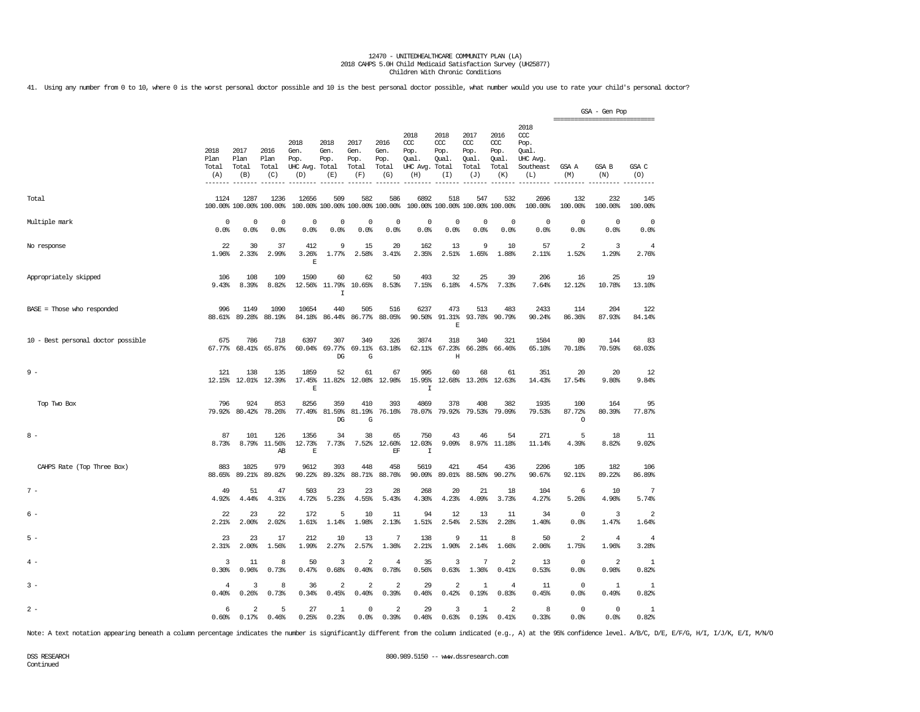12470 - UNITEDHEALTHCARE COMMUNITY PLAN (LA)
2018 CAHPS 5.0H Child Medicaid Satisfaction Survey (UH25877)
Children With Chronic Conditions

41. Using any number from 0 to 10, where 0 is the worst personal doctor possible and 10 is the best personal doctor possible, what number would you use to rate your child's personal doctor?

| | 2018 Plan Total (A) | 2017 Plan Total (B) | 2016 Plan Total (C) | 2018 Gen. Pop. UHC Avg. (D) | 2018 Gen. Pop. Total (E) | 2017 Gen. Pop. Total (F) | 2016 Gen. Pop. Total (G) | 2018 CCC Pop. Qual. UHC Avg. (H) | 2018 CCC Pop. Qual. Total (I) | 2017 CCC Pop. Qual. Total (J) | 2016 CCC Pop. Qual. Total (K) | 2018 CCC Pop. Qual. UHC Avg. Southeast (L) | GSA - Gen Pop GSA A (M) | GSA B (N) | GSA C (O) |
|---|---|---|---|---|---|---|---|---|---|---|---|---|---|---|---|
| Total | 1124<br>100.00% | 1287<br>100.00% | 1236<br>100.00% | 12656<br>100.00% | 509<br>100.00% | 582<br>100.00% | 586<br>100.00% | 6892<br>100.00% | 518<br>100.00% | 547<br>100.00% | 532<br>100.00% | 2696<br>100.00% | 132<br>100.00% | 232<br>100.00% | 145<br>100.00% |
| Multiple mark | 0<br>0.0% | 0<br>0.0% | 0<br>0.0% | 0<br>0.0% | 0<br>0.0% | 0<br>0.0% | 0<br>0.0% | 0<br>0.0% | 0<br>0.0% | 0<br>0.0% | 0<br>0.0% | 0<br>0.0% | 0<br>0.0% | 0<br>0.0% | 0<br>0.0% |
| No response | 22<br>1.96% | 30<br>2.33% | 37<br>2.99% | 412<br>3.26%<br>E | 9<br>1.77% | 15<br>2.58% | 20<br>3.41% | 162<br>2.35% | 13<br>2.51% | 9<br>1.65% | 10<br>1.88% | 57<br>2.11% | 2<br>1.52% | 3<br>1.29% | 4<br>2.76% |
| Appropriately skipped | 106<br>9.43% | 108<br>8.39% | 109<br>8.82% | 1590<br>12.56% | 60<br>11.79%<br>I | 62<br>10.65% | 50<br>8.53% | 493<br>7.15% | 32<br>6.18% | 25<br>4.57% | 39<br>7.33% | 206<br>7.64% | 16<br>12.12% | 25<br>10.78% | 19<br>13.10% |
| BASE = Those who responded | 996<br>88.61% | 1149<br>89.28% | 1090<br>88.19% | 10654<br>84.18% | 440<br>86.44% | 505<br>86.77% | 516<br>88.05% | 6237<br>90.50% | 473<br>91.31%<br>E | 513<br>93.78% | 483<br>90.79% | 2433<br>90.24% | 114<br>86.36% | 204<br>87.93% | 122<br>84.14% |
| 10 - Best personal doctor possible | 675<br>67.77% | 786<br>68.41% | 718<br>65.87% | 6397<br>60.04% | 307<br>69.77%<br>DG | 349<br>69.11%<br>G | 326<br>63.18% | 3874<br>62.11% | 318<br>67.23%<br>H | 340<br>66.28% | 321<br>66.46% | 1584<br>65.10% | 80<br>70.18% | 144<br>70.59% | 83<br>68.03% |
| 9 - | 121<br>12.15% | 138<br>12.01% | 135<br>12.39% | 1859<br>17.45%<br>E | 52<br>11.82% | 61<br>12.08% | 67<br>12.98% | 995<br>15.95%<br>I | 60<br>12.68% | 68<br>13.26% | 61<br>12.63% | 351<br>14.43% | 20<br>17.54% | 20<br>9.80% | 12<br>9.84% |
| Top Two Box | 796<br>79.92% | 924<br>80.42% | 853<br>78.26% | 8256<br>77.49% | 359<br>81.59%<br>DG | 410<br>81.19%<br>G | 393<br>76.16% | 4869<br>78.07% | 378<br>79.92% | 408<br>79.53% | 382<br>79.09% | 1935<br>79.53% | 100<br>87.72%<br>O | 164<br>80.39% | 95<br>77.87% |
| 8 - | 87<br>8.73% | 101<br>8.79% | 126<br>11.56%<br>AB | 1356<br>12.73%<br>E | 34<br>7.73% | 38<br>7.52% | 65<br>12.60%<br>EF | 750<br>12.03%<br>I | 43<br>9.09% | 46<br>8.97% | 54<br>11.18% | 271<br>11.14% | 5<br>4.39% | 18<br>8.82% | 11<br>9.02% |
| CAHPS Rate (Top Three Box) | 883<br>88.65% | 1025<br>89.21% | 979<br>89.82% | 9612<br>90.22% | 393<br>89.32% | 448<br>88.71% | 458<br>88.76% | 5619<br>90.09% | 421<br>89.01% | 454<br>88.50% | 436<br>90.27% | 2206<br>90.67% | 105<br>92.11% | 182<br>89.22% | 106<br>86.89% |
| 7 - | 49<br>4.92% | 51<br>4.44% | 47<br>4.31% | 503<br>4.72% | 23<br>5.23% | 23<br>4.55% | 28<br>5.43% | 268<br>4.30% | 20<br>4.23% | 21<br>4.09% | 18<br>3.73% | 104<br>4.27% | 6<br>5.26% | 10<br>4.90% | 7<br>5.74% |
| 6 - | 22<br>2.21% | 23<br>2.00% | 22<br>2.02% | 172<br>1.61% | 5<br>1.14% | 10<br>1.98% | 11<br>2.13% | 94<br>1.51% | 12<br>2.54% | 13<br>2.53% | 11<br>2.28% | 34<br>1.40% | 0<br>0.0% | 3<br>1.47% | 2<br>1.64% |
| 5 - | 23<br>2.31% | 23<br>2.00% | 17<br>1.56% | 212<br>1.99% | 10<br>2.27% | 13<br>2.57% | 7<br>1.36% | 138<br>2.21% | 9<br>1.90% | 11<br>2.14% | 8<br>1.66% | 50<br>2.06% | 2<br>1.75% | 4<br>1.96% | 4<br>3.28% |
| 4 - | 3<br>0.30% | 11<br>0.96% | 8<br>0.73% | 50<br>0.47% | 3<br>0.68% | 2<br>0.40% | 4<br>0.78% | 35<br>0.56% | 3<br>0.63% | 7<br>1.36% | 2<br>0.41% | 13<br>0.53% | 0<br>0.0% | 2<br>0.98% | 1<br>0.82% |
| 3 - | 4<br>0.40% | 3<br>0.26% | 8<br>0.73% | 36<br>0.34% | 2<br>0.45% | 2<br>0.40% | 2<br>0.39% | 29<br>0.46% | 2<br>0.42% | 1<br>0.19% | 4<br>0.83% | 11<br>0.45% | 0<br>0.0% | 1<br>0.49% | 1<br>0.82% |
| 2 - | 6<br>0.60% | 2<br>0.17% | 5<br>0.46% | 27<br>0.25% | 1<br>0.23% | 0<br>0.0% | 2<br>0.39% | 29<br>0.46% | 3<br>0.63% | 1<br>0.19% | 2<br>0.41% | 8<br>0.33% | 0<br>0.0% | 0<br>0.0% | 1<br>0.82% |

Note: A text notation appearing beneath a column percentage indicates the number is significantly different from the column indicated (e.g., A) at the 95% confidence level. A/B/C, D/E, E/F/G, H/I, I/J/K, E/I, M/N/O

DSS RESEARCH
Continued

800.989.5150 -- www.dssresearch.com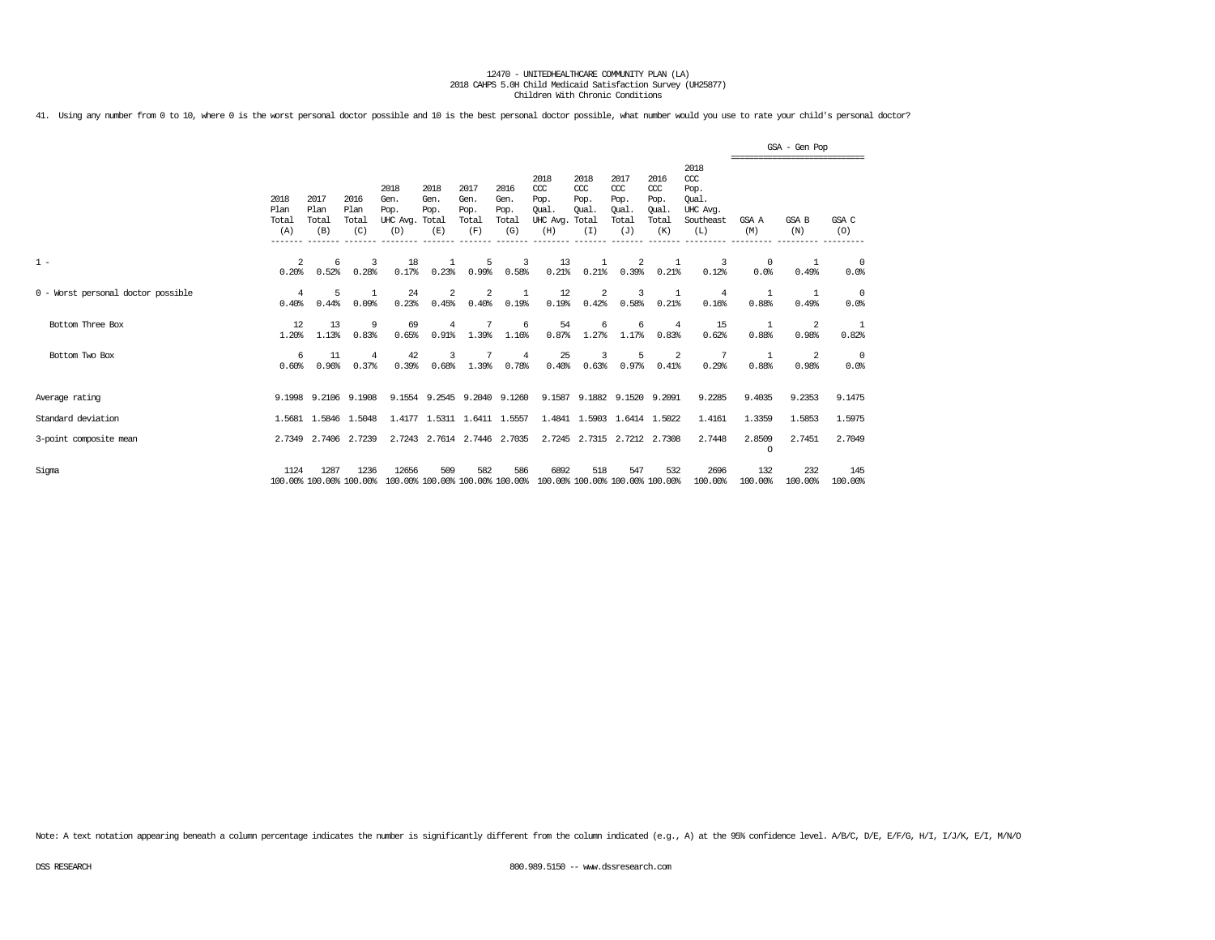12470 - UNITEDHEALTHCARE COMMUNITY PLAN (LA)
2018 CAHPS 5.0H Child Medicaid Satisfaction Survey (UH25877)
Children With Chronic Conditions

41. Using any number from 0 to 10, where 0 is the worst personal doctor possible and 10 is the best personal doctor possible, what number would you use to rate your child's personal doctor?

| | 2018 Plan Total (A) | 2017 Plan Total (B) | 2016 Plan Total (C) | 2018 Gen. Pop. UHC Avg. (D) | 2018 Gen. Pop. Total (E) | 2017 Gen. Pop. Total (F) | 2016 Gen. Pop. Total (G) | 2018 CCC Pop. Qual. UHC Avg. (H) | 2018 CCC Pop. Qual. Total (I) | 2017 CCC Pop. Qual. Total (J) | 2016 CCC Pop. Qual. Total (K) | 2018 CCC Pop. Qual. UHC Avg. Southeast (L) | GSA - Gen Pop GSA A (M) | GSA - Gen Pop GSA B (N) | GSA - Gen Pop GSA C (O) |
|---|---|---|---|---|---|---|---|---|---|---|---|---|---|---|---|
| 1 - | 2<br>0.20% | 6<br>0.52% | 3<br>0.28% | 18<br>0.17% | 1<br>0.23% | 5<br>0.99% | 3<br>0.58% | 13<br>0.21% | 1<br>0.21% | 2<br>0.39% | 1<br>0.21% | 3<br>0.12% | 0<br>0.0% | 1<br>0.49% | 0<br>0.0% |
| 0 - Worst personal doctor possible | 4<br>0.40% | 5<br>0.44% | 1<br>0.09% | 24<br>0.23% | 2<br>0.45% | 2<br>0.40% | 1<br>0.19% | 12<br>0.19% | 2<br>0.42% | 3<br>0.58% | 1<br>0.21% | 4<br>0.16% | 1<br>0.88% | 1<br>0.49% | 0<br>0.0% |
| Bottom Three Box | 12<br>1.20% | 13<br>1.13% | 9<br>0.83% | 69<br>0.65% | 4<br>0.91% | 7<br>1.39% | 6<br>1.16% | 54<br>0.87% | 6<br>1.27% | 6<br>1.17% | 4<br>0.83% | 15<br>0.62% | 1<br>0.88% | 2<br>0.98% | 1<br>0.82% |
| Bottom Two Box | 6<br>0.60% | 11<br>0.96% | 4<br>0.37% | 42<br>0.39% | 3<br>0.68% | 7<br>1.39% | 4<br>0.78% | 25<br>0.40% | 3<br>0.63% | 5<br>0.97% | 2<br>0.41% | 7<br>0.29% | 1<br>0.88% | 2<br>0.98% | 0<br>0.0% |
| Average rating | 9.1998 | 9.2106 | 9.1908 | 9.1554 | 9.2545 | 9.2040 | 9.1260 | 9.1587 | 9.1882 | 9.1520 | 9.2091 | 9.2285 | 9.4035 | 9.2353 | 9.1475 |
| Standard deviation | 1.5681 | 1.5846 | 1.5048 | 1.4177 | 1.5311 | 1.6411 | 1.5557 | 1.4841 | 1.5903 | 1.6414 | 1.5022 | 1.4161 | 1.3359 | 1.5853 | 1.5975 |
| 3-point composite mean | 2.7349 | 2.7406 | 2.7239 | 2.7243 | 2.7614 | 2.7446 | 2.7035 | 2.7245 | 2.7315 | 2.7212 | 2.7308 | 2.7448 | 2.8509<br>O | 2.7451 | 2.7049 |
| Sigma | 1124<br>100.00% | 1287<br>100.00% | 1236<br>100.00% | 12656<br>100.00% | 509<br>100.00% | 582<br>100.00% | 586<br>100.00% | 6892<br>100.00% | 518<br>100.00% | 547<br>100.00% | 532<br>100.00% | 2696<br>100.00% | 132<br>100.00% | 232<br>100.00% | 145<br>100.00% |

Note: A text notation appearing beneath a column percentage indicates the number is significantly different from the column indicated (e.g., A) at the 95% confidence level. A/B/C, D/E, E/F/G, H/I, I/J/K, E/I, M/N/O

DSS RESEARCH 800.989.5150 -- www.dssresearch.com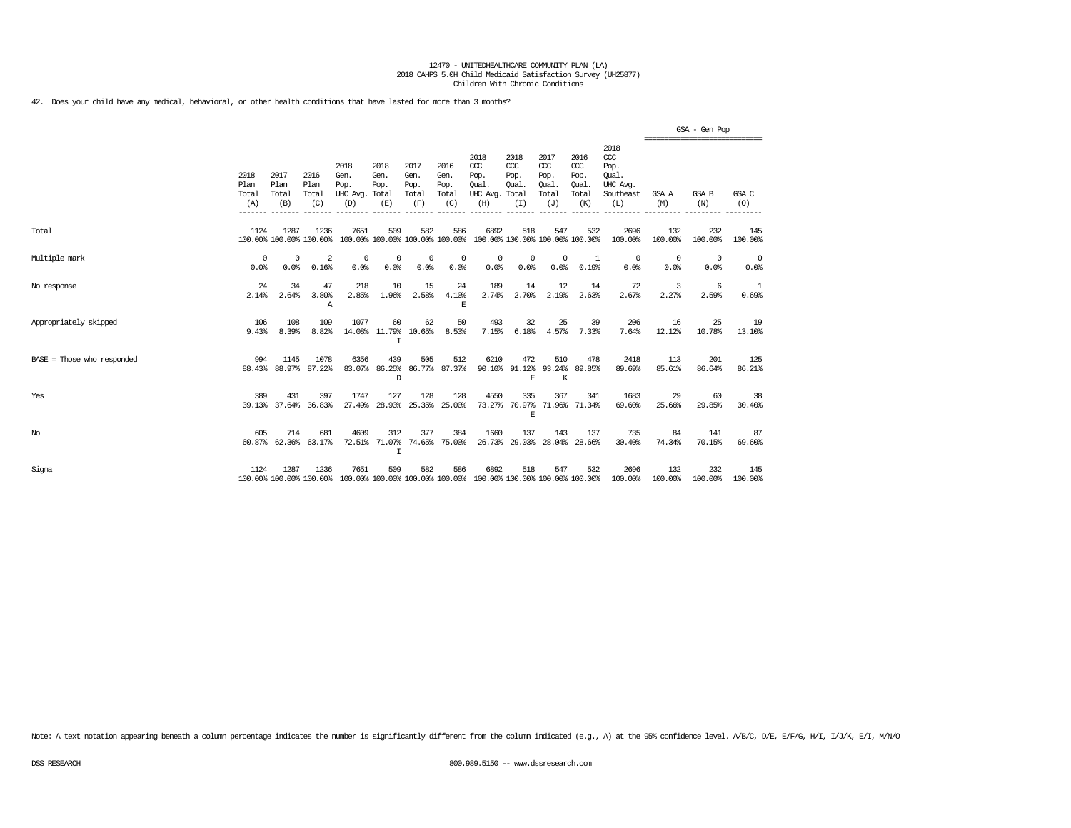12470 - UNITEDHEALTHCARE COMMUNITY PLAN (LA)
2018 CAHPS 5.0H Child Medicaid Satisfaction Survey (UH25877)
Children With Chronic Conditions

42. Does your child have any medical, behavioral, or other health conditions that have lasted for more than 3 months?

| | 2018 Plan Total (A) | 2017 Plan Total (B) | 2016 Plan Total (C) | 2018 Gen. Pop. UHC Avg. (D) | 2018 Gen. Pop. Total (E) | 2017 Gen. Pop. Total (F) | 2016 Gen. Pop. Total (G) | 2018 CCC Pop. Qual. UHC Avg. (H) | 2018 CCC Pop. Qual. Total (I) | 2017 CCC Pop. Qual. Total (J) | 2016 CCC Pop. Qual. Total (K) | 2018 CCC Pop. Qual. UHC Avg. Southeast (L) | GSA - Gen Pop GSA A (M) | GSA - Gen Pop GSA B (N) | GSA - Gen Pop GSA C (O) |
|---|---|---|---|---|---|---|---|---|---|---|---|---|---|---|---|
| Total | 1124<br>100.00% | 1287<br>100.00% | 1236<br>100.00% | 7651<br>100.00% | 509<br>100.00% | 582<br>100.00% | 586<br>100.00% | 6892<br>100.00% | 518<br>100.00% | 547<br>100.00% | 532<br>100.00% | 2696<br>100.00% | 132<br>100.00% | 232<br>100.00% | 145<br>100.00% |
| Multiple mark | 0<br>0.0% | 0<br>0.0% | 2<br>0.16% | 0<br>0.0% | 0<br>0.0% | 0<br>0.0% | 0<br>0.0% | 0<br>0.0% | 0<br>0.0% | 0<br>0.0% | 1<br>0.19% | 0<br>0.0% | 0<br>0.0% | 0<br>0.0% | 0<br>0.0% |
| No response | 24<br>2.14% | 34<br>2.64% | 47<br>3.80%<br>A | 218<br>2.85% | 10<br>1.96% | 15<br>2.58% | 24<br>4.10%<br>E | 189<br>2.74% | 14<br>2.70% | 12<br>2.19% | 14<br>2.63% | 72<br>2.67% | 3<br>2.27% | 6<br>2.59% | 1<br>0.69% |
| Appropriately skipped | 106<br>9.43% | 108<br>8.39% | 109<br>8.82% | 1077<br>14.08% | 60<br>11.79%<br>I | 62<br>10.65% | 50<br>8.53% | 493<br>7.15% | 32<br>6.18% | 25<br>4.57% | 39<br>7.33% | 206<br>7.64% | 16<br>12.12% | 25<br>10.78% | 19<br>13.10% |
| BASE = Those who responded | 994<br>88.43% | 1145<br>88.97% | 1078<br>87.22% | 6356<br>83.07% | 439<br>86.25%<br>D | 505<br>86.77% | 512<br>87.37% | 6210<br>90.10% | 472<br>91.12%<br>E | 510<br>93.24%<br>K | 478<br>89.85% | 2418<br>89.69% | 113<br>85.61% | 201<br>86.64% | 125<br>86.21% |
| Yes | 389<br>39.13% | 431<br>37.64% | 397<br>36.83% | 1747<br>27.49% | 127<br>28.93% | 128<br>25.35% | 128<br>25.00% | 4550<br>73.27% | 335<br>70.97%<br>E | 367<br>71.96% | 341<br>71.34% | 1683<br>69.60% | 29<br>25.66% | 60<br>29.85% | 38<br>30.40% |
| No | 605<br>60.87% | 714<br>62.36% | 681<br>63.17% | 4609<br>72.51% | 312<br>71.07%<br>I | 377<br>74.65% | 384<br>75.00% | 1660<br>26.73% | 137<br>29.03% | 143<br>28.04% | 137<br>28.66% | 735<br>30.40% | 84<br>74.34% | 141<br>70.15% | 87<br>69.60% |
| Sigma | 1124<br>100.00% | 1287<br>100.00% | 1236<br>100.00% | 7651<br>100.00% | 509<br>100.00% | 582<br>100.00% | 586<br>100.00% | 6892<br>100.00% | 518<br>100.00% | 547<br>100.00% | 532<br>100.00% | 2696<br>100.00% | 132<br>100.00% | 232<br>100.00% | 145<br>100.00% |

Note: A text notation appearing beneath a column percentage indicates the number is significantly different from the column indicated (e.g., A) at the 95% confidence level. A/B/C, D/E, E/F/G, H/I, I/J/K, E/I, M/N/O

DSS RESEARCH 800.989.5150 -- www.dssresearch.com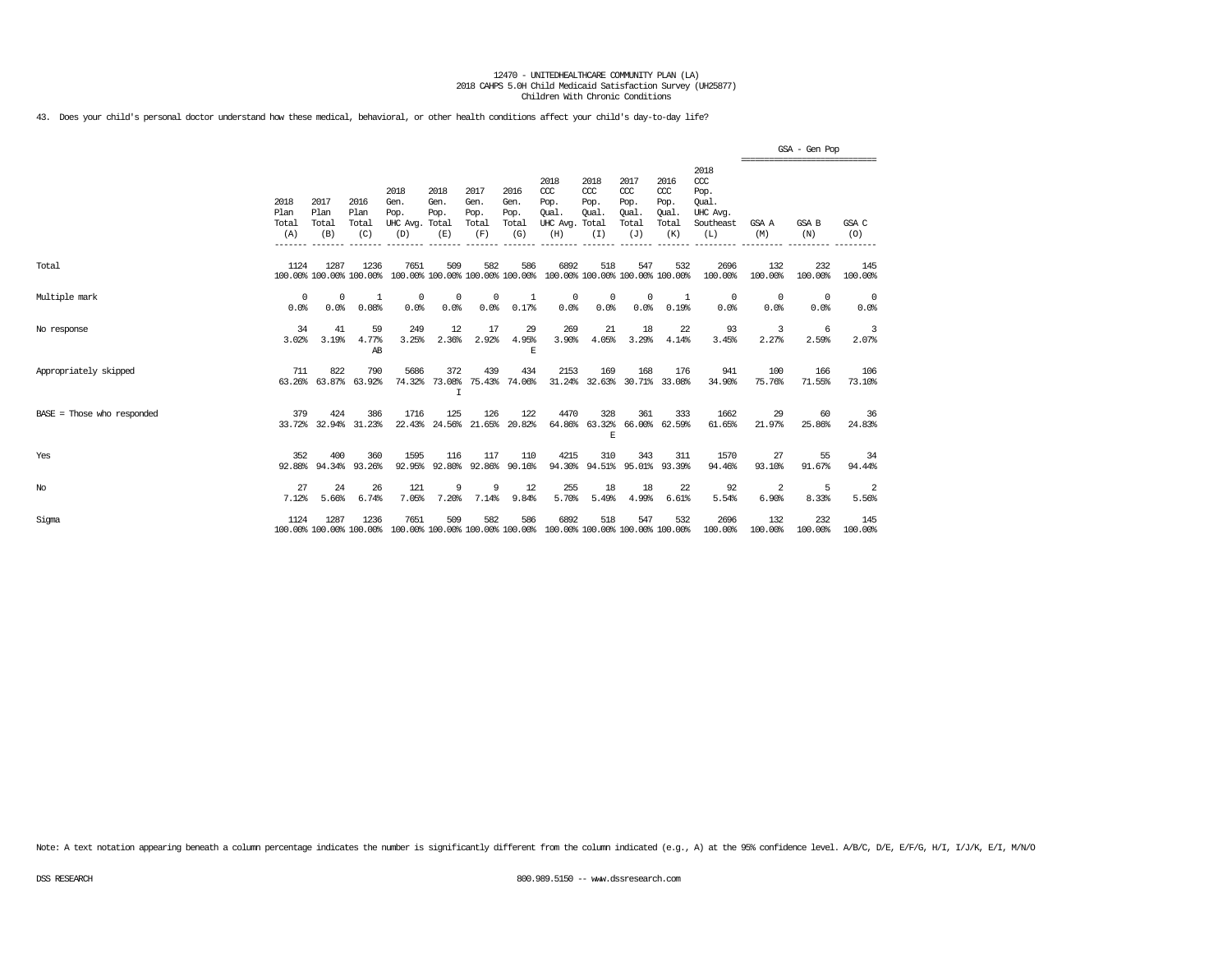12470 - UNITEDHEALTHCARE COMMUNITY PLAN (LA)
2018 CAHPS 5.0H Child Medicaid Satisfaction Survey (UH25877)
Children With Chronic Conditions

43. Does your child's personal doctor understand how these medical, behavioral, or other health conditions affect your child's day-to-day life?

| | 2018 Plan Total (A) | 2017 Plan Total (B) | 2016 Plan Total (C) | 2018 Gen. Pop. UHC Avg. (D) | 2018 Gen. Pop. Total (E) | 2017 Gen. Pop. Total (F) | 2016 Gen. Pop. Total (G) | 2018 CCC Pop. Qual. UHC Avg. (H) | 2018 CCC Pop. Qual. Total (I) | 2017 CCC Pop. Qual. Total (J) | 2016 CCC Pop. Qual. Total (K) | 2018 CCC Pop. Qual. UHC Avg. Southeast (L) | GSA - Gen Pop GSA A (M) | GSA - Gen Pop GSA B (N) | GSA - Gen Pop GSA C (O) |
|---|---|---|---|---|---|---|---|---|---|---|---|---|---|---|---|
| Total | 1124<br>100.00% | 1287<br>100.00% | 1236<br>100.00% | 7651<br>100.00% | 509<br>100.00% | 582<br>100.00% | 586<br>100.00% | 6892<br>100.00% | 518<br>100.00% | 547<br>100.00% | 532<br>100.00% | 2696<br>100.00% | 132<br>100.00% | 232<br>100.00% | 145<br>100.00% |
| Multiple mark | 0<br>0.0% | 0<br>0.0% | 1<br>0.08% | 0<br>0.0% | 0<br>0.0% | 0<br>0.0% | 1<br>0.17% | 0<br>0.0% | 0<br>0.0% | 0<br>0.0% | 1<br>0.19% | 0<br>0.0% | 0<br>0.0% | 0<br>0.0% | 0<br>0.0% |
| No response | 34<br>3.02% | 41<br>3.19% | 59<br>4.77%<br>AB | 249<br>3.25% | 12<br>2.36% | 17<br>2.92% | 29<br>4.95%<br>E | 269<br>3.90% | 21<br>4.05% | 18<br>3.29% | 22<br>4.14% | 93<br>3.45% | 3<br>2.27% | 6<br>2.59% | 3<br>2.07% |
| Appropriately skipped | 711<br>63.26% | 822<br>63.87% | 790<br>63.92% | 5686<br>74.32% | 372<br>73.08%<br>I | 439<br>75.43% | 434<br>74.06% | 2153<br>31.24% | 169<br>32.63% | 168<br>30.71% | 176<br>33.08% | 941<br>34.90% | 100<br>75.76% | 166<br>71.55% | 106<br>73.10% |
| BASE = Those who responded | 379<br>33.72% | 424<br>32.94% | 386<br>31.23% | 1716<br>22.43% | 125<br>24.56% | 126<br>21.65% | 122<br>20.82% | 4470<br>64.86% | 328<br>63.32%<br>E | 361<br>66.00% | 333<br>62.59% | 1662<br>61.65% | 29<br>21.97% | 60<br>25.86% | 36<br>24.83% |
| Yes | 352<br>92.88% | 400<br>94.34% | 360<br>93.26% | 1595<br>92.95% | 116<br>92.80% | 117<br>92.86% | 110<br>90.16% | 4215<br>94.30% | 310<br>94.51% | 343<br>95.01% | 311<br>93.39% | 1570<br>94.46% | 27<br>93.10% | 55<br>91.67% | 34<br>94.44% |
| No | 27<br>7.12% | 24<br>5.66% | 26<br>6.74% | 121<br>7.05% | 9<br>7.20% | 9<br>7.14% | 12<br>9.84% | 255<br>5.70% | 18<br>5.49% | 18<br>4.99% | 22<br>6.61% | 92<br>5.54% | 2<br>6.90% | 5<br>8.33% | 2<br>5.56% |
| Sigma | 1124<br>100.00% | 1287<br>100.00% | 1236<br>100.00% | 7651<br>100.00% | 509<br>100.00% | 582<br>100.00% | 586<br>100.00% | 6892<br>100.00% | 518<br>100.00% | 547<br>100.00% | 532<br>100.00% | 2696<br>100.00% | 132<br>100.00% | 232<br>100.00% | 145<br>100.00% |

Note: A text notation appearing beneath a column percentage indicates the number is significantly different from the column indicated (e.g., A) at the 95% confidence level. A/B/C, D/E, E/F/G, H/I, I/J/K, E/I, M/N/O

DSS RESEARCH 800.989.5150 -- www.dssresearch.com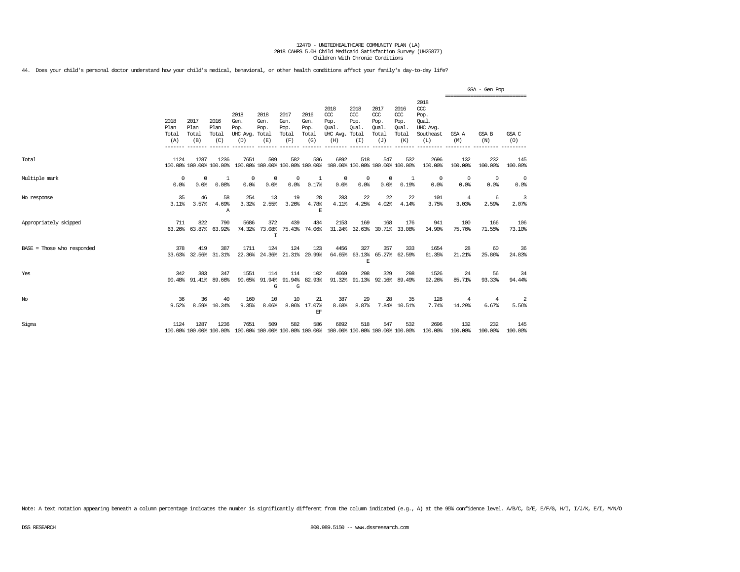12470 - UNITEDHEALTHCARE COMMUNITY PLAN (LA)
2018 CAHPS 5.0H Child Medicaid Satisfaction Survey (UH25877)
Children With Chronic Conditions

44. Does your child's personal doctor understand how your child's medical, behavioral, or other health conditions affect your family's day-to-day life?

| | 2018 Plan Total (A) | 2017 Plan Total (B) | 2016 Plan Total (C) | 2018 Gen. Pop. UHC Avg. (D) | 2018 Gen. Pop. Total (E) | 2017 Gen. Pop. Total (F) | 2016 Gen. Pop. Total (G) | 2018 CCC Pop. Qual. UHC Avg. (H) | 2018 CCC Pop. Qual. Total (I) | 2017 CCC Pop. Qual. Total (J) | 2016 CCC Pop. Qual. Total (K) | 2018 CCC Pop. Qual. UHC Avg. Southeast (L) | GSA - Gen Pop: GSA A (M) | GSA - Gen Pop: GSA B (N) | GSA - Gen Pop: GSA C (O) |
|---|---|---|---|---|---|---|---|---|---|---|---|---|---|---|---|
| Total | 1124<br>100.00% | 1287<br>100.00% | 1236<br>100.00% | 7651<br>100.00% | 509<br>100.00% | 582<br>100.00% | 586<br>100.00% | 6892<br>100.00% | 518<br>100.00% | 547<br>100.00% | 532<br>100.00% | 2696<br>100.00% | 132<br>100.00% | 232<br>100.00% | 145<br>100.00% |
| Multiple mark | 0<br>0.0% | 0<br>0.0% | 1<br>0.08% | 0<br>0.0% | 0<br>0.0% | 0<br>0.0% | 1<br>0.17% | 0<br>0.0% | 0<br>0.0% | 0<br>0.0% | 1<br>0.19% | 0<br>0.0% | 0<br>0.0% | 0<br>0.0% | 0<br>0.0% |
| No response | 35<br>3.11% | 46<br>3.57% | 58<br>4.69%<br>A | 254<br>3.32% | 13<br>2.55% | 19<br>3.26% | 28<br>4.78%<br>E | 283<br>4.11% | 22<br>4.25% | 22<br>4.02% | 22<br>4.14% | 101<br>3.75% | 4<br>3.03% | 6<br>2.59% | 3<br>2.07% |
| Appropriately skipped | 711<br>63.26% | 822<br>63.87% | 790<br>63.92% | 5686<br>74.32% | 372<br>73.08%<br>I | 439<br>75.43% | 434<br>74.06% | 2153<br>31.24% | 169<br>32.63% | 168<br>30.71% | 176<br>33.08% | 941<br>34.90% | 100<br>75.76% | 166<br>71.55% | 106<br>73.10% |
| BASE = Those who responded | 378<br>33.63% | 419<br>32.56% | 387<br>31.31% | 1711<br>22.36% | 124<br>24.36% | 124<br>21.31% | 123<br>20.99% | 4456<br>64.65% | 327<br>63.13%<br>E | 357<br>65.27% | 333<br>62.59% | 1654<br>61.35% | 28<br>21.21% | 60<br>25.86% | 36<br>24.83% |
| Yes | 342<br>90.48% | 383<br>91.41% | 347<br>89.66% | 1551<br>90.65% | 114<br>91.94%<br>G | 114<br>91.94%<br>G | 102<br>82.93% | 4069<br>91.32% | 298<br>91.13% | 329<br>92.16% | 298<br>89.49% | 1526<br>92.26% | 24<br>85.71% | 56<br>93.33% | 34<br>94.44% |
| No | 36<br>9.52% | 36<br>8.59% | 40<br>10.34% | 160<br>9.35% | 10<br>8.06% | 10<br>8.06% | 21<br>17.07%<br>EF | 387<br>8.68% | 29<br>8.87% | 28<br>7.84% | 35<br>10.51% | 128<br>7.74% | 4<br>14.29% | 4<br>6.67% | 2<br>5.56% |
| Sigma | 1124<br>100.00% | 1287<br>100.00% | 1236<br>100.00% | 7651<br>100.00% | 509<br>100.00% | 582<br>100.00% | 586<br>100.00% | 6892<br>100.00% | 518<br>100.00% | 547<br>100.00% | 532<br>100.00% | 2696<br>100.00% | 132<br>100.00% | 232<br>100.00% | 145<br>100.00% |

Note: A text notation appearing beneath a column percentage indicates the number is significantly different from the column indicated (e.g., A) at the 95% confidence level. A/B/C, D/E, E/F/G, H/I, I/J/K, E/I, M/N/O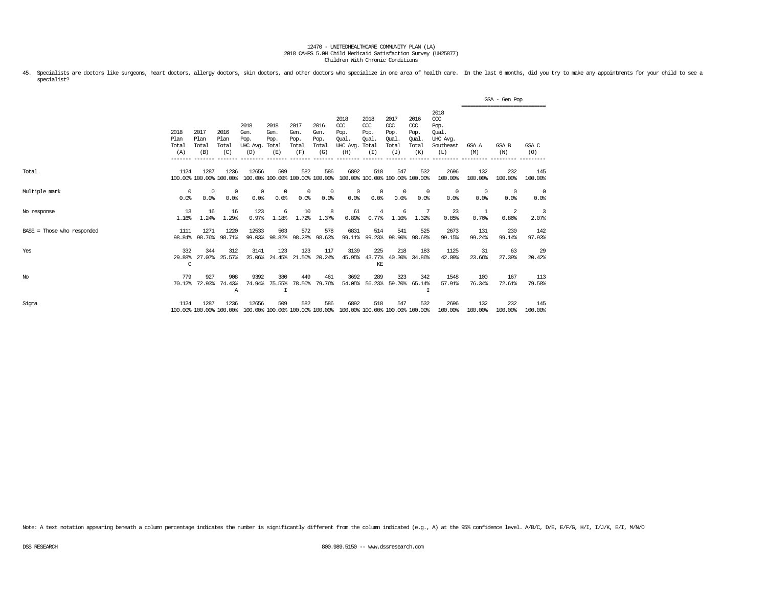12470 - UNITEDHEALTHCARE COMMUNITY PLAN (LA)
2018 CAHPS 5.0H Child Medicaid Satisfaction Survey (UH25877)
Children With Chronic Conditions

45. Specialists are doctors like surgeons, heart doctors, allergy doctors, skin doctors, and other doctors who specialize in one area of health care. In the last 6 months, did you try to make any appointments for your child to see a specialist?

| | 2018 Plan Total (A) | 2017 Plan Total (B) | 2016 Plan Total (C) | 2018 Gen. Pop. UHC Avg. (D) | 2018 Gen. Pop. Total (E) | 2017 Gen. Pop. Total (F) | 2016 Gen. Pop. Total (G) | 2018 CCC Pop. Qual. UHC Avg. (H) | 2018 CCC Pop. Qual. Total (I) | 2017 CCC Pop. Qual. Total (J) | 2016 CCC Pop. Qual. Total (K) | 2018 CCC Pop. Qual. UHC Avg. Southeast (L) | GSA - Gen Pop: GSA A (M) | GSA - Gen Pop: GSA B (N) | GSA - Gen Pop: GSA C (O) |
|---|---|---|---|---|---|---|---|---|---|---|---|---|---|---|---|
| Total | 1124<br>100.00% | 1287<br>100.00% | 1236<br>100.00% | 12656<br>100.00% | 509<br>100.00% | 582<br>100.00% | 586<br>100.00% | 6892<br>100.00% | 518<br>100.00% | 547<br>100.00% | 532<br>100.00% | 2696<br>100.00% | 132<br>100.00% | 232<br>100.00% | 145<br>100.00% |
| Multiple mark | 0<br>0.0% | 0<br>0.0% | 0<br>0.0% | 0<br>0.0% | 0<br>0.0% | 0<br>0.0% | 0<br>0.0% | 0<br>0.0% | 0<br>0.0% | 0<br>0.0% | 0<br>0.0% | 0<br>0.0% | 0<br>0.0% | 0<br>0.0% | 0<br>0.0% |
| No response | 13<br>1.16% | 16<br>1.24% | 16<br>1.29% | 123<br>0.97% | 6<br>1.18% | 10<br>1.72% | 8<br>1.37% | 61<br>0.89% | 4<br>0.77% | 6<br>1.10% | 7<br>1.32% | 23<br>0.85% | 1<br>0.76% | 2<br>0.86% | 3<br>2.07% |
| BASE = Those who responded | 1111<br>98.84% | 1271<br>98.76% | 1220<br>98.71% | 12533<br>99.03% | 503<br>98.82% | 572<br>98.28% | 578<br>98.63% | 6831<br>99.11% | 514<br>99.23% | 541<br>98.90% | 525<br>98.68% | 2673<br>99.15% | 131<br>99.24% | 230<br>99.14% | 142<br>97.93% |
| Yes | 332<br>29.88%<br>C | 344<br>27.07% | 312<br>25.57% | 3141<br>25.06% | 123<br>24.45% | 123<br>21.50% | 117<br>20.24% | 3139<br>45.95% | 225<br>43.77%<br>KE | 218<br>40.30% | 183<br>34.86% | 1125<br>42.09% | 31<br>23.66% | 63<br>27.39% | 29<br>20.42% |
| No | 779<br>70.12% | 927<br>72.93% | 908<br>74.43%<br>A | 9392<br>74.94% | 380<br>75.55%<br>I | 449<br>78.50% | 461<br>79.76% | 3692<br>54.05% | 289<br>56.23% | 323<br>59.70% | 342<br>65.14%<br>I | 1548<br>57.91% | 100<br>76.34% | 167<br>72.61% | 113<br>79.58% |
| Sigma | 1124<br>100.00% | 1287<br>100.00% | 1236<br>100.00% | 12656<br>100.00% | 509<br>100.00% | 582<br>100.00% | 586<br>100.00% | 6892<br>100.00% | 518<br>100.00% | 547<br>100.00% | 532<br>100.00% | 2696<br>100.00% | 132<br>100.00% | 232<br>100.00% | 145<br>100.00% |

Note: A text notation appearing beneath a column percentage indicates the number is significantly different from the column indicated (e.g., A) at the 95% confidence level. A/B/C, D/E, E/F/G, H/I, I/J/K, E/I, M/N/O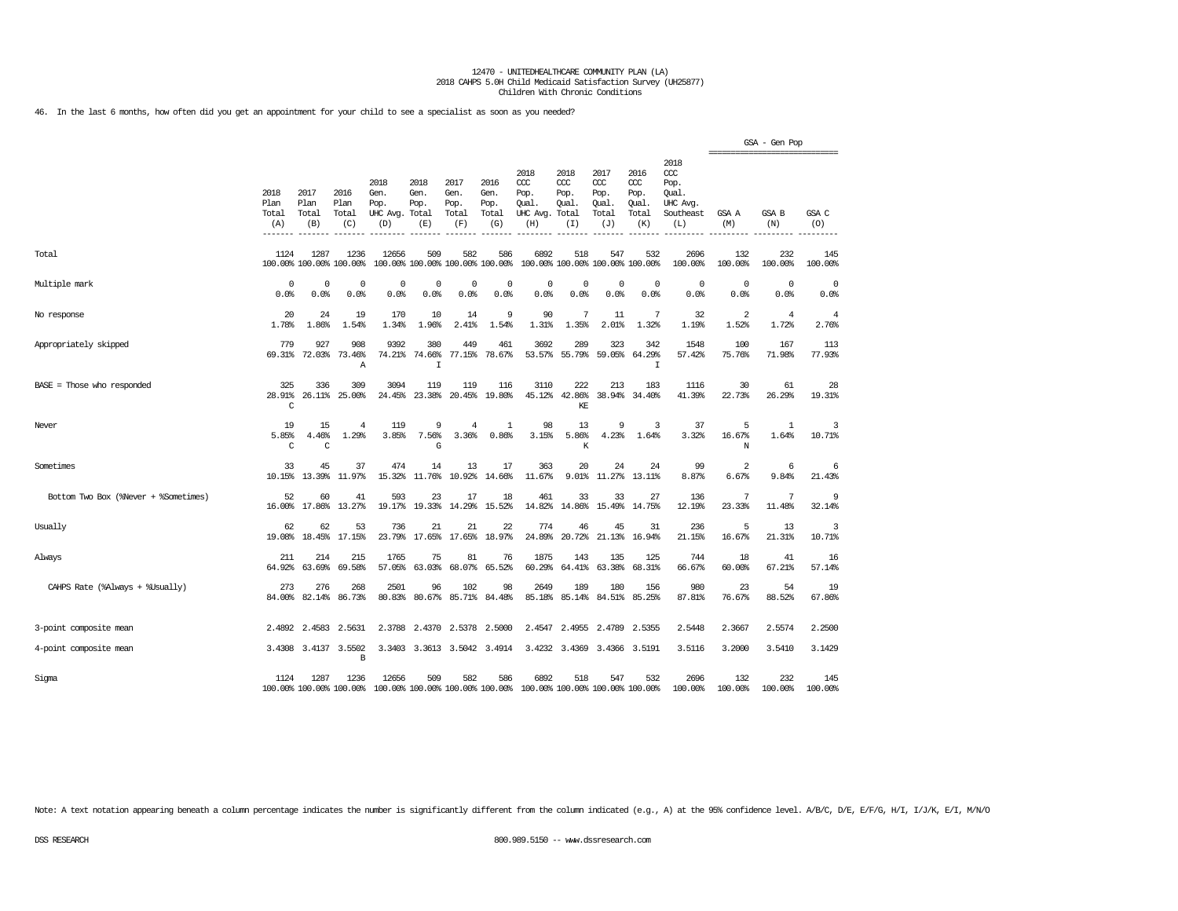12470 - UNITEDHEALTHCARE COMMUNITY PLAN (LA)
2018 CAHPS 5.0H Child Medicaid Satisfaction Survey (UH25877)
Children With Chronic Conditions

46. In the last 6 months, how often did you get an appointment for your child to see a specialist as soon as you needed?

| | 2018 Plan Total (A) | 2017 Plan Total (B) | 2016 Plan Total (C) | 2018 Gen. Pop. UHC Avg. (D) | 2018 Gen. Pop. Total (E) | 2017 Gen. Pop. Total (F) | 2016 Gen. Pop. Total (G) | 2018 CCC Pop. Qual. UHC Avg. (H) | 2018 CCC Pop. Qual. Total (I) | 2017 CCC Pop. Qual. Total (J) | 2016 CCC Pop. Qual. Total (K) | 2018 CCC Pop. Qual. UHC Avg. Southeast (L) | GSA - Gen Pop GSA A (M) | GSA - Gen Pop GSA B (N) | GSA - Gen Pop GSA C (O) |
|---|---|---|---|---|---|---|---|---|---|---|---|---|---|---|---|
| Total | 1124<br>100.00% | 1287<br>100.00% | 1236<br>100.00% | 12656<br>100.00% | 509<br>100.00% | 582<br>100.00% | 586<br>100.00% | 6892<br>100.00% | 518<br>100.00% | 547<br>100.00% | 532<br>100.00% | 2696<br>100.00% | 132<br>100.00% | 232<br>100.00% | 145<br>100.00% |
| Multiple mark | 0<br>0.0% | 0<br>0.0% | 0<br>0.0% | 0<br>0.0% | 0<br>0.0% | 0<br>0.0% | 0<br>0.0% | 0<br>0.0% | 0<br>0.0% | 0<br>0.0% | 0<br>0.0% | 0<br>0.0% | 0<br>0.0% | 0<br>0.0% | 0<br>0.0% |
| No response | 20<br>1.78% | 24<br>1.86% | 19<br>1.54% | 170<br>1.34% | 10<br>1.96% | 14<br>2.41% | 9<br>1.54% | 90<br>1.31% | 7<br>1.35% | 11<br>2.01% | 7<br>1.32% | 32<br>1.19% | 2<br>1.52% | 4<br>1.72% | 4<br>2.76% |
| Appropriately skipped | 779<br>69.31% | 927<br>72.03% | 908<br>73.46%<br>A | 9392<br>74.21% | 380<br>74.66%<br>I | 449<br>77.15% | 461<br>78.67% | 3692<br>53.57% | 289<br>55.79% | 323<br>59.05% | 342<br>64.29%<br>I | 1548<br>57.42% | 100<br>75.76% | 167<br>71.98% | 113<br>77.93% |
| BASE = Those who responded | 325<br>28.91%<br>C | 336<br>26.11% | 309<br>25.00% | 3094<br>24.45% | 119<br>23.38% | 119<br>20.45% | 116<br>19.80% | 3110<br>45.12% | 222<br>42.86%<br>KE | 213<br>38.94% | 183<br>34.40% | 1116<br>41.39% | 30<br>22.73% | 61<br>26.29% | 28<br>19.31% |
| Never | 19<br>5.85%<br>C | 15<br>4.46%<br>C | 4<br>1.29% | 119<br>3.85% | 9<br>7.56%<br>G | 4<br>3.36% | 1<br>0.86% | 98<br>3.15% | 13<br>5.86%<br>K | 9<br>4.23% | 3<br>1.64% | 37<br>3.32% | 5<br>16.67%<br>N | 1<br>1.64% | 3<br>10.71% |
| Sometimes | 33<br>10.15% | 45<br>13.39% | 37<br>11.97% | 474<br>15.32% | 14<br>11.76% | 13<br>10.92% | 17<br>14.66% | 363<br>11.67% | 20<br>9.01% | 24<br>11.27% | 24<br>13.11% | 99<br>8.87% | 2<br>6.67% | 6<br>9.84% | 6<br>21.43% |
| Bottom Two Box (%Never + %Sometimes) | 52<br>16.00% | 60<br>17.86% | 41<br>13.27% | 593<br>19.17% | 23<br>19.33% | 17<br>14.29% | 18<br>15.52% | 461<br>14.82% | 33<br>14.86% | 33<br>15.49% | 27<br>14.75% | 136<br>12.19% | 7<br>23.33% | 7<br>11.48% | 9<br>32.14% |
| Usually | 62<br>19.08% | 62<br>18.45% | 53<br>17.15% | 736<br>23.79% | 21<br>17.65% | 21<br>17.65% | 22<br>18.97% | 774<br>24.89% | 46<br>20.72% | 45<br>21.13% | 31<br>16.94% | 236<br>21.15% | 5<br>16.67% | 13<br>21.31% | 3<br>10.71% |
| Always | 211<br>64.92% | 214<br>63.69% | 215<br>69.58% | 1765<br>57.05% | 75<br>63.03% | 81<br>68.07% | 76<br>65.52% | 1875<br>60.29% | 143<br>64.41% | 135<br>63.38% | 125<br>68.31% | 744<br>66.67% | 18<br>60.00% | 41<br>67.21% | 16<br>57.14% |
| CAHPS Rate (%Always + %Usually) | 273<br>84.00% | 276<br>82.14% | 268<br>86.73% | 2501<br>80.83% | 96<br>80.67% | 102<br>85.71% | 98<br>84.48% | 2649<br>85.18% | 189<br>85.14% | 180<br>84.51% | 156<br>85.25% | 980<br>87.81% | 23<br>76.67% | 54<br>88.52% | 19<br>67.86% |
| 3-point composite mean | 2.4892 | 2.4583 | 2.5631 | 2.3788 | 2.4370 | 2.5378 | 2.5000 | 2.4547 | 2.4955 | 2.4789 | 2.5355 | 2.5448 | 2.3667 | 2.5574 | 2.2500 |
| 4-point composite mean | 3.4308 | 3.4137 | 3.5502<br>B | 3.3403 | 3.3613 | 3.5042 | 3.4914 | 3.4232 | 3.4369 | 3.4366 | 3.5191 | 3.5116 | 3.2000 | 3.5410 | 3.1429 |
| Sigma | 1124<br>100.00% | 1287<br>100.00% | 1236<br>100.00% | 12656<br>100.00% | 509<br>100.00% | 582<br>100.00% | 586<br>100.00% | 6892<br>100.00% | 518<br>100.00% | 547<br>100.00% | 532<br>100.00% | 2696<br>100.00% | 132<br>100.00% | 232<br>100.00% | 145<br>100.00% |

Note: A text notation appearing beneath a column percentage indicates the number is significantly different from the column indicated (e.g., A) at the 95% confidence level. A/B/C, D/E, E/F/G, H/I, I/J/K, E/I, M/N/O

DSS RESEARCH 800.989.5150 -- www.dssresearch.com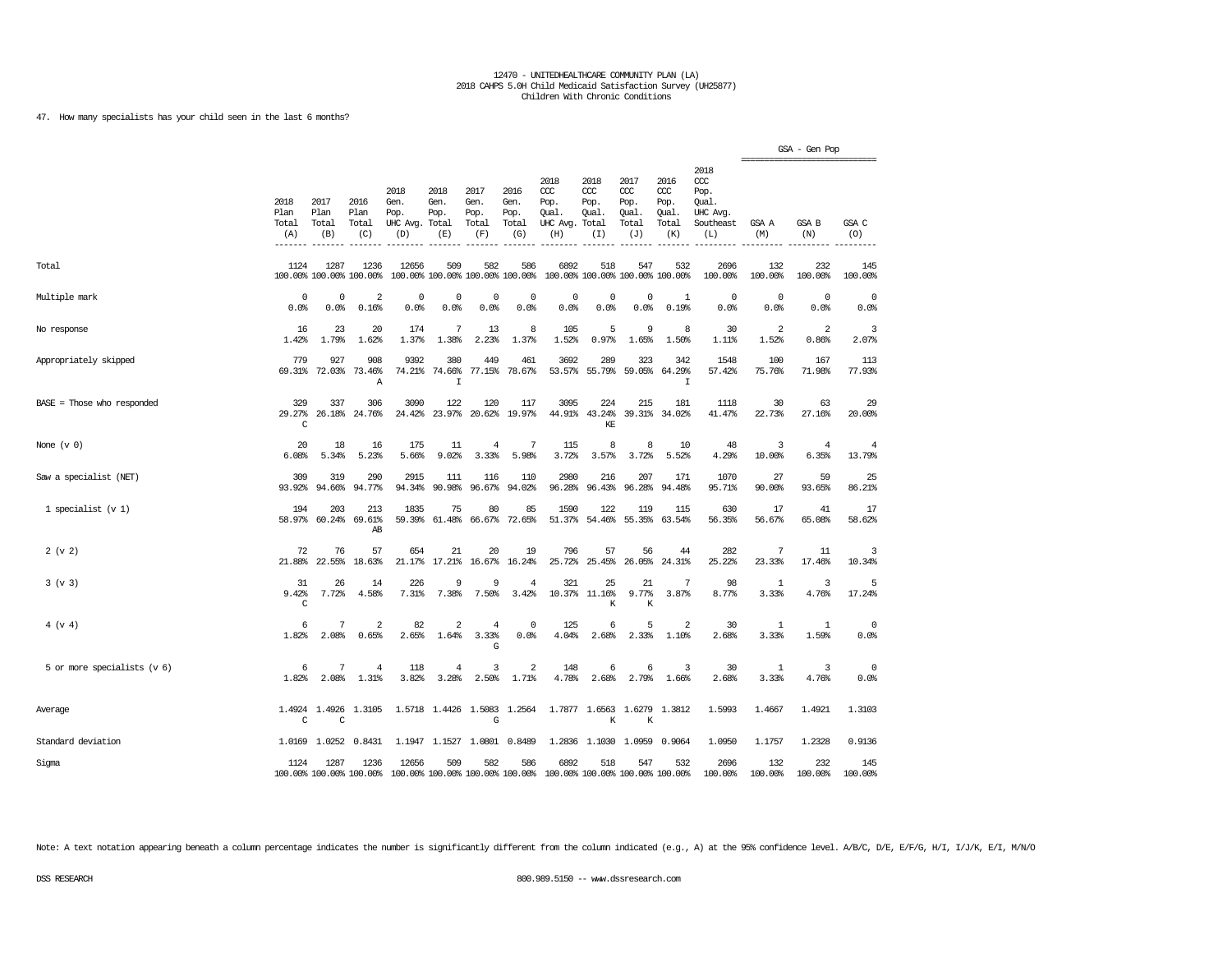12470 - UNITEDHEALTHCARE COMMUNITY PLAN (LA)
2018 CAHPS 5.0H Child Medicaid Satisfaction Survey (UH25877)
Children With Chronic Conditions

47. How many specialists has your child seen in the last 6 months?

| | 2018 Plan Total (A) | 2017 Plan Total (B) | 2016 Plan Total (C) | 2018 Gen. Pop. UHC Avg. (D) | 2018 Gen. Pop. Total (E) | 2017 Gen. Pop. Total (F) | 2016 Gen. Pop. Total (G) | 2018 CCC Pop. Qual. UHC Avg. (H) | 2018 CCC Pop. Qual. Total (I) | 2017 CCC Pop. Qual. Total (J) | 2016 CCC Pop. Qual. Total (K) | 2018 CCC Pop. Qual. UHC Avg. Southeast (L) | GSA - Gen Pop: GSA A (M) | GSA - Gen Pop: GSA B (N) | GSA - Gen Pop: GSA C (O) |
|---|---|---|---|---|---|---|---|---|---|---|---|---|---|---|---|
| Total | 1124<br>100.00% | 1287<br>100.00% | 1236<br>100.00% | 12656<br>100.00% | 509<br>100.00% | 582<br>100.00% | 586<br>100.00% | 6892<br>100.00% | 518<br>100.00% | 547<br>100.00% | 532<br>100.00% | 2696<br>100.00% | 132<br>100.00% | 232<br>100.00% | 145<br>100.00% |
| Multiple mark | 0<br>0.0% | 0<br>0.0% | 2<br>0.16% | 0<br>0.0% | 0<br>0.0% | 0<br>0.0% | 0<br>0.0% | 0<br>0.0% | 0<br>0.0% | 0<br>0.0% | 1<br>0.19% | 0<br>0.0% | 0<br>0.0% | 0<br>0.0% | 0<br>0.0% |
| No response | 16<br>1.42% | 23<br>1.79% | 20<br>1.62% | 174<br>1.37% | 7<br>1.38% | 13<br>2.23% | 8<br>1.37% | 105<br>1.52% | 5<br>0.97% | 9<br>1.65% | 8<br>1.50% | 30<br>1.11% | 2<br>1.52% | 2<br>0.86% | 3<br>2.07% |
| Appropriately skipped | 779<br>69.31% | 927<br>72.03% | 908<br>73.46%<br>A | 9392<br>74.21% | 380<br>74.66%<br>I | 449<br>77.15% | 461<br>78.67% | 3692<br>53.57% | 289<br>55.79% | 323<br>59.05% | 342<br>64.29%<br>I | 1548<br>57.42% | 100<br>75.76% | 167<br>71.98% | 113<br>77.93% |
| BASE = Those who responded | 329<br>29.27%<br>C | 337<br>26.18% | 306<br>24.76% | 3090<br>24.42% | 122<br>23.97% | 120<br>20.62% | 117<br>19.97% | 3095<br>44.91% | 224<br>43.24%<br>KE | 215<br>39.31% | 181<br>34.02% | 1118<br>41.47% | 30<br>22.73% | 63<br>27.16% | 29<br>20.00% |
| None (v 0) | 20<br>6.08% | 18<br>5.34% | 16<br>5.23% | 175<br>5.66% | 11<br>9.02% | 4<br>3.33% | 7<br>5.98% | 115<br>3.72% | 8<br>3.57% | 8<br>3.72% | 10<br>5.52% | 48<br>4.29% | 3<br>10.00% | 4<br>6.35% | 4<br>13.79% |
| Saw a specialist (NET) | 309<br>93.92% | 319<br>94.66% | 290<br>94.77% | 2915<br>94.34% | 111<br>90.98% | 116<br>96.67% | 110<br>94.02% | 2980<br>96.28% | 216<br>96.43% | 207<br>96.28% | 171<br>94.48% | 1070<br>95.71% | 27<br>90.00% | 59<br>93.65% | 25<br>86.21% |
| 1 specialist (v 1) | 194<br>58.97% | 203<br>60.24% | 213<br>69.61%<br>AB | 1835<br>59.39% | 75<br>61.48% | 80<br>66.67% | 85<br>72.65% | 1590<br>51.37% | 122<br>54.46% | 119<br>55.35% | 115<br>63.54% | 630<br>56.35% | 17<br>56.67% | 41<br>65.08% | 17<br>58.62% |
| 2 (v 2) | 72<br>21.88% | 76<br>22.55% | 57<br>18.63% | 654<br>21.17% | 21<br>17.21% | 20<br>16.67% | 19<br>16.24% | 796<br>25.72% | 57<br>25.45% | 56<br>26.05% | 44<br>24.31% | 282<br>25.22% | 7<br>23.33% | 11<br>17.46% | 3<br>10.34% |
| 3 (v 3) | 31<br>9.42%<br>C | 26<br>7.72% | 14<br>4.58% | 226<br>7.31% | 9<br>7.38% | 9<br>7.50% | 4<br>3.42% | 321<br>10.37% | 25<br>11.16%<br>K | 21<br>9.77%<br>K | 7<br>3.87% | 98<br>8.77% | 1<br>3.33% | 3<br>4.76% | 5<br>17.24% |
| 4 (v 4) | 6<br>1.82% | 7<br>2.08% | 2<br>0.65% | 82<br>2.65% | 2<br>1.64% | 4<br>3.33%<br>G | 0<br>0.0% | 125<br>4.04% | 6<br>2.68% | 5<br>2.33% | 2<br>1.10% | 30<br>2.68% | 1<br>3.33% | 1<br>1.59% | 0<br>0.0% |
| 5 or more specialists (v 6) | 6<br>1.82% | 7<br>2.08% | 4<br>1.31% | 118<br>3.82% | 4<br>3.28% | 3<br>2.50% | 2<br>1.71% | 148<br>4.78% | 6<br>2.68% | 6<br>2.79% | 3<br>1.66% | 30<br>2.68% | 1<br>3.33% | 3<br>4.76% | 0<br>0.0% |
| Average | 1.4924<br>C | 1.4926<br>C | 1.3105 | 1.5718 | 1.4426 | 1.5083<br>G | 1.2564 | 1.7877 | 1.6563<br>K | 1.6279<br>K | 1.3812 | 1.5993 | 1.4667 | 1.4921 | 1.3103 |
| Standard deviation | 1.0169 | 1.0252 | 0.8431 | 1.1947 | 1.1527 | 1.0801 | 0.8489 | 1.2836 | 1.1030 | 1.0959 | 0.9064 | 1.0950 | 1.1757 | 1.2328 | 0.9136 |
| Sigma | 1124<br>100.00% | 1287<br>100.00% | 1236<br>100.00% | 12656<br>100.00% | 509<br>100.00% | 582<br>100.00% | 586<br>100.00% | 6892<br>100.00% | 518<br>100.00% | 547<br>100.00% | 532<br>100.00% | 2696<br>100.00% | 132<br>100.00% | 232<br>100.00% | 145<br>100.00% |

Note: A text notation appearing beneath a column percentage indicates the number is significantly different from the column indicated (e.g., A) at the 95% confidence level. A/B/C, D/E, E/F/G, H/I, I/J/K, E/I, M/N/O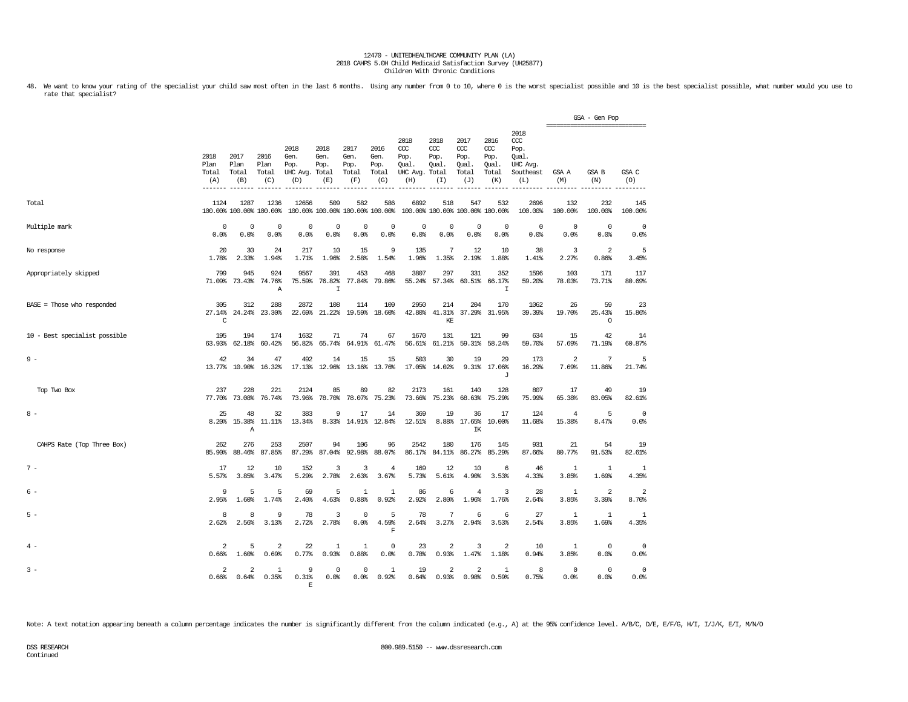12470 - UNITEDHEALTHCARE COMMUNITY PLAN (LA)
2018 CAHPS 5.0H Child Medicaid Satisfaction Survey (UH25877)
Children With Chronic Conditions

48. We want to know your rating of the specialist your child saw most often in the last 6 months. Using any number from 0 to 10, where 0 is the worst specialist possible and 10 is the best specialist possible, what number would you use to rate that specialist?

| | 2018 Plan Total (A) | 2017 Plan Total (B) | 2016 Plan Total (C) | 2018 Gen. Pop. UHC Avg. (D) | 2018 Gen. Pop. Total (E) | 2017 Gen. Pop. Total (F) | 2016 Gen. Pop. Total (G) | 2018 CCC Pop. Qual. UHC Avg. (H) | 2018 CCC Pop. Qual. Total (I) | 2017 CCC Pop. Qual. Total (J) | 2016 CCC Pop. Qual. Total (K) | 2018 CCC Pop. Qual. UHC Avg. Southeast (L) | GSA - Gen Pop GSA A (M) | GSA B (N) | GSA C (O) |
|---|---|---|---|---|---|---|---|---|---|---|---|---|---|---|---|
| Total | 1124 100.00% | 1287 100.00% | 1236 100.00% | 12656 100.00% | 509 100.00% | 582 100.00% | 586 100.00% | 6892 100.00% | 518 100.00% | 547 100.00% | 532 100.00% | 2696 100.00% | 132 100.00% | 232 100.00% | 145 100.00% |
| Multiple mark | 0 0.0% | 0 0.0% | 0 0.0% | 0 0.0% | 0 0.0% | 0 0.0% | 0 0.0% | 0 0.0% | 0 0.0% | 0 0.0% | 0 0.0% | 0 0.0% | 0 0.0% | 0 0.0% | 0 0.0% |
| No response | 20 1.78% | 30 2.33% | 24 1.94% | 217 1.71% | 10 1.96% | 15 2.58% | 9 1.54% | 135 1.96% | 7 1.35% | 12 2.19% | 10 1.88% | 38 1.41% | 3 2.27% | 2 0.86% | 5 3.45% |
| Appropriately skipped | 799 71.09% | 945 73.43% | 924 74.76% A | 9567 75.59% | 391 76.82% I | 453 77.84% | 468 79.86% | 3807 55.24% | 297 57.34% | 331 60.51% | 352 66.17% I | 1596 59.20% | 103 78.03% | 171 73.71% | 117 80.69% |
| BASE = Those who responded | 305 27.14% C | 312 24.24% | 288 23.30% | 2872 22.69% | 108 21.22% | 114 19.59% | 109 18.60% | 2950 42.80% | 214 41.31% KE | 204 37.29% | 170 31.95% | 1062 39.39% | 26 19.70% | 59 25.43% O | 23 15.86% |
| 10 - Best specialist possible | 195 63.93% | 194 62.18% | 174 60.42% | 1632 56.82% | 71 65.74% | 74 64.91% | 67 61.47% | 1670 56.61% | 131 61.21% | 121 59.31% | 99 58.24% | 634 59.70% | 15 57.69% | 42 71.19% | 14 60.87% |
| 9 - | 42 13.77% | 34 10.90% | 47 16.32% | 492 17.13% | 14 12.96% | 15 13.16% | 15 13.76% | 503 17.05% | 30 14.02% | 19 9.31% | 29 17.06% J | 173 16.29% | 2 7.69% | 7 11.86% | 5 21.74% |
| Top Two Box | 237 77.70% | 228 73.08% | 221 76.74% | 2124 73.96% | 85 78.70% | 89 78.07% | 82 75.23% | 2173 73.66% | 161 75.23% | 140 68.63% | 128 75.29% | 807 75.99% | 17 65.38% | 49 83.05% | 19 82.61% |
| 8 - | 25 8.20% | 48 15.38% A | 32 11.11% | 383 13.34% | 9 8.33% | 17 14.91% | 14 12.84% | 369 12.51% | 19 8.88% | 36 17.65% IK | 17 10.00% | 124 11.68% | 4 15.38% | 5 8.47% | 0 0.0% |
| CAHPS Rate (Top Three Box) | 262 85.90% | 276 88.46% | 253 87.85% | 2507 87.29% | 94 87.04% | 106 92.98% | 96 88.07% | 2542 86.17% | 180 84.11% | 176 86.27% | 145 85.29% | 931 87.66% | 21 80.77% | 54 91.53% | 19 82.61% |
| 7 - | 17 5.57% | 12 3.85% | 10 3.47% | 152 5.29% | 3 2.78% | 3 2.63% | 4 3.67% | 169 5.73% | 12 5.61% | 10 4.90% | 6 3.53% | 46 4.33% | 1 3.85% | 1 1.69% | 1 4.35% |
| 6 - | 9 2.95% | 5 1.60% | 5 1.74% | 69 2.40% | 5 4.63% | 1 0.88% | 1 0.92% | 86 2.92% | 6 2.80% | 4 1.96% | 3 1.76% | 28 2.64% | 1 3.85% | 2 3.39% | 2 8.70% |
| 5 - | 8 2.62% | 8 2.56% | 9 3.13% | 78 2.72% | 3 2.78% | 0 0.0% | 5 4.59% F | 78 2.64% | 7 3.27% | 6 2.94% | 6 3.53% | 27 2.54% | 1 3.85% | 1 1.69% | 1 4.35% |
| 4 - | 2 0.66% | 5 1.60% | 2 0.69% | 22 0.77% | 1 0.93% | 1 0.88% | 0 0.0% | 23 0.78% | 2 0.93% | 3 1.47% | 2 1.18% | 10 0.94% | 1 3.85% | 0 0.0% | 0 0.0% |
| 3 - | 2 0.66% | 2 0.64% | 1 0.35% | 9 0.31% E | 0 0.0% | 0 0.0% | 1 0.92% | 19 0.64% | 2 0.93% | 2 0.98% | 1 0.59% | 8 0.75% | 0 0.0% | 0 0.0% | 0 0.0% |

Note: A text notation appearing beneath a column percentage indicates the number is significantly different from the column indicated (e.g., A) at the 95% confidence level. A/B/C, D/E, E/F/G, H/I, I/J/K, E/I, M/N/O

DSS RESEARCH
Continued

800.989.5150 -- www.dssresearch.com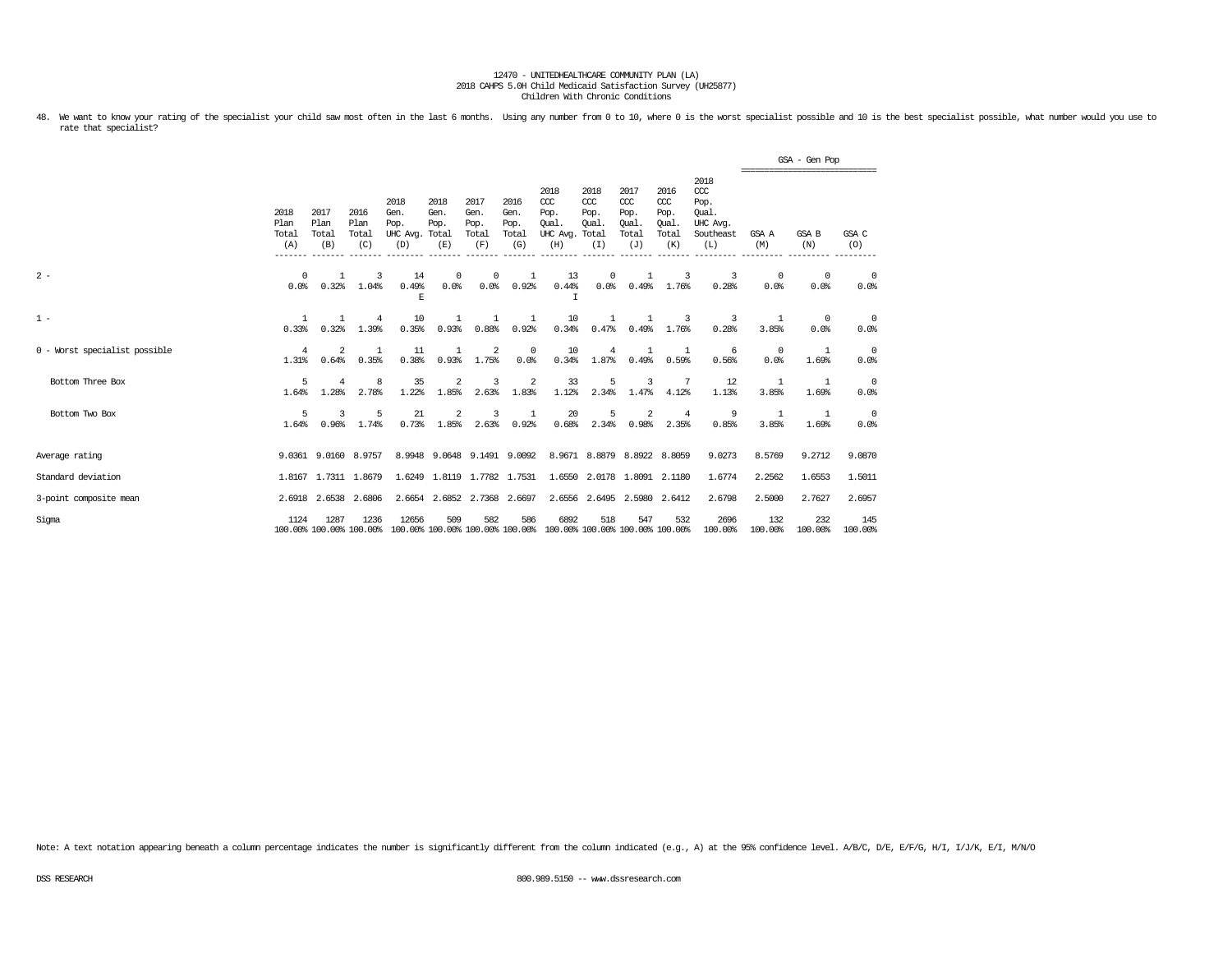12470 - UNITEDHEALTHCARE COMMUNITY PLAN (LA)
2018 CAHPS 5.0H Child Medicaid Satisfaction Survey (UH25877)
Children With Chronic Conditions

48. We want to know your rating of the specialist your child saw most often in the last 6 months. Using any number from 0 to 10, where 0 is the worst specialist possible and 10 is the best specialist possible, what number would you use to rate that specialist?

| | 2018 Plan Total (A) | 2017 Plan Total (B) | 2016 Plan Total (C) | 2018 Gen. Pop. UHC Avg. (D) | 2018 Gen. Pop. Total (E) | 2017 Gen. Pop. Total (F) | 2016 Gen. Pop. Total (G) | 2018 CCC Pop. Qual. UHC Avg. (H) | 2018 CCC Pop. Qual. Total (I) | 2017 CCC Pop. Qual. Total (J) | 2016 CCC Pop. Qual. Total (K) | 2018 CCC Pop. Qual. UHC Avg. Southeast (L) | GSA - Gen Pop: GSA A (M) | GSA B (N) | GSA C (O) |
|---|---|---|---|---|---|---|---|---|---|---|---|---|---|---|---|
| 2 - | 0<br>0.0% | 1<br>0.32% | 3<br>1.04% | 14<br>0.49%<br>E | 0<br>0.0% | 0<br>0.0% | 1<br>0.92% | 13<br>0.44%<br>I | 0<br>0.0% | 1<br>0.49% | 3<br>1.76% | 3<br>0.28% | 0<br>0.0% | 0<br>0.0% | 0<br>0.0% |
| 1 - | 1<br>0.33% | 1<br>0.32% | 4<br>1.39% | 10<br>0.35% | 1<br>0.93% | 1<br>0.88% | 1<br>0.92% | 10<br>0.34% | 1<br>0.47% | 1<br>0.49% | 3<br>1.76% | 3<br>0.28% | 1<br>3.85% | 0<br>0.0% | 0<br>0.0% |
| 0 - Worst specialist possible | 4<br>1.31% | 2<br>0.64% | 1<br>0.35% | 11<br>0.38% | 1<br>0.93% | 2<br>1.75% | 0<br>0.0% | 10<br>0.34% | 4<br>1.87% | 1<br>0.49% | 1<br>0.59% | 6<br>0.56% | 0<br>0.0% | 1<br>1.69% | 0<br>0.0% |
| Bottom Three Box | 5<br>1.64% | 4<br>1.28% | 8<br>2.78% | 35<br>1.22% | 2<br>1.85% | 3<br>2.63% | 2<br>1.83% | 33<br>1.12% | 5<br>2.34% | 3<br>1.47% | 7<br>4.12% | 12<br>1.13% | 1<br>3.85% | 1<br>1.69% | 0<br>0.0% |
| Bottom Two Box | 5<br>1.64% | 3<br>0.96% | 5<br>1.74% | 21<br>0.73% | 2<br>1.85% | 3<br>2.63% | 1<br>0.92% | 20<br>0.68% | 5<br>2.34% | 2<br>0.98% | 4<br>2.35% | 9<br>0.85% | 1<br>3.85% | 1<br>1.69% | 0<br>0.0% |
| Average rating | 9.0361 | 9.0160 | 8.9757 | 8.9948 | 9.0648 | 9.1491 | 9.0092 | 8.9671 | 8.8879 | 8.8922 | 8.8059 | 9.0273 | 8.5769 | 9.2712 | 9.0870 |
| Standard deviation | 1.8167 | 1.7311 | 1.8679 | 1.6249 | 1.8119 | 1.7782 | 1.7531 | 1.6550 | 2.0178 | 1.8091 | 2.1180 | 1.6774 | 2.2562 | 1.6553 | 1.5011 |
| 3-point composite mean | 2.6918 | 2.6538 | 2.6806 | 2.6654 | 2.6852 | 2.7368 | 2.6697 | 2.6556 | 2.6495 | 2.5980 | 2.6412 | 2.6798 | 2.5000 | 2.7627 | 2.6957 |
| Sigma | 1124<br>100.00% | 1287<br>100.00% | 1236<br>100.00% | 12656<br>100.00% | 509<br>100.00% | 582<br>100.00% | 586<br>100.00% | 6892<br>100.00% | 518<br>100.00% | 547<br>100.00% | 532<br>100.00% | 2696<br>100.00% | 132<br>100.00% | 232<br>100.00% | 145<br>100.00% |

Note: A text notation appearing beneath a column percentage indicates the number is significantly different from the column indicated (e.g., A) at the 95% confidence level. A/B/C, D/E, E/F/G, H/I, I/J/K, E/I, M/N/O

DSS RESEARCH 800.989.5150 -- www.dssresearch.com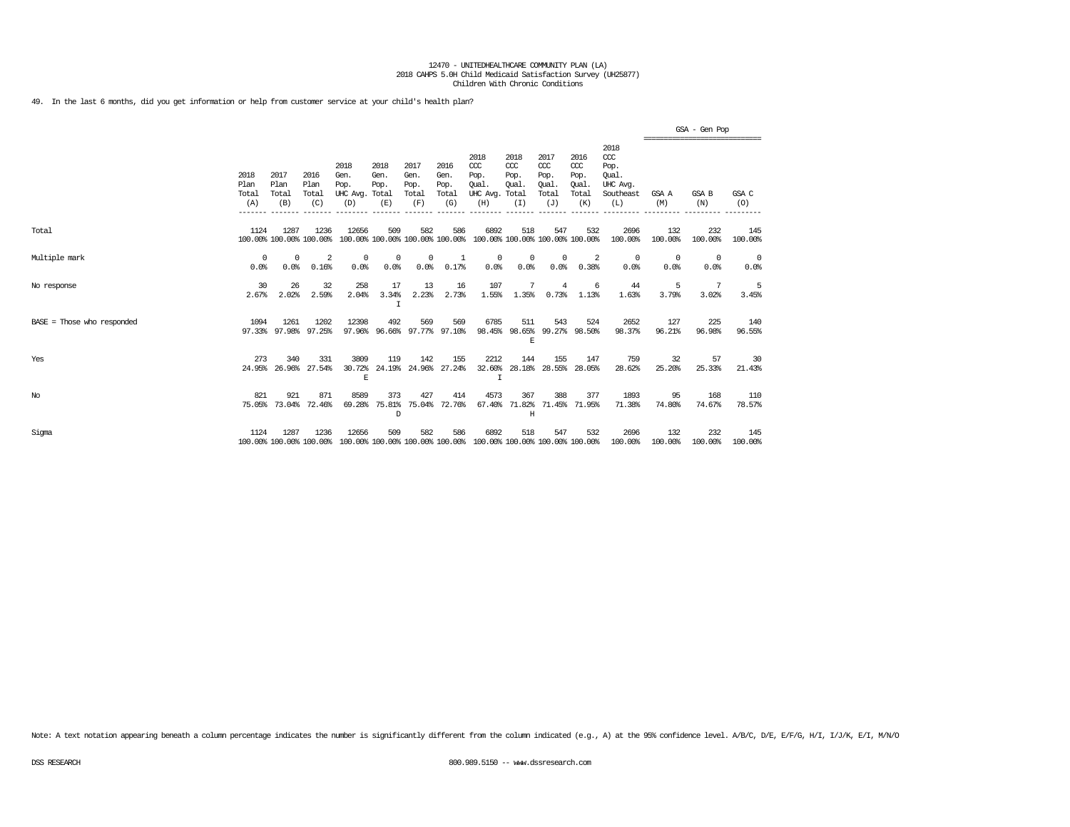12470 - UNITEDHEALTHCARE COMMUNITY PLAN (LA)
2018 CAHPS 5.0H Child Medicaid Satisfaction Survey (UH25877)
Children With Chronic Conditions

49. In the last 6 months, did you get information or help from customer service at your child's health plan?

| | 2018 Plan Total (A) | 2017 Plan Total (B) | 2016 Plan Total (C) | 2018 Gen. Pop. UHC Avg. (D) | 2018 Gen. Pop. Total (E) | 2017 Gen. Pop. Total (F) | 2016 Gen. Pop. Total (G) | 2018 CCC Pop. Qual. UHC Avg. (H) | 2018 CCC Pop. Qual. Total (I) | 2017 CCC Pop. Qual. Total (J) | 2016 CCC Pop. Qual. Total (K) | 2018 CCC Pop. Qual. UHC Avg. Southeast (L) | GSA - Gen Pop GSA A (M) | GSA B (N) | GSA C (O) |
|---|---|---|---|---|---|---|---|---|---|---|---|---|---|---|---|
| Total | 1124<br>100.00% | 1287<br>100.00% | 1236<br>100.00% | 12656<br>100.00% | 509<br>100.00% | 582<br>100.00% | 586<br>100.00% | 6892<br>100.00% | 518<br>100.00% | 547<br>100.00% | 532<br>100.00% | 2696<br>100.00% | 132<br>100.00% | 232<br>100.00% | 145<br>100.00% |
| Multiple mark | 0<br>0.0% | 0<br>0.0% | 2<br>0.16% | 0<br>0.0% | 0<br>0.0% | 0<br>0.0% | 1<br>0.17% | 0<br>0.0% | 0<br>0.0% | 0<br>0.0% | 2<br>0.38% | 0<br>0.0% | 0<br>0.0% | 0<br>0.0% | 0<br>0.0% |
| No response | 30<br>2.67% | 26<br>2.02% | 32<br>2.59% | 258<br>2.04% | 17<br>3.34%<br>I | 13<br>2.23% | 16<br>2.73% | 107<br>1.55% | 7<br>1.35% | 4<br>0.73% | 6<br>1.13% | 44<br>1.63% | 5<br>3.79% | 7<br>3.02% | 5<br>3.45% |
| BASE = Those who responded | 1094<br>97.33% | 1261<br>97.98% | 1202<br>97.25% | 12398<br>97.96% | 492<br>96.66% | 569<br>97.77% | 569<br>97.10% | 6785<br>98.45% | 511<br>98.65%<br>E | 543<br>99.27% | 524<br>98.50% | 2652<br>98.37% | 127<br>96.21% | 225<br>96.98% | 140<br>96.55% |
| Yes | 273<br>24.95% | 340<br>26.96% | 331<br>27.54% | 3809<br>30.72%<br>E | 119<br>24.19% | 142<br>24.96% | 155<br>27.24% | 2212<br>32.60%<br>I | 144<br>28.18% | 155<br>28.55% | 147<br>28.05% | 759<br>28.62% | 32<br>25.20% | 57<br>25.33% | 30<br>21.43% |
| No | 821<br>75.05% | 921<br>73.04% | 871<br>72.46% | 8589<br>69.28% | 373<br>75.81%<br>D | 427<br>75.04% | 414<br>72.76% | 4573<br>67.40% | 367<br>71.82%<br>H | 388<br>71.45% | 377<br>71.95% | 1893<br>71.38% | 95<br>74.80% | 168<br>74.67% | 110<br>78.57% |
| Sigma | 1124<br>100.00% | 1287<br>100.00% | 1236<br>100.00% | 12656<br>100.00% | 509<br>100.00% | 582<br>100.00% | 586<br>100.00% | 6892<br>100.00% | 518<br>100.00% | 547<br>100.00% | 532<br>100.00% | 2696<br>100.00% | 132<br>100.00% | 232<br>100.00% | 145<br>100.00% |

Note: A text notation appearing beneath a column percentage indicates the number is significantly different from the column indicated (e.g., A) at the 95% confidence level. A/B/C, D/E, E/F/G, H/I, I/J/K, E/I, M/N/O

DSS RESEARCH 800.989.5150 -- www.dssresearch.com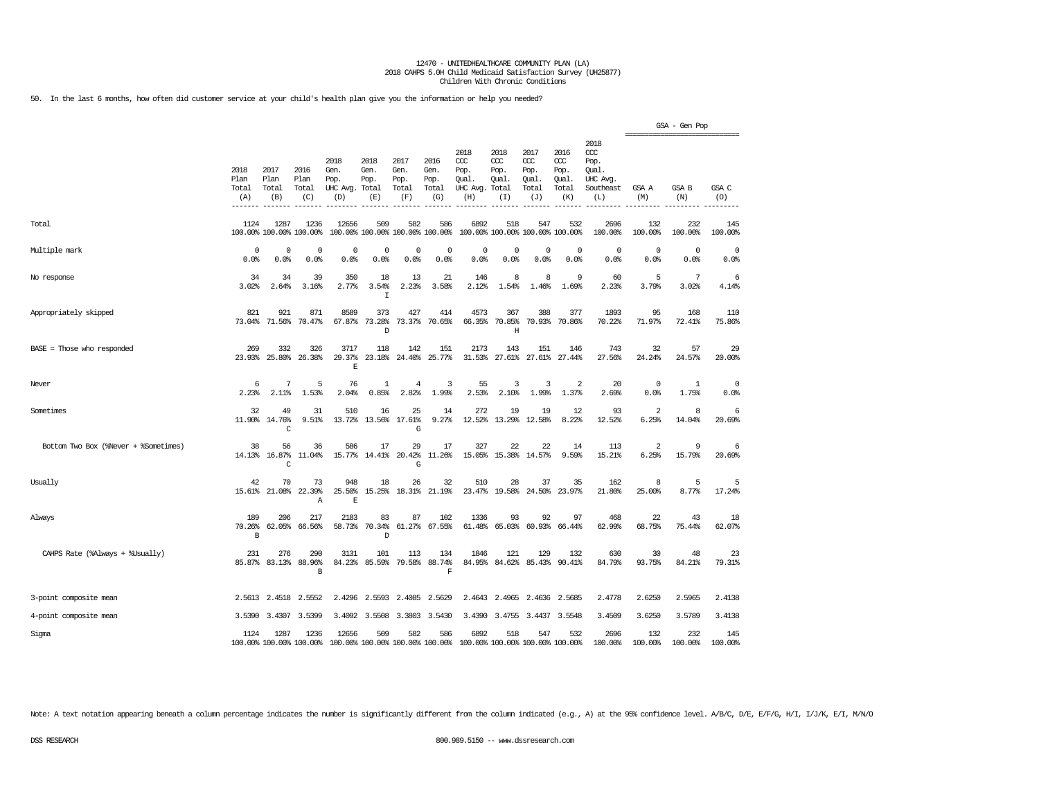12470 - UNITEDHEALTHCARE COMMUNITY PLAN (LA)
2018 CAHPS 5.0H Child Medicaid Satisfaction Survey (UH25877)
Children With Chronic Conditions

50. In the last 6 months, how often did customer service at your child's health plan give you the information or help you needed?

| | 2018 Plan Total (A) | 2017 Plan Total (B) | 2016 Plan Total (C) | 2018 Gen. Pop. UHC Avg. (D) | 2018 Gen. Pop. Total (E) | 2017 Gen. Pop. Total (F) | 2016 Gen. Pop. Total (G) | 2018 CCC Pop. Qual. UHC Avg. (H) | 2018 CCC Pop. Qual. Total (I) | 2017 CCC Pop. Qual. Total (J) | 2016 CCC Pop. Qual. Total (K) | 2018 CCC Pop. Qual. UHC Avg. Southeast (L) | GSA - Gen Pop GSA A (M) | GSA - Gen Pop GSA B (N) | GSA - Gen Pop GSA C (O) |
|---|---|---|---|---|---|---|---|---|---|---|---|---|---|---|---|
| Total | 1124<br>100.00% | 1287<br>100.00% | 1236<br>100.00% | 12656<br>100.00% | 509<br>100.00% | 582<br>100.00% | 586<br>100.00% | 6892<br>100.00% | 518<br>100.00% | 547<br>100.00% | 532<br>100.00% | 2696<br>100.00% | 132<br>100.00% | 232<br>100.00% | 145<br>100.00% |
| Multiple mark | 0<br>0.0% | 0<br>0.0% | 0<br>0.0% | 0<br>0.0% | 0<br>0.0% | 0<br>0.0% | 0<br>0.0% | 0<br>0.0% | 0<br>0.0% | 0<br>0.0% | 0<br>0.0% | 0<br>0.0% | 0<br>0.0% | 0<br>0.0% | 0<br>0.0% |
| No response | 34<br>3.02% | 34<br>2.64% | 39<br>3.16% | 350<br>2.77% | 18<br>3.54%<br>I | 13<br>2.23% | 21<br>3.58% | 146<br>2.12% | 8<br>1.54% | 8<br>1.46% | 9<br>1.69% | 60<br>2.23% | 5<br>3.79% | 7<br>3.02% | 6<br>4.14% |
| Appropriately skipped | 821<br>73.04% | 921<br>71.56% | 871<br>70.47% | 8589<br>67.87% | 373<br>73.28%<br>D | 427<br>73.37% | 414<br>70.65% | 4573<br>66.35% | 367<br>70.85%<br>H | 388<br>70.93% | 377<br>70.86% | 1893<br>70.22% | 95<br>71.97% | 168<br>72.41% | 110<br>75.86% |
| BASE = Those who responded | 269<br>23.93% | 332<br>25.80% | 326<br>26.38% | 3717<br>29.37%<br>E | 118<br>23.18% | 142<br>24.40% | 151<br>25.77% | 2173<br>31.53% | 143<br>27.61% | 151<br>27.61% | 146<br>27.44% | 743<br>27.56% | 32<br>24.24% | 57<br>24.57% | 29<br>20.00% |
| Never | 6<br>2.23% | 7<br>2.11% | 5<br>1.53% | 76<br>2.04% | 1<br>0.85% | 4<br>2.82% | 3<br>1.99% | 55<br>2.53% | 3<br>2.10% | 3<br>1.99% | 2<br>1.37% | 20<br>2.69% | 0<br>0.0% | 1<br>1.75% | 0<br>0.0% |
| Sometimes | 32<br>11.90% | 49<br>14.76%<br>C | 31<br>9.51% | 510<br>13.72% | 16<br>13.56% | 25<br>17.61%<br>G | 14<br>9.27% | 272<br>12.52% | 19<br>13.29% | 19<br>12.58% | 12<br>8.22% | 93<br>12.52% | 2<br>6.25% | 8<br>14.04% | 6<br>20.69% |
| Bottom Two Box (%Never + %Sometimes) | 38<br>14.13% | 56<br>16.87%<br>C | 36<br>11.04% | 586<br>15.77% | 17<br>14.41% | 29<br>20.42%<br>G | 17<br>11.26% | 327<br>15.05% | 22<br>15.38% | 22<br>14.57% | 14<br>9.59% | 113<br>15.21% | 2<br>6.25% | 9<br>15.79% | 6<br>20.69% |
| Usually | 42<br>15.61% | 70<br>21.08% | 73<br>22.39%<br>A | 948<br>25.50%<br>E | 18<br>15.25% | 26<br>18.31% | 32<br>21.19% | 510<br>23.47% | 28<br>19.58% | 37<br>24.50% | 35<br>23.97% | 162<br>21.80% | 8<br>25.00% | 5<br>8.77% | 5<br>17.24% |
| Always | 189<br>70.26%<br>B | 206<br>62.05% | 217<br>66.56% | 2183<br>58.73% | 83<br>70.34%<br>D | 87<br>61.27% | 102<br>67.55% | 1336<br>61.48% | 93<br>65.03% | 92<br>60.93% | 97<br>66.44% | 468<br>62.99% | 22<br>68.75% | 43<br>75.44% | 18<br>62.07% |
| CAHPS Rate (%Always + %Usually) | 231<br>85.87% | 276<br>83.13% | 290<br>88.96%<br>B | 3131<br>84.23% | 101<br>85.59% | 113<br>79.58% | 134<br>88.74%<br>F | 1846<br>84.95% | 121<br>84.62% | 129<br>85.43% | 132<br>90.41% | 630<br>84.79% | 30<br>93.75% | 48<br>84.21% | 23<br>79.31% |
| 3-point composite mean | 2.5613 | 2.4518 | 2.5552 | 2.4296 | 2.5593 | 2.4085 | 2.5629 | 2.4643 | 2.4965 | 2.4636 | 2.5685 | 2.4778 | 2.6250 | 2.5965 | 2.4138 |
| 4-point composite mean | 3.5390 | 3.4307 | 3.5399 | 3.4092 | 3.5508 | 3.3803 | 3.5430 | 3.4390 | 3.4755 | 3.4437 | 3.5548 | 3.4509 | 3.6250 | 3.5789 | 3.4138 |
| Sigma | 1124<br>100.00% | 1287<br>100.00% | 1236<br>100.00% | 12656<br>100.00% | 509<br>100.00% | 582<br>100.00% | 586<br>100.00% | 6892<br>100.00% | 518<br>100.00% | 547<br>100.00% | 532<br>100.00% | 2696<br>100.00% | 132<br>100.00% | 232<br>100.00% | 145<br>100.00% |

Note: A text notation appearing beneath a column percentage indicates the number is significantly different from the column indicated (e.g., A) at the 95% confidence level. A/B/C, D/E, E/F/G, H/I, I/J/K, E/I, M/N/O

DSS RESEARCH    800.989.5150 -- www.dssresearch.com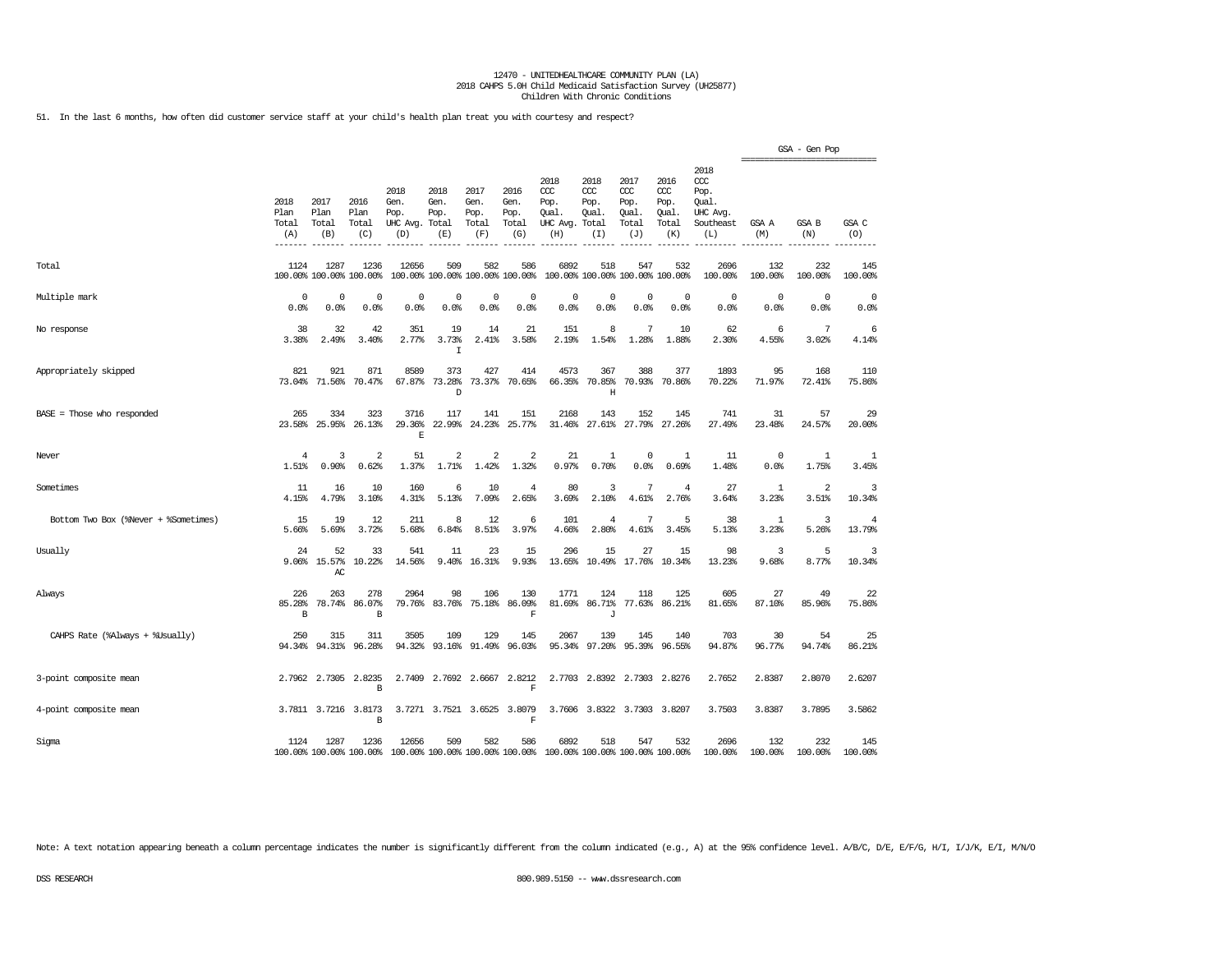12470 - UNITEDHEALTHCARE COMMUNITY PLAN (LA)
2018 CAHPS 5.0H Child Medicaid Satisfaction Survey (UH25877)
Children With Chronic Conditions

51. In the last 6 months, how often did customer service staff at your child's health plan treat you with courtesy and respect?

| | 2018 Plan Total (A) | 2017 Plan Total (B) | 2016 Plan Total (C) | 2018 Gen. Pop. UHC Avg. (D) | 2018 Gen. Pop. Total (E) | 2017 Gen. Pop. Total (F) | 2016 Gen. Pop. Total (G) | 2018 CCC Pop. Qual. UHC Avg. (H) | 2018 CCC Pop. Qual. Total (I) | 2017 CCC Pop. Qual. Total (J) | 2016 CCC Pop. Qual. Total (K) | 2018 CCC Pop. Qual. UHC Avg. Southeast (L) | GSA - Gen Pop GSA A (M) | GSA - Gen Pop GSA B (N) | GSA - Gen Pop GSA C (O) |
|---|---|---|---|---|---|---|---|---|---|---|---|---|---|---|---|
| Total | 1124<br>100.00% | 1287<br>100.00% | 1236<br>100.00% | 12656<br>100.00% | 509<br>100.00% | 582<br>100.00% | 586<br>100.00% | 6892<br>100.00% | 518<br>100.00% | 547<br>100.00% | 532<br>100.00% | 2696<br>100.00% | 132<br>100.00% | 232<br>100.00% | 145<br>100.00% |
| Multiple mark | 0<br>0.0% | 0<br>0.0% | 0<br>0.0% | 0<br>0.0% | 0<br>0.0% | 0<br>0.0% | 0<br>0.0% | 0<br>0.0% | 0<br>0.0% | 0<br>0.0% | 0<br>0.0% | 0<br>0.0% | 0<br>0.0% | 0<br>0.0% | 0<br>0.0% |
| No response | 38<br>3.38% | 32<br>2.49% | 42<br>3.40% | 351<br>2.77% | 19<br>3.73%<br>I | 14<br>2.41% | 21<br>3.58% | 151<br>2.19% | 8<br>1.54% | 7<br>1.28% | 10<br>1.88% | 62<br>2.30% | 6<br>4.55% | 7<br>3.02% | 6<br>4.14% |
| Appropriately skipped | 821<br>73.04% | 921<br>71.56% | 871<br>70.47% | 8589<br>67.87% | 373<br>73.28%<br>D | 427<br>73.37% | 414<br>70.65% | 4573<br>66.35% | 367<br>70.85%<br>H | 388<br>70.93% | 377<br>70.86% | 1893<br>70.22% | 95<br>71.97% | 168<br>72.41% | 110<br>75.86% |
| BASE = Those who responded | 265<br>23.58% | 334<br>25.95% | 323<br>26.13% | 3716<br>29.36%<br>E | 117<br>22.99% | 141<br>24.23% | 151<br>25.77% | 2168<br>31.46% | 143<br>27.61% | 152<br>27.79% | 145<br>27.26% | 741<br>27.49% | 31<br>23.48% | 57<br>24.57% | 29<br>20.00% |
| Never | 4<br>1.51% | 3<br>0.90% | 2<br>0.62% | 51<br>1.37% | 2<br>1.71% | 2<br>1.42% | 2<br>1.32% | 21<br>0.97% | 1<br>0.70% | 0<br>0.0% | 1<br>0.69% | 11<br>1.48% | 0<br>0.0% | 1<br>1.75% | 1<br>3.45% |
| Sometimes | 11<br>4.15% | 16<br>4.79% | 10<br>3.10% | 160<br>4.31% | 6<br>5.13% | 10<br>7.09% | 4<br>2.65% | 80<br>3.69% | 3<br>2.10% | 7<br>4.61% | 4<br>2.76% | 27<br>3.64% | 1<br>3.23% | 2<br>3.51% | 3<br>10.34% |
| Bottom Two Box (%Never + %Sometimes) | 15<br>5.66% | 19<br>5.69% | 12<br>3.72% | 211<br>5.68% | 8<br>6.84% | 12<br>8.51% | 6<br>3.97% | 101<br>4.66% | 4<br>2.80% | 7<br>4.61% | 5<br>3.45% | 38<br>5.13% | 1<br>3.23% | 3<br>5.26% | 4<br>13.79% |
| Usually | 24<br>9.06% | 52<br>15.57%<br>AC | 33<br>10.22% | 541<br>14.56% | 11<br>9.40% | 23<br>16.31% | 15<br>9.93% | 296<br>13.65% | 15<br>10.49% | 27<br>17.76% | 15<br>10.34% | 98<br>13.23% | 3<br>9.68% | 5<br>8.77% | 3<br>10.34% |
| Always | 226<br>85.28%<br>B | 263<br>78.74% | 278<br>86.07%<br>B | 2964<br>79.76% | 98<br>83.76% | 106<br>75.18% | 130<br>86.09%<br>F | 1771<br>81.69% | 124<br>86.71%<br>J | 118<br>77.63% | 125<br>86.21% | 605<br>81.65% | 27<br>87.10% | 49<br>85.96% | 22<br>75.86% |
| CAHPS Rate (%Always + %Usually) | 250<br>94.34% | 315<br>94.31% | 311<br>96.28% | 3505<br>94.32% | 109<br>93.16% | 129<br>91.49% | 145<br>96.03% | 2067<br>95.34% | 139<br>97.20% | 145<br>95.39% | 140<br>96.55% | 703<br>94.87% | 30<br>96.77% | 54<br>94.74% | 25<br>86.21% |
| 3-point composite mean | 2.7962 | 2.7305 | 2.8235<br>B | 2.7409 | 2.7692 | 2.6667 | 2.8212<br>F | 2.7703 | 2.8392 | 2.7303 | 2.8276 | 2.7652 | 2.8387 | 2.8070 | 2.6207 |
| 4-point composite mean | 3.7811 | 3.7216 | 3.8173<br>B | 3.7271 | 3.7521 | 3.6525 | 3.8079<br>F | 3.7606 | 3.8322 | 3.7303 | 3.8207 | 3.7503 | 3.8387 | 3.7895 | 3.5862 |
| Sigma | 1124<br>100.00% | 1287<br>100.00% | 1236<br>100.00% | 12656<br>100.00% | 509<br>100.00% | 582<br>100.00% | 586<br>100.00% | 6892<br>100.00% | 518<br>100.00% | 547<br>100.00% | 532<br>100.00% | 2696<br>100.00% | 132<br>100.00% | 232<br>100.00% | 145<br>100.00% |

Note: A text notation appearing beneath a column percentage indicates the number is significantly different from the column indicated (e.g., A) at the 95% confidence level. A/B/C, D/E, E/F/G, H/I, I/J/K, E/I, M/N/O

DSS RESEARCH

800.989.5150 -- www.dssresearch.com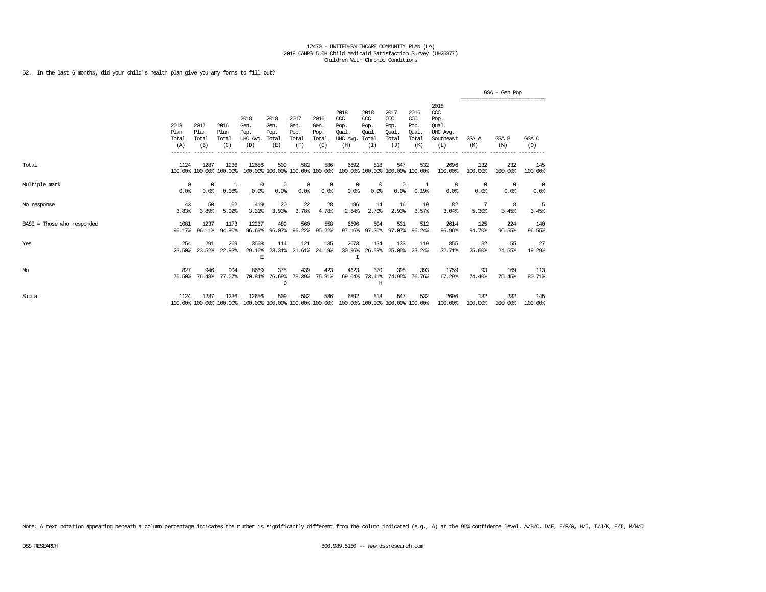12470 - UNITEDHEALTHCARE COMMUNITY PLAN (LA)
2018 CAHPS 5.0H Child Medicaid Satisfaction Survey (UH25877)
Children With Chronic Conditions

52. In the last 6 months, did your child's health plan give you any forms to fill out?

| | 2018 Plan Total (A) | 2017 Plan Total (B) | 2016 Plan Total (C) | 2018 Gen. Pop. UHC Avg. (D) | 2018 Gen. Pop. Total (E) | 2017 Gen. Pop. Total (F) | 2016 Gen. Pop. Total (G) | 2018 CCC Pop. Qual. UHC Avg. (H) | 2018 CCC Pop. Qual. Total (I) | 2017 CCC Pop. Qual. Total (J) | 2016 CCC Pop. Qual. Total (K) | 2018 CCC Pop. Qual. UHC Avg. Southeast (L) | GSA - Gen Pop GSA A (M) | GSA - Gen Pop GSA B (N) | GSA - Gen Pop GSA C (O) |
|---|---|---|---|---|---|---|---|---|---|---|---|---|---|---|---|
| Total | 1124<br>100.00% | 1287<br>100.00% | 1236<br>100.00% | 12656<br>100.00% | 509<br>100.00% | 582<br>100.00% | 586<br>100.00% | 6892<br>100.00% | 518<br>100.00% | 547<br>100.00% | 532<br>100.00% | 2696<br>100.00% | 132<br>100.00% | 232<br>100.00% | 145<br>100.00% |
| Multiple mark | 0<br>0.0% | 0<br>0.0% | 1<br>0.08% | 0<br>0.0% | 0<br>0.0% | 0<br>0.0% | 0<br>0.0% | 0<br>0.0% | 0<br>0.0% | 0<br>0.0% | 1<br>0.19% | 0<br>0.0% | 0<br>0.0% | 0<br>0.0% | 0<br>0.0% |
| No response | 43<br>3.83% | 50<br>3.89% | 62<br>5.02% | 419<br>3.31% | 20<br>3.93% | 22<br>3.78% | 28<br>4.78% | 196<br>2.84% | 14<br>2.70% | 16<br>2.93% | 19<br>3.57% | 82<br>3.04% | 7<br>5.30% | 8<br>3.45% | 5<br>3.45% |
| BASE = Those who responded | 1081<br>96.17% | 1237<br>96.11% | 1173<br>94.90% | 12237<br>96.69% | 489<br>96.07% | 560<br>96.22% | 558<br>95.22% | 6696<br>97.16% | 504<br>97.30% | 531<br>97.07% | 512<br>96.24% | 2614<br>96.96% | 125<br>94.70% | 224<br>96.55% | 140<br>96.55% |
| Yes | 254<br>23.50% | 291<br>23.52% | 269<br>22.93% | 3568<br>29.16%<br>E | 114<br>23.31% | 121<br>21.61% | 135<br>24.19% | 2073<br>30.96%<br>I | 134<br>26.59% | 133<br>25.05% | 119<br>23.24% | 855<br>32.71% | 32<br>25.60% | 55<br>24.55% | 27<br>19.29% |
| No | 827<br>76.50% | 946<br>76.48% | 904<br>77.07% | 8669<br>70.84% | 375<br>76.69%<br>D | 439<br>78.39% | 423<br>75.81% | 4623<br>69.04% | 370<br>73.41%<br>H | 398<br>74.95% | 393<br>76.76% | 1759<br>67.29% | 93<br>74.40% | 169<br>75.45% | 113<br>80.71% |
| Sigma | 1124<br>100.00% | 1287<br>100.00% | 1236<br>100.00% | 12656<br>100.00% | 509<br>100.00% | 582<br>100.00% | 586<br>100.00% | 6892<br>100.00% | 518<br>100.00% | 547<br>100.00% | 532<br>100.00% | 2696<br>100.00% | 132<br>100.00% | 232<br>100.00% | 145<br>100.00% |

Note: A text notation appearing beneath a column percentage indicates the number is significantly different from the column indicated (e.g., A) at the 95% confidence level. A/B/C, D/E, E/F/G, H/I, I/J/K, E/I, M/N/O

DSS RESEARCH 800.989.5150 -- www.dssresearch.com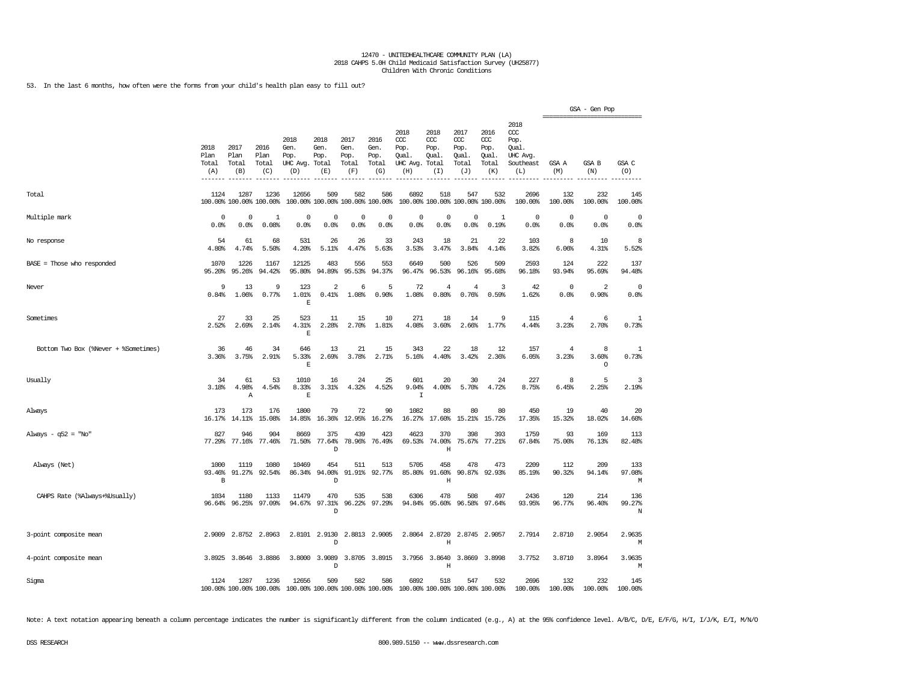12470 - UNITEDHEALTHCARE COMMUNITY PLAN (LA)
2018 CAHPS 5.0H Child Medicaid Satisfaction Survey (UH25877)
Children With Chronic Conditions

53. In the last 6 months, how often were the forms from your child's health plan easy to fill out?

| | 2018 Plan Total (A) | 2017 Plan Total (B) | 2016 Plan Total (C) | 2018 Gen. Pop. UHC Avg. (D) | 2018 Gen. Pop. Total (E) | 2017 Gen. Pop. Total (F) | 2016 Gen. Pop. Total (G) | 2018 CCC Pop. Qual. UHC Avg. (H) | 2018 CCC Pop. Qual. Total (I) | 2017 CCC Pop. Qual. Total (J) | 2016 CCC Pop. Qual. Total (K) | 2018 CCC Pop. Qual. UHC Avg. Southeast (L) | GSA - Gen Pop GSA A (M) | GSA B (N) | GSA C (O) |
|---|---|---|---|---|---|---|---|---|---|---|---|---|---|---|---|
| Total | 1124<br>100.00% | 1287<br>100.00% | 1236<br>100.00% | 12656<br>100.00% | 509<br>100.00% | 582<br>100.00% | 586<br>100.00% | 6892<br>100.00% | 518<br>100.00% | 547<br>100.00% | 532<br>100.00% | 2696<br>100.00% | 132<br>100.00% | 232<br>100.00% | 145<br>100.00% |
| Multiple mark | 0<br>0.0% | 0<br>0.0% | 1<br>0.08% | 0<br>0.0% | 0<br>0.0% | 0<br>0.0% | 0<br>0.0% | 0<br>0.0% | 0<br>0.0% | 0<br>0.0% | 1<br>0.19% | 0<br>0.0% | 0<br>0.0% | 0<br>0.0% | 0<br>0.0% |
| No response | 54<br>4.80% | 61<br>4.74% | 68<br>5.50% | 531<br>4.20% | 26<br>5.11% | 26<br>4.47% | 33<br>5.63% | 243<br>3.53% | 18<br>3.47% | 21<br>3.84% | 22<br>4.14% | 103<br>3.82% | 8<br>6.06% | 10<br>4.31% | 8<br>5.52% |
| BASE = Those who responded | 1070<br>95.20% | 1226<br>95.26% | 1167<br>94.42% | 12125<br>95.80% | 483<br>94.89% | 556<br>95.53% | 553<br>94.37% | 6649<br>96.47% | 500<br>96.53% | 526<br>96.16% | 509<br>95.68% | 2593<br>96.18% | 124<br>93.94% | 222<br>95.69% | 137<br>94.48% |
| Never | 9<br>0.84% | 13<br>1.06% | 9<br>0.77% | 123<br>1.01%<br>E | 2<br>0.41% | 6<br>1.08% | 5<br>0.90% | 72<br>1.08% | 4<br>0.80% | 4<br>0.76% | 3<br>0.59% | 42<br>1.62% | 0<br>0.0% | 2<br>0.90% | 0<br>0.0% |
| Sometimes | 27<br>2.52% | 33<br>2.69% | 25<br>2.14% | 523<br>4.31%<br>E | 11<br>2.28% | 15<br>2.70% | 10<br>1.81% | 271<br>4.08% | 18<br>3.60% | 14<br>2.66% | 9<br>1.77% | 115<br>4.44% | 4<br>3.23% | 6<br>2.70% | 1<br>0.73% |
| Bottom Two Box (%Never + %Sometimes) | 36<br>3.36% | 46<br>3.75% | 34<br>2.91% | 646<br>5.33%<br>E | 13<br>2.69% | 21<br>3.78% | 15<br>2.71% | 343<br>5.16% | 22<br>4.40% | 18<br>3.42% | 12<br>2.36% | 157<br>6.05% | 4<br>3.23% | 8<br>3.60%<br>O | 1<br>0.73% |
| Usually | 34<br>3.18% | 61<br>4.98%<br>A | 53<br>4.54% | 1010<br>8.33%<br>E | 16<br>3.31% | 24<br>4.32% | 25<br>4.52% | 601<br>9.04%<br>I | 20<br>4.00% | 30<br>5.70% | 24<br>4.72% | 227<br>8.75% | 8<br>6.45% | 5<br>2.25% | 3<br>2.19% |
| Always | 173<br>16.17% | 173<br>14.11% | 176<br>15.08% | 1800<br>14.85% | 79<br>16.36% | 72<br>12.95% | 90<br>16.27% | 1082<br>16.27% | 88<br>17.60% | 80<br>15.21% | 80<br>15.72% | 450<br>17.35% | 19<br>15.32% | 40<br>18.02% | 20<br>14.60% |
| Always - q52 = "No" | 827<br>77.29% | 946<br>77.16% | 904<br>77.46% | 8669<br>71.50% | 375<br>77.64%<br>D | 439<br>78.96% | 423<br>76.49% | 4623<br>69.53% | 370<br>74.00%<br>H | 398<br>75.67% | 393<br>77.21% | 1759<br>67.84% | 93<br>75.00% | 169<br>76.13% | 113<br>82.48% |
| Always (Net) | 1000<br>93.46%<br>B | 1119<br>91.27% | 1080<br>92.54% | 10469<br>86.34% | 454<br>94.00%<br>D | 511<br>91.91% | 513<br>92.77% | 5705<br>85.80% | 458<br>91.60%<br>H | 478<br>90.87% | 473<br>92.93% | 2209<br>85.19% | 112<br>90.32% | 209<br>94.14% | 133<br>97.08%<br>M |
| CAHPS Rate (%Always+%Usually) | 1034<br>96.64% | 1180<br>96.25% | 1133<br>97.09% | 11479<br>94.67% | 470<br>97.31%<br>D | 535<br>96.22% | 538<br>97.29% | 6306<br>94.84% | 478<br>95.60% | 508<br>96.58% | 497<br>97.64% | 2436<br>93.95% | 120<br>96.77% | 214<br>96.40% | 136<br>99.27%<br>N |
| 3-point composite mean | 2.9009 | 2.8752 | 2.8963 | 2.8101 | 2.9130<br>D | 2.8813 | 2.9005 | 2.8064 | 2.8720<br>H | 2.8745 | 2.9057 | 2.7914 | 2.8710 | 2.9054 | 2.9635<br>M |
| 4-point composite mean | 3.8925 | 3.8646 | 3.8886 | 3.8000 | 3.9089<br>D | 3.8705 | 3.8915 | 3.7956 | 3.8640<br>H | 3.8669 | 3.8998 | 3.7752 | 3.8710 | 3.8964 | 3.9635<br>M |
| Sigma | 1124<br>100.00% | 1287<br>100.00% | 1236<br>100.00% | 12656<br>100.00% | 509<br>100.00% | 582<br>100.00% | 586<br>100.00% | 6892<br>100.00% | 518<br>100.00% | 547<br>100.00% | 532<br>100.00% | 2696<br>100.00% | 132<br>100.00% | 232<br>100.00% | 145<br>100.00% |

Note: A text notation appearing beneath a column percentage indicates the number is significantly different from the column indicated (e.g., A) at the 95% confidence level. A/B/C, D/E, E/F/G, H/I, I/J/K, E/I, M/N/O

DSS RESEARCH 800.989.5150 -- www.dssresearch.com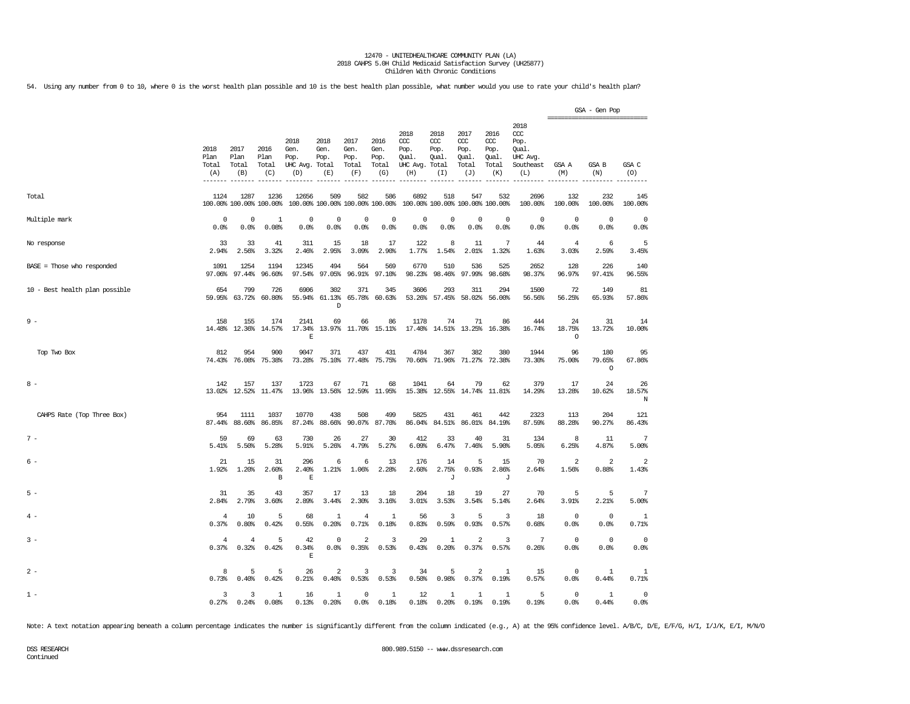12470 - UNITEDHEALTHCARE COMMUNITY PLAN (LA)
2018 CAHPS 5.0H Child Medicaid Satisfaction Survey (UH25877)
Children With Chronic Conditions

54. Using any number from 0 to 10, where 0 is the worst health plan possible and 10 is the best health plan possible, what number would you use to rate your child's health plan?

| | 2018 Plan Total (A) | 2017 Plan Total (B) | 2016 Plan Total (C) | 2018 Gen. Pop. UHC Avg. (D) | 2018 Gen. Pop. Total (E) | 2017 Gen. Pop. Total (F) | 2016 Gen. Pop. Total (G) | 2018 CCC Pop. Qual. UHC Avg. (H) | 2018 CCC Pop. Qual. Total (I) | 2017 CCC Pop. Qual. Total (J) | 2016 CCC Pop. Qual. Total (K) | 2018 CCC Pop. Qual. UHC Avg. Southeast (L) | GSA - Gen Pop GSA A (M) | GSA B (N) | GSA C (O) |
|---|---|---|---|---|---|---|---|---|---|---|---|---|---|---|---|
| Total | 1124<br>100.00% | 1287<br>100.00% | 1236<br>100.00% | 12656<br>100.00% | 509<br>100.00% | 582<br>100.00% | 586<br>100.00% | 6892<br>100.00% | 518<br>100.00% | 547<br>100.00% | 532<br>100.00% | 2696<br>100.00% | 132<br>100.00% | 232<br>100.00% | 145<br>100.00% |
| Multiple mark | 0<br>0.0% | 0<br>0.0% | 1<br>0.08% | 0<br>0.0% | 0<br>0.0% | 0<br>0.0% | 0<br>0.0% | 0<br>0.0% | 0<br>0.0% | 0<br>0.0% | 0<br>0.0% | 0<br>0.0% | 0<br>0.0% | 0<br>0.0% | 0<br>0.0% |
| No response | 33<br>2.94% | 33<br>2.56% | 41<br>3.32% | 311<br>2.46% | 15<br>2.95% | 18<br>3.09% | 17<br>2.90% | 122<br>1.77% | 8<br>1.54% | 11<br>2.01% | 7<br>1.32% | 44<br>1.63% | 4<br>3.03% | 6<br>2.59% | 5<br>3.45% |
| BASE = Those who responded | 1091<br>97.06% | 1254<br>97.44% | 1194<br>96.60% | 12345<br>97.54% | 494<br>97.05% | 564<br>96.91% | 569<br>97.10% | 6770<br>98.23% | 510<br>98.46% | 536<br>97.99% | 525<br>98.68% | 2652<br>98.37% | 128<br>96.97% | 226<br>97.41% | 140<br>96.55% |
| 10 - Best health plan possible | 654<br>59.95% | 799<br>63.72% | 726<br>60.80% | 6906<br>55.94% | 302<br>61.13%<br>D | 371<br>65.78% | 345<br>60.63% | 3606<br>53.26% | 293<br>57.45% | 311<br>58.02% | 294<br>56.00% | 1500<br>56.56% | 72<br>56.25% | 149<br>65.93% | 81<br>57.86% |
| 9 - | 158<br>14.48% | 155<br>12.36% | 174<br>14.57% | 2141<br>17.34%<br>E | 69<br>13.97% | 66<br>11.70% | 86<br>15.11% | 1178<br>17.40% | 74<br>14.51% | 71<br>13.25% | 86<br>16.38% | 444<br>16.74% | 24<br>18.75%<br>O | 31<br>13.72% | 14<br>10.00% |
| Top Two Box | 812<br>74.43% | 954<br>76.08% | 900<br>75.38% | 9047<br>73.28% | 371<br>75.10% | 437<br>77.48% | 431<br>75.75% | 4784<br>70.66% | 367<br>71.96% | 382<br>71.27% | 380<br>72.38% | 1944<br>73.30% | 96<br>75.00% | 180<br>79.65%<br>O | 95<br>67.86% |
| 8 - | 142<br>13.02% | 157<br>12.52% | 137<br>11.47% | 1723<br>13.96% | 67<br>13.56% | 71<br>12.59% | 68<br>11.95% | 1041<br>15.38% | 64<br>12.55% | 79<br>14.74% | 62<br>11.81% | 379<br>14.29% | 17<br>13.28% | 24<br>10.62% | 26<br>18.57%<br>N |
| CAHPS Rate (Top Three Box) | 954<br>87.44% | 1111<br>88.60% | 1037<br>86.85% | 10770<br>87.24% | 438<br>88.66% | 508<br>90.07% | 499<br>87.70% | 5825<br>86.04% | 431<br>84.51% | 461<br>86.01% | 442<br>84.19% | 2323<br>87.59% | 113<br>88.28% | 204<br>90.27% | 121<br>86.43% |
| 7 - | 59<br>5.41% | 69<br>5.50% | 63<br>5.28% | 730<br>5.91% | 26<br>5.26% | 27<br>4.79% | 30<br>5.27% | 412<br>6.09% | 33<br>6.47% | 40<br>7.46% | 31<br>5.90% | 134<br>5.05% | 8<br>6.25% | 11<br>4.87% | 7<br>5.00% |
| 6 - | 21<br>1.92% | 15<br>1.20% | 31<br>2.60%<br>B | 296<br>2.40%<br>E | 6<br>1.21% | 6<br>1.06% | 13<br>2.28% | 176<br>2.60% | 14<br>2.75%<br>J | 5<br>0.93% | 15<br>2.86%<br>J | 70<br>2.64% | 2<br>1.56% | 2<br>0.88% | 2<br>1.43% |
| 5 - | 31<br>2.84% | 35<br>2.79% | 43<br>3.60% | 357<br>2.89% | 17<br>3.44% | 13<br>2.30% | 18<br>3.16% | 204<br>3.01% | 18<br>3.53% | 19<br>3.54% | 27<br>5.14% | 70<br>2.64% | 5<br>3.91% | 5<br>2.21% | 7<br>5.00% |
| 4 - | 4<br>0.37% | 10<br>0.80% | 5<br>0.42% | 68<br>0.55% | 1<br>0.20% | 4<br>0.71% | 1<br>0.18% | 56<br>0.83% | 3<br>0.59% | 5<br>0.93% | 3<br>0.57% | 18<br>0.68% | 0<br>0.0% | 0<br>0.0% | 1<br>0.71% |
| 3 - | 4<br>0.37% | 4<br>0.32% | 5<br>0.42% | 42<br>0.34%<br>E | 0<br>0.0% | 2<br>0.35% | 3<br>0.53% | 29<br>0.43% | 1<br>0.20% | 2<br>0.37% | 3<br>0.57% | 7<br>0.26% | 0<br>0.0% | 0<br>0.0% | 0<br>0.0% |
| 2 - | 8<br>0.73% | 5<br>0.40% | 5<br>0.42% | 26<br>0.21% | 2<br>0.40% | 3<br>0.53% | 3<br>0.53% | 34<br>0.50% | 5<br>0.98% | 2<br>0.37% | 1<br>0.19% | 15<br>0.57% | 0<br>0.0% | 1<br>0.44% | 1<br>0.71% |
| 1 - | 3<br>0.27% | 3<br>0.24% | 1<br>0.08% | 16<br>0.13% | 1<br>0.20% | 0<br>0.0% | 1<br>0.18% | 12<br>0.18% | 1<br>0.20% | 1<br>0.19% | 1<br>0.19% | 5<br>0.19% | 0<br>0.0% | 1<br>0.44% | 0<br>0.0% |

Note: A text notation appearing beneath a column percentage indicates the number is significantly different from the column indicated (e.g., A) at the 95% confidence level. A/B/C, D/E, E/F/G, H/I, I/J/K, E/I, M/N/O

DSS RESEARCH
Continued

800.989.5150 -- www.dssresearch.com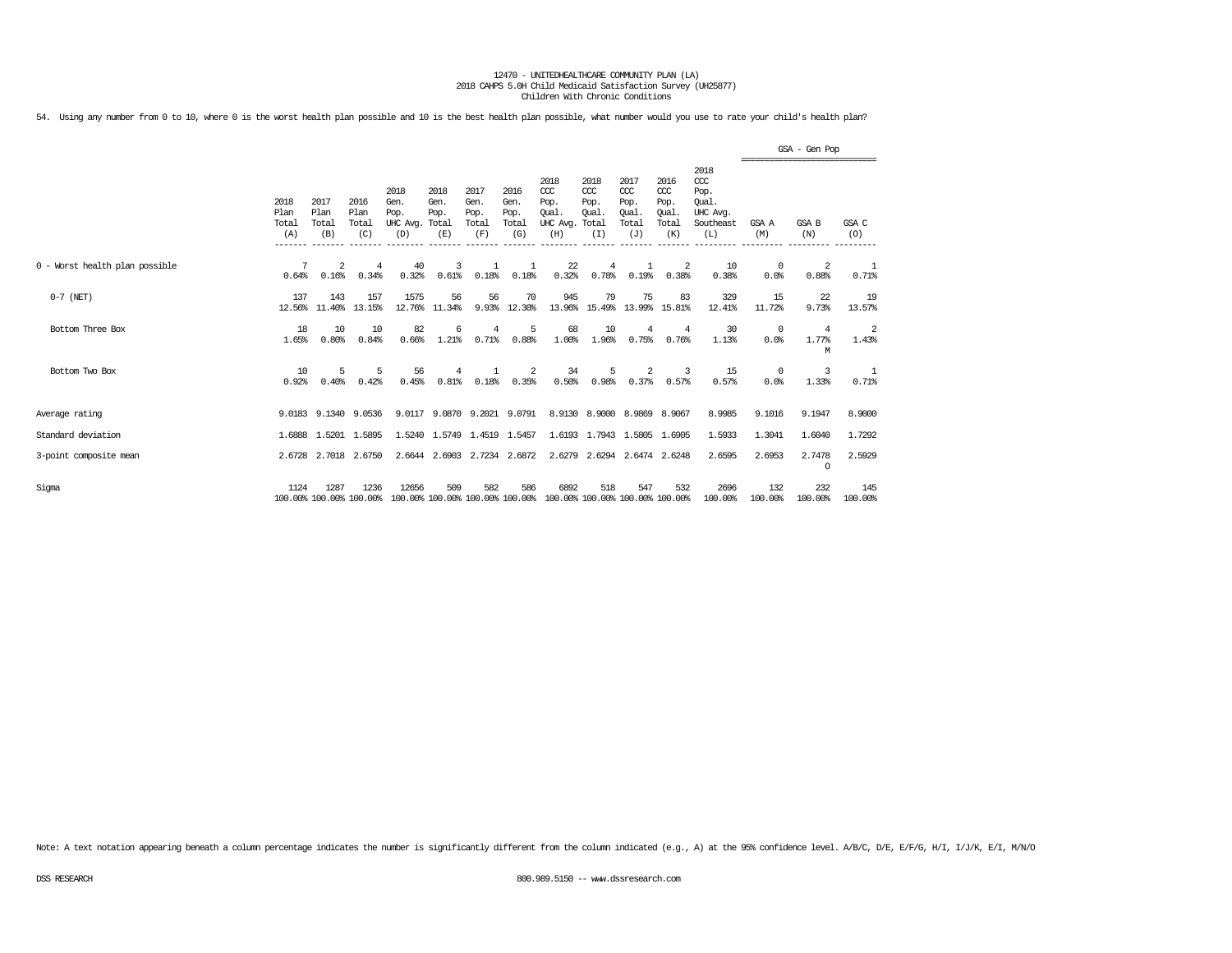12470 - UNITEDHEALTHCARE COMMUNITY PLAN (LA)
2018 CAHPS 5.0H Child Medicaid Satisfaction Survey (UH25877)
Children With Chronic Conditions

54. Using any number from 0 to 10, where 0 is the worst health plan possible and 10 is the best health plan possible, what number would you use to rate your child's health plan?

| | 2018 Plan Total (A) | 2017 Plan Total (B) | 2016 Plan Total (C) | 2018 Gen. Pop. UHC Avg. (D) | 2018 Gen. Pop. Total (E) | 2017 Gen. Pop. Total (F) | 2016 Gen. Pop. Total (G) | 2018 CCC Pop. Qual. UHC Avg. (H) | 2018 CCC Pop. Qual. Total (I) | 2017 CCC Pop. Qual. Total (J) | 2016 CCC Pop. Qual. Total (K) | 2018 CCC Pop. Qual. UHC Avg. Southeast (L) | GSA - Gen Pop GSA A (M) | GSA - Gen Pop GSA B (N) | GSA - Gen Pop GSA C (O) |
|---|---|---|---|---|---|---|---|---|---|---|---|---|---|---|---|
| 0 - Worst health plan possible | 7<br>0.64% | 2<br>0.16% | 4<br>0.34% | 40<br>0.32% | 3<br>0.61% | 1<br>0.18% | 1<br>0.18% | 22<br>0.32% | 4<br>0.78% | 1<br>0.19% | 2<br>0.38% | 10<br>0.38% | 0<br>0.0% | 2<br>0.88% | 1<br>0.71% |
| 0-7 (NET) | 137<br>12.56% | 143<br>11.40% | 157<br>13.15% | 1575<br>12.76% | 56<br>11.34% | 56<br>9.93% | 70<br>12.30% | 945<br>13.96% | 79<br>15.49% | 75<br>13.99% | 83<br>15.81% | 329<br>12.41% | 15<br>11.72% | 22<br>9.73% | 19<br>13.57% |
| Bottom Three Box | 18<br>1.65% | 10<br>0.80% | 10<br>0.84% | 82<br>0.66% | 6<br>1.21% | 4<br>0.71% | 5<br>0.88% | 68<br>1.00% | 10<br>1.96% | 4<br>0.75% | 4<br>0.76% | 30<br>1.13% | 0<br>0.0% | 4<br>1.77%<br>M | 2<br>1.43% |
| Bottom Two Box | 10<br>0.92% | 5<br>0.40% | 5<br>0.42% | 56<br>0.45% | 4<br>0.81% | 1<br>0.18% | 2<br>0.35% | 34<br>0.50% | 5<br>0.98% | 2<br>0.37% | 3<br>0.57% | 15<br>0.57% | 0<br>0.0% | 3<br>1.33% | 1<br>0.71% |
| Average rating | 9.0183 | 9.1340 | 9.0536 | 9.0117 | 9.0870 | 9.2021 | 9.0791 | 8.9130 | 8.9000 | 8.9869 | 8.9067 | 8.9985 | 9.1016 | 9.1947 | 8.9000 |
| Standard deviation | 1.6888 | 1.5201 | 1.5895 | 1.5240 | 1.5749 | 1.4519 | 1.5457 | 1.6193 | 1.7943 | 1.5805 | 1.6905 | 1.5933 | 1.3041 | 1.6040 | 1.7292 |
| 3-point composite mean | 2.6728 | 2.7018 | 2.6750 | 2.6644 | 2.6903 | 2.7234 | 2.6872 | 2.6279 | 2.6294 | 2.6474 | 2.6248 | 2.6595 | 2.6953 | 2.7478<br>O | 2.5929 |
| Sigma | 1124<br>100.00% | 1287<br>100.00% | 1236<br>100.00% | 12656<br>100.00% | 509<br>100.00% | 582<br>100.00% | 586<br>100.00% | 6892<br>100.00% | 518<br>100.00% | 547<br>100.00% | 532<br>100.00% | 2696<br>100.00% | 132<br>100.00% | 232<br>100.00% | 145<br>100.00% |

Note: A text notation appearing beneath a column percentage indicates the number is significantly different from the column indicated (e.g., A) at the 95% confidence level. A/B/C, D/E, E/F/G, H/I, I/J/K, E/I, M/N/O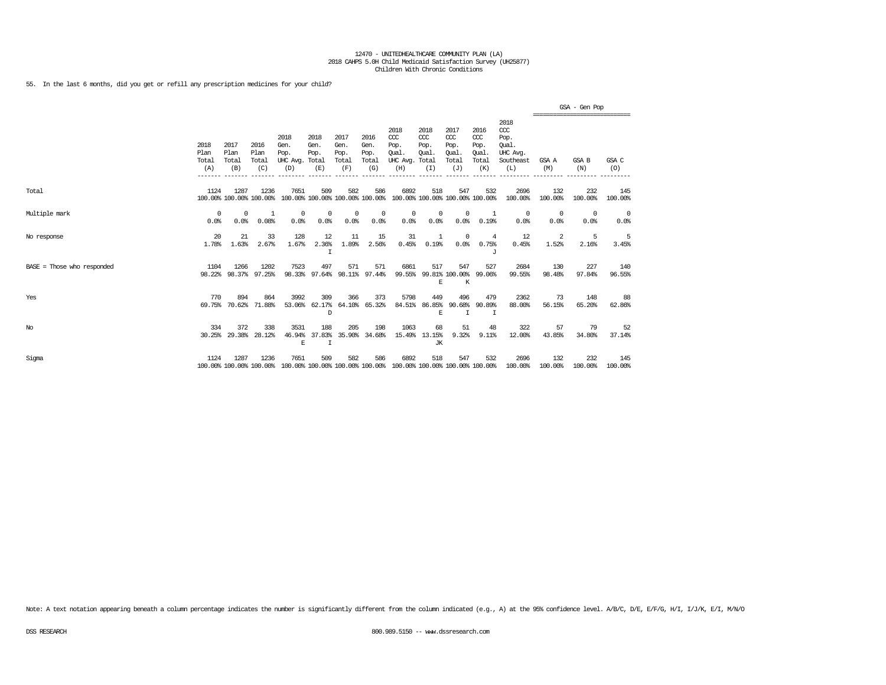12470 - UNITEDHEALTHCARE COMMUNITY PLAN (LA)
2018 CAHPS 5.0H Child Medicaid Satisfaction Survey (UH25877)
Children With Chronic Conditions

55. In the last 6 months, did you get or refill any prescription medicines for your child?

| | 2018 Plan Total (A) | 2017 Plan Total (B) | 2016 Plan Total (C) | 2018 Gen. Pop. UHC Avg. (D) | 2018 Gen. Pop. Total (E) | 2017 Gen. Pop. Total (F) | 2016 Gen. Pop. Total (G) | 2018 CCC Pop. Qual. UHC Avg. (H) | 2018 CCC Pop. Qual. Total (I) | 2017 CCC Pop. Qual. Total (J) | 2016 CCC Pop. Qual. Total (K) | 2018 CCC Pop. Qual. UHC Avg. Southeast (L) | GSA - Gen Pop GSA A (M) | GSA B (N) | GSA C (O) |
|---|---|---|---|---|---|---|---|---|---|---|---|---|---|---|---|
| Total | 1124 | 1287 | 1236 | 7651 | 509 | 582 | 586 | 6892 | 518 | 547 | 532 | 2696 | 132 | 232 | 145 |
| | 100.00% | 100.00% | 100.00% | 100.00% | 100.00% | 100.00% | 100.00% | 100.00% | 100.00% | 100.00% | 100.00% | 100.00% | 100.00% | 100.00% | 100.00% |
| Multiple mark | 0 | 0 | 1 | 0 | 0 | 0 | 0 | 0 | 0 | 0 | 1 | 0 | 0 | 0 | 0 |
| | 0.0% | 0.0% | 0.08% | 0.0% | 0.0% | 0.0% | 0.0% | 0.0% | 0.0% | 0.0% | 0.19% | 0.0% | 0.0% | 0.0% | 0.0% |
| No response | 20 | 21 | 33 | 128 | 12 | 11 | 15 | 31 | 1 | 0 | 4 | 12 | 2 | 5 | 5 |
| | 1.78% | 1.63% | 2.67% | 1.67% | 2.36% | 1.89% | 2.56% | 0.45% | 0.19% | 0.0% | 0.75% | 0.45% | 1.52% | 2.16% | 3.45% |
| | | | | | I | | | | | | J | | | | |
| BASE = Those who responded | 1104 | 1266 | 1202 | 7523 | 497 | 571 | 571 | 6861 | 517 | 547 | 527 | 2684 | 130 | 227 | 140 |
| | 98.22% | 98.37% | 97.25% | 98.33% | 97.64% | 98.11% | 97.44% | 99.55% | 99.81% | 100.00% | 99.06% | 99.55% | 98.48% | 97.84% | 96.55% |
| | | | | | | | | | E | K | | | | | |
| Yes | 770 | 894 | 864 | 3992 | 309 | 366 | 373 | 5798 | 449 | 496 | 479 | 2362 | 73 | 148 | 88 |
| | 69.75% | 70.62% | 71.88% | 53.06% | 62.17% | 64.10% | 65.32% | 84.51% | 86.85% | 90.68% | 90.89% | 88.00% | 56.15% | 65.20% | 62.86% |
| | | | | | D | | | | E | I | I | | | | |
| No | 334 | 372 | 338 | 3531 | 188 | 205 | 198 | 1063 | 68 | 51 | 48 | 322 | 57 | 79 | 52 |
| | 30.25% | 29.38% | 28.12% | 46.94% | 37.83% | 35.90% | 34.68% | 15.49% | 13.15% | 9.32% | 9.11% | 12.00% | 43.85% | 34.80% | 37.14% |
| | | | | E | I | | | | JK | | | | | | |
| Sigma | 1124 | 1287 | 1236 | 7651 | 509 | 582 | 586 | 6892 | 518 | 547 | 532 | 2696 | 132 | 232 | 145 |
| | 100.00% | 100.00% | 100.00% | 100.00% | 100.00% | 100.00% | 100.00% | 100.00% | 100.00% | 100.00% | 100.00% | 100.00% | 100.00% | 100.00% | 100.00% |

Note: A text notation appearing beneath a column percentage indicates the number is significantly different from the column indicated (e.g., A) at the 95% confidence level. A/B/C, D/E, E/F/G, H/I, I/J/K, E/I, M/N/O

DSS RESEARCH 800.989.5150 -- www.dssresearch.com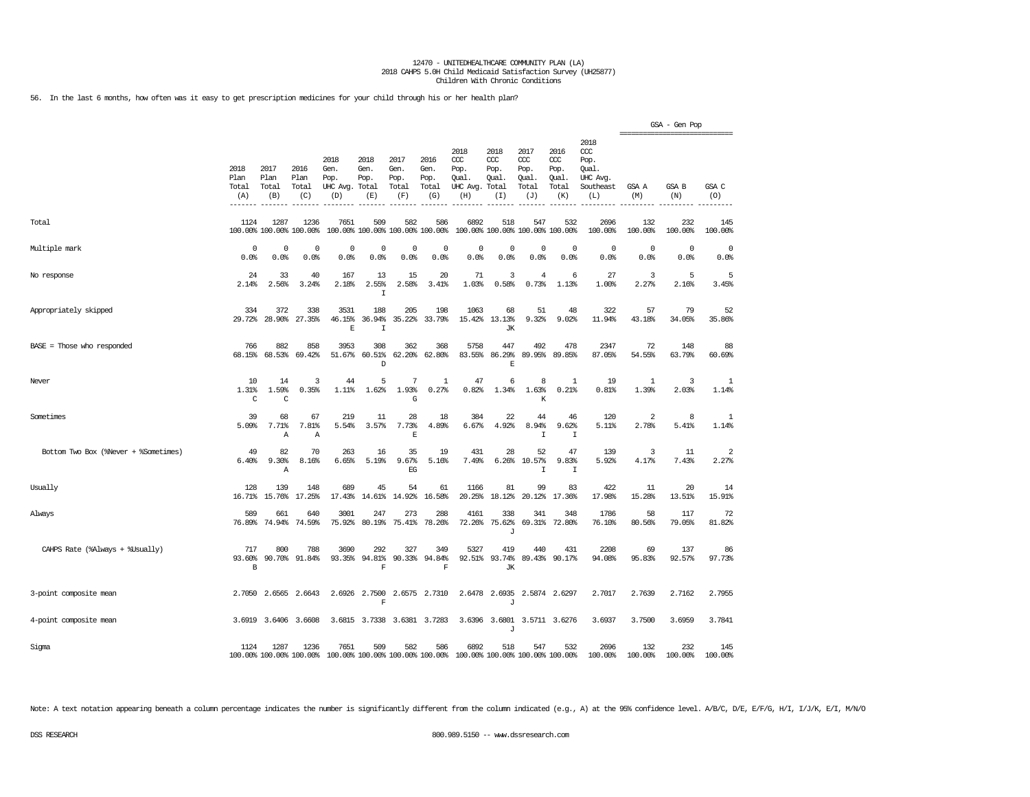12470 - UNITEDHEALTHCARE COMMUNITY PLAN (LA)
2018 CAHPS 5.0H Child Medicaid Satisfaction Survey (UH25877)
Children With Chronic Conditions

56. In the last 6 months, how often was it easy to get prescription medicines for your child through his or her health plan?

| | 2018 Plan Total (A) | 2017 Plan Total (B) | 2016 Plan Total (C) | 2018 Gen. Pop. UHC Avg. (D) | 2018 Gen. Pop. Total (E) | 2017 Gen. Pop. Total (F) | 2016 Gen. Pop. Total (G) | 2018 CCC Pop. Qual. UHC Avg. (H) | 2018 CCC Pop. Qual. Total (I) | 2017 CCC Pop. Qual. Total (J) | 2016 CCC Pop. Qual. Total (K) | 2018 CCC Pop. Qual. UHC Avg. Southeast (L) | GSA - Gen Pop GSA A (M) | GSA - Gen Pop GSA B (N) | GSA - Gen Pop GSA C (O) |
|---|---|---|---|---|---|---|---|---|---|---|---|---|---|---|---|
| Total | 1124 100.00% | 1287 100.00% | 1236 100.00% | 7651 100.00% | 509 100.00% | 582 100.00% | 586 100.00% | 6892 100.00% | 518 100.00% | 547 100.00% | 532 100.00% | 2696 100.00% | 132 100.00% | 232 100.00% | 145 100.00% |
| Multiple mark | 0 0.0% | 0 0.0% | 0 0.0% | 0 0.0% | 0 0.0% | 0 0.0% | 0 0.0% | 0 0.0% | 0 0.0% | 0 0.0% | 0 0.0% | 0 0.0% | 0 0.0% | 0 0.0% | 0 0.0% |
| No response | 24 2.14% | 33 2.56% | 40 3.24% | 167 2.18% | 13 2.55% I | 15 2.58% | 20 3.41% | 71 1.03% | 3 0.58% | 4 0.73% | 6 1.13% | 27 1.00% | 3 2.27% | 5 2.16% | 5 3.45% |
| Appropriately skipped | 334 29.72% | 372 28.90% | 338 27.35% | 3531 46.15% E | 188 36.94% I | 205 35.22% | 198 33.79% | 1063 15.42% | 68 13.13% JK | 51 9.32% | 48 9.02% | 322 11.94% | 57 43.18% | 79 34.05% | 52 35.86% |
| BASE = Those who responded | 766 68.15% | 882 68.53% | 858 69.42% | 3953 51.67% | 308 60.51% D | 362 62.20% | 368 62.80% | 5758 83.55% | 447 86.29% E | 492 89.95% | 478 89.85% | 2347 87.05% | 72 54.55% | 148 63.79% | 88 60.69% |
| Never | 10 1.31% C | 14 1.59% C | 3 0.35% | 44 1.11% | 5 1.62% | 7 1.93% G | 1 0.27% | 47 0.82% | 6 1.34% | 8 1.63% K | 1 0.21% | 19 0.81% | 1 1.39% | 3 2.03% | 1 1.14% |
| Sometimes | 39 5.09% | 68 7.71% A | 67 7.81% A | 219 5.54% | 11 3.57% | 28 7.73% E | 18 4.89% | 384 6.67% | 22 4.92% | 44 8.94% I | 46 9.62% I | 120 5.11% | 2 2.78% | 8 5.41% | 1 1.14% |
| Bottom Two Box (%Never + %Sometimes) | 49 6.40% | 82 9.30% A | 70 8.16% | 263 6.65% | 16 5.19% | 35 9.67% EG | 19 5.16% | 431 7.49% | 28 6.26% | 52 10.57% I | 47 9.83% I | 139 5.92% | 3 4.17% | 11 7.43% | 2 2.27% |
| Usually | 128 16.71% | 139 15.76% | 148 17.25% | 689 17.43% | 45 14.61% | 54 14.92% | 61 16.58% | 1166 20.25% | 81 18.12% | 99 20.12% | 83 17.36% | 422 17.98% | 11 15.28% | 20 13.51% | 14 15.91% |
| Always | 589 76.89% | 661 74.94% | 640 74.59% | 3001 75.92% | 247 80.19% | 273 75.41% | 288 78.26% | 4161 72.26% | 338 75.62% J | 341 69.31% | 348 72.80% | 1786 76.10% | 58 80.56% | 117 79.05% | 72 81.82% |
| CAHPS Rate (%Always + %Usually) | 717 93.60% B | 800 90.70% | 788 91.84% | 3690 93.35% | 292 94.81% F | 327 90.33% | 349 94.84% F | 5327 92.51% | 419 93.74% JK | 440 89.43% | 431 90.17% | 2208 94.08% | 69 95.83% | 137 92.57% | 86 97.73% |
| 3-point composite mean | 2.7050 | 2.6565 | 2.6643 | 2.6926 | 2.7500 F | 2.6575 | 2.7310 | 2.6478 | 2.6935 J | 2.5874 | 2.6297 | 2.7017 | 2.7639 | 2.7162 | 2.7955 |
| 4-point composite mean | 3.6919 | 3.6406 | 3.6608 | 3.6815 | 3.7338 | 3.6381 | 3.7283 | 3.6396 | 3.6801 J | 3.5711 | 3.6276 | 3.6937 | 3.7500 | 3.6959 | 3.7841 |
| Sigma | 1124 100.00% | 1287 100.00% | 1236 100.00% | 7651 100.00% | 509 100.00% | 582 100.00% | 586 100.00% | 6892 100.00% | 518 100.00% | 547 100.00% | 532 100.00% | 2696 100.00% | 132 100.00% | 232 100.00% | 145 100.00% |

Note: A text notation appearing beneath a column percentage indicates the number is significantly different from the column indicated (e.g., A) at the 95% confidence level. A/B/C, D/E, E/F/G, H/I, I/J/K, E/I, M/N/O

DSS RESEARCH 800.989.5150 -- www.dssresearch.com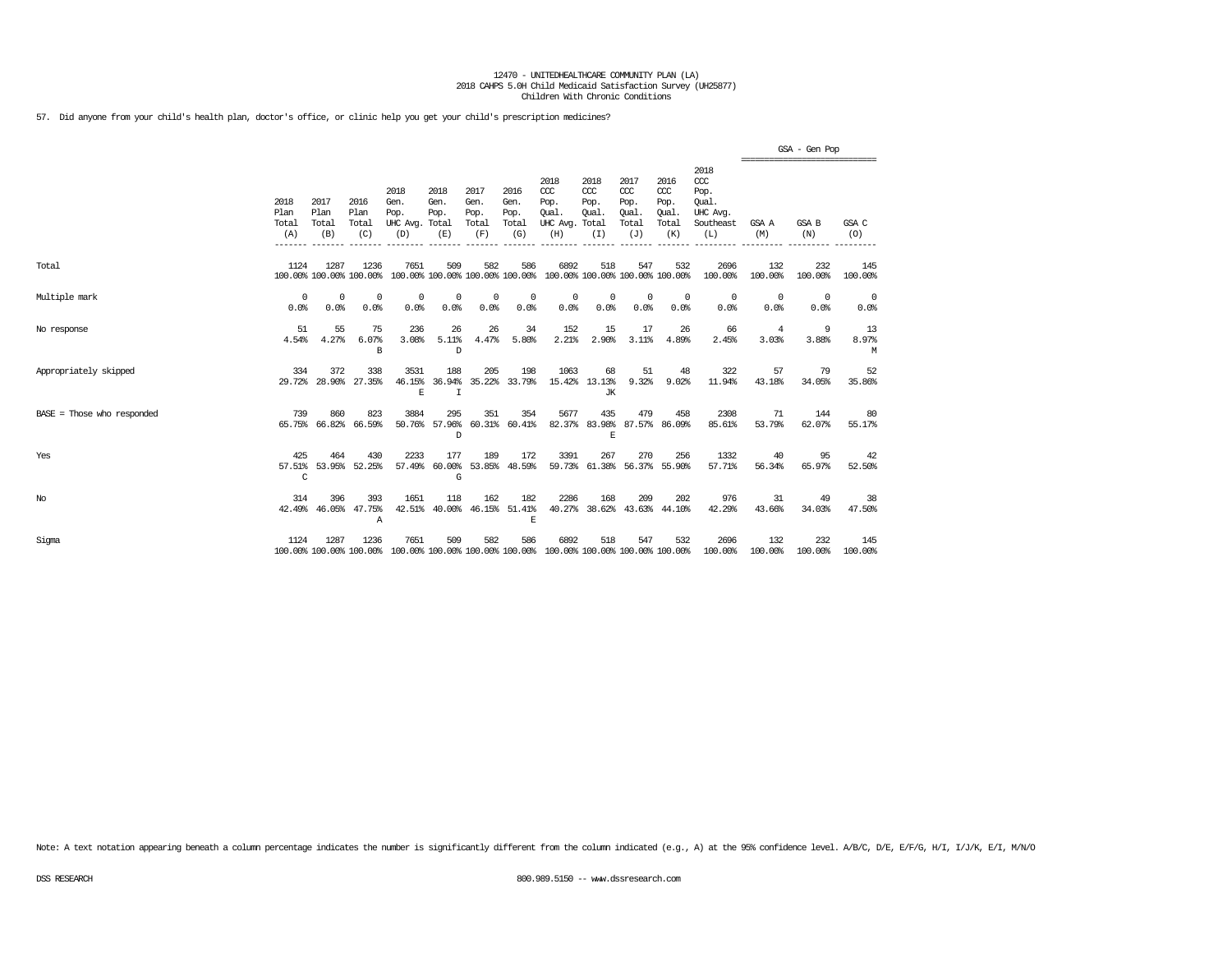12470 - UNITEDHEALTHCARE COMMUNITY PLAN (LA)
2018 CAHPS 5.0H Child Medicaid Satisfaction Survey (UH25877)
Children With Chronic Conditions

57. Did anyone from your child's health plan, doctor's office, or clinic help you get your child's prescription medicines?

| | 2018 Plan Total (A) | 2017 Plan Total (B) | 2016 Plan Total (C) | 2018 Gen. Pop. UHC Avg. (D) | 2018 Gen. Pop. Total (E) | 2017 Gen. Pop. Total (F) | 2016 Gen. Pop. Total (G) | 2018 CCC Pop. Qual. UHC Avg. (H) | 2018 CCC Pop. Qual. Total (I) | 2017 CCC Pop. Qual. Total (J) | 2016 CCC Pop. Qual. Total (K) | 2018 CCC Pop. Qual. UHC Avg. Southeast (L) | GSA - Gen Pop GSA A (M) | GSA B (N) | GSA C (O) |
|---|---|---|---|---|---|---|---|---|---|---|---|---|---|---|---|
| Total | 1124 | 1287 | 1236 | 7651 | 509 | 582 | 586 | 6892 | 518 | 547 | 532 | 2696 | 132 | 232 | 145 |
| | 100.00% | 100.00% | 100.00% | 100.00% | 100.00% | 100.00% | 100.00% | 100.00% | 100.00% | 100.00% | 100.00% | 100.00% | 100.00% | 100.00% | 100.00% |
| Multiple mark | 0 | 0 | 0 | 0 | 0 | 0 | 0 | 0 | 0 | 0 | 0 | 0 | 0 | 0 | 0 |
| | 0.0% | 0.0% | 0.0% | 0.0% | 0.0% | 0.0% | 0.0% | 0.0% | 0.0% | 0.0% | 0.0% | 0.0% | 0.0% | 0.0% | 0.0% |
| No response | 51 | 55 | 75 | 236 | 26 | 26 | 34 | 152 | 15 | 17 | 26 | 66 | 4 | 9 | 13 |
| | 4.54% | 4.27% | 6.07% | 3.08% | 5.11% | 4.47% | 5.80% | 2.21% | 2.90% | 3.11% | 4.89% | 2.45% | 3.03% | 3.88% | 8.97% |
| | | | B | | D | | | | | | | | | | M |
| Appropriately skipped | 334 | 372 | 338 | 3531 | 188 | 205 | 198 | 1063 | 68 | 51 | 48 | 322 | 57 | 79 | 52 |
| | 29.72% | 28.90% | 27.35% | 46.15% | 36.94% | 35.22% | 33.79% | 15.42% | 13.13% | 9.32% | 9.02% | 11.94% | 43.18% | 34.05% | 35.86% |
| | | | | E | I | | | | JK | | | | | | |
| BASE = Those who responded | 739 | 860 | 823 | 3884 | 295 | 351 | 354 | 5677 | 435 | 479 | 458 | 2308 | 71 | 144 | 80 |
| | 65.75% | 66.82% | 66.59% | 50.76% | 57.96% | 60.31% | 60.41% | 82.37% | 83.98% | 87.57% | 86.09% | 85.61% | 53.79% | 62.07% | 55.17% |
| | | | | | D | | | | E | | | | | | |
| Yes | 425 | 464 | 430 | 2233 | 177 | 189 | 172 | 3391 | 267 | 270 | 256 | 1332 | 40 | 95 | 42 |
| | 57.51% | 53.95% | 52.25% | 57.49% | 60.00% | 53.85% | 48.59% | 59.73% | 61.38% | 56.37% | 55.90% | 57.71% | 56.34% | 65.97% | 52.50% |
| | C | | | | G | | | | | | | | | | |
| No | 314 | 396 | 393 | 1651 | 118 | 162 | 182 | 2286 | 168 | 209 | 202 | 976 | 31 | 49 | 38 |
| | 42.49% | 46.05% | 47.75% | 42.51% | 40.00% | 46.15% | 51.41% | 40.27% | 38.62% | 43.63% | 44.10% | 42.29% | 43.66% | 34.03% | 47.50% |
| | | | A | | | | E | | | | | | | | |
| Sigma | 1124 | 1287 | 1236 | 7651 | 509 | 582 | 586 | 6892 | 518 | 547 | 532 | 2696 | 132 | 232 | 145 |
| | 100.00% | 100.00% | 100.00% | 100.00% | 100.00% | 100.00% | 100.00% | 100.00% | 100.00% | 100.00% | 100.00% | 100.00% | 100.00% | 100.00% | 100.00% |

Note: A text notation appearing beneath a column percentage indicates the number is significantly different from the column indicated (e.g., A) at the 95% confidence level. A/B/C, D/E, E/F/G, H/I, I/J/K, E/I, M/N/O

DSS RESEARCH 800.989.5150 -- www.dssresearch.com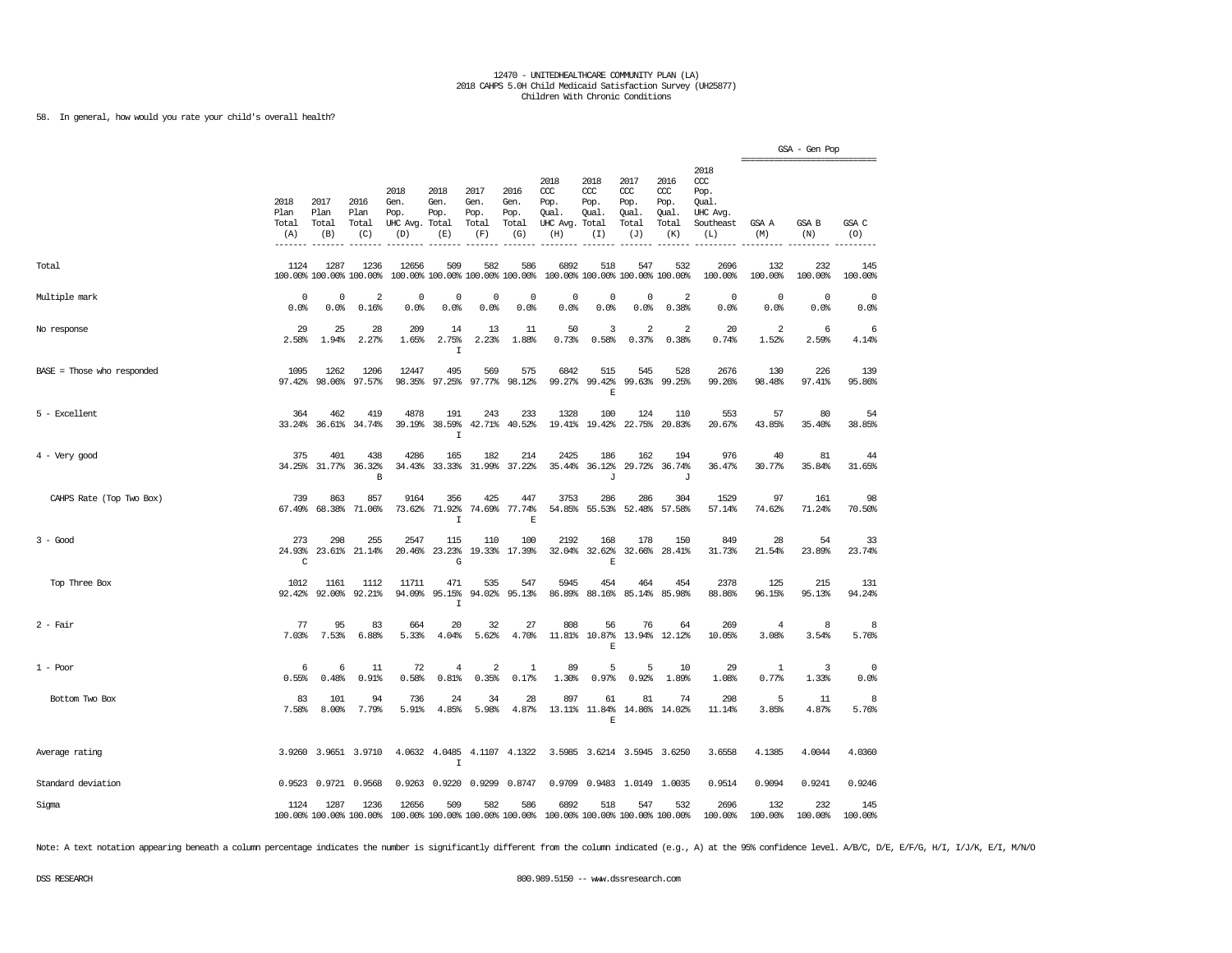12470 - UNITEDHEALTHCARE COMMUNITY PLAN (LA)
2018 CAHPS 5.0H Child Medicaid Satisfaction Survey (UH25877)
Children With Chronic Conditions

58. In general, how would you rate your child's overall health?

| | 2018 Plan Total (A) | 2017 Plan Total (B) | 2016 Plan Total (C) | 2018 Gen. Pop. UHC Avg. (D) | 2018 Gen. Pop. Total (E) | 2017 Gen. Pop. Total (F) | 2016 Gen. Pop. Total (G) | 2018 CCC Pop. Qual. UHC Avg. (H) | 2018 CCC Pop. Qual. Total (I) | 2017 CCC Pop. Qual. Total (J) | 2016 CCC Pop. Qual. Total (K) | 2018 CCC Pop. Qual. UHC Avg. Southeast (L) | GSA - Gen Pop GSA A (M) | GSA - Gen Pop GSA B (N) | GSA - Gen Pop GSA C (O) |
|---|---|---|---|---|---|---|---|---|---|---|---|---|---|---|---|
| Total | 1124<br>100.00% | 1287<br>100.00% | 1236<br>100.00% | 12656<br>100.00% | 509<br>100.00% | 582<br>100.00% | 586<br>100.00% | 6892<br>100.00% | 518<br>100.00% | 547<br>100.00% | 532<br>100.00% | 2696<br>100.00% | 132<br>100.00% | 232<br>100.00% | 145<br>100.00% |
| Multiple mark | 0<br>0.0% | 0<br>0.0% | 2<br>0.16% | 0<br>0.0% | 0<br>0.0% | 0<br>0.0% | 0<br>0.0% | 0<br>0.0% | 0<br>0.0% | 0<br>0.0% | 2<br>0.38% | 0<br>0.0% | 0<br>0.0% | 0<br>0.0% | 0<br>0.0% |
| No response | 29<br>2.58% | 25<br>1.94% | 28<br>2.27% | 209<br>1.65% | 14<br>2.75%<br>I | 13<br>2.23% | 11<br>1.88% | 50<br>0.73% | 3<br>0.58% | 2<br>0.37% | 2<br>0.38% | 20<br>0.74% | 2<br>1.52% | 6<br>2.59% | 6<br>4.14% |
| BASE = Those who responded | 1095<br>97.42% | 1262<br>98.06% | 1206<br>97.57% | 12447<br>98.35% | 495<br>97.25% | 569<br>97.77% | 575<br>98.12% | 6842<br>99.27% | 515<br>99.42%<br>E | 545<br>99.63% | 528<br>99.25% | 2676<br>99.26% | 130<br>98.48% | 226<br>97.41% | 139<br>95.86% |
| 5 - Excellent | 364<br>33.24% | 462<br>36.61% | 419<br>34.74% | 4878<br>39.19% | 191<br>38.59%<br>I | 243<br>42.71% | 233<br>40.52% | 1328<br>19.41% | 100<br>19.42% | 124<br>22.75% | 110<br>20.83% | 553<br>20.67% | 57<br>43.85% | 80<br>35.40% | 54<br>38.85% |
| 4 - Very good | 375<br>34.25% | 401<br>31.77% | 438<br>36.32%<br>B | 4286<br>34.43% | 165<br>33.33% | 182<br>31.99% | 214<br>37.22% | 2425<br>35.44% | 186<br>36.12%<br>J | 162<br>29.72% | 194<br>36.74%<br>J | 976<br>36.47% | 40<br>30.77% | 81<br>35.84% | 44<br>31.65% |
| CAHPS Rate (Top Two Box) | 739<br>67.49% | 863<br>68.38% | 857<br>71.06% | 9164<br>73.62% | 356<br>71.92%<br>I | 425<br>74.69% | 447<br>77.74%<br>E | 3753<br>54.85% | 286<br>55.53% | 286<br>52.48% | 304<br>57.58% | 1529<br>57.14% | 97<br>74.62% | 161<br>71.24% | 98<br>70.50% |
| 3 - Good | 273<br>24.93%<br>C | 298<br>23.61% | 255<br>21.14% | 2547<br>20.46% | 115<br>23.23%<br>G | 110<br>19.33% | 100<br>17.39% | 2192<br>32.04% | 168<br>32.62%<br>E | 178<br>32.66% | 150<br>28.41% | 849<br>31.73% | 28<br>21.54% | 54<br>23.89% | 33<br>23.74% |
| Top Three Box | 1012<br>92.42% | 1161<br>92.00% | 1112<br>92.21% | 11711<br>94.09% | 471<br>95.15%<br>I | 535<br>94.02% | 547<br>95.13% | 5945<br>86.89% | 454<br>88.16% | 464<br>85.14% | 454<br>85.98% | 2378<br>88.86% | 125<br>96.15% | 215<br>95.13% | 131<br>94.24% |
| 2 - Fair | 77<br>7.03% | 95<br>7.53% | 83<br>6.88% | 664<br>5.33% | 20<br>4.04% | 32<br>5.62% | 27<br>4.70% | 808<br>11.81% | 56<br>10.87%<br>E | 76<br>13.94% | 64<br>12.12% | 269<br>10.05% | 4<br>3.08% | 8<br>3.54% | 8<br>5.76% |
| 1 - Poor | 6<br>0.55% | 6<br>0.48% | 11<br>0.91% | 72<br>0.58% | 4<br>0.81% | 2<br>0.35% | 1<br>0.17% | 89<br>1.30% | 5<br>0.97% | 5<br>0.92% | 10<br>1.89% | 29<br>1.08% | 1<br>0.77% | 3<br>1.33% | 0<br>0.0% |
| Bottom Two Box | 83<br>7.58% | 101<br>8.00% | 94<br>7.79% | 736<br>5.91% | 24<br>4.85% | 34<br>5.98% | 28<br>4.87% | 897<br>13.11% | 61<br>11.84%<br>E | 81<br>14.86% | 74<br>14.02% | 298<br>11.14% | 5<br>3.85% | 11<br>4.87% | 8<br>5.76% |
| Average rating | 3.9260 | 3.9651 | 3.9710 | 4.0632 | 4.0485<br>I | 4.1107 | 4.1322 | 3.5985 | 3.6214 | 3.5945 | 3.6250 | 3.6558 | 4.1385 | 4.0044 | 4.0360 |
| Standard deviation | 0.9523 | 0.9721 | 0.9568 | 0.9263 | 0.9220 | 0.9299 | 0.8747 | 0.9709 | 0.9483 | 1.0149 | 1.0035 | 0.9514 | 0.9094 | 0.9241 | 0.9246 |
| Sigma | 1124<br>100.00% | 1287<br>100.00% | 1236<br>100.00% | 12656<br>100.00% | 509<br>100.00% | 582<br>100.00% | 586<br>100.00% | 6892<br>100.00% | 518<br>100.00% | 547<br>100.00% | 532<br>100.00% | 2696<br>100.00% | 132<br>100.00% | 232<br>100.00% | 145<br>100.00% |

Note: A text notation appearing beneath a column percentage indicates the number is significantly different from the column indicated (e.g., A) at the 95% confidence level. A/B/C, D/E, E/F/G, H/I, I/J/K, E/I, M/N/O

DSS RESEARCH 800.989.5150 -- www.dssresearch.com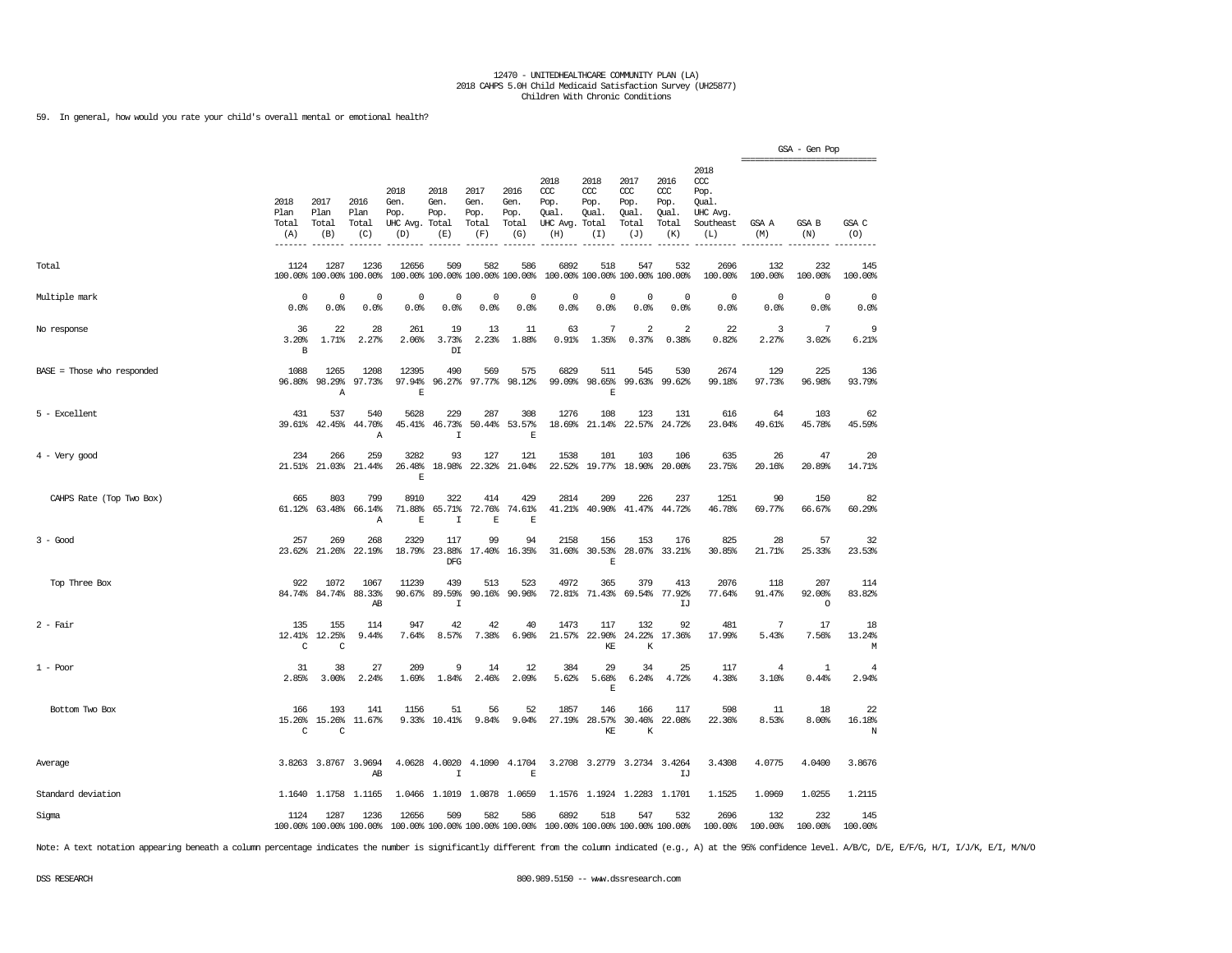12470 - UNITEDHEALTHCARE COMMUNITY PLAN (LA)
2018 CAHPS 5.0H Child Medicaid Satisfaction Survey (UH25877)
Children With Chronic Conditions

59. In general, how would you rate your child's overall mental or emotional health?

| | 2018 Plan Total (A) | 2017 Plan Total (B) | 2016 Plan Total (C) | 2018 Gen. Pop. UHC Avg. (D) | 2018 Gen. Pop. Total (E) | 2017 Gen. Pop. Total (F) | 2016 Gen. Pop. Total (G) | 2018 CCC Pop. Qual. UHC Avg. (H) | 2018 CCC Pop. Qual. Total (I) | 2017 CCC Pop. Qual. Total (J) | 2016 CCC Pop. Qual. Total (K) | 2018 CCC Pop. Qual. UHC Avg. Southeast (L) | GSA - Gen Pop GSA A (M) | GSA - Gen Pop GSA B (N) | GSA - Gen Pop GSA C (O) |
|---|---|---|---|---|---|---|---|---|---|---|---|---|---|---|---|
| Total | 1124<br>100.00% | 1287<br>100.00% | 1236<br>100.00% | 12656<br>100.00% | 509<br>100.00% | 582<br>100.00% | 586<br>100.00% | 6892<br>100.00% | 518<br>100.00% | 547<br>100.00% | 532<br>100.00% | 2696<br>100.00% | 132<br>100.00% | 232<br>100.00% | 145<br>100.00% |
| Multiple mark | 0<br>0.0% | 0<br>0.0% | 0<br>0.0% | 0<br>0.0% | 0<br>0.0% | 0<br>0.0% | 0<br>0.0% | 0<br>0.0% | 0<br>0.0% | 0<br>0.0% | 0<br>0.0% | 0<br>0.0% | 0<br>0.0% | 0<br>0.0% | 0<br>0.0% |
| No response | 36<br>3.20%<br>B | 22<br>1.71% | 28<br>2.27% | 261<br>2.06% | 19<br>3.73%<br>DI | 13<br>2.23% | 11<br>1.88% | 63<br>0.91% | 7<br>1.35% | 2<br>0.37% | 2<br>0.38% | 22<br>0.82% | 3<br>2.27% | 7<br>3.02% | 9<br>6.21% |
| BASE = Those who responded | 1088<br>96.80% | 1265<br>98.29%<br>A | 1208<br>97.73% | 12395<br>97.94%<br>E | 490<br>96.27% | 569<br>97.77% | 575<br>98.12% | 6829<br>99.09% | 511<br>98.65%<br>E | 545<br>99.63% | 530<br>99.62% | 2674<br>99.18% | 129<br>97.73% | 225<br>96.98% | 136<br>93.79% |
| 5 - Excellent | 431<br>39.61% | 537<br>42.45% | 540<br>44.70%<br>A | 5628<br>45.41% | 229<br>46.73%<br>I | 287<br>50.44% | 308<br>53.57%<br>E | 1276<br>18.69% | 108<br>21.14% | 123<br>22.57% | 131<br>24.72% | 616<br>23.04% | 64<br>49.61% | 103<br>45.78% | 62<br>45.59% |
| 4 - Very good | 234<br>21.51% | 266<br>21.03% | 259<br>21.44% | 3282<br>26.48%<br>E | 93<br>18.98% | 127<br>22.32% | 121<br>21.04% | 1538<br>22.52% | 101<br>19.77% | 103<br>18.90% | 106<br>20.00% | 635<br>23.75% | 26<br>20.16% | 47<br>20.89% | 20<br>14.71% |
| CAHPS Rate (Top Two Box) | 665<br>61.12% | 803<br>63.48% | 799<br>66.14%<br>A | 8910<br>71.88%<br>E | 322<br>65.71%<br>I | 414<br>72.76%<br>E | 429<br>74.61%<br>E | 2814<br>41.21% | 209<br>40.90% | 226<br>41.47% | 237<br>44.72% | 1251<br>46.78% | 90<br>69.77% | 150<br>66.67% | 82<br>60.29% |
| 3 - Good | 257<br>23.62% | 269<br>21.26% | 268<br>22.19% | 2329<br>18.79% | 117<br>23.88%<br>DFG | 99<br>17.40% | 94<br>16.35% | 2158<br>31.60% | 156<br>30.53%<br>E | 153<br>28.07% | 176<br>33.21% | 825<br>30.85% | 28<br>21.71% | 57<br>25.33% | 32<br>23.53% |
| Top Three Box | 922<br>84.74% | 1072<br>84.74% | 1067<br>88.33%<br>AB | 11239<br>90.67% | 439<br>89.59%<br>I | 513<br>90.16% | 523<br>90.96% | 4972<br>72.81% | 365<br>71.43% | 379<br>69.54% | 413<br>77.92%<br>IJ | 2076<br>77.64% | 118<br>91.47% | 207<br>92.00%<br>O | 114<br>83.82% |
| 2 - Fair | 135<br>12.41%<br>C | 155<br>12.25%<br>C | 114<br>9.44% | 947<br>7.64% | 42<br>8.57% | 42<br>7.38% | 40<br>6.96% | 1473<br>21.57% | 117<br>22.90%<br>KE | 132<br>24.22%<br>K | 92<br>17.36% | 481<br>17.99% | 7<br>5.43% | 17<br>7.56% | 18<br>13.24%<br>M |
| 1 - Poor | 31<br>2.85% | 38<br>3.00% | 27<br>2.24% | 209<br>1.69% | 9<br>1.84% | 14<br>2.46% | 12<br>2.09% | 384<br>5.62% | 29<br>5.68%<br>E | 34<br>6.24% | 25<br>4.72% | 117<br>4.38% | 4<br>3.10% | 1<br>0.44% | 4<br>2.94% |
| Bottom Two Box | 166<br>15.26%<br>C | 193<br>15.26%<br>C | 141<br>11.67% | 1156<br>9.33% | 51<br>10.41% | 56<br>9.84% | 52<br>9.04% | 1857<br>27.19% | 146<br>28.57%<br>KE | 166<br>30.46%<br>K | 117<br>22.08% | 598<br>22.36% | 11<br>8.53% | 18<br>8.00% | 22<br>16.18%<br>N |
| Average | 3.8263 | 3.8767 | 3.9694<br>AB | 4.0628 | 4.0020<br>I | 4.1090 | 4.1704<br>E | 3.2708 | 3.2779 | 3.2734 | 3.4264<br>IJ | 3.4308 | 4.0775 | 4.0400 | 3.8676 |
| Standard deviation | 1.1640 | 1.1758 | 1.1165 | 1.0466 | 1.1019 | 1.0878 | 1.0659 | 1.1576 | 1.1924 | 1.2283 | 1.1701 | 1.1525 | 1.0969 | 1.0255 | 1.2115 |
| Sigma | 1124<br>100.00% | 1287<br>100.00% | 1236<br>100.00% | 12656<br>100.00% | 509<br>100.00% | 582<br>100.00% | 586<br>100.00% | 6892<br>100.00% | 518<br>100.00% | 547<br>100.00% | 532<br>100.00% | 2696<br>100.00% | 132<br>100.00% | 232<br>100.00% | 145<br>100.00% |

Note: A text notation appearing beneath a column percentage indicates the number is significantly different from the column indicated (e.g., A) at the 95% confidence level. A/B/C, D/E, E/F/G, H/I, I/J/K, E/I, M/N/O

DSS RESEARCH 800.989.5150 -- www.dssresearch.com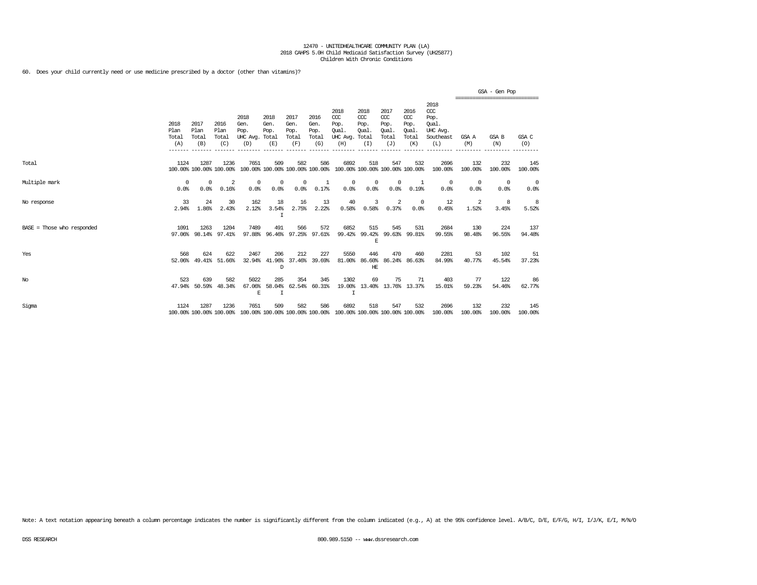12470 - UNITEDHEALTHCARE COMMUNITY PLAN (LA)
2018 CAHPS 5.0H Child Medicaid Satisfaction Survey (UH25877)
Children With Chronic Conditions

60. Does your child currently need or use medicine prescribed by a doctor (other than vitamins)?

| | 2018 Plan Total (A) | 2017 Plan Total (B) | 2016 Plan Total (C) | 2018 Gen. Pop. UHC Avg. (D) | 2018 Gen. Pop. Total (E) | 2017 Gen. Pop. Total (F) | 2016 Gen. Pop. Total (G) | 2018 CCC Pop. Qual. UHC Avg. (H) | 2018 CCC Pop. Qual. Total (I) | 2017 CCC Pop. Qual. Total (J) | 2016 CCC Pop. Qual. Total (K) | 2018 CCC Pop. Qual. UHC Avg. Southeast (L) | GSA - Gen Pop GSA A (M) | GSA - Gen Pop GSA B (N) | GSA - Gen Pop GSA C (O) |
|---|---|---|---|---|---|---|---|---|---|---|---|---|---|---|---|
| Total | 1124<br>100.00% | 1287<br>100.00% | 1236<br>100.00% | 7651<br>100.00% | 509<br>100.00% | 582<br>100.00% | 586<br>100.00% | 6892<br>100.00% | 518<br>100.00% | 547<br>100.00% | 532<br>100.00% | 2696<br>100.00% | 132<br>100.00% | 232<br>100.00% | 145<br>100.00% |
| Multiple mark | 0<br>0.0% | 0<br>0.0% | 2<br>0.16% | 0<br>0.0% | 0<br>0.0% | 0<br>0.0% | 1<br>0.17% | 0<br>0.0% | 0<br>0.0% | 0<br>0.0% | 1<br>0.19% | 0<br>0.0% | 0<br>0.0% | 0<br>0.0% | 0<br>0.0% |
| No response | 33<br>2.94% | 24<br>1.86% | 30<br>2.43% | 162<br>2.12% | 18<br>3.54%<br>I | 16<br>2.75% | 13<br>2.22% | 40<br>0.58% | 3<br>0.58% | 2<br>0.37% | 0<br>0.0% | 12<br>0.45% | 2<br>1.52% | 8<br>3.45% | 8<br>5.52% |
| BASE = Those who responded | 1091<br>97.06% | 1263<br>98.14% | 1204<br>97.41% | 7489<br>97.88% | 491<br>96.46% | 566<br>97.25% | 572<br>97.61% | 6852<br>99.42% | 515<br>99.42%<br>E | 545<br>99.63% | 531<br>99.81% | 2684<br>99.55% | 130<br>98.48% | 224<br>96.55% | 137<br>94.48% |
| Yes | 568<br>52.06% | 624<br>49.41% | 622<br>51.66% | 2467<br>32.94% | 206<br>41.96%<br>D | 212<br>37.46% | 227<br>39.69% | 5550<br>81.00% | 446<br>86.60%<br>HE | 470<br>86.24% | 460<br>86.63% | 2281<br>84.99% | 53<br>40.77% | 102<br>45.54% | 51<br>37.23% |
| No | 523<br>47.94% | 639<br>50.59% | 582<br>48.34% | 5022<br>67.06%<br>E | 285<br>58.04%<br>I | 354<br>62.54% | 345<br>60.31% | 1302<br>19.00%<br>I | 69<br>13.40% | 75<br>13.76% | 71<br>13.37% | 403<br>15.01% | 77<br>59.23% | 122<br>54.46% | 86<br>62.77% |
| Sigma | 1124<br>100.00% | 1287<br>100.00% | 1236<br>100.00% | 7651<br>100.00% | 509<br>100.00% | 582<br>100.00% | 586<br>100.00% | 6892<br>100.00% | 518<br>100.00% | 547<br>100.00% | 532<br>100.00% | 2696<br>100.00% | 132<br>100.00% | 232<br>100.00% | 145<br>100.00% |

Note: A text notation appearing beneath a column percentage indicates the number is significantly different from the column indicated (e.g., A) at the 95% confidence level. A/B/C, D/E, E/F/G, H/I, I/J/K, E/I, M/N/O

DSS RESEARCH 800.989.5150 -- www.dssresearch.com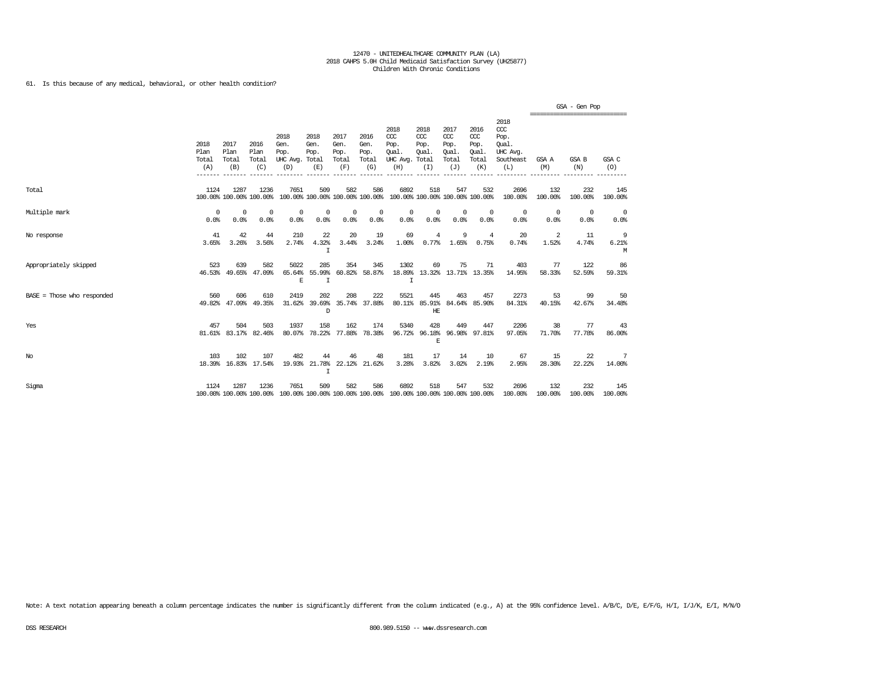12470 - UNITEDHEALTHCARE COMMUNITY PLAN (LA)
2018 CAHPS 5.0H Child Medicaid Satisfaction Survey (UH25877)
Children With Chronic Conditions

61. Is this because of any medical, behavioral, or other health condition?

| | 2018 Plan Total (A) | 2017 Plan Total (B) | 2016 Plan Total (C) | 2018 Gen. Pop. UHC Avg. (D) | 2018 Gen. Pop. Total (E) | 2017 Gen. Pop. Total (F) | 2016 Gen. Pop. Total (G) | 2018 CCC Pop. Qual. UHC Avg. (H) | 2018 CCC Pop. Qual. Total (I) | 2017 CCC Pop. Qual. Total (J) | 2016 CCC Pop. Qual. Total (K) | 2018 CCC Pop. Qual. UHC Avg. Southeast (L) | GSA - Gen Pop GSA A (M) | GSA - Gen Pop GSA B (N) | GSA - Gen Pop GSA C (O) |
|---|---|---|---|---|---|---|---|---|---|---|---|---|---|---|---|
| Total | 1124 100.00% | 1287 100.00% | 1236 100.00% | 7651 100.00% | 509 100.00% | 582 100.00% | 586 100.00% | 6892 100.00% | 518 100.00% | 547 100.00% | 532 100.00% | 2696 100.00% | 132 100.00% | 232 100.00% | 145 100.00% |
| Multiple mark | 0 0.0% | 0 0.0% | 0 0.0% | 0 0.0% | 0 0.0% | 0 0.0% | 0 0.0% | 0 0.0% | 0 0.0% | 0 0.0% | 0 0.0% | 0 0.0% | 0 0.0% | 0 0.0% | 0 0.0% |
| No response | 41 3.65% | 42 3.26% | 44 3.56% | 210 2.74% | 22 4.32% I | 20 3.44% | 19 3.24% | 69 1.00% | 4 0.77% | 9 1.65% | 4 0.75% | 20 0.74% | 2 1.52% | 11 4.74% | 9 6.21% M |
| Appropriately skipped | 523 46.53% | 639 49.65% | 582 47.09% | 5022 65.64% E | 285 55.99% I | 354 60.82% | 345 58.87% | 1302 18.89% I | 69 13.32% | 75 13.71% | 71 13.35% | 403 14.95% | 77 58.33% | 122 52.59% | 86 59.31% |
| BASE = Those who responded | 560 49.82% | 606 47.09% | 610 49.35% | 2419 31.62% | 202 39.69% D | 208 35.74% | 222 37.88% | 5521 80.11% | 445 85.91% HE | 463 84.64% | 457 85.90% | 2273 84.31% | 53 40.15% | 99 42.67% | 50 34.48% |
| Yes | 457 81.61% | 504 83.17% | 503 82.46% | 1937 80.07% | 158 78.22% | 162 77.88% | 174 78.38% | 5340 96.72% | 428 96.18% E | 449 96.98% | 447 97.81% | 2206 97.05% | 38 71.70% | 77 77.78% | 43 86.00% |
| No | 103 18.39% | 102 16.83% | 107 17.54% | 482 19.93% | 44 21.78% I | 46 22.12% | 48 21.62% | 181 3.28% | 17 3.82% | 14 3.02% | 10 2.19% | 67 2.95% | 15 28.30% | 22 22.22% | 7 14.00% |
| Sigma | 1124 100.00% | 1287 100.00% | 1236 100.00% | 7651 100.00% | 509 100.00% | 582 100.00% | 586 100.00% | 6892 100.00% | 518 100.00% | 547 100.00% | 532 100.00% | 2696 100.00% | 132 100.00% | 232 100.00% | 145 100.00% |

Note: A text notation appearing beneath a column percentage indicates the number is significantly different from the column indicated (e.g., A) at the 95% confidence level. A/B/C, D/E, E/F/G, H/I, I/J/K, E/I, M/N/O

DSS RESEARCH 800.989.5150 -- www.dssresearch.com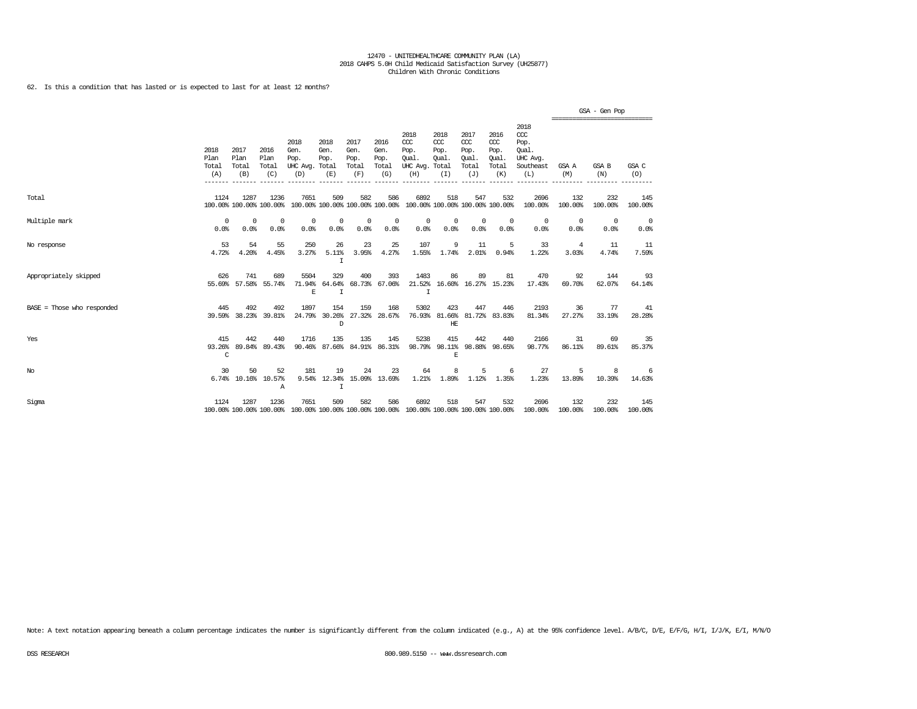12470 - UNITEDHEALTHCARE COMMUNITY PLAN (LA)
2018 CAHPS 5.0H Child Medicaid Satisfaction Survey (UH25877)
Children With Chronic Conditions

62. Is this a condition that has lasted or is expected to last for at least 12 months?

| | 2018 Plan Total (A) | 2017 Plan Total (B) | 2016 Plan Total (C) | 2018 Gen. Pop. UHC Avg. (D) | 2018 Gen. Pop. Total (E) | 2017 Gen. Pop. Total (F) | 2016 Gen. Pop. Total (G) | 2018 CCC Pop. Qual. UHC Avg. (H) | 2018 CCC Pop. Qual. Total (I) | 2017 CCC Pop. Qual. Total (J) | 2016 CCC Pop. Qual. Total (K) | 2018 CCC Pop. Qual. UHC Avg. Southeast (L) | GSA - Gen Pop GSA A (M) | GSA - Gen Pop GSA B (N) | GSA - Gen Pop GSA C (O) |
|---|---|---|---|---|---|---|---|---|---|---|---|---|---|---|---|
| Total | 1124<br>100.00% | 1287<br>100.00% | 1236<br>100.00% | 7651<br>100.00% | 509<br>100.00% | 582<br>100.00% | 586<br>100.00% | 6892<br>100.00% | 518<br>100.00% | 547<br>100.00% | 532<br>100.00% | 2696<br>100.00% | 132<br>100.00% | 232<br>100.00% | 145<br>100.00% |
| Multiple mark | 0<br>0.0% | 0<br>0.0% | 0<br>0.0% | 0<br>0.0% | 0<br>0.0% | 0<br>0.0% | 0<br>0.0% | 0<br>0.0% | 0<br>0.0% | 0<br>0.0% | 0<br>0.0% | 0<br>0.0% | 0<br>0.0% | 0<br>0.0% | 0<br>0.0% |
| No response | 53<br>4.72% | 54<br>4.20% | 55<br>4.45% | 250<br>3.27% | 26<br>5.11%<br>I | 23<br>3.95% | 25<br>4.27% | 107<br>1.55% | 9<br>1.74% | 11<br>2.01% | 5<br>0.94% | 33<br>1.22% | 4<br>3.03% | 11<br>4.74% | 11<br>7.59% |
| Appropriately skipped | 626<br>55.69% | 741<br>57.58% | 689<br>55.74% | 5504<br>71.94%<br>E | 329<br>64.64%<br>I | 400<br>68.73% | 393<br>67.06% | 1483<br>21.52%<br>I | 86<br>16.60% | 89<br>16.27% | 81<br>15.23% | 470<br>17.43% | 92<br>69.70% | 144<br>62.07% | 93<br>64.14% |
| BASE = Those who responded | 445<br>39.59% | 492<br>38.23% | 492<br>39.81% | 1897<br>24.79% | 154<br>30.26%<br>D | 159<br>27.32% | 168<br>28.67% | 5302<br>76.93% | 423<br>81.66%<br>HE | 447<br>81.72% | 446<br>83.83% | 2193<br>81.34% | 36<br>27.27% | 77<br>33.19% | 41<br>28.28% |
| Yes | 415<br>93.26%<br>C | 442<br>89.84% | 440<br>89.43% | 1716<br>90.46% | 135<br>87.66% | 135<br>84.91% | 145<br>86.31% | 5238<br>98.79% | 415<br>98.11%<br>E | 442<br>98.88% | 440<br>98.65% | 2166<br>98.77% | 31<br>86.11% | 69<br>89.61% | 35<br>85.37% |
| No | 30<br>6.74% | 50<br>10.16% | 52<br>10.57%<br>A | 181<br>9.54% | 19<br>12.34%<br>I | 24<br>15.09% | 23<br>13.69% | 64<br>1.21% | 8<br>1.89% | 5<br>1.12% | 6<br>1.35% | 27<br>1.23% | 5<br>13.89% | 8<br>10.39% | 6<br>14.63% |
| Sigma | 1124<br>100.00% | 1287<br>100.00% | 1236<br>100.00% | 7651<br>100.00% | 509<br>100.00% | 582<br>100.00% | 586<br>100.00% | 6892<br>100.00% | 518<br>100.00% | 547<br>100.00% | 532<br>100.00% | 2696<br>100.00% | 132<br>100.00% | 232<br>100.00% | 145<br>100.00% |

Note: A text notation appearing beneath a column percentage indicates the number is significantly different from the column indicated (e.g., A) at the 95% confidence level. A/B/C, D/E, E/F/G, H/I, I/J/K, E/I, M/N/O

DSS RESEARCH 800.989.5150 -- www.dssresearch.com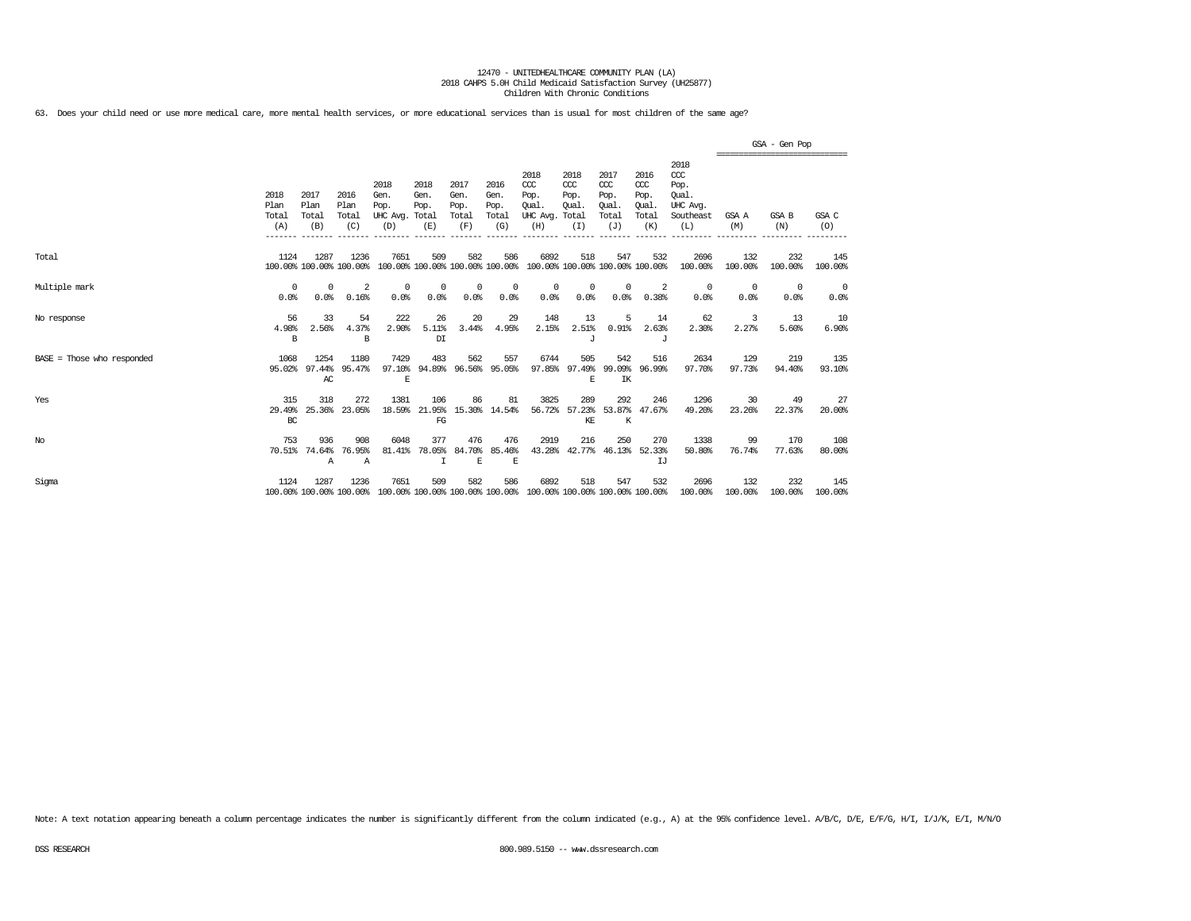12470 - UNITEDHEALTHCARE COMMUNITY PLAN (LA)
2018 CAHPS 5.0H Child Medicaid Satisfaction Survey (UH25877)
Children With Chronic Conditions

63. Does your child need or use more medical care, more mental health services, or more educational services than is usual for most children of the same age?

| | 2018 Plan Total (A) | 2017 Plan Total (B) | 2016 Plan Total (C) | 2018 Gen. Pop. UHC Avg. (D) | 2018 Gen. Pop. Total (E) | 2017 Gen. Pop. Total (F) | 2016 Gen. Pop. Total (G) | 2018 CCC Pop. Qual. UHC Avg. (H) | 2018 CCC Pop. Qual. Total (I) | 2017 CCC Pop. Qual. Total (J) | 2016 CCC Pop. Qual. Total (K) | 2018 CCC Pop. Qual. UHC Avg. Southeast (L) | GSA - Gen Pop GSA A (M) | GSA B (N) | GSA C (O) |
|---|---|---|---|---|---|---|---|---|---|---|---|---|---|---|---|
| Total | 1124<br>100.00% | 1287<br>100.00% | 1236<br>100.00% | 7651<br>100.00% | 509<br>100.00% | 582<br>100.00% | 586<br>100.00% | 6892<br>100.00% | 518<br>100.00% | 547<br>100.00% | 532<br>100.00% | 2696<br>100.00% | 132<br>100.00% | 232<br>100.00% | 145<br>100.00% |
| Multiple mark | 0<br>0.0% | 0<br>0.0% | 2<br>0.16% | 0<br>0.0% | 0<br>0.0% | 0<br>0.0% | 0<br>0.0% | 0<br>0.0% | 0<br>0.0% | 0<br>0.0% | 2<br>0.38% | 0<br>0.0% | 0<br>0.0% | 0<br>0.0% | 0<br>0.0% |
| No response | 56<br>4.98%<br>B | 33<br>2.56% | 54<br>4.37%<br>B | 222<br>2.90% | 26<br>5.11%<br>DI | 20<br>3.44% | 29<br>4.95% | 148<br>2.15% | 13<br>2.51%<br>J | 5<br>0.91% | 14<br>2.63%<br>J | 62<br>2.30% | 3<br>2.27% | 13<br>5.60% | 10<br>6.90% |
| BASE = Those who responded | 1068<br>95.02% | 1254<br>97.44%<br>AC | 1180<br>95.47% | 7429<br>97.10%<br>E | 483<br>94.89% | 562<br>96.56% | 557<br>95.05% | 6744<br>97.85% | 505<br>97.49%<br>E | 542<br>99.09%<br>IK | 516<br>96.99% | 2634<br>97.70% | 129<br>97.73% | 219<br>94.40% | 135<br>93.10% |
| Yes | 315<br>29.49%<br>BC | 318<br>25.36% | 272<br>23.05% | 1381<br>18.59% | 106<br>21.95%<br>FG | 86<br>15.30% | 81<br>14.54% | 3825<br>56.72% | 289<br>57.23%<br>KE | 292<br>53.87%<br>K | 246<br>47.67% | 1296<br>49.20% | 30<br>23.26% | 49<br>22.37% | 27<br>20.00% |
| No | 753<br>70.51% | 936<br>74.64%<br>A | 908<br>76.95%<br>A | 6048<br>81.41% | 377<br>78.05%<br>I | 476<br>84.70%<br>E | 476<br>85.46%<br>E | 2919<br>43.28% | 216<br>42.77% | 250<br>46.13% | 270<br>52.33%<br>IJ | 1338<br>50.80% | 99<br>76.74% | 170<br>77.63% | 108<br>80.00% |
| Sigma | 1124<br>100.00% | 1287<br>100.00% | 1236<br>100.00% | 7651<br>100.00% | 509<br>100.00% | 582<br>100.00% | 586<br>100.00% | 6892<br>100.00% | 518<br>100.00% | 547<br>100.00% | 532<br>100.00% | 2696<br>100.00% | 132<br>100.00% | 232<br>100.00% | 145<br>100.00% |

Note: A text notation appearing beneath a column percentage indicates the number is significantly different from the column indicated (e.g., A) at the 95% confidence level. A/B/C, D/E, E/F/G, H/I, I/J/K, E/I, M/N/O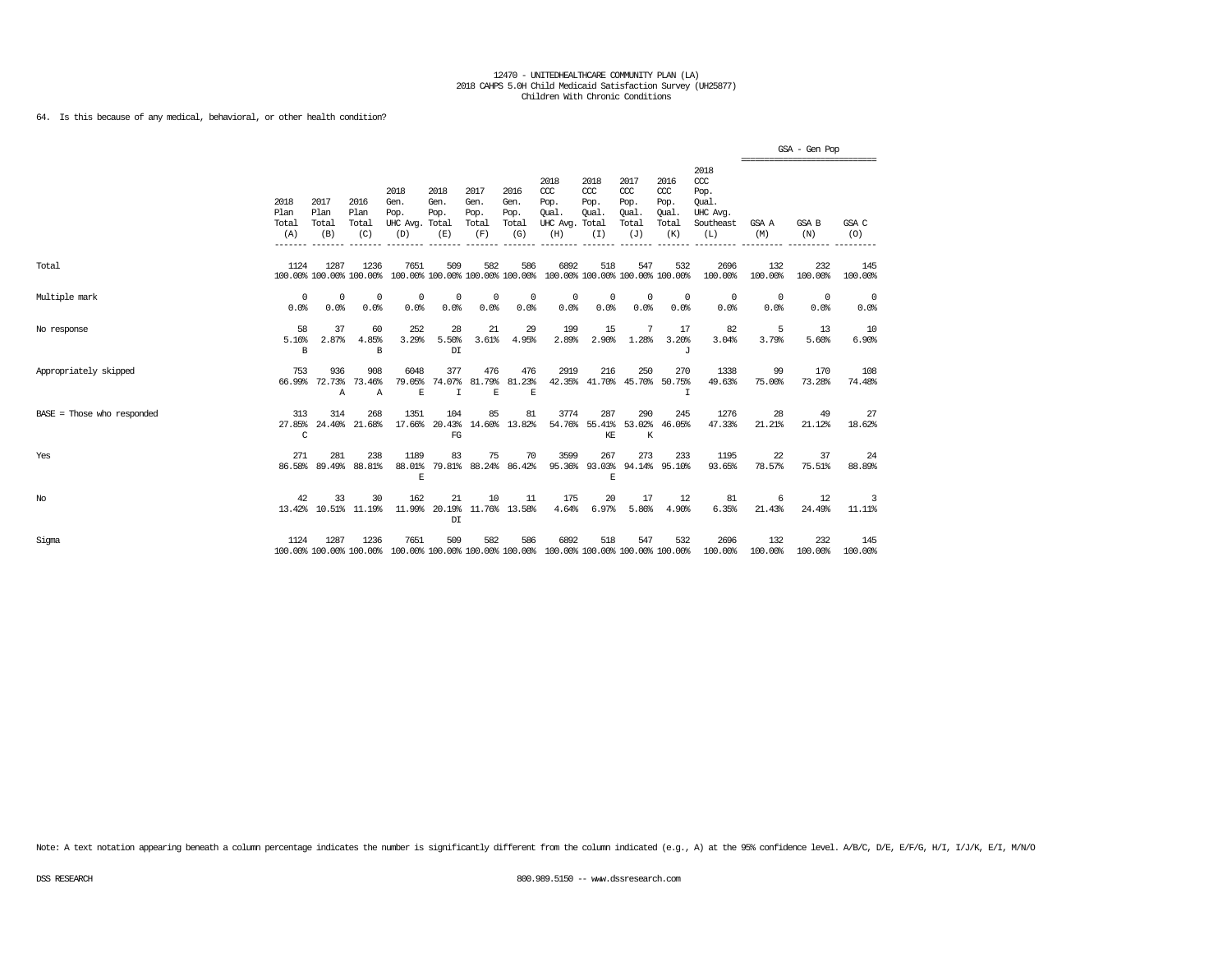12470 - UNITEDHEALTHCARE COMMUNITY PLAN (LA)
2018 CAHPS 5.0H Child Medicaid Satisfaction Survey (UH25877)
Children With Chronic Conditions

64. Is this because of any medical, behavioral, or other health condition?

| | 2018 Plan Total (A) | 2017 Plan Total (B) | 2016 Plan Total (C) | 2018 Gen. Pop. UHC Avg. (D) | 2018 Gen. Pop. Total (E) | 2017 Gen. Pop. Total (F) | 2016 Gen. Pop. Total (G) | 2018 CCC Pop. Qual. UHC Avg. (H) | 2018 CCC Pop. Qual. Total (I) | 2017 CCC Pop. Qual. Total (J) | 2016 CCC Pop. Qual. Total (K) | 2018 CCC Pop. Qual. UHC Avg. Southeast (L) | GSA - Gen Pop GSA A (M) | GSA - Gen Pop GSA B (N) | GSA - Gen Pop GSA C (O) |
|---|---|---|---|---|---|---|---|---|---|---|---|---|---|---|---|
| Total | 1124<br>100.00% | 1287<br>100.00% | 1236<br>100.00% | 7651<br>100.00% | 509<br>100.00% | 582<br>100.00% | 586<br>100.00% | 6892<br>100.00% | 518<br>100.00% | 547<br>100.00% | 532<br>100.00% | 2696<br>100.00% | 132<br>100.00% | 232<br>100.00% | 145<br>100.00% |
| Multiple mark | 0<br>0.0% | 0<br>0.0% | 0<br>0.0% | 0<br>0.0% | 0<br>0.0% | 0<br>0.0% | 0<br>0.0% | 0<br>0.0% | 0<br>0.0% | 0<br>0.0% | 0<br>0.0% | 0<br>0.0% | 0<br>0.0% | 0<br>0.0% | 0<br>0.0% |
| No response | 58<br>5.16%<br>B | 37<br>2.87% | 60<br>4.85%<br>B | 252<br>3.29% | 28<br>5.50%<br>DI | 21<br>3.61% | 29<br>4.95% | 199<br>2.89% | 15<br>2.90% | 7<br>1.28% | 17<br>3.20%<br>J | 82<br>3.04% | 5<br>3.79% | 13<br>5.60% | 10<br>6.90% |
| Appropriately skipped | 753<br>66.99% | 936<br>72.73%<br>A | 908<br>73.46%<br>A | 6048<br>79.05%<br>E | 377<br>74.07%<br>I | 476<br>81.79%<br>E | 476<br>81.23%<br>E | 2919<br>42.35% | 216<br>41.70% | 250<br>45.70% | 270<br>50.75%<br>I | 1338<br>49.63% | 99<br>75.00% | 170<br>73.28% | 108<br>74.48% |
| BASE = Those who responded | 313<br>27.85%<br>C | 314<br>24.40% | 268<br>21.68% | 1351<br>17.66% | 104<br>20.43%<br>FG | 85<br>14.60% | 81<br>13.82% | 3774<br>54.76% | 287<br>55.41%<br>KE | 290<br>53.02%<br>K | 245<br>46.05% | 1276<br>47.33% | 28<br>21.21% | 49<br>21.12% | 27<br>18.62% |
| Yes | 271<br>86.58% | 281<br>89.49% | 238<br>88.81% | 1189<br>88.01%<br>E | 83<br>79.81% | 75<br>88.24% | 70<br>86.42% | 3599<br>95.36% | 267<br>93.03%<br>E | 273<br>94.14% | 233<br>95.10% | 1195<br>93.65% | 22<br>78.57% | 37<br>75.51% | 24<br>88.89% |
| No | 42<br>13.42% | 33<br>10.51% | 30<br>11.19% | 162<br>11.99% | 21<br>20.19%<br>DI | 10<br>11.76% | 11<br>13.58% | 175<br>4.64% | 20<br>6.97% | 17<br>5.86% | 12<br>4.90% | 81<br>6.35% | 6<br>21.43% | 12<br>24.49% | 3<br>11.11% |
| Sigma | 1124<br>100.00% | 1287<br>100.00% | 1236<br>100.00% | 7651<br>100.00% | 509<br>100.00% | 582<br>100.00% | 586<br>100.00% | 6892<br>100.00% | 518<br>100.00% | 547<br>100.00% | 532<br>100.00% | 2696<br>100.00% | 132<br>100.00% | 232<br>100.00% | 145<br>100.00% |

Note: A text notation appearing beneath a column percentage indicates the number is significantly different from the column indicated (e.g., A) at the 95% confidence level. A/B/C, D/E, E/F/G, H/I, I/J/K, E/I, M/N/O

DSS RESEARCH 800.989.5150 -- www.dssresearch.com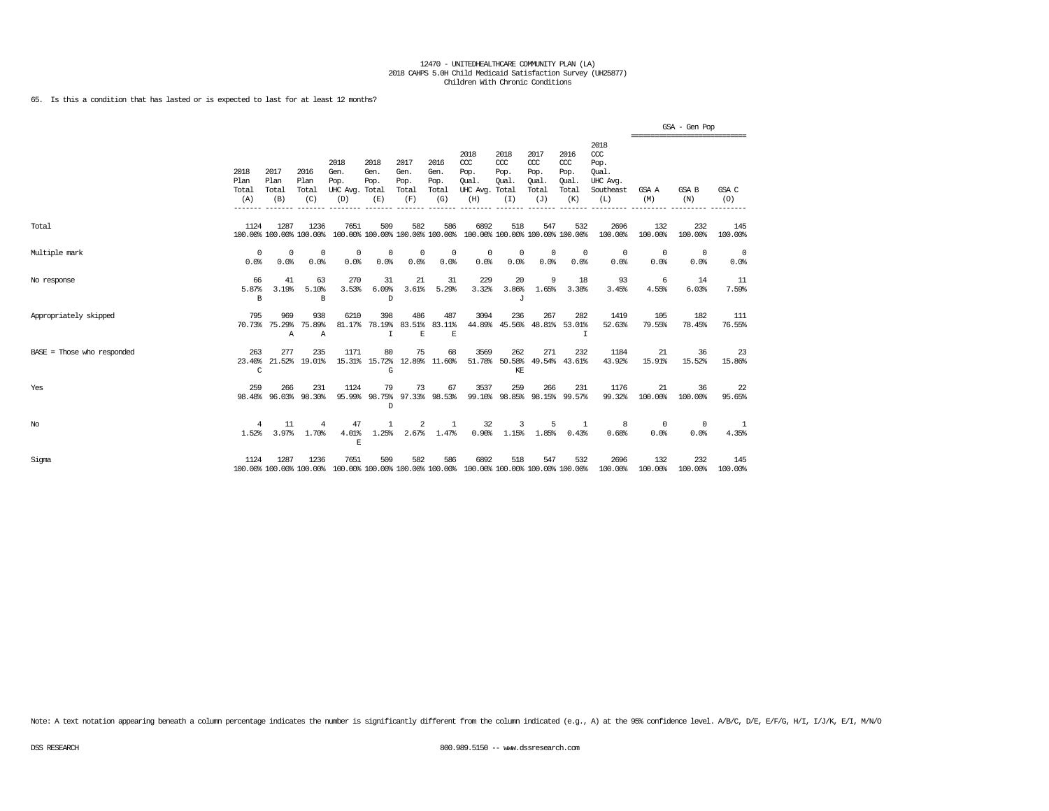12470 - UNITEDHEALTHCARE COMMUNITY PLAN (LA)
2018 CAHPS 5.0H Child Medicaid Satisfaction Survey (UH25877)
Children With Chronic Conditions

65. Is this a condition that has lasted or is expected to last for at least 12 months?

| | 2018 Plan Total (A) | 2017 Plan Total (B) | 2016 Plan Total (C) | 2018 Gen. Pop. UHC Avg. (D) | 2018 Gen. Pop. Total (E) | 2017 Gen. Pop. Total (F) | 2016 Gen. Pop. Total (G) | 2018 CCC Pop. Qual. UHC Avg. (H) | 2018 CCC Pop. Qual. Total (I) | 2017 CCC Pop. Qual. Total (J) | 2016 CCC Pop. Qual. Total (K) | 2018 CCC Pop. Qual. UHC Avg. Southeast (L) | GSA - Gen Pop GSA A (M) | GSA - Gen Pop GSA B (N) | GSA - Gen Pop GSA C (O) |
|---|---|---|---|---|---|---|---|---|---|---|---|---|---|---|---|
| Total | 1124<br>100.00% | 1287<br>100.00% | 1236<br>100.00% | 7651<br>100.00% | 509<br>100.00% | 582<br>100.00% | 586<br>100.00% | 6892<br>100.00% | 518<br>100.00% | 547<br>100.00% | 532<br>100.00% | 2696<br>100.00% | 132<br>100.00% | 232<br>100.00% | 145<br>100.00% |
| Multiple mark | 0<br>0.0% | 0<br>0.0% | 0<br>0.0% | 0<br>0.0% | 0<br>0.0% | 0<br>0.0% | 0<br>0.0% | 0<br>0.0% | 0<br>0.0% | 0<br>0.0% | 0<br>0.0% | 0<br>0.0% | 0<br>0.0% | 0<br>0.0% | 0<br>0.0% |
| No response | 66<br>5.87%<br>B | 41<br>3.19% | 63<br>5.10%<br>B | 270<br>3.53% | 31<br>6.09%<br>D | 21<br>3.61% | 31<br>5.29% | 229<br>3.32% | 20<br>3.86%<br>J | 9<br>1.65% | 18<br>3.38% | 93<br>3.45% | 6<br>4.55% | 14<br>6.03% | 11<br>7.59% |
| Appropriately skipped | 795<br>70.73% | 969<br>75.29%<br>A | 938<br>75.89%<br>A | 6210<br>81.17% | 398<br>78.19%<br>I | 486<br>83.51%<br>E | 487<br>83.11%<br>E | 3094<br>44.89% | 236<br>45.56% | 267<br>48.81% | 282<br>53.01%<br>I | 1419<br>52.63% | 105<br>79.55% | 182<br>78.45% | 111<br>76.55% |
| BASE = Those who responded | 263<br>23.40%<br>C | 277<br>21.52% | 235<br>19.01% | 1171<br>15.31% | 80<br>15.72%<br>G | 75<br>12.89% | 68<br>11.60% | 3569<br>51.78% | 262<br>50.58%<br>KE | 271<br>49.54% | 232<br>43.61% | 1184<br>43.92% | 21<br>15.91% | 36<br>15.52% | 23<br>15.86% |
| Yes | 259<br>98.48% | 266<br>96.03% | 231<br>98.30% | 1124<br>95.99% | 79<br>98.75%<br>D | 73<br>97.33% | 67<br>98.53% | 3537<br>99.10% | 259<br>98.85% | 266<br>98.15% | 231<br>99.57% | 1176<br>99.32% | 21<br>100.00% | 36<br>100.00% | 22<br>95.65% |
| No | 4<br>1.52% | 11<br>3.97% | 4<br>1.70% | 47<br>4.01%<br>E | 1<br>1.25% | 2<br>2.67% | 1<br>1.47% | 32<br>0.90% | 3<br>1.15% | 5<br>1.85% | 1<br>0.43% | 8<br>0.68% | 0<br>0.0% | 0<br>0.0% | 1<br>4.35% |
| Sigma | 1124<br>100.00% | 1287<br>100.00% | 1236<br>100.00% | 7651<br>100.00% | 509<br>100.00% | 582<br>100.00% | 586<br>100.00% | 6892<br>100.00% | 518<br>100.00% | 547<br>100.00% | 532<br>100.00% | 2696<br>100.00% | 132<br>100.00% | 232<br>100.00% | 145<br>100.00% |

Note: A text notation appearing beneath a column percentage indicates the number is significantly different from the column indicated (e.g., A) at the 95% confidence level. A/B/C, D/E, E/F/G, H/I, I/J/K, E/I, M/N/O

DSS RESEARCH 800.989.5150 -- www.dssresearch.com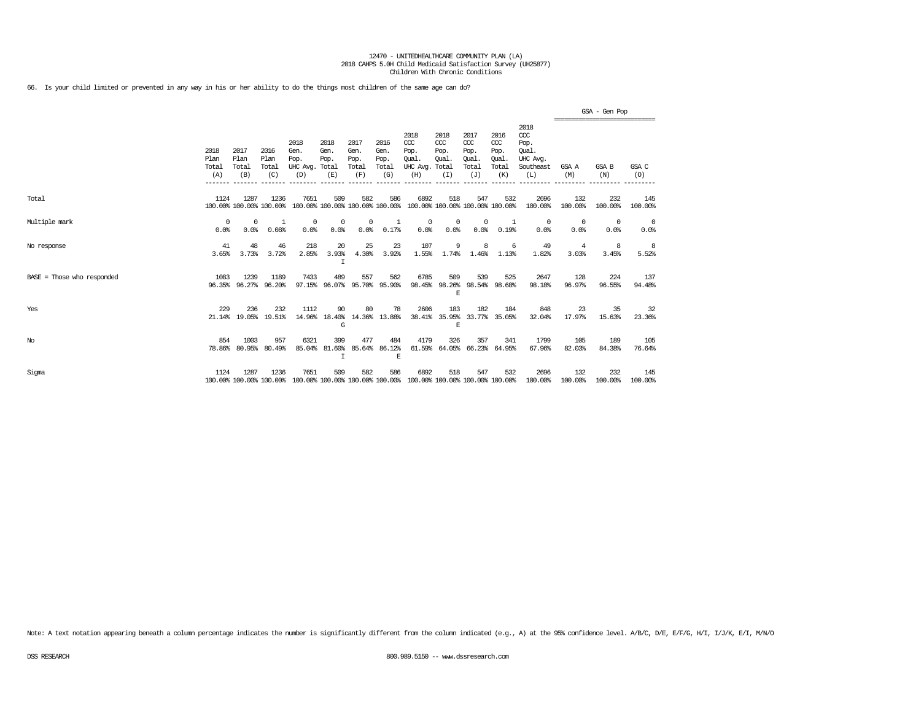12470 - UNITEDHEALTHCARE COMMUNITY PLAN (LA)
2018 CAHPS 5.0H Child Medicaid Satisfaction Survey (UH25877)
Children With Chronic Conditions

66. Is your child limited or prevented in any way in his or her ability to do the things most children of the same age can do?

| | 2018 Plan Total (A) | 2017 Plan Total (B) | 2016 Plan Total (C) | 2018 Gen. Pop. UHC Avg. (D) | 2018 Gen. Pop. Total (E) | 2017 Gen. Pop. Total (F) | 2016 Gen. Pop. Total (G) | 2018 CCC Pop. Qual. UHC Avg. (H) | 2018 CCC Pop. Qual. Total (I) | 2017 CCC Pop. Qual. Total (J) | 2016 CCC Pop. Qual. Total (K) | 2018 CCC Pop. Qual. UHC Avg. Southeast (L) | GSA - Gen Pop GSA A (M) | GSA - Gen Pop GSA B (N) | GSA - Gen Pop GSA C (O) |
|---|---|---|---|---|---|---|---|---|---|---|---|---|---|---|---|
| Total | 1124 100.00% | 1287 100.00% | 1236 100.00% | 7651 100.00% | 509 100.00% | 582 100.00% | 586 100.00% | 6892 100.00% | 518 100.00% | 547 100.00% | 532 100.00% | 2696 100.00% | 132 100.00% | 232 100.00% | 145 100.00% |
| Multiple mark | 0 0.0% | 0 0.0% | 1 0.08% | 0 0.0% | 0 0.0% | 0 0.0% | 1 0.17% | 0 0.0% | 0 0.0% | 0 0.0% | 1 0.19% | 0 0.0% | 0 0.0% | 0 0.0% | 0 0.0% |
| No response | 41 3.65% | 48 3.73% | 46 3.72% | 218 2.85% | 20 3.93% I | 25 4.30% | 23 3.92% | 107 1.55% | 9 1.74% | 8 1.46% | 6 1.13% | 49 1.82% | 4 3.03% | 8 3.45% | 8 5.52% |
| BASE = Those who responded | 1083 96.35% | 1239 96.27% | 1189 96.20% | 7433 97.15% | 489 96.07% | 557 95.70% | 562 95.90% | 6785 98.45% | 509 98.26% E | 539 98.54% | 525 98.68% | 2647 98.18% | 128 96.97% | 224 96.55% | 137 94.48% |
| Yes | 229 21.14% | 236 19.05% | 232 19.51% | 1112 14.96% | 90 18.40% G | 80 14.36% | 78 13.88% | 2606 38.41% | 183 35.95% E | 182 33.77% | 184 35.05% | 848 32.04% | 23 17.97% | 35 15.63% | 32 23.36% |
| No | 854 78.86% | 1003 80.95% | 957 80.49% | 6321 85.04% | 399 81.60% I | 477 85.64% | 484 86.12% E | 4179 61.59% | 326 64.05% | 357 66.23% | 341 64.95% | 1799 67.96% | 105 82.03% | 189 84.38% | 105 76.64% |
| Sigma | 1124 100.00% | 1287 100.00% | 1236 100.00% | 7651 100.00% | 509 100.00% | 582 100.00% | 586 100.00% | 6892 100.00% | 518 100.00% | 547 100.00% | 532 100.00% | 2696 100.00% | 132 100.00% | 232 100.00% | 145 100.00% |

Note: A text notation appearing beneath a column percentage indicates the number is significantly different from the column indicated (e.g., A) at the 95% confidence level. A/B/C, D/E, E/F/G, H/I, I/J/K, E/I, M/N/O

DSS RESEARCH 800.989.5150 -- www.dssresearch.com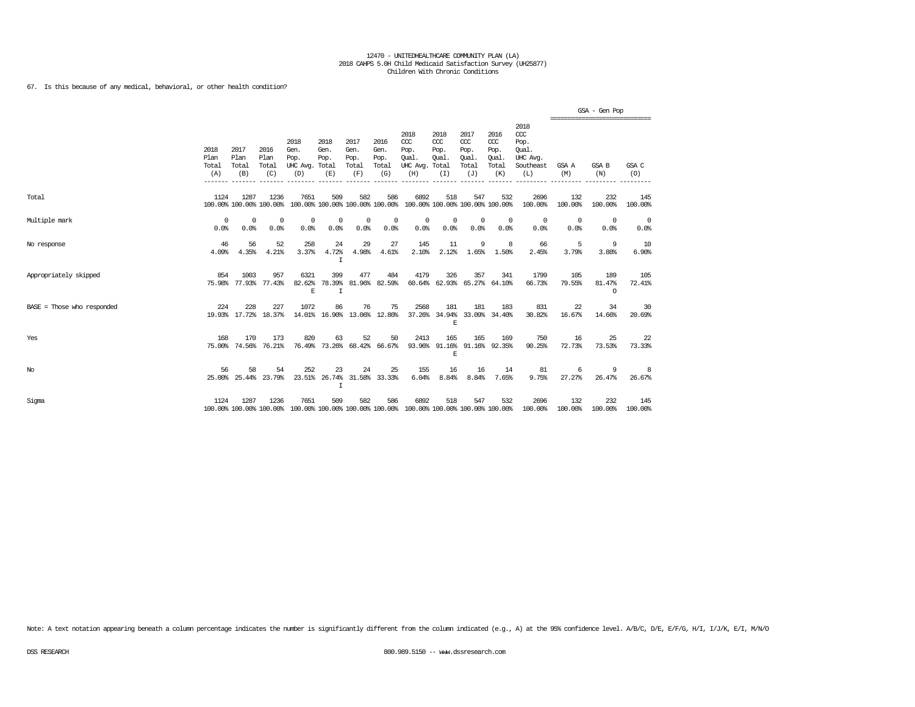12470 - UNITEDHEALTHCARE COMMUNITY PLAN (LA)
2018 CAHPS 5.0H Child Medicaid Satisfaction Survey (UH25877)
Children With Chronic Conditions

67. Is this because of any medical, behavioral, or other health condition?

| | 2018 Plan Total (A) | 2017 Plan Total (B) | 2016 Plan Total (C) | 2018 Gen. Pop. UHC Avg. (D) | 2018 Gen. Pop. Total (E) | 2017 Gen. Pop. Total (F) | 2016 Gen. Pop. Total (G) | 2018 CCC Pop. Qual. UHC Avg. (H) | 2018 CCC Pop. Qual. Total (I) | 2017 CCC Pop. Qual. Total (J) | 2016 CCC Pop. Qual. Total (K) | 2018 CCC Pop. Qual. UHC Avg. Southeast (L) | GSA - Gen Pop GSA A (M) | GSA B (N) | GSA C (O) |
|---|---|---|---|---|---|---|---|---|---|---|---|---|---|---|---|
| Total | 1124<br>100.00% | 1287<br>100.00% | 1236<br>100.00% | 7651<br>100.00% | 509<br>100.00% | 582<br>100.00% | 586<br>100.00% | 6892<br>100.00% | 518<br>100.00% | 547<br>100.00% | 532<br>100.00% | 2696<br>100.00% | 132<br>100.00% | 232<br>100.00% | 145<br>100.00% |
| Multiple mark | 0<br>0.0% | 0<br>0.0% | 0<br>0.0% | 0<br>0.0% | 0<br>0.0% | 0<br>0.0% | 0<br>0.0% | 0<br>0.0% | 0<br>0.0% | 0<br>0.0% | 0<br>0.0% | 0<br>0.0% | 0<br>0.0% | 0<br>0.0% | 0<br>0.0% |
| No response | 46<br>4.09% | 56<br>4.35% | 52<br>4.21% | 258<br>3.37% | 24<br>4.72%<br>I | 29<br>4.98% | 27<br>4.61% | 145<br>2.10% | 11<br>2.12% | 9<br>1.65% | 8<br>1.50% | 66<br>2.45% | 5<br>3.79% | 9<br>3.88% | 10<br>6.90% |
| Appropriately skipped | 854<br>75.98% | 1003<br>77.93% | 957<br>77.43% | 6321<br>82.62%<br>E | 399<br>78.39%<br>I | 477<br>81.96% | 484<br>82.59% | 4179<br>60.64% | 326<br>62.93% | 357<br>65.27% | 341<br>64.10% | 1799<br>66.73% | 105<br>79.55% | 189<br>81.47%<br>O | 105<br>72.41% |
| BASE = Those who responded | 224<br>19.93% | 228<br>17.72% | 227<br>18.37% | 1072<br>14.01% | 86<br>16.90% | 76<br>13.06% | 75<br>12.80% | 2568<br>37.26% | 181<br>34.94%<br>E | 181<br>33.09% | 183<br>34.40% | 831<br>30.82% | 22<br>16.67% | 34<br>14.66% | 30<br>20.69% |
| Yes | 168<br>75.00% | 170<br>74.56% | 173<br>76.21% | 820<br>76.49% | 63<br>73.26% | 52<br>68.42% | 50<br>66.67% | 2413<br>93.96% | 165<br>91.16%<br>E | 165<br>91.16% | 169<br>92.35% | 750<br>90.25% | 16<br>72.73% | 25<br>73.53% | 22<br>73.33% |
| No | 56<br>25.00% | 58<br>25.44% | 54<br>23.79% | 252<br>23.51% | 23<br>26.74%<br>I | 24<br>31.58% | 25<br>33.33% | 155<br>6.04% | 16<br>8.84% | 16<br>8.84% | 14<br>7.65% | 81<br>9.75% | 6<br>27.27% | 9<br>26.47% | 8<br>26.67% |
| Sigma | 1124<br>100.00% | 1287<br>100.00% | 1236<br>100.00% | 7651<br>100.00% | 509<br>100.00% | 582<br>100.00% | 586<br>100.00% | 6892<br>100.00% | 518<br>100.00% | 547<br>100.00% | 532<br>100.00% | 2696<br>100.00% | 132<br>100.00% | 232<br>100.00% | 145<br>100.00% |

Note: A text notation appearing beneath a column percentage indicates the number is significantly different from the column indicated (e.g., A) at the 95% confidence level. A/B/C, D/E, E/F/G, H/I, I/J/K, E/I, M/N/O

DSS RESEARCH 800.989.5150 -- www.dssresearch.com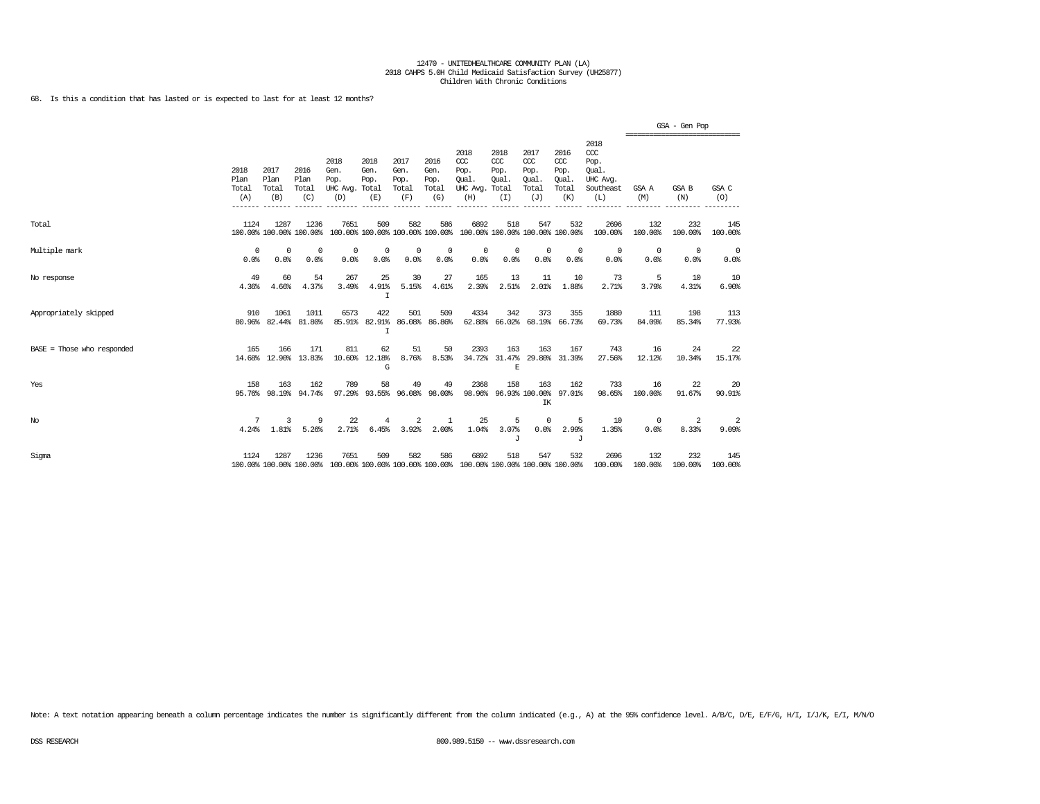12470 - UNITEDHEALTHCARE COMMUNITY PLAN (LA)
2018 CAHPS 5.0H Child Medicaid Satisfaction Survey (UH25877)
Children With Chronic Conditions

68. Is this a condition that has lasted or is expected to last for at least 12 months?

| | 2018 Plan Total (A) | 2017 Plan Total (B) | 2016 Plan Total (C) | 2018 Gen. Pop. UHC Avg. (D) | 2018 Gen. Pop. Total (E) | 2017 Gen. Pop. Total (F) | 2016 Gen. Pop. Total (G) | 2018 CCC Pop. Qual. UHC Avg. (H) | 2018 CCC Pop. Qual. Total (I) | 2017 CCC Pop. Qual. Total (J) | 2016 CCC Pop. Qual. Total (K) | 2018 CCC Pop. Qual. UHC Avg. Southeast (L) | GSA - Gen Pop GSA A (M) | GSA - Gen Pop GSA B (N) | GSA - Gen Pop GSA C (O) |
|---|---|---|---|---|---|---|---|---|---|---|---|---|---|---|---|
| Total | 1124<br>100.00% | 1287<br>100.00% | 1236<br>100.00% | 7651<br>100.00% | 509<br>100.00% | 582<br>100.00% | 586<br>100.00% | 6892<br>100.00% | 518<br>100.00% | 547<br>100.00% | 532<br>100.00% | 2696<br>100.00% | 132<br>100.00% | 232<br>100.00% | 145<br>100.00% |
| Multiple mark | 0<br>0.0% | 0<br>0.0% | 0<br>0.0% | 0<br>0.0% | 0<br>0.0% | 0<br>0.0% | 0<br>0.0% | 0<br>0.0% | 0<br>0.0% | 0<br>0.0% | 0<br>0.0% | 0<br>0.0% | 0<br>0.0% | 0<br>0.0% | 0<br>0.0% |
| No response | 49<br>4.36% | 60<br>4.66% | 54<br>4.37% | 267<br>3.49% | 25<br>4.91%<br>I | 30<br>5.15% | 27<br>4.61% | 165<br>2.39% | 13<br>2.51% | 11<br>2.01% | 10<br>1.88% | 73<br>2.71% | 5<br>3.79% | 10<br>4.31% | 10<br>6.90% |
| Appropriately skipped | 910<br>80.96% | 1061<br>82.44% | 1011<br>81.80% | 6573<br>85.91% | 422<br>82.91%<br>I | 501<br>86.08% | 509<br>86.86% | 4334<br>62.88% | 342<br>66.02% | 373<br>68.19% | 355<br>66.73% | 1880<br>69.73% | 111<br>84.09% | 198<br>85.34% | 113<br>77.93% |
| BASE = Those who responded | 165<br>14.68% | 166<br>12.90% | 171<br>13.83% | 811<br>10.60% | 62<br>12.18%<br>G | 51<br>8.76% | 50<br>8.53% | 2393<br>34.72% | 163<br>31.47%<br>E | 163<br>29.80% | 167<br>31.39% | 743<br>27.56% | 16<br>12.12% | 24<br>10.34% | 22<br>15.17% |
| Yes | 158<br>95.76% | 163<br>98.19% | 162<br>94.74% | 789<br>97.29% | 58<br>93.55% | 49<br>96.08% | 49<br>98.00% | 2368<br>98.96% | 158<br>96.93% | 163<br>100.00%<br>IK | 162<br>97.01% | 733<br>98.65% | 16<br>100.00% | 22<br>91.67% | 20<br>90.91% |
| No | 7<br>4.24% | 3<br>1.81% | 9<br>5.26% | 22<br>2.71% | 4<br>6.45% | 2<br>3.92% | 1<br>2.00% | 25<br>1.04% | 5<br>3.07%<br>J | 0<br>0.0% | 5<br>2.99%<br>J | 10<br>1.35% | 0<br>0.0% | 2<br>8.33% | 2<br>9.09% |
| Sigma | 1124<br>100.00% | 1287<br>100.00% | 1236<br>100.00% | 7651<br>100.00% | 509<br>100.00% | 582<br>100.00% | 586<br>100.00% | 6892<br>100.00% | 518<br>100.00% | 547<br>100.00% | 532<br>100.00% | 2696<br>100.00% | 132<br>100.00% | 232<br>100.00% | 145<br>100.00% |

Note: A text notation appearing beneath a column percentage indicates the number is significantly different from the column indicated (e.g., A) at the 95% confidence level. A/B/C, D/E, E/F/G, H/I, I/J/K, E/I, M/N/O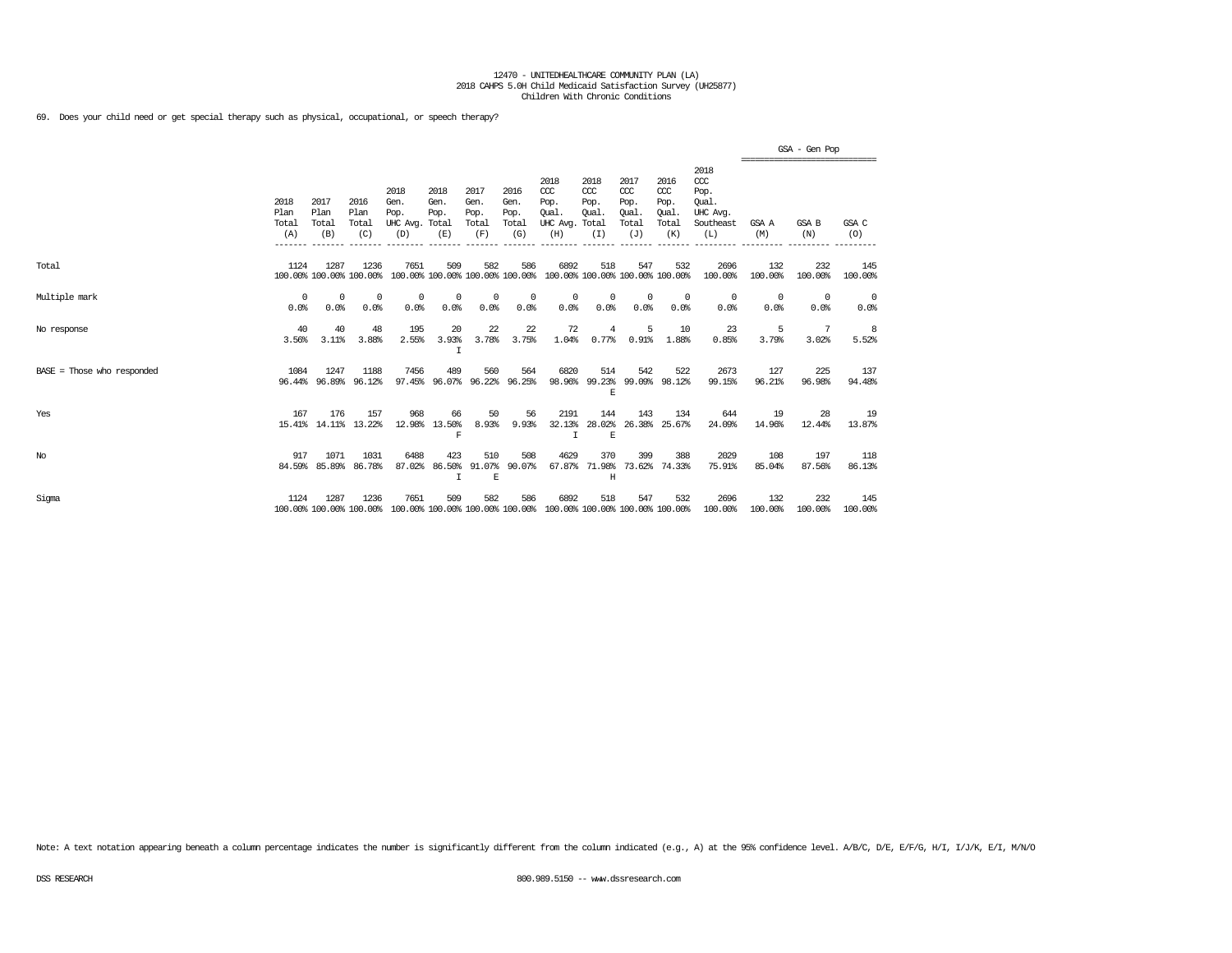12470 - UNITEDHEALTHCARE COMMUNITY PLAN (LA)
2018 CAHPS 5.0H Child Medicaid Satisfaction Survey (UH25877)
Children With Chronic Conditions

69. Does your child need or get special therapy such as physical, occupational, or speech therapy?

| | 2018 Plan Total (A) | 2017 Plan Total (B) | 2016 Plan Total (C) | 2018 Gen. Pop. UHC Avg. (D) | 2018 Gen. Pop. Total (E) | 2017 Gen. Pop. Total (F) | 2016 Gen. Pop. Total (G) | 2018 CCC Pop. Qual. UHC Avg. (H) | 2018 CCC Pop. Qual. Total (I) | 2017 CCC Pop. Qual. Total (J) | 2016 CCC Pop. Qual. Total (K) | 2018 CCC Pop. Qual. UHC Avg. Southeast (L) | GSA - Gen Pop GSA A (M) | GSA - Gen Pop GSA B (N) | GSA - Gen Pop GSA C (O) |
|---|---|---|---|---|---|---|---|---|---|---|---|---|---|---|---|
| Total | 1124<br>100.00% | 1287<br>100.00% | 1236<br>100.00% | 7651<br>100.00% | 509<br>100.00% | 582<br>100.00% | 586<br>100.00% | 6892<br>100.00% | 518<br>100.00% | 547<br>100.00% | 532<br>100.00% | 2696<br>100.00% | 132<br>100.00% | 232<br>100.00% | 145<br>100.00% |
| Multiple mark | 0<br>0.0% | 0<br>0.0% | 0<br>0.0% | 0<br>0.0% | 0<br>0.0% | 0<br>0.0% | 0<br>0.0% | 0<br>0.0% | 0<br>0.0% | 0<br>0.0% | 0<br>0.0% | 0<br>0.0% | 0<br>0.0% | 0<br>0.0% | 0<br>0.0% |
| No response | 40<br>3.56% | 40<br>3.11% | 48<br>3.88% | 195<br>2.55% | 20<br>3.93%<br>I | 22<br>3.78% | 22<br>3.75% | 72<br>1.04% | 4<br>0.77% | 5<br>0.91% | 10<br>1.88% | 23<br>0.85% | 5<br>3.79% | 7<br>3.02% | 8<br>5.52% |
| BASE = Those who responded | 1084<br>96.44% | 1247<br>96.89% | 1188<br>96.12% | 7456<br>97.45% | 489<br>96.07% | 560<br>96.22% | 564<br>96.25% | 6820<br>98.96% | 514<br>99.23%<br>E | 542<br>99.09% | 522<br>98.12% | 2673<br>99.15% | 127<br>96.21% | 225<br>96.98% | 137<br>94.48% |
| Yes | 167<br>15.41% | 176<br>14.11% | 157<br>13.22% | 968<br>12.98% | 66<br>13.50%<br>F | 50<br>8.93% | 56<br>9.93% | 2191<br>32.13%<br>I | 144<br>28.02%<br>E | 143<br>26.38% | 134<br>25.67% | 644<br>24.09% | 19<br>14.96% | 28<br>12.44% | 19<br>13.87% |
| No | 917<br>84.59% | 1071<br>85.89% | 1031<br>86.78% | 6488<br>87.02% | 423<br>86.50%<br>I | 510<br>91.07%<br>E | 508<br>90.07% | 4629<br>67.87% | 370<br>71.98%<br>H | 399<br>73.62% | 388<br>74.33% | 2029<br>75.91% | 108<br>85.04% | 197<br>87.56% | 118<br>86.13% |
| Sigma | 1124<br>100.00% | 1287<br>100.00% | 1236<br>100.00% | 7651<br>100.00% | 509<br>100.00% | 582<br>100.00% | 586<br>100.00% | 6892<br>100.00% | 518<br>100.00% | 547<br>100.00% | 532<br>100.00% | 2696<br>100.00% | 132<br>100.00% | 232<br>100.00% | 145<br>100.00% |

Note: A text notation appearing beneath a column percentage indicates the number is significantly different from the column indicated (e.g., A) at the 95% confidence level. A/B/C, D/E, E/F/G, H/I, I/J/K, E/I, M/N/O

DSS RESEARCH

800.989.5150 -- www.dssresearch.com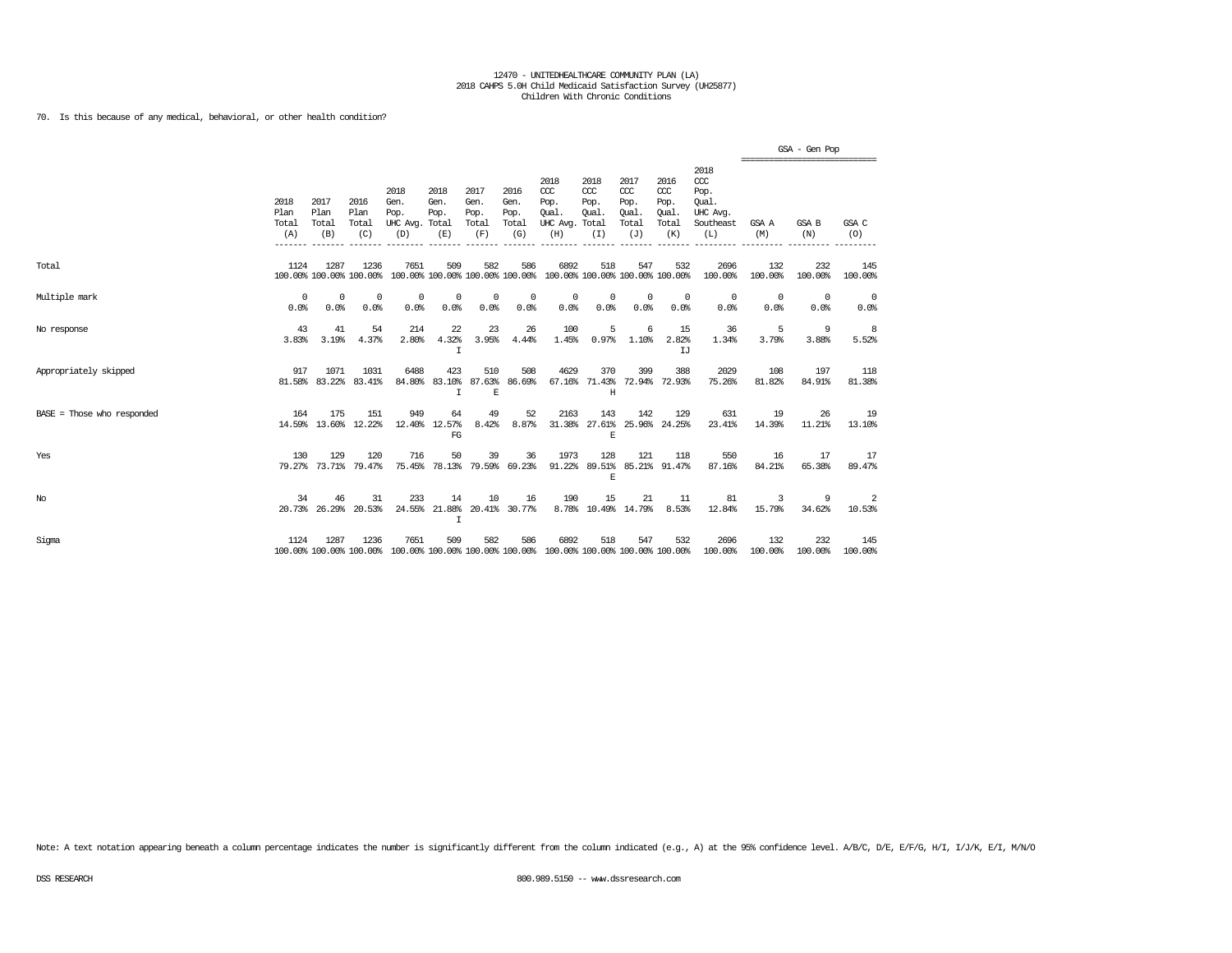12470 - UNITEDHEALTHCARE COMMUNITY PLAN (LA)
2018 CAHPS 5.0H Child Medicaid Satisfaction Survey (UH25877)
Children With Chronic Conditions

70. Is this because of any medical, behavioral, or other health condition?

| | 2018 Plan Total (A) | 2017 Plan Total (B) | 2016 Plan Total (C) | 2018 Gen. Pop. UHC Avg. (D) | 2018 Gen. Pop. Total (E) | 2017 Gen. Pop. Total (F) | 2016 Gen. Pop. Total (G) | 2018 CCC Pop. Qual. UHC Avg. (H) | 2018 CCC Pop. Qual. Total (I) | 2017 CCC Pop. Qual. Total (J) | 2016 CCC Pop. Qual. Total (K) | 2018 CCC Pop. Qual. UHC Avg. Southeast (L) | GSA - Gen Pop GSA A (M) | GSA B (N) | GSA C (O) |
|---|---|---|---|---|---|---|---|---|---|---|---|---|---|---|---|
| Total | 1124<br>100.00% | 1287<br>100.00% | 1236<br>100.00% | 7651<br>100.00% | 509<br>100.00% | 582<br>100.00% | 586<br>100.00% | 6892<br>100.00% | 518<br>100.00% | 547<br>100.00% | 532<br>100.00% | 2696<br>100.00% | 132<br>100.00% | 232<br>100.00% | 145<br>100.00% |
| Multiple mark | 0<br>0.0% | 0<br>0.0% | 0<br>0.0% | 0<br>0.0% | 0<br>0.0% | 0<br>0.0% | 0<br>0.0% | 0<br>0.0% | 0<br>0.0% | 0<br>0.0% | 0<br>0.0% | 0<br>0.0% | 0<br>0.0% | 0<br>0.0% | 0<br>0.0% |
| No response | 43<br>3.83% | 41<br>3.19% | 54<br>4.37% | 214<br>2.80% | 22<br>4.32%<br>I | 23<br>3.95% | 26<br>4.44% | 100<br>1.45% | 5<br>0.97% | 6<br>1.10% | 15<br>2.82%<br>IJ | 36<br>1.34% | 5<br>3.79% | 9<br>3.88% | 8<br>5.52% |
| Appropriately skipped | 917<br>81.58% | 1071<br>83.22% | 1031<br>83.41% | 6488<br>84.80% | 423<br>83.10%<br>I | 510<br>87.63%<br>E | 508<br>86.69% | 4629<br>67.16% | 370<br>71.43%<br>H | 399<br>72.94% | 388<br>72.93% | 2029<br>75.26% | 108<br>81.82% | 197<br>84.91% | 118<br>81.38% |
| BASE = Those who responded | 164<br>14.59% | 175<br>13.60% | 151<br>12.22% | 949<br>12.40% | 64<br>12.57%<br>FG | 49<br>8.42% | 52<br>8.87% | 2163<br>31.38% | 143<br>27.61%<br>E | 142<br>25.96% | 129<br>24.25% | 631<br>23.41% | 19<br>14.39% | 26<br>11.21% | 19<br>13.10% |
| Yes | 130<br>79.27% | 129<br>73.71% | 120<br>79.47% | 716<br>75.45% | 50<br>78.13% | 39<br>79.59% | 36<br>69.23% | 1973<br>91.22% | 128<br>89.51%<br>E | 121<br>85.21% | 118<br>91.47% | 550<br>87.16% | 16<br>84.21% | 17<br>65.38% | 17<br>89.47% |
| No | 34<br>20.73% | 46<br>26.29% | 31<br>20.53% | 233<br>24.55% | 14<br>21.88%<br>I | 10<br>20.41% | 16<br>30.77% | 190<br>8.78% | 15<br>10.49% | 21<br>14.79% | 11<br>8.53% | 81<br>12.84% | 3<br>15.79% | 9<br>34.62% | 2<br>10.53% |
| Sigma | 1124<br>100.00% | 1287<br>100.00% | 1236<br>100.00% | 7651<br>100.00% | 509<br>100.00% | 582<br>100.00% | 586<br>100.00% | 6892<br>100.00% | 518<br>100.00% | 547<br>100.00% | 532<br>100.00% | 2696<br>100.00% | 132<br>100.00% | 232<br>100.00% | 145<br>100.00% |

Note: A text notation appearing beneath a column percentage indicates the number is significantly different from the column indicated (e.g., A) at the 95% confidence level. A/B/C, D/E, E/F/G, H/I, I/J/K, E/I, M/N/O

DSS RESEARCH 800.989.5150 -- www.dssresearch.com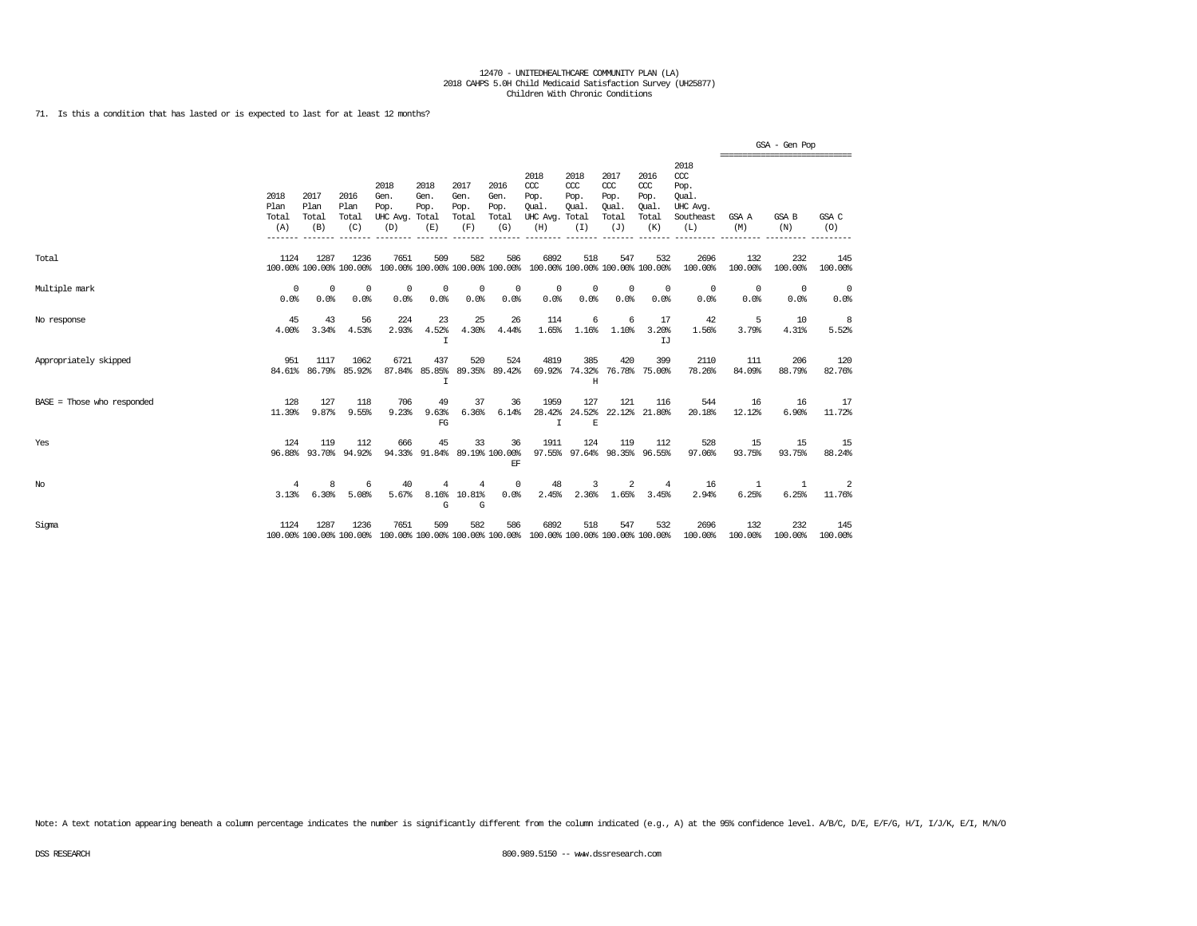12470 - UNITEDHEALTHCARE COMMUNITY PLAN (LA)
2018 CAHPS 5.0H Child Medicaid Satisfaction Survey (UH25877)
Children With Chronic Conditions

71. Is this a condition that has lasted or is expected to last for at least 12 months?

| | 2018 Plan Total (A) | 2017 Plan Total (B) | 2016 Plan Total (C) | 2018 Gen. Pop. UHC Avg. (D) | 2018 Gen. Pop. Total (E) | 2017 Gen. Pop. Total (F) | 2016 Gen. Pop. Total (G) | 2018 CCC Pop. Qual. UHC Avg. (H) | 2018 CCC Pop. Qual. Total (I) | 2017 CCC Pop. Qual. Total (J) | 2016 CCC Pop. Qual. Total (K) | 2018 CCC Pop. Qual. UHC Avg. Southeast (L) | GSA - Gen Pop GSA A (M) | GSA - Gen Pop GSA B (N) | GSA - Gen Pop GSA C (O) |
|---|---|---|---|---|---|---|---|---|---|---|---|---|---|---|---|
| Total | 1124<br>100.00% | 1287<br>100.00% | 1236<br>100.00% | 7651<br>100.00% | 509<br>100.00% | 582<br>100.00% | 586<br>100.00% | 6892<br>100.00% | 518<br>100.00% | 547<br>100.00% | 532<br>100.00% | 2696<br>100.00% | 132<br>100.00% | 232<br>100.00% | 145<br>100.00% |
| Multiple mark | 0<br>0.0% | 0<br>0.0% | 0<br>0.0% | 0<br>0.0% | 0<br>0.0% | 0<br>0.0% | 0<br>0.0% | 0<br>0.0% | 0<br>0.0% | 0<br>0.0% | 0<br>0.0% | 0<br>0.0% | 0<br>0.0% | 0<br>0.0% | 0<br>0.0% |
| No response | 45<br>4.00% | 43<br>3.34% | 56<br>4.53% | 224<br>2.93% | 23<br>4.52%<br>I | 25<br>4.30% | 26<br>4.44% | 114<br>1.65% | 6<br>1.16% | 6<br>1.10% | 17<br>3.20%<br>IJ | 42<br>1.56% | 5<br>3.79% | 10<br>4.31% | 8<br>5.52% |
| Appropriately skipped | 951<br>84.61% | 1117<br>86.79% | 1062<br>85.92% | 6721<br>87.84% | 437<br>85.85%<br>I | 520<br>89.35% | 524<br>89.42% | 4819<br>69.92% | 385<br>74.32%<br>H | 420<br>76.78% | 399<br>75.00% | 2110<br>78.26% | 111<br>84.09% | 206<br>88.79% | 120<br>82.76% |
| BASE = Those who responded | 128<br>11.39% | 127<br>9.87% | 118<br>9.55% | 706<br>9.23% | 49<br>9.63%<br>FG | 37<br>6.36% | 36<br>6.14% | 1959<br>28.42%<br>I | 127<br>24.52%<br>E | 121<br>22.12% | 116<br>21.80% | 544<br>20.18% | 16<br>12.12% | 16<br>6.90% | 17<br>11.72% |
| Yes | 124<br>96.88% | 119<br>93.70% | 112<br>94.92% | 666<br>94.33% | 45<br>91.84% | 33<br>89.19% | 36<br>100.00%<br>EF | 1911<br>97.55% | 124<br>97.64% | 119<br>98.35% | 112<br>96.55% | 528<br>97.06% | 15<br>93.75% | 15<br>93.75% | 15<br>88.24% |
| No | 4<br>3.13% | 8<br>6.30% | 6<br>5.08% | 40<br>5.67% | 4<br>8.16%<br>G | 4<br>10.81%<br>G | 0<br>0.0% | 48<br>2.45% | 3<br>2.36% | 2<br>1.65% | 4<br>3.45% | 16<br>2.94% | 1<br>6.25% | 1<br>6.25% | 2<br>11.76% |
| Sigma | 1124<br>100.00% | 1287<br>100.00% | 1236<br>100.00% | 7651<br>100.00% | 509<br>100.00% | 582<br>100.00% | 586<br>100.00% | 6892<br>100.00% | 518<br>100.00% | 547<br>100.00% | 532<br>100.00% | 2696<br>100.00% | 132<br>100.00% | 232<br>100.00% | 145<br>100.00% |

Note: A text notation appearing beneath a column percentage indicates the number is significantly different from the column indicated (e.g., A) at the 95% confidence level. A/B/C, D/E, E/F/G, H/I, I/J/K, E/I, M/N/O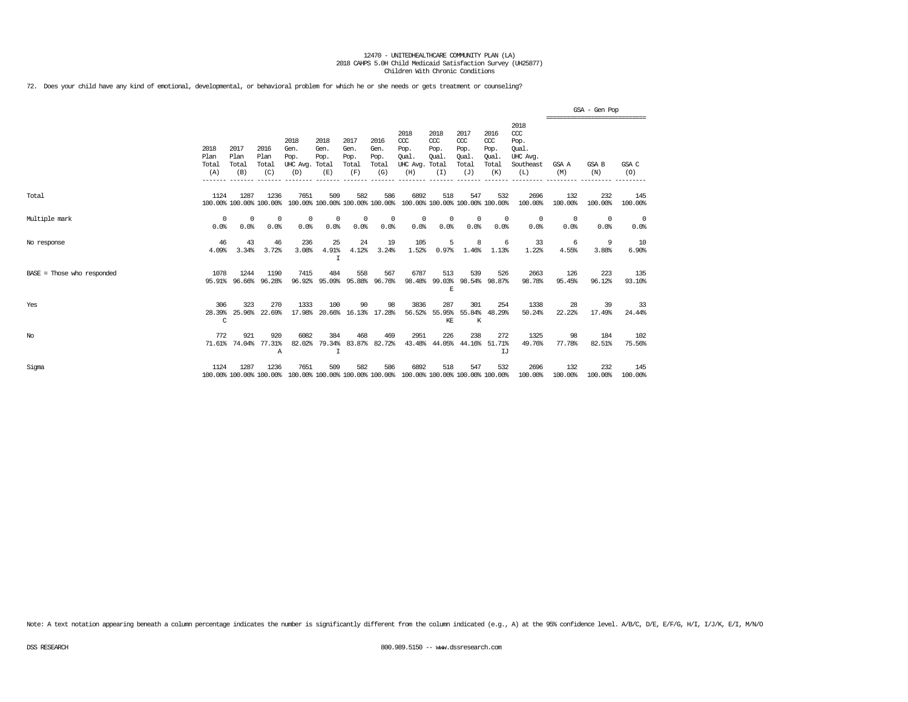12470 - UNITEDHEALTHCARE COMMUNITY PLAN (LA)
2018 CAHPS 5.0H Child Medicaid Satisfaction Survey (UH25877)
Children With Chronic Conditions

72. Does your child have any kind of emotional, developmental, or behavioral problem for which he or she needs or gets treatment or counseling?

| | 2018 Plan Total (A) | 2017 Plan Total (B) | 2016 Plan Total (C) | 2018 Gen. Pop. UHC Avg. (D) | 2018 Gen. Pop. Total (E) | 2017 Gen. Pop. Total (F) | 2016 Gen. Pop. Total (G) | 2018 CCC Pop. Qual. UHC Avg. (H) | 2018 CCC Pop. Qual. Total (I) | 2017 CCC Pop. Qual. Total (J) | 2016 CCC Pop. Qual. Total (K) | 2018 CCC Pop. Qual. UHC Avg. Southeast (L) | GSA - Gen Pop GSA A (M) | GSA - Gen Pop GSA B (N) | GSA - Gen Pop GSA C (O) |
|---|---|---|---|---|---|---|---|---|---|---|---|---|---|---|---|
| Total | 1124<br>100.00% | 1287<br>100.00% | 1236<br>100.00% | 7651<br>100.00% | 509<br>100.00% | 582<br>100.00% | 586<br>100.00% | 6892<br>100.00% | 518<br>100.00% | 547<br>100.00% | 532<br>100.00% | 2696<br>100.00% | 132<br>100.00% | 232<br>100.00% | 145<br>100.00% |
| Multiple mark | 0<br>0.0% | 0<br>0.0% | 0<br>0.0% | 0<br>0.0% | 0<br>0.0% | 0<br>0.0% | 0<br>0.0% | 0<br>0.0% | 0<br>0.0% | 0<br>0.0% | 0<br>0.0% | 0<br>0.0% | 0<br>0.0% | 0<br>0.0% | 0<br>0.0% |
| No response | 46<br>4.09% | 43<br>3.34% | 46<br>3.72% | 236<br>3.08% | 25<br>4.91%<br>I | 24<br>4.12% | 19<br>3.24% | 105<br>1.52% | 5<br>0.97% | 8<br>1.46% | 6<br>1.13% | 33<br>1.22% | 6<br>4.55% | 9<br>3.88% | 10<br>6.90% |
| BASE = Those who responded | 1078<br>95.91% | 1244<br>96.66% | 1190<br>96.28% | 7415<br>96.92% | 484<br>95.09% | 558<br>95.88% | 567<br>96.76% | 6787<br>98.48% | 513<br>99.03%<br>E | 539<br>98.54% | 526<br>98.87% | 2663<br>98.78% | 126<br>95.45% | 223<br>96.12% | 135<br>93.10% |
| Yes | 306<br>28.39%<br>C | 323<br>25.96% | 270<br>22.69% | 1333<br>17.98% | 100<br>20.66% | 90<br>16.13% | 98<br>17.28% | 3836<br>56.52% | 287<br>55.95%<br>KE | 301<br>55.84%<br>K | 254<br>48.29% | 1338<br>50.24% | 28<br>22.22% | 39<br>17.49% | 33<br>24.44% |
| No | 772<br>71.61% | 921<br>74.04% | 920<br>77.31%<br>A | 6082<br>82.02% | 384<br>79.34%<br>I | 468<br>83.87% | 469<br>82.72% | 2951<br>43.48% | 226<br>44.05% | 238<br>44.16% | 272<br>51.71%<br>IJ | 1325<br>49.76% | 98<br>77.78% | 184<br>82.51% | 102<br>75.56% |
| Sigma | 1124<br>100.00% | 1287<br>100.00% | 1236<br>100.00% | 7651<br>100.00% | 509<br>100.00% | 582<br>100.00% | 586<br>100.00% | 6892<br>100.00% | 518<br>100.00% | 547<br>100.00% | 532<br>100.00% | 2696<br>100.00% | 132<br>100.00% | 232<br>100.00% | 145<br>100.00% |

Note: A text notation appearing beneath a column percentage indicates the number is significantly different from the column indicated (e.g., A) at the 95% confidence level. A/B/C, D/E, E/F/G, H/I, I/J/K, E/I, M/N/O

DSS RESEARCH — 800.989.5150 -- www.dssresearch.com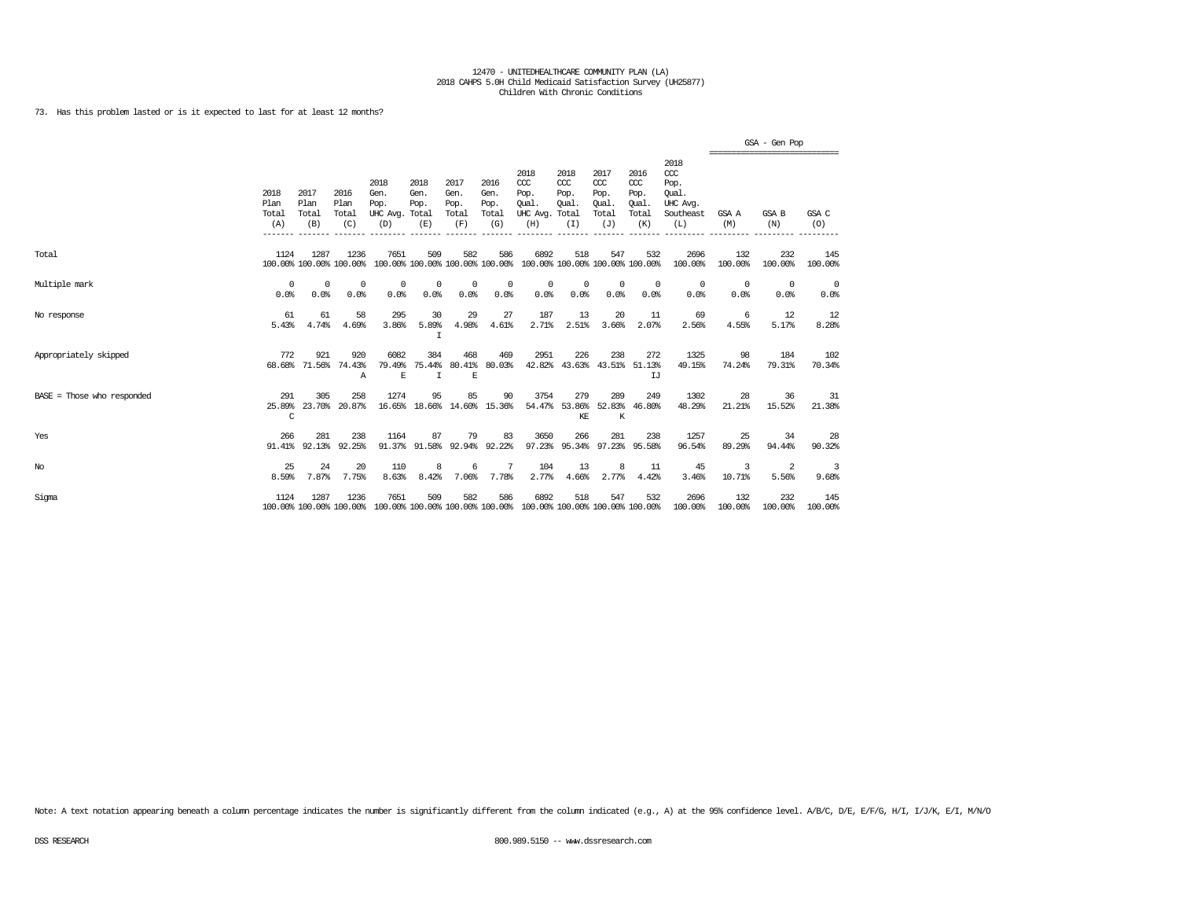12470 - UNITEDHEALTHCARE COMMUNITY PLAN (LA)
2018 CAHPS 5.0H Child Medicaid Satisfaction Survey (UH25877)
Children With Chronic Conditions

73. Has this problem lasted or is it expected to last for at least 12 months?

| | 2018 Plan Total (A) | 2017 Plan Total (B) | 2016 Plan Total (C) | 2018 Gen. Pop. UHC Avg. (D) | 2018 Gen. Pop. Total (E) | 2017 Gen. Pop. Total (F) | 2016 Gen. Pop. Total (G) | 2018 CCC Pop. Qual. UHC Avg. (H) | 2018 CCC Pop. Qual. Total (I) | 2017 CCC Pop. Qual. Total (J) | 2016 CCC Pop. Qual. Total (K) | 2018 CCC Pop. Qual. UHC Avg. Southeast (L) | GSA - Gen Pop GSA A (M) | GSA B (N) | GSA C (O) |
|---|---|---|---|---|---|---|---|---|---|---|---|---|---|---|---|
| Total | 1124<br>100.00% | 1287<br>100.00% | 1236<br>100.00% | 7651<br>100.00% | 509<br>100.00% | 582<br>100.00% | 586<br>100.00% | 6892<br>100.00% | 518<br>100.00% | 547<br>100.00% | 532<br>100.00% | 2696<br>100.00% | 132<br>100.00% | 232<br>100.00% | 145<br>100.00% |
| Multiple mark | 0<br>0.0% | 0<br>0.0% | 0<br>0.0% | 0<br>0.0% | 0<br>0.0% | 0<br>0.0% | 0<br>0.0% | 0<br>0.0% | 0<br>0.0% | 0<br>0.0% | 0<br>0.0% | 0<br>0.0% | 0<br>0.0% | 0<br>0.0% | 0<br>0.0% |
| No response | 61<br>5.43% | 61<br>4.74% | 58<br>4.69% | 295<br>3.86% | 30<br>5.89%<br>I | 29<br>4.98% | 27<br>4.61% | 187<br>2.71% | 13<br>2.51% | 20<br>3.66% | 11<br>2.07% | 69<br>2.56% | 6<br>4.55% | 12<br>5.17% | 12<br>8.28% |
| Appropriately skipped | 772<br>68.68% | 921<br>71.56% | 920<br>74.43%<br>A | 6082<br>79.49%<br>E | 384<br>75.44%<br>I | 468<br>80.41%<br>E | 469<br>80.03% | 2951<br>42.82% | 226<br>43.63% | 238<br>43.51% | 272<br>51.13%<br>IJ | 1325<br>49.15% | 98<br>74.24% | 184<br>79.31% | 102<br>70.34% |
| BASE = Those who responded | 291<br>25.89%<br>C | 305<br>23.70% | 258<br>20.87% | 1274<br>16.65% | 95<br>18.66% | 85<br>14.60% | 90<br>15.36% | 3754<br>54.47% | 279<br>53.86%<br>KE | 289<br>52.83%<br>K | 249<br>46.80% | 1302<br>48.29% | 28<br>21.21% | 36<br>15.52% | 31<br>21.38% |
| Yes | 266<br>91.41% | 281<br>92.13% | 238<br>92.25% | 1164<br>91.37% | 87<br>91.58% | 79<br>92.94% | 83<br>92.22% | 3650<br>97.23% | 266<br>95.34% | 281<br>97.23% | 238<br>95.58% | 1257<br>96.54% | 25<br>89.29% | 34<br>94.44% | 28<br>90.32% |
| No | 25<br>8.59% | 24<br>7.87% | 20<br>7.75% | 110<br>8.63% | 8<br>8.42% | 6<br>7.06% | 7<br>7.78% | 104<br>2.77% | 13<br>4.66% | 8<br>2.77% | 11<br>4.42% | 45<br>3.46% | 3<br>10.71% | 2<br>5.56% | 3<br>9.68% |
| Sigma | 1124<br>100.00% | 1287<br>100.00% | 1236<br>100.00% | 7651<br>100.00% | 509<br>100.00% | 582<br>100.00% | 586<br>100.00% | 6892<br>100.00% | 518<br>100.00% | 547<br>100.00% | 532<br>100.00% | 2696<br>100.00% | 132<br>100.00% | 232<br>100.00% | 145<br>100.00% |

Note: A text notation appearing beneath a column percentage indicates the number is significantly different from the column indicated (e.g., A) at the 95% confidence level. A/B/C, D/E, E/F/G, H/I, I/J/K, E/I, M/N/O

DSS RESEARCH 800.989.5150 -- www.dssresearch.com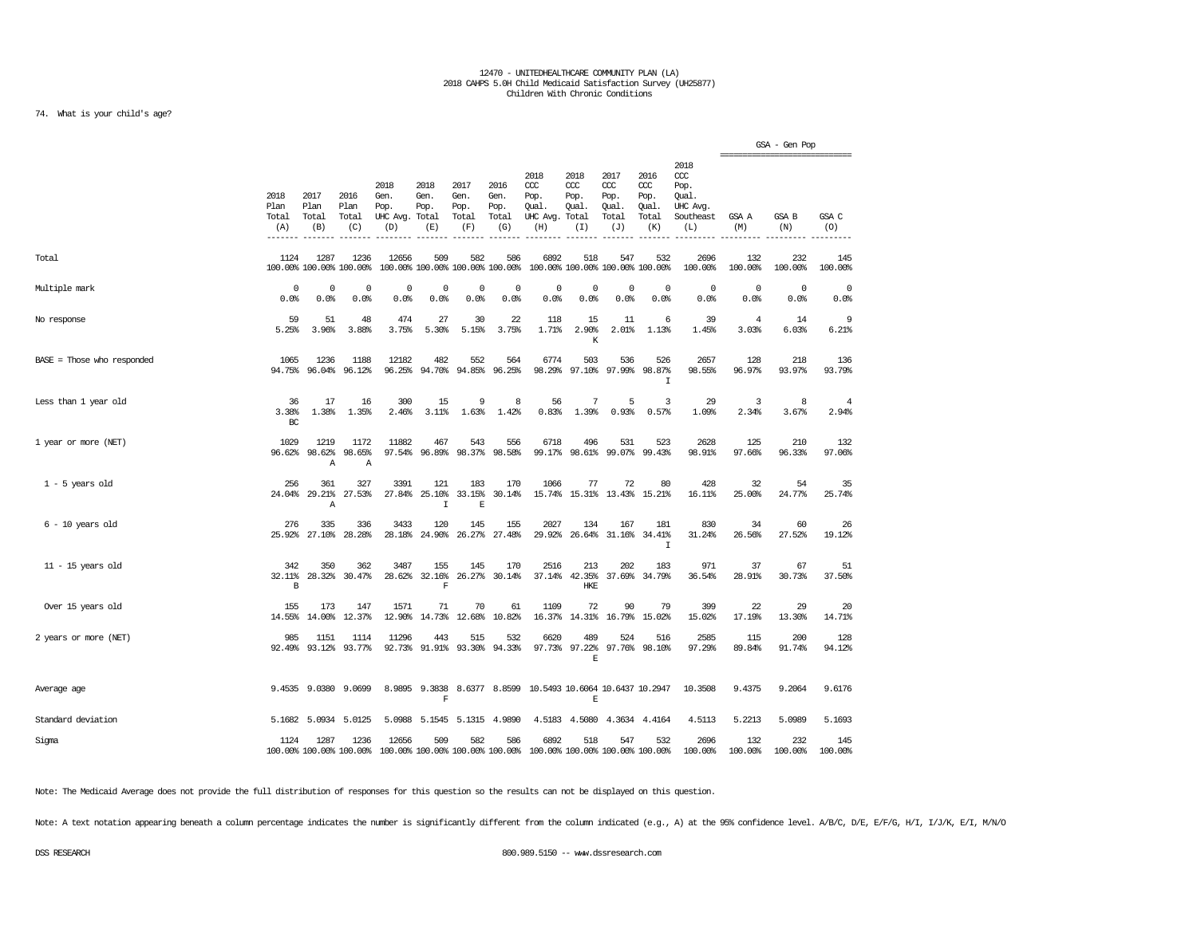12470 - UNITEDHEALTHCARE COMMUNITY PLAN (LA)
2018 CAHPS 5.0H Child Medicaid Satisfaction Survey (UH25877)
Children With Chronic Conditions

74. What is your child's age?

| | 2018 Plan Total (A) | 2017 Plan Total (B) | 2016 Plan Total (C) | 2018 Gen. Pop. UHC Avg. (D) | 2018 Gen. Pop. Total (E) | 2017 Gen. Pop. Total (F) | 2016 Gen. Pop. Total (G) | 2018 CCC Pop. Qual. UHC Avg. (H) | 2018 CCC Pop. Qual. Total (I) | 2017 CCC Pop. Qual. Total (J) | 2016 CCC Pop. Qual. Total (K) | 2018 CCC Pop. Qual. UHC Avg. Southeast (L) | GSA - Gen Pop GSA A (M) | GSA B (N) | GSA C (O) |
|---|---|---|---|---|---|---|---|---|---|---|---|---|---|---|---|
| Total | 1124<br>100.00% | 1287<br>100.00% | 1236<br>100.00% | 12656<br>100.00% | 509<br>100.00% | 582<br>100.00% | 586<br>100.00% | 6892<br>100.00% | 518<br>100.00% | 547<br>100.00% | 532<br>100.00% | 2696<br>100.00% | 132<br>100.00% | 232<br>100.00% | 145<br>100.00% |
| Multiple mark | 0<br>0.0% | 0<br>0.0% | 0<br>0.0% | 0<br>0.0% | 0<br>0.0% | 0<br>0.0% | 0<br>0.0% | 0<br>0.0% | 0<br>0.0% | 0<br>0.0% | 0<br>0.0% | 0<br>0.0% | 0<br>0.0% | 0<br>0.0% | 0<br>0.0% |
| No response | 59<br>5.25% | 51<br>3.96% | 48<br>3.88% | 474<br>3.75% | 27<br>5.30% | 30<br>5.15% | 22<br>3.75% | 118<br>1.71% | 15<br>2.90%<br>K | 11<br>2.01% | 6<br>1.13% | 39<br>1.45% | 4<br>3.03% | 14<br>6.03% | 9<br>6.21% |
| BASE = Those who responded | 1065<br>94.75% | 1236<br>96.04% | 1188<br>96.12% | 12182<br>96.25% | 482<br>94.70% | 552<br>94.85% | 564<br>96.25% | 6774<br>98.29% | 503<br>97.10% | 536<br>97.99% | 526<br>98.87%<br>I | 2657<br>98.55% | 128<br>96.97% | 218<br>93.97% | 136<br>93.79% |
| Less than 1 year old | 36<br>3.38%<br>BC | 17<br>1.38% | 16<br>1.35% | 300<br>2.46% | 15<br>3.11% | 9<br>1.63% | 8<br>1.42% | 56<br>0.83% | 7<br>1.39% | 5<br>0.93% | 3<br>0.57% | 29<br>1.09% | 3<br>2.34% | 8<br>3.67% | 4<br>2.94% |
| 1 year or more (NET) | 1029<br>96.62% | 1219<br>98.62%<br>A | 1172<br>98.65%<br>A | 11882<br>97.54% | 467<br>96.89% | 543<br>98.37% | 556<br>98.58% | 6718<br>99.17% | 496<br>98.61% | 531<br>99.07% | 523<br>99.43% | 2628<br>98.91% | 125<br>97.66% | 210<br>96.33% | 132<br>97.06% |
| 1 - 5 years old | 256<br>24.04% | 361<br>29.21%<br>A | 327<br>27.53% | 3391<br>27.84% | 121<br>25.10%<br>I | 183<br>33.15%<br>E | 170<br>30.14% | 1066<br>15.74% | 77<br>15.31% | 72<br>13.43% | 80<br>15.21% | 428<br>16.11% | 32<br>25.00% | 54<br>24.77% | 35<br>25.74% |
| 6 - 10 years old | 276<br>25.92% | 335<br>27.10% | 336<br>28.28% | 3433<br>28.18% | 120<br>24.90% | 145<br>26.27% | 155<br>27.48% | 2027<br>29.92% | 134<br>26.64% | 167<br>31.16% | 181<br>34.41%<br>I | 830<br>31.24% | 34<br>26.56% | 60<br>27.52% | 26<br>19.12% |
| 11 - 15 years old | 342<br>32.11%<br>B | 350<br>28.32% | 362<br>30.47% | 3487<br>28.62% | 155<br>32.16%<br>F | 145<br>26.27% | 170<br>30.14% | 2516<br>37.14% | 213<br>42.35%<br>HKE | 202<br>37.69% | 183<br>34.79% | 971<br>36.54% | 37<br>28.91% | 67<br>30.73% | 51<br>37.50% |
| Over 15 years old | 155<br>14.55% | 173<br>14.00% | 147<br>12.37% | 1571<br>12.90% | 71<br>14.73% | 70<br>12.68% | 61<br>10.82% | 1109<br>16.37% | 72<br>14.31% | 90<br>16.79% | 79<br>15.02% | 399<br>15.02% | 22<br>17.19% | 29<br>13.30% | 20<br>14.71% |
| 2 years or more (NET) | 985<br>92.49% | 1151<br>93.12% | 1114<br>93.77% | 11296<br>92.73% | 443<br>91.91% | 515<br>93.30% | 532<br>94.33% | 6620<br>97.73% | 489<br>97.22%<br>E | 524<br>97.76% | 516<br>98.10% | 2585<br>97.29% | 115<br>89.84% | 200<br>91.74% | 128<br>94.12% |
| Average age | 9.4535 | 9.0380 | 9.0699 | 8.9895 | 9.3838<br>F | 8.6377 | 8.8599 | 10.5493 | 10.6064<br>E | 10.6437 | 10.2947 | 10.3508 | 9.4375 | 9.2064 | 9.6176 |
| Standard deviation | 5.1682 | 5.0934 | 5.0125 | 5.0988 | 5.1545 | 5.1315 | 4.9890 | 4.5183 | 4.5080 | 4.3634 | 4.4164 | 4.5113 | 5.2213 | 5.0989 | 5.1693 |
| Sigma | 1124<br>100.00% | 1287<br>100.00% | 1236<br>100.00% | 12656<br>100.00% | 509<br>100.00% | 582<br>100.00% | 586<br>100.00% | 6892<br>100.00% | 518<br>100.00% | 547<br>100.00% | 532<br>100.00% | 2696<br>100.00% | 132<br>100.00% | 232<br>100.00% | 145<br>100.00% |

Note: The Medicaid Average does not provide the full distribution of responses for this question so the results can not be displayed on this question.

Note: A text notation appearing beneath a column percentage indicates the number is significantly different from the column indicated (e.g., A) at the 95% confidence level. A/B/C, D/E, E/F/G, H/I, I/J/K, E/I, M/N/O

DSS RESEARCH 800.989.5150 -- www.dssresearch.com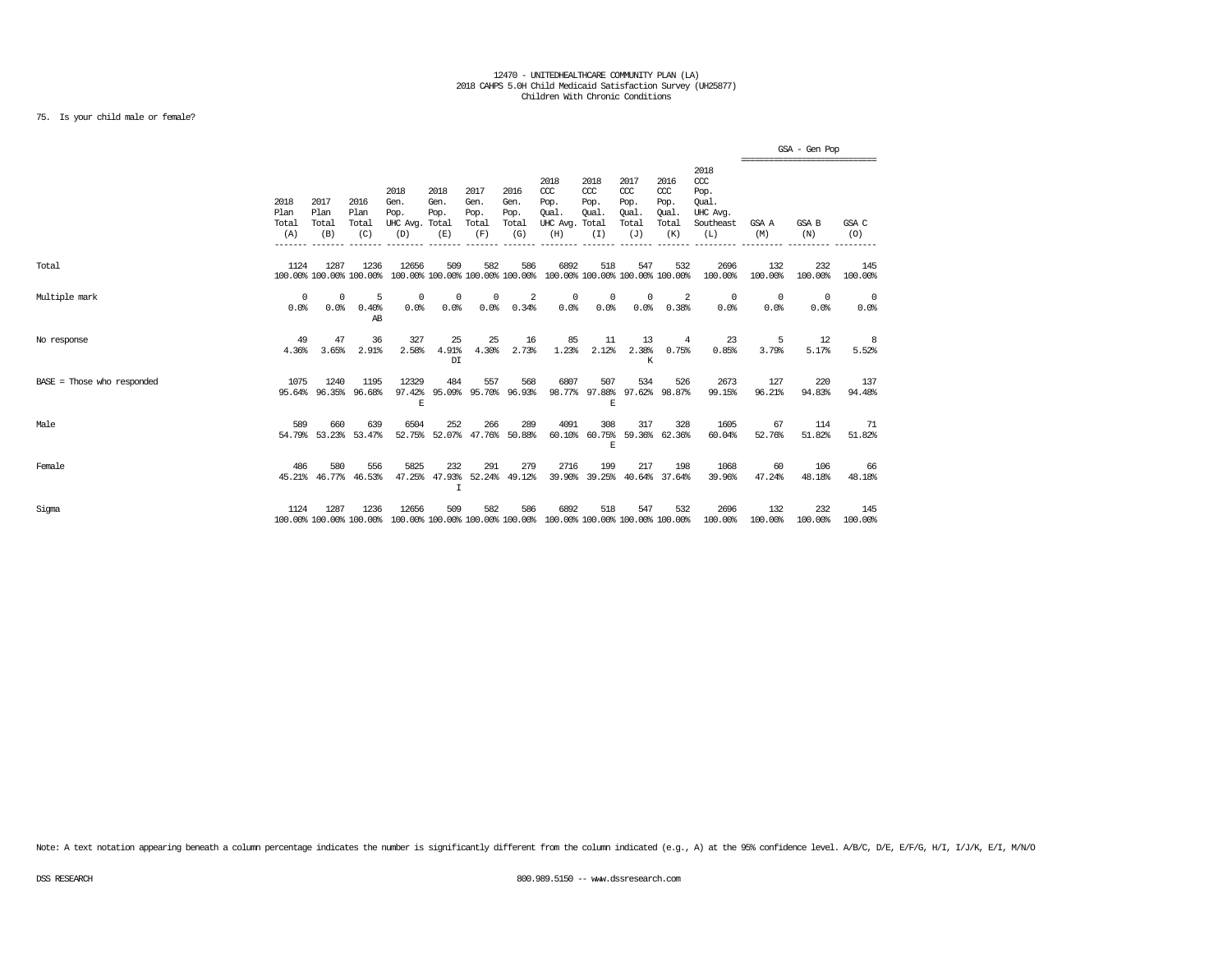12470 - UNITEDHEALTHCARE COMMUNITY PLAN (LA)
2018 CAHPS 5.0H Child Medicaid Satisfaction Survey (UH25877)
Children With Chronic Conditions

75. Is your child male or female?

| | 2018 Plan Total (A) | 2017 Plan Total (B) | 2016 Plan Total (C) | 2018 Gen. Pop. UHC Avg. (D) | 2018 Gen. Pop. Total (E) | 2017 Gen. Pop. Total (F) | 2016 Gen. Pop. Total (G) | 2018 CCC Pop. Qual. UHC Avg. (H) | 2018 CCC Pop. Qual. Total (I) | 2017 CCC Pop. Qual. Total (J) | 2016 CCC Pop. Qual. Total (K) | 2018 CCC Pop. Qual. UHC Avg. Southeast (L) | GSA - Gen Pop GSA A (M) | GSA - Gen Pop GSA B (N) | GSA - Gen Pop GSA C (O) |
|---|---|---|---|---|---|---|---|---|---|---|---|---|---|---|---|
| Total | 1124<br>100.00% | 1287<br>100.00% | 1236<br>100.00% | 12656<br>100.00% | 509<br>100.00% | 582<br>100.00% | 586<br>100.00% | 6892<br>100.00% | 518<br>100.00% | 547<br>100.00% | 532<br>100.00% | 2696<br>100.00% | 132<br>100.00% | 232<br>100.00% | 145<br>100.00% |
| Multiple mark | 0<br>0.0% | 0<br>0.0% | 5<br>0.40%<br>AB | 0<br>0.0% | 0<br>0.0% | 0<br>0.0% | 2<br>0.34% | 0<br>0.0% | 0<br>0.0% | 0<br>0.0% | 2<br>0.38% | 0<br>0.0% | 0<br>0.0% | 0<br>0.0% | 0<br>0.0% |
| No response | 49<br>4.36% | 47<br>3.65% | 36<br>2.91% | 327<br>2.58% | 25<br>4.91%<br>DI | 25<br>4.30% | 16<br>2.73% | 85<br>1.23% | 11<br>2.12% | 13<br>2.38%<br>K | 4<br>0.75% | 23<br>0.85% | 5<br>3.79% | 12<br>5.17% | 8<br>5.52% |
| BASE = Those who responded | 1075<br>95.64% | 1240<br>96.35% | 1195<br>96.68% | 12329<br>97.42%<br>E | 484<br>95.09% | 557<br>95.70% | 568<br>96.93% | 6807<br>98.77% | 507<br>97.88%<br>E | 534<br>97.62% | 526<br>98.87% | 2673<br>99.15% | 127<br>96.21% | 220<br>94.83% | 137<br>94.48% |
| Male | 589<br>54.79% | 660<br>53.23% | 639<br>53.47% | 6504<br>52.75% | 252<br>52.07% | 266<br>47.76% | 289<br>50.88% | 4091<br>60.10% | 308<br>60.75%<br>E | 317<br>59.36% | 328<br>62.36% | 1605<br>60.04% | 67<br>52.76% | 114<br>51.82% | 71<br>51.82% |
| Female | 486<br>45.21% | 580<br>46.77% | 556<br>46.53% | 5825<br>47.25% | 232<br>47.93%<br>I | 291<br>52.24% | 279<br>49.12% | 2716<br>39.90% | 199<br>39.25% | 217<br>40.64% | 198<br>37.64% | 1068<br>39.96% | 60<br>47.24% | 106<br>48.18% | 66<br>48.18% |
| Sigma | 1124<br>100.00% | 1287<br>100.00% | 1236<br>100.00% | 12656<br>100.00% | 509<br>100.00% | 582<br>100.00% | 586<br>100.00% | 6892<br>100.00% | 518<br>100.00% | 547<br>100.00% | 532<br>100.00% | 2696<br>100.00% | 132<br>100.00% | 232<br>100.00% | 145<br>100.00% |

Note: A text notation appearing beneath a column percentage indicates the number is significantly different from the column indicated (e.g., A) at the 95% confidence level. A/B/C, D/E, E/F/G, H/I, I/J/K, E/I, M/N/O

DSS RESEARCH 800.989.5150 -- www.dssresearch.com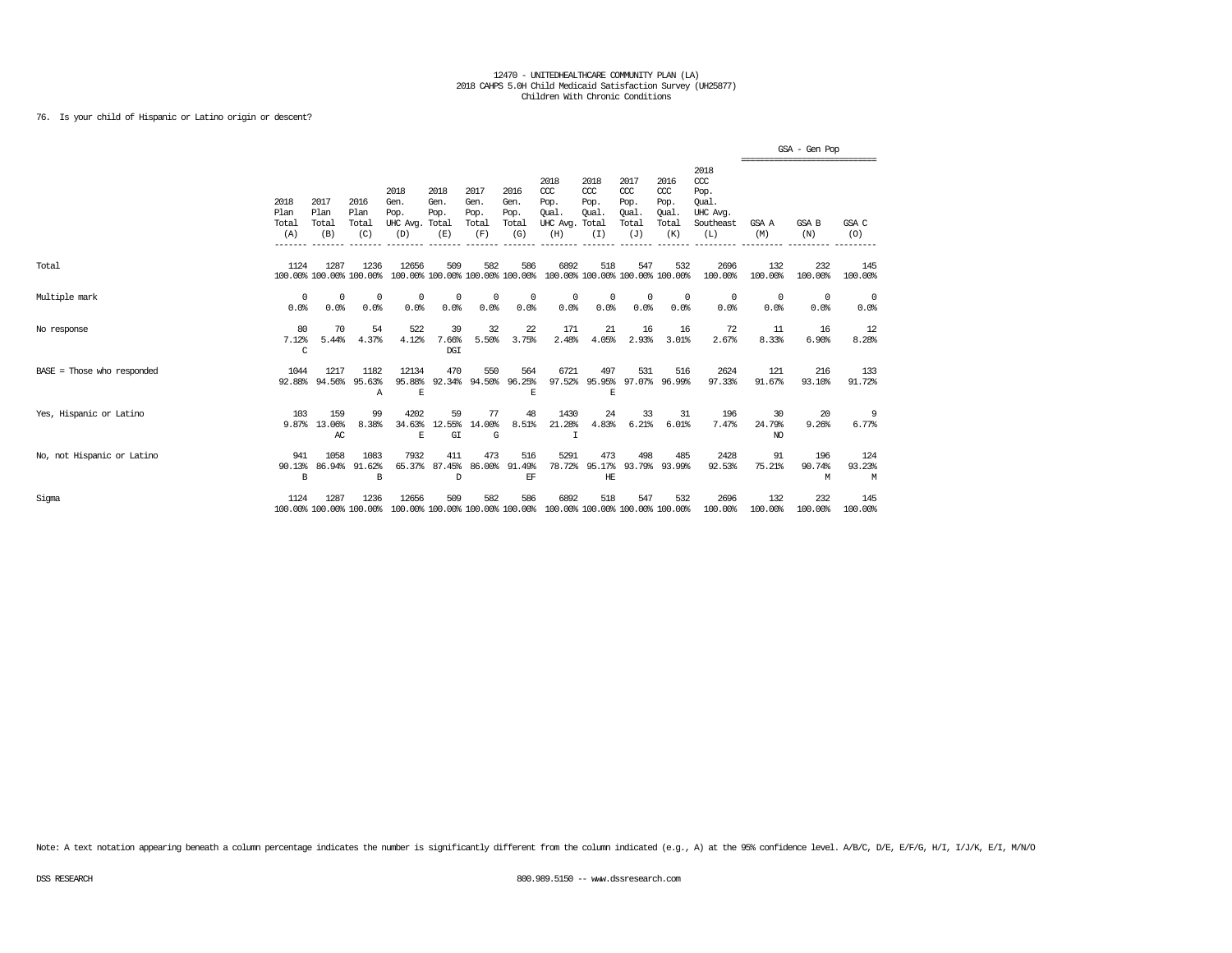12470 - UNITEDHEALTHCARE COMMUNITY PLAN (LA)
2018 CAHPS 5.0H Child Medicaid Satisfaction Survey (UH25877)
Children With Chronic Conditions

76. Is your child of Hispanic or Latino origin or descent?

| | 2018 Plan Total (A) | 2017 Plan Total (B) | 2016 Plan Total (C) | 2018 Gen. Pop. UHC Avg. (D) | 2018 Gen. Pop. Total (E) | 2017 Gen. Pop. Total (F) | 2016 Gen. Pop. Total (G) | 2018 CCC Pop. Qual. UHC Avg. (H) | 2018 CCC Pop. Qual. Total (I) | 2017 CCC Pop. Qual. Total (J) | 2016 CCC Pop. Qual. Total (K) | 2018 CCC Pop. Qual. UHC Avg. Southeast (L) | GSA - Gen Pop GSA A (M) | GSA - Gen Pop GSA B (N) | GSA - Gen Pop GSA C (O) |
|---|---|---|---|---|---|---|---|---|---|---|---|---|---|---|---|
| Total | 1124<br>100.00% | 1287<br>100.00% | 1236<br>100.00% | 12656<br>100.00% | 509<br>100.00% | 582<br>100.00% | 586<br>100.00% | 6892<br>100.00% | 518<br>100.00% | 547<br>100.00% | 532<br>100.00% | 2696<br>100.00% | 132<br>100.00% | 232<br>100.00% | 145<br>100.00% |
| Multiple mark | 0<br>0.0% | 0<br>0.0% | 0<br>0.0% | 0<br>0.0% | 0<br>0.0% | 0<br>0.0% | 0<br>0.0% | 0<br>0.0% | 0<br>0.0% | 0<br>0.0% | 0<br>0.0% | 0<br>0.0% | 0<br>0.0% | 0<br>0.0% | 0<br>0.0% |
| No response | 80<br>7.12%<br>C | 70<br>5.44% | 54<br>4.37% | 522<br>4.12% | 39<br>7.66%<br>DGI | 32<br>5.50% | 22<br>3.75% | 171<br>2.48% | 21<br>4.05% | 16<br>2.93% | 16<br>3.01% | 72<br>2.67% | 11<br>8.33% | 16<br>6.90% | 12<br>8.28% |
| BASE = Those who responded | 1044<br>92.88% | 1217<br>94.56% | 1182<br>95.63%<br>A | 12134<br>95.88%<br>E | 470<br>92.34% | 550<br>94.50% | 564<br>96.25%<br>E | 6721<br>97.52% | 497<br>95.95%<br>E | 531<br>97.07% | 516<br>96.99% | 2624<br>97.33% | 121<br>91.67% | 216<br>93.10% | 133<br>91.72% |
| Yes, Hispanic or Latino | 103<br>9.87% | 159<br>13.06%<br>AC | 99<br>8.38% | 4202<br>34.63%<br>E | 59<br>12.55%<br>GI | 77<br>14.00%<br>G | 48<br>8.51% | 1430<br>21.28%<br>I | 24<br>4.83% | 33<br>6.21% | 31<br>6.01% | 196<br>7.47% | 30<br>24.79%<br>NO | 20<br>9.26% | 9<br>6.77% |
| No, not Hispanic or Latino | 941<br>90.13%<br>B | 1058<br>86.94% | 1083<br>91.62%<br>B | 7932<br>65.37% | 411<br>87.45%<br>D | 473<br>86.00% | 516<br>91.49%<br>EF | 5291<br>78.72% | 473<br>95.17%<br>HE | 498<br>93.79% | 485<br>93.99% | 2428<br>92.53% | 91<br>75.21% | 196<br>90.74%<br>M | 124<br>93.23%<br>M |
| Sigma | 1124<br>100.00% | 1287<br>100.00% | 1236<br>100.00% | 12656<br>100.00% | 509<br>100.00% | 582<br>100.00% | 586<br>100.00% | 6892<br>100.00% | 518<br>100.00% | 547<br>100.00% | 532<br>100.00% | 2696<br>100.00% | 132<br>100.00% | 232<br>100.00% | 145<br>100.00% |

Note: A text notation appearing beneath a column percentage indicates the number is significantly different from the column indicated (e.g., A) at the 95% confidence level. A/B/C, D/E, E/F/G, H/I, I/J/K, E/I, M/N/O

DSS RESEARCH 800.989.5150 -- www.dssresearch.com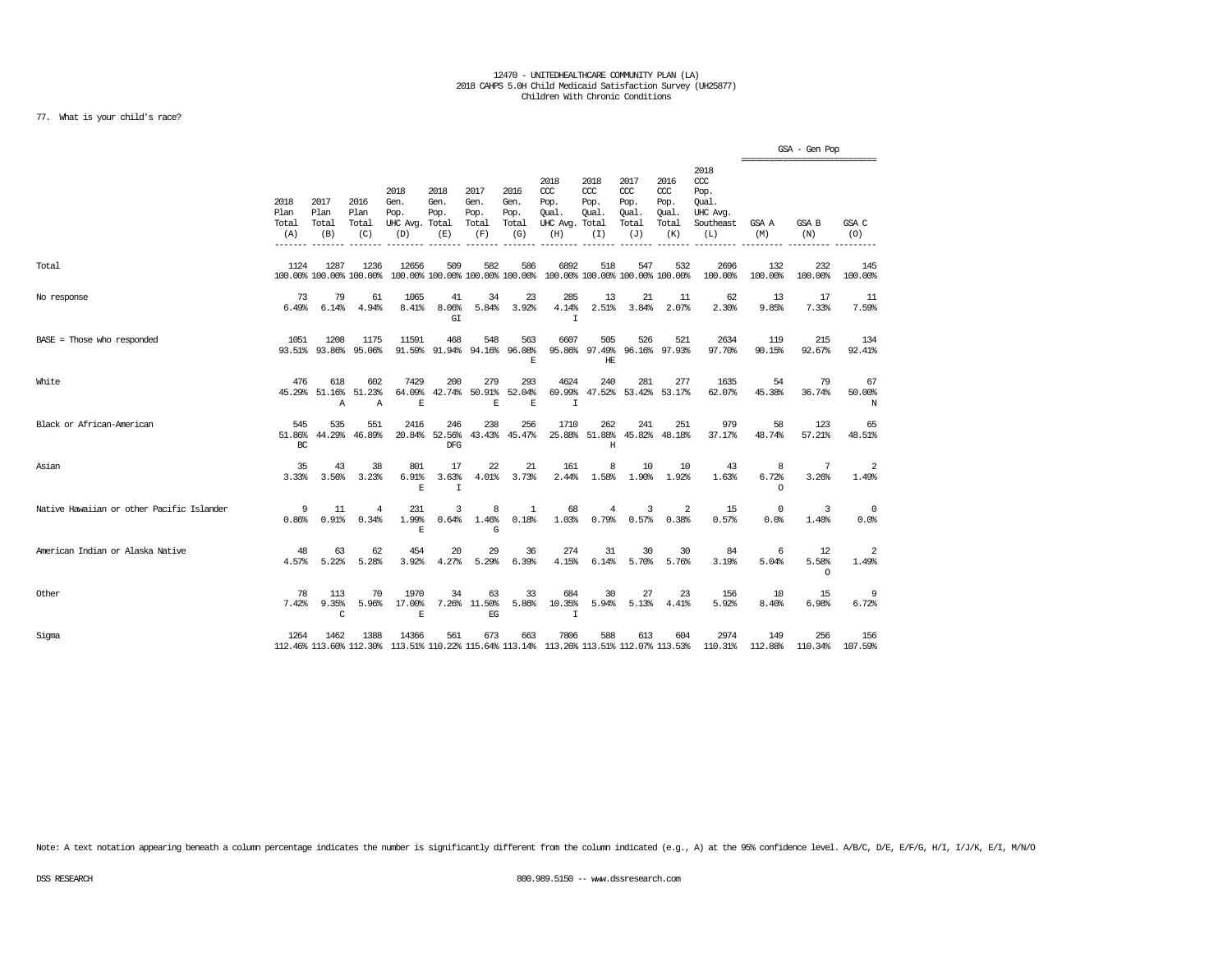12470 - UNITEDHEALTHCARE COMMUNITY PLAN (LA)
2018 CAHPS 5.0H Child Medicaid Satisfaction Survey (UH25877)
Children With Chronic Conditions

77. What is your child's race?

| | 2018 Plan Total (A) | 2017 Plan Total (B) | 2016 Plan Total (C) | 2018 Gen. Pop. UHC Avg. (D) | 2018 Gen. Pop. Total (E) | 2017 Gen. Pop. Total (F) | 2016 Gen. Pop. Total (G) | 2018 CCC Pop. Qual. UHC Avg. (H) | 2018 CCC Pop. Qual. Total (I) | 2017 CCC Pop. Qual. Total (J) | 2016 CCC Pop. Qual. Total (K) | 2018 CCC Pop. Qual. UHC Avg. Southeast (L) | GSA - Gen Pop GSA A (M) | GSA - Gen Pop GSA B (N) | GSA - Gen Pop GSA C (O) |
|---|---|---|---|---|---|---|---|---|---|---|---|---|---|---|---|
| Total | 1124 100.00% | 1287 100.00% | 1236 100.00% | 12656 100.00% | 509 100.00% | 582 100.00% | 586 100.00% | 6892 100.00% | 518 100.00% | 547 100.00% | 532 100.00% | 2696 100.00% | 132 100.00% | 232 100.00% | 145 100.00% |
| No response | 73 6.49% | 79 6.14% | 61 4.94% | 1065 8.41% | 41 8.06% GI | 34 5.84% | 23 3.92% | 285 4.14% I | 13 2.51% | 21 3.84% | 11 2.07% | 62 2.30% | 13 9.85% | 17 7.33% | 11 7.59% |
| BASE = Those who responded | 1051 93.51% | 1208 93.86% | 1175 95.06% | 11591 91.59% | 468 91.94% | 548 94.16% | 563 96.08% E | 6607 95.86% | 505 97.49% HE | 526 96.16% | 521 97.93% | 2634 97.70% | 119 90.15% | 215 92.67% | 134 92.41% |
| White | 476 45.29% | 618 51.16% A | 602 51.23% A | 7429 64.09% E | 200 42.74% | 279 50.91% E | 293 52.04% E | 4624 69.99% I | 240 47.52% | 281 53.42% | 277 53.17% | 1635 62.07% | 54 45.38% | 79 36.74% | 67 50.00% N |
| Black or African-American | 545 51.86% BC | 535 44.29% | 551 46.89% | 2416 20.84% | 246 52.56% DFG | 238 43.43% | 256 45.47% | 1710 25.88% | 262 51.88% H | 241 45.82% | 251 48.18% | 979 37.17% | 58 48.74% | 123 57.21% | 65 48.51% |
| Asian | 35 3.33% | 43 3.56% | 38 3.23% | 801 6.91% E | 17 3.63% I | 22 4.01% | 21 3.73% | 161 2.44% | 8 1.58% | 10 1.90% | 10 1.92% | 43 1.63% | 8 6.72% O | 7 3.26% | 2 1.49% |
| Native Hawaiian or other Pacific Islander | 9 0.86% | 11 0.91% | 4 0.34% | 231 1.99% E | 3 0.64% | 8 1.46% G | 1 0.18% | 68 1.03% | 4 0.79% | 3 0.57% | 2 0.38% | 15 0.57% | 0 0.0% | 3 1.40% | 0 0.0% |
| American Indian or Alaska Native | 48 4.57% | 63 5.22% | 62 5.28% | 454 3.92% | 20 4.27% | 29 5.29% | 36 6.39% | 274 4.15% | 31 6.14% | 30 5.70% | 30 5.76% | 84 3.19% | 6 5.04% | 12 5.58% O | 2 1.49% |
| Other | 78 7.42% | 113 9.35% C | 70 5.96% | 1970 17.00% E | 34 7.26% | 63 11.50% EG | 33 5.86% | 684 10.35% I | 30 5.94% | 27 5.13% | 23 4.41% | 156 5.92% | 10 8.40% | 15 6.98% | 9 6.72% |
| Sigma | 1264 112.46% | 1462 113.60% | 1388 112.30% | 14366 113.51% | 561 110.22% | 673 115.64% | 663 113.14% | 7806 113.26% | 588 113.51% | 613 112.07% | 604 113.53% | 2974 110.31% | 149 112.88% | 256 110.34% | 156 107.59% |

Note: A text notation appearing beneath a column percentage indicates the number is significantly different from the column indicated (e.g., A) at the 95% confidence level. A/B/C, D/E, E/F/G, H/I, I/J/K, E/I, M/N/O

DSS RESEARCH 800.989.5150 -- www.dssresearch.com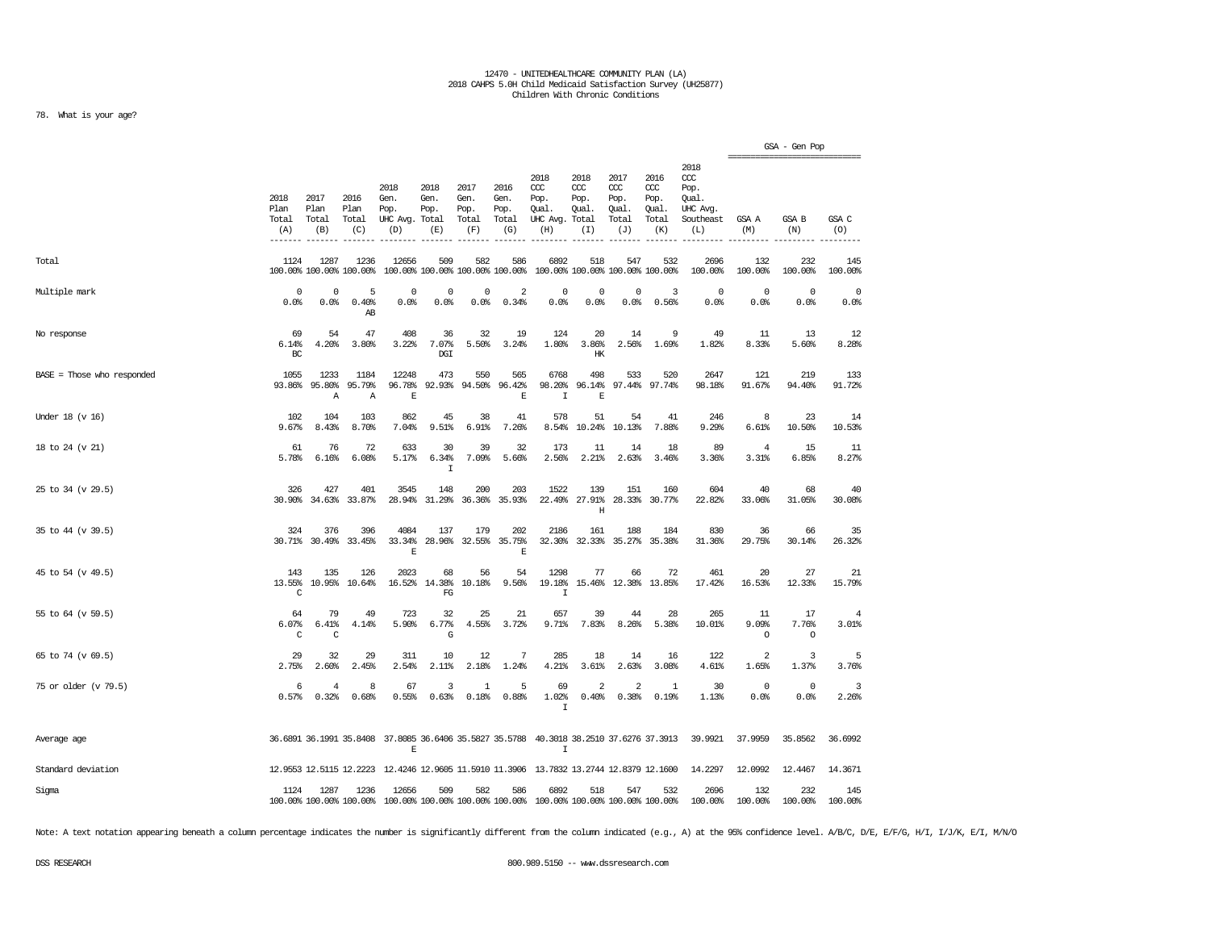12470 - UNITEDHEALTHCARE COMMUNITY PLAN (LA)
2018 CAHPS 5.0H Child Medicaid Satisfaction Survey (UH25877)
Children With Chronic Conditions

78. What is your age?

| | 2018 Plan Total (A) | 2017 Plan Total (B) | 2016 Plan Total (C) | 2018 Gen. Pop. UHC Avg. (D) | 2018 Gen. Pop. Total (E) | 2017 Gen. Pop. Total (F) | 2016 Gen. Pop. Total (G) | 2018 CCC Pop. Qual. UHC Avg. (H) | 2018 CCC Pop. Qual. Total (I) | 2017 CCC Pop. Qual. Total (J) | 2016 CCC Pop. Qual. Total (K) | 2018 CCC Pop. Qual. UHC Avg. Southeast (L) | GSA - Gen Pop GSA A (M) | GSA - Gen Pop GSA B (N) | GSA - Gen Pop GSA C (O) |
|---|---|---|---|---|---|---|---|---|---|---|---|---|---|---|---|
| Total | 1124<br>100.00% | 1287<br>100.00% | 1236<br>100.00% | 12656<br>100.00% | 509<br>100.00% | 582<br>100.00% | 586<br>100.00% | 6892<br>100.00% | 518<br>100.00% | 547<br>100.00% | 532<br>100.00% | 2696<br>100.00% | 132<br>100.00% | 232<br>100.00% | 145<br>100.00% |
| Multiple mark | 0<br>0.0% | 0<br>0.0% | 5<br>0.40%<br>AB | 0<br>0.0% | 0<br>0.0% | 0<br>0.0% | 2<br>0.34% | 0<br>0.0% | 0<br>0.0% | 0<br>0.0% | 3<br>0.56% | 0<br>0.0% | 0<br>0.0% | 0<br>0.0% | 0<br>0.0% |
| No response | 69<br>6.14%<br>BC | 54<br>4.20% | 47<br>3.80% | 408<br>3.22% | 36<br>7.07%<br>DGI | 32<br>5.50% | 19<br>3.24% | 124<br>1.80% | 20<br>3.86%<br>HK | 14<br>2.56% | 9<br>1.69% | 49<br>1.82% | 11<br>8.33% | 13<br>5.60% | 12<br>8.28% |
| BASE = Those who responded | 1055<br>93.86% | 1233<br>95.80%<br>A | 1184<br>95.79%<br>A | 12248<br>96.78%<br>E | 473<br>92.93% | 550<br>94.50% | 565<br>96.42%<br>E | 6768<br>98.20%<br>I | 498<br>96.14%<br>E | 533<br>97.44% | 520<br>97.74% | 2647<br>98.18% | 121<br>91.67% | 219<br>94.40% | 133<br>91.72% |
| Under 18 (v 16) | 102<br>9.67% | 104<br>8.43% | 103<br>8.70% | 862<br>7.04% | 45<br>9.51% | 38<br>6.91% | 41<br>7.26% | 578<br>8.54% | 51<br>10.24% | 54<br>10.13% | 41<br>7.88% | 246<br>9.29% | 8<br>6.61% | 23<br>10.50% | 14<br>10.53% |
| 18 to 24 (v 21) | 61<br>5.78% | 76<br>6.16% | 72<br>6.08% | 633<br>5.17% | 30<br>6.34%<br>I | 39<br>7.09% | 32<br>5.66% | 173<br>2.56% | 11<br>2.21% | 14<br>2.63% | 18<br>3.46% | 89<br>3.36% | 4<br>3.31% | 15<br>6.85% | 11<br>8.27% |
| 25 to 34 (v 29.5) | 326<br>30.90% | 427<br>34.63% | 401<br>33.87% | 3545<br>28.94% | 148<br>31.29% | 200<br>36.36% | 203<br>35.93% | 1522<br>22.49% | 139<br>27.91%<br>H | 151<br>28.33% | 160<br>30.77% | 604<br>22.82% | 40<br>33.06% | 68<br>31.05% | 40<br>30.08% |
| 35 to 44 (v 39.5) | 324<br>30.71% | 376<br>30.49% | 396<br>33.45% | 4084<br>33.34%<br>E | 137<br>28.96% | 179<br>32.55% | 202<br>35.75%<br>E | 2186<br>32.30% | 161<br>32.33% | 188<br>35.27% | 184<br>35.38% | 830<br>31.36% | 36<br>29.75% | 66<br>30.14% | 35<br>26.32% |
| 45 to 54 (v 49.5) | 143<br>13.55%<br>C | 135<br>10.95% | 126<br>10.64% | 2023<br>16.52% | 68<br>14.38%<br>FG | 56<br>10.18% | 54<br>9.56% | 1298<br>19.18%<br>I | 77<br>15.46% | 66<br>12.38% | 72<br>13.85% | 461<br>17.42% | 20<br>16.53% | 27<br>12.33% | 21<br>15.79% |
| 55 to 64 (v 59.5) | 64<br>6.07%<br>C | 79<br>6.41%<br>C | 49<br>4.14% | 723<br>5.90% | 32<br>6.77%<br>G | 25<br>4.55% | 21<br>3.72% | 657<br>9.71% | 39<br>7.83% | 44<br>8.26% | 28<br>5.38% | 265<br>10.01% | 11<br>9.09%<br>O | 17<br>7.76%<br>O | 4<br>3.01% |
| 65 to 74 (v 69.5) | 29<br>2.75% | 32<br>2.60% | 29<br>2.45% | 311<br>2.54% | 10<br>2.11% | 12<br>2.18% | 7<br>1.24% | 285<br>4.21% | 18<br>3.61% | 14<br>2.63% | 16<br>3.08% | 122<br>4.61% | 2<br>1.65% | 3<br>1.37% | 5<br>3.76% |
| 75 or older (v 79.5) | 6<br>0.57% | 4<br>0.32% | 8<br>0.68% | 67<br>0.55% | 3<br>0.63% | 1<br>0.18% | 5<br>0.88% | 69<br>1.02%<br>I | 2<br>0.40% | 2<br>0.38% | 1<br>0.19% | 30<br>1.13% | 0<br>0.0% | 0<br>0.0% | 3<br>2.26% |
| Average age | 36.6891 | 36.1991 | 35.8408 | 37.8085<br>E | 36.6406 | 35.5827 | 35.5788 | 40.3018<br>I | 38.2510 | 37.6276 | 37.3913 | 39.9921 | 37.9959 | 35.8562 | 36.6992 |
| Standard deviation | 12.9553 | 12.5115 | 12.2223 | 12.4246 | 12.9605 | 11.5910 | 11.3906 | 13.7832 | 13.2744 | 12.8379 | 12.1600 | 14.2297 | 12.0992 | 12.4467 | 14.3671 |
| Sigma | 1124<br>100.00% | 1287<br>100.00% | 1236<br>100.00% | 12656<br>100.00% | 509<br>100.00% | 582<br>100.00% | 586<br>100.00% | 6892<br>100.00% | 518<br>100.00% | 547<br>100.00% | 532<br>100.00% | 2696<br>100.00% | 132<br>100.00% | 232<br>100.00% | 145<br>100.00% |

Note: A text notation appearing beneath a column percentage indicates the number is significantly different from the column indicated (e.g., A) at the 95% confidence level. A/B/C, D/E, E/F/G, H/I, I/J/K, E/I, M/N/O

DSS RESEARCH 800.989.5150 -- www.dssresearch.com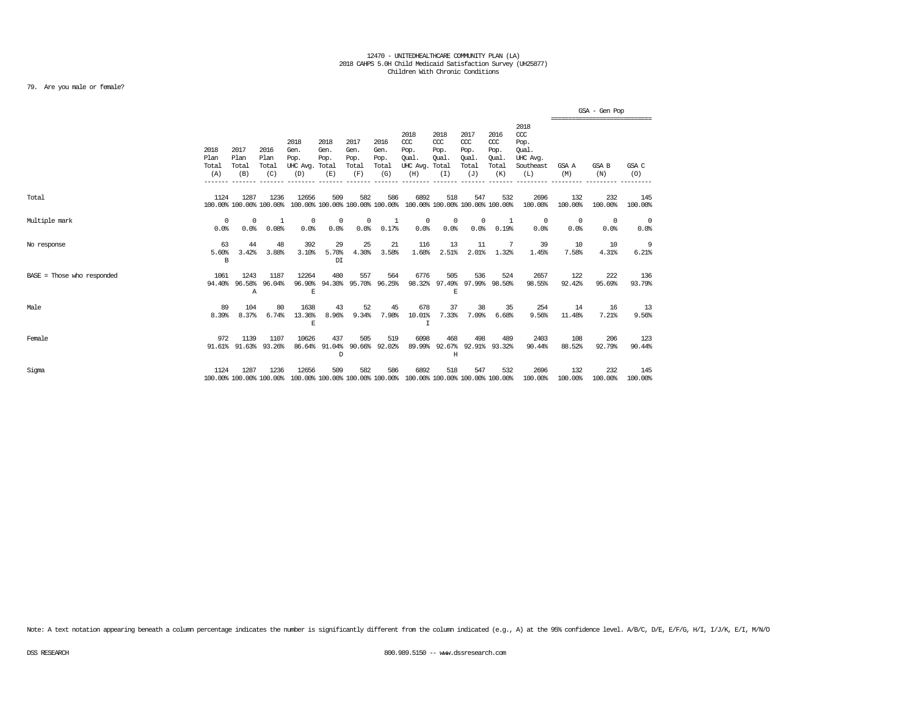12470 - UNITEDHEALTHCARE COMMUNITY PLAN (LA)
2018 CAHPS 5.0H Child Medicaid Satisfaction Survey (UH25877)
Children With Chronic Conditions

79. Are you male or female?

| | 2018 Plan Total (A) | 2017 Plan Total (B) | 2016 Plan Total (C) | 2018 Gen. Pop. UHC Avg. (D) | 2018 Gen. Pop. Total (E) | 2017 Gen. Pop. Total (F) | 2016 Gen. Pop. Total (G) | 2018 CCC Pop. Qual. UHC Avg. (H) | 2018 CCC Pop. Qual. Total (I) | 2017 CCC Pop. Qual. Total (J) | 2016 CCC Pop. Qual. Total (K) | 2018 CCC Pop. Qual. UHC Avg. Southeast (L) | GSA - Gen Pop GSA A (M) | GSA - Gen Pop GSA B (N) | GSA - Gen Pop GSA C (O) |
|---|---|---|---|---|---|---|---|---|---|---|---|---|---|---|---|
| Total | 1124<br>100.00% | 1287<br>100.00% | 1236<br>100.00% | 12656<br>100.00% | 509<br>100.00% | 582<br>100.00% | 586<br>100.00% | 6892<br>100.00% | 518<br>100.00% | 547<br>100.00% | 532<br>100.00% | 2696<br>100.00% | 132<br>100.00% | 232<br>100.00% | 145<br>100.00% |
| Multiple mark | 0<br>0.0% | 0<br>0.0% | 1<br>0.08% | 0<br>0.0% | 0<br>0.0% | 0<br>0.0% | 1<br>0.17% | 0<br>0.0% | 0<br>0.0% | 0<br>0.0% | 1<br>0.19% | 0<br>0.0% | 0<br>0.0% | 0<br>0.0% | 0<br>0.0% |
| No response | 63<br>5.60%<br>B | 44<br>3.42% | 48<br>3.88% | 392<br>3.10% | 29<br>5.70%<br>DI | 25<br>4.30% | 21<br>3.58% | 116<br>1.68% | 13<br>2.51% | 11<br>2.01% | 7<br>1.32% | 39<br>1.45% | 10<br>7.58% | 10<br>4.31% | 9<br>6.21% |
| BASE = Those who responded | 1061<br>94.40% | 1243<br>96.58%<br>A | 1187<br>96.04% | 12264<br>96.90%<br>E | 480<br>94.30% | 557<br>95.70% | 564<br>96.25% | 6776<br>98.32% | 505<br>97.49%<br>E | 536<br>97.99% | 524<br>98.50% | 2657<br>98.55% | 122<br>92.42% | 222<br>95.69% | 136<br>93.79% |
| Male | 89<br>8.39% | 104<br>8.37% | 80<br>6.74% | 1638<br>13.36%<br>E | 43<br>8.96% | 52<br>9.34% | 45<br>7.98% | 678<br>10.01%<br>I | 37<br>7.33% | 38<br>7.09% | 35<br>6.68% | 254<br>9.56% | 14<br>11.48% | 16<br>7.21% | 13<br>9.56% |
| Female | 972<br>91.61% | 1139<br>91.63% | 1107<br>93.26% | 10626<br>86.64% | 437<br>91.04%<br>D | 505<br>90.66% | 519<br>92.02% | 6098<br>89.99% | 468<br>92.67%<br>H | 498<br>92.91% | 489<br>93.32% | 2403<br>90.44% | 108<br>88.52% | 206<br>92.79% | 123<br>90.44% |
| Sigma | 1124<br>100.00% | 1287<br>100.00% | 1236<br>100.00% | 12656<br>100.00% | 509<br>100.00% | 582<br>100.00% | 586<br>100.00% | 6892<br>100.00% | 518<br>100.00% | 547<br>100.00% | 532<br>100.00% | 2696<br>100.00% | 132<br>100.00% | 232<br>100.00% | 145<br>100.00% |

Note: A text notation appearing beneath a column percentage indicates the number is significantly different from the column indicated (e.g., A) at the 95% confidence level. A/B/C, D/E, E/F/G, H/I, I/J/K, E/I, M/N/O

DSS RESEARCH 800.989.5150 -- www.dssresearch.com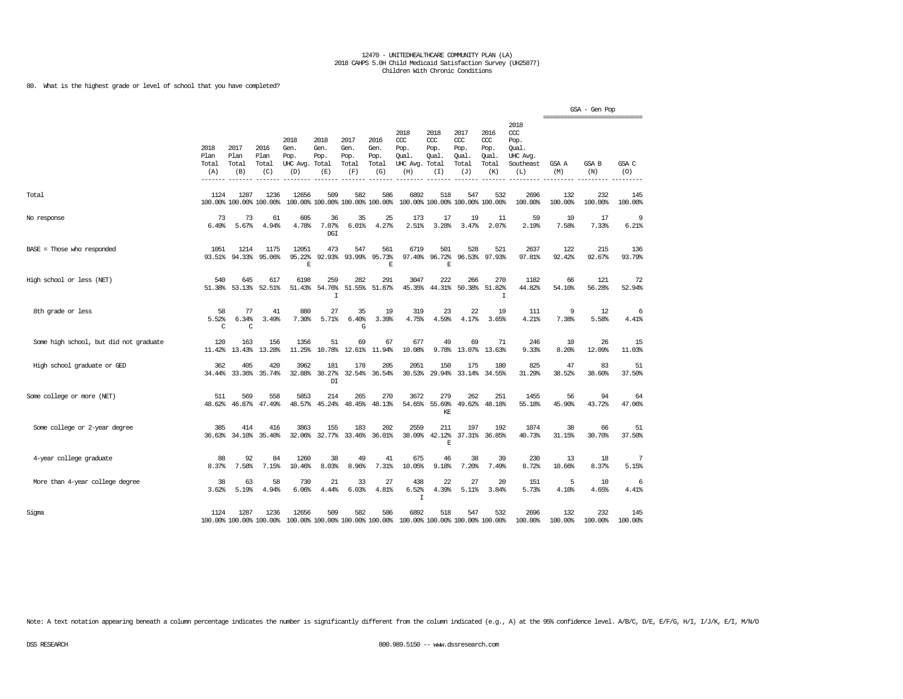12470 - UNITEDHEALTHCARE COMMUNITY PLAN (LA)
2018 CAHPS 5.0H Child Medicaid Satisfaction Survey (UH25877)
Children With Chronic Conditions

80. What is the highest grade or level of school that you have completed?

| | 2018 Plan Total (A) | 2017 Plan Total (B) | 2016 Plan Total (C) | 2018 Gen. Pop. UHC Avg. (D) | 2018 Gen. Pop. Total (E) | 2017 Gen. Pop. Total (F) | 2016 Gen. Pop. Total (G) | 2018 CCC Pop. Qual. UHC Avg. (H) | 2018 CCC Pop. Qual. Total (I) | 2017 CCC Pop. Qual. Total (J) | 2016 CCC Pop. Qual. Total (K) | 2018 CCC Pop. Qual. UHC Avg. Southeast (L) | GSA - Gen Pop GSA A (M) | GSA B (N) | GSA C (O) |
|---|---|---|---|---|---|---|---|---|---|---|---|---|---|---|---|
| Total | 1124<br>100.00% | 1287<br>100.00% | 1236<br>100.00% | 12656<br>100.00% | 509<br>100.00% | 582<br>100.00% | 586<br>100.00% | 6892<br>100.00% | 518<br>100.00% | 547<br>100.00% | 532<br>100.00% | 2696<br>100.00% | 132<br>100.00% | 232<br>100.00% | 145<br>100.00% |
| No response | 73<br>6.49% | 73<br>5.67% | 61<br>4.94% | 605<br>4.78% | 36<br>7.07%<br>DGI | 35<br>6.01% | 25<br>4.27% | 173<br>2.51% | 17<br>3.28% | 19<br>3.47% | 11<br>2.07% | 59<br>2.19% | 10<br>7.58% | 17<br>7.33% | 9<br>6.21% |
| BASE = Those who responded | 1051<br>93.51% | 1214<br>94.33% | 1175<br>95.06% | 12051<br>95.22%<br>E | 473<br>92.93% | 547<br>93.99% | 561<br>95.73%<br>E | 6719<br>97.49% | 501<br>96.72%<br>E | 528<br>96.53% | 521<br>97.93% | 2637<br>97.81% | 122<br>92.42% | 215<br>92.67% | 136<br>93.79% |
| High school or less (NET) | 540<br>51.38% | 645<br>53.13% | 617<br>52.51% | 6198<br>51.43% | 259<br>54.76%<br>I | 282<br>51.55% | 291<br>51.87% | 3047<br>45.35% | 222<br>44.31% | 266<br>50.38% | 270<br>51.82%<br>I | 1182<br>44.82% | 66<br>54.10% | 121<br>56.28% | 72<br>52.94% |
| 8th grade or less | 58<br>5.52%<br>C | 77<br>6.34%<br>C | 41<br>3.49% | 880<br>7.30% | 27<br>5.71% | 35<br>6.40%<br>G | 19<br>3.39% | 319<br>4.75% | 23<br>4.59% | 22<br>4.17% | 19<br>3.65% | 111<br>4.21% | 9<br>7.38% | 12<br>5.58% | 6<br>4.41% |
| Some high school, but did not graduate | 120<br>11.42% | 163<br>13.43% | 156<br>13.28% | 1356<br>11.25% | 51<br>10.78% | 69<br>12.61% | 67<br>11.94% | 677<br>10.08% | 49<br>9.78% | 69<br>13.07% | 71<br>13.63% | 246<br>9.33% | 10<br>8.20% | 26<br>12.09% | 15<br>11.03% |
| High school graduate or GED | 362<br>34.44% | 405<br>33.36% | 420<br>35.74% | 3962<br>32.88% | 181<br>38.27%<br>DI | 178<br>32.54% | 205<br>36.54% | 2051<br>30.53% | 150<br>29.94% | 175<br>33.14% | 180<br>34.55% | 825<br>31.29% | 47<br>38.52% | 83<br>38.60% | 51<br>37.50% |
| Some college or more (NET) | 511<br>48.62% | 569<br>46.87% | 558<br>47.49% | 5853<br>48.57% | 214<br>45.24% | 265<br>48.45% | 270<br>48.13% | 3672<br>54.65% | 279<br>55.69%<br>KE | 262<br>49.62% | 251<br>48.18% | 1455<br>55.18% | 56<br>45.90% | 94<br>43.72% | 64<br>47.06% |
| Some college or 2-year degree | 385<br>36.63% | 414<br>34.10% | 416<br>35.40% | 3863<br>32.06% | 155<br>32.77% | 183<br>33.46% | 202<br>36.01% | 2559<br>38.09% | 211<br>42.12%<br>E | 197<br>37.31% | 192<br>36.85% | 1074<br>40.73% | 38<br>31.15% | 66<br>30.70% | 51<br>37.50% |
| 4-year college graduate | 88<br>8.37% | 92<br>7.58% | 84<br>7.15% | 1260<br>10.46% | 38<br>8.03% | 49<br>8.96% | 41<br>7.31% | 675<br>10.05% | 46<br>9.18% | 38<br>7.20% | 39<br>7.49% | 230<br>8.72% | 13<br>10.66% | 18<br>8.37% | 7<br>5.15% |
| More than 4-year college degree | 38<br>3.62% | 63<br>5.19% | 58<br>4.94% | 730<br>6.06% | 21<br>4.44% | 33<br>6.03% | 27<br>4.81% | 438<br>6.52%<br>I | 22<br>4.39% | 27<br>5.11% | 20<br>3.84% | 151<br>5.73% | 5<br>4.10% | 10<br>4.65% | 6<br>4.41% |
| Sigma | 1124<br>100.00% | 1287<br>100.00% | 1236<br>100.00% | 12656<br>100.00% | 509<br>100.00% | 582<br>100.00% | 586<br>100.00% | 6892<br>100.00% | 518<br>100.00% | 547<br>100.00% | 532<br>100.00% | 2696<br>100.00% | 132<br>100.00% | 232<br>100.00% | 145<br>100.00% |

Note: A text notation appearing beneath a column percentage indicates the number is significantly different from the column indicated (e.g., A) at the 95% confidence level. A/B/C, D/E, E/F/G, H/I, I/J/K, E/I, M/N/O

DSS RESEARCH 800.989.5150 -- www.dssresearch.com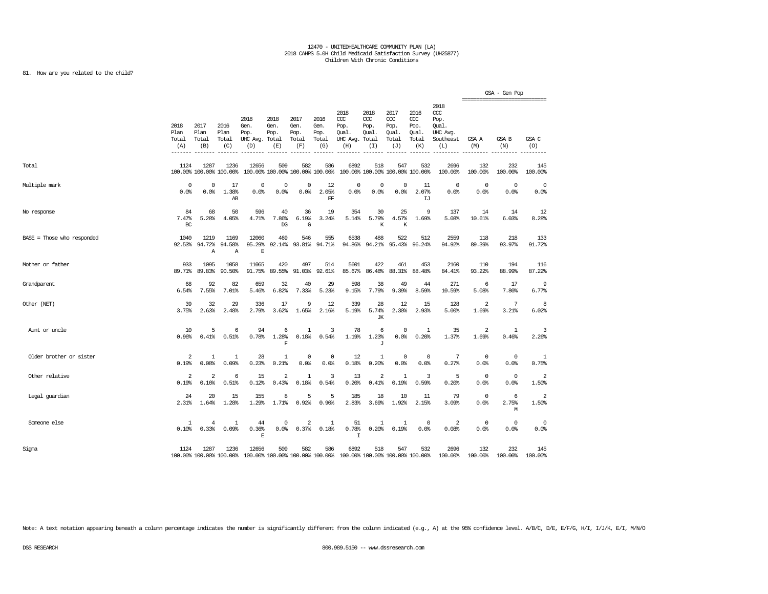12470 - UNITEDHEALTHCARE COMMUNITY PLAN (LA)
2018 CAHPS 5.0H Child Medicaid Satisfaction Survey (UH25877)
Children With Chronic Conditions

81. How are you related to the child?

| | 2018 Plan Total (A) | 2017 Plan Total (B) | 2016 Plan Total (C) | 2018 Gen. Pop. UHC Avg. (D) | 2018 Gen. Pop. Total (E) | 2017 Gen. Pop. Total (F) | 2016 Gen. Pop. Total (G) | 2018 CCC Pop. Qual. UHC Avg. (H) | 2018 CCC Pop. Qual. Total (I) | 2017 CCC Pop. Qual. Total (J) | 2016 CCC Pop. Qual. Total (K) | 2018 CCC Pop. Qual. UHC Avg. Southeast (L) | GSA - Gen Pop GSA A (M) | GSA B (N) | GSA C (O) |
|---|---|---|---|---|---|---|---|---|---|---|---|---|---|---|---|
| Total | 1124<br>100.00% | 1287<br>100.00% | 1236<br>100.00% | 12656<br>100.00% | 509<br>100.00% | 582<br>100.00% | 586<br>100.00% | 6892<br>100.00% | 518<br>100.00% | 547<br>100.00% | 532<br>100.00% | 2696<br>100.00% | 132<br>100.00% | 232<br>100.00% | 145<br>100.00% |
| Multiple mark | 0<br>0.0% | 0<br>0.0% | 17<br>1.38%<br>AB | 0<br>0.0% | 0<br>0.0% | 0<br>0.0% | 12<br>2.05%<br>EF | 0<br>0.0% | 0<br>0.0% | 0<br>0.0% | 11<br>2.07%<br>IJ | 0<br>0.0% | 0<br>0.0% | 0<br>0.0% | 0<br>0.0% |
| No response | 84<br>7.47%<br>BC | 68<br>5.28% | 50<br>4.05% | 596<br>4.71% | 40<br>7.86%<br>DG | 36<br>6.19%<br>G | 19<br>3.24% | 354<br>5.14% | 30<br>5.79%<br>K | 25<br>4.57%<br>K | 9<br>1.69% | 137<br>5.08% | 14<br>10.61% | 14<br>6.03% | 12<br>8.28% |
| BASE = Those who responded | 1040<br>92.53% | 1219<br>94.72%<br>A | 1169<br>94.58%<br>A | 12060<br>95.29%<br>E | 469<br>92.14% | 546<br>93.81% | 555<br>94.71% | 6538<br>94.86% | 488<br>94.21% | 522<br>95.43% | 512<br>96.24% | 2559<br>94.92% | 118<br>89.39% | 218<br>93.97% | 133<br>91.72% |
| Mother or father | 933<br>89.71% | 1095<br>89.83% | 1058<br>90.50% | 11065<br>91.75% | 420<br>89.55% | 497<br>91.03% | 514<br>92.61% | 5601<br>85.67% | 422<br>86.48% | 461<br>88.31% | 453<br>88.48% | 2160<br>84.41% | 110<br>93.22% | 194<br>88.99% | 116<br>87.22% |
| Grandparent | 68<br>6.54% | 92<br>7.55% | 82<br>7.01% | 659<br>5.46% | 32<br>6.82% | 40<br>7.33% | 29<br>5.23% | 598<br>9.15% | 38<br>7.79% | 49<br>9.39% | 44<br>8.59% | 271<br>10.59% | 6<br>5.08% | 17<br>7.80% | 9<br>6.77% |
| Other (NET) | 39<br>3.75% | 32<br>2.63% | 29<br>2.48% | 336<br>2.79% | 17<br>3.62% | 9<br>1.65% | 12<br>2.16% | 339<br>5.19% | 28<br>5.74%<br>JK | 12<br>2.30% | 15<br>2.93% | 128<br>5.00% | 2<br>1.69% | 7<br>3.21% | 8<br>6.02% |
| Aunt or uncle | 10<br>0.96% | 5<br>0.41% | 6<br>0.51% | 94<br>0.78% | 6<br>1.28%<br>F | 1<br>0.18% | 3<br>0.54% | 78<br>1.19% | 6<br>1.23%<br>J | 0<br>0.0% | 1<br>0.20% | 35<br>1.37% | 2<br>1.69% | 1<br>0.46% | 3<br>2.26% |
| Older brother or sister | 2<br>0.19% | 1<br>0.08% | 1<br>0.09% | 28<br>0.23% | 1<br>0.21% | 0<br>0.0% | 0<br>0.0% | 12<br>0.18% | 1<br>0.20% | 0<br>0.0% | 0<br>0.0% | 7<br>0.27% | 0<br>0.0% | 0<br>0.0% | 1<br>0.75% |
| Other relative | 2<br>0.19% | 2<br>0.16% | 6<br>0.51% | 15<br>0.12% | 2<br>0.43% | 1<br>0.18% | 3<br>0.54% | 13<br>0.20% | 2<br>0.41% | 1<br>0.19% | 3<br>0.59% | 5<br>0.20% | 0<br>0.0% | 0<br>0.0% | 2<br>1.50% |
| Legal guardian | 24<br>2.31% | 20<br>1.64% | 15<br>1.28% | 155<br>1.29% | 8<br>1.71% | 5<br>0.92% | 5<br>0.90% | 185<br>2.83% | 18<br>3.69% | 10<br>1.92% | 11<br>2.15% | 79<br>3.09% | 0<br>0.0% | 6<br>2.75%<br>M | 2<br>1.50% |
| Someone else | 1<br>0.10% | 4<br>0.33% | 1<br>0.09% | 44<br>0.36%<br>E | 0<br>0.0% | 2<br>0.37% | 1<br>0.18% | 51<br>0.78%<br>I | 1<br>0.20% | 1<br>0.19% | 0<br>0.0% | 2<br>0.08% | 0<br>0.0% | 0<br>0.0% | 0<br>0.0% |
| Sigma | 1124<br>100.00% | 1287<br>100.00% | 1236<br>100.00% | 12656<br>100.00% | 509<br>100.00% | 582<br>100.00% | 586<br>100.00% | 6892<br>100.00% | 518<br>100.00% | 547<br>100.00% | 532<br>100.00% | 2696<br>100.00% | 132<br>100.00% | 232<br>100.00% | 145<br>100.00% |

Note: A text notation appearing beneath a column percentage indicates the number is significantly different from the column indicated (e.g., A) at the 95% confidence level. A/B/C, D/E, E/F/G, H/I, I/J/K, E/I, M/N/O

DSS RESEARCH 800.989.5150 -- www.dssresearch.com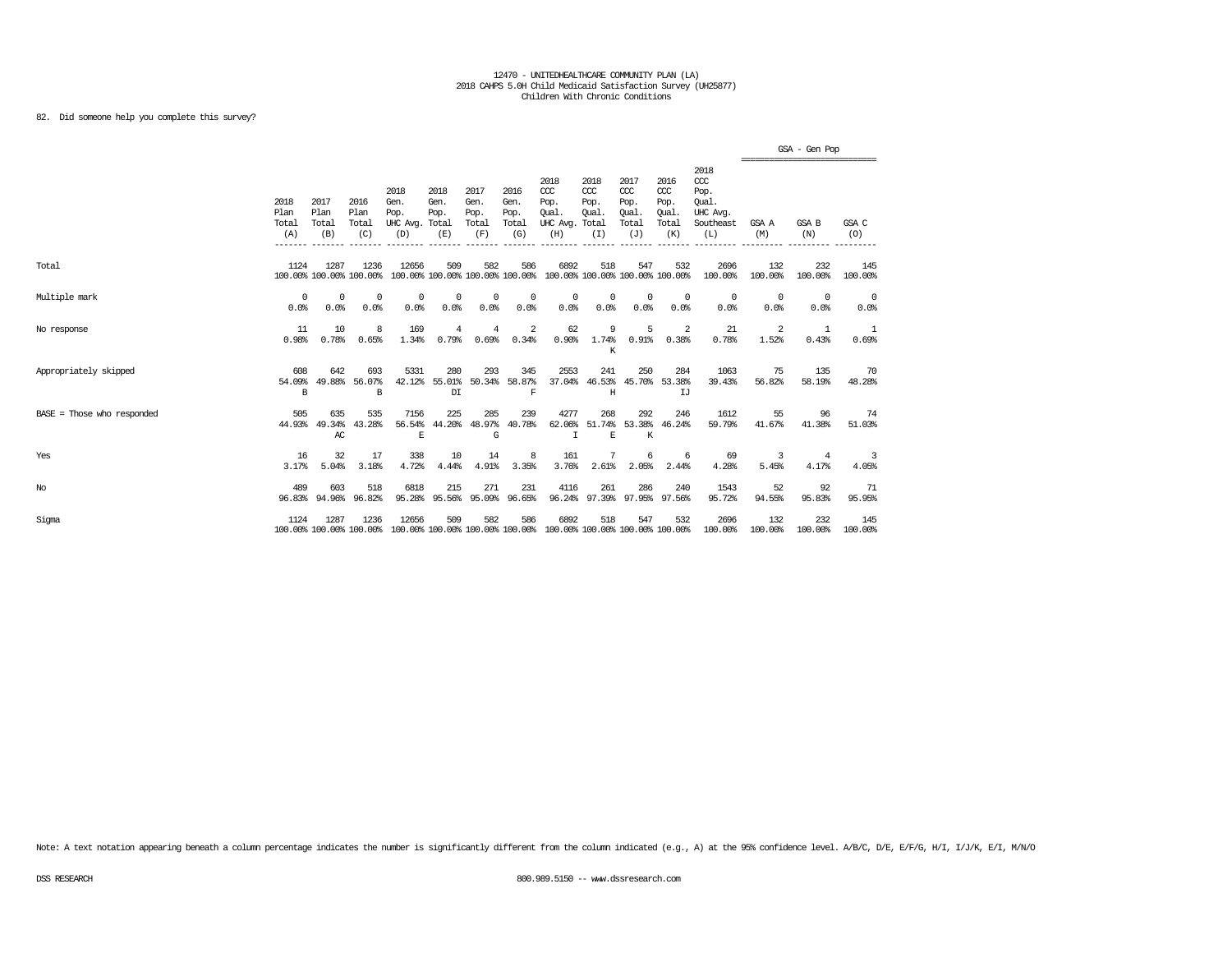12470 - UNITEDHEALTHCARE COMMUNITY PLAN (LA)
2018 CAHPS 5.0H Child Medicaid Satisfaction Survey (UH25877)
Children With Chronic Conditions

82. Did someone help you complete this survey?

| | 2018 Plan Total (A) | 2017 Plan Total (B) | 2016 Plan Total (C) | 2018 Gen. Pop. UHC Avg. (D) | 2018 Gen. Pop. Total (E) | 2017 Gen. Pop. Total (F) | 2016 Gen. Pop. Total (G) | 2018 CCC Pop. Qual. UHC Avg. (H) | 2018 CCC Pop. Qual. Total (I) | 2017 CCC Pop. Qual. Total (J) | 2016 CCC Pop. Qual. Total (K) | 2018 CCC Pop. Qual. UHC Avg. Southeast (L) | GSA - Gen Pop GSA A (M) | GSA - Gen Pop GSA B (N) | GSA - Gen Pop GSA C (O) |
|---|---|---|---|---|---|---|---|---|---|---|---|---|---|---|---|
| Total | 1124<br>100.00% | 1287<br>100.00% | 1236<br>100.00% | 12656<br>100.00% | 509<br>100.00% | 582<br>100.00% | 586<br>100.00% | 6892<br>100.00% | 518<br>100.00% | 547<br>100.00% | 532<br>100.00% | 2696<br>100.00% | 132<br>100.00% | 232<br>100.00% | 145<br>100.00% |
| Multiple mark | 0<br>0.0% | 0<br>0.0% | 0<br>0.0% | 0<br>0.0% | 0<br>0.0% | 0<br>0.0% | 0<br>0.0% | 0<br>0.0% | 0<br>0.0% | 0<br>0.0% | 0<br>0.0% | 0<br>0.0% | 0<br>0.0% | 0<br>0.0% | 0<br>0.0% |
| No response | 11<br>0.98% | 10<br>0.78% | 8<br>0.65% | 169<br>1.34% | 4<br>0.79% | 4<br>0.69% | 2<br>0.34% | 62<br>0.90% | 9<br>1.74%<br>K | 5<br>0.91% | 2<br>0.38% | 21<br>0.78% | 2<br>1.52% | 1<br>0.43% | 1<br>0.69% |
| Appropriately skipped | 608<br>54.09%<br>B | 642<br>49.88% | 693<br>56.07%<br>B | 5331<br>42.12% | 280<br>55.01%<br>DI | 293<br>50.34% | 345<br>58.87%<br>F | 2553<br>37.04% | 241<br>46.53%<br>H | 250<br>45.70% | 284<br>53.38%<br>IJ | 1063<br>39.43% | 75<br>56.82% | 135<br>58.19% | 70<br>48.28% |
| BASE = Those who responded | 505<br>44.93% | 635<br>49.34%<br>AC | 535<br>43.28% | 7156<br>56.54%<br>E | 225<br>44.20% | 285<br>48.97%<br>G | 239<br>40.78% | 4277<br>62.06%<br>I | 268<br>51.74%<br>E | 292<br>53.38%<br>K | 246<br>46.24% | 1612<br>59.79% | 55<br>41.67% | 96<br>41.38% | 74<br>51.03% |
| Yes | 16<br>3.17% | 32<br>5.04% | 17<br>3.18% | 338<br>4.72% | 10<br>4.44% | 14<br>4.91% | 8<br>3.35% | 161<br>3.76% | 7<br>2.61% | 6<br>2.05% | 6<br>2.44% | 69<br>4.28% | 3<br>5.45% | 4<br>4.17% | 3<br>4.05% |
| No | 489<br>96.83% | 603<br>94.96% | 518<br>96.82% | 6818<br>95.28% | 215<br>95.56% | 271<br>95.09% | 231<br>96.65% | 4116<br>96.24% | 261<br>97.39% | 286<br>97.95% | 240<br>97.56% | 1543<br>95.72% | 52<br>94.55% | 92<br>95.83% | 71<br>95.95% |
| Sigma | 1124<br>100.00% | 1287<br>100.00% | 1236<br>100.00% | 12656<br>100.00% | 509<br>100.00% | 582<br>100.00% | 586<br>100.00% | 6892<br>100.00% | 518<br>100.00% | 547<br>100.00% | 532<br>100.00% | 2696<br>100.00% | 132<br>100.00% | 232<br>100.00% | 145<br>100.00% |

Note: A text notation appearing beneath a column percentage indicates the number is significantly different from the column indicated (e.g., A) at the 95% confidence level. A/B/C, D/E, E/F/G, H/I, I/J/K, E/I, M/N/O

DSS RESEARCH 800.989.5150 -- www.dssresearch.com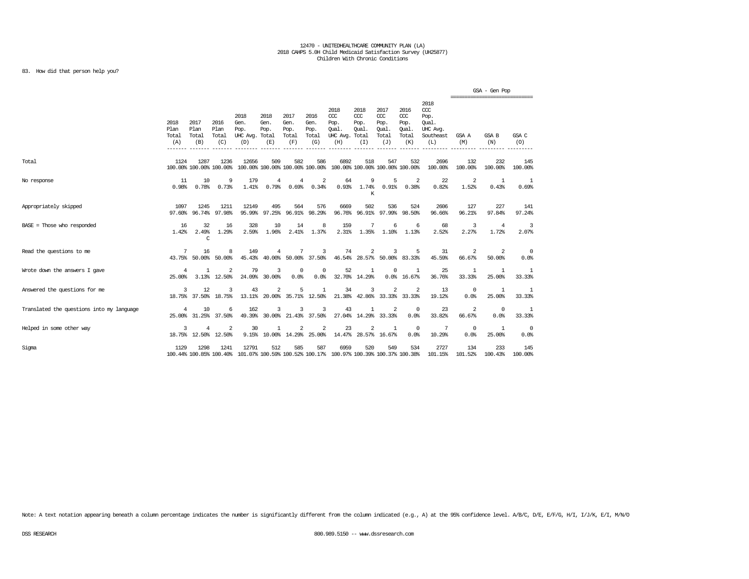12470 - UNITEDHEALTHCARE COMMUNITY PLAN (LA)
2018 CAHPS 5.0H Child Medicaid Satisfaction Survey (UH25877)
Children With Chronic Conditions

83. How did that person help you?

| | 2018 Plan Total (A) | 2017 Plan Total (B) | 2016 Plan Total (C) | 2018 Gen. Pop. UHC Avg. (D) | 2018 Gen. Pop. Total (E) | 2017 Gen. Pop. Total (F) | 2016 Gen. Pop. Total (G) | 2018 CCC Pop. Qual. UHC Avg. (H) | 2018 CCC Pop. Qual. Total (I) | 2017 CCC Pop. Qual. Total (J) | 2016 CCC Pop. Qual. Total (K) | 2018 CCC Pop. Qual. UHC Avg. Southeast (L) | GSA - Gen Pop GSA A (M) | GSA B (N) | GSA C (O) |
|---|---|---|---|---|---|---|---|---|---|---|---|---|---|---|---|
| Total | 1124<br>100.00% | 1287<br>100.00% | 1236<br>100.00% | 12656<br>100.00% | 509<br>100.00% | 582<br>100.00% | 586<br>100.00% | 6892<br>100.00% | 518<br>100.00% | 547<br>100.00% | 532<br>100.00% | 2696<br>100.00% | 132<br>100.00% | 232<br>100.00% | 145<br>100.00% |
| No response | 11<br>0.98% | 10<br>0.78% | 9<br>0.73% | 179<br>1.41% | 4<br>0.79% | 4<br>0.69% | 2<br>0.34% | 64<br>0.93% | 9<br>1.74%<br>K | 5<br>0.91% | 2<br>0.38% | 22<br>0.82% | 2<br>1.52% | 1<br>0.43% | 1<br>0.69% |
| Appropriately skipped | 1097<br>97.60% | 1245<br>96.74% | 1211<br>97.98% | 12149<br>95.99% | 495<br>97.25% | 564<br>96.91% | 576<br>98.29% | 6669<br>96.76% | 502<br>96.91% | 536<br>97.99% | 524<br>98.50% | 2606<br>96.66% | 127<br>96.21% | 227<br>97.84% | 141<br>97.24% |
| BASE = Those who responded | 16<br>1.42% | 32<br>2.49%<br>C | 16<br>1.29% | 328<br>2.59% | 10<br>1.96% | 14<br>2.41% | 8<br>1.37% | 159<br>2.31% | 7<br>1.35% | 6<br>1.10% | 6<br>1.13% | 68<br>2.52% | 3<br>2.27% | 4<br>1.72% | 3<br>2.07% |
| Read the questions to me | 7<br>43.75% | 16<br>50.00% | 8<br>50.00% | 149<br>45.43% | 4<br>40.00% | 7<br>50.00% | 3<br>37.50% | 74<br>46.54% | 2<br>28.57% | 3<br>50.00% | 5<br>83.33% | 31<br>45.59% | 2<br>66.67% | 2<br>50.00% | 0<br>0.0% |
| Wrote down the answers I gave | 4<br>25.00% | 1<br>3.13% | 2<br>12.50% | 79<br>24.09% | 3<br>30.00% | 0<br>0.0% | 0<br>0.0% | 52<br>32.70% | 1<br>14.29% | 0<br>0.0% | 1<br>16.67% | 25<br>36.76% | 1<br>33.33% | 1<br>25.00% | 1<br>33.33% |
| Answered the questions for me | 3<br>18.75% | 12<br>37.50% | 3<br>18.75% | 43<br>13.11% | 2<br>20.00% | 5<br>35.71% | 1<br>12.50% | 34<br>21.38% | 3<br>42.86% | 2<br>33.33% | 2<br>33.33% | 13<br>19.12% | 0<br>0.0% | 1<br>25.00% | 1<br>33.33% |
| Translated the questions into my language | 4<br>25.00% | 10<br>31.25% | 6<br>37.50% | 162<br>49.39% | 3<br>30.00% | 3<br>21.43% | 3<br>37.50% | 43<br>27.04% | 1<br>14.29% | 2<br>33.33% | 0<br>0.0% | 23<br>33.82% | 2<br>66.67% | 0<br>0.0% | 1<br>33.33% |
| Helped in some other way | 3<br>18.75% | 4<br>12.50% | 2<br>12.50% | 30<br>9.15% | 1<br>10.00% | 2<br>14.29% | 2<br>25.00% | 23<br>14.47% | 2<br>28.57% | 1<br>16.67% | 0<br>0.0% | 7<br>10.29% | 0<br>0.0% | 1<br>25.00% | 0<br>0.0% |
| Sigma | 1129<br>100.44% | 1298<br>100.85% | 1241<br>100.40% | 12791<br>101.07% | 512<br>100.59% | 585<br>100.52% | 587<br>100.17% | 6959<br>100.97% | 520<br>100.39% | 549<br>100.37% | 534<br>100.38% | 2727<br>101.15% | 134<br>101.52% | 233<br>100.43% | 145<br>100.00% |

Note: A text notation appearing beneath a column percentage indicates the number is significantly different from the column indicated (e.g., A) at the 95% confidence level. A/B/C, D/E, E/F/G, H/I, I/J/K, E/I, M/N/O

DSS RESEARCH 800.989.5150 -- www.dssresearch.com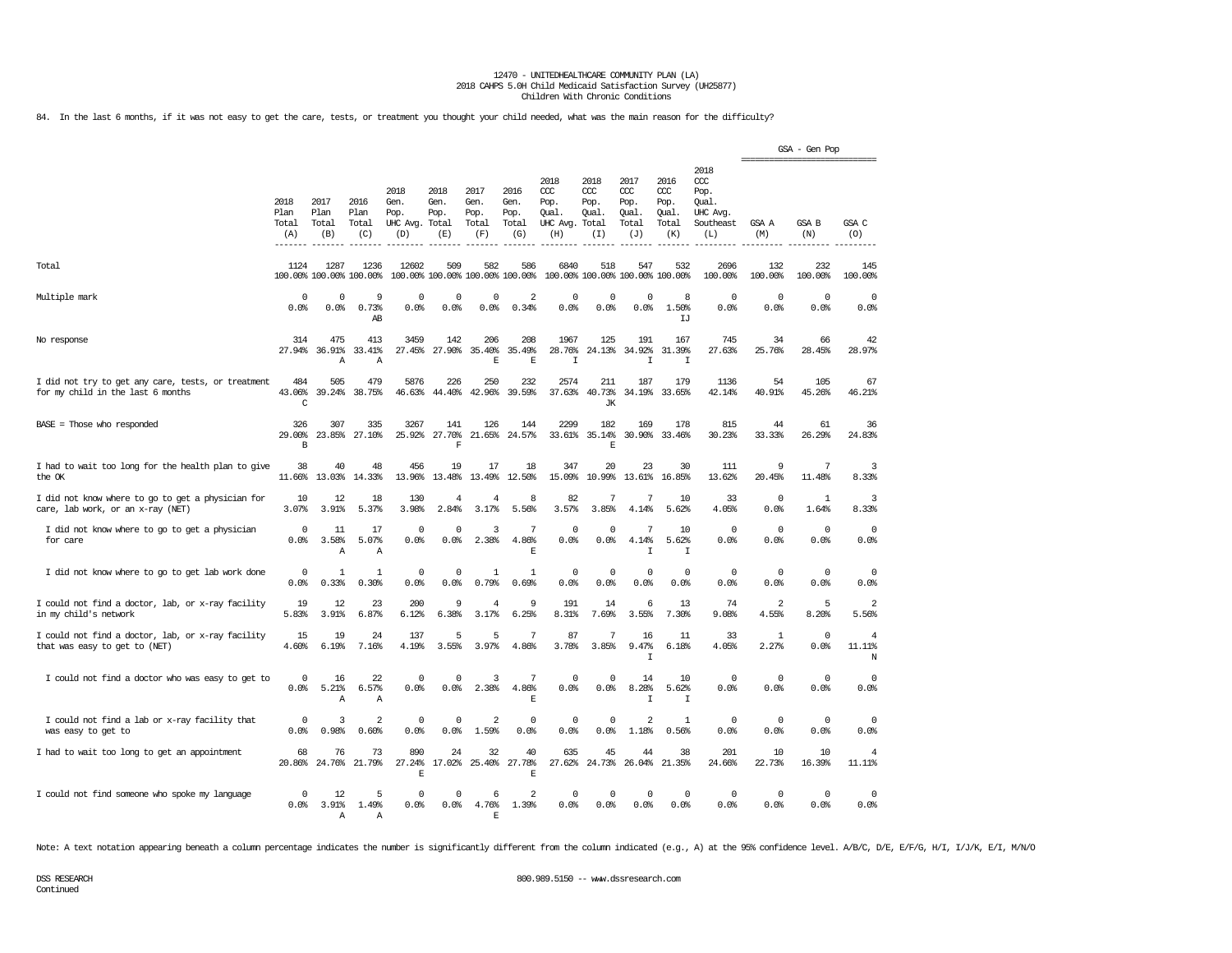12470 - UNITEDHEALTHCARE COMMUNITY PLAN (LA)
2018 CAHPS 5.0H Child Medicaid Satisfaction Survey (UH25877)
Children With Chronic Conditions

84. In the last 6 months, if it was not easy to get the care, tests, or treatment you thought your child needed, what was the main reason for the difficulty?

| | 2018 Plan Total (A) | 2017 Plan Total (B) | 2016 Plan Total (C) | 2018 Gen. Pop. UHC Avg. (D) | 2018 Gen. Pop. Total (E) | 2017 Gen. Pop. Total (F) | 2016 Gen. Pop. Total (G) | 2018 CCC Pop. Qual. UHC Avg. (H) | 2018 CCC Pop. Qual. Total (I) | 2017 CCC Pop. Qual. Total (J) | 2016 CCC Pop. Qual. Total (K) | 2018 CCC Pop. Qual. UHC Avg. Southeast (L) | GSA - Gen Pop GSA A (M) | GSA B (N) | GSA C (O) |
|---|---|---|---|---|---|---|---|---|---|---|---|---|---|---|---|
| Total | 1124 100.00% | 1287 100.00% | 1236 100.00% | 12602 100.00% | 509 100.00% | 582 100.00% | 586 100.00% | 6840 100.00% | 518 100.00% | 547 100.00% | 532 100.00% | 2696 100.00% | 132 100.00% | 232 100.00% | 145 100.00% |
| Multiple mark | 0 0.0% | 0 0.0% | 9 0.73% AB | 0 0.0% | 0 0.0% | 0 0.0% | 2 0.34% | 0 0.0% | 0 0.0% | 0 0.0% | 8 1.50% IJ | 0 0.0% | 0 0.0% | 0 0.0% | 0 0.0% |
| No response | 314 27.94% | 475 36.91% A | 413 33.41% A | 3459 27.45% | 142 27.90% | 206 35.40% E | 208 35.49% E | 1967 28.76% I | 125 24.13% | 191 34.92% I | 167 31.39% I | 745 27.63% | 34 25.76% | 66 28.45% | 42 28.97% |
| I did not try to get any care, tests, or treatment for my child in the last 6 months | 484 43.06% C | 505 39.24% | 479 38.75% | 5876 46.63% | 226 44.40% | 250 42.96% | 232 39.59% | 2574 37.63% | 211 40.73% JK | 187 34.19% | 179 33.65% | 1136 42.14% | 54 40.91% | 105 45.26% | 67 46.21% |
| BASE = Those who responded | 326 29.00% B | 307 23.85% | 335 27.10% | 3267 25.92% | 141 27.70% F | 126 21.65% | 144 24.57% | 2299 33.61% | 182 35.14% E | 169 30.90% | 178 33.46% | 815 30.23% | 44 33.33% | 61 26.29% | 36 24.83% |
| I had to wait too long for the health plan to give the OK | 38 11.66% | 40 13.03% | 48 14.33% | 456 13.96% | 19 13.48% | 17 13.49% | 18 12.50% | 347 15.09% | 20 10.99% | 23 13.61% | 30 16.85% | 111 13.62% | 9 20.45% | 7 11.48% | 3 8.33% |
| I did not know where to go to get a physician for care, lab work, or an x-ray (NET) | 10 3.07% | 12 3.91% | 18 5.37% | 130 3.98% | 4 2.84% | 4 3.17% | 8 5.56% | 82 3.57% | 7 3.85% | 7 4.14% | 10 5.62% | 33 4.05% | 0 0.0% | 1 1.64% | 3 8.33% |
| I did not know where to go to get a physician for care | 0 0.0% | 11 3.58% A | 17 5.07% A | 0 0.0% | 0 0.0% | 3 2.38% | 7 4.86% E | 0 0.0% | 0 0.0% | 7 4.14% I | 10 5.62% I | 0 0.0% | 0 0.0% | 0 0.0% | 0 0.0% |
| I did not know where to go to get lab work done | 0 0.0% | 1 0.33% | 1 0.30% | 0 0.0% | 0 0.0% | 1 0.79% | 1 0.69% | 0 0.0% | 0 0.0% | 0 0.0% | 0 0.0% | 0 0.0% | 0 0.0% | 0 0.0% | 0 0.0% |
| I could not find a doctor, lab, or x-ray facility in my child's network | 19 5.83% | 12 3.91% | 23 6.87% | 200 6.12% | 9 6.38% | 4 3.17% | 9 6.25% | 191 8.31% | 14 7.69% | 6 3.55% | 13 7.30% | 74 9.08% | 2 4.55% | 5 8.20% | 2 5.56% |
| I could not find a doctor, lab, or x-ray facility that was easy to get to (NET) | 15 4.60% | 19 6.19% | 24 7.16% | 137 4.19% | 5 3.55% | 5 3.97% | 7 4.86% | 87 3.78% | 7 3.85% | 16 9.47% I | 11 6.18% | 33 4.05% | 1 2.27% | 0 0.0% | 4 11.11% N |
| I could not find a doctor who was easy to get to | 0 0.0% | 16 5.21% A | 22 6.57% A | 0 0.0% | 0 0.0% | 3 2.38% | 7 4.86% E | 0 0.0% | 0 0.0% | 14 8.28% I | 10 5.62% I | 0 0.0% | 0 0.0% | 0 0.0% | 0 0.0% |
| I could not find a lab or x-ray facility that was easy to get to | 0 0.0% | 3 0.98% | 2 0.60% | 0 0.0% | 0 0.0% | 2 1.59% | 0 0.0% | 0 0.0% | 0 0.0% | 2 1.18% | 1 0.56% | 0 0.0% | 0 0.0% | 0 0.0% | 0 0.0% |
| I had to wait too long to get an appointment | 68 20.86% | 76 24.76% | 73 21.79% | 890 27.24% E | 24 17.02% | 32 25.40% | 40 27.78% E | 635 27.62% | 45 24.73% | 44 26.04% | 38 21.35% | 201 24.66% | 10 22.73% | 10 16.39% | 4 11.11% |
| I could not find someone who spoke my language | 0 0.0% | 12 3.91% A | 5 1.49% A | 0 0.0% | 0 0.0% | 6 4.76% E | 2 1.39% | 0 0.0% | 0 0.0% | 0 0.0% | 0 0.0% | 0 0.0% | 0 0.0% | 0 0.0% | 0 0.0% |

Note: A text notation appearing beneath a column percentage indicates the number is significantly different from the column indicated (e.g., A) at the 95% confidence level. A/B/C, D/E, E/F/G, H/I, I/J/K, E/I, M/N/O

DSS RESEARCH
Continued

800.989.5150 -- www.dssresearch.com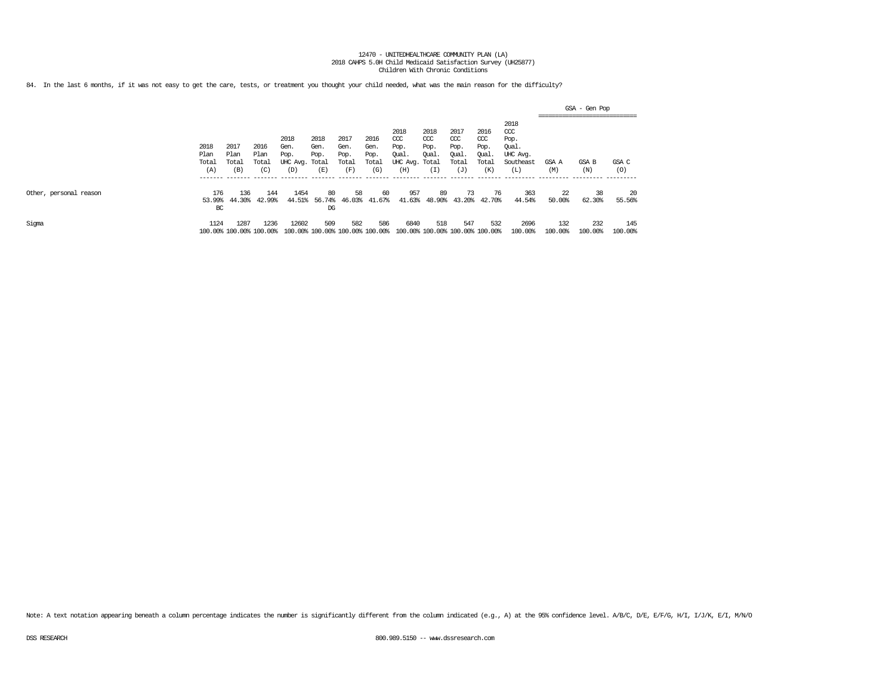12470 - UNITEDHEALTHCARE COMMUNITY PLAN (LA)
2018 CAHPS 5.0H Child Medicaid Satisfaction Survey (UH25877)
Children With Chronic Conditions

84. In the last 6 months, if it was not easy to get the care, tests, or treatment you thought your child needed, what was the main reason for the difficulty?

| | 2018 Plan Total (A) | 2017 Plan Total (B) | 2016 Plan Total (C) | 2018 Gen. Pop. UHC Avg. (D) | 2018 Gen. Pop. Total (E) | 2017 Gen. Pop. Total (F) | 2016 Gen. Pop. Total (G) | 2018 CCC Pop. Qual. UHC Avg. (H) | 2018 CCC Pop. Qual. Total (I) | 2017 CCC Pop. Qual. Total (J) | 2016 CCC Pop. Qual. Total (K) | 2018 CCC Pop. Qual. UHC Avg. Southeast (L) | GSA - Gen Pop GSA A (M) | GSA B (N) | GSA C (O) |
|---|---|---|---|---|---|---|---|---|---|---|---|---|---|---|---|
| Other, personal reason | 176<br>53.99%<br>BC | 136<br>44.30% | 144<br>42.99% | 1454<br>44.51% | 80<br>56.74%<br>DG | 58<br>46.03% | 60<br>41.67% | 957<br>41.63% | 89<br>48.90% | 73<br>43.20% | 76<br>42.70% | 363<br>44.54% | 22<br>50.00% | 38<br>62.30% | 20<br>55.56% |
| Sigma | 1124<br>100.00% | 1287<br>100.00% | 1236<br>100.00% | 12602<br>100.00% | 509<br>100.00% | 582<br>100.00% | 586<br>100.00% | 6840<br>100.00% | 518<br>100.00% | 547<br>100.00% | 532<br>100.00% | 2696<br>100.00% | 132<br>100.00% | 232<br>100.00% | 145<br>100.00% |

Note: A text notation appearing beneath a column percentage indicates the number is significantly different from the column indicated (e.g., A) at the 95% confidence level. A/B/C, D/E, E/F/G, H/I, I/J/K, E/I, M/N/O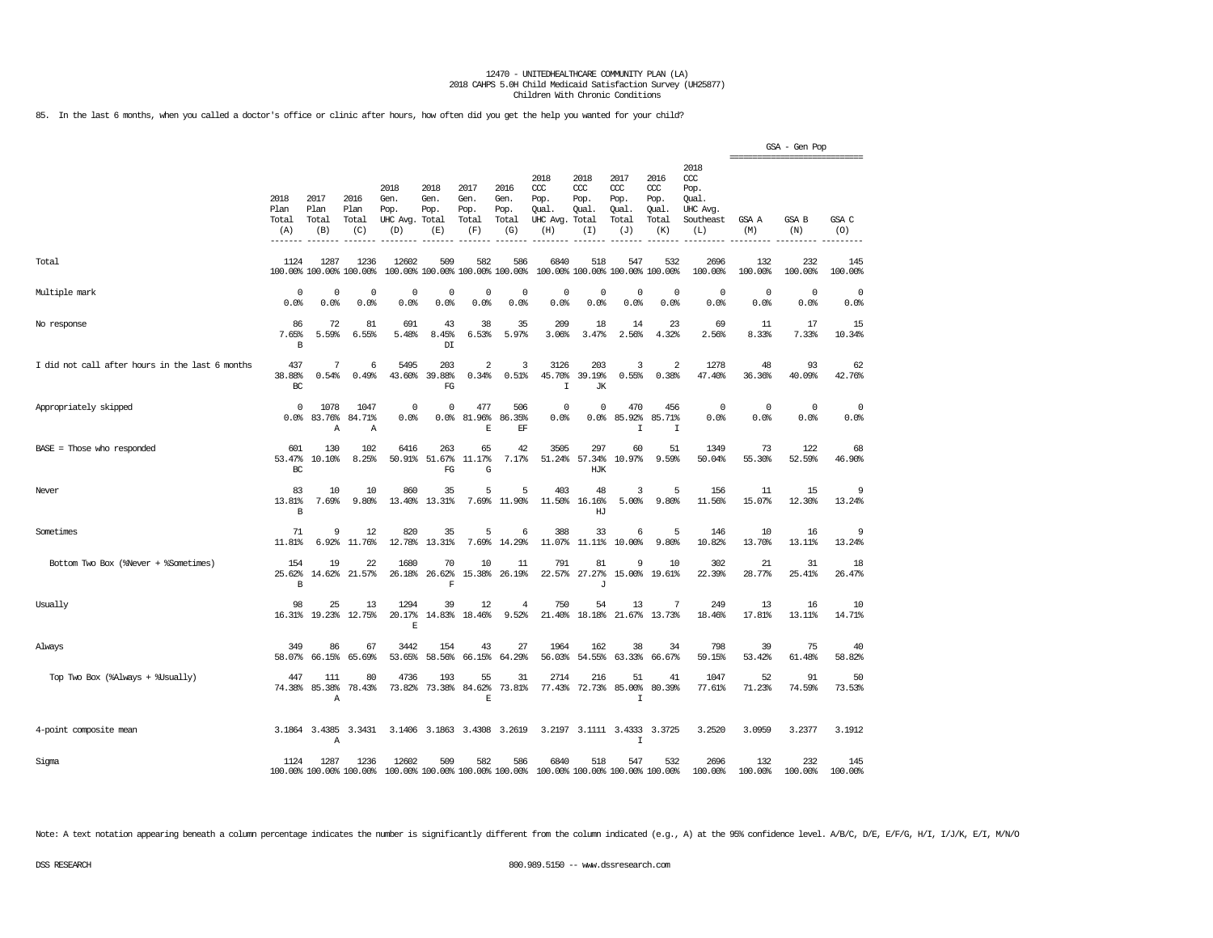12470 - UNITEDHEALTHCARE COMMUNITY PLAN (LA)
2018 CAHPS 5.0H Child Medicaid Satisfaction Survey (UH25877)
Children With Chronic Conditions

85. In the last 6 months, when you called a doctor's office or clinic after hours, how often did you get the help you wanted for your child?

| | 2018 Plan Total (A) | 2017 Plan Total (B) | 2016 Plan Total (C) | 2018 Gen. Pop. UHC Avg. (D) | 2018 Gen. Pop. Total (E) | 2017 Gen. Pop. Total (F) | 2016 Gen. Pop. Total (G) | 2018 CCC Pop. Qual. UHC Avg. (H) | 2018 CCC Pop. Qual. Total (I) | 2017 CCC Pop. Qual. Total (J) | 2016 CCC Pop. Qual. Total (K) | 2018 CCC Pop. Qual. UHC Avg. Southeast (L) | GSA - Gen Pop GSA A (M) | GSA - Gen Pop GSA B (N) | GSA - Gen Pop GSA C (O) |
|---|---|---|---|---|---|---|---|---|---|---|---|---|---|---|---|
| Total | 1124<br>100.00% | 1287<br>100.00% | 1236<br>100.00% | 12602<br>100.00% | 509<br>100.00% | 582<br>100.00% | 586<br>100.00% | 6840<br>100.00% | 518<br>100.00% | 547<br>100.00% | 532<br>100.00% | 2696<br>100.00% | 132<br>100.00% | 232<br>100.00% | 145<br>100.00% |
| Multiple mark | 0<br>0.0% | 0<br>0.0% | 0<br>0.0% | 0<br>0.0% | 0<br>0.0% | 0<br>0.0% | 0<br>0.0% | 0<br>0.0% | 0<br>0.0% | 0<br>0.0% | 0<br>0.0% | 0<br>0.0% | 0<br>0.0% | 0<br>0.0% | 0<br>0.0% |
| No response | 86<br>7.65%<br>B | 72<br>5.59% | 81<br>6.55% | 691<br>5.48% | 43<br>8.45%<br>DI | 38<br>6.53% | 35<br>5.97% | 209<br>3.06% | 18<br>3.47% | 14<br>2.56% | 23<br>4.32% | 69<br>2.56% | 11<br>8.33% | 17<br>7.33% | 15<br>10.34% |
| I did not call after hours in the last 6 months | 437<br>38.88%<br>BC | 7<br>0.54% | 6<br>0.49% | 5495<br>43.60% | 203<br>39.88%<br>FG | 2<br>0.34% | 3<br>0.51% | 3126<br>45.70%<br>I | 203<br>39.19%<br>JK | 3<br>0.55% | 2<br>0.38% | 1278<br>47.40% | 48<br>36.36% | 93<br>40.09% | 62<br>42.76% |
| Appropriately skipped | 0<br>0.0% | 1078<br>83.76%<br>A | 1047<br>84.71%<br>A | 0<br>0.0% | 0<br>0.0% | 477<br>81.96%<br>E | 506<br>86.35%<br>EF | 0<br>0.0% | 0<br>0.0% | 470<br>85.92%<br>I | 456<br>85.71%<br>I | 0<br>0.0% | 0<br>0.0% | 0<br>0.0% | 0<br>0.0% |
| BASE = Those who responded | 601<br>53.47%<br>BC | 130<br>10.10% | 102<br>8.25% | 6416<br>50.91% | 263<br>51.67%<br>FG | 65<br>11.17%<br>G | 42<br>7.17% | 3505<br>51.24% | 297<br>57.34%<br>HJK | 60<br>10.97% | 51<br>9.59% | 1349<br>50.04% | 73<br>55.30% | 122<br>52.59% | 68<br>46.90% |
| Never | 83<br>13.81%<br>B | 10<br>7.69% | 10<br>9.80% | 860<br>13.40% | 35<br>13.31% | 5<br>7.69% | 5<br>11.90% | 403<br>11.50% | 48<br>16.16%<br>HJ | 3<br>5.00% | 5<br>9.80% | 156<br>11.56% | 11<br>15.07% | 15<br>12.30% | 9<br>13.24% |
| Sometimes | 71<br>11.81% | 9<br>6.92% | 12<br>11.76% | 820<br>12.78% | 35<br>13.31% | 5<br>7.69% | 6<br>14.29% | 388<br>11.07% | 33<br>11.11% | 6<br>10.00% | 5<br>9.80% | 146<br>10.82% | 10<br>13.70% | 16<br>13.11% | 9<br>13.24% |
| Bottom Two Box (%Never + %Sometimes) | 154<br>25.62%<br>B | 19<br>14.62% | 22<br>21.57% | 1680<br>26.18% | 70<br>26.62%<br>F | 10<br>15.38% | 11<br>26.19% | 791<br>22.57% | 81<br>27.27%<br>J | 9<br>15.00% | 10<br>19.61% | 302<br>22.39% | 21<br>28.77% | 31<br>25.41% | 18<br>26.47% |
| Usually | 98<br>16.31% | 25<br>19.23% | 13<br>12.75% | 1294<br>20.17%<br>E | 39<br>14.83% | 12<br>18.46% | 4<br>9.52% | 750<br>21.40% | 54<br>18.18% | 13<br>21.67% | 7<br>13.73% | 249<br>18.46% | 13<br>17.81% | 16<br>13.11% | 10<br>14.71% |
| Always | 349<br>58.07% | 86<br>66.15% | 67<br>65.69% | 3442<br>53.65% | 154<br>58.56% | 43<br>66.15% | 27<br>64.29% | 1964<br>56.03% | 162<br>54.55% | 38<br>63.33% | 34<br>66.67% | 798<br>59.15% | 39<br>53.42% | 75<br>61.48% | 40<br>58.82% |
| Top Two Box (%Always + %Usually) | 447<br>74.38% | 111<br>85.38%<br>A | 80<br>78.43% | 4736<br>73.82% | 193<br>73.38% | 55<br>84.62%<br>E | 31<br>73.81% | 2714<br>77.43% | 216<br>72.73% | 51<br>85.00%<br>I | 41<br>80.39% | 1047<br>77.61% | 52<br>71.23% | 91<br>74.59% | 50<br>73.53% |
| 4-point composite mean | 3.1864 | 3.4385<br>A | 3.3431 | 3.1406 | 3.1863 | 3.4308 | 3.2619 | 3.2197 | 3.1111 | 3.4333<br>I | 3.3725 | 3.2520 | 3.0959 | 3.2377 | 3.1912 |
| Sigma | 1124<br>100.00% | 1287<br>100.00% | 1236<br>100.00% | 12602<br>100.00% | 509<br>100.00% | 582<br>100.00% | 586<br>100.00% | 6840<br>100.00% | 518<br>100.00% | 547<br>100.00% | 532<br>100.00% | 2696<br>100.00% | 132<br>100.00% | 232<br>100.00% | 145<br>100.00% |

Note: A text notation appearing beneath a column percentage indicates the number is significantly different from the column indicated (e.g., A) at the 95% confidence level. A/B/C, D/E, E/F/G, H/I, I/J/K, E/I, M/N/O

DSS RESEARCH 800.989.5150 -- www.dssresearch.com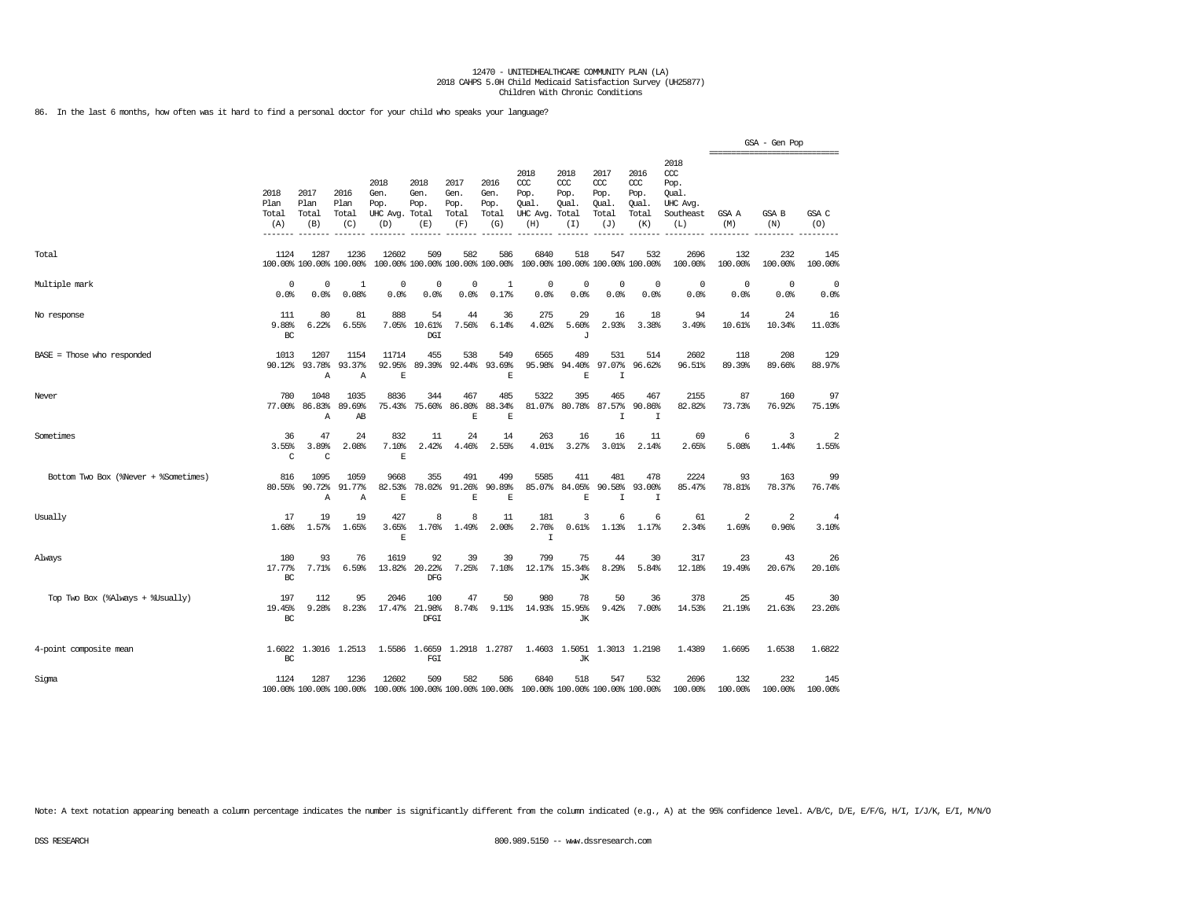12470 - UNITEDHEALTHCARE COMMUNITY PLAN (LA)
2018 CAHPS 5.0H Child Medicaid Satisfaction Survey (UH25877)
Children With Chronic Conditions

86. In the last 6 months, how often was it hard to find a personal doctor for your child who speaks your language?

| | 2018 Plan Total (A) | 2017 Plan Total (B) | 2016 Plan Total (C) | 2018 Gen. Pop. UHC Avg. (D) | 2018 Gen. Pop. Total (E) | 2017 Gen. Pop. Total (F) | 2016 Gen. Pop. Total (G) | 2018 CCC Pop. Qual. UHC Avg. (H) | 2018 CCC Pop. Qual. Total (I) | 2017 CCC Pop. Qual. Total (J) | 2016 CCC Pop. Qual. Total (K) | 2018 CCC Pop. Qual. UHC Avg. Southeast (L) | GSA - Gen Pop GSA A (M) | GSA B (N) | GSA C (O) |
|---|---|---|---|---|---|---|---|---|---|---|---|---|---|---|---|
| Total | 1124 100.00% | 1287 100.00% | 1236 100.00% | 12602 100.00% | 509 100.00% | 582 100.00% | 586 100.00% | 6840 100.00% | 518 100.00% | 547 100.00% | 532 100.00% | 2696 100.00% | 132 100.00% | 232 100.00% | 145 100.00% |
| Multiple mark | 0 0.0% | 0 0.0% | 1 0.08% | 0 0.0% | 0 0.0% | 0 0.0% | 1 0.17% | 0 0.0% | 0 0.0% | 0 0.0% | 0 0.0% | 0 0.0% | 0 0.0% | 0 0.0% | 0 0.0% |
| No response | 111 9.88% BC | 80 6.22% | 81 6.55% | 888 7.05% | 54 10.61% DGI | 44 7.56% | 36 6.14% | 275 4.02% | 29 5.60% J | 16 2.93% | 18 3.38% | 94 3.49% | 14 10.61% | 24 10.34% | 16 11.03% |
| BASE = Those who responded | 1013 90.12% | 1207 93.78% A | 1154 93.37% A | 11714 92.95% E | 455 89.39% | 538 92.44% | 549 93.69% E | 6565 95.98% | 489 94.40% E | 531 97.07% I | 514 96.62% | 2602 96.51% | 118 89.39% | 208 89.66% | 129 88.97% |
| Never | 780 77.00% | 1048 86.83% A | 1035 89.69% AB | 8836 75.43% | 344 75.60% | 467 86.80% E | 485 88.34% E | 5322 81.07% | 395 80.78% | 465 87.57% I | 467 90.86% I | 2155 82.82% | 87 73.73% | 160 76.92% | 97 75.19% |
| Sometimes | 36 3.55% C | 47 3.89% C | 24 2.08% | 832 7.10% E | 11 2.42% | 24 4.46% | 14 2.55% | 263 4.01% | 16 3.27% | 16 3.01% | 11 2.14% | 69 2.65% | 6 5.08% | 3 1.44% | 2 1.55% |
| Bottom Two Box (%Never + %Sometimes) | 816 80.55% | 1095 90.72% A | 1059 91.77% A | 9668 82.53% E | 355 78.02% | 491 91.26% E | 499 90.89% E | 5585 85.07% | 411 84.05% E | 481 90.58% I | 478 93.00% I | 2224 85.47% | 93 78.81% | 163 78.37% | 99 76.74% |
| Usually | 17 1.68% | 19 1.57% | 19 1.65% | 427 3.65% E | 8 1.76% | 8 1.49% | 11 2.00% | 181 2.76% I | 3 0.61% | 6 1.13% | 6 1.17% | 61 2.34% | 2 1.69% | 2 0.96% | 4 3.10% |
| Always | 180 17.77% BC | 93 7.71% | 76 6.59% | 1619 13.82% | 92 20.22% DFG | 39 7.25% | 39 7.10% | 799 12.17% | 75 15.34% JK | 44 8.29% | 30 5.84% | 317 12.18% | 23 19.49% | 43 20.67% | 26 20.16% |
| Top Two Box (%Always + %Usually) | 197 19.45% BC | 112 9.28% | 95 8.23% | 2046 17.47% | 100 21.98% DFGI | 47 8.74% | 50 9.11% | 980 14.93% | 78 15.95% JK | 50 9.42% | 36 7.00% | 378 14.53% | 25 21.19% | 45 21.63% | 30 23.26% |
| 4-point composite mean | 1.6022 BC | 1.3016 | 1.2513 | 1.5586 | 1.6659 FGI | 1.2918 | 1.2787 | 1.4603 | 1.5051 JK | 1.3013 | 1.2198 | 1.4389 | 1.6695 | 1.6538 | 1.6822 |
| Sigma | 1124 100.00% | 1287 100.00% | 1236 100.00% | 12602 100.00% | 509 100.00% | 582 100.00% | 586 100.00% | 6840 100.00% | 518 100.00% | 547 100.00% | 532 100.00% | 2696 100.00% | 132 100.00% | 232 100.00% | 145 100.00% |

Note: A text notation appearing beneath a column percentage indicates the number is significantly different from the column indicated (e.g., A) at the 95% confidence level. A/B/C, D/E, E/F/G, H/I, I/J/K, E/I, M/N/O

DSS RESEARCH 800.989.5150 -- www.dssresearch.com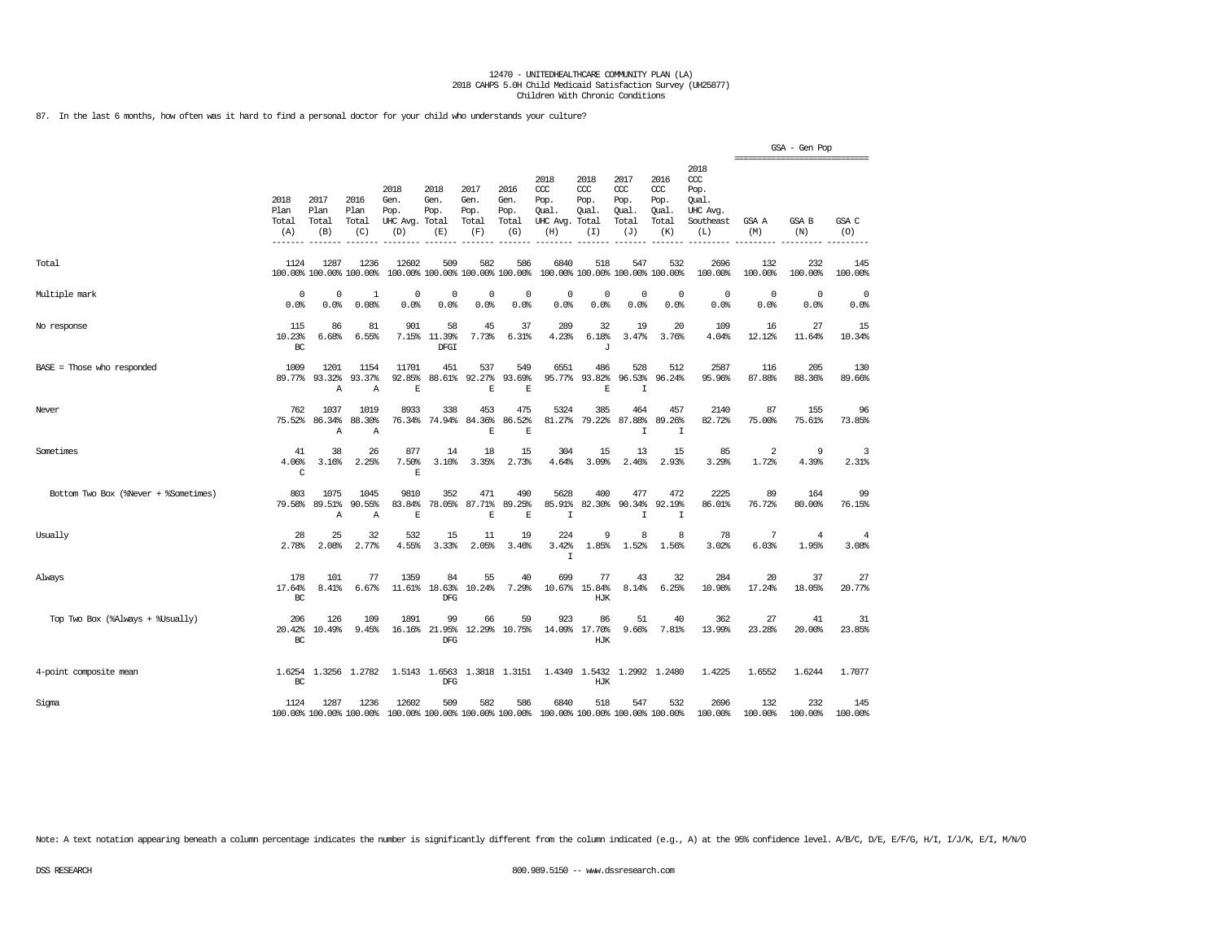12470 - UNITEDHEALTHCARE COMMUNITY PLAN (LA)
2018 CAHPS 5.0H Child Medicaid Satisfaction Survey (UH25877)
Children With Chronic Conditions

87. In the last 6 months, how often was it hard to find a personal doctor for your child who understands your culture?

| | 2018 Plan Total (A) | 2017 Plan Total (B) | 2016 Plan Total (C) | 2018 Gen. Pop. UHC Avg. (D) | 2018 Gen. Pop. Total (E) | 2017 Gen. Pop. Total (F) | 2016 Gen. Pop. Total (G) | 2018 CCC Pop. Qual. UHC Avg. (H) | 2018 CCC Pop. Qual. Total (I) | 2017 CCC Pop. Qual. Total (J) | 2016 CCC Pop. Qual. Total (K) | 2018 CCC Pop. Qual. UHC Avg. Southeast (L) | GSA - Gen Pop GSA A (M) | GSA B (N) | GSA C (O) |
|---|---|---|---|---|---|---|---|---|---|---|---|---|---|---|---|
| Total | 1124<br>100.00% | 1287<br>100.00% | 1236<br>100.00% | 12602<br>100.00% | 509<br>100.00% | 582<br>100.00% | 586<br>100.00% | 6840<br>100.00% | 518<br>100.00% | 547<br>100.00% | 532<br>100.00% | 2696<br>100.00% | 132<br>100.00% | 232<br>100.00% | 145<br>100.00% |
| Multiple mark | 0<br>0.0% | 0<br>0.0% | 1<br>0.08% | 0<br>0.0% | 0<br>0.0% | 0<br>0.0% | 0<br>0.0% | 0<br>0.0% | 0<br>0.0% | 0<br>0.0% | 0<br>0.0% | 0<br>0.0% | 0<br>0.0% | 0<br>0.0% | 0<br>0.0% |
| No response | 115<br>10.23%<br>BC | 86<br>6.68% | 81<br>6.55% | 901<br>7.15% | 58<br>11.39%<br>DFGI | 45<br>7.73% | 37<br>6.31% | 289<br>4.23% | 32<br>6.18%<br>J | 19<br>3.47% | 20<br>3.76% | 109<br>4.04% | 16<br>12.12% | 27<br>11.64% | 15<br>10.34% |
| BASE = Those who responded | 1009<br>89.77% | 1201<br>93.32%<br>A | 1154<br>93.37%<br>A | 11701<br>92.85%<br>E | 451<br>88.61% | 537<br>92.27%<br>E | 549<br>93.69%<br>E | 6551<br>95.77% | 486<br>93.82%<br>E | 528<br>96.53%<br>I | 512<br>96.24% | 2587<br>95.96% | 116<br>87.88% | 205<br>88.36% | 130<br>89.66% |
| Never | 762<br>75.52% | 1037<br>86.34%<br>A | 1019<br>88.30%<br>A | 8933<br>76.34% | 338<br>74.94% | 453<br>84.36%<br>E | 475<br>86.52%<br>E | 5324<br>81.27% | 385<br>79.22% | 464<br>87.88%<br>I | 457<br>89.26%<br>I | 2140<br>82.72% | 87<br>75.00% | 155<br>75.61% | 96<br>73.85% |
| Sometimes | 41<br>4.06%<br>C | 38<br>3.16% | 26<br>2.25% | 877<br>7.50%<br>E | 14<br>3.10% | 18<br>3.35% | 15<br>2.73% | 304<br>4.64% | 15<br>3.09% | 13<br>2.46% | 15<br>2.93% | 85<br>3.29% | 2<br>1.72% | 9<br>4.39% | 3<br>2.31% |
| Bottom Two Box (%Never + %Sometimes) | 803<br>79.58% | 1075<br>89.51%<br>A | 1045<br>90.55%<br>A | 9810<br>83.84%<br>E | 352<br>78.05% | 471<br>87.71%<br>E | 490<br>89.25%<br>E | 5628<br>85.91%<br>I | 400<br>82.30% | 477<br>90.34%<br>I | 472<br>92.19%<br>I | 2225<br>86.01% | 89<br>76.72% | 164<br>80.00% | 99<br>76.15% |
| Usually | 28<br>2.78% | 25<br>2.08% | 32<br>2.77% | 532<br>4.55% | 15<br>3.33% | 11<br>2.05% | 19<br>3.46% | 224<br>3.42%<br>I | 9<br>1.85% | 8<br>1.52% | 8<br>1.56% | 78<br>3.02% | 7<br>6.03% | 4<br>1.95% | 4<br>3.08% |
| Always | 178<br>17.64%<br>BC | 101<br>8.41% | 77<br>6.67% | 1359<br>11.61% | 84<br>18.63%<br>DFG | 55<br>10.24% | 40<br>7.29% | 699<br>10.67% | 77<br>15.84%<br>HJK | 43<br>8.14% | 32<br>6.25% | 284<br>10.98% | 20<br>17.24% | 37<br>18.05% | 27<br>20.77% |
| Top Two Box (%Always + %Usually) | 206<br>20.42%<br>BC | 126<br>10.49% | 109<br>9.45% | 1891<br>16.16% | 99<br>21.95%<br>DFG | 66<br>12.29% | 59<br>10.75% | 923<br>14.09% | 86<br>17.70%<br>HJK | 51<br>9.66% | 40<br>7.81% | 362<br>13.99% | 27<br>23.28% | 41<br>20.00% | 31<br>23.85% |
| 4-point composite mean | 1.6254<br>BC | 1.3256 | 1.2782 | 1.5143 | 1.6563<br>DFG | 1.3818 | 1.3151 | 1.4349 | 1.5432<br>HJK | 1.2992 | 1.2480 | 1.4225 | 1.6552 | 1.6244 | 1.7077 |
| Sigma | 1124<br>100.00% | 1287<br>100.00% | 1236<br>100.00% | 12602<br>100.00% | 509<br>100.00% | 582<br>100.00% | 586<br>100.00% | 6840<br>100.00% | 518<br>100.00% | 547<br>100.00% | 532<br>100.00% | 2696<br>100.00% | 132<br>100.00% | 232<br>100.00% | 145<br>100.00% |

Note: A text notation appearing beneath a column percentage indicates the number is significantly different from the column indicated (e.g., A) at the 95% confidence level. A/B/C, D/E, E/F/G, H/I, I/J/K, E/I, M/N/O

DSS RESEARCH 800.989.5150 -- www.dssresearch.com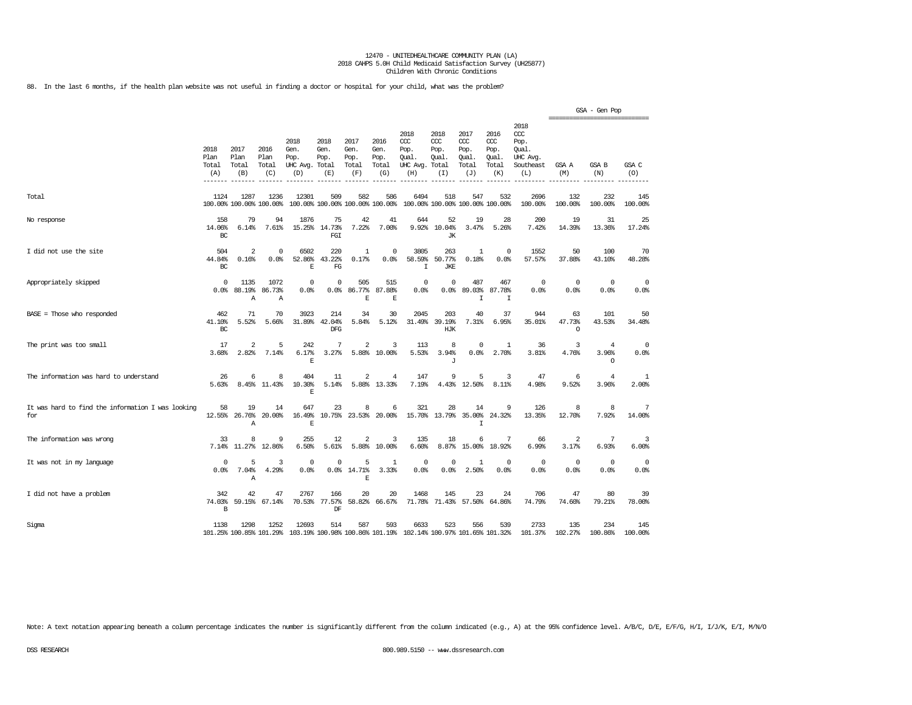12470 - UNITEDHEALTHCARE COMMUNITY PLAN (LA)
2018 CAHPS 5.0H Child Medicaid Satisfaction Survey (UH25877)
Children With Chronic Conditions

88. In the last 6 months, if the health plan website was not useful in finding a doctor or hospital for your child, what was the problem?

| | 2018 Plan Total (A) | 2017 Plan Total (B) | 2016 Plan Total (C) | 2018 Gen. Pop. UHC Avg. (D) | 2018 Gen. Pop. Total (E) | 2017 Gen. Pop. Total (F) | 2016 Gen. Pop. Total (G) | 2018 CCC Pop. Qual. UHC Avg. (H) | 2018 CCC Pop. Qual. Total (I) | 2017 CCC Pop. Qual. Total (J) | 2016 CCC Pop. Qual. Total (K) | 2018 CCC Pop. Qual. UHC Avg. Southeast (L) | GSA - Gen Pop GSA A (M) | GSA - Gen Pop GSA B (N) | GSA - Gen Pop GSA C (O) |
|---|---|---|---|---|---|---|---|---|---|---|---|---|---|---|---|
| Total | 1124<br>100.00% | 1287<br>100.00% | 1236<br>100.00% | 12301<br>100.00% | 509<br>100.00% | 582<br>100.00% | 586<br>100.00% | 6494<br>100.00% | 518<br>100.00% | 547<br>100.00% | 532<br>100.00% | 2696<br>100.00% | 132<br>100.00% | 232<br>100.00% | 145<br>100.00% |
| No response | 158<br>14.06%<br>BC | 79<br>6.14% | 94<br>7.61% | 1876<br>15.25% | 75<br>14.73%<br>FGI | 42<br>7.22% | 41<br>7.00% | 644<br>9.92% | 52<br>10.04%<br>JK | 19<br>3.47% | 28<br>5.26% | 200<br>7.42% | 19<br>14.39% | 31<br>13.36% | 25<br>17.24% |
| I did not use the site | 504<br>44.84%<br>BC | 2<br>0.16% | 0<br>0.0% | 6502<br>52.86%<br>E | 220<br>43.22%<br>FG | 1<br>0.17% | 0<br>0.0% | 3805<br>58.59%<br>I | 263<br>50.77%<br>JKE | 1<br>0.18% | 0<br>0.0% | 1552<br>57.57% | 50<br>37.88% | 100<br>43.10% | 70<br>48.28% |
| Appropriately skipped | 0<br>0.0% | 1135<br>88.19%<br>A | 1072<br>86.73%<br>A | 0<br>0.0% | 0<br>0.0% | 505<br>86.77%<br>E | 515<br>87.88%<br>E | 0<br>0.0% | 0<br>0.0% | 487<br>89.03%<br>I | 467<br>87.78%<br>I | 0<br>0.0% | 0<br>0.0% | 0<br>0.0% | 0<br>0.0% |
| BASE = Those who responded | 462<br>41.10%<br>BC | 71<br>5.52% | 70<br>5.66% | 3923<br>31.89% | 214<br>42.04%<br>DFG | 34<br>5.84% | 30<br>5.12% | 2045<br>31.49% | 203<br>39.19%<br>HJK | 40<br>7.31% | 37<br>6.95% | 944<br>35.01% | 63<br>47.73%<br>O | 101<br>43.53% | 50<br>34.48% |
| The print was too small | 17<br>3.68% | 2<br>2.82% | 5<br>7.14% | 242<br>6.17%<br>E | 7<br>3.27% | 2<br>5.88% | 3<br>10.00% | 113<br>5.53% | 8<br>3.94%<br>J | 0<br>0.0% | 1<br>2.70% | 36<br>3.81% | 3<br>4.76% | 4<br>3.96%<br>O | 0<br>0.0% |
| The information was hard to understand | 26<br>5.63% | 6<br>8.45% | 8<br>11.43% | 404<br>10.30%<br>E | 11<br>5.14% | 2<br>5.88% | 4<br>13.33% | 147<br>7.19% | 9<br>4.43% | 5<br>12.50% | 3<br>8.11% | 47<br>4.98% | 6<br>9.52% | 4<br>3.96% | 1<br>2.00% |
| It was hard to find the information I was looking for | 58<br>12.55% | 19<br>26.76%<br>A | 14<br>20.00% | 647<br>16.49%<br>E | 23<br>10.75% | 8<br>23.53% | 6<br>20.00% | 321<br>15.70% | 28<br>13.79% | 14<br>35.00%<br>I | 9<br>24.32% | 126<br>13.35% | 8<br>12.70% | 8<br>7.92% | 7<br>14.00% |
| The information was wrong | 33<br>7.14% | 8<br>11.27% | 9<br>12.86% | 255<br>6.50% | 12<br>5.61% | 2<br>5.88% | 3<br>10.00% | 135<br>6.60% | 18<br>8.87% | 6<br>15.00% | 7<br>18.92% | 66<br>6.99% | 2<br>3.17% | 7<br>6.93% | 3<br>6.00% |
| It was not in my language | 0<br>0.0% | 5<br>7.04%<br>A | 3<br>4.29% | 0<br>0.0% | 0<br>0.0% | 5<br>14.71%<br>E | 1<br>3.33% | 0<br>0.0% | 0<br>0.0% | 1<br>2.50% | 0<br>0.0% | 0<br>0.0% | 0<br>0.0% | 0<br>0.0% | 0<br>0.0% |
| I did not have a problem | 342<br>74.03%<br>B | 42<br>59.15% | 47<br>67.14% | 2767<br>70.53% | 166<br>77.57%<br>DF | 20<br>58.82% | 20<br>66.67% | 1468<br>71.78% | 145<br>71.43% | 23<br>57.50% | 24<br>64.86% | 706<br>74.79% | 47<br>74.60% | 80<br>79.21% | 39<br>78.00% |
| Sigma | 1138<br>101.25% | 1298<br>100.85% | 1252<br>101.29% | 12693<br>103.19% | 514<br>100.98% | 587<br>100.86% | 593<br>101.19% | 6633<br>102.14% | 523<br>100.97% | 556<br>101.65% | 539<br>101.32% | 2733<br>101.37% | 135<br>102.27% | 234<br>100.86% | 145<br>100.00% |

Note: A text notation appearing beneath a column percentage indicates the number is significantly different from the column indicated (e.g., A) at the 95% confidence level. A/B/C, D/E, E/F/G, H/I, I/J/K, E/I, M/N/O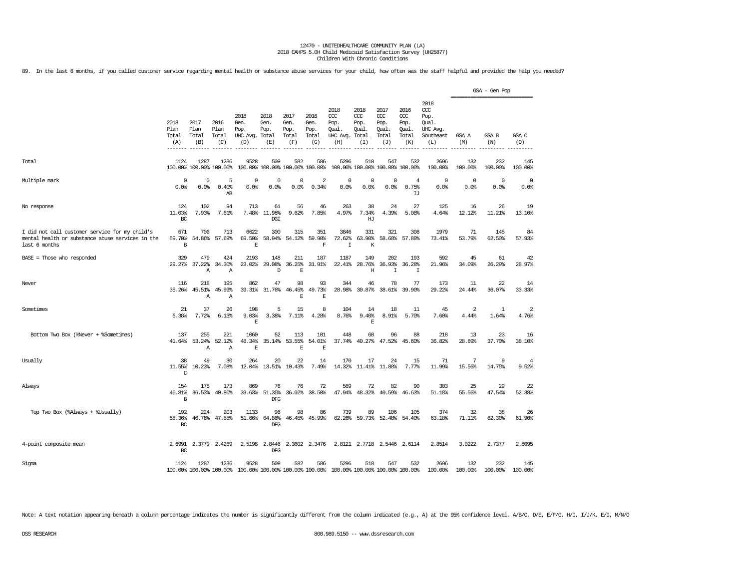12470 - UNITEDHEALTHCARE COMMUNITY PLAN (LA)
2018 CAHPS 5.0H Child Medicaid Satisfaction Survey (UH25877)
Children With Chronic Conditions

89. In the last 6 months, if you called customer service regarding mental health or substance abuse services for your child, how often was the staff helpful and provided the help you needed?

| | 2018 Plan Total (A) | 2017 Plan Total (B) | 2016 Plan Total (C) | 2018 Gen. Pop. UHC Avg. (D) | 2018 Gen. Pop. Total (E) | 2017 Gen. Pop. Total (F) | 2016 Gen. Pop. Total (G) | 2018 CCC Pop. Qual. UHC Avg. (H) | 2018 CCC Pop. Qual. Total (I) | 2017 CCC Pop. Qual. Total (J) | 2016 CCC Pop. Qual. Total (K) | 2018 CCC Pop. Qual. UHC Avg. Southeast (L) | GSA - Gen Pop GSA A (M) | GSA B (N) | GSA C (O) |
|---|---|---|---|---|---|---|---|---|---|---|---|---|---|---|---|
| Total | 1124<br>100.00% | 1287<br>100.00% | 1236<br>100.00% | 9528<br>100.00% | 509<br>100.00% | 582<br>100.00% | 586<br>100.00% | 5296<br>100.00% | 518<br>100.00% | 547<br>100.00% | 532<br>100.00% | 2696<br>100.00% | 132<br>100.00% | 232<br>100.00% | 145<br>100.00% |
| Multiple mark | 0<br>0.0% | 0<br>0.0% | 5<br>0.40%<br>AB | 0<br>0.0% | 0<br>0.0% | 0<br>0.0% | 2<br>0.34% | 0<br>0.0% | 0<br>0.0% | 0<br>0.0% | 4<br>0.75%<br>IJ | 0<br>0.0% | 0<br>0.0% | 0<br>0.0% | 0<br>0.0% |
| No response | 124<br>11.03%<br>BC | 102<br>7.93% | 94<br>7.61% | 713<br>7.48% | 61<br>11.98%<br>DGI | 56<br>9.62% | 46<br>7.85% | 263<br>4.97% | 38<br>7.34%<br>HJ | 24<br>4.39% | 27<br>5.08% | 125<br>4.64% | 16<br>12.12% | 26<br>11.21% | 19<br>13.10% |
| I did not call customer service for my child's mental health or substance abuse services in the last 6 months | 671<br>59.70%<br>B | 706<br>54.86% | 713<br>57.69% | 6622<br>69.50%<br>E | 300<br>58.94% | 315<br>54.12% | 351<br>59.90%<br>F | 3846<br>72.62%<br>I | 331<br>63.90%<br>K | 321<br>58.68% | 308<br>57.89% | 1979<br>73.41% | 71<br>53.79% | 145<br>62.50% | 84<br>57.93% |
| BASE = Those who responded | 329<br>29.27% | 479<br>37.22%<br>A | 424<br>34.30%<br>A | 2193<br>23.02% | 148<br>29.08%<br>D | 211<br>36.25%<br>E | 187<br>31.91% | 1187<br>22.41% | 149<br>28.76%<br>H | 202<br>36.93%<br>I | 193<br>36.28%<br>I | 592<br>21.96% | 45<br>34.09% | 61<br>26.29% | 42<br>28.97% |
| Never | 116<br>35.26% | 218<br>45.51%<br>A | 195<br>45.99%<br>A | 862<br>39.31% | 47<br>31.76% | 98<br>46.45%<br>E | 93<br>49.73%<br>E | 344<br>28.98% | 46<br>30.87% | 78<br>38.61% | 77<br>39.90% | 173<br>29.22% | 11<br>24.44% | 22<br>36.07% | 14<br>33.33% |
| Sometimes | 21<br>6.38% | 37<br>7.72% | 26<br>6.13% | 198<br>9.03%<br>E | 5<br>3.38% | 15<br>7.11% | 8<br>4.28% | 104<br>8.76% | 14<br>9.40%<br>E | 18<br>8.91% | 11<br>5.70% | 45<br>7.60% | 2<br>4.44% | 1<br>1.64% | 2<br>4.76% |
| Bottom Two Box (%Never + %Sometimes) | 137<br>41.64% | 255<br>53.24%<br>A | 221<br>52.12%<br>A | 1060<br>48.34%<br>E | 52<br>35.14% | 113<br>53.55%<br>E | 101<br>54.01%<br>E | 448<br>37.74% | 60<br>40.27% | 96<br>47.52% | 88<br>45.60% | 218<br>36.82% | 13<br>28.89% | 23<br>37.70% | 16<br>38.10% |
| Usually | 38<br>11.55%<br>C | 49<br>10.23% | 30<br>7.08% | 264<br>12.04% | 20<br>13.51% | 22<br>10.43% | 14<br>7.49% | 170<br>14.32% | 17<br>11.41% | 24<br>11.88% | 15<br>7.77% | 71<br>11.99% | 7<br>15.56% | 9<br>14.75% | 4<br>9.52% |
| Always | 154<br>46.81%<br>B | 175<br>36.53% | 173<br>40.80% | 869<br>39.63% | 76<br>51.35%<br>DFG | 76<br>36.02% | 72<br>38.50% | 569<br>47.94% | 72<br>48.32% | 82<br>40.59% | 90<br>46.63% | 303<br>51.18% | 25<br>55.56% | 29<br>47.54% | 22<br>52.38% |
| Top Two Box (%Always + %Usually) | 192<br>58.36%<br>BC | 224<br>46.76% | 203<br>47.88% | 1133<br>51.66% | 96<br>64.86%<br>DFG | 98<br>46.45% | 86<br>45.99% | 739<br>62.26% | 89<br>59.73% | 106<br>52.48% | 105<br>54.40% | 374<br>63.18% | 32<br>71.11% | 38<br>62.30% | 26<br>61.90% |
| 4-point composite mean | 2.6991<br>BC | 2.3779 | 2.4269 | 2.5198 | 2.8446<br>DFG | 2.3602 | 2.3476 | 2.8121 | 2.7718 | 2.5446 | 2.6114 | 2.8514 | 3.0222 | 2.7377 | 2.8095 |
| Sigma | 1124<br>100.00% | 1287<br>100.00% | 1236<br>100.00% | 9528<br>100.00% | 509<br>100.00% | 582<br>100.00% | 586<br>100.00% | 5296<br>100.00% | 518<br>100.00% | 547<br>100.00% | 532<br>100.00% | 2696<br>100.00% | 132<br>100.00% | 232<br>100.00% | 145<br>100.00% |

Note: A text notation appearing beneath a column percentage indicates the number is significantly different from the column indicated (e.g., A) at the 95% confidence level. A/B/C, D/E, E/F/G, H/I, I/J/K, E/I, M/N/O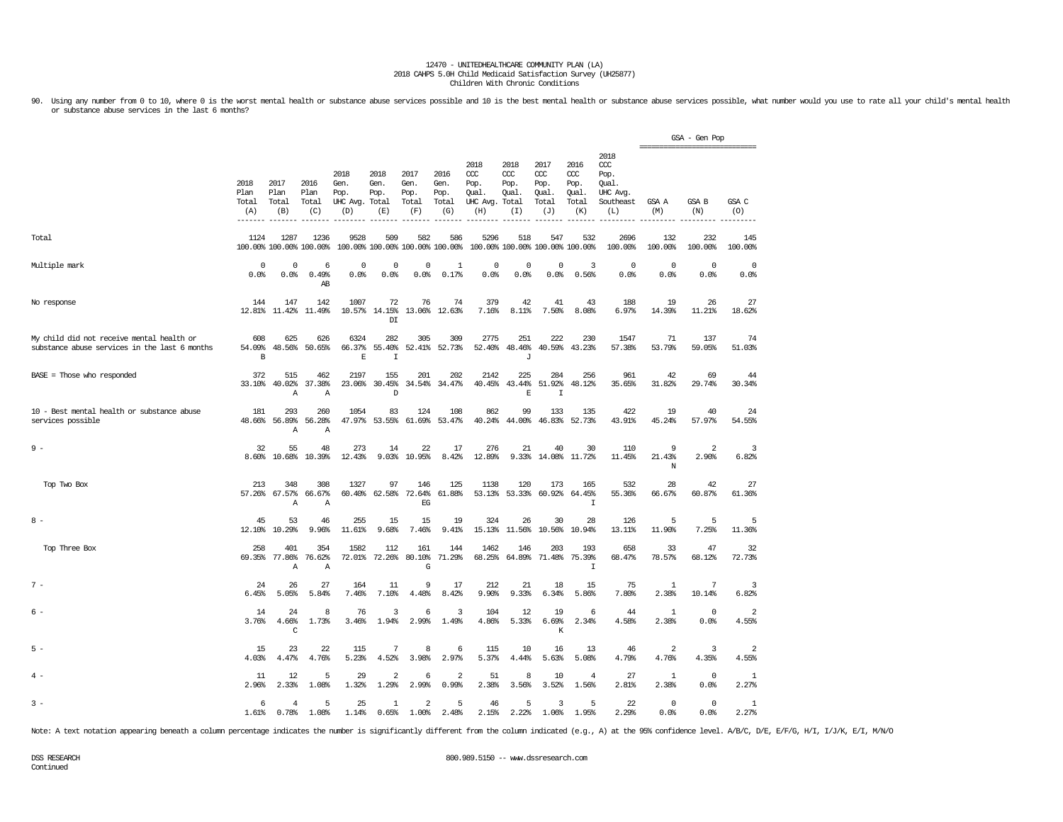12470 - UNITEDHEALTHCARE COMMUNITY PLAN (LA)
2018 CAHPS 5.0H Child Medicaid Satisfaction Survey (UH25877)
Children With Chronic Conditions

90. Using any number from 0 to 10, where 0 is the worst mental health or substance abuse services possible and 10 is the best mental health or substance abuse services possible, what number would you use to rate all your child's mental health or substance abuse services in the last 6 months?

| | 2018 Plan Total (A) | 2017 Plan Total (B) | 2016 Plan Total (C) | 2018 Gen. Pop. UHC Avg. (D) | 2018 Gen. Pop. Total (E) | 2017 Gen. Pop. Total (F) | 2016 Gen. Pop. Total (G) | 2018 CCC Pop. Qual. UHC Avg. (H) | 2018 CCC Pop. Qual. Total (I) | 2017 CCC Pop. Qual. Total (J) | 2016 CCC Pop. Qual. Total (K) | 2018 CCC Pop. Qual. UHC Avg. Southeast (L) | GSA - Gen Pop: GSA A (M) | GSA B (N) | GSA C (O) |
|---|---|---|---|---|---|---|---|---|---|---|---|---|---|---|---|
| Total | 1124<br>100.00% | 1287<br>100.00% | 1236<br>100.00% | 9528<br>100.00% | 509<br>100.00% | 582<br>100.00% | 586<br>100.00% | 5296<br>100.00% | 518<br>100.00% | 547<br>100.00% | 532<br>100.00% | 2696<br>100.00% | 132<br>100.00% | 232<br>100.00% | 145<br>100.00% |
| Multiple mark | 0<br>0.0% | 0<br>0.0% | 6<br>0.49%<br>AB | 0<br>0.0% | 0<br>0.0% | 0<br>0.0% | 1<br>0.17% | 0<br>0.0% | 0<br>0.0% | 0<br>0.0% | 3<br>0.56% | 0<br>0.0% | 0<br>0.0% | 0<br>0.0% | 0<br>0.0% |
| No response | 144<br>12.81% | 147<br>11.42% | 142<br>11.49% | 1007<br>10.57% | 72<br>14.15%<br>DI | 76<br>13.06% | 74<br>12.63% | 379<br>7.16% | 42<br>8.11% | 41<br>7.50% | 43<br>8.08% | 188<br>6.97% | 19<br>14.39% | 26<br>11.21% | 27<br>18.62% |
| My child did not receive mental health or substance abuse services in the last 6 months | 608<br>54.09%<br>B | 625<br>48.56% | 626<br>50.65% | 6324<br>66.37%<br>E | 282<br>55.40%<br>I | 305<br>52.41% | 309<br>52.73% | 2775<br>52.40% | 251<br>48.46%<br>J | 222<br>40.59% | 230<br>43.23% | 1547<br>57.38% | 71<br>53.79% | 137<br>59.05% | 74<br>51.03% |
| BASE = Those who responded | 372<br>33.10% | 515<br>40.02%<br>A | 462<br>37.38%<br>A | 2197<br>23.06% | 155<br>30.45%<br>D | 201<br>34.54% | 202<br>34.47% | 2142<br>40.45% | 225<br>43.44%<br>E | 284<br>51.92%<br>I | 256<br>48.12% | 961<br>35.65% | 42<br>31.82% | 69<br>29.74% | 44<br>30.34% |
| 10 - Best mental health or substance abuse services possible | 181<br>48.66% | 293<br>56.89%<br>A | 260<br>56.28%<br>A | 1054<br>47.97% | 83<br>53.55% | 124<br>61.69% | 108<br>53.47% | 862<br>40.24% | 99<br>44.00% | 133<br>46.83% | 135<br>52.73% | 422<br>43.91% | 19<br>45.24% | 40<br>57.97% | 24<br>54.55% |
| 9 - | 32<br>8.60% | 55<br>10.68% | 48<br>10.39% | 273<br>12.43% | 14<br>9.03% | 22<br>10.95% | 17<br>8.42% | 276<br>12.89% | 21<br>9.33% | 40<br>14.08% | 30<br>11.72% | 110<br>11.45% | 9<br>21.43%<br>N | 2<br>2.90% | 3<br>6.82% |
| Top Two Box | 213<br>57.26% | 348<br>67.57%<br>A | 308<br>66.67%<br>A | 1327<br>60.40% | 97<br>62.58% | 146<br>72.64%<br>EG | 125<br>61.88% | 1138<br>53.13% | 120<br>53.33% | 173<br>60.92% | 165<br>64.45%<br>I | 532<br>55.36% | 28<br>66.67% | 42<br>60.87% | 27<br>61.36% |
| 8 - | 45<br>12.10% | 53<br>10.29% | 46<br>9.96% | 255<br>11.61% | 15<br>9.68% | 15<br>7.46% | 19<br>9.41% | 324<br>15.13% | 26<br>11.56% | 30<br>10.56% | 28<br>10.94% | 126<br>13.11% | 5<br>11.90% | 5<br>7.25% | 5<br>11.36% |
| Top Three Box | 258<br>69.35% | 401<br>77.86%<br>A | 354<br>76.62%<br>A | 1582<br>72.01% | 112<br>72.26% | 161<br>80.10%<br>G | 144<br>71.29% | 1462<br>68.25% | 146<br>64.89% | 203<br>71.48% | 193<br>75.39%<br>I | 658<br>68.47% | 33<br>78.57% | 47<br>68.12% | 32<br>72.73% |
| 7 - | 24<br>6.45% | 26<br>5.05% | 27<br>5.84% | 164<br>7.46% | 11<br>7.10% | 9<br>4.48% | 17<br>8.42% | 212<br>9.90% | 21<br>9.33% | 18<br>6.34% | 15<br>5.86% | 75<br>7.80% | 1<br>2.38% | 7<br>10.14% | 3<br>6.82% |
| 6 - | 14<br>3.76% | 24<br>4.66%<br>C | 8<br>1.73% | 76<br>3.46% | 3<br>1.94% | 6<br>2.99% | 3<br>1.49% | 104<br>4.86% | 12<br>5.33% | 19<br>6.69%<br>K | 6<br>2.34% | 44<br>4.58% | 1<br>2.38% | 0<br>0.0% | 2<br>4.55% |
| 5 - | 15<br>4.03% | 23<br>4.47% | 22<br>4.76% | 115<br>5.23% | 7<br>4.52% | 8<br>3.98% | 6<br>2.97% | 115<br>5.37% | 10<br>4.44% | 16<br>5.63% | 13<br>5.08% | 46<br>4.79% | 2<br>4.76% | 3<br>4.35% | 2<br>4.55% |
| 4 - | 11<br>2.96% | 12<br>2.33% | 5<br>1.08% | 29<br>1.32% | 2<br>1.29% | 6<br>2.99% | 2<br>0.99% | 51<br>2.38% | 8<br>3.56% | 10<br>3.52% | 4<br>1.56% | 27<br>2.81% | 1<br>2.38% | 0<br>0.0% | 1<br>2.27% |
| 3 - | 6<br>1.61% | 4<br>0.78% | 5<br>1.08% | 25<br>1.14% | 1<br>0.65% | 2<br>1.00% | 5<br>2.48% | 46<br>2.15% | 5<br>2.22% | 3<br>1.06% | 5<br>1.95% | 22<br>2.29% | 0<br>0.0% | 0<br>0.0% | 1<br>2.27% |

Note: A text notation appearing beneath a column percentage indicates the number is significantly different from the column indicated (e.g., A) at the 95% confidence level. A/B/C, D/E, E/F/G, H/I, I/J/K, E/I, M/N/O

DSS RESEARCH
Continued

800.989.5150 -- www.dssresearch.com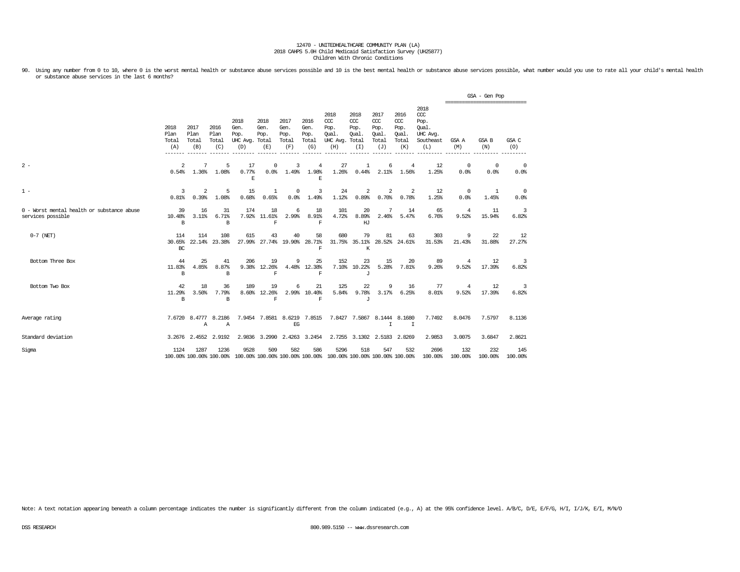12470 - UNITEDHEALTHCARE COMMUNITY PLAN (LA)
2018 CAHPS 5.0H Child Medicaid Satisfaction Survey (UH25877)
Children With Chronic Conditions

90. Using any number from 0 to 10, where 0 is the worst mental health or substance abuse services possible and 10 is the best mental health or substance abuse services possible, what number would you use to rate all your child's mental health or substance abuse services in the last 6 months?

| | 2018 Plan Total (A) | 2017 Plan Total (B) | 2016 Plan Total (C) | 2018 Gen. Pop. UHC Avg. (D) | 2018 Gen. Pop. Total (E) | 2017 Gen. Pop. Total (F) | 2016 Gen. Pop. Total (G) | 2018 CCC Pop. Qual. UHC Avg. (H) | 2018 CCC Pop. Qual. Total (I) | 2017 CCC Pop. Qual. Total (J) | 2016 CCC Pop. Qual. Total (K) | 2018 CCC Pop. Qual. UHC Avg. Southeast (L) | GSA - Gen Pop: GSA A (M) | GSA B (N) | GSA C (O) |
|---|---|---|---|---|---|---|---|---|---|---|---|---|---|---|---|
| 2 - | 2<br>0.54% | 7<br>1.36% | 5<br>1.08% | 17<br>0.77%<br>E | 0<br>0.0% | 3<br>1.49% | 4<br>1.98%<br>E | 27<br>1.26% | 1<br>0.44% | 6<br>2.11% | 4<br>1.56% | 12<br>1.25% | 0<br>0.0% | 0<br>0.0% | 0<br>0.0% |
| 1 - | 3<br>0.81% | 2<br>0.39% | 5<br>1.08% | 15<br>0.68% | 1<br>0.65% | 0<br>0.0% | 3<br>1.49% | 24<br>1.12% | 2<br>0.89% | 2<br>0.70% | 2<br>0.78% | 12<br>1.25% | 0<br>0.0% | 1<br>1.45% | 0<br>0.0% |
| 0 - Worst mental health or substance abuse services possible | 39<br>10.48%<br>B | 16<br>3.11% | 31<br>6.71%<br>B | 174<br>7.92% | 18<br>11.61%<br>F | 6<br>2.99% | 18<br>8.91%<br>F | 101<br>4.72% | 20<br>8.89%<br>HJ | 7<br>2.46% | 14<br>5.47% | 65<br>6.76% | 4<br>9.52% | 11<br>15.94% | 3<br>6.82% |
| 0-7 (NET) | 114<br>30.65%<br>BC | 114<br>22.14% | 108<br>23.38% | 615<br>27.99% | 43<br>27.74% | 40<br>19.90% | 58<br>28.71%<br>F | 680<br>31.75% | 79<br>35.11%<br>K | 81<br>28.52% | 63<br>24.61% | 303<br>31.53% | 9<br>21.43% | 22<br>31.88% | 12<br>27.27% |
| Bottom Three Box | 44<br>11.83%<br>B | 25<br>4.85% | 41<br>8.87%<br>B | 206<br>9.38% | 19<br>12.26%<br>F | 9<br>4.48% | 25<br>12.38%<br>F | 152<br>7.10% | 23<br>10.22%<br>J | 15<br>5.28% | 20<br>7.81% | 89<br>9.26% | 4<br>9.52% | 12<br>17.39% | 3<br>6.82% |
| Bottom Two Box | 42<br>11.29%<br>B | 18<br>3.50% | 36<br>7.79%<br>B | 189<br>8.60% | 19<br>12.26%<br>F | 6<br>2.99% | 21<br>10.40%<br>F | 125<br>5.84% | 22<br>9.78%<br>J | 9<br>3.17% | 16<br>6.25% | 77<br>8.01% | 4<br>9.52% | 12<br>17.39% | 3<br>6.82% |
| Average rating | 7.6720 | 8.4777<br>A | 8.2186<br>A | 7.9454 | 7.8581 | 8.6219<br>EG | 7.8515 | 7.8427 | 7.5867 | 8.1444<br>I | 8.1680<br>I | 7.7492 | 8.0476 | 7.5797 | 8.1136 |
| Standard deviation | 3.2676 | 2.4552 | 2.9192 | 2.9836 | 3.2990 | 2.4263 | 3.2454 | 2.7255 | 3.1302 | 2.5183 | 2.8269 | 2.9853 | 3.0075 | 3.6847 | 2.8621 |
| Sigma | 1124<br>100.00% | 1287<br>100.00% | 1236<br>100.00% | 9528<br>100.00% | 509<br>100.00% | 582<br>100.00% | 586<br>100.00% | 5296<br>100.00% | 518<br>100.00% | 547<br>100.00% | 532<br>100.00% | 2696<br>100.00% | 132<br>100.00% | 232<br>100.00% | 145<br>100.00% |

Note: A text notation appearing beneath a column percentage indicates the number is significantly different from the column indicated (e.g., A) at the 95% confidence level. A/B/C, D/E, E/F/G, H/I, I/J/K, E/I, M/N/O

DSS RESEARCH 800.989.5150 -- www.dssresearch.com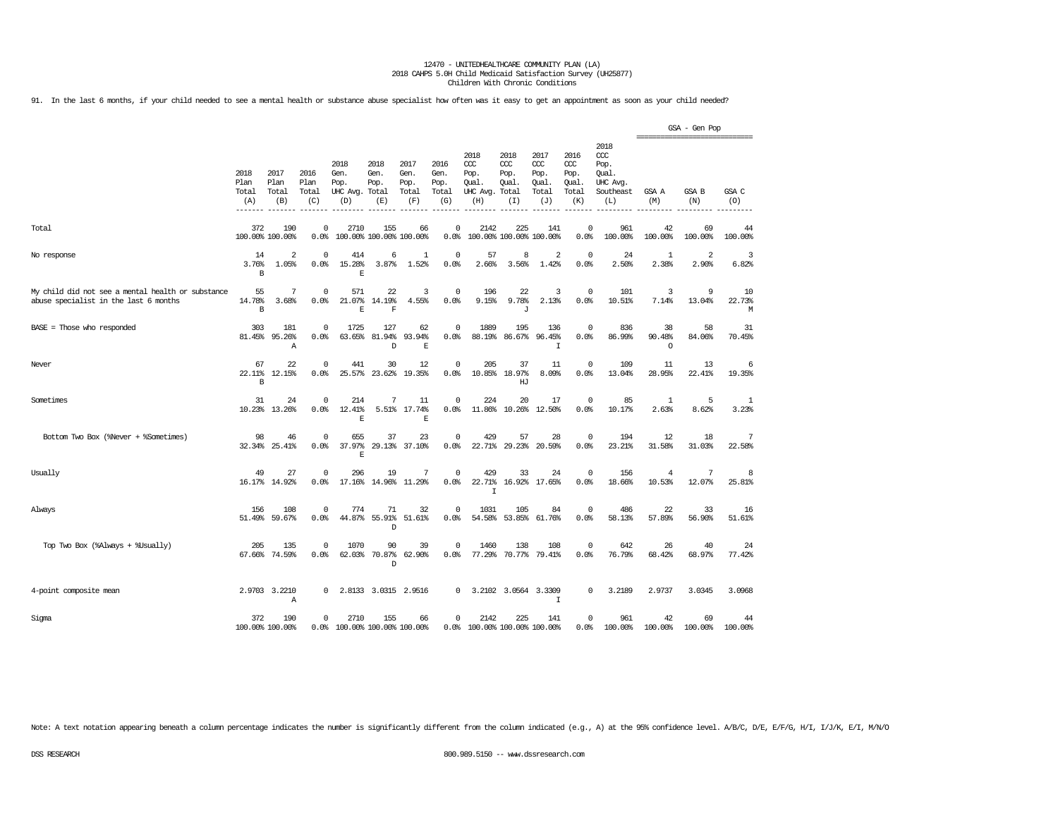12470 - UNITEDHEALTHCARE COMMUNITY PLAN (LA)
2018 CAHPS 5.0H Child Medicaid Satisfaction Survey (UH25877)
Children With Chronic Conditions

91. In the last 6 months, if your child needed to see a mental health or substance abuse specialist how often was it easy to get an appointment as soon as your child needed?

| | 2018 Plan Total (A) | 2017 Plan Total (B) | 2016 Plan Total (C) | 2018 Gen. Pop. UHC Avg. (D) | 2018 Gen. Pop. Total (E) | 2017 Gen. Pop. Total (F) | 2016 Gen. Pop. Total (G) | 2018 CCC Pop. Qual. UHC Avg. (H) | 2018 CCC Pop. Qual. Total (I) | 2017 CCC Pop. Qual. Total (J) | 2016 CCC Pop. Qual. Total (K) | 2018 CCC Pop. Qual. UHC Avg. Southeast (L) | GSA - Gen Pop GSA A (M) | GSA - Gen Pop GSA B (N) | GSA - Gen Pop GSA C (O) |
|---|---|---|---|---|---|---|---|---|---|---|---|---|---|---|---|
| Total | 372<br>100.00% | 190<br>100.00% | 0<br>0.0% | 2710<br>100.00% | 155<br>100.00% | 66<br>100.00% | 0<br>0.0% | 2142<br>100.00% | 225<br>100.00% | 141<br>100.00% | 0<br>0.0% | 961<br>100.00% | 42<br>100.00% | 69<br>100.00% | 44<br>100.00% |
| No response | 14<br>3.76%<br>B | 2<br>1.05% | 0<br>0.0% | 414<br>15.28%<br>E | 6<br>3.87% | 1<br>1.52% | 0<br>0.0% | 57<br>2.66% | 8<br>3.56% | 2<br>1.42% | 0<br>0.0% | 24<br>2.50% | 1<br>2.38% | 2<br>2.90% | 3<br>6.82% |
| My child did not see a mental health or substance abuse specialist in the last 6 months | 55<br>14.78%<br>B | 7<br>3.68% | 0<br>0.0% | 571<br>21.07%<br>E | 22<br>14.19%<br>F | 3<br>4.55% | 0<br>0.0% | 196<br>9.15% | 22<br>9.78%<br>J | 3<br>2.13% | 0<br>0.0% | 101<br>10.51% | 3<br>7.14% | 9<br>13.04% | 10<br>22.73%<br>M |
| BASE = Those who responded | 303<br>81.45% | 181<br>95.26%<br>A | 0<br>0.0% | 1725<br>63.65% | 127<br>81.94%<br>D | 62<br>93.94%<br>E | 0<br>0.0% | 1889<br>88.19% | 195<br>86.67% | 136<br>96.45%<br>I | 0<br>0.0% | 836<br>86.99% | 38<br>90.48%<br>O | 58<br>84.06% | 31<br>70.45% |
| Never | 67<br>22.11%<br>B | 22<br>12.15% | 0<br>0.0% | 441<br>25.57% | 30<br>23.62% | 12<br>19.35% | 0<br>0.0% | 205<br>10.85% | 37<br>18.97%<br>HJ | 11<br>8.09% | 0<br>0.0% | 109<br>13.04% | 11<br>28.95% | 13<br>22.41% | 6<br>19.35% |
| Sometimes | 31<br>10.23% | 24<br>13.26% | 0<br>0.0% | 214<br>12.41%<br>E | 7<br>5.51% | 11<br>17.74%<br>E | 0<br>0.0% | 224<br>11.86% | 20<br>10.26% | 17<br>12.50% | 0<br>0.0% | 85<br>10.17% | 1<br>2.63% | 5<br>8.62% | 1<br>3.23% |
| Bottom Two Box (%Never + %Sometimes) | 98<br>32.34% | 46<br>25.41% | 0<br>0.0% | 655<br>37.97%<br>E | 37<br>29.13% | 23<br>37.10% | 0<br>0.0% | 429<br>22.71% | 57<br>29.23% | 28<br>20.59% | 0<br>0.0% | 194<br>23.21% | 12<br>31.58% | 18<br>31.03% | 7<br>22.58% |
| Usually | 49<br>16.17% | 27<br>14.92% | 0<br>0.0% | 296<br>17.16% | 19<br>14.96% | 7<br>11.29% | 0<br>0.0% | 429<br>22.71%<br>I | 33<br>16.92% | 24<br>17.65% | 0<br>0.0% | 156<br>18.66% | 4<br>10.53% | 7<br>12.07% | 8<br>25.81% |
| Always | 156<br>51.49% | 108<br>59.67% | 0<br>0.0% | 774<br>44.87% | 71<br>55.91%<br>D | 32<br>51.61% | 0<br>0.0% | 1031<br>54.58% | 105<br>53.85% | 84<br>61.76% | 0<br>0.0% | 486<br>58.13% | 22<br>57.89% | 33<br>56.90% | 16<br>51.61% |
| Top Two Box (%Always + %Usually) | 205<br>67.66% | 135<br>74.59% | 0<br>0.0% | 1070<br>62.03% | 90<br>70.87%<br>D | 39<br>62.90% | 0<br>0.0% | 1460<br>77.29% | 138<br>70.77% | 108<br>79.41% | 0<br>0.0% | 642<br>76.79% | 26<br>68.42% | 40<br>68.97% | 24<br>77.42% |
| 4-point composite mean | 2.9703 | 3.2210<br>A | 0 | 2.8133 | 3.0315 | 2.9516 | 0 | 3.2102 | 3.0564 | 3.3309<br>I | 0 | 3.2189 | 2.9737 | 3.0345 | 3.0968 |
| Sigma | 372<br>100.00% | 190<br>100.00% | 0<br>0.0% | 2710<br>100.00% | 155<br>100.00% | 66<br>100.00% | 0<br>0.0% | 2142<br>100.00% | 225<br>100.00% | 141<br>100.00% | 0<br>0.0% | 961<br>100.00% | 42<br>100.00% | 69<br>100.00% | 44<br>100.00% |

Note: A text notation appearing beneath a column percentage indicates the number is significantly different from the column indicated (e.g., A) at the 95% confidence level. A/B/C, D/E, E/F/G, H/I, I/J/K, E/I, M/N/O

DSS RESEARCH 800.989.5150 -- www.dssresearch.com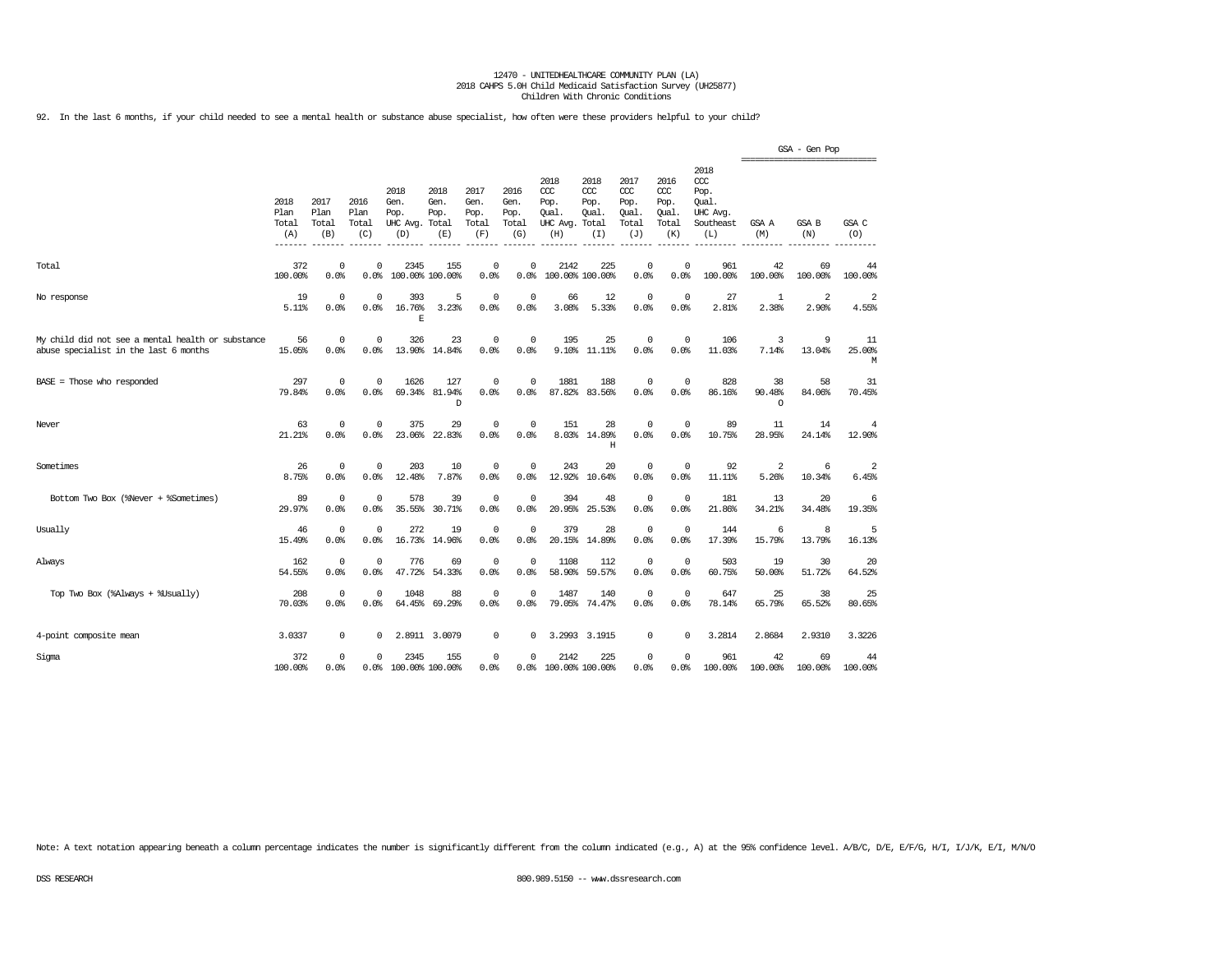12470 - UNITEDHEALTHCARE COMMUNITY PLAN (LA)
2018 CAHPS 5.0H Child Medicaid Satisfaction Survey (UH25877)
Children With Chronic Conditions

92. In the last 6 months, if your child needed to see a mental health or substance abuse specialist, how often were these providers helpful to your child?

| | 2018 Plan Total (A) | 2017 Plan Total (B) | 2016 Plan Total (C) | 2018 Gen. Pop. UHC Avg. (D) | 2018 Gen. Pop. Total (E) | 2017 Gen. Pop. Total (F) | 2016 Gen. Pop. Total (G) | 2018 CCC Pop. Qual. UHC Avg. (H) | 2018 CCC Pop. Qual. Total (I) | 2017 CCC Pop. Qual. Total (J) | 2016 CCC Pop. Qual. Total (K) | 2018 CCC Pop. Qual. UHC Avg. Southeast (L) | GSA - Gen Pop: GSA A (M) | GSA - Gen Pop: GSA B (N) | GSA - Gen Pop: GSA C (O) |
|---|---|---|---|---|---|---|---|---|---|---|---|---|---|---|---|
| Total | 372<br>100.00% | 0<br>0.0% | 0<br>0.0% | 2345<br>100.00% | 155<br>100.00% | 0<br>0.0% | 0<br>0.0% | 2142<br>100.00% | 225<br>100.00% | 0<br>0.0% | 0<br>0.0% | 961<br>100.00% | 42<br>100.00% | 69<br>100.00% | 44<br>100.00% |
| No response | 19<br>5.11% | 0<br>0.0% | 0<br>0.0% | 393<br>16.76%<br>E | 5<br>3.23% | 0<br>0.0% | 0<br>0.0% | 66<br>3.08% | 12<br>5.33% | 0<br>0.0% | 0<br>0.0% | 27<br>2.81% | 1<br>2.38% | 2<br>2.90% | 2<br>4.55% |
| My child did not see a mental health or substance abuse specialist in the last 6 months | 56<br>15.05% | 0<br>0.0% | 0<br>0.0% | 326<br>13.90% | 23<br>14.84% | 0<br>0.0% | 0<br>0.0% | 195<br>9.10% | 25<br>11.11% | 0<br>0.0% | 0<br>0.0% | 106<br>11.03% | 3<br>7.14% | 9<br>13.04% | 11<br>25.00%<br>M |
| BASE = Those who responded | 297<br>79.84% | 0<br>0.0% | 0<br>0.0% | 1626<br>69.34% | 127<br>81.94%<br>D | 0<br>0.0% | 0<br>0.0% | 1881<br>87.82% | 188<br>83.56% | 0<br>0.0% | 0<br>0.0% | 828<br>86.16% | 38<br>90.48%<br>O | 58<br>84.06% | 31<br>70.45% |
| Never | 63<br>21.21% | 0<br>0.0% | 0<br>0.0% | 375<br>23.06% | 29<br>22.83% | 0<br>0.0% | 0<br>0.0% | 151<br>8.03% | 28<br>14.89%<br>H | 0<br>0.0% | 0<br>0.0% | 89<br>10.75% | 11<br>28.95% | 14<br>24.14% | 4<br>12.90% |
| Sometimes | 26<br>8.75% | 0<br>0.0% | 0<br>0.0% | 203<br>12.48% | 10<br>7.87% | 0<br>0.0% | 0<br>0.0% | 243<br>12.92% | 20<br>10.64% | 0<br>0.0% | 0<br>0.0% | 92<br>11.11% | 2<br>5.26% | 6<br>10.34% | 2<br>6.45% |
| Bottom Two Box (%Never + %Sometimes) | 89<br>29.97% | 0<br>0.0% | 0<br>0.0% | 578<br>35.55% | 39<br>30.71% | 0<br>0.0% | 0<br>0.0% | 394<br>20.95% | 48<br>25.53% | 0<br>0.0% | 0<br>0.0% | 181<br>21.86% | 13<br>34.21% | 20<br>34.48% | 6<br>19.35% |
| Usually | 46<br>15.49% | 0<br>0.0% | 0<br>0.0% | 272<br>16.73% | 19<br>14.96% | 0<br>0.0% | 0<br>0.0% | 379<br>20.15% | 28<br>14.89% | 0<br>0.0% | 0<br>0.0% | 144<br>17.39% | 6<br>15.79% | 8<br>13.79% | 5<br>16.13% |
| Always | 162<br>54.55% | 0<br>0.0% | 0<br>0.0% | 776<br>47.72% | 69<br>54.33% | 0<br>0.0% | 0<br>0.0% | 1108<br>58.90% | 112<br>59.57% | 0<br>0.0% | 0<br>0.0% | 503<br>60.75% | 19<br>50.00% | 30<br>51.72% | 20<br>64.52% |
| Top Two Box (%Always + %Usually) | 208<br>70.03% | 0<br>0.0% | 0<br>0.0% | 1048<br>64.45% | 88<br>69.29% | 0<br>0.0% | 0<br>0.0% | 1487<br>79.05% | 140<br>74.47% | 0<br>0.0% | 0<br>0.0% | 647<br>78.14% | 25<br>65.79% | 38<br>65.52% | 25<br>80.65% |
| 4-point composite mean | 3.0337 | 0 | 0 | 2.8911 | 3.0079 | 0 | 0 | 3.2993 | 3.1915 | 0 | 0 | 3.2814 | 2.8684 | 2.9310 | 3.3226 |
| Sigma | 372<br>100.00% | 0<br>0.0% | 0<br>0.0% | 2345<br>100.00% | 155<br>100.00% | 0<br>0.0% | 0<br>0.0% | 2142<br>100.00% | 225<br>100.00% | 0<br>0.0% | 0<br>0.0% | 961<br>100.00% | 42<br>100.00% | 69<br>100.00% | 44<br>100.00% |

Note: A text notation appearing beneath a column percentage indicates the number is significantly different from the column indicated (e.g., A) at the 95% confidence level. A/B/C, D/E, E/F/G, H/I, I/J/K, E/I, M/N/O

DSS RESEARCH 800.989.5150 -- www.dssresearch.com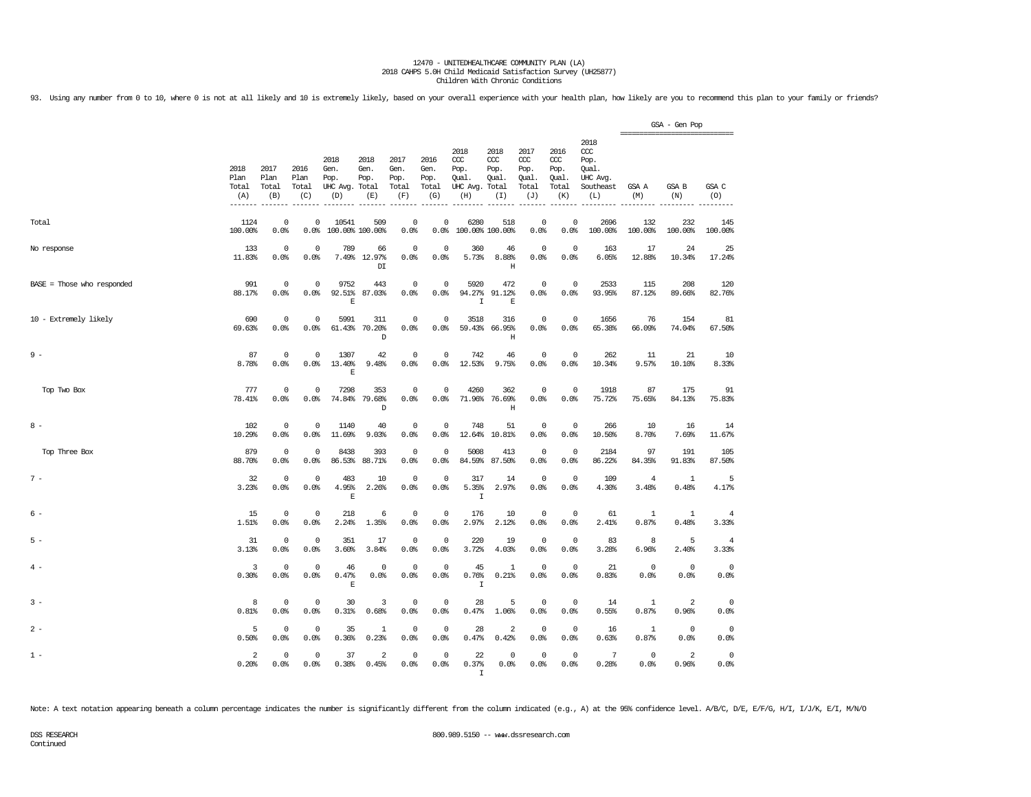12470 - UNITEDHEALTHCARE COMMUNITY PLAN (LA)
2018 CAHPS 5.0H Child Medicaid Satisfaction Survey (UH25877)
Children With Chronic Conditions

93. Using any number from 0 to 10, where 0 is not at all likely and 10 is extremely likely, based on your overall experience with your health plan, how likely are you to recommend this plan to your family or friends?

| | 2018 Plan Total (A) | 2017 Plan Total (B) | 2016 Plan Total (C) | 2018 Gen. Pop. UHC Avg. (D) | 2018 Gen. Pop. Total (E) | 2017 Gen. Pop. Total (F) | 2016 Gen. Pop. Total (G) | 2018 CCC Pop. Qual. UHC Avg. (H) | 2018 CCC Pop. Qual. Total (I) | 2017 CCC Pop. Qual. Total (J) | 2016 CCC Pop. Qual. Total (K) | 2018 CCC Pop. Qual. UHC Avg. Southeast (L) | GSA - Gen Pop GSA A (M) | GSA - Gen Pop GSA B (N) | GSA - Gen Pop GSA C (O) |
|---|---|---|---|---|---|---|---|---|---|---|---|---|---|---|---|
| Total | 1124<br>100.00% | 0<br>0.0% | 0<br>0.0% | 10541<br>100.00% | 509<br>100.00% | 0<br>0.0% | 0<br>0.0% | 6280<br>100.00% | 518<br>100.00% | 0<br>0.0% | 0<br>0.0% | 2696<br>100.00% | 132<br>100.00% | 232<br>100.00% | 145<br>100.00% |
| No response | 133<br>11.83% | 0<br>0.0% | 0<br>0.0% | 789<br>7.49% | 66<br>12.97%<br>DI | 0<br>0.0% | 0<br>0.0% | 360<br>5.73% | 46<br>8.88%<br>H | 0<br>0.0% | 0<br>0.0% | 163<br>6.05% | 17<br>12.88% | 24<br>10.34% | 25<br>17.24% |
| BASE = Those who responded | 991<br>88.17% | 0<br>0.0% | 0<br>0.0% | 9752<br>92.51%<br>E | 443<br>87.03% | 0<br>0.0% | 0<br>0.0% | 5920<br>94.27%<br>I | 472<br>91.12%<br>E | 0<br>0.0% | 0<br>0.0% | 2533<br>93.95% | 115<br>87.12% | 208<br>89.66% | 120<br>82.76% |
| 10 - Extremely likely | 690<br>69.63% | 0<br>0.0% | 0<br>0.0% | 5991<br>61.43% | 311<br>70.20%<br>D | 0<br>0.0% | 0<br>0.0% | 3518<br>59.43% | 316<br>66.95%<br>H | 0<br>0.0% | 0<br>0.0% | 1656<br>65.38% | 76<br>66.09% | 154<br>74.04% | 81<br>67.50% |
| 9 - | 87<br>8.78% | 0<br>0.0% | 0<br>0.0% | 1307<br>13.40%<br>E | 42<br>9.48% | 0<br>0.0% | 0<br>0.0% | 742<br>12.53% | 46<br>9.75% | 0<br>0.0% | 0<br>0.0% | 262<br>10.34% | 11<br>9.57% | 21<br>10.10% | 10<br>8.33% |
| Top Two Box | 777<br>78.41% | 0<br>0.0% | 0<br>0.0% | 7298<br>74.84% | 353<br>79.68%<br>D | 0<br>0.0% | 0<br>0.0% | 4260<br>71.96% | 362<br>76.69%<br>H | 0<br>0.0% | 0<br>0.0% | 1918<br>75.72% | 87<br>75.65% | 175<br>84.13% | 91<br>75.83% |
| 8 - | 102<br>10.29% | 0<br>0.0% | 0<br>0.0% | 1140<br>11.69% | 40<br>9.03% | 0<br>0.0% | 0<br>0.0% | 748<br>12.64% | 51<br>10.81% | 0<br>0.0% | 0<br>0.0% | 266<br>10.50% | 10<br>8.70% | 16<br>7.69% | 14<br>11.67% |
| Top Three Box | 879<br>88.70% | 0<br>0.0% | 0<br>0.0% | 8438<br>86.53% | 393<br>88.71% | 0<br>0.0% | 0<br>0.0% | 5008<br>84.59% | 413<br>87.50% | 0<br>0.0% | 0<br>0.0% | 2184<br>86.22% | 97<br>84.35% | 191<br>91.83% | 105<br>87.50% |
| 7 - | 32<br>3.23% | 0<br>0.0% | 0<br>0.0% | 483<br>4.95%<br>E | 10<br>2.26% | 0<br>0.0% | 0<br>0.0% | 317<br>5.35%<br>I | 14<br>2.97% | 0<br>0.0% | 0<br>0.0% | 109<br>4.30% | 4<br>3.48% | 1<br>0.48% | 5<br>4.17% |
| 6 - | 15<br>1.51% | 0<br>0.0% | 0<br>0.0% | 218<br>2.24% | 6<br>1.35% | 0<br>0.0% | 0<br>0.0% | 176<br>2.97% | 10<br>2.12% | 0<br>0.0% | 0<br>0.0% | 61<br>2.41% | 1<br>0.87% | 1<br>0.48% | 4<br>3.33% |
| 5 - | 31<br>3.13% | 0<br>0.0% | 0<br>0.0% | 351<br>3.60% | 17<br>3.84% | 0<br>0.0% | 0<br>0.0% | 220<br>3.72% | 19<br>4.03% | 0<br>0.0% | 0<br>0.0% | 83<br>3.28% | 8<br>6.96% | 5<br>2.40% | 4<br>3.33% |
| 4 - | 3<br>0.30% | 0<br>0.0% | 0<br>0.0% | 46<br>0.47%<br>E | 0<br>0.0% | 0<br>0.0% | 0<br>0.0% | 45<br>0.76%<br>I | 1<br>0.21% | 0<br>0.0% | 0<br>0.0% | 21<br>0.83% | 0<br>0.0% | 0<br>0.0% | 0<br>0.0% |
| 3 - | 8<br>0.81% | 0<br>0.0% | 0<br>0.0% | 30<br>0.31% | 3<br>0.68% | 0<br>0.0% | 0<br>0.0% | 28<br>0.47% | 5<br>1.06% | 0<br>0.0% | 0<br>0.0% | 14<br>0.55% | 1<br>0.87% | 2<br>0.96% | 0<br>0.0% |
| 2 - | 5<br>0.50% | 0<br>0.0% | 0<br>0.0% | 35<br>0.36% | 1<br>0.23% | 0<br>0.0% | 0<br>0.0% | 28<br>0.47% | 2<br>0.42% | 0<br>0.0% | 0<br>0.0% | 16<br>0.63% | 1<br>0.87% | 0<br>0.0% | 0<br>0.0% |
| 1 - | 2<br>0.20% | 0<br>0.0% | 0<br>0.0% | 37<br>0.38% | 2<br>0.45% | 0<br>0.0% | 0<br>0.0% | 22<br>0.37%<br>I | 0<br>0.0% | 0<br>0.0% | 0<br>0.0% | 7<br>0.28% | 0<br>0.0% | 2<br>0.96% | 0<br>0.0% |

Note: A text notation appearing beneath a column percentage indicates the number is significantly different from the column indicated (e.g., A) at the 95% confidence level. A/B/C, D/E, E/F/G, H/I, I/J/K, E/I, M/N/O

DSS RESEARCH
Continued

800.989.5150 -- www.dssresearch.com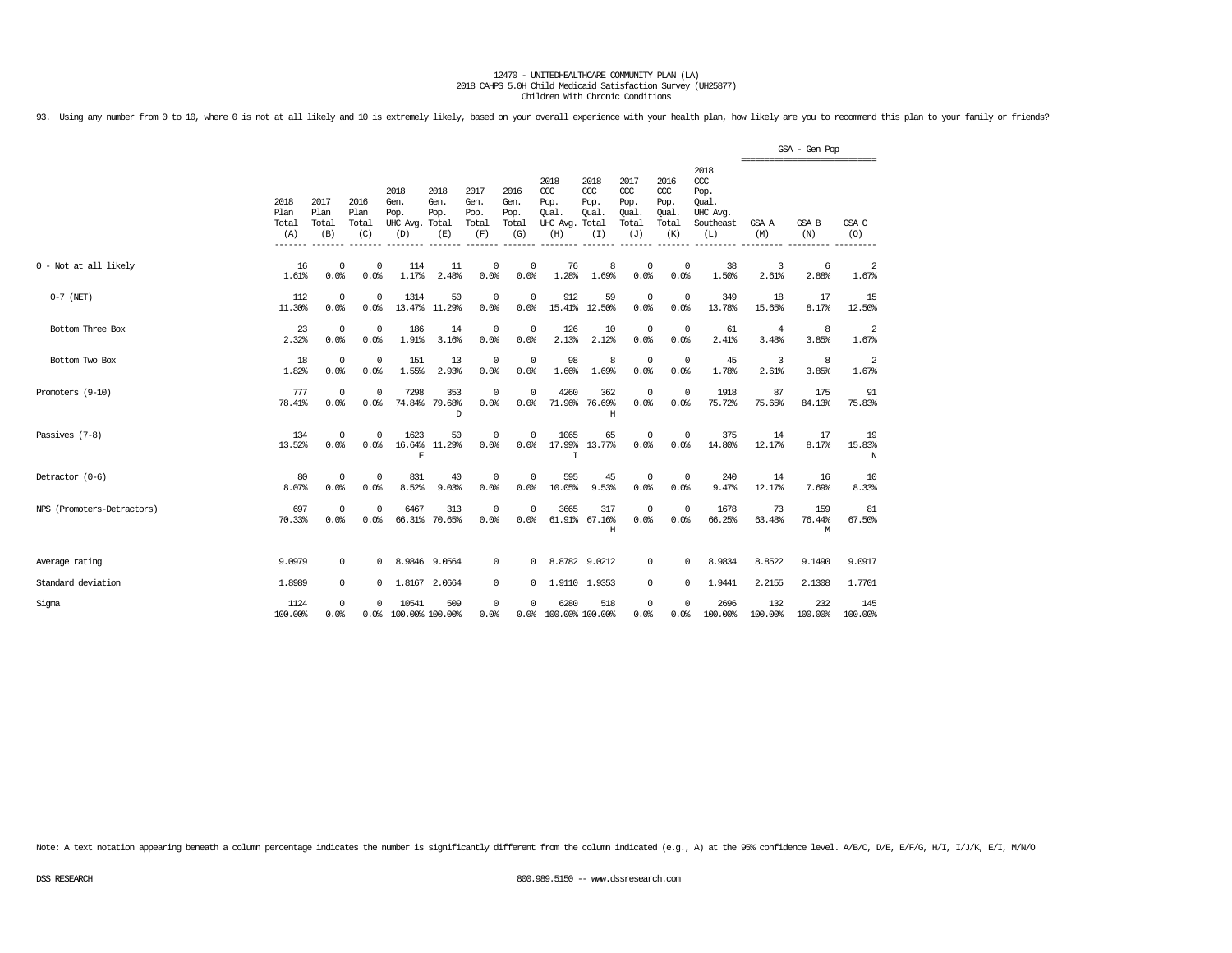12470 - UNITEDHEALTHCARE COMMUNITY PLAN (LA)
2018 CAHPS 5.0H Child Medicaid Satisfaction Survey (UH25877)
Children With Chronic Conditions

93. Using any number from 0 to 10, where 0 is not at all likely and 10 is extremely likely, based on your overall experience with your health plan, how likely are you to recommend this plan to your family or friends?

| | 2018 Plan Total (A) | 2017 Plan Total (B) | 2016 Plan Total (C) | 2018 Gen. Pop. UHC Avg. (D) | 2018 Gen. Pop. Total (E) | 2017 Gen. Pop. Total (F) | 2016 Gen. Pop. Total (G) | 2018 CCC Pop. Qual. UHC Avg. (H) | 2018 CCC Pop. Qual. Total (I) | 2017 CCC Pop. Qual. Total (J) | 2016 CCC Pop. Qual. Total (K) | 2018 CCC Pop. Qual. UHC Avg. Southeast (L) | GSA - Gen Pop GSA A (M) | GSA - Gen Pop GSA B (N) | GSA - Gen Pop GSA C (O) |
|---|---|---|---|---|---|---|---|---|---|---|---|---|---|---|---|
| 0 - Not at all likely | 16<br>1.61% | 0<br>0.0% | 0<br>0.0% | 114<br>1.17% | 11<br>2.48% | 0<br>0.0% | 0<br>0.0% | 76<br>1.28% | 8<br>1.69% | 0<br>0.0% | 0<br>0.0% | 38<br>1.50% | 3<br>2.61% | 6<br>2.88% | 2<br>1.67% |
| 0-7 (NET) | 112<br>11.30% | 0<br>0.0% | 0<br>0.0% | 1314<br>13.47% | 50<br>11.29% | 0<br>0.0% | 0<br>0.0% | 912<br>15.41% | 59<br>12.50% | 0<br>0.0% | 0<br>0.0% | 349<br>13.78% | 18<br>15.65% | 17<br>8.17% | 15<br>12.50% |
| Bottom Three Box | 23<br>2.32% | 0<br>0.0% | 0<br>0.0% | 186<br>1.91% | 14<br>3.16% | 0<br>0.0% | 0<br>0.0% | 126<br>2.13% | 10<br>2.12% | 0<br>0.0% | 0<br>0.0% | 61<br>2.41% | 4<br>3.48% | 8<br>3.85% | 2<br>1.67% |
| Bottom Two Box | 18<br>1.82% | 0<br>0.0% | 0<br>0.0% | 151<br>1.55% | 13<br>2.93% | 0<br>0.0% | 0<br>0.0% | 98<br>1.66% | 8<br>1.69% | 0<br>0.0% | 0<br>0.0% | 45<br>1.78% | 3<br>2.61% | 8<br>3.85% | 2<br>1.67% |
| Promoters (9-10) | 777<br>78.41% | 0<br>0.0% | 0<br>0.0% | 7298<br>74.84% | 353<br>79.68%<br>D | 0<br>0.0% | 0<br>0.0% | 4260<br>71.96% | 362<br>76.69%<br>H | 0<br>0.0% | 0<br>0.0% | 1918<br>75.72% | 87<br>75.65% | 175<br>84.13% | 91<br>75.83% |
| Passives (7-8) | 134<br>13.52% | 0<br>0.0% | 0<br>0.0% | 1623<br>16.64%<br>E | 50<br>11.29% | 0<br>0.0% | 0<br>0.0% | 1065<br>17.99%<br>I | 65<br>13.77% | 0<br>0.0% | 0<br>0.0% | 375<br>14.80% | 14<br>12.17% | 17<br>8.17% | 19<br>15.83%<br>N |
| Detractor (0-6) | 80<br>8.07% | 0<br>0.0% | 0<br>0.0% | 831<br>8.52% | 40<br>9.03% | 0<br>0.0% | 0<br>0.0% | 595<br>10.05% | 45<br>9.53% | 0<br>0.0% | 0<br>0.0% | 240<br>9.47% | 14<br>12.17% | 16<br>7.69% | 10<br>8.33% |
| NPS (Promoters-Detractors) | 697<br>70.33% | 0<br>0.0% | 0<br>0.0% | 6467<br>66.31% | 313<br>70.65% | 0<br>0.0% | 0<br>0.0% | 3665<br>61.91% | 317<br>67.16%<br>H | 0<br>0.0% | 0<br>0.0% | 1678<br>66.25% | 73<br>63.48% | 159<br>76.44%<br>M | 81<br>67.50% |
| Average rating | 9.0979 | 0 | 0 | 8.9846 | 9.0564 | 0 | 0 | 8.8782 | 9.0212 | 0 | 0 | 8.9834 | 8.8522 | 9.1490 | 9.0917 |
| Standard deviation | 1.8989 | 0 | 0 | 1.8167 | 2.0664 | 0 | 0 | 1.9110 | 1.9353 | 0 | 0 | 1.9441 | 2.2155 | 2.1308 | 1.7701 |
| Sigma | 1124<br>100.00% | 0<br>0.0% | 0<br>0.0% | 10541<br>100.00% | 509<br>100.00% | 0<br>0.0% | 0<br>0.0% | 6280<br>100.00% | 518<br>100.00% | 0<br>0.0% | 0<br>0.0% | 2696<br>100.00% | 132<br>100.00% | 232<br>100.00% | 145<br>100.00% |

Note: A text notation appearing beneath a column percentage indicates the number is significantly different from the column indicated (e.g., A) at the 95% confidence level. A/B/C, D/E, E/F/G, H/I, I/J/K, E/I, M/N/O

DSS RESEARCH

800.989.5150 -- www.dssresearch.com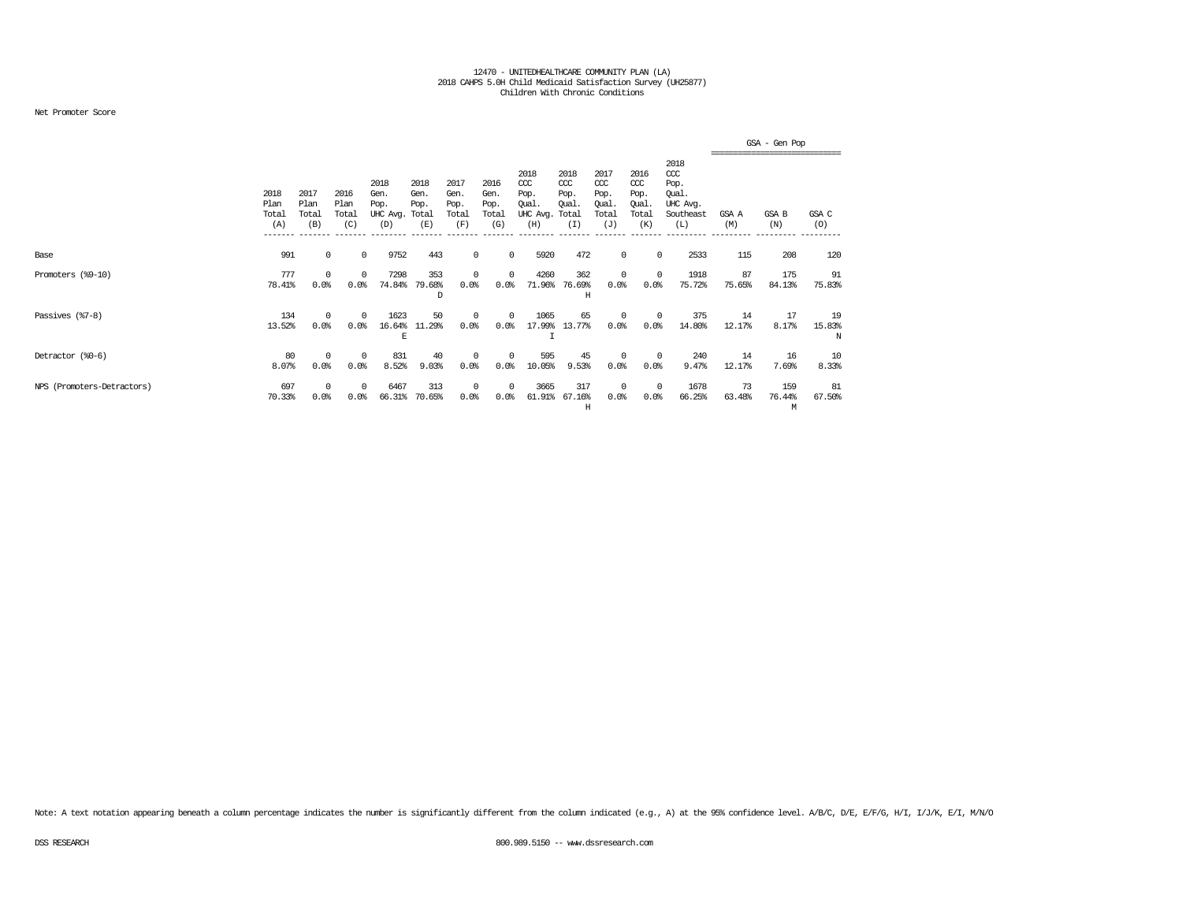12470 - UNITEDHEALTHCARE COMMUNITY PLAN (LA)
2018 CAHPS 5.0H Child Medicaid Satisfaction Survey (UH25877)
Children With Chronic Conditions

Net Promoter Score

| | 2018 Plan Total (A) | 2017 Plan Total (B) | 2016 Plan Total (C) | 2018 Gen. Pop. UHC Avg. (D) | 2018 Gen. Pop. Total (E) | 2017 Gen. Pop. Total (F) | 2016 Gen. Pop. Total (G) | 2018 CCC Pop. Qual. UHC Avg. (H) | 2018 CCC Pop. Qual. Total (I) | 2017 CCC Pop. Qual. Total (J) | 2016 CCC Pop. Qual. Total (K) | 2018 CCC Pop. Qual. UHC Avg. Southeast (L) | GSA - Gen Pop GSA A (M) | GSA B (N) | GSA C (O) |
|---|---|---|---|---|---|---|---|---|---|---|---|---|---|---|---|
| Base | 991 | 0 | 0 | 9752 | 443 | 0 | 0 | 5920 | 472 | 0 | 0 | 2533 | 115 | 208 | 120 |
| Promoters (%9-10) | 777 | 0 | 0 | 7298 | 353 | 0 | 0 | 4260 | 362 | 0 | 0 | 1918 | 87 | 175 | 91 |
| | 78.41% | 0.0% | 0.0% | 74.84% | 79.68% D | 0.0% | 0.0% | 71.96% | 76.69% H | 0.0% | 0.0% | 75.72% | 75.65% | 84.13% | 75.83% |
| Passives (%7-8) | 134 | 0 | 0 | 1623 | 50 | 0 | 0 | 1065 | 65 | 0 | 0 | 375 | 14 | 17 | 19 |
| | 13.52% | 0.0% | 0.0% | 16.64% E | 11.29% | 0.0% | 0.0% | 17.99% I | 13.77% | 0.0% | 0.0% | 14.80% | 12.17% | 8.17% | 15.83% N |
| Detractor (%0-6) | 80 | 0 | 0 | 831 | 40 | 0 | 0 | 595 | 45 | 0 | 0 | 240 | 14 | 16 | 10 |
| | 8.07% | 0.0% | 0.0% | 8.52% | 9.03% | 0.0% | 0.0% | 10.05% | 9.53% | 0.0% | 0.0% | 9.47% | 12.17% | 7.69% | 8.33% |
| NPS (Promoters-Detractors) | 697 | 0 | 0 | 6467 | 313 | 0 | 0 | 3665 | 317 | 0 | 0 | 1678 | 73 | 159 | 81 |
| | 70.33% | 0.0% | 0.0% | 66.31% | 70.65% | 0.0% | 0.0% | 61.91% | 67.16% H | 0.0% | 0.0% | 66.25% | 63.48% | 76.44% M | 67.50% |

Note: A text notation appearing beneath a column percentage indicates the number is significantly different from the column indicated (e.g., A) at the 95% confidence level. A/B/C, D/E, E/F/G, H/I, I/J/K, E/I, M/N/O

DSS RESEARCH 800.989.5150 -- www.dssresearch.com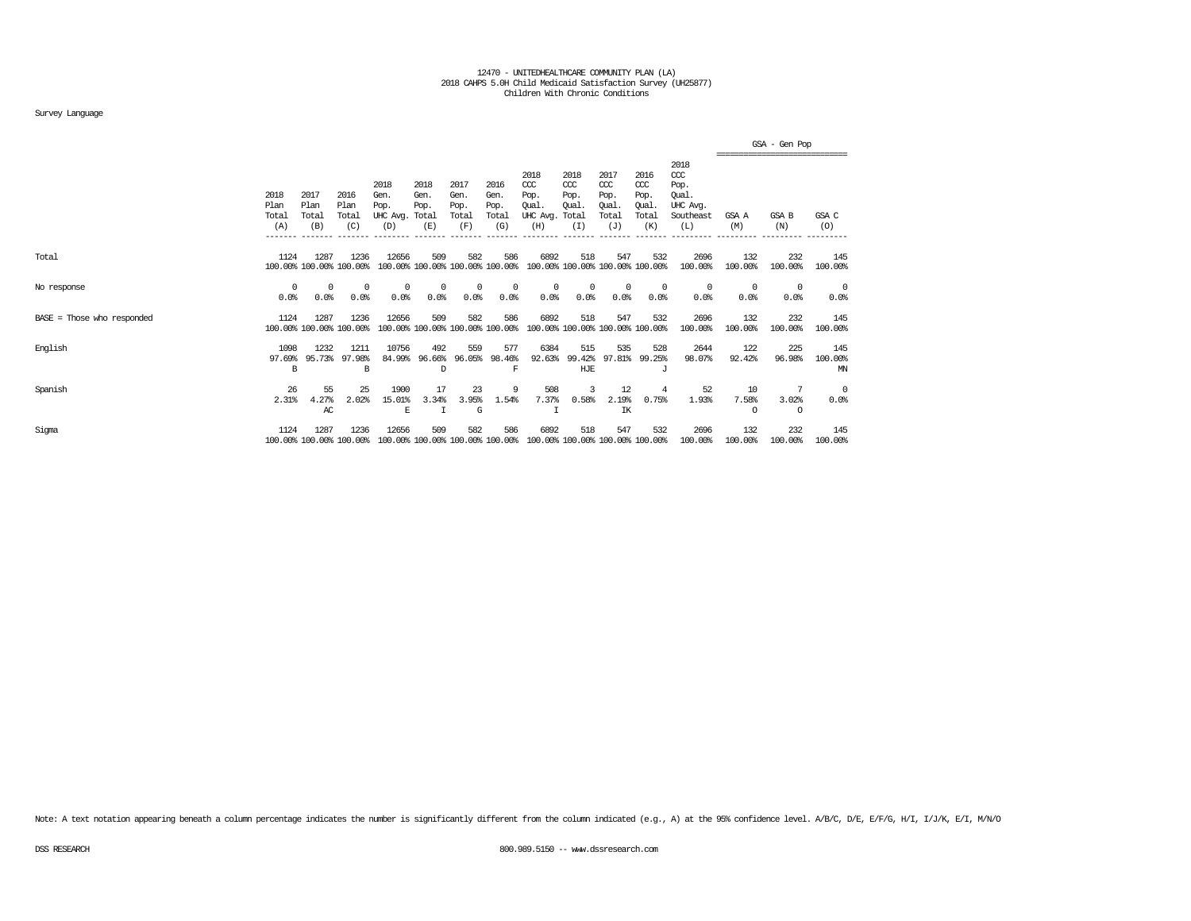12470 - UNITEDHEALTHCARE COMMUNITY PLAN (LA)
2018 CAHPS 5.0H Child Medicaid Satisfaction Survey (UH25877)
Children With Chronic Conditions

Survey Language

| | 2018 Plan Total (A) | 2017 Plan Total (B) | 2016 Plan Total (C) | 2018 Gen. Pop. UHC Avg. (D) | 2018 Gen. Pop. Total (E) | 2017 Gen. Pop. Total (F) | 2016 Gen. Pop. Total (G) | 2018 CCC Pop. Qual. UHC Avg. (H) | 2018 CCC Pop. Qual. Total (I) | 2017 CCC Pop. Qual. Total (J) | 2016 CCC Pop. Qual. Total (K) | 2018 CCC Pop. Qual. UHC Avg. Southeast (L) | GSA - Gen Pop GSA A (M) | GSA B (N) | GSA C (O) |
|---|---|---|---|---|---|---|---|---|---|---|---|---|---|---|---|
| Total | 1124<br>100.00% | 1287<br>100.00% | 1236<br>100.00% | 12656<br>100.00% | 509<br>100.00% | 582<br>100.00% | 586<br>100.00% | 6892<br>100.00% | 518<br>100.00% | 547<br>100.00% | 532<br>100.00% | 2696<br>100.00% | 132<br>100.00% | 232<br>100.00% | 145<br>100.00% |
| No response | 0<br>0.0% | 0<br>0.0% | 0<br>0.0% | 0<br>0.0% | 0<br>0.0% | 0<br>0.0% | 0<br>0.0% | 0<br>0.0% | 0<br>0.0% | 0<br>0.0% | 0<br>0.0% | 0<br>0.0% | 0<br>0.0% | 0<br>0.0% | 0<br>0.0% |
| BASE = Those who responded | 1124<br>100.00% | 1287<br>100.00% | 1236<br>100.00% | 12656<br>100.00% | 509<br>100.00% | 582<br>100.00% | 586<br>100.00% | 6892<br>100.00% | 518<br>100.00% | 547<br>100.00% | 532<br>100.00% | 2696<br>100.00% | 132<br>100.00% | 232<br>100.00% | 145<br>100.00% |
| English | 1098<br>97.69%<br>B | 1232<br>95.73% | 1211<br>97.98%<br>B | 10756<br>84.99% | 492<br>96.66%<br>D | 559<br>96.05% | 577<br>98.46%<br>F | 6384<br>92.63% | 515<br>99.42%<br>HJE | 535<br>97.81% | 528<br>99.25%<br>J | 2644<br>98.07% | 122<br>92.42% | 225<br>96.98% | 145<br>100.00%<br>MN |
| Spanish | 26<br>2.31% | 55<br>4.27%<br>AC | 25<br>2.02% | 1900<br>15.01%<br>E | 17<br>3.34%<br>I | 23<br>3.95%<br>G | 9<br>1.54% | 508<br>7.37%<br>I | 3<br>0.58% | 12<br>2.19%<br>IK | 4<br>0.75% | 52<br>1.93% | 10<br>7.58%<br>O | 7<br>3.02%<br>O | 0<br>0.0% |
| Sigma | 1124<br>100.00% | 1287<br>100.00% | 1236<br>100.00% | 12656<br>100.00% | 509<br>100.00% | 582<br>100.00% | 586<br>100.00% | 6892<br>100.00% | 518<br>100.00% | 547<br>100.00% | 532<br>100.00% | 2696<br>100.00% | 132<br>100.00% | 232<br>100.00% | 145<br>100.00% |

Note: A text notation appearing beneath a column percentage indicates the number is significantly different from the column indicated (e.g., A) at the 95% confidence level. A/B/C, D/E, E/F/G, H/I, I/J/K, E/I, M/N/O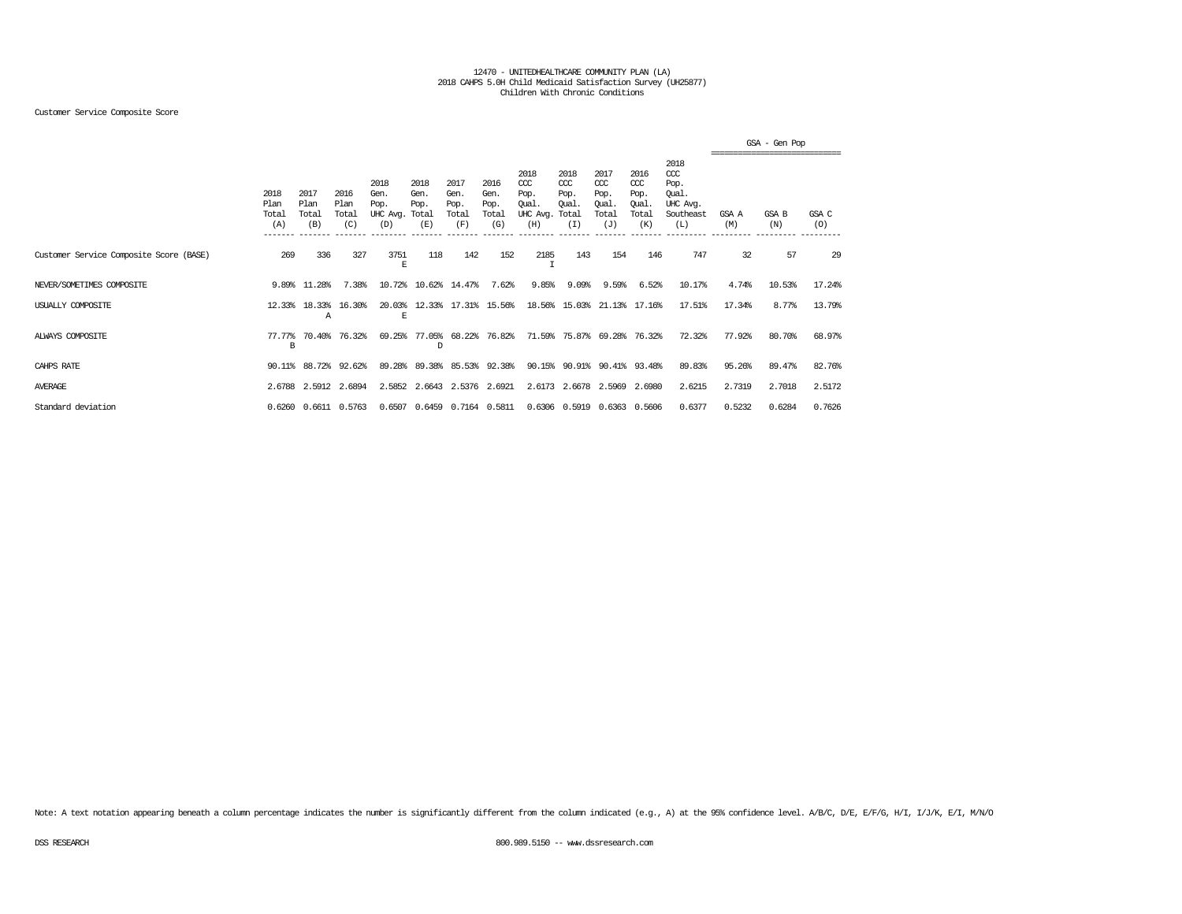12470 - UNITEDHEALTHCARE COMMUNITY PLAN (LA)
2018 CAHPS 5.0H Child Medicaid Satisfaction Survey (UH25877)
Children With Chronic Conditions

Customer Service Composite Score

| | 2018 Plan Total (A) | 2017 Plan Total (B) | 2016 Plan Total (C) | 2018 Gen. Pop. UHC Avg. (D) | 2018 Gen. Pop. Total (E) | 2017 Gen. Pop. Total (F) | 2016 Gen. Pop. Total (G) | 2018 CCC Pop. Qual. UHC Avg. (H) | 2018 CCC Pop. Qual. Total (I) | 2017 CCC Pop. Qual. Total (J) | 2016 CCC Pop. Qual. Total (K) | 2018 CCC Pop. Qual. UHC Avg. Southeast (L) | GSA - Gen Pop GSA A (M) | GSA B (N) | GSA C (O) |
|---|---|---|---|---|---|---|---|---|---|---|---|---|---|---|---|
| Customer Service Composite Score (BASE) | 269 | 336 | 327 | 3751 E | 118 | 142 | 152 | 2185 I | 143 | 154 | 146 | 747 | 32 | 57 | 29 |
| NEVER/SOMETIMES COMPOSITE | 9.89% | 11.28% | 7.38% | 10.72% | 10.62% | 14.47% | 7.62% | 9.85% | 9.09% | 9.59% | 6.52% | 10.17% | 4.74% | 10.53% | 17.24% |
| USUALLY COMPOSITE | 12.33% | 18.33% A | 16.30% | 20.03% E | 12.33% | 17.31% | 15.56% | 18.56% | 15.03% | 21.13% | 17.16% | 17.51% | 17.34% | 8.77% | 13.79% |
| ALWAYS COMPOSITE | 77.77% B | 70.40% | 76.32% | 69.25% | 77.05% D | 68.22% | 76.82% | 71.59% | 75.87% | 69.28% | 76.32% | 72.32% | 77.92% | 80.70% | 68.97% |
| CAHPS RATE | 90.11% | 88.72% | 92.62% | 89.28% | 89.38% | 85.53% | 92.38% | 90.15% | 90.91% | 90.41% | 93.48% | 89.83% | 95.26% | 89.47% | 82.76% |
| AVERAGE | 2.6788 | 2.5912 | 2.6894 | 2.5852 | 2.6643 | 2.5376 | 2.6921 | 2.6173 | 2.6678 | 2.5969 | 2.6980 | 2.6215 | 2.7319 | 2.7018 | 2.5172 |
| Standard deviation | 0.6260 | 0.6611 | 0.5763 | 0.6507 | 0.6459 | 0.7164 | 0.5811 | 0.6306 | 0.5919 | 0.6363 | 0.5606 | 0.6377 | 0.5232 | 0.6284 | 0.7626 |

Note: A text notation appearing beneath a column percentage indicates the number is significantly different from the column indicated (e.g., A) at the 95% confidence level. A/B/C, D/E, E/F/G, H/I, I/J/K, E/I, M/N/O

DSS RESEARCH 800.989.5150 -- www.dssresearch.com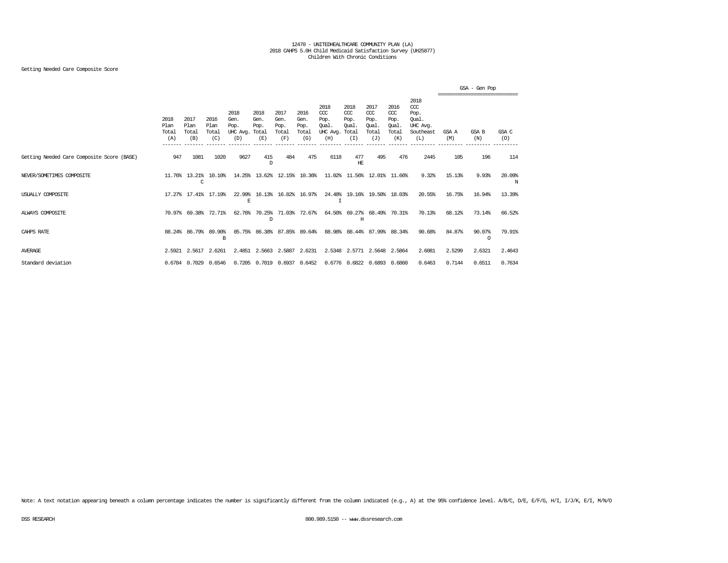12470 - UNITEDHEALTHCARE COMMUNITY PLAN (LA)
2018 CAHPS 5.0H Child Medicaid Satisfaction Survey (UH25877)
Children With Chronic Conditions

Getting Needed Care Composite Score

| | 2018 Plan Total (A) | 2017 Plan Total (B) | 2016 Plan Total (C) | 2018 Gen. Pop. UHC Avg. (D) | 2018 Gen. Pop. Total (E) | 2017 Gen. Pop. Total (F) | 2016 Gen. Pop. Total (G) | 2018 CCC Pop. Qual. UHC Avg. (H) | 2018 CCC Pop. Qual. Total (I) | 2017 CCC Pop. Qual. Total (J) | 2016 CCC Pop. Qual. Total (K) | 2018 CCC Pop. Qual. UHC Avg. Southeast (L) | GSA - Gen Pop GSA A (M) | GSA - Gen Pop GSA B (N) | GSA - Gen Pop GSA C (O) |
|---|---|---|---|---|---|---|---|---|---|---|---|---|---|---|---|
| Getting Needed Care Composite Score (BASE) | 947 | 1081 | 1020 | 9627 | 415 D | 484 | 475 | 6118 | 477 HE | 495 | 476 | 2445 | 105 | 196 | 114 |
| NEVER/SOMETIMES COMPOSITE | 11.76% | 13.21% C | 10.10% | 14.25% | 13.62% | 12.15% | 10.36% | 11.02% | 11.56% | 12.01% | 11.66% | 9.32% | 15.13% | 9.93% | 20.09% N |
| USUALLY COMPOSITE | 17.27% | 17.41% | 17.19% | 22.99% E | 16.13% | 16.82% | 16.97% | 24.48% I | 19.16% | 19.50% | 18.03% | 20.55% | 16.75% | 16.94% | 13.39% |
| ALWAYS COMPOSITE | 70.97% | 69.38% | 72.71% | 62.76% | 70.25% D | 71.03% | 72.67% | 64.50% | 69.27% H | 68.49% | 70.31% | 70.13% | 68.12% | 73.14% | 66.52% |
| CAHPS RATE | 88.24% | 86.79% | 89.90% B | 85.75% | 86.38% | 87.85% | 89.64% | 88.98% | 88.44% | 87.99% | 88.34% | 90.68% | 84.87% | 90.07% O | 79.91% |
| AVERAGE | 2.5921 | 2.5617 | 2.6261 | 2.4851 | 2.5663 | 2.5887 | 2.6231 | 2.5348 | 2.5771 | 2.5648 | 2.5864 | 2.6081 | 2.5299 | 2.6321 | 2.4643 |
| Standard deviation | 0.6784 | 0.7029 | 0.6546 | 0.7205 | 0.7019 | 0.6937 | 0.6452 | 0.6776 | 0.6822 | 0.6893 | 0.6860 | 0.6463 | 0.7144 | 0.6511 | 0.7634 |

Note: A text notation appearing beneath a column percentage indicates the number is significantly different from the column indicated (e.g., A) at the 95% confidence level. A/B/C, D/E, E/F/G, H/I, I/J/K, E/I, M/N/O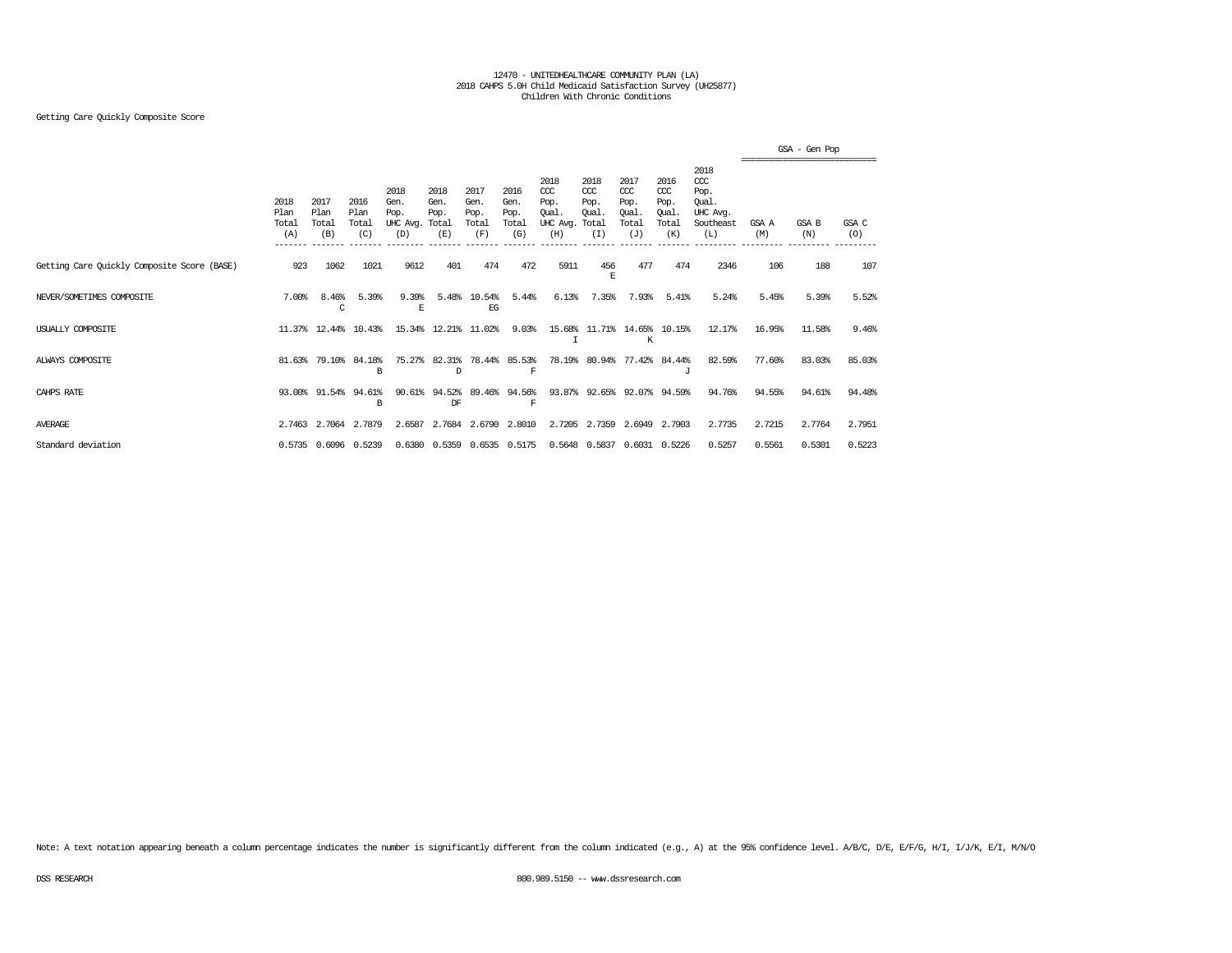12470 - UNITEDHEALTHCARE COMMUNITY PLAN (LA)
2018 CAHPS 5.0H Child Medicaid Satisfaction Survey (UH25877)
Children With Chronic Conditions

Getting Care Quickly Composite Score

| | 2018 Plan Total (A) | 2017 Plan Total (B) | 2016 Plan Total (C) | 2018 Gen. Pop. UHC Avg. (D) | 2018 Gen. Pop. Total (E) | 2017 Gen. Pop. Total (F) | 2016 Gen. Pop. Total (G) | 2018 CCC Pop. Qual. UHC Avg. (H) | 2018 CCC Pop. Qual. Total (I) | 2017 CCC Pop. Qual. Total (J) | 2016 CCC Pop. Qual. Total (K) | 2018 CCC Pop. Qual. UHC Avg. Southeast (L) | GSA - Gen Pop GSA A (M) | GSA - Gen Pop GSA B (N) | GSA - Gen Pop GSA C (O) |
|---|---|---|---|---|---|---|---|---|---|---|---|---|---|---|---|
| Getting Care Quickly Composite Score (BASE) | 923 | 1062 | 1021 | 9612 | 401 | 474 | 472 | 5911 | 456 E | 477 | 474 | 2346 | 106 | 188 | 107 |
| NEVER/SOMETIMES COMPOSITE | 7.00% | 8.46% C | 5.39% | 9.39% E | 5.48% | 10.54% EG | 5.44% | 6.13% | 7.35% | 7.93% | 5.41% | 5.24% | 5.45% | 5.39% | 5.52% |
| USUALLY COMPOSITE | 11.37% | 12.44% | 10.43% | 15.34% | 12.21% | 11.02% | 9.03% | 15.68% I | 11.71% | 14.65% K | 10.15% | 12.17% | 16.95% | 11.58% | 9.46% |
| ALWAYS COMPOSITE | 81.63% | 79.10% | 84.18% B | 75.27% | 82.31% D | 78.44% | 85.53% F | 78.19% | 80.94% | 77.42% | 84.44% J | 82.59% | 77.60% | 83.03% | 85.03% |
| CAHPS RATE | 93.00% | 91.54% | 94.61% B | 90.61% | 94.52% DF | 89.46% | 94.56% F | 93.87% | 92.65% | 92.07% | 94.59% | 94.76% | 94.55% | 94.61% | 94.48% |
| AVERAGE | 2.7463 | 2.7064 | 2.7879 | 2.6587 | 2.7684 | 2.6790 | 2.8010 | 2.7205 | 2.7359 | 2.6949 | 2.7903 | 2.7735 | 2.7215 | 2.7764 | 2.7951 |
| Standard deviation | 0.5735 | 0.6096 | 0.5239 | 0.6380 | 0.5359 | 0.6535 | 0.5175 | 0.5648 | 0.5837 | 0.6031 | 0.5226 | 0.5257 | 0.5561 | 0.5301 | 0.5223 |

Note: A text notation appearing beneath a column percentage indicates the number is significantly different from the column indicated (e.g., A) at the 95% confidence level. A/B/C, D/E, E/F/G, H/I, I/J/K, E/I, M/N/O

DSS RESEARCH 800.989.5150 -- www.dssresearch.com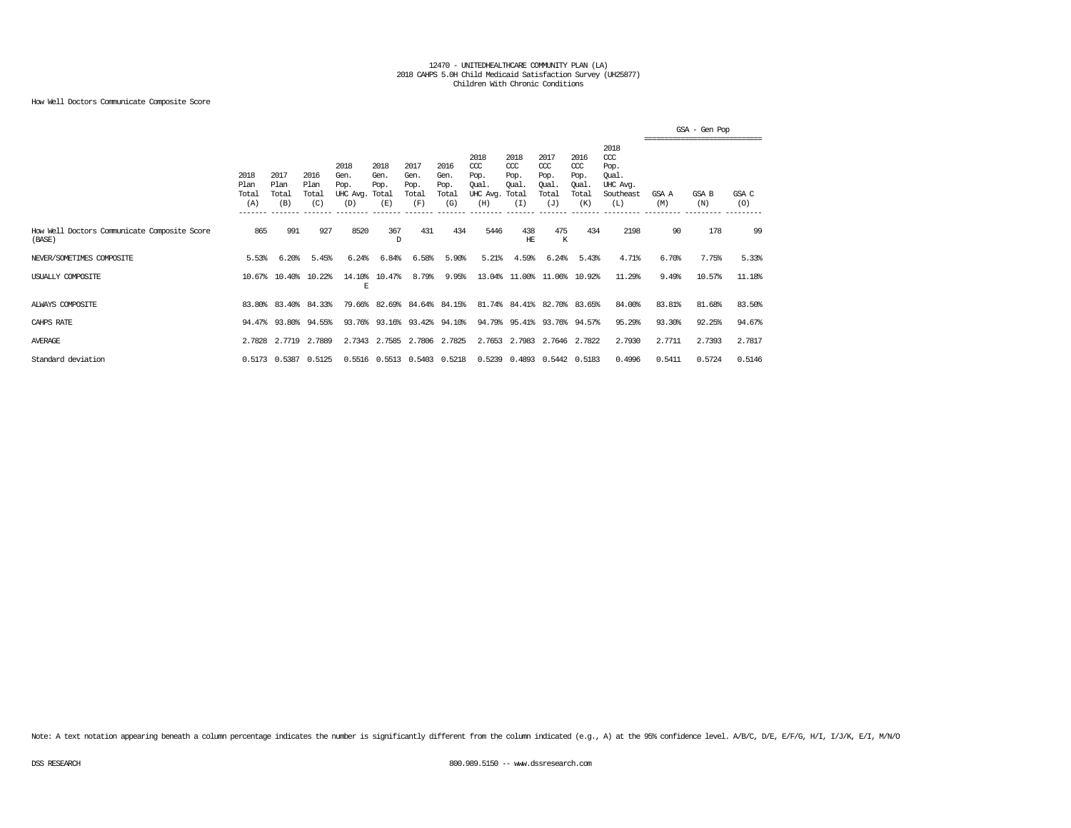12470 - UNITEDHEALTHCARE COMMUNITY PLAN (LA)
2018 CAHPS 5.0H Child Medicaid Satisfaction Survey (UH25877)
Children With Chronic Conditions

How Well Doctors Communicate Composite Score

| | 2018 Plan Total (A) | 2017 Plan Total (B) | 2016 Plan Total (C) | 2018 Gen. Pop. UHC Avg. (D) | 2018 Gen. Pop. Total (E) | 2017 Gen. Pop. Total (F) | 2016 Gen. Pop. Total (G) | 2018 CCC Pop. Qual. UHC Avg. (H) | 2018 CCC Pop. Qual. Total (I) | 2017 CCC Pop. Qual. Total (J) | 2016 CCC Pop. Qual. Total (K) | 2018 CCC Pop. Qual. UHC Avg. Southeast (L) | GSA - Gen Pop GSA A (M) | GSA B (N) | GSA C (O) |
|---|---|---|---|---|---|---|---|---|---|---|---|---|---|---|---|
| How Well Doctors Communicate Composite Score (BASE) | 865 | 991 | 927 | 8520 | 367 D | 431 | 434 | 5446 | 438 HE | 475 K | 434 | 2198 | 90 | 178 | 99 |
| NEVER/SOMETIMES COMPOSITE | 5.53% | 6.20% | 5.45% | 6.24% | 6.84% | 6.58% | 5.90% | 5.21% | 4.59% | 6.24% | 5.43% | 4.71% | 6.70% | 7.75% | 5.33% |
| USUALLY COMPOSITE | 10.67% | 10.40% | 10.22% | 14.10% E | 10.47% | 8.79% | 9.95% | 13.04% | 11.00% | 11.06% | 10.92% | 11.29% | 9.49% | 10.57% | 11.18% |
| ALWAYS COMPOSITE | 83.80% | 83.40% | 84.33% | 79.66% | 82.69% | 84.64% | 84.15% | 81.74% | 84.41% | 82.70% | 83.65% | 84.00% | 83.81% | 81.68% | 83.50% |
| CAHPS RATE | 94.47% | 93.80% | 94.55% | 93.76% | 93.16% | 93.42% | 94.10% | 94.79% | 95.41% | 93.76% | 94.57% | 95.29% | 93.30% | 92.25% | 94.67% |
| AVERAGE | 2.7828 | 2.7719 | 2.7889 | 2.7343 | 2.7585 | 2.7806 | 2.7825 | 2.7653 | 2.7983 | 2.7646 | 2.7822 | 2.7930 | 2.7711 | 2.7393 | 2.7817 |
| Standard deviation | 0.5173 | 0.5387 | 0.5125 | 0.5516 | 0.5513 | 0.5403 | 0.5218 | 0.5239 | 0.4893 | 0.5442 | 0.5183 | 0.4996 | 0.5411 | 0.5724 | 0.5146 |

Note: A text notation appearing beneath a column percentage indicates the number is significantly different from the column indicated (e.g., A) at the 95% confidence level. A/B/C, D/E, E/F/G, H/I, I/J/K, E/I, M/N/O

DSS RESEARCH 800.989.5150 -- www.dssresearch.com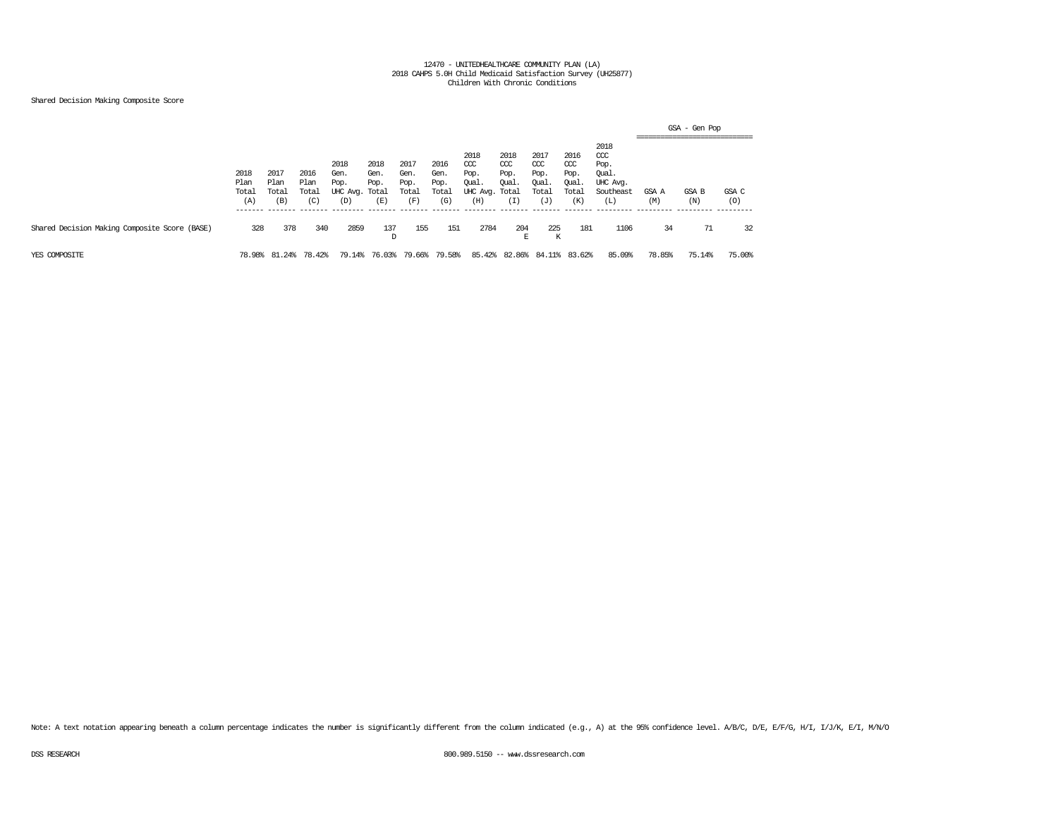12470 - UNITEDHEALTHCARE COMMUNITY PLAN (LA)
2018 CAHPS 5.0H Child Medicaid Satisfaction Survey (UH25877)
Children With Chronic Conditions

Shared Decision Making Composite Score

| | 2018 Plan Total (A) | 2017 Plan Total (B) | 2016 Plan Total (C) | 2018 Gen. Pop. UHC Avg. (D) | 2018 Gen. Pop. Total (E) | 2017 Gen. Pop. Total (F) | 2016 Gen. Pop. Total (G) | 2018 CCC Pop. Qual. UHC Avg. (H) | 2018 CCC Pop. Qual. Total (I) | 2017 CCC Pop. Qual. Total (J) | 2016 CCC Pop. Qual. Total (K) | 2018 CCC Pop. Qual. UHC Avg. Southeast (L) | GSA - Gen Pop GSA A (M) | GSA B (N) | GSA C (O) |
|---|---|---|---|---|---|---|---|---|---|---|---|---|---|---|---|
| Shared Decision Making Composite Score (BASE) | 328 | 378 | 340 | 2859 | 137<br>D | 155 | 151 | 2784 | 204<br>E | 225<br>K | 181 | 1106 | 34 | 71 | 32 |
| YES COMPOSITE | 78.98% | 81.24% | 78.42% | 79.14% | 76.03% | 79.66% | 79.58% | 85.42% | 82.86% | 84.11% | 83.62% | 85.09% | 78.85% | 75.14% | 75.00% |

Note: A text notation appearing beneath a column percentage indicates the number is significantly different from the column indicated (e.g., A) at the 95% confidence level. A/B/C, D/E, E/F/G, H/I, I/J/K, E/I, M/N/O

DSS RESEARCH 800.989.5150 -- www.dssresearch.com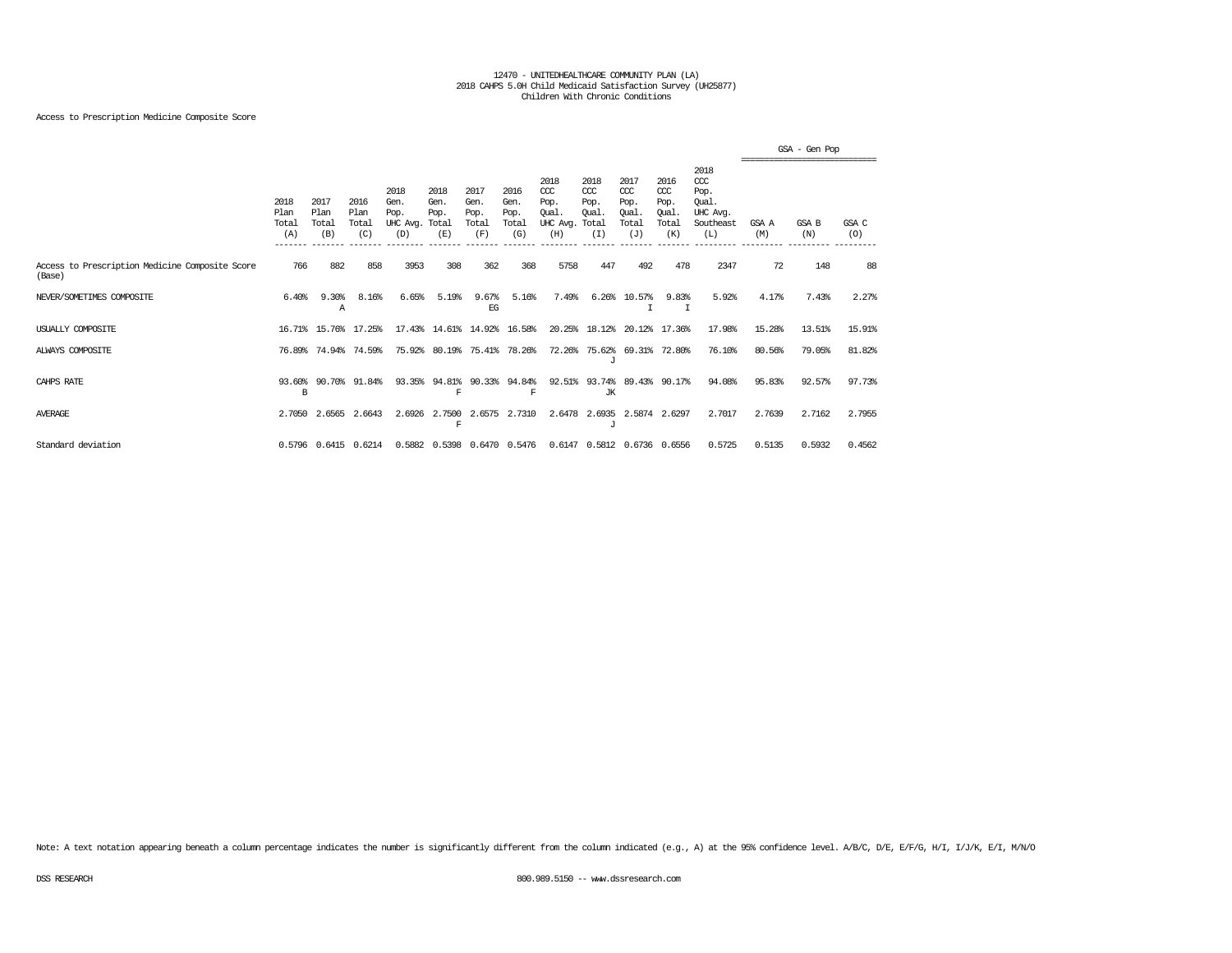12470 - UNITEDHEALTHCARE COMMUNITY PLAN (LA)
2018 CAHPS 5.0H Child Medicaid Satisfaction Survey (UH25877)
Children With Chronic Conditions

Access to Prescription Medicine Composite Score

| | 2018 Plan Total (A) | 2017 Plan Total (B) | 2016 Plan Total (C) | 2018 Gen. Pop. UHC Avg. (D) | 2018 Gen. Pop. Total (E) | 2017 Gen. Pop. Total (F) | 2016 Gen. Pop. Total (G) | 2018 CCC Pop. Qual. UHC Avg. (H) | 2018 CCC Pop. Qual. Total (I) | 2017 CCC Pop. Qual. Total (J) | 2016 CCC Pop. Qual. Total (K) | 2018 CCC Pop. Qual. UHC Avg. Southeast (L) | GSA - Gen Pop GSA A (M) | GSA B (N) | GSA C (O) |
|---|---|---|---|---|---|---|---|---|---|---|---|---|---|---|---|
| Access to Prescription Medicine Composite Score (Base) | 766 | 882 | 858 | 3953 | 308 | 362 | 368 | 5758 | 447 | 492 | 478 | 2347 | 72 | 148 | 88 |
| NEVER/SOMETIMES COMPOSITE | 6.40% | 9.30% A | 8.16% | 6.65% | 5.19% | 9.67% EG | 5.16% | 7.49% | 6.26% | 10.57% I | 9.83% I | 5.92% | 4.17% | 7.43% | 2.27% |
| USUALLY COMPOSITE | 16.71% | 15.76% | 17.25% | 17.43% | 14.61% | 14.92% | 16.58% | 20.25% | 18.12% | 20.12% | 17.36% | 17.98% | 15.28% | 13.51% | 15.91% |
| ALWAYS COMPOSITE | 76.89% | 74.94% | 74.59% | 75.92% | 80.19% | 75.41% | 78.26% | 72.26% | 75.62% J | 69.31% | 72.80% | 76.10% | 80.56% | 79.05% | 81.82% |
| CAHPS RATE | 93.60% B | 90.70% | 91.84% | 93.35% | 94.81% F | 90.33% | 94.84% F | 92.51% | 93.74% JK | 89.43% | 90.17% | 94.08% | 95.83% | 92.57% | 97.73% |
| AVERAGE | 2.7050 | 2.6565 | 2.6643 | 2.6926 | 2.7500 F | 2.6575 | 2.7310 | 2.6478 | 2.6935 J | 2.5874 | 2.6297 | 2.7017 | 2.7639 | 2.7162 | 2.7955 |
| Standard deviation | 0.5796 | 0.6415 | 0.6214 | 0.5882 | 0.5398 | 0.6470 | 0.5476 | 0.6147 | 0.5812 | 0.6736 | 0.6556 | 0.5725 | 0.5135 | 0.5932 | 0.4562 |

Note: A text notation appearing beneath a column percentage indicates the number is significantly different from the column indicated (e.g., A) at the 95% confidence level. A/B/C, D/E, E/F/G, H/I, I/J/K, E/I, M/N/O

DSS RESEARCH 800.989.5150 -- www.dssresearch.com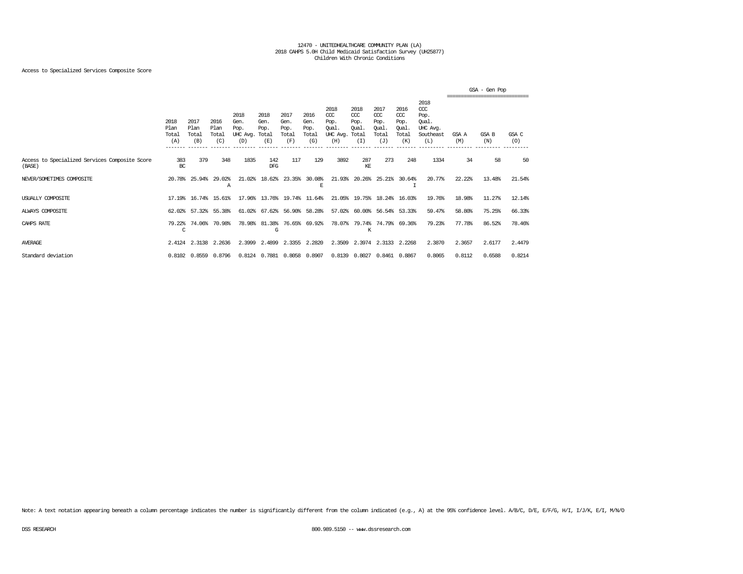12470 - UNITEDHEALTHCARE COMMUNITY PLAN (LA)
2018 CAHPS 5.0H Child Medicaid Satisfaction Survey (UH25877)
Children With Chronic Conditions

Access to Specialized Services Composite Score

| | 2018 Plan Total (A) | 2017 Plan Total (B) | 2016 Plan Total (C) | 2018 Gen. Pop. UHC Avg. (D) | 2018 Gen. Pop. Total (E) | 2017 Gen. Pop. Total (F) | 2016 Gen. Pop. Total (G) | 2018 CCC Pop. Qual. UHC Avg. (H) | 2018 CCC Pop. Qual. Total (I) | 2017 CCC Pop. Qual. Total (J) | 2016 CCC Pop. Qual. Total (K) | 2018 CCC Pop. Qual. UHC Avg. Southeast (L) | GSA - Gen Pop GSA A (M) | GSA B (N) | GSA C (O) |
|---|---|---|---|---|---|---|---|---|---|---|---|---|---|---|---|
| Access to Specialized Services Composite Score (BASE) | 383 BC | 379 | 348 | 1835 | 142 DFG | 117 | 129 | 3892 | 287 KE | 273 | 248 | 1334 | 34 | 58 | 50 |
| NEVER/SOMETIMES COMPOSITE | 20.78% | 25.94% | 29.02% A | 21.02% | 18.62% | 23.35% | 30.08% E | 21.93% | 20.26% | 25.21% | 30.64% I | 20.77% | 22.22% | 13.48% | 21.54% |
| USUALLY COMPOSITE | 17.19% | 16.74% | 15.61% | 17.96% | 13.76% | 19.74% | 11.64% | 21.05% | 19.75% | 18.24% | 16.03% | 19.76% | 18.98% | 11.27% | 12.14% |
| ALWAYS COMPOSITE | 62.02% | 57.32% | 55.38% | 61.02% | 67.62% | 56.90% | 58.28% | 57.02% | 60.00% | 56.54% | 53.33% | 59.47% | 58.80% | 75.25% | 66.33% |
| CAHPS RATE | 79.22% C | 74.06% | 70.98% | 78.98% | 81.38% G | 76.65% | 69.92% | 78.07% | 79.74% K | 74.79% | 69.36% | 79.23% | 77.78% | 86.52% | 78.46% |
| AVERAGE | 2.4124 | 2.3138 | 2.2636 | 2.3999 | 2.4899 | 2.3355 | 2.2820 | 2.3509 | 2.3974 | 2.3133 | 2.2268 | 2.3870 | 2.3657 | 2.6177 | 2.4479 |
| Standard deviation | 0.8102 | 0.8559 | 0.8796 | 0.8124 | 0.7881 | 0.8058 | 0.8907 | 0.8139 | 0.8027 | 0.8461 | 0.8867 | 0.8065 | 0.8112 | 0.6588 | 0.8214 |

Note: A text notation appearing beneath a column percentage indicates the number is significantly different from the column indicated (e.g., A) at the 95% confidence level. A/B/C, D/E, E/F/G, H/I, I/J/K, E/I, M/N/O

DSS RESEARCH 800.989.5150 -- www.dssresearch.com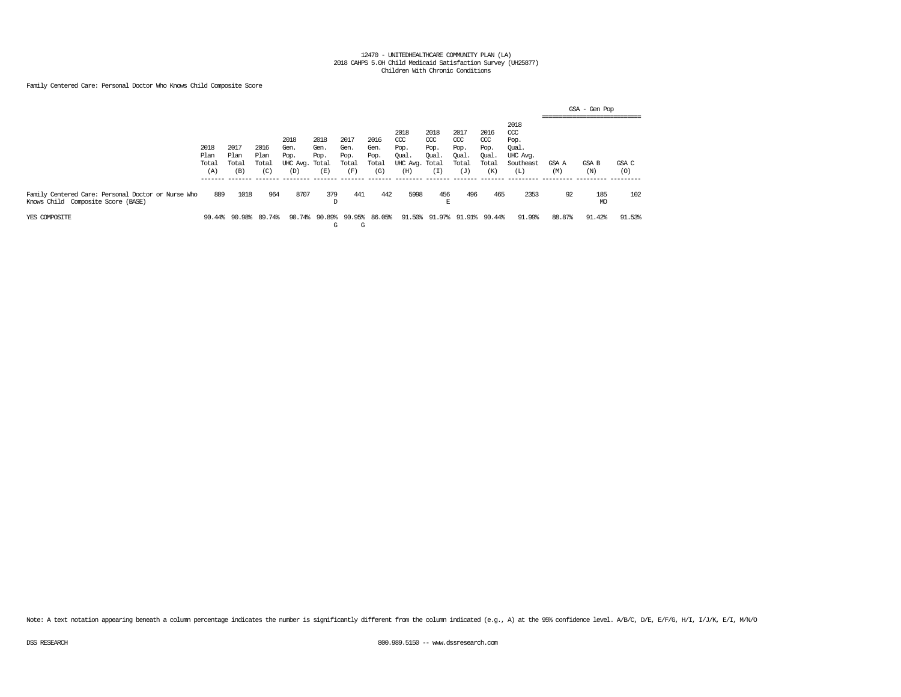12470 - UNITEDHEALTHCARE COMMUNITY PLAN (LA)
2018 CAHPS 5.0H Child Medicaid Satisfaction Survey (UH25877)
Children With Chronic Conditions

Family Centered Care: Personal Doctor Who Knows Child Composite Score

| | 2018 Plan Total (A) | 2017 Plan Total (B) | 2016 Plan Total (C) | 2018 Gen. Pop. UHC Avg. (D) | 2018 Gen. Pop. Total (E) | 2017 Gen. Pop. Total (F) | 2016 Gen. Pop. Total (G) | 2018 CCC Pop. Qual. UHC Avg. (H) | 2018 CCC Pop. Qual. Total (I) | 2017 CCC Pop. Qual. Total (J) | 2016 CCC Pop. Qual. Total (K) | 2018 CCC Pop. Qual. UHC Avg. Southeast (L) | GSA - Gen Pop GSA A (M) | GSA - Gen Pop GSA B (N) | GSA - Gen Pop GSA C (O) |
|---|---|---|---|---|---|---|---|---|---|---|---|---|---|---|---|
| Family Centered Care: Personal Doctor or Nurse Who Knows Child Composite Score (BASE) | 889 | 1018 | 964 | 8707 | 379 D | 441 | 442 | 5998 | 456 E | 496 | 465 | 2353 | 92 | 185 MO | 102 |
| YES COMPOSITE | 90.44% | 90.98% | 89.74% | 90.74% | 90.89% G | 90.95% G | 86.05% | 91.50% | 91.97% | 91.91% | 90.44% | 91.99% | 88.87% | 91.42% | 91.53% |

Note: A text notation appearing beneath a column percentage indicates the number is significantly different from the column indicated (e.g., A) at the 95% confidence level. A/B/C, D/E, E/F/G, H/I, I/J/K, E/I, M/N/O

DSS RESEARCH 800.989.5150 -- www.dssresearch.com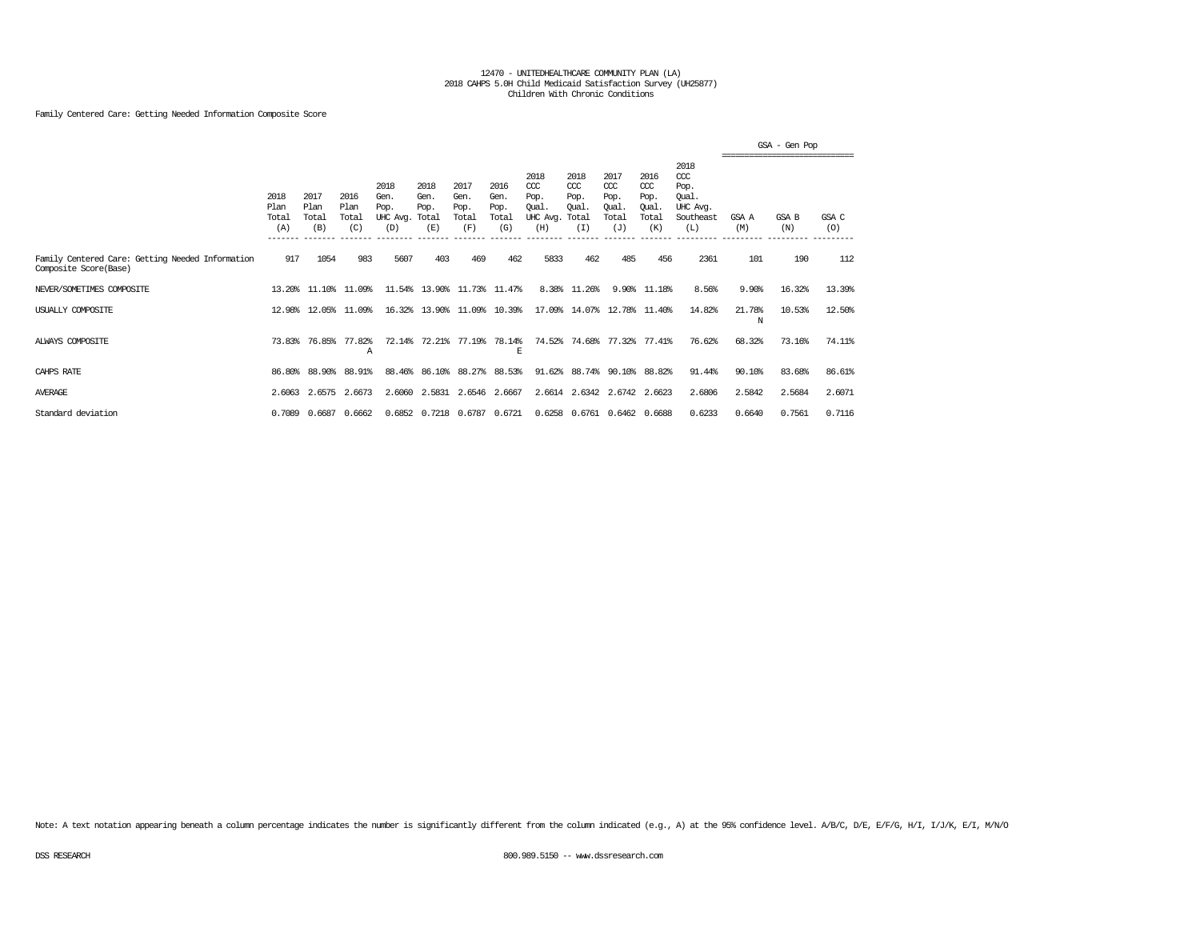12470 - UNITEDHEALTHCARE COMMUNITY PLAN (LA)
2018 CAHPS 5.0H Child Medicaid Satisfaction Survey (UH25877)
Children With Chronic Conditions

Family Centered Care: Getting Needed Information Composite Score

| | 2018 Plan Total (A) | 2017 Plan Total (B) | 2016 Plan Total (C) | 2018 Gen. Pop. UHC Avg. (D) | 2018 Gen. Pop. Total (E) | 2017 Gen. Pop. Total (F) | 2016 Gen. Pop. Total (G) | 2018 CCC Pop. Qual. UHC Avg. (H) | 2018 CCC Pop. Qual. Total (I) | 2017 CCC Pop. Qual. Total (J) | 2016 CCC Pop. Qual. Total (K) | 2018 CCC Pop. Qual. UHC Avg. Southeast (L) | GSA - Gen Pop GSA A (M) | GSA B (N) | GSA C (O) |
|---|---|---|---|---|---|---|---|---|---|---|---|---|---|---|---|
| Family Centered Care: Getting Needed Information Composite Score(Base) | 917 | 1054 | 983 | 5607 | 403 | 469 | 462 | 5833 | 462 | 485 | 456 | 2361 | 101 | 190 | 112 |
| NEVER/SOMETIMES COMPOSITE | 13.20% | 11.10% | 11.09% | 11.54% | 13.90% | 11.73% | 11.47% | 8.38% | 11.26% | 9.90% | 11.18% | 8.56% | 9.90% | 16.32% | 13.39% |
| USUALLY COMPOSITE | 12.98% | 12.05% | 11.09% | 16.32% | 13.90% | 11.09% | 10.39% | 17.09% | 14.07% | 12.78% | 11.40% | 14.82% | 21.78% N | 10.53% | 12.50% |
| ALWAYS COMPOSITE | 73.83% | 76.85% | 77.82% A | 72.14% | 72.21% | 77.19% | 78.14% E | 74.52% | 74.68% | 77.32% | 77.41% | 76.62% | 68.32% | 73.16% | 74.11% |
| CAHPS RATE | 86.80% | 88.90% | 88.91% | 88.46% | 86.10% | 88.27% | 88.53% | 91.62% | 88.74% | 90.10% | 88.82% | 91.44% | 90.10% | 83.68% | 86.61% |
| AVERAGE | 2.6063 | 2.6575 | 2.6673 | 2.6060 | 2.5831 | 2.6546 | 2.6667 | 2.6614 | 2.6342 | 2.6742 | 2.6623 | 2.6806 | 2.5842 | 2.5684 | 2.6071 |
| Standard deviation | 0.7089 | 0.6687 | 0.6662 | 0.6852 | 0.7218 | 0.6787 | 0.6721 | 0.6258 | 0.6761 | 0.6462 | 0.6688 | 0.6233 | 0.6640 | 0.7561 | 0.7116 |

Note: A text notation appearing beneath a column percentage indicates the number is significantly different from the column indicated (e.g., A) at the 95% confidence level. A/B/C, D/E, E/F/G, H/I, I/J/K, E/I, M/N/O

DSS RESEARCH 800.989.5150 -- www.dssresearch.com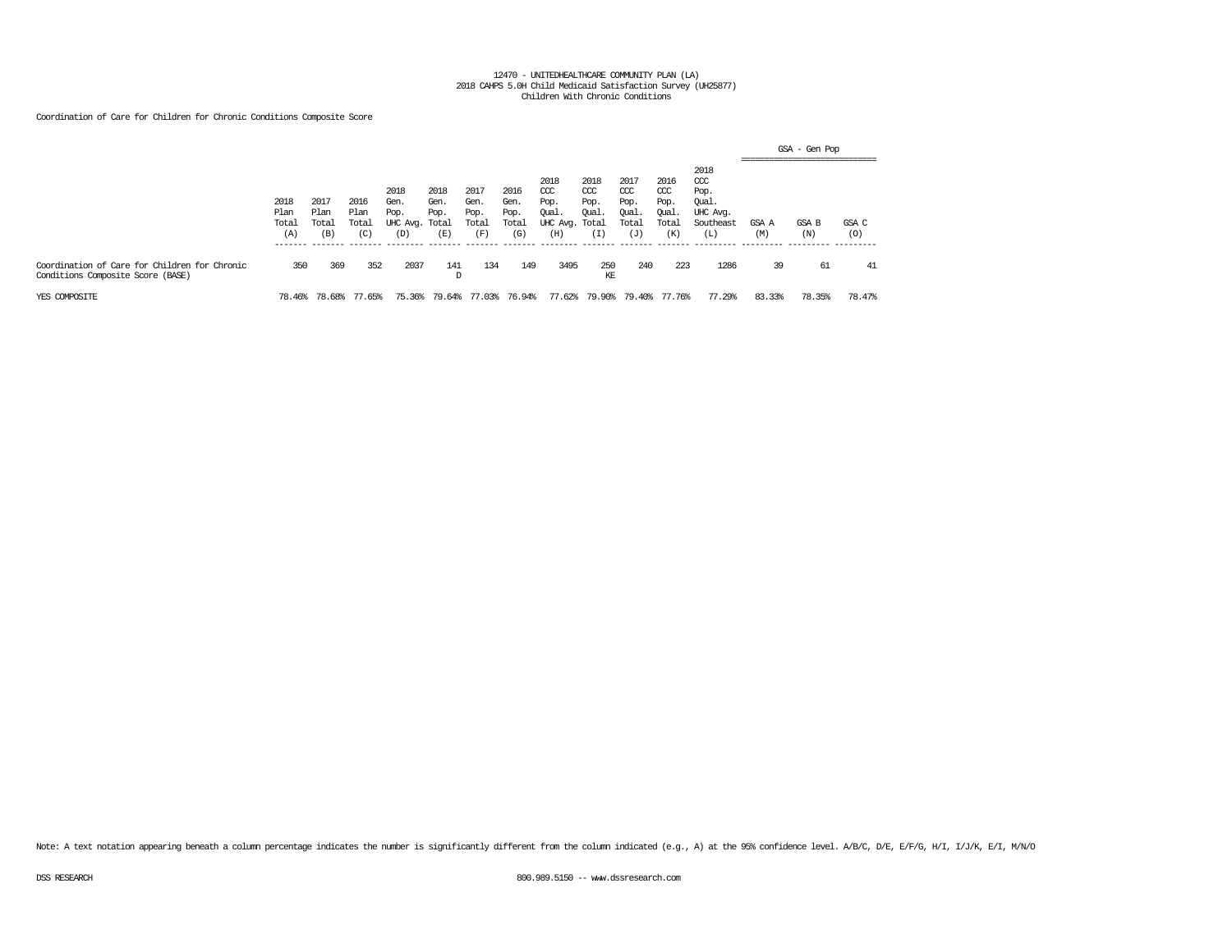12470 - UNITEDHEALTHCARE COMMUNITY PLAN (LA)
2018 CAHPS 5.0H Child Medicaid Satisfaction Survey (UH25877)
Children With Chronic Conditions

Coordination of Care for Children for Chronic Conditions Composite Score

| | 2018 Plan Total (A) | 2017 Plan Total (B) | 2016 Plan Total (C) | 2018 Gen. Pop. UHC Avg. (D) | 2018 Gen. Pop. Total (E) | 2017 Gen. Pop. Total (F) | 2016 Gen. Pop. Total (G) | 2018 CCC Pop. Qual. UHC Avg. (H) | 2018 CCC Pop. Qual. Total (I) | 2017 CCC Pop. Qual. Total (J) | 2016 CCC Pop. Qual. Total (K) | 2018 CCC Pop. Qual. UHC Avg. Southeast (L) | GSA - Gen Pop GSA A (M) | GSA B (N) | GSA C (O) |
|---|---|---|---|---|---|---|---|---|---|---|---|---|---|---|---|
| Coordination of Care for Children for Chronic Conditions Composite Score (BASE) | 350 | 369 | 352 | 2037 | 141<br>D | 134 | 149 | 3495 | 250<br>KE | 240 | 223 | 1286 | 39 | 61 | 41 |
| YES COMPOSITE | 78.46% | 78.68% | 77.65% | 75.36% | 79.64% | 77.03% | 76.94% | 77.62% | 79.90% | 79.40% | 77.76% | 77.29% | 83.33% | 78.35% | 78.47% |

Note: A text notation appearing beneath a column percentage indicates the number is significantly different from the column indicated (e.g., A) at the 95% confidence level. A/B/C, D/E, E/F/G, H/I, I/J/K, E/I, M/N/O

DSS RESEARCH 800.989.5150 -- www.dssresearch.com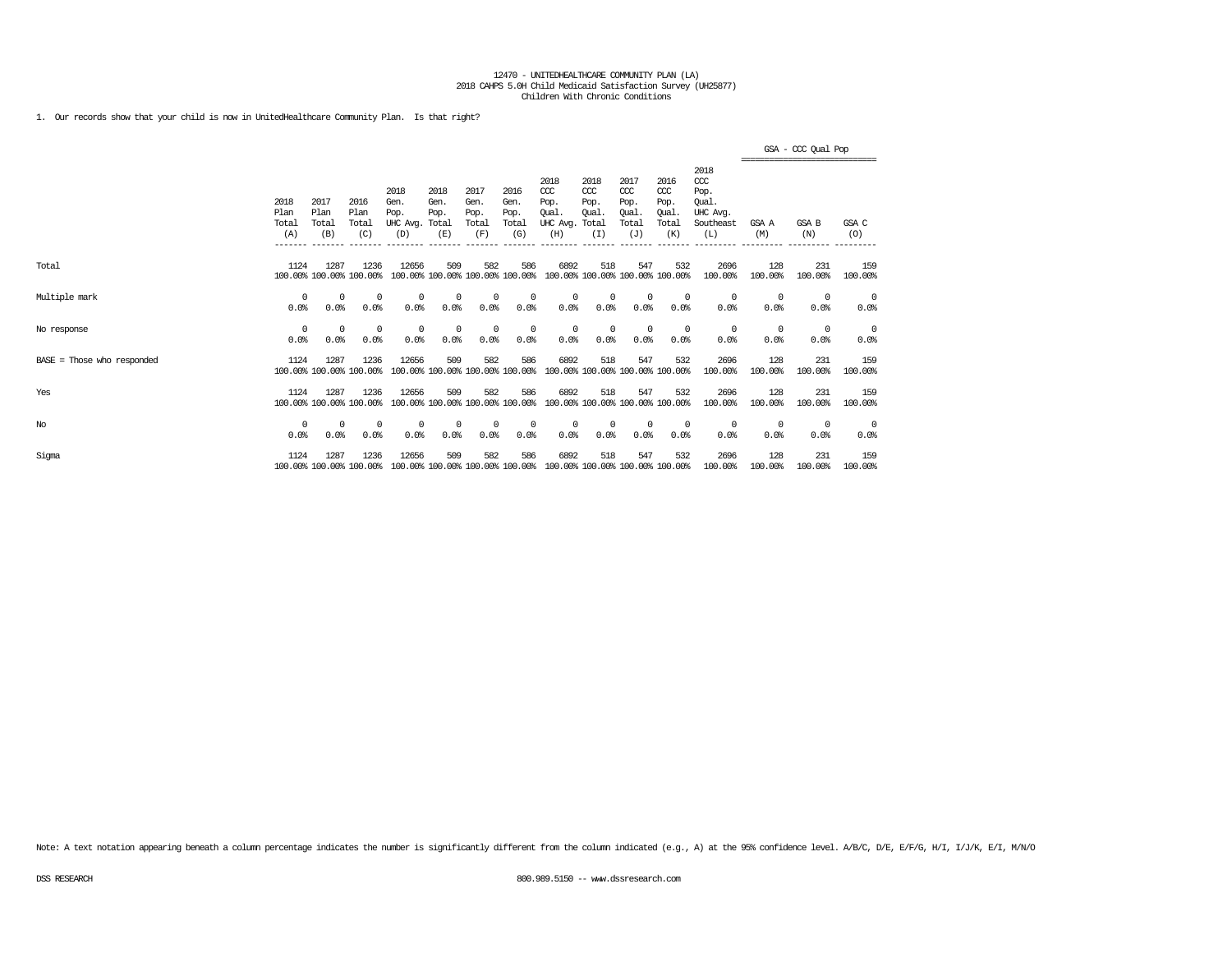12470 - UNITEDHEALTHCARE COMMUNITY PLAN (LA)
2018 CAHPS 5.0H Child Medicaid Satisfaction Survey (UH25877)
Children With Chronic Conditions

1. Our records show that your child is now in UnitedHealthcare Community Plan. Is that right?

| | 2018 Plan Total (A) | 2017 Plan Total (B) | 2016 Plan Total (C) | 2018 Gen. Pop. UHC Avg. (D) | 2018 Gen. Pop. Total (E) | 2017 Gen. Pop. Total (F) | 2016 Gen. Pop. Total (G) | 2018 CCC Pop. Qual. UHC Avg. (H) | 2018 CCC Pop. Qual. Total (I) | 2017 CCC Pop. Qual. Total (J) | 2016 CCC Pop. Qual. Total (K) | 2018 CCC Pop. Qual. UHC Avg. Southeast (L) | GSA - CCC Qual Pop GSA A (M) | GSA B (N) | GSA C (O) |
|---|---|---|---|---|---|---|---|---|---|---|---|---|---|---|---|
| Total | 1124 | 1287 | 1236 | 12656 | 509 | 582 | 586 | 6892 | 518 | 547 | 532 | 2696 | 128 | 231 | 159 |
| | 100.00% | 100.00% | 100.00% | 100.00% | 100.00% | 100.00% | 100.00% | 100.00% | 100.00% | 100.00% | 100.00% | 100.00% | 100.00% | 100.00% | 100.00% |
| Multiple mark | 0 | 0 | 0 | 0 | 0 | 0 | 0 | 0 | 0 | 0 | 0 | 0 | 0 | 0 | 0 |
| | 0.0% | 0.0% | 0.0% | 0.0% | 0.0% | 0.0% | 0.0% | 0.0% | 0.0% | 0.0% | 0.0% | 0.0% | 0.0% | 0.0% | 0.0% |
| No response | 0 | 0 | 0 | 0 | 0 | 0 | 0 | 0 | 0 | 0 | 0 | 0 | 0 | 0 | 0 |
| | 0.0% | 0.0% | 0.0% | 0.0% | 0.0% | 0.0% | 0.0% | 0.0% | 0.0% | 0.0% | 0.0% | 0.0% | 0.0% | 0.0% | 0.0% |
| BASE = Those who responded | 1124 | 1287 | 1236 | 12656 | 509 | 582 | 586 | 6892 | 518 | 547 | 532 | 2696 | 128 | 231 | 159 |
| | 100.00% | 100.00% | 100.00% | 100.00% | 100.00% | 100.00% | 100.00% | 100.00% | 100.00% | 100.00% | 100.00% | 100.00% | 100.00% | 100.00% | 100.00% |
| Yes | 1124 | 1287 | 1236 | 12656 | 509 | 582 | 586 | 6892 | 518 | 547 | 532 | 2696 | 128 | 231 | 159 |
| | 100.00% | 100.00% | 100.00% | 100.00% | 100.00% | 100.00% | 100.00% | 100.00% | 100.00% | 100.00% | 100.00% | 100.00% | 100.00% | 100.00% | 100.00% |
| No | 0 | 0 | 0 | 0 | 0 | 0 | 0 | 0 | 0 | 0 | 0 | 0 | 0 | 0 | 0 |
| | 0.0% | 0.0% | 0.0% | 0.0% | 0.0% | 0.0% | 0.0% | 0.0% | 0.0% | 0.0% | 0.0% | 0.0% | 0.0% | 0.0% | 0.0% |
| Sigma | 1124 | 1287 | 1236 | 12656 | 509 | 582 | 586 | 6892 | 518 | 547 | 532 | 2696 | 128 | 231 | 159 |
| | 100.00% | 100.00% | 100.00% | 100.00% | 100.00% | 100.00% | 100.00% | 100.00% | 100.00% | 100.00% | 100.00% | 100.00% | 100.00% | 100.00% | 100.00% |

Note: A text notation appearing beneath a column percentage indicates the number is significantly different from the column indicated (e.g., A) at the 95% confidence level. A/B/C, D/E, E/F/G, H/I, I/J/K, E/I, M/N/O

DSS RESEARCH 800.989.5150 -- www.dssresearch.com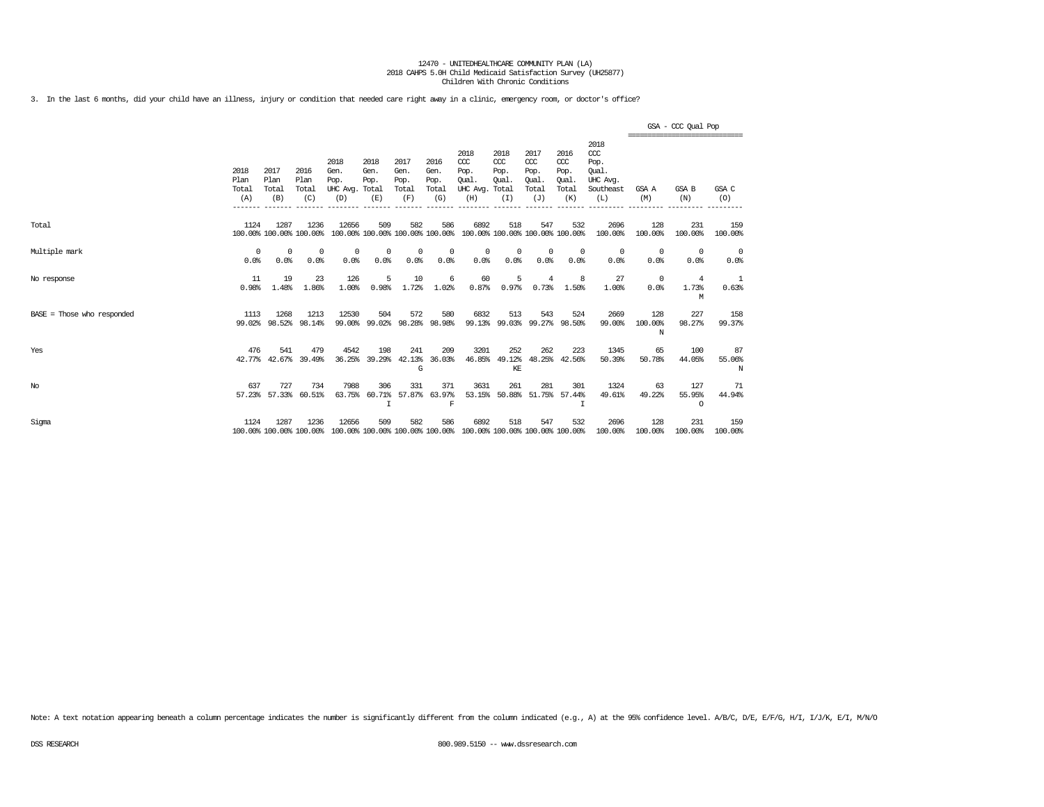12470 - UNITEDHEALTHCARE COMMUNITY PLAN (LA)
2018 CAHPS 5.0H Child Medicaid Satisfaction Survey (UH25877)
Children With Chronic Conditions

3. In the last 6 months, did your child have an illness, injury or condition that needed care right away in a clinic, emergency room, or doctor's office?

| | 2018 Plan Total (A) | 2017 Plan Total (B) | 2016 Plan Total (C) | 2018 Gen. Pop. UHC Avg. (D) | 2018 Gen. Pop. Total (E) | 2017 Gen. Pop. Total (F) | 2016 Gen. Pop. Total (G) | 2018 CCC Pop. Qual. UHC Avg. (H) | 2018 CCC Pop. Qual. Total (I) | 2017 CCC Pop. Qual. Total (J) | 2016 CCC Pop. Qual. Total (K) | 2018 CCC Pop. Qual. UHC Avg. Southeast (L) | GSA - CCC Qual Pop GSA A (M) | GSA B (N) | GSA C (O) |
|---|---|---|---|---|---|---|---|---|---|---|---|---|---|---|---|
| Total | 1124<br>100.00% | 1287<br>100.00% | 1236<br>100.00% | 12656<br>100.00% | 509<br>100.00% | 582<br>100.00% | 586<br>100.00% | 6892<br>100.00% | 518<br>100.00% | 547<br>100.00% | 532<br>100.00% | 2696<br>100.00% | 128<br>100.00% | 231<br>100.00% | 159<br>100.00% |
| Multiple mark | 0<br>0.0% | 0<br>0.0% | 0<br>0.0% | 0<br>0.0% | 0<br>0.0% | 0<br>0.0% | 0<br>0.0% | 0<br>0.0% | 0<br>0.0% | 0<br>0.0% | 0<br>0.0% | 0<br>0.0% | 0<br>0.0% | 0<br>0.0% | 0<br>0.0% |
| No response | 11<br>0.98% | 19<br>1.48% | 23<br>1.86% | 126<br>1.00% | 5<br>0.98% | 10<br>1.72% | 6<br>1.02% | 60<br>0.87% | 5<br>0.97% | 4<br>0.73% | 8<br>1.50% | 27<br>1.00% | 0<br>0.0% | 4<br>1.73%<br>M | 1<br>0.63% |
| BASE = Those who responded | 1113<br>99.02% | 1268<br>98.52% | 1213<br>98.14% | 12530<br>99.00% | 504<br>99.02% | 572<br>98.28% | 580<br>98.98% | 6832<br>99.13% | 513<br>99.03% | 543<br>99.27% | 524<br>98.50% | 2669<br>99.00% | 128<br>100.00%<br>N | 227<br>98.27% | 158<br>99.37% |
| Yes | 476<br>42.77% | 541<br>42.67% | 479<br>39.49% | 4542<br>36.25% | 198<br>39.29% | 241<br>42.13%<br>G | 209<br>36.03% | 3201<br>46.85% | 252<br>49.12%<br>KE | 262<br>48.25% | 223<br>42.56% | 1345<br>50.39% | 65<br>50.78% | 100<br>44.05% | 87<br>55.06%<br>N |
| No | 637<br>57.23% | 727<br>57.33% | 734<br>60.51% | 7988<br>63.75% | 306<br>60.71%<br>I | 331<br>57.87% | 371<br>63.97%<br>F | 3631<br>53.15% | 261<br>50.88% | 281<br>51.75% | 301<br>57.44%<br>I | 1324<br>49.61% | 63<br>49.22% | 127<br>55.95%<br>O | 71<br>44.94% |
| Sigma | 1124<br>100.00% | 1287<br>100.00% | 1236<br>100.00% | 12656<br>100.00% | 509<br>100.00% | 582<br>100.00% | 586<br>100.00% | 6892<br>100.00% | 518<br>100.00% | 547<br>100.00% | 532<br>100.00% | 2696<br>100.00% | 128<br>100.00% | 231<br>100.00% | 159<br>100.00% |

Note: A text notation appearing beneath a column percentage indicates the number is significantly different from the column indicated (e.g., A) at the 95% confidence level. A/B/C, D/E, E/F/G, H/I, I/J/K, E/I, M/N/O

DSS RESEARCH 800.989.5150 -- www.dssresearch.com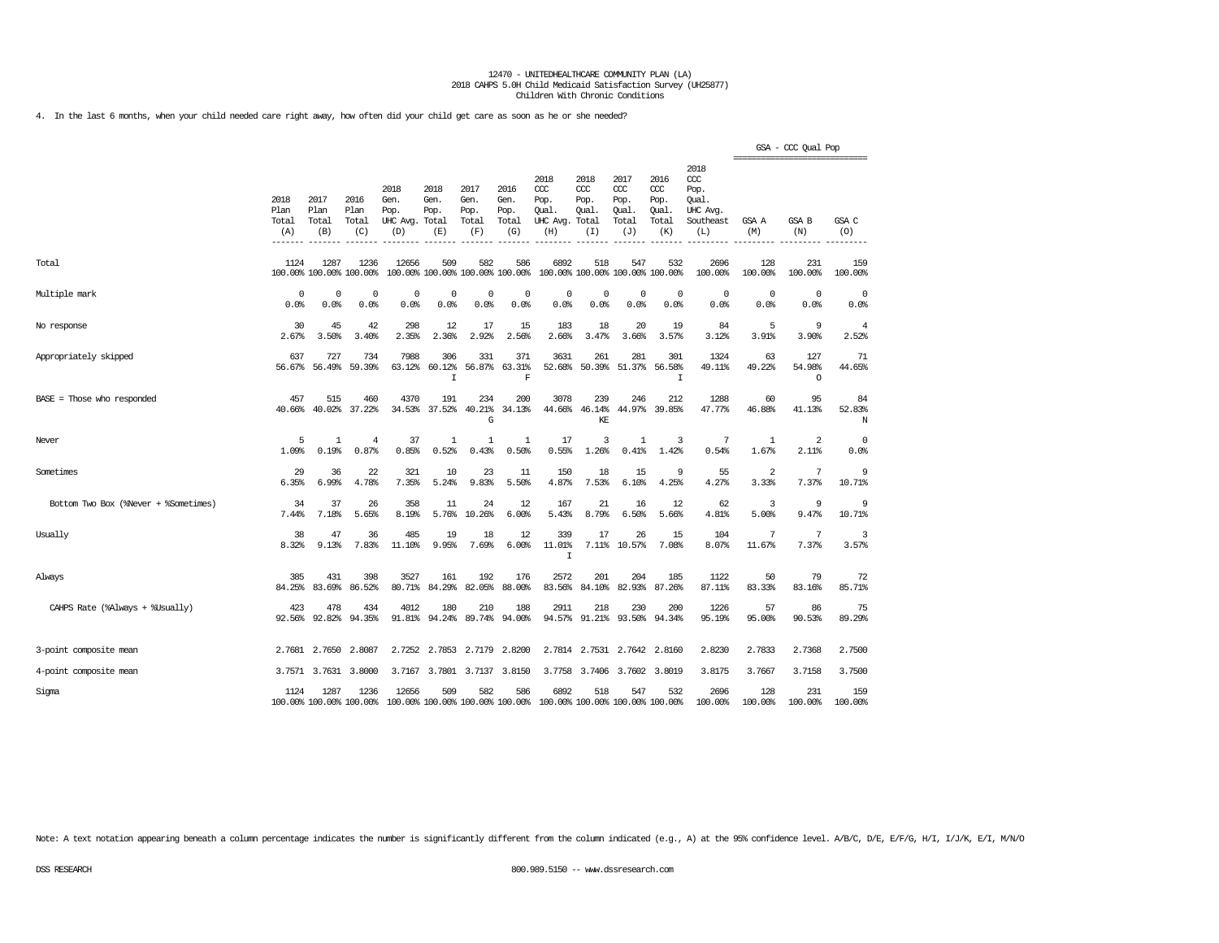12470 - UNITEDHEALTHCARE COMMUNITY PLAN (LA)
2018 CAHPS 5.0H Child Medicaid Satisfaction Survey (UH25877)
Children With Chronic Conditions

4. In the last 6 months, when your child needed care right away, how often did your child get care as soon as he or she needed?

| | 2018 Plan Total (A) | 2017 Plan Total (B) | 2016 Plan Total (C) | 2018 Gen. Pop. UHC Avg. (D) | 2018 Gen. Pop. Total (E) | 2017 Gen. Pop. Total (F) | 2016 Gen. Pop. Total (G) | 2018 CCC Pop. Qual. UHC Avg. (H) | 2018 CCC Pop. Qual. Total (I) | 2017 CCC Pop. Qual. Total (J) | 2016 CCC Pop. Qual. Total (K) | 2018 CCC Pop. Qual. UHC Avg. Southeast (L) | GSA - CCC Qual Pop GSA A (M) | GSA B (N) | GSA C (O) |
|---|---|---|---|---|---|---|---|---|---|---|---|---|---|---|---|
| Total | 1124<br>100.00% | 1287<br>100.00% | 1236<br>100.00% | 12656<br>100.00% | 509<br>100.00% | 582<br>100.00% | 586<br>100.00% | 6892<br>100.00% | 518<br>100.00% | 547<br>100.00% | 532<br>100.00% | 2696<br>100.00% | 128<br>100.00% | 231<br>100.00% | 159<br>100.00% |
| Multiple mark | 0<br>0.0% | 0<br>0.0% | 0<br>0.0% | 0<br>0.0% | 0<br>0.0% | 0<br>0.0% | 0<br>0.0% | 0<br>0.0% | 0<br>0.0% | 0<br>0.0% | 0<br>0.0% | 0<br>0.0% | 0<br>0.0% | 0<br>0.0% | 0<br>0.0% |
| No response | 30<br>2.67% | 45<br>3.50% | 42<br>3.40% | 298<br>2.35% | 12<br>2.36% | 17<br>2.92% | 15<br>2.56% | 183<br>2.66% | 18<br>3.47% | 20<br>3.66% | 19<br>3.57% | 84<br>3.12% | 5<br>3.91% | 9<br>3.90% | 4<br>2.52% |
| Appropriately skipped | 637<br>56.67% | 727<br>56.49% | 734<br>59.39% | 7988<br>63.12% | 306<br>60.12%<br>I | 331<br>56.87% | 371<br>63.31%<br>F | 3631<br>52.68% | 261<br>50.39% | 281<br>51.37% | 301<br>56.58%<br>I | 1324<br>49.11% | 63<br>49.22% | 127<br>54.98%<br>O | 71<br>44.65% |
| BASE = Those who responded | 457<br>40.66% | 515<br>40.02% | 460<br>37.22% | 4370<br>34.53% | 191<br>37.52% | 234<br>40.21%<br>G | 200<br>34.13% | 3078<br>44.66% | 239<br>46.14%<br>KE | 246<br>44.97% | 212<br>39.85% | 1288<br>47.77% | 60<br>46.88% | 95<br>41.13% | 84<br>52.83%<br>N |
| Never | 5<br>1.09% | 1<br>0.19% | 4<br>0.87% | 37<br>0.85% | 1<br>0.52% | 1<br>0.43% | 1<br>0.50% | 17<br>0.55% | 3<br>1.26% | 1<br>0.41% | 3<br>1.42% | 7<br>0.54% | 1<br>1.67% | 2<br>2.11% | 0<br>0.0% |
| Sometimes | 29<br>6.35% | 36<br>6.99% | 22<br>4.78% | 321<br>7.35% | 10<br>5.24% | 23<br>9.83% | 11<br>5.50% | 150<br>4.87% | 18<br>7.53% | 15<br>6.10% | 9<br>4.25% | 55<br>4.27% | 2<br>3.33% | 7<br>7.37% | 9<br>10.71% |
| Bottom Two Box (%Never + %Sometimes) | 34<br>7.44% | 37<br>7.18% | 26<br>5.65% | 358<br>8.19% | 11<br>5.76% | 24<br>10.26% | 12<br>6.00% | 167<br>5.43% | 21<br>8.79% | 16<br>6.50% | 12<br>5.66% | 62<br>4.81% | 3<br>5.00% | 9<br>9.47% | 9<br>10.71% |
| Usually | 38<br>8.32% | 47<br>9.13% | 36<br>7.83% | 485<br>11.10% | 19<br>9.95% | 18<br>7.69% | 12<br>6.00% | 339<br>11.01%<br>I | 17<br>7.11% | 26<br>10.57% | 15<br>7.08% | 104<br>8.07% | 7<br>11.67% | 7<br>7.37% | 3<br>3.57% |
| Always | 385<br>84.25% | 431<br>83.69% | 398<br>86.52% | 3527<br>80.71% | 161<br>84.29% | 192<br>82.05% | 176<br>88.00% | 2572<br>83.56% | 201<br>84.10% | 204<br>82.93% | 185<br>87.26% | 1122<br>87.11% | 50<br>83.33% | 79<br>83.16% | 72<br>85.71% |
| CAHPS Rate (%Always + %Usually) | 423<br>92.56% | 478<br>92.82% | 434<br>94.35% | 4012<br>91.81% | 180<br>94.24% | 210<br>89.74% | 188<br>94.00% | 2911<br>94.57% | 218<br>91.21% | 230<br>93.50% | 200<br>94.34% | 1226<br>95.19% | 57<br>95.00% | 86<br>90.53% | 75<br>89.29% |
| 3-point composite mean | 2.7681 | 2.7650 | 2.8087 | 2.7252 | 2.7853 | 2.7179 | 2.8200 | 2.7814 | 2.7531 | 2.7642 | 2.8160 | 2.8230 | 2.7833 | 2.7368 | 2.7500 |
| 4-point composite mean | 3.7571 | 3.7631 | 3.8000 | 3.7167 | 3.7801 | 3.7137 | 3.8150 | 3.7758 | 3.7406 | 3.7602 | 3.8019 | 3.8175 | 3.7667 | 3.7158 | 3.7500 |
| Sigma | 1124<br>100.00% | 1287<br>100.00% | 1236<br>100.00% | 12656<br>100.00% | 509<br>100.00% | 582<br>100.00% | 586<br>100.00% | 6892<br>100.00% | 518<br>100.00% | 547<br>100.00% | 532<br>100.00% | 2696<br>100.00% | 128<br>100.00% | 231<br>100.00% | 159<br>100.00% |

Note: A text notation appearing beneath a column percentage indicates the number is significantly different from the column indicated (e.g., A) at the 95% confidence level. A/B/C, D/E, E/F/G, H/I, I/J/K, E/I, M/N/O

DSS RESEARCH 800.989.5150 -- www.dssresearch.com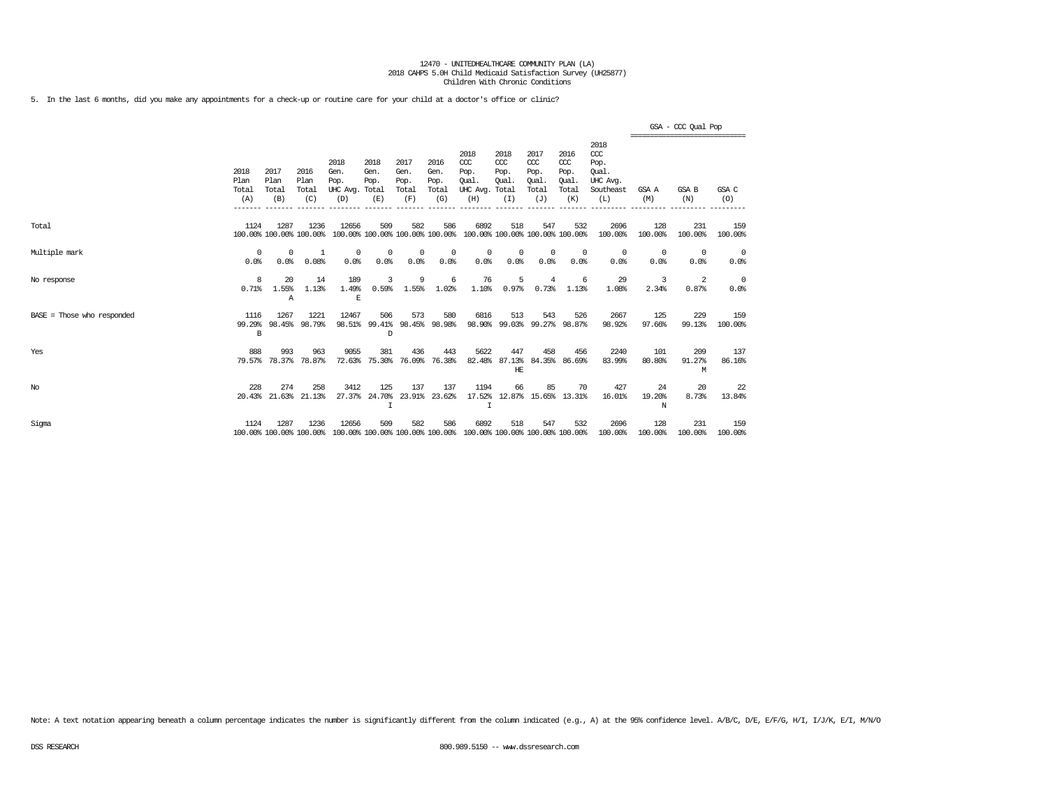12470 - UNITEDHEALTHCARE COMMUNITY PLAN (LA)
2018 CAHPS 5.0H Child Medicaid Satisfaction Survey (UH25877)
Children With Chronic Conditions

5. In the last 6 months, did you make any appointments for a check-up or routine care for your child at a doctor's office or clinic?

| | 2018 Plan Total (A) | 2017 Plan Total (B) | 2016 Plan Total (C) | 2018 Gen. Pop. UHC Avg. (D) | 2018 Gen. Pop. Total (E) | 2017 Gen. Pop. Total (F) | 2016 Gen. Pop. Total (G) | 2018 CCC Pop. Qual. UHC Avg. (H) | 2018 CCC Pop. Qual. Total (I) | 2017 CCC Pop. Qual. Total (J) | 2016 CCC Pop. Qual. Total (K) | 2018 CCC Pop. Qual. UHC Avg. Southeast (L) | GSA - CCC Qual Pop GSA A (M) | GSA B (N) | GSA C (O) |
|---|---|---|---|---|---|---|---|---|---|---|---|---|---|---|---|
| Total | 1124<br>100.00% | 1287<br>100.00% | 1236<br>100.00% | 12656<br>100.00% | 509<br>100.00% | 582<br>100.00% | 586<br>100.00% | 6892<br>100.00% | 518<br>100.00% | 547<br>100.00% | 532<br>100.00% | 2696<br>100.00% | 128<br>100.00% | 231<br>100.00% | 159<br>100.00% |
| Multiple mark | 0<br>0.0% | 0<br>0.0% | 1<br>0.08% | 0<br>0.0% | 0<br>0.0% | 0<br>0.0% | 0<br>0.0% | 0<br>0.0% | 0<br>0.0% | 0<br>0.0% | 0<br>0.0% | 0<br>0.0% | 0<br>0.0% | 0<br>0.0% | 0<br>0.0% |
| No response | 8<br>0.71% | 20<br>1.55%<br>A | 14<br>1.13% | 189<br>1.49%<br>E | 3<br>0.59% | 9<br>1.55% | 6<br>1.02% | 76<br>1.10% | 5<br>0.97% | 4<br>0.73% | 6<br>1.13% | 29<br>1.08% | 3<br>2.34% | 2<br>0.87% | 0<br>0.0% |
| BASE = Those who responded | 1116<br>99.29%<br>B | 1267<br>98.45% | 1221<br>98.79% | 12467<br>98.51% | 506<br>99.41%<br>D | 573<br>98.45% | 580<br>98.98% | 6816<br>98.90% | 513<br>99.03% | 543<br>99.27% | 526<br>98.87% | 2667<br>98.92% | 125<br>97.66% | 229<br>99.13% | 159<br>100.00% |
| Yes | 888<br>79.57% | 993<br>78.37% | 963<br>78.87% | 9055<br>72.63% | 381<br>75.30% | 436<br>76.09% | 443<br>76.38% | 5622<br>82.48% | 447<br>87.13%<br>HE | 458<br>84.35% | 456<br>86.69% | 2240<br>83.99% | 101<br>80.80% | 209<br>91.27%<br>M | 137<br>86.16% |
| No | 228<br>20.43% | 274<br>21.63% | 258<br>21.13% | 3412<br>27.37% | 125<br>24.70%<br>I | 137<br>23.91% | 137<br>23.62% | 1194<br>17.52%<br>I | 66<br>12.87% | 85<br>15.65% | 70<br>13.31% | 427<br>16.01% | 24<br>19.20%<br>N | 20<br>8.73% | 22<br>13.84% |
| Sigma | 1124<br>100.00% | 1287<br>100.00% | 1236<br>100.00% | 12656<br>100.00% | 509<br>100.00% | 582<br>100.00% | 586<br>100.00% | 6892<br>100.00% | 518<br>100.00% | 547<br>100.00% | 532<br>100.00% | 2696<br>100.00% | 128<br>100.00% | 231<br>100.00% | 159<br>100.00% |

Note: A text notation appearing beneath a column percentage indicates the number is significantly different from the column indicated (e.g., A) at the 95% confidence level. A/B/C, D/E, E/F/G, H/I, I/J/K, E/I, M/N/O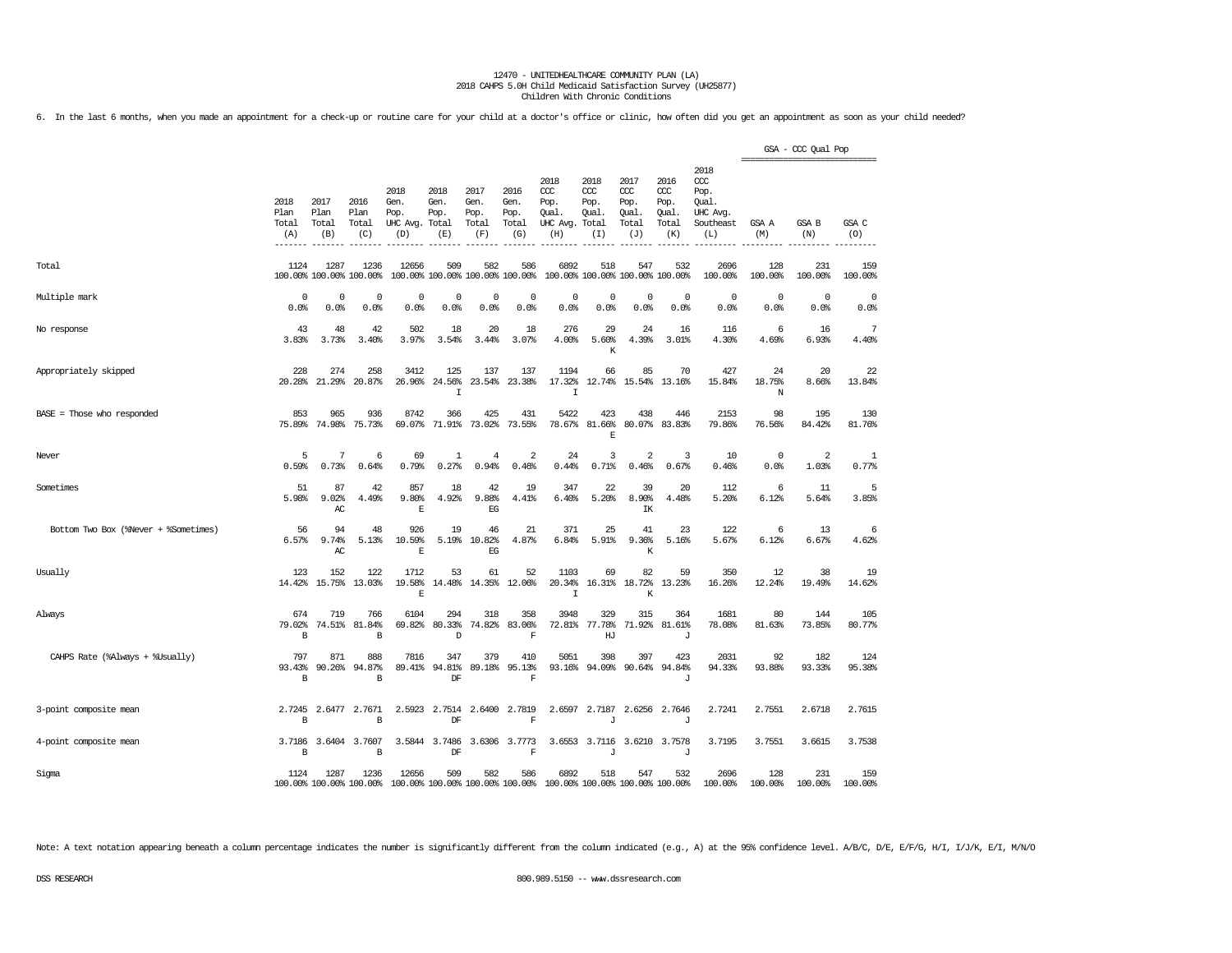12470 - UNITEDHEALTHCARE COMMUNITY PLAN (LA)
2018 CAHPS 5.0H Child Medicaid Satisfaction Survey (UH25877)
Children With Chronic Conditions

6. In the last 6 months, when you made an appointment for a check-up or routine care for your child at a doctor's office or clinic, how often did you get an appointment as soon as your child needed?

| | 2018 Plan Total (A) | 2017 Plan Total (B) | 2016 Plan Total (C) | 2018 Gen. Pop. UHC Avg. (D) | 2018 Gen. Pop. Total (E) | 2017 Gen. Pop. Total (F) | 2016 Gen. Pop. Total (G) | 2018 CCC Pop. Qual. UHC Avg. (H) | 2018 CCC Pop. Qual. Total (I) | 2017 CCC Pop. Qual. Total (J) | 2016 CCC Pop. Qual. Total (K) | 2018 CCC Pop. Qual. UHC Avg. Southeast (L) | GSA - CCC Qual Pop GSA A (M) | GSA B (N) | GSA C (O) |
|---|---|---|---|---|---|---|---|---|---|---|---|---|---|---|---|
| Total | 1124<br>100.00% | 1287<br>100.00% | 1236<br>100.00% | 12656<br>100.00% | 509<br>100.00% | 582<br>100.00% | 586<br>100.00% | 6892<br>100.00% | 518<br>100.00% | 547<br>100.00% | 532<br>100.00% | 2696<br>100.00% | 128<br>100.00% | 231<br>100.00% | 159<br>100.00% |
| Multiple mark | 0<br>0.0% | 0<br>0.0% | 0<br>0.0% | 0<br>0.0% | 0<br>0.0% | 0<br>0.0% | 0<br>0.0% | 0<br>0.0% | 0<br>0.0% | 0<br>0.0% | 0<br>0.0% | 0<br>0.0% | 0<br>0.0% | 0<br>0.0% | 0<br>0.0% |
| No response | 43<br>3.83% | 48<br>3.73% | 42<br>3.40% | 502<br>3.97% | 18<br>3.54% | 20<br>3.44% | 18<br>3.07% | 276<br>4.00% | 29<br>5.60%<br>K | 24<br>4.39% | 16<br>3.01% | 116<br>4.30% | 6<br>4.69% | 16<br>6.93% | 7<br>4.40% |
| Appropriately skipped | 228<br>20.28% | 274<br>21.29% | 258<br>20.87% | 3412<br>26.96% | 125<br>24.56%<br>I | 137<br>23.54% | 137<br>23.38% | 1194<br>17.32%<br>I | 66<br>12.74% | 85<br>15.54% | 70<br>13.16% | 427<br>15.84% | 24<br>18.75%<br>N | 20<br>8.66% | 22<br>13.84% |
| BASE = Those who responded | 853<br>75.89% | 965<br>74.98% | 936<br>75.73% | 8742<br>69.07% | 366<br>71.91% | 425<br>73.02% | 431<br>73.55% | 5422<br>78.67% | 423<br>81.66%<br>E | 438<br>80.07% | 446<br>83.83% | 2153<br>79.86% | 98<br>76.56% | 195<br>84.42% | 130<br>81.76% |
| Never | 5<br>0.59% | 7<br>0.73% | 6<br>0.64% | 69<br>0.79% | 1<br>0.27% | 4<br>0.94% | 2<br>0.46% | 24<br>0.44% | 3<br>0.71% | 2<br>0.46% | 3<br>0.67% | 10<br>0.46% | 0<br>0.0% | 2<br>1.03% | 1<br>0.77% |
| Sometimes | 51<br>5.98% | 87<br>9.02%<br>AC | 42<br>4.49% | 857<br>9.80%<br>E | 18<br>4.92% | 42<br>9.88%<br>EG | 19<br>4.41% | 347<br>6.40% | 22<br>5.20% | 39<br>8.90%<br>IK | 20<br>4.48% | 112<br>5.20% | 6<br>6.12% | 11<br>5.64% | 5<br>3.85% |
| Bottom Two Box (%Never + %Sometimes) | 56<br>6.57% | 94<br>9.74%<br>AC | 48<br>5.13% | 926<br>10.59%<br>E | 19<br>5.19% | 46<br>10.82%<br>EG | 21<br>4.87% | 371<br>6.84% | 25<br>5.91% | 41<br>9.36%<br>K | 23<br>5.16% | 122<br>5.67% | 6<br>6.12% | 13<br>6.67% | 6<br>4.62% |
| Usually | 123<br>14.42% | 152<br>15.75% | 122<br>13.03% | 1712<br>19.58%<br>E | 53<br>14.48% | 61<br>14.35% | 52<br>12.06% | 1103<br>20.34%<br>I | 69<br>16.31% | 82<br>18.72%<br>K | 59<br>13.23% | 350<br>16.26% | 12<br>12.24% | 38<br>19.49% | 19<br>14.62% |
| Always | 674<br>79.02%<br>B | 719<br>74.51% | 766<br>81.84%<br>B | 6104<br>69.82% | 294<br>80.33%<br>D | 318<br>74.82% | 358<br>83.06%<br>F | 3948<br>72.81% | 329<br>77.78%<br>HJ | 315<br>71.92% | 364<br>81.61%<br>J | 1681<br>78.08% | 80<br>81.63% | 144<br>73.85% | 105<br>80.77% |
| CAHPS Rate (%Always + %Usually) | 797<br>93.43%<br>B | 871<br>90.26% | 888<br>94.87%<br>B | 7816<br>89.41% | 347<br>94.81%<br>DF | 379<br>89.18% | 410<br>95.13%<br>F | 5051<br>93.16% | 398<br>94.09% | 397<br>90.64% | 423<br>94.84%<br>J | 2031<br>94.33% | 92<br>93.88% | 182<br>93.33% | 124<br>95.38% |
| 3-point composite mean | 2.7245<br>B | 2.6477 | 2.7671<br>B | 2.5923 | 2.7514<br>DF | 2.6400 | 2.7819<br>F | 2.6597 | 2.7187<br>J | 2.6256 | 2.7646<br>J | 2.7241 | 2.7551 | 2.6718 | 2.7615 |
| 4-point composite mean | 3.7186<br>B | 3.6404 | 3.7607<br>B | 3.5844 | 3.7486<br>DF | 3.6306 | 3.7773<br>F | 3.6553 | 3.7116<br>J | 3.6210 | 3.7578<br>J | 3.7195 | 3.7551 | 3.6615 | 3.7538 |
| Sigma | 1124<br>100.00% | 1287<br>100.00% | 1236<br>100.00% | 12656<br>100.00% | 509<br>100.00% | 582<br>100.00% | 586<br>100.00% | 6892<br>100.00% | 518<br>100.00% | 547<br>100.00% | 532<br>100.00% | 2696<br>100.00% | 128<br>100.00% | 231<br>100.00% | 159<br>100.00% |

Note: A text notation appearing beneath a column percentage indicates the number is significantly different from the column indicated (e.g., A) at the 95% confidence level. A/B/C, D/E, E/F/G, H/I, I/J/K, E/I, M/N/O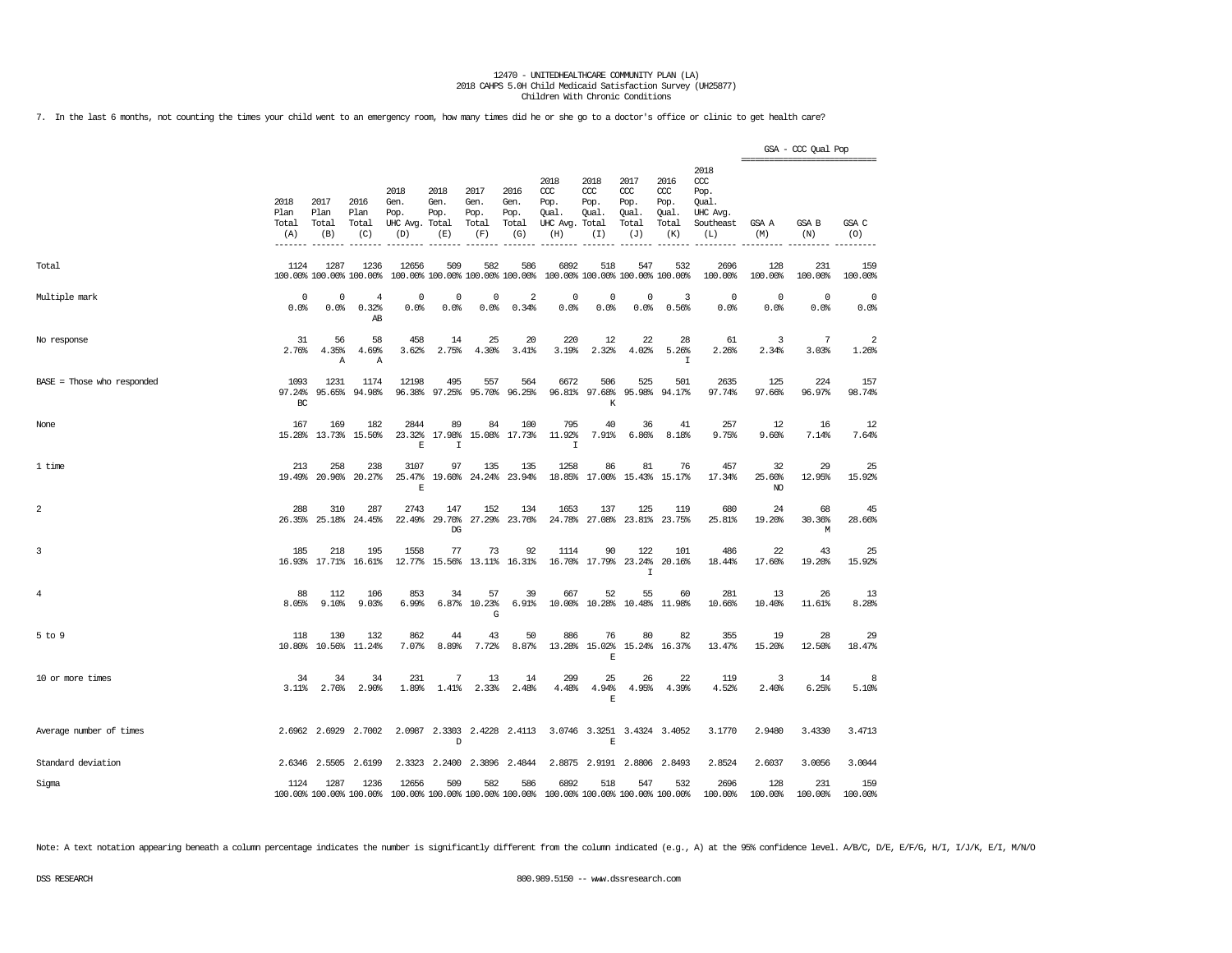12470 - UNITEDHEALTHCARE COMMUNITY PLAN (LA)
2018 CAHPS 5.0H Child Medicaid Satisfaction Survey (UH25877)
Children With Chronic Conditions

7. In the last 6 months, not counting the times your child went to an emergency room, how many times did he or she go to a doctor's office or clinic to get health care?

| | 2018 Plan Total (A) | 2017 Plan Total (B) | 2016 Plan Total (C) | 2018 Gen. Pop. UHC Avg. (D) | 2018 Gen. Pop. Total (E) | 2017 Gen. Pop. Total (F) | 2016 Gen. Pop. Total (G) | 2018 CCC Pop. Qual. UHC Avg. (H) | 2018 CCC Pop. Qual. Total (I) | 2017 CCC Pop. Qual. Total (J) | 2016 CCC Pop. Qual. Total (K) | 2018 CCC Pop. Qual. UHC Avg. Southeast (L) | GSA - CCC Qual Pop GSA A (M) | GSA B (N) | GSA C (O) |
|---|---|---|---|---|---|---|---|---|---|---|---|---|---|---|---|
| Total | 1124 100.00% | 1287 100.00% | 1236 100.00% | 12656 100.00% | 509 100.00% | 582 100.00% | 586 100.00% | 6892 100.00% | 518 100.00% | 547 100.00% | 532 100.00% | 2696 100.00% | 128 100.00% | 231 100.00% | 159 100.00% |
| Multiple mark | 0 0.0% | 0 0.0% | 4 0.32% AB | 0 0.0% | 0 0.0% | 0 0.0% | 2 0.34% | 0 0.0% | 0 0.0% | 0 0.0% | 3 0.56% | 0 0.0% | 0 0.0% | 0 0.0% | 0 0.0% |
| No response | 31 2.76% | 56 4.35% A | 58 4.69% A | 458 3.62% | 14 2.75% | 25 4.30% | 20 3.41% | 220 3.19% | 12 2.32% | 22 4.02% | 28 5.26% I | 61 2.26% | 3 2.34% | 7 3.03% | 2 1.26% |
| BASE = Those who responded | 1093 97.24% BC | 1231 95.65% | 1174 94.98% | 12198 96.38% | 495 97.25% | 557 95.70% | 564 96.25% | 6672 96.81% | 506 97.68% K | 525 95.98% | 501 94.17% | 2635 97.74% | 125 97.66% | 224 96.97% | 157 98.74% |
| None | 167 15.28% | 169 13.73% | 182 15.50% | 2844 23.32% E | 89 17.98% I | 84 15.08% | 100 17.73% | 795 11.92% I | 40 7.91% | 36 6.86% | 41 8.18% | 257 9.75% | 12 9.60% | 16 7.14% | 12 7.64% |
| 1 time | 213 19.49% | 258 20.96% | 238 20.27% | 3107 25.47% E | 97 19.60% | 135 24.24% | 135 23.94% | 1258 18.85% | 86 17.00% | 81 15.43% | 76 15.17% | 457 17.34% | 32 25.60% NO | 29 12.95% | 25 15.92% |
| 2 | 288 26.35% | 310 25.18% | 287 24.45% | 2743 22.49% | 147 29.70% DG | 152 27.29% | 134 23.76% | 1653 24.78% | 137 27.08% | 125 23.81% | 119 23.75% | 680 25.81% | 24 19.20% | 68 30.36% M | 45 28.66% |
| 3 | 185 16.93% | 218 17.71% | 195 16.61% | 1558 12.77% | 77 15.56% | 73 13.11% | 92 16.31% | 1114 16.70% | 90 17.79% | 122 23.24% I | 101 20.16% | 486 18.44% | 22 17.60% | 43 19.20% | 25 15.92% |
| 4 | 88 8.05% | 112 9.10% | 106 9.03% | 853 6.99% | 34 6.87% | 57 10.23% G | 39 6.91% | 667 10.00% | 52 10.28% | 55 10.48% | 60 11.98% | 281 10.66% | 13 10.40% | 26 11.61% | 13 8.28% |
| 5 to 9 | 118 10.80% | 130 10.56% | 132 11.24% | 862 7.07% | 44 8.89% | 43 7.72% | 50 8.87% | 886 13.28% | 76 15.02% E | 80 15.24% | 82 16.37% | 355 13.47% | 19 15.20% | 28 12.50% | 29 18.47% |
| 10 or more times | 34 3.11% | 34 2.76% | 34 2.90% | 231 1.89% | 7 1.41% | 13 2.33% | 14 2.48% | 299 4.48% | 25 4.94% E | 26 4.95% | 22 4.39% | 119 4.52% | 3 2.40% | 14 6.25% | 8 5.10% |
| Average number of times | 2.6962 | 2.6929 | 2.7002 | 2.0987 | 2.3303 D | 2.4228 | 2.4113 | 3.0746 | 3.3251 E | 3.4324 | 3.4052 | 3.1770 | 2.9480 | 3.4330 | 3.4713 |
| Standard deviation | 2.6346 | 2.5505 | 2.6199 | 2.3323 | 2.2400 | 2.3896 | 2.4844 | 2.8875 | 2.9191 | 2.8806 | 2.8493 | 2.8524 | 2.6037 | 3.0056 | 3.0044 |
| Sigma | 1124 100.00% | 1287 100.00% | 1236 100.00% | 12656 100.00% | 509 100.00% | 582 100.00% | 586 100.00% | 6892 100.00% | 518 100.00% | 547 100.00% | 532 100.00% | 2696 100.00% | 128 100.00% | 231 100.00% | 159 100.00% |

Note: A text notation appearing beneath a column percentage indicates the number is significantly different from the column indicated (e.g., A) at the 95% confidence level. A/B/C, D/E, E/F/G, H/I, I/J/K, E/I, M/N/O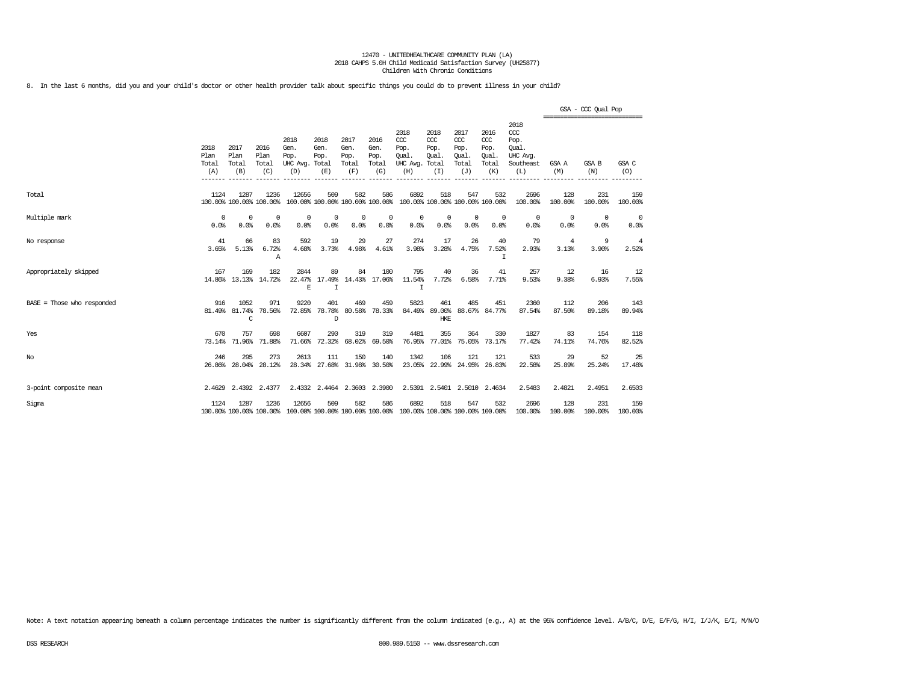12470 - UNITEDHEALTHCARE COMMUNITY PLAN (LA)
2018 CAHPS 5.0H Child Medicaid Satisfaction Survey (UH25877)
Children With Chronic Conditions

8. In the last 6 months, did you and your child's doctor or other health provider talk about specific things you could do to prevent illness in your child?

| | 2018 Plan Total (A) | 2017 Plan Total (B) | 2016 Plan Total (C) | 2018 Gen. Pop. UHC Avg. (D) | 2018 Gen. Pop. Total (E) | 2017 Gen. Pop. Total (F) | 2016 Gen. Pop. Total (G) | 2018 CCC Pop. Qual. UHC Avg. (H) | 2018 CCC Pop. Qual. Total (I) | 2017 CCC Pop. Qual. Total (J) | 2016 CCC Pop. Qual. Total (K) | 2018 CCC Pop. Qual. UHC Avg. Southeast (L) | GSA - CCC Qual Pop GSA A (M) | GSA B (N) | GSA C (O) |
|---|---|---|---|---|---|---|---|---|---|---|---|---|---|---|---|
| Total | 1124<br>100.00% | 1287<br>100.00% | 1236<br>100.00% | 12656<br>100.00% | 509<br>100.00% | 582<br>100.00% | 586<br>100.00% | 6892<br>100.00% | 518<br>100.00% | 547<br>100.00% | 532<br>100.00% | 2696<br>100.00% | 128<br>100.00% | 231<br>100.00% | 159<br>100.00% |
| Multiple mark | 0<br>0.0% | 0<br>0.0% | 0<br>0.0% | 0<br>0.0% | 0<br>0.0% | 0<br>0.0% | 0<br>0.0% | 0<br>0.0% | 0<br>0.0% | 0<br>0.0% | 0<br>0.0% | 0<br>0.0% | 0<br>0.0% | 0<br>0.0% | 0<br>0.0% |
| No response | 41<br>3.65% | 66<br>5.13% | 83<br>6.72%<br>A | 592<br>4.68% | 19<br>3.73% | 29<br>4.98% | 27<br>4.61% | 274<br>3.98% | 17<br>3.28% | 26<br>4.75% | 40<br>7.52%<br>I | 79<br>2.93% | 4<br>3.13% | 9<br>3.90% | 4<br>2.52% |
| Appropriately skipped | 167<br>14.86% | 169<br>13.13% | 182<br>14.72% | 2844<br>22.47%<br>E | 89<br>17.49%<br>I | 84<br>14.43% | 100<br>17.06% | 795<br>11.54%<br>I | 40<br>7.72% | 36<br>6.58% | 41<br>7.71% | 257<br>9.53% | 12<br>9.38% | 16<br>6.93% | 12<br>7.55% |
| BASE = Those who responded | 916<br>81.49% | 1052<br>81.74%<br>C | 971<br>78.56% | 9220<br>72.85% | 401<br>78.78%<br>D | 469<br>80.58% | 459<br>78.33% | 5823<br>84.49% | 461<br>89.00%<br>HKE | 485<br>88.67% | 451<br>84.77% | 2360<br>87.54% | 112<br>87.50% | 206<br>89.18% | 143<br>89.94% |
| Yes | 670<br>73.14% | 757<br>71.96% | 698<br>71.88% | 6607<br>71.66% | 290<br>72.32% | 319<br>68.02% | 319<br>69.50% | 4481<br>76.95% | 355<br>77.01% | 364<br>75.05% | 330<br>73.17% | 1827<br>77.42% | 83<br>74.11% | 154<br>74.76% | 118<br>82.52% |
| No | 246<br>26.86% | 295<br>28.04% | 273<br>28.12% | 2613<br>28.34% | 111<br>27.68% | 150<br>31.98% | 140<br>30.50% | 1342<br>23.05% | 106<br>22.99% | 121<br>24.95% | 121<br>26.83% | 533<br>22.58% | 29<br>25.89% | 52<br>25.24% | 25<br>17.48% |
| 3-point composite mean | 2.4629 | 2.4392 | 2.4377 | 2.4332 | 2.4464 | 2.3603 | 2.3900 | 2.5391 | 2.5401 | 2.5010 | 2.4634 | 2.5483 | 2.4821 | 2.4951 | 2.6503 |
| Sigma | 1124<br>100.00% | 1287<br>100.00% | 1236<br>100.00% | 12656<br>100.00% | 509<br>100.00% | 582<br>100.00% | 586<br>100.00% | 6892<br>100.00% | 518<br>100.00% | 547<br>100.00% | 532<br>100.00% | 2696<br>100.00% | 128<br>100.00% | 231<br>100.00% | 159<br>100.00% |

Note: A text notation appearing beneath a column percentage indicates the number is significantly different from the column indicated (e.g., A) at the 95% confidence level. A/B/C, D/E, E/F/G, H/I, I/J/K, E/I, M/N/O

DSS RESEARCH 800.989.5150 -- www.dssresearch.com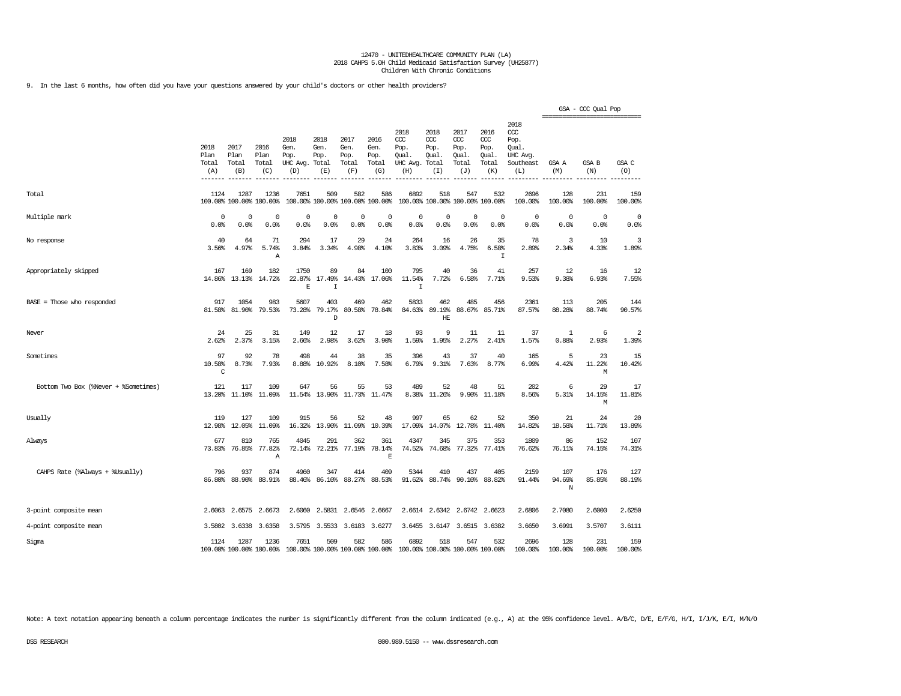12470 - UNITEDHEALTHCARE COMMUNITY PLAN (LA)
2018 CAHPS 5.0H Child Medicaid Satisfaction Survey (UH25877)
Children With Chronic Conditions

9. In the last 6 months, how often did you have your questions answered by your child's doctors or other health providers?

| | 2018 Plan Total (A) | 2017 Plan Total (B) | 2016 Plan Total (C) | 2018 Gen. Pop. UHC Avg. (D) | 2018 Gen. Pop. Total (E) | 2017 Gen. Pop. Total (F) | 2016 Gen. Pop. Total (G) | 2018 CCC Pop. Qual. UHC Avg. (H) | 2018 CCC Pop. Qual. Total (I) | 2017 CCC Pop. Qual. Total (J) | 2016 CCC Pop. Qual. Total (K) | 2018 CCC Pop. Qual. UHC Avg. Southeast (L) | GSA - CCC Qual Pop GSA A (M) | GSA B (N) | GSA C (O) |
|---|---|---|---|---|---|---|---|---|---|---|---|---|---|---|---|
| Total | 1124<br>100.00% | 1287<br>100.00% | 1236<br>100.00% | 7651<br>100.00% | 509<br>100.00% | 582<br>100.00% | 586<br>100.00% | 6892<br>100.00% | 518<br>100.00% | 547<br>100.00% | 532<br>100.00% | 2696<br>100.00% | 128<br>100.00% | 231<br>100.00% | 159<br>100.00% |
| Multiple mark | 0<br>0.0% | 0<br>0.0% | 0<br>0.0% | 0<br>0.0% | 0<br>0.0% | 0<br>0.0% | 0<br>0.0% | 0<br>0.0% | 0<br>0.0% | 0<br>0.0% | 0<br>0.0% | 0<br>0.0% | 0<br>0.0% | 0<br>0.0% | 0<br>0.0% |
| No response | 40<br>3.56% | 64<br>4.97% | 71<br>5.74%<br>A | 294<br>3.84% | 17<br>3.34% | 29<br>4.98% | 24<br>4.10% | 264<br>3.83% | 16<br>3.09% | 26<br>4.75% | 35<br>6.58%<br>I | 78<br>2.89% | 3<br>2.34% | 10<br>4.33% | 3<br>1.89% |
| Appropriately skipped | 167<br>14.86% | 169<br>13.13% | 182<br>14.72% | 1750<br>22.87%<br>E | 89<br>17.49%<br>I | 84<br>14.43% | 100<br>17.06% | 795<br>11.54%<br>I | 40<br>7.72% | 36<br>6.58% | 41<br>7.71% | 257<br>9.53% | 12<br>9.38% | 16<br>6.93% | 12<br>7.55% |
| BASE = Those who responded | 917<br>81.58% | 1054<br>81.90% | 983<br>79.53% | 5607<br>73.28% | 403<br>79.17%<br>D | 469<br>80.58% | 462<br>78.84% | 5833<br>84.63% | 462<br>89.19%<br>HE | 485<br>88.67% | 456<br>85.71% | 2361<br>87.57% | 113<br>88.28% | 205<br>88.74% | 144<br>90.57% |
| Never | 24<br>2.62% | 25<br>2.37% | 31<br>3.15% | 149<br>2.66% | 12<br>2.98% | 17<br>3.62% | 18<br>3.90% | 93<br>1.59% | 9<br>1.95% | 11<br>2.27% | 11<br>2.41% | 37<br>1.57% | 1<br>0.88% | 6<br>2.93% | 2<br>1.39% |
| Sometimes | 97<br>10.58%<br>C | 92<br>8.73% | 78<br>7.93% | 498<br>8.88% | 44<br>10.92% | 38<br>8.10% | 35<br>7.58% | 396<br>6.79% | 43<br>9.31% | 37<br>7.63% | 40<br>8.77% | 165<br>6.99% | 5<br>4.42% | 23<br>11.22%<br>M | 15<br>10.42% |
| Bottom Two Box (%Never + %Sometimes) | 121<br>13.20% | 117<br>11.10% | 109<br>11.09% | 647<br>11.54% | 56<br>13.90% | 55<br>11.73% | 53<br>11.47% | 489<br>8.38% | 52<br>11.26% | 48<br>9.90% | 51<br>11.18% | 202<br>8.56% | 6<br>5.31% | 29<br>14.15%<br>M | 17<br>11.81% |
| Usually | 119<br>12.98% | 127<br>12.05% | 109<br>11.09% | 915<br>16.32% | 56<br>13.90% | 52<br>11.09% | 48<br>10.39% | 997<br>17.09% | 65<br>14.07% | 62<br>12.78% | 52<br>11.40% | 350<br>14.82% | 21<br>18.58% | 24<br>11.71% | 20<br>13.89% |
| Always | 677<br>73.83% | 810<br>76.85% | 765<br>77.82%<br>A | 4045<br>72.14% | 291<br>72.21% | 362<br>77.19% | 361<br>78.14%<br>E | 4347<br>74.52% | 345<br>74.68% | 375<br>77.32% | 353<br>77.41% | 1809<br>76.62% | 86<br>76.11% | 152<br>74.15% | 107<br>74.31% |
| CAHPS Rate (%Always + %Usually) | 796<br>86.80% | 937<br>88.90% | 874<br>88.91% | 4960<br>88.46% | 347<br>86.10% | 414<br>88.27% | 409<br>88.53% | 5344<br>91.62% | 410<br>88.74% | 437<br>90.10% | 405<br>88.82% | 2159<br>91.44% | 107<br>94.69%<br>N | 176<br>85.85% | 127<br>88.19% |
| 3-point composite mean | 2.6063 | 2.6575 | 2.6673 | 2.6060 | 2.5831 | 2.6546 | 2.6667 | 2.6614 | 2.6342 | 2.6742 | 2.6623 | 2.6806 | 2.7080 | 2.6000 | 2.6250 |
| 4-point composite mean | 3.5802 | 3.6338 | 3.6358 | 3.5795 | 3.5533 | 3.6183 | 3.6277 | 3.6455 | 3.6147 | 3.6515 | 3.6382 | 3.6650 | 3.6991 | 3.5707 | 3.6111 |
| Sigma | 1124<br>100.00% | 1287<br>100.00% | 1236<br>100.00% | 7651<br>100.00% | 509<br>100.00% | 582<br>100.00% | 586<br>100.00% | 6892<br>100.00% | 518<br>100.00% | 547<br>100.00% | 532<br>100.00% | 2696<br>100.00% | 128<br>100.00% | 231<br>100.00% | 159<br>100.00% |

Note: A text notation appearing beneath a column percentage indicates the number is significantly different from the column indicated (e.g., A) at the 95% confidence level. A/B/C, D/E, E/F/G, H/I, I/J/K, E/I, M/N/O

DSS RESEARCH 800.989.5150 -- www.dssresearch.com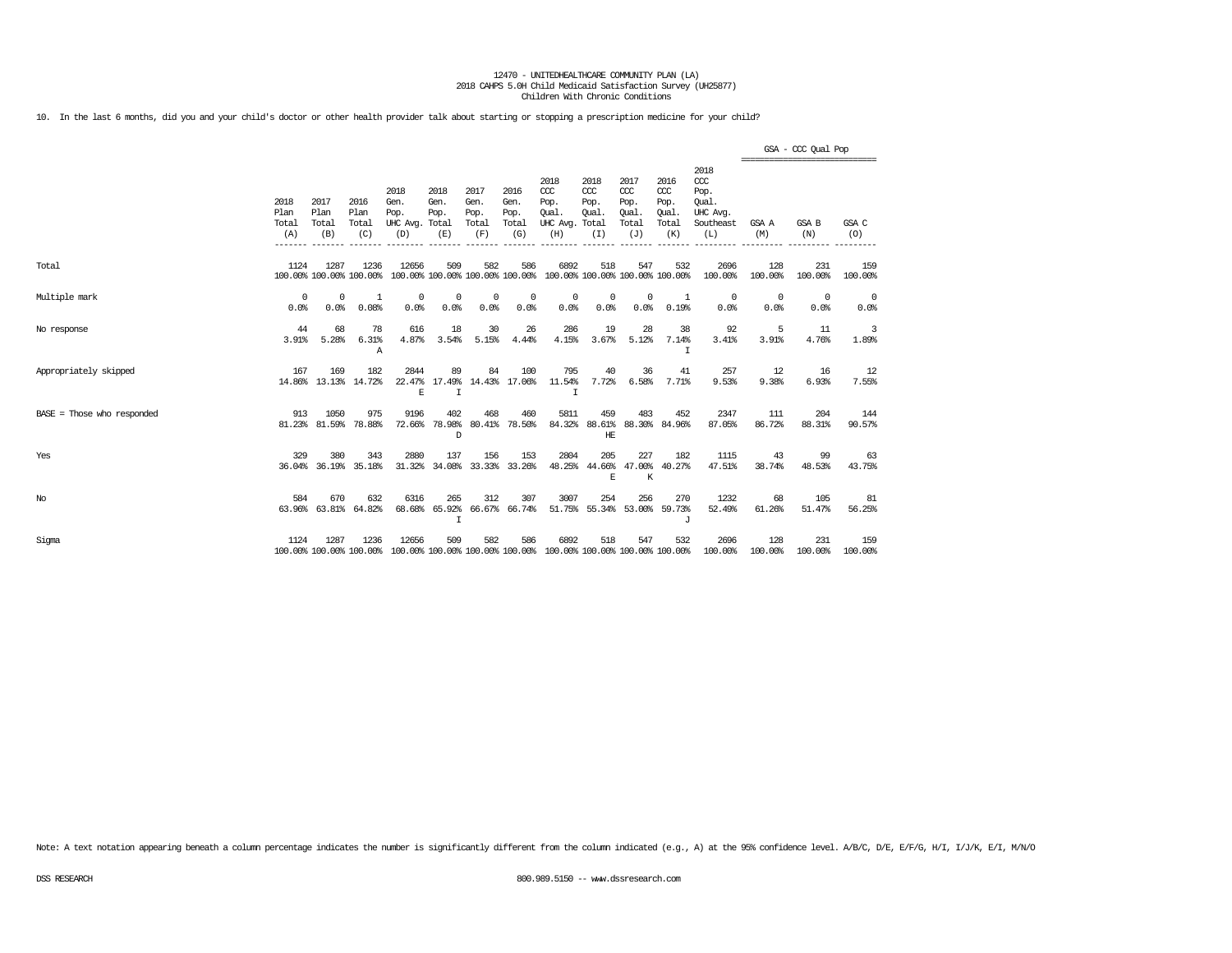12470 - UNITEDHEALTHCARE COMMUNITY PLAN (LA)
2018 CAHPS 5.0H Child Medicaid Satisfaction Survey (UH25877)
Children With Chronic Conditions

10. In the last 6 months, did you and your child's doctor or other health provider talk about starting or stopping a prescription medicine for your child?

| | 2018 Plan Total (A) | 2017 Plan Total (B) | 2016 Plan Total (C) | 2018 Gen. Pop. UHC Avg. (D) | 2018 Gen. Pop. Total (E) | 2017 Gen. Pop. Total (F) | 2016 Gen. Pop. Total (G) | 2018 CCC Pop. Qual. UHC Avg. (H) | 2018 CCC Pop. Qual. Total (I) | 2017 CCC Pop. Qual. Total (J) | 2016 CCC Pop. Qual. Total (K) | 2018 CCC Pop. Qual. UHC Avg. Southeast (L) | GSA - CCC Qual Pop GSA A (M) | GSA - CCC Qual Pop GSA B (N) | GSA - CCC Qual Pop GSA C (O) |
|---|---|---|---|---|---|---|---|---|---|---|---|---|---|---|---|
| Total | 1124<br>100.00% | 1287<br>100.00% | 1236<br>100.00% | 12656<br>100.00% | 509<br>100.00% | 582<br>100.00% | 586<br>100.00% | 6892<br>100.00% | 518<br>100.00% | 547<br>100.00% | 532<br>100.00% | 2696<br>100.00% | 128<br>100.00% | 231<br>100.00% | 159<br>100.00% |
| Multiple mark | 0<br>0.0% | 0<br>0.0% | 1<br>0.08% | 0<br>0.0% | 0<br>0.0% | 0<br>0.0% | 0<br>0.0% | 0<br>0.0% | 0<br>0.0% | 0<br>0.0% | 1<br>0.19% | 0<br>0.0% | 0<br>0.0% | 0<br>0.0% | 0<br>0.0% |
| No response | 44<br>3.91% | 68<br>5.28% | 78<br>6.31%<br>A | 616<br>4.87% | 18<br>3.54% | 30<br>5.15% | 26<br>4.44% | 286<br>4.15% | 19<br>3.67% | 28<br>5.12% | 38<br>7.14%<br>I | 92<br>3.41% | 5<br>3.91% | 11<br>4.76% | 3<br>1.89% |
| Appropriately skipped | 167<br>14.86% | 169<br>13.13% | 182<br>14.72% | 2844<br>22.47%<br>E | 89<br>17.49%<br>I | 84<br>14.43% | 100<br>17.06% | 795<br>11.54%<br>I | 40<br>7.72% | 36<br>6.58% | 41<br>7.71% | 257<br>9.53% | 12<br>9.38% | 16<br>6.93% | 12<br>7.55% |
| BASE = Those who responded | 913<br>81.23% | 1050<br>81.59% | 975<br>78.88% | 9196<br>72.66% | 402<br>78.98%<br>D | 468<br>80.41% | 460<br>78.50% | 5811<br>84.32% | 459<br>88.61%<br>HE | 483<br>88.30% | 452<br>84.96% | 2347<br>87.05% | 111<br>86.72% | 204<br>88.31% | 144<br>90.57% |
| Yes | 329<br>36.04% | 380<br>36.19% | 343<br>35.18% | 2880<br>31.32% | 137<br>34.08% | 156<br>33.33% | 153<br>33.26% | 2804<br>48.25% | 205<br>44.66%<br>E | 227<br>47.00%<br>K | 182<br>40.27% | 1115<br>47.51% | 43<br>38.74% | 99<br>48.53% | 63<br>43.75% |
| No | 584<br>63.96% | 670<br>63.81% | 632<br>64.82% | 6316<br>68.68% | 265<br>65.92%<br>I | 312<br>66.67% | 307<br>66.74% | 3007<br>51.75% | 254<br>55.34% | 256<br>53.00% | 270<br>59.73%<br>J | 1232<br>52.49% | 68<br>61.26% | 105<br>51.47% | 81<br>56.25% |
| Sigma | 1124<br>100.00% | 1287<br>100.00% | 1236<br>100.00% | 12656<br>100.00% | 509<br>100.00% | 582<br>100.00% | 586<br>100.00% | 6892<br>100.00% | 518<br>100.00% | 547<br>100.00% | 532<br>100.00% | 2696<br>100.00% | 128<br>100.00% | 231<br>100.00% | 159<br>100.00% |

Note: A text notation appearing beneath a column percentage indicates the number is significantly different from the column indicated (e.g., A) at the 95% confidence level. A/B/C, D/E, E/F/G, H/I, I/J/K, E/I, M/N/O

DSS RESEARCH 800.989.5150 -- www.dssresearch.com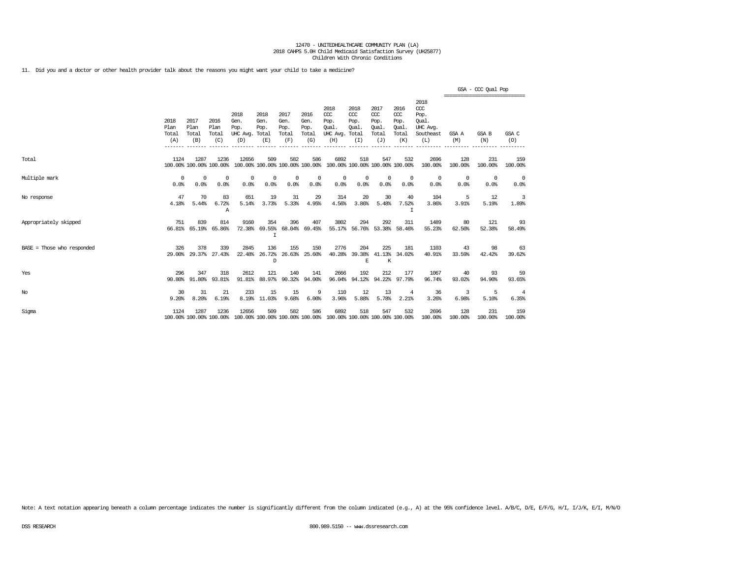12470 - UNITEDHEALTHCARE COMMUNITY PLAN (LA)
2018 CAHPS 5.0H Child Medicaid Satisfaction Survey (UH25877)
Children With Chronic Conditions

11. Did you and a doctor or other health provider talk about the reasons you might want your child to take a medicine?

| | 2018 Plan Total (A) | 2017 Plan Total (B) | 2016 Plan Total (C) | 2018 Gen. Pop. UHC Avg. (D) | 2018 Gen. Pop. Total (E) | 2017 Gen. Pop. Total (F) | 2016 Gen. Pop. Total (G) | 2018 CCC Pop. Qual. UHC Avg. (H) | 2018 CCC Pop. Qual. Total (I) | 2017 CCC Pop. Qual. Total (J) | 2016 CCC Pop. Qual. Total (K) | 2018 CCC Pop. Qual. UHC Avg. Southeast (L) | GSA - CCC Qual Pop GSA A (M) | GSA B (N) | GSA C (O) |
|---|---|---|---|---|---|---|---|---|---|---|---|---|---|---|---|
| Total | 1124<br>100.00% | 1287<br>100.00% | 1236<br>100.00% | 12656<br>100.00% | 509<br>100.00% | 582<br>100.00% | 586<br>100.00% | 6892<br>100.00% | 518<br>100.00% | 547<br>100.00% | 532<br>100.00% | 2696<br>100.00% | 128<br>100.00% | 231<br>100.00% | 159<br>100.00% |
| Multiple mark | 0<br>0.0% | 0<br>0.0% | 0<br>0.0% | 0<br>0.0% | 0<br>0.0% | 0<br>0.0% | 0<br>0.0% | 0<br>0.0% | 0<br>0.0% | 0<br>0.0% | 0<br>0.0% | 0<br>0.0% | 0<br>0.0% | 0<br>0.0% | 0<br>0.0% |
| No response | 47<br>4.18% | 70<br>5.44% | 83<br>6.72%<br>A | 651<br>5.14% | 19<br>3.73% | 31<br>5.33% | 29<br>4.95% | 314<br>4.56% | 20<br>3.86% | 30<br>5.48% | 40<br>7.52%<br>I | 104<br>3.86% | 5<br>3.91% | 12<br>5.19% | 3<br>1.89% |
| Appropriately skipped | 751<br>66.81% | 839<br>65.19% | 814<br>65.86% | 9160<br>72.38% | 354<br>69.55%<br>I | 396<br>68.04% | 407<br>69.45% | 3802<br>55.17% | 294<br>56.76% | 292<br>53.38% | 311<br>58.46% | 1489<br>55.23% | 80<br>62.50% | 121<br>52.38% | 93<br>58.49% |
| BASE = Those who responded | 326<br>29.00% | 378<br>29.37% | 339<br>27.43% | 2845<br>22.48% | 136<br>26.72%<br>D | 155<br>26.63% | 150<br>25.60% | 2776<br>40.28% | 204<br>39.38%<br>E | 225<br>41.13%<br>K | 181<br>34.02% | 1103<br>40.91% | 43<br>33.59% | 98<br>42.42% | 63<br>39.62% |
| Yes | 296<br>90.80% | 347<br>91.80% | 318<br>93.81% | 2612<br>91.81% | 121<br>88.97% | 140<br>90.32% | 141<br>94.00% | 2666<br>96.04% | 192<br>94.12% | 212<br>94.22% | 177<br>97.79% | 1067<br>96.74% | 40<br>93.02% | 93<br>94.90% | 59<br>93.65% |
| No | 30<br>9.20% | 31<br>8.20% | 21<br>6.19% | 233<br>8.19% | 15<br>11.03% | 15<br>9.68% | 9<br>6.00% | 110<br>3.96% | 12<br>5.88% | 13<br>5.78% | 4<br>2.21% | 36<br>3.26% | 3<br>6.98% | 5<br>5.10% | 4<br>6.35% |
| Sigma | 1124<br>100.00% | 1287<br>100.00% | 1236<br>100.00% | 12656<br>100.00% | 509<br>100.00% | 582<br>100.00% | 586<br>100.00% | 6892<br>100.00% | 518<br>100.00% | 547<br>100.00% | 532<br>100.00% | 2696<br>100.00% | 128<br>100.00% | 231<br>100.00% | 159<br>100.00% |

Note: A text notation appearing beneath a column percentage indicates the number is significantly different from the column indicated (e.g., A) at the 95% confidence level. A/B/C, D/E, E/F/G, H/I, I/J/K, E/I, M/N/O

DSS RESEARCH 800.989.5150 -- www.dssresearch.com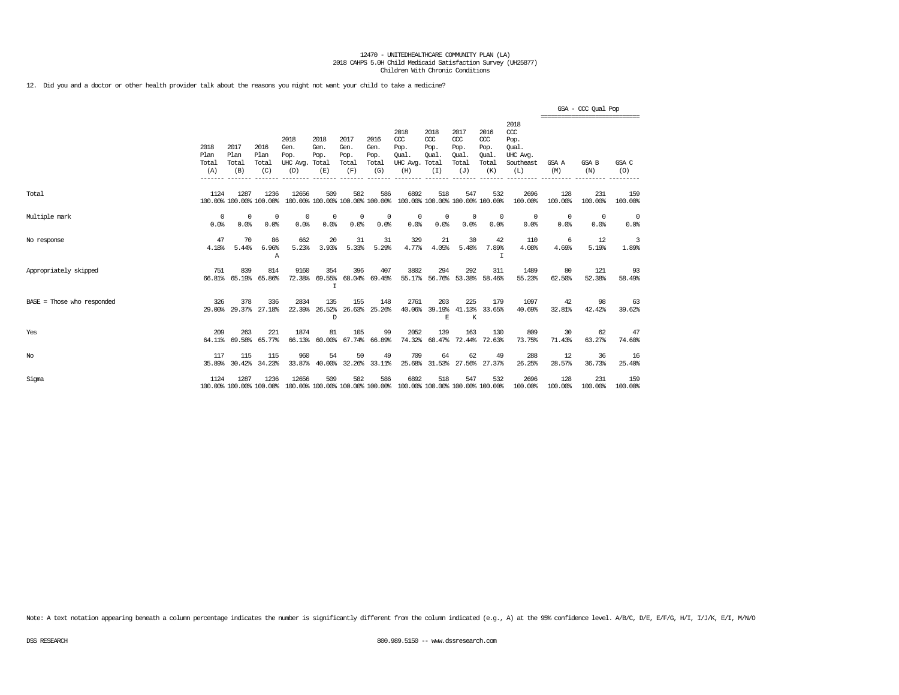12470 - UNITEDHEALTHCARE COMMUNITY PLAN (LA)
2018 CAHPS 5.0H Child Medicaid Satisfaction Survey (UH25877)
Children With Chronic Conditions

12. Did you and a doctor or other health provider talk about the reasons you might not want your child to take a medicine?

| | 2018 Plan Total (A) | 2017 Plan Total (B) | 2016 Plan Total (C) | 2018 Gen. Pop. UHC Avg. (D) | 2018 Gen. Pop. Total (E) | 2017 Gen. Pop. Total (F) | 2016 Gen. Pop. Total (G) | 2018 CCC Pop. Qual. UHC Avg. (H) | 2018 CCC Pop. Qual. Total (I) | 2017 CCC Pop. Qual. Total (J) | 2016 CCC Pop. Qual. Total (K) | 2018 CCC Pop. Qual. UHC Avg. Southeast (L) | GSA - CCC Qual Pop GSA A (M) | GSA B (N) | GSA C (O) |
|---|---|---|---|---|---|---|---|---|---|---|---|---|---|---|---|
| Total | 1124<br>100.00% | 1287<br>100.00% | 1236<br>100.00% | 12656<br>100.00% | 509<br>100.00% | 582<br>100.00% | 586<br>100.00% | 6892<br>100.00% | 518<br>100.00% | 547<br>100.00% | 532<br>100.00% | 2696<br>100.00% | 128<br>100.00% | 231<br>100.00% | 159<br>100.00% |
| Multiple mark | 0<br>0.0% | 0<br>0.0% | 0<br>0.0% | 0<br>0.0% | 0<br>0.0% | 0<br>0.0% | 0<br>0.0% | 0<br>0.0% | 0<br>0.0% | 0<br>0.0% | 0<br>0.0% | 0<br>0.0% | 0<br>0.0% | 0<br>0.0% | 0<br>0.0% |
| No response | 47<br>4.18% | 70<br>5.44% | 86<br>6.96%<br>A | 662<br>5.23% | 20<br>3.93% | 31<br>5.33% | 31<br>5.29% | 329<br>4.77% | 21<br>4.05% | 30<br>5.48% | 42<br>7.89%<br>I | 110<br>4.08% | 6<br>4.69% | 12<br>5.19% | 3<br>1.89% |
| Appropriately skipped | 751<br>66.81% | 839<br>65.19% | 814<br>65.86% | 9160<br>72.38% | 354<br>69.55%<br>I | 396<br>68.04% | 407<br>69.45% | 3802<br>55.17% | 294<br>56.76% | 292<br>53.38% | 311<br>58.46% | 1489<br>55.23% | 80<br>62.50% | 121<br>52.38% | 93<br>58.49% |
| BASE = Those who responded | 326<br>29.00% | 378<br>29.37% | 336<br>27.18% | 2834<br>22.39% | 135<br>26.52%<br>D | 155<br>26.63% | 148<br>25.26% | 2761<br>40.06% | 203<br>39.19%<br>E | 225<br>41.13%<br>K | 179<br>33.65% | 1097<br>40.69% | 42<br>32.81% | 98<br>42.42% | 63<br>39.62% |
| Yes | 209<br>64.11% | 263<br>69.58% | 221<br>65.77% | 1874<br>66.13% | 81<br>60.00% | 105<br>67.74% | 99<br>66.89% | 2052<br>74.32% | 139<br>68.47% | 163<br>72.44% | 130<br>72.63% | 809<br>73.75% | 30<br>71.43% | 62<br>63.27% | 47<br>74.60% |
| No | 117<br>35.89% | 115<br>30.42% | 115<br>34.23% | 960<br>33.87% | 54<br>40.00% | 50<br>32.26% | 49<br>33.11% | 709<br>25.68% | 64<br>31.53% | 62<br>27.56% | 49<br>27.37% | 288<br>26.25% | 12<br>28.57% | 36<br>36.73% | 16<br>25.40% |
| Sigma | 1124<br>100.00% | 1287<br>100.00% | 1236<br>100.00% | 12656<br>100.00% | 509<br>100.00% | 582<br>100.00% | 586<br>100.00% | 6892<br>100.00% | 518<br>100.00% | 547<br>100.00% | 532<br>100.00% | 2696<br>100.00% | 128<br>100.00% | 231<br>100.00% | 159<br>100.00% |

Note: A text notation appearing beneath a column percentage indicates the number is significantly different from the column indicated (e.g., A) at the 95% confidence level. A/B/C, D/E, E/F/G, H/I, I/J/K, E/I, M/N/O

DSS RESEARCH 800.989.5150 -- www.dssresearch.com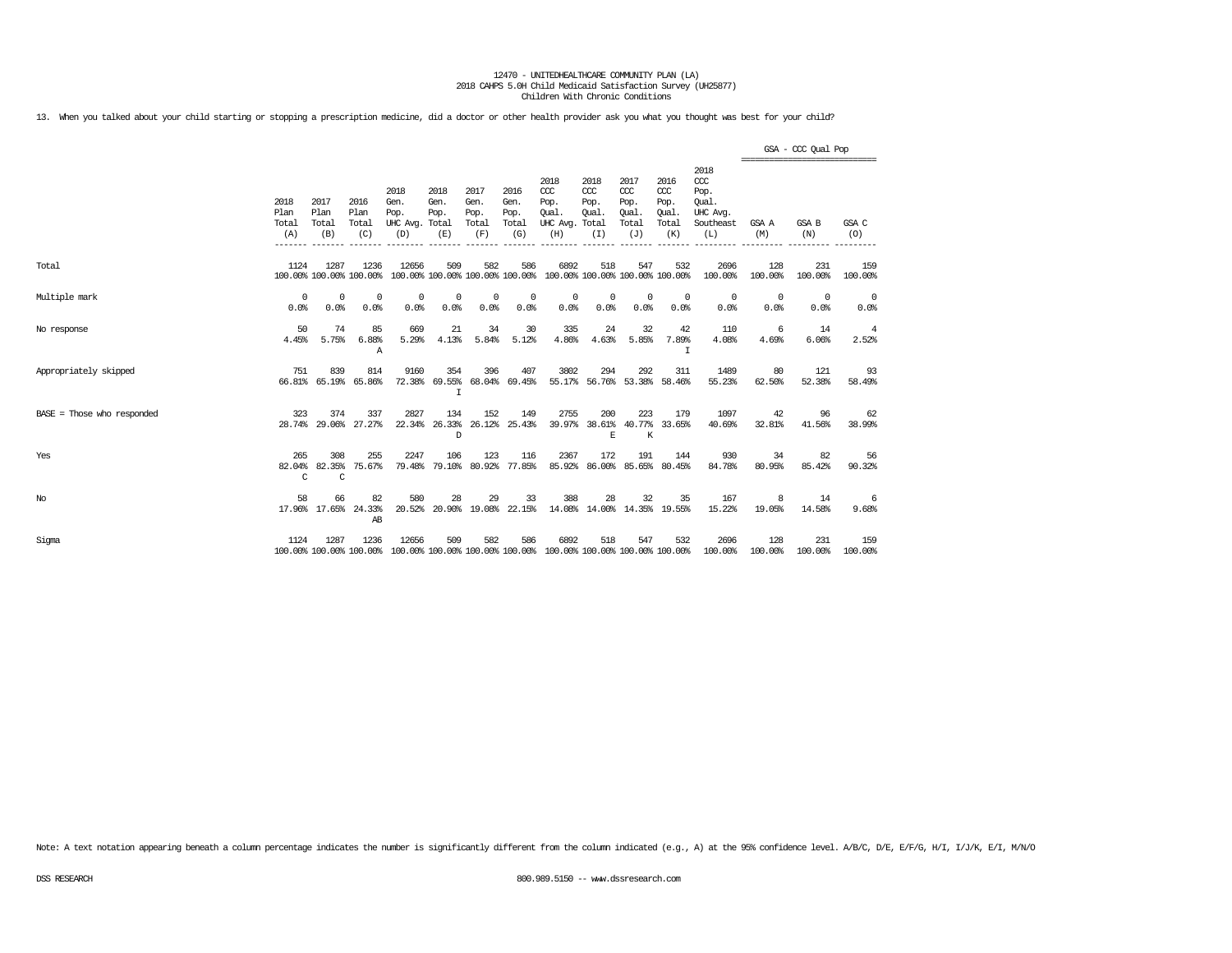12470 - UNITEDHEALTHCARE COMMUNITY PLAN (LA)
2018 CAHPS 5.0H Child Medicaid Satisfaction Survey (UH25877)
Children With Chronic Conditions

13. When you talked about your child starting or stopping a prescription medicine, did a doctor or other health provider ask you what you thought was best for your child?

| | 2018 Plan Total (A) | 2017 Plan Total (B) | 2016 Plan Total (C) | 2018 Gen. Pop. UHC Avg. (D) | 2018 Gen. Pop. Total (E) | 2017 Gen. Pop. Total (F) | 2016 Gen. Pop. Total (G) | 2018 CCC Pop. Qual. UHC Avg. (H) | 2018 CCC Pop. Qual. Total (I) | 2017 CCC Pop. Qual. Total (J) | 2016 CCC Pop. Qual. Total (K) | 2018 CCC Pop. Qual. UHC Avg. Southeast (L) | GSA - CCC Qual Pop GSA A (M) | GSA B (N) | GSA C (O) |
|---|---|---|---|---|---|---|---|---|---|---|---|---|---|---|---|
| Total | 1124<br>100.00% | 1287<br>100.00% | 1236<br>100.00% | 12656<br>100.00% | 509<br>100.00% | 582<br>100.00% | 586<br>100.00% | 6892<br>100.00% | 518<br>100.00% | 547<br>100.00% | 532<br>100.00% | 2696<br>100.00% | 128<br>100.00% | 231<br>100.00% | 159<br>100.00% |
| Multiple mark | 0<br>0.0% | 0<br>0.0% | 0<br>0.0% | 0<br>0.0% | 0<br>0.0% | 0<br>0.0% | 0<br>0.0% | 0<br>0.0% | 0<br>0.0% | 0<br>0.0% | 0<br>0.0% | 0<br>0.0% | 0<br>0.0% | 0<br>0.0% | 0<br>0.0% |
| No response | 50<br>4.45% | 74<br>5.75% | 85<br>6.88%<br>A | 669<br>5.29% | 21<br>4.13% | 34<br>5.84% | 30<br>5.12% | 335<br>4.86% | 24<br>4.63% | 32<br>5.85% | 42<br>7.89%<br>I | 110<br>4.08% | 6<br>4.69% | 14<br>6.06% | 4<br>2.52% |
| Appropriately skipped | 751<br>66.81% | 839<br>65.19% | 814<br>65.86% | 9160<br>72.38% | 354<br>69.55%<br>I | 396<br>68.04% | 407<br>69.45% | 3802<br>55.17% | 294<br>56.76% | 292<br>53.38% | 311<br>58.46% | 1489<br>55.23% | 80<br>62.50% | 121<br>52.38% | 93<br>58.49% |
| BASE = Those who responded | 323<br>28.74% | 374<br>29.06% | 337<br>27.27% | 2827<br>22.34% | 134<br>26.33%<br>D | 152<br>26.12% | 149<br>25.43% | 2755<br>39.97% | 200<br>38.61%<br>E | 223<br>40.77%<br>K | 179<br>33.65% | 1097<br>40.69% | 42<br>32.81% | 96<br>41.56% | 62<br>38.99% |
| Yes | 265<br>82.04%<br>C | 308<br>82.35%<br>C | 255<br>75.67% | 2247<br>79.48% | 106<br>79.10% | 123<br>80.92% | 116<br>77.85% | 2367<br>85.92% | 172<br>86.00% | 191<br>85.65% | 144<br>80.45% | 930<br>84.78% | 34<br>80.95% | 82<br>85.42% | 56<br>90.32% |
| No | 58<br>17.96% | 66<br>17.65% | 82<br>24.33%<br>AB | 580<br>20.52% | 28<br>20.90% | 29<br>19.08% | 33<br>22.15% | 388<br>14.08% | 28<br>14.00% | 32<br>14.35% | 35<br>19.55% | 167<br>15.22% | 8<br>19.05% | 14<br>14.58% | 6<br>9.68% |
| Sigma | 1124<br>100.00% | 1287<br>100.00% | 1236<br>100.00% | 12656<br>100.00% | 509<br>100.00% | 582<br>100.00% | 586<br>100.00% | 6892<br>100.00% | 518<br>100.00% | 547<br>100.00% | 532<br>100.00% | 2696<br>100.00% | 128<br>100.00% | 231<br>100.00% | 159<br>100.00% |

Note: A text notation appearing beneath a column percentage indicates the number is significantly different from the column indicated (e.g., A) at the 95% confidence level. A/B/C, D/E, E/F/G, H/I, I/J/K, E/I, M/N/O

DSS RESEARCH 800.989.5150 -- www.dssresearch.com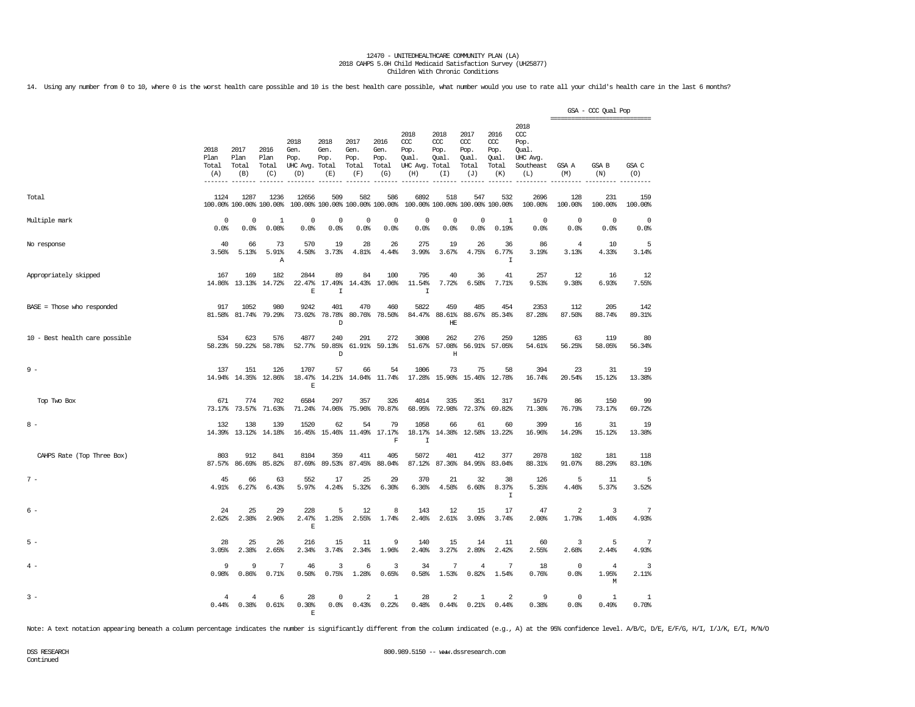12470 - UNITEDHEALTHCARE COMMUNITY PLAN (LA)
2018 CAHPS 5.0H Child Medicaid Satisfaction Survey (UH25877)
Children With Chronic Conditions

14. Using any number from 0 to 10, where 0 is the worst health care possible and 10 is the best health care possible, what number would you use to rate all your child's health care in the last 6 months?

| | 2018 Plan Total (A) | 2017 Plan Total (B) | 2016 Plan Total (C) | 2018 Gen. Pop. UHC Avg. (D) | 2018 Gen. Pop. Total (E) | 2017 Gen. Pop. Total (F) | 2016 Gen. Pop. Total (G) | 2018 CCC Pop. Qual. UHC Avg. (H) | 2018 CCC Pop. Qual. Total (I) | 2017 CCC Pop. Qual. Total (J) | 2016 CCC Pop. Qual. Total (K) | 2018 CCC Pop. Qual. UHC Avg. Southeast (L) | GSA - CCC Qual Pop GSA A (M) | GSA B (N) | GSA C (O) |
|---|---|---|---|---|---|---|---|---|---|---|---|---|---|---|---|
| Total | 1124<br>100.00% | 1287<br>100.00% | 1236<br>100.00% | 12656<br>100.00% | 509<br>100.00% | 582<br>100.00% | 586<br>100.00% | 6892<br>100.00% | 518<br>100.00% | 547<br>100.00% | 532<br>100.00% | 2696<br>100.00% | 128<br>100.00% | 231<br>100.00% | 159<br>100.00% |
| Multiple mark | 0<br>0.0% | 0<br>0.0% | 1<br>0.08% | 0<br>0.0% | 0<br>0.0% | 0<br>0.0% | 0<br>0.0% | 0<br>0.0% | 0<br>0.0% | 0<br>0.0% | 1<br>0.19% | 0<br>0.0% | 0<br>0.0% | 0<br>0.0% | 0<br>0.0% |
| No response | 40<br>3.56% | 66<br>5.13% | 73<br>5.91%<br>A | 570<br>4.50% | 19<br>3.73% | 28<br>4.81% | 26<br>4.44% | 275<br>3.99% | 19<br>3.67% | 26<br>4.75% | 36<br>6.77%<br>I | 86<br>3.19% | 4<br>3.13% | 10<br>4.33% | 5<br>3.14% |
| Appropriately skipped | 167<br>14.86% | 169<br>13.13% | 182<br>14.72% | 2844<br>22.47%<br>E | 89<br>17.49%<br>I | 84<br>14.43% | 100<br>17.06% | 795<br>11.54%<br>I | 40<br>7.72% | 36<br>6.58% | 41<br>7.71% | 257<br>9.53% | 12<br>9.38% | 16<br>6.93% | 12<br>7.55% |
| BASE = Those who responded | 917<br>81.58% | 1052<br>81.74% | 980<br>79.29% | 9242<br>73.02% | 401<br>78.78%<br>D | 470<br>80.76% | 460<br>78.50% | 5822<br>84.47% | 459<br>88.61%<br>HE | 485<br>88.67% | 454<br>85.34% | 2353<br>87.28% | 112<br>87.50% | 205<br>88.74% | 142<br>89.31% |
| 10 - Best health care possible | 534<br>58.23% | 623<br>59.22% | 576<br>58.78% | 4877<br>52.77% | 240<br>59.85%<br>D | 291<br>61.91% | 272<br>59.13% | 3008<br>51.67% | 262<br>57.08%<br>H | 276<br>56.91% | 259<br>57.05% | 1285<br>54.61% | 63<br>56.25% | 119<br>58.05% | 80<br>56.34% |
| 9 - | 137<br>14.94% | 151<br>14.35% | 126<br>12.86% | 1707<br>18.47%<br>E | 57<br>14.21% | 66<br>14.04% | 54<br>11.74% | 1006<br>17.28% | 73<br>15.90% | 75<br>15.46% | 58<br>12.78% | 394<br>16.74% | 23<br>20.54% | 31<br>15.12% | 19<br>13.38% |
| Top Two Box | 671<br>73.17% | 774<br>73.57% | 702<br>71.63% | 6584<br>71.24% | 297<br>74.06% | 357<br>75.96% | 326<br>70.87% | 4014<br>68.95% | 335<br>72.98% | 351<br>72.37% | 317<br>69.82% | 1679<br>71.36% | 86<br>76.79% | 150<br>73.17% | 99<br>69.72% |
| 8 - | 132<br>14.39% | 138<br>13.12% | 139<br>14.18% | 1520<br>16.45% | 62<br>15.46% | 54<br>11.49% | 79<br>17.17%<br>F | 1058<br>18.17%<br>I | 66<br>14.38% | 61<br>12.58% | 60<br>13.22% | 399<br>16.96% | 16<br>14.29% | 31<br>15.12% | 19<br>13.38% |
| CAHPS Rate (Top Three Box) | 803<br>87.57% | 912<br>86.69% | 841<br>85.82% | 8104<br>87.69% | 359<br>89.53% | 411<br>87.45% | 405<br>88.04% | 5072<br>87.12% | 401<br>87.36% | 412<br>84.95% | 377<br>83.04% | 2078<br>88.31% | 102<br>91.07% | 181<br>88.29% | 118<br>83.10% |
| 7 - | 45<br>4.91% | 66<br>6.27% | 63<br>6.43% | 552<br>5.97% | 17<br>4.24% | 25<br>5.32% | 29<br>6.30% | 370<br>6.36% | 21<br>4.58% | 32<br>6.60% | 38<br>8.37%<br>I | 126<br>5.35% | 5<br>4.46% | 11<br>5.37% | 5<br>3.52% |
| 6 - | 24<br>2.62% | 25<br>2.38% | 29<br>2.96% | 228<br>2.47%<br>E | 5<br>1.25% | 12<br>2.55% | 8<br>1.74% | 143<br>2.46% | 12<br>2.61% | 15<br>3.09% | 17<br>3.74% | 47<br>2.00% | 2<br>1.79% | 3<br>1.46% | 7<br>4.93% |
| 5 - | 28<br>3.05% | 25<br>2.38% | 26<br>2.65% | 216<br>2.34% | 15<br>3.74% | 11<br>2.34% | 9<br>1.96% | 140<br>2.40% | 15<br>3.27% | 14<br>2.89% | 11<br>2.42% | 60<br>2.55% | 3<br>2.68% | 5<br>2.44% | 7<br>4.93% |
| 4 - | 9<br>0.98% | 9<br>0.86% | 7<br>0.71% | 46<br>0.50% | 3<br>0.75% | 6<br>1.28% | 3<br>0.65% | 34<br>0.58% | 7<br>1.53% | 4<br>0.82% | 7<br>1.54% | 18<br>0.76% | 0<br>0.0% | 4<br>1.95%<br>M | 3<br>2.11% |
| 3 - | 4<br>0.44% | 4<br>0.38% | 6<br>0.61% | 28<br>0.30%<br>E | 0<br>0.0% | 2<br>0.43% | 1<br>0.22% | 28<br>0.48% | 2<br>0.44% | 1<br>0.21% | 2<br>0.44% | 9<br>0.38% | 0<br>0.0% | 1<br>0.49% | 1<br>0.70% |

Note: A text notation appearing beneath a column percentage indicates the number is significantly different from the column indicated (e.g., A) at the 95% confidence level. A/B/C, D/E, E/F/G, H/I, I/J/K, E/I, M/N/O

DSS RESEARCH
Continued

800.989.5150 -- www.dssresearch.com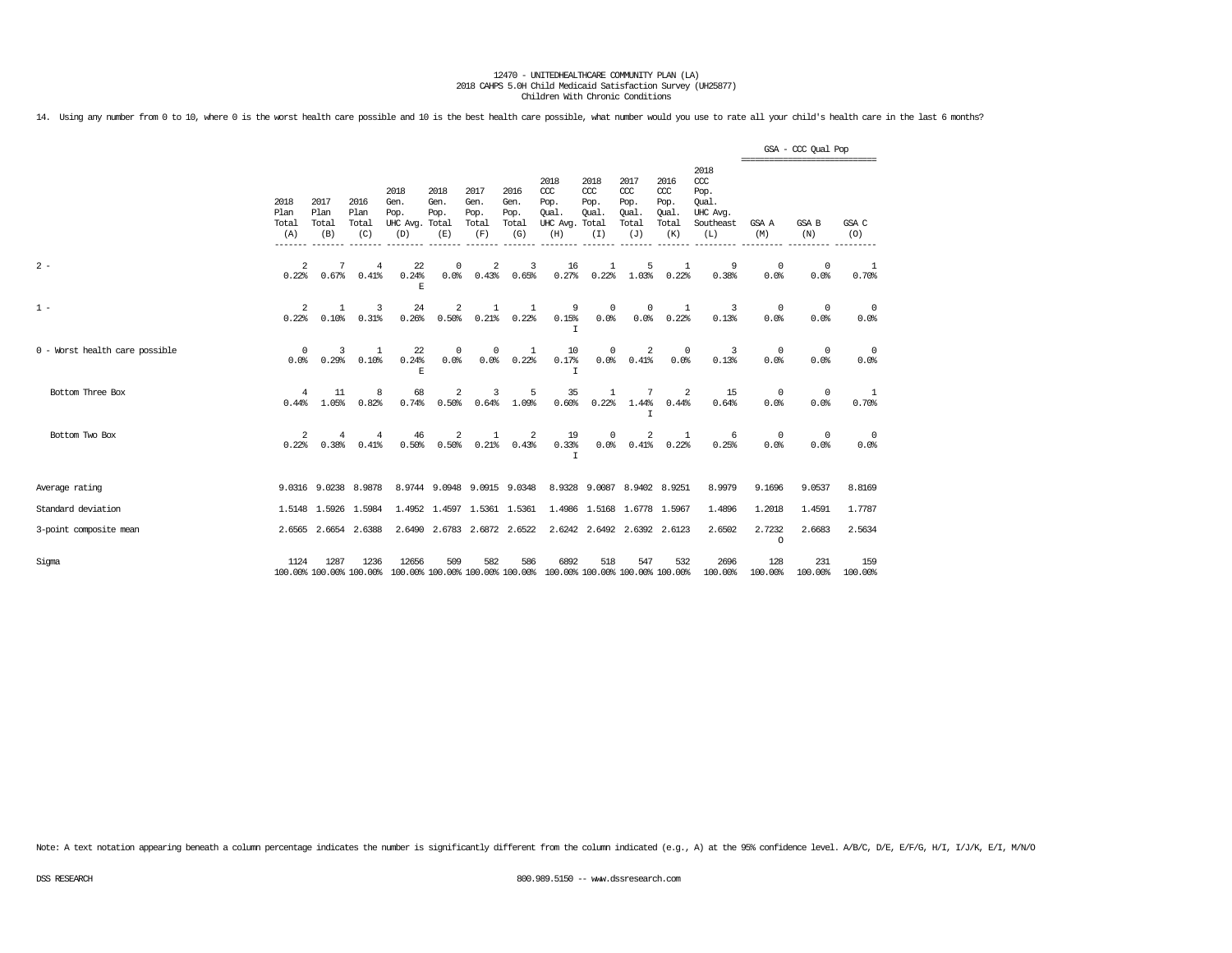12470 - UNITEDHEALTHCARE COMMUNITY PLAN (LA)
2018 CAHPS 5.0H Child Medicaid Satisfaction Survey (UH25877)
Children With Chronic Conditions

14. Using any number from 0 to 10, where 0 is the worst health care possible and 10 is the best health care possible, what number would you use to rate all your child's health care in the last 6 months?

| | 2018 Plan Total (A) | 2017 Plan Total (B) | 2016 Plan Total (C) | 2018 Gen. Pop. UHC Avg. (D) | 2018 Gen. Pop. Total (E) | 2017 Gen. Pop. Total (F) | 2016 Gen. Pop. Total (G) | 2018 CCC Pop. Qual. UHC Avg. (H) | 2018 CCC Pop. Qual. Total (I) | 2017 CCC Pop. Qual. Total (J) | 2016 CCC Pop. Qual. Total (K) | 2018 CCC Pop. Qual. UHC Avg. Southeast (L) | GSA - CCC Qual Pop GSA A (M) | GSA B (N) | GSA C (O) |
|---|---|---|---|---|---|---|---|---|---|---|---|---|---|---|---|
| 2 - | 2<br>0.22% | 7<br>0.67% | 4<br>0.41% | 22<br>0.24%<br>E | 0<br>0.0% | 2<br>0.43% | 3<br>0.65% | 16<br>0.27% | 1<br>0.22% | 5<br>1.03% | 1<br>0.22% | 9<br>0.38% | 0<br>0.0% | 0<br>0.0% | 1<br>0.70% |
| 1 - | 2<br>0.22% | 1<br>0.10% | 3<br>0.31% | 24<br>0.26% | 2<br>0.50% | 1<br>0.21% | 1<br>0.22% | 9<br>0.15%<br>I | 0<br>0.0% | 0<br>0.0% | 1<br>0.22% | 3<br>0.13% | 0<br>0.0% | 0<br>0.0% | 0<br>0.0% |
| 0 - Worst health care possible | 0<br>0.0% | 3<br>0.29% | 1<br>0.10% | 22<br>0.24%<br>E | 0<br>0.0% | 0<br>0.0% | 1<br>0.22% | 10<br>0.17%<br>I | 0<br>0.0% | 2<br>0.41% | 0<br>0.0% | 3<br>0.13% | 0<br>0.0% | 0<br>0.0% | 0<br>0.0% |
| Bottom Three Box | 4<br>0.44% | 11<br>1.05% | 8<br>0.82% | 68<br>0.74% | 2<br>0.50% | 3<br>0.64% | 5<br>1.09% | 35<br>0.60% | 1<br>0.22% | 7<br>1.44%<br>I | 2<br>0.44% | 15<br>0.64% | 0<br>0.0% | 0<br>0.0% | 1<br>0.70% |
| Bottom Two Box | 2<br>0.22% | 4<br>0.38% | 4<br>0.41% | 46<br>0.50% | 2<br>0.50% | 1<br>0.21% | 2<br>0.43% | 19<br>0.33%<br>I | 0<br>0.0% | 2<br>0.41% | 1<br>0.22% | 6<br>0.25% | 0<br>0.0% | 0<br>0.0% | 0<br>0.0% |
| Average rating | 9.0316 | 9.0238 | 8.9878 | 8.9744 | 9.0948 | 9.0915 | 9.0348 | 8.9328 | 9.0087 | 8.9402 | 8.9251 | 8.9979 | 9.1696 | 9.0537 | 8.8169 |
| Standard deviation | 1.5148 | 1.5926 | 1.5984 | 1.4952 | 1.4597 | 1.5361 | 1.5361 | 1.4986 | 1.5168 | 1.6778 | 1.5967 | 1.4896 | 1.2018 | 1.4591 | 1.7787 |
| 3-point composite mean | 2.6565 | 2.6654 | 2.6388 | 2.6490 | 2.6783 | 2.6872 | 2.6522 | 2.6242 | 2.6492 | 2.6392 | 2.6123 | 2.6502 | 2.7232<br>O | 2.6683 | 2.5634 |
| Sigma | 1124<br>100.00% | 1287<br>100.00% | 1236<br>100.00% | 12656<br>100.00% | 509<br>100.00% | 582<br>100.00% | 586<br>100.00% | 6892<br>100.00% | 518<br>100.00% | 547<br>100.00% | 532<br>100.00% | 2696<br>100.00% | 128<br>100.00% | 231<br>100.00% | 159<br>100.00% |

Note: A text notation appearing beneath a column percentage indicates the number is significantly different from the column indicated (e.g., A) at the 95% confidence level. A/B/C, D/E, E/F/G, H/I, I/J/K, E/I, M/N/O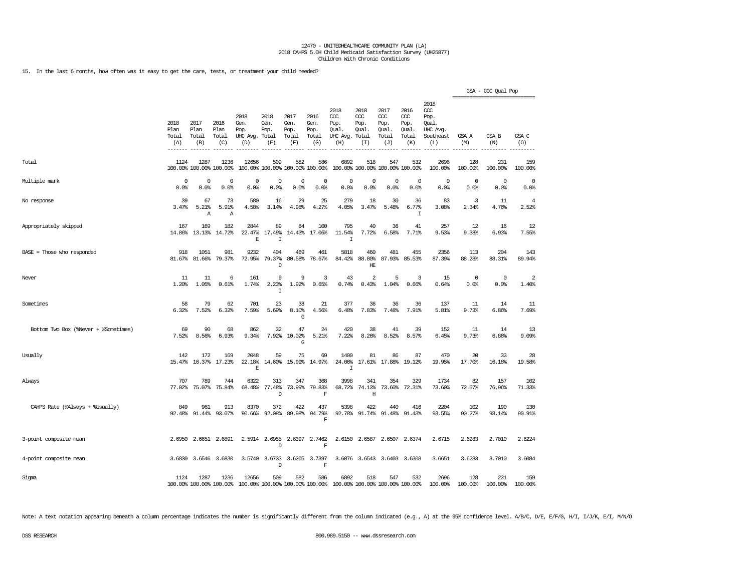12470 - UNITEDHEALTHCARE COMMUNITY PLAN (LA)
2018 CAHPS 5.0H Child Medicaid Satisfaction Survey (UH25877)
Children With Chronic Conditions

15. In the last 6 months, how often was it easy to get the care, tests, or treatment your child needed?

| | 2018 Plan Total (A) | 2017 Plan Total (B) | 2016 Plan Total (C) | 2018 Gen. Pop. UHC Avg. (D) | 2018 Gen. Pop. Total (E) | 2017 Gen. Pop. Total (F) | 2016 Gen. Pop. Total (G) | 2018 CCC Pop. Qual. UHC Avg. (H) | 2018 CCC Pop. Qual. Total (I) | 2017 CCC Pop. Qual. Total (J) | 2016 CCC Pop. Qual. Total (K) | 2018 CCC Pop. Qual. UHC Avg. Southeast (L) | GSA - CCC Qual Pop GSA A (M) | GSA B (N) | GSA C (O) |
|---|---|---|---|---|---|---|---|---|---|---|---|---|---|---|---|
| Total | 1124<br>100.00% | 1287<br>100.00% | 1236<br>100.00% | 12656<br>100.00% | 509<br>100.00% | 582<br>100.00% | 586<br>100.00% | 6892<br>100.00% | 518<br>100.00% | 547<br>100.00% | 532<br>100.00% | 2696<br>100.00% | 128<br>100.00% | 231<br>100.00% | 159<br>100.00% |
| Multiple mark | 0<br>0.0% | 0<br>0.0% | 0<br>0.0% | 0<br>0.0% | 0<br>0.0% | 0<br>0.0% | 0<br>0.0% | 0<br>0.0% | 0<br>0.0% | 0<br>0.0% | 0<br>0.0% | 0<br>0.0% | 0<br>0.0% | 0<br>0.0% | 0<br>0.0% |
| No response | 39<br>3.47% | 67<br>5.21%<br>A | 73<br>5.91%<br>A | 580<br>4.58% | 16<br>3.14% | 29<br>4.98% | 25<br>4.27% | 279<br>4.05% | 18<br>3.47% | 30<br>5.48% | 36<br>6.77%<br>I | 83<br>3.08% | 3<br>2.34% | 11<br>4.76% | 4<br>2.52% |
| Appropriately skipped | 167<br>14.86% | 169<br>13.13% | 182<br>14.72% | 2844<br>22.47%<br>E | 89<br>17.49%<br>I | 84<br>14.43% | 100<br>17.06% | 795<br>11.54%<br>I | 40<br>7.72% | 36<br>6.58% | 41<br>7.71% | 257<br>9.53% | 12<br>9.38% | 16<br>6.93% | 12<br>7.55% |
| BASE = Those who responded | 918<br>81.67% | 1051<br>81.66% | 981<br>79.37% | 9232<br>72.95% | 404<br>79.37%<br>D | 469<br>80.58% | 461<br>78.67% | 5818<br>84.42% | 460<br>88.80%<br>HE | 481<br>87.93% | 455<br>85.53% | 2356<br>87.39% | 113<br>88.28% | 204<br>88.31% | 143<br>89.94% |
| Never | 11<br>1.20% | 11<br>1.05% | 6<br>0.61% | 161<br>1.74% | 9<br>2.23%<br>I | 9<br>1.92% | 3<br>0.65% | 43<br>0.74% | 2<br>0.43% | 5<br>1.04% | 3<br>0.66% | 15<br>0.64% | 0<br>0.0% | 0<br>0.0% | 2<br>1.40% |
| Sometimes | 58<br>6.32% | 79<br>7.52% | 62<br>6.32% | 701<br>7.59% | 23<br>5.69% | 38<br>8.10%<br>G | 21<br>4.56% | 377<br>6.48% | 36<br>7.83% | 36<br>7.48% | 36<br>7.91% | 137<br>5.81% | 11<br>9.73% | 14<br>6.86% | 11<br>7.69% |
| Bottom Two Box (%Never + %Sometimes) | 69<br>7.52% | 90<br>8.56% | 68<br>6.93% | 862<br>9.34% | 32<br>7.92% | 47<br>10.02%<br>G | 24<br>5.21% | 420<br>7.22% | 38<br>8.26% | 41<br>8.52% | 39<br>8.57% | 152<br>6.45% | 11<br>9.73% | 14<br>6.86% | 13<br>9.09% |
| Usually | 142<br>15.47% | 172<br>16.37% | 169<br>17.23% | 2048<br>22.18%<br>E | 59<br>14.60% | 75<br>15.99% | 69<br>14.97% | 1400<br>24.06%<br>I | 81<br>17.61% | 86<br>17.88% | 87<br>19.12% | 470<br>19.95% | 20<br>17.70% | 33<br>16.18% | 28<br>19.58% |
| Always | 707<br>77.02% | 789<br>75.07% | 744<br>75.84% | 6322<br>68.48% | 313<br>77.48%<br>D | 347<br>73.99% | 368<br>79.83%<br>F | 3998<br>68.72% | 341<br>74.13%<br>H | 354<br>73.60% | 329<br>72.31% | 1734<br>73.60% | 82<br>72.57% | 157<br>76.96% | 102<br>71.33% |
| CAHPS Rate (%Always + %Usually) | 849<br>92.48% | 961<br>91.44% | 913<br>93.07% | 8370<br>90.66% | 372<br>92.08% | 422<br>89.98% | 437<br>94.79%<br>F | 5398<br>92.78% | 422<br>91.74% | 440<br>91.48% | 416<br>91.43% | 2204<br>93.55% | 102<br>90.27% | 190<br>93.14% | 130<br>90.91% |
| 3-point composite mean | 2.6950 | 2.6651 | 2.6891 | 2.5914 | 2.6955<br>D | 2.6397 | 2.7462<br>F | 2.6150 | 2.6587 | 2.6507 | 2.6374 | 2.6715 | 2.6283 | 2.7010 | 2.6224 |
| 4-point composite mean | 3.6830 | 3.6546 | 3.6830 | 3.5740 | 3.6733<br>D | 3.6205 | 3.7397<br>F | 3.6076 | 3.6543 | 3.6403 | 3.6308 | 3.6651 | 3.6283 | 3.7010 | 3.6084 |
| Sigma | 1124<br>100.00% | 1287<br>100.00% | 1236<br>100.00% | 12656<br>100.00% | 509<br>100.00% | 582<br>100.00% | 586<br>100.00% | 6892<br>100.00% | 518<br>100.00% | 547<br>100.00% | 532<br>100.00% | 2696<br>100.00% | 128<br>100.00% | 231<br>100.00% | 159<br>100.00% |

Note: A text notation appearing beneath a column percentage indicates the number is significantly different from the column indicated (e.g., A) at the 95% confidence level. A/B/C, D/E, E/F/G, H/I, I/J/K, E/I, M/N/O

DSS RESEARCH 800.989.5150 -- www.dssresearch.com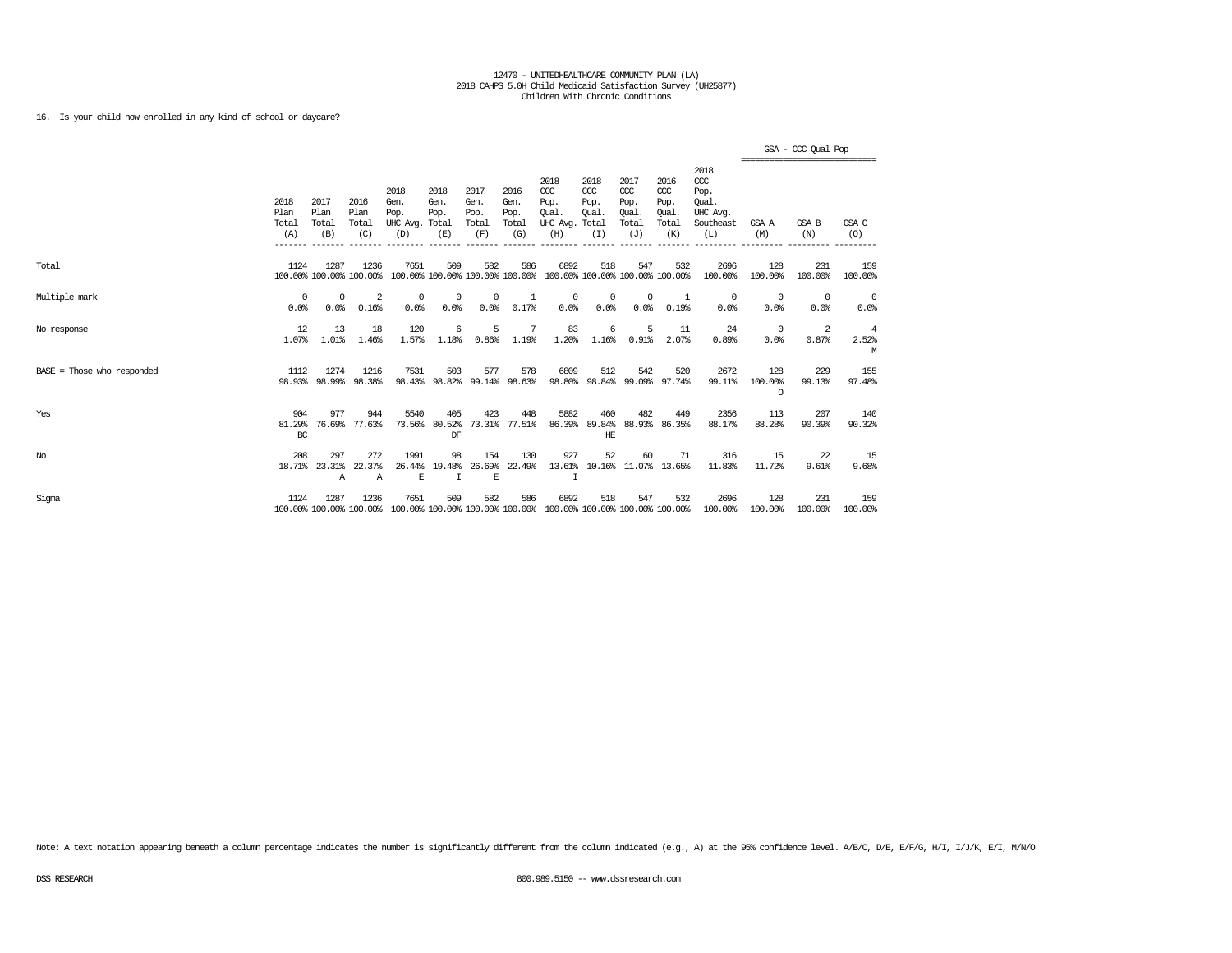12470 - UNITEDHEALTHCARE COMMUNITY PLAN (LA)
2018 CAHPS 5.0H Child Medicaid Satisfaction Survey (UH25877)
Children With Chronic Conditions

16. Is your child now enrolled in any kind of school or daycare?

| | 2018 Plan Total (A) | 2017 Plan Total (B) | 2016 Plan Total (C) | 2018 Gen. Pop. UHC Avg. (D) | 2018 Gen. Pop. Total (E) | 2017 Gen. Pop. Total (F) | 2016 Gen. Pop. Total (G) | 2018 CCC Pop. Qual. UHC Avg. (H) | 2018 CCC Pop. Qual. Total (I) | 2017 CCC Pop. Qual. Total (J) | 2016 CCC Pop. Qual. Total (K) | 2018 CCC Pop. Qual. UHC Avg. Southeast (L) | GSA - CCC Qual Pop GSA A (M) | GSA - CCC Qual Pop GSA B (N) | GSA - CCC Qual Pop GSA C (O) |
|---|---|---|---|---|---|---|---|---|---|---|---|---|---|---|---|
| Total | 1124 100.00% | 1287 100.00% | 1236 100.00% | 7651 100.00% | 509 100.00% | 582 100.00% | 586 100.00% | 6892 100.00% | 518 100.00% | 547 100.00% | 532 100.00% | 2696 100.00% | 128 100.00% | 231 100.00% | 159 100.00% |
| Multiple mark | 0 0.0% | 0 0.0% | 2 0.16% | 0 0.0% | 0 0.0% | 0 0.0% | 1 0.17% | 0 0.0% | 0 0.0% | 0 0.0% | 1 0.19% | 0 0.0% | 0 0.0% | 0 0.0% | 0 0.0% |
| No response | 12 1.07% | 13 1.01% | 18 1.46% | 120 1.57% | 6 1.18% | 5 0.86% | 7 1.19% | 83 1.20% | 6 1.16% | 5 0.91% | 11 2.07% | 24 0.89% | 0 0.0% | 2 0.87% | 4 2.52% M |
| BASE = Those who responded | 1112 98.93% | 1274 98.99% | 1216 98.38% | 7531 98.43% | 503 98.82% | 577 99.14% | 578 98.63% | 6809 98.80% | 512 98.84% | 542 99.09% | 520 97.74% | 2672 99.11% | 128 100.00% O | 229 99.13% | 155 97.48% |
| Yes | 904 81.29% BC | 977 76.69% | 944 77.63% | 5540 73.56% | 405 80.52% DF | 423 73.31% | 448 77.51% | 5882 86.39% | 460 89.84% HE | 482 88.93% | 449 86.35% | 2356 88.17% | 113 88.28% | 207 90.39% | 140 90.32% |
| No | 208 18.71% | 297 23.31% A | 272 22.37% A | 1991 26.44% E | 98 19.48% I | 154 26.69% E | 130 22.49% | 927 13.61% I | 52 10.16% | 60 11.07% | 71 13.65% | 316 11.83% | 15 11.72% | 22 9.61% | 15 9.68% |
| Sigma | 1124 100.00% | 1287 100.00% | 1236 100.00% | 7651 100.00% | 509 100.00% | 582 100.00% | 586 100.00% | 6892 100.00% | 518 100.00% | 547 100.00% | 532 100.00% | 2696 100.00% | 128 100.00% | 231 100.00% | 159 100.00% |

Note: A text notation appearing beneath a column percentage indicates the number is significantly different from the column indicated (e.g., A) at the 95% confidence level. A/B/C, D/E, E/F/G, H/I, I/J/K, E/I, M/N/O

DSS RESEARCH 800.989.5150 -- www.dssresearch.com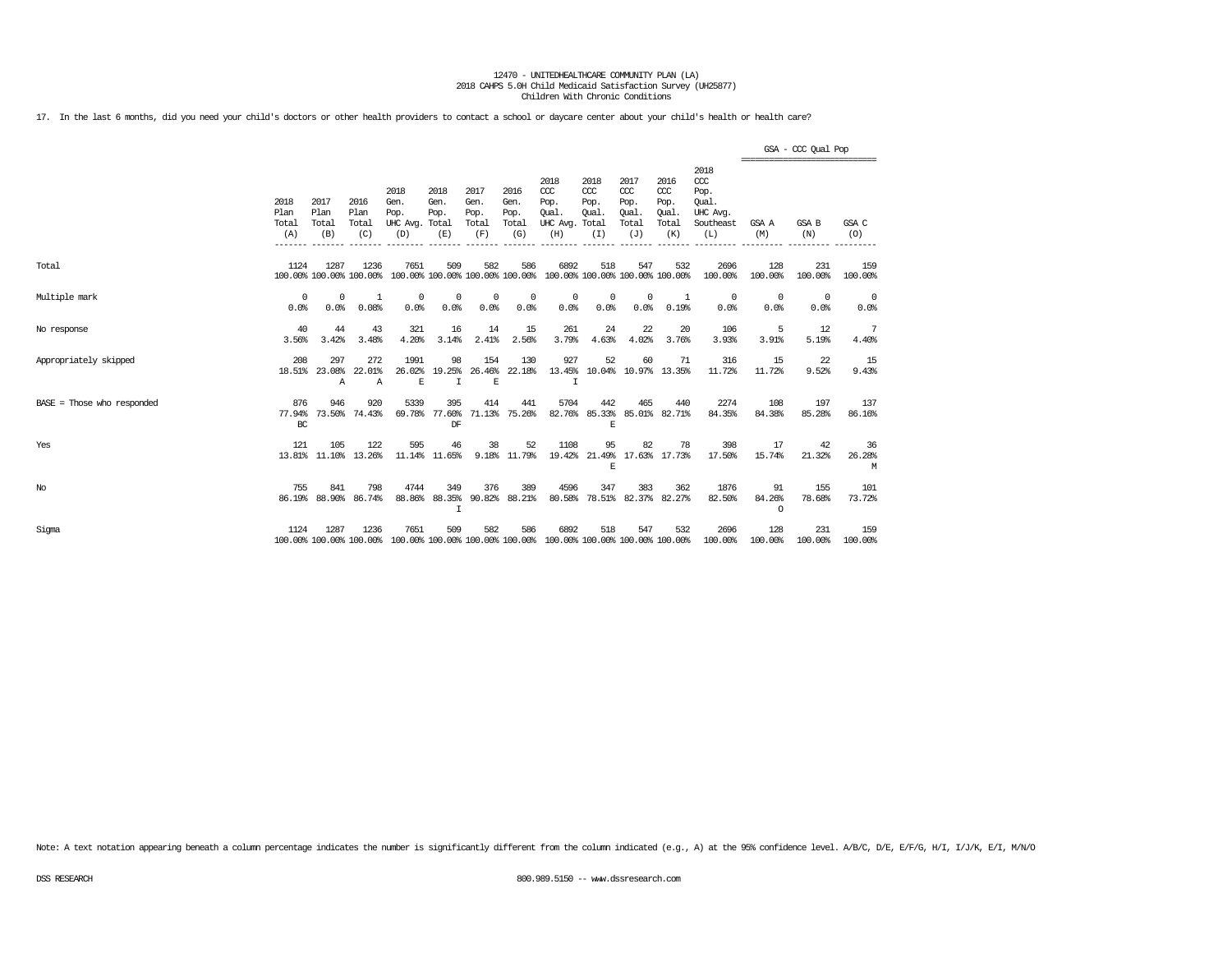12470 - UNITEDHEALTHCARE COMMUNITY PLAN (LA)
2018 CAHPS 5.0H Child Medicaid Satisfaction Survey (UH25877)
Children With Chronic Conditions

17. In the last 6 months, did you need your child's doctors or other health providers to contact a school or daycare center about your child's health or health care?

| | 2018 Plan Total (A) | 2017 Plan Total (B) | 2016 Plan Total (C) | 2018 Gen. Pop. UHC Avg. (D) | 2018 Gen. Pop. Total (E) | 2017 Gen. Pop. Total (F) | 2016 Gen. Pop. Total (G) | 2018 CCC Pop. Qual. UHC Avg. (H) | 2018 CCC Pop. Qual. Total (I) | 2017 CCC Pop. Qual. Total (J) | 2016 CCC Pop. Qual. Total (K) | 2018 CCC Pop. Qual. UHC Avg. Southeast (L) | GSA - CCC Qual Pop GSA A (M) | GSA B (N) | GSA C (O) |
|---|---|---|---|---|---|---|---|---|---|---|---|---|---|---|---|
| Total | 1124<br>100.00% | 1287<br>100.00% | 1236<br>100.00% | 7651<br>100.00% | 509<br>100.00% | 582<br>100.00% | 586<br>100.00% | 6892<br>100.00% | 518<br>100.00% | 547<br>100.00% | 532<br>100.00% | 2696<br>100.00% | 128<br>100.00% | 231<br>100.00% | 159<br>100.00% |
| Multiple mark | 0<br>0.0% | 0<br>0.0% | 1<br>0.08% | 0<br>0.0% | 0<br>0.0% | 0<br>0.0% | 0<br>0.0% | 0<br>0.0% | 0<br>0.0% | 0<br>0.0% | 1<br>0.19% | 0<br>0.0% | 0<br>0.0% | 0<br>0.0% | 0<br>0.0% |
| No response | 40<br>3.56% | 44<br>3.42% | 43<br>3.48% | 321<br>4.20% | 16<br>3.14% | 14<br>2.41% | 15<br>2.56% | 261<br>3.79% | 24<br>4.63% | 22<br>4.02% | 20<br>3.76% | 106<br>3.93% | 5<br>3.91% | 12<br>5.19% | 7<br>4.40% |
| Appropriately skipped | 208<br>18.51% | 297<br>23.08%<br>A | 272<br>22.01%<br>A | 1991<br>26.02%<br>E | 98<br>19.25%<br>I | 154<br>26.46%<br>E | 130<br>22.18% | 927<br>13.45%<br>I | 52<br>10.04% | 60<br>10.97% | 71<br>13.35% | 316<br>11.72% | 15<br>11.72% | 22<br>9.52% | 15<br>9.43% |
| BASE = Those who responded | 876<br>77.94%<br>BC | 946<br>73.50% | 920<br>74.43% | 5339<br>69.78% | 395<br>77.60%<br>DF | 414<br>71.13% | 441<br>75.26% | 5704<br>82.76% | 442<br>85.33%<br>E | 465<br>85.01% | 440<br>82.71% | 2274<br>84.35% | 108<br>84.38% | 197<br>85.28% | 137<br>86.16% |
| Yes | 121<br>13.81% | 105<br>11.10% | 122<br>13.26% | 595<br>11.14% | 46<br>11.65% | 38<br>9.18% | 52<br>11.79% | 1108<br>19.42% | 95<br>21.49%<br>E | 82<br>17.63% | 78<br>17.73% | 398<br>17.50% | 17<br>15.74% | 42<br>21.32% | 36<br>26.28%<br>M |
| No | 755<br>86.19% | 841<br>88.90% | 798<br>86.74% | 4744<br>88.86% | 349<br>88.35%<br>I | 376<br>90.82% | 389<br>88.21% | 4596<br>80.58% | 347<br>78.51% | 383<br>82.37% | 362<br>82.27% | 1876<br>82.50% | 91<br>84.26%<br>O | 155<br>78.68% | 101<br>73.72% |
| Sigma | 1124<br>100.00% | 1287<br>100.00% | 1236<br>100.00% | 7651<br>100.00% | 509<br>100.00% | 582<br>100.00% | 586<br>100.00% | 6892<br>100.00% | 518<br>100.00% | 547<br>100.00% | 532<br>100.00% | 2696<br>100.00% | 128<br>100.00% | 231<br>100.00% | 159<br>100.00% |

Note: A text notation appearing beneath a column percentage indicates the number is significantly different from the column indicated (e.g., A) at the 95% confidence level. A/B/C, D/E, E/F/G, H/I, I/J/K, E/I, M/N/O

DSS RESEARCH 800.989.5150 -- www.dssresearch.com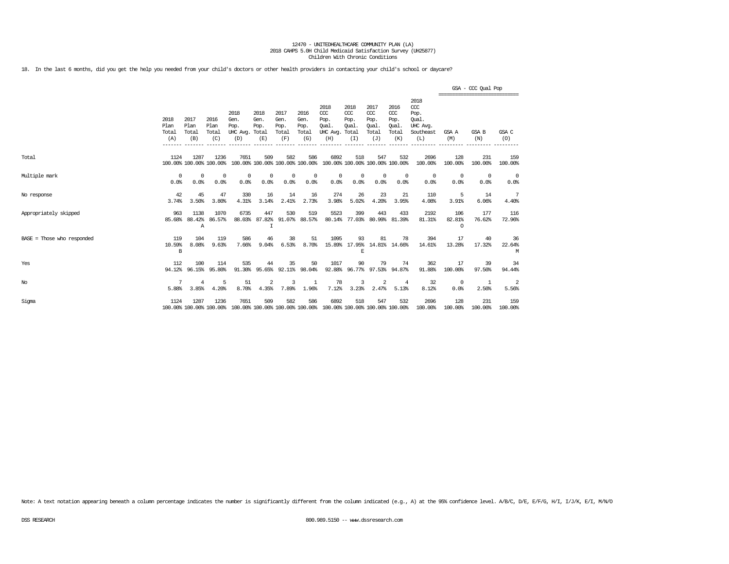12470 - UNITEDHEALTHCARE COMMUNITY PLAN (LA)
2018 CAHPS 5.0H Child Medicaid Satisfaction Survey (UH25877)
Children With Chronic Conditions

18. In the last 6 months, did you get the help you needed from your child's doctors or other health providers in contacting your child's school or daycare?

| | 2018 Plan Total (A) | 2017 Plan Total (B) | 2016 Plan Total (C) | 2018 Gen. Pop. UHC Avg. (D) | 2018 Gen. Pop. Total (E) | 2017 Gen. Pop. Total (F) | 2016 Gen. Pop. Total (G) | 2018 CCC Pop. Qual. UHC Avg. (H) | 2018 CCC Pop. Qual. Total (I) | 2017 CCC Pop. Qual. Total (J) | 2016 CCC Pop. Qual. Total (K) | 2018 CCC Pop. Qual. UHC Avg. Southeast (L) | GSA - CCC Qual Pop GSA A (M) | GSA B (N) | GSA C (O) |
|---|---|---|---|---|---|---|---|---|---|---|---|---|---|---|---|
| Total | 1124<br>100.00% | 1287<br>100.00% | 1236<br>100.00% | 7651<br>100.00% | 509<br>100.00% | 582<br>100.00% | 586<br>100.00% | 6892<br>100.00% | 518<br>100.00% | 547<br>100.00% | 532<br>100.00% | 2696<br>100.00% | 128<br>100.00% | 231<br>100.00% | 159<br>100.00% |
| Multiple mark | 0<br>0.0% | 0<br>0.0% | 0<br>0.0% | 0<br>0.0% | 0<br>0.0% | 0<br>0.0% | 0<br>0.0% | 0<br>0.0% | 0<br>0.0% | 0<br>0.0% | 0<br>0.0% | 0<br>0.0% | 0<br>0.0% | 0<br>0.0% | 0<br>0.0% |
| No response | 42<br>3.74% | 45<br>3.50% | 47<br>3.80% | 330<br>4.31% | 16<br>3.14% | 14<br>2.41% | 16<br>2.73% | 274<br>3.98% | 26<br>5.02% | 23<br>4.20% | 21<br>3.95% | 110<br>4.08% | 5<br>3.91% | 14<br>6.06% | 7<br>4.40% |
| Appropriately skipped | 963<br>85.68% | 1138<br>88.42%<br>A | 1070<br>86.57% | 6735<br>88.03% | 447<br>87.82%<br>I | 530<br>91.07% | 519<br>88.57% | 5523<br>80.14% | 399<br>77.03% | 443<br>80.99% | 433<br>81.39% | 2192<br>81.31% | 106<br>82.81%<br>O | 177<br>76.62% | 116<br>72.96% |
| BASE = Those who responded | 119<br>10.59%<br>B | 104<br>8.08% | 119<br>9.63% | 586<br>7.66% | 46<br>9.04% | 38<br>6.53% | 51<br>8.70% | 1095<br>15.89% | 93<br>17.95%<br>E | 81<br>14.81% | 78<br>14.66% | 394<br>14.61% | 17<br>13.28% | 40<br>17.32% | 36<br>22.64%<br>M |
| Yes | 112<br>94.12% | 100<br>96.15% | 114<br>95.80% | 535<br>91.30% | 44<br>95.65% | 35<br>92.11% | 50<br>98.04% | 1017<br>92.88% | 90<br>96.77% | 79<br>97.53% | 74<br>94.87% | 362<br>91.88% | 17<br>100.00% | 39<br>97.50% | 34<br>94.44% |
| No | 7<br>5.88% | 4<br>3.85% | 5<br>4.20% | 51<br>8.70% | 2<br>4.35% | 3<br>7.89% | 1<br>1.96% | 78<br>7.12% | 3<br>3.23% | 2<br>2.47% | 4<br>5.13% | 32<br>8.12% | 0<br>0.0% | 1<br>2.50% | 2<br>5.56% |
| Sigma | 1124<br>100.00% | 1287<br>100.00% | 1236<br>100.00% | 7651<br>100.00% | 509<br>100.00% | 582<br>100.00% | 586<br>100.00% | 6892<br>100.00% | 518<br>100.00% | 547<br>100.00% | 532<br>100.00% | 2696<br>100.00% | 128<br>100.00% | 231<br>100.00% | 159<br>100.00% |

Note: A text notation appearing beneath a column percentage indicates the number is significantly different from the column indicated (e.g., A) at the 95% confidence level. A/B/C, D/E, E/F/G, H/I, I/J/K, E/I, M/N/O

DSS RESEARCH 800.989.5150 -- www.dssresearch.com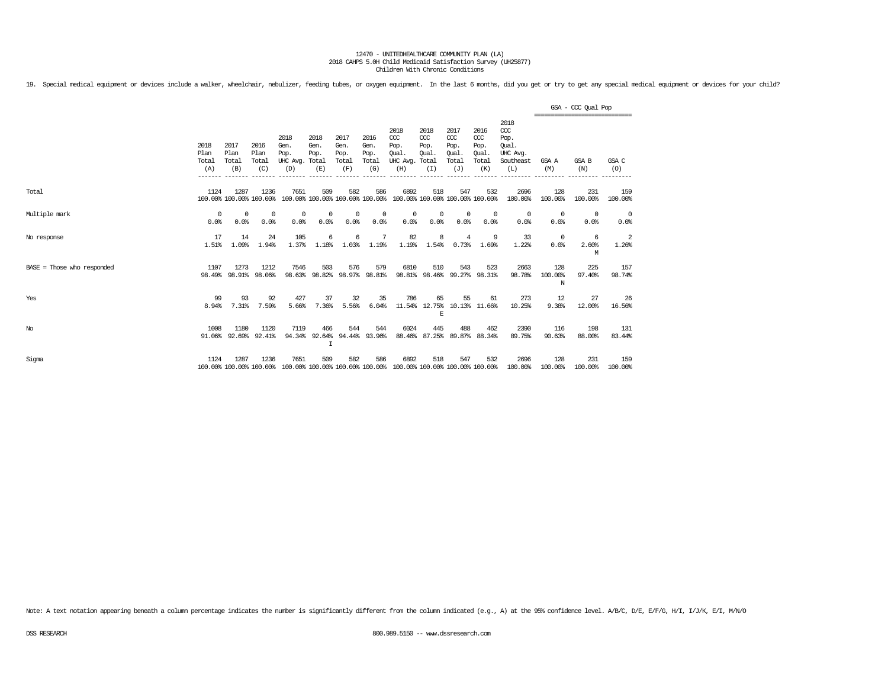12470 - UNITEDHEALTHCARE COMMUNITY PLAN (LA)
2018 CAHPS 5.0H Child Medicaid Satisfaction Survey (UH25877)
Children With Chronic Conditions

19. Special medical equipment or devices include a walker, wheelchair, nebulizer, feeding tubes, or oxygen equipment. In the last 6 months, did you get or try to get any special medical equipment or devices for your child?

| | 2018 Plan Total (A) | 2017 Plan Total (B) | 2016 Plan Total (C) | 2018 Gen. Pop. UHC Avg. (D) | 2018 Gen. Pop. Total (E) | 2017 Gen. Pop. Total (F) | 2016 Gen. Pop. Total (G) | 2018 CCC Pop. Qual. UHC Avg. (H) | 2018 CCC Pop. Qual. Total (I) | 2017 CCC Pop. Qual. Total (J) | 2016 CCC Pop. Qual. Total (K) | 2018 CCC Pop. Qual. UHC Avg. Southeast (L) | GSA - CCC Qual Pop: GSA A (M) | GSA - CCC Qual Pop: GSA B (N) | GSA - CCC Qual Pop: GSA C (O) |
|---|---|---|---|---|---|---|---|---|---|---|---|---|---|---|---|
| Total | 1124<br>100.00% | 1287<br>100.00% | 1236<br>100.00% | 7651<br>100.00% | 509<br>100.00% | 582<br>100.00% | 586<br>100.00% | 6892<br>100.00% | 518<br>100.00% | 547<br>100.00% | 532<br>100.00% | 2696<br>100.00% | 128<br>100.00% | 231<br>100.00% | 159<br>100.00% |
| Multiple mark | 0<br>0.0% | 0<br>0.0% | 0<br>0.0% | 0<br>0.0% | 0<br>0.0% | 0<br>0.0% | 0<br>0.0% | 0<br>0.0% | 0<br>0.0% | 0<br>0.0% | 0<br>0.0% | 0<br>0.0% | 0<br>0.0% | 0<br>0.0% | 0<br>0.0% |
| No response | 17<br>1.51% | 14<br>1.09% | 24<br>1.94% | 105<br>1.37% | 6<br>1.18% | 6<br>1.03% | 7<br>1.19% | 82<br>1.19% | 8<br>1.54% | 4<br>0.73% | 9<br>1.69% | 33<br>1.22% | 0<br>0.0% | 6<br>2.60%<br>M | 2<br>1.26% |
| BASE = Those who responded | 1107<br>98.49% | 1273<br>98.91% | 1212<br>98.06% | 7546<br>98.63% | 503<br>98.82% | 576<br>98.97% | 579<br>98.81% | 6810<br>98.81% | 510<br>98.46% | 543<br>99.27% | 523<br>98.31% | 2663<br>98.78% | 128<br>100.00%<br>N | 225<br>97.40% | 157<br>98.74% |
| Yes | 99<br>8.94% | 93<br>7.31% | 92<br>7.59% | 427<br>5.66% | 37<br>7.36% | 32<br>5.56% | 35<br>6.04% | 786<br>11.54% | 65<br>12.75%<br>E | 55<br>10.13% | 61<br>11.66% | 273<br>10.25% | 12<br>9.38% | 27<br>12.00% | 26<br>16.56% |
| No | 1008<br>91.06% | 1180<br>92.69% | 1120<br>92.41% | 7119<br>94.34% | 466<br>92.64%<br>I | 544<br>94.44% | 544<br>93.96% | 6024<br>88.46% | 445<br>87.25% | 488<br>89.87% | 462<br>88.34% | 2390<br>89.75% | 116<br>90.63% | 198<br>88.00% | 131<br>83.44% |
| Sigma | 1124<br>100.00% | 1287<br>100.00% | 1236<br>100.00% | 7651<br>100.00% | 509<br>100.00% | 582<br>100.00% | 586<br>100.00% | 6892<br>100.00% | 518<br>100.00% | 547<br>100.00% | 532<br>100.00% | 2696<br>100.00% | 128<br>100.00% | 231<br>100.00% | 159<br>100.00% |

Note: A text notation appearing beneath a column percentage indicates the number is significantly different from the column indicated (e.g., A) at the 95% confidence level. A/B/C, D/E, E/F/G, H/I, I/J/K, E/I, M/N/O

DSS RESEARCH 800.989.5150 -- www.dssresearch.com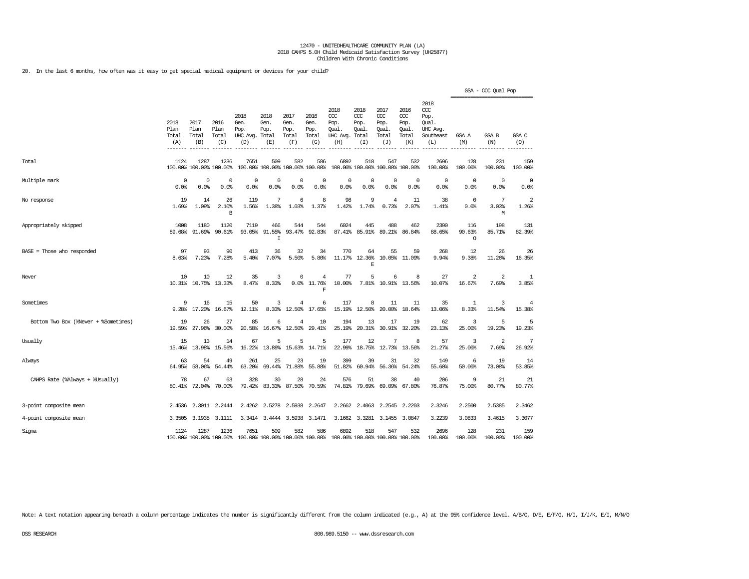12470 - UNITEDHEALTHCARE COMMUNITY PLAN (LA)
2018 CAHPS 5.0H Child Medicaid Satisfaction Survey (UH25877)
Children With Chronic Conditions

20. In the last 6 months, how often was it easy to get special medical equipment or devices for your child?

| | 2018 Plan Total (A) | 2017 Plan Total (B) | 2016 Plan Total (C) | 2018 Gen. Pop. UHC Avg. (D) | 2018 Gen. Pop. Total (E) | 2017 Gen. Pop. Total (F) | 2016 Gen. Pop. Total (G) | 2018 CCC Pop. Qual. UHC Avg. (H) | 2018 CCC Pop. Qual. Total (I) | 2017 CCC Pop. Qual. Total (J) | 2016 CCC Pop. Qual. Total (K) | 2018 CCC Pop. Qual. UHC Avg. Southeast (L) | GSA - CCC Qual Pop GSA A (M) | GSA B (N) | GSA C (O) |
|---|---|---|---|---|---|---|---|---|---|---|---|---|---|---|---|
| Total | 1124<br>100.00% | 1287<br>100.00% | 1236<br>100.00% | 7651<br>100.00% | 509<br>100.00% | 582<br>100.00% | 586<br>100.00% | 6892<br>100.00% | 518<br>100.00% | 547<br>100.00% | 532<br>100.00% | 2696<br>100.00% | 128<br>100.00% | 231<br>100.00% | 159<br>100.00% |
| Multiple mark | 0<br>0.0% | 0<br>0.0% | 0<br>0.0% | 0<br>0.0% | 0<br>0.0% | 0<br>0.0% | 0<br>0.0% | 0<br>0.0% | 0<br>0.0% | 0<br>0.0% | 0<br>0.0% | 0<br>0.0% | 0<br>0.0% | 0<br>0.0% | 0<br>0.0% |
| No response | 19<br>1.69% | 14<br>1.09% | 26<br>2.10%<br>B | 119<br>1.56% | 7<br>1.38% | 6<br>1.03% | 8<br>1.37% | 98<br>1.42% | 9<br>1.74% | 4<br>0.73% | 11<br>2.07% | 38<br>1.41% | 0<br>0.0% | 7<br>3.03%<br>M | 2<br>1.26% |
| Appropriately skipped | 1008<br>89.68% | 1180<br>91.69% | 1120<br>90.61% | 7119<br>93.05% | 466<br>91.55%<br>I | 544<br>93.47% | 544<br>92.83% | 6024<br>87.41% | 445<br>85.91% | 488<br>89.21% | 462<br>86.84% | 2390<br>88.65% | 116<br>90.63%<br>O | 198<br>85.71% | 131<br>82.39% |
| BASE = Those who responded | 97<br>8.63% | 93<br>7.23% | 90<br>7.28% | 413<br>5.40% | 36<br>7.07% | 32<br>5.50% | 34<br>5.80% | 770<br>11.17% | 64<br>12.36%<br>E | 55<br>10.05% | 59<br>11.09% | 268<br>9.94% | 12<br>9.38% | 26<br>11.26% | 26<br>16.35% |
| Never | 10<br>10.31% | 10<br>10.75% | 12<br>13.33% | 35<br>8.47% | 3<br>8.33% | 0<br>0.0% | 4<br>11.76%<br>F | 77<br>10.00% | 5<br>7.81% | 6<br>10.91% | 8<br>13.56% | 27<br>10.07% | 2<br>16.67% | 2<br>7.69% | 1<br>3.85% |
| Sometimes | 9<br>9.28% | 16<br>17.20% | 15<br>16.67% | 50<br>12.11% | 3<br>8.33% | 4<br>12.50% | 6<br>17.65% | 117<br>15.19% | 8<br>12.50% | 11<br>20.00% | 11<br>18.64% | 35<br>13.06% | 1<br>8.33% | 3<br>11.54% | 4<br>15.38% |
| Bottom Two Box (%Never + %Sometimes) | 19<br>19.59% | 26<br>27.96% | 27<br>30.00% | 85<br>20.58% | 6<br>16.67% | 4<br>12.50% | 10<br>29.41% | 194<br>25.19% | 13<br>20.31% | 17<br>30.91% | 19<br>32.20% | 62<br>23.13% | 3<br>25.00% | 5<br>19.23% | 5<br>19.23% |
| Usually | 15<br>15.46% | 13<br>13.98% | 14<br>15.56% | 67<br>16.22% | 5<br>13.89% | 5<br>15.63% | 5<br>14.71% | 177<br>22.99% | 12<br>18.75% | 7<br>12.73% | 8<br>13.56% | 57<br>21.27% | 3<br>25.00% | 2<br>7.69% | 7<br>26.92% |
| Always | 63<br>64.95% | 54<br>58.06% | 49<br>54.44% | 261<br>63.20% | 25<br>69.44% | 23<br>71.88% | 19<br>55.88% | 399<br>51.82% | 39<br>60.94% | 31<br>56.36% | 32<br>54.24% | 149<br>55.60% | 6<br>50.00% | 19<br>73.08% | 14<br>53.85% |
| CAHPS Rate (%Always + %Usually) | 78<br>80.41% | 67<br>72.04% | 63<br>70.00% | 328<br>79.42% | 30<br>83.33% | 28<br>87.50% | 24<br>70.59% | 576<br>74.81% | 51<br>79.69% | 38<br>69.09% | 40<br>67.80% | 206<br>76.87% | 9<br>75.00% | 21<br>80.77% | 21<br>80.77% |
| 3-point composite mean | 2.4536 | 2.3011 | 2.2444 | 2.4262 | 2.5278 | 2.5938 | 2.2647 | 2.2662 | 2.4063 | 2.2545 | 2.2203 | 2.3246 | 2.2500 | 2.5385 | 2.3462 |
| 4-point composite mean | 3.3505 | 3.1935 | 3.1111 | 3.3414 | 3.4444 | 3.5938 | 3.1471 | 3.1662 | 3.3281 | 3.1455 | 3.0847 | 3.2239 | 3.0833 | 3.4615 | 3.3077 |
| Sigma | 1124<br>100.00% | 1287<br>100.00% | 1236<br>100.00% | 7651<br>100.00% | 509<br>100.00% | 582<br>100.00% | 586<br>100.00% | 6892<br>100.00% | 518<br>100.00% | 547<br>100.00% | 532<br>100.00% | 2696<br>100.00% | 128<br>100.00% | 231<br>100.00% | 159<br>100.00% |

Note: A text notation appearing beneath a column percentage indicates the number is significantly different from the column indicated (e.g., A) at the 95% confidence level. A/B/C, D/E, E/F/G, H/I, I/J/K, E/I, M/N/O

DSS RESEARCH 800.989.5150 -- www.dssresearch.com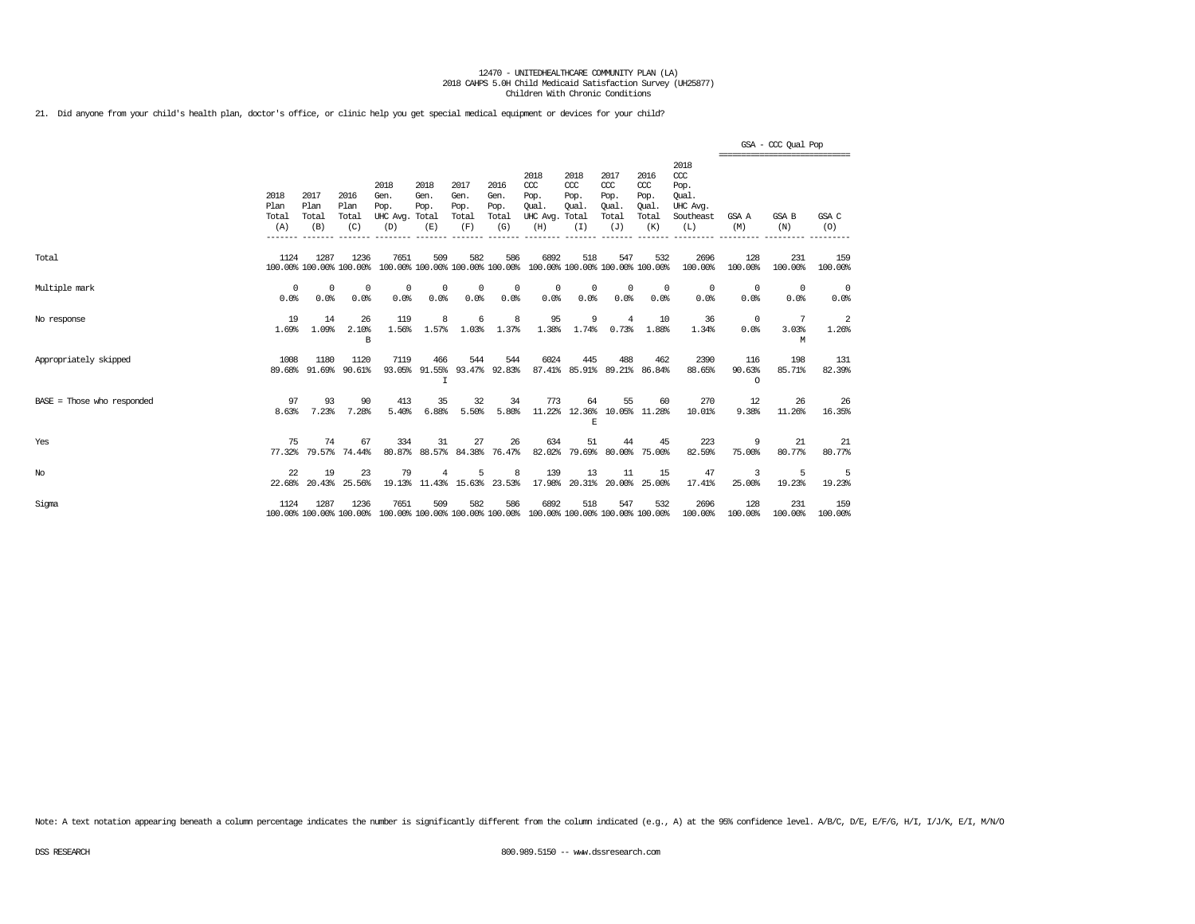12470 - UNITEDHEALTHCARE COMMUNITY PLAN (LA)
2018 CAHPS 5.0H Child Medicaid Satisfaction Survey (UH25877)
Children With Chronic Conditions

21. Did anyone from your child's health plan, doctor's office, or clinic help you get special medical equipment or devices for your child?

| | 2018 Plan Total (A) | 2017 Plan Total (B) | 2016 Plan Total (C) | 2018 Gen. Pop. UHC Avg. (D) | 2018 Gen. Pop. Total (E) | 2017 Gen. Pop. Total (F) | 2016 Gen. Pop. Total (G) | 2018 CCC Pop. Qual. UHC Avg. (H) | 2018 CCC Pop. Qual. Total (I) | 2017 CCC Pop. Qual. Total (J) | 2016 CCC Pop. Qual. Total (K) | 2018 CCC Pop. Qual. UHC Avg. Southeast (L) | GSA - CCC Qual Pop GSA A (M) | GSA B (N) | GSA C (O) |
|---|---|---|---|---|---|---|---|---|---|---|---|---|---|---|---|
| Total | 1124<br>100.00% | 1287<br>100.00% | 1236<br>100.00% | 7651<br>100.00% | 509<br>100.00% | 582<br>100.00% | 586<br>100.00% | 6892<br>100.00% | 518<br>100.00% | 547<br>100.00% | 532<br>100.00% | 2696<br>100.00% | 128<br>100.00% | 231<br>100.00% | 159<br>100.00% |
| Multiple mark | 0<br>0.0% | 0<br>0.0% | 0<br>0.0% | 0<br>0.0% | 0<br>0.0% | 0<br>0.0% | 0<br>0.0% | 0<br>0.0% | 0<br>0.0% | 0<br>0.0% | 0<br>0.0% | 0<br>0.0% | 0<br>0.0% | 0<br>0.0% | 0<br>0.0% |
| No response | 19<br>1.69% | 14<br>1.09% | 26<br>2.10%<br>B | 119<br>1.56% | 8<br>1.57% | 6<br>1.03% | 8<br>1.37% | 95<br>1.38% | 9<br>1.74% | 4<br>0.73% | 10<br>1.88% | 36<br>1.34% | 0<br>0.0% | 7<br>3.03%<br>M | 2<br>1.26% |
| Appropriately skipped | 1008<br>89.68% | 1180<br>91.69% | 1120<br>90.61% | 7119<br>93.05% | 466<br>91.55%<br>I | 544<br>93.47% | 544<br>92.83% | 6024<br>87.41% | 445<br>85.91% | 488<br>89.21% | 462<br>86.84% | 2390<br>88.65% | 116<br>90.63%<br>O | 198<br>85.71% | 131<br>82.39% |
| BASE = Those who responded | 97<br>8.63% | 93<br>7.23% | 90<br>7.28% | 413<br>5.40% | 35<br>6.88% | 32<br>5.50% | 34<br>5.80% | 773<br>11.22% | 64<br>12.36%<br>E | 55<br>10.05% | 60<br>11.28% | 270<br>10.01% | 12<br>9.38% | 26<br>11.26% | 26<br>16.35% |
| Yes | 75<br>77.32% | 74<br>79.57% | 67<br>74.44% | 334<br>80.87% | 31<br>88.57% | 27<br>84.38% | 26<br>76.47% | 634<br>82.02% | 51<br>79.69% | 44<br>80.00% | 45<br>75.00% | 223<br>82.59% | 9<br>75.00% | 21<br>80.77% | 21<br>80.77% |
| No | 22<br>22.68% | 19<br>20.43% | 23<br>25.56% | 79<br>19.13% | 4<br>11.43% | 5<br>15.63% | 8<br>23.53% | 139<br>17.98% | 13<br>20.31% | 11<br>20.00% | 15<br>25.00% | 47<br>17.41% | 3<br>25.00% | 5<br>19.23% | 5<br>19.23% |
| Sigma | 1124<br>100.00% | 1287<br>100.00% | 1236<br>100.00% | 7651<br>100.00% | 509<br>100.00% | 582<br>100.00% | 586<br>100.00% | 6892<br>100.00% | 518<br>100.00% | 547<br>100.00% | 532<br>100.00% | 2696<br>100.00% | 128<br>100.00% | 231<br>100.00% | 159<br>100.00% |

Note: A text notation appearing beneath a column percentage indicates the number is significantly different from the column indicated (e.g., A) at the 95% confidence level. A/B/C, D/E, E/F/G, H/I, I/J/K, E/I, M/N/O

DSS RESEARCH 800.989.5150 -- www.dssresearch.com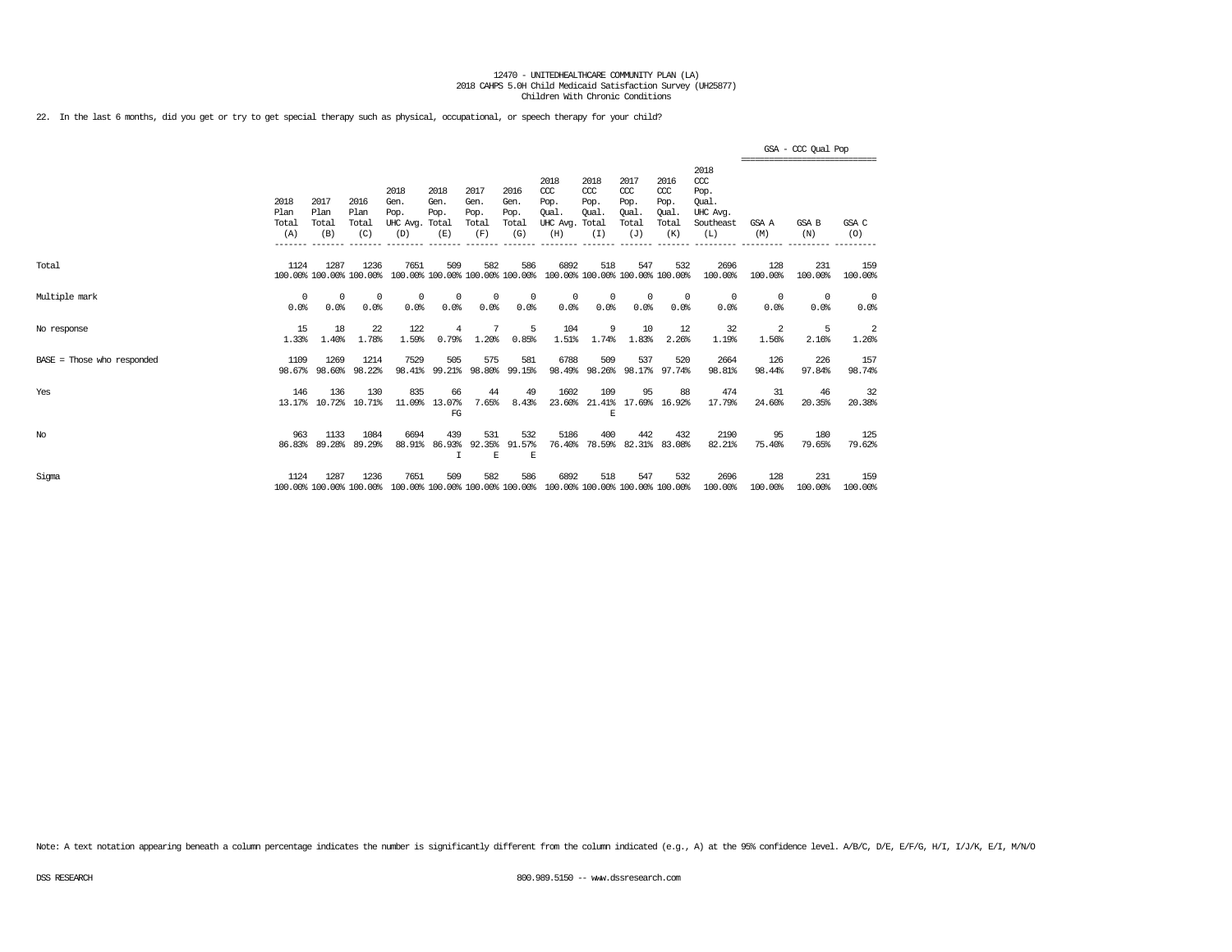12470 - UNITEDHEALTHCARE COMMUNITY PLAN (LA)
2018 CAHPS 5.0H Child Medicaid Satisfaction Survey (UH25877)
Children With Chronic Conditions

22. In the last 6 months, did you get or try to get special therapy such as physical, occupational, or speech therapy for your child?

| | 2018 Plan Total (A) | 2017 Plan Total (B) | 2016 Plan Total (C) | 2018 Gen. Pop. UHC Avg. (D) | 2018 Gen. Pop. Total (E) | 2017 Gen. Pop. Total (F) | 2016 Gen. Pop. Total (G) | 2018 CCC Pop. Qual. UHC Avg. (H) | 2018 CCC Pop. Qual. Total (I) | 2017 CCC Pop. Qual. Total (J) | 2016 CCC Pop. Qual. Total (K) | 2018 CCC Pop. Qual. UHC Avg. Southeast (L) | GSA - CCC Qual Pop GSA A (M) | GSA B (N) | GSA C (O) |
|---|---|---|---|---|---|---|---|---|---|---|---|---|---|---|---|
| Total | 1124 | 1287 | 1236 | 7651 | 509 | 582 | 586 | 6892 | 518 | 547 | 532 | 2696 | 128 | 231 | 159 |
| | 100.00% | 100.00% | 100.00% | 100.00% | 100.00% | 100.00% | 100.00% | 100.00% | 100.00% | 100.00% | 100.00% | 100.00% | 100.00% | 100.00% | 100.00% |
| Multiple mark | 0 | 0 | 0 | 0 | 0 | 0 | 0 | 0 | 0 | 0 | 0 | 0 | 0 | 0 | 0 |
| | 0.0% | 0.0% | 0.0% | 0.0% | 0.0% | 0.0% | 0.0% | 0.0% | 0.0% | 0.0% | 0.0% | 0.0% | 0.0% | 0.0% | 0.0% |
| No response | 15 | 18 | 22 | 122 | 4 | 7 | 5 | 104 | 9 | 10 | 12 | 32 | 2 | 5 | 2 |
| | 1.33% | 1.40% | 1.78% | 1.59% | 0.79% | 1.20% | 0.85% | 1.51% | 1.74% | 1.83% | 2.26% | 1.19% | 1.56% | 2.16% | 1.26% |
| BASE = Those who responded | 1109 | 1269 | 1214 | 7529 | 505 | 575 | 581 | 6788 | 509 | 537 | 520 | 2664 | 126 | 226 | 157 |
| | 98.67% | 98.60% | 98.22% | 98.41% | 99.21% | 98.80% | 99.15% | 98.49% | 98.26% | 98.17% | 97.74% | 98.81% | 98.44% | 97.84% | 98.74% |
| Yes | 146 | 136 | 130 | 835 | 66 | 44 | 49 | 1602 | 109 | 95 | 88 | 474 | 31 | 46 | 32 |
| | 13.17% | 10.72% | 10.71% | 11.09% | 13.07% | 7.65% | 8.43% | 23.60% | 21.41% | 17.69% | 16.92% | 17.79% | 24.60% | 20.35% | 20.38% |
| | | | | | FG | | | | E | | | | | | |
| No | 963 | 1133 | 1084 | 6694 | 439 | 531 | 532 | 5186 | 400 | 442 | 432 | 2190 | 95 | 180 | 125 |
| | 86.83% | 89.28% | 89.29% | 88.91% | 86.93% | 92.35% | 91.57% | 76.40% | 78.59% | 82.31% | 83.08% | 82.21% | 75.40% | 79.65% | 79.62% |
| | | | | | I | E | E | | | | | | | | |
| Sigma | 1124 | 1287 | 1236 | 7651 | 509 | 582 | 586 | 6892 | 518 | 547 | 532 | 2696 | 128 | 231 | 159 |
| | 100.00% | 100.00% | 100.00% | 100.00% | 100.00% | 100.00% | 100.00% | 100.00% | 100.00% | 100.00% | 100.00% | 100.00% | 100.00% | 100.00% | 100.00% |

Note: A text notation appearing beneath a column percentage indicates the number is significantly different from the column indicated (e.g., A) at the 95% confidence level. A/B/C, D/E, E/F/G, H/I, I/J/K, E/I, M/N/O

DSS RESEARCH 800.989.5150 -- www.dssresearch.com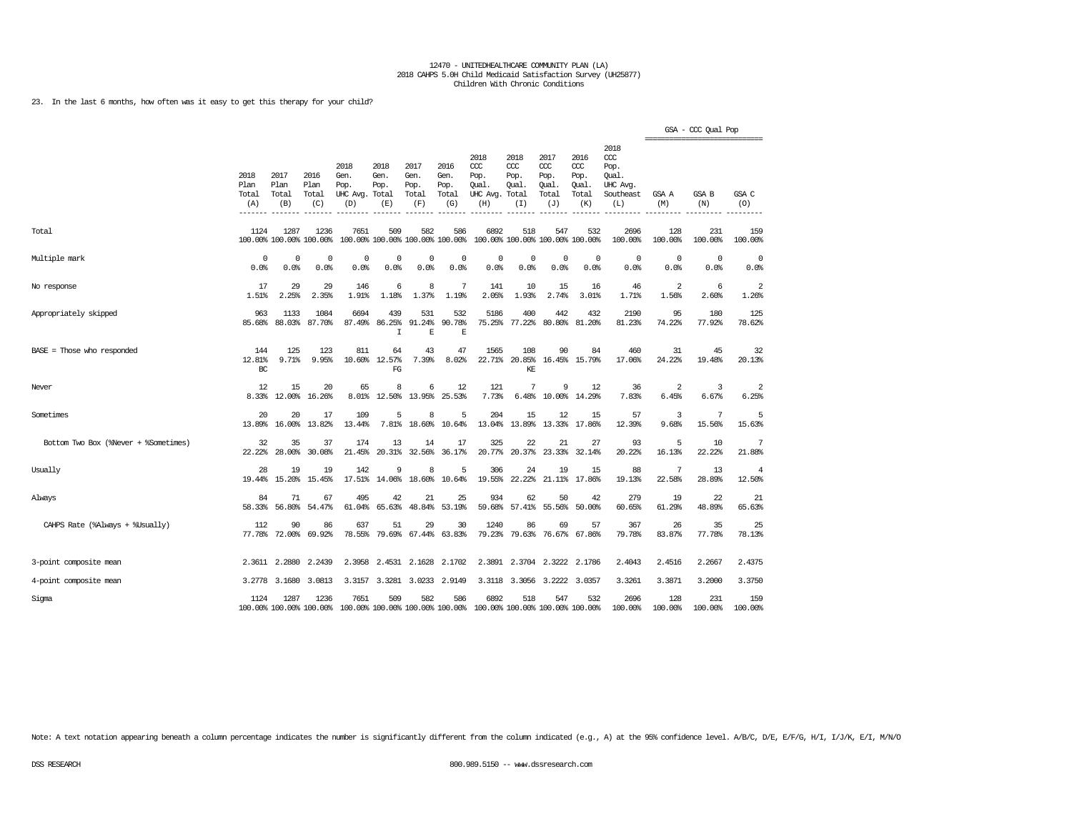12470 - UNITEDHEALTHCARE COMMUNITY PLAN (LA)
2018 CAHPS 5.0H Child Medicaid Satisfaction Survey (UH25877)
Children With Chronic Conditions

23. In the last 6 months, how often was it easy to get this therapy for your child?

| | 2018 Plan Total (A) | 2017 Plan Total (B) | 2016 Plan Total (C) | 2018 Gen. Pop. UHC Avg. (D) | 2018 Gen. Pop. Total (E) | 2017 Gen. Pop. Total (F) | 2016 Gen. Pop. Total (G) | 2018 CCC Pop. Qual. UHC Avg. (H) | 2018 CCC Pop. Qual. Total (I) | 2017 CCC Pop. Qual. Total (J) | 2016 CCC Pop. Qual. Total (K) | 2018 CCC Pop. Qual. UHC Avg. Southeast (L) | GSA - CCC Qual Pop GSA A (M) | GSA B (N) | GSA C (O) |
|---|---|---|---|---|---|---|---|---|---|---|---|---|---|---|---|
| Total | 1124 100.00% | 1287 100.00% | 1236 100.00% | 7651 100.00% | 509 100.00% | 582 100.00% | 586 100.00% | 6892 100.00% | 518 100.00% | 547 100.00% | 532 100.00% | 2696 100.00% | 128 100.00% | 231 100.00% | 159 100.00% |
| Multiple mark | 0 0.0% | 0 0.0% | 0 0.0% | 0 0.0% | 0 0.0% | 0 0.0% | 0 0.0% | 0 0.0% | 0 0.0% | 0 0.0% | 0 0.0% | 0 0.0% | 0 0.0% | 0 0.0% | 0 0.0% |
| No response | 17 1.51% | 29 2.25% | 29 2.35% | 146 1.91% | 6 1.18% | 8 1.37% | 7 1.19% | 141 2.05% | 10 1.93% | 15 2.74% | 16 3.01% | 46 1.71% | 2 1.56% | 6 2.60% | 2 1.26% |
| Appropriately skipped | 963 85.68% | 1133 88.03% | 1084 87.70% | 6694 87.49% | 439 86.25% I | 531 91.24% E | 532 90.78% E | 5186 75.25% | 400 77.22% | 442 80.80% | 432 81.20% | 2190 81.23% | 95 74.22% | 180 77.92% | 125 78.62% |
| BASE = Those who responded | 144 12.81% BC | 125 9.71% | 123 9.95% | 811 10.60% | 64 12.57% FG | 43 7.39% | 47 8.02% | 1565 22.71% | 108 20.85% KE | 90 16.45% | 84 15.79% | 460 17.06% | 31 24.22% | 45 19.48% | 32 20.13% |
| Never | 12 8.33% | 15 12.00% | 20 16.26% | 65 8.01% | 8 12.50% | 6 13.95% | 12 25.53% | 121 7.73% | 7 6.48% | 9 10.00% | 12 14.29% | 36 7.83% | 2 6.45% | 3 6.67% | 2 6.25% |
| Sometimes | 20 13.89% | 20 16.00% | 17 13.82% | 109 13.44% | 5 7.81% | 8 18.60% | 5 10.64% | 204 13.04% | 15 13.89% | 12 13.33% | 15 17.86% | 57 12.39% | 3 9.68% | 7 15.56% | 5 15.63% |
| Bottom Two Box (%Never + %Sometimes) | 32 22.22% | 35 28.00% | 37 30.08% | 174 21.45% | 13 20.31% | 14 32.56% | 17 36.17% | 325 20.77% | 22 20.37% | 21 23.33% | 27 32.14% | 93 20.22% | 5 16.13% | 10 22.22% | 7 21.88% |
| Usually | 28 19.44% | 19 15.20% | 19 15.45% | 142 17.51% | 9 14.06% | 8 18.60% | 5 10.64% | 306 19.55% | 24 22.22% | 19 21.11% | 15 17.86% | 88 19.13% | 7 22.58% | 13 28.89% | 4 12.50% |
| Always | 84 58.33% | 71 56.80% | 67 54.47% | 495 61.04% | 42 65.63% | 21 48.84% | 25 53.19% | 934 59.68% | 62 57.41% | 50 55.56% | 42 50.00% | 279 60.65% | 19 61.29% | 22 48.89% | 21 65.63% |
| CAHPS Rate (%Always + %Usually) | 112 77.78% | 90 72.00% | 86 69.92% | 637 78.55% | 51 79.69% | 29 67.44% | 30 63.83% | 1240 79.23% | 86 79.63% | 69 76.67% | 57 67.86% | 367 79.78% | 26 83.87% | 35 77.78% | 25 78.13% |
| 3-point composite mean | 2.3611 | 2.2880 | 2.2439 | 2.3958 | 2.4531 | 2.1628 | 2.1702 | 2.3891 | 2.3704 | 2.3222 | 2.1786 | 2.4043 | 2.4516 | 2.2667 | 2.4375 |
| 4-point composite mean | 3.2778 | 3.1680 | 3.0813 | 3.3157 | 3.3281 | 3.0233 | 2.9149 | 3.3118 | 3.3056 | 3.2222 | 3.0357 | 3.3261 | 3.3871 | 3.2000 | 3.3750 |
| Sigma | 1124 100.00% | 1287 100.00% | 1236 100.00% | 7651 100.00% | 509 100.00% | 582 100.00% | 586 100.00% | 6892 100.00% | 518 100.00% | 547 100.00% | 532 100.00% | 2696 100.00% | 128 100.00% | 231 100.00% | 159 100.00% |

Note: A text notation appearing beneath a column percentage indicates the number is significantly different from the column indicated (e.g., A) at the 95% confidence level. A/B/C, D/E, E/F/G, H/I, I/J/K, E/I, M/N/O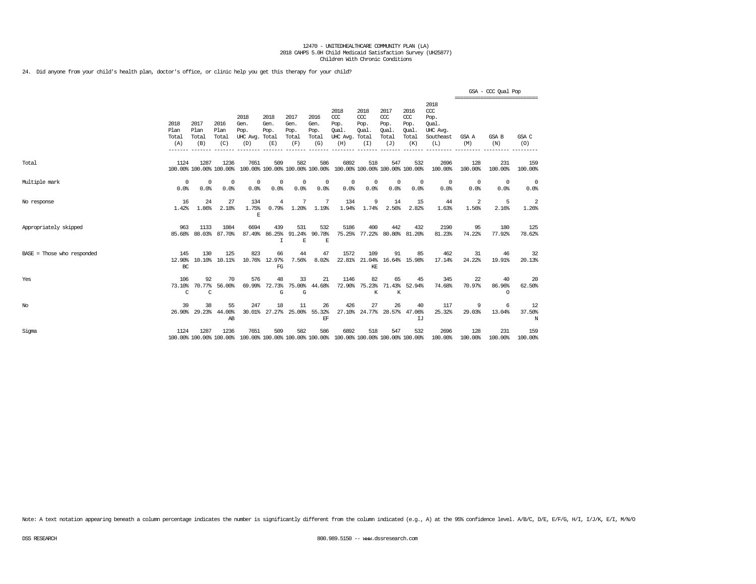12470 - UNITEDHEALTHCARE COMMUNITY PLAN (LA)
2018 CAHPS 5.0H Child Medicaid Satisfaction Survey (UH25877)
Children With Chronic Conditions

24. Did anyone from your child's health plan, doctor's office, or clinic help you get this therapy for your child?

| | 2018 Plan Total (A) | 2017 Plan Total (B) | 2016 Plan Total (C) | 2018 Gen. Pop. UHC Avg. (D) | 2018 Gen. Pop. Total (E) | 2017 Gen. Pop. Total (F) | 2016 Gen. Pop. Total (G) | 2018 CCC Pop. Qual. UHC Avg. (H) | 2018 CCC Pop. Qual. Total (I) | 2017 CCC Pop. Qual. Total (J) | 2016 CCC Pop. Qual. Total (K) | 2018 CCC Pop. Qual. UHC Avg. Southeast (L) | GSA - CCC Qual Pop GSA A (M) | GSA B (N) | GSA C (O) |
|---|---|---|---|---|---|---|---|---|---|---|---|---|---|---|---|
| Total | 1124<br>100.00% | 1287<br>100.00% | 1236<br>100.00% | 7651<br>100.00% | 509<br>100.00% | 582<br>100.00% | 586<br>100.00% | 6892<br>100.00% | 518<br>100.00% | 547<br>100.00% | 532<br>100.00% | 2696<br>100.00% | 128<br>100.00% | 231<br>100.00% | 159<br>100.00% |
| Multiple mark | 0<br>0.0% | 0<br>0.0% | 0<br>0.0% | 0<br>0.0% | 0<br>0.0% | 0<br>0.0% | 0<br>0.0% | 0<br>0.0% | 0<br>0.0% | 0<br>0.0% | 0<br>0.0% | 0<br>0.0% | 0<br>0.0% | 0<br>0.0% | 0<br>0.0% |
| No response | 16<br>1.42% | 24<br>1.86% | 27<br>2.18% | 134<br>1.75%<br>E | 4<br>0.79% | 7<br>1.20% | 7<br>1.19% | 134<br>1.94% | 9<br>1.74% | 14<br>2.56% | 15<br>2.82% | 44<br>1.63% | 2<br>1.56% | 5<br>2.16% | 2<br>1.26% |
| Appropriately skipped | 963<br>85.68% | 1133<br>88.03% | 1084<br>87.70% | 6694<br>87.49% | 439<br>86.25%<br>I | 531<br>91.24%<br>E | 532<br>90.78%<br>E | 5186<br>75.25% | 400<br>77.22% | 442<br>80.80% | 432<br>81.20% | 2190<br>81.23% | 95<br>74.22% | 180<br>77.92% | 125<br>78.62% |
| BASE = Those who responded | 145<br>12.90%<br>BC | 130<br>10.10% | 125<br>10.11% | 823<br>10.76% | 66<br>12.97%<br>FG | 44<br>7.56% | 47<br>8.02% | 1572<br>22.81% | 109<br>21.04%<br>KE | 91<br>16.64% | 85<br>15.98% | 462<br>17.14% | 31<br>24.22% | 46<br>19.91% | 32<br>20.13% |
| Yes | 106<br>73.10%<br>C | 92<br>70.77%<br>C | 70<br>56.00% | 576<br>69.99% | 48<br>72.73%<br>G | 33<br>75.00%<br>G | 21<br>44.68% | 1146<br>72.90% | 82<br>75.23%<br>K | 65<br>71.43%<br>K | 45<br>52.94% | 345<br>74.68% | 22<br>70.97% | 40<br>86.96%<br>O | 20<br>62.50% |
| No | 39<br>26.90% | 38<br>29.23% | 55<br>44.00%<br>AB | 247<br>30.01% | 18<br>27.27% | 11<br>25.00% | 26<br>55.32%<br>EF | 426<br>27.10% | 27<br>24.77% | 26<br>28.57% | 40<br>47.06%<br>IJ | 117<br>25.32% | 9<br>29.03% | 6<br>13.04% | 12<br>37.50%<br>N |
| Sigma | 1124<br>100.00% | 1287<br>100.00% | 1236<br>100.00% | 7651<br>100.00% | 509<br>100.00% | 582<br>100.00% | 586<br>100.00% | 6892<br>100.00% | 518<br>100.00% | 547<br>100.00% | 532<br>100.00% | 2696<br>100.00% | 128<br>100.00% | 231<br>100.00% | 159<br>100.00% |

Note: A text notation appearing beneath a column percentage indicates the number is significantly different from the column indicated (e.g., A) at the 95% confidence level. A/B/C, D/E, E/F/G, H/I, I/J/K, E/I, M/N/O

DSS RESEARCH 800.989.5150 -- www.dssresearch.com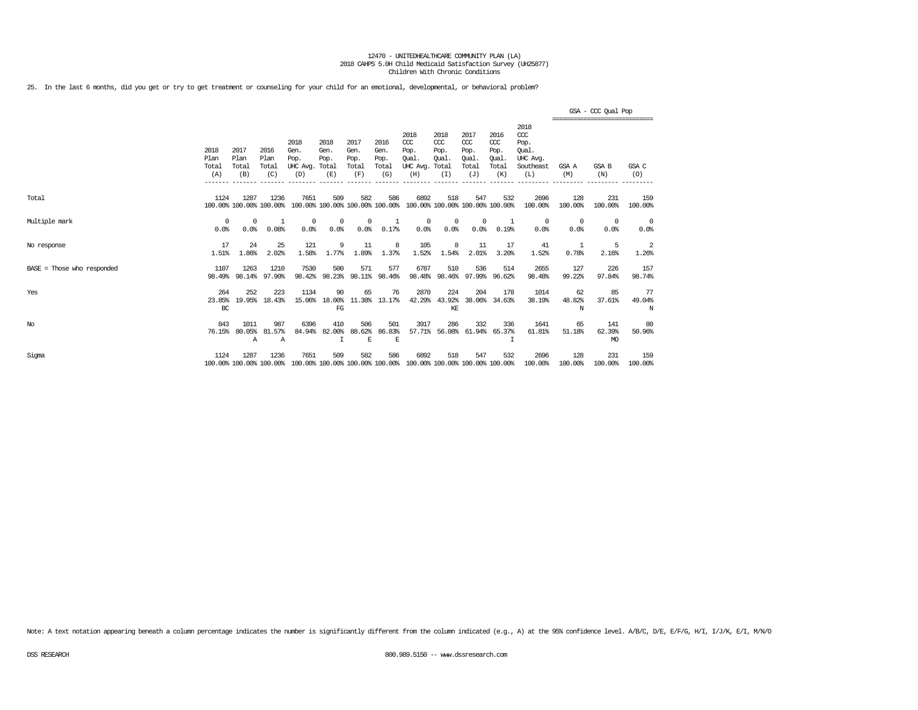12470 - UNITEDHEALTHCARE COMMUNITY PLAN (LA)
2018 CAHPS 5.0H Child Medicaid Satisfaction Survey (UH25877)
Children With Chronic Conditions

25. In the last 6 months, did you get or try to get treatment or counseling for your child for an emotional, developmental, or behavioral problem?

| | 2018 Plan Total (A) | 2017 Plan Total (B) | 2016 Plan Total (C) | 2018 Gen. Pop. UHC Avg. (D) | 2018 Gen. Pop. Total (E) | 2017 Gen. Pop. Total (F) | 2016 Gen. Pop. Total (G) | 2018 CCC Pop. Qual. UHC Avg. (H) | 2018 CCC Pop. Qual. Total (I) | 2017 CCC Pop. Qual. Total (J) | 2016 CCC Pop. Qual. Total (K) | 2018 CCC Pop. Qual. UHC Avg. Southeast (L) | GSA - CCC Qual Pop GSA A (M) | GSA B (N) | GSA C (O) |
|---|---|---|---|---|---|---|---|---|---|---|---|---|---|---|---|
| Total | 1124<br>100.00% | 1287<br>100.00% | 1236<br>100.00% | 7651<br>100.00% | 509<br>100.00% | 582<br>100.00% | 586<br>100.00% | 6892<br>100.00% | 518<br>100.00% | 547<br>100.00% | 532<br>100.00% | 2696<br>100.00% | 128<br>100.00% | 231<br>100.00% | 159<br>100.00% |
| Multiple mark | 0<br>0.0% | 0<br>0.0% | 1<br>0.08% | 0<br>0.0% | 0<br>0.0% | 0<br>0.0% | 1<br>0.17% | 0<br>0.0% | 0<br>0.0% | 0<br>0.0% | 1<br>0.19% | 0<br>0.0% | 0<br>0.0% | 0<br>0.0% | 0<br>0.0% |
| No response | 17<br>1.51% | 24<br>1.86% | 25<br>2.02% | 121<br>1.58% | 9<br>1.77% | 11<br>1.89% | 8<br>1.37% | 105<br>1.52% | 8<br>1.54% | 11<br>2.01% | 17<br>3.20% | 41<br>1.52% | 1<br>0.78% | 5<br>2.16% | 2<br>1.26% |
| BASE = Those who responded | 1107<br>98.49% | 1263<br>98.14% | 1210<br>97.90% | 7530<br>98.42% | 500<br>98.23% | 571<br>98.11% | 577<br>98.46% | 6787<br>98.48% | 510<br>98.46% | 536<br>97.99% | 514<br>96.62% | 2655<br>98.48% | 127<br>99.22% | 226<br>97.84% | 157<br>98.74% |
| Yes | 264<br>23.85%<br>BC | 252<br>19.95% | 223<br>18.43% | 1134<br>15.06% | 90<br>18.00%<br>FG | 65<br>11.38% | 76<br>13.17% | 2870<br>42.29% | 224<br>43.92%<br>KE | 204<br>38.06% | 178<br>34.63% | 1014<br>38.19% | 62<br>48.82%<br>N | 85<br>37.61% | 77<br>49.04%<br>N |
| No | 843<br>76.15% | 1011<br>80.05%<br>A | 987<br>81.57%<br>A | 6396<br>84.94% | 410<br>82.00%<br>I | 506<br>88.62%<br>E | 501<br>86.83%<br>E | 3917<br>57.71% | 286<br>56.08% | 332<br>61.94% | 336<br>65.37%<br>I | 1641<br>61.81% | 65<br>51.18% | 141<br>62.39%<br>MO | 80<br>50.96% |
| Sigma | 1124<br>100.00% | 1287<br>100.00% | 1236<br>100.00% | 7651<br>100.00% | 509<br>100.00% | 582<br>100.00% | 586<br>100.00% | 6892<br>100.00% | 518<br>100.00% | 547<br>100.00% | 532<br>100.00% | 2696<br>100.00% | 128<br>100.00% | 231<br>100.00% | 159<br>100.00% |

Note: A text notation appearing beneath a column percentage indicates the number is significantly different from the column indicated (e.g., A) at the 95% confidence level. A/B/C, D/E, E/F/G, H/I, I/J/K, E/I, M/N/O

DSS RESEARCH 800.989.5150 -- www.dssresearch.com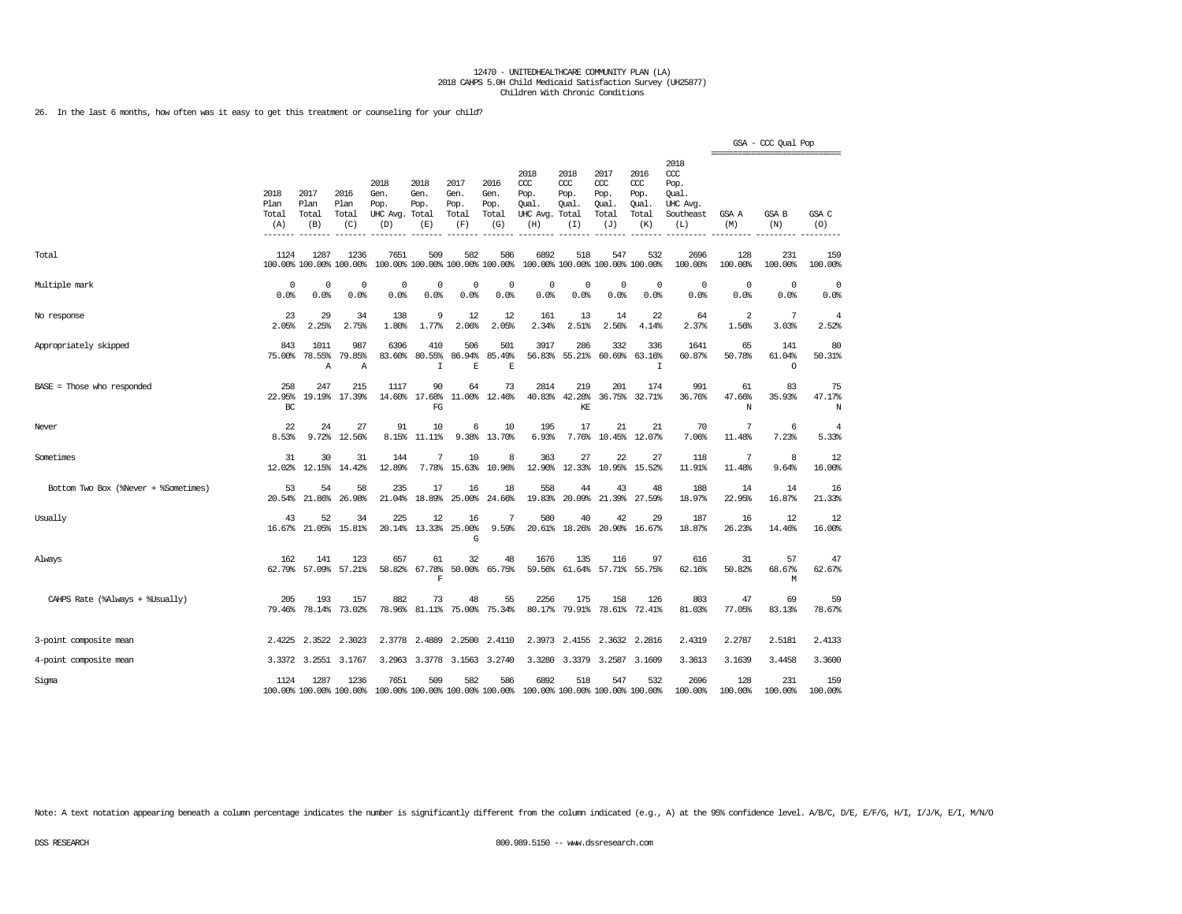12470 - UNITEDHEALTHCARE COMMUNITY PLAN (LA)
2018 CAHPS 5.0H Child Medicaid Satisfaction Survey (UH25877)
Children With Chronic Conditions

26. In the last 6 months, how often was it easy to get this treatment or counseling for your child?

| | 2018 Plan Total (A) | 2017 Plan Total (B) | 2016 Plan Total (C) | 2018 Gen. Pop. UHC Avg. (D) | 2018 Gen. Pop. Total (E) | 2017 Gen. Pop. Total (F) | 2016 Gen. Pop. Total (G) | 2018 CCC Pop. Qual. UHC Avg. (H) | 2018 CCC Pop. Qual. Total (I) | 2017 CCC Pop. Qual. Total (J) | 2016 CCC Pop. Qual. Total (K) | 2018 CCC Pop. Qual. UHC Avg. Southeast (L) | GSA - CCC Qual Pop GSA A (M) | GSA B (N) | GSA C (O) |
|---|---|---|---|---|---|---|---|---|---|---|---|---|---|---|---|
| Total | 1124<br>100.00% | 1287<br>100.00% | 1236<br>100.00% | 7651<br>100.00% | 509<br>100.00% | 582<br>100.00% | 586<br>100.00% | 6892<br>100.00% | 518<br>100.00% | 547<br>100.00% | 532<br>100.00% | 2696<br>100.00% | 128<br>100.00% | 231<br>100.00% | 159<br>100.00% |
| Multiple mark | 0<br>0.0% | 0<br>0.0% | 0<br>0.0% | 0<br>0.0% | 0<br>0.0% | 0<br>0.0% | 0<br>0.0% | 0<br>0.0% | 0<br>0.0% | 0<br>0.0% | 0<br>0.0% | 0<br>0.0% | 0<br>0.0% | 0<br>0.0% | 0<br>0.0% |
| No response | 23<br>2.05% | 29<br>2.25% | 34<br>2.75% | 138<br>1.80% | 9<br>1.77% | 12<br>2.06% | 12<br>2.05% | 161<br>2.34% | 13<br>2.51% | 14<br>2.56% | 22<br>4.14% | 64<br>2.37% | 2<br>1.56% | 7<br>3.03% | 4<br>2.52% |
| Appropriately skipped | 843<br>75.00% | 1011<br>78.55%<br>A | 987<br>79.85%<br>A | 6396<br>83.60% | 410<br>80.55%<br>I | 506<br>86.94%<br>E | 501<br>85.49%<br>E | 3917<br>56.83% | 286<br>55.21% | 332<br>60.69% | 336<br>63.16%<br>I | 1641<br>60.87% | 65<br>50.78% | 141<br>61.04%<br>O | 80<br>50.31% |
| BASE = Those who responded | 258<br>22.95%<br>BC | 247<br>19.19% | 215<br>17.39% | 1117<br>14.60% | 90<br>17.68%<br>FG | 64<br>11.00% | 73<br>12.46% | 2814<br>40.83% | 219<br>42.28%<br>KE | 201<br>36.75% | 174<br>32.71% | 991<br>36.76% | 61<br>47.66%<br>N | 83<br>35.93% | 75<br>47.17%<br>N |
| Never | 22<br>8.53% | 24<br>9.72% | 27<br>12.56% | 91<br>8.15% | 10<br>11.11% | 6<br>9.38% | 10<br>13.70% | 195<br>6.93% | 17<br>7.76% | 21<br>10.45% | 21<br>12.07% | 70<br>7.06% | 7<br>11.48% | 6<br>7.23% | 4<br>5.33% |
| Sometimes | 31<br>12.02% | 30<br>12.15% | 31<br>14.42% | 144<br>12.89% | 7<br>7.78% | 10<br>15.63% | 8<br>10.96% | 363<br>12.90% | 27<br>12.33% | 22<br>10.95% | 27<br>15.52% | 118<br>11.91% | 7<br>11.48% | 8<br>9.64% | 12<br>16.00% |
| Bottom Two Box (%Never + %Sometimes) | 53<br>20.54% | 54<br>21.86% | 58<br>26.98% | 235<br>21.04% | 17<br>18.89% | 16<br>25.00% | 18<br>24.66% | 558<br>19.83% | 44<br>20.09% | 43<br>21.39% | 48<br>27.59% | 188<br>18.97% | 14<br>22.95% | 14<br>16.87% | 16<br>21.33% |
| Usually | 43<br>16.67% | 52<br>21.05% | 34<br>15.81% | 225<br>20.14% | 12<br>13.33% | 16<br>25.00%<br>G | 7<br>9.59% | 580<br>20.61% | 40<br>18.26% | 42<br>20.90% | 29<br>16.67% | 187<br>18.87% | 16<br>26.23% | 12<br>14.46% | 12<br>16.00% |
| Always | 162<br>62.79% | 141<br>57.09% | 123<br>57.21% | 657<br>58.82% | 61<br>67.78%<br>F | 32<br>50.00% | 48<br>65.75% | 1676<br>59.56% | 135<br>61.64% | 116<br>57.71% | 97<br>55.75% | 616<br>62.16% | 31<br>50.82% | 57<br>68.67%<br>M | 47<br>62.67% |
| CAHPS Rate (%Always + %Usually) | 205<br>79.46% | 193<br>78.14% | 157<br>73.02% | 882<br>78.96% | 73<br>81.11% | 48<br>75.00% | 55<br>75.34% | 2256<br>80.17% | 175<br>79.91% | 158<br>78.61% | 126<br>72.41% | 803<br>81.03% | 47<br>77.05% | 69<br>83.13% | 59<br>78.67% |
| 3-point composite mean | 2.4225 | 2.3522 | 2.3023 | 2.3778 | 2.4889 | 2.2500 | 2.4110 | 2.3973 | 2.4155 | 2.3632 | 2.2816 | 2.4319 | 2.2787 | 2.5181 | 2.4133 |
| 4-point composite mean | 3.3372 | 3.2551 | 3.1767 | 3.2963 | 3.3778 | 3.1563 | 3.2740 | 3.3280 | 3.3379 | 3.2587 | 3.1609 | 3.3613 | 3.1639 | 3.4458 | 3.3600 |
| Sigma | 1124<br>100.00% | 1287<br>100.00% | 1236<br>100.00% | 7651<br>100.00% | 509<br>100.00% | 582<br>100.00% | 586<br>100.00% | 6892<br>100.00% | 518<br>100.00% | 547<br>100.00% | 532<br>100.00% | 2696<br>100.00% | 128<br>100.00% | 231<br>100.00% | 159<br>100.00% |

Note: A text notation appearing beneath a column percentage indicates the number is significantly different from the column indicated (e.g., A) at the 95% confidence level. A/B/C, D/E, E/F/G, H/I, I/J/K, E/I, M/N/O

DSS RESEARCH 800.989.5150 -- www.dssresearch.com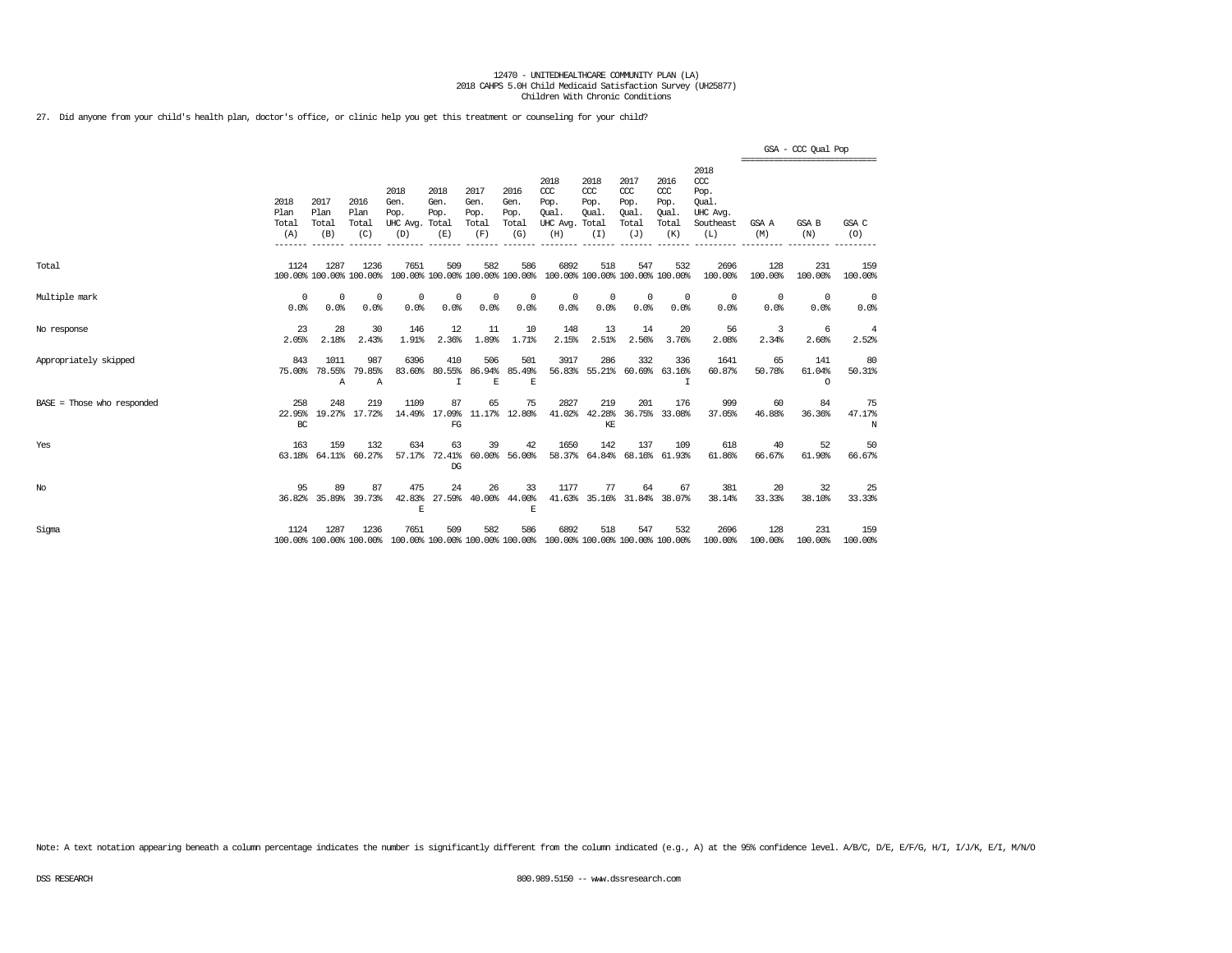12470 - UNITEDHEALTHCARE COMMUNITY PLAN (LA)
2018 CAHPS 5.0H Child Medicaid Satisfaction Survey (UH25877)
Children With Chronic Conditions

27. Did anyone from your child's health plan, doctor's office, or clinic help you get this treatment or counseling for your child?

| | 2018 Plan Total (A) | 2017 Plan Total (B) | 2016 Plan Total (C) | 2018 Gen. Pop. UHC Avg. (D) | 2018 Gen. Pop. Total (E) | 2017 Gen. Pop. Total (F) | 2016 Gen. Pop. Total (G) | 2018 CCC Pop. Qual. UHC Avg. (H) | 2018 CCC Pop. Qual. Total (I) | 2017 CCC Pop. Qual. Total (J) | 2016 CCC Pop. Qual. Total (K) | 2018 CCC Pop. Qual. UHC Avg. Southeast (L) | GSA - CCC Qual Pop GSA A (M) | GSA B (N) | GSA C (O) |
|---|---|---|---|---|---|---|---|---|---|---|---|---|---|---|---|
| Total | 1124<br>100.00% | 1287<br>100.00% | 1236<br>100.00% | 7651<br>100.00% | 509<br>100.00% | 582<br>100.00% | 586<br>100.00% | 6892<br>100.00% | 518<br>100.00% | 547<br>100.00% | 532<br>100.00% | 2696<br>100.00% | 128<br>100.00% | 231<br>100.00% | 159<br>100.00% |
| Multiple mark | 0<br>0.0% | 0<br>0.0% | 0<br>0.0% | 0<br>0.0% | 0<br>0.0% | 0<br>0.0% | 0<br>0.0% | 0<br>0.0% | 0<br>0.0% | 0<br>0.0% | 0<br>0.0% | 0<br>0.0% | 0<br>0.0% | 0<br>0.0% | 0<br>0.0% |
| No response | 23<br>2.05% | 28<br>2.18% | 30<br>2.43% | 146<br>1.91% | 12<br>2.36% | 11<br>1.89% | 10<br>1.71% | 148<br>2.15% | 13<br>2.51% | 14<br>2.56% | 20<br>3.76% | 56<br>2.08% | 3<br>2.34% | 6<br>2.60% | 4<br>2.52% |
| Appropriately skipped | 843<br>75.00% | 1011<br>78.55%<br>A | 987<br>79.85%<br>A | 6396<br>83.60% | 410<br>80.55%<br>I | 506<br>86.94%<br>E | 501<br>85.49%<br>E | 3917<br>56.83% | 286<br>55.21% | 332<br>60.69% | 336<br>63.16%<br>I | 1641<br>60.87% | 65<br>50.78% | 141<br>61.04%<br>O | 80<br>50.31% |
| BASE = Those who responded | 258<br>22.95%<br>BC | 248<br>19.27% | 219<br>17.72% | 1109<br>14.49% | 87<br>17.09%<br>FG | 65<br>11.17% | 75<br>12.80% | 2827<br>41.02% | 219<br>42.28%<br>KE | 201<br>36.75% | 176<br>33.08% | 999<br>37.05% | 60<br>46.88% | 84<br>36.36% | 75<br>47.17%<br>N |
| Yes | 163<br>63.18% | 159<br>64.11% | 132<br>60.27% | 634<br>57.17% | 63<br>72.41%<br>DG | 39<br>60.00% | 42<br>56.00% | 1650<br>58.37% | 142<br>64.84% | 137<br>68.16% | 109<br>61.93% | 618<br>61.86% | 40<br>66.67% | 52<br>61.90% | 50<br>66.67% |
| No | 95<br>36.82% | 89<br>35.89% | 87<br>39.73% | 475<br>42.83%<br>E | 24<br>27.59% | 26<br>40.00% | 33<br>44.00%<br>E | 1177<br>41.63% | 77<br>35.16% | 64<br>31.84% | 67<br>38.07% | 381<br>38.14% | 20<br>33.33% | 32<br>38.10% | 25<br>33.33% |
| Sigma | 1124<br>100.00% | 1287<br>100.00% | 1236<br>100.00% | 7651<br>100.00% | 509<br>100.00% | 582<br>100.00% | 586<br>100.00% | 6892<br>100.00% | 518<br>100.00% | 547<br>100.00% | 532<br>100.00% | 2696<br>100.00% | 128<br>100.00% | 231<br>100.00% | 159<br>100.00% |

Note: A text notation appearing beneath a column percentage indicates the number is significantly different from the column indicated (e.g., A) at the 95% confidence level. A/B/C, D/E, E/F/G, H/I, I/J/K, E/I, M/N/O

DSS RESEARCH 800.989.5150 -- www.dssresearch.com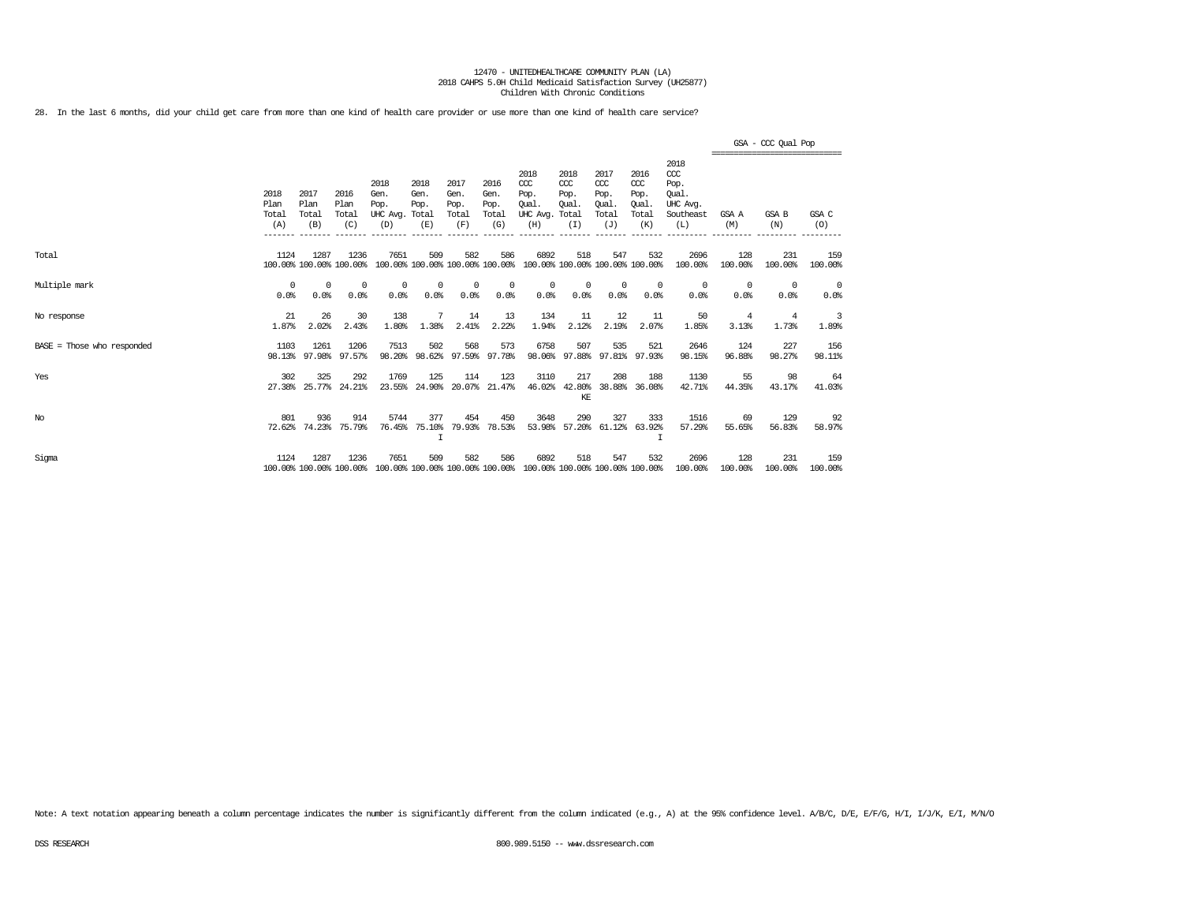12470 - UNITEDHEALTHCARE COMMUNITY PLAN (LA)
2018 CAHPS 5.0H Child Medicaid Satisfaction Survey (UH25877)
Children With Chronic Conditions

28. In the last 6 months, did your child get care from more than one kind of health care provider or use more than one kind of health care service?

| | 2018 Plan Total (A) | 2017 Plan Total (B) | 2016 Plan Total (C) | 2018 Gen. Pop. UHC Avg. (D) | 2018 Gen. Pop. Total (E) | 2017 Gen. Pop. Total (F) | 2016 Gen. Pop. Total (G) | 2018 CCC Pop. Qual. UHC Avg. (H) | 2018 CCC Pop. Qual. Total (I) | 2017 CCC Pop. Qual. Total (J) | 2016 CCC Pop. Qual. Total (K) | 2018 CCC Pop. Qual. UHC Avg. Southeast (L) | GSA - CCC Qual Pop GSA A (M) | GSA - CCC Qual Pop GSA B (N) | GSA - CCC Qual Pop GSA C (O) |
|---|---|---|---|---|---|---|---|---|---|---|---|---|---|---|---|
| Total | 1124<br>100.00% | 1287<br>100.00% | 1236<br>100.00% | 7651<br>100.00% | 509<br>100.00% | 582<br>100.00% | 586<br>100.00% | 6892<br>100.00% | 518<br>100.00% | 547<br>100.00% | 532<br>100.00% | 2696<br>100.00% | 128<br>100.00% | 231<br>100.00% | 159<br>100.00% |
| Multiple mark | 0<br>0.0% | 0<br>0.0% | 0<br>0.0% | 0<br>0.0% | 0<br>0.0% | 0<br>0.0% | 0<br>0.0% | 0<br>0.0% | 0<br>0.0% | 0<br>0.0% | 0<br>0.0% | 0<br>0.0% | 0<br>0.0% | 0<br>0.0% | 0<br>0.0% |
| No response | 21<br>1.87% | 26<br>2.02% | 30<br>2.43% | 138<br>1.80% | 7<br>1.38% | 14<br>2.41% | 13<br>2.22% | 134<br>1.94% | 11<br>2.12% | 12<br>2.19% | 11<br>2.07% | 50<br>1.85% | 4<br>3.13% | 4<br>1.73% | 3<br>1.89% |
| BASE = Those who responded | 1103<br>98.13% | 1261<br>97.98% | 1206<br>97.57% | 7513<br>98.20% | 502<br>98.62% | 568<br>97.59% | 573<br>97.78% | 6758<br>98.06% | 507<br>97.88% | 535<br>97.81% | 521<br>97.93% | 2646<br>98.15% | 124<br>96.88% | 227<br>98.27% | 156<br>98.11% |
| Yes | 302<br>27.38% | 325<br>25.77% | 292<br>24.21% | 1769<br>23.55% | 125<br>24.90% | 114<br>20.07% | 123<br>21.47% | 3110<br>46.02% | 217<br>42.80%<br>KE | 208<br>38.88% | 188<br>36.08% | 1130<br>42.71% | 55<br>44.35% | 98<br>43.17% | 64<br>41.03% |
| No | 801<br>72.62% | 936<br>74.23% | 914<br>75.79% | 5744<br>76.45% | 377<br>75.10%<br>I | 454<br>79.93% | 450<br>78.53% | 3648<br>53.98% | 290<br>57.20% | 327<br>61.12% | 333<br>63.92%<br>I | 1516<br>57.29% | 69<br>55.65% | 129<br>56.83% | 92<br>58.97% |
| Sigma | 1124<br>100.00% | 1287<br>100.00% | 1236<br>100.00% | 7651<br>100.00% | 509<br>100.00% | 582<br>100.00% | 586<br>100.00% | 6892<br>100.00% | 518<br>100.00% | 547<br>100.00% | 532<br>100.00% | 2696<br>100.00% | 128<br>100.00% | 231<br>100.00% | 159<br>100.00% |

Note: A text notation appearing beneath a column percentage indicates the number is significantly different from the column indicated (e.g., A) at the 95% confidence level. A/B/C, D/E, E/F/G, H/I, I/J/K, E/I, M/N/O

DSS RESEARCH 800.989.5150 -- www.dssresearch.com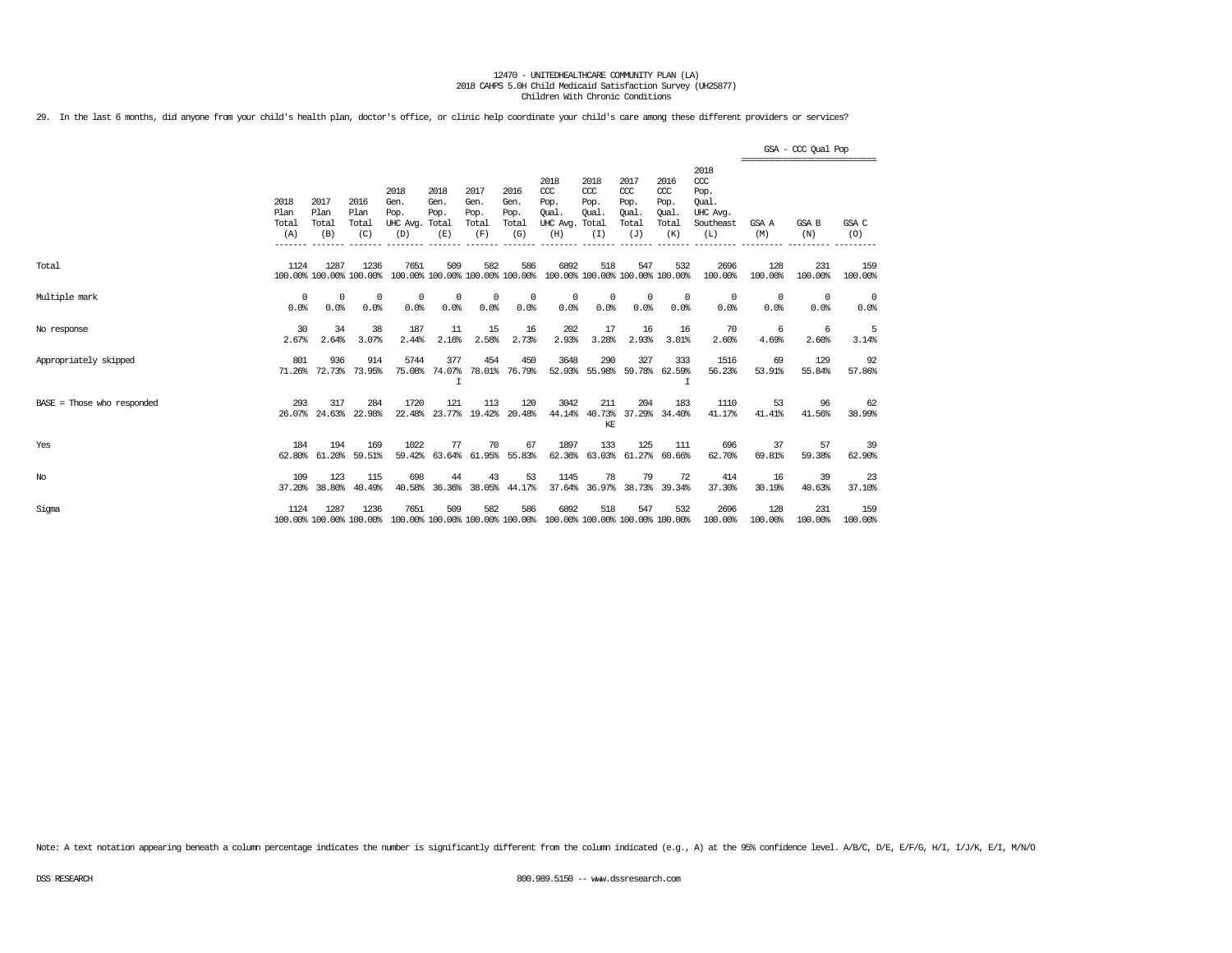12470 - UNITEDHEALTHCARE COMMUNITY PLAN (LA)
2018 CAHPS 5.0H Child Medicaid Satisfaction Survey (UH25877)
Children With Chronic Conditions

29. In the last 6 months, did anyone from your child's health plan, doctor's office, or clinic help coordinate your child's care among these different providers or services?

| | 2018 Plan Total (A) | 2017 Plan Total (B) | 2016 Plan Total (C) | 2018 Gen. Pop. UHC Avg. (D) | 2018 Gen. Pop. Total (E) | 2017 Gen. Pop. Total (F) | 2016 Gen. Pop. Total (G) | 2018 CCC Pop. Qual. UHC Avg. (H) | 2018 CCC Pop. Qual. Total (I) | 2017 CCC Pop. Qual. Total (J) | 2016 CCC Pop. Qual. Total (K) | 2018 CCC Pop. Qual. UHC Avg. Southeast (L) | GSA - CCC Qual Pop: GSA A (M) | GSA B (N) | GSA C (O) |
|---|---|---|---|---|---|---|---|---|---|---|---|---|---|---|---|
| Total | 1124<br>100.00% | 1287<br>100.00% | 1236<br>100.00% | 7651<br>100.00% | 509<br>100.00% | 582<br>100.00% | 586<br>100.00% | 6892<br>100.00% | 518<br>100.00% | 547<br>100.00% | 532<br>100.00% | 2696<br>100.00% | 128<br>100.00% | 231<br>100.00% | 159<br>100.00% |
| Multiple mark | 0<br>0.0% | 0<br>0.0% | 0<br>0.0% | 0<br>0.0% | 0<br>0.0% | 0<br>0.0% | 0<br>0.0% | 0<br>0.0% | 0<br>0.0% | 0<br>0.0% | 0<br>0.0% | 0<br>0.0% | 0<br>0.0% | 0<br>0.0% | 0<br>0.0% |
| No response | 30<br>2.67% | 34<br>2.64% | 38<br>3.07% | 187<br>2.44% | 11<br>2.16% | 15<br>2.58% | 16<br>2.73% | 202<br>2.93% | 17<br>3.28% | 16<br>2.93% | 16<br>3.01% | 70<br>2.60% | 6<br>4.69% | 6<br>2.60% | 5<br>3.14% |
| Appropriately skipped | 801<br>71.26% | 936<br>72.73% | 914<br>73.95% | 5744<br>75.08% | 377<br>74.07%<br>I | 454<br>78.01% | 450<br>76.79% | 3648<br>52.93% | 290<br>55.98% | 327<br>59.78% | 333<br>62.59%<br>I | 1516<br>56.23% | 69<br>53.91% | 129<br>55.84% | 92<br>57.86% |
| BASE = Those who responded | 293<br>26.07% | 317<br>24.63% | 284<br>22.98% | 1720<br>22.48% | 121<br>23.77% | 113<br>19.42% | 120<br>20.48% | 3042<br>44.14% | 211<br>40.73%<br>KE | 204<br>37.29% | 183<br>34.40% | 1110<br>41.17% | 53<br>41.41% | 96<br>41.56% | 62<br>38.99% |
| Yes | 184<br>62.80% | 194<br>61.20% | 169<br>59.51% | 1022<br>59.42% | 77<br>63.64% | 70<br>61.95% | 67<br>55.83% | 1897<br>62.36% | 133<br>63.03% | 125<br>61.27% | 111<br>60.66% | 696<br>62.70% | 37<br>69.81% | 57<br>59.38% | 39<br>62.90% |
| No | 109<br>37.20% | 123<br>38.80% | 115<br>40.49% | 698<br>40.58% | 44<br>36.36% | 43<br>38.05% | 53<br>44.17% | 1145<br>37.64% | 78<br>36.97% | 79<br>38.73% | 72<br>39.34% | 414<br>37.30% | 16<br>30.19% | 39<br>40.63% | 23<br>37.10% |
| Sigma | 1124<br>100.00% | 1287<br>100.00% | 1236<br>100.00% | 7651<br>100.00% | 509<br>100.00% | 582<br>100.00% | 586<br>100.00% | 6892<br>100.00% | 518<br>100.00% | 547<br>100.00% | 532<br>100.00% | 2696<br>100.00% | 128<br>100.00% | 231<br>100.00% | 159<br>100.00% |

Note: A text notation appearing beneath a column percentage indicates the number is significantly different from the column indicated (e.g., A) at the 95% confidence level. A/B/C, D/E, E/F/G, H/I, I/J/K, E/I, M/N/O

DSS RESEARCH 800.989.5150 -- www.dssresearch.com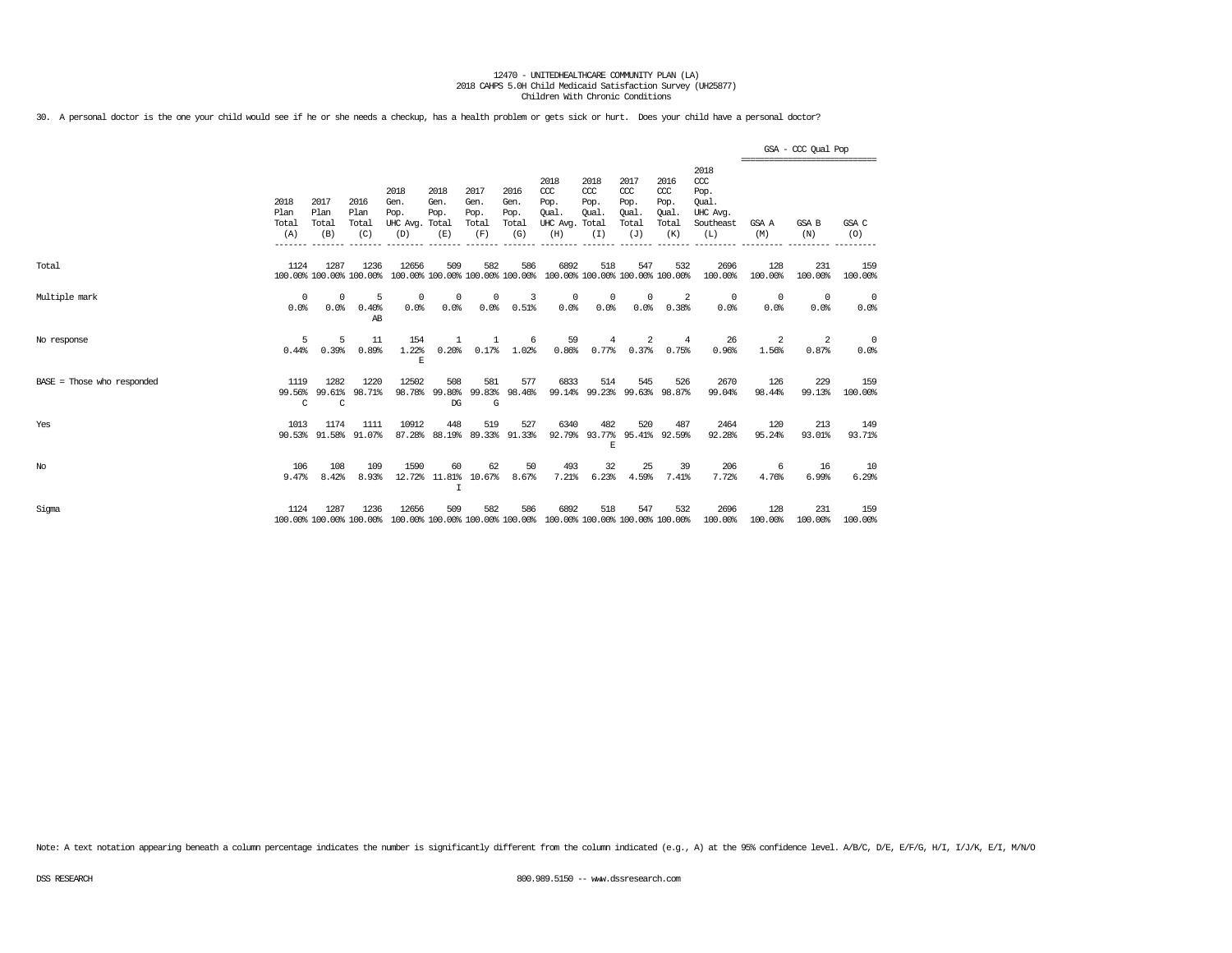12470 - UNITEDHEALTHCARE COMMUNITY PLAN (LA)
2018 CAHPS 5.0H Child Medicaid Satisfaction Survey (UH25877)
Children With Chronic Conditions

30. A personal doctor is the one your child would see if he or she needs a checkup, has a health problem or gets sick or hurt. Does your child have a personal doctor?

| | 2018 Plan Total (A) | 2017 Plan Total (B) | 2016 Plan Total (C) | 2018 Gen. Pop. UHC Avg. (D) | 2018 Gen. Pop. Total (E) | 2017 Gen. Pop. Total (F) | 2016 Gen. Pop. Total (G) | 2018 CCC Pop. Qual. UHC Avg. (H) | 2018 CCC Pop. Qual. Total (I) | 2017 CCC Pop. Qual. Total (J) | 2016 CCC Pop. Qual. Total (K) | 2018 CCC Pop. Qual. UHC Avg. Southeast (L) | GSA - CCC Qual Pop GSA A (M) | GSA B (N) | GSA C (O) |
|---|---|---|---|---|---|---|---|---|---|---|---|---|---|---|---|
| Total | 1124<br>100.00% | 1287<br>100.00% | 1236<br>100.00% | 12656<br>100.00% | 509<br>100.00% | 582<br>100.00% | 586<br>100.00% | 6892<br>100.00% | 518<br>100.00% | 547<br>100.00% | 532<br>100.00% | 2696<br>100.00% | 128<br>100.00% | 231<br>100.00% | 159<br>100.00% |
| Multiple mark | 0<br>0.0% | 0<br>0.0% | 5<br>0.40%<br>AB | 0<br>0.0% | 0<br>0.0% | 0<br>0.0% | 3<br>0.51% | 0<br>0.0% | 0<br>0.0% | 0<br>0.0% | 2<br>0.38% | 0<br>0.0% | 0<br>0.0% | 0<br>0.0% | 0<br>0.0% |
| No response | 5<br>0.44% | 5<br>0.39% | 11<br>0.89% | 154<br>1.22%<br>E | 1<br>0.20% | 1<br>0.17% | 6<br>1.02% | 59<br>0.86% | 4<br>0.77% | 2<br>0.37% | 4<br>0.75% | 26<br>0.96% | 2<br>1.56% | 2<br>0.87% | 0<br>0.0% |
| BASE = Those who responded | 1119<br>99.56%<br>C | 1282<br>99.61%<br>C | 1220<br>98.71% | 12502<br>98.78% | 508<br>99.80%<br>DG | 581<br>99.83%<br>G | 577<br>98.46% | 6833<br>99.14% | 514<br>99.23% | 545<br>99.63% | 526<br>98.87% | 2670<br>99.04% | 126<br>98.44% | 229<br>99.13% | 159<br>100.00% |
| Yes | 1013<br>90.53% | 1174<br>91.58% | 1111<br>91.07% | 10912<br>87.28% | 448<br>88.19% | 519<br>89.33% | 527<br>91.33% | 6340<br>92.79% | 482<br>93.77%<br>E | 520<br>95.41% | 487<br>92.59% | 2464<br>92.28% | 120<br>95.24% | 213<br>93.01% | 149<br>93.71% |
| No | 106<br>9.47% | 108<br>8.42% | 109<br>8.93% | 1590<br>12.72% | 60<br>11.81%<br>I | 62<br>10.67% | 50<br>8.67% | 493<br>7.21% | 32<br>6.23% | 25<br>4.59% | 39<br>7.41% | 206<br>7.72% | 6<br>4.76% | 16<br>6.99% | 10<br>6.29% |
| Sigma | 1124<br>100.00% | 1287<br>100.00% | 1236<br>100.00% | 12656<br>100.00% | 509<br>100.00% | 582<br>100.00% | 586<br>100.00% | 6892<br>100.00% | 518<br>100.00% | 547<br>100.00% | 532<br>100.00% | 2696<br>100.00% | 128<br>100.00% | 231<br>100.00% | 159<br>100.00% |

Note: A text notation appearing beneath a column percentage indicates the number is significantly different from the column indicated (e.g., A) at the 95% confidence level. A/B/C, D/E, E/F/G, H/I, I/J/K, E/I, M/N/O

DSS RESEARCH 800.989.5150 -- www.dssresearch.com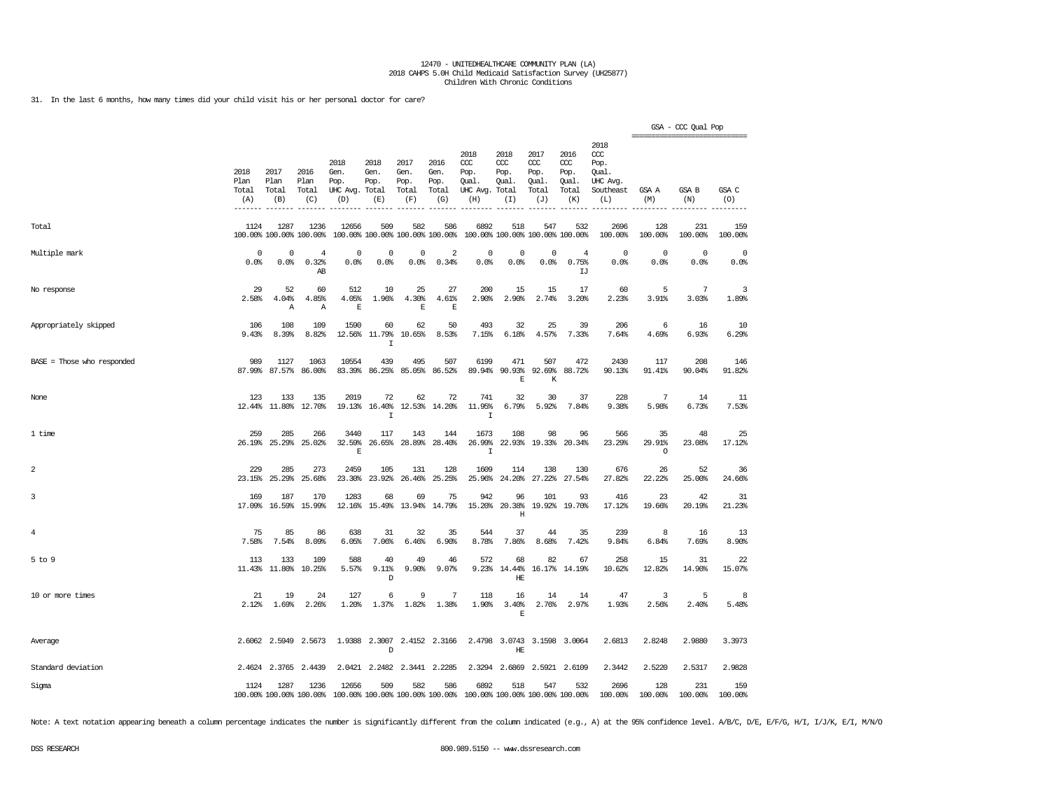12470 - UNITEDHEALTHCARE COMMUNITY PLAN (LA)
2018 CAHPS 5.0H Child Medicaid Satisfaction Survey (UH25877)
Children With Chronic Conditions

31. In the last 6 months, how many times did your child visit his or her personal doctor for care?

| | 2018 Plan Total (A) | 2017 Plan Total (B) | 2016 Plan Total (C) | 2018 Gen. Pop. UHC Avg. (D) | 2018 Gen. Pop. Total (E) | 2017 Gen. Pop. Total (F) | 2016 Gen. Pop. Total (G) | 2018 CCC Pop. Qual. UHC Avg. (H) | 2018 CCC Pop. Qual. Total (I) | 2017 CCC Pop. Qual. Total (J) | 2016 CCC Pop. Qual. Total (K) | 2018 CCC Pop. Qual. UHC Avg. Southeast (L) | GSA - CCC Qual Pop GSA A (M) | GSA B (N) | GSA C (O) |
|---|---|---|---|---|---|---|---|---|---|---|---|---|---|---|---|
| Total | 1124<br>100.00% | 1287<br>100.00% | 1236<br>100.00% | 12656<br>100.00% | 509<br>100.00% | 582<br>100.00% | 586<br>100.00% | 6892<br>100.00% | 518<br>100.00% | 547<br>100.00% | 532<br>100.00% | 2696<br>100.00% | 128<br>100.00% | 231<br>100.00% | 159<br>100.00% |
| Multiple mark | 0<br>0.0% | 0<br>0.0% | 4<br>0.32%<br>AB | 0<br>0.0% | 0<br>0.0% | 0<br>0.0% | 2<br>0.34% | 0<br>0.0% | 0<br>0.0% | 0<br>0.0% | 4<br>0.75%<br>IJ | 0<br>0.0% | 0<br>0.0% | 0<br>0.0% | 0<br>0.0% |
| No response | 29<br>2.58% | 52<br>4.04%<br>A | 60<br>4.85%<br>A | 512<br>4.05%<br>E | 10<br>1.96% | 25<br>4.30%<br>E | 27<br>4.61%<br>E | 200<br>2.90% | 15<br>2.90% | 15<br>2.74% | 17<br>3.20% | 60<br>2.23% | 5<br>3.91% | 7<br>3.03% | 3<br>1.89% |
| Appropriately skipped | 106<br>9.43% | 108<br>8.39% | 109<br>8.82% | 1590<br>12.56% | 60<br>11.79%<br>I | 62<br>10.65% | 50<br>8.53% | 493<br>7.15% | 32<br>6.18% | 25<br>4.57% | 39<br>7.33% | 206<br>7.64% | 6<br>4.69% | 16<br>6.93% | 10<br>6.29% |
| BASE = Those who responded | 989<br>87.99% | 1127<br>87.57% | 1063<br>86.00% | 10554<br>83.39% | 439<br>86.25% | 495<br>85.05% | 507<br>86.52% | 6199<br>89.94% | 471<br>90.93%<br>E | 507<br>92.69%<br>K | 472<br>88.72% | 2430<br>90.13% | 117<br>91.41% | 208<br>90.04% | 146<br>91.82% |
| None | 123<br>12.44% | 133<br>11.80% | 135<br>12.70% | 2019<br>19.13% | 72<br>16.40%<br>I | 62<br>12.53% | 72<br>14.20% | 741<br>11.95%<br>I | 32<br>6.79% | 30<br>5.92% | 37<br>7.84% | 228<br>9.38% | 7<br>5.98% | 14<br>6.73% | 11<br>7.53% |
| 1 time | 259<br>26.19% | 285<br>25.29% | 266<br>25.02% | 3440<br>32.59%<br>E | 117<br>26.65% | 143<br>28.89% | 144<br>28.40% | 1673<br>26.99%<br>I | 108<br>22.93% | 98<br>19.33% | 96<br>20.34% | 566<br>23.29% | 35<br>29.91%<br>O | 48<br>23.08% | 25<br>17.12% |
| 2 | 229<br>23.15% | 285<br>25.29% | 273<br>25.68% | 2459<br>23.30% | 105<br>23.92% | 131<br>26.46% | 128<br>25.25% | 1609<br>25.96% | 114<br>24.20% | 138<br>27.22% | 130<br>27.54% | 676<br>27.82% | 26<br>22.22% | 52<br>25.00% | 36<br>24.66% |
| 3 | 169<br>17.09% | 187<br>16.59% | 170<br>15.99% | 1283<br>12.16% | 68<br>15.49% | 69<br>13.94% | 75<br>14.79% | 942<br>15.20% | 96<br>20.38%<br>H | 101<br>19.92% | 93<br>19.70% | 416<br>17.12% | 23<br>19.66% | 42<br>20.19% | 31<br>21.23% |
| 4 | 75<br>7.58% | 85<br>7.54% | 86<br>8.09% | 638<br>6.05% | 31<br>7.06% | 32<br>6.46% | 35<br>6.90% | 544<br>8.78% | 37<br>7.86% | 44<br>8.68% | 35<br>7.42% | 239<br>9.84% | 8<br>6.84% | 16<br>7.69% | 13<br>8.90% |
| 5 to 9 | 113<br>11.43% | 133<br>11.80% | 109<br>10.25% | 588<br>5.57% | 40<br>9.11%<br>D | 49<br>9.90% | 46<br>9.07% | 572<br>9.23% | 68<br>14.44%<br>HE | 82<br>16.17% | 67<br>14.19% | 258<br>10.62% | 15<br>12.82% | 31<br>14.90% | 22<br>15.07% |
| 10 or more times | 21<br>2.12% | 19<br>1.69% | 24<br>2.26% | 127<br>1.20% | 6<br>1.37% | 9<br>1.82% | 7<br>1.38% | 118<br>1.90% | 16<br>3.40%<br>E | 14<br>2.76% | 14<br>2.97% | 47<br>1.93% | 3<br>2.56% | 5<br>2.40% | 8<br>5.48% |
| Average | 2.6062 | 2.5949 | 2.5673 | 1.9388 | 2.3007<br>D | 2.4152 | 2.3166 | 2.4798 | 3.0743<br>HE | 3.1598 | 3.0064 | 2.6813 | 2.8248 | 2.9880 | 3.3973 |
| Standard deviation | 2.4624 | 2.3765 | 2.4439 | 2.0421 | 2.2482 | 2.3441 | 2.2285 | 2.3294 | 2.6869 | 2.5921 | 2.6109 | 2.3442 | 2.5220 | 2.5317 | 2.9828 |
| Sigma | 1124<br>100.00% | 1287<br>100.00% | 1236<br>100.00% | 12656<br>100.00% | 509<br>100.00% | 582<br>100.00% | 586<br>100.00% | 6892<br>100.00% | 518<br>100.00% | 547<br>100.00% | 532<br>100.00% | 2696<br>100.00% | 128<br>100.00% | 231<br>100.00% | 159<br>100.00% |

Note: A text notation appearing beneath a column percentage indicates the number is significantly different from the column indicated (e.g., A) at the 95% confidence level. A/B/C, D/E, E/F/G, H/I, I/J/K, E/I, M/N/O

DSS RESEARCH 800.989.5150 -- www.dssresearch.com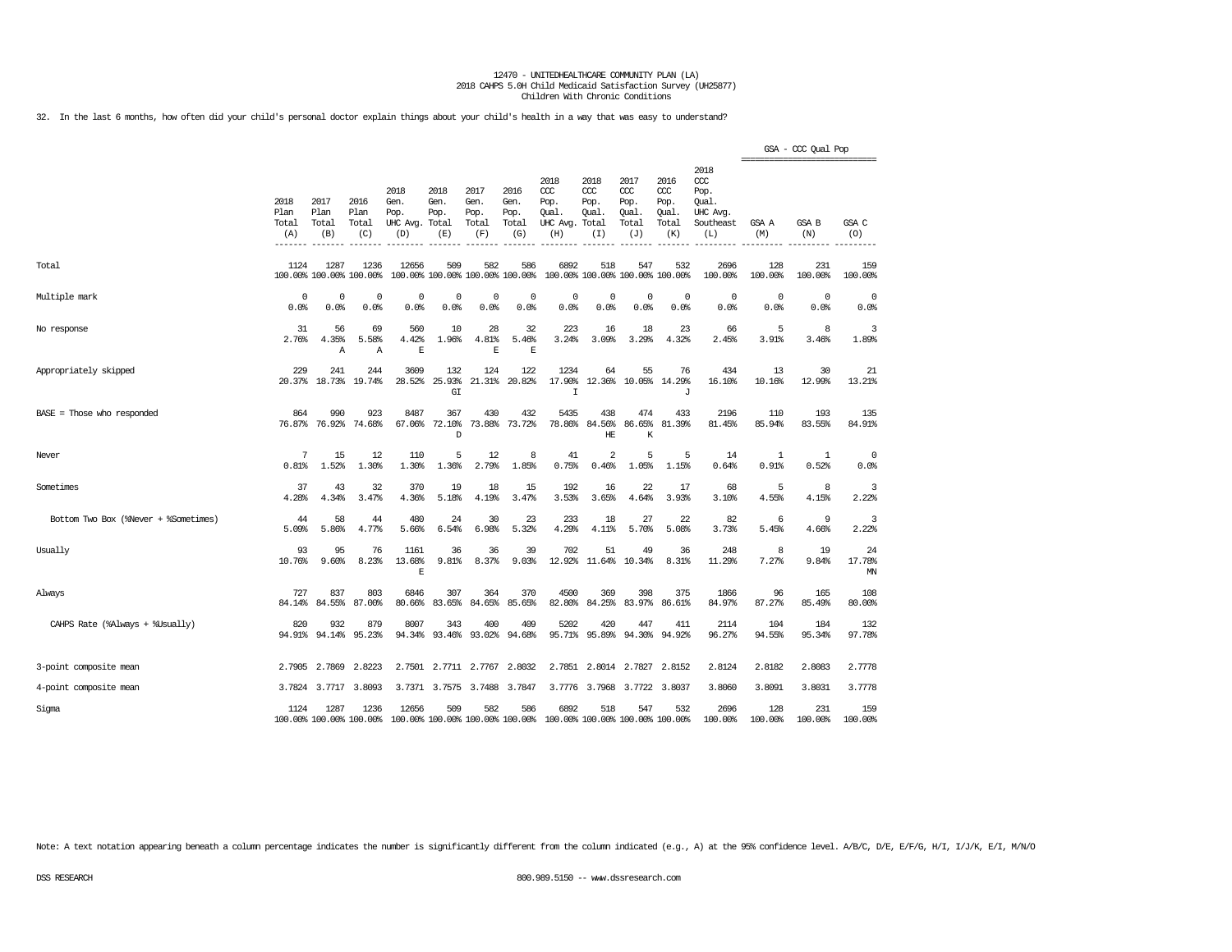12470 - UNITEDHEALTHCARE COMMUNITY PLAN (LA)
2018 CAHPS 5.0H Child Medicaid Satisfaction Survey (UH25877)
Children With Chronic Conditions

32. In the last 6 months, how often did your child's personal doctor explain things about your child's health in a way that was easy to understand?

| | 2018 Plan Total (A) | 2017 Plan Total (B) | 2016 Plan Total (C) | 2018 Gen. Pop. UHC Avg. (D) | 2018 Gen. Pop. Total (E) | 2017 Gen. Pop. Total (F) | 2016 Gen. Pop. Total (G) | 2018 CCC Pop. Qual. UHC Avg. (H) | 2018 CCC Pop. Qual. Total (I) | 2017 CCC Pop. Qual. Total (J) | 2016 CCC Pop. Qual. Total (K) | 2018 CCC Pop. Qual. UHC Avg. Southeast (L) | GSA - CCC Qual Pop GSA A (M) | GSA B (N) | GSA C (O) |
|---|---|---|---|---|---|---|---|---|---|---|---|---|---|---|---|
| Total | 1124<br>100.00% | 1287<br>100.00% | 1236<br>100.00% | 12656<br>100.00% | 509<br>100.00% | 582<br>100.00% | 586<br>100.00% | 6892<br>100.00% | 518<br>100.00% | 547<br>100.00% | 532<br>100.00% | 2696<br>100.00% | 128<br>100.00% | 231<br>100.00% | 159<br>100.00% |
| Multiple mark | 0<br>0.0% | 0<br>0.0% | 0<br>0.0% | 0<br>0.0% | 0<br>0.0% | 0<br>0.0% | 0<br>0.0% | 0<br>0.0% | 0<br>0.0% | 0<br>0.0% | 0<br>0.0% | 0<br>0.0% | 0<br>0.0% | 0<br>0.0% | 0<br>0.0% |
| No response | 31<br>2.76% | 56<br>4.35%<br>A | 69<br>5.58%<br>A | 560<br>4.42%<br>E | 10<br>1.96% | 28<br>4.81%<br>E | 32<br>5.46%<br>E | 223<br>3.24% | 16<br>3.09% | 18<br>3.29% | 23<br>4.32% | 66<br>2.45% | 5<br>3.91% | 8<br>3.46% | 3<br>1.89% |
| Appropriately skipped | 229<br>20.37% | 241<br>18.73% | 244<br>19.74% | 3609<br>28.52% | 132<br>25.93%<br>GI | 124<br>21.31% | 122<br>20.82% | 1234<br>17.90%<br>I | 64<br>12.36% | 55<br>10.05% | 76<br>14.29%<br>J | 434<br>16.10% | 13<br>10.16% | 30<br>12.99% | 21<br>13.21% |
| BASE = Those who responded | 864<br>76.87% | 990<br>76.92% | 923<br>74.68% | 8487<br>67.06% | 367<br>72.10%<br>D | 430<br>73.88% | 432<br>73.72% | 5435<br>78.86% | 438<br>84.56%<br>HE | 474<br>86.65%<br>K | 433<br>81.39% | 2196<br>81.45% | 110<br>85.94% | 193<br>83.55% | 135<br>84.91% |
| Never | 7<br>0.81% | 15<br>1.52% | 12<br>1.30% | 110<br>1.30% | 5<br>1.36% | 12<br>2.79% | 8<br>1.85% | 41<br>0.75% | 2<br>0.46% | 5<br>1.05% | 5<br>1.15% | 14<br>0.64% | 1<br>0.91% | 1<br>0.52% | 0<br>0.0% |
| Sometimes | 37<br>4.28% | 43<br>4.34% | 32<br>3.47% | 370<br>4.36% | 19<br>5.18% | 18<br>4.19% | 15<br>3.47% | 192<br>3.53% | 16<br>3.65% | 22<br>4.64% | 17<br>3.93% | 68<br>3.10% | 5<br>4.55% | 8<br>4.15% | 3<br>2.22% |
| Bottom Two Box (%Never + %Sometimes) | 44<br>5.09% | 58<br>5.86% | 44<br>4.77% | 480<br>5.66% | 24<br>6.54% | 30<br>6.98% | 23<br>5.32% | 233<br>4.29% | 18<br>4.11% | 27<br>5.70% | 22<br>5.08% | 82<br>3.73% | 6<br>5.45% | 9<br>4.66% | 3<br>2.22% |
| Usually | 93<br>10.76% | 95<br>9.60% | 76<br>8.23% | 1161<br>13.68%<br>E | 36<br>9.81% | 36<br>8.37% | 39<br>9.03% | 702<br>12.92% | 51<br>11.64% | 49<br>10.34% | 36<br>8.31% | 248<br>11.29% | 8<br>7.27% | 19<br>9.84% | 24<br>17.78%<br>MN |
| Always | 727<br>84.14% | 837<br>84.55% | 803<br>87.00% | 6846<br>80.66% | 307<br>83.65% | 364<br>84.65% | 370<br>85.65% | 4500<br>82.80% | 369<br>84.25% | 398<br>83.97% | 375<br>86.61% | 1866<br>84.97% | 96<br>87.27% | 165<br>85.49% | 108<br>80.00% |
| CAHPS Rate (%Always + %Usually) | 820<br>94.91% | 932<br>94.14% | 879<br>95.23% | 8007<br>94.34% | 343<br>93.46% | 400<br>93.02% | 409<br>94.68% | 5202<br>95.71% | 420<br>95.89% | 447<br>94.30% | 411<br>94.92% | 2114<br>96.27% | 104<br>94.55% | 184<br>95.34% | 132<br>97.78% |
| 3-point composite mean | 2.7905 | 2.7869 | 2.8223 | 2.7501 | 2.7711 | 2.7767 | 2.8032 | 2.7851 | 2.8014 | 2.7827 | 2.8152 | 2.8124 | 2.8182 | 2.8083 | 2.7778 |
| 4-point composite mean | 3.7824 | 3.7717 | 3.8093 | 3.7371 | 3.7575 | 3.7488 | 3.7847 | 3.7776 | 3.7968 | 3.7722 | 3.8037 | 3.8060 | 3.8091 | 3.8031 | 3.7778 |
| Sigma | 1124<br>100.00% | 1287<br>100.00% | 1236<br>100.00% | 12656<br>100.00% | 509<br>100.00% | 582<br>100.00% | 586<br>100.00% | 6892<br>100.00% | 518<br>100.00% | 547<br>100.00% | 532<br>100.00% | 2696<br>100.00% | 128<br>100.00% | 231<br>100.00% | 159<br>100.00% |

Note: A text notation appearing beneath a column percentage indicates the number is significantly different from the column indicated (e.g., A) at the 95% confidence level. A/B/C, D/E, E/F/G, H/I, I/J/K, E/I, M/N/O

DSS RESEARCH    800.989.5150 -- www.dssresearch.com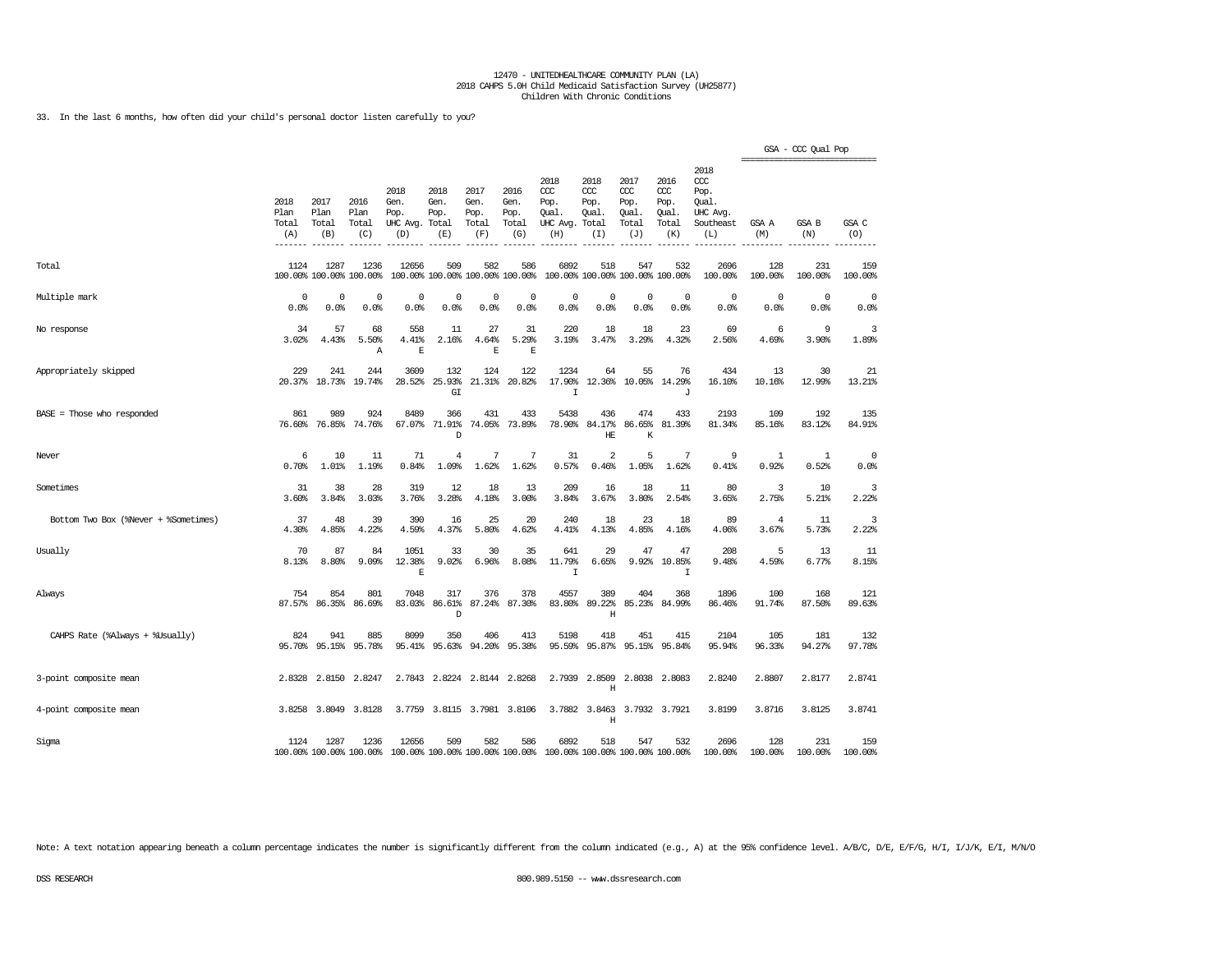12470 - UNITEDHEALTHCARE COMMUNITY PLAN (LA)
2018 CAHPS 5.0H Child Medicaid Satisfaction Survey (UH25877)
Children With Chronic Conditions

33. In the last 6 months, how often did your child's personal doctor listen carefully to you?

| | 2018 Plan Total (A) | 2017 Plan Total (B) | 2016 Plan Total (C) | 2018 Gen. Pop. UHC Avg. (D) | 2018 Gen. Pop. Total (E) | 2017 Gen. Pop. Total (F) | 2016 Gen. Pop. Total (G) | 2018 CCC Pop. Qual. UHC Avg. (H) | 2018 CCC Pop. Qual. Total (I) | 2017 CCC Pop. Qual. Total (J) | 2016 CCC Pop. Qual. Total (K) | 2018 CCC Pop. Qual. UHC Avg. Southeast (L) | GSA - CCC Qual Pop GSA A (M) | GSA B (N) | GSA C (O) |
|---|---|---|---|---|---|---|---|---|---|---|---|---|---|---|---|
| Total | 1124<br>100.00% | 1287<br>100.00% | 1236<br>100.00% | 12656<br>100.00% | 509<br>100.00% | 582<br>100.00% | 586<br>100.00% | 6892<br>100.00% | 518<br>100.00% | 547<br>100.00% | 532<br>100.00% | 2696<br>100.00% | 128<br>100.00% | 231<br>100.00% | 159<br>100.00% |
| Multiple mark | 0<br>0.0% | 0<br>0.0% | 0<br>0.0% | 0<br>0.0% | 0<br>0.0% | 0<br>0.0% | 0<br>0.0% | 0<br>0.0% | 0<br>0.0% | 0<br>0.0% | 0<br>0.0% | 0<br>0.0% | 0<br>0.0% | 0<br>0.0% | 0<br>0.0% |
| No response | 34<br>3.02% | 57<br>4.43% | 68<br>5.50%<br>A | 558<br>4.41%<br>E | 11<br>2.16% | 27<br>4.64%<br>E | 31<br>5.29%<br>E | 220<br>3.19% | 18<br>3.47% | 18<br>3.29% | 23<br>4.32% | 69<br>2.56% | 6<br>4.69% | 9<br>3.90% | 3<br>1.89% |
| Appropriately skipped | 229<br>20.37% | 241<br>18.73% | 244<br>19.74% | 3609<br>28.52% | 132<br>25.93%<br>GI | 124<br>21.31% | 122<br>20.82% | 1234<br>17.90%<br>I | 64<br>12.36% | 55<br>10.05% | 76<br>14.29%<br>J | 434<br>16.10% | 13<br>10.16% | 30<br>12.99% | 21<br>13.21% |
| BASE = Those who responded | 861<br>76.60% | 989<br>76.85% | 924<br>74.76% | 8489<br>67.07% | 366<br>71.91%<br>D | 431<br>74.05% | 433<br>73.89% | 5438<br>78.90% | 436<br>84.17%<br>HE | 474<br>86.65%<br>K | 433<br>81.39% | 2193<br>81.34% | 109<br>85.16% | 192<br>83.12% | 135<br>84.91% |
| Never | 6<br>0.70% | 10<br>1.01% | 11<br>1.19% | 71<br>0.84% | 4<br>1.09% | 7<br>1.62% | 7<br>1.62% | 31<br>0.57% | 2<br>0.46% | 5<br>1.05% | 7<br>1.62% | 9<br>0.41% | 1<br>0.92% | 1<br>0.52% | 0<br>0.0% |
| Sometimes | 31<br>3.60% | 38<br>3.84% | 28<br>3.03% | 319<br>3.76% | 12<br>3.28% | 18<br>4.18% | 13<br>3.00% | 209<br>3.84% | 16<br>3.67% | 18<br>3.80% | 11<br>2.54% | 80<br>3.65% | 3<br>2.75% | 10<br>5.21% | 3<br>2.22% |
| Bottom Two Box (%Never + %Sometimes) | 37<br>4.30% | 48<br>4.85% | 39<br>4.22% | 390<br>4.59% | 16<br>4.37% | 25<br>5.80% | 20<br>4.62% | 240<br>4.41% | 18<br>4.13% | 23<br>4.85% | 18<br>4.16% | 89<br>4.06% | 4<br>3.67% | 11<br>5.73% | 3<br>2.22% |
| Usually | 70<br>8.13% | 87<br>8.80% | 84<br>9.09% | 1051<br>12.38%<br>E | 33<br>9.02% | 30<br>6.96% | 35<br>8.08% | 641<br>11.79%<br>I | 29<br>6.65% | 47<br>9.92% | 47<br>10.85%<br>I | 208<br>9.48% | 5<br>4.59% | 13<br>6.77% | 11<br>8.15% |
| Always | 754<br>87.57% | 854<br>86.35% | 801<br>86.69% | 7048<br>83.03% | 317<br>86.61%<br>D | 376<br>87.24% | 378<br>87.30% | 4557<br>83.80% | 389<br>89.22%<br>H | 404<br>85.23% | 368<br>84.99% | 1896<br>86.46% | 100<br>91.74% | 168<br>87.50% | 121<br>89.63% |
| CAHPS Rate (%Always + %Usually) | 824<br>95.70% | 941<br>95.15% | 885<br>95.78% | 8099<br>95.41% | 350<br>95.63% | 406<br>94.20% | 413<br>95.38% | 5198<br>95.59% | 418<br>95.87% | 451<br>95.15% | 415<br>95.84% | 2104<br>95.94% | 105<br>96.33% | 181<br>94.27% | 132<br>97.78% |
| 3-point composite mean | 2.8328 | 2.8150 | 2.8247 | 2.7843 | 2.8224 | 2.8144 | 2.8268 | 2.7939 | 2.8509<br>H | 2.8038 | 2.8083 | 2.8240 | 2.8807 | 2.8177 | 2.8741 |
| 4-point composite mean | 3.8258 | 3.8049 | 3.8128 | 3.7759 | 3.8115 | 3.7981 | 3.8106 | 3.7882 | 3.8463<br>H | 3.7932 | 3.7921 | 3.8199 | 3.8716 | 3.8125 | 3.8741 |
| Sigma | 1124<br>100.00% | 1287<br>100.00% | 1236<br>100.00% | 12656<br>100.00% | 509<br>100.00% | 582<br>100.00% | 586<br>100.00% | 6892<br>100.00% | 518<br>100.00% | 547<br>100.00% | 532<br>100.00% | 2696<br>100.00% | 128<br>100.00% | 231<br>100.00% | 159<br>100.00% |

Note: A text notation appearing beneath a column percentage indicates the number is significantly different from the column indicated (e.g., A) at the 95% confidence level. A/B/C, D/E, E/F/G, H/I, I/J/K, E/I, M/N/O

DSS RESEARCH 800.989.5150 -- www.dssresearch.com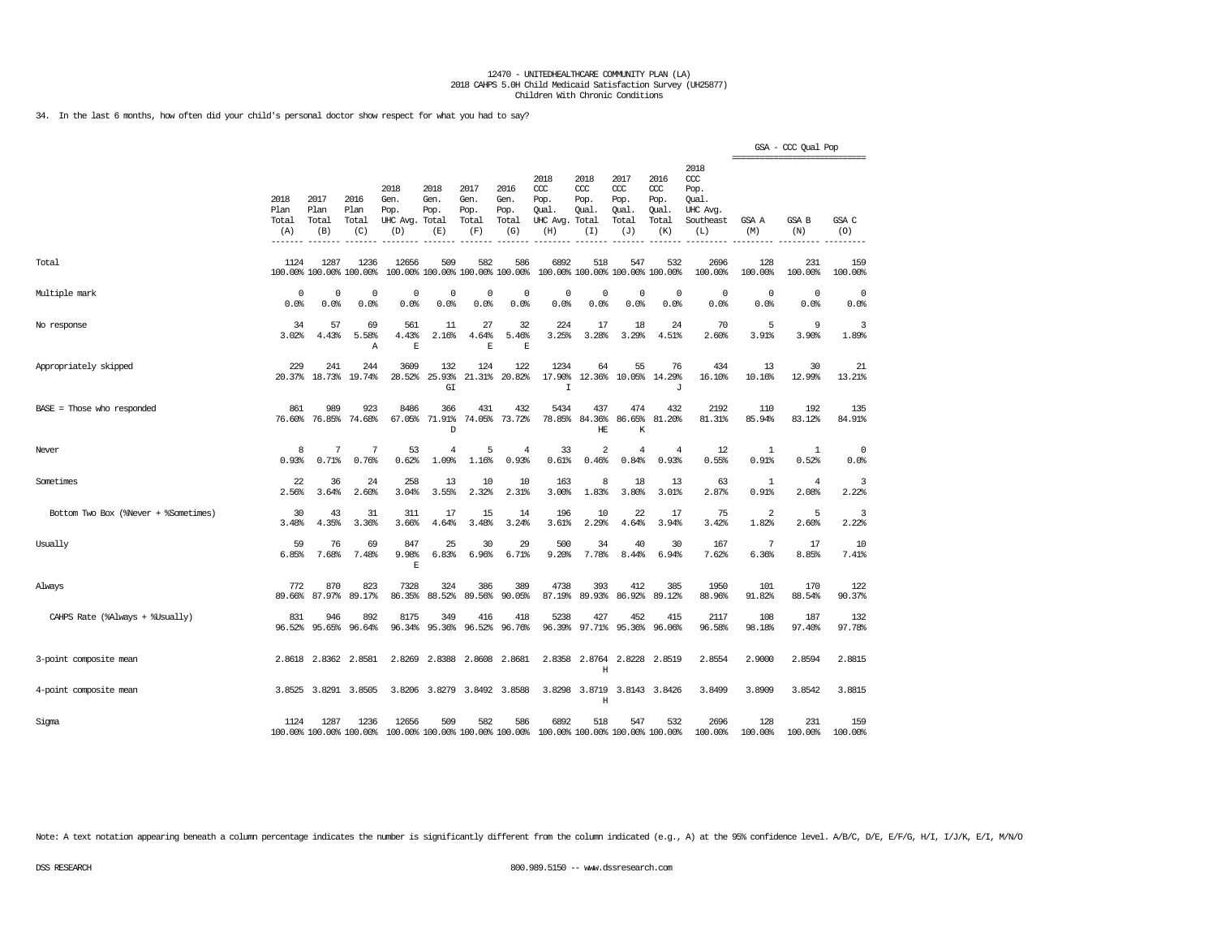12470 - UNITEDHEALTHCARE COMMUNITY PLAN (LA)
2018 CAHPS 5.0H Child Medicaid Satisfaction Survey (UH25877)
Children With Chronic Conditions

34. In the last 6 months, how often did your child's personal doctor show respect for what you had to say?

| | 2018 Plan Total (A) | 2017 Plan Total (B) | 2016 Plan Total (C) | 2018 Gen. Pop. UHC Avg. (D) | 2018 Gen. Pop. Total (E) | 2017 Gen. Pop. Total (F) | 2016 Gen. Pop. Total (G) | 2018 CCC Pop. Qual. UHC Avg. (H) | 2018 CCC Pop. Qual. Total (I) | 2017 CCC Pop. Qual. Total (J) | 2016 CCC Pop. Qual. Total (K) | 2018 CCC Pop. Qual. UHC Avg. Southeast (L) | GSA - CCC Qual Pop GSA A (M) | GSA B (N) | GSA C (O) |
|---|---|---|---|---|---|---|---|---|---|---|---|---|---|---|---|
| Total | 1124<br>100.00% | 1287<br>100.00% | 1236<br>100.00% | 12656<br>100.00% | 509<br>100.00% | 582<br>100.00% | 586<br>100.00% | 6892<br>100.00% | 518<br>100.00% | 547<br>100.00% | 532<br>100.00% | 2696<br>100.00% | 128<br>100.00% | 231<br>100.00% | 159<br>100.00% |
| Multiple mark | 0<br>0.0% | 0<br>0.0% | 0<br>0.0% | 0<br>0.0% | 0<br>0.0% | 0<br>0.0% | 0<br>0.0% | 0<br>0.0% | 0<br>0.0% | 0<br>0.0% | 0<br>0.0% | 0<br>0.0% | 0<br>0.0% | 0<br>0.0% | 0<br>0.0% |
| No response | 34<br>3.02% | 57<br>4.43% | 69<br>5.58%<br>A | 561<br>4.43%<br>E | 11<br>2.16% | 27<br>4.64%<br>E | 32<br>5.46%<br>E | 224<br>3.25% | 17<br>3.28% | 18<br>3.29% | 24<br>4.51% | 70<br>2.60% | 5<br>3.91% | 9<br>3.90% | 3<br>1.89% |
| Appropriately skipped | 229<br>20.37% | 241<br>18.73% | 244<br>19.74% | 3609<br>28.52% | 132<br>25.93%<br>GI | 124<br>21.31% | 122<br>20.82% | 1234<br>17.90%<br>I | 64<br>12.36% | 55<br>10.05% | 76<br>14.29%<br>J | 434<br>16.10% | 13<br>10.16% | 30<br>12.99% | 21<br>13.21% |
| BASE = Those who responded | 861<br>76.60% | 989<br>76.85% | 923<br>74.68% | 8486<br>67.05% | 366<br>71.91%<br>D | 431<br>74.05% | 432<br>73.72% | 5434<br>78.85% | 437<br>84.36%<br>HE | 474<br>86.65%<br>K | 432<br>81.20% | 2192<br>81.31% | 110<br>85.94% | 192<br>83.12% | 135<br>84.91% |
| Never | 8<br>0.93% | 7<br>0.71% | 7<br>0.76% | 53<br>0.62% | 4<br>1.09% | 5<br>1.16% | 4<br>0.93% | 33<br>0.61% | 2<br>0.46% | 4<br>0.84% | 4<br>0.93% | 12<br>0.55% | 1<br>0.91% | 1<br>0.52% | 0<br>0.0% |
| Sometimes | 22<br>2.56% | 36<br>3.64% | 24<br>2.60% | 258<br>3.04% | 13<br>3.55% | 10<br>2.32% | 10<br>2.31% | 163<br>3.00% | 8<br>1.83% | 18<br>3.80% | 13<br>3.01% | 63<br>2.87% | 1<br>0.91% | 4<br>2.08% | 3<br>2.22% |
| Bottom Two Box (%Never + %Sometimes) | 30<br>3.48% | 43<br>4.35% | 31<br>3.36% | 311<br>3.66% | 17<br>4.64% | 15<br>3.48% | 14<br>3.24% | 196<br>3.61% | 10<br>2.29% | 22<br>4.64% | 17<br>3.94% | 75<br>3.42% | 2<br>1.82% | 5<br>2.60% | 3<br>2.22% |
| Usually | 59<br>6.85% | 76<br>7.68% | 69<br>7.48% | 847<br>9.98%<br>E | 25<br>6.83% | 30<br>6.96% | 29<br>6.71% | 500<br>9.20% | 34<br>7.78% | 40<br>8.44% | 30<br>6.94% | 167<br>7.62% | 7<br>6.36% | 17<br>8.85% | 10<br>7.41% |
| Always | 772<br>89.66% | 870<br>87.97% | 823<br>89.17% | 7328<br>86.35% | 324<br>88.52% | 386<br>89.56% | 389<br>90.05% | 4738<br>87.19% | 393<br>89.93% | 412<br>86.92% | 385<br>89.12% | 1950<br>88.96% | 101<br>91.82% | 170<br>88.54% | 122<br>90.37% |
| CAHPS Rate (%Always + %Usually) | 831<br>96.52% | 946<br>95.65% | 892<br>96.64% | 8175<br>96.34% | 349<br>95.36% | 416<br>96.52% | 418<br>96.76% | 5238<br>96.39% | 427<br>97.71% | 452<br>95.36% | 415<br>96.06% | 2117<br>96.58% | 108<br>98.18% | 187<br>97.40% | 132<br>97.78% |
| 3-point composite mean | 2.8618 | 2.8362 | 2.8581 | 2.8269 | 2.8388 | 2.8608 | 2.8681 | 2.8358 | 2.8764<br>H | 2.8228 | 2.8519 | 2.8554 | 2.9000 | 2.8594 | 2.8815 |
| 4-point composite mean | 3.8525 | 3.8291 | 3.8505 | 3.8206 | 3.8279 | 3.8492 | 3.8588 | 3.8298 | 3.8719<br>H | 3.8143 | 3.8426 | 3.8499 | 3.8909 | 3.8542 | 3.8815 |
| Sigma | 1124<br>100.00% | 1287<br>100.00% | 1236<br>100.00% | 12656<br>100.00% | 509<br>100.00% | 582<br>100.00% | 586<br>100.00% | 6892<br>100.00% | 518<br>100.00% | 547<br>100.00% | 532<br>100.00% | 2696<br>100.00% | 128<br>100.00% | 231<br>100.00% | 159<br>100.00% |

Note: A text notation appearing beneath a column percentage indicates the number is significantly different from the column indicated (e.g., A) at the 95% confidence level. A/B/C, D/E, E/F/G, H/I, I/J/K, E/I, M/N/O

DSS RESEARCH 800.989.5150 -- www.dssresearch.com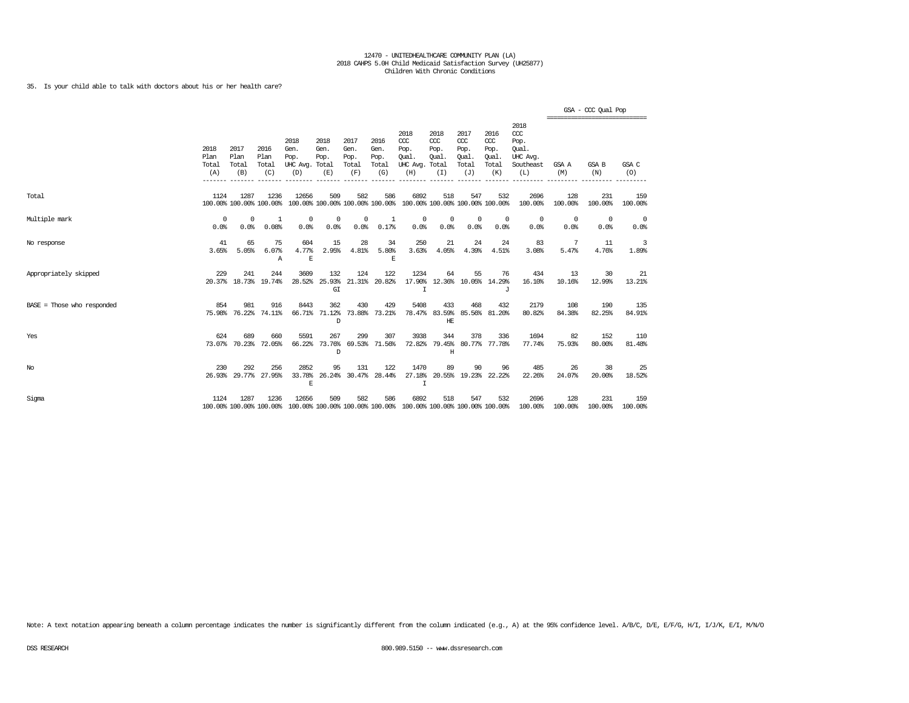12470 - UNITEDHEALTHCARE COMMUNITY PLAN (LA)
2018 CAHPS 5.0H Child Medicaid Satisfaction Survey (UH25877)
Children With Chronic Conditions

35. Is your child able to talk with doctors about his or her health care?

| | 2018 Plan Total (A) | 2017 Plan Total (B) | 2016 Plan Total (C) | 2018 Gen. Pop. UHC Avg. (D) | 2018 Gen. Pop. Total (E) | 2017 Gen. Pop. Total (F) | 2016 Gen. Pop. Total (G) | 2018 CCC Pop. Qual. UHC Avg. (H) | 2018 CCC Pop. Qual. Total (I) | 2017 CCC Pop. Qual. Total (J) | 2016 CCC Pop. Qual. Total (K) | 2018 CCC Pop. Qual. UHC Avg. Southeast (L) | GSA - CCC Qual Pop GSA A (M) | GSA B (N) | GSA C (O) |
|---|---|---|---|---|---|---|---|---|---|---|---|---|---|---|---|
| Total | 1124<br>100.00% | 1287<br>100.00% | 1236<br>100.00% | 12656<br>100.00% | 509<br>100.00% | 582<br>100.00% | 586<br>100.00% | 6892<br>100.00% | 518<br>100.00% | 547<br>100.00% | 532<br>100.00% | 2696<br>100.00% | 128<br>100.00% | 231<br>100.00% | 159<br>100.00% |
| Multiple mark | 0<br>0.0% | 0<br>0.0% | 1<br>0.08% | 0<br>0.0% | 0<br>0.0% | 0<br>0.0% | 1<br>0.17% | 0<br>0.0% | 0<br>0.0% | 0<br>0.0% | 0<br>0.0% | 0<br>0.0% | 0<br>0.0% | 0<br>0.0% | 0<br>0.0% |
| No response | 41<br>3.65% | 65<br>5.05% | 75<br>6.07%<br>A | 604<br>4.77%<br>E | 15<br>2.95% | 28<br>4.81% | 34<br>5.80%<br>E | 250<br>3.63% | 21<br>4.05% | 24<br>4.39% | 24<br>4.51% | 83<br>3.08% | 7<br>5.47% | 11<br>4.76% | 3<br>1.89% |
| Appropriately skipped | 229<br>20.37% | 241<br>18.73% | 244<br>19.74% | 3609<br>28.52% | 132<br>25.93%<br>GI | 124<br>21.31% | 122<br>20.82% | 1234<br>17.90%<br>I | 64<br>12.36% | 55<br>10.05% | 76<br>14.29%<br>J | 434<br>16.10% | 13<br>10.16% | 30<br>12.99% | 21<br>13.21% |
| BASE = Those who responded | 854<br>75.98% | 981<br>76.22% | 916<br>74.11% | 8443<br>66.71% | 362<br>71.12%<br>D | 430<br>73.88% | 429<br>73.21% | 5408<br>78.47% | 433<br>83.59%<br>HE | 468<br>85.56% | 432<br>81.20% | 2179<br>80.82% | 108<br>84.38% | 190<br>82.25% | 135<br>84.91% |
| Yes | 624<br>73.07% | 689<br>70.23% | 660<br>72.05% | 5591<br>66.22% | 267<br>73.76%<br>D | 299<br>69.53% | 307<br>71.56% | 3938<br>72.82% | 344<br>79.45%<br>H | 378<br>80.77% | 336<br>77.78% | 1694<br>77.74% | 82<br>75.93% | 152<br>80.00% | 110<br>81.48% |
| No | 230<br>26.93% | 292<br>29.77% | 256<br>27.95% | 2852<br>33.78%<br>E | 95<br>26.24% | 131<br>30.47% | 122<br>28.44% | 1470<br>27.18%<br>I | 89<br>20.55% | 90<br>19.23% | 96<br>22.22% | 485<br>22.26% | 26<br>24.07% | 38<br>20.00% | 25<br>18.52% |
| Sigma | 1124<br>100.00% | 1287<br>100.00% | 1236<br>100.00% | 12656<br>100.00% | 509<br>100.00% | 582<br>100.00% | 586<br>100.00% | 6892<br>100.00% | 518<br>100.00% | 547<br>100.00% | 532<br>100.00% | 2696<br>100.00% | 128<br>100.00% | 231<br>100.00% | 159<br>100.00% |

Note: A text notation appearing beneath a column percentage indicates the number is significantly different from the column indicated (e.g., A) at the 95% confidence level. A/B/C, D/E, E/F/G, H/I, I/J/K, E/I, M/N/O

DSS RESEARCH 800.989.5150 -- www.dssresearch.com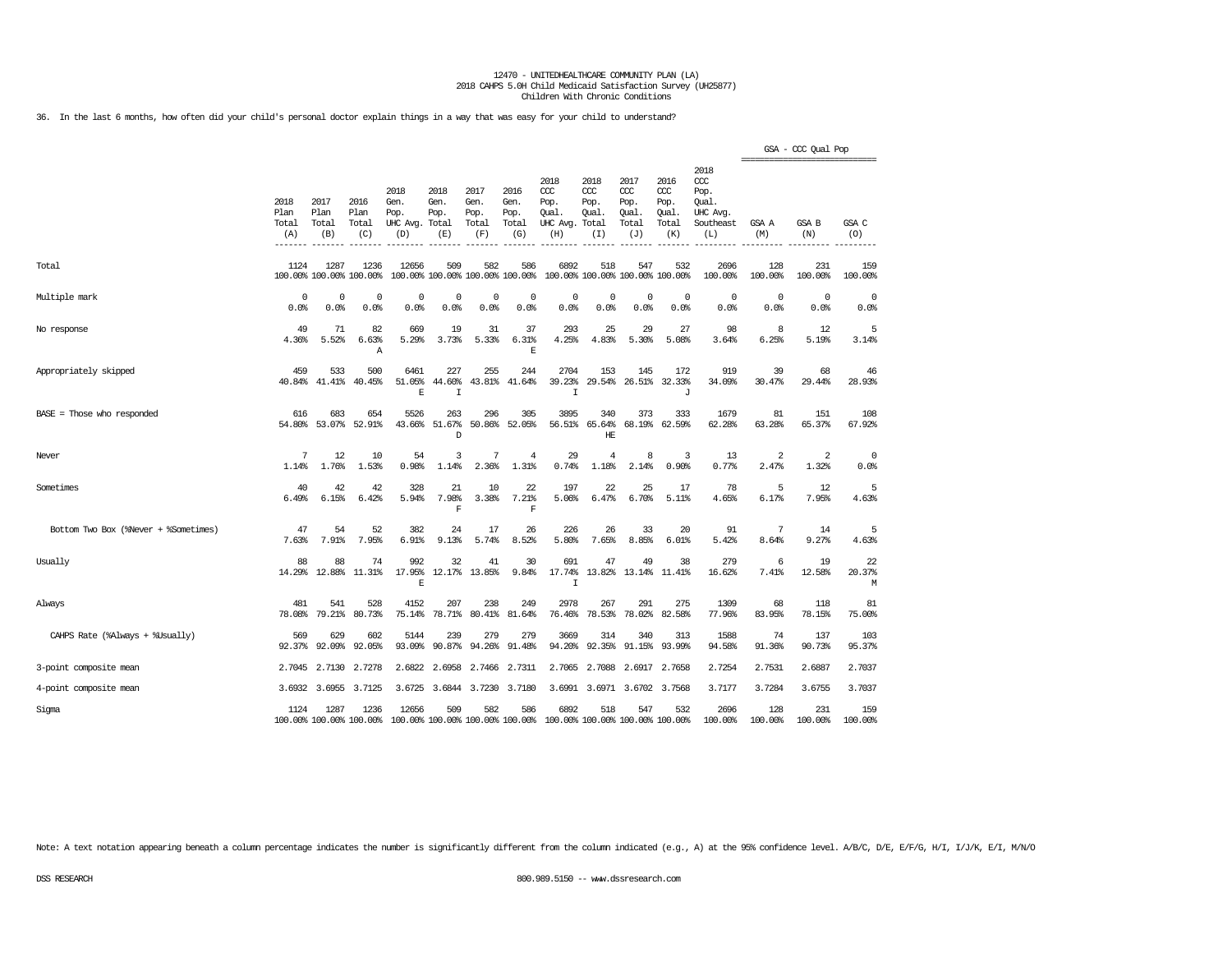12470 - UNITEDHEALTHCARE COMMUNITY PLAN (LA)
2018 CAHPS 5.0H Child Medicaid Satisfaction Survey (UH25877)
Children With Chronic Conditions

36. In the last 6 months, how often did your child's personal doctor explain things in a way that was easy for your child to understand?

| | 2018 Plan Total (A) | 2017 Plan Total (B) | 2016 Plan Total (C) | 2018 Gen. Pop. UHC Avg. (D) | 2018 Gen. Pop. Total (E) | 2017 Gen. Pop. Total (F) | 2016 Gen. Pop. Total (G) | 2018 CCC Pop. Qual. UHC Avg. (H) | 2018 CCC Pop. Qual. Total (I) | 2017 CCC Pop. Qual. Total (J) | 2016 CCC Pop. Qual. Total (K) | 2018 CCC Pop. Qual. UHC Avg. Southeast (L) | GSA - CCC Qual Pop GSA A (M) | GSA B (N) | GSA C (O) |
|---|---|---|---|---|---|---|---|---|---|---|---|---|---|---|---|
| Total | 1124<br>100.00% | 1287<br>100.00% | 1236<br>100.00% | 12656<br>100.00% | 509<br>100.00% | 582<br>100.00% | 586<br>100.00% | 6892<br>100.00% | 518<br>100.00% | 547<br>100.00% | 532<br>100.00% | 2696<br>100.00% | 128<br>100.00% | 231<br>100.00% | 159<br>100.00% |
| Multiple mark | 0<br>0.0% | 0<br>0.0% | 0<br>0.0% | 0<br>0.0% | 0<br>0.0% | 0<br>0.0% | 0<br>0.0% | 0<br>0.0% | 0<br>0.0% | 0<br>0.0% | 0<br>0.0% | 0<br>0.0% | 0<br>0.0% | 0<br>0.0% | 0<br>0.0% |
| No response | 49<br>4.36% | 71<br>5.52% | 82<br>6.63%<br>A | 669<br>5.29% | 19<br>3.73% | 31<br>5.33% | 37<br>6.31%<br>E | 293<br>4.25% | 25<br>4.83% | 29<br>5.30% | 27<br>5.08% | 98<br>3.64% | 8<br>6.25% | 12<br>5.19% | 5<br>3.14% |
| Appropriately skipped | 459<br>40.84% | 533<br>41.41% | 500<br>40.45% | 6461<br>51.05%<br>E | 227<br>44.60%<br>I | 255<br>43.81% | 244<br>41.64% | 2704<br>39.23%<br>I | 153<br>29.54% | 145<br>26.51% | 172<br>32.33%<br>J | 919<br>34.09% | 39<br>30.47% | 68<br>29.44% | 46<br>28.93% |
| BASE = Those who responded | 616<br>54.80% | 683<br>53.07% | 654<br>52.91% | 5526<br>43.66% | 263<br>51.67%<br>D | 296<br>50.86% | 305<br>52.05% | 3895<br>56.51% | 340<br>65.64%<br>HE | 373<br>68.19% | 333<br>62.59% | 1679<br>62.28% | 81<br>63.28% | 151<br>65.37% | 108<br>67.92% |
| Never | 7<br>1.14% | 12<br>1.76% | 10<br>1.53% | 54<br>0.98% | 3<br>1.14% | 7<br>2.36% | 4<br>1.31% | 29<br>0.74% | 4<br>1.18% | 8<br>2.14% | 3<br>0.90% | 13<br>0.77% | 2<br>2.47% | 2<br>1.32% | 0<br>0.0% |
| Sometimes | 40<br>6.49% | 42<br>6.15% | 42<br>6.42% | 328<br>5.94% | 21<br>7.98%<br>F | 10<br>3.38% | 22<br>7.21%<br>F | 197<br>5.06% | 22<br>6.47% | 25<br>6.70% | 17<br>5.11% | 78<br>4.65% | 5<br>6.17% | 12<br>7.95% | 5<br>4.63% |
| Bottom Two Box (%Never + %Sometimes) | 47<br>7.63% | 54<br>7.91% | 52<br>7.95% | 382<br>6.91% | 24<br>9.13% | 17<br>5.74% | 26<br>8.52% | 226<br>5.80% | 26<br>7.65% | 33<br>8.85% | 20<br>6.01% | 91<br>5.42% | 7<br>8.64% | 14<br>9.27% | 5<br>4.63% |
| Usually | 88<br>14.29% | 88<br>12.88% | 74<br>11.31% | 992<br>17.95%<br>E | 32<br>12.17% | 41<br>13.85% | 30<br>9.84% | 691<br>17.74%<br>I | 47<br>13.82% | 49<br>13.14% | 38<br>11.41% | 279<br>16.62% | 6<br>7.41% | 19<br>12.58% | 22<br>20.37%<br>M |
| Always | 481<br>78.08% | 541<br>79.21% | 528<br>80.73% | 4152<br>75.14% | 207<br>78.71% | 238<br>80.41% | 249<br>81.64% | 2978<br>76.46% | 267<br>78.53% | 291<br>78.02% | 275<br>82.58% | 1309<br>77.96% | 68<br>83.95% | 118<br>78.15% | 81<br>75.00% |
| CAHPS Rate (%Always + %Usually) | 569<br>92.37% | 629<br>92.09% | 602<br>92.05% | 5144<br>93.09% | 239<br>90.87% | 279<br>94.26% | 279<br>91.48% | 3669<br>94.20% | 314<br>92.35% | 340<br>91.15% | 313<br>93.99% | 1588<br>94.58% | 74<br>91.36% | 137<br>90.73% | 103<br>95.37% |
| 3-point composite mean | 2.7045 | 2.7130 | 2.7278 | 2.6822 | 2.6958 | 2.7466 | 2.7311 | 2.7065 | 2.7088 | 2.6917 | 2.7658 | 2.7254 | 2.7531 | 2.6887 | 2.7037 |
| 4-point composite mean | 3.6932 | 3.6955 | 3.7125 | 3.6725 | 3.6844 | 3.7230 | 3.7180 | 3.6991 | 3.6971 | 3.6702 | 3.7568 | 3.7177 | 3.7284 | 3.6755 | 3.7037 |
| Sigma | 1124<br>100.00% | 1287<br>100.00% | 1236<br>100.00% | 12656<br>100.00% | 509<br>100.00% | 582<br>100.00% | 586<br>100.00% | 6892<br>100.00% | 518<br>100.00% | 547<br>100.00% | 532<br>100.00% | 2696<br>100.00% | 128<br>100.00% | 231<br>100.00% | 159<br>100.00% |

Note: A text notation appearing beneath a column percentage indicates the number is significantly different from the column indicated (e.g., A) at the 95% confidence level. A/B/C, D/E, E/F/G, H/I, I/J/K, E/I, M/N/O

DSS RESEARCH 800.989.5150 -- www.dssresearch.com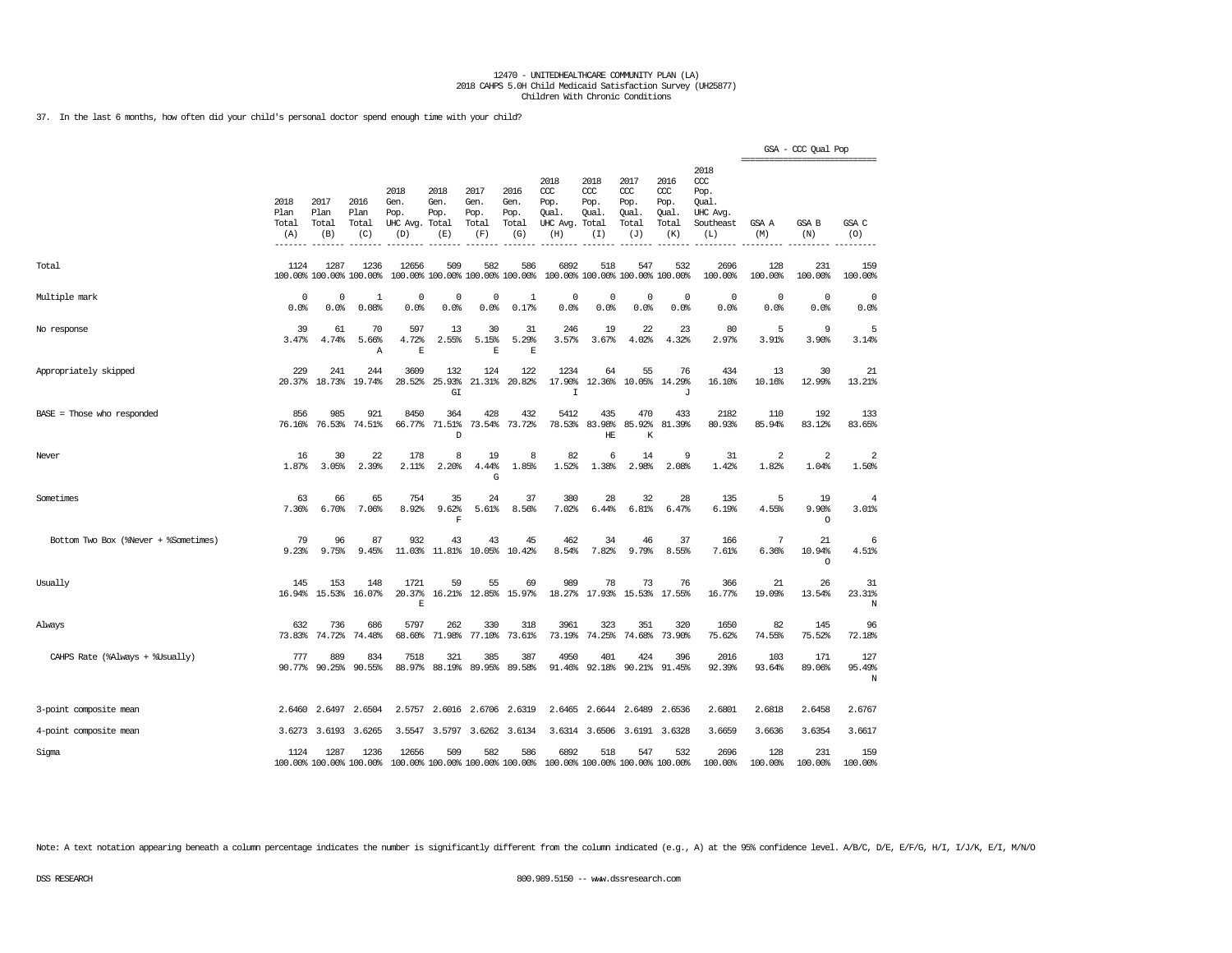12470 - UNITEDHEALTHCARE COMMUNITY PLAN (LA)
2018 CAHPS 5.0H Child Medicaid Satisfaction Survey (UH25877)
Children With Chronic Conditions

37. In the last 6 months, how often did your child's personal doctor spend enough time with your child?

| | 2018 Plan Total (A) | 2017 Plan Total (B) | 2016 Plan Total (C) | 2018 Gen. Pop. UHC Avg. (D) | 2018 Gen. Pop. Total (E) | 2017 Gen. Pop. Total (F) | 2016 Gen. Pop. Total (G) | 2018 CCC Pop. Qual. UHC Avg. (H) | 2018 CCC Pop. Qual. Total (I) | 2017 CCC Pop. Qual. Total (J) | 2016 CCC Pop. Qual. Total (K) | 2018 CCC Pop. Qual. UHC Avg. Southeast (L) | GSA - CCC Qual Pop GSA A (M) | GSA B (N) | GSA C (O) |
|---|---|---|---|---|---|---|---|---|---|---|---|---|---|---|---|
| Total | 1124<br>100.00% | 1287<br>100.00% | 1236<br>100.00% | 12656<br>100.00% | 509<br>100.00% | 582<br>100.00% | 586<br>100.00% | 6892<br>100.00% | 518<br>100.00% | 547<br>100.00% | 532<br>100.00% | 2696<br>100.00% | 128<br>100.00% | 231<br>100.00% | 159<br>100.00% |
| Multiple mark | 0<br>0.0% | 0<br>0.0% | 1<br>0.08% | 0<br>0.0% | 0<br>0.0% | 0<br>0.0% | 1<br>0.17% | 0<br>0.0% | 0<br>0.0% | 0<br>0.0% | 0<br>0.0% | 0<br>0.0% | 0<br>0.0% | 0<br>0.0% | 0<br>0.0% |
| No response | 39<br>3.47% | 61<br>4.74% | 70<br>5.66%<br>A | 597<br>4.72%<br>E | 13<br>2.55% | 30<br>5.15%<br>E | 31<br>5.29%<br>E | 246<br>3.57% | 19<br>3.67% | 22<br>4.02% | 23<br>4.32% | 80<br>2.97% | 5<br>3.91% | 9<br>3.90% | 5<br>3.14% |
| Appropriately skipped | 229<br>20.37% | 241<br>18.73% | 244<br>19.74% | 3609<br>28.52% | 132<br>25.93%<br>GI | 124<br>21.31% | 122<br>20.82% | 1234<br>17.90%<br>I | 64<br>12.36% | 55<br>10.05% | 76<br>14.29%<br>J | 434<br>16.10% | 13<br>10.16% | 30<br>12.99% | 21<br>13.21% |
| BASE = Those who responded | 856<br>76.16% | 985<br>76.53% | 921<br>74.51% | 8450<br>66.77% | 364<br>71.51%<br>D | 428<br>73.54% | 432<br>73.72% | 5412<br>78.53% | 435<br>83.98%<br>HE | 470<br>85.92%<br>K | 433<br>81.39% | 2182<br>80.93% | 110<br>85.94% | 192<br>83.12% | 133<br>83.65% |
| Never | 16<br>1.87% | 30<br>3.05% | 22<br>2.39% | 178<br>2.11% | 8<br>2.20% | 19<br>4.44%<br>G | 8<br>1.85% | 82<br>1.52% | 6<br>1.38% | 14<br>2.98% | 9<br>2.08% | 31<br>1.42% | 2<br>1.82% | 2<br>1.04% | 2<br>1.50% |
| Sometimes | 63<br>7.36% | 66<br>6.70% | 65<br>7.06% | 754<br>8.92% | 35<br>9.62%<br>F | 24<br>5.61% | 37<br>8.56% | 380<br>7.02% | 28<br>6.44% | 32<br>6.81% | 28<br>6.47% | 135<br>6.19% | 5<br>4.55% | 19<br>9.90%<br>O | 4<br>3.01% |
| Bottom Two Box (%Never + %Sometimes) | 79<br>9.23% | 96<br>9.75% | 87<br>9.45% | 932<br>11.03% | 43<br>11.81% | 43<br>10.05% | 45<br>10.42% | 462<br>8.54% | 34<br>7.82% | 46<br>9.79% | 37<br>8.55% | 166<br>7.61% | 7<br>6.36% | 21<br>10.94%<br>O | 6<br>4.51% |
| Usually | 145<br>16.94% | 153<br>15.53% | 148<br>16.07% | 1721<br>20.37%<br>E | 59<br>16.21% | 55<br>12.85% | 69<br>15.97% | 989<br>18.27% | 78<br>17.93% | 73<br>15.53% | 76<br>17.55% | 366<br>16.77% | 21<br>19.09% | 26<br>13.54% | 31<br>23.31%<br>N |
| Always | 632<br>73.83% | 736<br>74.72% | 686<br>74.48% | 5797<br>68.60% | 262<br>71.98% | 330<br>77.10% | 318<br>73.61% | 3961<br>73.19% | 323<br>74.25% | 351<br>74.68% | 320<br>73.90% | 1650<br>75.62% | 82<br>74.55% | 145<br>75.52% | 96<br>72.18% |
| CAHPS Rate (%Always + %Usually) | 777<br>90.77% | 889<br>90.25% | 834<br>90.55% | 7518<br>88.97% | 321<br>88.19% | 385<br>89.95% | 387<br>89.58% | 4950<br>91.46% | 401<br>92.18% | 424<br>90.21% | 396<br>91.45% | 2016<br>92.39% | 103<br>93.64% | 171<br>89.06% | 127<br>95.49%<br>N |
| 3-point composite mean | 2.6460 | 2.6497 | 2.6504 | 2.5757 | 2.6016 | 2.6706 | 2.6319 | 2.6465 | 2.6644 | 2.6489 | 2.6536 | 2.6801 | 2.6818 | 2.6458 | 2.6767 |
| 4-point composite mean | 3.6273 | 3.6193 | 3.6265 | 3.5547 | 3.5797 | 3.6262 | 3.6134 | 3.6314 | 3.6506 | 3.6191 | 3.6328 | 3.6659 | 3.6636 | 3.6354 | 3.6617 |
| Sigma | 1124<br>100.00% | 1287<br>100.00% | 1236<br>100.00% | 12656<br>100.00% | 509<br>100.00% | 582<br>100.00% | 586<br>100.00% | 6892<br>100.00% | 518<br>100.00% | 547<br>100.00% | 532<br>100.00% | 2696<br>100.00% | 128<br>100.00% | 231<br>100.00% | 159<br>100.00% |

Note: A text notation appearing beneath a column percentage indicates the number is significantly different from the column indicated (e.g., A) at the 95% confidence level. A/B/C, D/E, E/F/G, H/I, I/J/K, E/I, M/N/O

DSS RESEARCH 800.989.5150 -- www.dssresearch.com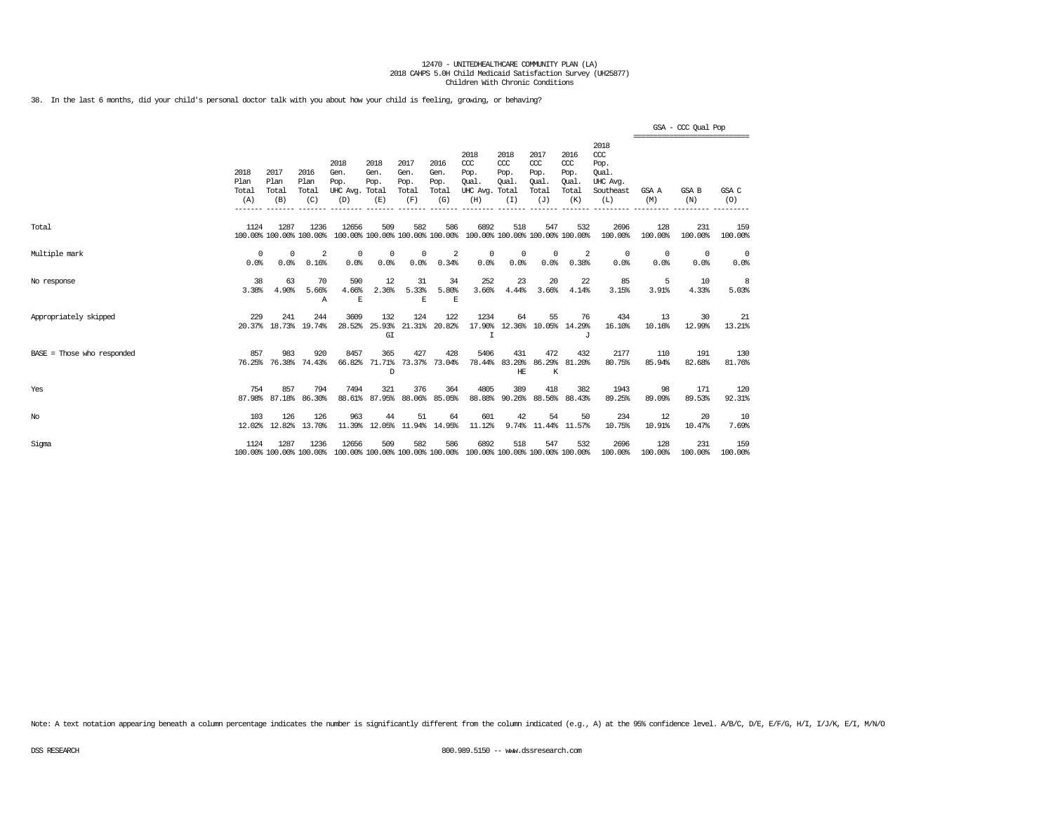12470 - UNITEDHEALTHCARE COMMUNITY PLAN (LA)
2018 CAHPS 5.0H Child Medicaid Satisfaction Survey (UH25877)
Children With Chronic Conditions

38. In the last 6 months, did your child's personal doctor talk with you about how your child is feeling, growing, or behaving?

| | 2018 Plan Total (A) | 2017 Plan Total (B) | 2016 Plan Total (C) | 2018 Gen. Pop. UHC Avg. (D) | 2018 Gen. Pop. Total (E) | 2017 Gen. Pop. Total (F) | 2016 Gen. Pop. Total (G) | 2018 CCC Pop. Qual. UHC Avg. (H) | 2018 CCC Pop. Qual. Total (I) | 2017 CCC Pop. Qual. Total (J) | 2016 CCC Pop. Qual. Total (K) | 2018 CCC Pop. Qual. UHC Avg. Southeast (L) | GSA - CCC Qual Pop GSA A (M) | GSA B (N) | GSA C (O) |
|---|---|---|---|---|---|---|---|---|---|---|---|---|---|---|---|
| Total | 1124<br>100.00% | 1287<br>100.00% | 1236<br>100.00% | 12656<br>100.00% | 509<br>100.00% | 582<br>100.00% | 586<br>100.00% | 6892<br>100.00% | 518<br>100.00% | 547<br>100.00% | 532<br>100.00% | 2696<br>100.00% | 128<br>100.00% | 231<br>100.00% | 159<br>100.00% |
| Multiple mark | 0<br>0.0% | 0<br>0.0% | 2<br>0.16% | 0<br>0.0% | 0<br>0.0% | 0<br>0.0% | 2<br>0.34% | 0<br>0.0% | 0<br>0.0% | 0<br>0.0% | 2<br>0.38% | 0<br>0.0% | 0<br>0.0% | 0<br>0.0% | 0<br>0.0% |
| No response | 38<br>3.38% | 63<br>4.90% | 70<br>5.66%<br>A | 590<br>4.66%<br>E | 12<br>2.36% | 31<br>5.33%<br>E | 34<br>5.80%<br>E | 252<br>3.66% | 23<br>4.44% | 20<br>3.66% | 22<br>4.14% | 85<br>3.15% | 5<br>3.91% | 10<br>4.33% | 8<br>5.03% |
| Appropriately skipped | 229<br>20.37% | 241<br>18.73% | 244<br>19.74% | 3609<br>28.52% | 132<br>25.93%<br>GI | 124<br>21.31% | 122<br>20.82% | 1234<br>17.90%<br>I | 64<br>12.36% | 55<br>10.05% | 76<br>14.29%<br>J | 434<br>16.10% | 13<br>10.16% | 30<br>12.99% | 21<br>13.21% |
| BASE = Those who responded | 857<br>76.25% | 983<br>76.38% | 920<br>74.43% | 8457<br>66.82% | 365<br>71.71%<br>D | 427<br>73.37% | 428<br>73.04% | 5406<br>78.44% | 431<br>83.20%<br>HE | 472<br>86.29%<br>K | 432<br>81.20% | 2177<br>80.75% | 110<br>85.94% | 191<br>82.68% | 130<br>81.76% |
| Yes | 754<br>87.98% | 857<br>87.18% | 794<br>86.30% | 7494<br>88.61% | 321<br>87.95% | 376<br>88.06% | 364<br>85.05% | 4805<br>88.88% | 389<br>90.26% | 418<br>88.56% | 382<br>88.43% | 1943<br>89.25% | 98<br>89.09% | 171<br>89.53% | 120<br>92.31% |
| No | 103<br>12.02% | 126<br>12.82% | 126<br>13.70% | 963<br>11.39% | 44<br>12.05% | 51<br>11.94% | 64<br>14.95% | 601<br>11.12% | 42<br>9.74% | 54<br>11.44% | 50<br>11.57% | 234<br>10.75% | 12<br>10.91% | 20<br>10.47% | 10<br>7.69% |
| Sigma | 1124<br>100.00% | 1287<br>100.00% | 1236<br>100.00% | 12656<br>100.00% | 509<br>100.00% | 582<br>100.00% | 586<br>100.00% | 6892<br>100.00% | 518<br>100.00% | 547<br>100.00% | 532<br>100.00% | 2696<br>100.00% | 128<br>100.00% | 231<br>100.00% | 159<br>100.00% |

Note: A text notation appearing beneath a column percentage indicates the number is significantly different from the column indicated (e.g., A) at the 95% confidence level. A/B/C, D/E, E/F/G, H/I, I/J/K, E/I, M/N/O

DSS RESEARCH 800.989.5150 -- www.dssresearch.com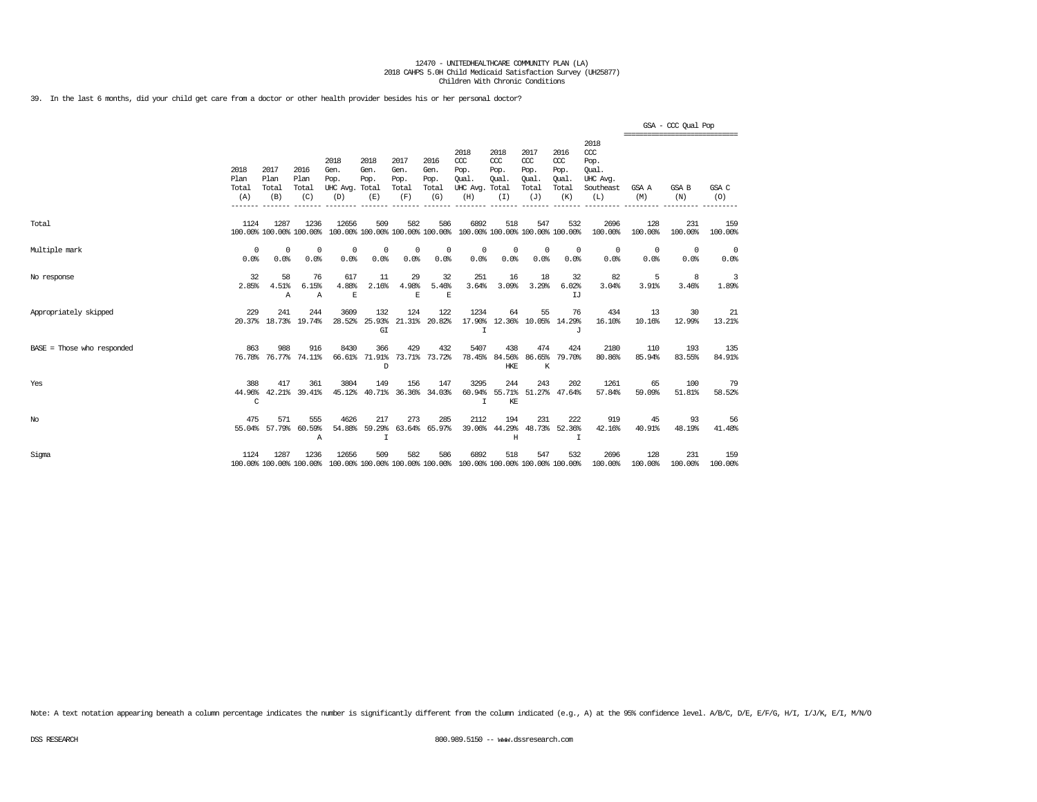12470 - UNITEDHEALTHCARE COMMUNITY PLAN (LA)
2018 CAHPS 5.0H Child Medicaid Satisfaction Survey (UH25877)
Children With Chronic Conditions

39. In the last 6 months, did your child get care from a doctor or other health provider besides his or her personal doctor?

| | 2018 Plan Total (A) | 2017 Plan Total (B) | 2016 Plan Total (C) | 2018 Gen. Pop. UHC Avg. (D) | 2018 Gen. Pop. Total (E) | 2017 Gen. Pop. Total (F) | 2016 Gen. Pop. Total (G) | 2018 CCC Pop. Qual. UHC Avg. (H) | 2018 CCC Pop. Qual. Total (I) | 2017 CCC Pop. Qual. Total (J) | 2016 CCC Pop. Qual. Total (K) | 2018 CCC Pop. Qual. UHC Avg. Southeast (L) | GSA - CCC Qual Pop GSA A (M) | GSA B (N) | GSA C (O) |
|---|---|---|---|---|---|---|---|---|---|---|---|---|---|---|---|
| Total | 1124<br>100.00% | 1287<br>100.00% | 1236<br>100.00% | 12656<br>100.00% | 509<br>100.00% | 582<br>100.00% | 586<br>100.00% | 6892<br>100.00% | 518<br>100.00% | 547<br>100.00% | 532<br>100.00% | 2696<br>100.00% | 128<br>100.00% | 231<br>100.00% | 159<br>100.00% |
| Multiple mark | 0<br>0.0% | 0<br>0.0% | 0<br>0.0% | 0<br>0.0% | 0<br>0.0% | 0<br>0.0% | 0<br>0.0% | 0<br>0.0% | 0<br>0.0% | 0<br>0.0% | 0<br>0.0% | 0<br>0.0% | 0<br>0.0% | 0<br>0.0% | 0<br>0.0% |
| No response | 32<br>2.85% | 58<br>4.51%<br>A | 76<br>6.15%<br>A | 617<br>4.88%<br>E | 11<br>2.16% | 29<br>4.98%<br>E | 32<br>5.46%<br>E | 251<br>3.64% | 16<br>3.09% | 18<br>3.29% | 32<br>6.02%<br>IJ | 82<br>3.04% | 5<br>3.91% | 8<br>3.46% | 3<br>1.89% |
| Appropriately skipped | 229<br>20.37% | 241<br>18.73% | 244<br>19.74% | 3609<br>28.52% | 132<br>25.93%<br>GI | 124<br>21.31% | 122<br>20.82% | 1234<br>17.90%<br>I | 64<br>12.36% | 55<br>10.05% | 76<br>14.29%<br>J | 434<br>16.10% | 13<br>10.16% | 30<br>12.99% | 21<br>13.21% |
| BASE = Those who responded | 863<br>76.78% | 988<br>76.77% | 916<br>74.11% | 8430<br>66.61% | 366<br>71.91%<br>D | 429<br>73.71% | 432<br>73.72% | 5407<br>78.45% | 438<br>84.56%<br>HKE | 474<br>86.65%<br>K | 424<br>79.70% | 2180<br>80.86% | 110<br>85.94% | 193<br>83.55% | 135<br>84.91% |
| Yes | 388<br>44.96%<br>C | 417<br>42.21% | 361<br>39.41% | 3804<br>45.12% | 149<br>40.71% | 156<br>36.36% | 147<br>34.03% | 3295<br>60.94%<br>I | 244<br>55.71%<br>KE | 243<br>51.27% | 202<br>47.64% | 1261<br>57.84% | 65<br>59.09% | 100<br>51.81% | 79<br>58.52% |
| No | 475<br>55.04% | 571<br>57.79% | 555<br>60.59%<br>A | 4626<br>54.88% | 217<br>59.29%<br>I | 273<br>63.64% | 285<br>65.97% | 2112<br>39.06% | 194<br>44.29%<br>H | 231<br>48.73% | 222<br>52.36%<br>I | 919<br>42.16% | 45<br>40.91% | 93<br>48.19% | 56<br>41.48% |
| Sigma | 1124<br>100.00% | 1287<br>100.00% | 1236<br>100.00% | 12656<br>100.00% | 509<br>100.00% | 582<br>100.00% | 586<br>100.00% | 6892<br>100.00% | 518<br>100.00% | 547<br>100.00% | 532<br>100.00% | 2696<br>100.00% | 128<br>100.00% | 231<br>100.00% | 159<br>100.00% |

Note: A text notation appearing beneath a column percentage indicates the number is significantly different from the column indicated (e.g., A) at the 95% confidence level. A/B/C, D/E, E/F/G, H/I, I/J/K, E/I, M/N/O

DSS RESEARCH

800.989.5150 -- www.dssresearch.com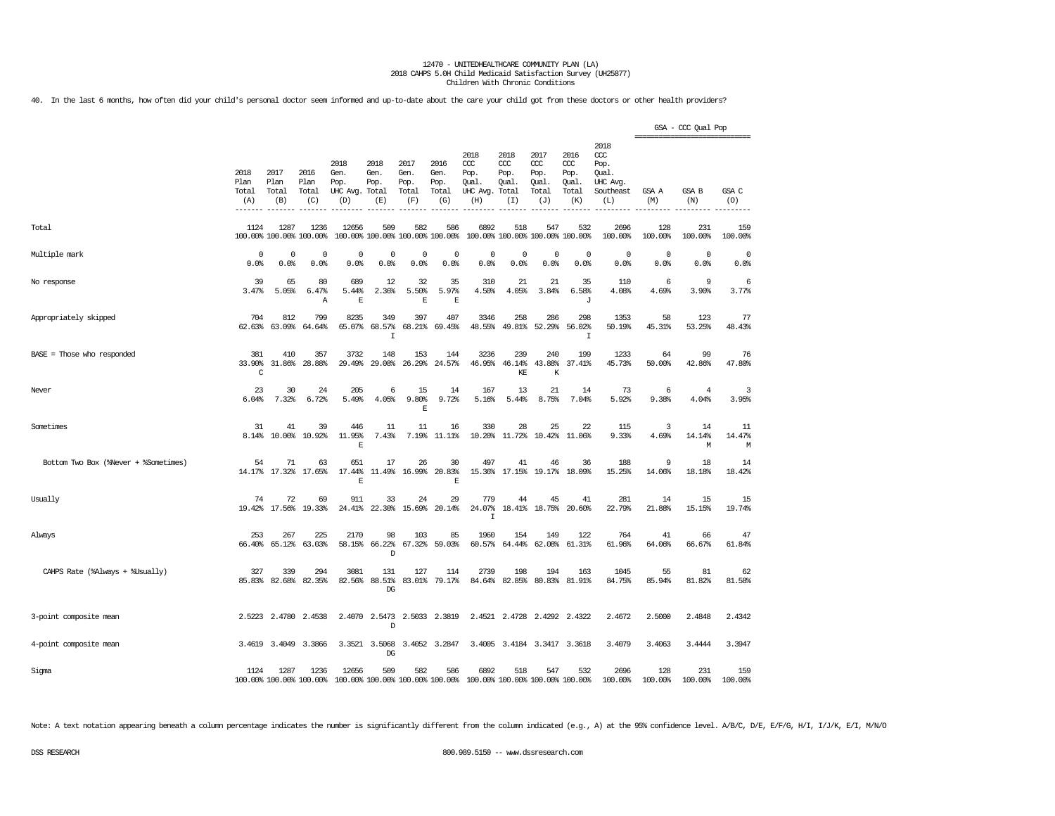12470 - UNITEDHEALTHCARE COMMUNITY PLAN (LA)
2018 CAHPS 5.0H Child Medicaid Satisfaction Survey (UH25877)
Children With Chronic Conditions

40. In the last 6 months, how often did your child's personal doctor seem informed and up-to-date about the care your child got from these doctors or other health providers?

| | 2018 Plan Total (A) | 2017 Plan Total (B) | 2016 Plan Total (C) | 2018 Gen. Pop. UHC Avg. (D) | 2018 Gen. Pop. Total (E) | 2017 Gen. Pop. Total (F) | 2016 Gen. Pop. Total (G) | 2018 CCC Pop. Qual. UHC Avg. (H) | 2018 CCC Pop. Qual. Total (I) | 2017 CCC Pop. Qual. Total (J) | 2016 CCC Pop. Qual. Total (K) | 2018 CCC Pop. Qual. UHC Avg. Southeast (L) | GSA - CCC Qual Pop GSA A (M) | GSA B (N) | GSA C (O) |
|---|---|---|---|---|---|---|---|---|---|---|---|---|---|---|---|
| Total | 1124 100.00% | 1287 100.00% | 1236 100.00% | 12656 100.00% | 509 100.00% | 582 100.00% | 586 100.00% | 6892 100.00% | 518 100.00% | 547 100.00% | 532 100.00% | 2696 100.00% | 128 100.00% | 231 100.00% | 159 100.00% |
| Multiple mark | 0 0.0% | 0 0.0% | 0 0.0% | 0 0.0% | 0 0.0% | 0 0.0% | 0 0.0% | 0 0.0% | 0 0.0% | 0 0.0% | 0 0.0% | 0 0.0% | 0 0.0% | 0 0.0% | 0 0.0% |
| No response | 39 3.47% | 65 5.05% | 80 6.47% A | 689 5.44% E | 12 2.36% | 32 5.50% E | 35 5.97% E | 310 4.50% | 21 4.05% | 21 3.84% | 35 6.58% J | 110 4.08% | 6 4.69% | 9 3.90% | 6 3.77% |
| Appropriately skipped | 704 62.63% | 812 63.09% | 799 64.64% | 8235 65.07% | 349 68.57% I | 397 68.21% | 407 69.45% | 3346 48.55% | 258 49.81% | 286 52.29% | 298 56.02% I | 1353 50.19% | 58 45.31% | 123 53.25% | 77 48.43% |
| BASE = Those who responded | 381 33.90% C | 410 31.86% | 357 28.88% | 3732 29.49% | 148 29.08% | 153 26.29% | 144 24.57% | 3236 46.95% | 239 46.14% KE | 240 43.88% K | 199 37.41% | 1233 45.73% | 64 50.00% | 99 42.86% | 76 47.80% |
| Never | 23 6.04% | 30 7.32% | 24 6.72% | 205 5.49% | 6 4.05% | 15 9.80% E | 14 9.72% | 167 5.16% | 13 5.44% | 21 8.75% | 14 7.04% | 73 5.92% | 6 9.38% | 4 4.04% | 3 3.95% |
| Sometimes | 31 8.14% | 41 10.00% | 39 10.92% | 446 11.95% E | 11 7.43% | 11 7.19% | 16 11.11% | 330 10.20% | 28 11.72% | 25 10.42% | 22 11.06% | 115 9.33% | 3 4.69% | 14 14.14% M | 11 14.47% M |
| Bottom Two Box (%Never + %Sometimes) | 54 14.17% | 71 17.32% | 63 17.65% | 651 17.44% E | 17 11.49% | 26 16.99% | 30 20.83% E | 497 15.36% | 41 17.15% | 46 19.17% | 36 18.09% | 188 15.25% | 9 14.06% | 18 18.18% | 14 18.42% |
| Usually | 74 19.42% | 72 17.56% | 69 19.33% | 911 24.41% | 33 22.30% | 24 15.69% | 29 20.14% | 779 24.07% I | 44 18.41% | 45 18.75% | 41 20.60% | 281 22.79% | 14 21.88% | 15 15.15% | 15 19.74% |
| Always | 253 66.40% | 267 65.12% | 225 63.03% | 2170 58.15% | 98 66.22% D | 103 67.32% | 85 59.03% | 1960 60.57% | 154 64.44% | 149 62.08% | 122 61.31% | 764 61.96% | 41 64.06% | 66 66.67% | 47 61.84% |
| CAHPS Rate (%Always + %Usually) | 327 85.83% | 339 82.68% | 294 82.35% | 3081 82.56% | 131 88.51% DG | 127 83.01% | 114 79.17% | 2739 84.64% | 198 82.85% | 194 80.83% | 163 81.91% | 1045 84.75% | 55 85.94% | 81 81.82% | 62 81.58% |
| 3-point composite mean | 2.5223 | 2.4780 | 2.4538 | 2.4070 | 2.5473 D | 2.5033 | 2.3819 | 2.4521 | 2.4728 | 2.4292 | 2.4322 | 2.4672 | 2.5000 | 2.4848 | 2.4342 |
| 4-point composite mean | 3.4619 | 3.4049 | 3.3866 | 3.3521 | 3.5068 DG | 3.4052 | 3.2847 | 3.4005 | 3.4184 | 3.3417 | 3.3618 | 3.4079 | 3.4063 | 3.4444 | 3.3947 |
| Sigma | 1124 100.00% | 1287 100.00% | 1236 100.00% | 12656 100.00% | 509 100.00% | 582 100.00% | 586 100.00% | 6892 100.00% | 518 100.00% | 547 100.00% | 532 100.00% | 2696 100.00% | 128 100.00% | 231 100.00% | 159 100.00% |

Note: A text notation appearing beneath a column percentage indicates the number is significantly different from the column indicated (e.g., A) at the 95% confidence level. A/B/C, D/E, E/F/G, H/I, I/J/K, E/I, M/N/O

DSS RESEARCH 800.989.5150 -- www.dssresearch.com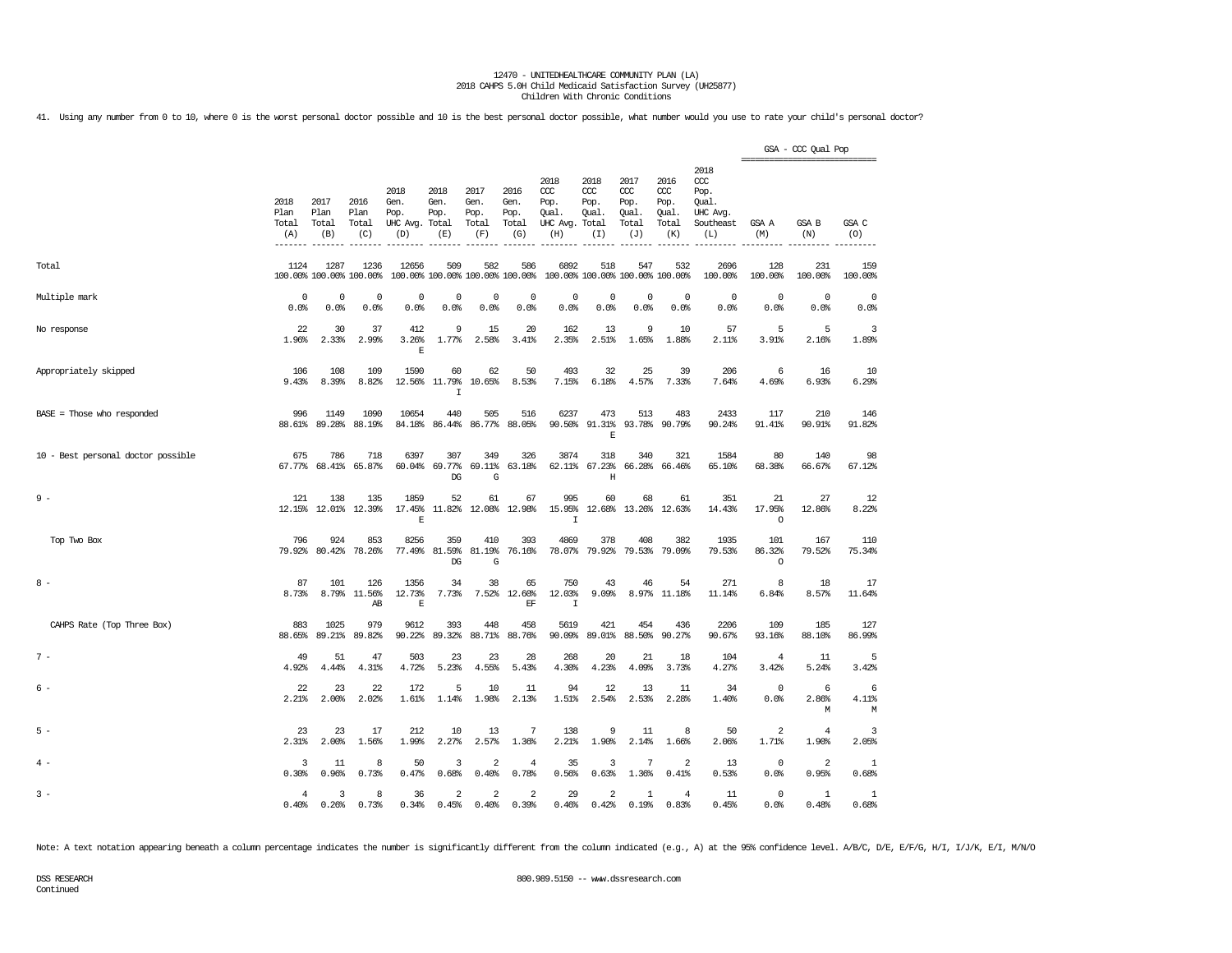12470 - UNITEDHEALTHCARE COMMUNITY PLAN (LA)
2018 CAHPS 5.0H Child Medicaid Satisfaction Survey (UH25877)
Children With Chronic Conditions

41. Using any number from 0 to 10, where 0 is the worst personal doctor possible and 10 is the best personal doctor possible, what number would you use to rate your child's personal doctor?

| | 2018 Plan Total (A) | 2017 Plan Total (B) | 2016 Plan Total (C) | 2018 Gen. Pop. UHC Avg. (D) | 2018 Gen. Pop. Total (E) | 2017 Gen. Pop. Total (F) | 2016 Gen. Pop. Total (G) | 2018 CCC Pop. Qual. UHC Avg. (H) | 2018 CCC Pop. Qual. Total (I) | 2017 CCC Pop. Qual. Total (J) | 2016 CCC Pop. Qual. Total (K) | 2018 CCC Pop. Qual. UHC Avg. Southeast (L) | GSA - CCC Qual Pop GSA A (M) | GSA B (N) | GSA C (O) |
|---|---|---|---|---|---|---|---|---|---|---|---|---|---|---|---|
| Total | 1124 100.00% | 1287 100.00% | 1236 100.00% | 12656 100.00% | 509 100.00% | 582 100.00% | 586 100.00% | 6892 100.00% | 518 100.00% | 547 100.00% | 532 100.00% | 2696 100.00% | 128 100.00% | 231 100.00% | 159 100.00% |
| Multiple mark | 0 0.0% | 0 0.0% | 0 0.0% | 0 0.0% | 0 0.0% | 0 0.0% | 0 0.0% | 0 0.0% | 0 0.0% | 0 0.0% | 0 0.0% | 0 0.0% | 0 0.0% | 0 0.0% | 0 0.0% |
| No response | 22 1.96% | 30 2.33% | 37 2.99% | 412 3.26% E | 9 1.77% | 15 2.58% | 20 3.41% | 162 2.35% | 13 2.51% | 9 1.65% | 10 1.88% | 57 2.11% | 5 3.91% | 5 2.16% | 3 1.89% |
| Appropriately skipped | 106 9.43% | 108 8.39% | 109 8.82% | 1590 12.56% | 60 11.79% I | 62 10.65% | 50 8.53% | 493 7.15% | 32 6.18% | 25 4.57% | 39 7.33% | 206 7.64% | 6 4.69% | 16 6.93% | 10 6.29% |
| BASE = Those who responded | 996 88.61% | 1149 89.28% | 1090 88.19% | 10654 84.18% | 440 86.44% | 505 86.77% | 516 88.05% | 6237 90.50% | 473 91.31% E | 513 93.78% | 483 90.79% | 2433 90.24% | 117 91.41% | 210 90.91% | 146 91.82% |
| 10 - Best personal doctor possible | 675 67.77% | 786 68.41% | 718 65.87% | 6397 60.04% | 307 69.77% DG | 349 69.11% G | 326 63.18% | 3874 62.11% | 318 67.23% H | 340 66.28% | 321 66.46% | 1584 65.10% | 80 68.38% | 140 66.67% | 98 67.12% |
| 9 - | 121 12.15% | 138 12.01% | 135 12.39% | 1859 17.45% E | 52 11.82% | 61 12.08% | 67 12.98% | 995 15.95% I | 60 12.68% | 68 13.26% | 61 12.63% | 351 14.43% | 21 17.95% O | 27 12.86% | 12 8.22% |
| Top Two Box | 796 79.92% | 924 80.42% | 853 78.26% | 8256 77.49% | 359 81.59% DG | 410 81.19% G | 393 76.16% | 4869 78.07% | 378 79.92% | 408 79.53% | 382 79.09% | 1935 79.53% | 101 86.32% O | 167 79.52% | 110 75.34% |
| 8 - | 87 8.73% | 101 8.79% | 126 11.56% AB | 1356 12.73% E | 34 7.73% | 38 7.52% | 65 12.60% EF | 750 12.03% I | 43 9.09% | 46 8.97% | 54 11.18% | 271 11.14% | 8 6.84% | 18 8.57% | 17 11.64% |
| CAHPS Rate (Top Three Box) | 883 88.65% | 1025 89.21% | 979 89.82% | 9612 90.22% | 393 89.32% | 448 88.71% | 458 88.76% | 5619 90.09% | 421 89.01% | 454 88.50% | 436 90.27% | 2206 90.67% | 109 93.16% | 185 88.10% | 127 86.99% |
| 7 - | 49 4.92% | 51 4.44% | 47 4.31% | 503 4.72% | 23 5.23% | 23 4.55% | 28 5.43% | 268 4.30% | 20 4.23% | 21 4.09% | 18 3.73% | 104 4.27% | 4 3.42% | 11 5.24% | 5 3.42% |
| 6 - | 22 2.21% | 23 2.00% | 22 2.02% | 172 1.61% | 5 1.14% | 10 1.98% | 11 2.13% | 94 1.51% | 12 2.54% | 13 2.53% | 11 2.28% | 34 1.40% | 0 0.0% | 6 2.86% M | 6 4.11% M |
| 5 - | 23 2.31% | 23 2.00% | 17 1.56% | 212 1.99% | 10 2.27% | 13 2.57% | 7 1.36% | 138 2.21% | 9 1.90% | 11 2.14% | 8 1.66% | 50 2.06% | 2 1.71% | 4 1.90% | 3 2.05% |
| 4 - | 3 0.30% | 11 0.96% | 8 0.73% | 50 0.47% | 3 0.68% | 2 0.40% | 4 0.78% | 35 0.56% | 3 0.63% | 7 1.36% | 2 0.41% | 13 0.53% | 0 0.0% | 2 0.95% | 1 0.68% |
| 3 - | 4 0.40% | 3 0.26% | 8 0.73% | 36 0.34% | 2 0.45% | 2 0.40% | 2 0.39% | 29 0.46% | 2 0.42% | 1 0.19% | 4 0.83% | 11 0.45% | 0 0.0% | 1 0.48% | 1 0.68% |

Note: A text notation appearing beneath a column percentage indicates the number is significantly different from the column indicated (e.g., A) at the 95% confidence level. A/B/C, D/E, E/F/G, H/I, I/J/K, E/I, M/N/O

DSS RESEARCH
Continued

800.989.5150 -- www.dssresearch.com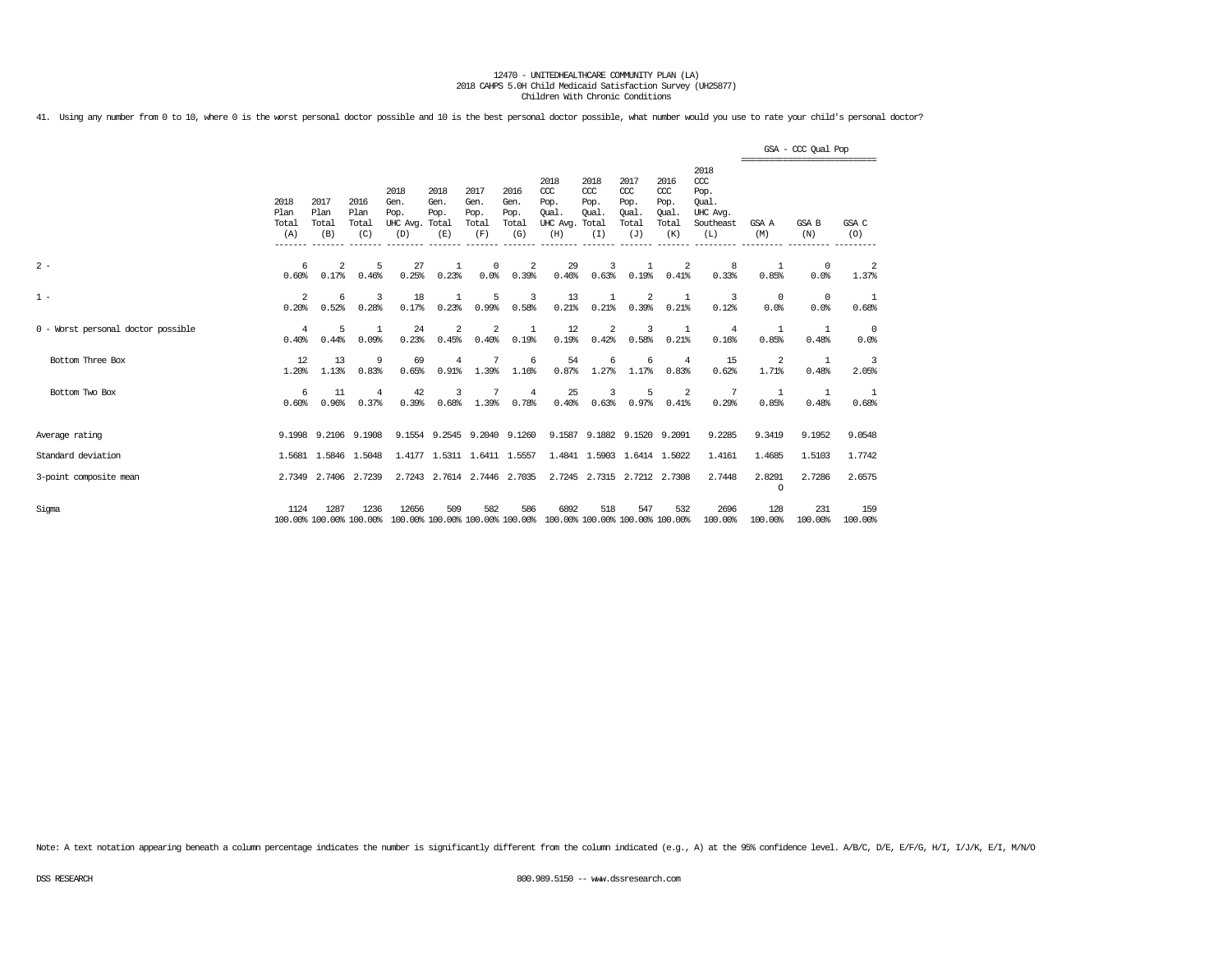12470 - UNITEDHEALTHCARE COMMUNITY PLAN (LA)
2018 CAHPS 5.0H Child Medicaid Satisfaction Survey (UH25877)
Children With Chronic Conditions

41. Using any number from 0 to 10, where 0 is the worst personal doctor possible and 10 is the best personal doctor possible, what number would you use to rate your child's personal doctor?

| | 2018 Plan Total (A) | 2017 Plan Total (B) | 2016 Plan Total (C) | 2018 Gen. Pop. UHC Avg. (D) | 2018 Gen. Pop. Total (E) | 2017 Gen. Pop. Total (F) | 2016 Gen. Pop. Total (G) | 2018 CCC Pop. Qual. UHC Avg. (H) | 2018 CCC Pop. Qual. Total (I) | 2017 CCC Pop. Qual. Total (J) | 2016 CCC Pop. Qual. Total (K) | 2018 CCC Pop. Qual. UHC Avg. Southeast (L) | GSA - CCC Qual Pop GSA A (M) | GSA B (N) | GSA C (O) |
|---|---|---|---|---|---|---|---|---|---|---|---|---|---|---|---|
| 2 - | 6<br>0.60% | 2<br>0.17% | 5<br>0.46% | 27<br>0.25% | 1<br>0.23% | 0<br>0.0% | 2<br>0.39% | 29<br>0.46% | 3<br>0.63% | 1<br>0.19% | 2<br>0.41% | 8<br>0.33% | 1<br>0.85% | 0<br>0.0% | 2<br>1.37% |
| 1 - | 2<br>0.20% | 6<br>0.52% | 3<br>0.28% | 18<br>0.17% | 1<br>0.23% | 5<br>0.99% | 3<br>0.58% | 13<br>0.21% | 1<br>0.21% | 2<br>0.39% | 1<br>0.21% | 3<br>0.12% | 0<br>0.0% | 0<br>0.0% | 1<br>0.68% |
| 0 - Worst personal doctor possible | 4<br>0.40% | 5<br>0.44% | 1<br>0.09% | 24<br>0.23% | 2<br>0.45% | 2<br>0.40% | 1<br>0.19% | 12<br>0.19% | 2<br>0.42% | 3<br>0.58% | 1<br>0.21% | 4<br>0.16% | 1<br>0.85% | 1<br>0.48% | 0<br>0.0% |
| Bottom Three Box | 12<br>1.20% | 13<br>1.13% | 9<br>0.83% | 69<br>0.65% | 4<br>0.91% | 7<br>1.39% | 6<br>1.16% | 54<br>0.87% | 6<br>1.27% | 6<br>1.17% | 4<br>0.83% | 15<br>0.62% | 2<br>1.71% | 1<br>0.48% | 3<br>2.05% |
| Bottom Two Box | 6<br>0.60% | 11<br>0.96% | 4<br>0.37% | 42<br>0.39% | 3<br>0.68% | 7<br>1.39% | 4<br>0.78% | 25<br>0.40% | 3<br>0.63% | 5<br>0.97% | 2<br>0.41% | 7<br>0.29% | 1<br>0.85% | 1<br>0.48% | 1<br>0.68% |
| Average rating | 9.1998 | 9.2106 | 9.1908 | 9.1554 | 9.2545 | 9.2040 | 9.1260 | 9.1587 | 9.1882 | 9.1520 | 9.2091 | 9.2285 | 9.3419 | 9.1952 | 9.0548 |
| Standard deviation | 1.5681 | 1.5846 | 1.5048 | 1.4177 | 1.5311 | 1.6411 | 1.5557 | 1.4841 | 1.5903 | 1.6414 | 1.5022 | 1.4161 | 1.4685 | 1.5103 | 1.7742 |
| 3-point composite mean | 2.7349 | 2.7406 | 2.7239 | 2.7243 | 2.7614 | 2.7446 | 2.7035 | 2.7245 | 2.7315 | 2.7212 | 2.7308 | 2.7448 | 2.8291<br>O | 2.7286 | 2.6575 |
| Sigma | 1124<br>100.00% | 1287<br>100.00% | 1236<br>100.00% | 12656<br>100.00% | 509<br>100.00% | 582<br>100.00% | 586<br>100.00% | 6892<br>100.00% | 518<br>100.00% | 547<br>100.00% | 532<br>100.00% | 2696<br>100.00% | 128<br>100.00% | 231<br>100.00% | 159<br>100.00% |

Note: A text notation appearing beneath a column percentage indicates the number is significantly different from the column indicated (e.g., A) at the 95% confidence level. A/B/C, D/E, E/F/G, H/I, I/J/K, E/I, M/N/O

DSS RESEARCH 800.989.5150 -- www.dssresearch.com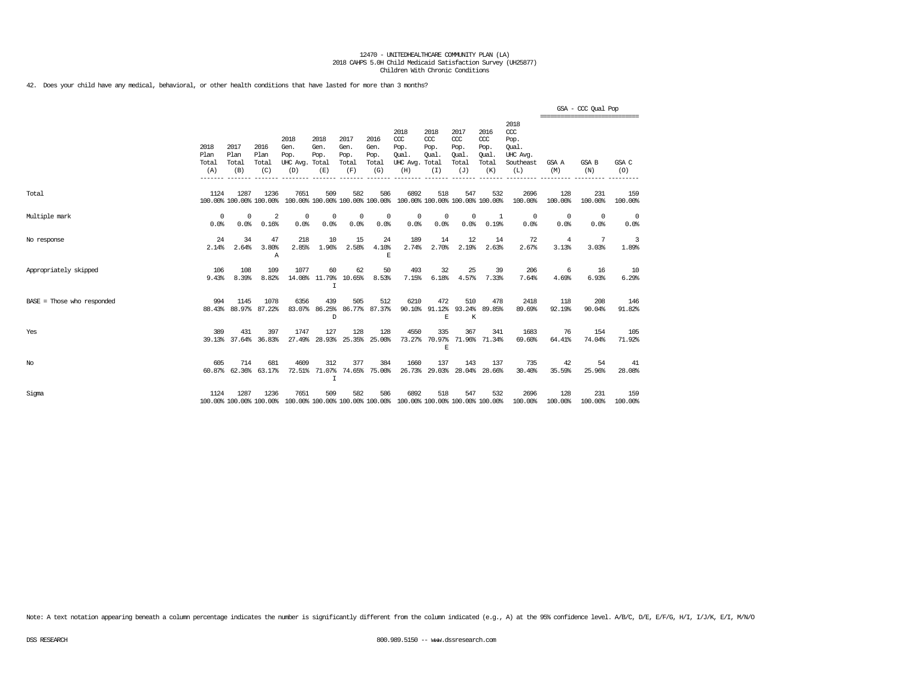12470 - UNITEDHEALTHCARE COMMUNITY PLAN (LA)
2018 CAHPS 5.0H Child Medicaid Satisfaction Survey (UH25877)
Children With Chronic Conditions

42. Does your child have any medical, behavioral, or other health conditions that have lasted for more than 3 months?

| | 2018 Plan Total (A) | 2017 Plan Total (B) | 2016 Plan Total (C) | 2018 Gen. Pop. UHC Avg. (D) | 2018 Gen. Pop. Total (E) | 2017 Gen. Pop. Total (F) | 2016 Gen. Pop. Total (G) | 2018 CCC Pop. Qual. UHC Avg. (H) | 2018 CCC Pop. Qual. Total (I) | 2017 CCC Pop. Qual. Total (J) | 2016 CCC Pop. Qual. Total (K) | 2018 CCC Pop. Qual. UHC Avg. Southeast (L) | GSA - CCC Qual Pop GSA A (M) | GSA B (N) | GSA C (O) |
|---|---|---|---|---|---|---|---|---|---|---|---|---|---|---|---|
| Total | 1124 | 1287 | 1236 | 7651 | 509 | 582 | 586 | 6892 | 518 | 547 | 532 | 2696 | 128 | 231 | 159 |
| | 100.00% | 100.00% | 100.00% | 100.00% | 100.00% | 100.00% | 100.00% | 100.00% | 100.00% | 100.00% | 100.00% | 100.00% | 100.00% | 100.00% | 100.00% |
| Multiple mark | 0 | 0 | 2 | 0 | 0 | 0 | 0 | 0 | 0 | 0 | 1 | 0 | 0 | 0 | 0 |
| | 0.0% | 0.0% | 0.16% | 0.0% | 0.0% | 0.0% | 0.0% | 0.0% | 0.0% | 0.0% | 0.19% | 0.0% | 0.0% | 0.0% | 0.0% |
| No response | 24 | 34 | 47 | 218 | 10 | 15 | 24 | 189 | 14 | 12 | 14 | 72 | 4 | 7 | 3 |
| | 2.14% | 2.64% | 3.80% | 2.85% | 1.96% | 2.58% | 4.10% | 2.74% | 2.70% | 2.19% | 2.63% | 2.67% | 3.13% | 3.03% | 1.89% |
| | | | A | | | | E | | | | | | | | |
| Appropriately skipped | 106 | 108 | 109 | 1077 | 60 | 62 | 50 | 493 | 32 | 25 | 39 | 206 | 6 | 16 | 10 |
| | 9.43% | 8.39% | 8.82% | 14.08% | 11.79% | 10.65% | 8.53% | 7.15% | 6.18% | 4.57% | 7.33% | 7.64% | 4.69% | 6.93% | 6.29% |
| | | | | | I | | | | | | | | | | |
| BASE = Those who responded | 994 | 1145 | 1078 | 6356 | 439 | 505 | 512 | 6210 | 472 | 510 | 478 | 2418 | 118 | 208 | 146 |
| | 88.43% | 88.97% | 87.22% | 83.07% | 86.25% | 86.77% | 87.37% | 90.10% | 91.12% | 93.24% | 89.85% | 89.69% | 92.19% | 90.04% | 91.82% |
| | | | | | D | | | | E | K | | | | | |
| Yes | 389 | 431 | 397 | 1747 | 127 | 128 | 128 | 4550 | 335 | 367 | 341 | 1683 | 76 | 154 | 105 |
| | 39.13% | 37.64% | 36.83% | 27.49% | 28.93% | 25.35% | 25.00% | 73.27% | 70.97% | 71.96% | 71.34% | 69.60% | 64.41% | 74.04% | 71.92% |
| | | | | | | | | | E | | | | | | |
| No | 605 | 714 | 681 | 4609 | 312 | 377 | 384 | 1660 | 137 | 143 | 137 | 735 | 42 | 54 | 41 |
| | 60.87% | 62.36% | 63.17% | 72.51% | 71.07% | 74.65% | 75.00% | 26.73% | 29.03% | 28.04% | 28.66% | 30.40% | 35.59% | 25.96% | 28.08% |
| | | | | | I | | | | | | | | | | |
| Sigma | 1124 | 1287 | 1236 | 7651 | 509 | 582 | 586 | 6892 | 518 | 547 | 532 | 2696 | 128 | 231 | 159 |
| | 100.00% | 100.00% | 100.00% | 100.00% | 100.00% | 100.00% | 100.00% | 100.00% | 100.00% | 100.00% | 100.00% | 100.00% | 100.00% | 100.00% | 100.00% |

Note: A text notation appearing beneath a column percentage indicates the number is significantly different from the column indicated (e.g., A) at the 95% confidence level. A/B/C, D/E, E/F/G, H/I, I/J/K, E/I, M/N/O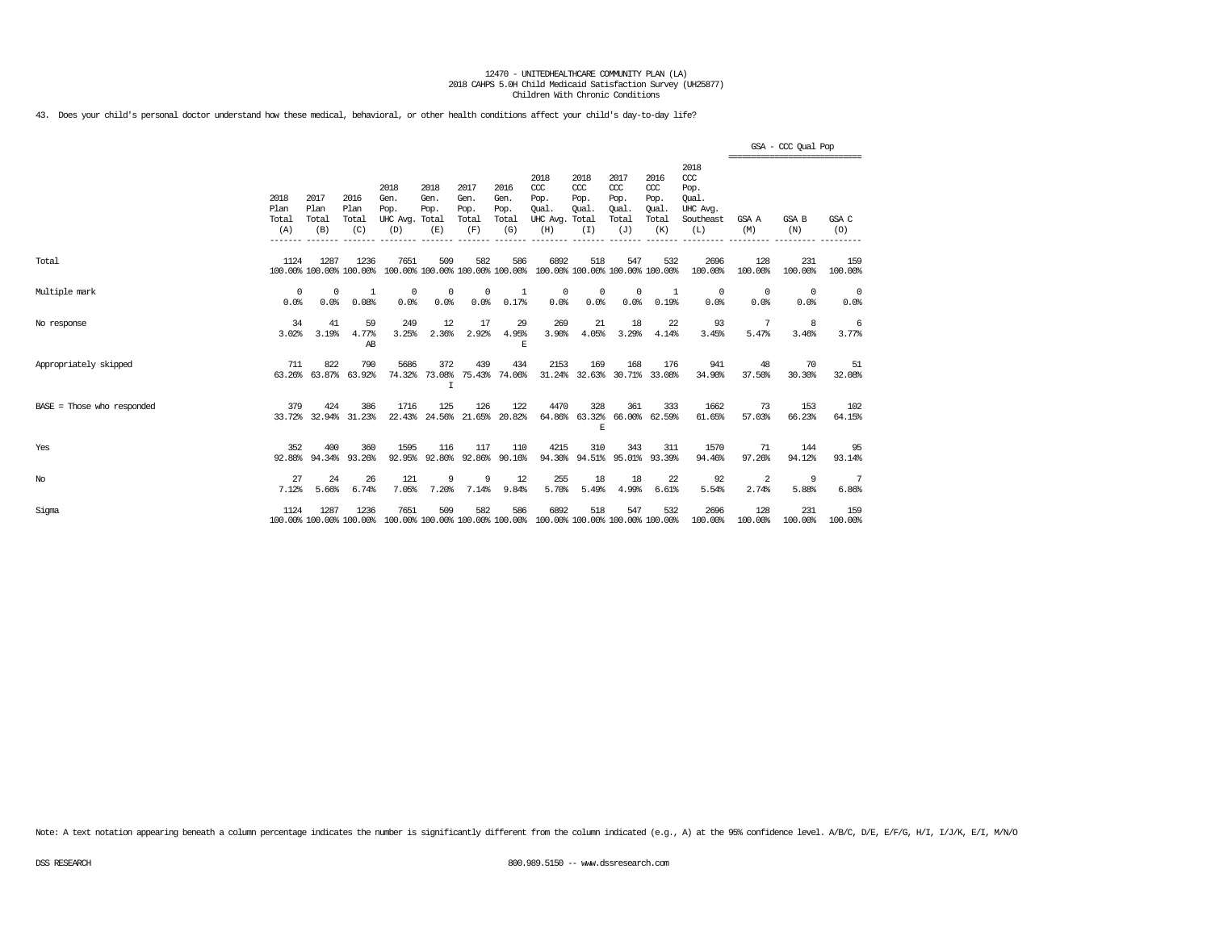12470 - UNITEDHEALTHCARE COMMUNITY PLAN (LA)
2018 CAHPS 5.0H Child Medicaid Satisfaction Survey (UH25877)
Children With Chronic Conditions

43. Does your child's personal doctor understand how these medical, behavioral, or other health conditions affect your child's day-to-day life?

| | 2018 Plan Total (A) | 2017 Plan Total (B) | 2016 Plan Total (C) | 2018 Gen. Pop. UHC Avg. (D) | 2018 Gen. Pop. Total (E) | 2017 Gen. Pop. Total (F) | 2016 Gen. Pop. Total (G) | 2018 CCC Pop. Qual. UHC Avg. (H) | 2018 CCC Pop. Qual. Total (I) | 2017 CCC Pop. Qual. Total (J) | 2016 CCC Pop. Qual. Total (K) | 2018 CCC Pop. Qual. UHC Avg. Southeast (L) | GSA - CCC Qual Pop GSA A (M) | GSA B (N) | GSA C (O) |
|---|---|---|---|---|---|---|---|---|---|---|---|---|---|---|---|
| Total | 1124 | 1287 | 1236 | 7651 | 509 | 582 | 586 | 6892 | 518 | 547 | 532 | 2696 | 128 | 231 | 159 |
| | 100.00% | 100.00% | 100.00% | 100.00% | 100.00% | 100.00% | 100.00% | 100.00% | 100.00% | 100.00% | 100.00% | 100.00% | 100.00% | 100.00% | 100.00% |
| Multiple mark | 0 | 0 | 1 | 0 | 0 | 0 | 1 | 0 | 0 | 0 | 1 | 0 | 0 | 0 | 0 |
| | 0.0% | 0.0% | 0.08% | 0.0% | 0.0% | 0.0% | 0.17% | 0.0% | 0.0% | 0.0% | 0.19% | 0.0% | 0.0% | 0.0% | 0.0% |
| No response | 34 | 41 | 59 | 249 | 12 | 17 | 29 | 269 | 21 | 18 | 22 | 93 | 7 | 8 | 6 |
| | 3.02% | 3.19% | 4.77% AB | 3.25% | 2.36% | 2.92% | 4.95% E | 3.90% | 4.05% | 3.29% | 4.14% | 3.45% | 5.47% | 3.46% | 3.77% |
| Appropriately skipped | 711 | 822 | 790 | 5686 | 372 | 439 | 434 | 2153 | 169 | 168 | 176 | 941 | 48 | 70 | 51 |
| | 63.26% | 63.87% | 63.92% | 74.32% | 73.08% I | 75.43% | 74.06% | 31.24% | 32.63% | 30.71% | 33.08% | 34.90% | 37.50% | 30.30% | 32.08% |
| BASE = Those who responded | 379 | 424 | 386 | 1716 | 125 | 126 | 122 | 4470 | 328 | 361 | 333 | 1662 | 73 | 153 | 102 |
| | 33.72% | 32.94% | 31.23% | 22.43% | 24.56% | 21.65% | 20.82% | 64.86% | 63.32% E | 66.00% | 62.59% | 61.65% | 57.03% | 66.23% | 64.15% |
| Yes | 352 | 400 | 360 | 1595 | 116 | 117 | 110 | 4215 | 310 | 343 | 311 | 1570 | 71 | 144 | 95 |
| | 92.88% | 94.34% | 93.26% | 92.95% | 92.80% | 92.86% | 90.16% | 94.30% | 94.51% | 95.01% | 93.39% | 94.46% | 97.26% | 94.12% | 93.14% |
| No | 27 | 24 | 26 | 121 | 9 | 9 | 12 | 255 | 18 | 18 | 22 | 92 | 2 | 9 | 7 |
| | 7.12% | 5.66% | 6.74% | 7.05% | 7.20% | 7.14% | 9.84% | 5.70% | 5.49% | 4.99% | 6.61% | 5.54% | 2.74% | 5.88% | 6.86% |
| Sigma | 1124 | 1287 | 1236 | 7651 | 509 | 582 | 586 | 6892 | 518 | 547 | 532 | 2696 | 128 | 231 | 159 |
| | 100.00% | 100.00% | 100.00% | 100.00% | 100.00% | 100.00% | 100.00% | 100.00% | 100.00% | 100.00% | 100.00% | 100.00% | 100.00% | 100.00% | 100.00% |

Note: A text notation appearing beneath a column percentage indicates the number is significantly different from the column indicated (e.g., A) at the 95% confidence level. A/B/C, D/E, E/F/G, H/I, I/J/K, E/I, M/N/O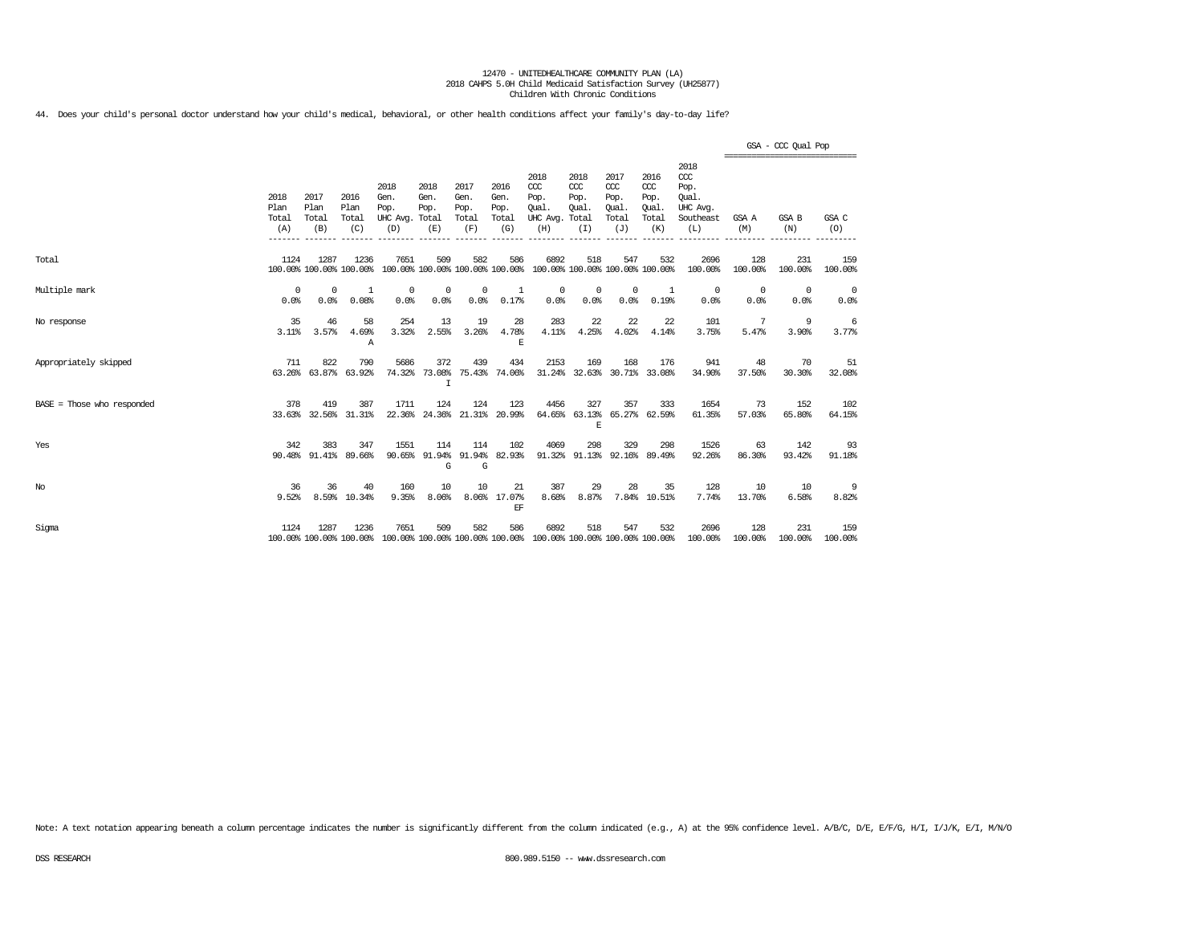12470 - UNITEDHEALTHCARE COMMUNITY PLAN (LA)
2018 CAHPS 5.0H Child Medicaid Satisfaction Survey (UH25877)
Children With Chronic Conditions

44. Does your child's personal doctor understand how your child's medical, behavioral, or other health conditions affect your family's day-to-day life?

| | 2018 Plan Total (A) | 2017 Plan Total (B) | 2016 Plan Total (C) | 2018 Gen. Pop. UHC Avg. (D) | 2018 Gen. Pop. Total (E) | 2017 Gen. Pop. Total (F) | 2016 Gen. Pop. Total (G) | 2018 CCC Pop. Qual. UHC Avg. (H) | 2018 CCC Pop. Qual. Total (I) | 2017 CCC Pop. Qual. Total (J) | 2016 CCC Pop. Qual. Total (K) | 2018 CCC Pop. Qual. UHC Avg. Southeast (L) | GSA - CCC Qual Pop GSA A (M) | GSA - CCC Qual Pop GSA B (N) | GSA - CCC Qual Pop GSA C (O) |
|---|---|---|---|---|---|---|---|---|---|---|---|---|---|---|---|
| Total | 1124<br>100.00% | 1287<br>100.00% | 1236<br>100.00% | 7651<br>100.00% | 509<br>100.00% | 582<br>100.00% | 586<br>100.00% | 6892<br>100.00% | 518<br>100.00% | 547<br>100.00% | 532<br>100.00% | 2696<br>100.00% | 128<br>100.00% | 231<br>100.00% | 159<br>100.00% |
| Multiple mark | 0<br>0.0% | 0<br>0.0% | 1<br>0.08% | 0<br>0.0% | 0<br>0.0% | 0<br>0.0% | 1<br>0.17% | 0<br>0.0% | 0<br>0.0% | 0<br>0.0% | 1<br>0.19% | 0<br>0.0% | 0<br>0.0% | 0<br>0.0% | 0<br>0.0% |
| No response | 35<br>3.11% | 46<br>3.57% | 58<br>4.69%<br>A | 254<br>3.32% | 13<br>2.55% | 19<br>3.26% | 28<br>4.78%<br>E | 283<br>4.11% | 22<br>4.25% | 22<br>4.02% | 22<br>4.14% | 101<br>3.75% | 7<br>5.47% | 9<br>3.90% | 6<br>3.77% |
| Appropriately skipped | 711<br>63.26% | 822<br>63.87% | 790<br>63.92% | 5686<br>74.32% | 372<br>73.08%<br>I | 439<br>75.43% | 434<br>74.06% | 2153<br>31.24% | 169<br>32.63% | 168<br>30.71% | 176<br>33.08% | 941<br>34.90% | 48<br>37.50% | 70<br>30.30% | 51<br>32.08% |
| BASE = Those who responded | 378<br>33.63% | 419<br>32.56% | 387<br>31.31% | 1711<br>22.36% | 124<br>24.36% | 124<br>21.31% | 123<br>20.99% | 4456<br>64.65% | 327<br>63.13%<br>E | 357<br>65.27% | 333<br>62.59% | 1654<br>61.35% | 73<br>57.03% | 152<br>65.80% | 102<br>64.15% |
| Yes | 342<br>90.48% | 383<br>91.41% | 347<br>89.66% | 1551<br>90.65% | 114<br>91.94%<br>G | 114<br>91.94%<br>G | 102<br>82.93% | 4069<br>91.32% | 298<br>91.13% | 329<br>92.16% | 298<br>89.49% | 1526<br>92.26% | 63<br>86.30% | 142<br>93.42% | 93<br>91.18% |
| No | 36<br>9.52% | 36<br>8.59% | 40<br>10.34% | 160<br>9.35% | 10<br>8.06% | 10<br>8.06% | 21<br>17.07%<br>EF | 387<br>8.68% | 29<br>8.87% | 28<br>7.84% | 35<br>10.51% | 128<br>7.74% | 10<br>13.70% | 10<br>6.58% | 9<br>8.82% |
| Sigma | 1124<br>100.00% | 1287<br>100.00% | 1236<br>100.00% | 7651<br>100.00% | 509<br>100.00% | 582<br>100.00% | 586<br>100.00% | 6892<br>100.00% | 518<br>100.00% | 547<br>100.00% | 532<br>100.00% | 2696<br>100.00% | 128<br>100.00% | 231<br>100.00% | 159<br>100.00% |

Note: A text notation appearing beneath a column percentage indicates the number is significantly different from the column indicated (e.g., A) at the 95% confidence level. A/B/C, D/E, E/F/G, H/I, I/J/K, E/I, M/N/O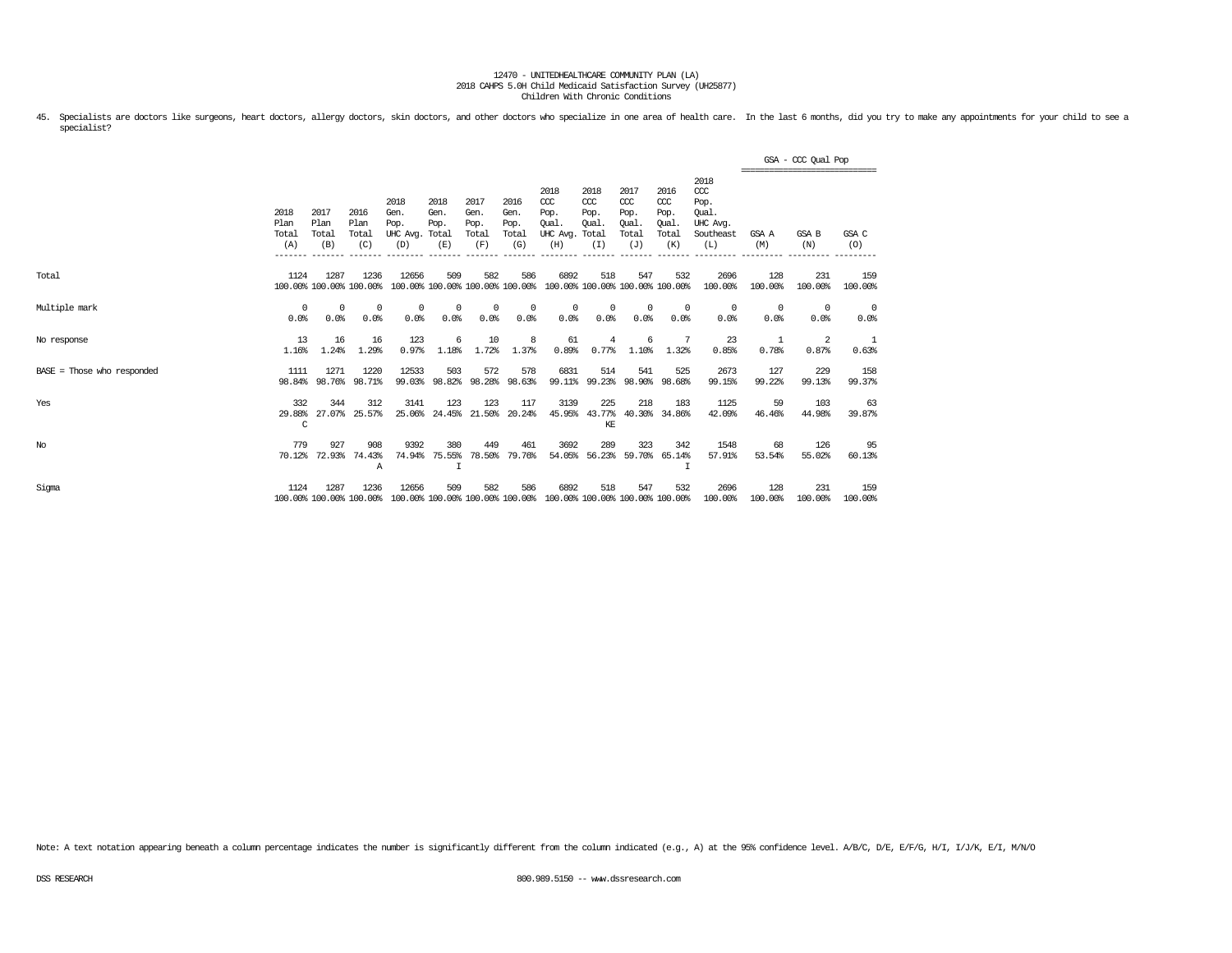12470 - UNITEDHEALTHCARE COMMUNITY PLAN (LA)
2018 CAHPS 5.0H Child Medicaid Satisfaction Survey (UH25877)
Children With Chronic Conditions

45. Specialists are doctors like surgeons, heart doctors, allergy doctors, skin doctors, and other doctors who specialize in one area of health care. In the last 6 months, did you try to make any appointments for your child to see a specialist?

| | 2018 Plan Total (A) | 2017 Plan Total (B) | 2016 Plan Total (C) | 2018 Gen. Pop. UHC Avg. (D) | 2018 Gen. Pop. Total (E) | 2017 Gen. Pop. Total (F) | 2016 Gen. Pop. Total (G) | 2018 CCC Pop. Qual. UHC Avg. (H) | 2018 CCC Pop. Qual. Total (I) | 2017 CCC Pop. Qual. Total (J) | 2016 CCC Pop. Qual. Total (K) | 2018 CCC Pop. Qual. UHC Avg. Southeast (L) | GSA - CCC Qual Pop GSA A (M) | GSA B (N) | GSA C (O) |
|---|---|---|---|---|---|---|---|---|---|---|---|---|---|---|---|
| Total | 1124<br>100.00% | 1287<br>100.00% | 1236<br>100.00% | 12656<br>100.00% | 509<br>100.00% | 582<br>100.00% | 586<br>100.00% | 6892<br>100.00% | 518<br>100.00% | 547<br>100.00% | 532<br>100.00% | 2696<br>100.00% | 128<br>100.00% | 231<br>100.00% | 159<br>100.00% |
| Multiple mark | 0<br>0.0% | 0<br>0.0% | 0<br>0.0% | 0<br>0.0% | 0<br>0.0% | 0<br>0.0% | 0<br>0.0% | 0<br>0.0% | 0<br>0.0% | 0<br>0.0% | 0<br>0.0% | 0<br>0.0% | 0<br>0.0% | 0<br>0.0% | 0<br>0.0% |
| No response | 13<br>1.16% | 16<br>1.24% | 16<br>1.29% | 123<br>0.97% | 6<br>1.18% | 10<br>1.72% | 8<br>1.37% | 61<br>0.89% | 4<br>0.77% | 6<br>1.10% | 7<br>1.32% | 23<br>0.85% | 1<br>0.78% | 2<br>0.87% | 1<br>0.63% |
| BASE = Those who responded | 1111<br>98.84% | 1271<br>98.76% | 1220<br>98.71% | 12533<br>99.03% | 503<br>98.82% | 572<br>98.28% | 578<br>98.63% | 6831<br>99.11% | 514<br>99.23% | 541<br>98.90% | 525<br>98.68% | 2673<br>99.15% | 127<br>99.22% | 229<br>99.13% | 158<br>99.37% |
| Yes | 332<br>29.88%<br>C | 344<br>27.07% | 312<br>25.57% | 3141<br>25.06% | 123<br>24.45% | 123<br>21.50% | 117<br>20.24% | 3139<br>45.95% | 225<br>43.77%<br>KE | 218<br>40.30% | 183<br>34.86% | 1125<br>42.09% | 59<br>46.46% | 103<br>44.98% | 63<br>39.87% |
| No | 779<br>70.12% | 927<br>72.93% | 908<br>74.43%<br>A | 9392<br>74.94% | 380<br>75.55%<br>I | 449<br>78.50% | 461<br>79.76% | 3692<br>54.05% | 289<br>56.23% | 323<br>59.70% | 342<br>65.14%<br>I | 1548<br>57.91% | 68<br>53.54% | 126<br>55.02% | 95<br>60.13% |
| Sigma | 1124<br>100.00% | 1287<br>100.00% | 1236<br>100.00% | 12656<br>100.00% | 509<br>100.00% | 582<br>100.00% | 586<br>100.00% | 6892<br>100.00% | 518<br>100.00% | 547<br>100.00% | 532<br>100.00% | 2696<br>100.00% | 128<br>100.00% | 231<br>100.00% | 159<br>100.00% |

Note: A text notation appearing beneath a column percentage indicates the number is significantly different from the column indicated (e.g., A) at the 95% confidence level. A/B/C, D/E, E/F/G, H/I, I/J/K, E/I, M/N/O

DSS RESEARCH 800.989.5150 -- www.dssresearch.com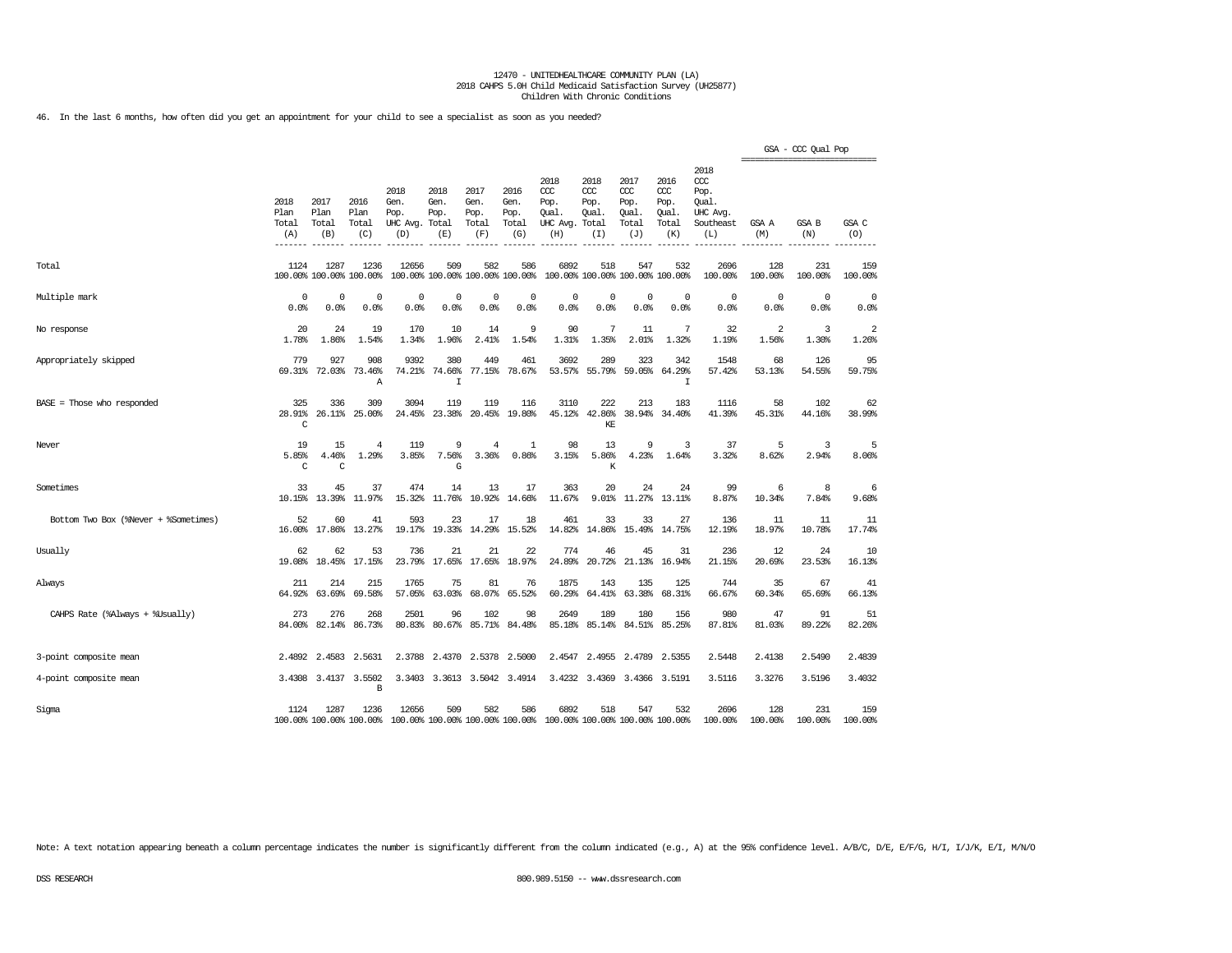12470 - UNITEDHEALTHCARE COMMUNITY PLAN (LA)
2018 CAHPS 5.0H Child Medicaid Satisfaction Survey (UH25877)
Children With Chronic Conditions

46. In the last 6 months, how often did you get an appointment for your child to see a specialist as soon as you needed?

| | 2018 Plan Total (A) | 2017 Plan Total (B) | 2016 Plan Total (C) | 2018 Gen. Pop. UHC Avg. (D) | 2018 Gen. Pop. Total (E) | 2017 Gen. Pop. Total (F) | 2016 Gen. Pop. Total (G) | 2018 CCC Pop. Qual. UHC Avg. (H) | 2018 CCC Pop. Qual. Total (I) | 2017 CCC Pop. Qual. Total (J) | 2016 CCC Pop. Qual. Total (K) | 2018 CCC Pop. Qual. UHC Avg. Southeast (L) | GSA - CCC Qual Pop GSA A (M) | GSA B (N) | GSA C (O) |
|---|---|---|---|---|---|---|---|---|---|---|---|---|---|---|---|
| Total | 1124<br>100.00% | 1287<br>100.00% | 1236<br>100.00% | 12656<br>100.00% | 509<br>100.00% | 582<br>100.00% | 586<br>100.00% | 6892<br>100.00% | 518<br>100.00% | 547<br>100.00% | 532<br>100.00% | 2696<br>100.00% | 128<br>100.00% | 231<br>100.00% | 159<br>100.00% |
| Multiple mark | 0<br>0.0% | 0<br>0.0% | 0<br>0.0% | 0<br>0.0% | 0<br>0.0% | 0<br>0.0% | 0<br>0.0% | 0<br>0.0% | 0<br>0.0% | 0<br>0.0% | 0<br>0.0% | 0<br>0.0% | 0<br>0.0% | 0<br>0.0% | 0<br>0.0% |
| No response | 20<br>1.78% | 24<br>1.86% | 19<br>1.54% | 170<br>1.34% | 10<br>1.96% | 14<br>2.41% | 9<br>1.54% | 90<br>1.31% | 7<br>1.35% | 11<br>2.01% | 7<br>1.32% | 32<br>1.19% | 2<br>1.56% | 3<br>1.30% | 2<br>1.26% |
| Appropriately skipped | 779<br>69.31% | 927<br>72.03% | 908<br>73.46%<br>A | 9392<br>74.21% | 380<br>74.66%<br>I | 449<br>77.15% | 461<br>78.67% | 3692<br>53.57% | 289<br>55.79% | 323<br>59.05% | 342<br>64.29%<br>I | 1548<br>57.42% | 68<br>53.13% | 126<br>54.55% | 95<br>59.75% |
| BASE = Those who responded | 325<br>28.91%<br>C | 336<br>26.11% | 309<br>25.00% | 3094<br>24.45% | 119<br>23.38% | 119<br>20.45% | 116<br>19.80% | 3110<br>45.12% | 222<br>42.86%<br>KE | 213<br>38.94% | 183<br>34.40% | 1116<br>41.39% | 58<br>45.31% | 102<br>44.16% | 62<br>38.99% |
| Never | 19<br>5.85%<br>C | 15<br>4.46%<br>C | 4<br>1.29% | 119<br>3.85% | 9<br>7.56%<br>G | 4<br>3.36% | 1<br>0.86% | 98<br>3.15% | 13<br>5.86%<br>K | 9<br>4.23% | 3<br>1.64% | 37<br>3.32% | 5<br>8.62% | 3<br>2.94% | 5<br>8.06% |
| Sometimes | 33<br>10.15% | 45<br>13.39% | 37<br>11.97% | 474<br>15.32% | 14<br>11.76% | 13<br>10.92% | 17<br>14.66% | 363<br>11.67% | 20<br>9.01% | 24<br>11.27% | 24<br>13.11% | 99<br>8.87% | 6<br>10.34% | 8<br>7.84% | 6<br>9.68% |
| Bottom Two Box (%Never + %Sometimes) | 52<br>16.00% | 60<br>17.86% | 41<br>13.27% | 593<br>19.17% | 23<br>19.33% | 17<br>14.29% | 18<br>15.52% | 461<br>14.82% | 33<br>14.86% | 33<br>15.49% | 27<br>14.75% | 136<br>12.19% | 11<br>18.97% | 11<br>10.78% | 11<br>17.74% |
| Usually | 62<br>19.08% | 62<br>18.45% | 53<br>17.15% | 736<br>23.79% | 21<br>17.65% | 21<br>17.65% | 22<br>18.97% | 774<br>24.89% | 46<br>20.72% | 45<br>21.13% | 31<br>16.94% | 236<br>21.15% | 12<br>20.69% | 24<br>23.53% | 10<br>16.13% |
| Always | 211<br>64.92% | 214<br>63.69% | 215<br>69.58% | 1765<br>57.05% | 75<br>63.03% | 81<br>68.07% | 76<br>65.52% | 1875<br>60.29% | 143<br>64.41% | 135<br>63.38% | 125<br>68.31% | 744<br>66.67% | 35<br>60.34% | 67<br>65.69% | 41<br>66.13% |
| CAHPS Rate (%Always + %Usually) | 273<br>84.00% | 276<br>82.14% | 268<br>86.73% | 2501<br>80.83% | 96<br>80.67% | 102<br>85.71% | 98<br>84.48% | 2649<br>85.18% | 189<br>85.14% | 180<br>84.51% | 156<br>85.25% | 980<br>87.81% | 47<br>81.03% | 91<br>89.22% | 51<br>82.26% |
| 3-point composite mean | 2.4892 | 2.4583 | 2.5631 | 2.3788 | 2.4370 | 2.5378 | 2.5000 | 2.4547 | 2.4955 | 2.4789 | 2.5355 | 2.5448 | 2.4138 | 2.5490 | 2.4839 |
| 4-point composite mean | 3.4308 | 3.4137 | 3.5502<br>B | 3.3403 | 3.3613 | 3.5042 | 3.4914 | 3.4232 | 3.4369 | 3.4366 | 3.5191 | 3.5116 | 3.3276 | 3.5196 | 3.4032 |
| Sigma | 1124<br>100.00% | 1287<br>100.00% | 1236<br>100.00% | 12656<br>100.00% | 509<br>100.00% | 582<br>100.00% | 586<br>100.00% | 6892<br>100.00% | 518<br>100.00% | 547<br>100.00% | 532<br>100.00% | 2696<br>100.00% | 128<br>100.00% | 231<br>100.00% | 159<br>100.00% |

Note: A text notation appearing beneath a column percentage indicates the number is significantly different from the column indicated (e.g., A) at the 95% confidence level. A/B/C, D/E, E/F/G, H/I, I/J/K, E/I, M/N/O

DSS RESEARCH 800.989.5150 -- www.dssresearch.com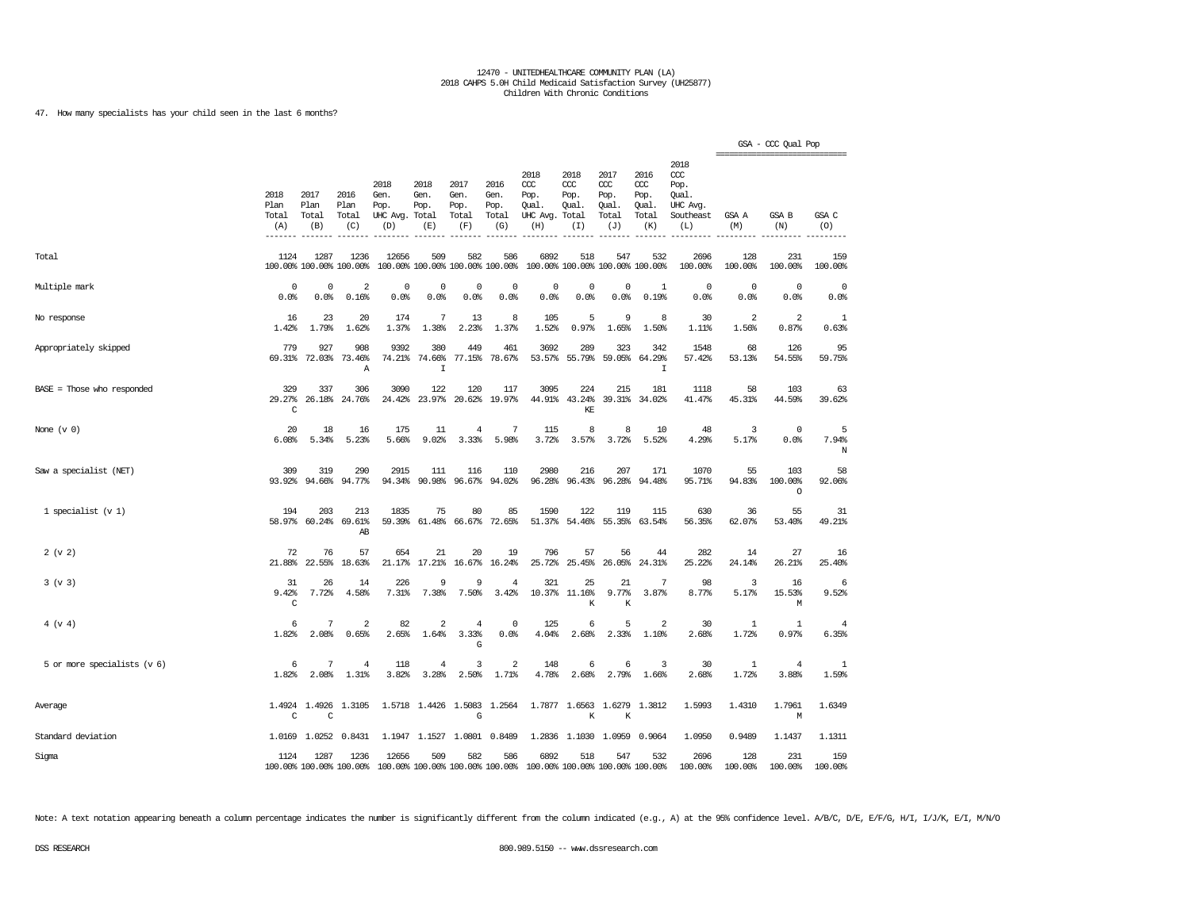12470 - UNITEDHEALTHCARE COMMUNITY PLAN (LA)
2018 CAHPS 5.0H Child Medicaid Satisfaction Survey (UH25877)
Children With Chronic Conditions

47. How many specialists has your child seen in the last 6 months?

| | 2018 Plan Total (A) | 2017 Plan Total (B) | 2016 Plan Total (C) | 2018 Gen. Pop. UHC Avg. (D) | 2018 Gen. Pop. Total (E) | 2017 Gen. Pop. Total (F) | 2016 Gen. Pop. Total (G) | 2018 CCC Pop. Qual. UHC Avg. (H) | 2018 CCC Pop. Qual. Total (I) | 2017 CCC Pop. Qual. Total (J) | 2016 CCC Pop. Qual. Total (K) | 2018 CCC Pop. Qual. UHC Avg. Southeast (L) | GSA - CCC Qual Pop: GSA A (M) | GSA B (N) | GSA C (O) |
|---|---|---|---|---|---|---|---|---|---|---|---|---|---|---|---|
| Total | 1124<br>100.00% | 1287<br>100.00% | 1236<br>100.00% | 12656<br>100.00% | 509<br>100.00% | 582<br>100.00% | 586<br>100.00% | 6892<br>100.00% | 518<br>100.00% | 547<br>100.00% | 532<br>100.00% | 2696<br>100.00% | 128<br>100.00% | 231<br>100.00% | 159<br>100.00% |
| Multiple mark | 0<br>0.0% | 0<br>0.0% | 2<br>0.16% | 0<br>0.0% | 0<br>0.0% | 0<br>0.0% | 0<br>0.0% | 0<br>0.0% | 0<br>0.0% | 0<br>0.0% | 1<br>0.19% | 0<br>0.0% | 0<br>0.0% | 0<br>0.0% | 0<br>0.0% |
| No response | 16<br>1.42% | 23<br>1.79% | 20<br>1.62% | 174<br>1.37% | 7<br>1.38% | 13<br>2.23% | 8<br>1.37% | 105<br>1.52% | 5<br>0.97% | 9<br>1.65% | 8<br>1.50% | 30<br>1.11% | 2<br>1.56% | 2<br>0.87% | 1<br>0.63% |
| Appropriately skipped | 779<br>69.31% | 927<br>72.03% | 908<br>73.46%<br>A | 9392<br>74.21% | 380<br>74.66%<br>I | 449<br>77.15% | 461<br>78.67% | 3692<br>53.57% | 289<br>55.79% | 323<br>59.05% | 342<br>64.29%<br>I | 1548<br>57.42% | 68<br>53.13% | 126<br>54.55% | 95<br>59.75% |
| BASE = Those who responded | 329<br>29.27%<br>C | 337<br>26.18% | 306<br>24.76% | 3090<br>24.42% | 122<br>23.97% | 120<br>20.62% | 117<br>19.97% | 3095<br>44.91% | 224<br>43.24%<br>KE | 215<br>39.31% | 181<br>34.02% | 1118<br>41.47% | 58<br>45.31% | 103<br>44.59% | 63<br>39.62% |
| None (v 0) | 20<br>6.08% | 18<br>5.34% | 16<br>5.23% | 175<br>5.66% | 11<br>9.02% | 4<br>3.33% | 7<br>5.98% | 115<br>3.72% | 8<br>3.57% | 8<br>3.72% | 10<br>5.52% | 48<br>4.29% | 3<br>5.17% | 0<br>0.0% | 5<br>7.94%<br>N |
| Saw a specialist (NET) | 309<br>93.92% | 319<br>94.66% | 290<br>94.77% | 2915<br>94.34% | 111<br>90.98% | 116<br>96.67% | 110<br>94.02% | 2980<br>96.28% | 216<br>96.43% | 207<br>96.28% | 171<br>94.48% | 1070<br>95.71% | 55<br>94.83% | 103<br>100.00%<br>O | 58<br>92.06% |
| 1 specialist (v 1) | 194<br>58.97% | 203<br>60.24% | 213<br>69.61%<br>AB | 1835<br>59.39% | 75<br>61.48% | 80<br>66.67% | 85<br>72.65% | 1590<br>51.37% | 122<br>54.46% | 119<br>55.35% | 115<br>63.54% | 630<br>56.35% | 36<br>62.07% | 55<br>53.40% | 31<br>49.21% |
| 2 (v 2) | 72<br>21.88% | 76<br>22.55% | 57<br>18.63% | 654<br>21.17% | 21<br>17.21% | 20<br>16.67% | 19<br>16.24% | 796<br>25.72% | 57<br>25.45% | 56<br>26.05% | 44<br>24.31% | 282<br>25.22% | 14<br>24.14% | 27<br>26.21% | 16<br>25.40% |
| 3 (v 3) | 31<br>9.42%<br>C | 26<br>7.72% | 14<br>4.58% | 226<br>7.31% | 9<br>7.38% | 9<br>7.50% | 4<br>3.42% | 321<br>10.37% | 25<br>11.16%<br>K | 21<br>9.77%<br>K | 7<br>3.87% | 98<br>8.77% | 3<br>5.17% | 16<br>15.53%<br>M | 6<br>9.52% |
| 4 (v 4) | 6<br>1.82% | 7<br>2.08% | 2<br>0.65% | 82<br>2.65% | 2<br>1.64% | 4<br>3.33%<br>G | 0<br>0.0% | 125<br>4.04% | 6<br>2.68% | 5<br>2.33% | 2<br>1.10% | 30<br>2.68% | 1<br>1.72% | 1<br>0.97% | 4<br>6.35% |
| 5 or more specialists (v 6) | 6<br>1.82% | 7<br>2.08% | 4<br>1.31% | 118<br>3.82% | 4<br>3.28% | 3<br>2.50% | 2<br>1.71% | 148<br>4.78% | 6<br>2.68% | 6<br>2.79% | 3<br>1.66% | 30<br>2.68% | 1<br>1.72% | 4<br>3.88% | 1<br>1.59% |
| Average | 1.4924<br>C | 1.4926<br>C | 1.3105 | 1.5718 | 1.4426 | 1.5083<br>G | 1.2564 | 1.7877 | 1.6563<br>K | 1.6279<br>K | 1.3812 | 1.5993 | 1.4310 | 1.7961<br>M | 1.6349 |
| Standard deviation | 1.0169 | 1.0252 | 0.8431 | 1.1947 | 1.1527 | 1.0801 | 0.8489 | 1.2836 | 1.1030 | 1.0959 | 0.9064 | 1.0950 | 0.9489 | 1.1437 | 1.1311 |
| Sigma | 1124<br>100.00% | 1287<br>100.00% | 1236<br>100.00% | 12656<br>100.00% | 509<br>100.00% | 582<br>100.00% | 586<br>100.00% | 6892<br>100.00% | 518<br>100.00% | 547<br>100.00% | 532<br>100.00% | 2696<br>100.00% | 128<br>100.00% | 231<br>100.00% | 159<br>100.00% |

Note: A text notation appearing beneath a column percentage indicates the number is significantly different from the column indicated (e.g., A) at the 95% confidence level. A/B/C, D/E, E/F/G, H/I, I/J/K, E/I, M/N/O

DSS RESEARCH 800.989.5150 -- www.dssresearch.com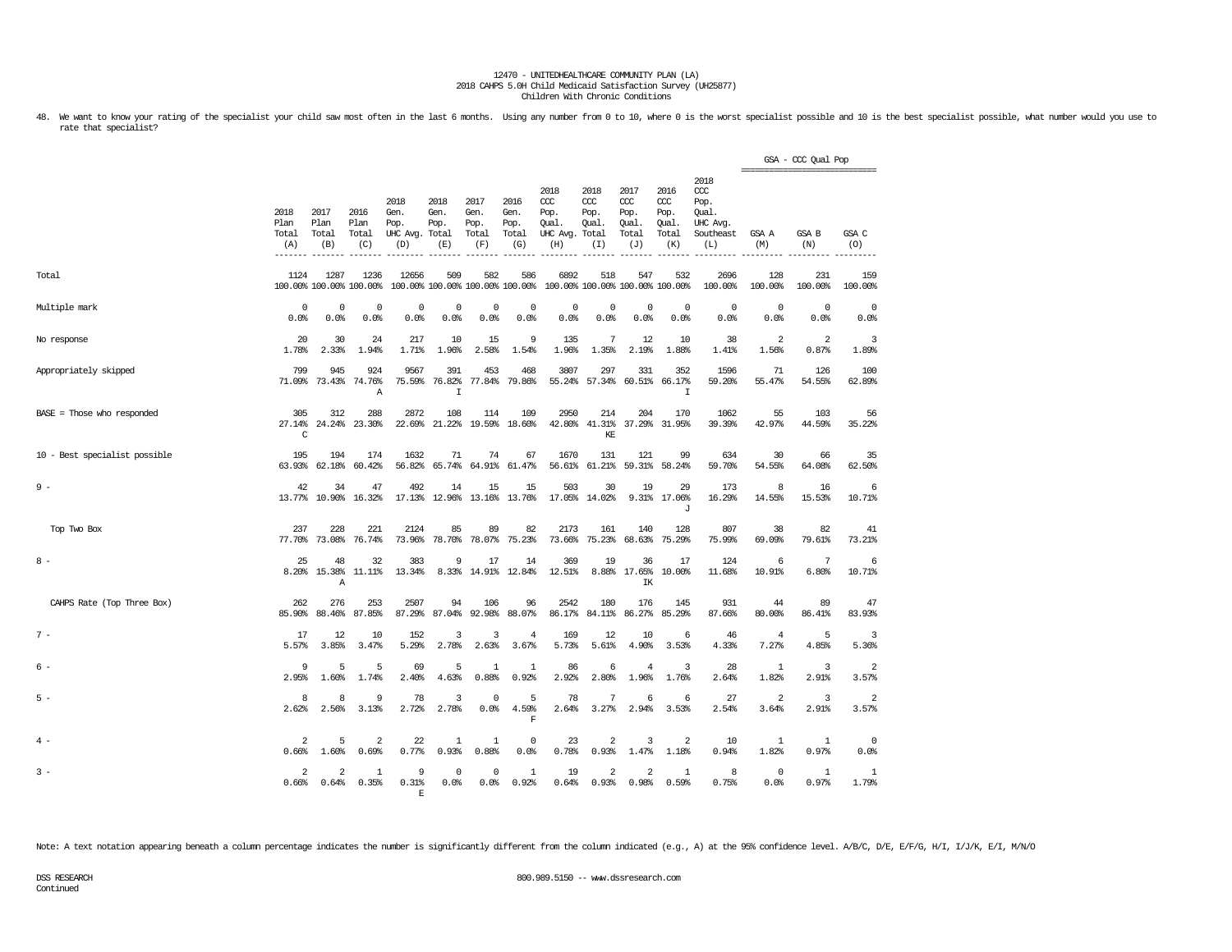12470 - UNITEDHEALTHCARE COMMUNITY PLAN (LA)
2018 CAHPS 5.0H Child Medicaid Satisfaction Survey (UH25877)
Children With Chronic Conditions

48. We want to know your rating of the specialist your child saw most often in the last 6 months. Using any number from 0 to 10, where 0 is the worst specialist possible and 10 is the best specialist possible, what number would you use to rate that specialist?

| | 2018 Plan Total (A) | 2017 Plan Total (B) | 2016 Plan Total (C) | 2018 Gen. Pop. UHC Avg. (D) | 2018 Gen. Pop. Total (E) | 2017 Gen. Pop. Total (F) | 2016 Gen. Pop. Total (G) | 2018 CCC Pop. Qual. UHC Avg. (H) | 2018 CCC Pop. Qual. Total (I) | 2017 CCC Pop. Qual. Total (J) | 2016 CCC Pop. Qual. Total (K) | 2018 CCC Pop. Qual. UHC Avg. Southeast (L) | GSA - CCC Qual Pop GSA A (M) | GSA - CCC Qual Pop GSA B (N) | GSA - CCC Qual Pop GSA C (O) |
|---|---|---|---|---|---|---|---|---|---|---|---|---|---|---|---|
| Total | 1124<br>100.00% | 1287<br>100.00% | 1236<br>100.00% | 12656<br>100.00% | 509<br>100.00% | 582<br>100.00% | 586<br>100.00% | 6892<br>100.00% | 518<br>100.00% | 547<br>100.00% | 532<br>100.00% | 2696<br>100.00% | 128<br>100.00% | 231<br>100.00% | 159<br>100.00% |
| Multiple mark | 0<br>0.0% | 0<br>0.0% | 0<br>0.0% | 0<br>0.0% | 0<br>0.0% | 0<br>0.0% | 0<br>0.0% | 0<br>0.0% | 0<br>0.0% | 0<br>0.0% | 0<br>0.0% | 0<br>0.0% | 0<br>0.0% | 0<br>0.0% | 0<br>0.0% |
| No response | 20<br>1.78% | 30<br>2.33% | 24<br>1.94% | 217<br>1.71% | 10<br>1.96% | 15<br>2.58% | 9<br>1.54% | 135<br>1.96% | 7<br>1.35% | 12<br>2.19% | 10<br>1.88% | 38<br>1.41% | 2<br>1.56% | 2<br>0.87% | 3<br>1.89% |
| Appropriately skipped | 799<br>71.09% | 945<br>73.43% | 924<br>74.76%<br>A | 9567<br>75.59% | 391<br>76.82%<br>I | 453<br>77.84% | 468<br>79.86% | 3807<br>55.24% | 297<br>57.34% | 331<br>60.51% | 352<br>66.17%<br>I | 1596<br>59.20% | 71<br>55.47% | 126<br>54.55% | 100<br>62.89% |
| BASE = Those who responded | 305<br>27.14%<br>C | 312<br>24.24% | 288<br>23.30% | 2872<br>22.69% | 108<br>21.22% | 114<br>19.59% | 109<br>18.60% | 2950<br>42.80% | 214<br>41.31%<br>KE | 204<br>37.29% | 170<br>31.95% | 1062<br>39.39% | 55<br>42.97% | 103<br>44.59% | 56<br>35.22% |
| 10 - Best specialist possible | 195<br>63.93% | 194<br>62.18% | 174<br>60.42% | 1632<br>56.82% | 71<br>65.74% | 74<br>64.91% | 67<br>61.47% | 1670<br>56.61% | 131<br>61.21% | 121<br>59.31% | 99<br>58.24% | 634<br>59.70% | 30<br>54.55% | 66<br>64.08% | 35<br>62.50% |
| 9 - | 42<br>13.77% | 34<br>10.90% | 47<br>16.32% | 492<br>17.13% | 14<br>12.96% | 15<br>13.16% | 15<br>13.76% | 503<br>17.05% | 30<br>14.02% | 19<br>9.31% | 29<br>17.06%<br>J | 173<br>16.29% | 8<br>14.55% | 16<br>15.53% | 6<br>10.71% |
| Top Two Box | 237<br>77.70% | 228<br>73.08% | 221<br>76.74% | 2124<br>73.96% | 85<br>78.70% | 89<br>78.07% | 82<br>75.23% | 2173<br>73.66% | 161<br>75.23% | 140<br>68.63% | 128<br>75.29% | 807<br>75.99% | 38<br>69.09% | 82<br>79.61% | 41<br>73.21% |
| 8 - | 25<br>8.20% | 48<br>15.38%<br>A | 32<br>11.11% | 383<br>13.34% | 9<br>8.33% | 17<br>14.91% | 14<br>12.84% | 369<br>12.51% | 19<br>8.88% | 36<br>17.65%<br>IK | 17<br>10.00% | 124<br>11.68% | 6<br>10.91% | 7<br>6.80% | 6<br>10.71% |
| CAHPS Rate (Top Three Box) | 262<br>85.90% | 276<br>88.46% | 253<br>87.85% | 2507<br>87.29% | 94<br>87.04% | 106<br>92.98% | 96<br>88.07% | 2542<br>86.17% | 180<br>84.11% | 176<br>86.27% | 145<br>85.29% | 931<br>87.66% | 44<br>80.00% | 89<br>86.41% | 47<br>83.93% |
| 7 - | 17<br>5.57% | 12<br>3.85% | 10<br>3.47% | 152<br>5.29% | 3<br>2.78% | 3<br>2.63% | 4<br>3.67% | 169<br>5.73% | 12<br>5.61% | 10<br>4.90% | 6<br>3.53% | 46<br>4.33% | 4<br>7.27% | 5<br>4.85% | 3<br>5.36% |
| 6 - | 9<br>2.95% | 5<br>1.60% | 5<br>1.74% | 69<br>2.40% | 5<br>4.63% | 1<br>0.88% | 1<br>0.92% | 86<br>2.92% | 6<br>2.80% | 4<br>1.96% | 3<br>1.76% | 28<br>2.64% | 1<br>1.82% | 3<br>2.91% | 2<br>3.57% |
| 5 - | 8<br>2.62% | 8<br>2.56% | 9<br>3.13% | 78<br>2.72% | 3<br>2.78% | 0<br>0.0% | 5<br>4.59%<br>F | 78<br>2.64% | 7<br>3.27% | 6<br>2.94% | 6<br>3.53% | 27<br>2.54% | 2<br>3.64% | 3<br>2.91% | 2<br>3.57% |
| 4 - | 2<br>0.66% | 5<br>1.60% | 2<br>0.69% | 22<br>0.77% | 1<br>0.93% | 1<br>0.88% | 0<br>0.0% | 23<br>0.78% | 2<br>0.93% | 3<br>1.47% | 2<br>1.18% | 10<br>0.94% | 1<br>1.82% | 1<br>0.97% | 0<br>0.0% |
| 3 - | 2<br>0.66% | 2<br>0.64% | 1<br>0.35% | 9<br>0.31%<br>E | 0<br>0.0% | 0<br>0.0% | 1<br>0.92% | 19<br>0.64% | 2<br>0.93% | 2<br>0.98% | 1<br>0.59% | 8<br>0.75% | 0<br>0.0% | 1<br>0.97% | 1<br>1.79% |

Note: A text notation appearing beneath a column percentage indicates the number is significantly different from the column indicated (e.g., A) at the 95% confidence level. A/B/C, D/E, E/F/G, H/I, I/J/K, E/I, M/N/O

DSS RESEARCH
Continued

800.989.5150 -- www.dssresearch.com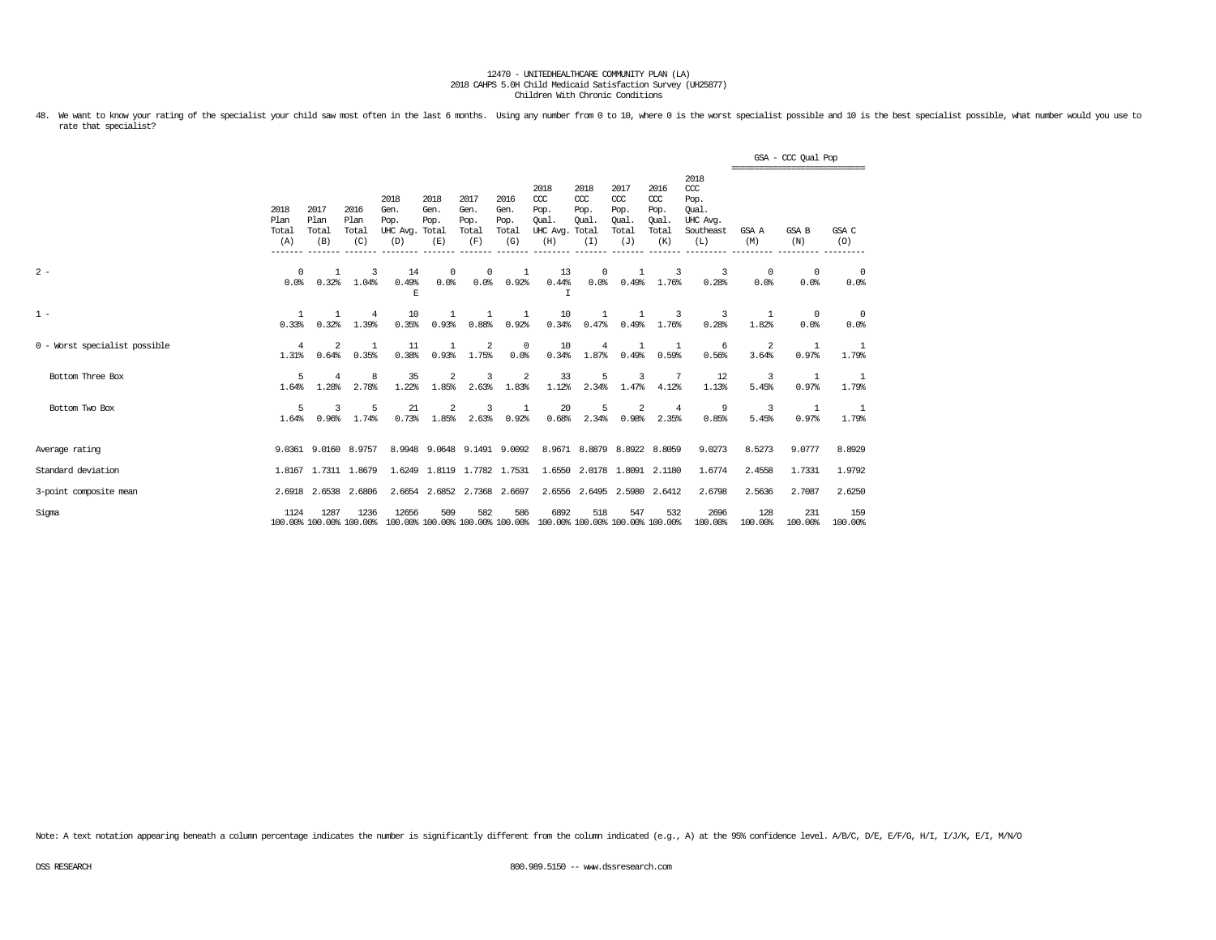12470 - UNITEDHEALTHCARE COMMUNITY PLAN (LA)
2018 CAHPS 5.0H Child Medicaid Satisfaction Survey (UH25877)
Children With Chronic Conditions

48. We want to know your rating of the specialist your child saw most often in the last 6 months. Using any number from 0 to 10, where 0 is the worst specialist possible and 10 is the best specialist possible, what number would you use to rate that specialist?

| | 2018 Plan Total (A) | 2017 Plan Total (B) | 2016 Plan Total (C) | 2018 Gen. Pop. UHC Avg. (D) | 2018 Gen. Pop. Total (E) | 2017 Gen. Pop. Total (F) | 2016 Gen. Pop. Total (G) | 2018 CCC Pop. Qual. UHC Avg. (H) | 2018 CCC Pop. Qual. Total (I) | 2017 CCC Pop. Qual. Total (J) | 2016 CCC Pop. Qual. Total (K) | 2018 CCC Pop. Qual. UHC Avg. Southeast (L) | GSA - CCC Qual Pop GSA A (M) | GSA B (N) | GSA C (O) |
|---|---|---|---|---|---|---|---|---|---|---|---|---|---|---|---|
| 2 - | 0<br>0.0% | 1<br>0.32% | 3<br>1.04% | 14<br>0.49%<br>E | 0<br>0.0% | 0<br>0.0% | 1<br>0.92% | 13<br>0.44%<br>I | 0<br>0.0% | 1<br>0.49% | 3<br>1.76% | 3<br>0.28% | 0<br>0.0% | 0<br>0.0% | 0<br>0.0% |
| 1 - | 1<br>0.33% | 1<br>0.32% | 4<br>1.39% | 10<br>0.35% | 1<br>0.93% | 1<br>0.88% | 1<br>0.92% | 10<br>0.34% | 1<br>0.47% | 1<br>0.49% | 3<br>1.76% | 3<br>0.28% | 1<br>1.82% | 0<br>0.0% | 0<br>0.0% |
| 0 - Worst specialist possible | 4<br>1.31% | 2<br>0.64% | 1<br>0.35% | 11<br>0.38% | 1<br>0.93% | 2<br>1.75% | 0<br>0.0% | 10<br>0.34% | 4<br>1.87% | 1<br>0.49% | 1<br>0.59% | 6<br>0.56% | 2<br>3.64% | 1<br>0.97% | 1<br>1.79% |
| Bottom Three Box | 5<br>1.64% | 4<br>1.28% | 8<br>2.78% | 35<br>1.22% | 2<br>1.85% | 3<br>2.63% | 2<br>1.83% | 33<br>1.12% | 5<br>2.34% | 3<br>1.47% | 7<br>4.12% | 12<br>1.13% | 3<br>5.45% | 1<br>0.97% | 1<br>1.79% |
| Bottom Two Box | 5<br>1.64% | 3<br>0.96% | 5<br>1.74% | 21<br>0.73% | 2<br>1.85% | 3<br>2.63% | 1<br>0.92% | 20<br>0.68% | 5<br>2.34% | 2<br>0.98% | 4<br>2.35% | 9<br>0.85% | 3<br>5.45% | 1<br>0.97% | 1<br>1.79% |
| Average rating | 9.0361 | 9.0160 | 8.9757 | 8.9948 | 9.0648 | 9.1491 | 9.0092 | 8.9671 | 8.8879 | 8.8922 | 8.8059 | 9.0273 | 8.5273 | 9.0777 | 8.8929 |
| Standard deviation | 1.8167 | 1.7311 | 1.8679 | 1.6249 | 1.8119 | 1.7782 | 1.7531 | 1.6550 | 2.0178 | 1.8091 | 2.1180 | 1.6774 | 2.4558 | 1.7331 | 1.9792 |
| 3-point composite mean | 2.6918 | 2.6538 | 2.6806 | 2.6654 | 2.6852 | 2.7368 | 2.6697 | 2.6556 | 2.6495 | 2.5980 | 2.6412 | 2.6798 | 2.5636 | 2.7087 | 2.6250 |
| Sigma | 1124<br>100.00% | 1287<br>100.00% | 1236<br>100.00% | 12656<br>100.00% | 509<br>100.00% | 582<br>100.00% | 586<br>100.00% | 6892<br>100.00% | 518<br>100.00% | 547<br>100.00% | 532<br>100.00% | 2696<br>100.00% | 128<br>100.00% | 231<br>100.00% | 159<br>100.00% |

Note: A text notation appearing beneath a column percentage indicates the number is significantly different from the column indicated (e.g., A) at the 95% confidence level. A/B/C, D/E, E/F/G, H/I, I/J/K, E/I, M/N/O

DSS RESEARCH 800.989.5150 -- www.dssresearch.com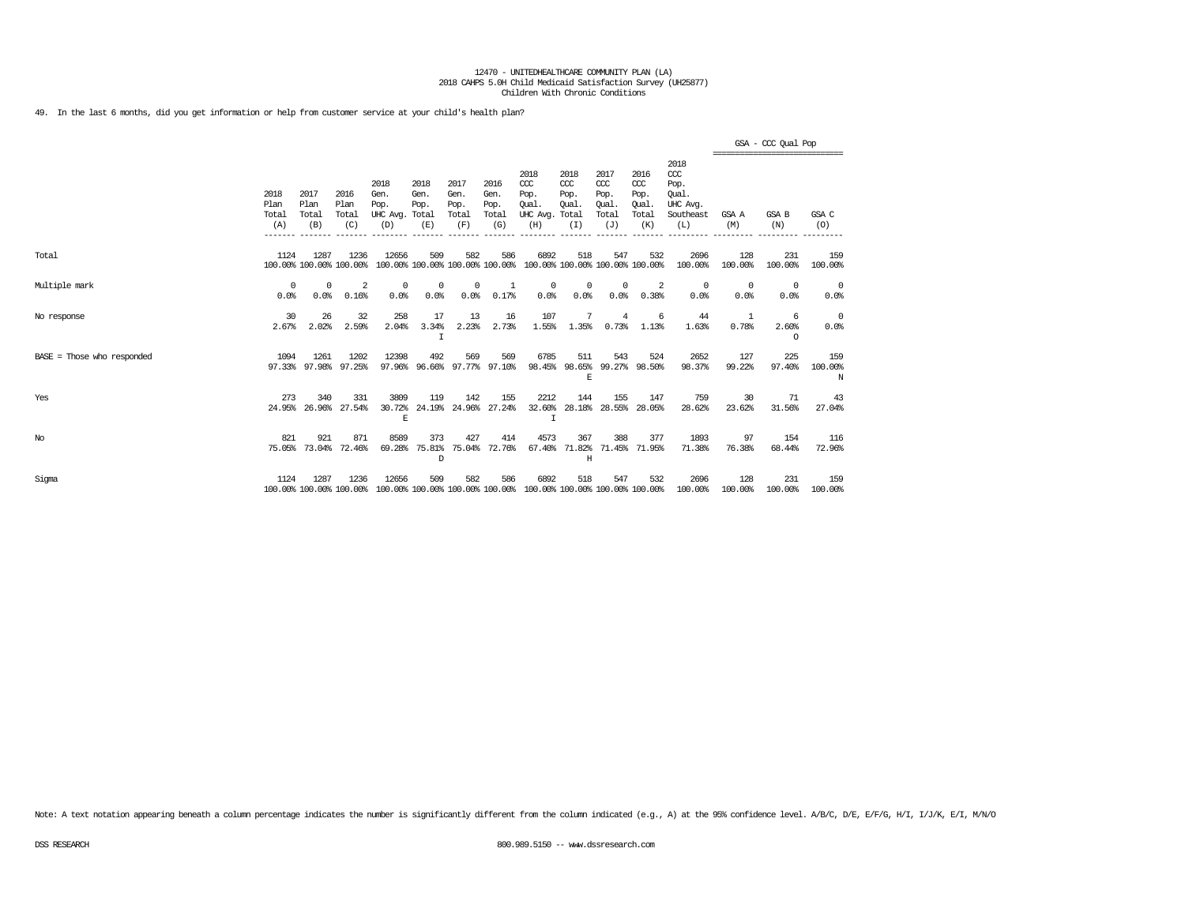12470 - UNITEDHEALTHCARE COMMUNITY PLAN (LA)
2018 CAHPS 5.0H Child Medicaid Satisfaction Survey (UH25877)
Children With Chronic Conditions

49. In the last 6 months, did you get information or help from customer service at your child's health plan?

| | 2018 Plan Total (A) | 2017 Plan Total (B) | 2016 Plan Total (C) | 2018 Gen. Pop. UHC Avg. (D) | 2018 Gen. Pop. Total (E) | 2017 Gen. Pop. Total (F) | 2016 Gen. Pop. Total (G) | 2018 CCC Pop. Qual. UHC Avg. (H) | 2018 CCC Pop. Qual. Total (I) | 2017 CCC Pop. Qual. Total (J) | 2016 CCC Pop. Qual. Total (K) | 2018 CCC Pop. Qual. UHC Avg. Southeast (L) | GSA - CCC Qual Pop GSA A (M) | GSA B (N) | GSA C (O) |
|---|---|---|---|---|---|---|---|---|---|---|---|---|---|---|---|
| Total | 1124<br>100.00% | 1287<br>100.00% | 1236<br>100.00% | 12656<br>100.00% | 509<br>100.00% | 582<br>100.00% | 586<br>100.00% | 6892<br>100.00% | 518<br>100.00% | 547<br>100.00% | 532<br>100.00% | 2696<br>100.00% | 128<br>100.00% | 231<br>100.00% | 159<br>100.00% |
| Multiple mark | 0<br>0.0% | 0<br>0.0% | 2<br>0.16% | 0<br>0.0% | 0<br>0.0% | 0<br>0.0% | 1<br>0.17% | 0<br>0.0% | 0<br>0.0% | 0<br>0.0% | 2<br>0.38% | 0<br>0.0% | 0<br>0.0% | 0<br>0.0% | 0<br>0.0% |
| No response | 30<br>2.67% | 26<br>2.02% | 32<br>2.59% | 258<br>2.04% | 17<br>3.34%<br>I | 13<br>2.23% | 16<br>2.73% | 107<br>1.55% | 7<br>1.35% | 4<br>0.73% | 6<br>1.13% | 44<br>1.63% | 1<br>0.78% | 6<br>2.60%<br>O | 0<br>0.0% |
| BASE = Those who responded | 1094<br>97.33% | 1261<br>97.98% | 1202<br>97.25% | 12398<br>97.96% | 492<br>96.66% | 569<br>97.77% | 569<br>97.10% | 6785<br>98.45% | 511<br>98.65%<br>E | 543<br>99.27% | 524<br>98.50% | 2652<br>98.37% | 127<br>99.22% | 225<br>97.40% | 159<br>100.00%<br>N |
| Yes | 273<br>24.95% | 340<br>26.96% | 331<br>27.54% | 3809<br>30.72%<br>E | 119<br>24.19% | 142<br>24.96% | 155<br>27.24% | 2212<br>32.60%<br>I | 144<br>28.18% | 155<br>28.55% | 147<br>28.05% | 759<br>28.62% | 30<br>23.62% | 71<br>31.56% | 43<br>27.04% |
| No | 821<br>75.05% | 921<br>73.04% | 871<br>72.46% | 8589<br>69.28% | 373<br>75.81%<br>D | 427<br>75.04% | 414<br>72.76% | 4573<br>67.40% | 367<br>71.82%<br>H | 388<br>71.45% | 377<br>71.95% | 1893<br>71.38% | 97<br>76.38% | 154<br>68.44% | 116<br>72.96% |
| Sigma | 1124<br>100.00% | 1287<br>100.00% | 1236<br>100.00% | 12656<br>100.00% | 509<br>100.00% | 582<br>100.00% | 586<br>100.00% | 6892<br>100.00% | 518<br>100.00% | 547<br>100.00% | 532<br>100.00% | 2696<br>100.00% | 128<br>100.00% | 231<br>100.00% | 159<br>100.00% |

Note: A text notation appearing beneath a column percentage indicates the number is significantly different from the column indicated (e.g., A) at the 95% confidence level. A/B/C, D/E, E/F/G, H/I, I/J/K, E/I, M/N/O

DSS RESEARCH 800.989.5150 -- www.dssresearch.com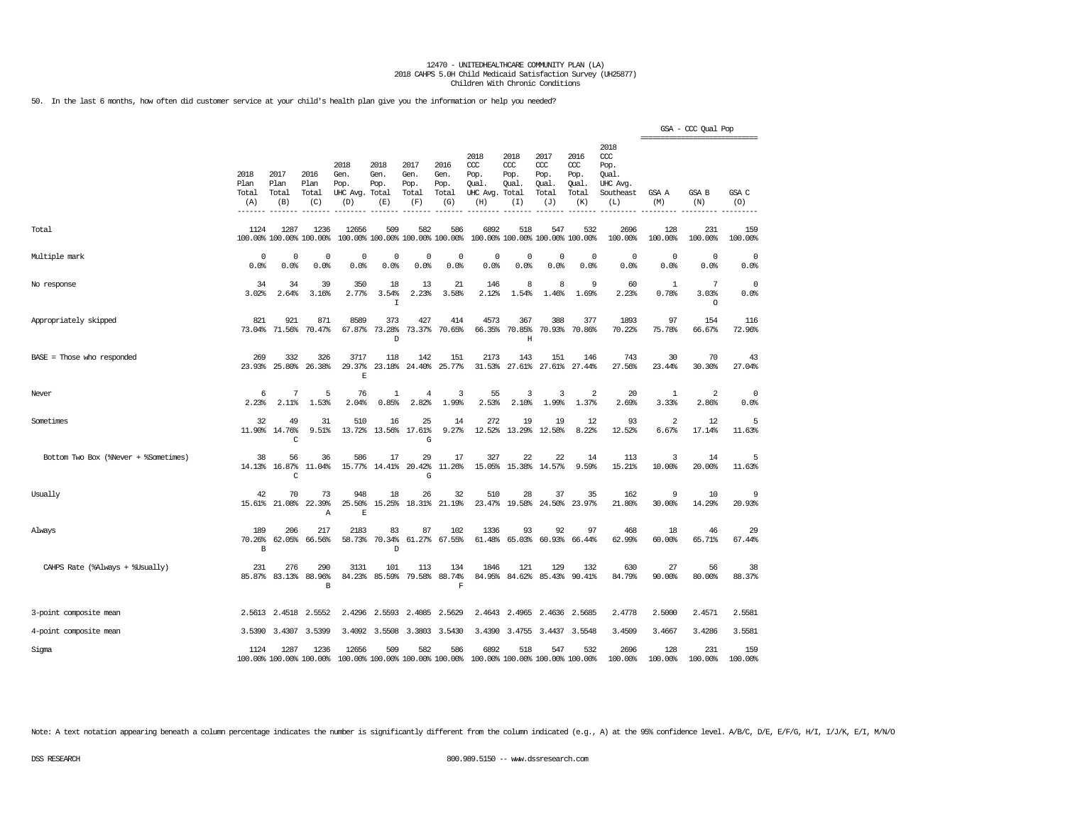12470 - UNITEDHEALTHCARE COMMUNITY PLAN (LA)
2018 CAHPS 5.0H Child Medicaid Satisfaction Survey (UH25877)
Children With Chronic Conditions

50. In the last 6 months, how often did customer service at your child's health plan give you the information or help you needed?

| | 2018 Plan Total (A) | 2017 Plan Total (B) | 2016 Plan Total (C) | 2018 Gen. Pop. UHC Avg. (D) | 2018 Gen. Pop. Total (E) | 2017 Gen. Pop. Total (F) | 2016 Gen. Pop. Total (G) | 2018 CCC Pop. Qual. UHC Avg. (H) | 2018 CCC Pop. Qual. Total (I) | 2017 CCC Pop. Qual. Total (J) | 2016 CCC Pop. Qual. Total (K) | 2018 CCC Pop. Qual. UHC Avg. Southeast (L) | GSA - CCC Qual Pop GSA A (M) | GSA B (N) | GSA C (O) |
|---|---|---|---|---|---|---|---|---|---|---|---|---|---|---|---|
| Total | 1124<br>100.00% | 1287<br>100.00% | 1236<br>100.00% | 12656<br>100.00% | 509<br>100.00% | 582<br>100.00% | 586<br>100.00% | 6892<br>100.00% | 518<br>100.00% | 547<br>100.00% | 532<br>100.00% | 2696<br>100.00% | 128<br>100.00% | 231<br>100.00% | 159<br>100.00% |
| Multiple mark | 0<br>0.0% | 0<br>0.0% | 0<br>0.0% | 0<br>0.0% | 0<br>0.0% | 0<br>0.0% | 0<br>0.0% | 0<br>0.0% | 0<br>0.0% | 0<br>0.0% | 0<br>0.0% | 0<br>0.0% | 0<br>0.0% | 0<br>0.0% | 0<br>0.0% |
| No response | 34<br>3.02% | 34<br>2.64% | 39<br>3.16% | 350<br>2.77% | 18<br>3.54%<br>I | 13<br>2.23% | 21<br>3.58% | 146<br>2.12% | 8<br>1.54% | 8<br>1.46% | 9<br>1.69% | 60<br>2.23% | 1<br>0.78% | 7<br>3.03%<br>O | 0<br>0.0% |
| Appropriately skipped | 821<br>73.04% | 921<br>71.56% | 871<br>70.47% | 8589<br>67.87% | 373<br>73.28%<br>D | 427<br>73.37% | 414<br>70.65% | 4573<br>66.35% | 367<br>70.85%<br>H | 388<br>70.93% | 377<br>70.86% | 1893<br>70.22% | 97<br>75.78% | 154<br>66.67% | 116<br>72.96% |
| BASE = Those who responded | 269<br>23.93% | 332<br>25.80% | 326<br>26.38% | 3717<br>29.37%<br>E | 118<br>23.18% | 142<br>24.40% | 151<br>25.77% | 2173<br>31.53% | 143<br>27.61% | 151<br>27.61% | 146<br>27.44% | 743<br>27.56% | 30<br>23.44% | 70<br>30.30% | 43<br>27.04% |
| Never | 6<br>2.23% | 7<br>2.11% | 5<br>1.53% | 76<br>2.04% | 1<br>0.85% | 4<br>2.82% | 3<br>1.99% | 55<br>2.53% | 3<br>2.10% | 3<br>1.99% | 2<br>1.37% | 20<br>2.69% | 1<br>3.33% | 2<br>2.86% | 0<br>0.0% |
| Sometimes | 32<br>11.90% | 49<br>14.76%<br>C | 31<br>9.51% | 510<br>13.72% | 16<br>13.56% | 25<br>17.61%<br>G | 14<br>9.27% | 272<br>12.52% | 19<br>13.29% | 19<br>12.58% | 12<br>8.22% | 93<br>12.52% | 2<br>6.67% | 12<br>17.14% | 5<br>11.63% |
| Bottom Two Box (%Never + %Sometimes) | 38<br>14.13% | 56<br>16.87%<br>C | 36<br>11.04% | 586<br>15.77% | 17<br>14.41% | 29<br>20.42%<br>G | 17<br>11.26% | 327<br>15.05% | 22<br>15.38% | 22<br>14.57% | 14<br>9.59% | 113<br>15.21% | 3<br>10.00% | 14<br>20.00% | 5<br>11.63% |
| Usually | 42<br>15.61% | 70<br>21.08% | 73<br>22.39%<br>A | 948<br>25.50%<br>E | 18<br>15.25% | 26<br>18.31% | 32<br>21.19% | 510<br>23.47% | 28<br>19.58% | 37<br>24.50% | 35<br>23.97% | 162<br>21.80% | 9<br>30.00% | 10<br>14.29% | 9<br>20.93% |
| Always | 189<br>70.26%<br>B | 206<br>62.05% | 217<br>66.56% | 2183<br>58.73% | 83<br>70.34%<br>D | 87<br>61.27% | 102<br>67.55% | 1336<br>61.48% | 93<br>65.03% | 92<br>60.93% | 97<br>66.44% | 468<br>62.99% | 18<br>60.00% | 46<br>65.71% | 29<br>67.44% |
| CAHPS Rate (%Always + %Usually) | 231<br>85.87% | 276<br>83.13% | 290<br>88.96%<br>B | 3131<br>84.23% | 101<br>85.59% | 113<br>79.58% | 134<br>88.74%<br>F | 1846<br>84.95% | 121<br>84.62% | 129<br>85.43% | 132<br>90.41% | 630<br>84.79% | 27<br>90.00% | 56<br>80.00% | 38<br>88.37% |
| 3-point composite mean | 2.5613 | 2.4518 | 2.5552 | 2.4296 | 2.5593 | 2.4085 | 2.5629 | 2.4643 | 2.4965 | 2.4636 | 2.5685 | 2.4778 | 2.5000 | 2.4571 | 2.5581 |
| 4-point composite mean | 3.5390 | 3.4307 | 3.5399 | 3.4092 | 3.5508 | 3.3803 | 3.5430 | 3.4390 | 3.4755 | 3.4437 | 3.5548 | 3.4509 | 3.4667 | 3.4286 | 3.5581 |
| Sigma | 1124<br>100.00% | 1287<br>100.00% | 1236<br>100.00% | 12656<br>100.00% | 509<br>100.00% | 582<br>100.00% | 586<br>100.00% | 6892<br>100.00% | 518<br>100.00% | 547<br>100.00% | 532<br>100.00% | 2696<br>100.00% | 128<br>100.00% | 231<br>100.00% | 159<br>100.00% |

Note: A text notation appearing beneath a column percentage indicates the number is significantly different from the column indicated (e.g., A) at the 95% confidence level. A/B/C, D/E, E/F/G, H/I, I/J/K, E/I, M/N/O

DSS RESEARCH 800.989.5150 -- www.dssresearch.com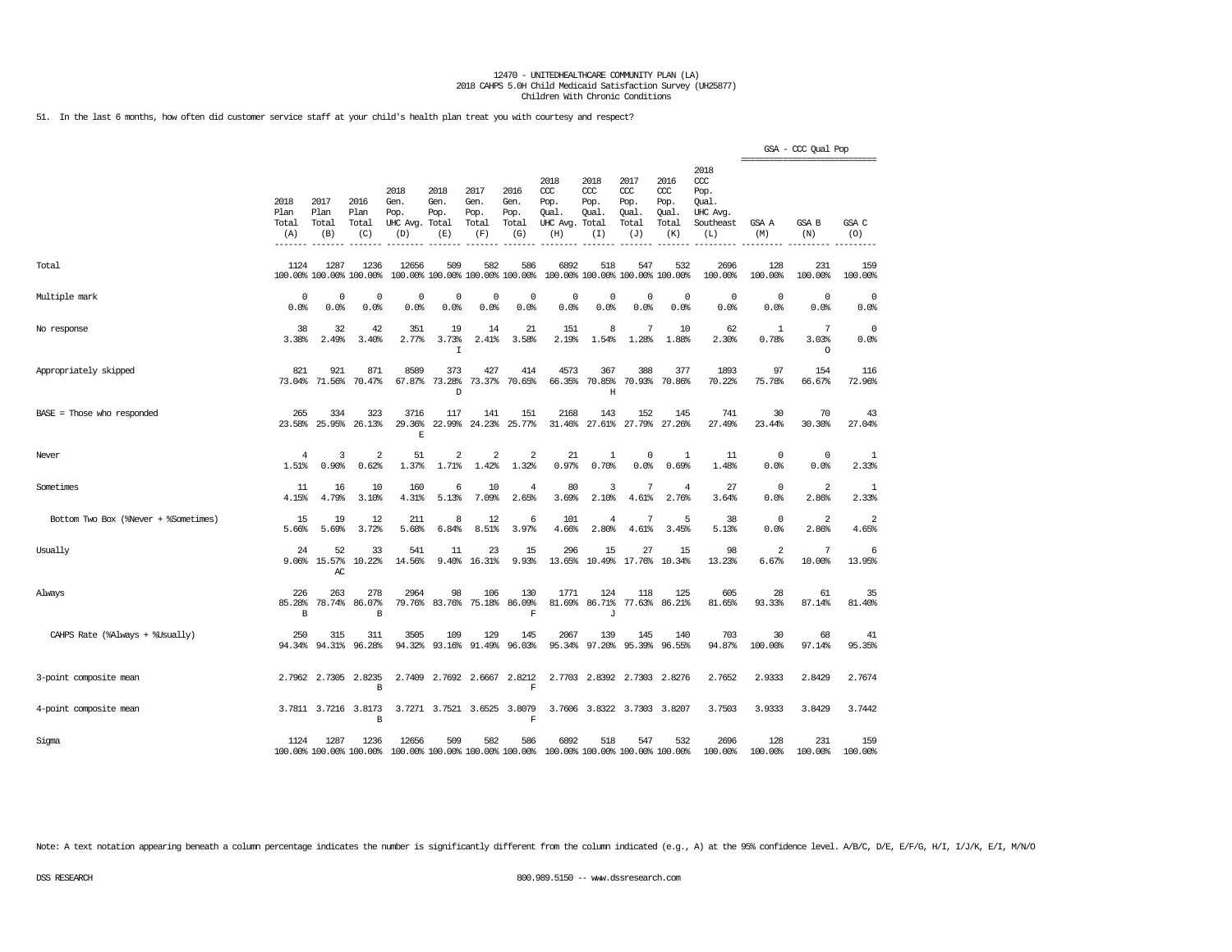12470 - UNITEDHEALTHCARE COMMUNITY PLAN (LA)
2018 CAHPS 5.0H Child Medicaid Satisfaction Survey (UH25877)
Children With Chronic Conditions

51. In the last 6 months, how often did customer service staff at your child's health plan treat you with courtesy and respect?

| | 2018 Plan Total (A) | 2017 Plan Total (B) | 2016 Plan Total (C) | 2018 Gen. Pop. UHC Avg. (D) | 2018 Gen. Pop. Total (E) | 2017 Gen. Pop. Total (F) | 2016 Gen. Pop. Total (G) | 2018 CCC Pop. Qual. UHC Avg. (H) | 2018 CCC Pop. Qual. Total (I) | 2017 CCC Pop. Qual. Total (J) | 2016 CCC Pop. Qual. Total (K) | 2018 CCC Pop. Qual. UHC Avg. Southeast (L) | GSA - CCC Qual Pop GSA A (M) | GSA - CCC Qual Pop GSA B (N) | GSA - CCC Qual Pop GSA C (O) |
|---|---|---|---|---|---|---|---|---|---|---|---|---|---|---|---|
| Total | 1124<br>100.00% | 1287<br>100.00% | 1236<br>100.00% | 12656<br>100.00% | 509<br>100.00% | 582<br>100.00% | 586<br>100.00% | 6892<br>100.00% | 518<br>100.00% | 547<br>100.00% | 532<br>100.00% | 2696<br>100.00% | 128<br>100.00% | 231<br>100.00% | 159<br>100.00% |
| Multiple mark | 0<br>0.0% | 0<br>0.0% | 0<br>0.0% | 0<br>0.0% | 0<br>0.0% | 0<br>0.0% | 0<br>0.0% | 0<br>0.0% | 0<br>0.0% | 0<br>0.0% | 0<br>0.0% | 0<br>0.0% | 0<br>0.0% | 0<br>0.0% | 0<br>0.0% |
| No response | 38<br>3.38% | 32<br>2.49% | 42<br>3.40% | 351<br>2.77% | 19<br>3.73%<br>I | 14<br>2.41% | 21<br>3.58% | 151<br>2.19% | 8<br>1.54% | 7<br>1.28% | 10<br>1.88% | 62<br>2.30% | 1<br>0.78% | 7<br>3.03%<br>O | 0<br>0.0% |
| Appropriately skipped | 821<br>73.04% | 921<br>71.56% | 871<br>70.47% | 8589<br>67.87% | 373<br>73.28%<br>D | 427<br>73.37% | 414<br>70.65% | 4573<br>66.35% | 367<br>70.85%<br>H | 388<br>70.93% | 377<br>70.86% | 1893<br>70.22% | 97<br>75.78% | 154<br>66.67% | 116<br>72.96% |
| BASE = Those who responded | 265<br>23.58% | 334<br>25.95% | 323<br>26.13% | 3716<br>29.36%<br>E | 117<br>22.99% | 141<br>24.23% | 151<br>25.77% | 2168<br>31.46% | 143<br>27.61% | 152<br>27.79% | 145<br>27.26% | 741<br>27.49% | 30<br>23.44% | 70<br>30.30% | 43<br>27.04% |
| Never | 4<br>1.51% | 3<br>0.90% | 2<br>0.62% | 51<br>1.37% | 2<br>1.71% | 2<br>1.42% | 2<br>1.32% | 21<br>0.97% | 1<br>0.70% | 0<br>0.0% | 1<br>0.69% | 11<br>1.48% | 0<br>0.0% | 0<br>0.0% | 1<br>2.33% |
| Sometimes | 11<br>4.15% | 16<br>4.79% | 10<br>3.10% | 160<br>4.31% | 6<br>5.13% | 10<br>7.09% | 4<br>2.65% | 80<br>3.69% | 3<br>2.10% | 7<br>4.61% | 4<br>2.76% | 27<br>3.64% | 0<br>0.0% | 2<br>2.86% | 1<br>2.33% |
| Bottom Two Box (%Never + %Sometimes) | 15<br>5.66% | 19<br>5.69% | 12<br>3.72% | 211<br>5.68% | 8<br>6.84% | 12<br>8.51% | 6<br>3.97% | 101<br>4.66% | 4<br>2.80% | 7<br>4.61% | 5<br>3.45% | 38<br>5.13% | 0<br>0.0% | 2<br>2.86% | 2<br>4.65% |
| Usually | 24<br>9.06% | 52<br>15.57%<br>AC | 33<br>10.22% | 541<br>14.56% | 11<br>9.40% | 23<br>16.31% | 15<br>9.93% | 296<br>13.65% | 15<br>10.49% | 27<br>17.76% | 15<br>10.34% | 98<br>13.23% | 2<br>6.67% | 7<br>10.00% | 6<br>13.95% |
| Always | 226<br>85.28%<br>B | 263<br>78.74% | 278<br>86.07%<br>B | 2964<br>79.76% | 98<br>83.76% | 106<br>75.18% | 130<br>86.09%<br>F | 1771<br>81.69% | 124<br>86.71%<br>J | 118<br>77.63% | 125<br>86.21% | 605<br>81.65% | 28<br>93.33% | 61<br>87.14% | 35<br>81.40% |
| CAHPS Rate (%Always + %Usually) | 250<br>94.34% | 315<br>94.31% | 311<br>96.28% | 3505<br>94.32% | 109<br>93.16% | 129<br>91.49% | 145<br>96.03% | 2067<br>95.34% | 139<br>97.20% | 145<br>95.39% | 140<br>96.55% | 703<br>94.87% | 30<br>100.00% | 68<br>97.14% | 41<br>95.35% |
| 3-point composite mean | 2.7962 | 2.7305 | 2.8235<br>B | 2.7409 | 2.7692 | 2.6667 | 2.8212<br>F | 2.7703 | 2.8392 | 2.7303 | 2.8276 | 2.7652 | 2.9333 | 2.8429 | 2.7674 |
| 4-point composite mean | 3.7811 | 3.7216 | 3.8173<br>B | 3.7271 | 3.7521 | 3.6525 | 3.8079<br>F | 3.7606 | 3.8322 | 3.7303 | 3.8207 | 3.7503 | 3.9333 | 3.8429 | 3.7442 |
| Sigma | 1124<br>100.00% | 1287<br>100.00% | 1236<br>100.00% | 12656<br>100.00% | 509<br>100.00% | 582<br>100.00% | 586<br>100.00% | 6892<br>100.00% | 518<br>100.00% | 547<br>100.00% | 532<br>100.00% | 2696<br>100.00% | 128<br>100.00% | 231<br>100.00% | 159<br>100.00% |

Note: A text notation appearing beneath a column percentage indicates the number is significantly different from the column indicated (e.g., A) at the 95% confidence level. A/B/C, D/E, E/F/G, H/I, I/J/K, E/I, M/N/O

DSS RESEARCH 800.989.5150 -- www.dssresearch.com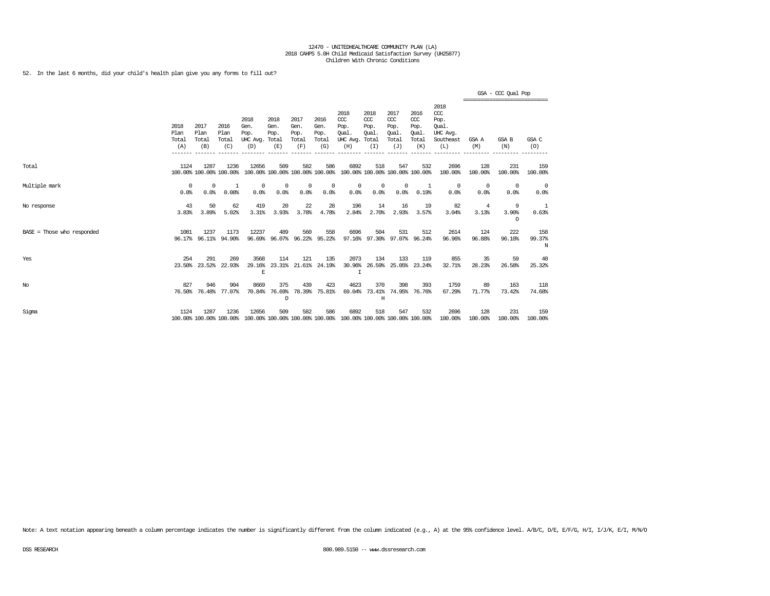12470 - UNITEDHEALTHCARE COMMUNITY PLAN (LA)
2018 CAHPS 5.0H Child Medicaid Satisfaction Survey (UH25877)
Children With Chronic Conditions

52. In the last 6 months, did your child's health plan give you any forms to fill out?

| | 2018 Plan Total (A) | 2017 Plan Total (B) | 2016 Plan Total (C) | 2018 Gen. Pop. UHC Avg. (D) | 2018 Gen. Pop. Total (E) | 2017 Gen. Pop. Total (F) | 2016 Gen. Pop. Total (G) | 2018 CCC Pop. Qual. UHC Avg. (H) | 2018 CCC Pop. Qual. Total (I) | 2017 CCC Pop. Qual. Total (J) | 2016 CCC Pop. Qual. Total (K) | 2018 CCC Pop. Qual. UHC Avg. Southeast (L) | GSA - CCC Qual Pop GSA A (M) | GSA B (N) | GSA C (O) |
|---|---|---|---|---|---|---|---|---|---|---|---|---|---|---|---|
| Total | 1124 | 1287 | 1236 | 12656 | 509 | 582 | 586 | 6892 | 518 | 547 | 532 | 2696 | 128 | 231 | 159 |
| | 100.00% | 100.00% | 100.00% | 100.00% | 100.00% | 100.00% | 100.00% | 100.00% | 100.00% | 100.00% | 100.00% | 100.00% | 100.00% | 100.00% | 100.00% |
| Multiple mark | 0 | 0 | 1 | 0 | 0 | 0 | 0 | 0 | 0 | 0 | 1 | 0 | 0 | 0 | 0 |
| | 0.0% | 0.0% | 0.08% | 0.0% | 0.0% | 0.0% | 0.0% | 0.0% | 0.0% | 0.0% | 0.19% | 0.0% | 0.0% | 0.0% | 0.0% |
| No response | 43 | 50 | 62 | 419 | 20 | 22 | 28 | 196 | 14 | 16 | 19 | 82 | 4 | 9 | 1 |
| | 3.83% | 3.89% | 5.02% | 3.31% | 3.93% | 3.78% | 4.78% | 2.84% | 2.70% | 2.93% | 3.57% | 3.04% | 3.13% | 3.90% | 0.63% |
| | | | | | | | | | | | | | | O | |
| BASE = Those who responded | 1081 | 1237 | 1173 | 12237 | 489 | 560 | 558 | 6696 | 504 | 531 | 512 | 2614 | 124 | 222 | 158 |
| | 96.17% | 96.11% | 94.90% | 96.69% | 96.07% | 96.22% | 95.22% | 97.16% | 97.30% | 97.07% | 96.24% | 96.96% | 96.88% | 96.10% | 99.37% |
| | | | | | | | | | | | | | | | N |
| Yes | 254 | 291 | 269 | 3568 | 114 | 121 | 135 | 2073 | 134 | 133 | 119 | 855 | 35 | 59 | 40 |
| | 23.50% | 23.52% | 22.93% | 29.16% | 23.31% | 21.61% | 24.19% | 30.96% | 26.59% | 25.05% | 23.24% | 32.71% | 28.23% | 26.58% | 25.32% |
| | | | | E | | | | I | | | | | | | |
| No | 827 | 946 | 904 | 8669 | 375 | 439 | 423 | 4623 | 370 | 398 | 393 | 1759 | 89 | 163 | 118 |
| | 76.50% | 76.48% | 77.07% | 70.84% | 76.69% | 78.39% | 75.81% | 69.04% | 73.41% | 74.95% | 76.76% | 67.29% | 71.77% | 73.42% | 74.68% |
| | | | | | D | | | | H | | | | | | |
| Sigma | 1124 | 1287 | 1236 | 12656 | 509 | 582 | 586 | 6892 | 518 | 547 | 532 | 2696 | 128 | 231 | 159 |
| | 100.00% | 100.00% | 100.00% | 100.00% | 100.00% | 100.00% | 100.00% | 100.00% | 100.00% | 100.00% | 100.00% | 100.00% | 100.00% | 100.00% | 100.00% |

Note: A text notation appearing beneath a column percentage indicates the number is significantly different from the column indicated (e.g., A) at the 95% confidence level. A/B/C, D/E, E/F/G, H/I, I/J/K, E/I, M/N/O

DSS RESEARCH 800.989.5150 -- www.dssresearch.com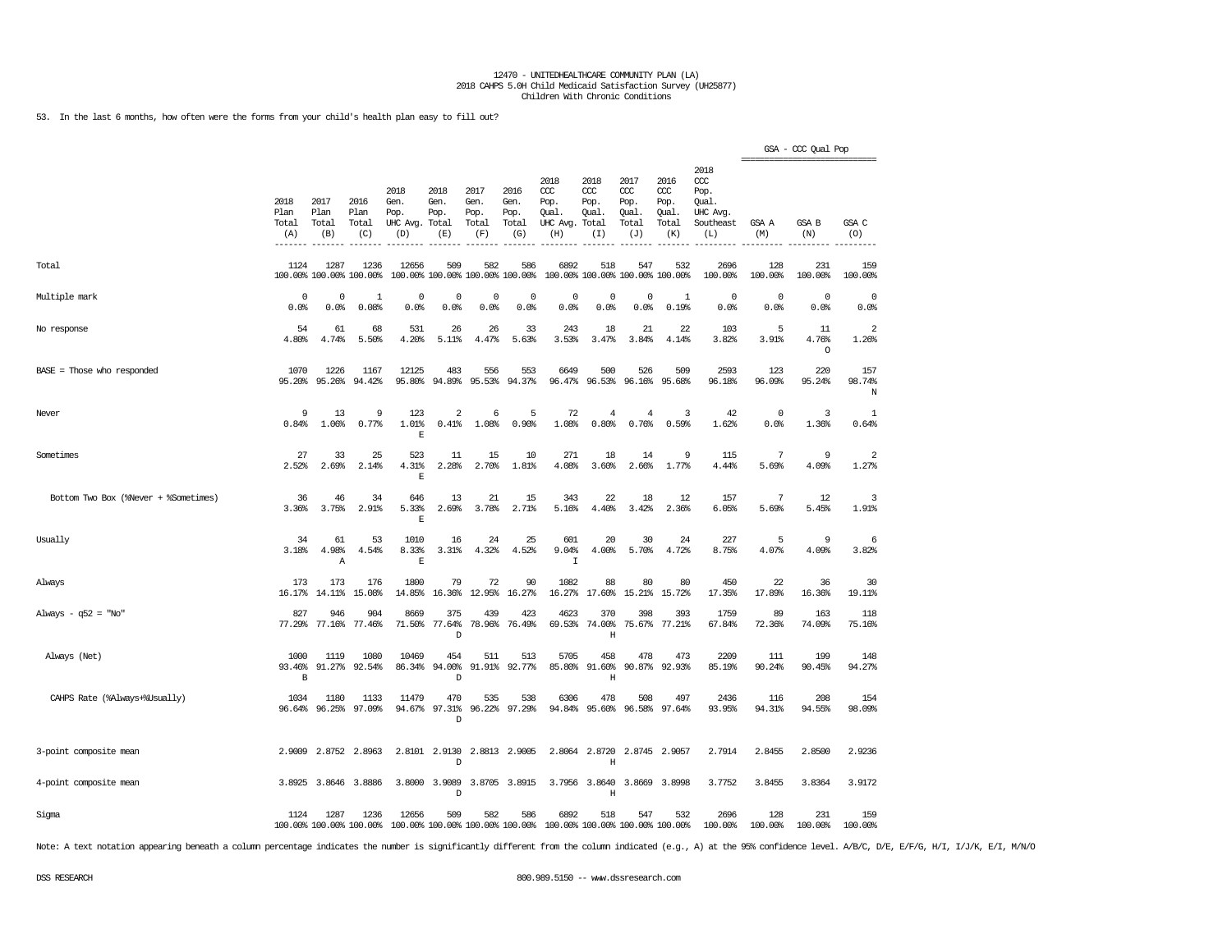12470 - UNITEDHEALTHCARE COMMUNITY PLAN (LA)
2018 CAHPS 5.0H Child Medicaid Satisfaction Survey (UH25877)
Children With Chronic Conditions

53. In the last 6 months, how often were the forms from your child's health plan easy to fill out?

| | 2018 Plan Total (A) | 2017 Plan Total (B) | 2016 Plan Total (C) | 2018 Gen. Pop. UHC Avg. (D) | 2018 Gen. Pop. Total (E) | 2017 Gen. Pop. Total (F) | 2016 Gen. Pop. Total (G) | 2018 CCC Pop. Qual. UHC Avg. (H) | 2018 CCC Pop. Qual. Total (I) | 2017 CCC Pop. Qual. Total (J) | 2016 CCC Pop. Qual. Total (K) | 2018 CCC Pop. Qual. UHC Avg. Southeast (L) | GSA - CCC Qual Pop GSA A (M) | GSA B (N) | GSA C (O) |
|---|---|---|---|---|---|---|---|---|---|---|---|---|---|---|---|
| Total | 1124 100.00% | 1287 100.00% | 1236 100.00% | 12656 100.00% | 509 100.00% | 582 100.00% | 586 100.00% | 6892 100.00% | 518 100.00% | 547 100.00% | 532 100.00% | 2696 100.00% | 128 100.00% | 231 100.00% | 159 100.00% |
| Multiple mark | 0 0.0% | 0 0.0% | 1 0.08% | 0 0.0% | 0 0.0% | 0 0.0% | 0 0.0% | 0 0.0% | 0 0.0% | 0 0.0% | 1 0.19% | 0 0.0% | 0 0.0% | 0 0.0% | 0 0.0% |
| No response | 54 4.80% | 61 4.74% | 68 5.50% | 531 4.20% | 26 5.11% | 26 4.47% | 33 5.63% | 243 3.53% | 18 3.47% | 21 3.84% | 22 4.14% | 103 3.82% | 5 3.91% | 11 4.76% O | 2 1.26% |
| BASE = Those who responded | 1070 95.20% | 1226 95.26% | 1167 94.42% | 12125 95.80% | 483 94.89% | 556 95.53% | 553 94.37% | 6649 96.47% | 500 96.53% | 526 96.16% | 509 95.68% | 2593 96.18% | 123 96.09% | 220 95.24% | 157 98.74% N |
| Never | 9 0.84% | 13 1.06% | 9 0.77% | 123 1.01% E | 2 0.41% | 6 1.08% | 5 0.90% | 72 1.08% | 4 0.80% | 4 0.76% | 3 0.59% | 42 1.62% | 0 0.0% | 3 1.36% | 1 0.64% |
| Sometimes | 27 2.52% | 33 2.69% | 25 2.14% | 523 4.31% E | 11 2.28% | 15 2.70% | 10 1.81% | 271 4.08% | 18 3.60% | 14 2.66% | 9 1.77% | 115 4.44% | 7 5.69% | 9 4.09% | 2 1.27% |
| Bottom Two Box (%Never + %Sometimes) | 36 3.36% | 46 3.75% | 34 2.91% | 646 5.33% E | 13 2.69% | 21 3.78% | 15 2.71% | 343 5.16% | 22 4.40% | 18 3.42% | 12 2.36% | 157 6.05% | 7 5.69% | 12 5.45% | 3 1.91% |
| Usually | 34 3.18% | 61 4.98% A | 53 4.54% | 1010 8.33% E | 16 3.31% | 24 4.32% | 25 4.52% | 601 9.04% I | 20 4.00% | 30 5.70% | 24 4.72% | 227 8.75% | 5 4.07% | 9 4.09% | 6 3.82% |
| Always | 173 16.17% | 173 14.11% | 176 15.08% | 1800 14.85% | 79 16.36% | 72 12.95% | 90 16.27% | 1082 16.27% | 88 17.60% | 80 15.21% | 80 15.72% | 450 17.35% | 22 17.89% | 36 16.36% | 30 19.11% |
| Always - q52 = "No" | 827 77.29% | 946 77.16% | 904 77.46% | 8669 71.50% | 375 77.64% D | 439 78.96% | 423 76.49% | 4623 69.53% | 370 74.00% H | 398 75.67% | 393 77.21% | 1759 67.84% | 89 72.36% | 163 74.09% | 118 75.16% |
| Always (Net) | 1000 93.46% B | 1119 91.27% | 1080 92.54% | 10469 86.34% | 454 94.00% D | 511 91.91% | 513 92.77% | 5705 85.80% | 458 91.60% H | 478 90.87% | 473 92.93% | 2209 85.19% | 111 90.24% | 199 90.45% | 148 94.27% |
| CAHPS Rate (%Always+%Usually) | 1034 96.64% | 1180 96.25% | 1133 97.09% | 11479 94.67% | 470 97.31% D | 535 96.22% | 538 97.29% | 6306 94.84% | 478 95.60% | 508 96.58% | 497 97.64% | 2436 93.95% | 116 94.31% | 208 94.55% | 154 98.09% |
| 3-point composite mean | 2.9009 | 2.8752 | 2.8963 | 2.8101 | 2.9130 D | 2.8813 | 2.9005 | 2.8064 | 2.8720 H | 2.8745 | 2.9057 | 2.7914 | 2.8455 | 2.8500 | 2.9236 |
| 4-point composite mean | 3.8925 | 3.8646 | 3.8886 | 3.8000 | 3.9089 D | 3.8705 | 3.8915 | 3.7956 | 3.8640 H | 3.8669 | 3.8998 | 3.7752 | 3.8455 | 3.8364 | 3.9172 |
| Sigma | 1124 100.00% | 1287 100.00% | 1236 100.00% | 12656 100.00% | 509 100.00% | 582 100.00% | 586 100.00% | 6892 100.00% | 518 100.00% | 547 100.00% | 532 100.00% | 2696 100.00% | 128 100.00% | 231 100.00% | 159 100.00% |

Note: A text notation appearing beneath a column percentage indicates the number is significantly different from the column indicated (e.g., A) at the 95% confidence level. A/B/C, D/E, E/F/G, H/I, I/J/K, E/I, M/N/O

DSS RESEARCH 800.989.5150 -- www.dssresearch.com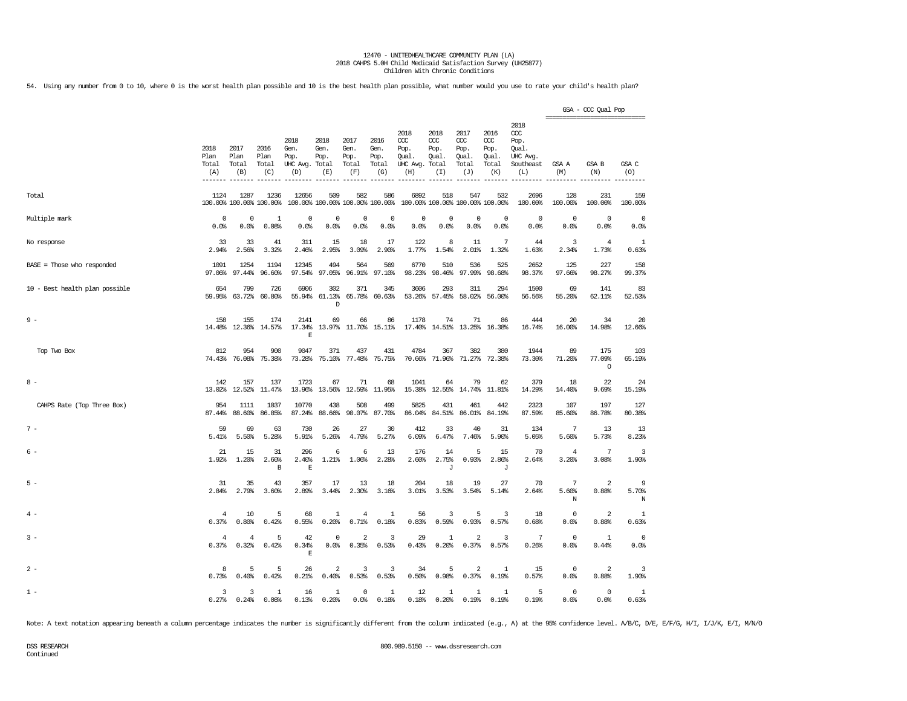12470 - UNITEDHEALTHCARE COMMUNITY PLAN (LA)
2018 CAHPS 5.0H Child Medicaid Satisfaction Survey (UH25877)
Children With Chronic Conditions

54. Using any number from 0 to 10, where 0 is the worst health plan possible and 10 is the best health plan possible, what number would you use to rate your child's health plan?

| | 2018 Plan Total (A) | 2017 Plan Total (B) | 2016 Plan Total (C) | 2018 Gen. Pop. UHC Avg. (D) | 2018 Gen. Pop. Total (E) | 2017 Gen. Pop. Total (F) | 2016 Gen. Pop. Total (G) | 2018 CCC Pop. Qual. UHC Avg. (H) | 2018 CCC Pop. Qual. Total (I) | 2017 CCC Pop. Qual. Total (J) | 2016 CCC Pop. Qual. Total (K) | 2018 CCC Pop. Qual. UHC Avg. Southeast (L) | GSA - CCC Qual Pop GSA A (M) | GSA B (N) | GSA C (O) |
|---|---|---|---|---|---|---|---|---|---|---|---|---|---|---|---|
| Total | 1124 | 1287 | 1236 | 12656 | 509 | 582 | 586 | 6892 | 518 | 547 | 532 | 2696 | 128 | 231 | 159 |
| | 100.00% | 100.00% | 100.00% | 100.00% | 100.00% | 100.00% | 100.00% | 100.00% | 100.00% | 100.00% | 100.00% | 100.00% | 100.00% | 100.00% | 100.00% |
| Multiple mark | 0 | 0 | 1 | 0 | 0 | 0 | 0 | 0 | 0 | 0 | 0 | 0 | 0 | 0 | 0 |
| | 0.0% | 0.0% | 0.08% | 0.0% | 0.0% | 0.0% | 0.0% | 0.0% | 0.0% | 0.0% | 0.0% | 0.0% | 0.0% | 0.0% | 0.0% |
| No response | 33 | 33 | 41 | 311 | 15 | 18 | 17 | 122 | 8 | 11 | 7 | 44 | 3 | 4 | 1 |
| | 2.94% | 2.56% | 3.32% | 2.46% | 2.95% | 3.09% | 2.90% | 1.77% | 1.54% | 2.01% | 1.32% | 1.63% | 2.34% | 1.73% | 0.63% |
| BASE = Those who responded | 1091 | 1254 | 1194 | 12345 | 494 | 564 | 569 | 6770 | 510 | 536 | 525 | 2652 | 125 | 227 | 158 |
| | 97.06% | 97.44% | 96.60% | 97.54% | 97.05% | 96.91% | 97.10% | 98.23% | 98.46% | 97.99% | 98.68% | 98.37% | 97.66% | 98.27% | 99.37% |
| 10 - Best health plan possible | 654 | 799 | 726 | 6906 | 302 | 371 | 345 | 3606 | 293 | 311 | 294 | 1500 | 69 | 141 | 83 |
| | 59.95% | 63.72% | 60.80% | 55.94% | 61.13% | 65.78% | 60.63% | 53.26% | 57.45% | 58.02% | 56.00% | 56.56% | 55.20% | 62.11% | 52.53% |
| | | | | | D | | | | | | | | | | |
| 9 - | 158 | 155 | 174 | 2141 | 69 | 66 | 86 | 1178 | 74 | 71 | 86 | 444 | 20 | 34 | 20 |
| | 14.48% | 12.36% | 14.57% | 17.34% | 13.97% | 11.70% | 15.11% | 17.40% | 14.51% | 13.25% | 16.38% | 16.74% | 16.00% | 14.98% | 12.66% |
| | | | | E | | | | | | | | | | | |
| Top Two Box | 812 | 954 | 900 | 9047 | 371 | 437 | 431 | 4784 | 367 | 382 | 380 | 1944 | 89 | 175 | 103 |
| | 74.43% | 76.08% | 75.38% | 73.28% | 75.10% | 77.48% | 75.75% | 70.66% | 71.96% | 71.27% | 72.38% | 73.30% | 71.20% | 77.09% | 65.19% |
| | | | | | | | | | | | | | | O | |
| 8 - | 142 | 157 | 137 | 1723 | 67 | 71 | 68 | 1041 | 64 | 79 | 62 | 379 | 18 | 22 | 24 |
| | 13.02% | 12.52% | 11.47% | 13.96% | 13.56% | 12.59% | 11.95% | 15.38% | 12.55% | 14.74% | 11.81% | 14.29% | 14.40% | 9.69% | 15.19% |
| CAHPS Rate (Top Three Box) | 954 | 1111 | 1037 | 10770 | 438 | 508 | 499 | 5825 | 431 | 461 | 442 | 2323 | 107 | 197 | 127 |
| | 87.44% | 88.60% | 86.85% | 87.24% | 88.66% | 90.07% | 87.70% | 86.04% | 84.51% | 86.01% | 84.19% | 87.59% | 85.60% | 86.78% | 80.38% |
| 7 - | 59 | 69 | 63 | 730 | 26 | 27 | 30 | 412 | 33 | 40 | 31 | 134 | 7 | 13 | 13 |
| | 5.41% | 5.50% | 5.28% | 5.91% | 5.26% | 4.79% | 5.27% | 6.09% | 6.47% | 7.46% | 5.90% | 5.05% | 5.60% | 5.73% | 8.23% |
| 6 - | 21 | 15 | 31 | 296 | 6 | 6 | 13 | 176 | 14 | 5 | 15 | 70 | 4 | 7 | 3 |
| | 1.92% | 1.20% | 2.60% | 2.40% | 1.21% | 1.06% | 2.28% | 2.60% | 2.75% | 0.93% | 2.86% | 2.64% | 3.20% | 3.08% | 1.90% |
| | | | B | E | | | | | J | | J | | | | |
| 5 - | 31 | 35 | 43 | 357 | 17 | 13 | 18 | 204 | 18 | 19 | 27 | 70 | 7 | 2 | 9 |
| | 2.84% | 2.79% | 3.60% | 2.89% | 3.44% | 2.30% | 3.16% | 3.01% | 3.53% | 3.54% | 5.14% | 2.64% | 5.60% | 0.88% | 5.70% |
| | | | | | | | | | | | | | N | | N |
| 4 - | 4 | 10 | 5 | 68 | 1 | 4 | 1 | 56 | 3 | 5 | 3 | 18 | 0 | 2 | 1 |
| | 0.37% | 0.80% | 0.42% | 0.55% | 0.20% | 0.71% | 0.18% | 0.83% | 0.59% | 0.93% | 0.57% | 0.68% | 0.0% | 0.88% | 0.63% |
| 3 - | 4 | 4 | 5 | 42 | 0 | 2 | 3 | 29 | 1 | 2 | 3 | 7 | 0 | 1 | 0 |
| | 0.37% | 0.32% | 0.42% | 0.34% | 0.0% | 0.35% | 0.53% | 0.43% | 0.20% | 0.37% | 0.57% | 0.26% | 0.0% | 0.44% | 0.0% |
| | | | | E | | | | | | | | | | | |
| 2 - | 8 | 5 | 5 | 26 | 2 | 3 | 3 | 34 | 5 | 2 | 1 | 15 | 0 | 2 | 3 |
| | 0.73% | 0.40% | 0.42% | 0.21% | 0.40% | 0.53% | 0.53% | 0.50% | 0.98% | 0.37% | 0.19% | 0.57% | 0.0% | 0.88% | 1.90% |
| 1 - | 3 | 3 | 1 | 16 | 1 | 0 | 1 | 12 | 1 | 1 | 1 | 5 | 0 | 0 | 1 |
| | 0.27% | 0.24% | 0.08% | 0.13% | 0.20% | 0.0% | 0.18% | 0.18% | 0.20% | 0.19% | 0.19% | 0.19% | 0.0% | 0.0% | 0.63% |

Note: A text notation appearing beneath a column percentage indicates the number is significantly different from the column indicated (e.g., A) at the 95% confidence level. A/B/C, D/E, E/F/G, H/I, I/J/K, E/I, M/N/O

DSS RESEARCH
Continued

800.989.5150 -- www.dssresearch.com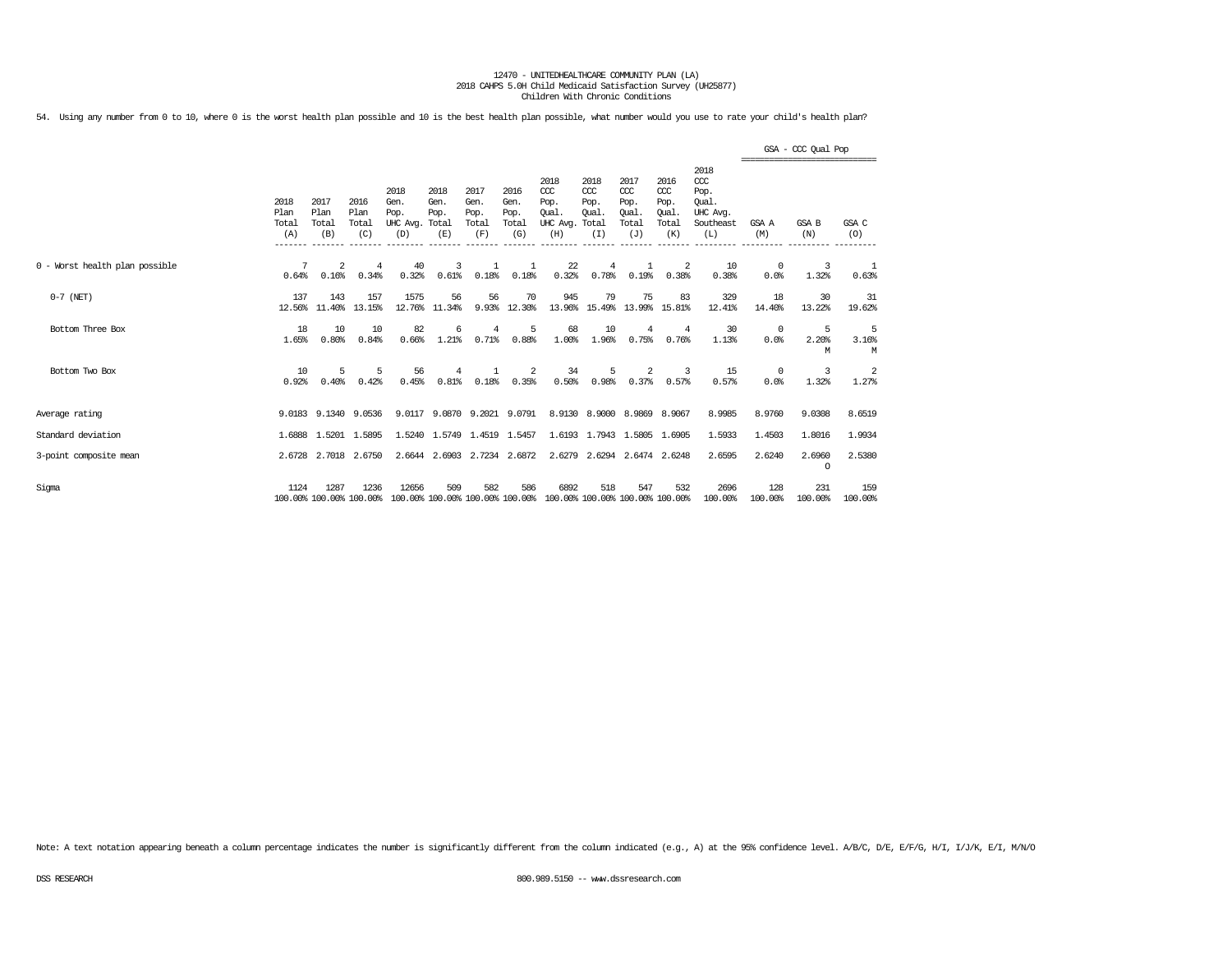12470 - UNITEDHEALTHCARE COMMUNITY PLAN (LA)
2018 CAHPS 5.0H Child Medicaid Satisfaction Survey (UH25877)
Children With Chronic Conditions

54. Using any number from 0 to 10, where 0 is the worst health plan possible and 10 is the best health plan possible, what number would you use to rate your child's health plan?

| | 2018 Plan Total (A) | 2017 Plan Total (B) | 2016 Plan Total (C) | 2018 Gen. Pop. UHC Avg. (D) | 2018 Gen. Pop. Total (E) | 2017 Gen. Pop. Total (F) | 2016 Gen. Pop. Total (G) | 2018 CCC Pop. Qual. UHC Avg. (H) | 2018 CCC Pop. Qual. Total (I) | 2017 CCC Pop. Qual. Total (J) | 2016 CCC Pop. Qual. Total (K) | 2018 CCC Pop. Qual. UHC Avg. Southeast (L) | GSA - CCC Qual Pop GSA A (M) | GSA B (N) | GSA C (O) |
|---|---|---|---|---|---|---|---|---|---|---|---|---|---|---|---|
| 0 - Worst health plan possible | 7<br>0.64% | 2<br>0.16% | 4<br>0.34% | 40<br>0.32% | 3<br>0.61% | 1<br>0.18% | 1<br>0.18% | 22<br>0.32% | 4<br>0.78% | 1<br>0.19% | 2<br>0.38% | 10<br>0.38% | 0<br>0.0% | 3<br>1.32% | 1<br>0.63% |
| 0-7 (NET) | 137<br>12.56% | 143<br>11.40% | 157<br>13.15% | 1575<br>12.76% | 56<br>11.34% | 56<br>9.93% | 70<br>12.30% | 945<br>13.96% | 79<br>15.49% | 75<br>13.99% | 83<br>15.81% | 329<br>12.41% | 18<br>14.40% | 30<br>13.22% | 31<br>19.62% |
| Bottom Three Box | 18<br>1.65% | 10<br>0.80% | 10<br>0.84% | 82<br>0.66% | 6<br>1.21% | 4<br>0.71% | 5<br>0.88% | 68<br>1.00% | 10<br>1.96% | 4<br>0.75% | 4<br>0.76% | 30<br>1.13% | 0<br>0.0% | 5<br>2.20%<br>M | 5<br>3.16%<br>M |
| Bottom Two Box | 10<br>0.92% | 5<br>0.40% | 5<br>0.42% | 56<br>0.45% | 4<br>0.81% | 1<br>0.18% | 2<br>0.35% | 34<br>0.50% | 5<br>0.98% | 2<br>0.37% | 3<br>0.57% | 15<br>0.57% | 0<br>0.0% | 3<br>1.32% | 2<br>1.27% |
| Average rating | 9.0183 | 9.1340 | 9.0536 | 9.0117 | 9.0870 | 9.2021 | 9.0791 | 8.9130 | 8.9000 | 8.9869 | 8.9067 | 8.9985 | 8.9760 | 9.0308 | 8.6519 |
| Standard deviation | 1.6888 | 1.5201 | 1.5895 | 1.5240 | 1.5749 | 1.4519 | 1.5457 | 1.6193 | 1.7943 | 1.5805 | 1.6905 | 1.5933 | 1.4503 | 1.8016 | 1.9934 |
| 3-point composite mean | 2.6728 | 2.7018 | 2.6750 | 2.6644 | 2.6903 | 2.7234 | 2.6872 | 2.6279 | 2.6294 | 2.6474 | 2.6248 | 2.6595 | 2.6240 | 2.6960<br>O | 2.5380 |
| Sigma | 1124<br>100.00% | 1287<br>100.00% | 1236<br>100.00% | 12656<br>100.00% | 509<br>100.00% | 582<br>100.00% | 586<br>100.00% | 6892<br>100.00% | 518<br>100.00% | 547<br>100.00% | 532<br>100.00% | 2696<br>100.00% | 128<br>100.00% | 231<br>100.00% | 159<br>100.00% |

Note: A text notation appearing beneath a column percentage indicates the number is significantly different from the column indicated (e.g., A) at the 95% confidence level. A/B/C, D/E, E/F/G, H/I, I/J/K, E/I, M/N/O

DSS RESEARCH 800.989.5150 -- www.dssresearch.com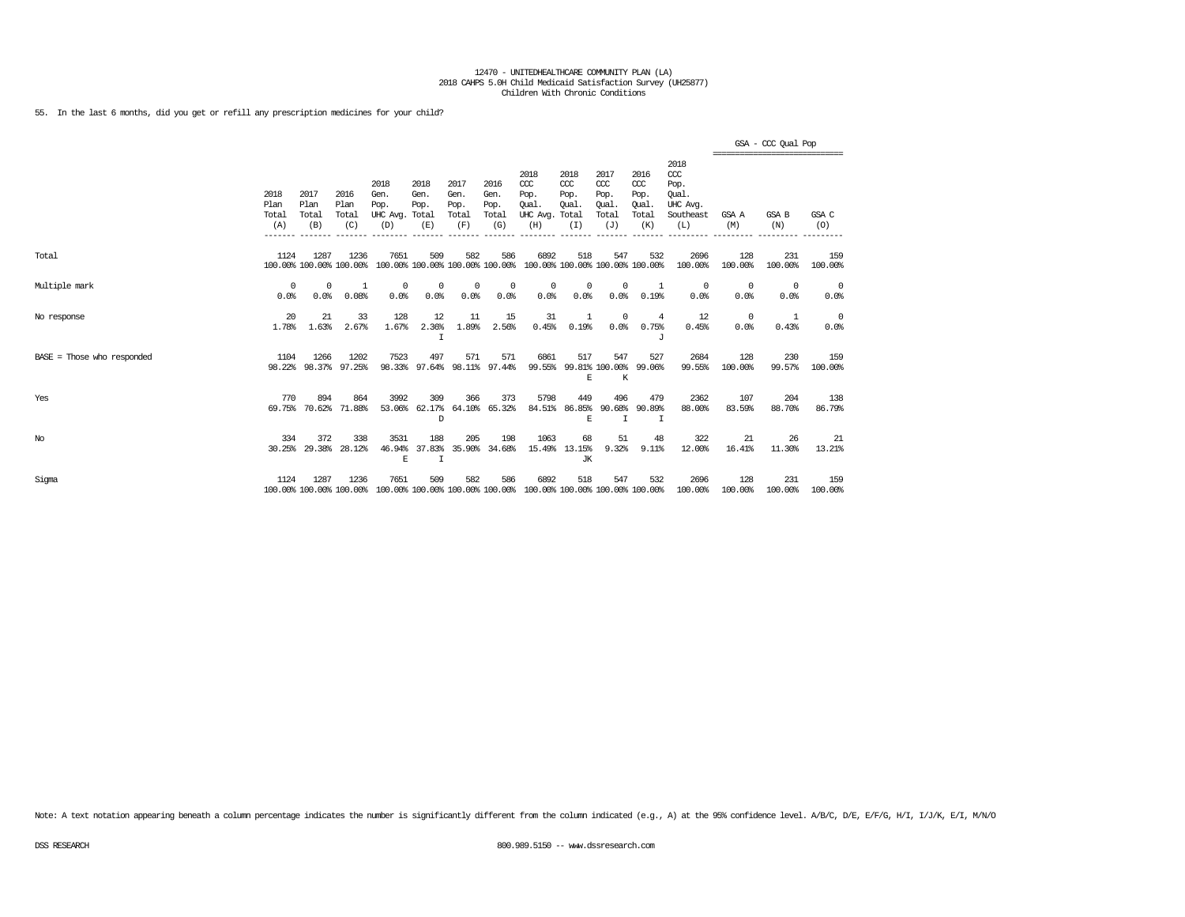12470 - UNITEDHEALTHCARE COMMUNITY PLAN (LA)
2018 CAHPS 5.0H Child Medicaid Satisfaction Survey (UH25877)
Children With Chronic Conditions

55. In the last 6 months, did you get or refill any prescription medicines for your child?

| | 2018 Plan Total (A) | 2017 Plan Total (B) | 2016 Plan Total (C) | 2018 Gen. Pop. UHC Avg. (D) | 2018 Gen. Pop. Total (E) | 2017 Gen. Pop. Total (F) | 2016 Gen. Pop. Total (G) | 2018 CCC Pop. Qual. UHC Avg. (H) | 2018 CCC Pop. Qual. Total (I) | 2017 CCC Pop. Qual. Total (J) | 2016 CCC Pop. Qual. Total (K) | 2018 CCC Pop. Qual. UHC Avg. Southeast (L) | GSA - CCC Qual Pop GSA A (M) | GSA B (N) | GSA C (O) |
|---|---|---|---|---|---|---|---|---|---|---|---|---|---|---|---|
| Total | 1124<br>100.00% | 1287<br>100.00% | 1236<br>100.00% | 7651<br>100.00% | 509<br>100.00% | 582<br>100.00% | 586<br>100.00% | 6892<br>100.00% | 518<br>100.00% | 547<br>100.00% | 532<br>100.00% | 2696<br>100.00% | 128<br>100.00% | 231<br>100.00% | 159<br>100.00% |
| Multiple mark | 0<br>0.0% | 0<br>0.0% | 1<br>0.08% | 0<br>0.0% | 0<br>0.0% | 0<br>0.0% | 0<br>0.0% | 0<br>0.0% | 0<br>0.0% | 0<br>0.0% | 1<br>0.19% | 0<br>0.0% | 0<br>0.0% | 0<br>0.0% | 0<br>0.0% |
| No response | 20<br>1.78% | 21<br>1.63% | 33<br>2.67% | 128<br>1.67% | 12<br>2.36%<br>I | 11<br>1.89% | 15<br>2.56% | 31<br>0.45% | 1<br>0.19% | 0<br>0.0% | 4<br>0.75%<br>J | 12<br>0.45% | 0<br>0.0% | 1<br>0.43% | 0<br>0.0% |
| BASE = Those who responded | 1104<br>98.22% | 1266<br>98.37% | 1202<br>97.25% | 7523<br>98.33% | 497<br>97.64% | 571<br>98.11% | 571<br>97.44% | 6861<br>99.55% | 517<br>99.81%<br>E | 547<br>100.00%<br>K | 527<br>99.06% | 2684<br>99.55% | 128<br>100.00% | 230<br>99.57% | 159<br>100.00% |
| Yes | 770<br>69.75% | 894<br>70.62% | 864<br>71.88% | 3992<br>53.06% | 309<br>62.17%<br>D | 366<br>64.10% | 373<br>65.32% | 5798<br>84.51% | 449<br>86.85%<br>E | 496<br>90.68%<br>I | 479<br>90.89%<br>I | 2362<br>88.00% | 107<br>83.59% | 204<br>88.70% | 138<br>86.79% |
| No | 334<br>30.25% | 372<br>29.38% | 338<br>28.12% | 3531<br>46.94%<br>E | 188<br>37.83%<br>I | 205<br>35.90% | 198<br>34.68% | 1063<br>15.49% | 68<br>13.15%<br>JK | 51<br>9.32% | 48<br>9.11% | 322<br>12.00% | 21<br>16.41% | 26<br>11.30% | 21<br>13.21% |
| Sigma | 1124<br>100.00% | 1287<br>100.00% | 1236<br>100.00% | 7651<br>100.00% | 509<br>100.00% | 582<br>100.00% | 586<br>100.00% | 6892<br>100.00% | 518<br>100.00% | 547<br>100.00% | 532<br>100.00% | 2696<br>100.00% | 128<br>100.00% | 231<br>100.00% | 159<br>100.00% |

Note: A text notation appearing beneath a column percentage indicates the number is significantly different from the column indicated (e.g., A) at the 95% confidence level. A/B/C, D/E, E/F/G, H/I, I/J/K, E/I, M/N/O

DSS RESEARCH 800.989.5150 -- www.dssresearch.com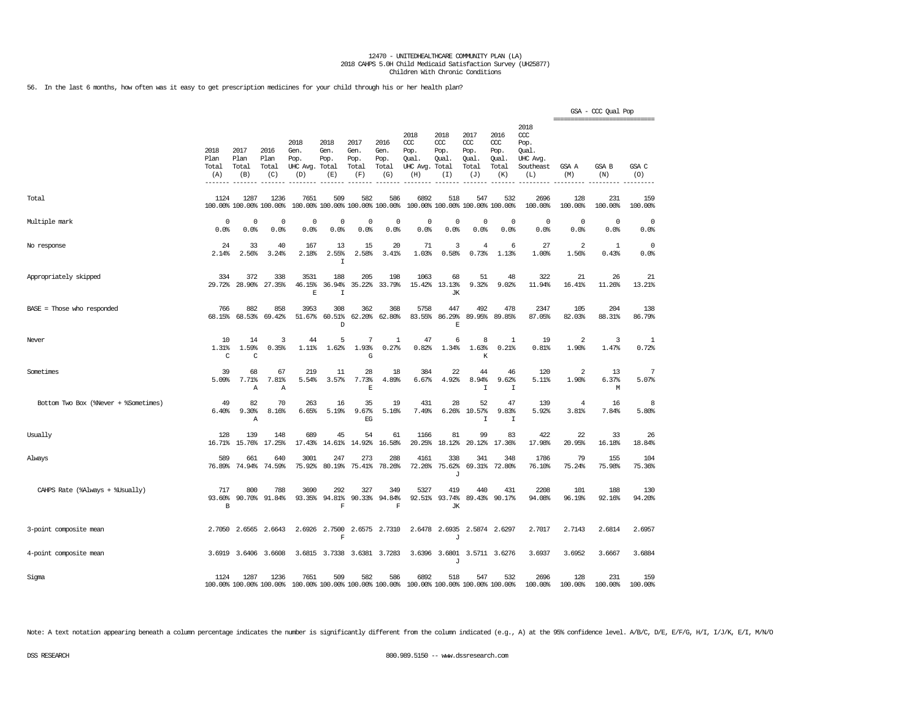12470 - UNITEDHEALTHCARE COMMUNITY PLAN (LA)
2018 CAHPS 5.0H Child Medicaid Satisfaction Survey (UH25877)
Children With Chronic Conditions

56. In the last 6 months, how often was it easy to get prescription medicines for your child through his or her health plan?

| | 2018 Plan Total (A) | 2017 Plan Total (B) | 2016 Plan Total (C) | 2018 Gen. Pop. UHC Avg. (D) | 2018 Gen. Pop. Total (E) | 2017 Gen. Pop. Total (F) | 2016 Gen. Pop. Total (G) | 2018 CCC Pop. Qual. UHC Avg. (H) | 2018 CCC Pop. Qual. Total (I) | 2017 CCC Pop. Qual. Total (J) | 2016 CCC Pop. Qual. Total (K) | 2018 CCC Pop. Qual. UHC Avg. Southeast (L) | GSA - CCC Qual Pop GSA A (M) | GSA B (N) | GSA C (O) |
|---|---|---|---|---|---|---|---|---|---|---|---|---|---|---|---|
| Total | 1124<br>100.00% | 1287<br>100.00% | 1236<br>100.00% | 7651<br>100.00% | 509<br>100.00% | 582<br>100.00% | 586<br>100.00% | 6892<br>100.00% | 518<br>100.00% | 547<br>100.00% | 532<br>100.00% | 2696<br>100.00% | 128<br>100.00% | 231<br>100.00% | 159<br>100.00% |
| Multiple mark | 0<br>0.0% | 0<br>0.0% | 0<br>0.0% | 0<br>0.0% | 0<br>0.0% | 0<br>0.0% | 0<br>0.0% | 0<br>0.0% | 0<br>0.0% | 0<br>0.0% | 0<br>0.0% | 0<br>0.0% | 0<br>0.0% | 0<br>0.0% | 0<br>0.0% |
| No response | 24<br>2.14% | 33<br>2.56% | 40<br>3.24% | 167<br>2.18% | 13<br>2.55%<br>I | 15<br>2.58% | 20<br>3.41% | 71<br>1.03% | 3<br>0.58% | 4<br>0.73% | 6<br>1.13% | 27<br>1.00% | 2<br>1.56% | 1<br>0.43% | 0<br>0.0% |
| Appropriately skipped | 334<br>29.72% | 372<br>28.90% | 338<br>27.35% | 3531<br>46.15%<br>E | 188<br>36.94%<br>I | 205<br>35.22% | 198<br>33.79% | 1063<br>15.42% | 68<br>13.13%<br>JK | 51<br>9.32% | 48<br>9.02% | 322<br>11.94% | 21<br>16.41% | 26<br>11.26% | 21<br>13.21% |
| BASE = Those who responded | 766<br>68.15% | 882<br>68.53% | 858<br>69.42% | 3953<br>51.67% | 308<br>60.51%<br>D | 362<br>62.20% | 368<br>62.80% | 5758<br>83.55% | 447<br>86.29%<br>E | 492<br>89.95% | 478<br>89.85% | 2347<br>87.05% | 105<br>82.03% | 204<br>88.31% | 138<br>86.79% |
| Never | 10<br>1.31%<br>C | 14<br>1.59%<br>C | 3<br>0.35% | 44<br>1.11% | 5<br>1.62% | 7<br>1.93%<br>G | 1<br>0.27% | 47<br>0.82% | 6<br>1.34% | 8<br>1.63%<br>K | 1<br>0.21% | 19<br>0.81% | 2<br>1.90% | 3<br>1.47% | 1<br>0.72% |
| Sometimes | 39<br>5.09% | 68<br>7.71%<br>A | 67<br>7.81%<br>A | 219<br>5.54% | 11<br>3.57% | 28<br>7.73%<br>E | 18<br>4.89% | 384<br>6.67% | 22<br>4.92% | 44<br>8.94%<br>I | 46<br>9.62%<br>I | 120<br>5.11% | 2<br>1.90% | 13<br>6.37%<br>M | 7<br>5.07% |
| Bottom Two Box (%Never + %Sometimes) | 49<br>6.40% | 82<br>9.30%<br>A | 70<br>8.16% | 263<br>6.65% | 16<br>5.19% | 35<br>9.67%<br>EG | 19<br>5.16% | 431<br>7.49% | 28<br>6.26% | 52<br>10.57%<br>I | 47<br>9.83%<br>I | 139<br>5.92% | 4<br>3.81% | 16<br>7.84% | 8<br>5.80% |
| Usually | 128<br>16.71% | 139<br>15.76% | 148<br>17.25% | 689<br>17.43% | 45<br>14.61% | 54<br>14.92% | 61<br>16.58% | 1166<br>20.25% | 81<br>18.12% | 99<br>20.12% | 83<br>17.36% | 422<br>17.98% | 22<br>20.95% | 33<br>16.18% | 26<br>18.84% |
| Always | 589<br>76.89% | 661<br>74.94% | 640<br>74.59% | 3001<br>75.92% | 247<br>80.19% | 273<br>75.41% | 288<br>78.26% | 4161<br>72.26% | 338<br>75.62%<br>J | 341<br>69.31% | 348<br>72.80% | 1786<br>76.10% | 79<br>75.24% | 155<br>75.98% | 104<br>75.36% |
| CAHPS Rate (%Always + %Usually) | 717<br>93.60%<br>B | 800<br>90.70% | 788<br>91.84% | 3690<br>93.35% | 292<br>94.81%<br>F | 327<br>90.33% | 349<br>94.84%<br>F | 5327<br>92.51% | 419<br>93.74%<br>JK | 440<br>89.43% | 431<br>90.17% | 2208<br>94.08% | 101<br>96.19% | 188<br>92.16% | 130<br>94.20% |
| 3-point composite mean | 2.7050 | 2.6565 | 2.6643 | 2.6926 | 2.7500<br>F | 2.6575 | 2.7310 | 2.6478 | 2.6935<br>J | 2.5874 | 2.6297 | 2.7017 | 2.7143 | 2.6814 | 2.6957 |
| 4-point composite mean | 3.6919 | 3.6406 | 3.6608 | 3.6815 | 3.7338 | 3.6381 | 3.7283 | 3.6396 | 3.6801<br>J | 3.5711 | 3.6276 | 3.6937 | 3.6952 | 3.6667 | 3.6884 |
| Sigma | 1124<br>100.00% | 1287<br>100.00% | 1236<br>100.00% | 7651<br>100.00% | 509<br>100.00% | 582<br>100.00% | 586<br>100.00% | 6892<br>100.00% | 518<br>100.00% | 547<br>100.00% | 532<br>100.00% | 2696<br>100.00% | 128<br>100.00% | 231<br>100.00% | 159<br>100.00% |

Note: A text notation appearing beneath a column percentage indicates the number is significantly different from the column indicated (e.g., A) at the 95% confidence level. A/B/C, D/E, E/F/G, H/I, I/J/K, E/I, M/N/O

DSS RESEARCH 800.989.5150 -- www.dssresearch.com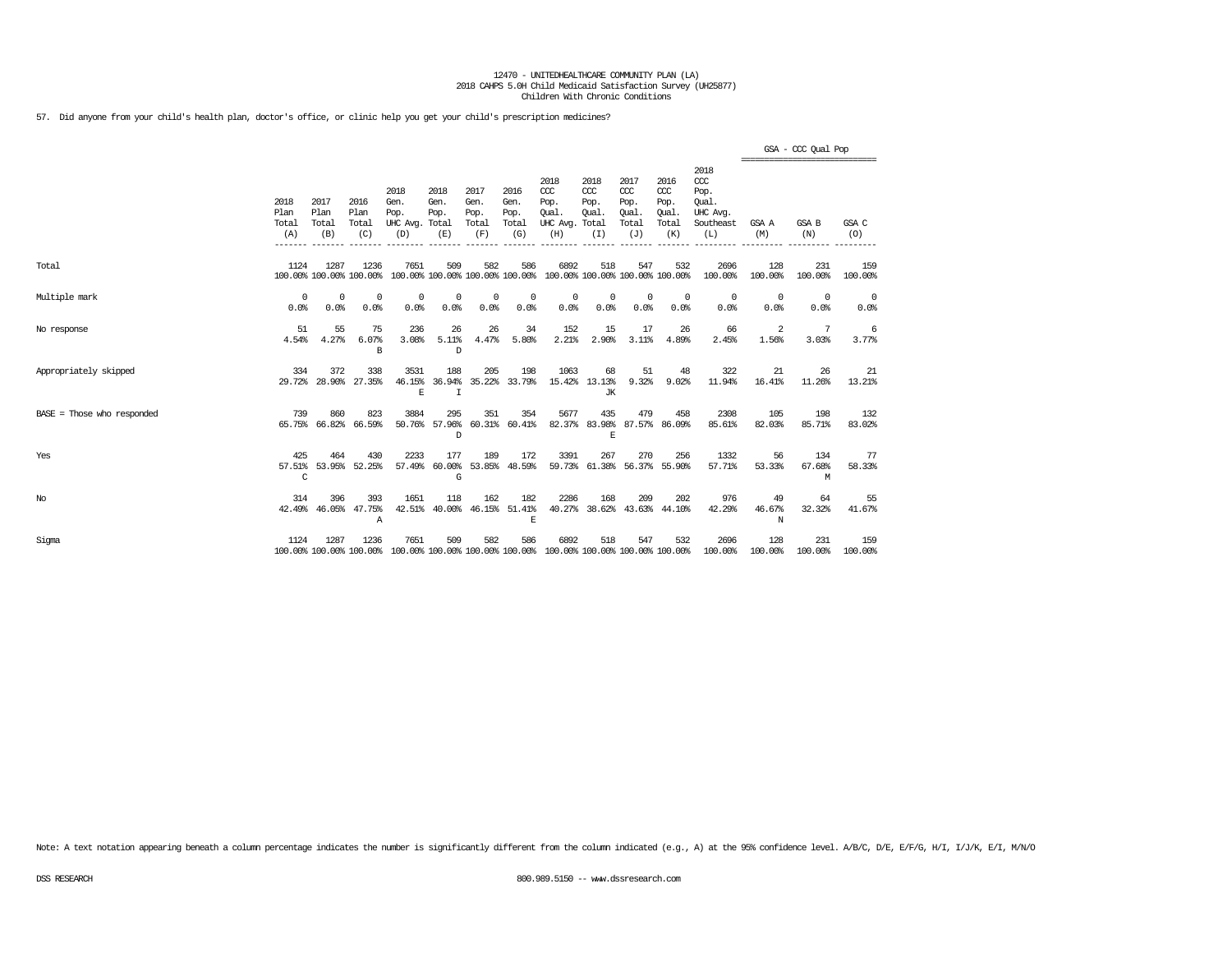12470 - UNITEDHEALTHCARE COMMUNITY PLAN (LA)
2018 CAHPS 5.0H Child Medicaid Satisfaction Survey (UH25877)
Children With Chronic Conditions

57. Did anyone from your child's health plan, doctor's office, or clinic help you get your child's prescription medicines?

| | 2018 Plan Total (A) | 2017 Plan Total (B) | 2016 Plan Total (C) | 2018 Gen. Pop. UHC Avg. (D) | 2018 Gen. Pop. Total (E) | 2017 Gen. Pop. Total (F) | 2016 Gen. Pop. Total (G) | 2018 CCC Pop. Qual. UHC Avg. (H) | 2018 CCC Pop. Qual. Total (I) | 2017 CCC Pop. Qual. Total (J) | 2016 CCC Pop. Qual. Total (K) | 2018 CCC Pop. Qual. UHC Avg. Southeast (L) | GSA - CCC Qual Pop GSA A (M) | GSA B (N) | GSA C (O) |
|---|---|---|---|---|---|---|---|---|---|---|---|---|---|---|---|
| Total | 1124<br>100.00% | 1287<br>100.00% | 1236<br>100.00% | 7651<br>100.00% | 509<br>100.00% | 582<br>100.00% | 586<br>100.00% | 6892<br>100.00% | 518<br>100.00% | 547<br>100.00% | 532<br>100.00% | 2696<br>100.00% | 128<br>100.00% | 231<br>100.00% | 159<br>100.00% |
| Multiple mark | 0<br>0.0% | 0<br>0.0% | 0<br>0.0% | 0<br>0.0% | 0<br>0.0% | 0<br>0.0% | 0<br>0.0% | 0<br>0.0% | 0<br>0.0% | 0<br>0.0% | 0<br>0.0% | 0<br>0.0% | 0<br>0.0% | 0<br>0.0% | 0<br>0.0% |
| No response | 51<br>4.54% | 55<br>4.27% | 75<br>6.07%<br>B | 236<br>3.08% | 26<br>5.11%<br>D | 26<br>4.47% | 34<br>5.80% | 152<br>2.21% | 15<br>2.90% | 17<br>3.11% | 26<br>4.89% | 66<br>2.45% | 2<br>1.56% | 7<br>3.03% | 6<br>3.77% |
| Appropriately skipped | 334<br>29.72% | 372<br>28.90% | 338<br>27.35% | 3531<br>46.15%<br>E | 188<br>36.94%<br>I | 205<br>35.22% | 198<br>33.79% | 1063<br>15.42% | 68<br>13.13%<br>JK | 51<br>9.32% | 48<br>9.02% | 322<br>11.94% | 21<br>16.41% | 26<br>11.26% | 21<br>13.21% |
| BASE = Those who responded | 739<br>65.75% | 860<br>66.82% | 823<br>66.59% | 3884<br>50.76% | 295<br>57.96%<br>D | 351<br>60.31% | 354<br>60.41% | 5677<br>82.37% | 435<br>83.98%<br>E | 479<br>87.57% | 458<br>86.09% | 2308<br>85.61% | 105<br>82.03% | 198<br>85.71% | 132<br>83.02% |
| Yes | 425<br>57.51%<br>C | 464<br>53.95% | 430<br>52.25% | 2233<br>57.49% | 177<br>60.00%<br>G | 189<br>53.85% | 172<br>48.59% | 3391<br>59.73% | 267<br>61.38% | 270<br>56.37% | 256<br>55.90% | 1332<br>57.71% | 56<br>53.33% | 134<br>67.68%<br>M | 77<br>58.33% |
| No | 314<br>42.49% | 396<br>46.05% | 393<br>47.75%<br>A | 1651<br>42.51% | 118<br>40.00% | 162<br>46.15% | 182<br>51.41%<br>E | 2286<br>40.27% | 168<br>38.62% | 209<br>43.63% | 202<br>44.10% | 976<br>42.29% | 49<br>46.67%<br>N | 64<br>32.32% | 55<br>41.67% |
| Sigma | 1124<br>100.00% | 1287<br>100.00% | 1236<br>100.00% | 7651<br>100.00% | 509<br>100.00% | 582<br>100.00% | 586<br>100.00% | 6892<br>100.00% | 518<br>100.00% | 547<br>100.00% | 532<br>100.00% | 2696<br>100.00% | 128<br>100.00% | 231<br>100.00% | 159<br>100.00% |

Note: A text notation appearing beneath a column percentage indicates the number is significantly different from the column indicated (e.g., A) at the 95% confidence level. A/B/C, D/E, E/F/G, H/I, I/J/K, E/I, M/N/O

DSS RESEARCH 800.989.5150 -- www.dssresearch.com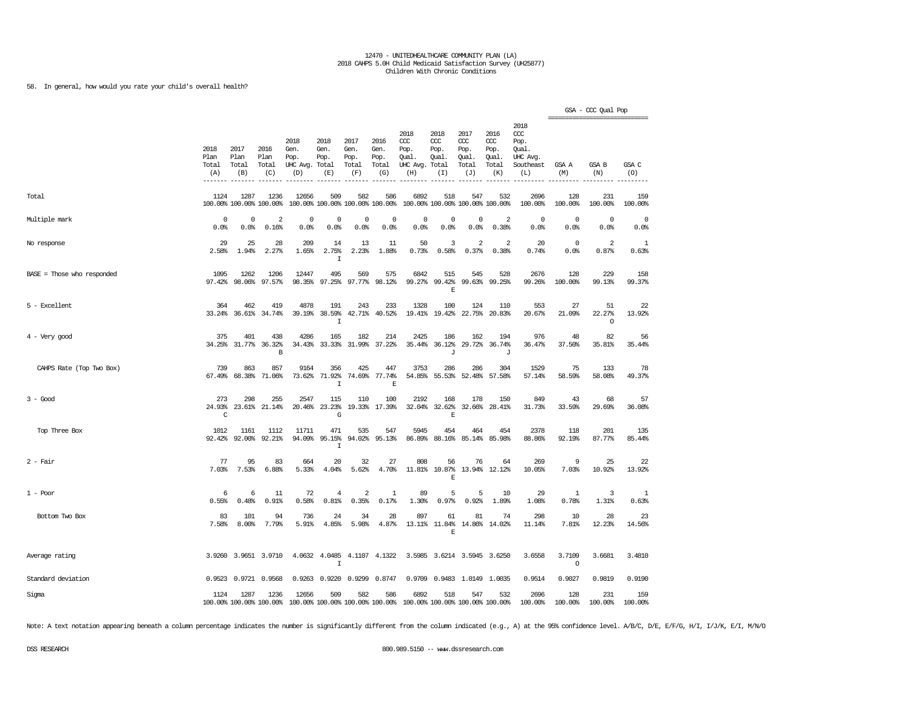12470 - UNITEDHEALTHCARE COMMUNITY PLAN (LA)
2018 CAHPS 5.0H Child Medicaid Satisfaction Survey (UH25877)
Children With Chronic Conditions

58. In general, how would you rate your child's overall health?

| | 2018 Plan Total (A) | 2017 Plan Total (B) | 2016 Plan Total (C) | 2018 Gen. Pop. UHC Avg. (D) | 2018 Gen. Pop. Total (E) | 2017 Gen. Pop. Total (F) | 2016 Gen. Pop. Total (G) | 2018 CCC Pop. Qual. UHC Avg. (H) | 2018 CCC Pop. Qual. Total (I) | 2017 CCC Pop. Qual. Total (J) | 2016 CCC Pop. Qual. Total (K) | 2018 CCC Pop. Qual. UHC Avg. Southeast (L) | GSA - CCC Qual Pop GSA A (M) | GSA B (N) | GSA C (O) |
|---|---|---|---|---|---|---|---|---|---|---|---|---|---|---|---|
| Total | 1124<br>100.00% | 1287<br>100.00% | 1236<br>100.00% | 12656<br>100.00% | 509<br>100.00% | 582<br>100.00% | 586<br>100.00% | 6892<br>100.00% | 518<br>100.00% | 547<br>100.00% | 532<br>100.00% | 2696<br>100.00% | 128<br>100.00% | 231<br>100.00% | 159<br>100.00% |
| Multiple mark | 0<br>0.0% | 0<br>0.0% | 2<br>0.16% | 0<br>0.0% | 0<br>0.0% | 0<br>0.0% | 0<br>0.0% | 0<br>0.0% | 0<br>0.0% | 0<br>0.0% | 2<br>0.38% | 0<br>0.0% | 0<br>0.0% | 0<br>0.0% | 0<br>0.0% |
| No response | 29<br>2.58% | 25<br>1.94% | 28<br>2.27% | 209<br>1.65% | 14<br>2.75%<br>I | 13<br>2.23% | 11<br>1.88% | 50<br>0.73% | 3<br>0.58% | 2<br>0.37% | 2<br>0.38% | 20<br>0.74% | 0<br>0.0% | 2<br>0.87% | 1<br>0.63% |
| BASE = Those who responded | 1095<br>97.42% | 1262<br>98.06% | 1206<br>97.57% | 12447<br>98.35% | 495<br>97.25% | 569<br>97.77% | 575<br>98.12% | 6842<br>99.27% | 515<br>99.42%<br>E | 545<br>99.63% | 528<br>99.25% | 2676<br>99.26% | 128<br>100.00% | 229<br>99.13% | 158<br>99.37% |
| 5 - Excellent | 364<br>33.24% | 462<br>36.61% | 419<br>34.74% | 4878<br>39.19% | 191<br>38.59%<br>I | 243<br>42.71% | 233<br>40.52% | 1328<br>19.41% | 100<br>19.42% | 124<br>22.75% | 110<br>20.83% | 553<br>20.67% | 27<br>21.09% | 51<br>22.27%<br>O | 22<br>13.92% |
| 4 - Very good | 375<br>34.25% | 401<br>31.77% | 438<br>36.32%<br>B | 4286<br>34.43% | 165<br>33.33% | 182<br>31.99% | 214<br>37.22% | 2425<br>35.44% | 186<br>36.12%<br>J | 162<br>29.72% | 194<br>36.74%<br>J | 976<br>36.47% | 48<br>37.50% | 82<br>35.81% | 56<br>35.44% |
| CAHPS Rate (Top Two Box) | 739<br>67.49% | 863<br>68.38% | 857<br>71.06% | 9164<br>73.62% | 356<br>71.92%<br>I | 425<br>74.69% | 447<br>77.74%<br>E | 3753<br>54.85% | 286<br>55.53% | 286<br>52.48% | 304<br>57.58% | 1529<br>57.14% | 75<br>58.59% | 133<br>58.08% | 78<br>49.37% |
| 3 - Good | 273<br>24.93%<br>C | 298<br>23.61% | 255<br>21.14% | 2547<br>20.46% | 115<br>23.23%<br>G | 110<br>19.33% | 100<br>17.39% | 2192<br>32.04% | 168<br>32.62%<br>E | 178<br>32.66% | 150<br>28.41% | 849<br>31.73% | 43<br>33.59% | 68<br>29.69% | 57<br>36.08% |
| Top Three Box | 1012<br>92.42% | 1161<br>92.00% | 1112<br>92.21% | 11711<br>94.09% | 471<br>95.15%<br>I | 535<br>94.02% | 547<br>95.13% | 5945<br>86.89% | 454<br>88.16% | 464<br>85.14% | 454<br>85.98% | 2378<br>88.86% | 118<br>92.19% | 201<br>87.77% | 135<br>85.44% |
| 2 - Fair | 77<br>7.03% | 95<br>7.53% | 83<br>6.88% | 664<br>5.33% | 20<br>4.04% | 32<br>5.62% | 27<br>4.70% | 808<br>11.81% | 56<br>10.87%<br>E | 76<br>13.94% | 64<br>12.12% | 269<br>10.05% | 9<br>7.03% | 25<br>10.92% | 22<br>13.92% |
| 1 - Poor | 6<br>0.55% | 6<br>0.48% | 11<br>0.91% | 72<br>0.58% | 4<br>0.81% | 2<br>0.35% | 1<br>0.17% | 89<br>1.30% | 5<br>0.97% | 5<br>0.92% | 10<br>1.89% | 29<br>1.08% | 1<br>0.78% | 3<br>1.31% | 1<br>0.63% |
| Bottom Two Box | 83<br>7.58% | 101<br>8.00% | 94<br>7.79% | 736<br>5.91% | 24<br>4.85% | 34<br>5.98% | 28<br>4.87% | 897<br>13.11% | 61<br>11.84%<br>E | 81<br>14.86% | 74<br>14.02% | 298<br>11.14% | 10<br>7.81% | 28<br>12.23% | 23<br>14.56% |
| Average rating | 3.9260 | 3.9651 | 3.9710 | 4.0632 | 4.0485<br>I | 4.1107 | 4.1322 | 3.5985 | 3.6214 | 3.5945 | 3.6250 | 3.6558 | 3.7109<br>O | 3.6681 | 3.4810 |
| Standard deviation | 0.9523 | 0.9721 | 0.9568 | 0.9263 | 0.9220 | 0.9299 | 0.8747 | 0.9709 | 0.9483 | 1.0149 | 1.0035 | 0.9514 | 0.9027 | 0.9819 | 0.9190 |
| Sigma | 1124<br>100.00% | 1287<br>100.00% | 1236<br>100.00% | 12656<br>100.00% | 509<br>100.00% | 582<br>100.00% | 586<br>100.00% | 6892<br>100.00% | 518<br>100.00% | 547<br>100.00% | 532<br>100.00% | 2696<br>100.00% | 128<br>100.00% | 231<br>100.00% | 159<br>100.00% |

Note: A text notation appearing beneath a column percentage indicates the number is significantly different from the column indicated (e.g., A) at the 95% confidence level. A/B/C, D/E, E/F/G, H/I, I/J/K, E/I, M/N/O

DSS RESEARCH 800.989.5150 -- www.dssresearch.com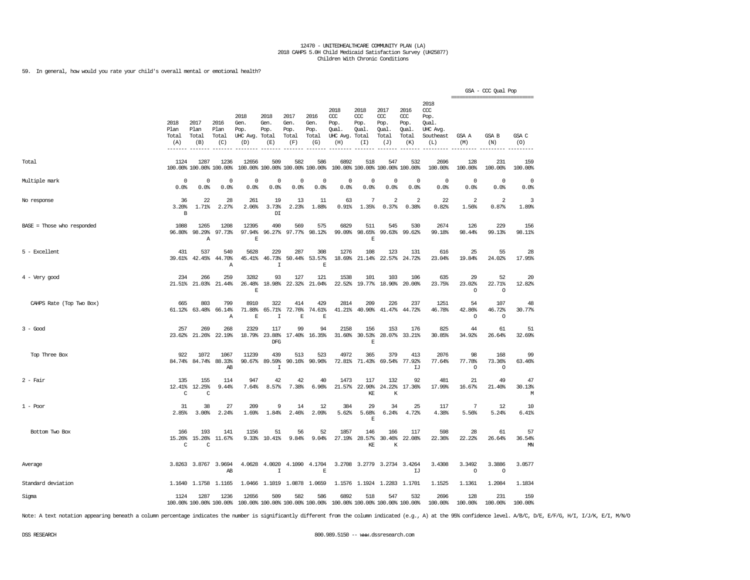12470 - UNITEDHEALTHCARE COMMUNITY PLAN (LA)
2018 CAHPS 5.0H Child Medicaid Satisfaction Survey (UH25877)
Children With Chronic Conditions

59. In general, how would you rate your child's overall mental or emotional health?

| | 2018 Plan Total (A) | 2017 Plan Total (B) | 2016 Plan Total (C) | 2018 Gen. Pop. UHC Avg. (D) | 2018 Gen. Pop. Total (E) | 2017 Gen. Pop. Total (F) | 2016 Gen. Pop. Total (G) | 2018 CCC Pop. Qual. UHC Avg. (H) | 2018 CCC Pop. Qual. Total (I) | 2017 CCC Pop. Qual. Total (J) | 2016 CCC Pop. Qual. Total (K) | 2018 CCC Pop. Qual. UHC Avg. Southeast (L) | GSA - CCC Qual Pop: GSA A (M) | GSA B (N) | GSA C (O) |
|---|---|---|---|---|---|---|---|---|---|---|---|---|---|---|---|
| Total | 1124<br>100.00% | 1287<br>100.00% | 1236<br>100.00% | 12656<br>100.00% | 509<br>100.00% | 582<br>100.00% | 586<br>100.00% | 6892<br>100.00% | 518<br>100.00% | 547<br>100.00% | 532<br>100.00% | 2696<br>100.00% | 128<br>100.00% | 231<br>100.00% | 159<br>100.00% |
| Multiple mark | 0<br>0.0% | 0<br>0.0% | 0<br>0.0% | 0<br>0.0% | 0<br>0.0% | 0<br>0.0% | 0<br>0.0% | 0<br>0.0% | 0<br>0.0% | 0<br>0.0% | 0<br>0.0% | 0<br>0.0% | 0<br>0.0% | 0<br>0.0% | 0<br>0.0% |
| No response | 36<br>3.20%<br>B | 22<br>1.71% | 28<br>2.27% | 261<br>2.06% | 19<br>3.73%<br>DI | 13<br>2.23% | 11<br>1.88% | 63<br>0.91% | 7<br>1.35% | 2<br>0.37% | 2<br>0.38% | 22<br>0.82% | 2<br>1.56% | 2<br>0.87% | 3<br>1.89% |
| BASE = Those who responded | 1088<br>96.80% | 1265<br>98.29%<br>A | 1208<br>97.73% | 12395<br>97.94%<br>E | 490<br>96.27% | 569<br>97.77% | 575<br>98.12% | 6829<br>99.09% | 511<br>98.65%<br>E | 545<br>99.63% | 530<br>99.62% | 2674<br>99.18% | 126<br>98.44% | 229<br>99.13% | 156<br>98.11% |
| 5 - Excellent | 431<br>39.61% | 537<br>42.45% | 540<br>44.70%<br>A | 5628<br>45.41% | 229<br>46.73%<br>I | 287<br>50.44% | 308<br>53.57%<br>E | 1276<br>18.69% | 108<br>21.14% | 123<br>22.57% | 131<br>24.72% | 616<br>23.04% | 25<br>19.84% | 55<br>24.02% | 28<br>17.95% |
| 4 - Very good | 234<br>21.51% | 266<br>21.03% | 259<br>21.44% | 3282<br>26.48%<br>E | 93<br>18.98% | 127<br>22.32% | 121<br>21.04% | 1538<br>22.52% | 101<br>19.77% | 103<br>18.90% | 106<br>20.00% | 635<br>23.75% | 29<br>23.02%<br>O | 52<br>22.71%<br>O | 20<br>12.82% |
| CAHPS Rate (Top Two Box) | 665<br>61.12% | 803<br>63.48% | 799<br>66.14%<br>A | 8910<br>71.88%<br>E | 322<br>65.71%<br>I | 414<br>72.76%<br>E | 429<br>74.61%<br>E | 2814<br>41.21% | 209<br>40.90% | 226<br>41.47% | 237<br>44.72% | 1251<br>46.78% | 54<br>42.86%<br>O | 107<br>46.72%<br>O | 48<br>30.77% |
| 3 - Good | 257<br>23.62% | 269<br>21.26% | 268<br>22.19% | 2329<br>18.79% | 117<br>23.88%<br>DFG | 99<br>17.40% | 94<br>16.35% | 2158<br>31.60% | 156<br>30.53%<br>E | 153<br>28.07% | 176<br>33.21% | 825<br>30.85% | 44<br>34.92% | 61<br>26.64% | 51<br>32.69% |
| Top Three Box | 922<br>84.74% | 1072<br>84.74% | 1067<br>88.33%<br>AB | 11239<br>90.67% | 439<br>89.59%<br>I | 513<br>90.16% | 523<br>90.96% | 4972<br>72.81% | 365<br>71.43% | 379<br>69.54% | 413<br>77.92%<br>IJ | 2076<br>77.64% | 98<br>77.78%<br>O | 168<br>73.36%<br>O | 99<br>63.46% |
| 2 - Fair | 135<br>12.41%<br>C | 155<br>12.25%<br>C | 114<br>9.44% | 947<br>7.64% | 42<br>8.57% | 42<br>7.38% | 40<br>6.96% | 1473<br>21.57% | 117<br>22.90%<br>KE | 132<br>24.22%<br>K | 92<br>17.36% | 481<br>17.99% | 21<br>16.67% | 49<br>21.40% | 47<br>30.13%<br>M |
| 1 - Poor | 31<br>2.85% | 38<br>3.00% | 27<br>2.24% | 209<br>1.69% | 9<br>1.84% | 14<br>2.46% | 12<br>2.09% | 384<br>5.62% | 29<br>5.68%<br>E | 34<br>6.24% | 25<br>4.72% | 117<br>4.38% | 7<br>5.56% | 12<br>5.24% | 10<br>6.41% |
| Bottom Two Box | 166<br>15.26%<br>C | 193<br>15.26%<br>C | 141<br>11.67% | 1156<br>9.33% | 51<br>10.41% | 56<br>9.84% | 52<br>9.04% | 1857<br>27.19% | 146<br>28.57%<br>KE | 166<br>30.46%<br>K | 117<br>22.08% | 598<br>22.36% | 28<br>22.22% | 61<br>26.64% | 57<br>36.54%<br>MN |
| Average | 3.8263 | 3.8767 | 3.9694<br>AB | 4.0628 | 4.0020<br>I | 4.1090 | 4.1704<br>E | 3.2708 | 3.2779 | 3.2734 | 3.4264<br>IJ | 3.4308 | 3.3492<br>O | 3.3886<br>O | 3.0577 |
| Standard deviation | 1.1640 | 1.1758 | 1.1165 | 1.0466 | 1.1019 | 1.0878 | 1.0659 | 1.1576 | 1.1924 | 1.2283 | 1.1701 | 1.1525 | 1.1361 | 1.2084 | 1.1834 |
| Sigma | 1124<br>100.00% | 1287<br>100.00% | 1236<br>100.00% | 12656<br>100.00% | 509<br>100.00% | 582<br>100.00% | 586<br>100.00% | 6892<br>100.00% | 518<br>100.00% | 547<br>100.00% | 532<br>100.00% | 2696<br>100.00% | 128<br>100.00% | 231<br>100.00% | 159<br>100.00% |

Note: A text notation appearing beneath a column percentage indicates the number is significantly different from the column indicated (e.g., A) at the 95% confidence level. A/B/C, D/E, E/F/G, H/I, I/J/K, E/I, M/N/O

DSS RESEARCH 800.989.5150 -- www.dssresearch.com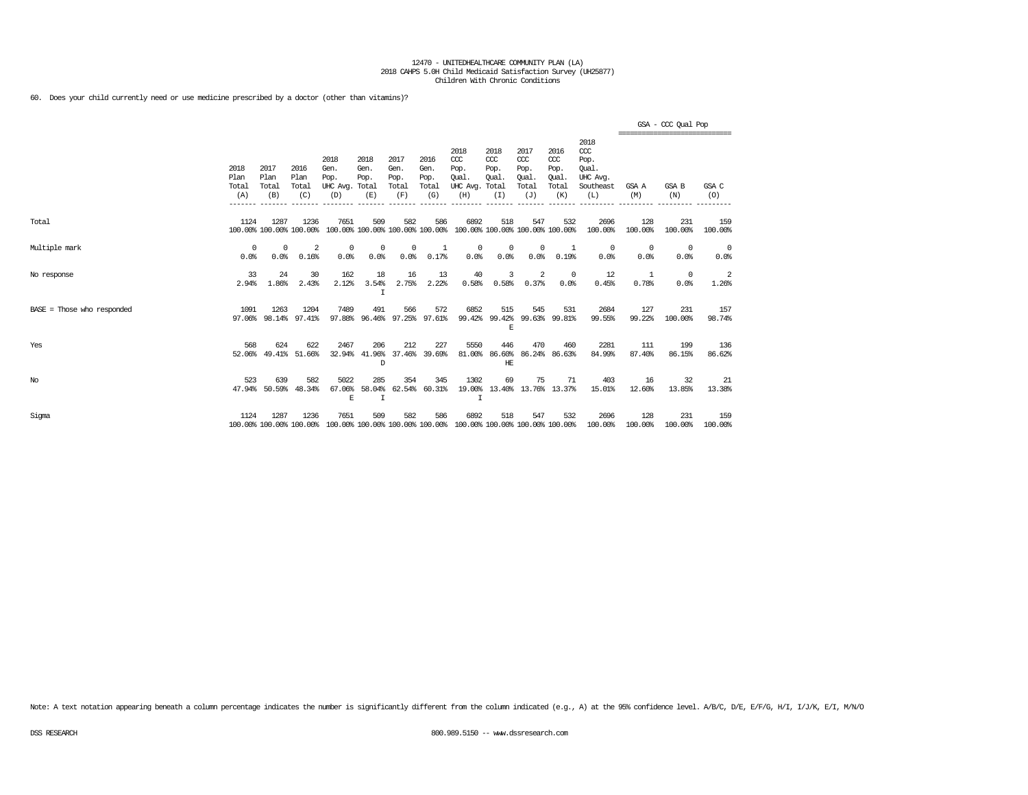12470 - UNITEDHEALTHCARE COMMUNITY PLAN (LA)
2018 CAHPS 5.0H Child Medicaid Satisfaction Survey (UH25877)
Children With Chronic Conditions

60. Does your child currently need or use medicine prescribed by a doctor (other than vitamins)?

| | 2018 Plan Total (A) | 2017 Plan Total (B) | 2016 Plan Total (C) | 2018 Gen. Pop. UHC Avg. (D) | 2018 Gen. Pop. Total (E) | 2017 Gen. Pop. Total (F) | 2016 Gen. Pop. Total (G) | 2018 CCC Pop. Qual. UHC Avg. (H) | 2018 CCC Pop. Qual. Total (I) | 2017 CCC Pop. Qual. Total (J) | 2016 CCC Pop. Qual. Total (K) | 2018 CCC Pop. Qual. UHC Avg. Southeast (L) | GSA - CCC Qual Pop GSA A (M) | GSA B (N) | GSA C (O) |
|---|---|---|---|---|---|---|---|---|---|---|---|---|---|---|---|
| Total | 1124 | 1287 | 1236 | 7651 | 509 | 582 | 586 | 6892 | 518 | 547 | 532 | 2696 | 128 | 231 | 159 |
| | 100.00% | 100.00% | 100.00% | 100.00% | 100.00% | 100.00% | 100.00% | 100.00% | 100.00% | 100.00% | 100.00% | 100.00% | 100.00% | 100.00% | 100.00% |
| Multiple mark | 0 | 0 | 2 | 0 | 0 | 0 | 1 | 0 | 0 | 0 | 1 | 0 | 0 | 0 | 0 |
| | 0.0% | 0.0% | 0.16% | 0.0% | 0.0% | 0.0% | 0.17% | 0.0% | 0.0% | 0.0% | 0.19% | 0.0% | 0.0% | 0.0% | 0.0% |
| No response | 33 | 24 | 30 | 162 | 18 | 16 | 13 | 40 | 3 | 2 | 0 | 12 | 1 | 0 | 2 |
| | 2.94% | 1.86% | 2.43% | 2.12% | 3.54% I | 2.75% | 2.22% | 0.58% | 0.58% | 0.37% | 0.0% | 0.45% | 0.78% | 0.0% | 1.26% |
| BASE = Those who responded | 1091 | 1263 | 1204 | 7489 | 491 | 566 | 572 | 6852 | 515 | 545 | 531 | 2684 | 127 | 231 | 157 |
| | 97.06% | 98.14% | 97.41% | 97.88% | 96.46% | 97.25% | 97.61% | 99.42% | 99.42% E | 99.63% | 99.81% | 99.55% | 99.22% | 100.00% | 98.74% |
| Yes | 568 | 624 | 622 | 2467 | 206 | 212 | 227 | 5550 | 446 | 470 | 460 | 2281 | 111 | 199 | 136 |
| | 52.06% | 49.41% | 51.66% | 32.94% | 41.96% D | 37.46% | 39.69% | 81.00% | 86.60% HE | 86.24% | 86.63% | 84.99% | 87.40% | 86.15% | 86.62% |
| No | 523 | 639 | 582 | 5022 | 285 | 354 | 345 | 1302 | 69 | 75 | 71 | 403 | 16 | 32 | 21 |
| | 47.94% | 50.59% | 48.34% | 67.06% E | 58.04% I | 62.54% | 60.31% | 19.00% I | 13.40% | 13.76% | 13.37% | 15.01% | 12.60% | 13.85% | 13.38% |
| Sigma | 1124 | 1287 | 1236 | 7651 | 509 | 582 | 586 | 6892 | 518 | 547 | 532 | 2696 | 128 | 231 | 159 |
| | 100.00% | 100.00% | 100.00% | 100.00% | 100.00% | 100.00% | 100.00% | 100.00% | 100.00% | 100.00% | 100.00% | 100.00% | 100.00% | 100.00% | 100.00% |

Note: A text notation appearing beneath a column percentage indicates the number is significantly different from the column indicated (e.g., A) at the 95% confidence level. A/B/C, D/E, E/F/G, H/I, I/J/K, E/I, M/N/O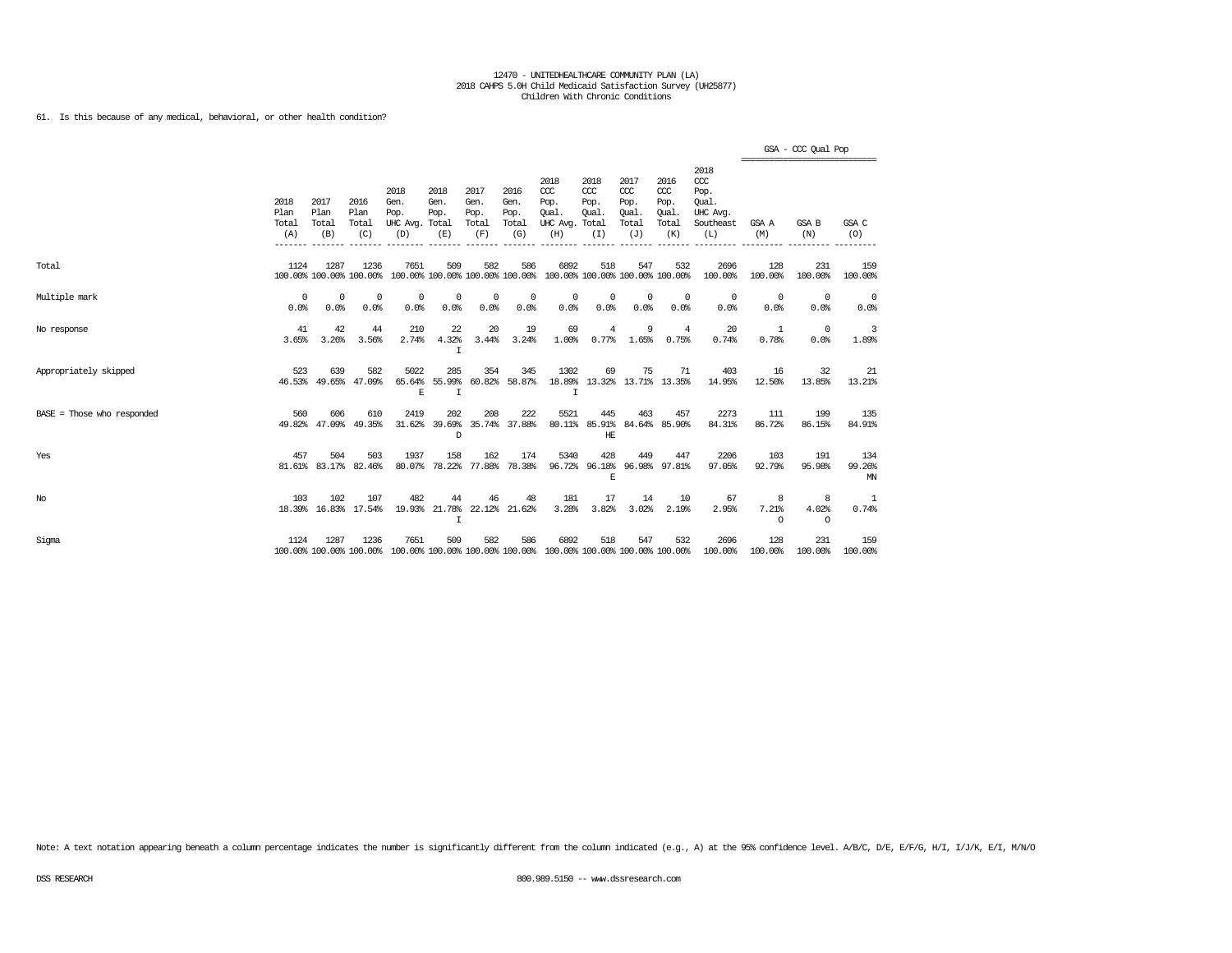12470 - UNITEDHEALTHCARE COMMUNITY PLAN (LA)
2018 CAHPS 5.0H Child Medicaid Satisfaction Survey (UH25877)
Children With Chronic Conditions

61. Is this because of any medical, behavioral, or other health condition?

| | 2018 Plan Total (A) | 2017 Plan Total (B) | 2016 Plan Total (C) | 2018 Gen. Pop. UHC Avg. (D) | 2018 Gen. Pop. Total (E) | 2017 Gen. Pop. Total (F) | 2016 Gen. Pop. Total (G) | 2018 CCC Pop. Qual. UHC Avg. (H) | 2018 CCC Pop. Qual. Total (I) | 2017 CCC Pop. Qual. Total (J) | 2016 CCC Pop. Qual. Total (K) | 2018 CCC Pop. Qual. UHC Avg. Southeast (L) | GSA - CCC Qual Pop GSA A (M) | GSA B (N) | GSA C (O) |
|---|---|---|---|---|---|---|---|---|---|---|---|---|---|---|---|
| Total | 1124 100.00% | 1287 100.00% | 1236 100.00% | 7651 100.00% | 509 100.00% | 582 100.00% | 586 100.00% | 6892 100.00% | 518 100.00% | 547 100.00% | 532 100.00% | 2696 100.00% | 128 100.00% | 231 100.00% | 159 100.00% |
| Multiple mark | 0 0.0% | 0 0.0% | 0 0.0% | 0 0.0% | 0 0.0% | 0 0.0% | 0 0.0% | 0 0.0% | 0 0.0% | 0 0.0% | 0 0.0% | 0 0.0% | 0 0.0% | 0 0.0% | 0 0.0% |
| No response | 41 3.65% | 42 3.26% | 44 3.56% | 210 2.74% | 22 4.32% I | 20 3.44% | 19 3.24% | 69 1.00% | 4 0.77% | 9 1.65% | 4 0.75% | 20 0.74% | 1 0.78% | 0 0.0% | 3 1.89% |
| Appropriately skipped | 523 46.53% | 639 49.65% | 582 47.09% | 5022 65.64% E | 285 55.99% I | 354 60.82% | 345 58.87% | 1302 18.89% I | 69 13.32% | 75 13.71% | 71 13.35% | 403 14.95% | 16 12.50% | 32 13.85% | 21 13.21% |
| BASE = Those who responded | 560 49.82% | 606 47.09% | 610 49.35% | 2419 31.62% | 202 39.69% D | 208 35.74% | 222 37.88% | 5521 80.11% | 445 85.91% HE | 463 84.64% | 457 85.90% | 2273 84.31% | 111 86.72% | 199 86.15% | 135 84.91% |
| Yes | 457 81.61% | 504 83.17% | 503 82.46% | 1937 80.07% | 158 78.22% | 162 77.88% | 174 78.38% | 5340 96.72% | 428 96.18% E | 449 96.98% | 447 97.81% | 2206 97.05% | 103 92.79% | 191 95.98% | 134 99.26% MN |
| No | 103 18.39% | 102 16.83% | 107 17.54% | 482 19.93% | 44 21.78% I | 46 22.12% | 48 21.62% | 181 3.28% | 17 3.82% | 14 3.02% | 10 2.19% | 67 2.95% | 8 7.21% O | 8 4.02% O | 1 0.74% |
| Sigma | 1124 100.00% | 1287 100.00% | 1236 100.00% | 7651 100.00% | 509 100.00% | 582 100.00% | 586 100.00% | 6892 100.00% | 518 100.00% | 547 100.00% | 532 100.00% | 2696 100.00% | 128 100.00% | 231 100.00% | 159 100.00% |

Note: A text notation appearing beneath a column percentage indicates the number is significantly different from the column indicated (e.g., A) at the 95% confidence level. A/B/C, D/E, E/F/G, H/I, I/J/K, E/I, M/N/O

DSS RESEARCH 800.989.5150 -- www.dssresearch.com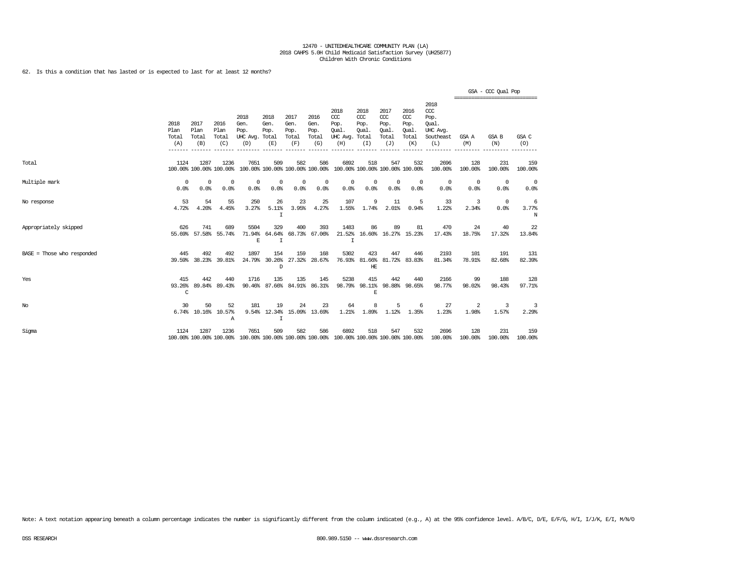12470 - UNITEDHEALTHCARE COMMUNITY PLAN (LA)
2018 CAHPS 5.0H Child Medicaid Satisfaction Survey (UH25877)
Children With Chronic Conditions

62. Is this a condition that has lasted or is expected to last for at least 12 months?

| | 2018 Plan Total (A) | 2017 Plan Total (B) | 2016 Plan Total (C) | 2018 Gen. Pop. UHC Avg. (D) | 2018 Gen. Pop. Total (E) | 2017 Gen. Pop. Total (F) | 2016 Gen. Pop. Total (G) | 2018 CCC Pop. Qual. UHC Avg. (H) | 2018 CCC Pop. Qual. Total (I) | 2017 CCC Pop. Qual. Total (J) | 2016 CCC Pop. Qual. Total (K) | 2018 CCC Pop. Qual. UHC Avg. Southeast (L) | GSA - CCC Qual Pop GSA A (M) | GSA B (N) | GSA C (O) |
|---|---|---|---|---|---|---|---|---|---|---|---|---|---|---|---|
| Total | 1124<br>100.00% | 1287<br>100.00% | 1236<br>100.00% | 7651<br>100.00% | 509<br>100.00% | 582<br>100.00% | 586<br>100.00% | 6892<br>100.00% | 518<br>100.00% | 547<br>100.00% | 532<br>100.00% | 2696<br>100.00% | 128<br>100.00% | 231<br>100.00% | 159<br>100.00% |
| Multiple mark | 0<br>0.0% | 0<br>0.0% | 0<br>0.0% | 0<br>0.0% | 0<br>0.0% | 0<br>0.0% | 0<br>0.0% | 0<br>0.0% | 0<br>0.0% | 0<br>0.0% | 0<br>0.0% | 0<br>0.0% | 0<br>0.0% | 0<br>0.0% | 0<br>0.0% |
| No response | 53<br>4.72% | 54<br>4.20% | 55<br>4.45% | 250<br>3.27% | 26<br>5.11%<br>I | 23<br>3.95% | 25<br>4.27% | 107<br>1.55% | 9<br>1.74% | 11<br>2.01% | 5<br>0.94% | 33<br>1.22% | 3<br>2.34% | 0<br>0.0% | 6<br>3.77%<br>N |
| Appropriately skipped | 626<br>55.69% | 741<br>57.58% | 689<br>55.74% | 5504<br>71.94%<br>E | 329<br>64.64%<br>I | 400<br>68.73% | 393<br>67.06% | 1483<br>21.52%<br>I | 86<br>16.60% | 89<br>16.27% | 81<br>15.23% | 470<br>17.43% | 24<br>18.75% | 40<br>17.32% | 22<br>13.84% |
| BASE = Those who responded | 445<br>39.59% | 492<br>38.23% | 492<br>39.81% | 1897<br>24.79% | 154<br>30.26%<br>D | 159<br>27.32% | 168<br>28.67% | 5302<br>76.93% | 423<br>81.66%<br>HE | 447<br>81.72% | 446<br>83.83% | 2193<br>81.34% | 101<br>78.91% | 191<br>82.68% | 131<br>82.39% |
| Yes | 415<br>93.26%<br>C | 442<br>89.84% | 440<br>89.43% | 1716<br>90.46% | 135<br>87.66% | 135<br>84.91% | 145<br>86.31% | 5238<br>98.79% | 415<br>98.11%<br>E | 442<br>98.88% | 440<br>98.65% | 2166<br>98.77% | 99<br>98.02% | 188<br>98.43% | 128<br>97.71% |
| No | 30<br>6.74% | 50<br>10.16% | 52<br>10.57%<br>A | 181<br>9.54% | 19<br>12.34%<br>I | 24<br>15.09% | 23<br>13.69% | 64<br>1.21% | 8<br>1.89% | 5<br>1.12% | 6<br>1.35% | 27<br>1.23% | 2<br>1.98% | 3<br>1.57% | 3<br>2.29% |
| Sigma | 1124<br>100.00% | 1287<br>100.00% | 1236<br>100.00% | 7651<br>100.00% | 509<br>100.00% | 582<br>100.00% | 586<br>100.00% | 6892<br>100.00% | 518<br>100.00% | 547<br>100.00% | 532<br>100.00% | 2696<br>100.00% | 128<br>100.00% | 231<br>100.00% | 159<br>100.00% |

Note: A text notation appearing beneath a column percentage indicates the number is significantly different from the column indicated (e.g., A) at the 95% confidence level. A/B/C, D/E, E/F/G, H/I, I/J/K, E/I, M/N/O

DSS RESEARCH 800.989.5150 -- www.dssresearch.com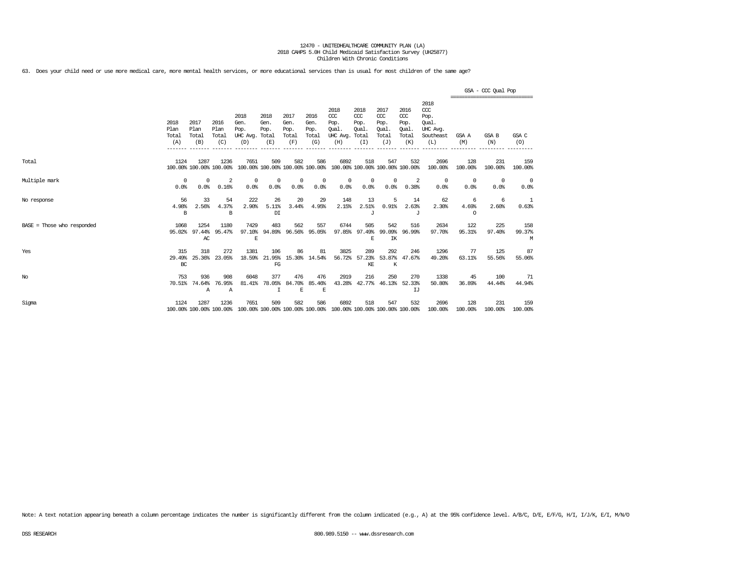12470 - UNITEDHEALTHCARE COMMUNITY PLAN (LA)
2018 CAHPS 5.0H Child Medicaid Satisfaction Survey (UH25877)
Children With Chronic Conditions

63. Does your child need or use more medical care, more mental health services, or more educational services than is usual for most children of the same age?

| | 2018 Plan Total (A) | 2017 Plan Total (B) | 2016 Plan Total (C) | 2018 Gen. Pop. UHC Avg. (D) | 2018 Gen. Pop. Total (E) | 2017 Gen. Pop. Total (F) | 2016 Gen. Pop. Total (G) | 2018 CCC Pop. Qual. UHC Avg. (H) | 2018 CCC Pop. Qual. Total (I) | 2017 CCC Pop. Qual. Total (J) | 2016 CCC Pop. Qual. Total (K) | 2018 CCC Pop. Qual. UHC Avg. Southeast (L) | GSA - CCC Qual Pop GSA A (M) | GSA B (N) | GSA C (O) |
|---|---|---|---|---|---|---|---|---|---|---|---|---|---|---|---|
| Total | 1124 | 1287 | 1236 | 7651 | 509 | 582 | 586 | 6892 | 518 | 547 | 532 | 2696 | 128 | 231 | 159 |
| | 100.00% | 100.00% | 100.00% | 100.00% | 100.00% | 100.00% | 100.00% | 100.00% | 100.00% | 100.00% | 100.00% | 100.00% | 100.00% | 100.00% | 100.00% |
| Multiple mark | 0 | 0 | 2 | 0 | 0 | 0 | 0 | 0 | 0 | 0 | 2 | 0 | 0 | 0 | 0 |
| | 0.0% | 0.0% | 0.16% | 0.0% | 0.0% | 0.0% | 0.0% | 0.0% | 0.0% | 0.0% | 0.38% | 0.0% | 0.0% | 0.0% | 0.0% |
| No response | 56 | 33 | 54 | 222 | 26 | 20 | 29 | 148 | 13 | 5 | 14 | 62 | 6 | 6 | 1 |
| | 4.98% | 2.56% | 4.37% | 2.90% | 5.11% | 3.44% | 4.95% | 2.15% | 2.51% | 0.91% | 2.63% | 2.30% | 4.69% | 2.60% | 0.63% |
| | B | | B | | DI | | | | J | | J | | O | | |
| BASE = Those who responded | 1068 | 1254 | 1180 | 7429 | 483 | 562 | 557 | 6744 | 505 | 542 | 516 | 2634 | 122 | 225 | 158 |
| | 95.02% | 97.44% | 95.47% | 97.10% | 94.89% | 96.56% | 95.05% | 97.85% | 97.49% | 99.09% | 96.99% | 97.70% | 95.31% | 97.40% | 99.37% |
| | | AC | | E | | | | | E | IK | | | | | M |
| Yes | 315 | 318 | 272 | 1381 | 106 | 86 | 81 | 3825 | 289 | 292 | 246 | 1296 | 77 | 125 | 87 |
| | 29.49% | 25.36% | 23.05% | 18.59% | 21.95% | 15.30% | 14.54% | 56.72% | 57.23% | 53.87% | 47.67% | 49.20% | 63.11% | 55.56% | 55.06% |
| | BC | | | | FG | | | | KE | K | | | | | |
| No | 753 | 936 | 908 | 6048 | 377 | 476 | 476 | 2919 | 216 | 250 | 270 | 1338 | 45 | 100 | 71 |
| | 70.51% | 74.64% | 76.95% | 81.41% | 78.05% | 84.70% | 85.46% | 43.28% | 42.77% | 46.13% | 52.33% | 50.80% | 36.89% | 44.44% | 44.94% |
| | | A | A | | I | E | E | | | | IJ | | | | |
| Sigma | 1124 | 1287 | 1236 | 7651 | 509 | 582 | 586 | 6892 | 518 | 547 | 532 | 2696 | 128 | 231 | 159 |
| | 100.00% | 100.00% | 100.00% | 100.00% | 100.00% | 100.00% | 100.00% | 100.00% | 100.00% | 100.00% | 100.00% | 100.00% | 100.00% | 100.00% | 100.00% |

Note: A text notation appearing beneath a column percentage indicates the number is significantly different from the column indicated (e.g., A) at the 95% confidence level. A/B/C, D/E, E/F/G, H/I, I/J/K, E/I, M/N/O

DSS RESEARCH 800.989.5150 -- www.dssresearch.com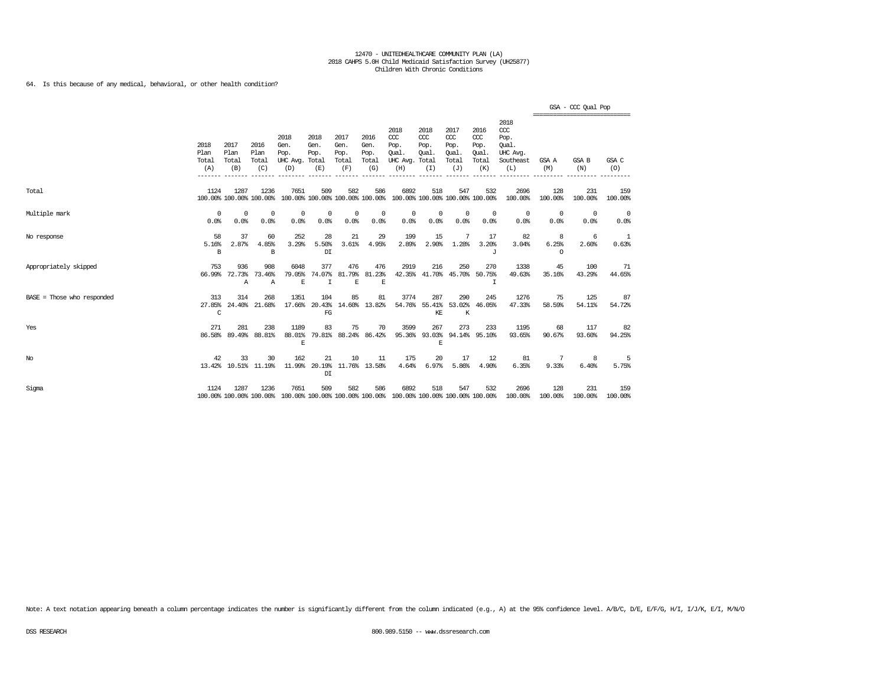12470 - UNITEDHEALTHCARE COMMUNITY PLAN (LA)
2018 CAHPS 5.0H Child Medicaid Satisfaction Survey (UH25877)
Children With Chronic Conditions

64. Is this because of any medical, behavioral, or other health condition?

| | 2018 Plan Total (A) | 2017 Plan Total (B) | 2016 Plan Total (C) | 2018 Gen. Pop. UHC Avg. (D) | 2018 Gen. Pop. Total (E) | 2017 Gen. Pop. Total (F) | 2016 Gen. Pop. Total (G) | 2018 CCC Pop. Qual. UHC Avg. (H) | 2018 CCC Pop. Qual. Total (I) | 2017 CCC Pop. Qual. Total (J) | 2016 CCC Pop. Qual. Total (K) | 2018 CCC Pop. Qual. UHC Avg. Southeast (L) | GSA - CCC Qual Pop GSA A (M) | GSA B (N) | GSA C (O) |
|---|---|---|---|---|---|---|---|---|---|---|---|---|---|---|---|
| Total | 1124 100.00% | 1287 100.00% | 1236 100.00% | 7651 100.00% | 509 100.00% | 582 100.00% | 586 100.00% | 6892 100.00% | 518 100.00% | 547 100.00% | 532 100.00% | 2696 100.00% | 128 100.00% | 231 100.00% | 159 100.00% |
| Multiple mark | 0 0.0% | 0 0.0% | 0 0.0% | 0 0.0% | 0 0.0% | 0 0.0% | 0 0.0% | 0 0.0% | 0 0.0% | 0 0.0% | 0 0.0% | 0 0.0% | 0 0.0% | 0 0.0% | 0 0.0% |
| No response | 58 5.16% B | 37 2.87% | 60 4.85% B | 252 3.29% | 28 5.50% DI | 21 3.61% | 29 4.95% | 199 2.89% | 15 2.90% | 7 1.28% | 17 3.20% J | 82 3.04% | 8 6.25% O | 6 2.60% | 1 0.63% |
| Appropriately skipped | 753 66.99% | 936 72.73% A | 908 73.46% A | 6048 79.05% E | 377 74.07% I | 476 81.79% E | 476 81.23% E | 2919 42.35% | 216 41.70% | 250 45.70% | 270 50.75% I | 1338 49.63% | 45 35.16% | 100 43.29% | 71 44.65% |
| BASE = Those who responded | 313 27.85% C | 314 24.40% | 268 21.68% | 1351 17.66% | 104 20.43% FG | 85 14.60% | 81 13.82% | 3774 54.76% | 287 55.41% KE | 290 53.02% K | 245 46.05% | 1276 47.33% | 75 58.59% | 125 54.11% | 87 54.72% |
| Yes | 271 86.58% | 281 89.49% | 238 88.81% | 1189 88.01% E | 83 79.81% | 75 88.24% | 70 86.42% | 3599 95.36% | 267 93.03% E | 273 94.14% | 233 95.10% | 1195 93.65% | 68 90.67% | 117 93.60% | 82 94.25% |
| No | 42 13.42% | 33 10.51% | 30 11.19% | 162 11.99% | 21 20.19% DI | 10 11.76% | 11 13.58% | 175 4.64% | 20 6.97% | 17 5.86% | 12 4.90% | 81 6.35% | 7 9.33% | 8 6.40% | 5 5.75% |
| Sigma | 1124 100.00% | 1287 100.00% | 1236 100.00% | 7651 100.00% | 509 100.00% | 582 100.00% | 586 100.00% | 6892 100.00% | 518 100.00% | 547 100.00% | 532 100.00% | 2696 100.00% | 128 100.00% | 231 100.00% | 159 100.00% |

Note: A text notation appearing beneath a column percentage indicates the number is significantly different from the column indicated (e.g., A) at the 95% confidence level. A/B/C, D/E, E/F/G, H/I, I/J/K, E/I, M/N/O

DSS RESEARCH

800.989.5150 -- www.dssresearch.com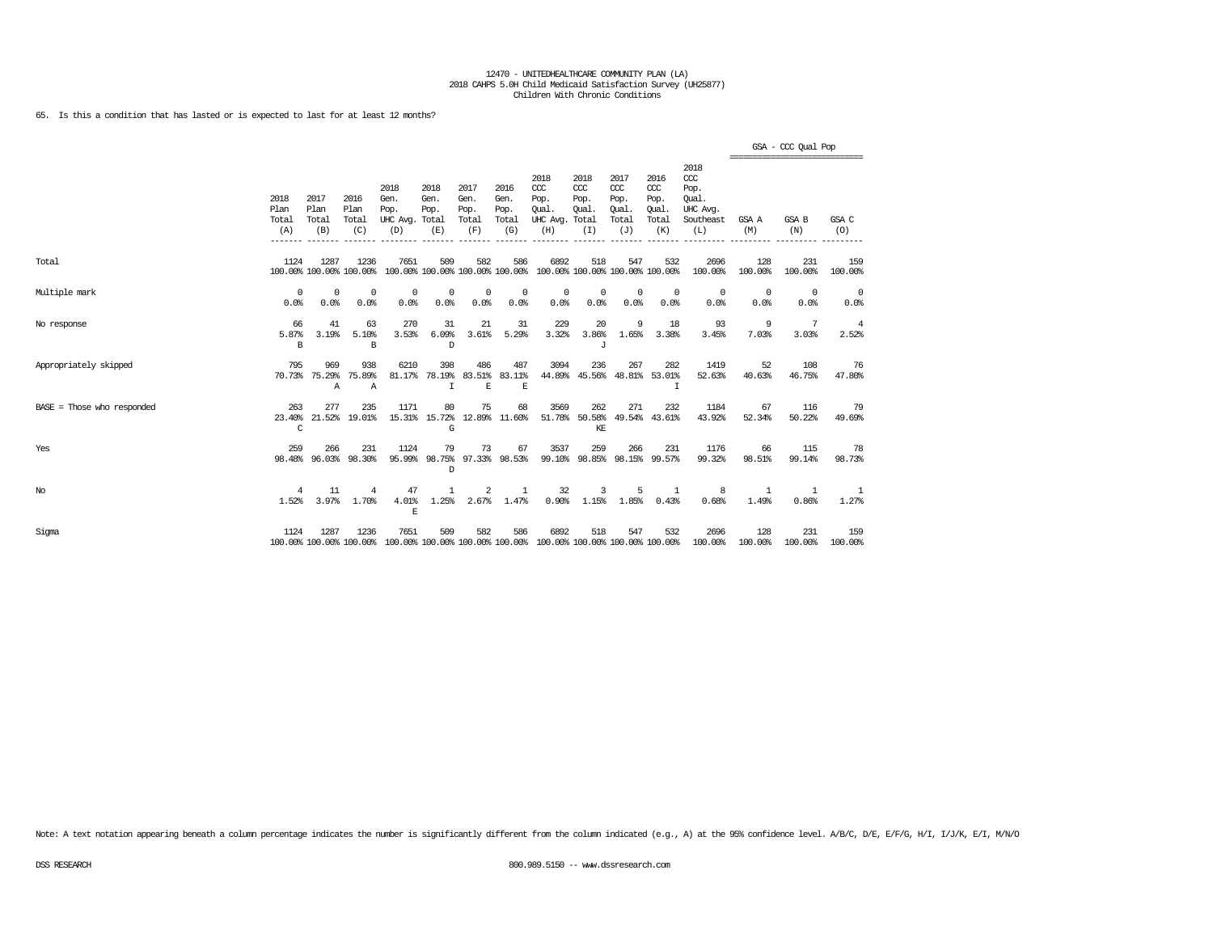12470 - UNITEDHEALTHCARE COMMUNITY PLAN (LA)
2018 CAHPS 5.0H Child Medicaid Satisfaction Survey (UH25877)
Children With Chronic Conditions

65. Is this a condition that has lasted or is expected to last for at least 12 months?

| | 2018 Plan Total (A) | 2017 Plan Total (B) | 2016 Plan Total (C) | 2018 Gen. Pop. UHC Avg. (D) | 2018 Gen. Pop. Total (E) | 2017 Gen. Pop. Total (F) | 2016 Gen. Pop. Total (G) | 2018 CCC Pop. Qual. UHC Avg. (H) | 2018 CCC Pop. Qual. Total (I) | 2017 CCC Pop. Qual. Total (J) | 2016 CCC Pop. Qual. Total (K) | 2018 CCC Pop. Qual. UHC Avg. Southeast (L) | GSA - CCC Qual Pop GSA A (M) | GSA B (N) | GSA C (O) |
|---|---|---|---|---|---|---|---|---|---|---|---|---|---|---|---|
| Total | 1124<br>100.00% | 1287<br>100.00% | 1236<br>100.00% | 7651<br>100.00% | 509<br>100.00% | 582<br>100.00% | 586<br>100.00% | 6892<br>100.00% | 518<br>100.00% | 547<br>100.00% | 532<br>100.00% | 2696<br>100.00% | 128<br>100.00% | 231<br>100.00% | 159<br>100.00% |
| Multiple mark | 0<br>0.0% | 0<br>0.0% | 0<br>0.0% | 0<br>0.0% | 0<br>0.0% | 0<br>0.0% | 0<br>0.0% | 0<br>0.0% | 0<br>0.0% | 0<br>0.0% | 0<br>0.0% | 0<br>0.0% | 0<br>0.0% | 0<br>0.0% | 0<br>0.0% |
| No response | 66<br>5.87%<br>B | 41<br>3.19% | 63<br>5.10%<br>B | 270<br>3.53% | 31<br>6.09%<br>D | 21<br>3.61% | 31<br>5.29% | 229<br>3.32% | 20<br>3.86%<br>J | 9<br>1.65% | 18<br>3.38% | 93<br>3.45% | 9<br>7.03% | 7<br>3.03% | 4<br>2.52% |
| Appropriately skipped | 795<br>70.73% | 969<br>75.29%<br>A | 938<br>75.89%<br>A | 6210<br>81.17% | 398<br>78.19%<br>I | 486<br>83.51%<br>E | 487<br>83.11%<br>E | 3094<br>44.89% | 236<br>45.56% | 267<br>48.81% | 282<br>53.01%<br>I | 1419<br>52.63% | 52<br>40.63% | 108<br>46.75% | 76<br>47.80% |
| BASE = Those who responded | 263<br>23.40%<br>C | 277<br>21.52% | 235<br>19.01% | 1171<br>15.31% | 80<br>15.72%<br>G | 75<br>12.89% | 68<br>11.60% | 3569<br>51.78% | 262<br>50.58%<br>KE | 271<br>49.54% | 232<br>43.61% | 1184<br>43.92% | 67<br>52.34% | 116<br>50.22% | 79<br>49.69% |
| Yes | 259<br>98.48% | 266<br>96.03% | 231<br>98.30% | 1124<br>95.99% | 79<br>98.75%<br>D | 73<br>97.33% | 67<br>98.53% | 3537<br>99.10% | 259<br>98.85% | 266<br>98.15% | 231<br>99.57% | 1176<br>99.32% | 66<br>98.51% | 115<br>99.14% | 78<br>98.73% |
| No | 4<br>1.52% | 11<br>3.97% | 4<br>1.70% | 47<br>4.01%<br>E | 1<br>1.25% | 2<br>2.67% | 1<br>1.47% | 32<br>0.90% | 3<br>1.15% | 5<br>1.85% | 1<br>0.43% | 8<br>0.68% | 1<br>1.49% | 1<br>0.86% | 1<br>1.27% |
| Sigma | 1124<br>100.00% | 1287<br>100.00% | 1236<br>100.00% | 7651<br>100.00% | 509<br>100.00% | 582<br>100.00% | 586<br>100.00% | 6892<br>100.00% | 518<br>100.00% | 547<br>100.00% | 532<br>100.00% | 2696<br>100.00% | 128<br>100.00% | 231<br>100.00% | 159<br>100.00% |

Note: A text notation appearing beneath a column percentage indicates the number is significantly different from the column indicated (e.g., A) at the 95% confidence level. A/B/C, D/E, E/F/G, H/I, I/J/K, E/I, M/N/O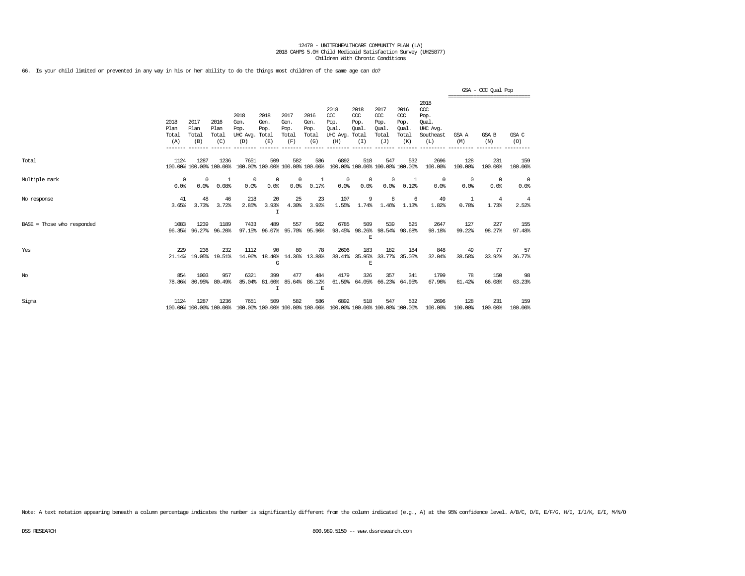12470 - UNITEDHEALTHCARE COMMUNITY PLAN (LA)
2018 CAHPS 5.0H Child Medicaid Satisfaction Survey (UH25877)
Children With Chronic Conditions

66. Is your child limited or prevented in any way in his or her ability to do the things most children of the same age can do?

| | 2018 Plan Total (A) | 2017 Plan Total (B) | 2016 Plan Total (C) | 2018 Gen. Pop. UHC Avg. (D) | 2018 Gen. Pop. Total (E) | 2017 Gen. Pop. Total (F) | 2016 Gen. Pop. Total (G) | 2018 CCC Pop. Qual. UHC Avg. (H) | 2018 CCC Pop. Qual. Total (I) | 2017 CCC Pop. Qual. Total (J) | 2016 CCC Pop. Qual. Total (K) | 2018 CCC Pop. Qual. UHC Avg. Southeast (L) | GSA - CCC Qual Pop GSA A (M) | GSA B (N) | GSA C (O) |
|---|---|---|---|---|---|---|---|---|---|---|---|---|---|---|---|
| Total | 1124 | 1287 | 1236 | 7651 | 509 | 582 | 586 | 6892 | 518 | 547 | 532 | 2696 | 128 | 231 | 159 |
| | 100.00% | 100.00% | 100.00% | 100.00% | 100.00% | 100.00% | 100.00% | 100.00% | 100.00% | 100.00% | 100.00% | 100.00% | 100.00% | 100.00% | 100.00% |
| Multiple mark | 0 | 0 | 1 | 0 | 0 | 0 | 1 | 0 | 0 | 0 | 1 | 0 | 0 | 0 | 0 |
| | 0.0% | 0.0% | 0.08% | 0.0% | 0.0% | 0.0% | 0.17% | 0.0% | 0.0% | 0.0% | 0.19% | 0.0% | 0.0% | 0.0% | 0.0% |
| No response | 41 | 48 | 46 | 218 | 20 | 25 | 23 | 107 | 9 | 8 | 6 | 49 | 1 | 4 | 4 |
| | 3.65% | 3.73% | 3.72% | 2.85% | 3.93% | 4.30% | 3.92% | 1.55% | 1.74% | 1.46% | 1.13% | 1.82% | 0.78% | 1.73% | 2.52% |
| | | | | | I | | | | | | | | | | |
| BASE = Those who responded | 1083 | 1239 | 1189 | 7433 | 489 | 557 | 562 | 6785 | 509 | 539 | 525 | 2647 | 127 | 227 | 155 |
| | 96.35% | 96.27% | 96.20% | 97.15% | 96.07% | 95.70% | 95.90% | 98.45% | 98.26% | 98.54% | 98.68% | 98.18% | 99.22% | 98.27% | 97.48% |
| | | | | | | | | | E | | | | | | |
| Yes | 229 | 236 | 232 | 1112 | 90 | 80 | 78 | 2606 | 183 | 182 | 184 | 848 | 49 | 77 | 57 |
| | 21.14% | 19.05% | 19.51% | 14.96% | 18.40% | 14.36% | 13.88% | 38.41% | 35.95% | 33.77% | 35.05% | 32.04% | 38.58% | 33.92% | 36.77% |
| | | | | | G | | | | E | | | | | | |
| No | 854 | 1003 | 957 | 6321 | 399 | 477 | 484 | 4179 | 326 | 357 | 341 | 1799 | 78 | 150 | 98 |
| | 78.86% | 80.95% | 80.49% | 85.04% | 81.60% | 85.64% | 86.12% | 61.59% | 64.05% | 66.23% | 64.95% | 67.96% | 61.42% | 66.08% | 63.23% |
| | | | | | I | | E | | | | | | | | |
| Sigma | 1124 | 1287 | 1236 | 7651 | 509 | 582 | 586 | 6892 | 518 | 547 | 532 | 2696 | 128 | 231 | 159 |
| | 100.00% | 100.00% | 100.00% | 100.00% | 100.00% | 100.00% | 100.00% | 100.00% | 100.00% | 100.00% | 100.00% | 100.00% | 100.00% | 100.00% | 100.00% |

Note: A text notation appearing beneath a column percentage indicates the number is significantly different from the column indicated (e.g., A) at the 95% confidence level. A/B/C, D/E, E/F/G, H/I, I/J/K, E/I, M/N/O

DSS RESEARCH 800.989.5150 -- www.dssresearch.com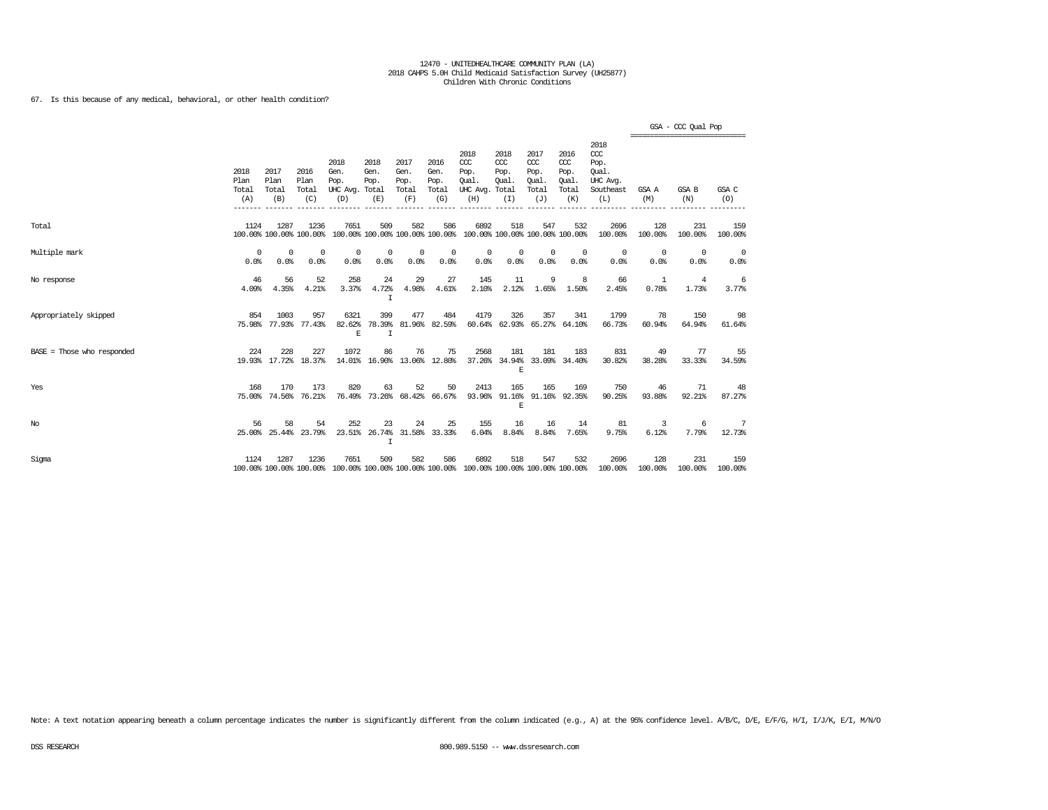12470 - UNITEDHEALTHCARE COMMUNITY PLAN (LA)
2018 CAHPS 5.0H Child Medicaid Satisfaction Survey (UH25877)
Children With Chronic Conditions

67. Is this because of any medical, behavioral, or other health condition?

| | 2018 Plan Total (A) | 2017 Plan Total (B) | 2016 Plan Total (C) | 2018 Gen. Pop. UHC Avg. (D) | 2018 Gen. Pop. Total (E) | 2017 Gen. Pop. Total (F) | 2016 Gen. Pop. Total (G) | 2018 CCC Pop. Qual. UHC Avg. (H) | 2018 CCC Pop. Qual. Total (I) | 2017 CCC Pop. Qual. Total (J) | 2016 CCC Pop. Qual. Total (K) | 2018 CCC Pop. Qual. UHC Avg. Southeast (L) | GSA - CCC Qual Pop GSA A (M) | GSA B (N) | GSA C (O) |
|---|---|---|---|---|---|---|---|---|---|---|---|---|---|---|---|
| Total | 1124<br>100.00% | 1287<br>100.00% | 1236<br>100.00% | 7651<br>100.00% | 509<br>100.00% | 582<br>100.00% | 586<br>100.00% | 6892<br>100.00% | 518<br>100.00% | 547<br>100.00% | 532<br>100.00% | 2696<br>100.00% | 128<br>100.00% | 231<br>100.00% | 159<br>100.00% |
| Multiple mark | 0<br>0.0% | 0<br>0.0% | 0<br>0.0% | 0<br>0.0% | 0<br>0.0% | 0<br>0.0% | 0<br>0.0% | 0<br>0.0% | 0<br>0.0% | 0<br>0.0% | 0<br>0.0% | 0<br>0.0% | 0<br>0.0% | 0<br>0.0% | 0<br>0.0% |
| No response | 46<br>4.09% | 56<br>4.35% | 52<br>4.21% | 258<br>3.37% | 24<br>4.72%<br>I | 29<br>4.98% | 27<br>4.61% | 145<br>2.10% | 11<br>2.12% | 9<br>1.65% | 8<br>1.50% | 66<br>2.45% | 1<br>0.78% | 4<br>1.73% | 6<br>3.77% |
| Appropriately skipped | 854<br>75.98% | 1003<br>77.93% | 957<br>77.43% | 6321<br>82.62%<br>E | 399<br>78.39%<br>I | 477<br>81.96% | 484<br>82.59% | 4179<br>60.64% | 326<br>62.93% | 357<br>65.27% | 341<br>64.10% | 1799<br>66.73% | 78<br>60.94% | 150<br>64.94% | 98<br>61.64% |
| BASE = Those who responded | 224<br>19.93% | 228<br>17.72% | 227<br>18.37% | 1072<br>14.01% | 86<br>16.90% | 76<br>13.06% | 75<br>12.80% | 2568<br>37.26% | 181<br>34.94%<br>E | 181<br>33.09% | 183<br>34.40% | 831<br>30.82% | 49<br>38.28% | 77<br>33.33% | 55<br>34.59% |
| Yes | 168<br>75.00% | 170<br>74.56% | 173<br>76.21% | 820<br>76.49% | 63<br>73.26% | 52<br>68.42% | 50<br>66.67% | 2413<br>93.96% | 165<br>91.16%<br>E | 165<br>91.16% | 169<br>92.35% | 750<br>90.25% | 46<br>93.88% | 71<br>92.21% | 48<br>87.27% |
| No | 56<br>25.00% | 58<br>25.44% | 54<br>23.79% | 252<br>23.51% | 23<br>26.74%<br>I | 24<br>31.58% | 25<br>33.33% | 155<br>6.04% | 16<br>8.84% | 16<br>8.84% | 14<br>7.65% | 81<br>9.75% | 3<br>6.12% | 6<br>7.79% | 7<br>12.73% |
| Sigma | 1124<br>100.00% | 1287<br>100.00% | 1236<br>100.00% | 7651<br>100.00% | 509<br>100.00% | 582<br>100.00% | 586<br>100.00% | 6892<br>100.00% | 518<br>100.00% | 547<br>100.00% | 532<br>100.00% | 2696<br>100.00% | 128<br>100.00% | 231<br>100.00% | 159<br>100.00% |

Note: A text notation appearing beneath a column percentage indicates the number is significantly different from the column indicated (e.g., A) at the 95% confidence level. A/B/C, D/E, E/F/G, H/I, I/J/K, E/I, M/N/O

DSS RESEARCH 800.989.5150 -- www.dssresearch.com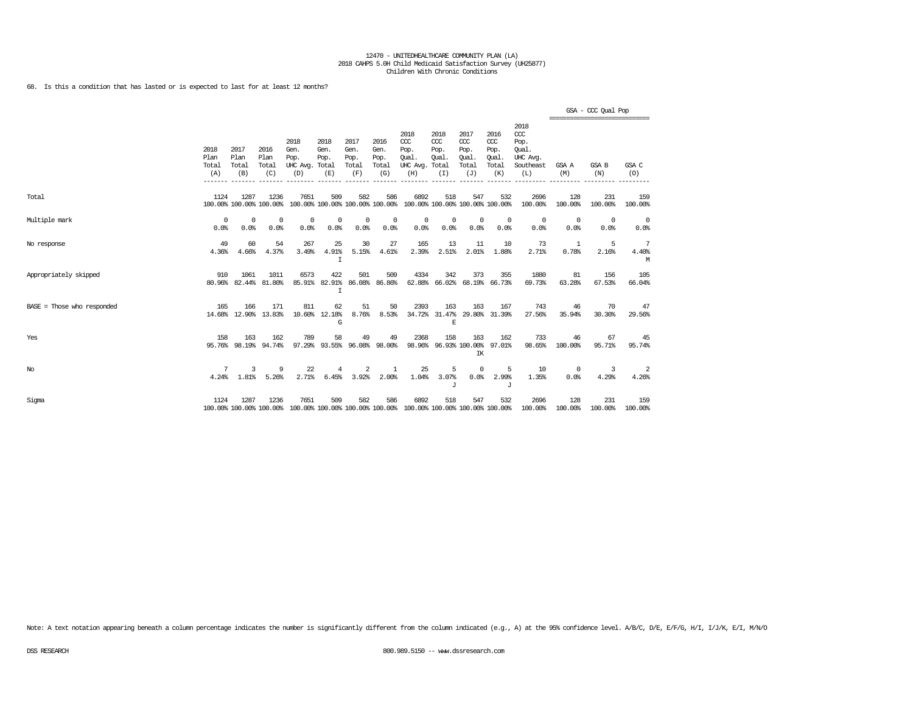12470 - UNITEDHEALTHCARE COMMUNITY PLAN (LA)
2018 CAHPS 5.0H Child Medicaid Satisfaction Survey (UH25877)
Children With Chronic Conditions

68. Is this a condition that has lasted or is expected to last for at least 12 months?

| | 2018 Plan Total (A) | 2017 Plan Total (B) | 2016 Plan Total (C) | 2018 Gen. Pop. UHC Avg. (D) | 2018 Gen. Pop. Total (E) | 2017 Gen. Pop. Total (F) | 2016 Gen. Pop. Total (G) | 2018 CCC Pop. Qual. UHC Avg. (H) | 2018 CCC Pop. Qual. Total (I) | 2017 CCC Pop. Qual. Total (J) | 2016 CCC Pop. Qual. Total (K) | 2018 CCC Pop. Qual. UHC Avg. Southeast (L) | GSA - CCC Qual Pop GSA A (M) | GSA B (N) | GSA C (O) |
|---|---|---|---|---|---|---|---|---|---|---|---|---|---|---|---|
| Total | 1124 100.00% | 1287 100.00% | 1236 100.00% | 7651 100.00% | 509 100.00% | 582 100.00% | 586 100.00% | 6892 100.00% | 518 100.00% | 547 100.00% | 532 100.00% | 2696 100.00% | 128 100.00% | 231 100.00% | 159 100.00% |
| Multiple mark | 0 0.0% | 0 0.0% | 0 0.0% | 0 0.0% | 0 0.0% | 0 0.0% | 0 0.0% | 0 0.0% | 0 0.0% | 0 0.0% | 0 0.0% | 0 0.0% | 0 0.0% | 0 0.0% | 0 0.0% |
| No response | 49 4.36% | 60 4.66% | 54 4.37% | 267 3.49% | 25 4.91% I | 30 5.15% | 27 4.61% | 165 2.39% | 13 2.51% | 11 2.01% | 10 1.88% | 73 2.71% | 1 0.78% | 5 2.16% | 7 4.40% M |
| Appropriately skipped | 910 80.96% | 1061 82.44% | 1011 81.80% | 6573 85.91% | 422 82.91% I | 501 86.08% | 509 86.86% | 4334 62.88% | 342 66.02% | 373 68.19% | 355 66.73% | 1880 69.73% | 81 63.28% | 156 67.53% | 105 66.04% |
| BASE = Those who responded | 165 14.68% | 166 12.90% | 171 13.83% | 811 10.60% | 62 12.18% G | 51 8.76% | 50 8.53% | 2393 34.72% | 163 31.47% E | 163 29.80% | 167 31.39% | 743 27.56% | 46 35.94% | 70 30.30% | 47 29.56% |
| Yes | 158 95.76% | 163 98.19% | 162 94.74% | 789 97.29% | 58 93.55% | 49 96.08% | 49 98.00% | 2368 98.96% | 158 96.93% | 163 100.00% IK | 162 97.01% | 733 98.65% | 46 100.00% | 67 95.71% | 45 95.74% |
| No | 7 4.24% | 3 1.81% | 9 5.26% | 22 2.71% | 4 6.45% | 2 3.92% | 1 2.00% | 25 1.04% | 5 3.07% J | 0 0.0% | 5 2.99% J | 10 1.35% | 0 0.0% | 3 4.29% | 2 4.26% |
| Sigma | 1124 100.00% | 1287 100.00% | 1236 100.00% | 7651 100.00% | 509 100.00% | 582 100.00% | 586 100.00% | 6892 100.00% | 518 100.00% | 547 100.00% | 532 100.00% | 2696 100.00% | 128 100.00% | 231 100.00% | 159 100.00% |

Note: A text notation appearing beneath a column percentage indicates the number is significantly different from the column indicated (e.g., A) at the 95% confidence level. A/B/C, D/E, E/F/G, H/I, I/J/K, E/I, M/N/O

DSS RESEARCH 800.989.5150 -- www.dssresearch.com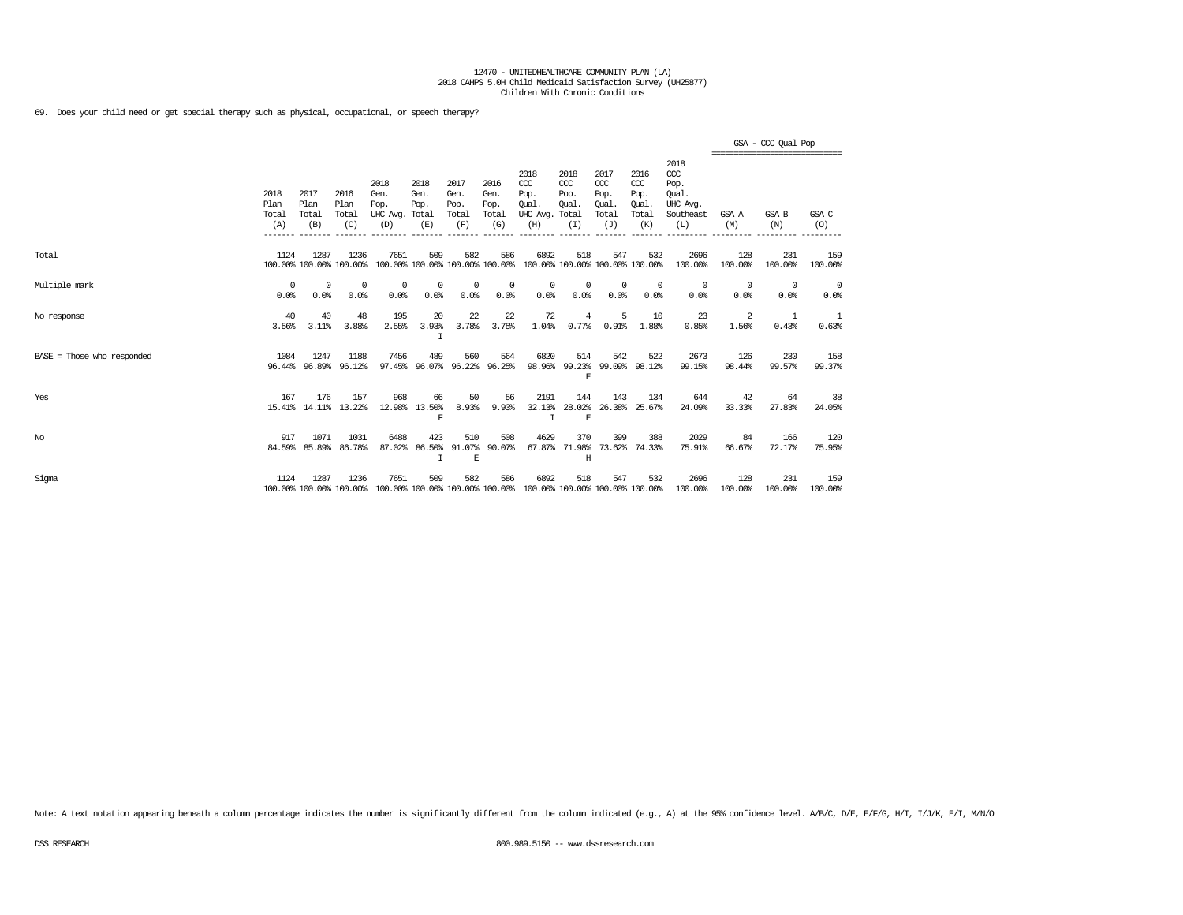12470 - UNITEDHEALTHCARE COMMUNITY PLAN (LA)
2018 CAHPS 5.0H Child Medicaid Satisfaction Survey (UH25877)
Children With Chronic Conditions

69. Does your child need or get special therapy such as physical, occupational, or speech therapy?

| | 2018 Plan Total (A) | 2017 Plan Total (B) | 2016 Plan Total (C) | 2018 Gen. Pop. UHC Avg. (D) | 2018 Gen. Pop. Total (E) | 2017 Gen. Pop. Total (F) | 2016 Gen. Pop. Total (G) | 2018 CCC Pop. Qual. UHC Avg. (H) | 2018 CCC Pop. Qual. Total (I) | 2017 CCC Pop. Qual. Total (J) | 2016 CCC Pop. Qual. Total (K) | 2018 CCC Pop. Qual. UHC Avg. Southeast (L) | GSA - CCC Qual Pop GSA A (M) | GSA B (N) | GSA C (O) |
|---|---|---|---|---|---|---|---|---|---|---|---|---|---|---|---|
| Total | 1124<br>100.00% | 1287<br>100.00% | 1236<br>100.00% | 7651<br>100.00% | 509<br>100.00% | 582<br>100.00% | 586<br>100.00% | 6892<br>100.00% | 518<br>100.00% | 547<br>100.00% | 532<br>100.00% | 2696<br>100.00% | 128<br>100.00% | 231<br>100.00% | 159<br>100.00% |
| Multiple mark | 0<br>0.0% | 0<br>0.0% | 0<br>0.0% | 0<br>0.0% | 0<br>0.0% | 0<br>0.0% | 0<br>0.0% | 0<br>0.0% | 0<br>0.0% | 0<br>0.0% | 0<br>0.0% | 0<br>0.0% | 0<br>0.0% | 0<br>0.0% | 0<br>0.0% |
| No response | 40<br>3.56% | 40<br>3.11% | 48<br>3.88% | 195<br>2.55% | 20<br>3.93%<br>I | 22<br>3.78% | 22<br>3.75% | 72<br>1.04% | 4<br>0.77% | 5<br>0.91% | 10<br>1.88% | 23<br>0.85% | 2<br>1.56% | 1<br>0.43% | 1<br>0.63% |
| BASE = Those who responded | 1084<br>96.44% | 1247<br>96.89% | 1188<br>96.12% | 7456<br>97.45% | 489<br>96.07% | 560<br>96.22% | 564<br>96.25% | 6820<br>98.96% | 514<br>99.23%<br>E | 542<br>99.09% | 522<br>98.12% | 2673<br>99.15% | 126<br>98.44% | 230<br>99.57% | 158<br>99.37% |
| Yes | 167<br>15.41% | 176<br>14.11% | 157<br>13.22% | 968<br>12.98% | 66<br>13.50%<br>F | 50<br>8.93% | 56<br>9.93% | 2191<br>32.13%<br>I | 144<br>28.02%<br>E | 143<br>26.38% | 134<br>25.67% | 644<br>24.09% | 42<br>33.33% | 64<br>27.83% | 38<br>24.05% |
| No | 917<br>84.59% | 1071<br>85.89% | 1031<br>86.78% | 6488<br>87.02% | 423<br>86.50%<br>I | 510<br>91.07%<br>E | 508<br>90.07% | 4629<br>67.87% | 370<br>71.98%<br>H | 399<br>73.62% | 388<br>74.33% | 2029<br>75.91% | 84<br>66.67% | 166<br>72.17% | 120<br>75.95% |
| Sigma | 1124<br>100.00% | 1287<br>100.00% | 1236<br>100.00% | 7651<br>100.00% | 509<br>100.00% | 582<br>100.00% | 586<br>100.00% | 6892<br>100.00% | 518<br>100.00% | 547<br>100.00% | 532<br>100.00% | 2696<br>100.00% | 128<br>100.00% | 231<br>100.00% | 159<br>100.00% |

Note: A text notation appearing beneath a column percentage indicates the number is significantly different from the column indicated (e.g., A) at the 95% confidence level. A/B/C, D/E, E/F/G, H/I, I/J/K, E/I, M/N/O

DSS RESEARCH — 800.989.5150 -- www.dssresearch.com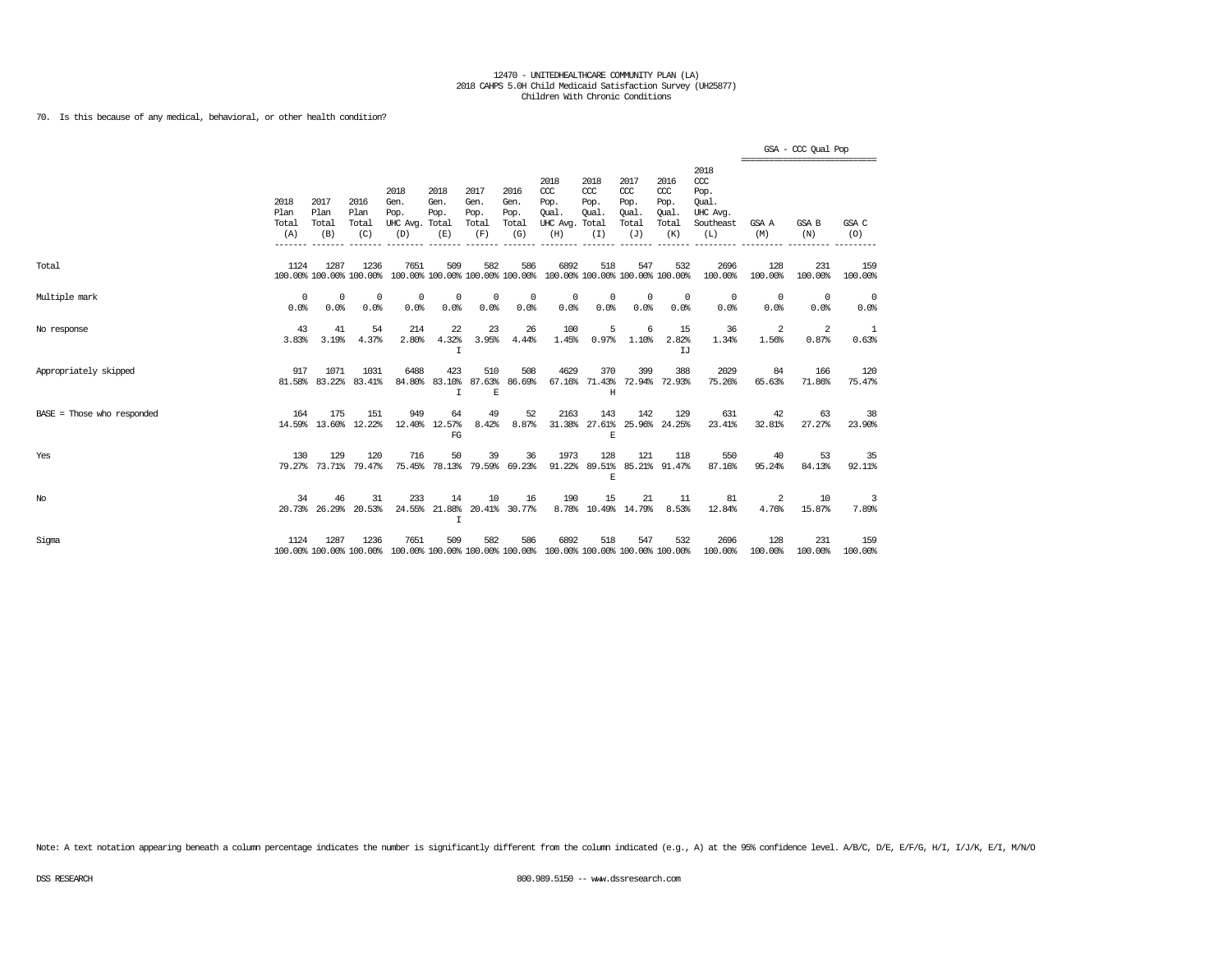12470 - UNITEDHEALTHCARE COMMUNITY PLAN (LA)
2018 CAHPS 5.0H Child Medicaid Satisfaction Survey (UH25877)
Children With Chronic Conditions

70. Is this because of any medical, behavioral, or other health condition?

| | 2018 Plan Total (A) | 2017 Plan Total (B) | 2016 Plan Total (C) | 2018 Gen. Pop. UHC Avg. (D) | 2018 Gen. Pop. Total (E) | 2017 Gen. Pop. Total (F) | 2016 Gen. Pop. Total (G) | 2018 CCC Pop. Qual. UHC Avg. (H) | 2018 CCC Pop. Qual. Total (I) | 2017 CCC Pop. Qual. Total (J) | 2016 CCC Pop. Qual. Total (K) | 2018 CCC Pop. Qual. UHC Avg. Southeast (L) | GSA - CCC Qual Pop GSA A (M) | GSA B (N) | GSA C (O) |
|---|---|---|---|---|---|---|---|---|---|---|---|---|---|---|---|
| Total | 1124<br>100.00% | 1287<br>100.00% | 1236<br>100.00% | 7651<br>100.00% | 509<br>100.00% | 582<br>100.00% | 586<br>100.00% | 6892<br>100.00% | 518<br>100.00% | 547<br>100.00% | 532<br>100.00% | 2696<br>100.00% | 128<br>100.00% | 231<br>100.00% | 159<br>100.00% |
| Multiple mark | 0<br>0.0% | 0<br>0.0% | 0<br>0.0% | 0<br>0.0% | 0<br>0.0% | 0<br>0.0% | 0<br>0.0% | 0<br>0.0% | 0<br>0.0% | 0<br>0.0% | 0<br>0.0% | 0<br>0.0% | 0<br>0.0% | 0<br>0.0% | 0<br>0.0% |
| No response | 43<br>3.83% | 41<br>3.19% | 54<br>4.37% | 214<br>2.80% | 22<br>4.32%<br>I | 23<br>3.95% | 26<br>4.44% | 100<br>1.45% | 5<br>0.97% | 6<br>1.10% | 15<br>2.82%<br>IJ | 36<br>1.34% | 2<br>1.56% | 2<br>0.87% | 1<br>0.63% |
| Appropriately skipped | 917<br>81.58% | 1071<br>83.22% | 1031<br>83.41% | 6488<br>84.80% | 423<br>83.10%<br>I | 510<br>87.63%<br>E | 508<br>86.69% | 4629<br>67.16% | 370<br>71.43%<br>H | 399<br>72.94% | 388<br>72.93% | 2029<br>75.26% | 84<br>65.63% | 166<br>71.86% | 120<br>75.47% |
| BASE = Those who responded | 164<br>14.59% | 175<br>13.60% | 151<br>12.22% | 949<br>12.40% | 64<br>12.57%<br>FG | 49<br>8.42% | 52<br>8.87% | 2163<br>31.38% | 143<br>27.61%<br>E | 142<br>25.96% | 129<br>24.25% | 631<br>23.41% | 42<br>32.81% | 63<br>27.27% | 38<br>23.90% |
| Yes | 130<br>79.27% | 129<br>73.71% | 120<br>79.47% | 716<br>75.45% | 50<br>78.13% | 39<br>79.59% | 36<br>69.23% | 1973<br>91.22% | 128<br>89.51%<br>E | 121<br>85.21% | 118<br>91.47% | 550<br>87.16% | 40<br>95.24% | 53<br>84.13% | 35<br>92.11% |
| No | 34<br>20.73% | 46<br>26.29% | 31<br>20.53% | 233<br>24.55% | 14<br>21.88%<br>I | 10<br>20.41% | 16<br>30.77% | 190<br>8.78% | 15<br>10.49% | 21<br>14.79% | 11<br>8.53% | 81<br>12.84% | 2<br>4.76% | 10<br>15.87% | 3<br>7.89% |
| Sigma | 1124<br>100.00% | 1287<br>100.00% | 1236<br>100.00% | 7651<br>100.00% | 509<br>100.00% | 582<br>100.00% | 586<br>100.00% | 6892<br>100.00% | 518<br>100.00% | 547<br>100.00% | 532<br>100.00% | 2696<br>100.00% | 128<br>100.00% | 231<br>100.00% | 159<br>100.00% |

Note: A text notation appearing beneath a column percentage indicates the number is significantly different from the column indicated (e.g., A) at the 95% confidence level. A/B/C, D/E, E/F/G, H/I, I/J/K, E/I, M/N/O

DSS RESEARCH 800.989.5150 -- www.dssresearch.com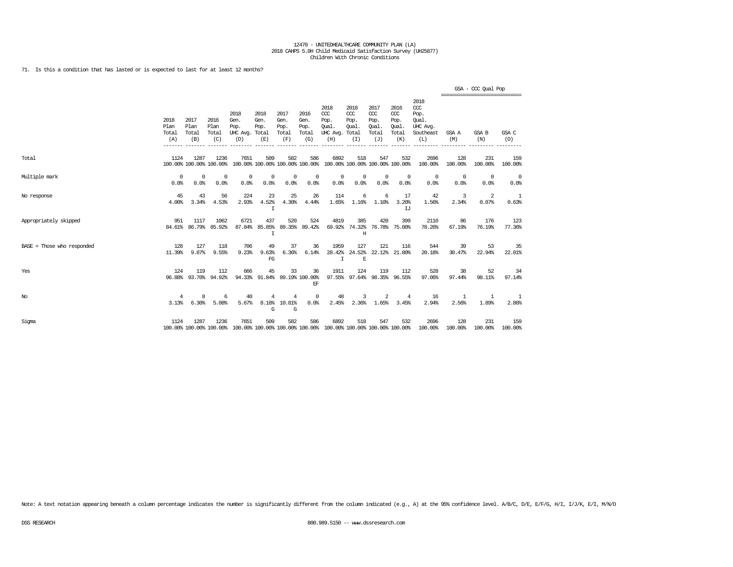12470 - UNITEDHEALTHCARE COMMUNITY PLAN (LA)
2018 CAHPS 5.0H Child Medicaid Satisfaction Survey (UH25877)
Children With Chronic Conditions

71. Is this a condition that has lasted or is expected to last for at least 12 months?

| | 2018 Plan Total (A) | 2017 Plan Total (B) | 2016 Plan Total (C) | 2018 Gen. Pop. UHC Avg. (D) | 2018 Gen. Pop. Total (E) | 2017 Gen. Pop. Total (F) | 2016 Gen. Pop. Total (G) | 2018 CCC Pop. Qual. UHC Avg. (H) | 2018 CCC Pop. Qual. Total (I) | 2017 CCC Pop. Qual. Total (J) | 2016 CCC Pop. Qual. Total (K) | 2018 CCC Pop. Qual. UHC Avg. Southeast (L) | GSA - CCC Qual Pop GSA A (M) | GSA B (N) | GSA C (O) |
|---|---|---|---|---|---|---|---|---|---|---|---|---|---|---|---|
| Total | 1124 | 1287 | 1236 | 7651 | 509 | 582 | 586 | 6892 | 518 | 547 | 532 | 2696 | 128 | 231 | 159 |
| | 100.00% | 100.00% | 100.00% | 100.00% | 100.00% | 100.00% | 100.00% | 100.00% | 100.00% | 100.00% | 100.00% | 100.00% | 100.00% | 100.00% | 100.00% |
| Multiple mark | 0 | 0 | 0 | 0 | 0 | 0 | 0 | 0 | 0 | 0 | 0 | 0 | 0 | 0 | 0 |
| | 0.0% | 0.0% | 0.0% | 0.0% | 0.0% | 0.0% | 0.0% | 0.0% | 0.0% | 0.0% | 0.0% | 0.0% | 0.0% | 0.0% | 0.0% |
| No response | 45 | 43 | 56 | 224 | 23 | 25 | 26 | 114 | 6 | 6 | 17 | 42 | 3 | 2 | 1 |
| | 4.00% | 3.34% | 4.53% | 2.93% | 4.52% I | 4.30% | 4.44% | 1.65% | 1.16% | 1.10% | 3.20% IJ | 1.56% | 2.34% | 0.87% | 0.63% |
| Appropriately skipped | 951 | 1117 | 1062 | 6721 | 437 | 520 | 524 | 4819 | 385 | 420 | 399 | 2110 | 86 | 176 | 123 |
| | 84.61% | 86.79% | 85.92% | 87.84% | 85.85% I | 89.35% | 89.42% | 69.92% | 74.32% H | 76.78% | 75.00% | 78.26% | 67.19% | 76.19% | 77.36% |
| BASE = Those who responded | 128 | 127 | 118 | 706 | 49 | 37 | 36 | 1959 | 127 | 121 | 116 | 544 | 39 | 53 | 35 |
| | 11.39% | 9.87% | 9.55% | 9.23% | 9.63% FG | 6.36% | 6.14% | 28.42% I | 24.52% E | 22.12% | 21.80% | 20.18% | 30.47% | 22.94% | 22.01% |
| Yes | 124 | 119 | 112 | 666 | 45 | 33 | 36 | 1911 | 124 | 119 | 112 | 528 | 38 | 52 | 34 |
| | 96.88% | 93.70% | 94.92% | 94.33% | 91.84% | 89.19% | 100.00% EF | 97.55% | 97.64% | 98.35% | 96.55% | 97.06% | 97.44% | 98.11% | 97.14% |
| No | 4 | 8 | 6 | 40 | 4 | 4 | 0 | 48 | 3 | 2 | 4 | 16 | 1 | 1 | 1 |
| | 3.13% | 6.30% | 5.08% | 5.67% | 8.16% G | 10.81% G | 0.0% | 2.45% | 2.36% | 1.65% | 3.45% | 2.94% | 2.56% | 1.89% | 2.86% |
| Sigma | 1124 | 1287 | 1236 | 7651 | 509 | 582 | 586 | 6892 | 518 | 547 | 532 | 2696 | 128 | 231 | 159 |
| | 100.00% | 100.00% | 100.00% | 100.00% | 100.00% | 100.00% | 100.00% | 100.00% | 100.00% | 100.00% | 100.00% | 100.00% | 100.00% | 100.00% | 100.00% |

Note: A text notation appearing beneath a column percentage indicates the number is significantly different from the column indicated (e.g., A) at the 95% confidence level. A/B/C, D/E, E/F/G, H/I, I/J/K, E/I, M/N/O

DSS RESEARCH 800.989.5150 -- www.dssresearch.com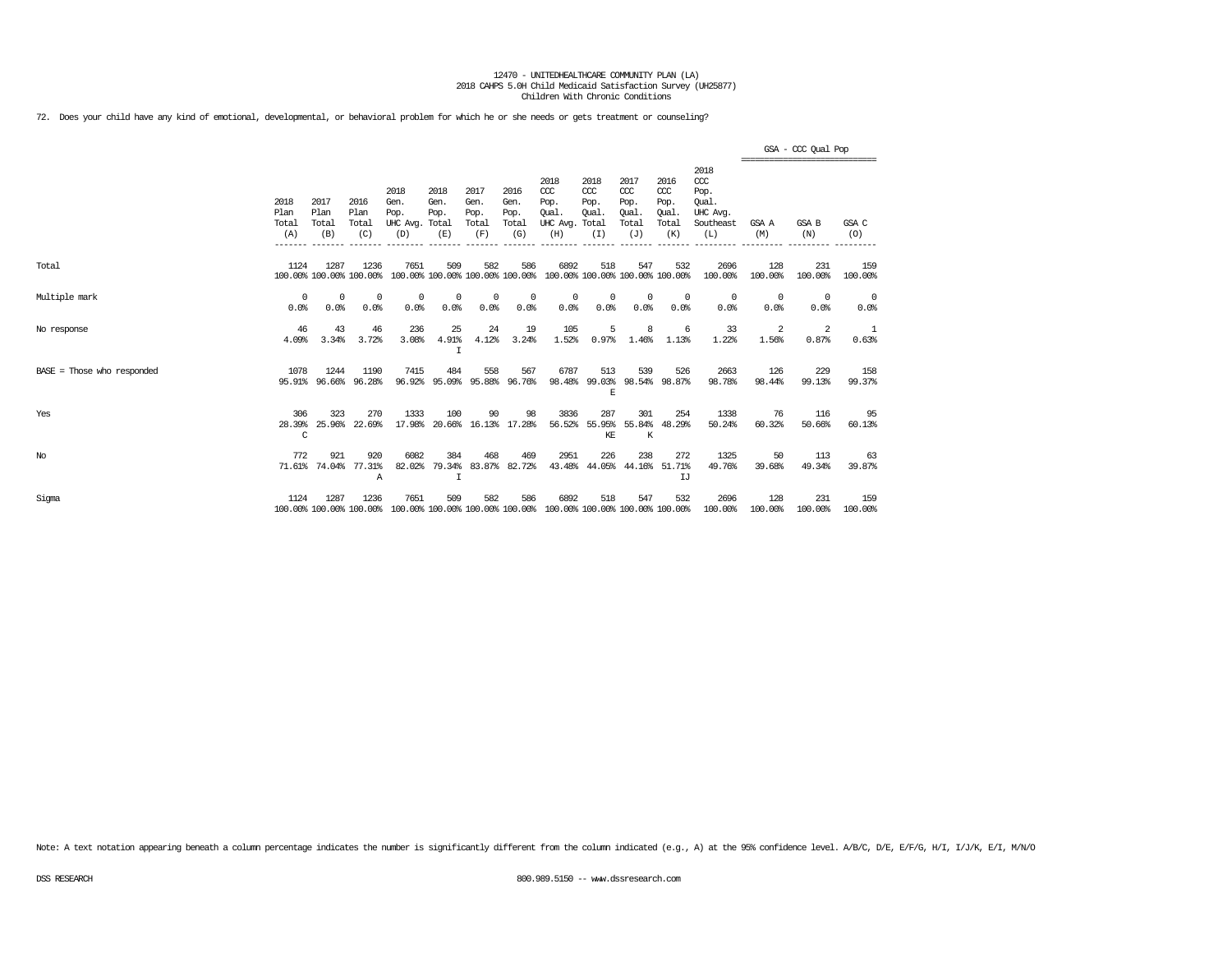12470 - UNITEDHEALTHCARE COMMUNITY PLAN (LA)
2018 CAHPS 5.0H Child Medicaid Satisfaction Survey (UH25877)
Children With Chronic Conditions

72. Does your child have any kind of emotional, developmental, or behavioral problem for which he or she needs or gets treatment or counseling?

| | 2018 Plan Total (A) | 2017 Plan Total (B) | 2016 Plan Total (C) | 2018 Gen. Pop. UHC Avg. (D) | 2018 Gen. Pop. Total (E) | 2017 Gen. Pop. Total (F) | 2016 Gen. Pop. Total (G) | 2018 CCC Pop. Qual. UHC Avg. (H) | 2018 CCC Pop. Qual. Total (I) | 2017 CCC Pop. Qual. Total (J) | 2016 CCC Pop. Qual. Total (K) | 2018 CCC Pop. Qual. UHC Avg. Southeast (L) | GSA - CCC Qual Pop GSA A (M) | GSA B (N) | GSA C (O) |
|---|---|---|---|---|---|---|---|---|---|---|---|---|---|---|---|
| Total | 1124 | 1287 | 1236 | 7651 | 509 | 582 | 586 | 6892 | 518 | 547 | 532 | 2696 | 128 | 231 | 159 |
| | 100.00% | 100.00% | 100.00% | 100.00% | 100.00% | 100.00% | 100.00% | 100.00% | 100.00% | 100.00% | 100.00% | 100.00% | 100.00% | 100.00% | 100.00% |
| Multiple mark | 0 | 0 | 0 | 0 | 0 | 0 | 0 | 0 | 0 | 0 | 0 | 0 | 0 | 0 | 0 |
| | 0.0% | 0.0% | 0.0% | 0.0% | 0.0% | 0.0% | 0.0% | 0.0% | 0.0% | 0.0% | 0.0% | 0.0% | 0.0% | 0.0% | 0.0% |
| No response | 46 | 43 | 46 | 236 | 25 | 24 | 19 | 105 | 5 | 8 | 6 | 33 | 2 | 2 | 1 |
| | 4.09% | 3.34% | 3.72% | 3.08% | 4.91% | 4.12% | 3.24% | 1.52% | 0.97% | 1.46% | 1.13% | 1.22% | 1.56% | 0.87% | 0.63% |
| | | | | | I | | | | | | | | | | |
| BASE = Those who responded | 1078 | 1244 | 1190 | 7415 | 484 | 558 | 567 | 6787 | 513 | 539 | 526 | 2663 | 126 | 229 | 158 |
| | 95.91% | 96.66% | 96.28% | 96.92% | 95.09% | 95.88% | 96.76% | 98.48% | 99.03% | 98.54% | 98.87% | 98.78% | 98.44% | 99.13% | 99.37% |
| | | | | | | | | | E | | | | | | |
| Yes | 306 | 323 | 270 | 1333 | 100 | 90 | 98 | 3836 | 287 | 301 | 254 | 1338 | 76 | 116 | 95 |
| | 28.39% | 25.96% | 22.69% | 17.98% | 20.66% | 16.13% | 17.28% | 56.52% | 55.95% | 55.84% | 48.29% | 50.24% | 60.32% | 50.66% | 60.13% |
| | C | | | | | | | | KE | K | | | | | |
| No | 772 | 921 | 920 | 6082 | 384 | 468 | 469 | 2951 | 226 | 238 | 272 | 1325 | 50 | 113 | 63 |
| | 71.61% | 74.04% | 77.31% | 82.02% | 79.34% | 83.87% | 82.72% | 43.48% | 44.05% | 44.16% | 51.71% | 49.76% | 39.68% | 49.34% | 39.87% |
| | | | A | | I | | | | | | IJ | | | | |
| Sigma | 1124 | 1287 | 1236 | 7651 | 509 | 582 | 586 | 6892 | 518 | 547 | 532 | 2696 | 128 | 231 | 159 |
| | 100.00% | 100.00% | 100.00% | 100.00% | 100.00% | 100.00% | 100.00% | 100.00% | 100.00% | 100.00% | 100.00% | 100.00% | 100.00% | 100.00% | 100.00% |

Note: A text notation appearing beneath a column percentage indicates the number is significantly different from the column indicated (e.g., A) at the 95% confidence level. A/B/C, D/E, E/F/G, H/I, I/J/K, E/I, M/N/O

DSS RESEARCH    800.989.5150 -- www.dssresearch.com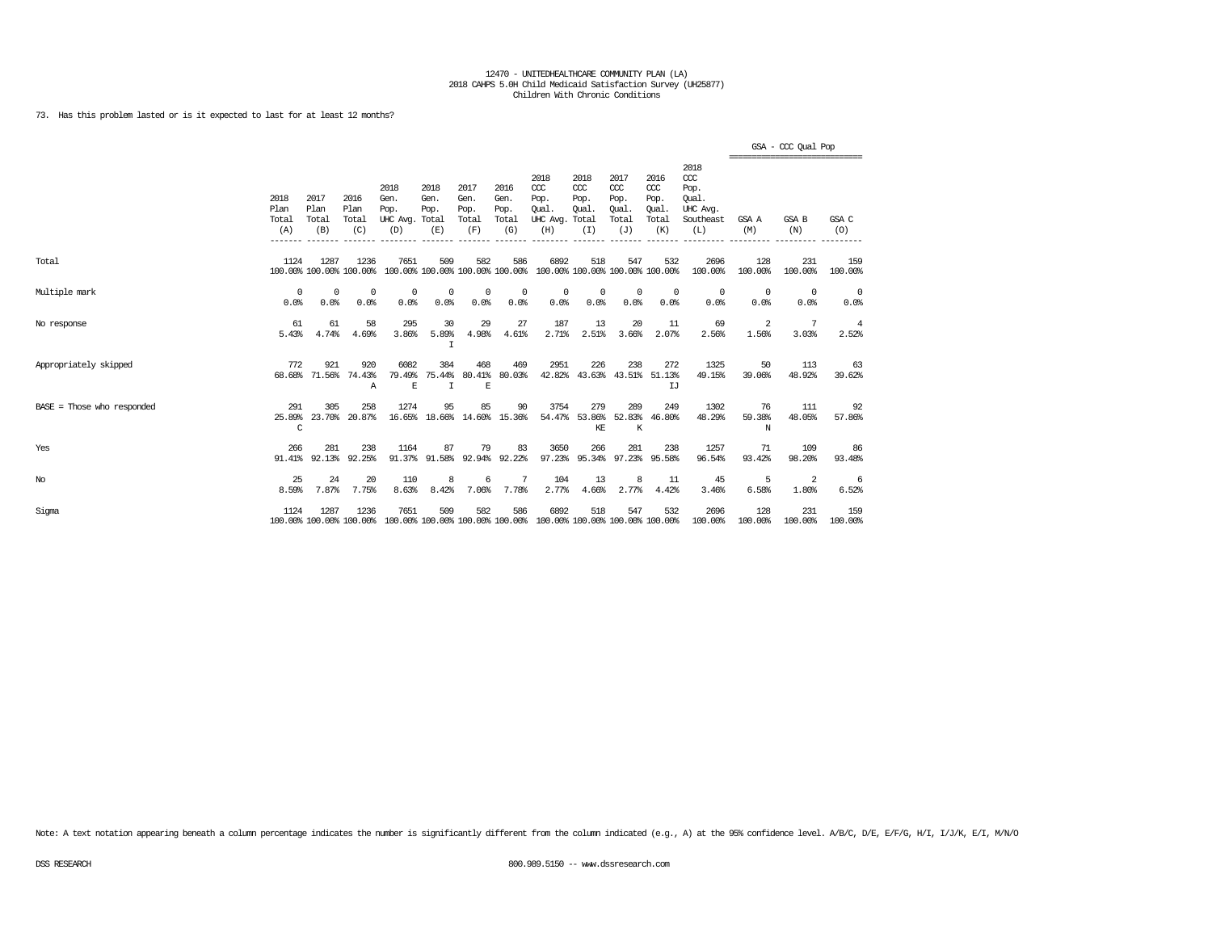12470 - UNITEDHEALTHCARE COMMUNITY PLAN (LA)
2018 CAHPS 5.0H Child Medicaid Satisfaction Survey (UH25877)
Children With Chronic Conditions

73. Has this problem lasted or is it expected to last for at least 12 months?

| | 2018 Plan Total (A) | 2017 Plan Total (B) | 2016 Plan Total (C) | 2018 Gen. Pop. UHC Avg. (D) | 2018 Gen. Pop. Total (E) | 2017 Gen. Pop. Total (F) | 2016 Gen. Pop. Total (G) | 2018 CCC Pop. Qual. UHC Avg. (H) | 2018 CCC Pop. Qual. Total (I) | 2017 CCC Pop. Qual. Total (J) | 2016 CCC Pop. Qual. Total (K) | 2018 CCC Pop. Qual. UHC Avg. Southeast (L) | GSA - CCC Qual Pop GSA A (M) | GSA B (N) | GSA C (O) |
|---|---|---|---|---|---|---|---|---|---|---|---|---|---|---|---|
| Total | 1124<br>100.00% | 1287<br>100.00% | 1236<br>100.00% | 7651<br>100.00% | 509<br>100.00% | 582<br>100.00% | 586<br>100.00% | 6892<br>100.00% | 518<br>100.00% | 547<br>100.00% | 532<br>100.00% | 2696<br>100.00% | 128<br>100.00% | 231<br>100.00% | 159<br>100.00% |
| Multiple mark | 0<br>0.0% | 0<br>0.0% | 0<br>0.0% | 0<br>0.0% | 0<br>0.0% | 0<br>0.0% | 0<br>0.0% | 0<br>0.0% | 0<br>0.0% | 0<br>0.0% | 0<br>0.0% | 0<br>0.0% | 0<br>0.0% | 0<br>0.0% | 0<br>0.0% |
| No response | 61<br>5.43% | 61<br>4.74% | 58<br>4.69% | 295<br>3.86% | 30<br>5.89%<br>I | 29<br>4.98% | 27<br>4.61% | 187<br>2.71% | 13<br>2.51% | 20<br>3.66% | 11<br>2.07% | 69<br>2.56% | 2<br>1.56% | 7<br>3.03% | 4<br>2.52% |
| Appropriately skipped | 772<br>68.68% | 921<br>71.56% | 920<br>74.43%<br>A | 6082<br>79.49%<br>E | 384<br>75.44%<br>I | 468<br>80.41%<br>E | 469<br>80.03% | 2951<br>42.82% | 226<br>43.63% | 238<br>43.51% | 272<br>51.13%<br>IJ | 1325<br>49.15% | 50<br>39.06% | 113<br>48.92% | 63<br>39.62% |
| BASE = Those who responded | 291<br>25.89%<br>C | 305<br>23.70% | 258<br>20.87% | 1274<br>16.65% | 95<br>18.66% | 85<br>14.60% | 90<br>15.36% | 3754<br>54.47% | 279<br>53.86%<br>KE | 289<br>52.83%<br>K | 249<br>46.80% | 1302<br>48.29% | 76<br>59.38%<br>N | 111<br>48.05% | 92<br>57.86% |
| Yes | 266<br>91.41% | 281<br>92.13% | 238<br>92.25% | 1164<br>91.37% | 87<br>91.58% | 79<br>92.94% | 83<br>92.22% | 3650<br>97.23% | 266<br>95.34% | 281<br>97.23% | 238<br>95.58% | 1257<br>96.54% | 71<br>93.42% | 109<br>98.20% | 86<br>93.48% |
| No | 25<br>8.59% | 24<br>7.87% | 20<br>7.75% | 110<br>8.63% | 8<br>8.42% | 6<br>7.06% | 7<br>7.78% | 104<br>2.77% | 13<br>4.66% | 8<br>2.77% | 11<br>4.42% | 45<br>3.46% | 5<br>6.58% | 2<br>1.80% | 6<br>6.52% |
| Sigma | 1124<br>100.00% | 1287<br>100.00% | 1236<br>100.00% | 7651<br>100.00% | 509<br>100.00% | 582<br>100.00% | 586<br>100.00% | 6892<br>100.00% | 518<br>100.00% | 547<br>100.00% | 532<br>100.00% | 2696<br>100.00% | 128<br>100.00% | 231<br>100.00% | 159<br>100.00% |

Note: A text notation appearing beneath a column percentage indicates the number is significantly different from the column indicated (e.g., A) at the 95% confidence level. A/B/C, D/E, E/F/G, H/I, I/J/K, E/I, M/N/O

DSS RESEARCH 800.989.5150 -- www.dssresearch.com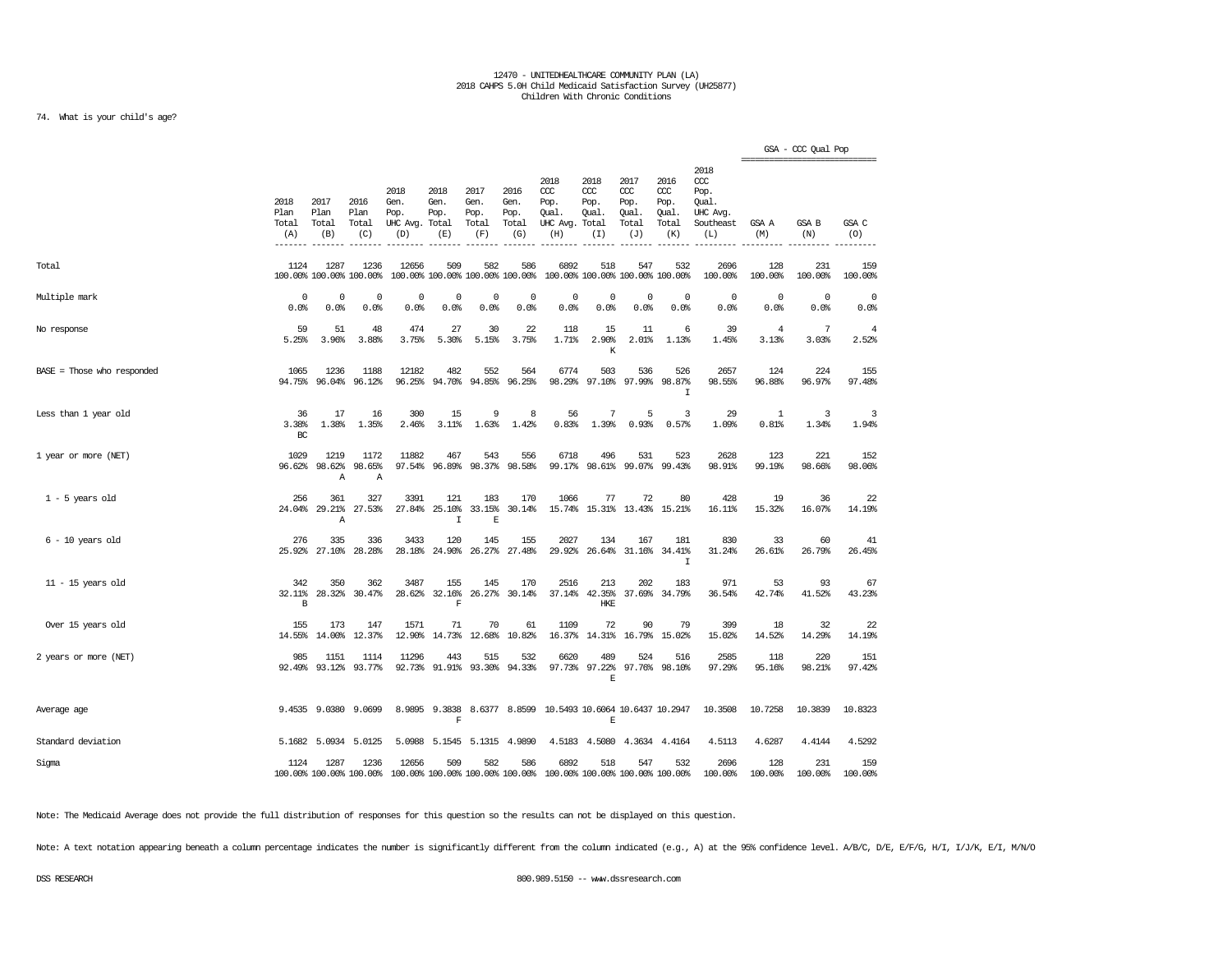12470 - UNITEDHEALTHCARE COMMUNITY PLAN (LA)
2018 CAHPS 5.0H Child Medicaid Satisfaction Survey (UH25877)
Children With Chronic Conditions

74. What is your child's age?

| | 2018 Plan Total (A) | 2017 Plan Total (B) | 2016 Plan Total (C) | 2018 Gen. Pop. UHC Avg. (D) | 2018 Gen. Pop. Total (E) | 2017 Gen. Pop. Total (F) | 2016 Gen. Pop. Total (G) | 2018 CCC Pop. Qual. UHC Avg. (H) | 2018 CCC Pop. Qual. Total (I) | 2017 CCC Pop. Qual. Total (J) | 2016 CCC Pop. Qual. Total (K) | 2018 CCC Pop. Qual. UHC Avg. Southeast (L) | GSA - CCC Qual Pop GSA A (M) | GSA B (N) | GSA C (O) |
|---|---|---|---|---|---|---|---|---|---|---|---|---|---|---|---|
| Total | 1124<br>100.00% | 1287<br>100.00% | 1236<br>100.00% | 12656<br>100.00% | 509<br>100.00% | 582<br>100.00% | 586<br>100.00% | 6892<br>100.00% | 518<br>100.00% | 547<br>100.00% | 532<br>100.00% | 2696<br>100.00% | 128<br>100.00% | 231<br>100.00% | 159<br>100.00% |
| Multiple mark | 0<br>0.0% | 0<br>0.0% | 0<br>0.0% | 0<br>0.0% | 0<br>0.0% | 0<br>0.0% | 0<br>0.0% | 0<br>0.0% | 0<br>0.0% | 0<br>0.0% | 0<br>0.0% | 0<br>0.0% | 0<br>0.0% | 0<br>0.0% | 0<br>0.0% |
| No response | 59<br>5.25% | 51<br>3.96% | 48<br>3.88% | 474<br>3.75% | 27<br>5.30% | 30<br>5.15% | 22<br>3.75% | 118<br>1.71% | 15<br>2.90%<br>K | 11<br>2.01% | 6<br>1.13% | 39<br>1.45% | 4<br>3.13% | 7<br>3.03% | 4<br>2.52% |
| BASE = Those who responded | 1065<br>94.75% | 1236<br>96.04% | 1188<br>96.12% | 12182<br>96.25% | 482<br>94.70% | 552<br>94.85% | 564<br>96.25% | 6774<br>98.29% | 503<br>97.10% | 536<br>97.99% | 526<br>98.87%<br>I | 2657<br>98.55% | 124<br>96.88% | 224<br>96.97% | 155<br>97.48% |
| Less than 1 year old | 36<br>3.38%<br>BC | 17<br>1.38% | 16<br>1.35% | 300<br>2.46% | 15<br>3.11% | 9<br>1.63% | 8<br>1.42% | 56<br>0.83% | 7<br>1.39% | 5<br>0.93% | 3<br>0.57% | 29<br>1.09% | 1<br>0.81% | 3<br>1.34% | 3<br>1.94% |
| 1 year or more (NET) | 1029<br>96.62% | 1219<br>98.62%<br>A | 1172<br>98.65%<br>A | 11882<br>97.54% | 467<br>96.89% | 543<br>98.37% | 556<br>98.58% | 6718<br>99.17% | 496<br>98.61% | 531<br>99.07% | 523<br>99.43% | 2628<br>98.91% | 123<br>99.19% | 221<br>98.66% | 152<br>98.06% |
| 1 - 5 years old | 256<br>24.04% | 361<br>29.21%<br>A | 327<br>27.53% | 3391<br>27.84% | 121<br>25.10%<br>I | 183<br>33.15%<br>E | 170<br>30.14% | 1066<br>15.74% | 77<br>15.31% | 72<br>13.43% | 80<br>15.21% | 428<br>16.11% | 19<br>15.32% | 36<br>16.07% | 22<br>14.19% |
| 6 - 10 years old | 276<br>25.92% | 335<br>27.10% | 336<br>28.28% | 3433<br>28.18% | 120<br>24.90% | 145<br>26.27% | 155<br>27.48% | 2027<br>29.92% | 134<br>26.64% | 167<br>31.16% | 181<br>34.41%<br>I | 830<br>31.24% | 33<br>26.61% | 60<br>26.79% | 41<br>26.45% |
| 11 - 15 years old | 342<br>32.11%<br>B | 350<br>28.32% | 362<br>30.47% | 3487<br>28.62% | 155<br>32.16%<br>F | 145<br>26.27% | 170<br>30.14% | 2516<br>37.14% | 213<br>42.35%<br>HKE | 202<br>37.69% | 183<br>34.79% | 971<br>36.54% | 53<br>42.74% | 93<br>41.52% | 67<br>43.23% |
| Over 15 years old | 155<br>14.55% | 173<br>14.00% | 147<br>12.37% | 1571<br>12.90% | 71<br>14.73% | 70<br>12.68% | 61<br>10.82% | 1109<br>16.37% | 72<br>14.31% | 90<br>16.79% | 79<br>15.02% | 399<br>15.02% | 18<br>14.52% | 32<br>14.29% | 22<br>14.19% |
| 2 years or more (NET) | 985<br>92.49% | 1151<br>93.12% | 1114<br>93.77% | 11296<br>92.73% | 443<br>91.91% | 515<br>93.30% | 532<br>94.33% | 6620<br>97.73% | 489<br>97.22%<br>E | 524<br>97.76% | 516<br>98.10% | 2585<br>97.29% | 118<br>95.16% | 220<br>98.21% | 151<br>97.42% |
| Average age | 9.4535 | 9.0380 | 9.0699 | 8.9895 | 9.3838<br>F | 8.6377 | 8.8599 | 10.5493 | 10.6064<br>E | 10.6437 | 10.2947 | 10.3508 | 10.7258 | 10.3839 | 10.8323 |
| Standard deviation | 5.1682 | 5.0934 | 5.0125 | 5.0988 | 5.1545 | 5.1315 | 4.9890 | 4.5183 | 4.5080 | 4.3634 | 4.4164 | 4.5113 | 4.6287 | 4.4144 | 4.5292 |
| Sigma | 1124<br>100.00% | 1287<br>100.00% | 1236<br>100.00% | 12656<br>100.00% | 509<br>100.00% | 582<br>100.00% | 586<br>100.00% | 6892<br>100.00% | 518<br>100.00% | 547<br>100.00% | 532<br>100.00% | 2696<br>100.00% | 128<br>100.00% | 231<br>100.00% | 159<br>100.00% |

Note: The Medicaid Average does not provide the full distribution of responses for this question so the results can not be displayed on this question.

Note: A text notation appearing beneath a column percentage indicates the number is significantly different from the column indicated (e.g., A) at the 95% confidence level. A/B/C, D/E, E/F/G, H/I, I/J/K, E/I, M/N/O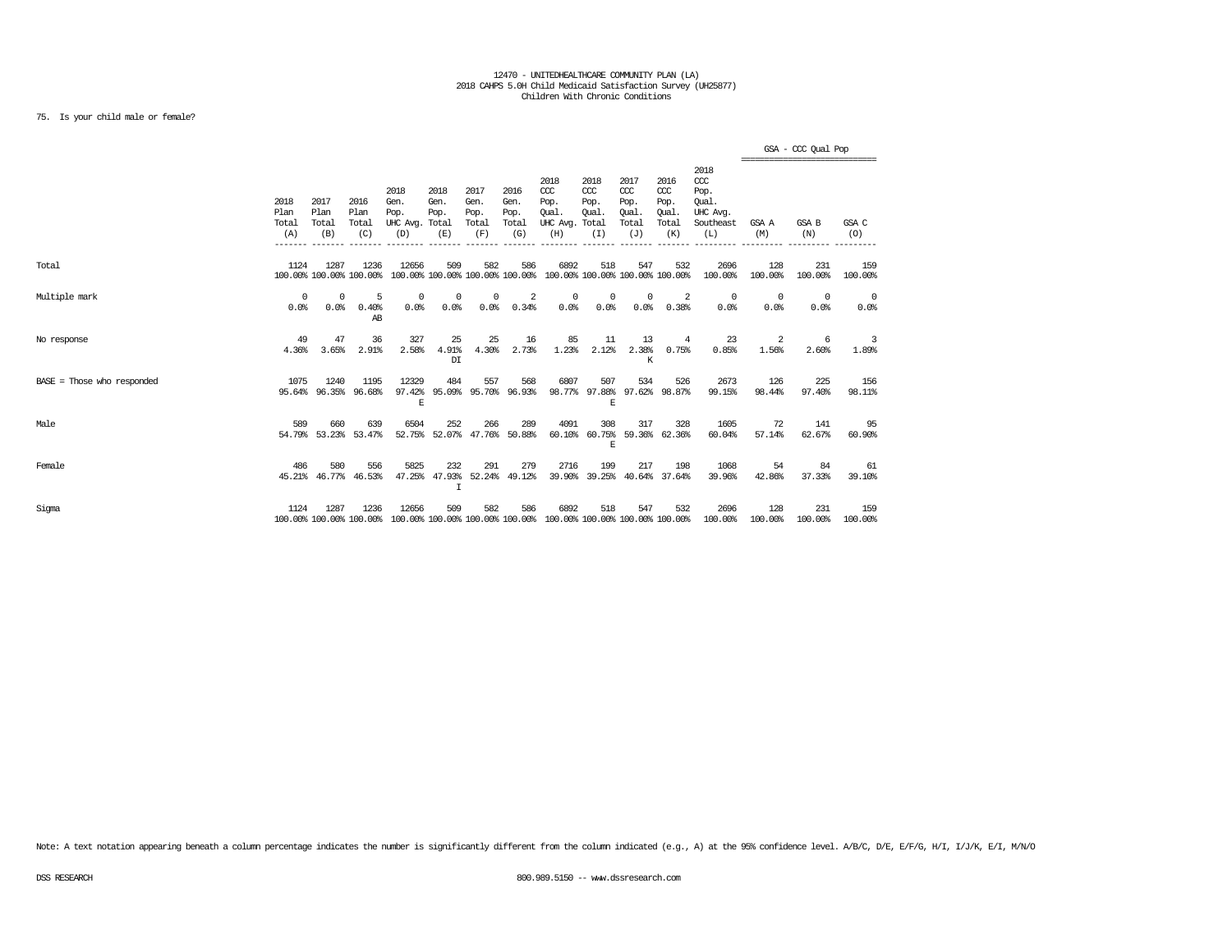12470 - UNITEDHEALTHCARE COMMUNITY PLAN (LA)
2018 CAHPS 5.0H Child Medicaid Satisfaction Survey (UH25877)
Children With Chronic Conditions

75. Is your child male or female?

| | 2018 Plan Total (A) | 2017 Plan Total (B) | 2016 Plan Total (C) | 2018 Gen. Pop. UHC Avg. (D) | 2018 Gen. Pop. Total (E) | 2017 Gen. Pop. Total (F) | 2016 Gen. Pop. Total (G) | 2018 CCC Pop. Qual. UHC Avg. (H) | 2018 CCC Pop. Qual. Total (I) | 2017 CCC Pop. Qual. Total (J) | 2016 CCC Pop. Qual. Total (K) | 2018 CCC Pop. Qual. UHC Avg. Southeast (L) | GSA - CCC Qual Pop GSA A (M) | GSA B (N) | GSA C (O) |
|---|---|---|---|---|---|---|---|---|---|---|---|---|---|---|---|
| Total | 1124 100.00% | 1287 100.00% | 1236 100.00% | 12656 100.00% | 509 100.00% | 582 100.00% | 586 100.00% | 6892 100.00% | 518 100.00% | 547 100.00% | 532 100.00% | 2696 100.00% | 128 100.00% | 231 100.00% | 159 100.00% |
| Multiple mark | 0 0.0% | 0 0.0% | 5 0.40% AB | 0 0.0% | 0 0.0% | 0 0.0% | 2 0.34% | 0 0.0% | 0 0.0% | 0 0.0% | 2 0.38% | 0 0.0% | 0 0.0% | 0 0.0% | 0 0.0% |
| No response | 49 4.36% | 47 3.65% | 36 2.91% | 327 2.58% | 25 4.91% DI | 25 4.30% | 16 2.73% | 85 1.23% | 11 2.12% | 13 2.38% K | 4 0.75% | 23 0.85% | 2 1.56% | 6 2.60% | 3 1.89% |
| BASE = Those who responded | 1075 95.64% | 1240 96.35% | 1195 96.68% | 12329 97.42% E | 484 95.09% | 557 95.70% | 568 96.93% | 6807 98.77% | 507 97.88% E | 534 97.62% | 526 98.87% | 2673 99.15% | 126 98.44% | 225 97.40% | 156 98.11% |
| Male | 589 54.79% | 660 53.23% | 639 53.47% | 6504 52.75% | 252 52.07% | 266 47.76% | 289 50.88% | 4091 60.10% | 308 60.75% E | 317 59.36% | 328 62.36% | 1605 60.04% | 72 57.14% | 141 62.67% | 95 60.90% |
| Female | 486 45.21% | 580 46.77% | 556 46.53% | 5825 47.25% | 232 47.93% I | 291 52.24% | 279 49.12% | 2716 39.90% | 199 39.25% | 217 40.64% | 198 37.64% | 1068 39.96% | 54 42.86% | 84 37.33% | 61 39.10% |
| Sigma | 1124 100.00% | 1287 100.00% | 1236 100.00% | 12656 100.00% | 509 100.00% | 582 100.00% | 586 100.00% | 6892 100.00% | 518 100.00% | 547 100.00% | 532 100.00% | 2696 100.00% | 128 100.00% | 231 100.00% | 159 100.00% |

Note: A text notation appearing beneath a column percentage indicates the number is significantly different from the column indicated (e.g., A) at the 95% confidence level. A/B/C, D/E, E/F/G, H/I, I/J/K, E/I, M/N/O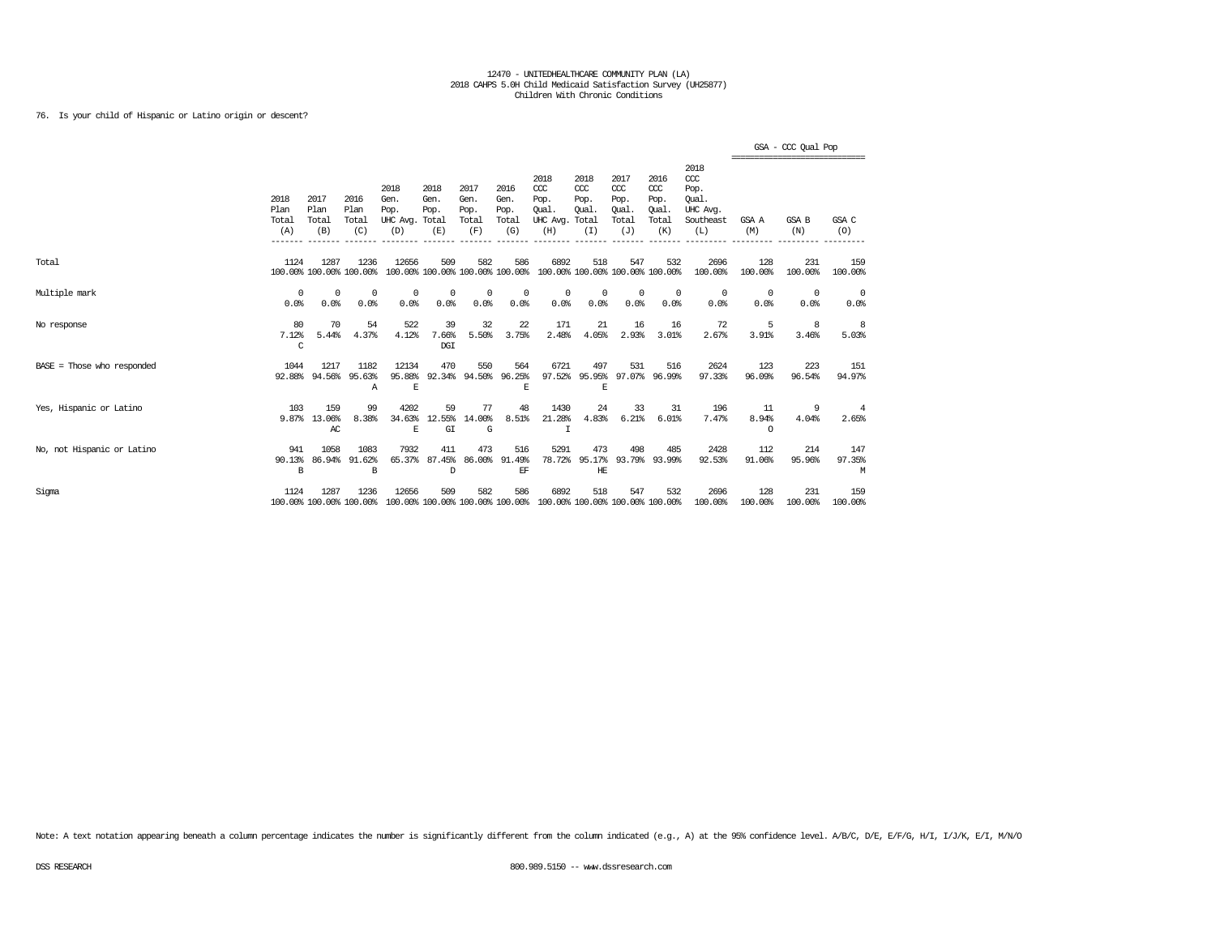12470 - UNITEDHEALTHCARE COMMUNITY PLAN (LA)
2018 CAHPS 5.0H Child Medicaid Satisfaction Survey (UH25877)
Children With Chronic Conditions

76. Is your child of Hispanic or Latino origin or descent?

| | 2018 Plan Total (A) | 2017 Plan Total (B) | 2016 Plan Total (C) | 2018 Gen. Pop. UHC Avg. (D) | 2018 Gen. Pop. Total (E) | 2017 Gen. Pop. Total (F) | 2016 Gen. Pop. Total (G) | 2018 CCC Pop. Qual. UHC Avg. (H) | 2018 CCC Pop. Qual. Total (I) | 2017 CCC Pop. Qual. Total (J) | 2016 CCC Pop. Qual. Total (K) | 2018 CCC Pop. Qual. UHC Avg. Southeast (L) | GSA - CCC Qual Pop GSA A (M) | GSA B (N) | GSA C (O) |
|---|---|---|---|---|---|---|---|---|---|---|---|---|---|---|---|
| Total | 1124<br>100.00% | 1287<br>100.00% | 1236<br>100.00% | 12656<br>100.00% | 509<br>100.00% | 582<br>100.00% | 586<br>100.00% | 6892<br>100.00% | 518<br>100.00% | 547<br>100.00% | 532<br>100.00% | 2696<br>100.00% | 128<br>100.00% | 231<br>100.00% | 159<br>100.00% |
| Multiple mark | 0<br>0.0% | 0<br>0.0% | 0<br>0.0% | 0<br>0.0% | 0<br>0.0% | 0<br>0.0% | 0<br>0.0% | 0<br>0.0% | 0<br>0.0% | 0<br>0.0% | 0<br>0.0% | 0<br>0.0% | 0<br>0.0% | 0<br>0.0% | 0<br>0.0% |
| No response | 80<br>7.12%<br>C | 70<br>5.44% | 54<br>4.37% | 522<br>4.12% | 39<br>7.66%<br>DGI | 32<br>5.50% | 22<br>3.75% | 171<br>2.48% | 21<br>4.05% | 16<br>2.93% | 16<br>3.01% | 72<br>2.67% | 5<br>3.91% | 8<br>3.46% | 8<br>5.03% |
| BASE = Those who responded | 1044<br>92.88% | 1217<br>94.56% | 1182<br>95.63%<br>A | 12134<br>95.88%<br>E | 470<br>92.34% | 550<br>94.50% | 564<br>96.25%<br>E | 6721<br>97.52% | 497<br>95.95%<br>E | 531<br>97.07% | 516<br>96.99% | 2624<br>97.33% | 123<br>96.09% | 223<br>96.54% | 151<br>94.97% |
| Yes, Hispanic or Latino | 103<br>9.87% | 159<br>13.06%<br>AC | 99<br>8.38% | 4202<br>34.63%<br>E | 59<br>12.55%<br>GI | 77<br>14.00%<br>G | 48<br>8.51% | 1430<br>21.28%<br>I | 24<br>4.83% | 33<br>6.21% | 31<br>6.01% | 196<br>7.47% | 11<br>8.94%<br>O | 9<br>4.04% | 4<br>2.65% |
| No, not Hispanic or Latino | 941<br>90.13%<br>B | 1058<br>86.94% | 1083<br>91.62%<br>B | 7932<br>65.37% | 411<br>87.45%<br>D | 473<br>86.00% | 516<br>91.49%<br>EF | 5291<br>78.72% | 473<br>95.17%<br>HE | 498<br>93.79% | 485<br>93.99% | 2428<br>92.53% | 112<br>91.06% | 214<br>95.96% | 147<br>97.35%<br>M |
| Sigma | 1124<br>100.00% | 1287<br>100.00% | 1236<br>100.00% | 12656<br>100.00% | 509<br>100.00% | 582<br>100.00% | 586<br>100.00% | 6892<br>100.00% | 518<br>100.00% | 547<br>100.00% | 532<br>100.00% | 2696<br>100.00% | 128<br>100.00% | 231<br>100.00% | 159<br>100.00% |

Note: A text notation appearing beneath a column percentage indicates the number is significantly different from the column indicated (e.g., A) at the 95% confidence level. A/B/C, D/E, E/F/G, H/I, I/J/K, E/I, M/N/O

DSS RESEARCH 800.989.5150 -- www.dssresearch.com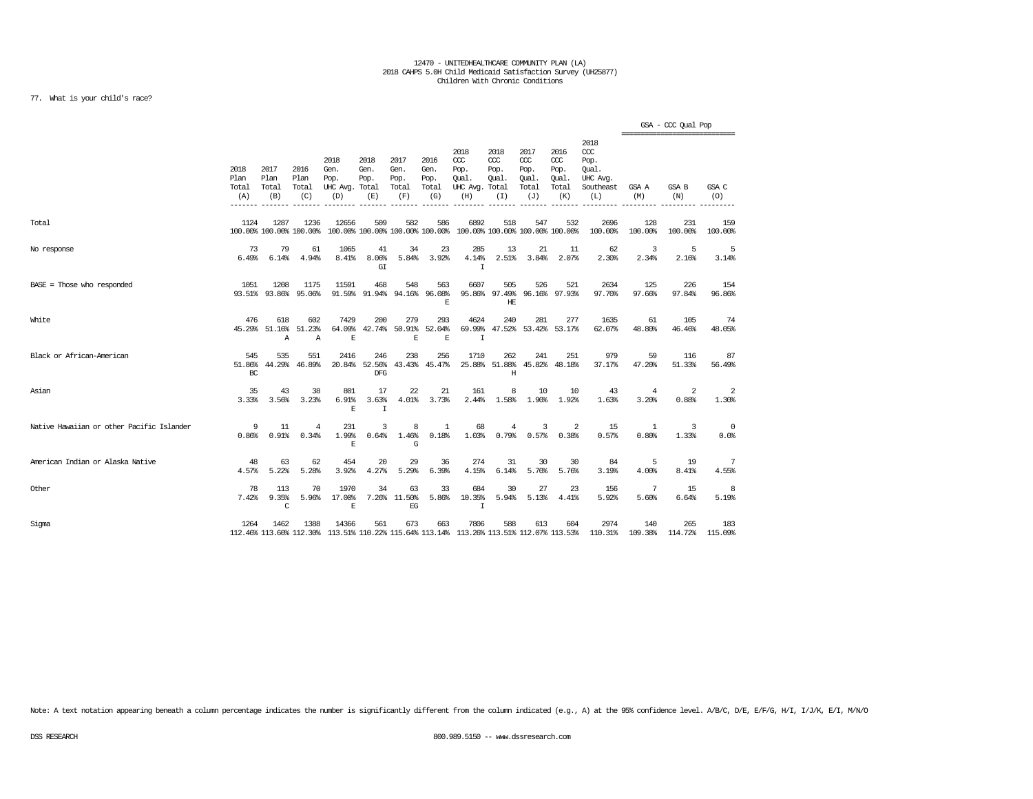12470 - UNITEDHEALTHCARE COMMUNITY PLAN (LA)
2018 CAHPS 5.0H Child Medicaid Satisfaction Survey (UH25877)
Children With Chronic Conditions

77. What is your child's race?

| | 2018 Plan Total (A) | 2017 Plan Total (B) | 2016 Plan Total (C) | 2018 Gen. Pop. UHC Avg. (D) | 2018 Gen. Pop. Total (E) | 2017 Gen. Pop. Total (F) | 2016 Gen. Pop. Total (G) | 2018 CCC Pop. Qual. UHC Avg. (H) | 2018 CCC Pop. Qual. Total (I) | 2017 CCC Pop. Qual. Total (J) | 2016 CCC Pop. Qual. Total (K) | 2018 CCC Pop. Qual. UHC Avg. Southeast (L) | GSA - CCC Qual Pop GSA A (M) | GSA B (N) | GSA C (O) |
|---|---|---|---|---|---|---|---|---|---|---|---|---|---|---|---|
| Total | 1124<br>100.00% | 1287<br>100.00% | 1236<br>100.00% | 12656<br>100.00% | 509<br>100.00% | 582<br>100.00% | 586<br>100.00% | 6892<br>100.00% | 518<br>100.00% | 547<br>100.00% | 532<br>100.00% | 2696<br>100.00% | 128<br>100.00% | 231<br>100.00% | 159<br>100.00% |
| No response | 73<br>6.49% | 79<br>6.14% | 61<br>4.94% | 1065<br>8.41% | 41<br>8.06%<br>GI | 34<br>5.84% | 23<br>3.92% | 285<br>4.14%<br>I | 13<br>2.51% | 21<br>3.84% | 11<br>2.07% | 62<br>2.30% | 3<br>2.34% | 5<br>2.16% | 5<br>3.14% |
| BASE = Those who responded | 1051<br>93.51% | 1208<br>93.86% | 1175<br>95.06% | 11591<br>91.59% | 468<br>91.94% | 548<br>94.16% | 563<br>96.08%<br>E | 6607<br>95.86% | 505<br>97.49%<br>HE | 526<br>96.16% | 521<br>97.93% | 2634<br>97.70% | 125<br>97.66% | 226<br>97.84% | 154<br>96.86% |
| White | 476<br>45.29% | 618<br>51.16%<br>A | 602<br>51.23%<br>A | 7429<br>64.09%<br>E | 200<br>42.74% | 279<br>50.91%<br>E | 293<br>52.04%<br>E | 4624<br>69.99%<br>I | 240<br>47.52% | 281<br>53.42% | 277<br>53.17% | 1635<br>62.07% | 61<br>48.80% | 105<br>46.46% | 74<br>48.05% |
| Black or African-American | 545<br>51.86%<br>BC | 535<br>44.29% | 551<br>46.89% | 2416<br>20.84% | 246<br>52.56%<br>DFG | 238<br>43.43% | 256<br>45.47% | 1710<br>25.88% | 262<br>51.88%<br>H | 241<br>45.82% | 251<br>48.18% | 979<br>37.17% | 59<br>47.20% | 116<br>51.33% | 87<br>56.49% |
| Asian | 35<br>3.33% | 43<br>3.56% | 38<br>3.23% | 801<br>6.91%<br>E | 17<br>3.63%<br>I | 22<br>4.01% | 21<br>3.73% | 161<br>2.44% | 8<br>1.58% | 10<br>1.90% | 10<br>1.92% | 43<br>1.63% | 4<br>3.20% | 2<br>0.88% | 2<br>1.30% |
| Native Hawaiian or other Pacific Islander | 9<br>0.86% | 11<br>0.91% | 4<br>0.34% | 231<br>1.99%<br>E | 3<br>0.64% | 8<br>1.46%<br>G | 1<br>0.18% | 68<br>1.03% | 4<br>0.79% | 3<br>0.57% | 2<br>0.38% | 15<br>0.57% | 1<br>0.80% | 3<br>1.33% | 0<br>0.0% |
| American Indian or Alaska Native | 48<br>4.57% | 63<br>5.22% | 62<br>5.28% | 454<br>3.92% | 20<br>4.27% | 29<br>5.29% | 36<br>6.39% | 274<br>4.15% | 31<br>6.14% | 30<br>5.70% | 30<br>5.76% | 84<br>3.19% | 5<br>4.00% | 19<br>8.41% | 7<br>4.55% |
| Other | 78<br>7.42% | 113<br>9.35%<br>C | 70<br>5.96% | 1970<br>17.00%<br>E | 34<br>7.26% | 63<br>11.50%<br>EG | 33<br>5.86% | 684<br>10.35%<br>I | 30<br>5.94% | 27<br>5.13% | 23<br>4.41% | 156<br>5.92% | 7<br>5.60% | 15<br>6.64% | 8<br>5.19% |
| Sigma | 1264<br>112.46% | 1462<br>113.60% | 1388<br>112.30% | 14366<br>113.51% | 561<br>110.22% | 673<br>115.64% | 663<br>113.14% | 7806<br>113.26% | 588<br>113.51% | 613<br>112.07% | 604<br>113.53% | 2974<br>110.31% | 140<br>109.38% | 265<br>114.72% | 183<br>115.09% |

Note: A text notation appearing beneath a column percentage indicates the number is significantly different from the column indicated (e.g., A) at the 95% confidence level. A/B/C, D/E, E/F/G, H/I, I/J/K, E/I, M/N/O

DSS RESEARCH 800.989.5150 -- www.dssresearch.com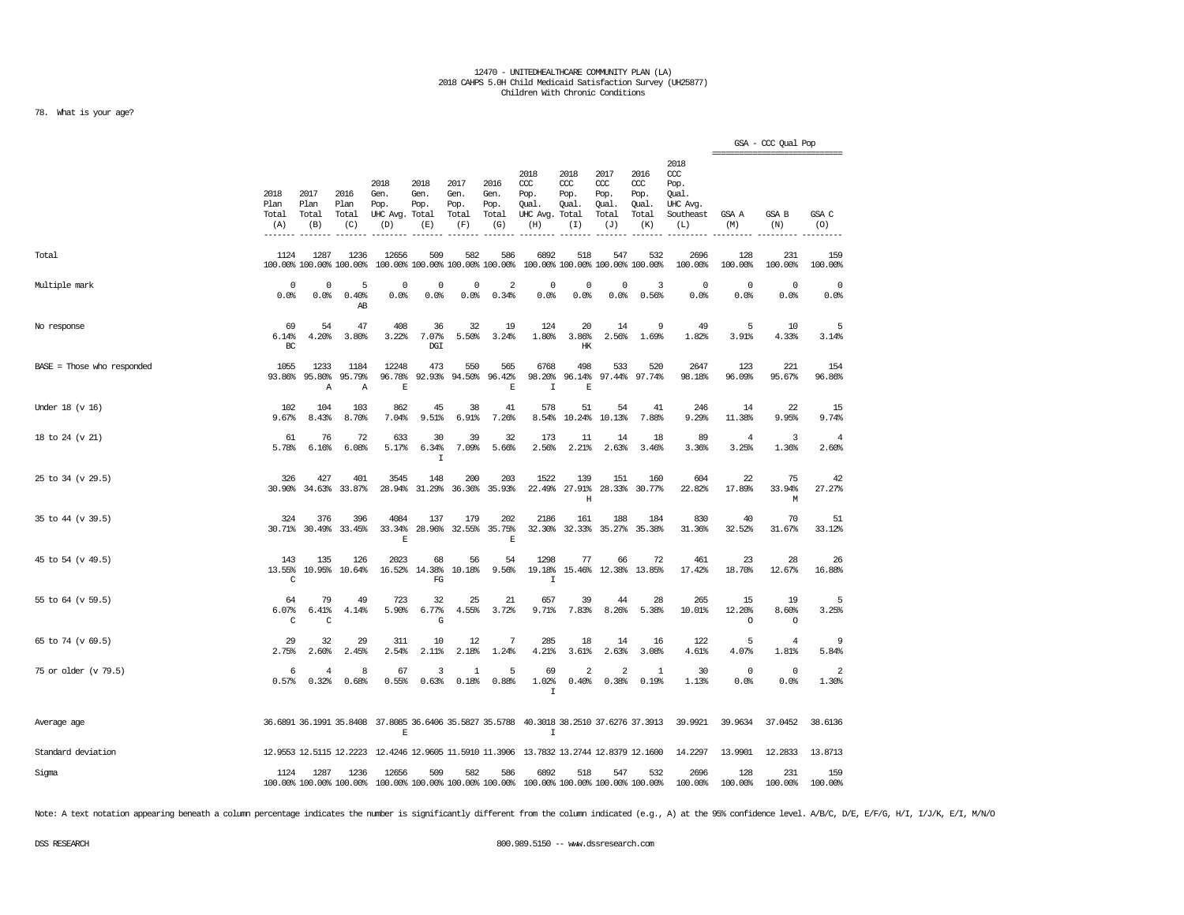12470 - UNITEDHEALTHCARE COMMUNITY PLAN (LA)
2018 CAHPS 5.0H Child Medicaid Satisfaction Survey (UH25877)
Children With Chronic Conditions

78. What is your age?

| | 2018 Plan Total (A) | 2017 Plan Total (B) | 2016 Plan Total (C) | 2018 Gen. Pop. UHC Avg. (D) | 2018 Gen. Pop. Total (E) | 2017 Gen. Pop. Total (F) | 2016 Gen. Pop. Total (G) | 2018 CCC Pop. Qual. UHC Avg. (H) | 2018 CCC Pop. Qual. Total (I) | 2017 CCC Pop. Qual. Total (J) | 2016 CCC Pop. Qual. Total (K) | 2018 CCC Pop. Qual. UHC Avg. Southeast (L) | GSA - CCC Qual Pop GSA A (M) | GSA B (N) | GSA C (O) |
|---|---|---|---|---|---|---|---|---|---|---|---|---|---|---|---|
| Total | 1124 100.00% | 1287 100.00% | 1236 100.00% | 12656 100.00% | 509 100.00% | 582 100.00% | 586 100.00% | 6892 100.00% | 518 100.00% | 547 100.00% | 532 100.00% | 2696 100.00% | 128 100.00% | 231 100.00% | 159 100.00% |
| Multiple mark | 0 0.0% | 0 0.0% | 5 0.40% AB | 0 0.0% | 0 0.0% | 0 0.0% | 2 0.34% | 0 0.0% | 0 0.0% | 0 0.0% | 3 0.56% | 0 0.0% | 0 0.0% | 0 0.0% | 0 0.0% |
| No response | 69 6.14% BC | 54 4.20% | 47 3.80% | 408 3.22% | 36 7.07% DGI | 32 5.50% | 19 3.24% | 124 1.80% | 20 3.86% HK | 14 2.56% | 9 1.69% | 49 1.82% | 5 3.91% | 10 4.33% | 5 3.14% |
| BASE = Those who responded | 1055 93.86% | 1233 95.80% A | 1184 95.79% A | 12248 96.78% E | 473 92.93% | 550 94.50% | 565 96.42% E | 6768 98.20% I | 498 96.14% E | 533 97.44% | 520 97.74% | 2647 98.18% | 123 96.09% | 221 95.67% | 154 96.86% |
| Under 18 (v 16) | 102 9.67% | 104 8.43% | 103 8.70% | 862 7.04% | 45 9.51% | 38 6.91% | 41 7.26% | 578 8.54% | 51 10.24% | 54 10.13% | 41 7.88% | 246 9.29% | 14 11.38% | 22 9.95% | 15 9.74% |
| 18 to 24 (v 21) | 61 5.78% | 76 6.16% | 72 6.08% | 633 5.17% | 30 6.34% I | 39 7.09% | 32 5.66% | 173 2.56% | 11 2.21% | 14 2.63% | 18 3.46% | 89 3.36% | 4 3.25% | 3 1.36% | 4 2.60% |
| 25 to 34 (v 29.5) | 326 30.90% | 427 34.63% | 401 33.87% | 3545 28.94% | 148 31.29% | 200 36.36% | 203 35.93% | 1522 22.49% | 139 27.91% H | 151 28.33% | 160 30.77% | 604 22.82% | 22 17.89% | 75 33.94% M | 42 27.27% |
| 35 to 44 (v 39.5) | 324 30.71% | 376 30.49% | 396 33.45% | 4084 33.34% E | 137 28.96% | 179 32.55% | 202 35.75% E | 2186 32.30% | 161 32.33% | 188 35.27% | 184 35.38% | 830 31.36% | 40 32.52% | 70 31.67% | 51 33.12% |
| 45 to 54 (v 49.5) | 143 13.55% C | 135 10.95% | 126 10.64% | 2023 16.52% | 68 14.38% FG | 56 10.18% | 54 9.56% | 1298 19.18% I | 77 15.46% | 66 12.38% | 72 13.85% | 461 17.42% | 23 18.70% | 28 12.67% | 26 16.88% |
| 55 to 64 (v 59.5) | 64 6.07% C | 79 6.41% C | 49 4.14% | 723 5.90% | 32 6.77% G | 25 4.55% | 21 3.72% | 657 9.71% | 39 7.83% | 44 8.26% | 28 5.38% | 265 10.01% | 15 12.20% O | 19 8.60% O | 5 3.25% |
| 65 to 74 (v 69.5) | 29 2.75% | 32 2.60% | 29 2.45% | 311 2.54% | 10 2.11% | 12 2.18% | 7 1.24% | 285 4.21% | 18 3.61% | 14 2.63% | 16 3.08% | 122 4.61% | 5 4.07% | 4 1.81% | 9 5.84% |
| 75 or older (v 79.5) | 6 0.57% | 4 0.32% | 8 0.68% | 67 0.55% | 3 0.63% | 1 0.18% | 5 0.88% | 69 1.02% I | 2 0.40% | 2 0.38% | 1 0.19% | 30 1.13% | 0 0.0% | 0 0.0% | 2 1.30% |
| Average age | 36.6891 | 36.1991 | 35.8408 | 37.8085 E | 36.6406 | 35.5827 | 35.5788 | 40.3018 I | 38.2510 | 37.6276 | 37.3913 | 39.9921 | 39.9634 | 37.0452 | 38.6136 |
| Standard deviation | 12.9553 | 12.5115 | 12.2223 | 12.4246 | 12.9605 | 11.5910 | 11.3906 | 13.7832 | 13.2744 | 12.8379 | 12.1600 | 14.2297 | 13.9901 | 12.2833 | 13.8713 |
| Sigma | 1124 100.00% | 1287 100.00% | 1236 100.00% | 12656 100.00% | 509 100.00% | 582 100.00% | 586 100.00% | 6892 100.00% | 518 100.00% | 547 100.00% | 532 100.00% | 2696 100.00% | 128 100.00% | 231 100.00% | 159 100.00% |

Note: A text notation appearing beneath a column percentage indicates the number is significantly different from the column indicated (e.g., A) at the 95% confidence level. A/B/C, D/E, E/F/G, H/I, I/J/K, E/I, M/N/O

DSS RESEARCH 800.989.5150 -- www.dssresearch.com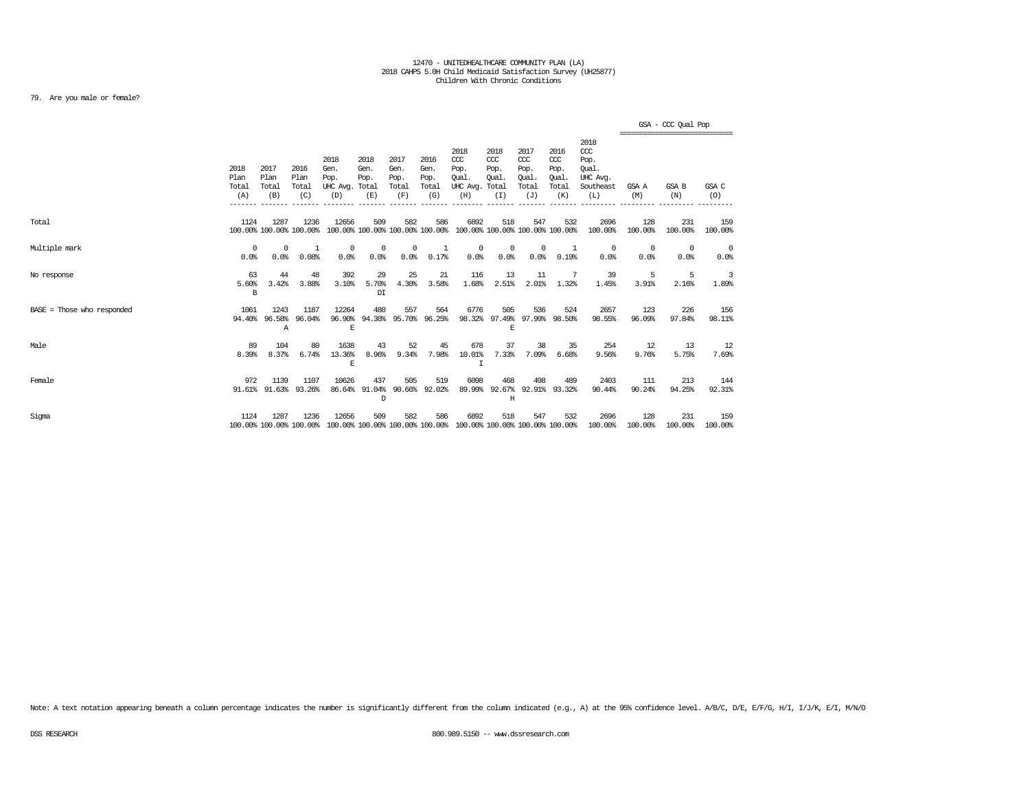12470 - UNITEDHEALTHCARE COMMUNITY PLAN (LA)
2018 CAHPS 5.0H Child Medicaid Satisfaction Survey (UH25877)
Children With Chronic Conditions

79. Are you male or female?

| | 2018 Plan Total (A) | 2017 Plan Total (B) | 2016 Plan Total (C) | 2018 Gen. Pop. UHC Avg. (D) | 2018 Gen. Pop. Total (E) | 2017 Gen. Pop. Total (F) | 2016 Gen. Pop. Total (G) | 2018 CCC Pop. Qual. UHC Avg. (H) | 2018 CCC Pop. Qual. Total (I) | 2017 CCC Pop. Qual. Total (J) | 2016 CCC Pop. Qual. Total (K) | 2018 CCC Pop. Qual. UHC Avg. Southeast (L) | GSA - CCC Qual Pop GSA A (M) | GSA B (N) | GSA C (O) |
|---|---|---|---|---|---|---|---|---|---|---|---|---|---|---|---|
| Total | 1124 100.00% | 1287 100.00% | 1236 100.00% | 12656 100.00% | 509 100.00% | 582 100.00% | 586 100.00% | 6892 100.00% | 518 100.00% | 547 100.00% | 532 100.00% | 2696 100.00% | 128 100.00% | 231 100.00% | 159 100.00% |
| Multiple mark | 0 0.0% | 0 0.0% | 1 0.08% | 0 0.0% | 0 0.0% | 0 0.0% | 1 0.17% | 0 0.0% | 0 0.0% | 0 0.0% | 1 0.19% | 0 0.0% | 0 0.0% | 0 0.0% | 0 0.0% |
| No response | 63 5.60% B | 44 3.42% | 48 3.88% | 392 3.10% | 29 5.70% DI | 25 4.30% | 21 3.58% | 116 1.68% | 13 2.51% | 11 2.01% | 7 1.32% | 39 1.45% | 5 3.91% | 5 2.16% | 3 1.89% |
| BASE = Those who responded | 1061 94.40% | 1243 96.58% A | 1187 96.04% | 12264 96.90% E | 480 94.30% | 557 95.70% | 564 96.25% | 6776 98.32% | 505 97.49% E | 536 97.99% | 524 98.50% | 2657 98.55% | 123 96.09% | 226 97.84% | 156 98.11% |
| Male | 89 8.39% | 104 8.37% | 80 6.74% | 1638 13.36% E | 43 8.96% | 52 9.34% | 45 7.98% | 678 10.01% I | 37 7.33% | 38 7.09% | 35 6.68% | 254 9.56% | 12 9.76% | 13 5.75% | 12 7.69% |
| Female | 972 91.61% | 1139 91.63% | 1107 93.26% | 10626 86.64% | 437 91.04% D | 505 90.66% | 519 92.02% | 6098 89.99% | 468 92.67% H | 498 92.91% | 489 93.32% | 2403 90.44% | 111 90.24% | 213 94.25% | 144 92.31% |
| Sigma | 1124 100.00% | 1287 100.00% | 1236 100.00% | 12656 100.00% | 509 100.00% | 582 100.00% | 586 100.00% | 6892 100.00% | 518 100.00% | 547 100.00% | 532 100.00% | 2696 100.00% | 128 100.00% | 231 100.00% | 159 100.00% |

Note: A text notation appearing beneath a column percentage indicates the number is significantly different from the column indicated (e.g., A) at the 95% confidence level. A/B/C, D/E, E/F/G, H/I, I/J/K, E/I, M/N/O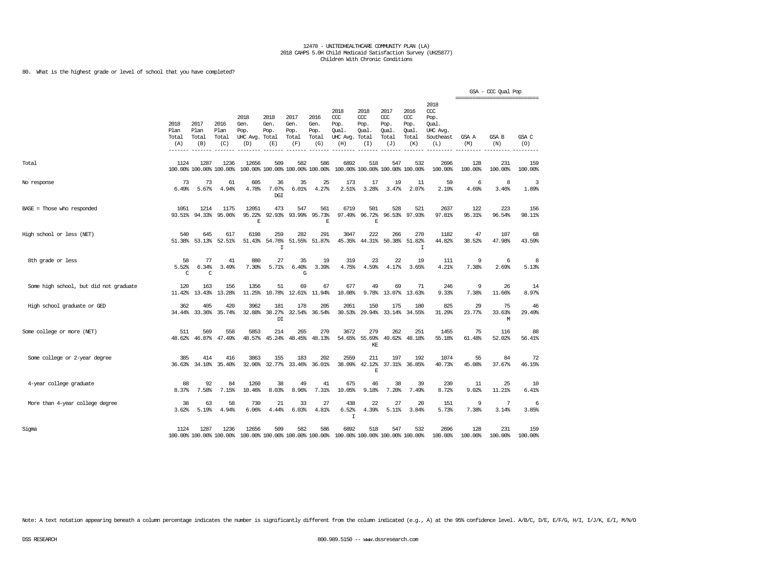12470 - UNITEDHEALTHCARE COMMUNITY PLAN (LA)
2018 CAHPS 5.0H Child Medicaid Satisfaction Survey (UH25877)
Children With Chronic Conditions

80. What is the highest grade or level of school that you have completed?

| | 2018 Plan Total (A) | 2017 Plan Total (B) | 2016 Plan Total (C) | 2018 Gen. Pop. UHC Avg. (D) | 2018 Gen. Pop. Total (E) | 2017 Gen. Pop. Total (F) | 2016 Gen. Pop. Total (G) | 2018 CCC Pop. Qual. UHC Avg. (H) | 2018 CCC Pop. Qual. Total (I) | 2017 CCC Pop. Qual. Total (J) | 2016 CCC Pop. Qual. Total (K) | 2018 CCC Pop. Qual. UHC Avg. Southeast (L) | GSA - CCC Qual Pop GSA A (M) | GSA B (N) | GSA C (O) |
|---|---|---|---|---|---|---|---|---|---|---|---|---|---|---|---|
| Total | 1124 100.00% | 1287 100.00% | 1236 100.00% | 12656 100.00% | 509 100.00% | 582 100.00% | 586 100.00% | 6892 100.00% | 518 100.00% | 547 100.00% | 532 100.00% | 2696 100.00% | 128 100.00% | 231 100.00% | 159 100.00% |
| No response | 73 6.49% | 73 5.67% | 61 4.94% | 605 4.78% | 36 7.07% DGI | 35 6.01% | 25 4.27% | 173 2.51% | 17 3.28% | 19 3.47% | 11 2.07% | 59 2.19% | 6 4.69% | 8 3.46% | 3 1.89% |
| BASE = Those who responded | 1051 93.51% | 1214 94.33% | 1175 95.06% | 12051 95.22% E | 473 92.93% | 547 93.99% | 561 95.73% E | 6719 97.49% | 501 96.72% E | 528 96.53% | 521 97.93% | 2637 97.81% | 122 95.31% | 223 96.54% | 156 98.11% |
| High school or less (NET) | 540 51.38% | 645 53.13% | 617 52.51% | 6198 51.43% | 259 54.76% I | 282 51.55% | 291 51.87% | 3047 45.35% | 222 44.31% | 266 50.38% | 270 51.82% I | 1182 44.82% | 47 38.52% | 107 47.98% | 68 43.59% |
| 8th grade or less | 58 5.52% C | 77 6.34% C | 41 3.49% | 880 7.30% | 27 5.71% | 35 6.40% G | 19 3.39% | 319 4.75% | 23 4.59% | 22 4.17% | 19 3.65% | 111 4.21% | 9 7.38% | 6 2.69% | 8 5.13% |
| Some high school, but did not graduate | 120 11.42% | 163 13.43% | 156 13.28% | 1356 11.25% | 51 10.78% | 69 12.61% | 67 11.94% | 677 10.08% | 49 9.78% | 69 13.07% | 71 13.63% | 246 9.33% | 9 7.38% | 26 11.66% | 14 8.97% |
| High school graduate or GED | 362 34.44% | 405 33.36% | 420 35.74% | 3962 32.88% | 181 38.27% DI | 178 32.54% | 205 36.54% | 2051 30.53% | 150 29.94% | 175 33.14% | 180 34.55% | 825 31.29% | 29 23.77% | 75 33.63% M | 46 29.49% |
| Some college or more (NET) | 511 48.62% | 569 46.87% | 558 47.49% | 5853 48.57% | 214 45.24% | 265 48.45% | 270 48.13% | 3672 54.65% | 279 55.69% KE | 262 49.62% | 251 48.18% | 1455 55.18% | 75 61.48% | 116 52.02% | 88 56.41% |
| Some college or 2-year degree | 385 36.63% | 414 34.10% | 416 35.40% | 3863 32.06% | 155 32.77% | 183 33.46% | 202 36.01% | 2559 38.09% | 211 42.12% E | 197 37.31% | 192 36.85% | 1074 40.73% | 55 45.08% | 84 37.67% | 72 46.15% |
| 4-year college graduate | 88 8.37% | 92 7.58% | 84 7.15% | 1260 10.46% | 38 8.03% | 49 8.96% | 41 7.31% | 675 10.05% | 46 9.18% | 38 7.20% | 39 7.49% | 230 8.72% | 11 9.02% | 25 11.21% | 10 6.41% |
| More than 4-year college degree | 38 3.62% | 63 5.19% | 58 4.94% | 730 6.06% | 21 4.44% | 33 6.03% | 27 4.81% | 438 6.52% I | 22 4.39% | 27 5.11% | 20 3.84% | 151 5.73% | 9 7.38% | 7 3.14% | 6 3.85% |
| Sigma | 1124 100.00% | 1287 100.00% | 1236 100.00% | 12656 100.00% | 509 100.00% | 582 100.00% | 586 100.00% | 6892 100.00% | 518 100.00% | 547 100.00% | 532 100.00% | 2696 100.00% | 128 100.00% | 231 100.00% | 159 100.00% |

Note: A text notation appearing beneath a column percentage indicates the number is significantly different from the column indicated (e.g., A) at the 95% confidence level. A/B/C, D/E, E/F/G, H/I, I/J/K, E/I, M/N/O

DSS RESEARCH 800.989.5150 -- www.dssresearch.com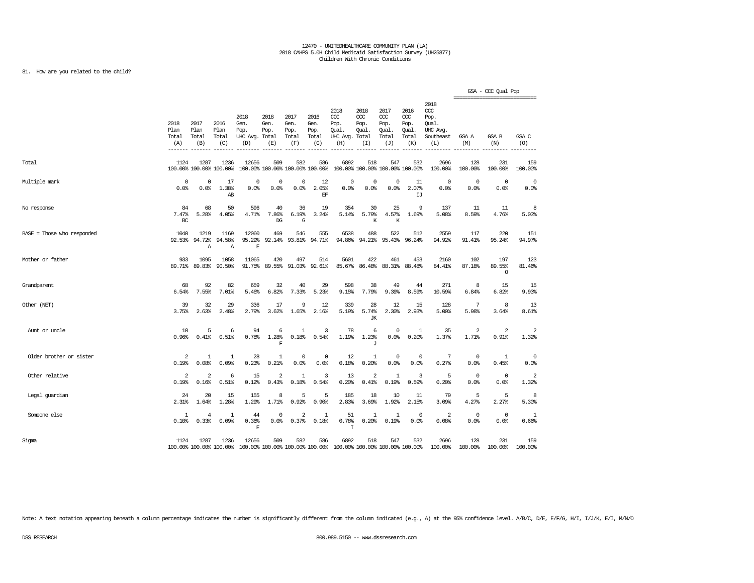12470 - UNITEDHEALTHCARE COMMUNITY PLAN (LA)
2018 CAHPS 5.0H Child Medicaid Satisfaction Survey (UH25877)
Children With Chronic Conditions

81. How are you related to the child?

| | 2018 Plan Total (A) | 2017 Plan Total (B) | 2016 Plan Total (C) | 2018 Gen. Pop. UHC Avg. (D) | 2018 Gen. Pop. Total (E) | 2017 Gen. Pop. Total (F) | 2016 Gen. Pop. Total (G) | 2018 CCC Pop. Qual. UHC Avg. (H) | 2018 CCC Pop. Qual. Total (I) | 2017 CCC Pop. Qual. Total (J) | 2016 CCC Pop. Qual. Total (K) | 2018 CCC Pop. Qual. UHC Avg. Southeast (L) | GSA - CCC Qual Pop GSA A (M) | GSA B (N) | GSA C (O) |
|---|---|---|---|---|---|---|---|---|---|---|---|---|---|---|---|
| Total | 1124 100.00% | 1287 100.00% | 1236 100.00% | 12656 100.00% | 509 100.00% | 582 100.00% | 586 100.00% | 6892 100.00% | 518 100.00% | 547 100.00% | 532 100.00% | 2696 100.00% | 128 100.00% | 231 100.00% | 159 100.00% |
| Multiple mark | 0 0.0% | 0 0.0% | 17 1.38% AB | 0 0.0% | 0 0.0% | 0 0.0% | 12 2.05% EF | 0 0.0% | 0 0.0% | 0 0.0% | 11 2.07% IJ | 0 0.0% | 0 0.0% | 0 0.0% | 0 0.0% |
| No response | 84 7.47% BC | 68 5.28% | 50 4.05% | 596 4.71% | 40 7.86% DG | 36 6.19% G | 19 3.24% | 354 5.14% | 30 5.79% K | 25 4.57% K | 9 1.69% | 137 5.08% | 11 8.59% | 11 4.76% | 8 5.03% |
| BASE = Those who responded | 1040 92.53% | 1219 94.72% A | 1169 94.58% A | 12060 95.29% E | 469 92.14% | 546 93.81% | 555 94.71% | 6538 94.86% | 488 94.21% | 522 95.43% | 512 96.24% | 2559 94.92% | 117 91.41% | 220 95.24% | 151 94.97% |
| Mother or father | 933 89.71% | 1095 89.83% | 1058 90.50% | 11065 91.75% | 420 89.55% | 497 91.03% | 514 92.61% | 5601 85.67% | 422 86.48% | 461 88.31% | 453 88.48% | 2160 84.41% | 102 87.18% | 197 89.55% O | 123 81.46% |
| Grandparent | 68 6.54% | 92 7.55% | 82 7.01% | 659 5.46% | 32 6.82% | 40 7.33% | 29 5.23% | 598 9.15% | 38 7.79% | 49 9.39% | 44 8.59% | 271 10.59% | 8 6.84% | 15 6.82% | 15 9.93% |
| Other (NET) | 39 3.75% | 32 2.63% | 29 2.48% | 336 2.79% | 17 3.62% | 9 1.65% | 12 2.16% | 339 5.19% | 28 5.74% JK | 12 2.30% | 15 2.93% | 128 5.00% | 7 5.98% | 8 3.64% | 13 8.61% |
| Aunt or uncle | 10 0.96% | 5 0.41% | 6 0.51% | 94 0.78% | 6 1.28% F | 1 0.18% | 3 0.54% | 78 1.19% | 6 1.23% J | 0 0.0% | 1 0.20% | 35 1.37% | 2 1.71% | 2 0.91% | 2 1.32% |
| Older brother or sister | 2 0.19% | 1 0.08% | 1 0.09% | 28 0.23% | 1 0.21% | 0 0.0% | 0 0.0% | 12 0.18% | 1 0.20% | 0 0.0% | 0 0.0% | 7 0.27% | 0 0.0% | 1 0.45% | 0 0.0% |
| Other relative | 2 0.19% | 2 0.16% | 6 0.51% | 15 0.12% | 2 0.43% | 1 0.18% | 3 0.54% | 13 0.20% | 2 0.41% | 1 0.19% | 3 0.59% | 5 0.20% | 0 0.0% | 0 0.0% | 2 1.32% |
| Legal guardian | 24 2.31% | 20 1.64% | 15 1.28% | 155 1.29% | 8 1.71% | 5 0.92% | 5 0.90% | 185 2.83% | 18 3.69% | 10 1.92% | 11 2.15% | 79 3.09% | 5 4.27% | 5 2.27% | 8 5.30% |
| Someone else | 1 0.10% | 4 0.33% | 1 0.09% | 44 0.36% E | 0 0.0% | 2 0.37% | 1 0.18% | 51 0.78% I | 1 0.20% | 1 0.19% | 0 0.0% | 2 0.08% | 0 0.0% | 0 0.0% | 1 0.66% |
| Sigma | 1124 100.00% | 1287 100.00% | 1236 100.00% | 12656 100.00% | 509 100.00% | 582 100.00% | 586 100.00% | 6892 100.00% | 518 100.00% | 547 100.00% | 532 100.00% | 2696 100.00% | 128 100.00% | 231 100.00% | 159 100.00% |

Note: A text notation appearing beneath a column percentage indicates the number is significantly different from the column indicated (e.g., A) at the 95% confidence level. A/B/C, D/E, E/F/G, H/I, I/J/K, E/I, M/N/O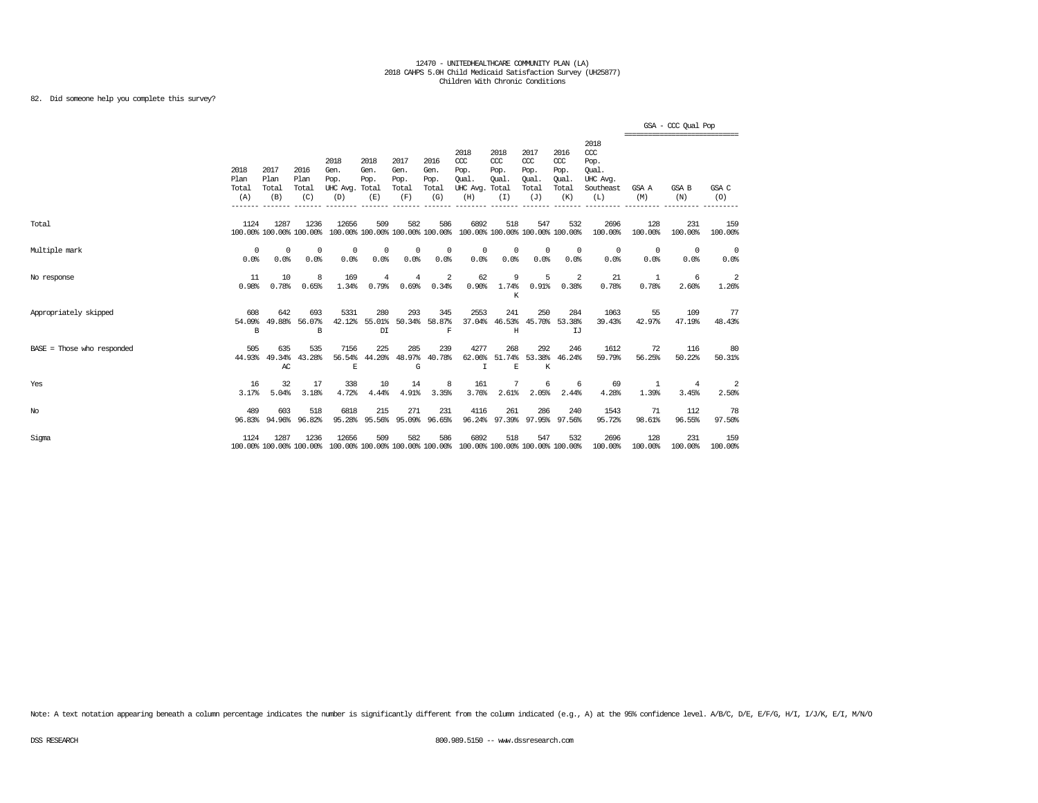12470 - UNITEDHEALTHCARE COMMUNITY PLAN (LA)
2018 CAHPS 5.0H Child Medicaid Satisfaction Survey (UH25877)
Children With Chronic Conditions

82. Did someone help you complete this survey?

| | 2018 Plan Total (A) | 2017 Plan Total (B) | 2016 Plan Total (C) | 2018 Gen. Pop. UHC Avg. (D) | 2018 Gen. Pop. Total (E) | 2017 Gen. Pop. Total (F) | 2016 Gen. Pop. Total (G) | 2018 CCC Pop. Qual. UHC Avg. (H) | 2018 CCC Pop. Qual. Total (I) | 2017 CCC Pop. Qual. Total (J) | 2016 CCC Pop. Qual. Total (K) | 2018 CCC Pop. Qual. UHC Avg. Southeast (L) | GSA - CCC Qual Pop GSA A (M) | GSA B (N) | GSA C (O) |
|---|---|---|---|---|---|---|---|---|---|---|---|---|---|---|---|
| Total | 1124<br>100.00% | 1287<br>100.00% | 1236<br>100.00% | 12656<br>100.00% | 509<br>100.00% | 582<br>100.00% | 586<br>100.00% | 6892<br>100.00% | 518<br>100.00% | 547<br>100.00% | 532<br>100.00% | 2696<br>100.00% | 128<br>100.00% | 231<br>100.00% | 159<br>100.00% |
| Multiple mark | 0<br>0.0% | 0<br>0.0% | 0<br>0.0% | 0<br>0.0% | 0<br>0.0% | 0<br>0.0% | 0<br>0.0% | 0<br>0.0% | 0<br>0.0% | 0<br>0.0% | 0<br>0.0% | 0<br>0.0% | 0<br>0.0% | 0<br>0.0% | 0<br>0.0% |
| No response | 11<br>0.98% | 10<br>0.78% | 8<br>0.65% | 169<br>1.34% | 4<br>0.79% | 4<br>0.69% | 2<br>0.34% | 62<br>0.90% | 9<br>1.74%<br>K | 5<br>0.91% | 2<br>0.38% | 21<br>0.78% | 1<br>0.78% | 6<br>2.60% | 2<br>1.26% |
| Appropriately skipped | 608<br>54.09%<br>B | 642<br>49.88% | 693<br>56.07%<br>B | 5331<br>42.12% | 280<br>55.01%<br>DI | 293<br>50.34% | 345<br>58.87%<br>F | 2553<br>37.04% | 241<br>46.53%<br>H | 250<br>45.70% | 284<br>53.38%<br>IJ | 1063<br>39.43% | 55<br>42.97% | 109<br>47.19% | 77<br>48.43% |
| BASE = Those who responded | 505<br>44.93% | 635<br>49.34%<br>AC | 535<br>43.28% | 7156<br>56.54%<br>E | 225<br>44.20% | 285<br>48.97%<br>G | 239<br>40.78% | 4277<br>62.06%<br>I | 268<br>51.74%<br>E | 292<br>53.38%<br>K | 246<br>46.24% | 1612<br>59.79% | 72<br>56.25% | 116<br>50.22% | 80<br>50.31% |
| Yes | 16<br>3.17% | 32<br>5.04% | 17<br>3.18% | 338<br>4.72% | 10<br>4.44% | 14<br>4.91% | 8<br>3.35% | 161<br>3.76% | 7<br>2.61% | 6<br>2.05% | 6<br>2.44% | 69<br>4.28% | 1<br>1.39% | 4<br>3.45% | 2<br>2.50% |
| No | 489<br>96.83% | 603<br>94.96% | 518<br>96.82% | 6818<br>95.28% | 215<br>95.56% | 271<br>95.09% | 231<br>96.65% | 4116<br>96.24% | 261<br>97.39% | 286<br>97.95% | 240<br>97.56% | 1543<br>95.72% | 71<br>98.61% | 112<br>96.55% | 78<br>97.50% |
| Sigma | 1124<br>100.00% | 1287<br>100.00% | 1236<br>100.00% | 12656<br>100.00% | 509<br>100.00% | 582<br>100.00% | 586<br>100.00% | 6892<br>100.00% | 518<br>100.00% | 547<br>100.00% | 532<br>100.00% | 2696<br>100.00% | 128<br>100.00% | 231<br>100.00% | 159<br>100.00% |

Note: A text notation appearing beneath a column percentage indicates the number is significantly different from the column indicated (e.g., A) at the 95% confidence level. A/B/C, D/E, E/F/G, H/I, I/J/K, E/I, M/N/O

DSS RESEARCH 800.989.5150 -- www.dssresearch.com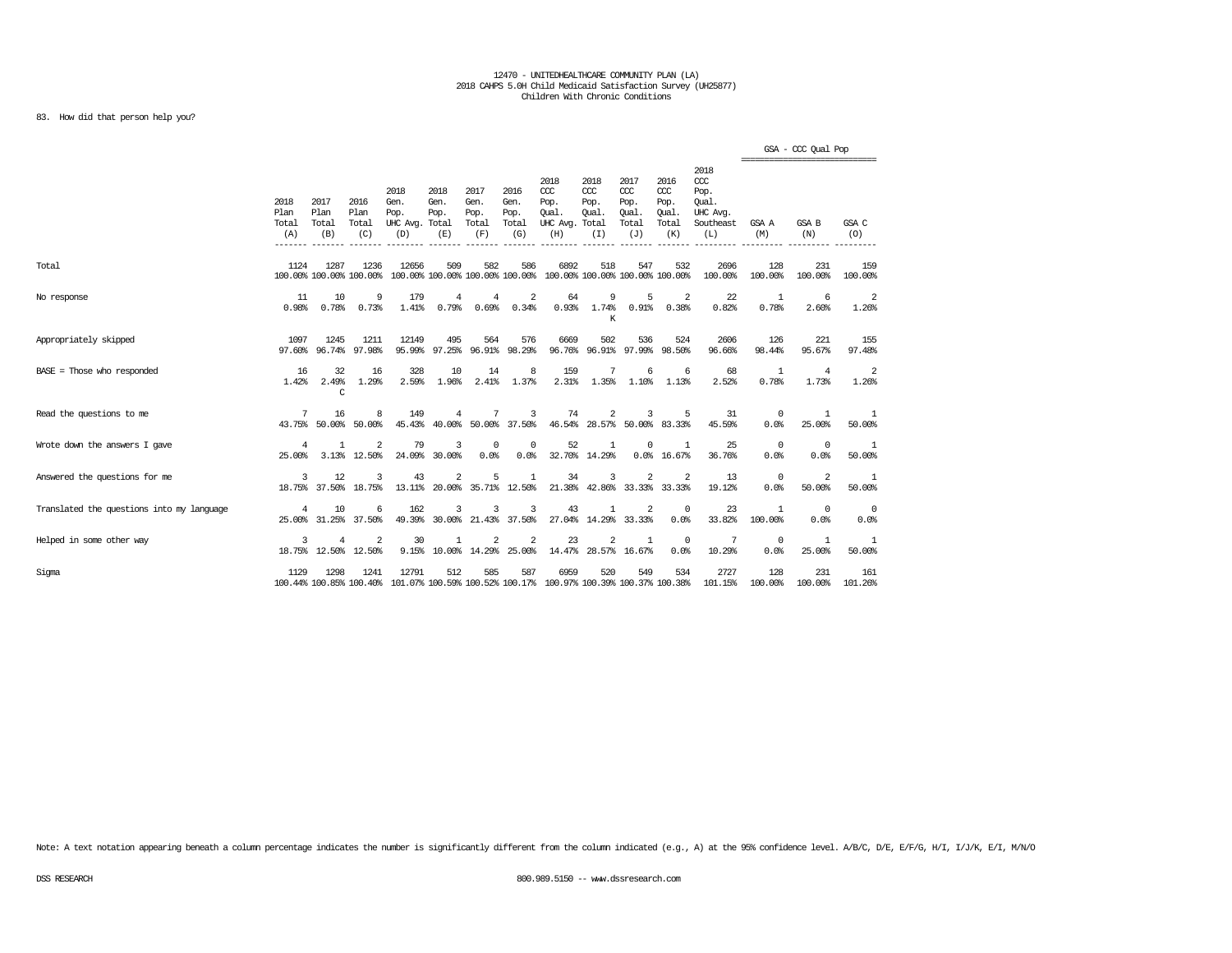12470 - UNITEDHEALTHCARE COMMUNITY PLAN (LA)
2018 CAHPS 5.0H Child Medicaid Satisfaction Survey (UH25877)
Children With Chronic Conditions

83. How did that person help you?

| | 2018 Plan Total (A) | 2017 Plan Total (B) | 2016 Plan Total (C) | 2018 Gen. Pop. UHC Avg. (D) | 2018 Gen. Pop. Total (E) | 2017 Gen. Pop. Total (F) | 2016 Gen. Pop. Total (G) | 2018 CCC Pop. Qual. UHC Avg. (H) | 2018 CCC Pop. Qual. Total (I) | 2017 CCC Pop. Qual. Total (J) | 2016 CCC Pop. Qual. Total (K) | 2018 CCC Pop. Qual. UHC Avg. Southeast (L) | GSA - CCC Qual Pop GSA A (M) | GSA B (N) | GSA C (O) |
|---|---|---|---|---|---|---|---|---|---|---|---|---|---|---|---|
| Total | 1124<br>100.00% | 1287<br>100.00% | 1236<br>100.00% | 12656<br>100.00% | 509<br>100.00% | 582<br>100.00% | 586<br>100.00% | 6892<br>100.00% | 518<br>100.00% | 547<br>100.00% | 532<br>100.00% | 2696<br>100.00% | 128<br>100.00% | 231<br>100.00% | 159<br>100.00% |
| No response | 11<br>0.98% | 10<br>0.78% | 9<br>0.73% | 179<br>1.41% | 4<br>0.79% | 4<br>0.69% | 2<br>0.34% | 64<br>0.93% | 9<br>1.74%<br>K | 5<br>0.91% | 2<br>0.38% | 22<br>0.82% | 1<br>0.78% | 6<br>2.60% | 2<br>1.26% |
| Appropriately skipped | 1097<br>97.60% | 1245<br>96.74% | 1211<br>97.98% | 12149<br>95.99% | 495<br>97.25% | 564<br>96.91% | 576<br>98.29% | 6669<br>96.76% | 502<br>96.91% | 536<br>97.99% | 524<br>98.50% | 2606<br>96.66% | 126<br>98.44% | 221<br>95.67% | 155<br>97.48% |
| BASE = Those who responded | 16<br>1.42% | 32<br>2.49%<br>C | 16<br>1.29% | 328<br>2.59% | 10<br>1.96% | 14<br>2.41% | 8<br>1.37% | 159<br>2.31% | 7<br>1.35% | 6<br>1.10% | 6<br>1.13% | 68<br>2.52% | 1<br>0.78% | 4<br>1.73% | 2<br>1.26% |
| Read the questions to me | 7<br>43.75% | 16<br>50.00% | 8<br>50.00% | 149<br>45.43% | 4<br>40.00% | 7<br>50.00% | 3<br>37.50% | 74<br>46.54% | 2<br>28.57% | 3<br>50.00% | 5<br>83.33% | 31<br>45.59% | 0<br>0.0% | 1<br>25.00% | 1<br>50.00% |
| Wrote down the answers I gave | 4<br>25.00% | 1<br>3.13% | 2<br>12.50% | 79<br>24.09% | 3<br>30.00% | 0<br>0.0% | 0<br>0.0% | 52<br>32.70% | 1<br>14.29% | 0<br>0.0% | 1<br>16.67% | 25<br>36.76% | 0<br>0.0% | 0<br>0.0% | 1<br>50.00% |
| Answered the questions for me | 3<br>18.75% | 12<br>37.50% | 3<br>18.75% | 43<br>13.11% | 2<br>20.00% | 5<br>35.71% | 1<br>12.50% | 34<br>21.38% | 3<br>42.86% | 2<br>33.33% | 2<br>33.33% | 13<br>19.12% | 0<br>0.0% | 2<br>50.00% | 1<br>50.00% |
| Translated the questions into my language | 4<br>25.00% | 10<br>31.25% | 6<br>37.50% | 162<br>49.39% | 3<br>30.00% | 3<br>21.43% | 3<br>37.50% | 43<br>27.04% | 1<br>14.29% | 2<br>33.33% | 0<br>0.0% | 23<br>33.82% | 1<br>100.00% | 0<br>0.0% | 0<br>0.0% |
| Helped in some other way | 3<br>18.75% | 4<br>12.50% | 2<br>12.50% | 30<br>9.15% | 1<br>10.00% | 2<br>14.29% | 2<br>25.00% | 23<br>14.47% | 2<br>28.57% | 1<br>16.67% | 0<br>0.0% | 7<br>10.29% | 0<br>0.0% | 1<br>25.00% | 1<br>50.00% |
| Sigma | 1129<br>100.44% | 1298<br>100.85% | 1241<br>100.40% | 12791<br>101.07% | 512<br>100.59% | 585<br>100.52% | 587<br>100.17% | 6959<br>100.97% | 520<br>100.39% | 549<br>100.37% | 534<br>100.38% | 2727<br>101.15% | 128<br>100.00% | 231<br>100.00% | 161<br>101.26% |

Note: A text notation appearing beneath a column percentage indicates the number is significantly different from the column indicated (e.g., A) at the 95% confidence level. A/B/C, D/E, E/F/G, H/I, I/J/K, E/I, M/N/O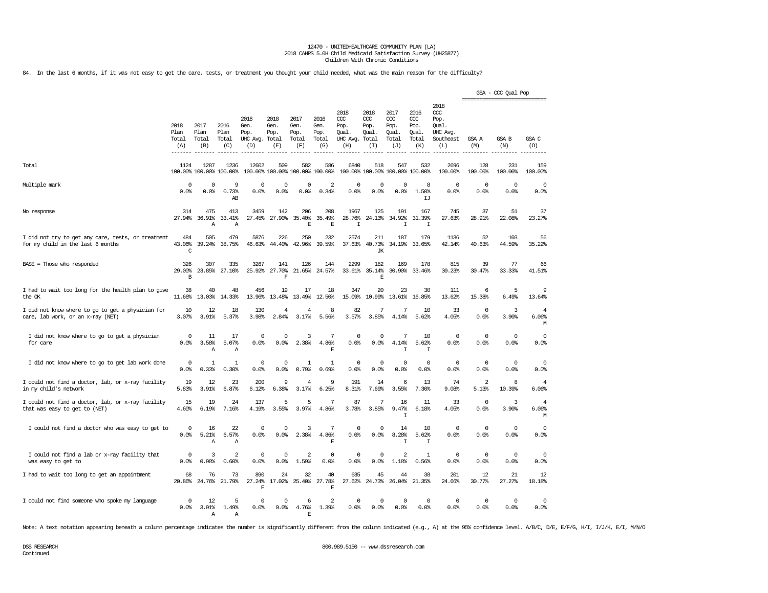12470 - UNITEDHEALTHCARE COMMUNITY PLAN (LA)
2018 CAHPS 5.0H Child Medicaid Satisfaction Survey (UH25877)
Children With Chronic Conditions

84. In the last 6 months, if it was not easy to get the care, tests, or treatment you thought your child needed, what was the main reason for the difficulty?

| | 2018 Plan Total (A) | 2017 Plan Total (B) | 2016 Plan Total (C) | 2018 Gen. Pop. UHC Avg. (D) | 2018 Gen. Pop. Total (E) | 2017 Gen. Pop. Total (F) | 2016 Gen. Pop. Total (G) | 2018 CCC Pop. Qual. UHC Avg. (H) | 2018 CCC Pop. Qual. Total (I) | 2017 CCC Pop. Qual. Total (J) | 2016 CCC Pop. Qual. Total (K) | 2018 CCC Pop. Qual. UHC Avg. Southeast (L) | GSA - CCC Qual Pop GSA A (M) | GSA B (N) | GSA C (O) |
|---|---|---|---|---|---|---|---|---|---|---|---|---|---|---|---|
| Total | 1124<br>100.00% | 1287<br>100.00% | 1236<br>100.00% | 12602<br>100.00% | 509<br>100.00% | 582<br>100.00% | 586<br>100.00% | 6840<br>100.00% | 518<br>100.00% | 547<br>100.00% | 532<br>100.00% | 2696<br>100.00% | 128<br>100.00% | 231<br>100.00% | 159<br>100.00% |
| Multiple mark | 0<br>0.0% | 0<br>0.0% | 9<br>0.73%<br>AB | 0<br>0.0% | 0<br>0.0% | 0<br>0.0% | 2<br>0.34% | 0<br>0.0% | 0<br>0.0% | 0<br>0.0% | 8<br>1.50%<br>IJ | 0<br>0.0% | 0<br>0.0% | 0<br>0.0% | 0<br>0.0% |
| No response | 314<br>27.94% | 475<br>36.91%<br>A | 413<br>33.41%<br>A | 3459<br>27.45% | 142<br>27.90% | 206<br>35.40%<br>E | 208<br>35.49%<br>E | 1967<br>28.76%<br>I | 125<br>24.13% | 191<br>34.92%<br>I | 167<br>31.39%<br>I | 745<br>27.63% | 37<br>28.91% | 51<br>22.08% | 37<br>23.27% |
| I did not try to get any care, tests, or treatment for my child in the last 6 months | 484<br>43.06%<br>C | 505<br>39.24% | 479<br>38.75% | 5876<br>46.63% | 226<br>44.40% | 250<br>42.96% | 232<br>39.59% | 2574<br>37.63% | 211<br>40.73%<br>JK | 187<br>34.19% | 179<br>33.65% | 1136<br>42.14% | 52<br>40.63% | 103<br>44.59% | 56<br>35.22% |
| BASE = Those who responded | 326<br>29.00%<br>B | 307<br>23.85% | 335<br>27.10% | 3267<br>25.92% | 141<br>27.70%<br>F | 126<br>21.65% | 144<br>24.57% | 2299<br>33.61% | 182<br>35.14%<br>E | 169<br>30.90% | 178<br>33.46% | 815<br>30.23% | 39<br>30.47% | 77<br>33.33% | 66<br>41.51% |
| I had to wait too long for the health plan to give the OK | 38<br>11.66% | 40<br>13.03% | 48<br>14.33% | 456<br>13.96% | 19<br>13.48% | 17<br>13.49% | 18<br>12.50% | 347<br>15.09% | 20<br>10.99% | 23<br>13.61% | 30<br>16.85% | 111<br>13.62% | 6<br>15.38% | 5<br>6.49% | 9<br>13.64% |
| I did not know where to go to get a physician for care, lab work, or an x-ray (NET) | 10<br>3.07% | 12<br>3.91% | 18<br>5.37% | 130<br>3.98% | 4<br>2.84% | 4<br>3.17% | 8<br>5.56% | 82<br>3.57% | 7<br>3.85% | 7<br>4.14% | 10<br>5.62% | 33<br>4.05% | 0<br>0.0% | 3<br>3.90% | 4<br>6.06%<br>M |
| I did not know where to go to get a physician for care | 0<br>0.0% | 11<br>3.58%<br>A | 17<br>5.07%<br>A | 0<br>0.0% | 0<br>0.0% | 3<br>2.38% | 7<br>4.86%<br>E | 0<br>0.0% | 0<br>0.0% | 7<br>4.14%<br>I | 10<br>5.62%<br>I | 0<br>0.0% | 0<br>0.0% | 0<br>0.0% | 0<br>0.0% |
| I did not know where to go to get lab work done | 0<br>0.0% | 1<br>0.33% | 1<br>0.30% | 0<br>0.0% | 0<br>0.0% | 1<br>0.79% | 1<br>0.69% | 0<br>0.0% | 0<br>0.0% | 0<br>0.0% | 0<br>0.0% | 0<br>0.0% | 0<br>0.0% | 0<br>0.0% | 0<br>0.0% |
| I could not find a doctor, lab, or x-ray facility in my child's network | 19<br>5.83% | 12<br>3.91% | 23<br>6.87% | 200<br>6.12% | 9<br>6.38% | 4<br>3.17% | 9<br>6.25% | 191<br>8.31% | 14<br>7.69% | 6<br>3.55% | 13<br>7.30% | 74<br>9.08% | 2<br>5.13% | 8<br>10.39% | 4<br>6.06% |
| I could not find a doctor, lab, or x-ray facility that was easy to get to (NET) | 15<br>4.60% | 19<br>6.19% | 24<br>7.16% | 137<br>4.19% | 5<br>3.55% | 5<br>3.97% | 7<br>4.86% | 87<br>3.78% | 7<br>3.85% | 16<br>9.47%<br>I | 11<br>6.18% | 33<br>4.05% | 0<br>0.0% | 3<br>3.90% | 4<br>6.06%<br>M |
| I could not find a doctor who was easy to get to | 0<br>0.0% | 16<br>5.21%<br>A | 22<br>6.57%<br>A | 0<br>0.0% | 0<br>0.0% | 3<br>2.38% | 7<br>4.86%<br>E | 0<br>0.0% | 0<br>0.0% | 14<br>8.28%<br>I | 10<br>5.62%<br>I | 0<br>0.0% | 0<br>0.0% | 0<br>0.0% | 0<br>0.0% |
| I could not find a lab or x-ray facility that was easy to get to | 0<br>0.0% | 3<br>0.98% | 2<br>0.60% | 0<br>0.0% | 0<br>0.0% | 2<br>1.59% | 0<br>0.0% | 0<br>0.0% | 0<br>0.0% | 2<br>1.18% | 1<br>0.56% | 0<br>0.0% | 0<br>0.0% | 0<br>0.0% | 0<br>0.0% |
| I had to wait too long to get an appointment | 68<br>20.86% | 76<br>24.76% | 73<br>21.79% | 890<br>27.24%<br>E | 24<br>17.02% | 32<br>25.40% | 40<br>27.78%<br>E | 635<br>27.62% | 45<br>24.73% | 44<br>26.04% | 38<br>21.35% | 201<br>24.66% | 12<br>30.77% | 21<br>27.27% | 12<br>18.18% |
| I could not find someone who spoke my language | 0<br>0.0% | 12<br>3.91%<br>A | 5<br>1.49%<br>A | 0<br>0.0% | 0<br>0.0% | 6<br>4.76%<br>E | 2<br>1.39% | 0<br>0.0% | 0<br>0.0% | 0<br>0.0% | 0<br>0.0% | 0<br>0.0% | 0<br>0.0% | 0<br>0.0% | 0<br>0.0% |

Note: A text notation appearing beneath a column percentage indicates the number is significantly different from the column indicated (e.g., A) at the 95% confidence level. A/B/C, D/E, E/F/G, H/I, I/J/K, E/I, M/N/O

DSS RESEARCH
Continued

800.989.5150 -- www.dssresearch.com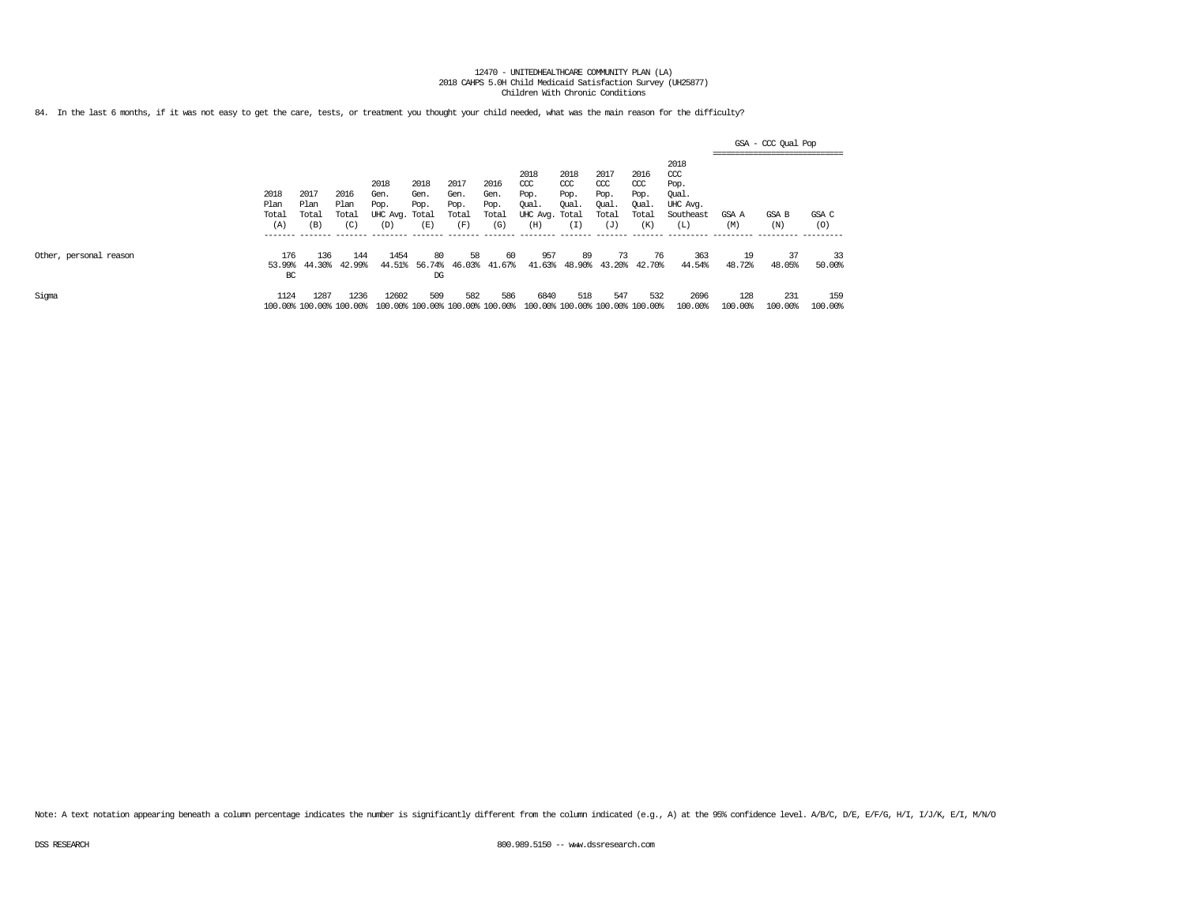12470 - UNITEDHEALTHCARE COMMUNITY PLAN (LA)
2018 CAHPS 5.0H Child Medicaid Satisfaction Survey (UH25877)
Children With Chronic Conditions

84. In the last 6 months, if it was not easy to get the care, tests, or treatment you thought your child needed, what was the main reason for the difficulty?

| | 2018 Plan Total (A) | 2017 Plan Total (B) | 2016 Plan Total (C) | 2018 Gen. Pop. UHC Avg. (D) | 2018 Gen. Pop. Total (E) | 2017 Gen. Pop. Total (F) | 2016 Gen. Pop. Total (G) | 2018 CCC Pop. Qual. UHC Avg. (H) | 2018 CCC Pop. Qual. Total (I) | 2017 CCC Pop. Qual. Total (J) | 2016 CCC Pop. Qual. Total (K) | 2018 CCC Pop. Qual. UHC Avg. Southeast (L) | GSA - CCC Qual Pop GSA A (M) | GSA B (N) | GSA C (O) |
|---|---|---|---|---|---|---|---|---|---|---|---|---|---|---|---|
| Other, personal reason | 176<br>53.99%<br>BC | 136<br>44.30% | 144<br>42.99% | 1454<br>44.51% | 80<br>56.74%<br>DG | 58<br>46.03% | 60<br>41.67% | 957<br>41.63% | 89<br>48.90% | 73<br>43.20% | 76<br>42.70% | 363<br>44.54% | 19<br>48.72% | 37<br>48.05% | 33<br>50.00% |
| Sigma | 1124<br>100.00% | 1287<br>100.00% | 1236<br>100.00% | 12602<br>100.00% | 509<br>100.00% | 582<br>100.00% | 586<br>100.00% | 6840<br>100.00% | 518<br>100.00% | 547<br>100.00% | 532<br>100.00% | 2696<br>100.00% | 128<br>100.00% | 231<br>100.00% | 159<br>100.00% |

Note: A text notation appearing beneath a column percentage indicates the number is significantly different from the column indicated (e.g., A) at the 95% confidence level. A/B/C, D/E, E/F/G, H/I, I/J/K, E/I, M/N/O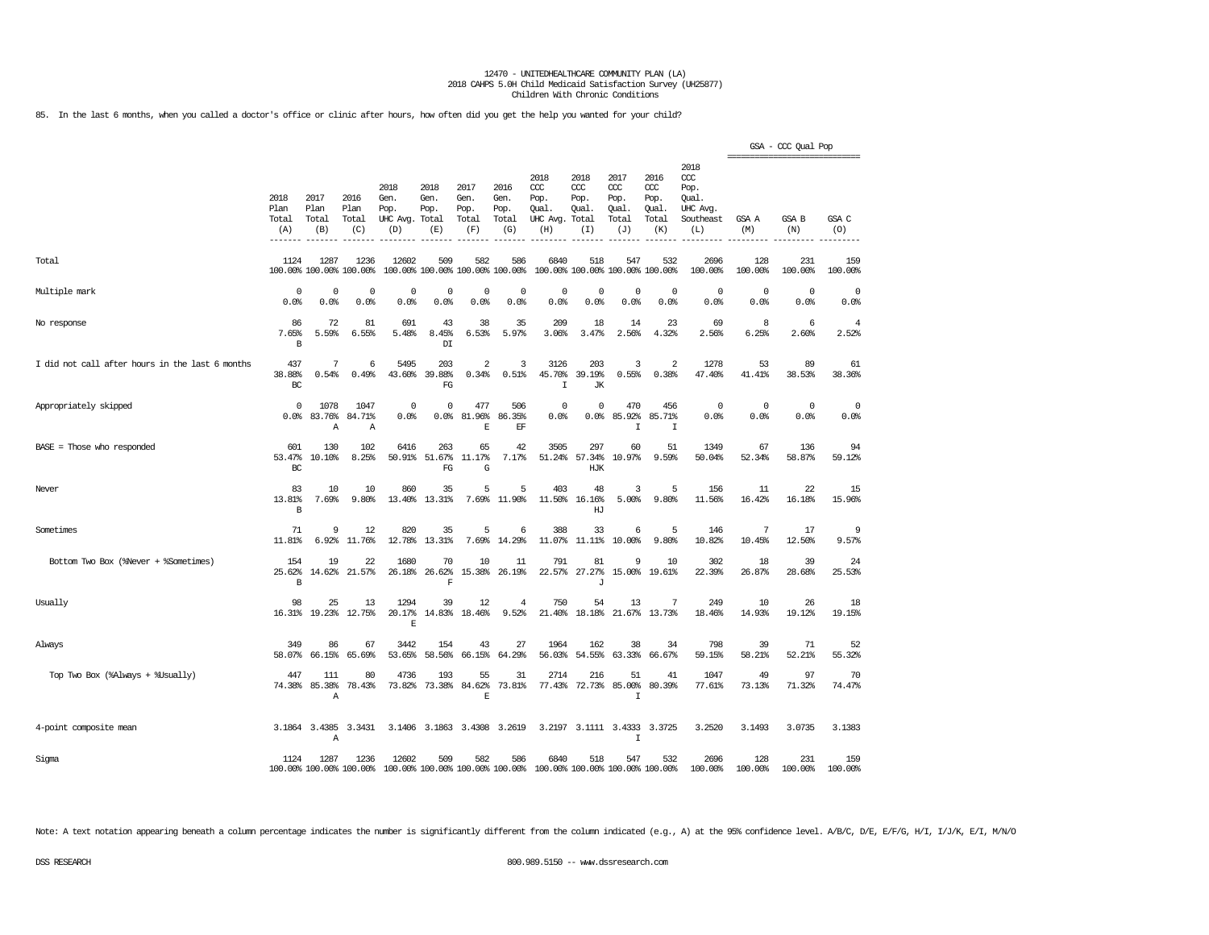12470 - UNITEDHEALTHCARE COMMUNITY PLAN (LA)
2018 CAHPS 5.0H Child Medicaid Satisfaction Survey (UH25877)
Children With Chronic Conditions

85. In the last 6 months, when you called a doctor's office or clinic after hours, how often did you get the help you wanted for your child?

| | 2018 Plan Total (A) | 2017 Plan Total (B) | 2016 Plan Total (C) | 2018 Gen. Pop. UHC Avg. (D) | 2018 Gen. Pop. Total (E) | 2017 Gen. Pop. Total (F) | 2016 Gen. Pop. Total (G) | 2018 CCC Pop. Qual. UHC Avg. (H) | 2018 CCC Pop. Qual. Total (I) | 2017 CCC Pop. Qual. Total (J) | 2016 CCC Pop. Qual. Total (K) | 2018 CCC Pop. Qual. UHC Avg. Southeast (L) | GSA - CCC Qual Pop GSA A (M) | GSA B (N) | GSA C (O) |
|---|---|---|---|---|---|---|---|---|---|---|---|---|---|---|---|
| Total | 1124 100.00% | 1287 100.00% | 1236 100.00% | 12602 100.00% | 509 100.00% | 582 100.00% | 586 100.00% | 6840 100.00% | 518 100.00% | 547 100.00% | 532 100.00% | 2696 100.00% | 128 100.00% | 231 100.00% | 159 100.00% |
| Multiple mark | 0 0.0% | 0 0.0% | 0 0.0% | 0 0.0% | 0 0.0% | 0 0.0% | 0 0.0% | 0 0.0% | 0 0.0% | 0 0.0% | 0 0.0% | 0 0.0% | 0 0.0% | 0 0.0% | 0 0.0% |
| No response | 86 7.65% B | 72 5.59% | 81 6.55% | 691 5.48% | 43 8.45% DI | 38 6.53% | 35 5.97% | 209 3.06% | 18 3.47% | 14 2.56% | 23 4.32% | 69 2.56% | 8 6.25% | 6 2.60% | 4 2.52% |
| I did not call after hours in the last 6 months | 437 38.88% BC | 7 0.54% | 6 0.49% | 5495 43.60% | 203 39.88% FG | 2 0.34% | 3 0.51% | 3126 45.70% I | 203 39.19% JK | 3 0.55% | 2 0.38% | 1278 47.40% | 53 41.41% | 89 38.53% | 61 38.36% |
| Appropriately skipped | 0 0.0% | 1078 83.76% A | 1047 84.71% A | 0 0.0% | 0 0.0% | 477 81.96% E | 506 86.35% EF | 0 0.0% | 0 0.0% | 470 85.92% I | 456 85.71% I | 0 0.0% | 0 0.0% | 0 0.0% | 0 0.0% |
| BASE = Those who responded | 601 53.47% BC | 130 10.10% | 102 8.25% | 6416 50.91% | 263 51.67% FG | 65 11.17% G | 42 7.17% | 3505 51.24% | 297 57.34% HJK | 60 10.97% | 51 9.59% | 1349 50.04% | 67 52.34% | 136 58.87% | 94 59.12% |
| Never | 83 13.81% B | 10 7.69% | 10 9.80% | 860 13.40% | 35 13.31% | 5 7.69% | 5 11.90% | 403 11.50% | 48 16.16% HJ | 3 5.00% | 5 9.80% | 156 11.56% | 11 16.42% | 22 16.18% | 15 15.96% |
| Sometimes | 71 11.81% | 9 6.92% | 12 11.76% | 820 12.78% | 35 13.31% | 5 7.69% | 6 14.29% | 388 11.07% | 33 11.11% | 6 10.00% | 5 9.80% | 146 10.82% | 7 10.45% | 17 12.50% | 9 9.57% |
| Bottom Two Box (%Never + %Sometimes) | 154 25.62% B | 19 14.62% | 22 21.57% | 1680 26.18% | 70 26.62% F | 10 15.38% | 11 26.19% | 791 22.57% | 81 27.27% J | 9 15.00% | 10 19.61% | 302 22.39% | 18 26.87% | 39 28.68% | 24 25.53% |
| Usually | 98 16.31% | 25 19.23% | 13 12.75% | 1294 20.17% E | 39 14.83% | 12 18.46% | 4 9.52% | 750 21.40% | 54 18.18% | 13 21.67% | 7 13.73% | 249 18.46% | 10 14.93% | 26 19.12% | 18 19.15% |
| Always | 349 58.07% | 86 66.15% | 67 65.69% | 3442 53.65% | 154 58.56% | 43 66.15% | 27 64.29% | 1964 56.03% | 162 54.55% | 38 63.33% | 34 66.67% | 798 59.15% | 39 58.21% | 71 52.21% | 52 55.32% |
| Top Two Box (%Always + %Usually) | 447 74.38% | 111 85.38% A | 80 78.43% | 4736 73.82% | 193 73.38% | 55 84.62% E | 31 73.81% | 2714 77.43% | 216 72.73% | 51 85.00% I | 41 80.39% | 1047 77.61% | 49 73.13% | 97 71.32% | 70 74.47% |
| 4-point composite mean | 3.1864 | 3.4385 A | 3.3431 | 3.1406 | 3.1863 | 3.4308 | 3.2619 | 3.2197 | 3.1111 | 3.4333 I | 3.3725 | 3.2520 | 3.1493 | 3.0735 | 3.1383 |
| Sigma | 1124 100.00% | 1287 100.00% | 1236 100.00% | 12602 100.00% | 509 100.00% | 582 100.00% | 586 100.00% | 6840 100.00% | 518 100.00% | 547 100.00% | 532 100.00% | 2696 100.00% | 128 100.00% | 231 100.00% | 159 100.00% |

Note: A text notation appearing beneath a column percentage indicates the number is significantly different from the column indicated (e.g., A) at the 95% confidence level. A/B/C, D/E, E/F/G, H/I, I/J/K, E/I, M/N/O

DSS RESEARCH 800.989.5150 -- www.dssresearch.com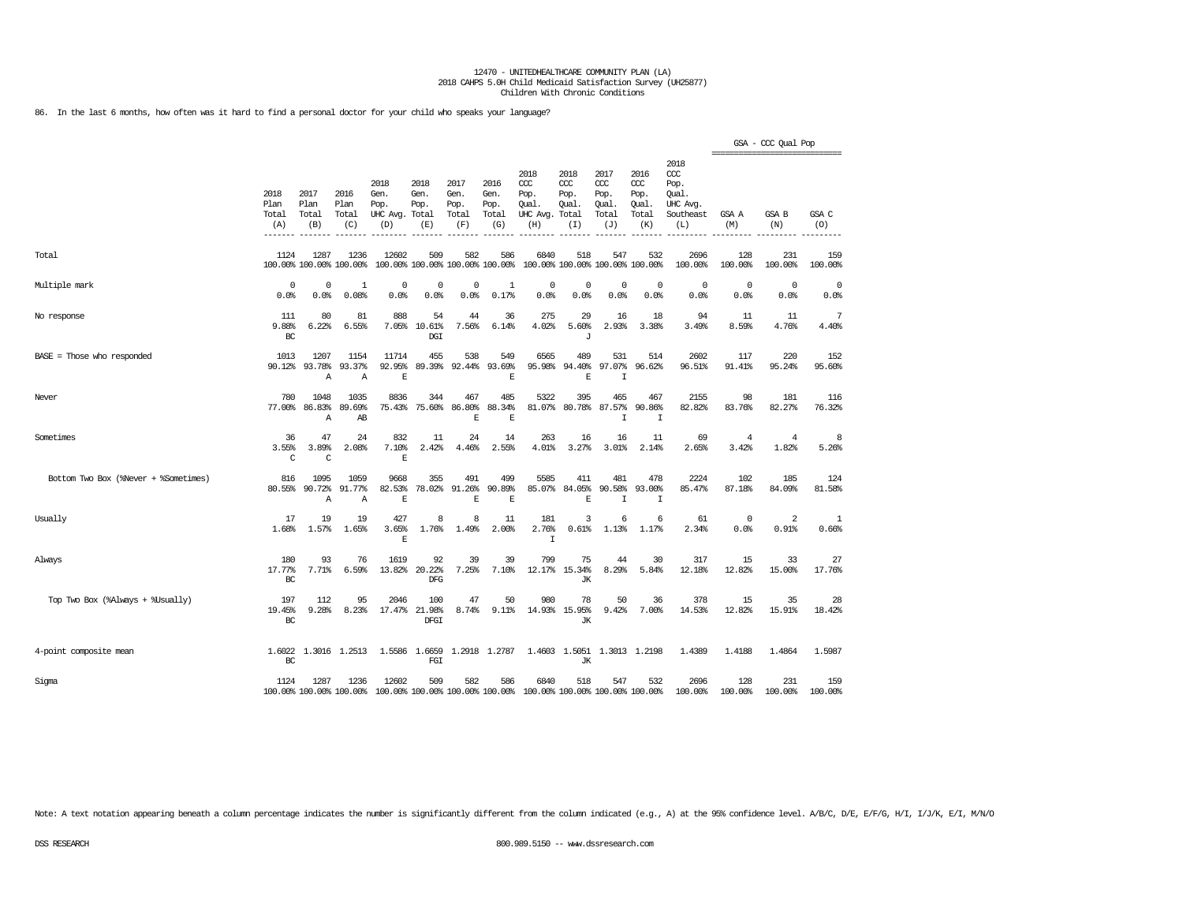12470 - UNITEDHEALTHCARE COMMUNITY PLAN (LA)
2018 CAHPS 5.0H Child Medicaid Satisfaction Survey (UH25877)
Children With Chronic Conditions

86. In the last 6 months, how often was it hard to find a personal doctor for your child who speaks your language?

| | 2018 Plan Total (A) | 2017 Plan Total (B) | 2016 Plan Total (C) | 2018 Gen. Pop. UHC Avg. (D) | 2018 Gen. Pop. Total (E) | 2017 Gen. Pop. Total (F) | 2016 Gen. Pop. Total (G) | 2018 CCC Pop. Qual. UHC Avg. (H) | 2018 CCC Pop. Qual. Total (I) | 2017 CCC Pop. Qual. Total (J) | 2016 CCC Pop. Qual. Total (K) | 2018 CCC Pop. Qual. UHC Avg. Southeast (L) | GSA - CCC Qual Pop GSA A (M) | GSA B (N) | GSA C (O) |
|---|---|---|---|---|---|---|---|---|---|---|---|---|---|---|---|
| Total | 1124 100.00% | 1287 100.00% | 1236 100.00% | 12602 100.00% | 509 100.00% | 582 100.00% | 586 100.00% | 6840 100.00% | 518 100.00% | 547 100.00% | 532 100.00% | 2696 100.00% | 128 100.00% | 231 100.00% | 159 100.00% |
| Multiple mark | 0 0.0% | 0 0.0% | 1 0.08% | 0 0.0% | 0 0.0% | 0 0.0% | 1 0.17% | 0 0.0% | 0 0.0% | 0 0.0% | 0 0.0% | 0 0.0% | 0 0.0% | 0 0.0% | 0 0.0% |
| No response | 111 9.88% BC | 80 6.22% | 81 6.55% | 888 7.05% | 54 10.61% DGI | 44 7.56% | 36 6.14% | 275 4.02% | 29 5.60% J | 16 2.93% | 18 3.38% | 94 3.49% | 11 8.59% | 11 4.76% | 7 4.40% |
| BASE = Those who responded | 1013 90.12% | 1207 93.78% A | 1154 93.37% A | 11714 92.95% E | 455 89.39% | 538 92.44% | 549 93.69% E | 6565 95.98% | 489 94.40% E | 531 97.07% I | 514 96.62% | 2602 96.51% | 117 91.41% | 220 95.24% | 152 95.60% |
| Never | 780 77.00% | 1048 86.83% A | 1035 89.69% AB | 8836 75.43% | 344 75.60% | 467 86.80% E | 485 88.34% E | 5322 81.07% | 395 80.78% | 465 87.57% I | 467 90.86% I | 2155 82.82% | 98 83.76% | 181 82.27% | 116 76.32% |
| Sometimes | 36 3.55% C | 47 3.89% C | 24 2.08% | 832 7.10% E | 11 2.42% | 24 4.46% | 14 2.55% | 263 4.01% | 16 3.27% | 16 3.01% | 11 2.14% | 69 2.65% | 4 3.42% | 4 1.82% | 8 5.26% |
| Bottom Two Box (%Never + %Sometimes) | 816 80.55% | 1095 90.72% A | 1059 91.77% A | 9668 82.53% E | 355 78.02% | 491 91.26% E | 499 90.89% E | 5585 85.07% | 411 84.05% E | 481 90.58% I | 478 93.00% I | 2224 85.47% | 102 87.18% | 185 84.09% | 124 81.58% |
| Usually | 17 1.68% | 19 1.57% | 19 1.65% | 427 3.65% E | 8 1.76% | 8 1.49% | 11 2.00% | 181 2.76% I | 3 0.61% | 6 1.13% | 6 1.17% | 61 2.34% | 0 0.0% | 2 0.91% | 1 0.66% |
| Always | 180 17.77% BC | 93 7.71% | 76 6.59% | 1619 13.82% | 92 20.22% DFG | 39 7.25% | 39 7.10% | 799 12.17% | 75 15.34% JK | 44 8.29% | 30 5.84% | 317 12.18% | 15 12.82% | 33 15.00% | 27 17.76% |
| Top Two Box (%Always + %Usually) | 197 19.45% BC | 112 9.28% | 95 8.23% | 2046 17.47% | 100 21.98% DFGI | 47 8.74% | 50 9.11% | 980 14.93% | 78 15.95% JK | 50 9.42% | 36 7.00% | 378 14.53% | 15 12.82% | 35 15.91% | 28 18.42% |
| 4-point composite mean | 1.6022 BC | 1.3016 | 1.2513 | 1.5586 | 1.6659 FGI | 1.2918 | 1.2787 | 1.4603 | 1.5051 JK | 1.3013 | 1.2198 | 1.4389 | 1.4188 | 1.4864 | 1.5987 |
| Sigma | 1124 100.00% | 1287 100.00% | 1236 100.00% | 12602 100.00% | 509 100.00% | 582 100.00% | 586 100.00% | 6840 100.00% | 518 100.00% | 547 100.00% | 532 100.00% | 2696 100.00% | 128 100.00% | 231 100.00% | 159 100.00% |

Note: A text notation appearing beneath a column percentage indicates the number is significantly different from the column indicated (e.g., A) at the 95% confidence level. A/B/C, D/E, E/F/G, H/I, I/J/K, E/I, M/N/O

DSS RESEARCH

800.989.5150 -- www.dssresearch.com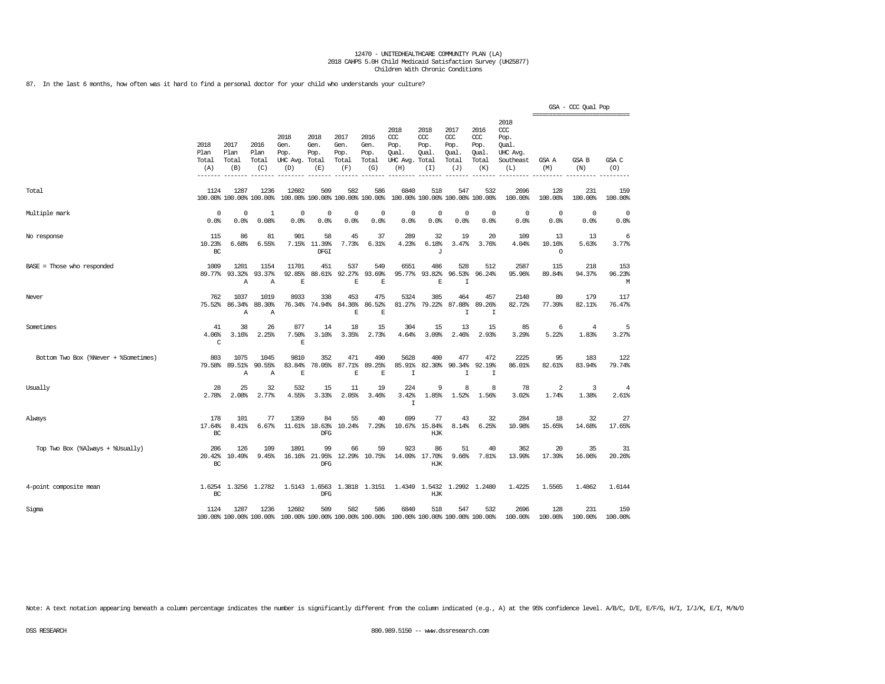12470 - UNITEDHEALTHCARE COMMUNITY PLAN (LA)
2018 CAHPS 5.0H Child Medicaid Satisfaction Survey (UH25877)
Children With Chronic Conditions

87. In the last 6 months, how often was it hard to find a personal doctor for your child who understands your culture?

| | 2018 Plan Total (A) | 2017 Plan Total (B) | 2016 Plan Total (C) | 2018 Gen. Pop. UHC Avg. (D) | 2018 Gen. Pop. Total (E) | 2017 Gen. Pop. Total (F) | 2016 Gen. Pop. Total (G) | 2018 CCC Pop. Qual. UHC Avg. (H) | 2018 CCC Pop. Qual. Total (I) | 2017 CCC Pop. Qual. Total (J) | 2016 CCC Pop. Qual. Total (K) | 2018 CCC Pop. Qual. UHC Avg. Southeast (L) | GSA - CCC Qual Pop GSA A (M) | GSA B (N) | GSA C (O) |
|---|---|---|---|---|---|---|---|---|---|---|---|---|---|---|---|
| Total | 1124<br>100.00% | 1287<br>100.00% | 1236<br>100.00% | 12602<br>100.00% | 509<br>100.00% | 582<br>100.00% | 586<br>100.00% | 6840<br>100.00% | 518<br>100.00% | 547<br>100.00% | 532<br>100.00% | 2696<br>100.00% | 128<br>100.00% | 231<br>100.00% | 159<br>100.00% |
| Multiple mark | 0<br>0.0% | 0<br>0.0% | 1<br>0.08% | 0<br>0.0% | 0<br>0.0% | 0<br>0.0% | 0<br>0.0% | 0<br>0.0% | 0<br>0.0% | 0<br>0.0% | 0<br>0.0% | 0<br>0.0% | 0<br>0.0% | 0<br>0.0% | 0<br>0.0% |
| No response | 115<br>10.23%<br>BC | 86<br>6.68% | 81<br>6.55% | 901<br>7.15% | 58<br>11.39%<br>DFGI | 45<br>7.73% | 37<br>6.31% | 289<br>4.23% | 32<br>6.18%<br>J | 19<br>3.47% | 20<br>3.76% | 109<br>4.04% | 13<br>10.16%<br>O | 13<br>5.63% | 6<br>3.77% |
| BASE = Those who responded | 1009<br>89.77% | 1201<br>93.32%<br>A | 1154<br>93.37%<br>A | 11701<br>92.85%<br>E | 451<br>88.61% | 537<br>92.27%<br>E | 549<br>93.69%<br>E | 6551<br>95.77% | 486<br>93.82%<br>E | 528<br>96.53%<br>I | 512<br>96.24% | 2587<br>95.96% | 115<br>89.84% | 218<br>94.37% | 153<br>96.23%<br>M |
| Never | 762<br>75.52% | 1037<br>86.34%<br>A | 1019<br>88.30%<br>A | 8933<br>76.34% | 338<br>74.94% | 453<br>84.36%<br>E | 475<br>86.52%<br>E | 5324<br>81.27% | 385<br>79.22% | 464<br>87.88%<br>I | 457<br>89.26%<br>I | 2140<br>82.72% | 89<br>77.39% | 179<br>82.11% | 117<br>76.47% |
| Sometimes | 41<br>4.06%<br>C | 38<br>3.16% | 26<br>2.25% | 877<br>7.50%<br>E | 14<br>3.10% | 18<br>3.35% | 15<br>2.73% | 304<br>4.64% | 15<br>3.09% | 13<br>2.46% | 15<br>2.93% | 85<br>3.29% | 6<br>5.22% | 4<br>1.83% | 5<br>3.27% |
| Bottom Two Box (%Never + %Sometimes) | 803<br>79.58% | 1075<br>89.51%<br>A | 1045<br>90.55%<br>A | 9810<br>83.84%<br>E | 352<br>78.05% | 471<br>87.71%<br>E | 490<br>89.25%<br>E | 5628<br>85.91%<br>I | 400<br>82.30% | 477<br>90.34%<br>I | 472<br>92.19%<br>I | 2225<br>86.01% | 95<br>82.61% | 183<br>83.94% | 122<br>79.74% |
| Usually | 28<br>2.78% | 25<br>2.08% | 32<br>2.77% | 532<br>4.55% | 15<br>3.33% | 11<br>2.05% | 19<br>3.46% | 224<br>3.42%<br>I | 9<br>1.85% | 8<br>1.52% | 8<br>1.56% | 78<br>3.02% | 2<br>1.74% | 3<br>1.38% | 4<br>2.61% |
| Always | 178<br>17.64%<br>BC | 101<br>8.41% | 77<br>6.67% | 1359<br>11.61% | 84<br>18.63%<br>DFG | 55<br>10.24% | 40<br>7.29% | 699<br>10.67% | 77<br>15.84%<br>HJK | 43<br>8.14% | 32<br>6.25% | 284<br>10.98% | 18<br>15.65% | 32<br>14.68% | 27<br>17.65% |
| Top Two Box (%Always + %Usually) | 206<br>20.42%<br>BC | 126<br>10.49% | 109<br>9.45% | 1891<br>16.16% | 99<br>21.95%<br>DFG | 66<br>12.29% | 59<br>10.75% | 923<br>14.09% | 86<br>17.70%<br>HJK | 51<br>9.66% | 40<br>7.81% | 362<br>13.99% | 20<br>17.39% | 35<br>16.06% | 31<br>20.26% |
| 4-point composite mean | 1.6254<br>BC | 1.3256 | 1.2782 | 1.5143 | 1.6563<br>DFG | 1.3818 | 1.3151 | 1.4349 | 1.5432<br>HJK | 1.2992 | 1.2480 | 1.4225 | 1.5565 | 1.4862 | 1.6144 |
| Sigma | 1124<br>100.00% | 1287<br>100.00% | 1236<br>100.00% | 12602<br>100.00% | 509<br>100.00% | 582<br>100.00% | 586<br>100.00% | 6840<br>100.00% | 518<br>100.00% | 547<br>100.00% | 532<br>100.00% | 2696<br>100.00% | 128<br>100.00% | 231<br>100.00% | 159<br>100.00% |

Note: A text notation appearing beneath a column percentage indicates the number is significantly different from the column indicated (e.g., A) at the 95% confidence level. A/B/C, D/E, E/F/G, H/I, I/J/K, E/I, M/N/O

DSS RESEARCH 800.989.5150 -- www.dssresearch.com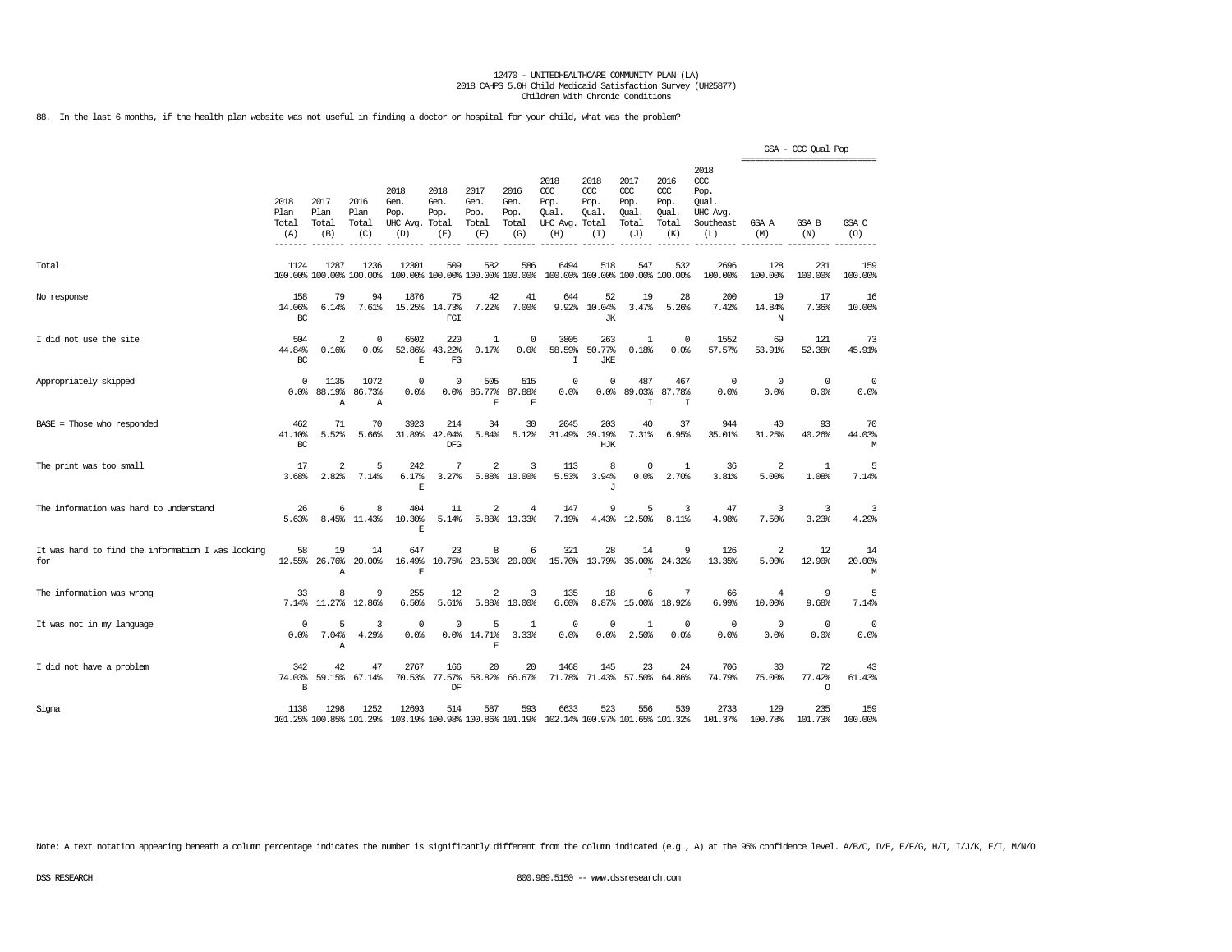12470 - UNITEDHEALTHCARE COMMUNITY PLAN (LA)
2018 CAHPS 5.0H Child Medicaid Satisfaction Survey (UH25877)
Children With Chronic Conditions

88. In the last 6 months, if the health plan website was not useful in finding a doctor or hospital for your child, what was the problem?

| | 2018 Plan Total (A) | 2017 Plan Total (B) | 2016 Plan Total (C) | 2018 Gen. Pop. UHC Avg. (D) | 2018 Gen. Pop. Total (E) | 2017 Gen. Pop. Total (F) | 2016 Gen. Pop. Total (G) | 2018 CCC Pop. Qual. UHC Avg. (H) | 2018 CCC Pop. Qual. Total (I) | 2017 CCC Pop. Qual. Total (J) | 2016 CCC Pop. Qual. Total (K) | 2018 CCC Pop. Qual. UHC Avg. Southeast (L) | GSA - CCC Qual Pop GSA A (M) | GSA B (N) | GSA C (O) |
|---|---|---|---|---|---|---|---|---|---|---|---|---|---|---|---|
| Total | 1124 100.00% | 1287 100.00% | 1236 100.00% | 12301 100.00% | 509 100.00% | 582 100.00% | 586 100.00% | 6494 100.00% | 518 100.00% | 547 100.00% | 532 100.00% | 2696 100.00% | 128 100.00% | 231 100.00% | 159 100.00% |
| No response | 158 14.06% BC | 79 6.14% | 94 7.61% | 1876 15.25% | 75 14.73% FGI | 42 7.22% | 41 7.00% | 644 9.92% | 52 10.04% JK | 19 3.47% | 28 5.26% | 200 7.42% | 19 14.84% N | 17 7.36% | 16 10.06% |
| I did not use the site | 504 44.84% BC | 2 0.16% | 0 0.0% | 6502 52.86% E | 220 43.22% FG | 1 0.17% | 0 0.0% | 3805 58.59% I | 263 50.77% JKE | 1 0.18% | 0 0.0% | 1552 57.57% | 69 53.91% | 121 52.38% | 73 45.91% |
| Appropriately skipped | 0 0.0% | 1135 88.19% A | 1072 86.73% A | 0 0.0% | 0 0.0% | 505 86.77% E | 515 87.88% E | 0 0.0% | 0 0.0% | 487 89.03% I | 467 87.78% I | 0 0.0% | 0 0.0% | 0 0.0% | 0 0.0% |
| BASE = Those who responded | 462 41.10% BC | 71 5.52% | 70 5.66% | 3923 31.89% | 214 42.04% DFG | 34 5.84% | 30 5.12% | 2045 31.49% | 203 39.19% HJK | 40 7.31% | 37 6.95% | 944 35.01% | 40 31.25% | 93 40.26% | 70 44.03% M |
| The print was too small | 17 3.68% | 2 2.82% | 5 7.14% | 242 6.17% E | 7 3.27% | 2 5.88% | 3 10.00% | 113 5.53% | 8 3.94% J | 0 0.0% | 1 2.70% | 36 3.81% | 2 5.00% | 1 1.08% | 5 7.14% |
| The information was hard to understand | 26 5.63% | 6 8.45% | 8 11.43% | 404 10.30% E | 11 5.14% | 2 5.88% | 4 13.33% | 147 7.19% | 9 4.43% | 5 12.50% | 3 8.11% | 47 4.98% | 3 7.50% | 3 3.23% | 3 4.29% |
| It was hard to find the information I was looking for | 58 12.55% | 19 26.76% A | 14 20.00% | 647 16.49% E | 23 10.75% | 8 23.53% | 6 20.00% | 321 15.70% | 28 13.79% | 14 35.00% I | 9 24.32% | 126 13.35% | 2 5.00% | 12 12.90% | 14 20.00% M |
| The information was wrong | 33 7.14% | 8 11.27% | 9 12.86% | 255 6.50% | 12 5.61% | 2 5.88% | 3 10.00% | 135 6.60% | 18 8.87% | 6 15.00% | 7 18.92% | 66 6.99% | 4 10.00% | 9 9.68% | 5 7.14% |
| It was not in my language | 0 0.0% | 5 7.04% A | 3 4.29% | 0 0.0% | 0 0.0% | 5 14.71% E | 1 3.33% | 0 0.0% | 0 0.0% | 1 2.50% | 0 0.0% | 0 0.0% | 0 0.0% | 0 0.0% | 0 0.0% |
| I did not have a problem | 342 74.03% B | 42 59.15% | 47 67.14% | 2767 70.53% | 166 77.57% DF | 20 58.82% | 20 66.67% | 1468 71.78% | 145 71.43% | 23 57.50% | 24 64.86% | 706 74.79% | 30 75.00% | 72 77.42% O | 43 61.43% |
| Sigma | 1138 101.25% | 1298 100.85% | 1252 101.29% | 12693 103.19% | 514 100.98% | 587 100.86% | 593 101.19% | 6633 102.14% | 523 100.97% | 556 101.65% | 539 101.32% | 2733 101.37% | 129 100.78% | 235 101.73% | 159 100.00% |

Note: A text notation appearing beneath a column percentage indicates the number is significantly different from the column indicated (e.g., A) at the 95% confidence level. A/B/C, D/E, E/F/G, H/I, I/J/K, E/I, M/N/O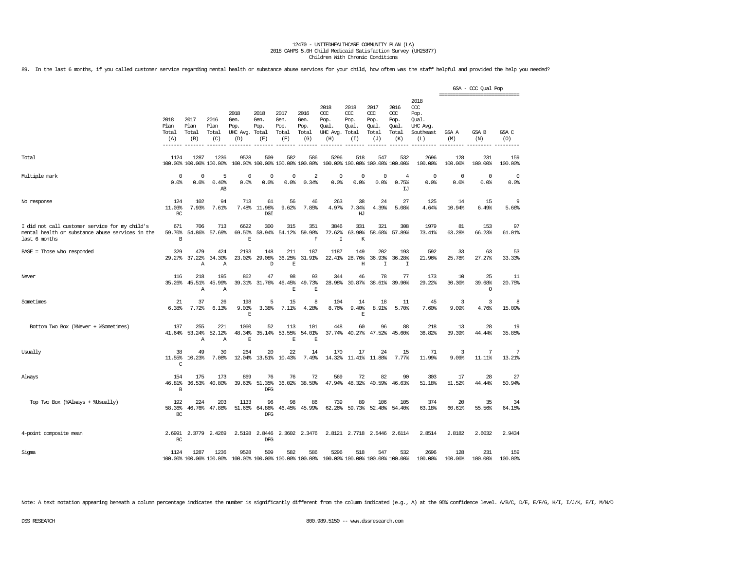12470 - UNITEDHEALTHCARE COMMUNITY PLAN (LA)
2018 CAHPS 5.0H Child Medicaid Satisfaction Survey (UH25877)
Children With Chronic Conditions

89. In the last 6 months, if you called customer service regarding mental health or substance abuse services for your child, how often was the staff helpful and provided the help you needed?

| | 2018 Plan Total (A) | 2017 Plan Total (B) | 2016 Plan Total (C) | 2018 Gen. Pop. UHC Avg. (D) | 2018 Gen. Pop. Total (E) | 2017 Gen. Pop. Total (F) | 2016 Gen. Pop. Total (G) | 2018 CCC Pop. Qual. UHC Avg. (H) | 2018 CCC Pop. Qual. Total (I) | 2017 CCC Pop. Qual. Total (J) | 2016 CCC Pop. Qual. Total (K) | 2018 CCC Pop. Qual. UHC Avg. Southeast (L) | GSA - CCC Qual Pop GSA A (M) | GSA B (N) | GSA C (O) |
|---|---|---|---|---|---|---|---|---|---|---|---|---|---|---|---|
| Total | 1124<br>100.00% | 1287<br>100.00% | 1236<br>100.00% | 9528<br>100.00% | 509<br>100.00% | 582<br>100.00% | 586<br>100.00% | 5296<br>100.00% | 518<br>100.00% | 547<br>100.00% | 532<br>100.00% | 2696<br>100.00% | 128<br>100.00% | 231<br>100.00% | 159<br>100.00% |
| Multiple mark | 0<br>0.0% | 0<br>0.0% | 5<br>0.40%<br>AB | 0<br>0.0% | 0<br>0.0% | 0<br>0.0% | 2<br>0.34% | 0<br>0.0% | 0<br>0.0% | 0<br>0.0% | 4<br>0.75%<br>IJ | 0<br>0.0% | 0<br>0.0% | 0<br>0.0% | 0<br>0.0% |
| No response | 124<br>11.03%<br>BC | 102<br>7.93% | 94<br>7.61% | 713<br>7.48% | 61<br>11.98%<br>DGI | 56<br>9.62% | 46<br>7.85% | 263<br>4.97% | 38<br>7.34%<br>HJ | 24<br>4.39% | 27<br>5.08% | 125<br>4.64% | 14<br>10.94% | 15<br>6.49% | 9<br>5.66% |
| I did not call customer service for my child's mental health or substance abuse services in the last 6 months | 671<br>59.70%<br>B | 706<br>54.86% | 713<br>57.69% | 6622<br>69.50%<br>E | 300<br>58.94% | 315<br>54.12% | 351<br>59.90%<br>F | 3846<br>72.62%<br>I | 331<br>63.90%<br>K | 321<br>58.68% | 308<br>57.89% | 1979<br>73.41% | 81<br>63.28% | 153<br>66.23% | 97<br>61.01% |
| BASE = Those who responded | 329<br>29.27% | 479<br>37.22%<br>A | 424<br>34.30%<br>A | 2193<br>23.02% | 148<br>29.08%<br>D | 211<br>36.25%<br>E | 187<br>31.91% | 1187<br>22.41% | 149<br>28.76%<br>H | 202<br>36.93%<br>I | 193<br>36.28%<br>I | 592<br>21.96% | 33<br>25.78% | 63<br>27.27% | 53<br>33.33% |
| Never | 116<br>35.26% | 218<br>45.51%<br>A | 195<br>45.99%<br>A | 862<br>39.31% | 47<br>31.76% | 98<br>46.45%<br>E | 93<br>49.73%<br>E | 344<br>28.98% | 46<br>30.87% | 78<br>38.61% | 77<br>39.90% | 173<br>29.22% | 10<br>30.30% | 25<br>39.68%<br>O | 11<br>20.75% |
| Sometimes | 21<br>6.38% | 37<br>7.72% | 26<br>6.13% | 198<br>9.03%<br>E | 5<br>3.38% | 15<br>7.11% | 8<br>4.28% | 104<br>8.76% | 14<br>9.40%<br>E | 18<br>8.91% | 11<br>5.70% | 45<br>7.60% | 3<br>9.09% | 3<br>4.76% | 8<br>15.09% |
| Bottom Two Box (%Never + %Sometimes) | 137<br>41.64% | 255<br>53.24%<br>A | 221<br>52.12%<br>A | 1060<br>48.34%<br>E | 52<br>35.14% | 113<br>53.55%<br>E | 101<br>54.01%<br>E | 448<br>37.74% | 60<br>40.27% | 96<br>47.52% | 88<br>45.60% | 218<br>36.82% | 13<br>39.39% | 28<br>44.44% | 19<br>35.85% |
| Usually | 38<br>11.55%<br>C | 49<br>10.23% | 30<br>7.08% | 264<br>12.04% | 20<br>13.51% | 22<br>10.43% | 14<br>7.49% | 170<br>14.32% | 17<br>11.41% | 24<br>11.88% | 15<br>7.77% | 71<br>11.99% | 3<br>9.09% | 7<br>11.11% | 7<br>13.21% |
| Always | 154<br>46.81%<br>B | 175<br>36.53% | 173<br>40.80% | 869<br>39.63% | 76<br>51.35%<br>DFG | 76<br>36.02% | 72<br>38.50% | 569<br>47.94% | 72<br>48.32% | 82<br>40.59% | 90<br>46.63% | 303<br>51.18% | 17<br>51.52% | 28<br>44.44% | 27<br>50.94% |
| Top Two Box (%Always + %Usually) | 192<br>58.36%<br>BC | 224<br>46.76% | 203<br>47.88% | 1133<br>51.66% | 96<br>64.86%<br>DFG | 98<br>46.45% | 86<br>45.99% | 739<br>62.26% | 89<br>59.73% | 106<br>52.48% | 105<br>54.40% | 374<br>63.18% | 20<br>60.61% | 35<br>55.56% | 34<br>64.15% |
| 4-point composite mean | 2.6991<br>BC | 2.3779 | 2.4269 | 2.5198 | 2.8446<br>DFG | 2.3602 | 2.3476 | 2.8121 | 2.7718 | 2.5446 | 2.6114 | 2.8514 | 2.8182 | 2.6032 | 2.9434 |
| Sigma | 1124<br>100.00% | 1287<br>100.00% | 1236<br>100.00% | 9528<br>100.00% | 509<br>100.00% | 582<br>100.00% | 586<br>100.00% | 5296<br>100.00% | 518<br>100.00% | 547<br>100.00% | 532<br>100.00% | 2696<br>100.00% | 128<br>100.00% | 231<br>100.00% | 159<br>100.00% |

Note: A text notation appearing beneath a column percentage indicates the number is significantly different from the column indicated (e.g., A) at the 95% confidence level. A/B/C, D/E, E/F/G, H/I, I/J/K, E/I, M/N/O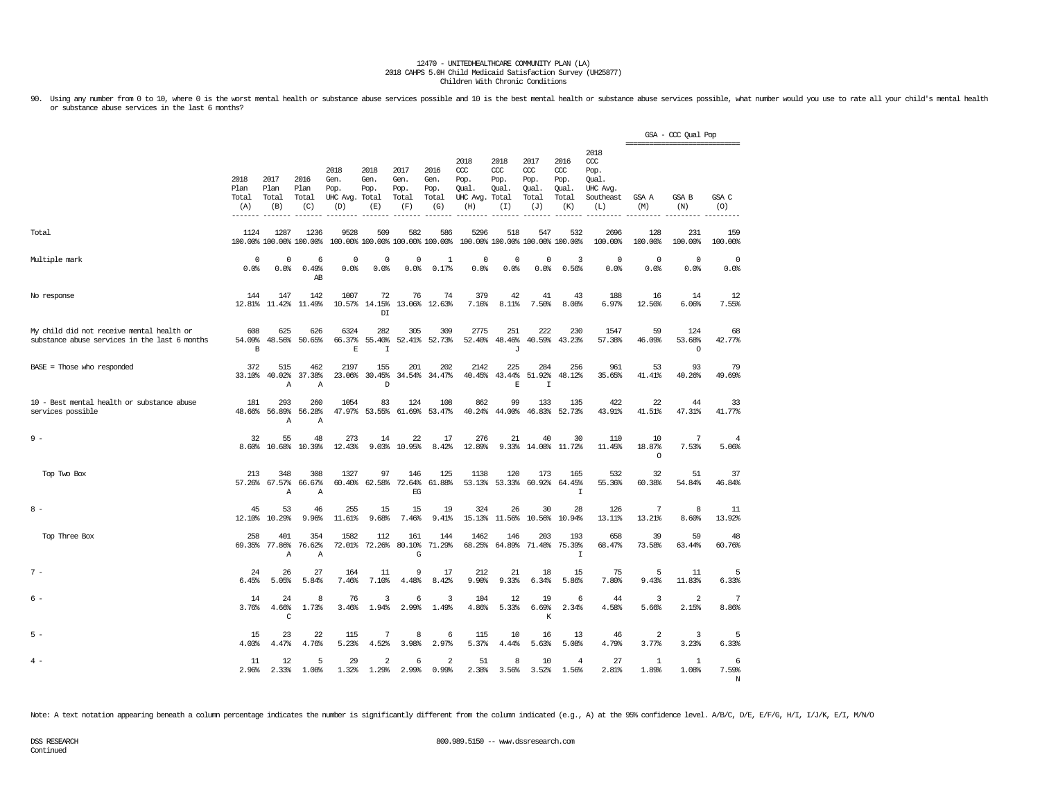12470 - UNITEDHEALTHCARE COMMUNITY PLAN (LA)
2018 CAHPS 5.0H Child Medicaid Satisfaction Survey (UH25877)
Children With Chronic Conditions

90. Using any number from 0 to 10, where 0 is the worst mental health or substance abuse services possible and 10 is the best mental health or substance abuse services possible, what number would you use to rate all your child's mental health or substance abuse services in the last 6 months?

| | 2018 Plan Total (A) | 2017 Plan Total (B) | 2016 Plan Total (C) | 2018 Gen. Pop. UHC Avg. (D) | 2018 Gen. Pop. Total (E) | 2017 Gen. Pop. Total (F) | 2016 Gen. Pop. Total (G) | 2018 CCC Pop. Qual. UHC Avg. (H) | 2018 CCC Pop. Qual. Total (I) | 2017 CCC Pop. Qual. Total (J) | 2016 CCC Pop. Qual. Total (K) | 2018 CCC Pop. Qual. UHC Avg. Southeast (L) | GSA - CCC Qual Pop GSA A (M) | GSA - CCC Qual Pop GSA B (N) | GSA - CCC Qual Pop GSA C (O) |
|---|---|---|---|---|---|---|---|---|---|---|---|---|---|---|---|
| Total | 1124<br>100.00% | 1287<br>100.00% | 1236<br>100.00% | 9528<br>100.00% | 509<br>100.00% | 582<br>100.00% | 586<br>100.00% | 5296<br>100.00% | 518<br>100.00% | 547<br>100.00% | 532<br>100.00% | 2696<br>100.00% | 128<br>100.00% | 231<br>100.00% | 159<br>100.00% |
| Multiple mark | 0<br>0.0% | 0<br>0.0% | 6<br>0.49%<br>AB | 0<br>0.0% | 0<br>0.0% | 0<br>0.0% | 1<br>0.17% | 0<br>0.0% | 0<br>0.0% | 0<br>0.0% | 3<br>0.56% | 0<br>0.0% | 0<br>0.0% | 0<br>0.0% | 0<br>0.0% |
| No response | 144<br>12.81% | 147<br>11.42% | 142<br>11.49% | 1007<br>10.57% | 72<br>14.15%<br>DI | 76<br>13.06% | 74<br>12.63% | 379<br>7.16% | 42<br>8.11% | 41<br>7.50% | 43<br>8.08% | 188<br>6.97% | 16<br>12.50% | 14<br>6.06% | 12<br>7.55% |
| My child did not receive mental health or substance abuse services in the last 6 months | 608<br>54.09%<br>B | 625<br>48.56% | 626<br>50.65% | 6324<br>66.37%<br>E | 282<br>55.40%<br>I | 305<br>52.41% | 309<br>52.73% | 2775<br>52.40% | 251<br>48.46%<br>J | 222<br>40.59% | 230<br>43.23% | 1547<br>57.38% | 59<br>46.09% | 124<br>53.68%<br>O | 68<br>42.77% |
| BASE = Those who responded | 372<br>33.10% | 515<br>40.02%<br>A | 462<br>37.38%<br>A | 2197<br>23.06% | 155<br>30.45%<br>D | 201<br>34.54% | 202<br>34.47% | 2142<br>40.45% | 225<br>43.44%<br>E | 284<br>51.92%<br>I | 256<br>48.12% | 961<br>35.65% | 53<br>41.41% | 93<br>40.26% | 79<br>49.69% |
| 10 - Best mental health or substance abuse services possible | 181<br>48.66% | 293<br>56.89%<br>A | 260<br>56.28%<br>A | 1054<br>47.97% | 83<br>53.55% | 124<br>61.69% | 108<br>53.47% | 862<br>40.24% | 99<br>44.00% | 133<br>46.83% | 135<br>52.73% | 422<br>43.91% | 22<br>41.51% | 44<br>47.31% | 33<br>41.77% |
| 9 - | 32<br>8.60% | 55<br>10.68% | 48<br>10.39% | 273<br>12.43% | 14<br>9.03% | 22<br>10.95% | 17<br>8.42% | 276<br>12.89% | 21<br>9.33% | 40<br>14.08% | 30<br>11.72% | 110<br>11.45% | 10<br>18.87%<br>O | 7<br>7.53% | 4<br>5.06% |
| Top Two Box | 213<br>57.26% | 348<br>67.57%<br>A | 308<br>66.67%<br>A | 1327<br>60.40% | 97<br>62.58% | 146<br>72.64%<br>EG | 125<br>61.88% | 1138<br>53.13% | 120<br>53.33% | 173<br>60.92% | 165<br>64.45%<br>I | 532<br>55.36% | 32<br>60.38% | 51<br>54.84% | 37<br>46.84% |
| 8 - | 45<br>12.10% | 53<br>10.29% | 46<br>9.96% | 255<br>11.61% | 15<br>9.68% | 15<br>7.46% | 19<br>9.41% | 324<br>15.13% | 26<br>11.56% | 30<br>10.56% | 28<br>10.94% | 126<br>13.11% | 7<br>13.21% | 8<br>8.60% | 11<br>13.92% |
| Top Three Box | 258<br>69.35% | 401<br>77.86%<br>A | 354<br>76.62%<br>A | 1582<br>72.01% | 112<br>72.26% | 161<br>80.10%<br>G | 144<br>71.29% | 1462<br>68.25% | 146<br>64.89% | 203<br>71.48% | 193<br>75.39%<br>I | 658<br>68.47% | 39<br>73.58% | 59<br>63.44% | 48<br>60.76% |
| 7 - | 24<br>6.45% | 26<br>5.05% | 27<br>5.84% | 164<br>7.46% | 11<br>7.10% | 9<br>4.48% | 17<br>8.42% | 212<br>9.90% | 21<br>9.33% | 18<br>6.34% | 15<br>5.86% | 75<br>7.80% | 5<br>9.43% | 11<br>11.83% | 5<br>6.33% |
| 6 - | 14<br>3.76% | 24<br>4.66%<br>C | 8<br>1.73% | 76<br>3.46% | 3<br>1.94% | 6<br>2.99% | 3<br>1.49% | 104<br>4.86% | 12<br>5.33% | 19<br>6.69%<br>K | 6<br>2.34% | 44<br>4.58% | 3<br>5.66% | 2<br>2.15% | 7<br>8.86% |
| 5 - | 15<br>4.03% | 23<br>4.47% | 22<br>4.76% | 115<br>5.23% | 7<br>4.52% | 8<br>3.98% | 6<br>2.97% | 115<br>5.37% | 10<br>4.44% | 16<br>5.63% | 13<br>5.08% | 46<br>4.79% | 2<br>3.77% | 3<br>3.23% | 5<br>6.33% |
| 4 - | 11<br>2.96% | 12<br>2.33% | 5<br>1.08% | 29<br>1.32% | 2<br>1.29% | 6<br>2.99% | 2<br>0.99% | 51<br>2.38% | 8<br>3.56% | 10<br>3.52% | 4<br>1.56% | 27<br>2.81% | 1<br>1.89% | 1<br>1.08% | 6<br>7.59%<br>N |

Note: A text notation appearing beneath a column percentage indicates the number is significantly different from the column indicated (e.g., A) at the 95% confidence level. A/B/C, D/E, E/F/G, H/I, I/J/K, E/I, M/N/O

DSS RESEARCH
Continued

800.989.5150 -- www.dssresearch.com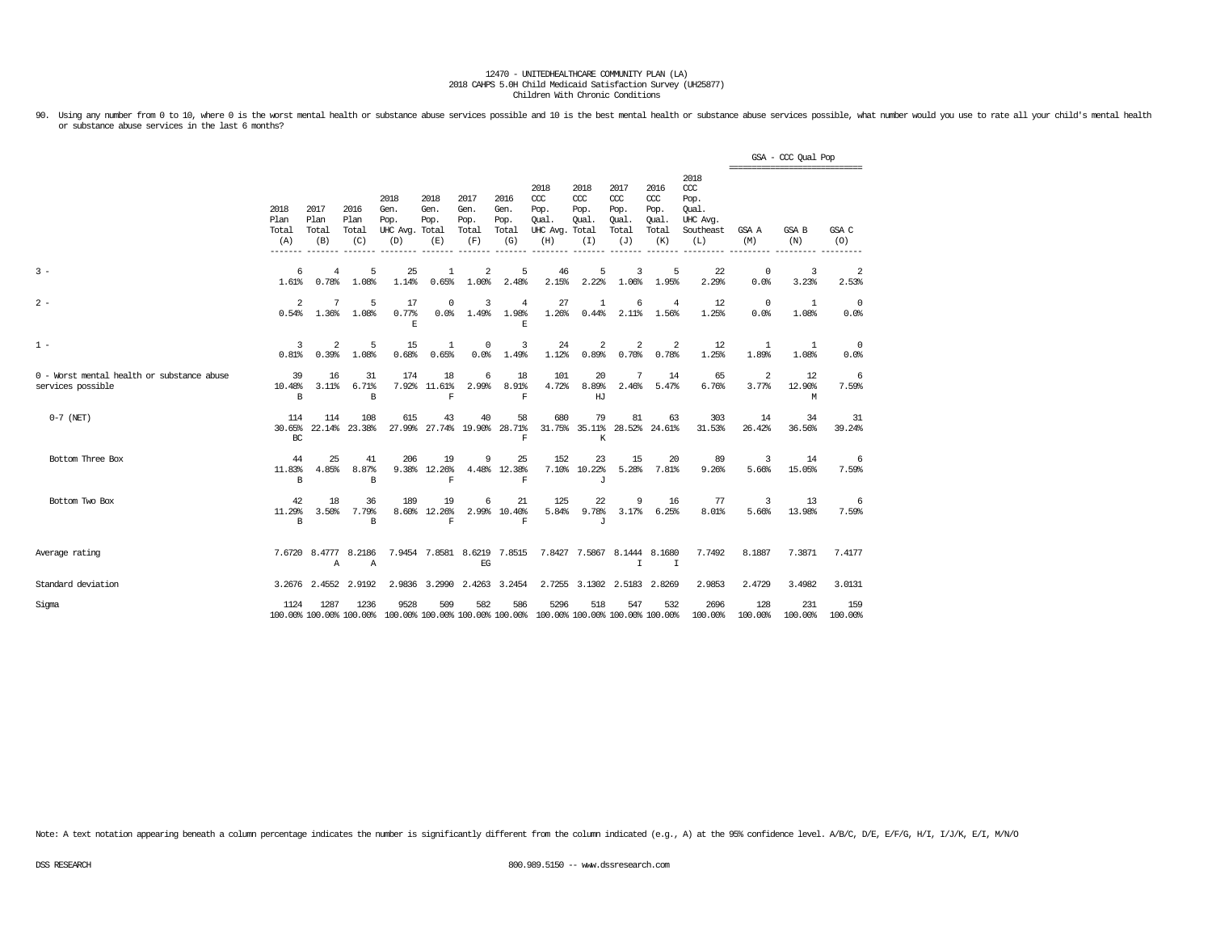12470 - UNITEDHEALTHCARE COMMUNITY PLAN (LA)
2018 CAHPS 5.0H Child Medicaid Satisfaction Survey (UH25877)
Children With Chronic Conditions

90. Using any number from 0 to 10, where 0 is the worst mental health or substance abuse services possible and 10 is the best mental health or substance abuse services possible, what number would you use to rate all your child's mental health or substance abuse services in the last 6 months?

| | 2018 Plan Total (A) | 2017 Plan Total (B) | 2016 Plan Total (C) | 2018 Gen. Pop. UHC Avg. (D) | 2018 Gen. Pop. Total (E) | 2017 Gen. Pop. Total (F) | 2016 Gen. Pop. Total (G) | 2018 CCC Pop. Qual. UHC Avg. (H) | 2018 CCC Pop. Qual. Total (I) | 2017 CCC Pop. Qual. Total (J) | 2016 CCC Pop. Qual. Total (K) | 2018 CCC Pop. Qual. UHC Avg. Southeast (L) | GSA - CCC Qual Pop GSA A (M) | GSA B (N) | GSA C (O) |
|---|---|---|---|---|---|---|---|---|---|---|---|---|---|---|---|
| 3 - | 6<br>1.61% | 4<br>0.78% | 5<br>1.08% | 25<br>1.14% | 1<br>0.65% | 2<br>1.00% | 5<br>2.48% | 46<br>2.15% | 5<br>2.22% | 3<br>1.06% | 5<br>1.95% | 22<br>2.29% | 0<br>0.0% | 3<br>3.23% | 2<br>2.53% |
| 2 - | 2<br>0.54% | 7<br>1.36% | 5<br>1.08% | 17<br>0.77%<br>E | 0<br>0.0% | 3<br>1.49% | 4<br>1.98%<br>E | 27<br>1.26% | 1<br>0.44% | 6<br>2.11% | 4<br>1.56% | 12<br>1.25% | 0<br>0.0% | 1<br>1.08% | 0<br>0.0% |
| 1 - | 3<br>0.81% | 2<br>0.39% | 5<br>1.08% | 15<br>0.68% | 1<br>0.65% | 0<br>0.0% | 3<br>1.49% | 24<br>1.12% | 2<br>0.89% | 2<br>0.70% | 2<br>0.78% | 12<br>1.25% | 1<br>1.89% | 1<br>1.08% | 0<br>0.0% |
| 0 - Worst mental health or substance abuse services possible | 39<br>10.48%<br>B | 16<br>3.11% | 31<br>6.71%<br>B | 174<br>7.92% | 18<br>11.61%<br>F | 6<br>2.99% | 18<br>8.91%<br>F | 101<br>4.72% | 20<br>8.89%<br>HJ | 7<br>2.46% | 14<br>5.47% | 65<br>6.76% | 2<br>3.77% | 12<br>12.90%<br>M | 6<br>7.59% |
| 0-7 (NET) | 114<br>30.65%<br>BC | 114<br>22.14% | 108<br>23.38% | 615<br>27.99% | 43<br>27.74% | 40<br>19.90% | 58<br>28.71%<br>F | 680<br>31.75% | 79<br>35.11%<br>K | 81<br>28.52% | 63<br>24.61% | 303<br>31.53% | 14<br>26.42% | 34<br>36.56% | 31<br>39.24% |
| Bottom Three Box | 44<br>11.83%<br>B | 25<br>4.85% | 41<br>8.87%<br>B | 206<br>9.38% | 19<br>12.26%<br>F | 9<br>4.48% | 25<br>12.38%<br>F | 152<br>7.10% | 23<br>10.22%<br>J | 15<br>5.28% | 20<br>7.81% | 89<br>9.26% | 3<br>5.66% | 14<br>15.05% | 6<br>7.59% |
| Bottom Two Box | 42<br>11.29%<br>B | 18<br>3.50% | 36<br>7.79%<br>B | 189<br>8.60% | 19<br>12.26%<br>F | 6<br>2.99% | 21<br>10.40%<br>F | 125<br>5.84% | 22<br>9.78%<br>J | 9<br>3.17% | 16<br>6.25% | 77<br>8.01% | 3<br>5.66% | 13<br>13.98% | 6<br>7.59% |
| Average rating | 7.6720 | 8.4777<br>A | 8.2186<br>A | 7.9454 | 7.8581 | 8.6219<br>EG | 7.8515 | 7.8427 | 7.5867 | 8.1444<br>I | 8.1680<br>I | 7.7492 | 8.1887 | 7.3871 | 7.4177 |
| Standard deviation | 3.2676 | 2.4552 | 2.9192 | 2.9836 | 3.2990 | 2.4263 | 3.2454 | 2.7255 | 3.1302 | 2.5183 | 2.8269 | 2.9853 | 2.4729 | 3.4982 | 3.0131 |
| Sigma | 1124<br>100.00% | 1287<br>100.00% | 1236<br>100.00% | 9528<br>100.00% | 509<br>100.00% | 582<br>100.00% | 586<br>100.00% | 5296<br>100.00% | 518<br>100.00% | 547<br>100.00% | 532<br>100.00% | 2696<br>100.00% | 128<br>100.00% | 231<br>100.00% | 159<br>100.00% |

Note: A text notation appearing beneath a column percentage indicates the number is significantly different from the column indicated (e.g., A) at the 95% confidence level. A/B/C, D/E, E/F/G, H/I, I/J/K, E/I, M/N/O

DSS RESEARCH

800.989.5150 -- www.dssresearch.com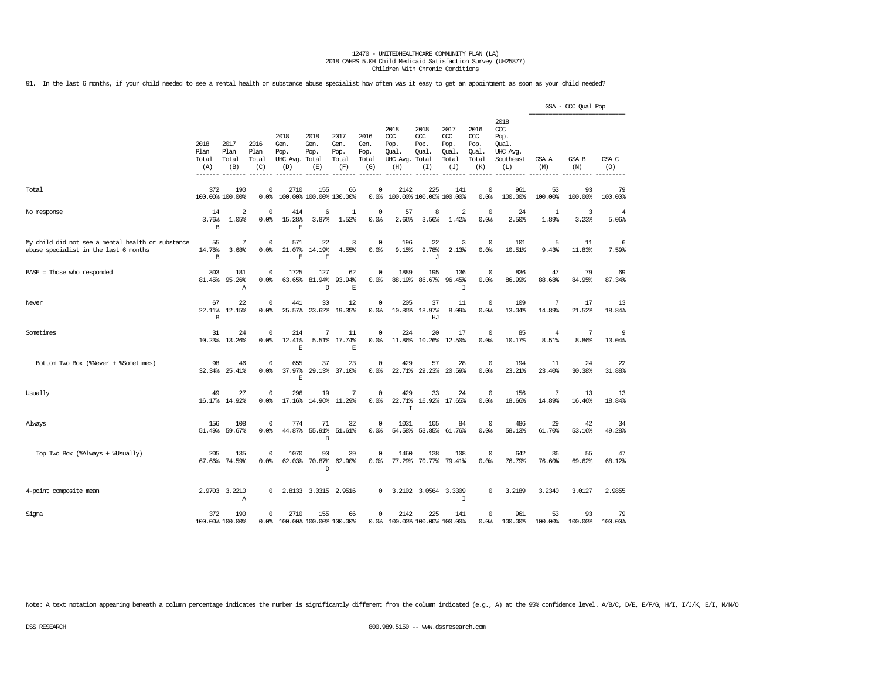12470 - UNITEDHEALTHCARE COMMUNITY PLAN (LA)
2018 CAHPS 5.0H Child Medicaid Satisfaction Survey (UH25877)
Children With Chronic Conditions

91. In the last 6 months, if your child needed to see a mental health or substance abuse specialist how often was it easy to get an appointment as soon as your child needed?

| | 2018 Plan Total (A) | 2017 Plan Total (B) | 2016 Plan Total (C) | 2018 Gen. Pop. UHC Avg. (D) | 2018 Gen. Pop. Total (E) | 2017 Gen. Pop. Total (F) | 2016 Gen. Pop. Total (G) | 2018 CCC Pop. Qual. UHC Avg. (H) | 2018 CCC Pop. Qual. Total (I) | 2017 CCC Pop. Qual. Total (J) | 2016 CCC Pop. Qual. Total (K) | 2018 CCC Pop. Qual. UHC Avg. Southeast (L) | GSA - CCC Qual Pop GSA A (M) | GSA B (N) | GSA C (O) |
|---|---|---|---|---|---|---|---|---|---|---|---|---|---|---|---|
| Total | 372 100.00% | 190 100.00% | 0 0.0% | 2710 100.00% | 155 100.00% | 66 100.00% | 0 0.0% | 2142 100.00% | 225 100.00% | 141 100.00% | 0 0.0% | 961 100.00% | 53 100.00% | 93 100.00% | 79 100.00% |
| No response | 14 3.76% B | 2 1.05% | 0 0.0% | 414 15.28% E | 6 3.87% | 1 1.52% | 0 0.0% | 57 2.66% | 8 3.56% | 2 1.42% | 0 0.0% | 24 2.50% | 1 1.89% | 3 3.23% | 4 5.06% |
| My child did not see a mental health or substance abuse specialist in the last 6 months | 55 14.78% B | 7 3.68% | 0 0.0% | 571 21.07% E | 22 14.19% F | 3 4.55% | 0 0.0% | 196 9.15% | 22 9.78% J | 3 2.13% | 0 0.0% | 101 10.51% | 5 9.43% | 11 11.83% | 6 7.59% |
| BASE = Those who responded | 303 81.45% | 181 95.26% A | 0 0.0% | 1725 63.65% | 127 81.94% D | 62 93.94% E | 0 0.0% | 1889 88.19% | 195 86.67% | 136 96.45% I | 0 0.0% | 836 86.99% | 47 88.68% | 79 84.95% | 69 87.34% |
| Never | 67 22.11% B | 22 12.15% | 0 0.0% | 441 25.57% | 30 23.62% | 12 19.35% | 0 0.0% | 205 10.85% | 37 18.97% HJ | 11 8.09% | 0 0.0% | 109 13.04% | 7 14.89% | 17 21.52% | 13 18.84% |
| Sometimes | 31 10.23% | 24 13.26% | 0 0.0% | 214 12.41% E | 7 5.51% | 11 17.74% E | 0 0.0% | 224 11.86% | 20 10.26% | 17 12.50% | 0 0.0% | 85 10.17% | 4 8.51% | 7 8.86% | 9 13.04% |
| Bottom Two Box (%Never + %Sometimes) | 98 32.34% | 46 25.41% | 0 0.0% | 655 37.97% E | 37 29.13% | 23 37.10% | 0 0.0% | 429 22.71% | 57 29.23% | 28 20.59% | 0 0.0% | 194 23.21% | 11 23.40% | 24 30.38% | 22 31.88% |
| Usually | 49 16.17% | 27 14.92% | 0 0.0% | 296 17.16% | 19 14.96% | 7 11.29% | 0 0.0% | 429 22.71% I | 33 16.92% | 24 17.65% | 0 0.0% | 156 18.66% | 7 14.89% | 13 16.46% | 13 18.84% |
| Always | 156 51.49% | 108 59.67% | 0 0.0% | 774 44.87% | 71 55.91% D | 32 51.61% | 0 0.0% | 1031 54.58% | 105 53.85% | 84 61.76% | 0 0.0% | 486 58.13% | 29 61.70% | 42 53.16% | 34 49.28% |
| Top Two Box (%Always + %Usually) | 205 67.66% | 135 74.59% | 0 0.0% | 1070 62.03% | 90 70.87% D | 39 62.90% | 0 0.0% | 1460 77.29% | 138 70.77% | 108 79.41% | 0 0.0% | 642 76.79% | 36 76.60% | 55 69.62% | 47 68.12% |
| 4-point composite mean | 2.9703 | 3.2210 A | 0 | 2.8133 | 3.0315 | 2.9516 | 0 | 3.2102 | 3.0564 | 3.3309 I | 0 | 3.2189 | 3.2340 | 3.0127 | 2.9855 |
| Sigma | 372 100.00% | 190 100.00% | 0 0.0% | 2710 100.00% | 155 100.00% | 66 100.00% | 0 0.0% | 2142 100.00% | 225 100.00% | 141 100.00% | 0 0.0% | 961 100.00% | 53 100.00% | 93 100.00% | 79 100.00% |

Note: A text notation appearing beneath a column percentage indicates the number is significantly different from the column indicated (e.g., A) at the 95% confidence level. A/B/C, D/E, E/F/G, H/I, I/J/K, E/I, M/N/O

DSS RESEARCH 800.989.5150 -- www.dssresearch.com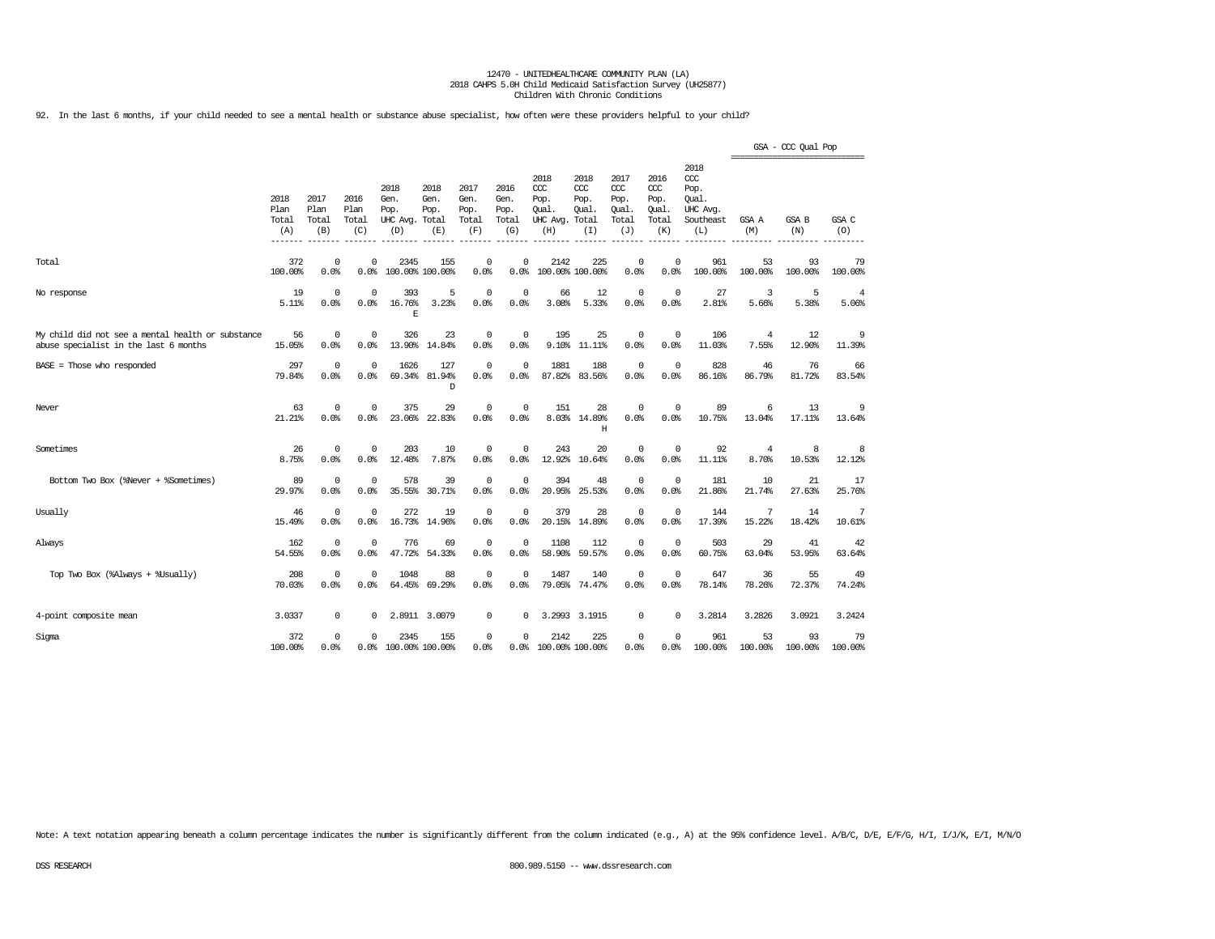12470 - UNITEDHEALTHCARE COMMUNITY PLAN (LA)
2018 CAHPS 5.0H Child Medicaid Satisfaction Survey (UH25877)
Children With Chronic Conditions

92. In the last 6 months, if your child needed to see a mental health or substance abuse specialist, how often were these providers helpful to your child?

| | 2018 Plan Total (A) | 2017 Plan Total (B) | 2016 Plan Total (C) | 2018 Gen. Pop. UHC Avg. (D) | 2018 Gen. Pop. Total (E) | 2017 Gen. Pop. Total (F) | 2016 Gen. Pop. Total (G) | 2018 CCC Pop. Qual. UHC Avg. (H) | 2018 CCC Pop. Qual. Total (I) | 2017 CCC Pop. Qual. Total (J) | 2016 CCC Pop. Qual. Total (K) | 2018 CCC Pop. Qual. UHC Avg. Southeast (L) | GSA - CCC Qual Pop GSA A (M) | GSA B (N) | GSA C (O) |
|---|---|---|---|---|---|---|---|---|---|---|---|---|---|---|---|
| Total | 372<br>100.00% | 0<br>0.0% | 0<br>0.0% | 2345<br>100.00% | 155<br>100.00% | 0<br>0.0% | 0<br>0.0% | 2142<br>100.00% | 225<br>100.00% | 0<br>0.0% | 0<br>0.0% | 961<br>100.00% | 53<br>100.00% | 93<br>100.00% | 79<br>100.00% |
| No response | 19<br>5.11% | 0<br>0.0% | 0<br>0.0% | 393<br>16.76%<br>E | 5<br>3.23% | 0<br>0.0% | 0<br>0.0% | 66<br>3.08% | 12<br>5.33% | 0<br>0.0% | 0<br>0.0% | 27<br>2.81% | 3<br>5.66% | 5<br>5.38% | 4<br>5.06% |
| My child did not see a mental health or substance abuse specialist in the last 6 months | 56<br>15.05% | 0<br>0.0% | 0<br>0.0% | 326<br>13.90% | 23<br>14.84% | 0<br>0.0% | 0<br>0.0% | 195<br>9.10% | 25<br>11.11% | 0<br>0.0% | 0<br>0.0% | 106<br>11.03% | 4<br>7.55% | 12<br>12.90% | 9<br>11.39% |
| BASE = Those who responded | 297<br>79.84% | 0<br>0.0% | 0<br>0.0% | 1626<br>69.34% | 127<br>81.94%<br>D | 0<br>0.0% | 0<br>0.0% | 1881<br>87.82% | 188<br>83.56% | 0<br>0.0% | 0<br>0.0% | 828<br>86.16% | 46<br>86.79% | 76<br>81.72% | 66<br>83.54% |
| Never | 63<br>21.21% | 0<br>0.0% | 0<br>0.0% | 375<br>23.06% | 29<br>22.83% | 0<br>0.0% | 0<br>0.0% | 151<br>8.03% | 28<br>14.89%<br>H | 0<br>0.0% | 0<br>0.0% | 89<br>10.75% | 6<br>13.04% | 13<br>17.11% | 9<br>13.64% |
| Sometimes | 26<br>8.75% | 0<br>0.0% | 0<br>0.0% | 203<br>12.48% | 10<br>7.87% | 0<br>0.0% | 0<br>0.0% | 243<br>12.92% | 20<br>10.64% | 0<br>0.0% | 0<br>0.0% | 92<br>11.11% | 4<br>8.70% | 8<br>10.53% | 8<br>12.12% |
| Bottom Two Box (%Never + %Sometimes) | 89<br>29.97% | 0<br>0.0% | 0<br>0.0% | 578<br>35.55% | 39<br>30.71% | 0<br>0.0% | 0<br>0.0% | 394<br>20.95% | 48<br>25.53% | 0<br>0.0% | 0<br>0.0% | 181<br>21.86% | 10<br>21.74% | 21<br>27.63% | 17<br>25.76% |
| Usually | 46<br>15.49% | 0<br>0.0% | 0<br>0.0% | 272<br>16.73% | 19<br>14.96% | 0<br>0.0% | 0<br>0.0% | 379<br>20.15% | 28<br>14.89% | 0<br>0.0% | 0<br>0.0% | 144<br>17.39% | 7<br>15.22% | 14<br>18.42% | 7<br>10.61% |
| Always | 162<br>54.55% | 0<br>0.0% | 0<br>0.0% | 776<br>47.72% | 69<br>54.33% | 0<br>0.0% | 0<br>0.0% | 1108<br>58.90% | 112<br>59.57% | 0<br>0.0% | 0<br>0.0% | 503<br>60.75% | 29<br>63.04% | 41<br>53.95% | 42<br>63.64% |
| Top Two Box (%Always + %Usually) | 208<br>70.03% | 0<br>0.0% | 0<br>0.0% | 1048<br>64.45% | 88<br>69.29% | 0<br>0.0% | 0<br>0.0% | 1487<br>79.05% | 140<br>74.47% | 0<br>0.0% | 0<br>0.0% | 647<br>78.14% | 36<br>78.26% | 55<br>72.37% | 49<br>74.24% |
| 4-point composite mean | 3.0337 | 0 | 0 | 2.8911 | 3.0079 | 0 | 0 | 3.2993 | 3.1915 | 0 | 0 | 3.2814 | 3.2826 | 3.0921 | 3.2424 |
| Sigma | 372<br>100.00% | 0<br>0.0% | 0<br>0.0% | 2345<br>100.00% | 155<br>100.00% | 0<br>0.0% | 0<br>0.0% | 2142<br>100.00% | 225<br>100.00% | 0<br>0.0% | 0<br>0.0% | 961<br>100.00% | 53<br>100.00% | 93<br>100.00% | 79<br>100.00% |

Note: A text notation appearing beneath a column percentage indicates the number is significantly different from the column indicated (e.g., A) at the 95% confidence level. A/B/C, D/E, E/F/G, H/I, I/J/K, E/I, M/N/O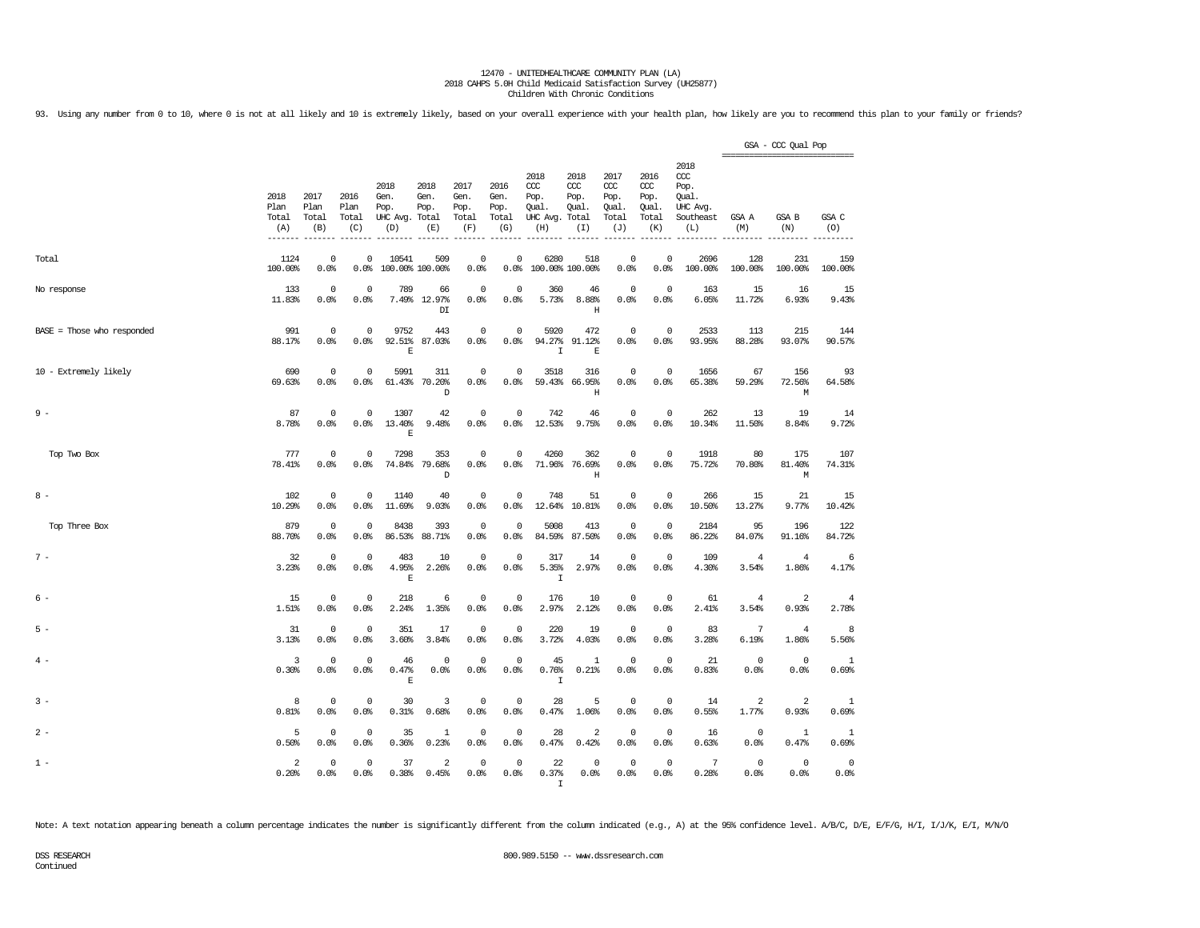12470 - UNITEDHEALTHCARE COMMUNITY PLAN (LA)
2018 CAHPS 5.0H Child Medicaid Satisfaction Survey (UH25877)
Children With Chronic Conditions

93. Using any number from 0 to 10, where 0 is not at all likely and 10 is extremely likely, based on your overall experience with your health plan, how likely are you to recommend this plan to your family or friends?

| | 2018 Plan Total (A) | 2017 Plan Total (B) | 2016 Plan Total (C) | 2018 Gen. Pop. UHC Avg. (D) | 2018 Gen. Pop. Total (E) | 2017 Gen. Pop. Total (F) | 2016 Gen. Pop. Total (G) | 2018 CCC Pop. Qual. UHC Avg. (H) | 2018 CCC Pop. Qual. Total (I) | 2017 CCC Pop. Qual. Total (J) | 2016 CCC Pop. Qual. Total (K) | 2018 CCC Pop. Qual. UHC Avg. Southeast (L) | GSA - CCC Qual Pop GSA A (M) | GSA B (N) | GSA C (O) |
|---|---|---|---|---|---|---|---|---|---|---|---|---|---|---|---|
| Total | 1124<br>100.00% | 0<br>0.0% | 0<br>0.0% | 10541<br>100.00% | 509<br>100.00% | 0<br>0.0% | 0<br>0.0% | 6280<br>100.00% | 518<br>100.00% | 0<br>0.0% | 0<br>0.0% | 2696<br>100.00% | 128<br>100.00% | 231<br>100.00% | 159<br>100.00% |
| No response | 133<br>11.83% | 0<br>0.0% | 0<br>0.0% | 789<br>7.49% | 66<br>12.97%<br>DI | 0<br>0.0% | 0<br>0.0% | 360<br>5.73% | 46<br>8.88%<br>H | 0<br>0.0% | 0<br>0.0% | 163<br>6.05% | 15<br>11.72% | 16<br>6.93% | 15<br>9.43% |
| BASE = Those who responded | 991<br>88.17% | 0<br>0.0% | 0<br>0.0% | 9752<br>92.51%<br>E | 443<br>87.03% | 0<br>0.0% | 0<br>0.0% | 5920<br>94.27%<br>I | 472<br>91.12%<br>E | 0<br>0.0% | 0<br>0.0% | 2533<br>93.95% | 113<br>88.28% | 215<br>93.07% | 144<br>90.57% |
| 10 - Extremely likely | 690<br>69.63% | 0<br>0.0% | 0<br>0.0% | 5991<br>61.43% | 311<br>70.20%<br>D | 0<br>0.0% | 0<br>0.0% | 3518<br>59.43% | 316<br>66.95%<br>H | 0<br>0.0% | 0<br>0.0% | 1656<br>65.38% | 67<br>59.29% | 156<br>72.56%<br>M | 93<br>64.58% |
| 9 - | 87<br>8.78% | 0<br>0.0% | 0<br>0.0% | 1307<br>13.40%<br>E | 42<br>9.48% | 0<br>0.0% | 0<br>0.0% | 742<br>12.53% | 46<br>9.75% | 0<br>0.0% | 0<br>0.0% | 262<br>10.34% | 13<br>11.50% | 19<br>8.84% | 14<br>9.72% |
| Top Two Box | 777<br>78.41% | 0<br>0.0% | 0<br>0.0% | 7298<br>74.84% | 353<br>79.68%<br>D | 0<br>0.0% | 0<br>0.0% | 4260<br>71.96% | 362<br>76.69%<br>H | 0<br>0.0% | 0<br>0.0% | 1918<br>75.72% | 80<br>70.80% | 175<br>81.40%<br>M | 107<br>74.31% |
| 8 - | 102<br>10.29% | 0<br>0.0% | 0<br>0.0% | 1140<br>11.69% | 40<br>9.03% | 0<br>0.0% | 0<br>0.0% | 748<br>12.64% | 51<br>10.81% | 0<br>0.0% | 0<br>0.0% | 266<br>10.50% | 15<br>13.27% | 21<br>9.77% | 15<br>10.42% |
| Top Three Box | 879<br>88.70% | 0<br>0.0% | 0<br>0.0% | 8438<br>86.53% | 393<br>88.71% | 0<br>0.0% | 0<br>0.0% | 5008<br>84.59% | 413<br>87.50% | 0<br>0.0% | 0<br>0.0% | 2184<br>86.22% | 95<br>84.07% | 196<br>91.16% | 122<br>84.72% |
| 7 - | 32<br>3.23% | 0<br>0.0% | 0<br>0.0% | 483<br>4.95%<br>E | 10<br>2.26% | 0<br>0.0% | 0<br>0.0% | 317<br>5.35%<br>I | 14<br>2.97% | 0<br>0.0% | 0<br>0.0% | 109<br>4.30% | 4<br>3.54% | 4<br>1.86% | 6<br>4.17% |
| 6 - | 15<br>1.51% | 0<br>0.0% | 0<br>0.0% | 218<br>2.24% | 6<br>1.35% | 0<br>0.0% | 0<br>0.0% | 176<br>2.97% | 10<br>2.12% | 0<br>0.0% | 0<br>0.0% | 61<br>2.41% | 4<br>3.54% | 2<br>0.93% | 4<br>2.78% |
| 5 - | 31<br>3.13% | 0<br>0.0% | 0<br>0.0% | 351<br>3.60% | 17<br>3.84% | 0<br>0.0% | 0<br>0.0% | 220<br>3.72% | 19<br>4.03% | 0<br>0.0% | 0<br>0.0% | 83<br>3.28% | 7<br>6.19% | 4<br>1.86% | 8<br>5.56% |
| 4 - | 3<br>0.30% | 0<br>0.0% | 0<br>0.0% | 46<br>0.47%<br>E | 0<br>0.0% | 0<br>0.0% | 0<br>0.0% | 45<br>0.76%<br>I | 1<br>0.21% | 0<br>0.0% | 0<br>0.0% | 21<br>0.83% | 0<br>0.0% | 0<br>0.0% | 1<br>0.69% |
| 3 - | 8<br>0.81% | 0<br>0.0% | 0<br>0.0% | 30<br>0.31% | 3<br>0.68% | 0<br>0.0% | 0<br>0.0% | 28<br>0.47% | 5<br>1.06% | 0<br>0.0% | 0<br>0.0% | 14<br>0.55% | 2<br>1.77% | 2<br>0.93% | 1<br>0.69% |
| 2 - | 5<br>0.50% | 0<br>0.0% | 0<br>0.0% | 35<br>0.36% | 1<br>0.23% | 0<br>0.0% | 0<br>0.0% | 28<br>0.47% | 2<br>0.42% | 0<br>0.0% | 0<br>0.0% | 16<br>0.63% | 0<br>0.0% | 1<br>0.47% | 1<br>0.69% |
| 1 - | 2<br>0.20% | 0<br>0.0% | 0<br>0.0% | 37<br>0.38% | 2<br>0.45% | 0<br>0.0% | 0<br>0.0% | 22<br>0.37%<br>I | 0<br>0.0% | 0<br>0.0% | 0<br>0.0% | 7<br>0.28% | 0<br>0.0% | 0<br>0.0% | 0<br>0.0% |

Note: A text notation appearing beneath a column percentage indicates the number is significantly different from the column indicated (e.g., A) at the 95% confidence level. A/B/C, D/E, E/F/G, H/I, I/J/K, E/I, M/N/O

DSS RESEARCH
Continued

800.989.5150 -- www.dssresearch.com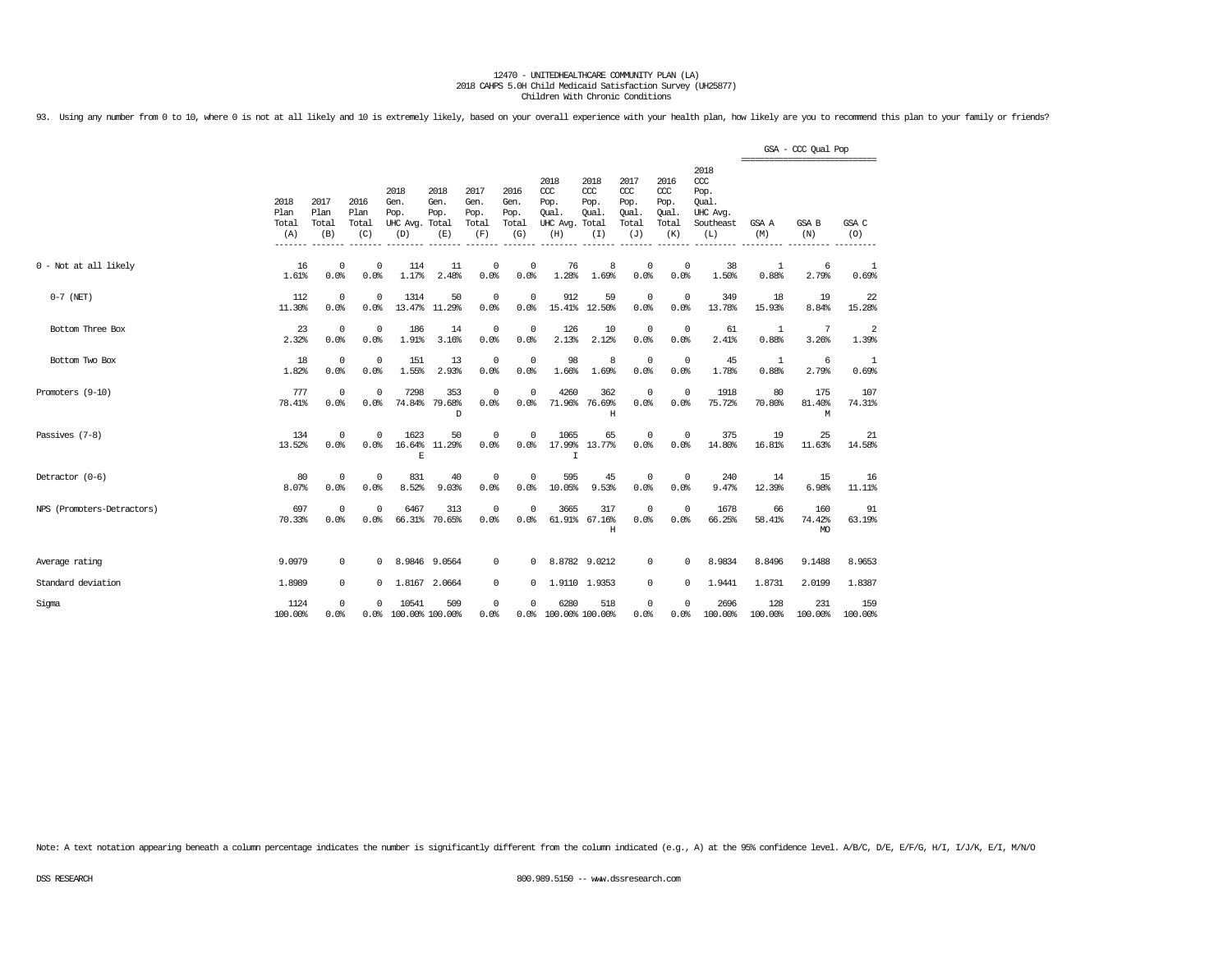12470 - UNITEDHEALTHCARE COMMUNITY PLAN (LA)
2018 CAHPS 5.0H Child Medicaid Satisfaction Survey (UH25877)
Children With Chronic Conditions

93. Using any number from 0 to 10, where 0 is not at all likely and 10 is extremely likely, based on your overall experience with your health plan, how likely are you to recommend this plan to your family or friends?

| | 2018 Plan Total (A) | 2017 Plan Total (B) | 2016 Plan Total (C) | 2018 Gen. Pop. UHC Avg. (D) | 2018 Gen. Pop. Total (E) | 2017 Gen. Pop. Total (F) | 2016 Gen. Pop. Total (G) | 2018 CCC Pop. Qual. UHC Avg. (H) | 2018 CCC Pop. Qual. Total (I) | 2017 CCC Pop. Qual. Total (J) | 2016 CCC Pop. Qual. Total (K) | 2018 CCC Pop. Qual. UHC Avg. Southeast (L) | GSA - CCC Qual Pop GSA A (M) | GSA B (N) | GSA C (O) |
|---|---|---|---|---|---|---|---|---|---|---|---|---|---|---|---|
| 0 - Not at all likely | 16<br>1.61% | 0<br>0.0% | 0<br>0.0% | 114<br>1.17% | 11<br>2.48% | 0<br>0.0% | 0<br>0.0% | 76<br>1.28% | 8<br>1.69% | 0<br>0.0% | 0<br>0.0% | 38<br>1.50% | 1<br>0.88% | 6<br>2.79% | 1<br>0.69% |
| 0-7 (NET) | 112<br>11.30% | 0<br>0.0% | 0<br>0.0% | 1314<br>13.47% | 50<br>11.29% | 0<br>0.0% | 0<br>0.0% | 912<br>15.41% | 59<br>12.50% | 0<br>0.0% | 0<br>0.0% | 349<br>13.78% | 18<br>15.93% | 19<br>8.84% | 22<br>15.28% |
| Bottom Three Box | 23<br>2.32% | 0<br>0.0% | 0<br>0.0% | 186<br>1.91% | 14<br>3.16% | 0<br>0.0% | 0<br>0.0% | 126<br>2.13% | 10<br>2.12% | 0<br>0.0% | 0<br>0.0% | 61<br>2.41% | 1<br>0.88% | 7<br>3.26% | 2<br>1.39% |
| Bottom Two Box | 18<br>1.82% | 0<br>0.0% | 0<br>0.0% | 151<br>1.55% | 13<br>2.93% | 0<br>0.0% | 0<br>0.0% | 98<br>1.66% | 8<br>1.69% | 0<br>0.0% | 0<br>0.0% | 45<br>1.78% | 1<br>0.88% | 6<br>2.79% | 1<br>0.69% |
| Promoters (9-10) | 777<br>78.41% | 0<br>0.0% | 0<br>0.0% | 7298<br>74.84% | 353<br>79.68%<br>D | 0<br>0.0% | 0<br>0.0% | 4260<br>71.96% | 362<br>76.69%<br>H | 0<br>0.0% | 0<br>0.0% | 1918<br>75.72% | 80<br>70.80% | 175<br>81.40%<br>M | 107<br>74.31% |
| Passives (7-8) | 134<br>13.52% | 0<br>0.0% | 0<br>0.0% | 1623<br>16.64%<br>E | 50<br>11.29% | 0<br>0.0% | 0<br>0.0% | 1065<br>17.99%<br>I | 65<br>13.77% | 0<br>0.0% | 0<br>0.0% | 375<br>14.80% | 19<br>16.81% | 25<br>11.63% | 21<br>14.58% |
| Detractor (0-6) | 80<br>8.07% | 0<br>0.0% | 0<br>0.0% | 831<br>8.52% | 40<br>9.03% | 0<br>0.0% | 0<br>0.0% | 595<br>10.05% | 45<br>9.53% | 0<br>0.0% | 0<br>0.0% | 240<br>9.47% | 14<br>12.39% | 15<br>6.98% | 16<br>11.11% |
| NPS (Promoters-Detractors) | 697<br>70.33% | 0<br>0.0% | 0<br>0.0% | 6467<br>66.31% | 313<br>70.65% | 0<br>0.0% | 0<br>0.0% | 3665<br>61.91% | 317<br>67.16%<br>H | 0<br>0.0% | 0<br>0.0% | 1678<br>66.25% | 66<br>58.41% | 160<br>74.42%<br>MO | 91<br>63.19% |
| Average rating | 9.0979 | 0 | 0 | 8.9846 | 9.0564 | 0 | 0 | 8.8782 | 9.0212 | 0 | 0 | 8.9834 | 8.8496 | 9.1488 | 8.9653 |
| Standard deviation | 1.8989 | 0 | 0 | 1.8167 | 2.0664 | 0 | 0 | 1.9110 | 1.9353 | 0 | 0 | 1.9441 | 1.8731 | 2.0199 | 1.8387 |
| Sigma | 1124<br>100.00% | 0<br>0.0% | 0<br>0.0% | 10541<br>100.00% | 509<br>100.00% | 0<br>0.0% | 0<br>0.0% | 6280<br>100.00% | 518<br>100.00% | 0<br>0.0% | 0<br>0.0% | 2696<br>100.00% | 128<br>100.00% | 231<br>100.00% | 159<br>100.00% |

Note: A text notation appearing beneath a column percentage indicates the number is significantly different from the column indicated (e.g., A) at the 95% confidence level. A/B/C, D/E, E/F/G, H/I, I/J/K, E/I, M/N/O

DSS RESEARCH 800.989.5150 -- www.dssresearch.com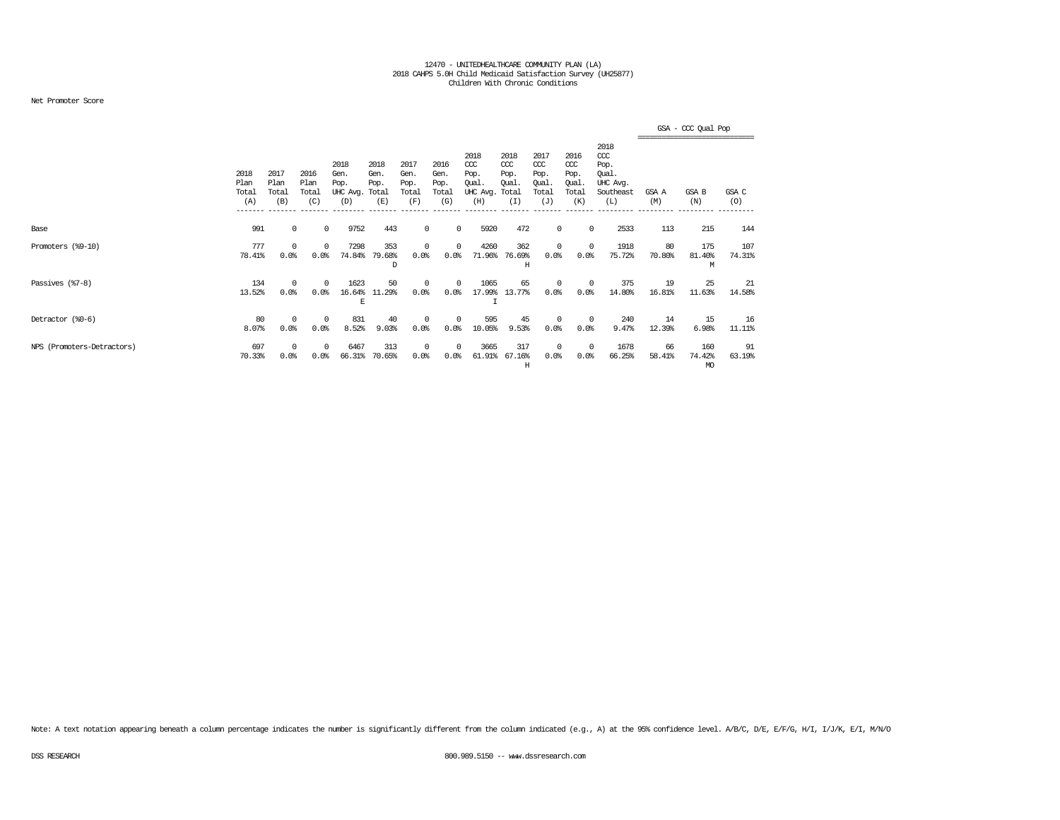12470 - UNITEDHEALTHCARE COMMUNITY PLAN (LA)
2018 CAHPS 5.0H Child Medicaid Satisfaction Survey (UH25877)
Children With Chronic Conditions

Net Promoter Score

| | 2018 Plan Total (A) | 2017 Plan Total (B) | 2016 Plan Total (C) | 2018 Gen. Pop. UHC Avg. (D) | 2018 Gen. Pop. Total (E) | 2017 Gen. Pop. Total (F) | 2016 Gen. Pop. Total (G) | 2018 CCC Pop. Qual. UHC Avg. (H) | 2018 CCC Pop. Qual. Total (I) | 2017 CCC Pop. Qual. Total (J) | 2016 CCC Pop. Qual. Total (K) | 2018 CCC Pop. Qual. UHC Avg. Southeast (L) | GSA - CCC Qual Pop: GSA A (M) | GSA B (N) | GSA C (O) |
|---|---|---|---|---|---|---|---|---|---|---|---|---|---|---|---|
| Base | 991 | 0 | 0 | 9752 | 443 | 0 | 0 | 5920 | 472 | 0 | 0 | 2533 | 113 | 215 | 144 |
| Promoters (%9-10) | 777 | 0 | 0 | 7298 | 353 | 0 | 0 | 4260 | 362 | 0 | 0 | 1918 | 80 | 175 | 107 |
| | 78.41% | 0.0% | 0.0% | 74.84% | 79.68% D | 0.0% | 0.0% | 71.96% | 76.69% H | 0.0% | 0.0% | 75.72% | 70.80% | 81.40% M | 74.31% |
| Passives (%7-8) | 134 | 0 | 0 | 1623 | 50 | 0 | 0 | 1065 | 65 | 0 | 0 | 375 | 19 | 25 | 21 |
| | 13.52% | 0.0% | 0.0% | 16.64% E | 11.29% | 0.0% | 0.0% | 17.99% I | 13.77% | 0.0% | 0.0% | 14.80% | 16.81% | 11.63% | 14.58% |
| Detractor (%0-6) | 80 | 0 | 0 | 831 | 40 | 0 | 0 | 595 | 45 | 0 | 0 | 240 | 14 | 15 | 16 |
| | 8.07% | 0.0% | 0.0% | 8.52% | 9.03% | 0.0% | 0.0% | 10.05% | 9.53% | 0.0% | 0.0% | 9.47% | 12.39% | 6.98% | 11.11% |
| NPS (Promoters-Detractors) | 697 | 0 | 0 | 6467 | 313 | 0 | 0 | 3665 | 317 | 0 | 0 | 1678 | 66 | 160 | 91 |
| | 70.33% | 0.0% | 0.0% | 66.31% | 70.65% | 0.0% | 0.0% | 61.91% | 67.16% H | 0.0% | 0.0% | 66.25% | 58.41% | 74.42% MO | 63.19% |

Note: A text notation appearing beneath a column percentage indicates the number is significantly different from the column indicated (e.g., A) at the 95% confidence level. A/B/C, D/E, E/F/G, H/I, I/J/K, E/I, M/N/O

DSS RESEARCH

800.989.5150 -- www.dssresearch.com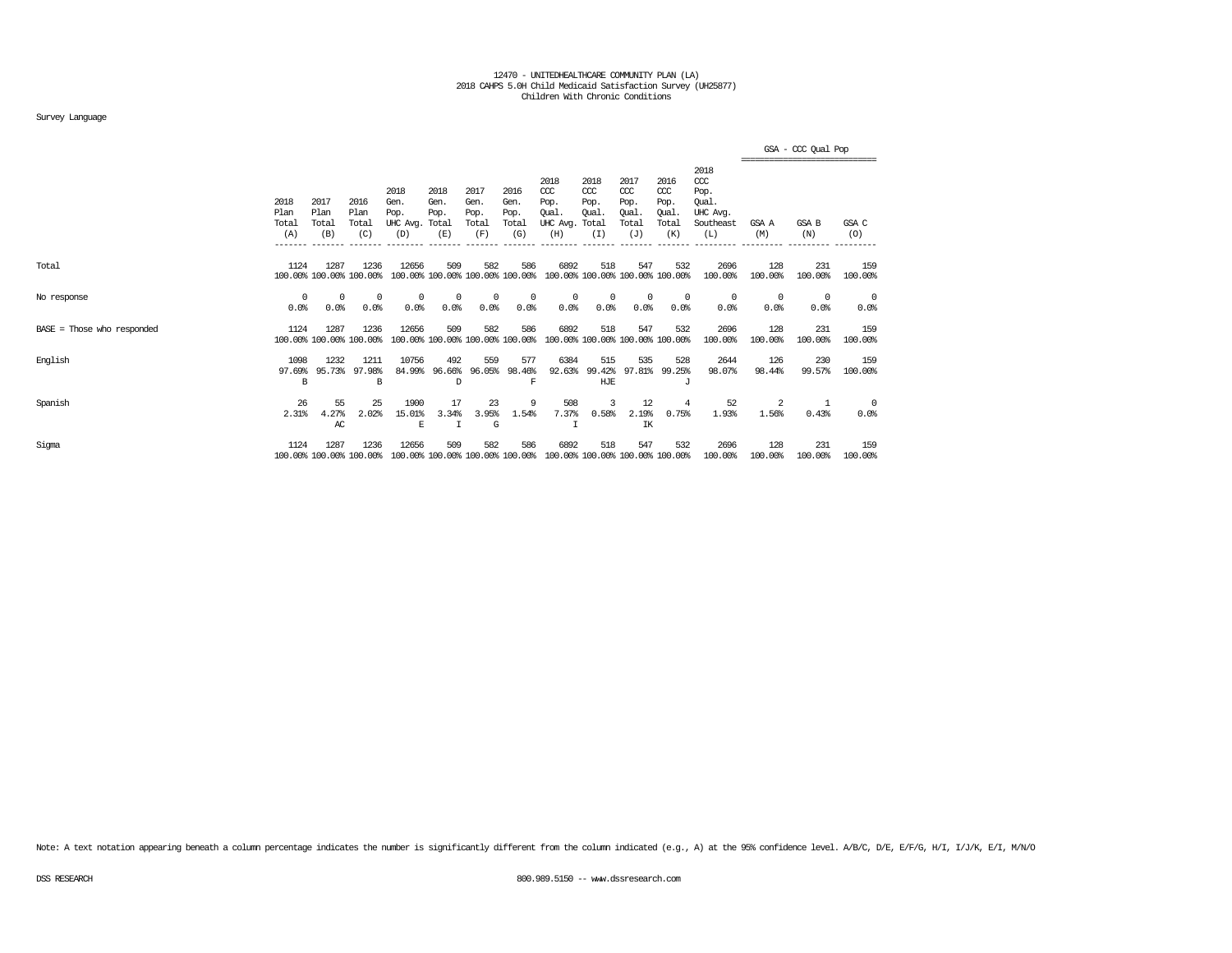12470 - UNITEDHEALTHCARE COMMUNITY PLAN (LA)
2018 CAHPS 5.0H Child Medicaid Satisfaction Survey (UH25877)
Children With Chronic Conditions

Survey Language

| | 2018 Plan Total (A) | 2017 Plan Total (B) | 2016 Plan Total (C) | 2018 Gen. Pop. UHC Avg. (D) | 2018 Gen. Pop. Total (E) | 2017 Gen. Pop. Total (F) | 2016 Gen. Pop. Total (G) | 2018 CCC Pop. Qual. UHC Avg. (H) | 2018 CCC Pop. Qual. Total (I) | 2017 CCC Pop. Qual. Total (J) | 2016 CCC Pop. Qual. Total (K) | 2018 CCC Pop. Qual. UHC Avg. Southeast (L) | GSA - CCC Qual Pop GSA A (M) | GSA B (N) | GSA C (O) |
|---|---|---|---|---|---|---|---|---|---|---|---|---|---|---|---|
| Total | 1124 | 1287 | 1236 | 12656 | 509 | 582 | 586 | 6892 | 518 | 547 | 532 | 2696 | 128 | 231 | 159 |
| | 100.00% | 100.00% | 100.00% | 100.00% | 100.00% | 100.00% | 100.00% | 100.00% | 100.00% | 100.00% | 100.00% | 100.00% | 100.00% | 100.00% | 100.00% |
| No response | 0 | 0 | 0 | 0 | 0 | 0 | 0 | 0 | 0 | 0 | 0 | 0 | 0 | 0 | 0 |
| | 0.0% | 0.0% | 0.0% | 0.0% | 0.0% | 0.0% | 0.0% | 0.0% | 0.0% | 0.0% | 0.0% | 0.0% | 0.0% | 0.0% | 0.0% |
| BASE = Those who responded | 1124 | 1287 | 1236 | 12656 | 509 | 582 | 586 | 6892 | 518 | 547 | 532 | 2696 | 128 | 231 | 159 |
| | 100.00% | 100.00% | 100.00% | 100.00% | 100.00% | 100.00% | 100.00% | 100.00% | 100.00% | 100.00% | 100.00% | 100.00% | 100.00% | 100.00% | 100.00% |
| English | 1098 | 1232 | 1211 | 10756 | 492 | 559 | 577 | 6384 | 515 | 535 | 528 | 2644 | 126 | 230 | 159 |
| | 97.69% | 95.73% | 97.98% | 84.99% | 96.66% | 96.05% | 98.46% | 92.63% | 99.42% | 97.81% | 99.25% | 98.07% | 98.44% | 99.57% | 100.00% |
| | B | | B | | D | | F | | HJE | | J | | | | |
| Spanish | 26 | 55 | 25 | 1900 | 17 | 23 | 9 | 508 | 3 | 12 | 4 | 52 | 2 | 1 | 0 |
| | 2.31% | 4.27% | 2.02% | 15.01% | 3.34% | 3.95% | 1.54% | 7.37% | 0.58% | 2.19% | 0.75% | 1.93% | 1.56% | 0.43% | 0.0% |
| | | AC | | E | I | G | | I | | IK | | | | | |
| Sigma | 1124 | 1287 | 1236 | 12656 | 509 | 582 | 586 | 6892 | 518 | 547 | 532 | 2696 | 128 | 231 | 159 |
| | 100.00% | 100.00% | 100.00% | 100.00% | 100.00% | 100.00% | 100.00% | 100.00% | 100.00% | 100.00% | 100.00% | 100.00% | 100.00% | 100.00% | 100.00% |

Note: A text notation appearing beneath a column percentage indicates the number is significantly different from the column indicated (e.g., A) at the 95% confidence level. A/B/C, D/E, E/F/G, H/I, I/J/K, E/I, M/N/O

DSS RESEARCH

800.989.5150 -- www.dssresearch.com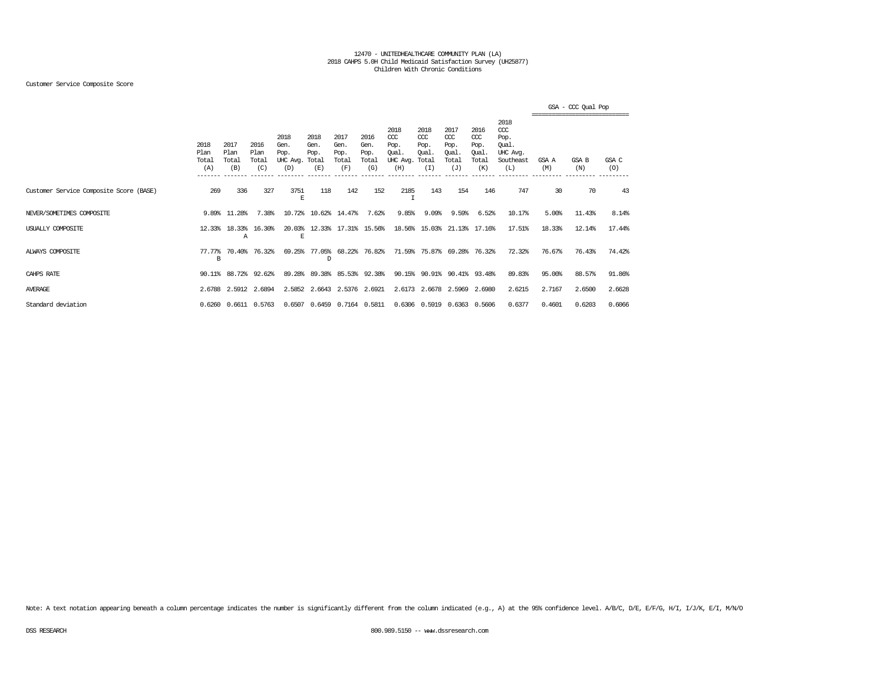12470 - UNITEDHEALTHCARE COMMUNITY PLAN (LA)
2018 CAHPS 5.0H Child Medicaid Satisfaction Survey (UH25877)
Children With Chronic Conditions

Customer Service Composite Score

| | 2018 Plan Total (A) | 2017 Plan Total (B) | 2016 Plan Total (C) | 2018 Gen. Pop. UHC Avg. (D) | 2018 Gen. Pop. Total (E) | 2017 Gen. Pop. Total (F) | 2016 Gen. Pop. Total (G) | 2018 CCC Pop. Qual. UHC Avg. (H) | 2018 CCC Pop. Qual. Total (I) | 2017 CCC Pop. Qual. Total (J) | 2016 CCC Pop. Qual. Total (K) | 2018 CCC Pop. Qual. UHC Avg. Southeast (L) | GSA - CCC Qual Pop GSA A (M) | GSA B (N) | GSA C (O) |
|---|---|---|---|---|---|---|---|---|---|---|---|---|---|---|---|
| Customer Service Composite Score (BASE) | 269 | 336 | 327 | 3751 E | 118 | 142 | 152 | 2185 I | 143 | 154 | 146 | 747 | 30 | 70 | 43 |
| NEVER/SOMETIMES COMPOSITE | 9.89% | 11.28% | 7.38% | 10.72% | 10.62% | 14.47% | 7.62% | 9.85% | 9.09% | 9.59% | 6.52% | 10.17% | 5.00% | 11.43% | 8.14% |
| USUALLY COMPOSITE | 12.33% | 18.33% A | 16.30% | 20.03% E | 12.33% | 17.31% | 15.56% | 18.56% | 15.03% | 21.13% | 17.16% | 17.51% | 18.33% | 12.14% | 17.44% |
| ALWAYS COMPOSITE | 77.77% B | 70.40% | 76.32% | 69.25% | 77.05% D | 68.22% | 76.82% | 71.59% | 75.87% | 69.28% | 76.32% | 72.32% | 76.67% | 76.43% | 74.42% |
| CAHPS RATE | 90.11% | 88.72% | 92.62% | 89.28% | 89.38% | 85.53% | 92.38% | 90.15% | 90.91% | 90.41% | 93.48% | 89.83% | 95.00% | 88.57% | 91.86% |
| AVERAGE | 2.6788 | 2.5912 | 2.6894 | 2.5852 | 2.6643 | 2.5376 | 2.6921 | 2.6173 | 2.6678 | 2.5969 | 2.6980 | 2.6215 | 2.7167 | 2.6500 | 2.6628 |
| Standard deviation | 0.6260 | 0.6611 | 0.5763 | 0.6507 | 0.6459 | 0.7164 | 0.5811 | 0.6306 | 0.5919 | 0.6363 | 0.5606 | 0.6377 | 0.4601 | 0.6203 | 0.6066 |

Note: A text notation appearing beneath a column percentage indicates the number is significantly different from the column indicated (e.g., A) at the 95% confidence level. A/B/C, D/E, E/F/G, H/I, I/J/K, E/I, M/N/O

DSS RESEARCH 800.989.5150 -- www.dssresearch.com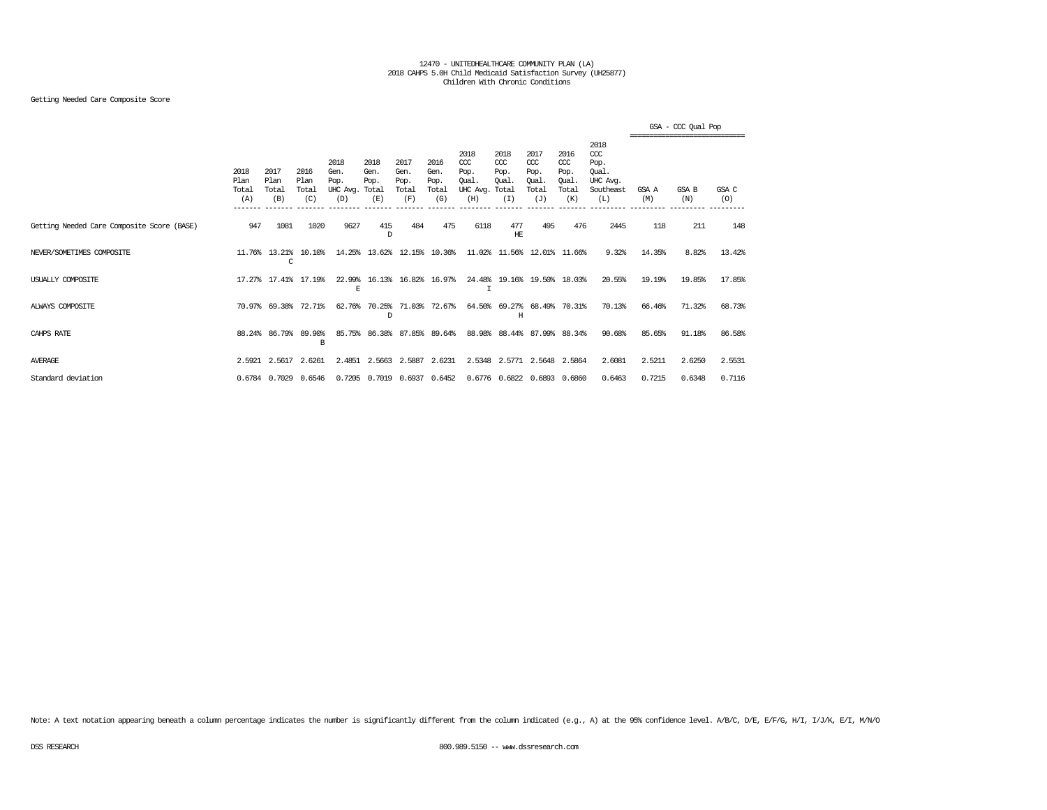12470 - UNITEDHEALTHCARE COMMUNITY PLAN (LA)
2018 CAHPS 5.0H Child Medicaid Satisfaction Survey (UH25877)
Children With Chronic Conditions

Getting Needed Care Composite Score

| | 2018 Plan Total (A) | 2017 Plan Total (B) | 2016 Plan Total (C) | 2018 Gen. Pop. UHC Avg. (D) | 2018 Gen. Pop. Total (E) | 2017 Gen. Pop. Total (F) | 2016 Gen. Pop. Total (G) | 2018 CCC Pop. Qual. UHC Avg. (H) | 2018 CCC Pop. Qual. Total (I) | 2017 CCC Pop. Qual. Total (J) | 2016 CCC Pop. Qual. Total (K) | 2018 CCC Pop. Qual. UHC Avg. Southeast (L) | GSA - CCC Qual Pop GSA A (M) | GSA B (N) | GSA C (O) |
|---|---|---|---|---|---|---|---|---|---|---|---|---|---|---|---|
| Getting Needed Care Composite Score (BASE) | 947 | 1081 | 1020 | 9627 | 415 D | 484 | 475 | 6118 | 477 HE | 495 | 476 | 2445 | 118 | 211 | 148 |
| NEVER/SOMETIMES COMPOSITE | 11.76% | 13.21% C | 10.10% | 14.25% | 13.62% | 12.15% | 10.36% | 11.02% | 11.56% | 12.01% | 11.66% | 9.32% | 14.35% | 8.82% | 13.42% |
| USUALLY COMPOSITE | 17.27% | 17.41% | 17.19% | 22.99% E | 16.13% | 16.82% | 16.97% | 24.48% I | 19.16% | 19.50% | 18.03% | 20.55% | 19.19% | 19.85% | 17.85% |
| ALWAYS COMPOSITE | 70.97% | 69.38% | 72.71% | 62.76% | 70.25% D | 71.03% | 72.67% | 64.50% | 69.27% H | 68.49% | 70.31% | 70.13% | 66.46% | 71.32% | 68.73% |
| CAHPS RATE | 88.24% | 86.79% | 89.90% B | 85.75% | 86.38% | 87.85% | 89.64% | 88.98% | 88.44% | 87.99% | 88.34% | 90.68% | 85.65% | 91.18% | 86.58% |
| AVERAGE | 2.5921 | 2.5617 | 2.6261 | 2.4851 | 2.5663 | 2.5887 | 2.6231 | 2.5348 | 2.5771 | 2.5648 | 2.5864 | 2.6081 | 2.5211 | 2.6250 | 2.5531 |
| Standard deviation | 0.6784 | 0.7029 | 0.6546 | 0.7205 | 0.7019 | 0.6937 | 0.6452 | 0.6776 | 0.6822 | 0.6893 | 0.6860 | 0.6463 | 0.7215 | 0.6348 | 0.7116 |

Note: A text notation appearing beneath a column percentage indicates the number is significantly different from the column indicated (e.g., A) at the 95% confidence level. A/B/C, D/E, E/F/G, H/I, I/J/K, E/I, M/N/O

DSS RESEARCH 800.989.5150 -- www.dssresearch.com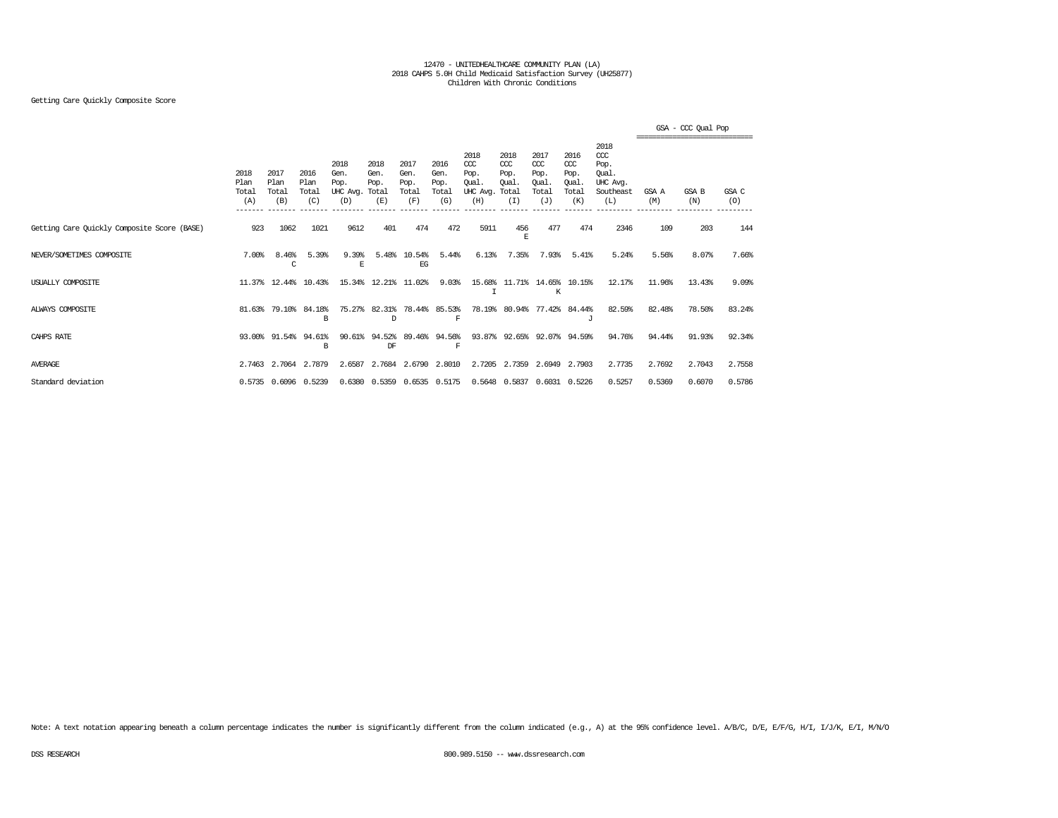12470 - UNITEDHEALTHCARE COMMUNITY PLAN (LA)
2018 CAHPS 5.0H Child Medicaid Satisfaction Survey (UH25877)
Children With Chronic Conditions

Getting Care Quickly Composite Score

| | 2018 Plan Total (A) | 2017 Plan Total (B) | 2016 Plan Total (C) | 2018 Gen. Pop. UHC Avg. (D) | 2018 Gen. Pop. Total (E) | 2017 Gen. Pop. Total (F) | 2016 Gen. Pop. Total (G) | 2018 CCC Pop. Qual. UHC Avg. (H) | 2018 CCC Pop. Qual. Total (I) | 2017 CCC Pop. Qual. Total (J) | 2016 CCC Pop. Qual. Total (K) | 2018 CCC Pop. Qual. UHC Avg. Southeast (L) | GSA - CCC Qual Pop GSA A (M) | GSA B (N) | GSA C (O) |
|---|---|---|---|---|---|---|---|---|---|---|---|---|---|---|---|
| Getting Care Quickly Composite Score (BASE) | 923 | 1062 | 1021 | 9612 | 401 | 474 | 472 | 5911 | 456 E | 477 | 474 | 2346 | 109 | 203 | 144 |
| NEVER/SOMETIMES COMPOSITE | 7.00% | 8.46% C | 5.39% | 9.39% E | 5.48% | 10.54% EG | 5.44% | 6.13% | 7.35% | 7.93% | 5.41% | 5.24% | 5.56% | 8.07% | 7.66% |
| USUALLY COMPOSITE | 11.37% | 12.44% | 10.43% | 15.34% | 12.21% | 11.02% | 9.03% | 15.68% I | 11.71% | 14.65% K | 10.15% | 12.17% | 11.96% | 13.43% | 9.09% |
| ALWAYS COMPOSITE | 81.63% | 79.10% | 84.18% B | 75.27% | 82.31% D | 78.44% | 85.53% F | 78.19% | 80.94% | 77.42% | 84.44% J | 82.59% | 82.48% | 78.50% | 83.24% |
| CAHPS RATE | 93.00% | 91.54% | 94.61% B | 90.61% | 94.52% DF | 89.46% | 94.56% F | 93.87% | 92.65% | 92.07% | 94.59% | 94.76% | 94.44% | 91.93% | 92.34% |
| AVERAGE | 2.7463 | 2.7064 | 2.7879 | 2.6587 | 2.7684 | 2.6790 | 2.8010 | 2.7205 | 2.7359 | 2.6949 | 2.7903 | 2.7735 | 2.7692 | 2.7043 | 2.7558 |
| Standard deviation | 0.5735 | 0.6096 | 0.5239 | 0.6380 | 0.5359 | 0.6535 | 0.5175 | 0.5648 | 0.5837 | 0.6031 | 0.5226 | 0.5257 | 0.5369 | 0.6070 | 0.5786 |

Note: A text notation appearing beneath a column percentage indicates the number is significantly different from the column indicated (e.g., A) at the 95% confidence level. A/B/C, D/E, E/F/G, H/I, I/J/K, E/I, M/N/O

DSS RESEARCH 800.989.5150 -- www.dssresearch.com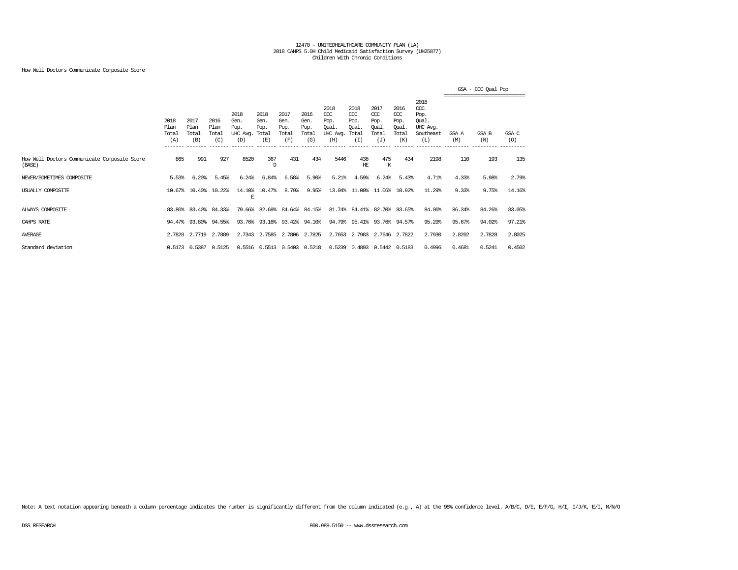12470 - UNITEDHEALTHCARE COMMUNITY PLAN (LA)
2018 CAHPS 5.0H Child Medicaid Satisfaction Survey (UH25877)
Children With Chronic Conditions

How Well Doctors Communicate Composite Score

| | 2018 Plan Total (A) | 2017 Plan Total (B) | 2016 Plan Total (C) | 2018 Gen. Pop. UHC Avg. (D) | 2018 Gen. Pop. Total (E) | 2017 Gen. Pop. Total (F) | 2016 Gen. Pop. Total (G) | 2018 CCC Pop. Qual. UHC Avg. (H) | 2018 CCC Pop. Qual. Total (I) | 2017 CCC Pop. Qual. Total (J) | 2016 CCC Pop. Qual. Total (K) | 2018 CCC Pop. Qual. UHC Avg. Southeast (L) | GSA - CCC Qual Pop GSA A (M) | GSA B (N) | GSA C (O) |
|---|---|---|---|---|---|---|---|---|---|---|---|---|---|---|---|
| How Well Doctors Communicate Composite Score (BASE) | 865 | 991 | 927 | 8520 | 367 D | 431 | 434 | 5446 | 438 HE | 475 K | 434 | 2198 | 110 | 193 | 135 |
| NEVER/SOMETIMES COMPOSITE | 5.53% | 6.20% | 5.45% | 6.24% | 6.84% | 6.58% | 5.90% | 5.21% | 4.59% | 6.24% | 5.43% | 4.71% | 4.33% | 5.98% | 2.79% |
| USUALLY COMPOSITE | 10.67% | 10.40% | 10.22% | 14.10% E | 10.47% | 8.79% | 9.95% | 13.04% | 11.00% | 11.06% | 10.92% | 11.29% | 9.33% | 9.75% | 14.16% |
| ALWAYS COMPOSITE | 83.80% | 83.40% | 84.33% | 79.66% | 82.69% | 84.64% | 84.15% | 81.74% | 84.41% | 82.70% | 83.65% | 84.00% | 86.34% | 84.26% | 83.05% |
| CAHPS RATE | 94.47% | 93.80% | 94.55% | 93.76% | 93.16% | 93.42% | 94.10% | 94.79% | 95.41% | 93.76% | 94.57% | 95.29% | 95.67% | 94.02% | 97.21% |
| AVERAGE | 2.7828 | 2.7719 | 2.7889 | 2.7343 | 2.7585 | 2.7806 | 2.7825 | 2.7653 | 2.7983 | 2.7646 | 2.7822 | 2.7930 | 2.8202 | 2.7828 | 2.8025 |
| Standard deviation | 0.5173 | 0.5387 | 0.5125 | 0.5516 | 0.5513 | 0.5403 | 0.5218 | 0.5239 | 0.4893 | 0.5442 | 0.5183 | 0.4996 | 0.4681 | 0.5241 | 0.4502 |

Note: A text notation appearing beneath a column percentage indicates the number is significantly different from the column indicated (e.g., A) at the 95% confidence level. A/B/C, D/E, E/F/G, H/I, I/J/K, E/I, M/N/O

DSS RESEARCH 800.989.5150 -- www.dssresearch.com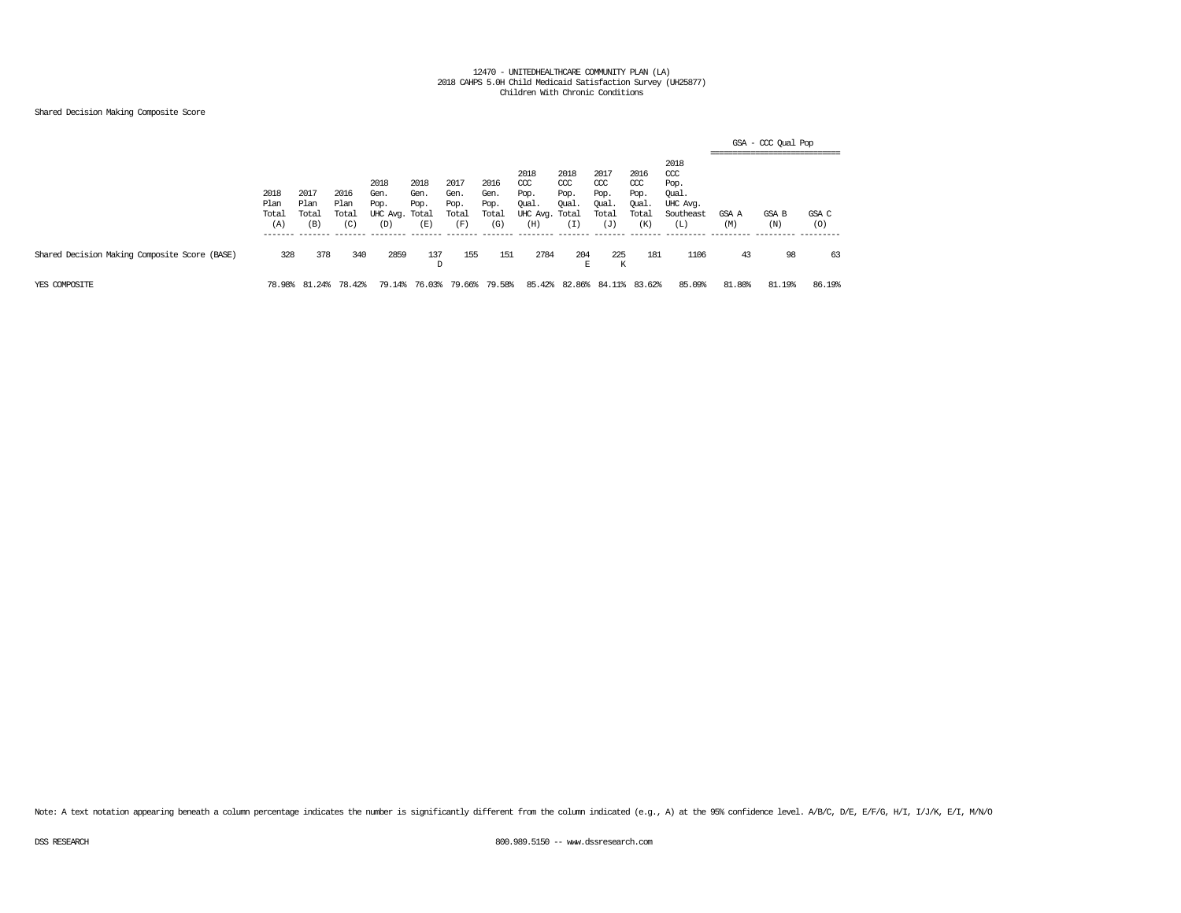12470 - UNITEDHEALTHCARE COMMUNITY PLAN (LA)
2018 CAHPS 5.0H Child Medicaid Satisfaction Survey (UH25877)
Children With Chronic Conditions

Shared Decision Making Composite Score

| | 2018 Plan Total (A) | 2017 Plan Total (B) | 2016 Plan Total (C) | 2018 Gen. Pop. UHC Avg. (D) | 2018 Gen. Pop. Total (E) | 2017 Gen. Pop. Total (F) | 2016 Gen. Pop. Total (G) | 2018 CCC Pop. Qual. UHC Avg. (H) | 2018 CCC Pop. Qual. Total (I) | 2017 CCC Pop. Qual. Total (J) | 2016 CCC Pop. Qual. Total (K) | 2018 CCC Pop. Qual. UHC Avg. Southeast (L) | GSA - CCC Qual Pop GSA A (M) | GSA - CCC Qual Pop GSA B (N) | GSA - CCC Qual Pop GSA C (O) |
|---|---|---|---|---|---|---|---|---|---|---|---|---|---|---|---|
| Shared Decision Making Composite Score (BASE) | 328 | 378 | 340 | 2859 | 137 D | 155 | 151 | 2784 | 204 E | 225 K | 181 | 1106 | 43 | 98 | 63 |
| YES COMPOSITE | 78.98% | 81.24% | 78.42% | 79.14% | 76.03% | 79.66% | 79.58% | 85.42% | 82.86% | 84.11% | 83.62% | 85.09% | 81.80% | 81.19% | 86.19% |

Note: A text notation appearing beneath a column percentage indicates the number is significantly different from the column indicated (e.g., A) at the 95% confidence level. A/B/C, D/E, E/F/G, H/I, I/J/K, E/I, M/N/O

DSS RESEARCH 800.989.5150 -- www.dssresearch.com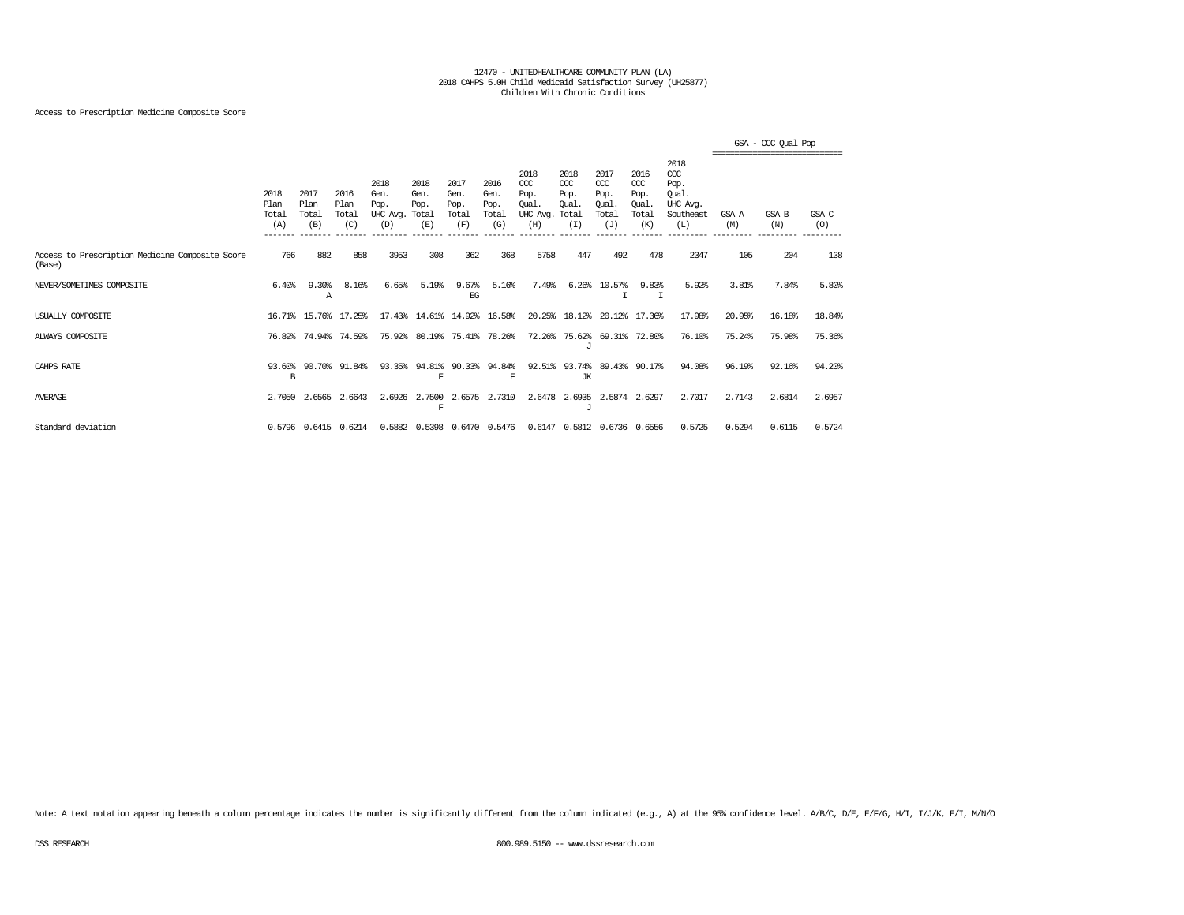12470 - UNITEDHEALTHCARE COMMUNITY PLAN (LA)
2018 CAHPS 5.0H Child Medicaid Satisfaction Survey (UH25877)
Children With Chronic Conditions

Access to Prescription Medicine Composite Score

| | 2018 Plan Total (A) | 2017 Plan Total (B) | 2016 Plan Total (C) | 2018 Gen. Pop. UHC Avg. (D) | 2018 Gen. Pop. Total (E) | 2017 Gen. Pop. Total (F) | 2016 Gen. Pop. Total (G) | 2018 CCC Pop. Qual. UHC Avg. (H) | 2018 CCC Pop. Qual. Total (I) | 2017 CCC Pop. Qual. Total (J) | 2016 CCC Pop. Qual. Total (K) | 2018 CCC Pop. Qual. UHC Avg. Southeast (L) | GSA - CCC Qual Pop: GSA A (M) | GSA B (N) | GSA C (O) |
|---|---|---|---|---|---|---|---|---|---|---|---|---|---|---|---|
| Access to Prescription Medicine Composite Score (Base) | 766 | 882 | 858 | 3953 | 308 | 362 | 368 | 5758 | 447 | 492 | 478 | 2347 | 105 | 204 | 138 |
| NEVER/SOMETIMES COMPOSITE | 6.40% | 9.30% A | 8.16% | 6.65% | 5.19% | 9.67% EG | 5.16% | 7.49% | 6.26% | 10.57% I | 9.83% I | 5.92% | 3.81% | 7.84% | 5.80% |
| USUALLY COMPOSITE | 16.71% | 15.76% | 17.25% | 17.43% | 14.61% | 14.92% | 16.58% | 20.25% | 18.12% | 20.12% | 17.36% | 17.98% | 20.95% | 16.18% | 18.84% |
| ALWAYS COMPOSITE | 76.89% | 74.94% | 74.59% | 75.92% | 80.19% | 75.41% | 78.26% | 72.26% | 75.62% J | 69.31% | 72.80% | 76.10% | 75.24% | 75.98% | 75.36% |
| CAHPS RATE | 93.60% B | 90.70% | 91.84% | 93.35% | 94.81% F | 90.33% | 94.84% F | 92.51% | 93.74% JK | 89.43% | 90.17% | 94.08% | 96.19% | 92.16% | 94.20% |
| AVERAGE | 2.7050 | 2.6565 | 2.6643 | 2.6926 | 2.7500 F | 2.6575 | 2.7310 | 2.6478 | 2.6935 J | 2.5874 | 2.6297 | 2.7017 | 2.7143 | 2.6814 | 2.6957 |
| Standard deviation | 0.5796 | 0.6415 | 0.6214 | 0.5882 | 0.5398 | 0.6470 | 0.5476 | 0.6147 | 0.5812 | 0.6736 | 0.6556 | 0.5725 | 0.5294 | 0.6115 | 0.5724 |

Note: A text notation appearing beneath a column percentage indicates the number is significantly different from the column indicated (e.g., A) at the 95% confidence level. A/B/C, D/E, E/F/G, H/I, I/J/K, E/I, M/N/O

DSS RESEARCH 800.989.5150 -- www.dssresearch.com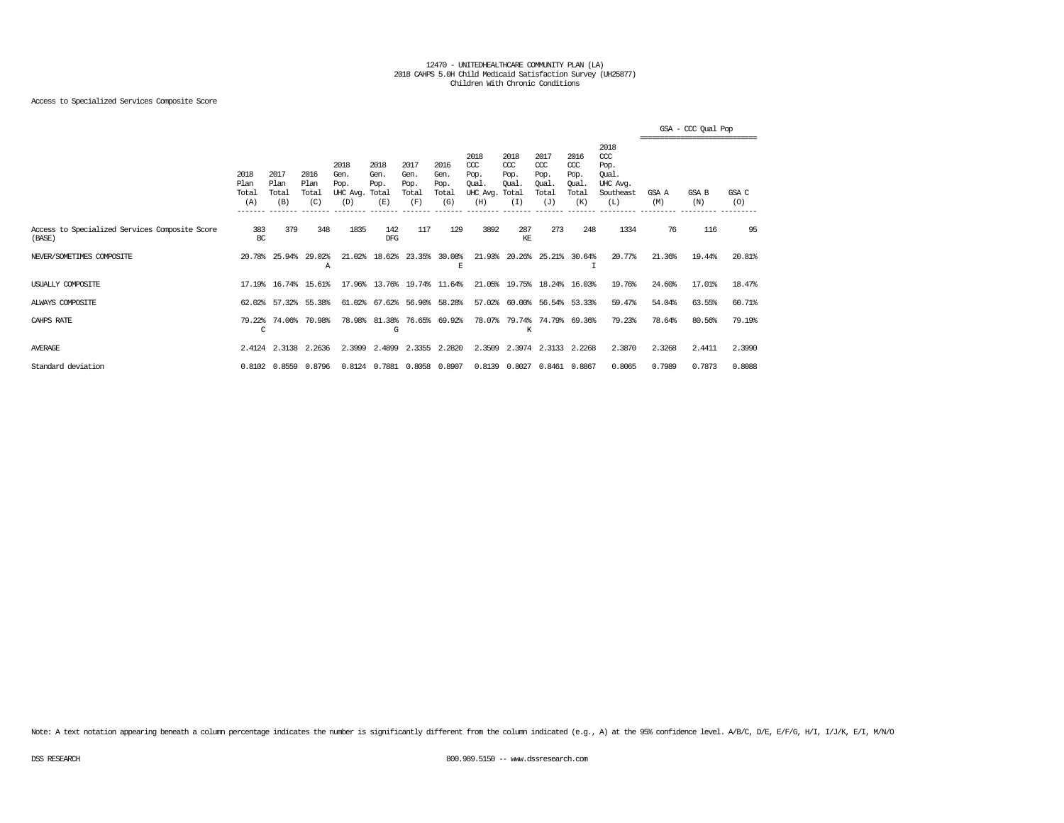12470 - UNITEDHEALTHCARE COMMUNITY PLAN (LA)
2018 CAHPS 5.0H Child Medicaid Satisfaction Survey (UH25877)
Children With Chronic Conditions

Access to Specialized Services Composite Score

| | 2018 Plan Total (A) | 2017 Plan Total (B) | 2016 Plan Total (C) | 2018 Gen. Pop. UHC Avg. (D) | 2018 Gen. Pop. Total (E) | 2017 Gen. Pop. Total (F) | 2016 Gen. Pop. Total (G) | 2018 CCC Pop. Qual. UHC Avg. (H) | 2018 CCC Pop. Qual. Total (I) | 2017 CCC Pop. Qual. Total (J) | 2016 CCC Pop. Qual. Total (K) | 2018 CCC Pop. Qual. UHC Avg. Southeast (L) | GSA - CCC Qual Pop GSA A (M) | GSA B (N) | GSA C (O) |
|---|---|---|---|---|---|---|---|---|---|---|---|---|---|---|---|
| Access to Specialized Services Composite Score (BASE) | 383 BC | 379 | 348 | 1835 | 142 DFG | 117 | 129 | 3892 | 287 KE | 273 | 248 | 1334 | 76 | 116 | 95 |
| NEVER/SOMETIMES COMPOSITE | 20.78% | 25.94% | 29.02% A | 21.02% | 18.62% | 23.35% | 30.08% E | 21.93% | 20.26% | 25.21% | 30.64% I | 20.77% | 21.36% | 19.44% | 20.81% |
| USUALLY COMPOSITE | 17.19% | 16.74% | 15.61% | 17.96% | 13.76% | 19.74% | 11.64% | 21.05% | 19.75% | 18.24% | 16.03% | 19.76% | 24.60% | 17.01% | 18.47% |
| ALWAYS COMPOSITE | 62.02% | 57.32% | 55.38% | 61.02% | 67.62% | 56.90% | 58.28% | 57.02% | 60.00% | 56.54% | 53.33% | 59.47% | 54.04% | 63.55% | 60.71% |
| CAHPS RATE | 79.22% C | 74.06% | 70.98% | 78.98% | 81.38% G | 76.65% | 69.92% | 78.07% | 79.74% K | 74.79% | 69.36% | 79.23% | 78.64% | 80.56% | 79.19% |
| AVERAGE | 2.4124 | 2.3138 | 2.2636 | 2.3999 | 2.4899 | 2.3355 | 2.2820 | 2.3509 | 2.3974 | 2.3133 | 2.2268 | 2.3870 | 2.3268 | 2.4411 | 2.3990 |
| Standard deviation | 0.8102 | 0.8559 | 0.8796 | 0.8124 | 0.7881 | 0.8058 | 0.8907 | 0.8139 | 0.8027 | 0.8461 | 0.8867 | 0.8065 | 0.7989 | 0.7873 | 0.8088 |

Note: A text notation appearing beneath a column percentage indicates the number is significantly different from the column indicated (e.g., A) at the 95% confidence level. A/B/C, D/E, E/F/G, H/I, I/J/K, E/I, M/N/O

DSS RESEARCH 800.989.5150 -- www.dssresearch.com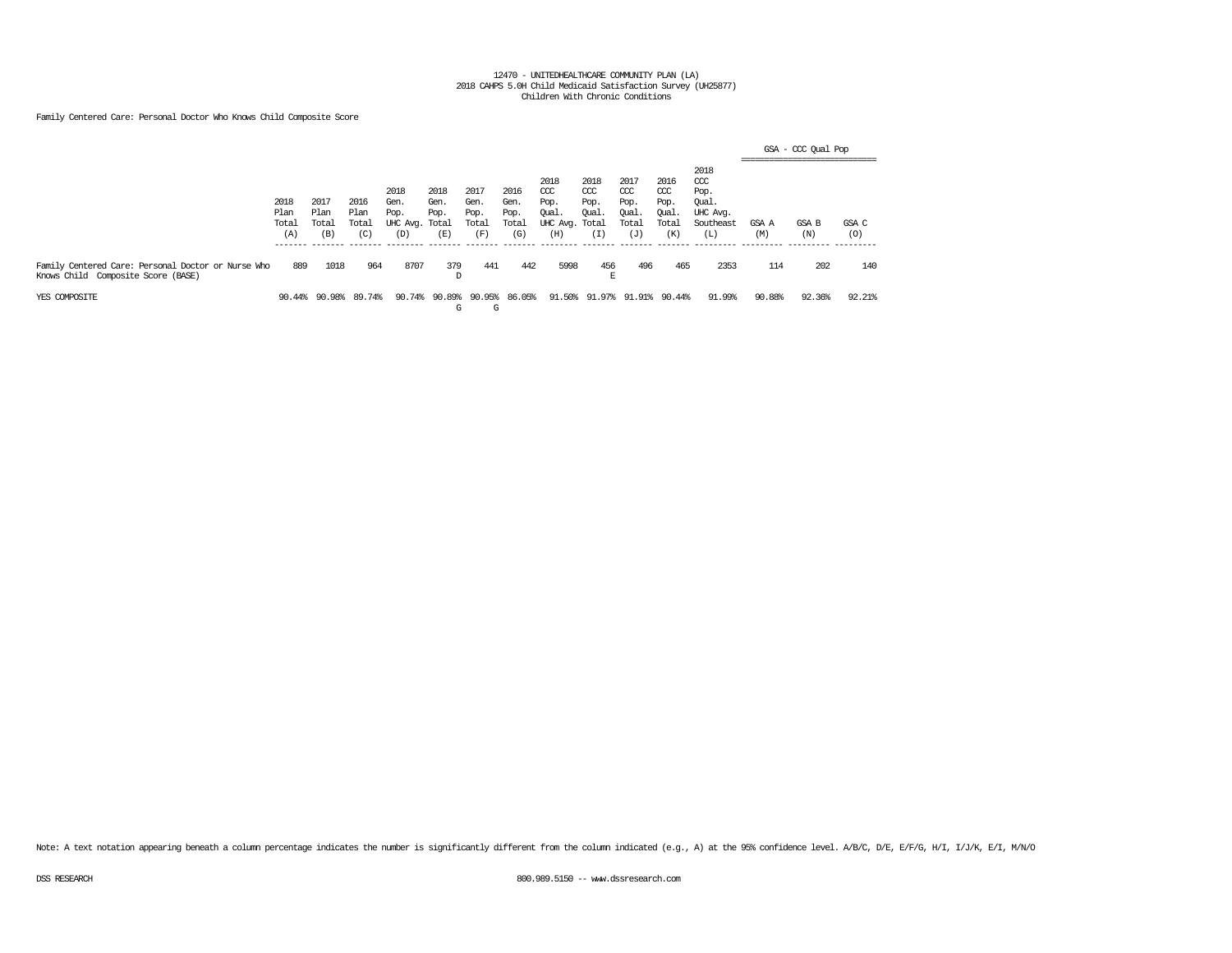12470 - UNITEDHEALTHCARE COMMUNITY PLAN (LA)
2018 CAHPS 5.0H Child Medicaid Satisfaction Survey (UH25877)
Children With Chronic Conditions

Family Centered Care: Personal Doctor Who Knows Child Composite Score

| | 2018 Plan Total (A) | 2017 Plan Total (B) | 2016 Plan Total (C) | 2018 Gen. Pop. UHC Avg. (D) | 2018 Gen. Pop. Total (E) | 2017 Gen. Pop. Total (F) | 2016 Gen. Pop. Total (G) | 2018 CCC Pop. Qual. UHC Avg. (H) | 2018 CCC Pop. Qual. Total (I) | 2017 CCC Pop. Qual. Total (J) | 2016 CCC Pop. Qual. Total (K) | 2018 CCC Pop. Qual. UHC Avg. Southeast (L) | GSA - CCC Qual Pop: GSA A (M) | GSA B (N) | GSA C (O) |
|---|---|---|---|---|---|---|---|---|---|---|---|---|---|---|---|
| Family Centered Care: Personal Doctor or Nurse Who Knows Child Composite Score (BASE) | 889 | 1018 | 964 | 8707 | 379 D | 441 | 442 | 5998 | 456 E | 496 | 465 | 2353 | 114 | 202 | 140 |
| YES COMPOSITE | 90.44% | 90.98% | 89.74% | 90.74% | 90.89% G | 90.95% G | 86.05% | 91.50% | 91.97% | 91.91% | 90.44% | 91.99% | 90.88% | 92.36% | 92.21% |

Note: A text notation appearing beneath a column percentage indicates the number is significantly different from the column indicated (e.g., A) at the 95% confidence level. A/B/C, D/E, E/F/G, H/I, I/J/K, E/I, M/N/O

DSS RESEARCH 800.989.5150 -- www.dssresearch.com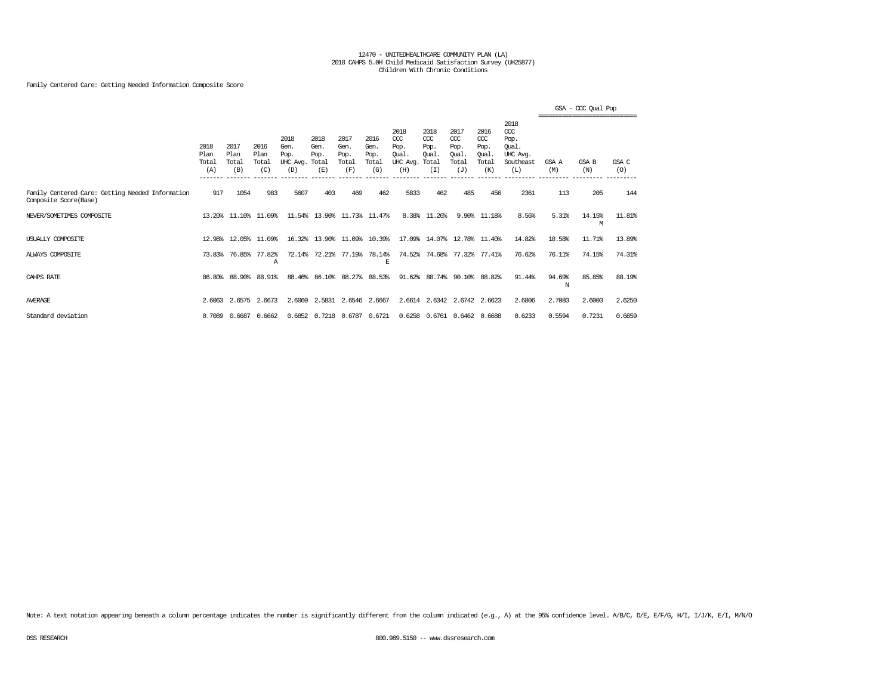12470 - UNITEDHEALTHCARE COMMUNITY PLAN (LA)
2018 CAHPS 5.0H Child Medicaid Satisfaction Survey (UH25877)
Children With Chronic Conditions

Family Centered Care: Getting Needed Information Composite Score

| | 2018 Plan Total (A) | 2017 Plan Total (B) | 2016 Plan Total (C) | 2018 Gen. Pop. UHC Avg. (D) | 2018 Gen. Pop. Total (E) | 2017 Gen. Pop. Total (F) | 2016 Gen. Pop. Total (G) | 2018 CCC Pop. Qual. UHC Avg. (H) | 2018 CCC Pop. Qual. Total (I) | 2017 CCC Pop. Qual. Total (J) | 2016 CCC Pop. Qual. Total (K) | 2018 CCC Pop. Qual. UHC Avg. Southeast (L) | GSA - CCC Qual Pop GSA A (M) | GSA B (N) | GSA C (O) |
|---|---|---|---|---|---|---|---|---|---|---|---|---|---|---|---|
| Family Centered Care: Getting Needed Information Composite Score(Base) | 917 | 1054 | 983 | 5607 | 403 | 469 | 462 | 5833 | 462 | 485 | 456 | 2361 | 113 | 205 | 144 |
| NEVER/SOMETIMES COMPOSITE | 13.20% | 11.10% | 11.09% | 11.54% | 13.90% | 11.73% | 11.47% | 8.38% | 11.26% | 9.90% | 11.18% | 8.56% | 5.31% | 14.15% M | 11.81% |
| USUALLY COMPOSITE | 12.98% | 12.05% | 11.09% | 16.32% | 13.90% | 11.09% | 10.39% | 17.09% | 14.07% | 12.78% | 11.40% | 14.82% | 18.58% | 11.71% | 13.89% |
| ALWAYS COMPOSITE | 73.83% | 76.85% | 77.82% A | 72.14% | 72.21% | 77.19% | 78.14% E | 74.52% | 74.68% | 77.32% | 77.41% | 76.62% | 76.11% | 74.15% | 74.31% |
| CAHPS RATE | 86.80% | 88.90% | 88.91% | 88.46% | 86.10% | 88.27% | 88.53% | 91.62% | 88.74% | 90.10% | 88.82% | 91.44% | 94.69% N | 85.85% | 88.19% |
| AVERAGE | 2.6063 | 2.6575 | 2.6673 | 2.6060 | 2.5831 | 2.6546 | 2.6667 | 2.6614 | 2.6342 | 2.6742 | 2.6623 | 2.6806 | 2.7080 | 2.6000 | 2.6250 |
| Standard deviation | 0.7089 | 0.6687 | 0.6662 | 0.6852 | 0.7218 | 0.6787 | 0.6721 | 0.6258 | 0.6761 | 0.6462 | 0.6688 | 0.6233 | 0.5594 | 0.7231 | 0.6859 |

Note: A text notation appearing beneath a column percentage indicates the number is significantly different from the column indicated (e.g., A) at the 95% confidence level. A/B/C, D/E, E/F/G, H/I, I/J/K, E/I, M/N/O

DSS RESEARCH

800.989.5150 -- www.dssresearch.com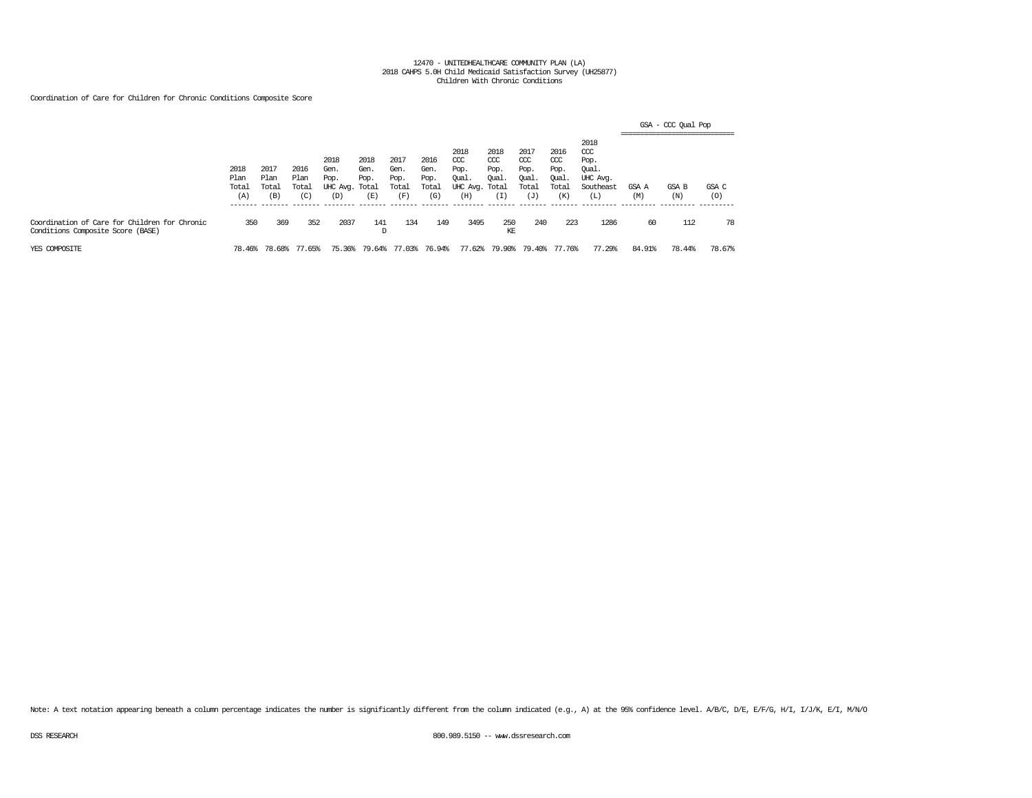12470 - UNITEDHEALTHCARE COMMUNITY PLAN (LA)
2018 CAHPS 5.0H Child Medicaid Satisfaction Survey (UH25877)
Children With Chronic Conditions

Coordination of Care for Children for Chronic Conditions Composite Score

| | 2018 Plan Total (A) | 2017 Plan Total (B) | 2016 Plan Total (C) | 2018 Gen. Pop. UHC Avg. (D) | 2018 Gen. Pop. Total (E) | 2017 Gen. Pop. Total (F) | 2016 Gen. Pop. Total (G) | 2018 CCC Pop. Qual. UHC Avg. (H) | 2018 CCC Pop. Qual. Total (I) | 2017 CCC Pop. Qual. Total (J) | 2016 CCC Pop. Qual. Total (K) | 2018 CCC Pop. Qual. UHC Avg. Southeast (L) | GSA - CCC Qual Pop GSA A (M) | GSA B (N) | GSA C (O) |
|---|---|---|---|---|---|---|---|---|---|---|---|---|---|---|---|
| Coordination of Care for Children for Chronic Conditions Composite Score (BASE) | 350 | 369 | 352 | 2037 | 141 D | 134 | 149 | 3495 | 250 KE | 240 | 223 | 1286 | 60 | 112 | 78 |
| YES COMPOSITE | 78.46% | 78.68% | 77.65% | 75.36% | 79.64% | 77.03% | 76.94% | 77.62% | 79.90% | 79.40% | 77.76% | 77.29% | 84.91% | 78.44% | 78.67% |

Note: A text notation appearing beneath a column percentage indicates the number is significantly different from the column indicated (e.g., A) at the 95% confidence level. A/B/C, D/E, E/F/G, H/I, I/J/K, E/I, M/N/O

DSS RESEARCH 800.989.5150 -- www.dssresearch.com